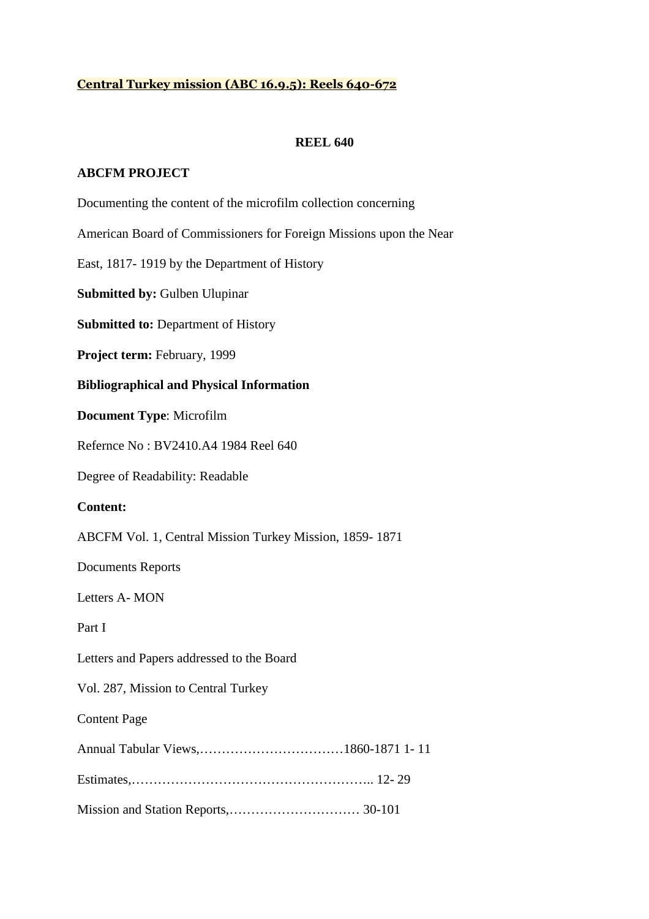**<u>Central Turkey mission (ABC 16.9.5): Reels 640-672</u>**

**REEL 640**

**ABCFM PROJECT**

Documenting the content of the microfilm collection concerning

American Board of Commissioners for Foreign Missions upon the Near

East, 1817- 1919 by the Department of History

**Submitted by:** Gulben Ulupinar

**Submitted to:** Department of History

**Project term:** February, 1999

**Bibliographical and Physical Information**

**Document Type**: Microfilm

Refernce No : BV2410.A4 1984 Reel 640

Degree of Readability: Readable

**Content:**

ABCFM Vol. 1, Central Mission Turkey Mission, 1859- 1871

Documents Reports

Letters A- MON

Part I

Letters and Papers addressed to the Board

Vol. 287, Mission to Central Turkey

Content Page

Annual Tabular Views,……………………………1860-1871 1- 11

Estimates,……………………………………………….. 12- 29

Mission and Station Reports,………………………… 30-101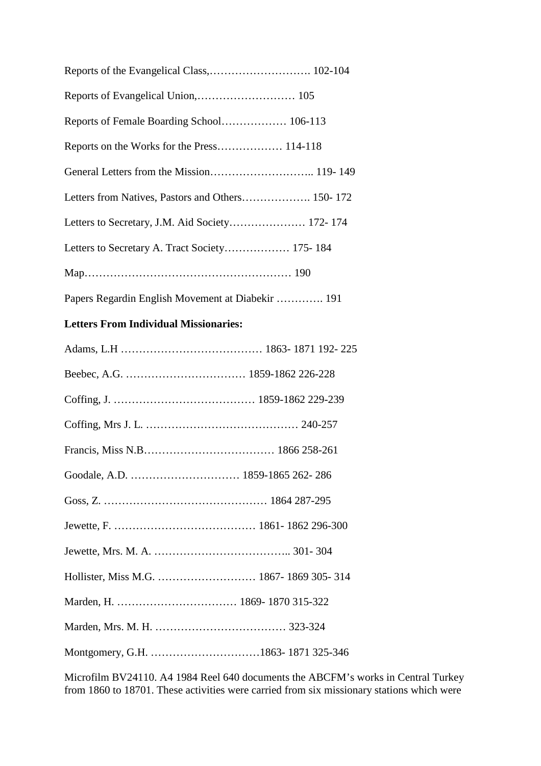Reports of the Evangelical Class,………………………. 102-104

Reports of Evangelical Union,……………………… 105

Reports of Female Boarding School……………… 106-113

Reports on the Works for the Press……………… 114-118

General Letters from the Mission……………………….. 119- 149

Letters from Natives, Pastors and Others………………. 150- 172

Letters to Secretary, J.M. Aid Society………………… 172- 174

Letters to Secretary A. Tract Society……………… 175- 184

Map………………………………………………… 190

Papers Regardin English Movement at Diabekir …………. 191

**Letters From Individual Missionaries:**

Adams, L.H ………………………………… 1863- 1871 192- 225

Beebec, A.G. …………………………… 1859-1862 226-228

Coffing, J. ………………………………… 1859-1862 229-239

Coffing, Mrs J. L. …………………………………… 240-257

Francis, Miss N.B……………………………… 1866 258-261

Goodale, A.D. ………………………… 1859-1865 262- 286

Goss, Z. ……………………………………… 1864 287-295

Jewette, F. ………………………………… 1861- 1862 296-300

Jewette, Mrs. M. A. ……………………………….. 301- 304

Hollister, Miss M.G. ……………………… 1867- 1869 305- 314

Marden, H. …………………………… 1869- 1870 315-322

Marden, Mrs. M. H. ……………………………… 323-324

Montgomery, G.H. …………………………1863- 1871 325-346

Microfilm BV24110. A4 1984 Reel 640 documents the ABCFM's works in Central Turkey from 1860 to 18701. These activities were carried from six missionary stations which were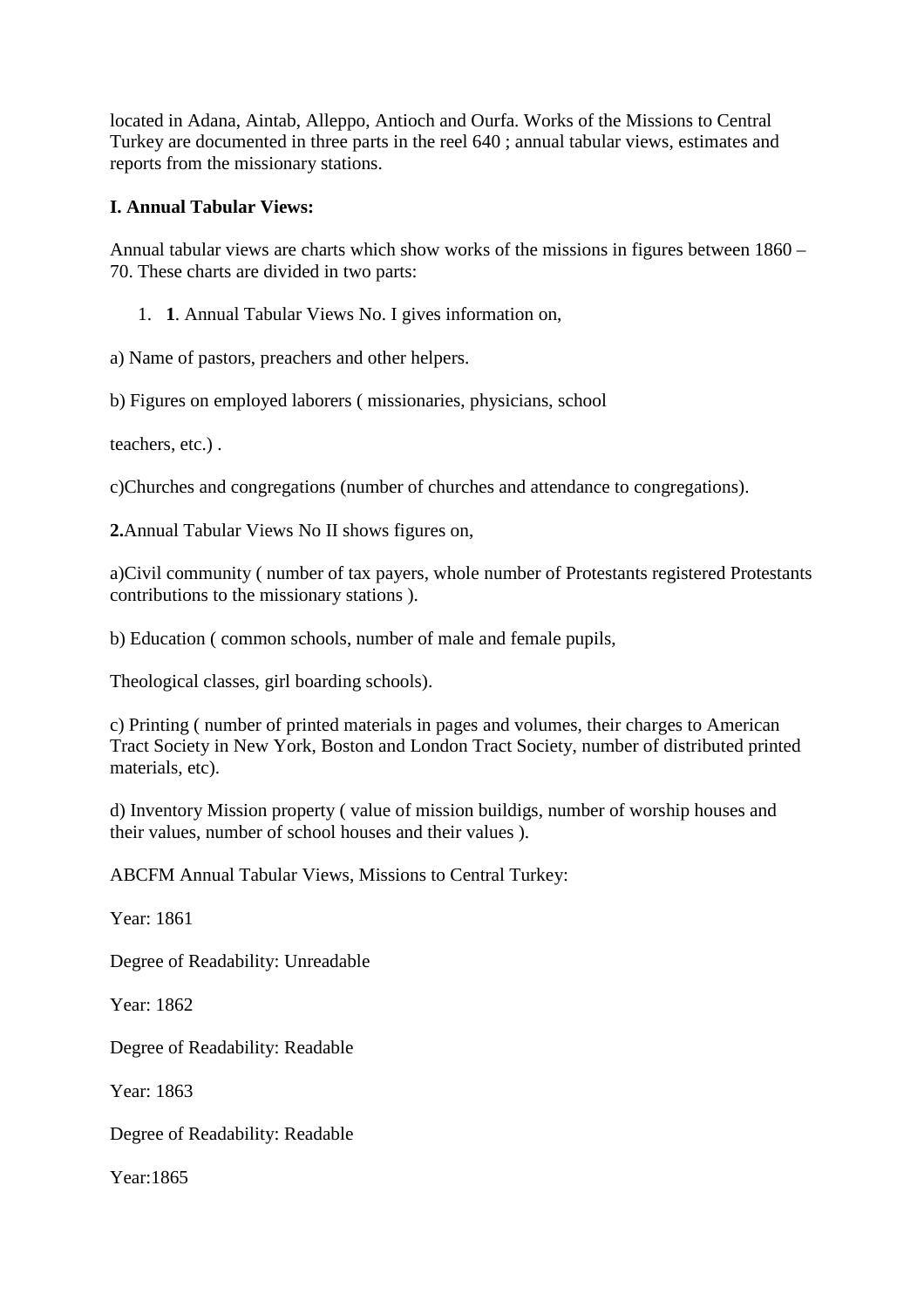located in Adana, Aintab, Alleppo, Antioch and Ourfa. Works of the Missions to Central Turkey are documented in three parts in the reel 640 ; annual tabular views, estimates and reports from the missionary stations.

**I. Annual Tabular Views:**

Annual tabular views are charts which show works of the missions in figures between 1860 – 70. These charts are divided in two parts:

1. **1**. Annual Tabular Views No. I gives information on,

a) Name of pastors, preachers and other helpers.

b) Figures on employed laborers ( missionaries, physicians, school

teachers, etc.) .

c)Churches and congregations (number of churches and attendance to congregations).

**2.**Annual Tabular Views No II shows figures on,

a)Civil community ( number of tax payers, whole number of Protestants registered Protestants contributions to the missionary stations ).

b) Education ( common schools, number of male and female pupils,

Theological classes, girl boarding schools).

c) Printing ( number of printed materials in pages and volumes, their charges to American Tract Society in New York, Boston and London Tract Society, number of distributed printed materials, etc).

d) Inventory Mission property ( value of mission buildigs, number of worship houses and their values, number of school houses and their values ).

ABCFM Annual Tabular Views, Missions to Central Turkey:

Year: 1861

Degree of Readability: Unreadable

Year: 1862

Degree of Readability: Readable

Year: 1863

Degree of Readability: Readable

Year:1865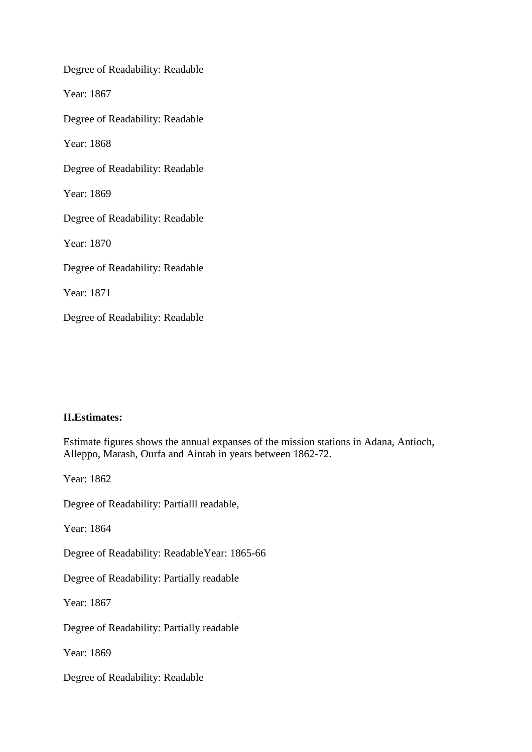Degree of Readability: Readable

Year: 1867

Degree of Readability: Readable

Year: 1868

Degree of Readability: Readable

Year: 1869

Degree of Readability: Readable

Year: 1870

Degree of Readability: Readable

Year: 1871

Degree of Readability: Readable

**II.Estimates:**

Estimate figures shows the annual expanses of the mission stations in Adana, Antioch, Alleppo, Marash, Ourfa and Aintab in years between 1862-72.

Year: 1862

Degree of Readability: Partialll readable,

Year: 1864

Degree of Readability: ReadableYear: 1865-66

Degree of Readability: Partially readable

Year: 1867

Degree of Readability: Partially readable

Year: 1869

Degree of Readability: Readable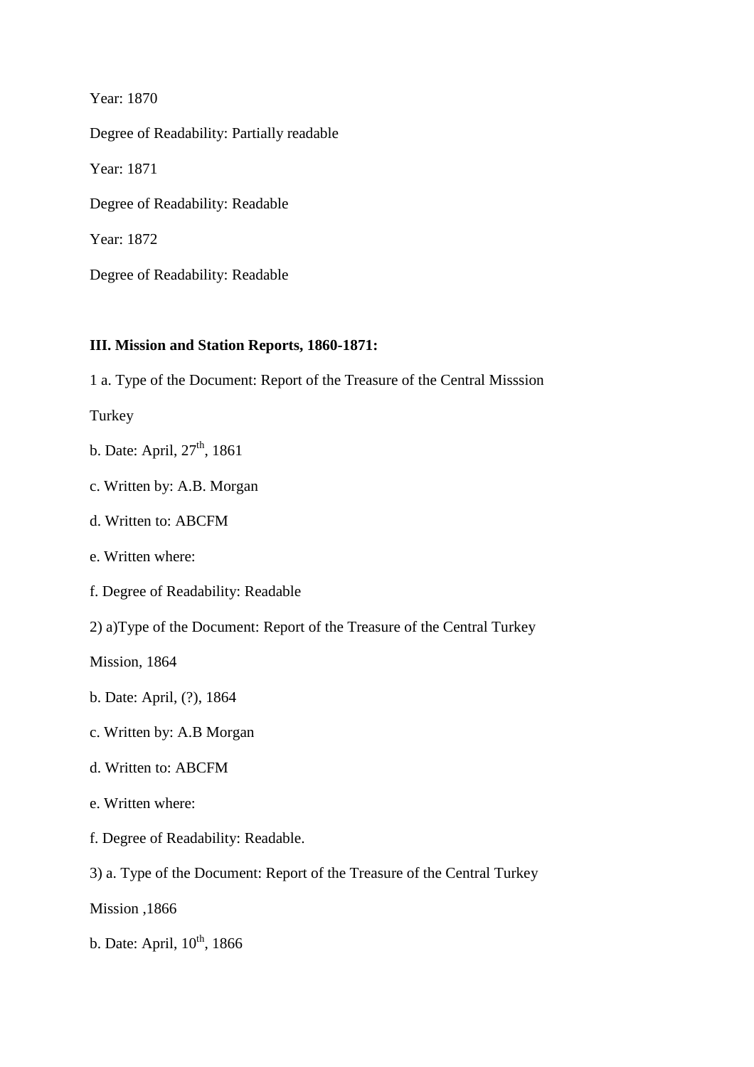Year: 1870

Degree of Readability: Partially readable

Year: 1871

Degree of Readability: Readable

Year: 1872

Degree of Readability: Readable

**III. Mission and Station Reports, 1860-1871:**

1 a. Type of the Document: Report of the Treasure of the Central Misssion

Turkey

b. Date: April, 27th, 1861

c. Written by: A.B. Morgan

d. Written to: ABCFM

e. Written where:

f. Degree of Readability: Readable

2) a)Type of the Document: Report of the Treasure of the Central Turkey

Mission, 1864

b. Date: April, (?), 1864

c. Written by: A.B Morgan

d. Written to: ABCFM

e. Written where:

f. Degree of Readability: Readable.

3) a. Type of the Document: Report of the Treasure of the Central Turkey

Mission ,1866

b. Date: April, 10th, 1866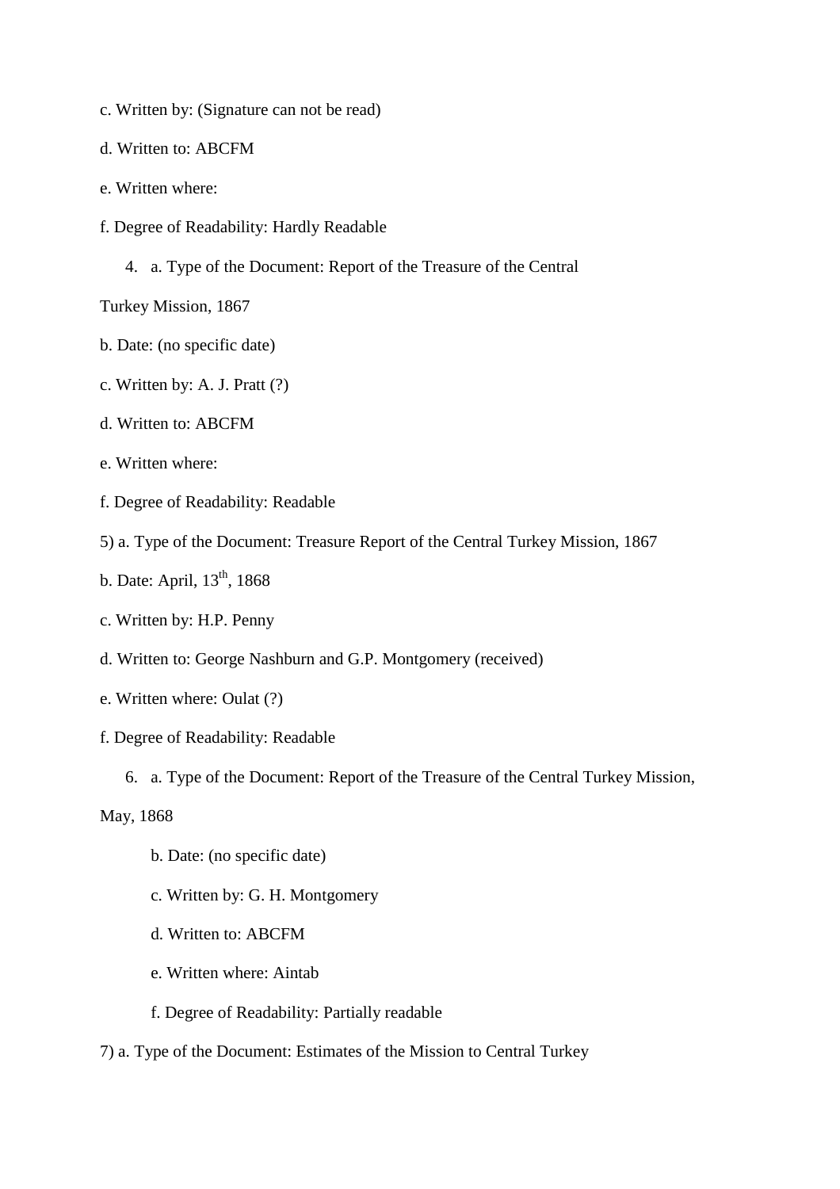c. Written by: (Signature can not be read)

d. Written to: ABCFM

e. Written where:

f. Degree of Readability: Hardly Readable

4. a. Type of the Document: Report of the Treasure of the Central Turkey Mission, 1867

b. Date: (no specific date)

c. Written by: A. J. Pratt (?)

d. Written to: ABCFM

e. Written where:

f. Degree of Readability: Readable

5) a. Type of the Document: Treasure Report of the Central Turkey Mission, 1867

b. Date: April, 13th, 1868

c. Written by: H.P. Penny

d. Written to: George Nashburn and G.P. Montgomery (received)

e. Written where: Oulat (?)

f. Degree of Readability: Readable

6. a. Type of the Document: Report of the Treasure of the Central Turkey Mission, May, 1868

   b. Date: (no specific date)

   c. Written by: G. H. Montgomery

   d. Written to: ABCFM

   e. Written where: Aintab

   f. Degree of Readability: Partially readable

7) a. Type of the Document: Estimates of the Mission to Central Turkey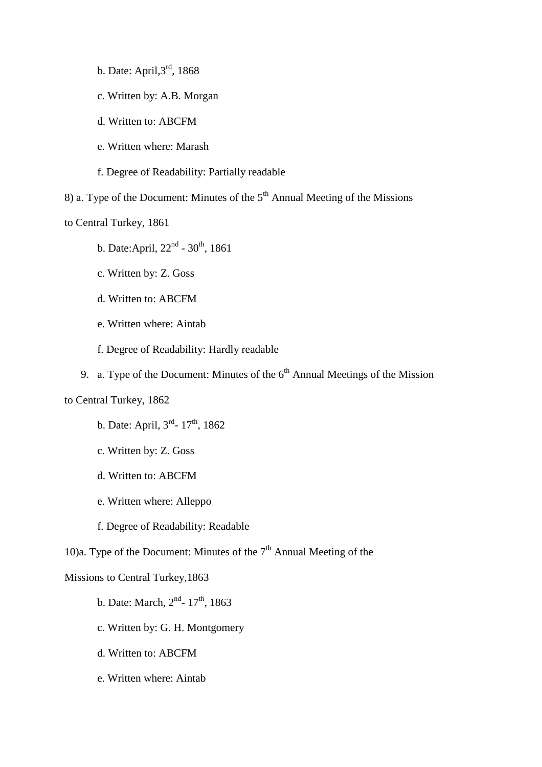b. Date: April,3rd, 1868

c. Written by: A.B. Morgan

d. Written to: ABCFM

e. Written where: Marash

f. Degree of Readability: Partially readable

8) a. Type of the Document: Minutes of the 5th Annual Meeting of the Missions to Central Turkey, 1861

b. Date:April, 22nd - 30th, 1861

c. Written by: Z. Goss

d. Written to: ABCFM

e. Written where: Aintab

f. Degree of Readability: Hardly readable

9. a. Type of the Document: Minutes of the 6th Annual Meetings of the Mission to Central Turkey, 1862

b. Date: April, 3rd- 17th, 1862

c. Written by: Z. Goss

d. Written to: ABCFM

e. Written where: Alleppo

f. Degree of Readability: Readable

10)a. Type of the Document: Minutes of the 7th Annual Meeting of the Missions to Central Turkey,1863

b. Date: March, 2nd- 17th, 1863

c. Written by: G. H. Montgomery

d. Written to: ABCFM

e. Written where: Aintab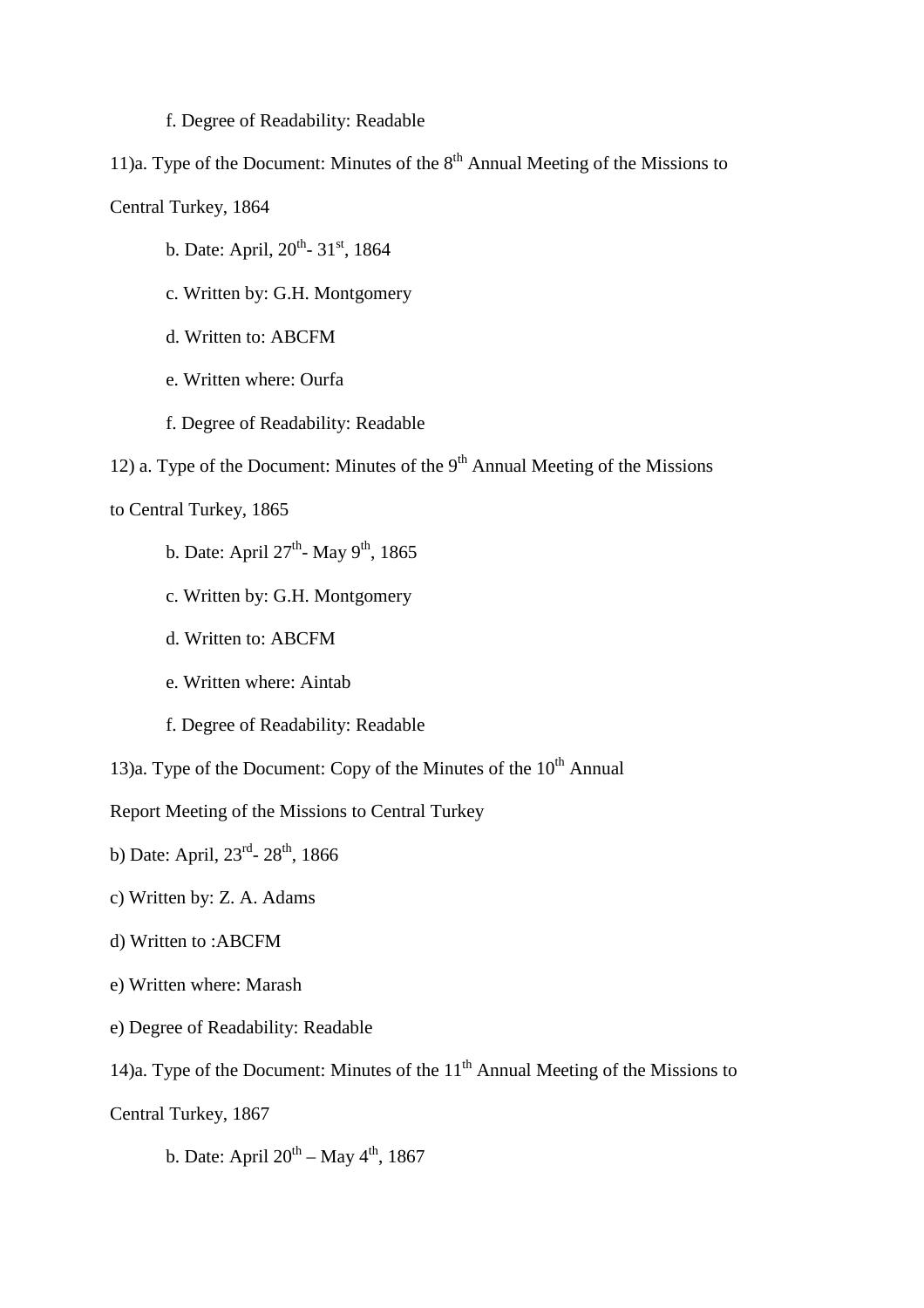f. Degree of Readability: Readable

11)a. Type of the Document: Minutes of the 8th Annual Meeting of the Missions to Central Turkey, 1864

b. Date: April, 20th- 31st, 1864

c. Written by: G.H. Montgomery

d. Written to: ABCFM

e. Written where: Ourfa

f. Degree of Readability: Readable

12) a. Type of the Document: Minutes of the 9th Annual Meeting of the Missions to Central Turkey, 1865

b. Date: April 27th- May 9th, 1865

c. Written by: G.H. Montgomery

d. Written to: ABCFM

e. Written where: Aintab

f. Degree of Readability: Readable

13)a. Type of the Document: Copy of the Minutes of the 10th Annual Report Meeting of the Missions to Central Turkey

b) Date: April, 23rd- 28th, 1866

c) Written by: Z. A. Adams

d) Written to :ABCFM

e) Written where: Marash

e) Degree of Readability: Readable

14)a. Type of the Document: Minutes of the 11th Annual Meeting of the Missions to Central Turkey, 1867

b. Date: April 20th – May 4th, 1867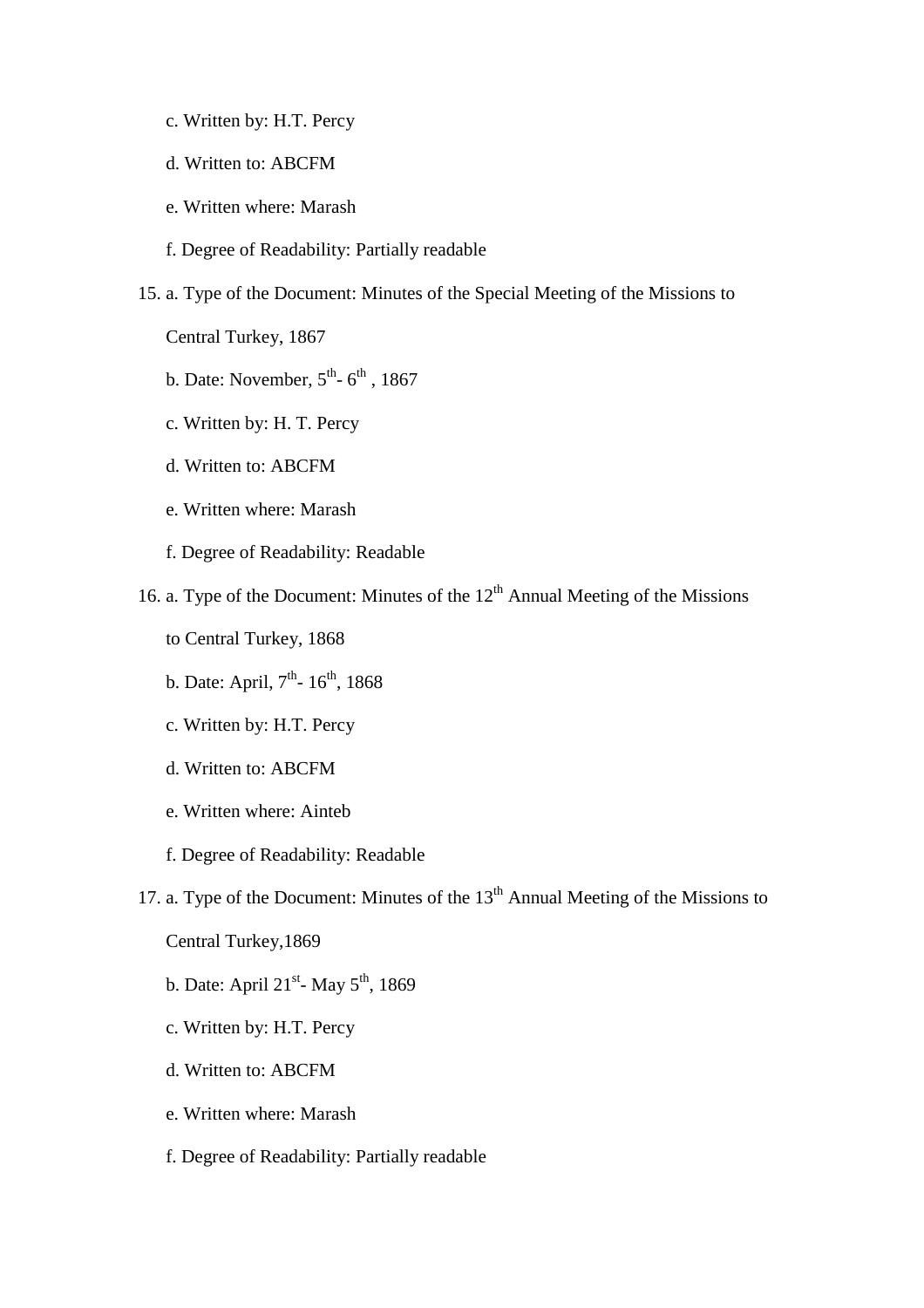c. Written by: H.T. Percy

d. Written to: ABCFM

e. Written where: Marash

f. Degree of Readability: Partially readable

15. a. Type of the Document: Minutes of the Special Meeting of the Missions to Central Turkey, 1867

    b. Date: November, 5th- 6th , 1867

    c. Written by: H. T. Percy

    d. Written to: ABCFM

    e. Written where: Marash

    f. Degree of Readability: Readable

16. a. Type of the Document: Minutes of the 12th Annual Meeting of the Missions to Central Turkey, 1868

    b. Date: April, 7th- 16th, 1868

    c. Written by: H.T. Percy

    d. Written to: ABCFM

    e. Written where: Ainteb

    f. Degree of Readability: Readable

17. a. Type of the Document: Minutes of the 13th Annual Meeting of the Missions to Central Turkey,1869

    b. Date: April 21st- May 5th, 1869

    c. Written by: H.T. Percy

    d. Written to: ABCFM

    e. Written where: Marash

    f. Degree of Readability: Partially readable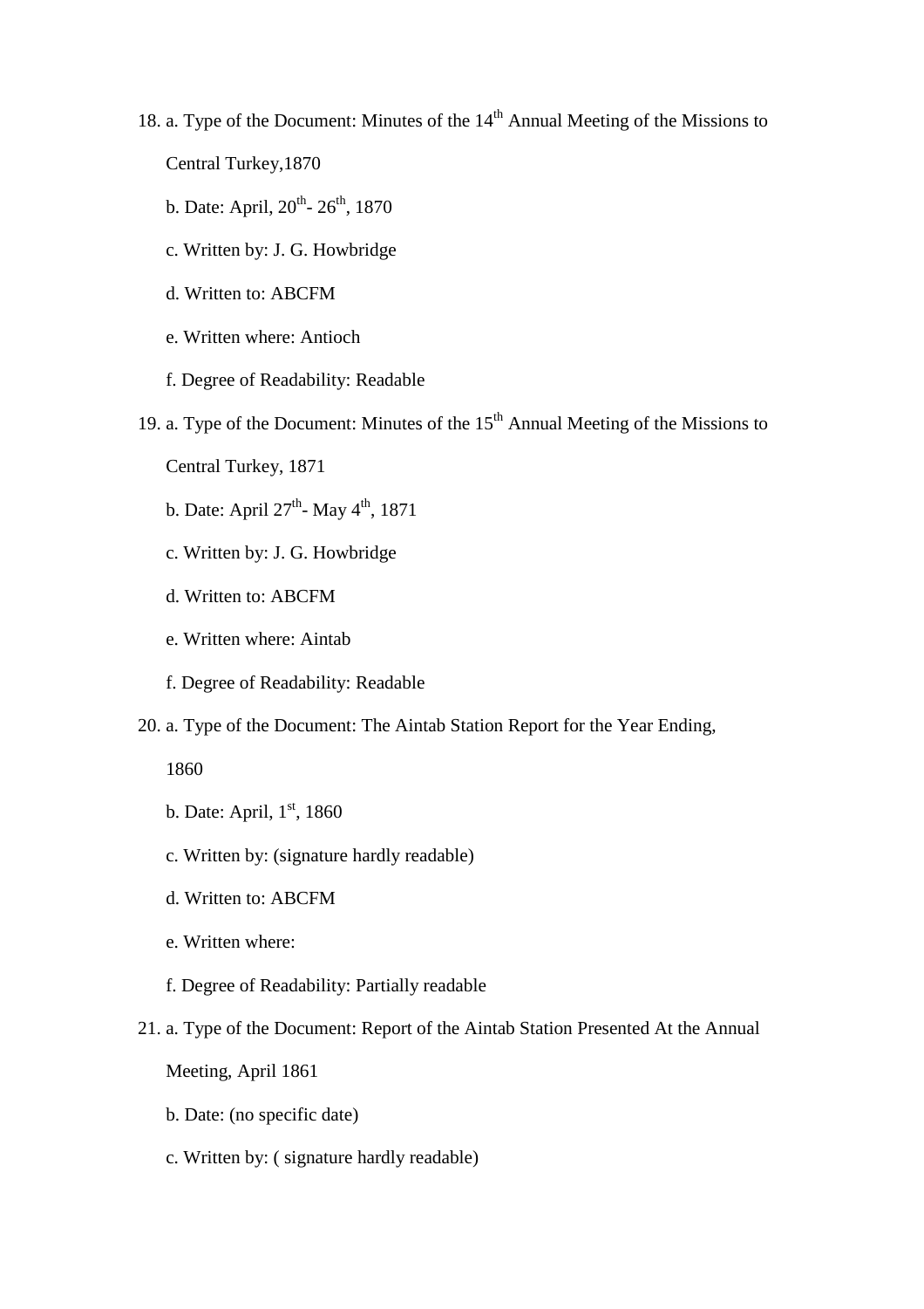18. a. Type of the Document: Minutes of the 14th Annual Meeting of the Missions to Central Turkey,1870

    b. Date: April, 20th- 26th, 1870

    c. Written by: J. G. Howbridge

    d. Written to: ABCFM

    e. Written where: Antioch

    f. Degree of Readability: Readable

19. a. Type of the Document: Minutes of the 15th Annual Meeting of the Missions to Central Turkey, 1871

    b. Date: April 27th- May 4th, 1871

    c. Written by: J. G. Howbridge

    d. Written to: ABCFM

    e. Written where: Aintab

    f. Degree of Readability: Readable

20. a. Type of the Document: The Aintab Station Report for the Year Ending, 1860

    b. Date: April, 1st, 1860

    c. Written by: (signature hardly readable)

    d. Written to: ABCFM

    e. Written where:

    f. Degree of Readability: Partially readable

21. a. Type of the Document: Report of the Aintab Station Presented At the Annual Meeting, April 1861

    b. Date: (no specific date)

    c. Written by: ( signature hardly readable)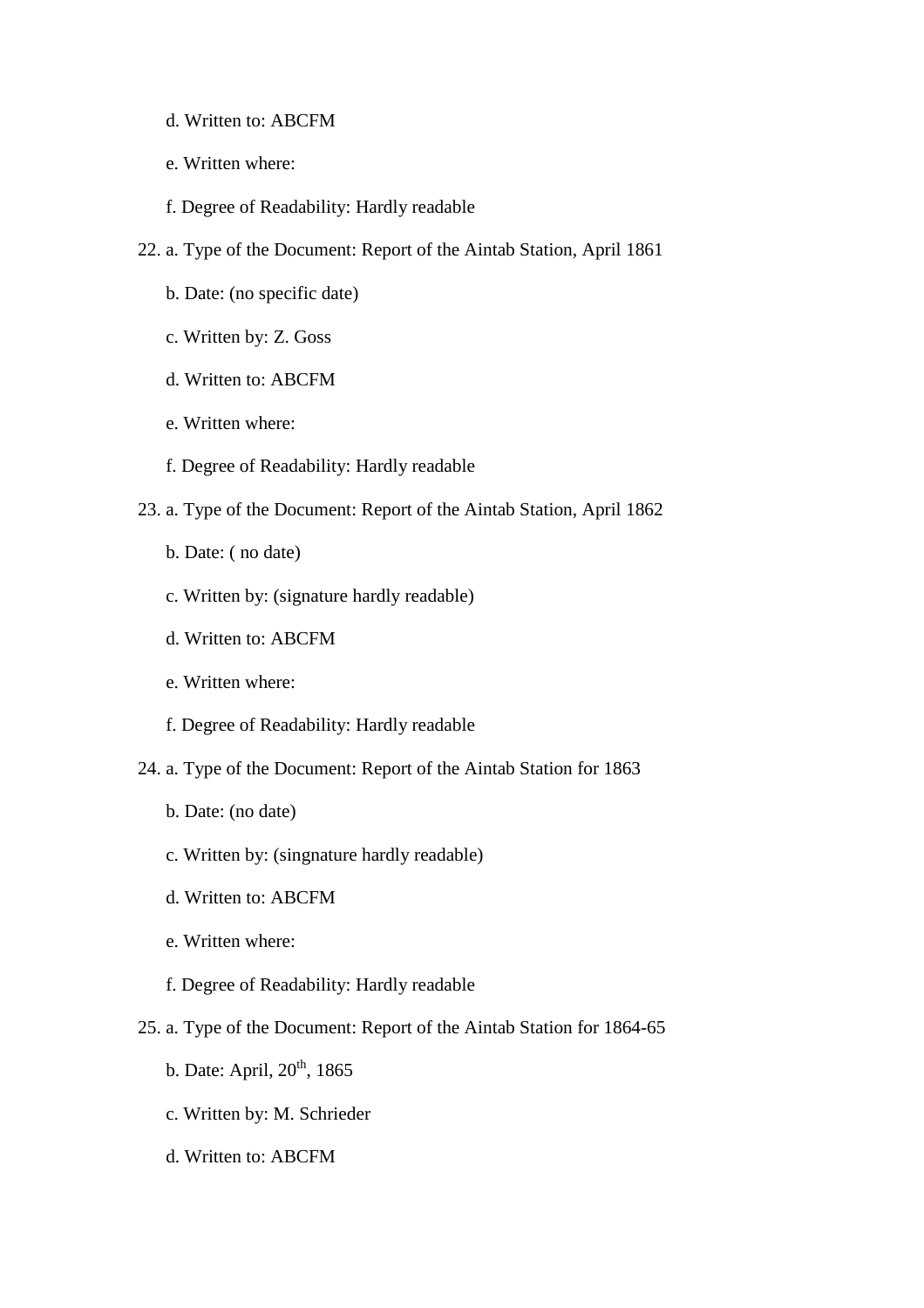d. Written to: ABCFM

e. Written where:

f. Degree of Readability: Hardly readable

22. a. Type of the Document: Report of the Aintab Station, April 1861

    b. Date: (no specific date)

    c. Written by: Z. Goss

    d. Written to: ABCFM

    e. Written where:

    f. Degree of Readability: Hardly readable

23. a. Type of the Document: Report of the Aintab Station, April 1862

    b. Date: ( no date)

    c. Written by: (signature hardly readable)

    d. Written to: ABCFM

    e. Written where:

    f. Degree of Readability: Hardly readable

24. a. Type of the Document: Report of the Aintab Station for 1863

    b. Date: (no date)

    c. Written by: (singnature hardly readable)

    d. Written to: ABCFM

    e. Written where:

    f. Degree of Readability: Hardly readable

25. a. Type of the Document: Report of the Aintab Station for 1864-65

    b. Date: April, 20th, 1865

    c. Written by: M. Schrieder

    d. Written to: ABCFM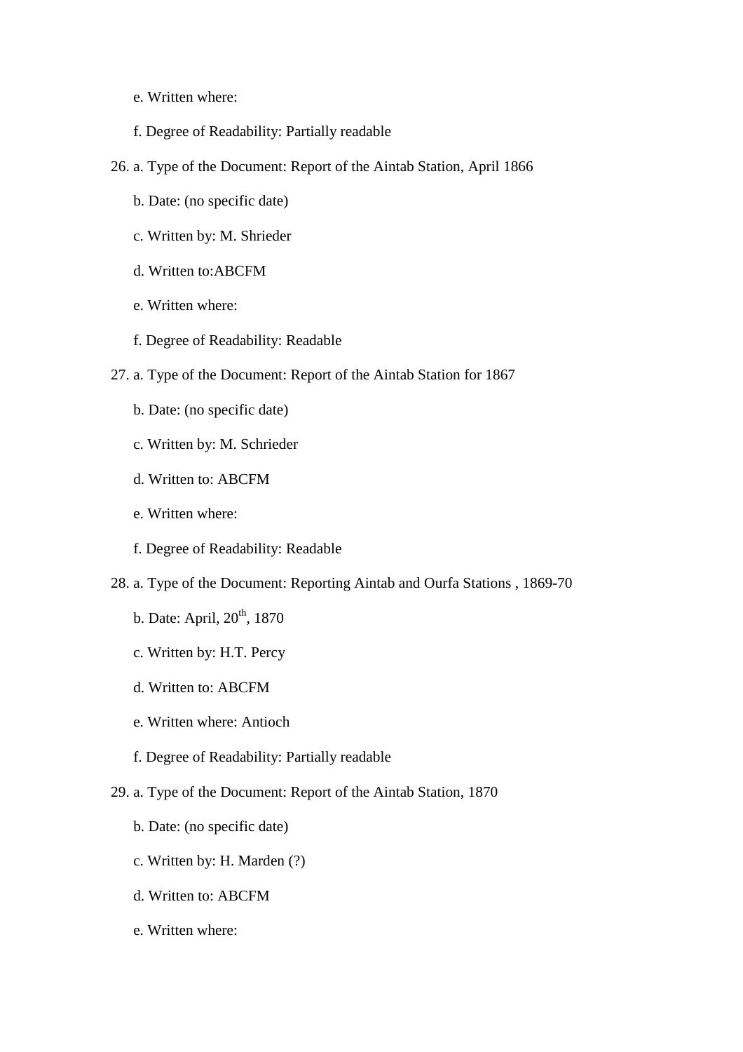e. Written where:

f. Degree of Readability: Partially readable

26. a. Type of the Document: Report of the Aintab Station, April 1866

    b. Date: (no specific date)

    c. Written by: M. Shrieder

    d. Written to:ABCFM

    e. Written where:

    f. Degree of Readability: Readable

27. a. Type of the Document: Report of the Aintab Station for 1867

    b. Date: (no specific date)

    c. Written by: M. Schrieder

    d. Written to: ABCFM

    e. Written where:

    f. Degree of Readability: Readable

28. a. Type of the Document: Reporting Aintab and Ourfa Stations , 1869-70

    b. Date: April, 20th, 1870

    c. Written by: H.T. Percy

    d. Written to: ABCFM

    e. Written where: Antioch

    f. Degree of Readability: Partially readable

29. a. Type of the Document: Report of the Aintab Station, 1870

    b. Date: (no specific date)

    c. Written by: H. Marden (?)

    d. Written to: ABCFM

    e. Written where: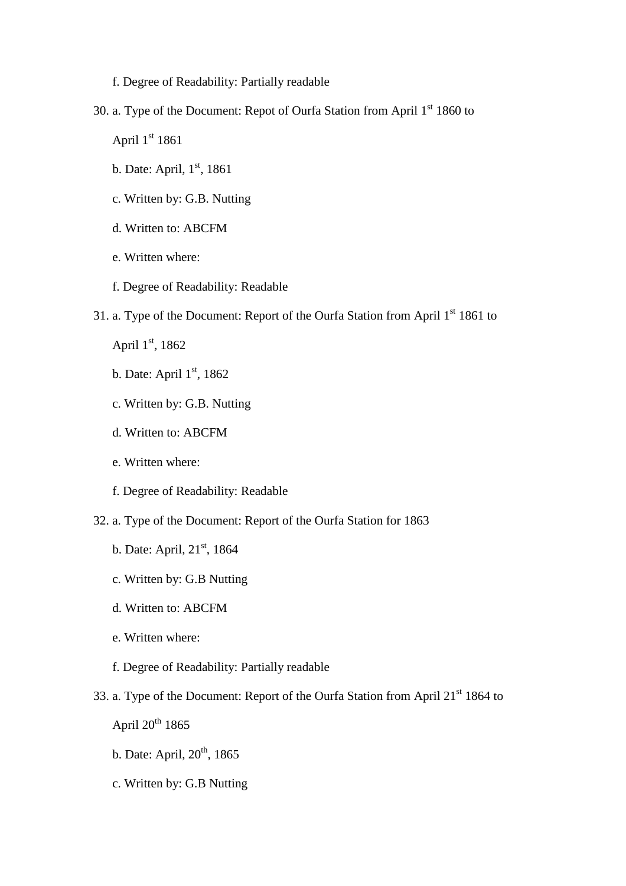f. Degree of Readability: Partially readable

30. a. Type of the Document: Repot of Ourfa Station from April 1st 1860 to April 1st 1861

    b. Date: April, 1st, 1861

    c. Written by: G.B. Nutting

    d. Written to: ABCFM

    e. Written where:

    f. Degree of Readability: Readable

31. a. Type of the Document: Report of the Ourfa Station from April 1st 1861 to April 1st, 1862

    b. Date: April 1st, 1862

    c. Written by: G.B. Nutting

    d. Written to: ABCFM

    e. Written where:

    f. Degree of Readability: Readable

32. a. Type of the Document: Report of the Ourfa Station for 1863

    b. Date: April, 21st, 1864

    c. Written by: G.B Nutting

    d. Written to: ABCFM

    e. Written where:

    f. Degree of Readability: Partially readable

33. a. Type of the Document: Report of the Ourfa Station from April 21st 1864 to April 20th 1865

    b. Date: April, 20th, 1865

    c. Written by: G.B Nutting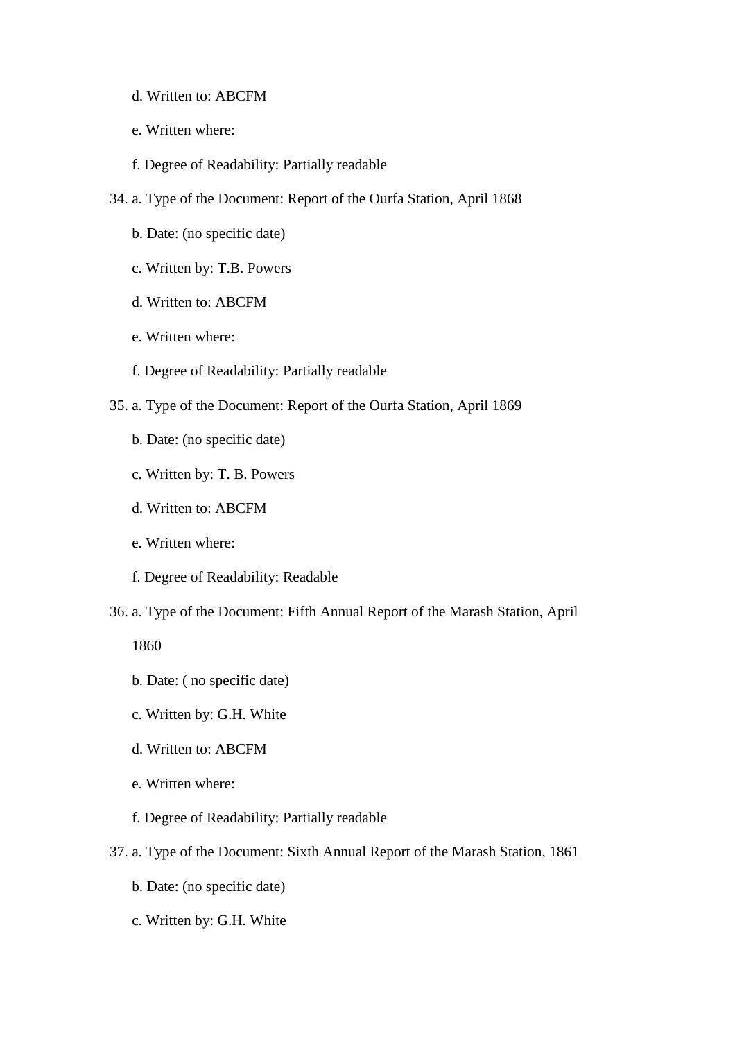d. Written to: ABCFM

e. Written where:

f. Degree of Readability: Partially readable

34. a. Type of the Document: Report of the Ourfa Station, April 1868

    b. Date: (no specific date)

    c. Written by: T.B. Powers

    d. Written to: ABCFM

    e. Written where:

    f. Degree of Readability: Partially readable

35. a. Type of the Document: Report of the Ourfa Station, April 1869

    b. Date: (no specific date)

    c. Written by: T. B. Powers

    d. Written to: ABCFM

    e. Written where:

    f. Degree of Readability: Readable

36. a. Type of the Document: Fifth Annual Report of the Marash Station, April 1860

    b. Date: ( no specific date)

    c. Written by: G.H. White

    d. Written to: ABCFM

    e. Written where:

    f. Degree of Readability: Partially readable

37. a. Type of the Document: Sixth Annual Report of the Marash Station, 1861

    b. Date: (no specific date)

    c. Written by: G.H. White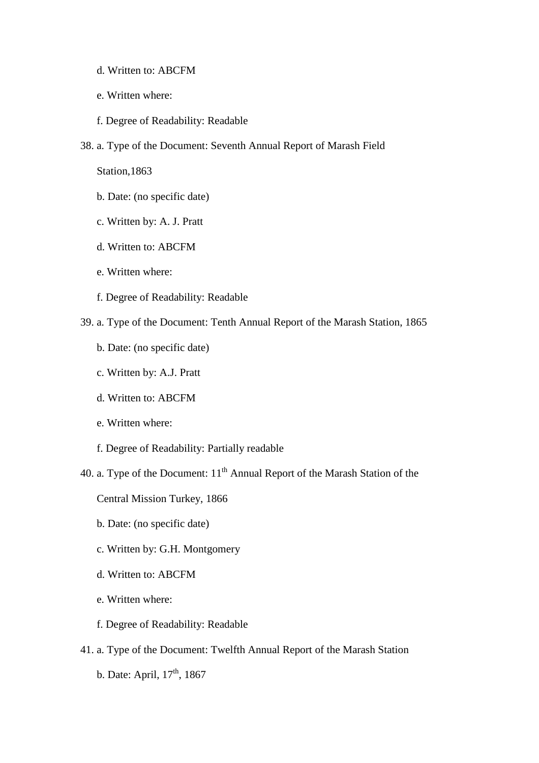d. Written to: ABCFM

e. Written where:

f. Degree of Readability: Readable

38. a. Type of the Document: Seventh Annual Report of Marash Field Station,1863

    b. Date: (no specific date)

    c. Written by: A. J. Pratt

    d. Written to: ABCFM

    e. Written where:

    f. Degree of Readability: Readable

39. a. Type of the Document: Tenth Annual Report of the Marash Station, 1865

    b. Date: (no specific date)

    c. Written by: A.J. Pratt

    d. Written to: ABCFM

    e. Written where:

    f. Degree of Readability: Partially readable

40. a. Type of the Document: 11th Annual Report of the Marash Station of the Central Mission Turkey, 1866

    b. Date: (no specific date)

    c. Written by: G.H. Montgomery

    d. Written to: ABCFM

    e. Written where:

    f. Degree of Readability: Readable

41. a. Type of the Document: Twelfth Annual Report of the Marash Station

    b. Date: April, 17th, 1867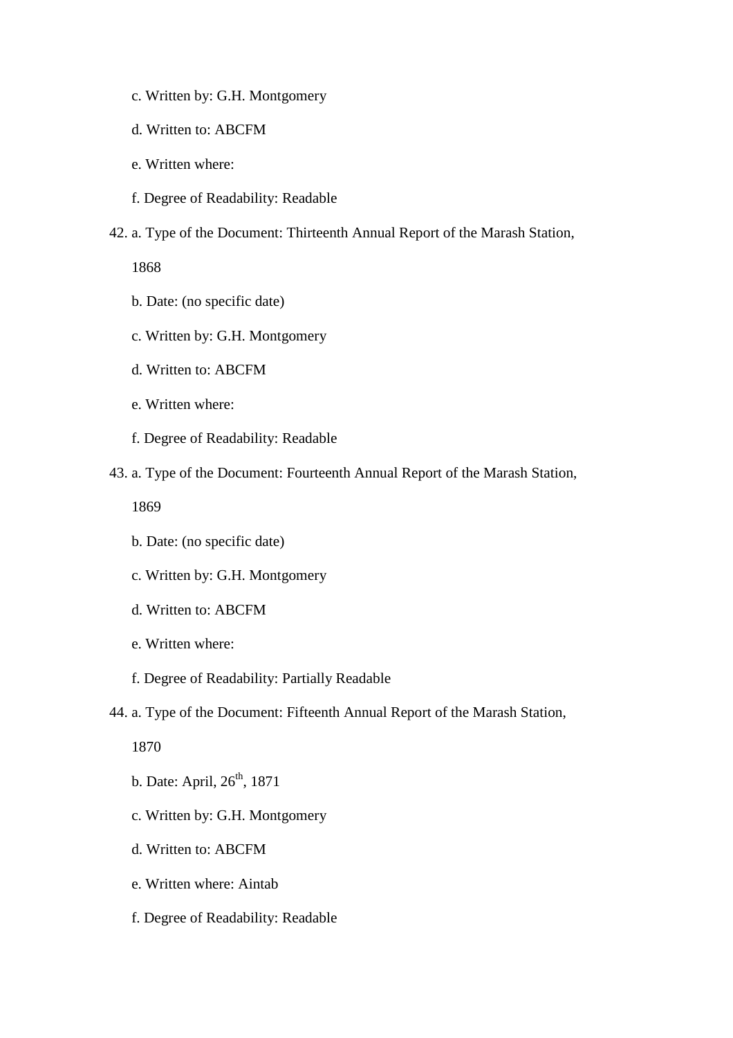c. Written by: G.H. Montgomery

d. Written to: ABCFM

e. Written where:

f. Degree of Readability: Readable

42. a. Type of the Document: Thirteenth Annual Report of the Marash Station, 1868

    b. Date: (no specific date)

    c. Written by: G.H. Montgomery

    d. Written to: ABCFM

    e. Written where:

    f. Degree of Readability: Readable

43. a. Type of the Document: Fourteenth Annual Report of the Marash Station, 1869

    b. Date: (no specific date)

    c. Written by: G.H. Montgomery

    d. Written to: ABCFM

    e. Written where:

    f. Degree of Readability: Partially Readable

44. a. Type of the Document: Fifteenth Annual Report of the Marash Station, 1870

    b. Date: April, 26th, 1871

    c. Written by: G.H. Montgomery

    d. Written to: ABCFM

    e. Written where: Aintab

    f. Degree of Readability: Readable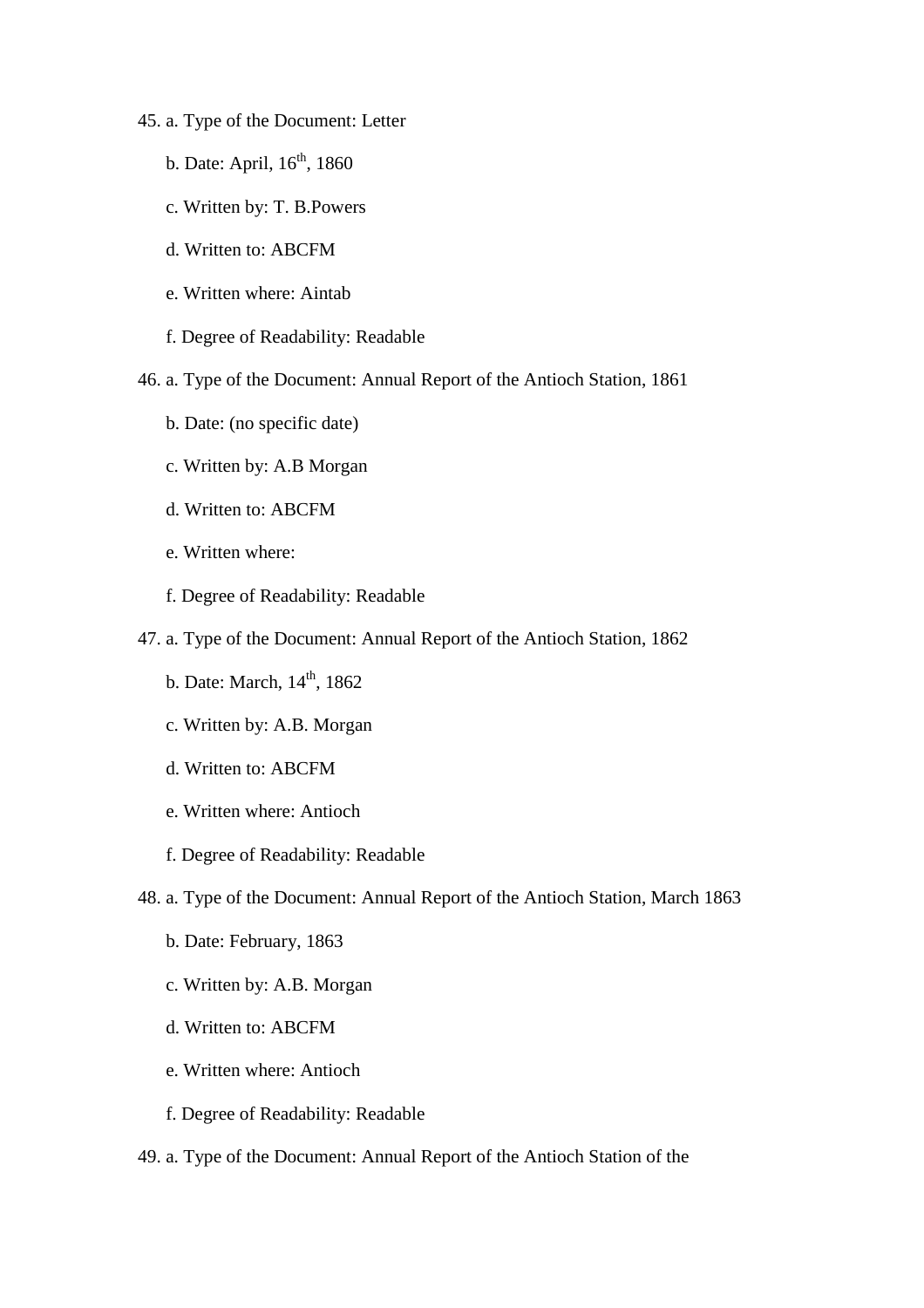45. a. Type of the Document: Letter

    b. Date: April, 16th, 1860

    c. Written by: T. B.Powers

    d. Written to: ABCFM

    e. Written where: Aintab

    f. Degree of Readability: Readable

46. a. Type of the Document: Annual Report of the Antioch Station, 1861

    b. Date: (no specific date)

    c. Written by: A.B Morgan

    d. Written to: ABCFM

    e. Written where:

    f. Degree of Readability: Readable

47. a. Type of the Document: Annual Report of the Antioch Station, 1862

    b. Date: March, 14th, 1862

    c. Written by: A.B. Morgan

    d. Written to: ABCFM

    e. Written where: Antioch

    f. Degree of Readability: Readable

48. a. Type of the Document: Annual Report of the Antioch Station, March 1863

    b. Date: February, 1863

    c. Written by: A.B. Morgan

    d. Written to: ABCFM

    e. Written where: Antioch

    f. Degree of Readability: Readable

49. a. Type of the Document: Annual Report of the Antioch Station of the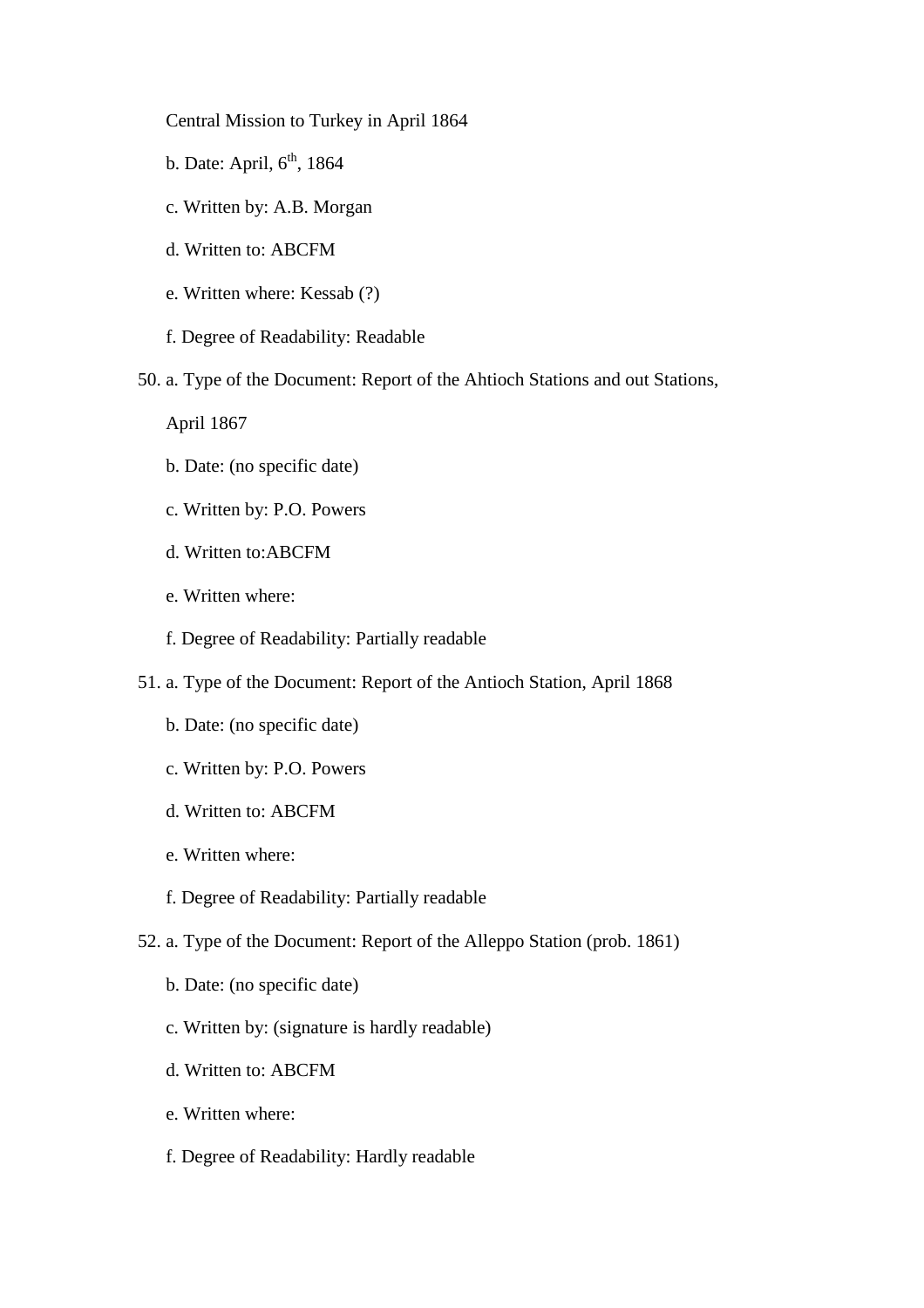Central Mission to Turkey in April 1864

b. Date: April, 6th, 1864

c. Written by: A.B. Morgan

d. Written to: ABCFM

e. Written where: Kessab (?)

f. Degree of Readability: Readable

50. a. Type of the Document: Report of the Ahtioch Stations and out Stations, April 1867

    b. Date: (no specific date)

    c. Written by: P.O. Powers

    d. Written to:ABCFM

    e. Written where:

    f. Degree of Readability: Partially readable

51. a. Type of the Document: Report of the Antioch Station, April 1868

    b. Date: (no specific date)

    c. Written by: P.O. Powers

    d. Written to: ABCFM

    e. Written where:

    f. Degree of Readability: Partially readable

52. a. Type of the Document: Report of the Alleppo Station (prob. 1861)

    b. Date: (no specific date)

    c. Written by: (signature is hardly readable)

    d. Written to: ABCFM

    e. Written where:

    f. Degree of Readability: Hardly readable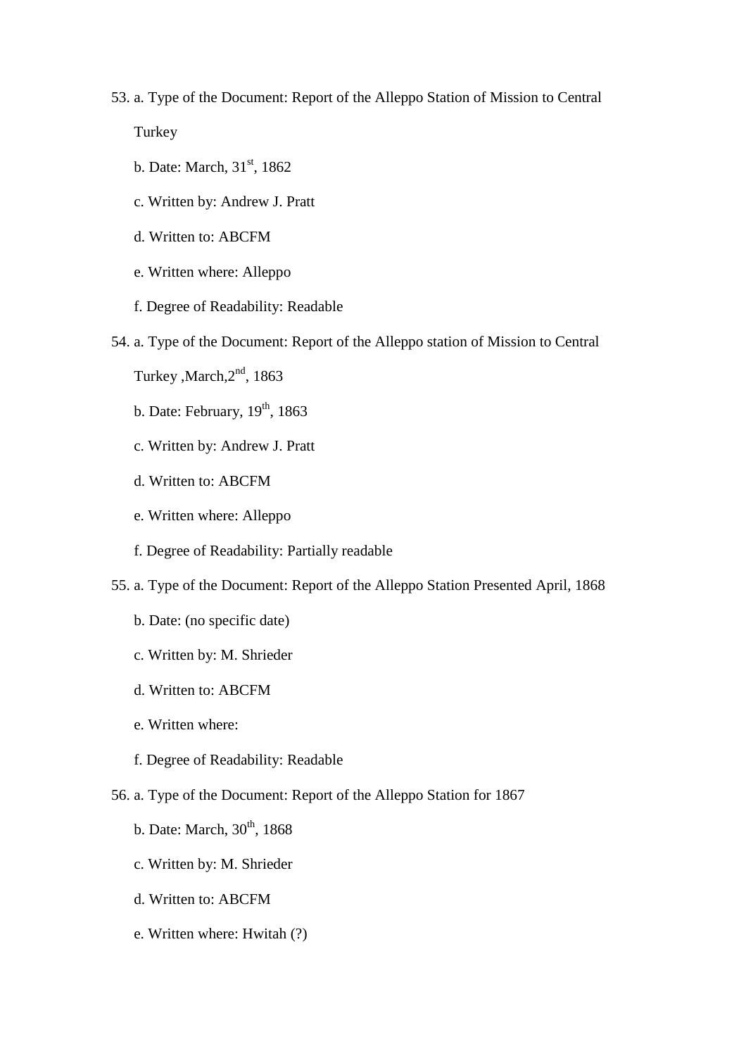53. a. Type of the Document: Report of the Alleppo Station of Mission to Central Turkey

    b. Date: March, 31st, 1862

    c. Written by: Andrew J. Pratt

    d. Written to: ABCFM

    e. Written where: Alleppo

    f. Degree of Readability: Readable

54. a. Type of the Document: Report of the Alleppo station of Mission to Central Turkey ,March,2nd, 1863

    b. Date: February, 19th, 1863

    c. Written by: Andrew J. Pratt

    d. Written to: ABCFM

    e. Written where: Alleppo

    f. Degree of Readability: Partially readable

55. a. Type of the Document: Report of the Alleppo Station Presented April, 1868

    b. Date: (no specific date)

    c. Written by: M. Shrieder

    d. Written to: ABCFM

    e. Written where:

    f. Degree of Readability: Readable

56. a. Type of the Document: Report of the Alleppo Station for 1867

    b. Date: March, 30th, 1868

    c. Written by: M. Shrieder

    d. Written to: ABCFM

    e. Written where: Hwitah (?)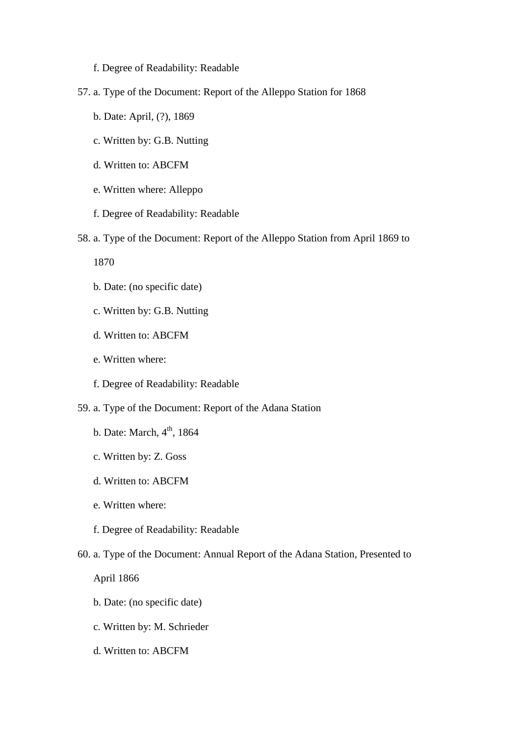f. Degree of Readability: Readable

57. a. Type of the Document: Report of the Alleppo Station for 1868

    b. Date: April, (?), 1869

    c. Written by: G.B. Nutting

    d. Written to: ABCFM

    e. Written where: Alleppo

    f. Degree of Readability: Readable

58. a. Type of the Document: Report of the Alleppo Station from April 1869 to 1870

    b. Date: (no specific date)

    c. Written by: G.B. Nutting

    d. Written to: ABCFM

    e. Written where:

    f. Degree of Readability: Readable

59. a. Type of the Document: Report of the Adana Station

    b. Date: March, 4th, 1864

    c. Written by: Z. Goss

    d. Written to: ABCFM

    e. Written where:

    f. Degree of Readability: Readable

60. a. Type of the Document: Annual Report of the Adana Station, Presented to April 1866

    b. Date: (no specific date)

    c. Written by: M. Schrieder

    d. Written to: ABCFM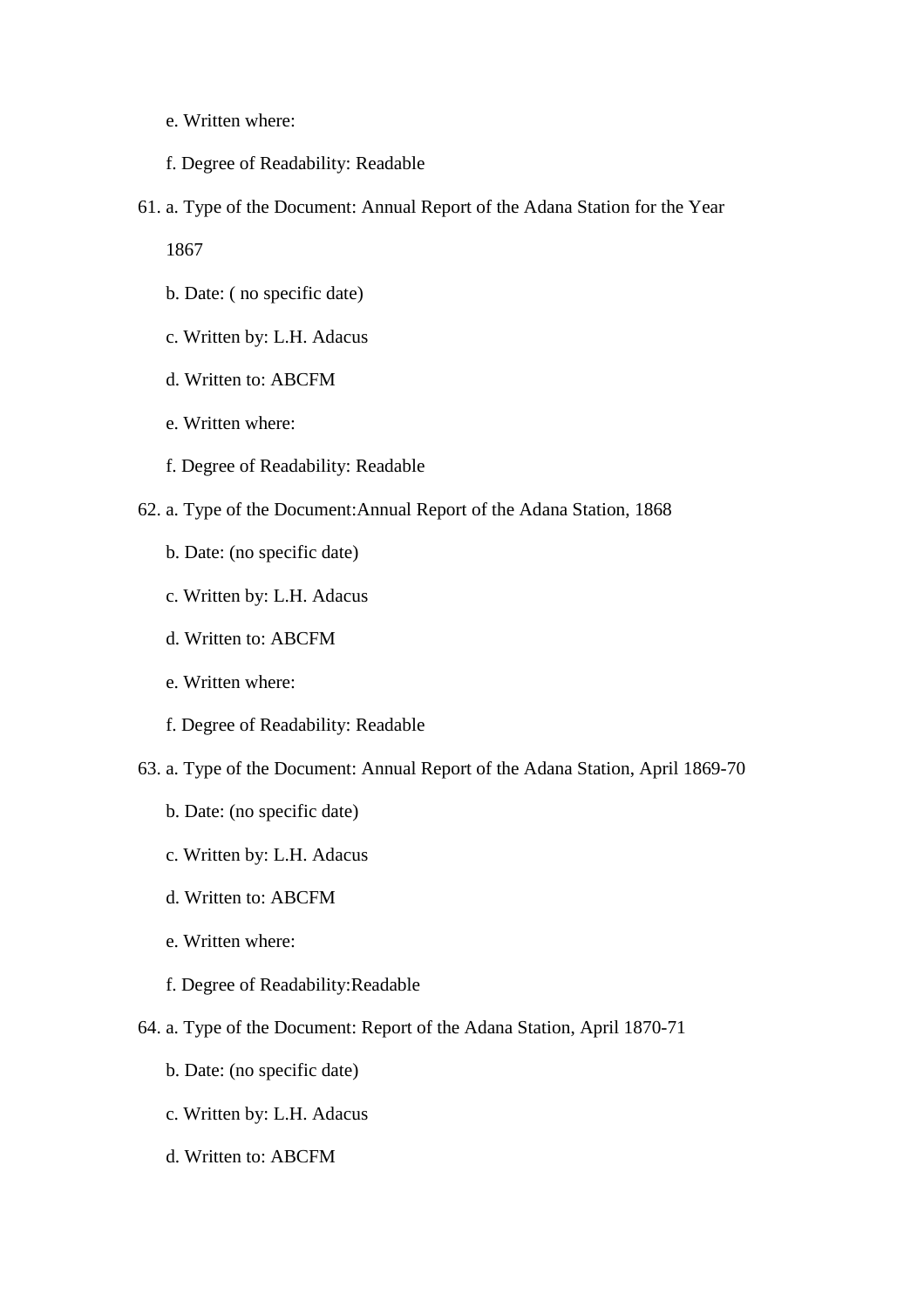e. Written where:

f. Degree of Readability: Readable

61. a. Type of the Document: Annual Report of the Adana Station for the Year 1867

    b. Date: ( no specific date)

    c. Written by: L.H. Adacus

    d. Written to: ABCFM

    e. Written where:

    f. Degree of Readability: Readable

62. a. Type of the Document:Annual Report of the Adana Station, 1868

    b. Date: (no specific date)

    c. Written by: L.H. Adacus

    d. Written to: ABCFM

    e. Written where:

    f. Degree of Readability: Readable

63. a. Type of the Document: Annual Report of the Adana Station, April 1869-70

    b. Date: (no specific date)

    c. Written by: L.H. Adacus

    d. Written to: ABCFM

    e. Written where:

    f. Degree of Readability:Readable

64. a. Type of the Document: Report of the Adana Station, April 1870-71

    b. Date: (no specific date)

    c. Written by: L.H. Adacus

    d. Written to: ABCFM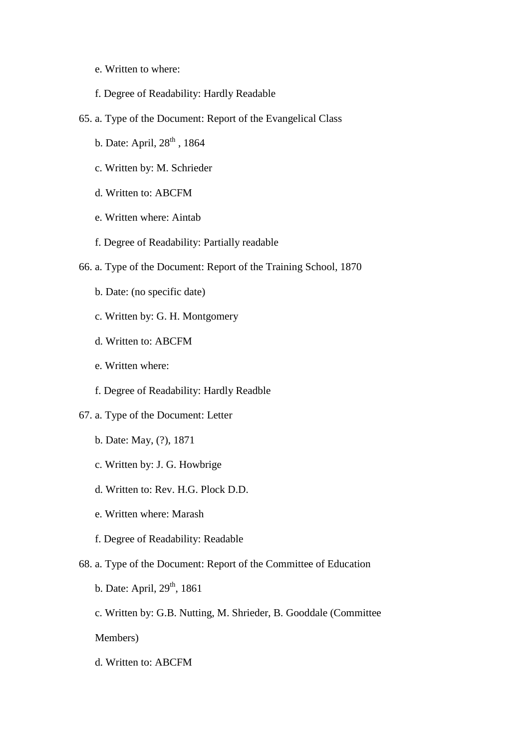e. Written to where:

f. Degree of Readability: Hardly Readable

65. a. Type of the Document: Report of the Evangelical Class

    b. Date: April, 28th , 1864

    c. Written by: M. Schrieder

    d. Written to: ABCFM

    e. Written where: Aintab

    f. Degree of Readability: Partially readable

66. a. Type of the Document: Report of the Training School, 1870

    b. Date: (no specific date)

    c. Written by: G. H. Montgomery

    d. Written to: ABCFM

    e. Written where:

    f. Degree of Readability: Hardly Readble

67. a. Type of the Document: Letter

    b. Date: May, (?), 1871

    c. Written by: J. G. Howbrige

    d. Written to: Rev. H.G. Plock D.D.

    e. Written where: Marash

    f. Degree of Readability: Readable

68. a. Type of the Document: Report of the Committee of Education

    b. Date: April, 29th, 1861

    c. Written by: G.B. Nutting, M. Shrieder, B. Gooddale (Committee Members)

    d. Written to: ABCFM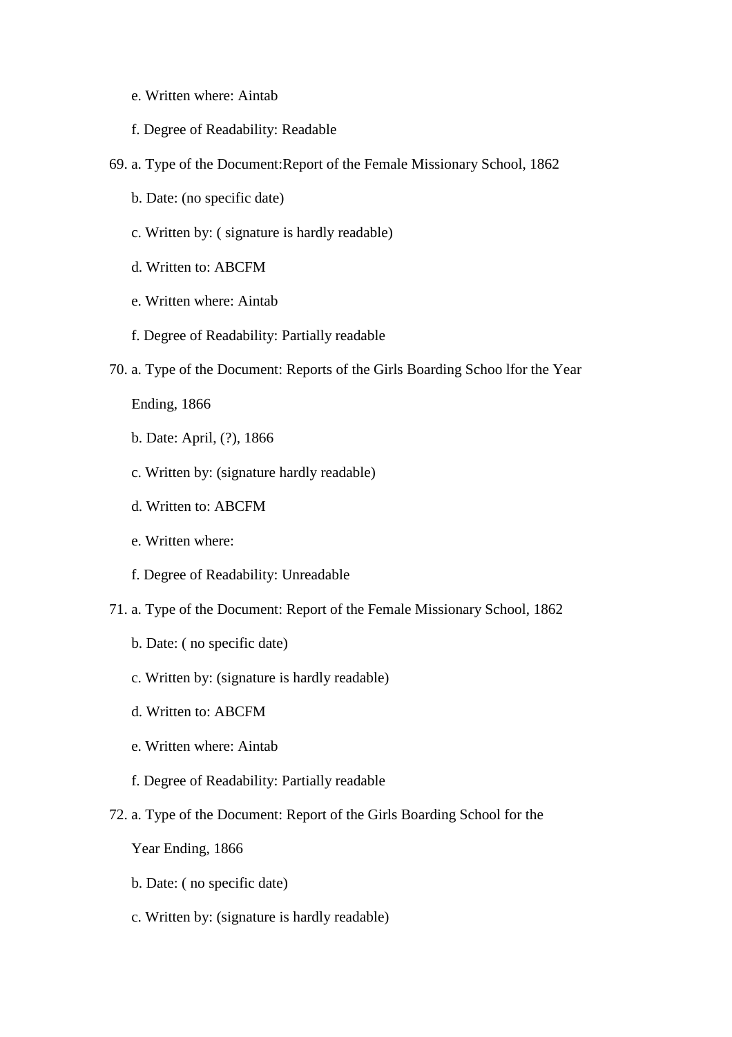e. Written where: Aintab

f. Degree of Readability: Readable

69. a. Type of the Document:Report of the Female Missionary School, 1862

    b. Date: (no specific date)

    c. Written by: ( signature is hardly readable)

    d. Written to: ABCFM

    e. Written where: Aintab

    f. Degree of Readability: Partially readable

70. a. Type of the Document: Reports of the Girls Boarding Schoo lfor the Year Ending, 1866

    b. Date: April, (?), 1866

    c. Written by: (signature hardly readable)

    d. Written to: ABCFM

    e. Written where:

    f. Degree of Readability: Unreadable

71. a. Type of the Document: Report of the Female Missionary School, 1862

    b. Date: ( no specific date)

    c. Written by: (signature is hardly readable)

    d. Written to: ABCFM

    e. Written where: Aintab

    f. Degree of Readability: Partially readable

72. a. Type of the Document: Report of the Girls Boarding School for the Year Ending, 1866

    b. Date: ( no specific date)

    c. Written by: (signature is hardly readable)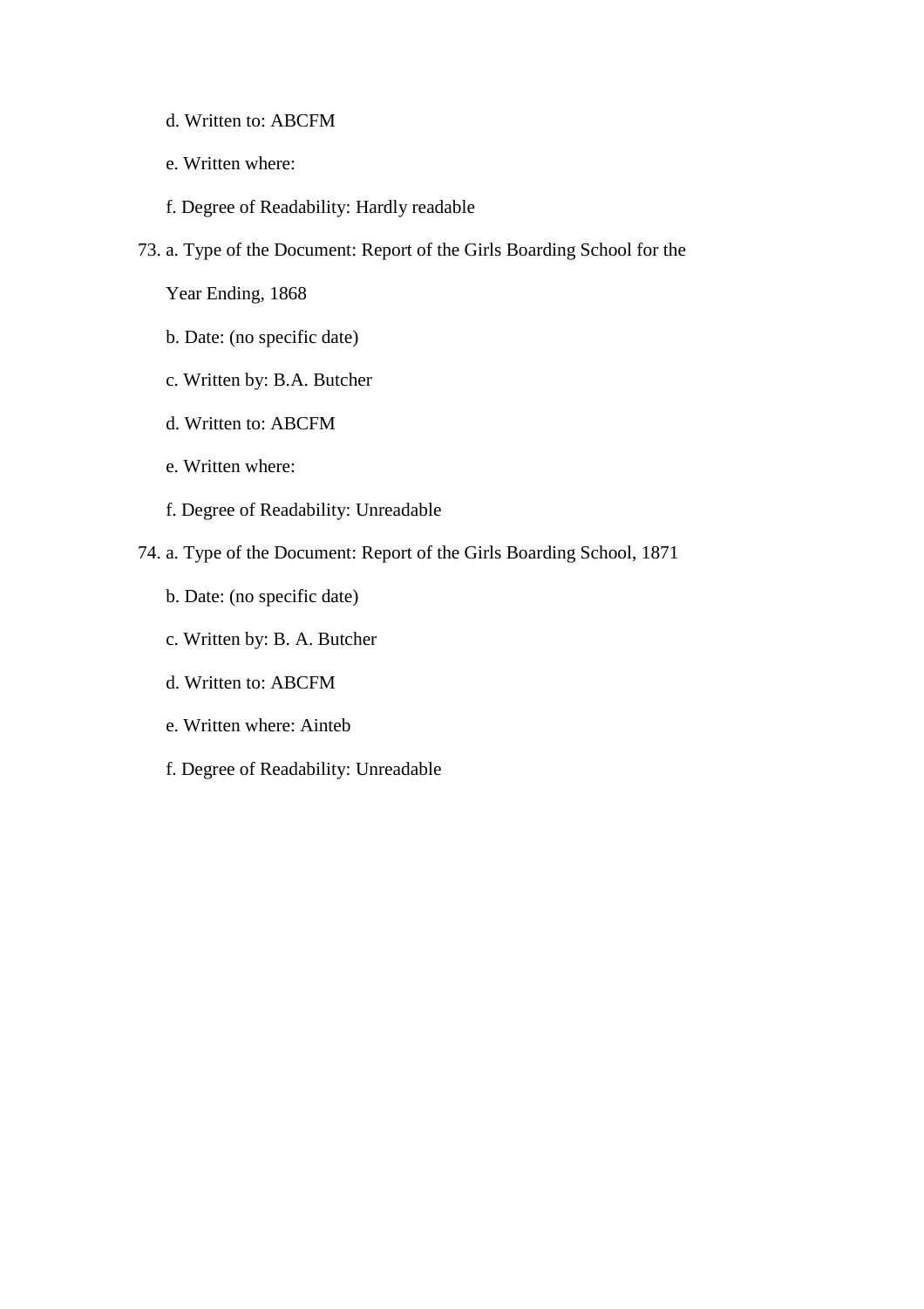d. Written to: ABCFM

e. Written where:

f. Degree of Readability: Hardly readable

73. a. Type of the Document: Report of the Girls Boarding School for the Year Ending, 1868

    b. Date: (no specific date)

    c. Written by: B.A. Butcher

    d. Written to: ABCFM

    e. Written where:

    f. Degree of Readability: Unreadable

74. a. Type of the Document: Report of the Girls Boarding School, 1871

    b. Date: (no specific date)

    c. Written by: B. A. Butcher

    d. Written to: ABCFM

    e. Written where: Ainteb

    f. Degree of Readability: Unreadable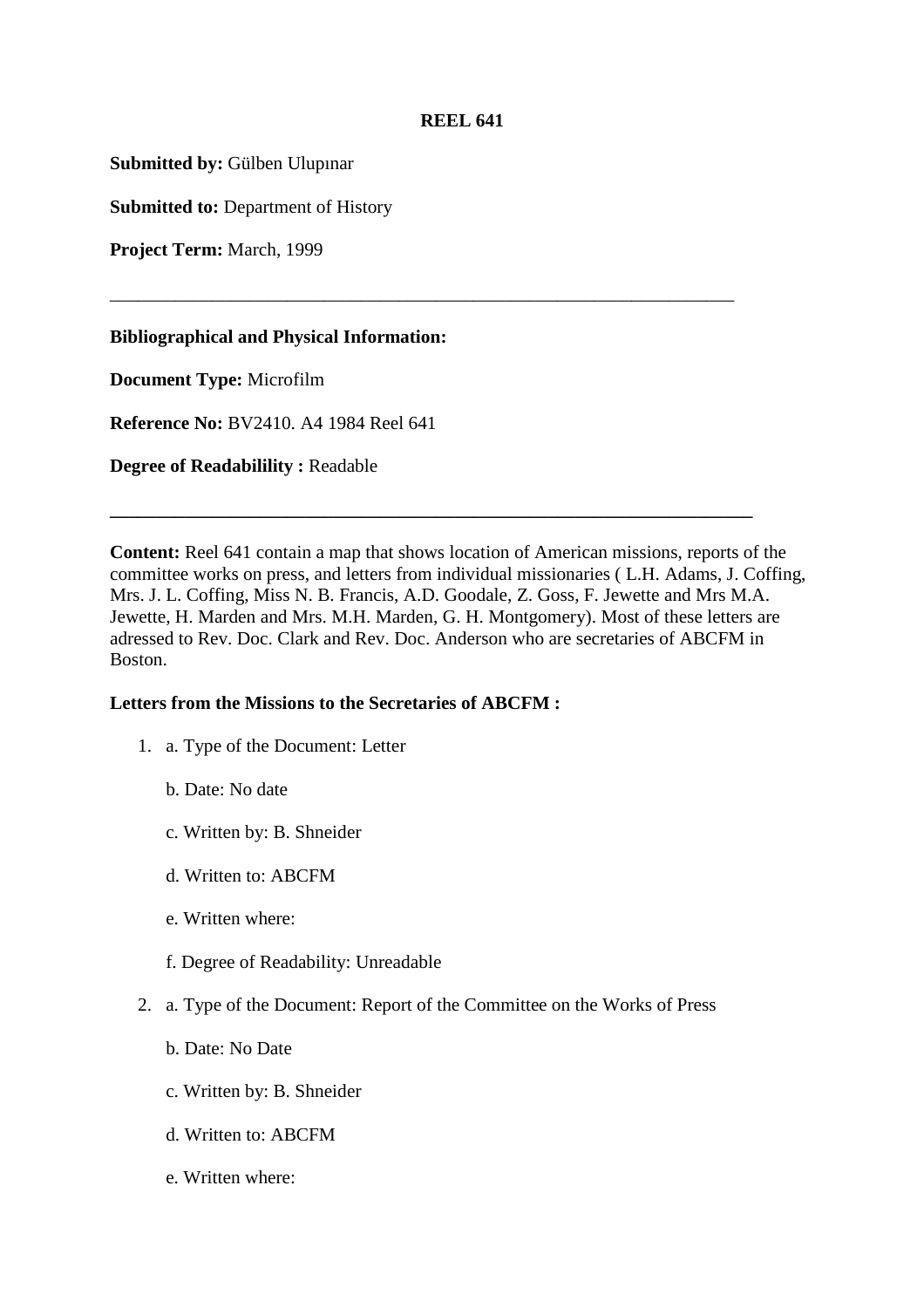**REEL 641**

**Submitted by:** Gülben Ulupınar

**Submitted to:** Department of History

**Project Term:** March, 1999

---

**Bibliographical and Physical Information:**

**Document Type:** Microfilm

**Reference No:** BV2410. A4 1984 Reel 641

**Degree of Readabilility :** Readable

---

**Content:** Reel 641 contain a map that shows location of American missions, reports of the committee works on press, and letters from individual missionaries ( L.H. Adams, J. Coffing, Mrs. J. L. Coffing, Miss N. B. Francis, A.D. Goodale, Z. Goss, F. Jewette and Mrs M.A. Jewette, H. Marden and Mrs. M.H. Marden, G. H. Montgomery). Most of these letters are adressed to Rev. Doc. Clark and Rev. Doc. Anderson who are secretaries of ABCFM in Boston.

**Letters from the Missions to the Secretaries of ABCFM :**

1. a. Type of the Document: Letter

   b. Date: No date

   c. Written by: B. Shneider

   d. Written to: ABCFM

   e. Written where:

   f. Degree of Readability: Unreadable

2. a. Type of the Document: Report of the Committee on the Works of Press

   b. Date: No Date

   c. Written by: B. Shneider

   d. Written to: ABCFM

   e. Written where: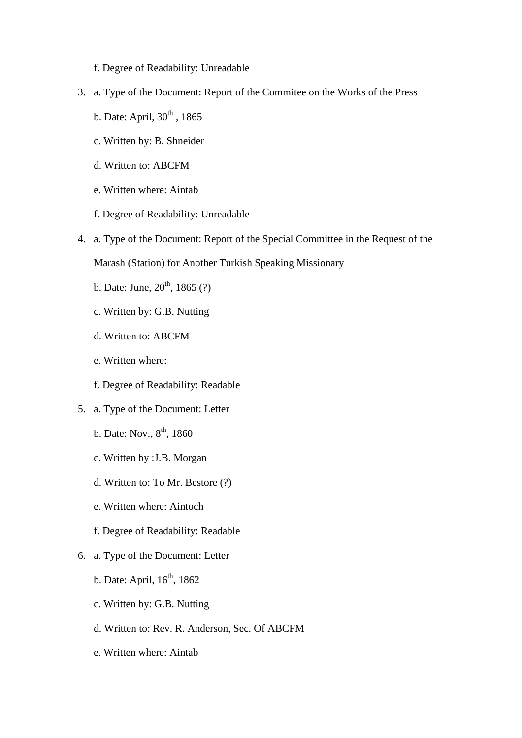f. Degree of Readability: Unreadable

3. a. Type of the Document: Report of the Commitee on the Works of the Press

   b. Date: April, 30th , 1865

   c. Written by: B. Shneider

   d. Written to: ABCFM

   e. Written where: Aintab

   f. Degree of Readability: Unreadable

4. a. Type of the Document: Report of the Special Committee in the Request of the Marash (Station) for Another Turkish Speaking Missionary

   b. Date: June, 20th, 1865 (?)

   c. Written by: G.B. Nutting

   d. Written to: ABCFM

   e. Written where:

   f. Degree of Readability: Readable

5. a. Type of the Document: Letter

   b. Date: Nov., 8th, 1860

   c. Written by :J.B. Morgan

   d. Written to: To Mr. Bestore (?)

   e. Written where: Aintoch

   f. Degree of Readability: Readable

6. a. Type of the Document: Letter

   b. Date: April, 16th, 1862

   c. Written by: G.B. Nutting

   d. Written to: Rev. R. Anderson, Sec. Of ABCFM

   e. Written where: Aintab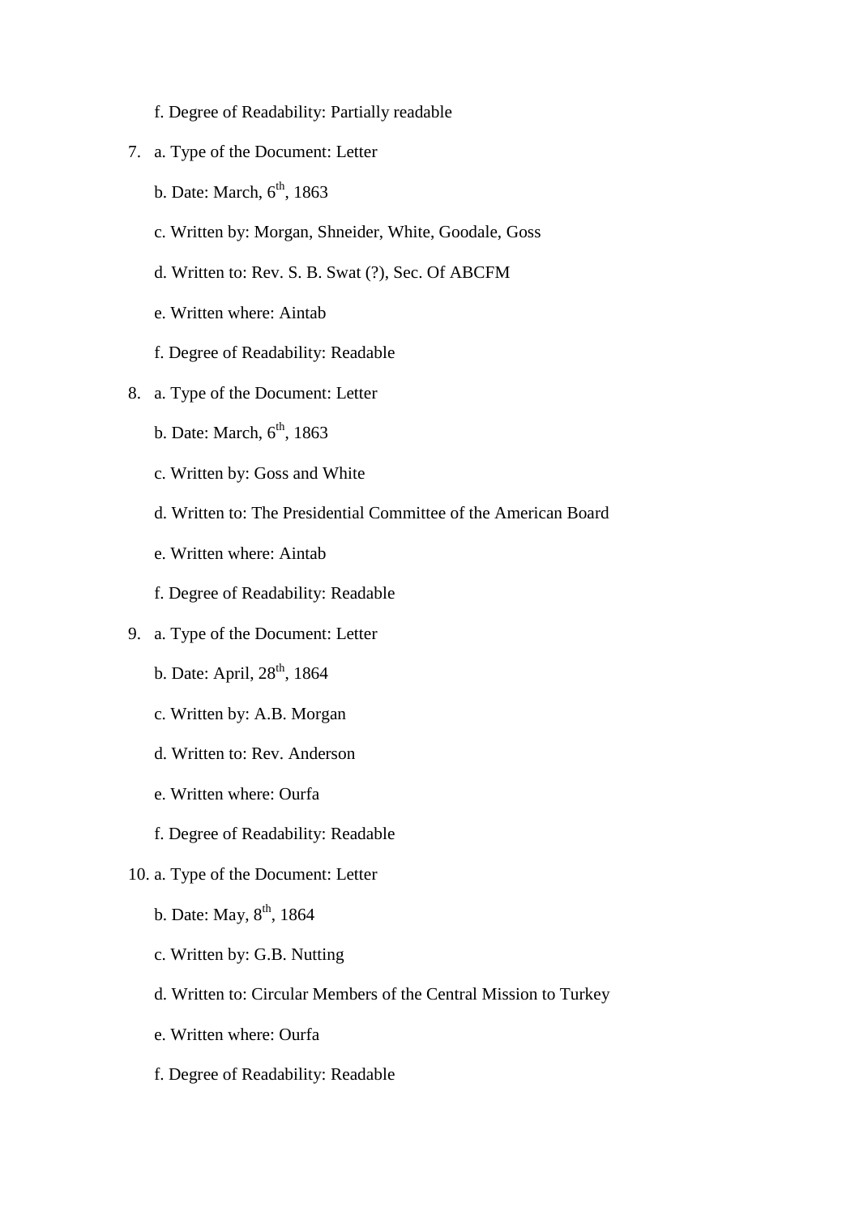f. Degree of Readability: Partially readable

7. a. Type of the Document: Letter

   b. Date: March, 6th, 1863

   c. Written by: Morgan, Shneider, White, Goodale, Goss

   d. Written to: Rev. S. B. Swat (?), Sec. Of ABCFM

   e. Written where: Aintab

   f. Degree of Readability: Readable

8. a. Type of the Document: Letter

   b. Date: March, 6th, 1863

   c. Written by: Goss and White

   d. Written to: The Presidential Committee of the American Board

   e. Written where: Aintab

   f. Degree of Readability: Readable

9. a. Type of the Document: Letter

   b. Date: April, 28th, 1864

   c. Written by: A.B. Morgan

   d. Written to: Rev. Anderson

   e. Written where: Ourfa

   f. Degree of Readability: Readable

10. a. Type of the Document: Letter

    b. Date: May, 8th, 1864

    c. Written by: G.B. Nutting

    d. Written to: Circular Members of the Central Mission to Turkey

    e. Written where: Ourfa

    f. Degree of Readability: Readable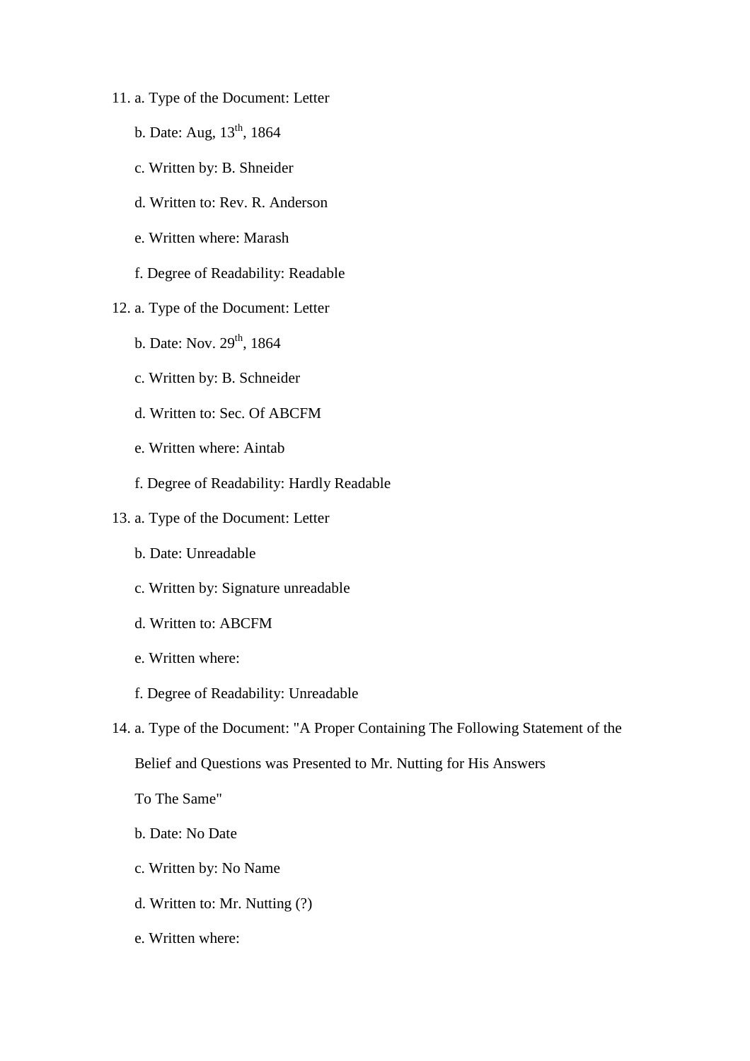11. a. Type of the Document: Letter

    b. Date: Aug, 13th, 1864

    c. Written by: B. Shneider

    d. Written to: Rev. R. Anderson

    e. Written where: Marash

    f. Degree of Readability: Readable

12. a. Type of the Document: Letter

    b. Date: Nov. 29th, 1864

    c. Written by: B. Schneider

    d. Written to: Sec. Of ABCFM

    e. Written where: Aintab

    f. Degree of Readability: Hardly Readable

13. a. Type of the Document: Letter

    b. Date: Unreadable

    c. Written by: Signature unreadable

    d. Written to: ABCFM

    e. Written where:

    f. Degree of Readability: Unreadable

14. a. Type of the Document: "A Proper Containing The Following Statement of the Belief and Questions was Presented to Mr. Nutting for His Answers To The Same"

    b. Date: No Date

    c. Written by: No Name

    d. Written to: Mr. Nutting (?)

    e. Written where: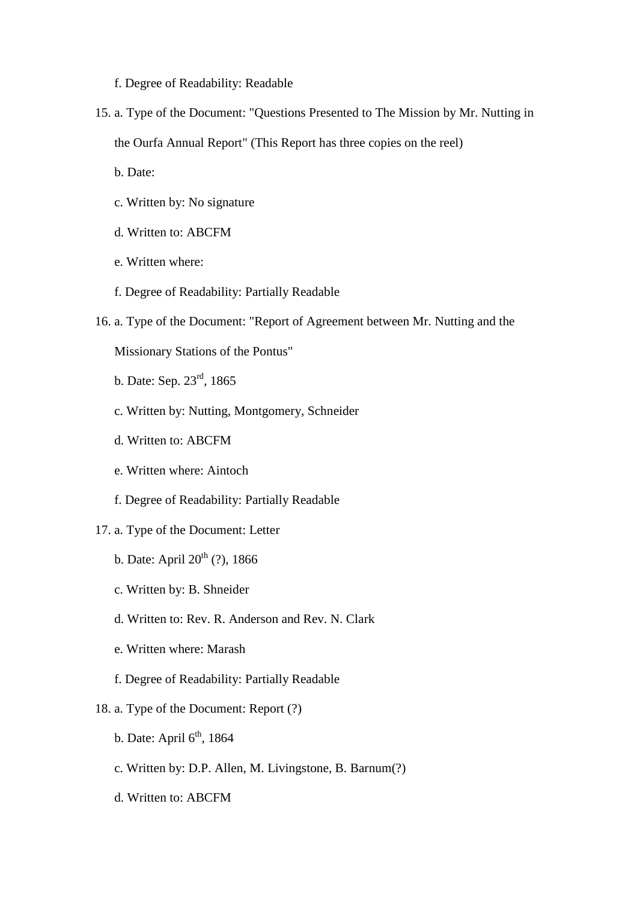f. Degree of Readability: Readable

15. a. Type of the Document: "Questions Presented to The Mission by Mr. Nutting in the Ourfa Annual Report" (This Report has three copies on the reel)

    b. Date:

    c. Written by: No signature

    d. Written to: ABCFM

    e. Written where:

    f. Degree of Readability: Partially Readable

16. a. Type of the Document: "Report of Agreement between Mr. Nutting and the Missionary Stations of the Pontus"

    b. Date: Sep. 23rd, 1865

    c. Written by: Nutting, Montgomery, Schneider

    d. Written to: ABCFM

    e. Written where: Aintoch

    f. Degree of Readability: Partially Readable

17. a. Type of the Document: Letter

    b. Date: April 20th (?), 1866

    c. Written by: B. Shneider

    d. Written to: Rev. R. Anderson and Rev. N. Clark

    e. Written where: Marash

    f. Degree of Readability: Partially Readable

18. a. Type of the Document: Report (?)

    b. Date: April 6th, 1864

    c. Written by: D.P. Allen, M. Livingstone, B. Barnum(?)

    d. Written to: ABCFM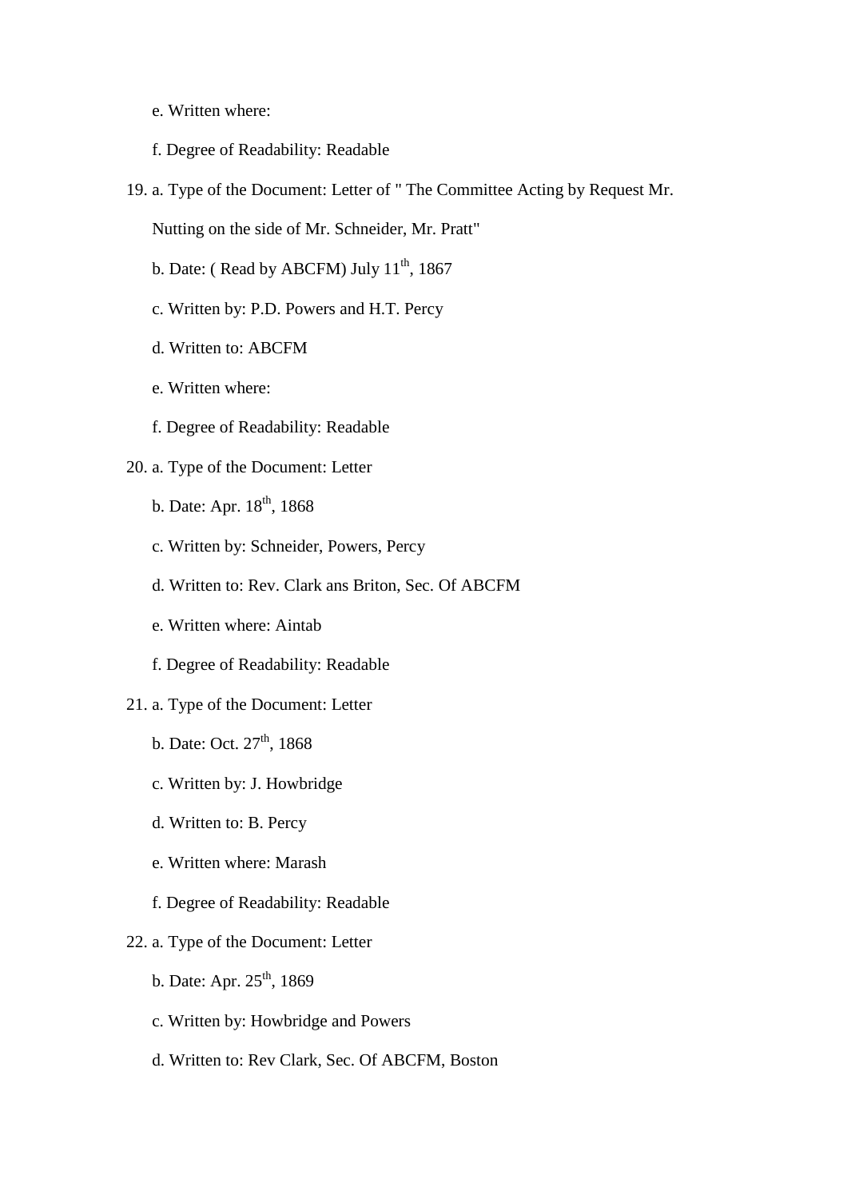e. Written where:

f. Degree of Readability: Readable

19. a. Type of the Document: Letter of " The Committee Acting by Request Mr. Nutting on the side of Mr. Schneider, Mr. Pratt"

    b. Date: ( Read by ABCFM) July 11th, 1867

    c. Written by: P.D. Powers and H.T. Percy

    d. Written to: ABCFM

    e. Written where:

    f. Degree of Readability: Readable

20. a. Type of the Document: Letter

    b. Date: Apr. 18th, 1868

    c. Written by: Schneider, Powers, Percy

    d. Written to: Rev. Clark ans Briton, Sec. Of ABCFM

    e. Written where: Aintab

    f. Degree of Readability: Readable

21. a. Type of the Document: Letter

    b. Date: Oct. 27th, 1868

    c. Written by: J. Howbridge

    d. Written to: B. Percy

    e. Written where: Marash

    f. Degree of Readability: Readable

22. a. Type of the Document: Letter

    b. Date: Apr. 25th, 1869

    c. Written by: Howbridge and Powers

    d. Written to: Rev Clark, Sec. Of ABCFM, Boston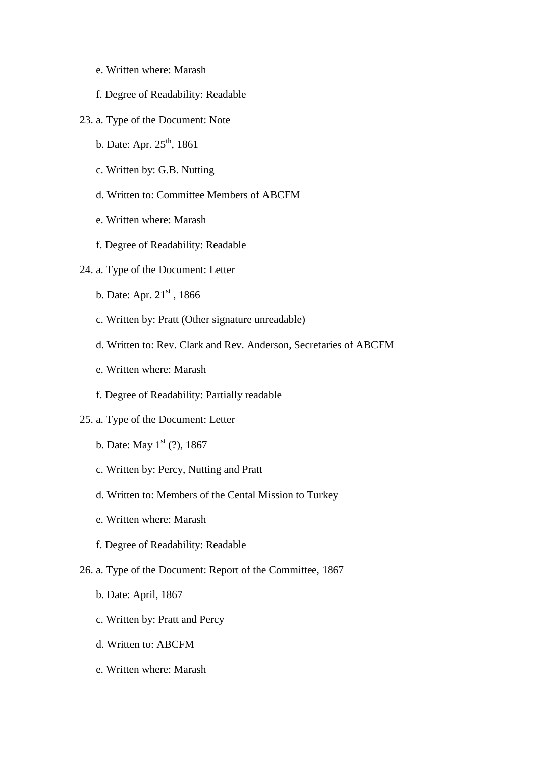e. Written where: Marash

f. Degree of Readability: Readable

23. a. Type of the Document: Note

    b. Date: Apr. 25th, 1861

    c. Written by: G.B. Nutting

    d. Written to: Committee Members of ABCFM

    e. Written where: Marash

    f. Degree of Readability: Readable

24. a. Type of the Document: Letter

    b. Date: Apr. 21st , 1866

    c. Written by: Pratt (Other signature unreadable)

    d. Written to: Rev. Clark and Rev. Anderson, Secretaries of ABCFM

    e. Written where: Marash

    f. Degree of Readability: Partially readable

25. a. Type of the Document: Letter

    b. Date: May 1st (?), 1867

    c. Written by: Percy, Nutting and Pratt

    d. Written to: Members of the Cental Mission to Turkey

    e. Written where: Marash

    f. Degree of Readability: Readable

26. a. Type of the Document: Report of the Committee, 1867

    b. Date: April, 1867

    c. Written by: Pratt and Percy

    d. Written to: ABCFM

    e. Written where: Marash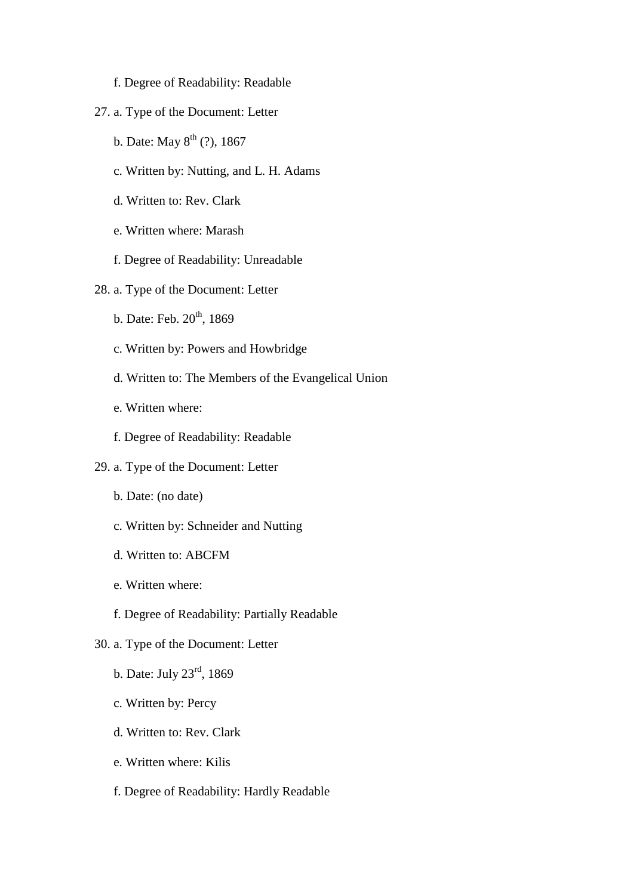f. Degree of Readability: Readable

27. a. Type of the Document: Letter

    b. Date: May 8th (?), 1867

    c. Written by: Nutting, and L. H. Adams

    d. Written to: Rev. Clark

    e. Written where: Marash

    f. Degree of Readability: Unreadable

28. a. Type of the Document: Letter

    b. Date: Feb. 20th, 1869

    c. Written by: Powers and Howbridge

    d. Written to: The Members of the Evangelical Union

    e. Written where:

    f. Degree of Readability: Readable

29. a. Type of the Document: Letter

    b. Date: (no date)

    c. Written by: Schneider and Nutting

    d. Written to: ABCFM

    e. Written where:

    f. Degree of Readability: Partially Readable

30. a. Type of the Document: Letter

    b. Date: July 23rd, 1869

    c. Written by: Percy

    d. Written to: Rev. Clark

    e. Written where: Kilis

    f. Degree of Readability: Hardly Readable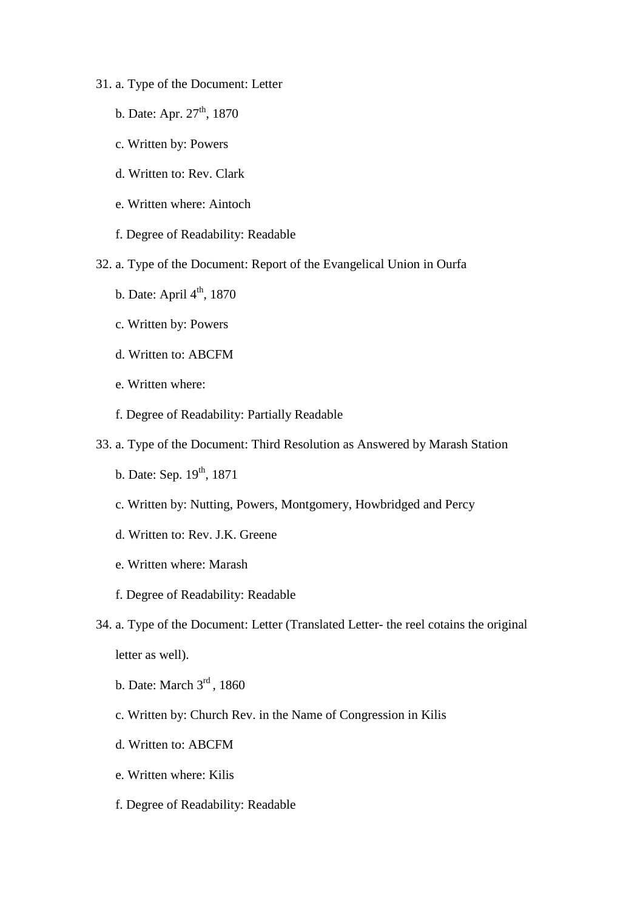31. a. Type of the Document: Letter

    b. Date: Apr. 27th, 1870

    c. Written by: Powers

    d. Written to: Rev. Clark

    e. Written where: Aintoch

    f. Degree of Readability: Readable

32. a. Type of the Document: Report of the Evangelical Union in Ourfa

    b. Date: April 4th, 1870

    c. Written by: Powers

    d. Written to: ABCFM

    e. Written where:

    f. Degree of Readability: Partially Readable

33. a. Type of the Document: Third Resolution as Answered by Marash Station

    b. Date: Sep. 19th, 1871

    c. Written by: Nutting, Powers, Montgomery, Howbridged and Percy

    d. Written to: Rev. J.K. Greene

    e. Written where: Marash

    f. Degree of Readability: Readable

34. a. Type of the Document: Letter (Translated Letter- the reel cotains the original letter as well).

    b. Date: March 3rd , 1860

    c. Written by: Church Rev. in the Name of Congression in Kilis

    d. Written to: ABCFM

    e. Written where: Kilis

    f. Degree of Readability: Readable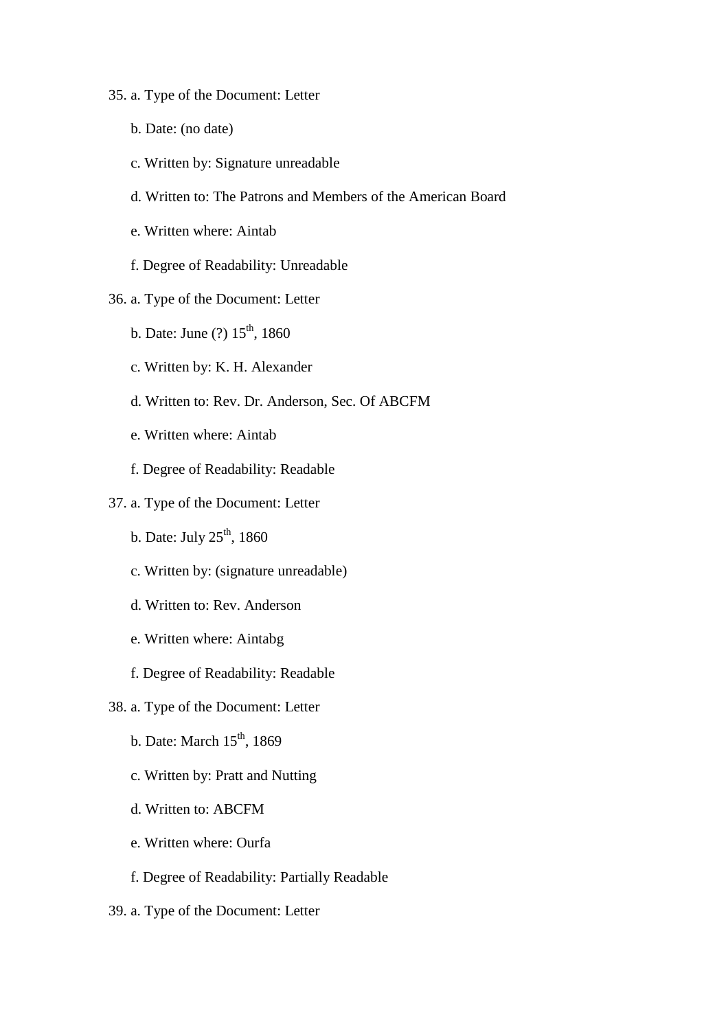35. a. Type of the Document: Letter

    b. Date: (no date)

    c. Written by: Signature unreadable

    d. Written to: The Patrons and Members of the American Board

    e. Written where: Aintab

    f. Degree of Readability: Unreadable

36. a. Type of the Document: Letter

    b. Date: June (?) 15th, 1860

    c. Written by: K. H. Alexander

    d. Written to: Rev. Dr. Anderson, Sec. Of ABCFM

    e. Written where: Aintab

    f. Degree of Readability: Readable

37. a. Type of the Document: Letter

    b. Date: July 25th, 1860

    c. Written by: (signature unreadable)

    d. Written to: Rev. Anderson

    e. Written where: Aintabg

    f. Degree of Readability: Readable

38. a. Type of the Document: Letter

    b. Date: March 15th, 1869

    c. Written by: Pratt and Nutting

    d. Written to: ABCFM

    e. Written where: Ourfa

    f. Degree of Readability: Partially Readable

39. a. Type of the Document: Letter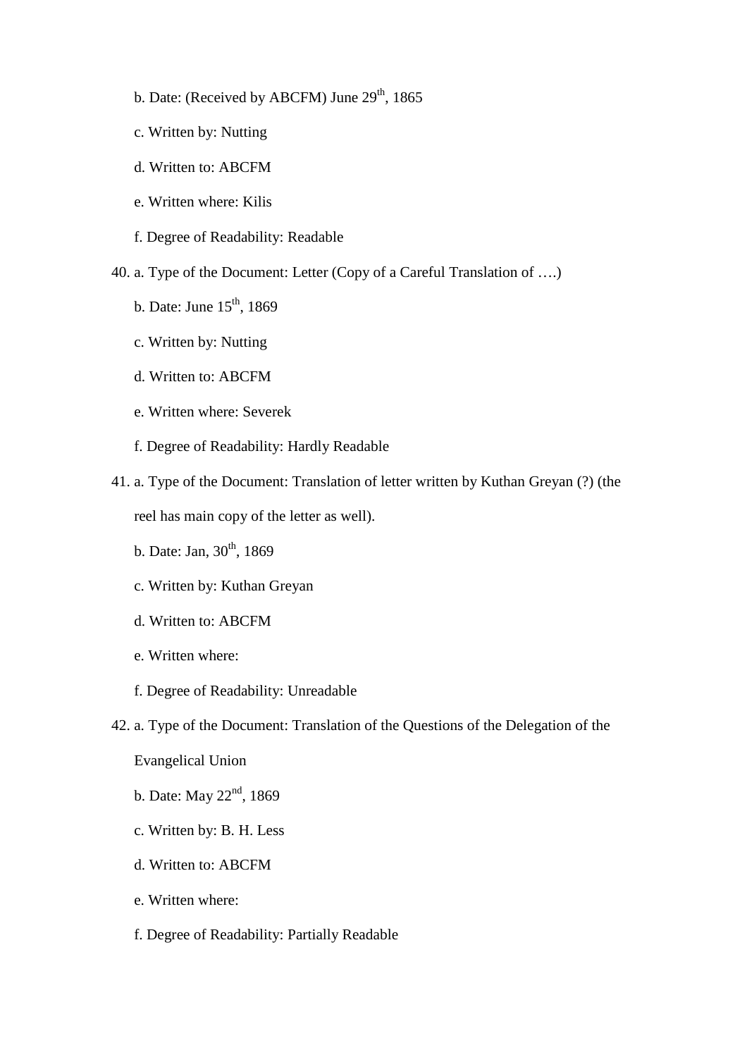b. Date: (Received by ABCFM) June 29th, 1865

c. Written by: Nutting

d. Written to: ABCFM

e. Written where: Kilis

f. Degree of Readability: Readable

40. a. Type of the Document: Letter (Copy of a Careful Translation of ….)

    b. Date: June 15th, 1869

    c. Written by: Nutting

    d. Written to: ABCFM

    e. Written where: Severek

    f. Degree of Readability: Hardly Readable

41. a. Type of the Document: Translation of letter written by Kuthan Greyan (?) (the reel has main copy of the letter as well).

    b. Date: Jan, 30th, 1869

    c. Written by: Kuthan Greyan

    d. Written to: ABCFM

    e. Written where:

    f. Degree of Readability: Unreadable

42. a. Type of the Document: Translation of the Questions of the Delegation of the Evangelical Union

    b. Date: May 22nd, 1869

    c. Written by: B. H. Less

    d. Written to: ABCFM

    e. Written where:

    f. Degree of Readability: Partially Readable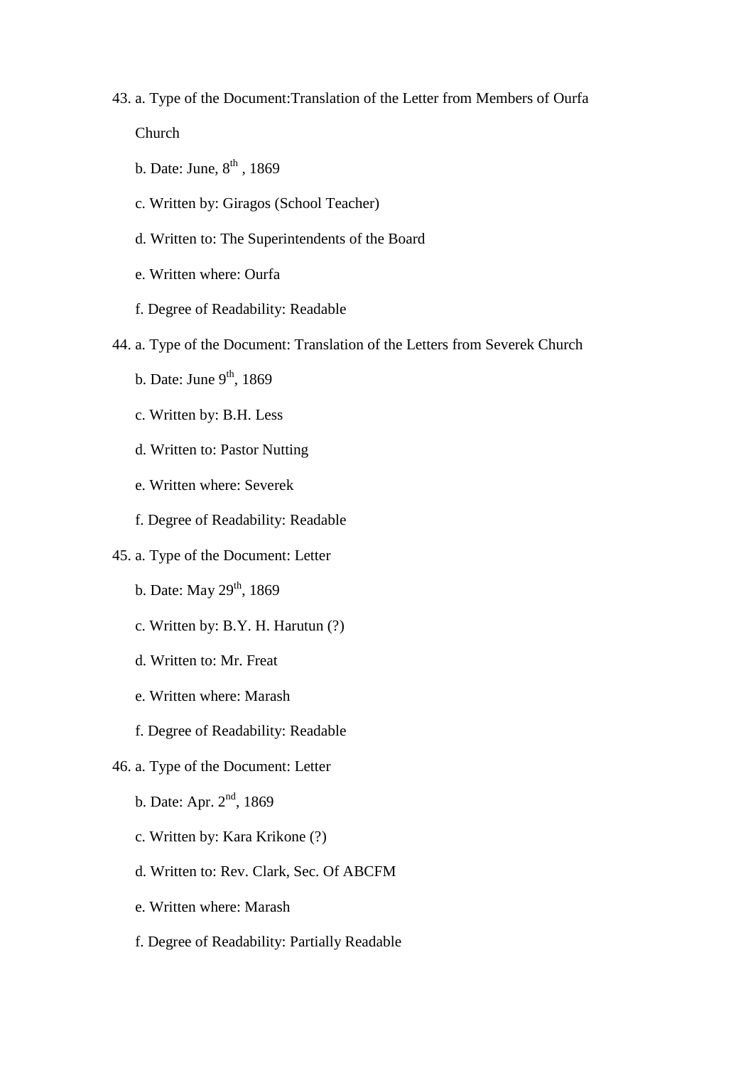43. a. Type of the Document:Translation of the Letter from Members of Ourfa Church

    b. Date: June, 8th , 1869

    c. Written by: Giragos (School Teacher)

    d. Written to: The Superintendents of the Board

    e. Written where: Ourfa

    f. Degree of Readability: Readable

44. a. Type of the Document: Translation of the Letters from Severek Church

    b. Date: June 9th, 1869

    c. Written by: B.H. Less

    d. Written to: Pastor Nutting

    e. Written where: Severek

    f. Degree of Readability: Readable

45. a. Type of the Document: Letter

    b. Date: May 29th, 1869

    c. Written by: B.Y. H. Harutun (?)

    d. Written to: Mr. Freat

    e. Written where: Marash

    f. Degree of Readability: Readable

46. a. Type of the Document: Letter

    b. Date: Apr. 2nd, 1869

    c. Written by: Kara Krikone (?)

    d. Written to: Rev. Clark, Sec. Of ABCFM

    e. Written where: Marash

    f. Degree of Readability: Partially Readable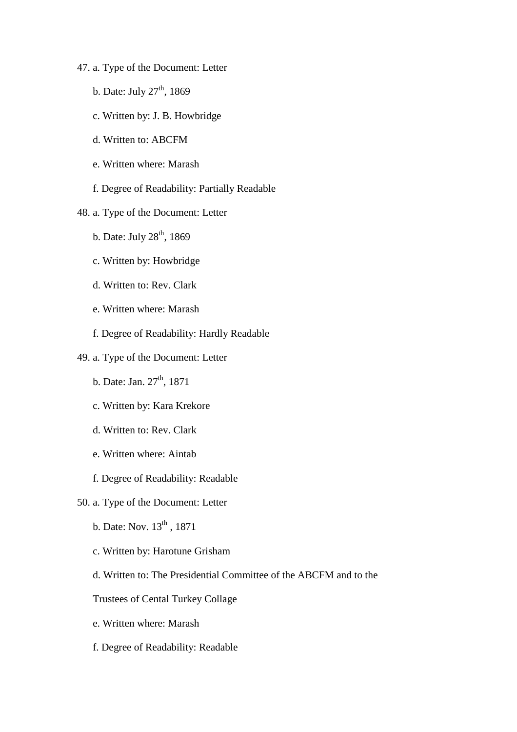47. a. Type of the Document: Letter

    b. Date: July 27th, 1869

    c. Written by: J. B. Howbridge

    d. Written to: ABCFM

    e. Written where: Marash

    f. Degree of Readability: Partially Readable

48. a. Type of the Document: Letter

    b. Date: July 28th, 1869

    c. Written by: Howbridge

    d. Written to: Rev. Clark

    e. Written where: Marash

    f. Degree of Readability: Hardly Readable

49. a. Type of the Document: Letter

    b. Date: Jan. 27th, 1871

    c. Written by: Kara Krekore

    d. Written to: Rev. Clark

    e. Written where: Aintab

    f. Degree of Readability: Readable

50. a. Type of the Document: Letter

    b. Date: Nov. 13th , 1871

    c. Written by: Harotune Grisham

    d. Written to: The Presidential Committee of the ABCFM and to the Trustees of Cental Turkey Collage

    e. Written where: Marash

    f. Degree of Readability: Readable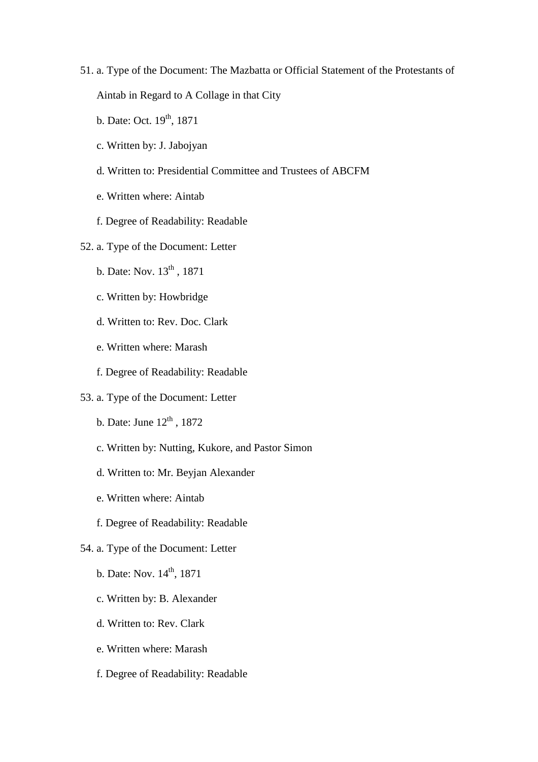51. a. Type of the Document: The Mazbatta or Official Statement of the Protestants of Aintab in Regard to A Collage in that City

    b. Date: Oct. 19th, 1871

    c. Written by: J. Jabojyan

    d. Written to: Presidential Committee and Trustees of ABCFM

    e. Written where: Aintab

    f. Degree of Readability: Readable

52. a. Type of the Document: Letter

    b. Date: Nov. 13th , 1871

    c. Written by: Howbridge

    d. Written to: Rev. Doc. Clark

    e. Written where: Marash

    f. Degree of Readability: Readable

53. a. Type of the Document: Letter

    b. Date: June 12th , 1872

    c. Written by: Nutting, Kukore, and Pastor Simon

    d. Written to: Mr. Beyjan Alexander

    e. Written where: Aintab

    f. Degree of Readability: Readable

54. a. Type of the Document: Letter

    b. Date: Nov. 14th, 1871

    c. Written by: B. Alexander

    d. Written to: Rev. Clark

    e. Written where: Marash

    f. Degree of Readability: Readable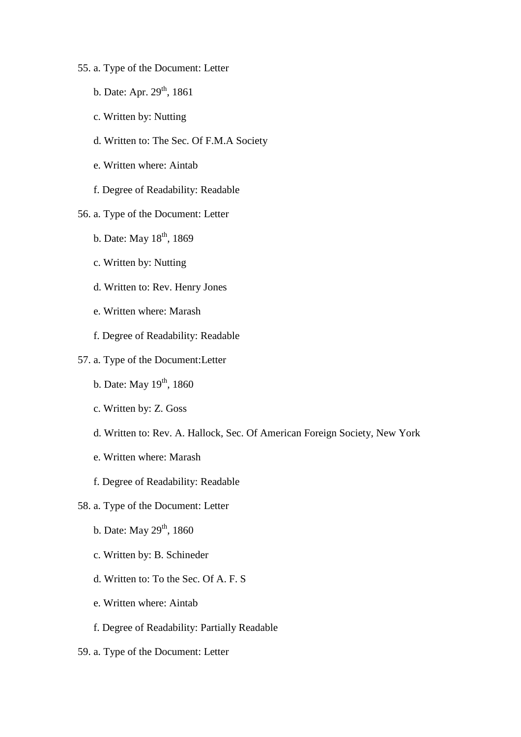55. a. Type of the Document: Letter

    b. Date: Apr. 29th, 1861

    c. Written by: Nutting

    d. Written to: The Sec. Of F.M.A Society

    e. Written where: Aintab

    f. Degree of Readability: Readable

56. a. Type of the Document: Letter

    b. Date: May 18th, 1869

    c. Written by: Nutting

    d. Written to: Rev. Henry Jones

    e. Written where: Marash

    f. Degree of Readability: Readable

57. a. Type of the Document:Letter

    b. Date: May 19th, 1860

    c. Written by: Z. Goss

    d. Written to: Rev. A. Hallock, Sec. Of American Foreign Society, New York

    e. Written where: Marash

    f. Degree of Readability: Readable

58. a. Type of the Document: Letter

    b. Date: May 29th, 1860

    c. Written by: B. Schineder

    d. Written to: To the Sec. Of A. F. S

    e. Written where: Aintab

    f. Degree of Readability: Partially Readable

59. a. Type of the Document: Letter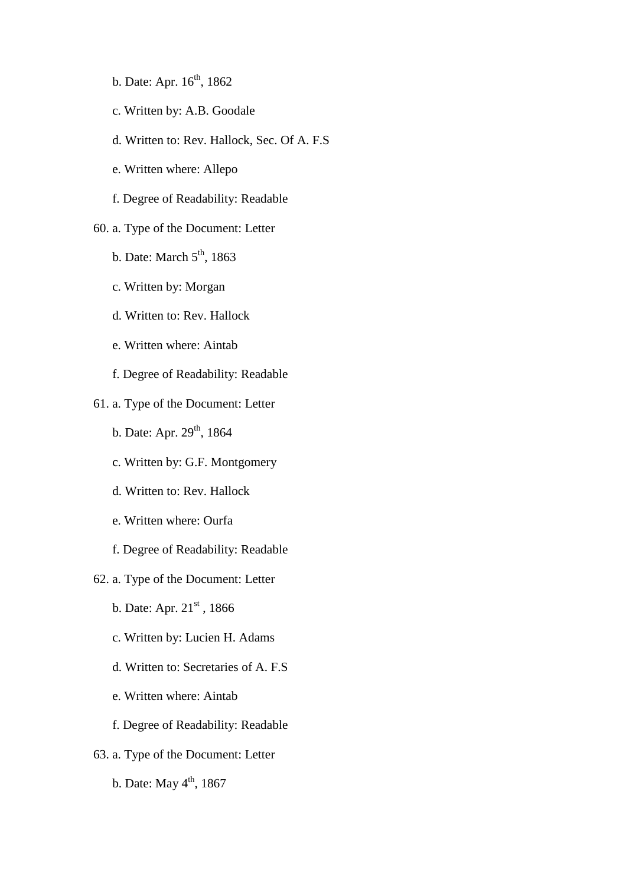b. Date: Apr. 16th, 1862

c. Written by: A.B. Goodale

d. Written to: Rev. Hallock, Sec. Of A. F.S

e. Written where: Allepo

f. Degree of Readability: Readable

60. a. Type of the Document: Letter

    b. Date: March 5th, 1863

    c. Written by: Morgan

    d. Written to: Rev. Hallock

    e. Written where: Aintab

    f. Degree of Readability: Readable

61. a. Type of the Document: Letter

    b. Date: Apr. 29th, 1864

    c. Written by: G.F. Montgomery

    d. Written to: Rev. Hallock

    e. Written where: Ourfa

    f. Degree of Readability: Readable

62. a. Type of the Document: Letter

    b. Date: Apr. 21st , 1866

    c. Written by: Lucien H. Adams

    d. Written to: Secretaries of A. F.S

    e. Written where: Aintab

    f. Degree of Readability: Readable

63. a. Type of the Document: Letter

    b. Date: May 4th, 1867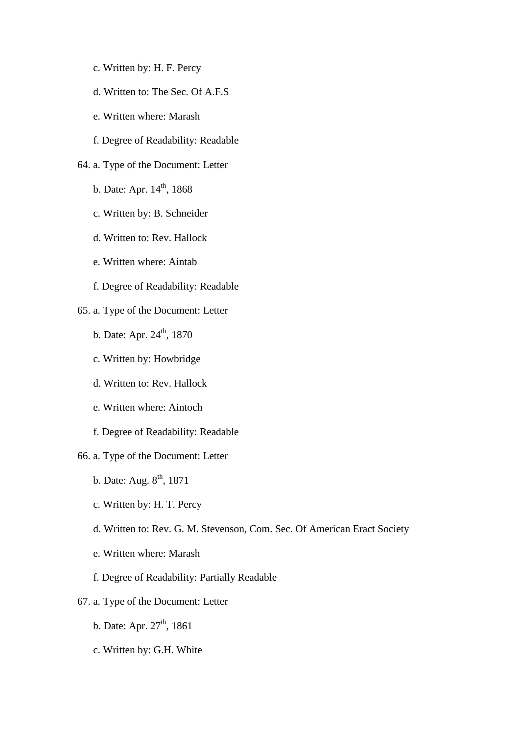c. Written by: H. F. Percy

d. Written to: The Sec. Of A.F.S

e. Written where: Marash

f. Degree of Readability: Readable

64. a. Type of the Document: Letter

 b. Date: Apr. 14th, 1868

 c. Written by: B. Schneider

 d. Written to: Rev. Hallock

 e. Written where: Aintab

 f. Degree of Readability: Readable

65. a. Type of the Document: Letter

 b. Date: Apr. 24th, 1870

 c. Written by: Howbridge

 d. Written to: Rev. Hallock

 e. Written where: Aintoch

 f. Degree of Readability: Readable

66. a. Type of the Document: Letter

 b. Date: Aug. 8th, 1871

 c. Written by: H. T. Percy

 d. Written to: Rev. G. M. Stevenson, Com. Sec. Of American Eract Society

 e. Written where: Marash

 f. Degree of Readability: Partially Readable

67. a. Type of the Document: Letter

 b. Date: Apr. 27th, 1861

 c. Written by: G.H. White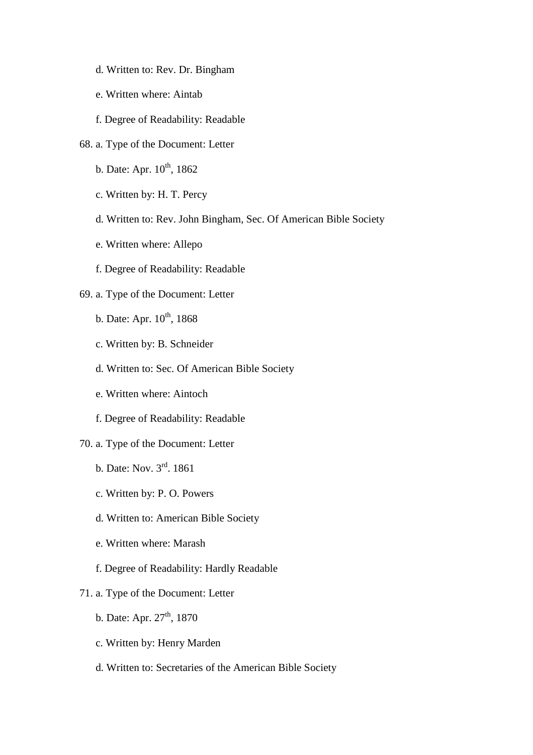d. Written to: Rev. Dr. Bingham

e. Written where: Aintab

f. Degree of Readability: Readable

68. a. Type of the Document: Letter

    b. Date: Apr. 10th, 1862

    c. Written by: H. T. Percy

    d. Written to: Rev. John Bingham, Sec. Of American Bible Society

    e. Written where: Allepo

    f. Degree of Readability: Readable

69. a. Type of the Document: Letter

    b. Date: Apr. 10th, 1868

    c. Written by: B. Schneider

    d. Written to: Sec. Of American Bible Society

    e. Written where: Aintoch

    f. Degree of Readability: Readable

70. a. Type of the Document: Letter

    b. Date: Nov. 3rd. 1861

    c. Written by: P. O. Powers

    d. Written to: American Bible Society

    e. Written where: Marash

    f. Degree of Readability: Hardly Readable

71. a. Type of the Document: Letter

    b. Date: Apr. 27th, 1870

    c. Written by: Henry Marden

    d. Written to: Secretaries of the American Bible Society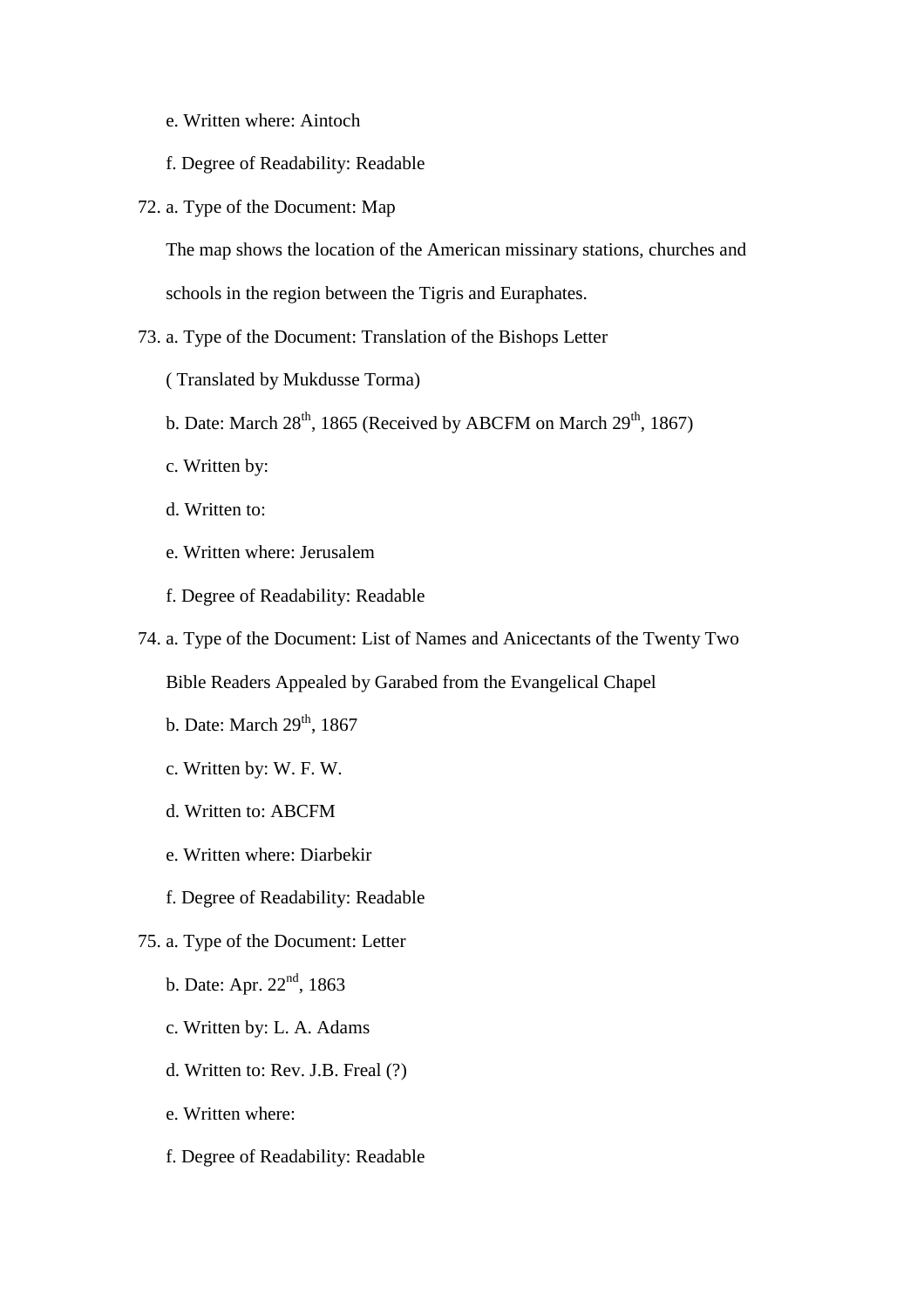e. Written where: Aintoch

f. Degree of Readability: Readable

72. a. Type of the Document: Map

    The map shows the location of the American missinary stations, churches and schools in the region between the Tigris and Euraphates.

73. a. Type of the Document: Translation of the Bishops Letter

    ( Translated by Mukdusse Torma)

    b. Date: March 28th, 1865 (Received by ABCFM on March 29th, 1867)

    c. Written by:

    d. Written to:

    e. Written where: Jerusalem

    f. Degree of Readability: Readable

74. a. Type of the Document: List of Names and Anicectants of the Twenty Two Bible Readers Appealed by Garabed from the Evangelical Chapel

    b. Date: March 29th, 1867

    c. Written by: W. F. W.

    d. Written to: ABCFM

    e. Written where: Diarbekir

    f. Degree of Readability: Readable

75. a. Type of the Document: Letter

    b. Date: Apr. 22nd, 1863

    c. Written by: L. A. Adams

    d. Written to: Rev. J.B. Freal (?)

    e. Written where:

    f. Degree of Readability: Readable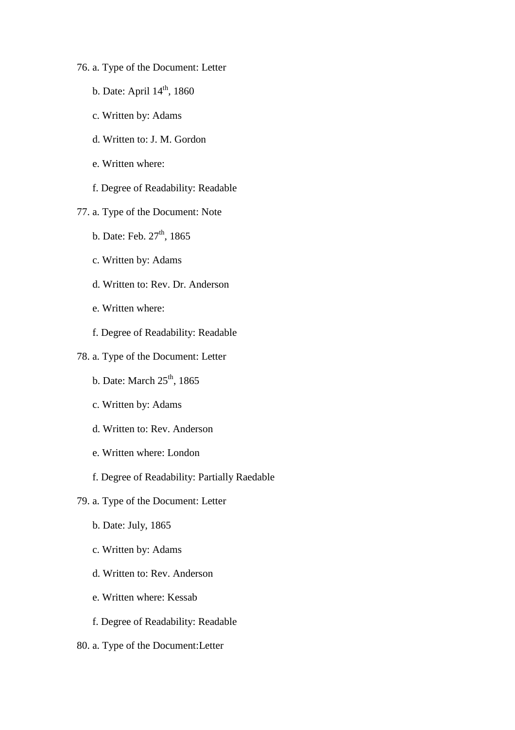76. a. Type of the Document: Letter

    b. Date: April 14th, 1860

    c. Written by: Adams

    d. Written to: J. M. Gordon

    e. Written where:

    f. Degree of Readability: Readable

77. a. Type of the Document: Note

    b. Date: Feb. 27th, 1865

    c. Written by: Adams

    d. Written to: Rev. Dr. Anderson

    e. Written where:

    f. Degree of Readability: Readable

78. a. Type of the Document: Letter

    b. Date: March 25th, 1865

    c. Written by: Adams

    d. Written to: Rev. Anderson

    e. Written where: London

    f. Degree of Readability: Partially Raedable

79. a. Type of the Document: Letter

    b. Date: July, 1865

    c. Written by: Adams

    d. Written to: Rev. Anderson

    e. Written where: Kessab

    f. Degree of Readability: Readable

80. a. Type of the Document:Letter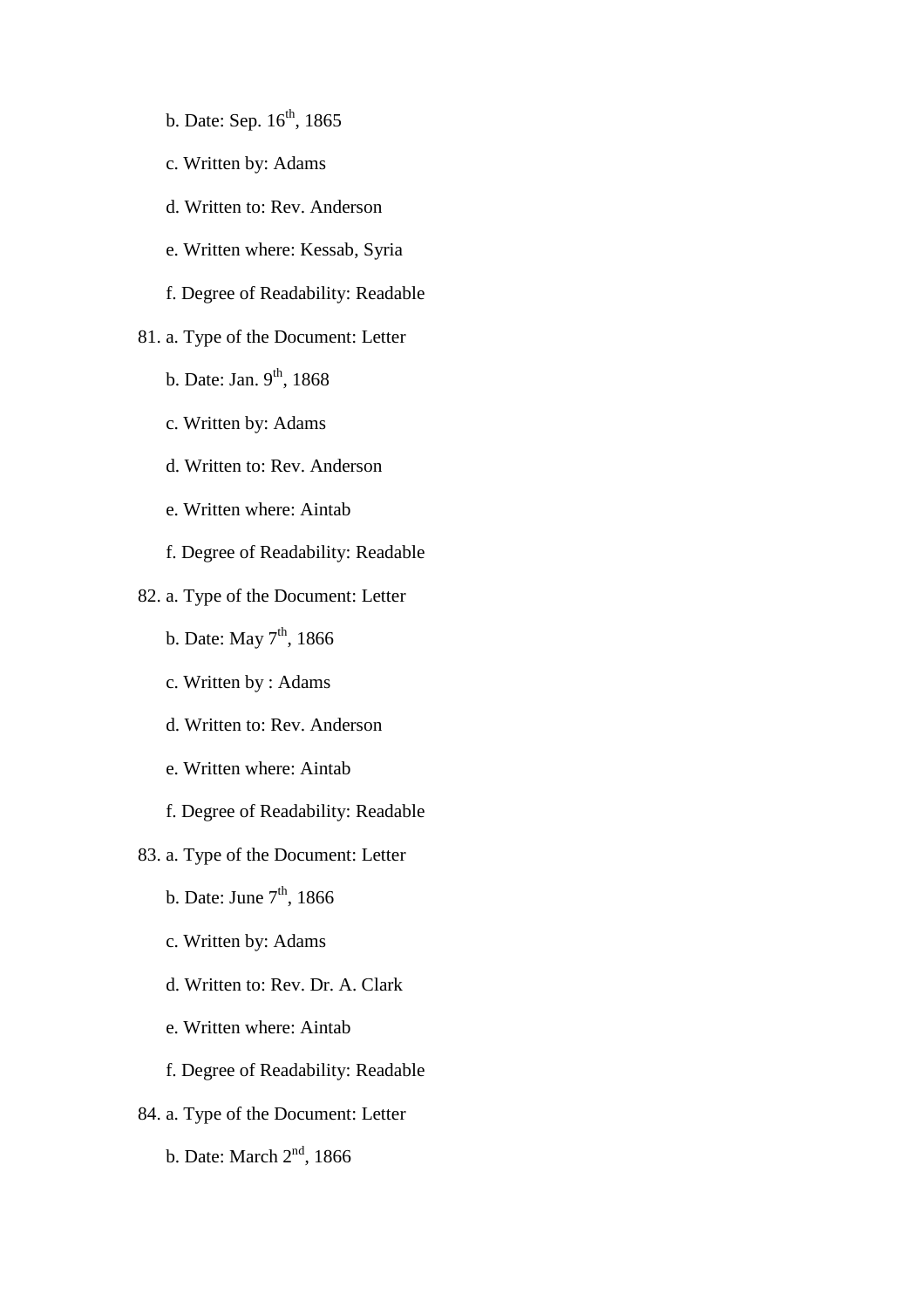b. Date: Sep. 16th, 1865

c. Written by: Adams

d. Written to: Rev. Anderson

e. Written where: Kessab, Syria

f. Degree of Readability: Readable

81. a. Type of the Document: Letter

b. Date: Jan. 9th, 1868

c. Written by: Adams

d. Written to: Rev. Anderson

e. Written where: Aintab

f. Degree of Readability: Readable

82. a. Type of the Document: Letter

b. Date: May 7th, 1866

c. Written by : Adams

d. Written to: Rev. Anderson

e. Written where: Aintab

f. Degree of Readability: Readable

83. a. Type of the Document: Letter

b. Date: June 7th, 1866

c. Written by: Adams

d. Written to: Rev. Dr. A. Clark

e. Written where: Aintab

f. Degree of Readability: Readable

84. a. Type of the Document: Letter

b. Date: March 2nd, 1866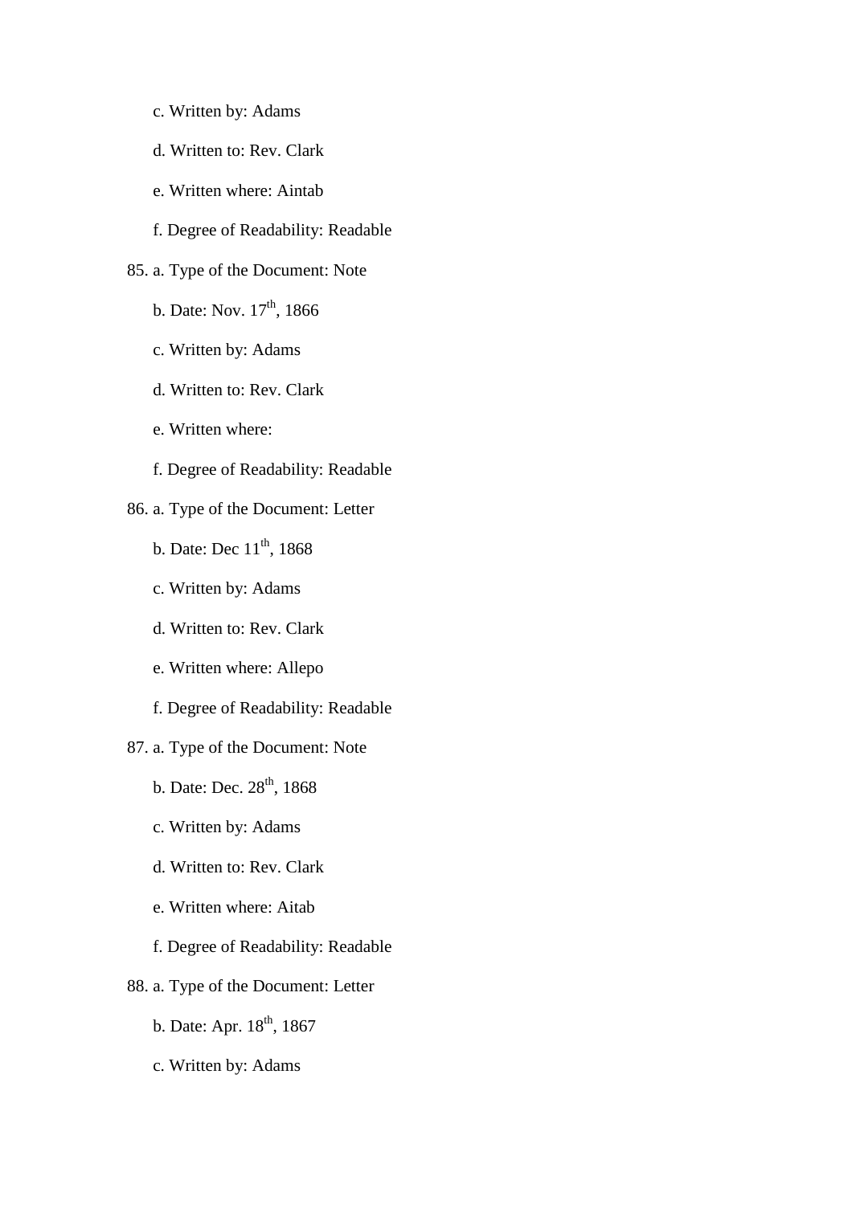c. Written by: Adams

d. Written to: Rev. Clark

e. Written where: Aintab

f. Degree of Readability: Readable

85. a. Type of the Document: Note

b. Date: Nov. 17th, 1866

c. Written by: Adams

d. Written to: Rev. Clark

e. Written where:

f. Degree of Readability: Readable

86. a. Type of the Document: Letter

b. Date: Dec 11th, 1868

c. Written by: Adams

d. Written to: Rev. Clark

e. Written where: Allepo

f. Degree of Readability: Readable

87. a. Type of the Document: Note

b. Date: Dec. 28th, 1868

c. Written by: Adams

d. Written to: Rev. Clark

e. Written where: Aitab

f. Degree of Readability: Readable

88. a. Type of the Document: Letter

b. Date: Apr. 18th, 1867

c. Written by: Adams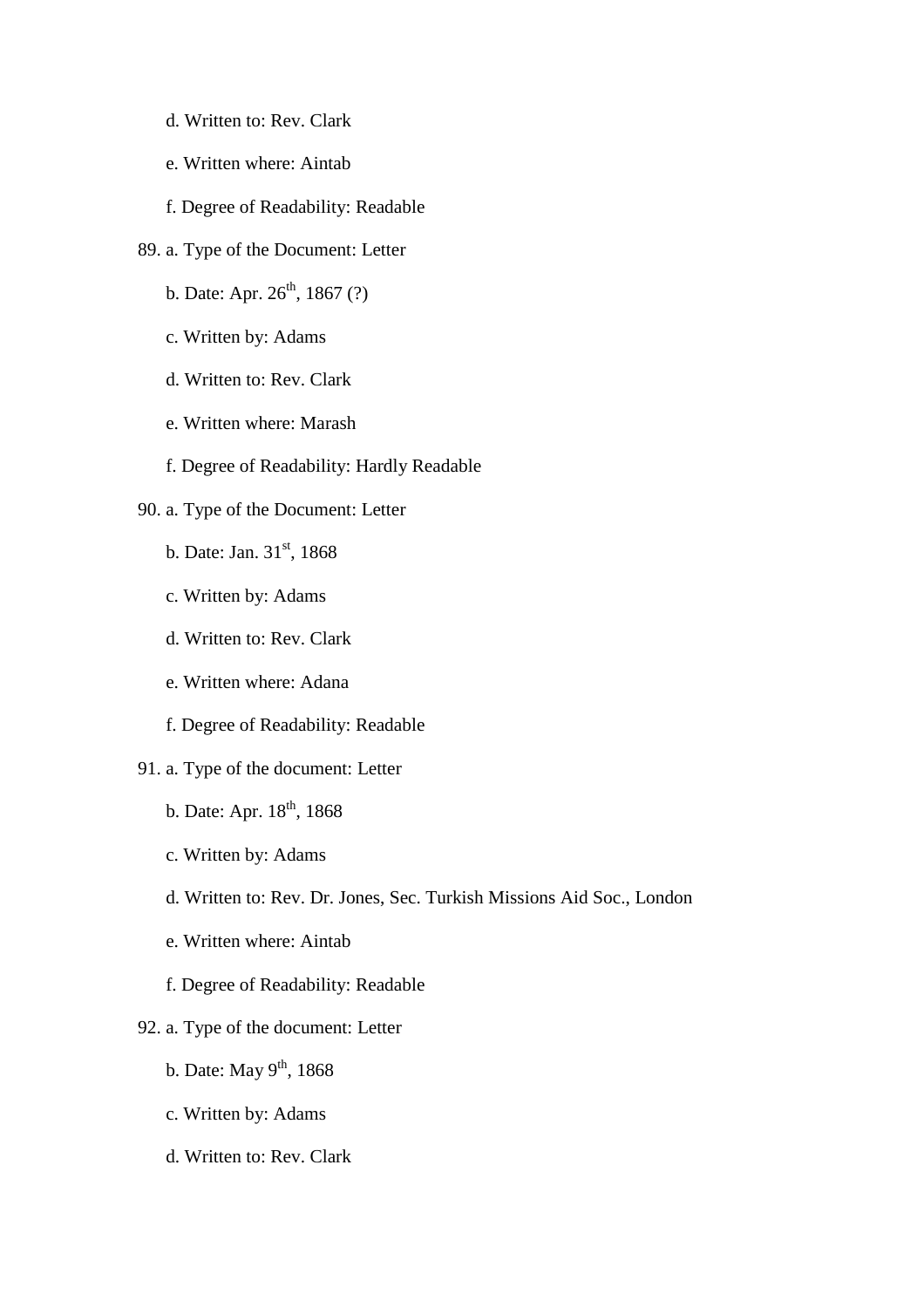d. Written to: Rev. Clark

   e. Written where: Aintab

   f. Degree of Readability: Readable

89. a. Type of the Document: Letter

   b. Date: Apr. 26th, 1867 (?)

   c. Written by: Adams

   d. Written to: Rev. Clark

   e. Written where: Marash

   f. Degree of Readability: Hardly Readable

90. a. Type of the Document: Letter

   b. Date: Jan. 31st, 1868

   c. Written by: Adams

   d. Written to: Rev. Clark

   e. Written where: Adana

   f. Degree of Readability: Readable

91. a. Type of the document: Letter

   b. Date: Apr. 18th, 1868

   c. Written by: Adams

   d. Written to: Rev. Dr. Jones, Sec. Turkish Missions Aid Soc., London

   e. Written where: Aintab

   f. Degree of Readability: Readable

92. a. Type of the document: Letter

   b. Date: May 9th, 1868

   c. Written by: Adams

   d. Written to: Rev. Clark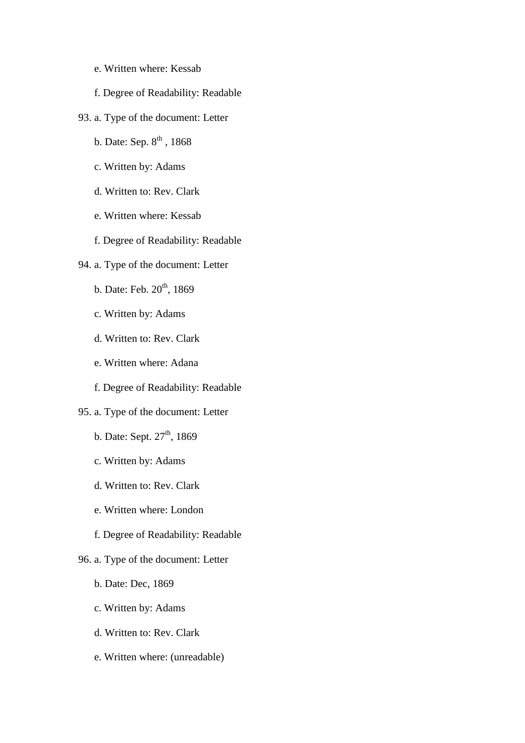e. Written where: Kessab

f. Degree of Readability: Readable

93. a. Type of the document: Letter

    b. Date: Sep. 8th , 1868

    c. Written by: Adams

    d. Written to: Rev. Clark

    e. Written where: Kessab

    f. Degree of Readability: Readable

94. a. Type of the document: Letter

    b. Date: Feb. 20th, 1869

    c. Written by: Adams

    d. Written to: Rev. Clark

    e. Written where: Adana

    f. Degree of Readability: Readable

95. a. Type of the document: Letter

    b. Date: Sept. 27th, 1869

    c. Written by: Adams

    d. Written to: Rev. Clark

    e. Written where: London

    f. Degree of Readability: Readable

96. a. Type of the document: Letter

    b. Date: Dec, 1869

    c. Written by: Adams

    d. Written to: Rev. Clark

    e. Written where: (unreadable)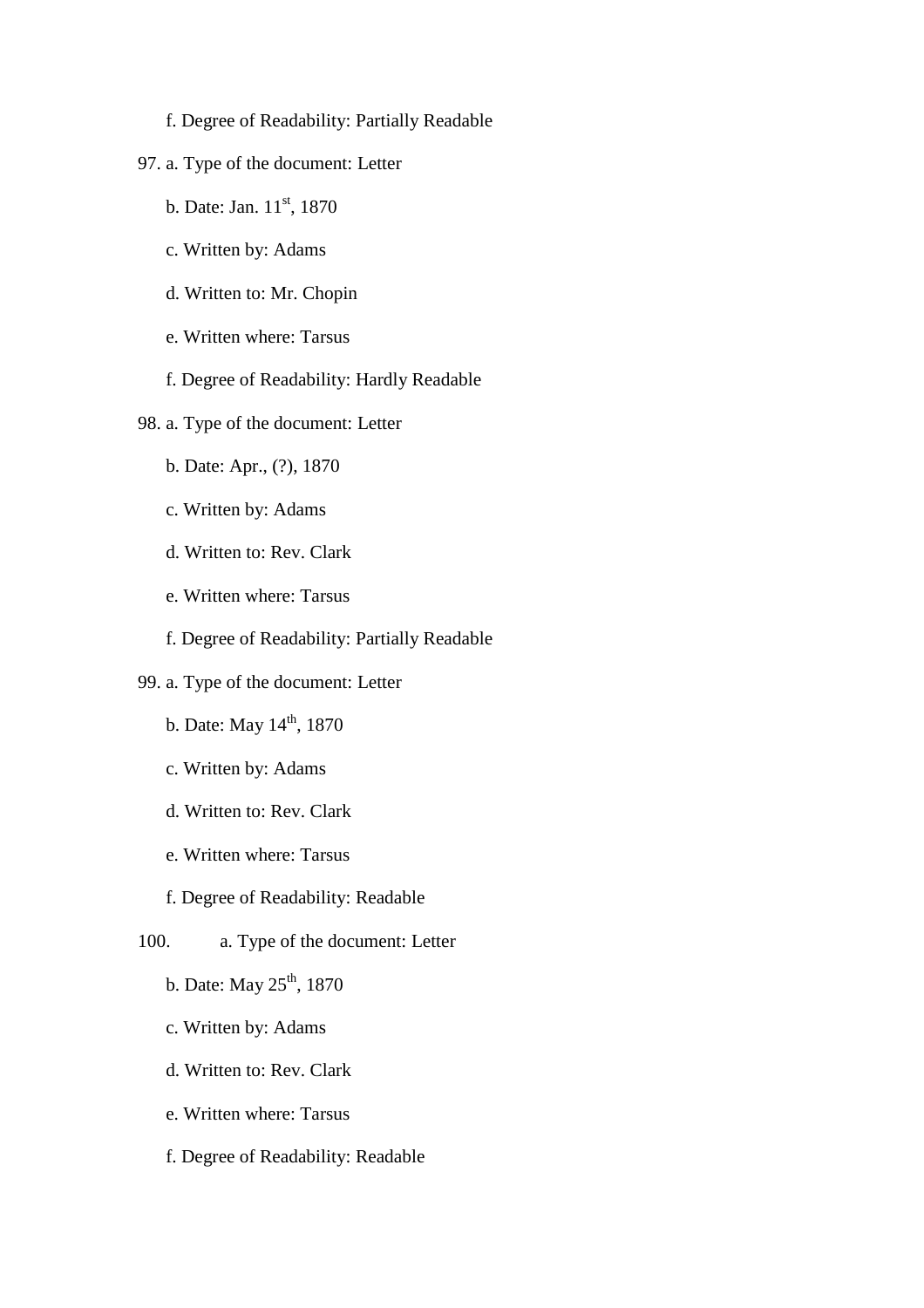f. Degree of Readability: Partially Readable

97. a. Type of the document: Letter

    b. Date: Jan. 11st, 1870

    c. Written by: Adams

    d. Written to: Mr. Chopin

    e. Written where: Tarsus

    f. Degree of Readability: Hardly Readable

98. a. Type of the document: Letter

    b. Date: Apr., (?), 1870

    c. Written by: Adams

    d. Written to: Rev. Clark

    e. Written where: Tarsus

    f. Degree of Readability: Partially Readable

99. a. Type of the document: Letter

    b. Date: May 14th, 1870

    c. Written by: Adams

    d. Written to: Rev. Clark

    e. Written where: Tarsus

    f. Degree of Readability: Readable

100. a. Type of the document: Letter

    b. Date: May 25th, 1870

    c. Written by: Adams

    d. Written to: Rev. Clark

    e. Written where: Tarsus

    f. Degree of Readability: Readable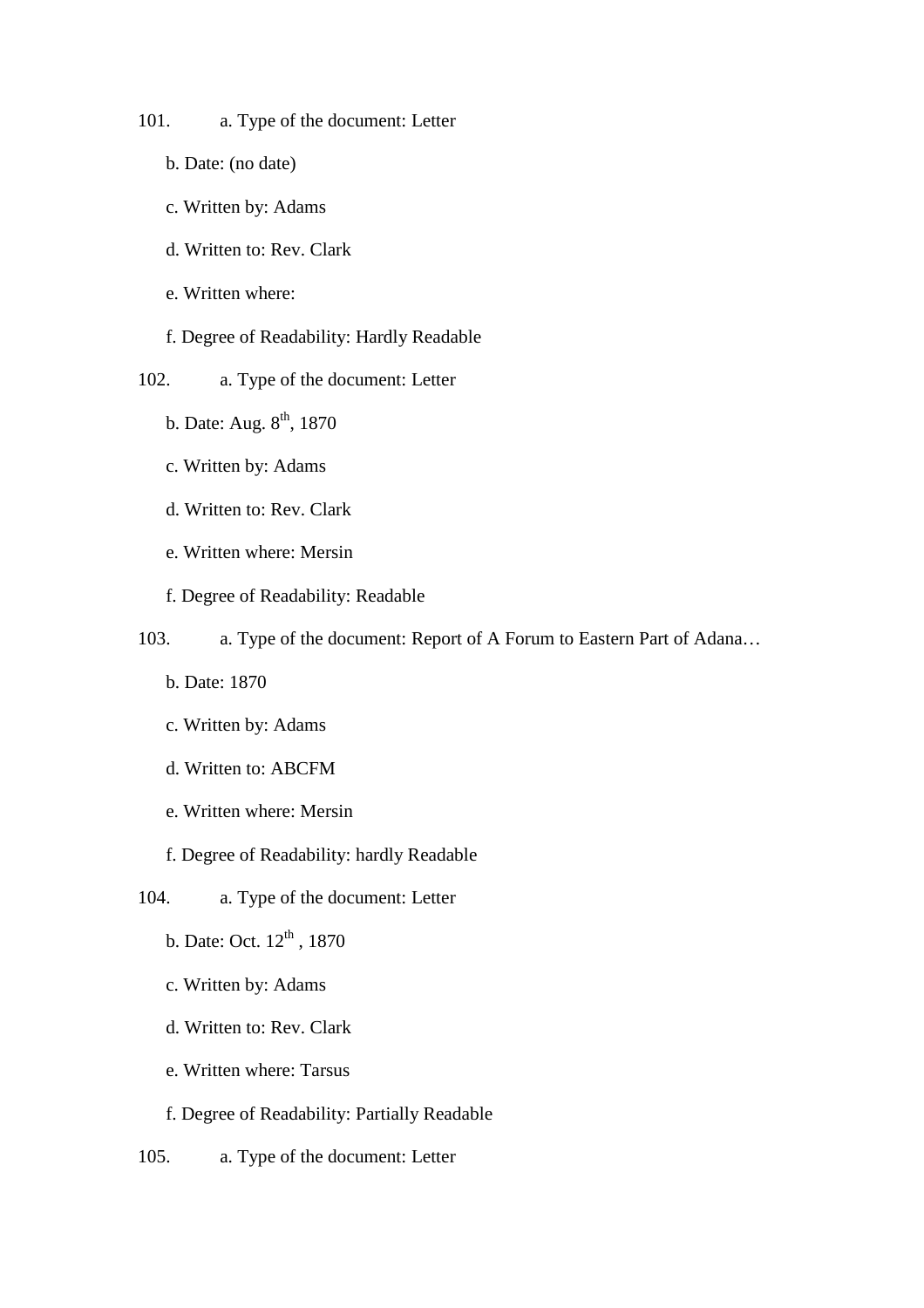101. a. Type of the document: Letter

b. Date: (no date)

c. Written by: Adams

d. Written to: Rev. Clark

e. Written where:

f. Degree of Readability: Hardly Readable

102. a. Type of the document: Letter

b. Date: Aug. 8th, 1870

c. Written by: Adams

d. Written to: Rev. Clark

e. Written where: Mersin

f. Degree of Readability: Readable

103. a. Type of the document: Report of A Forum to Eastern Part of Adana…

b. Date: 1870

c. Written by: Adams

d. Written to: ABCFM

e. Written where: Mersin

f. Degree of Readability: hardly Readable

104. a. Type of the document: Letter

b. Date: Oct. 12th , 1870

c. Written by: Adams

d. Written to: Rev. Clark

e. Written where: Tarsus

f. Degree of Readability: Partially Readable

105. a. Type of the document: Letter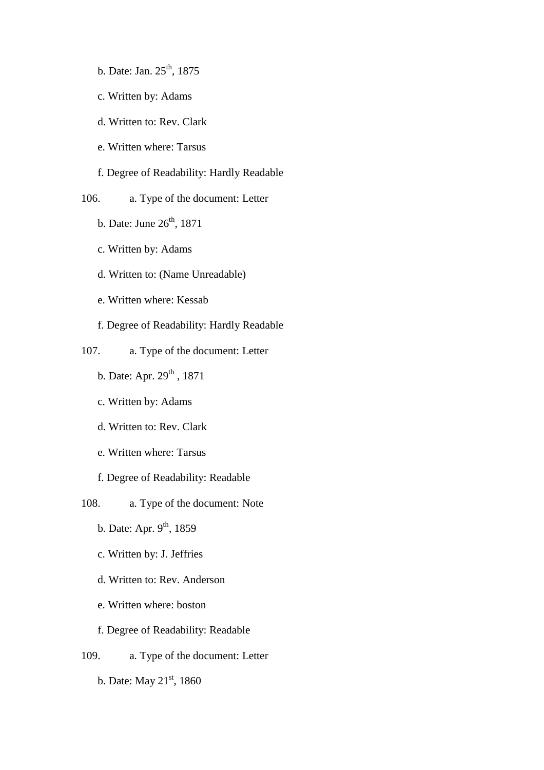b. Date: Jan. 25th, 1875

c. Written by: Adams

d. Written to: Rev. Clark

e. Written where: Tarsus

f. Degree of Readability: Hardly Readable

106. a. Type of the document: Letter

b. Date: June 26th, 1871

c. Written by: Adams

d. Written to: (Name Unreadable)

e. Written where: Kessab

f. Degree of Readability: Hardly Readable

107. a. Type of the document: Letter

b. Date: Apr. 29th , 1871

c. Written by: Adams

d. Written to: Rev. Clark

e. Written where: Tarsus

f. Degree of Readability: Readable

108. a. Type of the document: Note

b. Date: Apr. 9th, 1859

c. Written by: J. Jeffries

d. Written to: Rev. Anderson

e. Written where: boston

f. Degree of Readability: Readable

109. a. Type of the document: Letter

b. Date: May 21st, 1860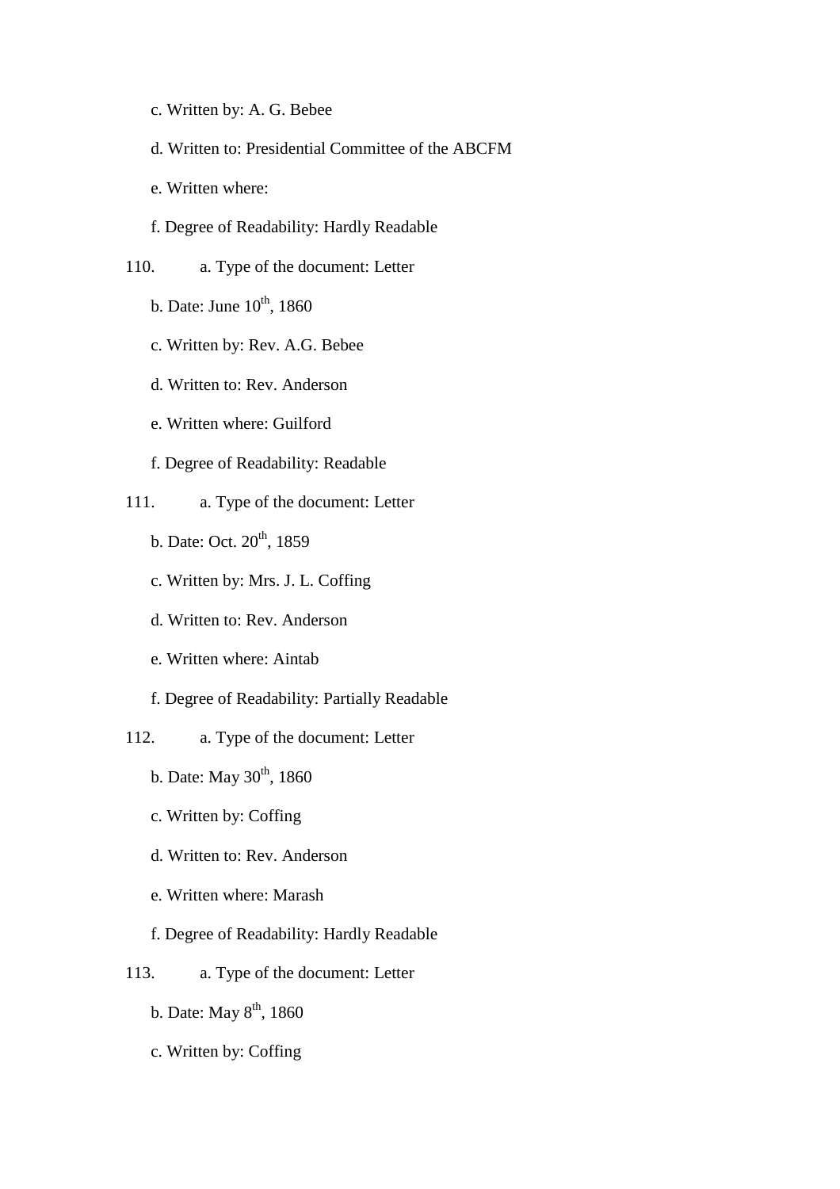c. Written by: A. G. Bebee

d. Written to: Presidential Committee of the ABCFM

e. Written where:

f. Degree of Readability: Hardly Readable

110. a. Type of the document: Letter

b. Date: June 10th, 1860

c. Written by: Rev. A.G. Bebee

d. Written to: Rev. Anderson

e. Written where: Guilford

f. Degree of Readability: Readable

111. a. Type of the document: Letter

b. Date: Oct. 20th, 1859

c. Written by: Mrs. J. L. Coffing

d. Written to: Rev. Anderson

e. Written where: Aintab

f. Degree of Readability: Partially Readable

112. a. Type of the document: Letter

b. Date: May 30th, 1860

c. Written by: Coffing

d. Written to: Rev. Anderson

e. Written where: Marash

f. Degree of Readability: Hardly Readable

113. a. Type of the document: Letter

b. Date: May 8th, 1860

c. Written by: Coffing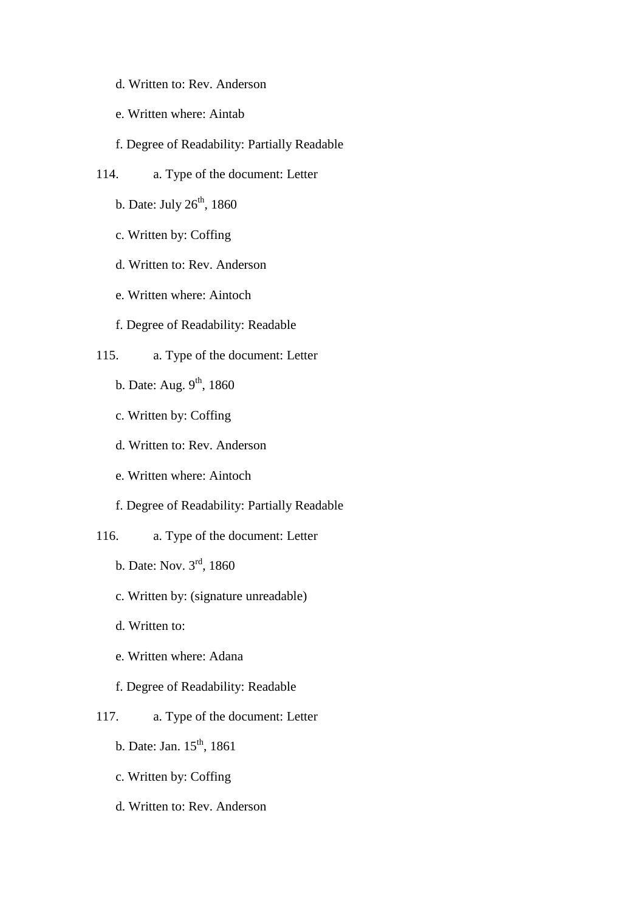d. Written to: Rev. Anderson

e. Written where: Aintab

f. Degree of Readability: Partially Readable

114. a. Type of the document: Letter

b. Date: July 26th, 1860

c. Written by: Coffing

d. Written to: Rev. Anderson

e. Written where: Aintoch

f. Degree of Readability: Readable

115. a. Type of the document: Letter

b. Date: Aug. 9th, 1860

c. Written by: Coffing

d. Written to: Rev. Anderson

e. Written where: Aintoch

f. Degree of Readability: Partially Readable

116. a. Type of the document: Letter

b. Date: Nov. 3rd, 1860

c. Written by: (signature unreadable)

d. Written to:

e. Written where: Adana

f. Degree of Readability: Readable

117. a. Type of the document: Letter

b. Date: Jan. 15th, 1861

c. Written by: Coffing

d. Written to: Rev. Anderson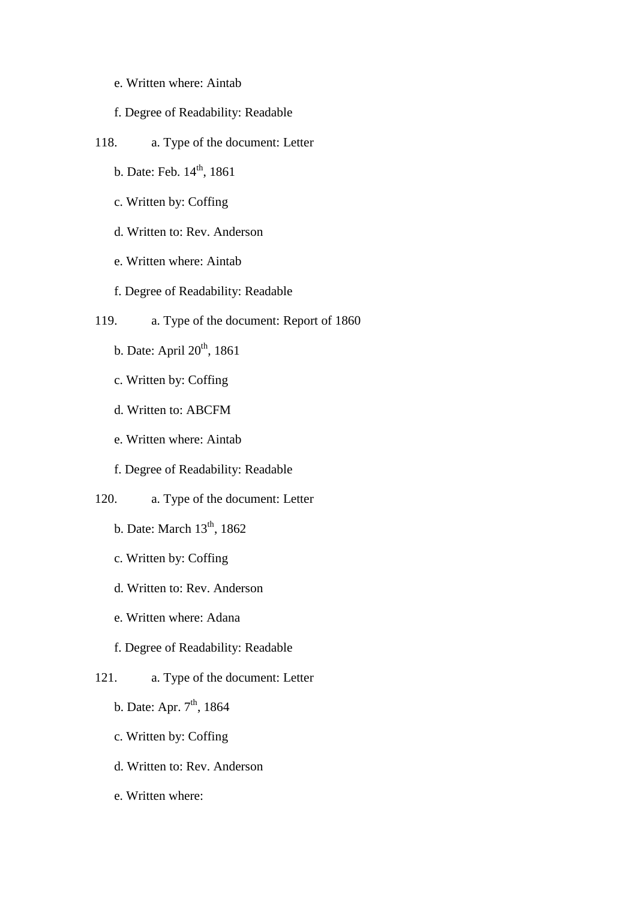e. Written where: Aintab

f. Degree of Readability: Readable

118. a. Type of the document: Letter

b. Date: Feb. 14th, 1861

c. Written by: Coffing

d. Written to: Rev. Anderson

e. Written where: Aintab

f. Degree of Readability: Readable

119. a. Type of the document: Report of 1860

b. Date: April 20th, 1861

c. Written by: Coffing

d. Written to: ABCFM

e. Written where: Aintab

f. Degree of Readability: Readable

120. a. Type of the document: Letter

b. Date: March 13th, 1862

c. Written by: Coffing

d. Written to: Rev. Anderson

e. Written where: Adana

f. Degree of Readability: Readable

121. a. Type of the document: Letter

b. Date: Apr. 7th, 1864

c. Written by: Coffing

d. Written to: Rev. Anderson

e. Written where: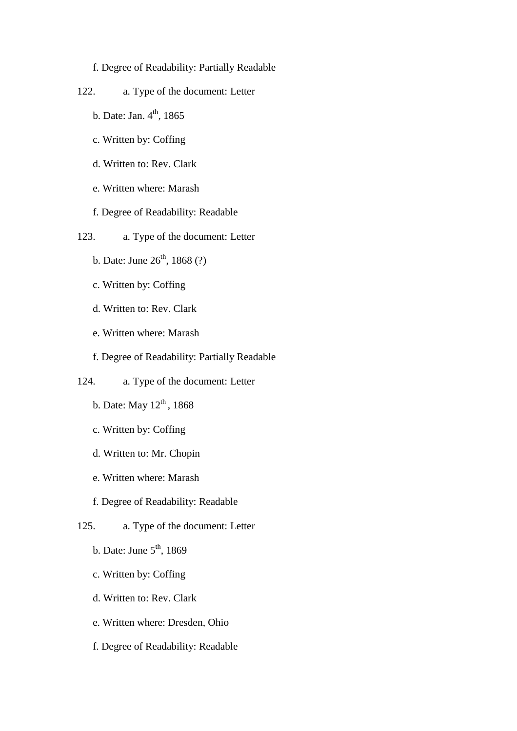f. Degree of Readability: Partially Readable

122. a. Type of the document: Letter

b. Date: Jan. 4th, 1865

c. Written by: Coffing

d. Written to: Rev. Clark

e. Written where: Marash

f. Degree of Readability: Readable

123. a. Type of the document: Letter

b. Date: June 26th, 1868 (?)

c. Written by: Coffing

d. Written to: Rev. Clark

e. Written where: Marash

f. Degree of Readability: Partially Readable

124. a. Type of the document: Letter

b. Date: May 12th , 1868

c. Written by: Coffing

d. Written to: Mr. Chopin

e. Written where: Marash

f. Degree of Readability: Readable

125. a. Type of the document: Letter

b. Date: June 5th, 1869

c. Written by: Coffing

d. Written to: Rev. Clark

e. Written where: Dresden, Ohio

f. Degree of Readability: Readable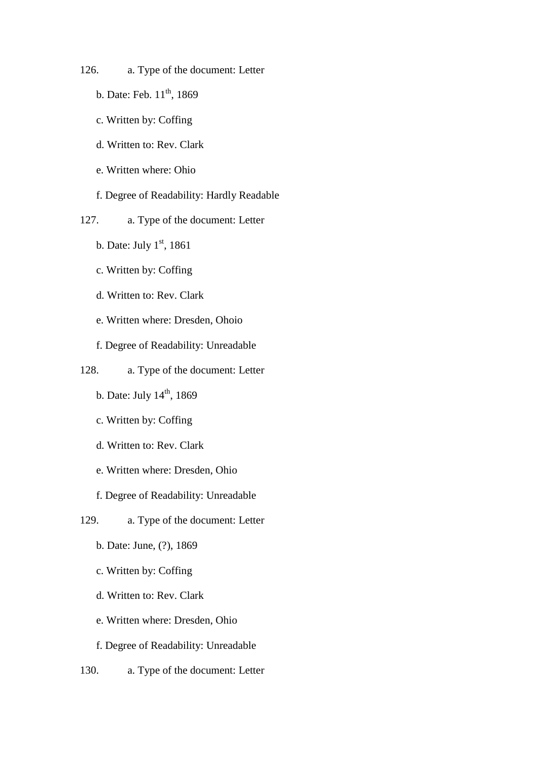126. a. Type of the document: Letter

b. Date: Feb. 11th, 1869

c. Written by: Coffing

d. Written to: Rev. Clark

e. Written where: Ohio

f. Degree of Readability: Hardly Readable

127. a. Type of the document: Letter

b. Date: July 1st, 1861

c. Written by: Coffing

d. Written to: Rev. Clark

e. Written where: Dresden, Ohoio

f. Degree of Readability: Unreadable

128. a. Type of the document: Letter

b. Date: July 14th, 1869

c. Written by: Coffing

d. Written to: Rev. Clark

e. Written where: Dresden, Ohio

f. Degree of Readability: Unreadable

129. a. Type of the document: Letter

b. Date: June, (?), 1869

c. Written by: Coffing

d. Written to: Rev. Clark

e. Written where: Dresden, Ohio

f. Degree of Readability: Unreadable

130. a. Type of the document: Letter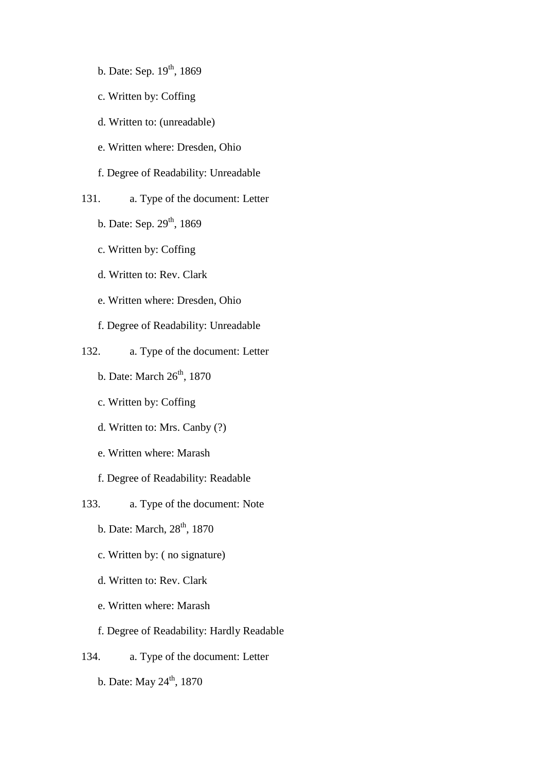b. Date: Sep. 19th, 1869

c. Written by: Coffing

d. Written to: (unreadable)

e. Written where: Dresden, Ohio

f. Degree of Readability: Unreadable

131. a. Type of the document: Letter

b. Date: Sep. 29th, 1869

c. Written by: Coffing

d. Written to: Rev. Clark

e. Written where: Dresden, Ohio

f. Degree of Readability: Unreadable

132. a. Type of the document: Letter

b. Date: March 26th, 1870

c. Written by: Coffing

d. Written to: Mrs. Canby (?)

e. Written where: Marash

f. Degree of Readability: Readable

133. a. Type of the document: Note

b. Date: March, 28th, 1870

c. Written by: ( no signature)

d. Written to: Rev. Clark

e. Written where: Marash

f. Degree of Readability: Hardly Readable

134. a. Type of the document: Letter

b. Date: May 24th, 1870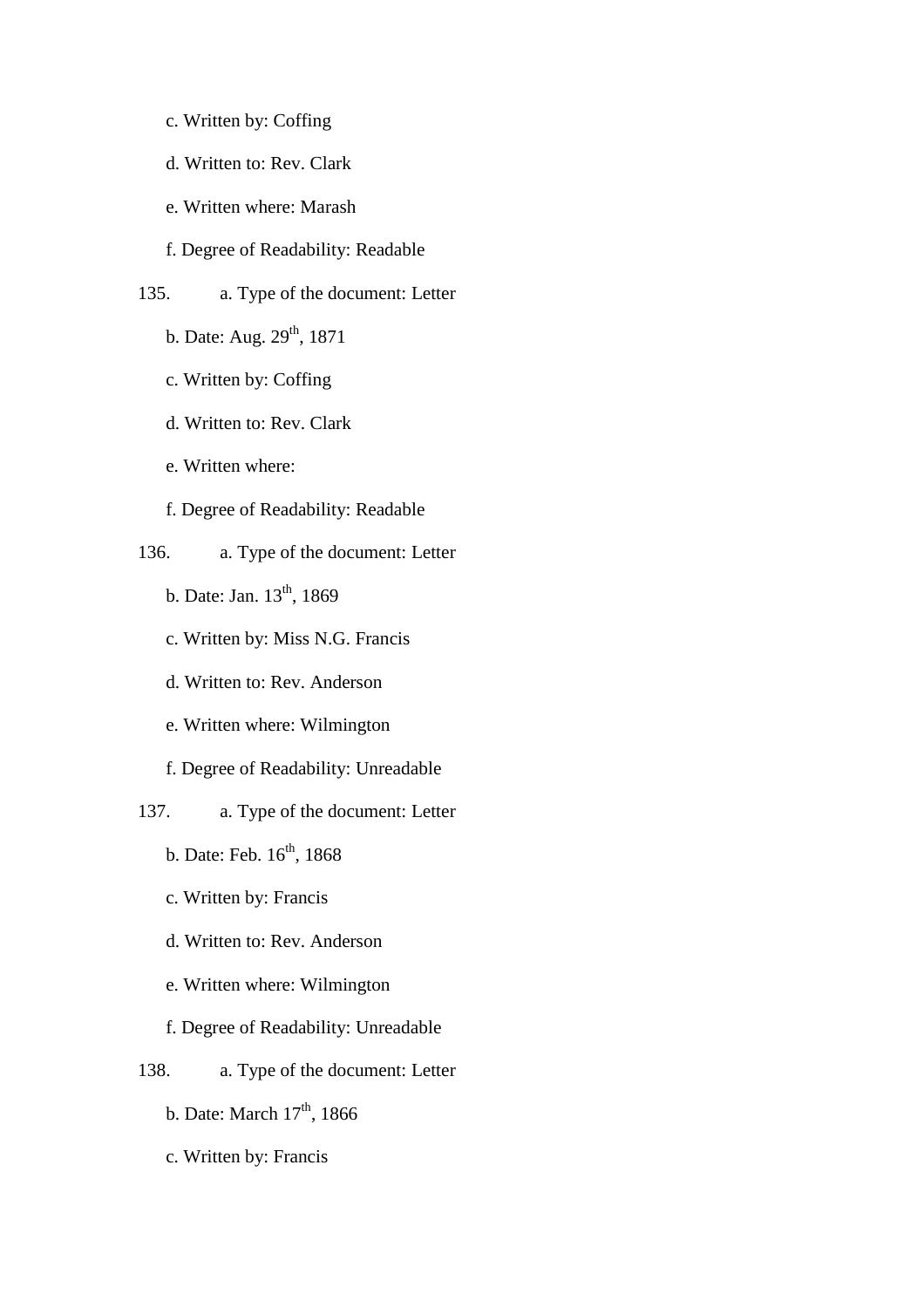c. Written by: Coffing

d. Written to: Rev. Clark

e. Written where: Marash

f. Degree of Readability: Readable

135. a. Type of the document: Letter

b. Date: Aug. 29th, 1871

c. Written by: Coffing

d. Written to: Rev. Clark

e. Written where:

f. Degree of Readability: Readable

136. a. Type of the document: Letter

b. Date: Jan. 13th, 1869

c. Written by: Miss N.G. Francis

d. Written to: Rev. Anderson

e. Written where: Wilmington

f. Degree of Readability: Unreadable

137. a. Type of the document: Letter

b. Date: Feb. 16th, 1868

c. Written by: Francis

d. Written to: Rev. Anderson

e. Written where: Wilmington

f. Degree of Readability: Unreadable

138. a. Type of the document: Letter

b. Date: March 17th, 1866

c. Written by: Francis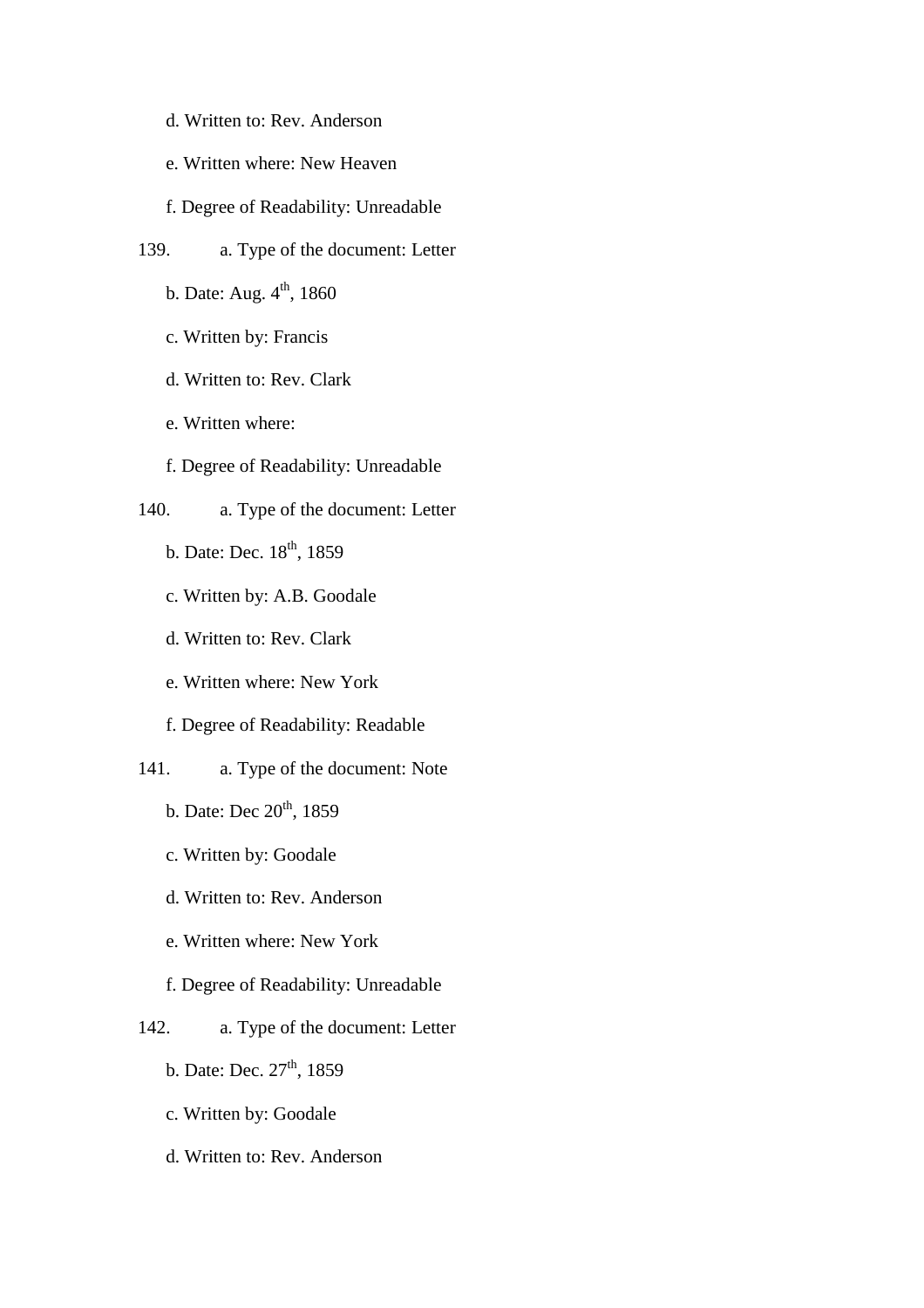d. Written to: Rev. Anderson

e. Written where: New Heaven

f. Degree of Readability: Unreadable

139. a. Type of the document: Letter

b. Date: Aug. 4th, 1860

c. Written by: Francis

d. Written to: Rev. Clark

e. Written where:

f. Degree of Readability: Unreadable

140. a. Type of the document: Letter

b. Date: Dec. 18th, 1859

c. Written by: A.B. Goodale

d. Written to: Rev. Clark

e. Written where: New York

f. Degree of Readability: Readable

141. a. Type of the document: Note

b. Date: Dec 20th, 1859

c. Written by: Goodale

d. Written to: Rev. Anderson

e. Written where: New York

f. Degree of Readability: Unreadable

142. a. Type of the document: Letter

b. Date: Dec. 27th, 1859

c. Written by: Goodale

d. Written to: Rev. Anderson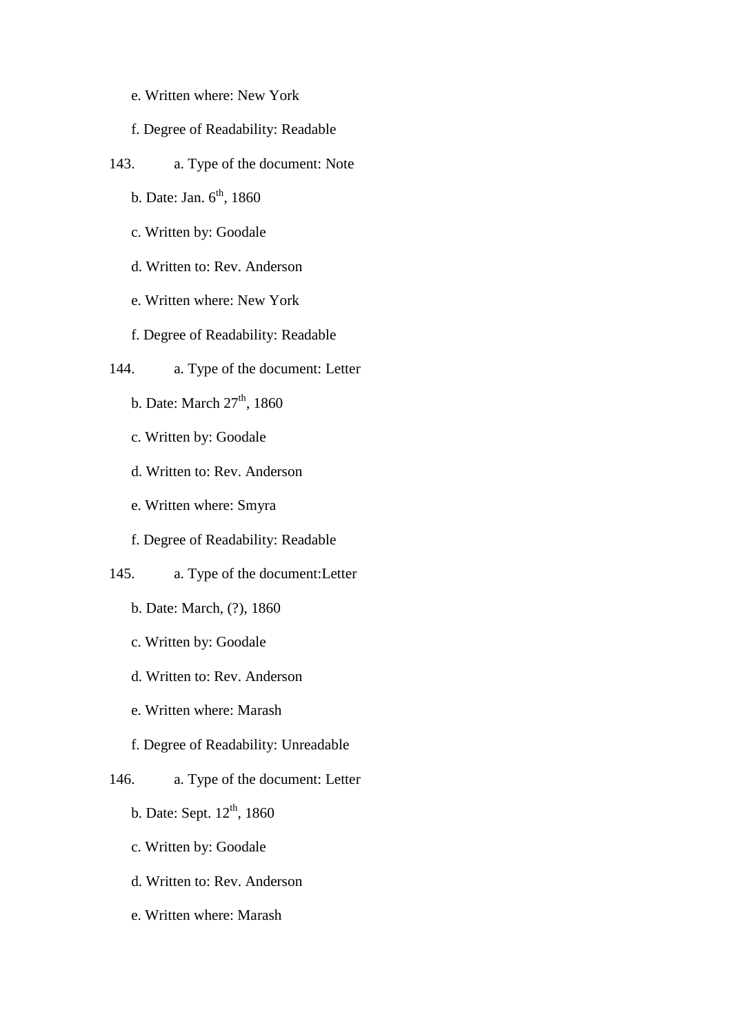e. Written where: New York

f. Degree of Readability: Readable

143. a. Type of the document: Note

b. Date: Jan. 6th, 1860

c. Written by: Goodale

d. Written to: Rev. Anderson

e. Written where: New York

f. Degree of Readability: Readable

144. a. Type of the document: Letter

b. Date: March 27th, 1860

c. Written by: Goodale

d. Written to: Rev. Anderson

e. Written where: Smyra

f. Degree of Readability: Readable

145. a. Type of the document:Letter

b. Date: March, (?), 1860

c. Written by: Goodale

d. Written to: Rev. Anderson

e. Written where: Marash

f. Degree of Readability: Unreadable

146. a. Type of the document: Letter

b. Date: Sept. 12th, 1860

c. Written by: Goodale

d. Written to: Rev. Anderson

e. Written where: Marash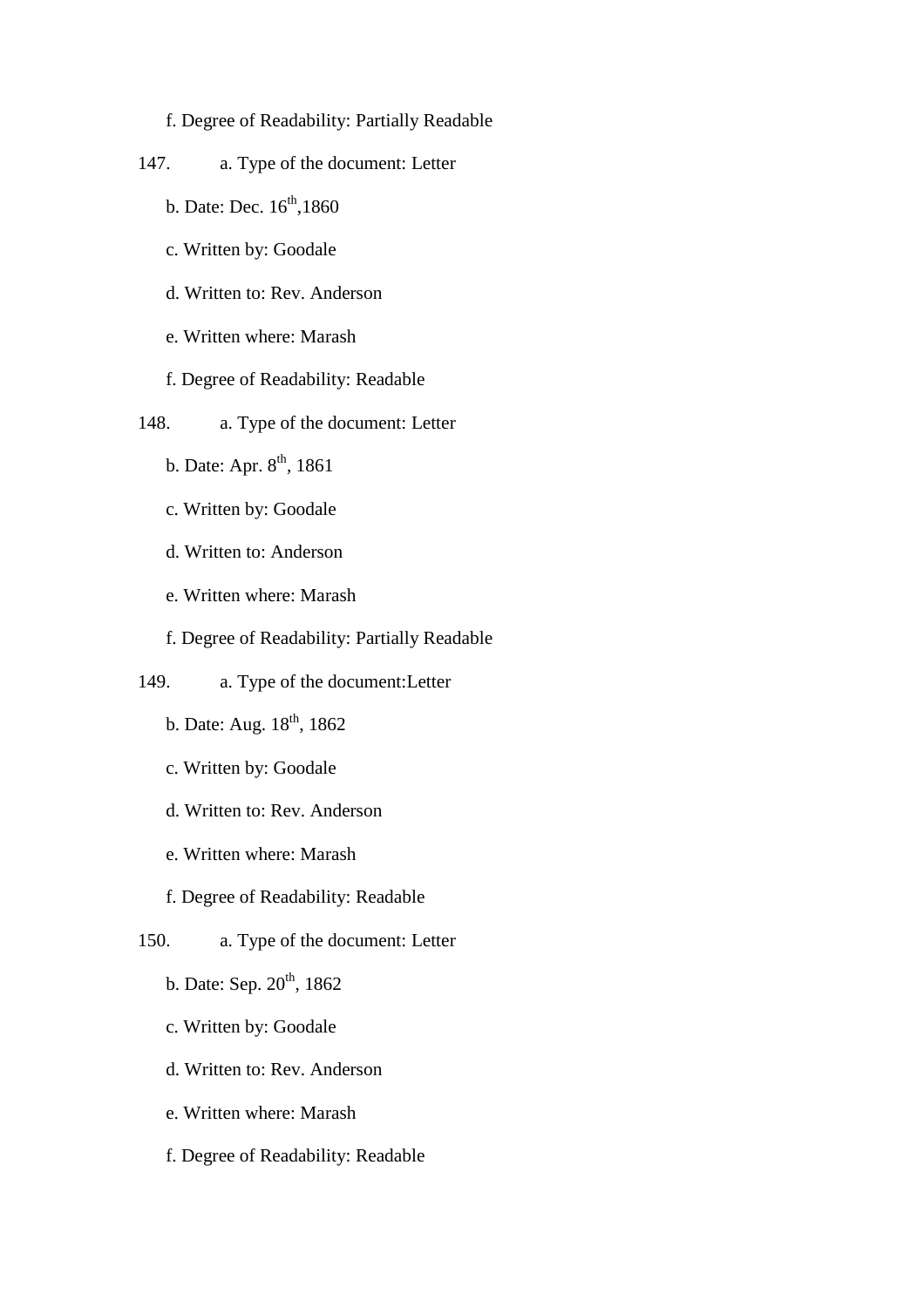f. Degree of Readability: Partially Readable

147. a. Type of the document: Letter

b. Date: Dec. 16th,1860

c. Written by: Goodale

d. Written to: Rev. Anderson

e. Written where: Marash

f. Degree of Readability: Readable

148. a. Type of the document: Letter

b. Date: Apr. 8th, 1861

c. Written by: Goodale

d. Written to: Anderson

e. Written where: Marash

f. Degree of Readability: Partially Readable

149. a. Type of the document:Letter

b. Date: Aug. 18th, 1862

c. Written by: Goodale

d. Written to: Rev. Anderson

e. Written where: Marash

f. Degree of Readability: Readable

150. a. Type of the document: Letter

b. Date: Sep. 20th, 1862

c. Written by: Goodale

d. Written to: Rev. Anderson

e. Written where: Marash

f. Degree of Readability: Readable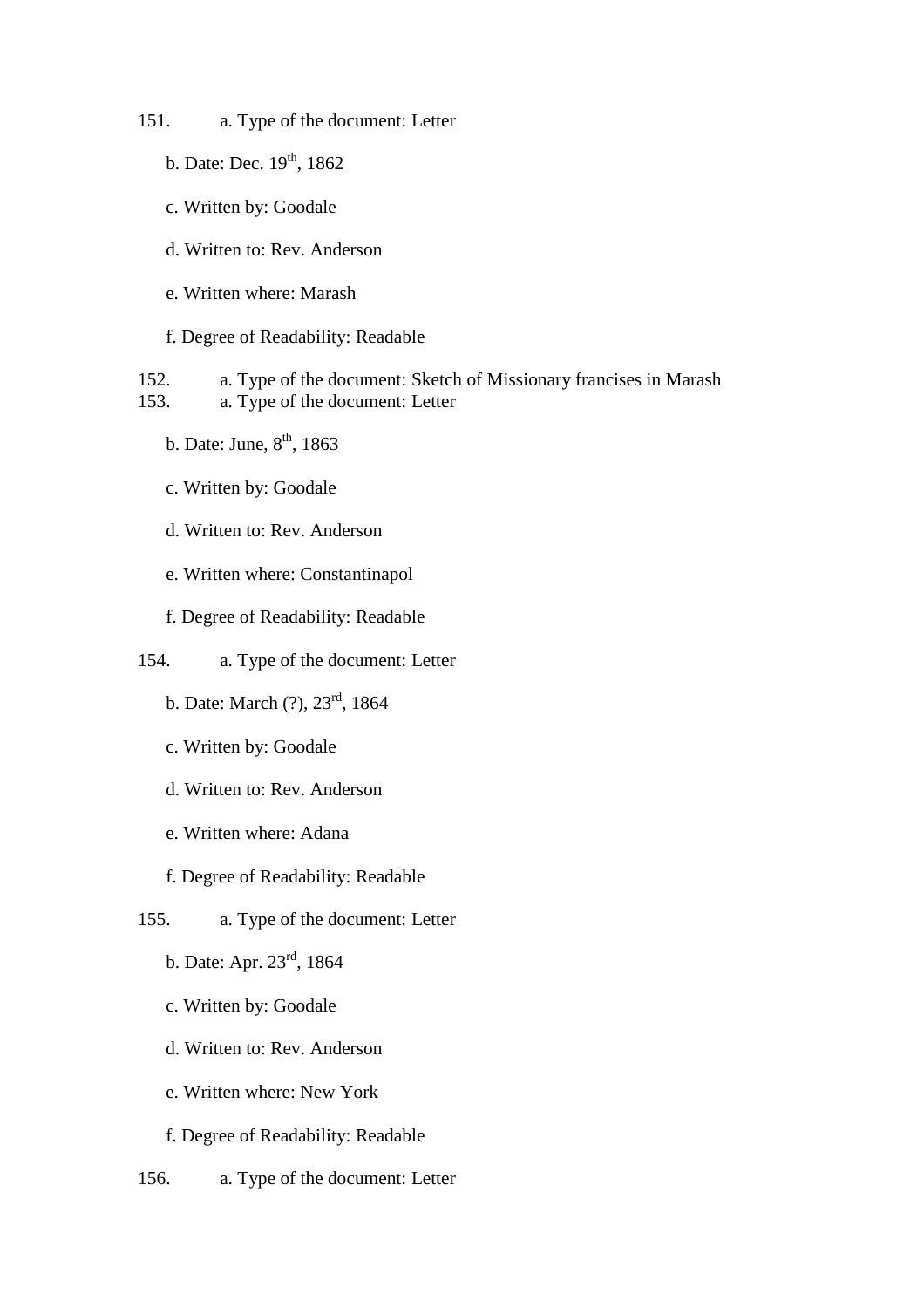151. a. Type of the document: Letter

b. Date: Dec. 19th, 1862

c. Written by: Goodale

d. Written to: Rev. Anderson

e. Written where: Marash

f. Degree of Readability: Readable

152. a. Type of the document: Sketch of Missionary francises in Marash

153. a. Type of the document: Letter

b. Date: June, 8th, 1863

c. Written by: Goodale

d. Written to: Rev. Anderson

e. Written where: Constantinapol

f. Degree of Readability: Readable

154. a. Type of the document: Letter

b. Date: March (?), 23rd, 1864

c. Written by: Goodale

d. Written to: Rev. Anderson

e. Written where: Adana

f. Degree of Readability: Readable

155. a. Type of the document: Letter

b. Date: Apr. 23rd, 1864

c. Written by: Goodale

d. Written to: Rev. Anderson

e. Written where: New York

f. Degree of Readability: Readable

156. a. Type of the document: Letter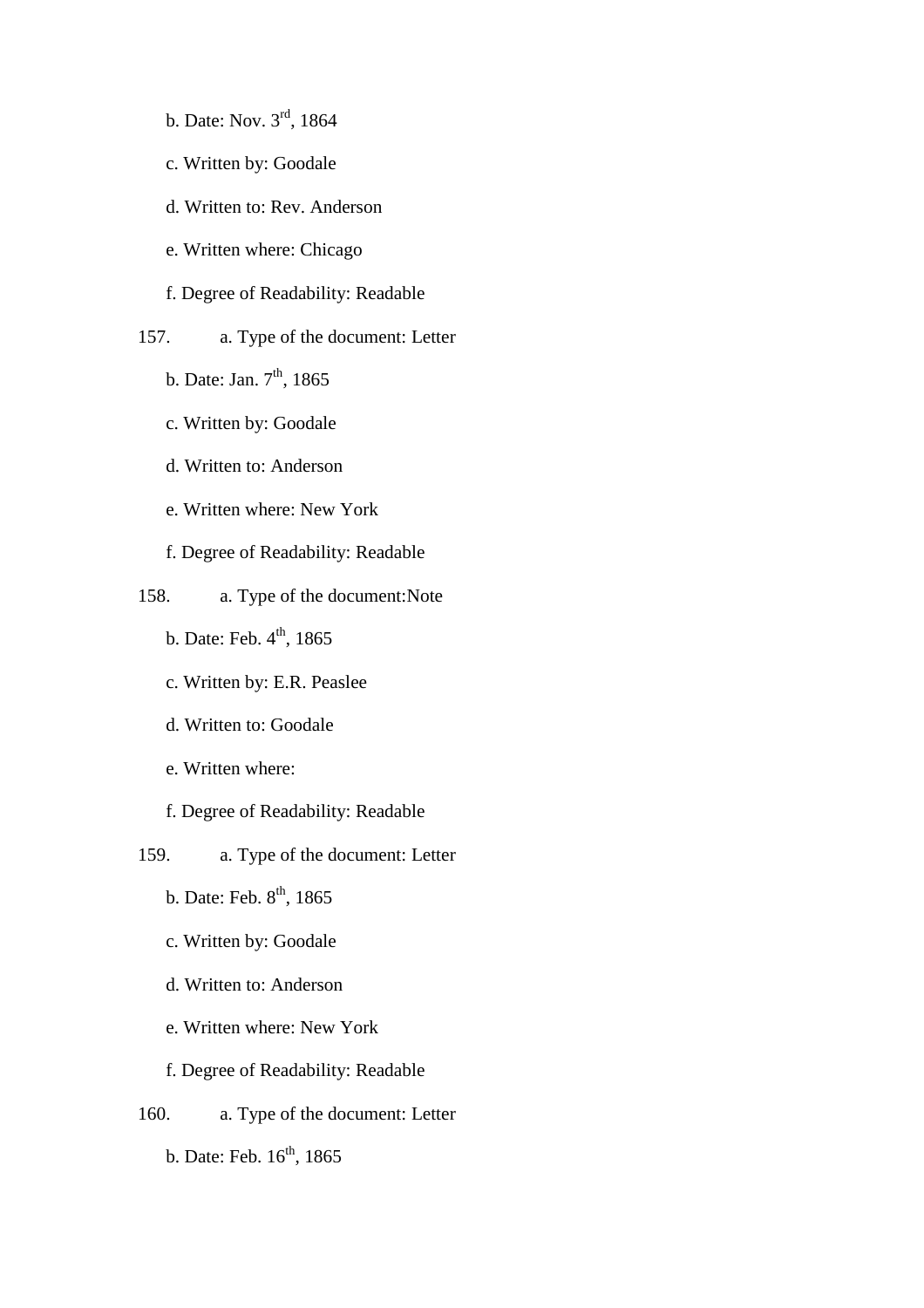b. Date: Nov. 3rd, 1864

c. Written by: Goodale

d. Written to: Rev. Anderson

e. Written where: Chicago

f. Degree of Readability: Readable

157. a. Type of the document: Letter

b. Date: Jan. 7th, 1865

c. Written by: Goodale

d. Written to: Anderson

e. Written where: New York

f. Degree of Readability: Readable

158. a. Type of the document:Note

b. Date: Feb. 4th, 1865

c. Written by: E.R. Peaslee

d. Written to: Goodale

e. Written where:

f. Degree of Readability: Readable

159. a. Type of the document: Letter

b. Date: Feb. 8th, 1865

c. Written by: Goodale

d. Written to: Anderson

e. Written where: New York

f. Degree of Readability: Readable

160. a. Type of the document: Letter

b. Date: Feb. 16th, 1865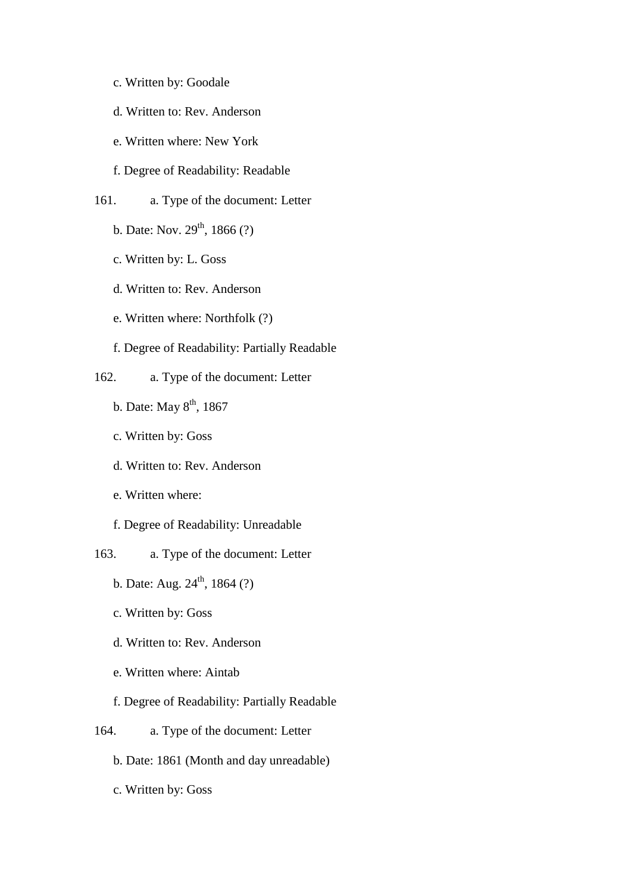c. Written by: Goodale

d. Written to: Rev. Anderson

e. Written where: New York

f. Degree of Readability: Readable

161. a. Type of the document: Letter

b. Date: Nov. 29th, 1866 (?)

c. Written by: L. Goss

d. Written to: Rev. Anderson

e. Written where: Northfolk (?)

f. Degree of Readability: Partially Readable

162. a. Type of the document: Letter

b. Date: May 8th, 1867

c. Written by: Goss

d. Written to: Rev. Anderson

e. Written where:

f. Degree of Readability: Unreadable

163. a. Type of the document: Letter

b. Date: Aug. 24th, 1864 (?)

c. Written by: Goss

d. Written to: Rev. Anderson

e. Written where: Aintab

f. Degree of Readability: Partially Readable

164. a. Type of the document: Letter

b. Date: 1861 (Month and day unreadable)

c. Written by: Goss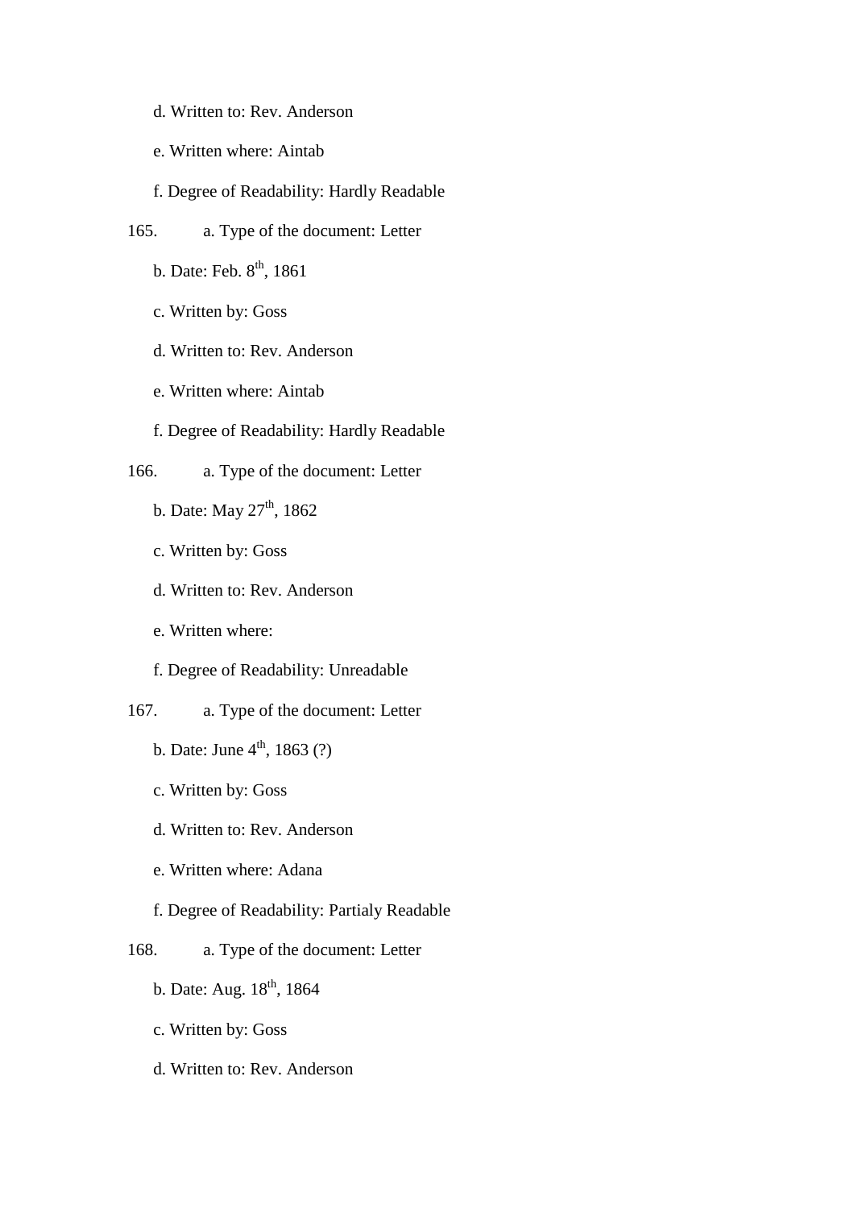d. Written to: Rev. Anderson

e. Written where: Aintab

f. Degree of Readability: Hardly Readable

165. a. Type of the document: Letter

b. Date: Feb. 8th, 1861

c. Written by: Goss

d. Written to: Rev. Anderson

e. Written where: Aintab

f. Degree of Readability: Hardly Readable

166. a. Type of the document: Letter

b. Date: May 27th, 1862

c. Written by: Goss

d. Written to: Rev. Anderson

e. Written where:

f. Degree of Readability: Unreadable

167. a. Type of the document: Letter

b. Date: June 4th, 1863 (?)

c. Written by: Goss

d. Written to: Rev. Anderson

e. Written where: Adana

f. Degree of Readability: Partialy Readable

168. a. Type of the document: Letter

b. Date: Aug. 18th, 1864

c. Written by: Goss

d. Written to: Rev. Anderson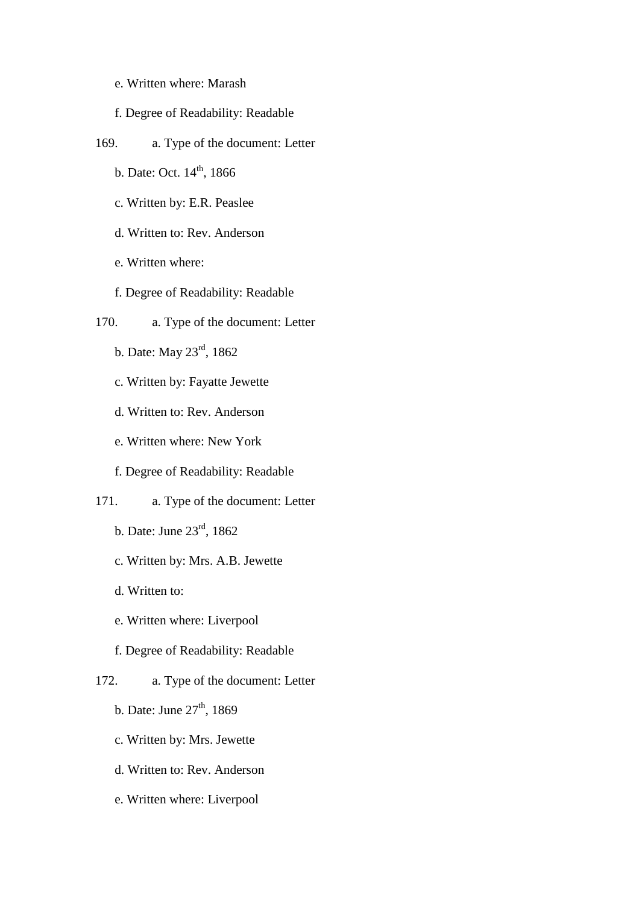e. Written where: Marash

f. Degree of Readability: Readable

169. a. Type of the document: Letter

b. Date: Oct. 14th, 1866

c. Written by: E.R. Peaslee

d. Written to: Rev. Anderson

e. Written where:

f. Degree of Readability: Readable

170. a. Type of the document: Letter

b. Date: May 23rd, 1862

c. Written by: Fayatte Jewette

d. Written to: Rev. Anderson

e. Written where: New York

f. Degree of Readability: Readable

171. a. Type of the document: Letter

b. Date: June 23rd, 1862

c. Written by: Mrs. A.B. Jewette

d. Written to:

e. Written where: Liverpool

f. Degree of Readability: Readable

172. a. Type of the document: Letter

b. Date: June 27th, 1869

c. Written by: Mrs. Jewette

d. Written to: Rev. Anderson

e. Written where: Liverpool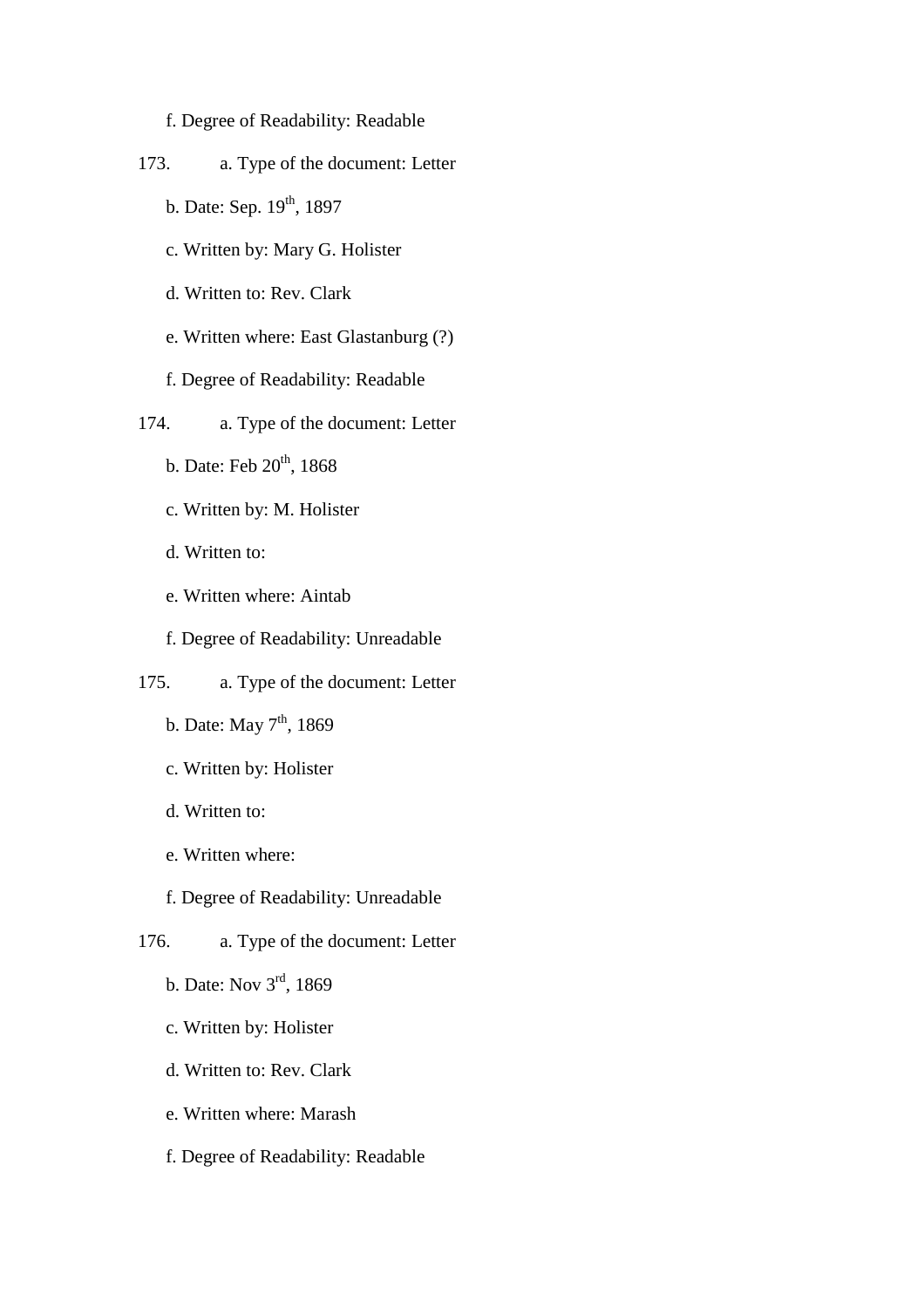f. Degree of Readability: Readable

173. a. Type of the document: Letter

b. Date: Sep. 19th, 1897

c. Written by: Mary G. Holister

d. Written to: Rev. Clark

e. Written where: East Glastanburg (?)

f. Degree of Readability: Readable

174. a. Type of the document: Letter

b. Date: Feb 20th, 1868

c. Written by: M. Holister

d. Written to:

e. Written where: Aintab

f. Degree of Readability: Unreadable

175. a. Type of the document: Letter

b. Date: May 7th, 1869

c. Written by: Holister

d. Written to:

e. Written where:

f. Degree of Readability: Unreadable

176. a. Type of the document: Letter

b. Date: Nov 3rd, 1869

c. Written by: Holister

d. Written to: Rev. Clark

e. Written where: Marash

f. Degree of Readability: Readable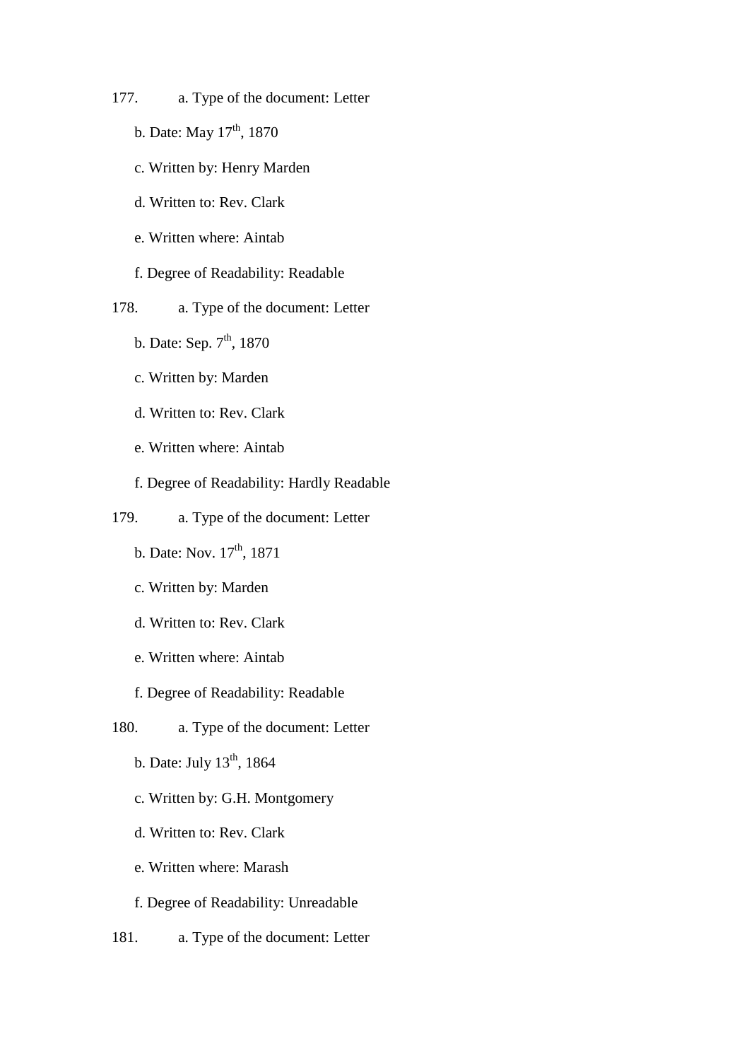177. a. Type of the document: Letter

b. Date: May 17th, 1870

c. Written by: Henry Marden

d. Written to: Rev. Clark

e. Written where: Aintab

f. Degree of Readability: Readable

178. a. Type of the document: Letter

b. Date: Sep. 7th, 1870

c. Written by: Marden

d. Written to: Rev. Clark

e. Written where: Aintab

f. Degree of Readability: Hardly Readable

179. a. Type of the document: Letter

b. Date: Nov. 17th, 1871

c. Written by: Marden

d. Written to: Rev. Clark

e. Written where: Aintab

f. Degree of Readability: Readable

180. a. Type of the document: Letter

b. Date: July 13th, 1864

c. Written by: G.H. Montgomery

d. Written to: Rev. Clark

e. Written where: Marash

f. Degree of Readability: Unreadable

181. a. Type of the document: Letter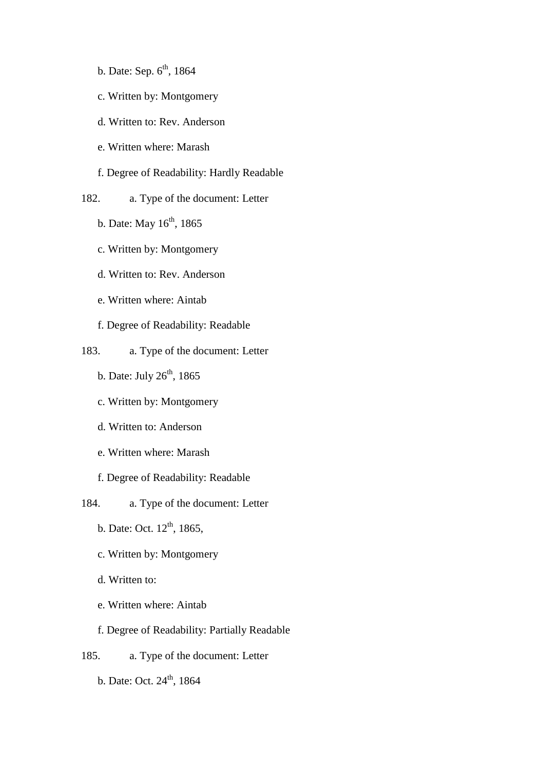b. Date: Sep. 6th, 1864

c. Written by: Montgomery

d. Written to: Rev. Anderson

e. Written where: Marash

f. Degree of Readability: Hardly Readable

182. a. Type of the document: Letter

b. Date: May 16th, 1865

c. Written by: Montgomery

d. Written to: Rev. Anderson

e. Written where: Aintab

f. Degree of Readability: Readable

183. a. Type of the document: Letter

b. Date: July 26th, 1865

c. Written by: Montgomery

d. Written to: Anderson

e. Written where: Marash

f. Degree of Readability: Readable

184. a. Type of the document: Letter

b. Date: Oct. 12th, 1865,

c. Written by: Montgomery

d. Written to:

e. Written where: Aintab

f. Degree of Readability: Partially Readable

185. a. Type of the document: Letter

b. Date: Oct. 24th, 1864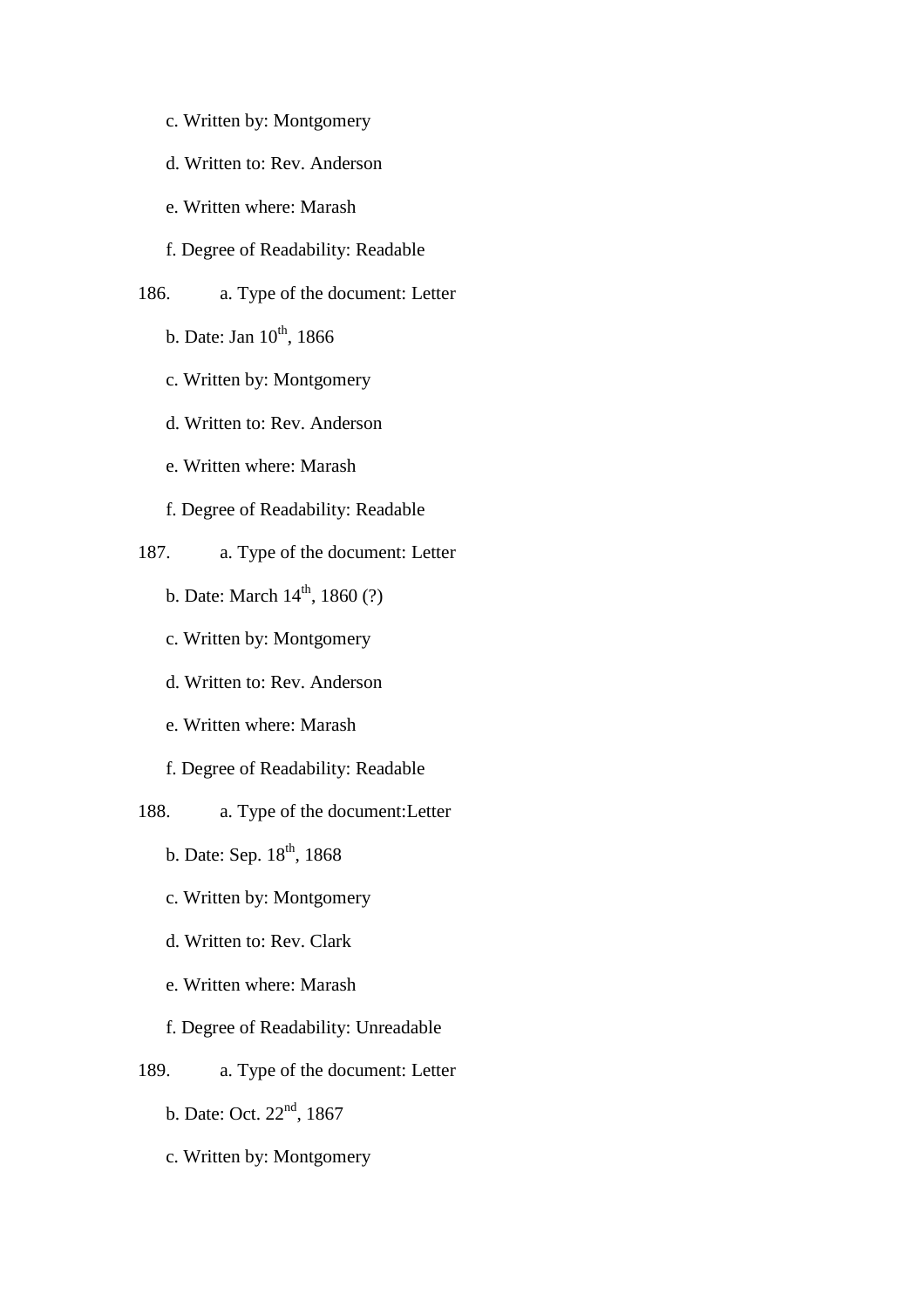c. Written by: Montgomery

d. Written to: Rev. Anderson

e. Written where: Marash

f. Degree of Readability: Readable

186. a. Type of the document: Letter

b. Date: Jan 10th, 1866

c. Written by: Montgomery

d. Written to: Rev. Anderson

e. Written where: Marash

f. Degree of Readability: Readable

187. a. Type of the document: Letter

b. Date: March 14th, 1860 (?)

c. Written by: Montgomery

d. Written to: Rev. Anderson

e. Written where: Marash

f. Degree of Readability: Readable

188. a. Type of the document:Letter

b. Date: Sep. 18th, 1868

c. Written by: Montgomery

d. Written to: Rev. Clark

e. Written where: Marash

f. Degree of Readability: Unreadable

189. a. Type of the document: Letter

b. Date: Oct. 22nd, 1867

c. Written by: Montgomery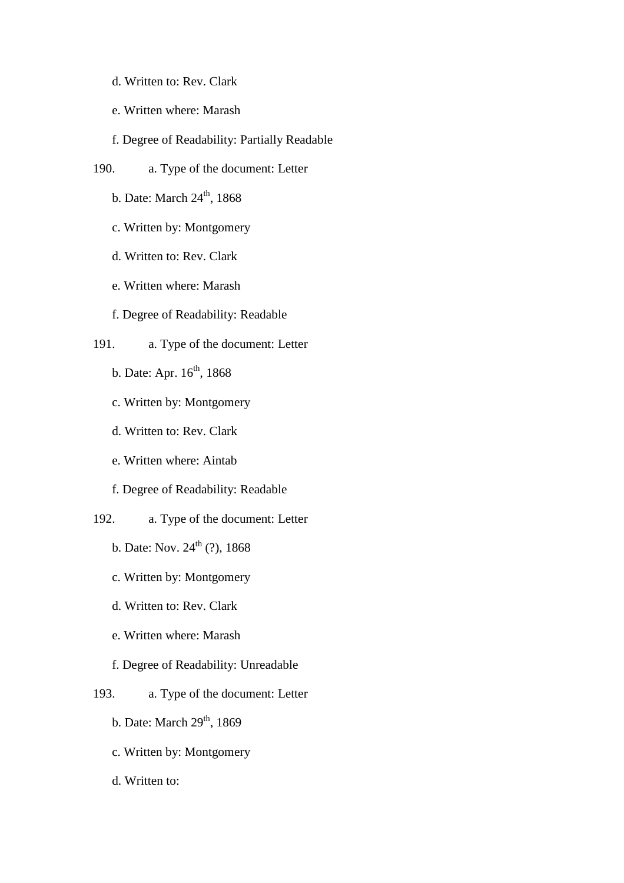d. Written to: Rev. Clark

e. Written where: Marash

f. Degree of Readability: Partially Readable

190. a. Type of the document: Letter

b. Date: March 24th, 1868

c. Written by: Montgomery

d. Written to: Rev. Clark

e. Written where: Marash

f. Degree of Readability: Readable

191. a. Type of the document: Letter

b. Date: Apr. 16th, 1868

c. Written by: Montgomery

d. Written to: Rev. Clark

e. Written where: Aintab

f. Degree of Readability: Readable

192. a. Type of the document: Letter

b. Date: Nov. 24th (?), 1868

c. Written by: Montgomery

d. Written to: Rev. Clark

e. Written where: Marash

f. Degree of Readability: Unreadable

193. a. Type of the document: Letter

b. Date: March 29th, 1869

c. Written by: Montgomery

d. Written to: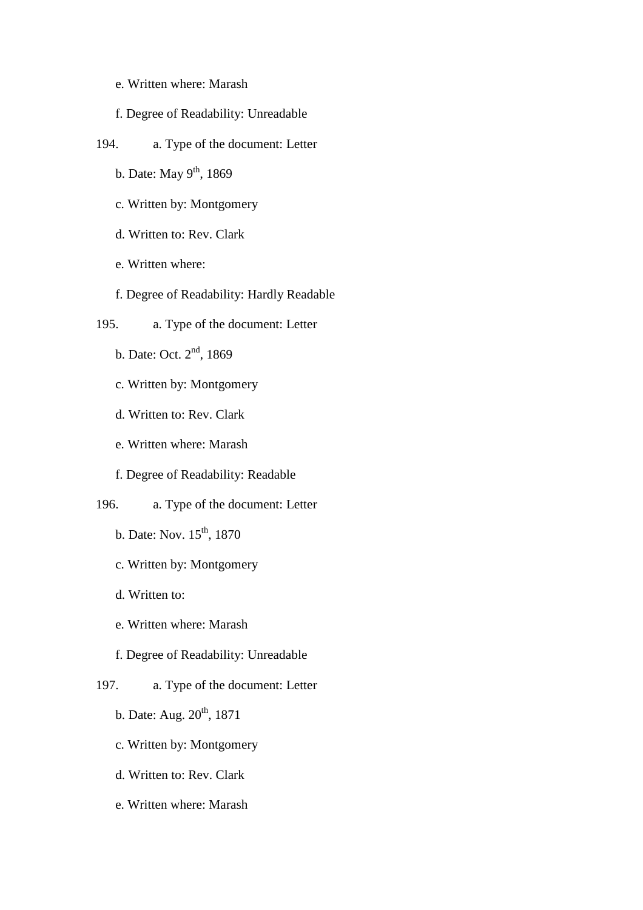e. Written where: Marash

f. Degree of Readability: Unreadable

194. a. Type of the document: Letter

b. Date: May 9th, 1869

c. Written by: Montgomery

d. Written to: Rev. Clark

e. Written where:

f. Degree of Readability: Hardly Readable

195. a. Type of the document: Letter

b. Date: Oct. 2nd, 1869

c. Written by: Montgomery

d. Written to: Rev. Clark

e. Written where: Marash

f. Degree of Readability: Readable

196. a. Type of the document: Letter

b. Date: Nov. 15th, 1870

c. Written by: Montgomery

d. Written to:

e. Written where: Marash

f. Degree of Readability: Unreadable

197. a. Type of the document: Letter

b. Date: Aug. 20th, 1871

c. Written by: Montgomery

d. Written to: Rev. Clark

e. Written where: Marash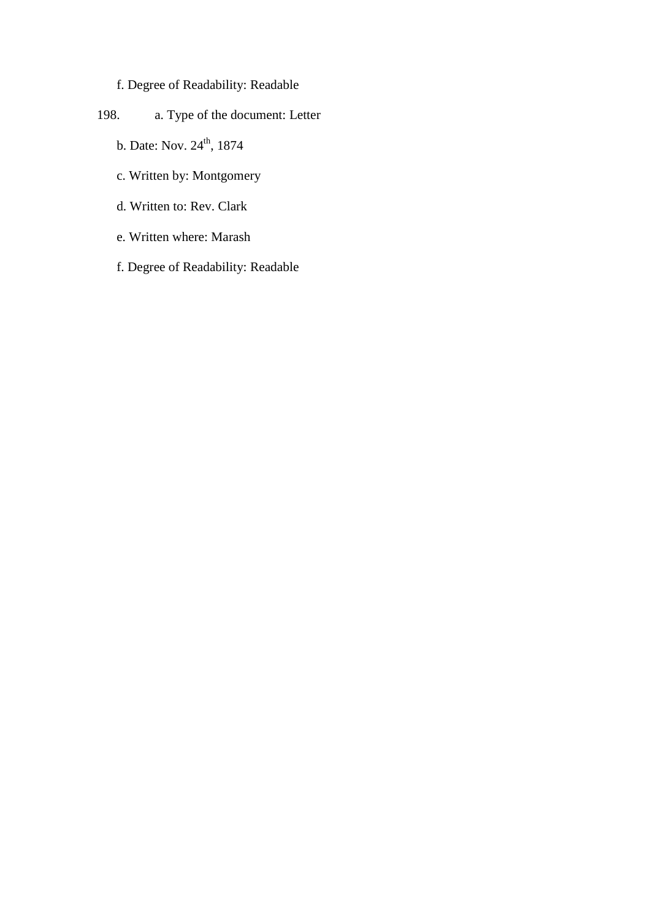f. Degree of Readability: Readable

198. a. Type of the document: Letter

b. Date: Nov. 24th, 1874

c. Written by: Montgomery

d. Written to: Rev. Clark

e. Written where: Marash

f. Degree of Readability: Readable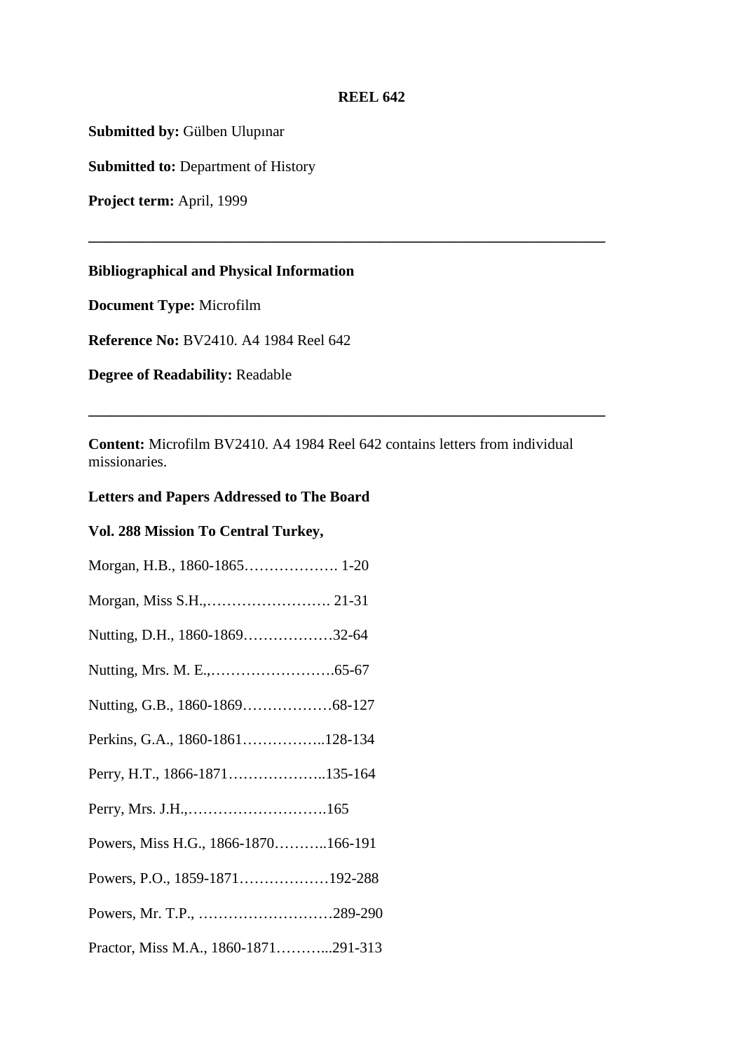**REEL 642**

**Submitted by:** Gülben Ulupınar

**Submitted to:** Department of History

**Project term:** April, 1999

---

**Bibliographical and Physical Information**

**Document Type:** Microfilm

**Reference No:** BV2410. A4 1984 Reel 642

**Degree of Readability:** Readable

---

**Content:** Microfilm BV2410. A4 1984 Reel 642 contains letters from individual missionaries.

**Letters and Papers Addressed to The Board**

**Vol. 288 Mission To Central Turkey,**

Morgan, H.B., 1860-1865………………. 1-20

Morgan, Miss S.H.,……………………. 21-31

Nutting, D.H., 1860-1869………………32-64

Nutting, Mrs. M. E.,…………………….65-67

Nutting, G.B., 1860-1869………………68-127

Perkins, G.A., 1860-1861……………..128-134

Perry, H.T., 1866-1871………………..135-164

Perry, Mrs. J.H.,……………………….165

Powers, Miss H.G., 1866-1870………..166-191

Powers, P.O., 1859-1871………………192-288

Powers, Mr. T.P., ………………………289-290

Practor, Miss M.A., 1860-1871………...291-313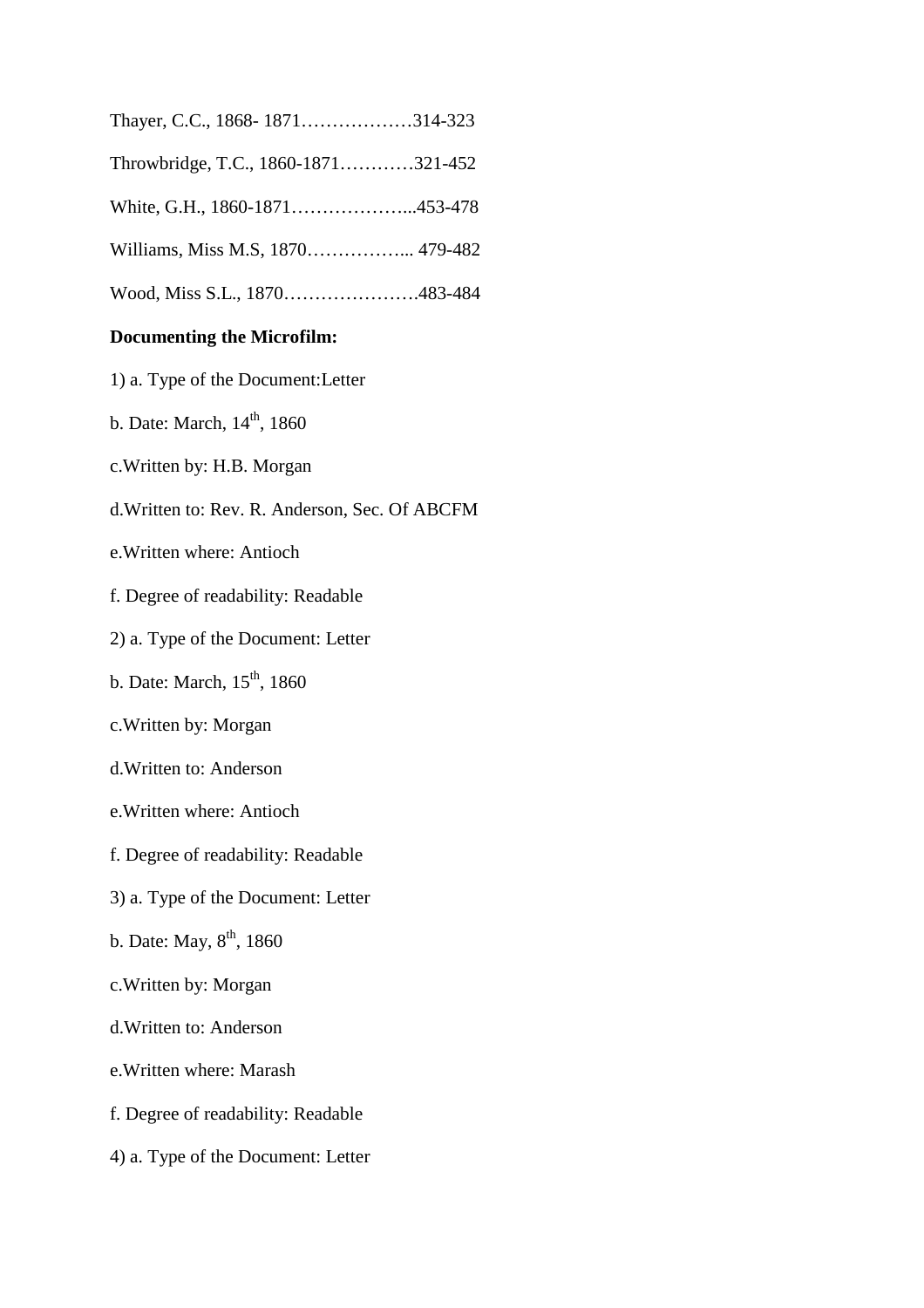Thayer, C.C., 1868- 1871………………314-323

Throwbridge, T.C., 1860-1871…………321-452

White, G.H., 1860-1871………………...453-478

Williams, Miss M.S, 1870……………... 479-482

Wood, Miss S.L., 1870………………….483-484

**Documenting the Microfilm:**

1) a. Type of the Document:Letter

b. Date: March, 14th, 1860

c.Written by: H.B. Morgan

d.Written to: Rev. R. Anderson, Sec. Of ABCFM

e.Written where: Antioch

f. Degree of readability: Readable

2) a. Type of the Document: Letter

b. Date: March, 15th, 1860

c.Written by: Morgan

d.Written to: Anderson

e.Written where: Antioch

f. Degree of readability: Readable

3) a. Type of the Document: Letter

b. Date: May, 8th, 1860

c.Written by: Morgan

d.Written to: Anderson

e.Written where: Marash

f. Degree of readability: Readable

4) a. Type of the Document: Letter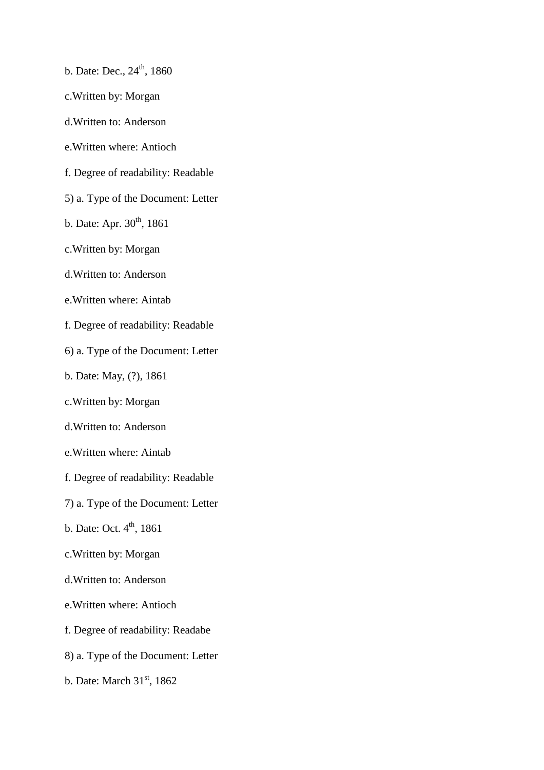b. Date: Dec., 24th, 1860

c.Written by: Morgan

d.Written to: Anderson

e.Written where: Antioch

f. Degree of readability: Readable

5) a. Type of the Document: Letter

b. Date: Apr. 30th, 1861

c.Written by: Morgan

d.Written to: Anderson

e.Written where: Aintab

f. Degree of readability: Readable

6) a. Type of the Document: Letter

b. Date: May, (?), 1861

c.Written by: Morgan

d.Written to: Anderson

e.Written where: Aintab

f. Degree of readability: Readable

7) a. Type of the Document: Letter

b. Date: Oct. 4th, 1861

c.Written by: Morgan

d.Written to: Anderson

e.Written where: Antioch

f. Degree of readability: Readabe

8) a. Type of the Document: Letter

b. Date: March 31st, 1862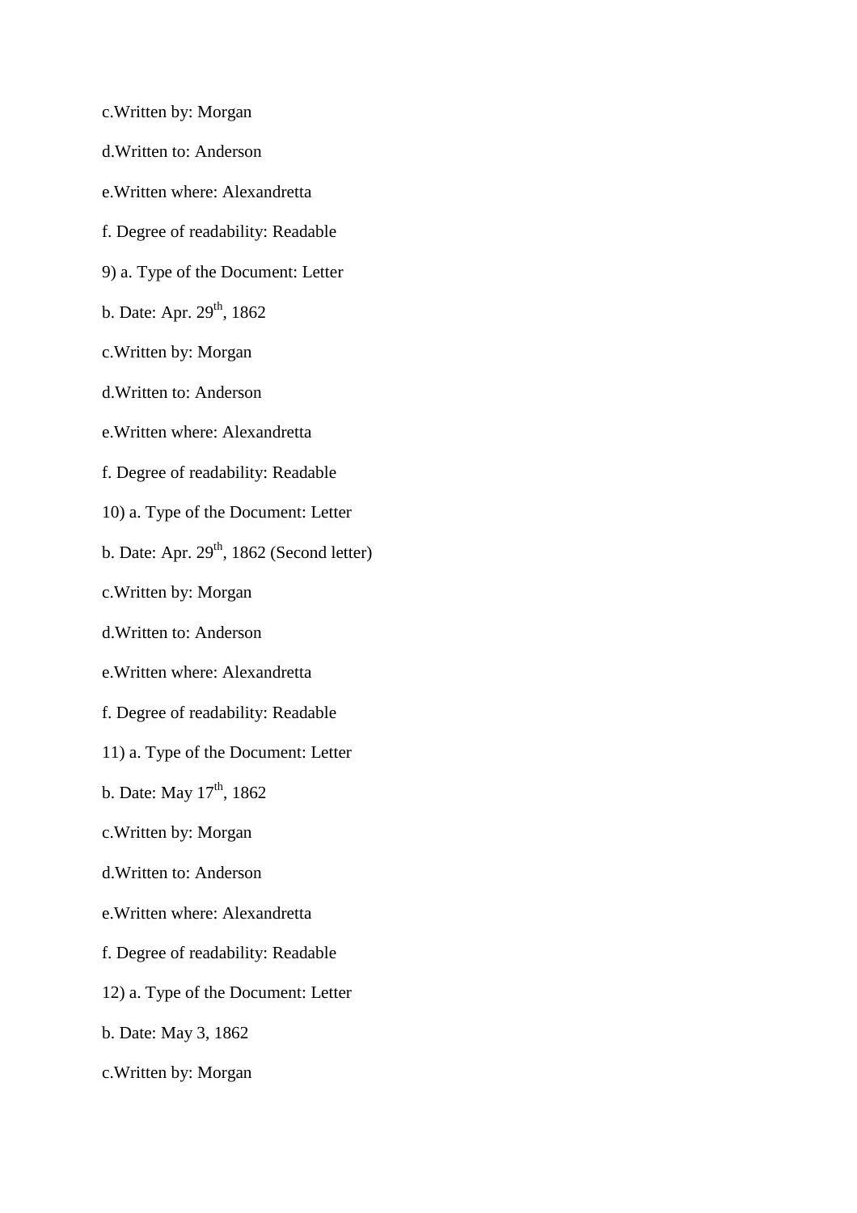c.Written by: Morgan

d.Written to: Anderson

e.Written where: Alexandretta

f. Degree of readability: Readable

9) a. Type of the Document: Letter

b. Date: Apr. 29th, 1862

c.Written by: Morgan

d.Written to: Anderson

e.Written where: Alexandretta

f. Degree of readability: Readable

10) a. Type of the Document: Letter

b. Date: Apr. 29th, 1862 (Second letter)

c.Written by: Morgan

d.Written to: Anderson

e.Written where: Alexandretta

f. Degree of readability: Readable

11) a. Type of the Document: Letter

b. Date: May 17th, 1862

c.Written by: Morgan

d.Written to: Anderson

e.Written where: Alexandretta

f. Degree of readability: Readable

12) a. Type of the Document: Letter

b. Date: May 3, 1862

c.Written by: Morgan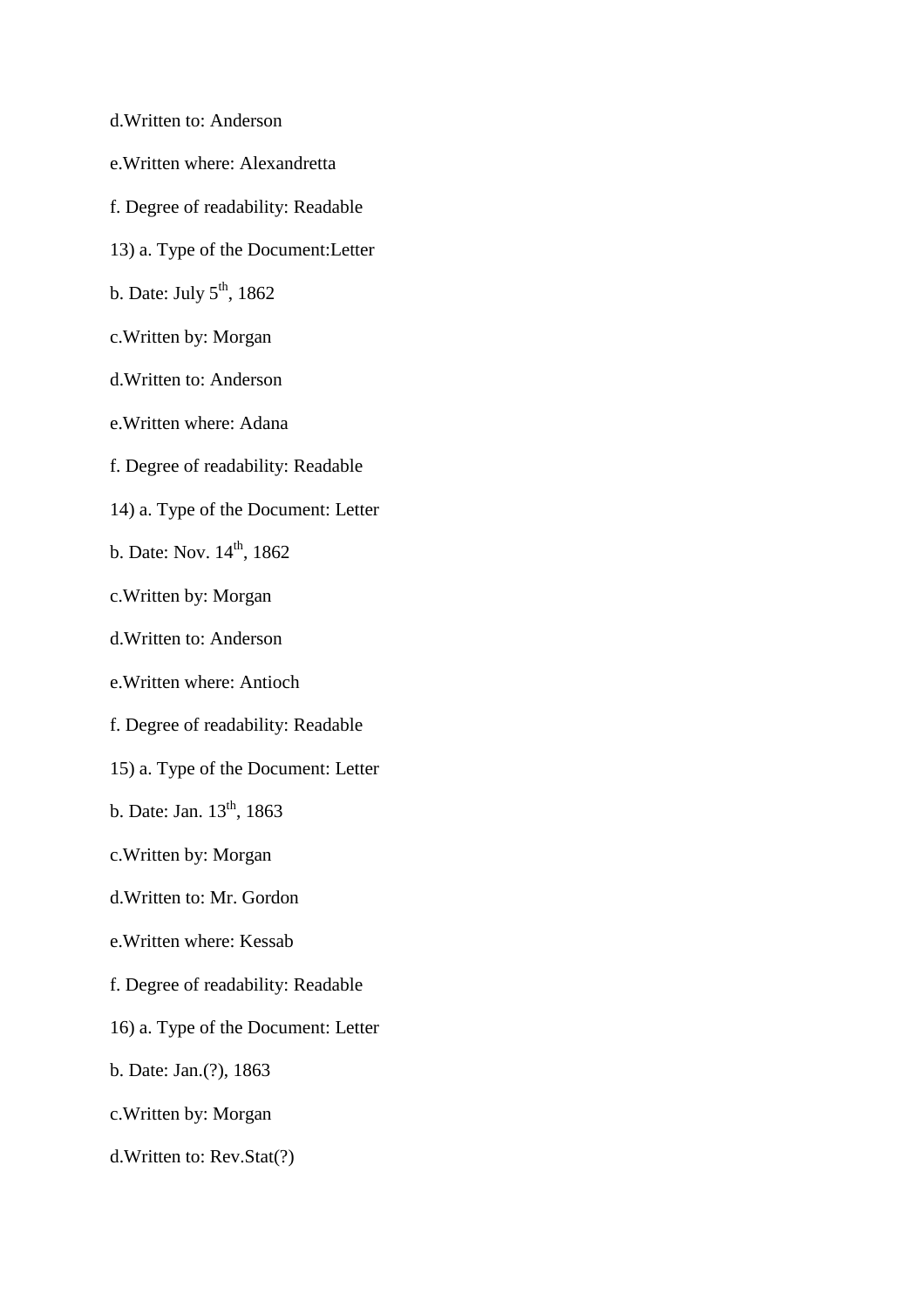d.Written to: Anderson

e.Written where: Alexandretta

f. Degree of readability: Readable

13) a. Type of the Document:Letter

b. Date: July 5th, 1862

c.Written by: Morgan

d.Written to: Anderson

e.Written where: Adana

f. Degree of readability: Readable

14) a. Type of the Document: Letter

b. Date: Nov. 14th, 1862

c.Written by: Morgan

d.Written to: Anderson

e.Written where: Antioch

f. Degree of readability: Readable

15) a. Type of the Document: Letter

b. Date: Jan. 13th, 1863

c.Written by: Morgan

d.Written to: Mr. Gordon

e.Written where: Kessab

f. Degree of readability: Readable

16) a. Type of the Document: Letter

b. Date: Jan.(?), 1863

c.Written by: Morgan

d.Written to: Rev.Stat(?)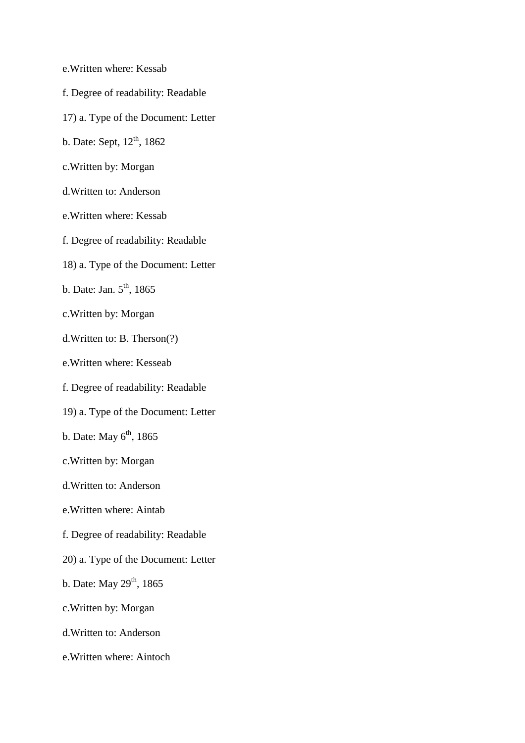e.Written where: Kessab

f. Degree of readability: Readable

17) a. Type of the Document: Letter

b. Date: Sept, 12$^{th}$, 1862

c.Written by: Morgan

d.Written to: Anderson

e.Written where: Kessab

f. Degree of readability: Readable

18) a. Type of the Document: Letter

b. Date: Jan. 5$^{th}$, 1865

c.Written by: Morgan

d.Written to: B. Therson(?)

e.Written where: Kesseab

f. Degree of readability: Readable

19) a. Type of the Document: Letter

b. Date: May 6$^{th}$, 1865

c.Written by: Morgan

d.Written to: Anderson

e.Written where: Aintab

f. Degree of readability: Readable

20) a. Type of the Document: Letter

b. Date: May 29$^{th}$, 1865

c.Written by: Morgan

d.Written to: Anderson

e.Written where: Aintoch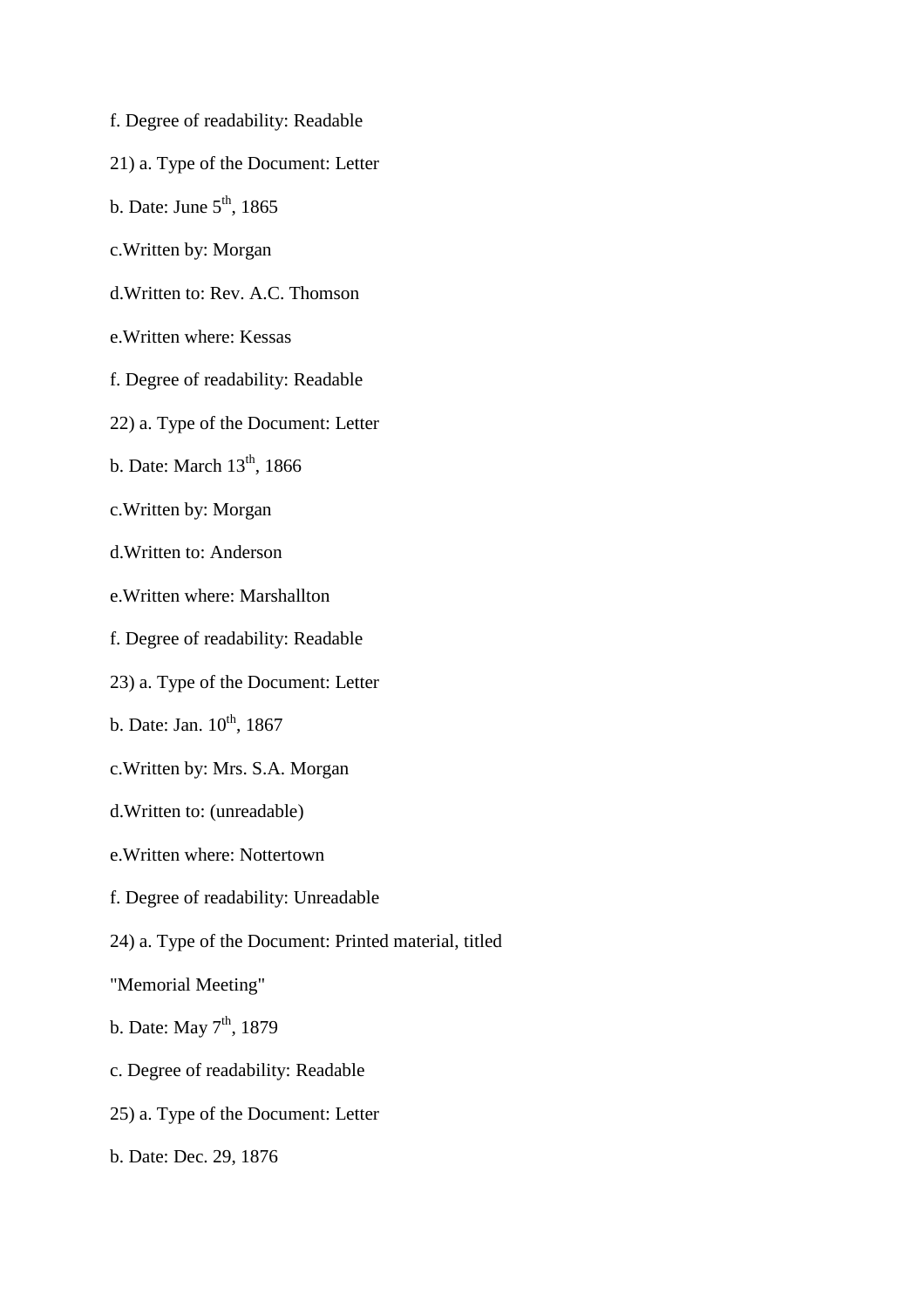f. Degree of readability: Readable

21) a. Type of the Document: Letter

b. Date: June 5th, 1865

c.Written by: Morgan

d.Written to: Rev. A.C. Thomson

e.Written where: Kessas

f. Degree of readability: Readable

22) a. Type of the Document: Letter

b. Date: March 13th, 1866

c.Written by: Morgan

d.Written to: Anderson

e.Written where: Marshallton

f. Degree of readability: Readable

23) a. Type of the Document: Letter

b. Date: Jan. 10th, 1867

c.Written by: Mrs. S.A. Morgan

d.Written to: (unreadable)

e.Written where: Nottertown

f. Degree of readability: Unreadable

24) a. Type of the Document: Printed material, titled

"Memorial Meeting"

b. Date: May 7th, 1879

c. Degree of readability: Readable

25) a. Type of the Document: Letter

b. Date: Dec. 29, 1876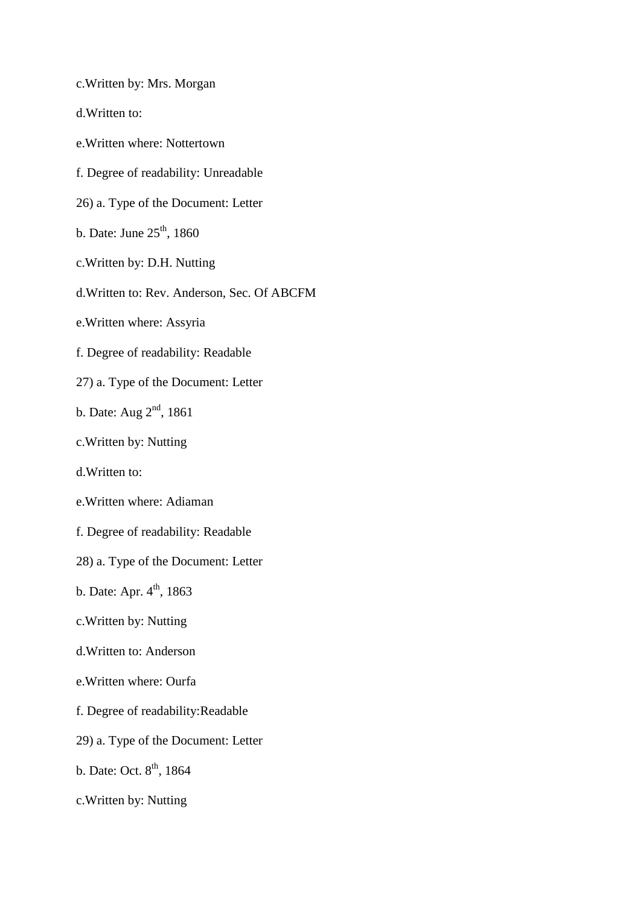c.Written by: Mrs. Morgan

d.Written to:

e.Written where: Nottertown

f. Degree of readability: Unreadable

26) a. Type of the Document: Letter

b. Date: June 25th, 1860

c.Written by: D.H. Nutting

d.Written to: Rev. Anderson, Sec. Of ABCFM

e.Written where: Assyria

f. Degree of readability: Readable

27) a. Type of the Document: Letter

b. Date: Aug 2nd, 1861

c.Written by: Nutting

d.Written to:

e.Written where: Adiaman

f. Degree of readability: Readable

28) a. Type of the Document: Letter

b. Date: Apr. 4th, 1863

c.Written by: Nutting

d.Written to: Anderson

e.Written where: Ourfa

f. Degree of readability:Readable

29) a. Type of the Document: Letter

b. Date: Oct. 8th, 1864

c.Written by: Nutting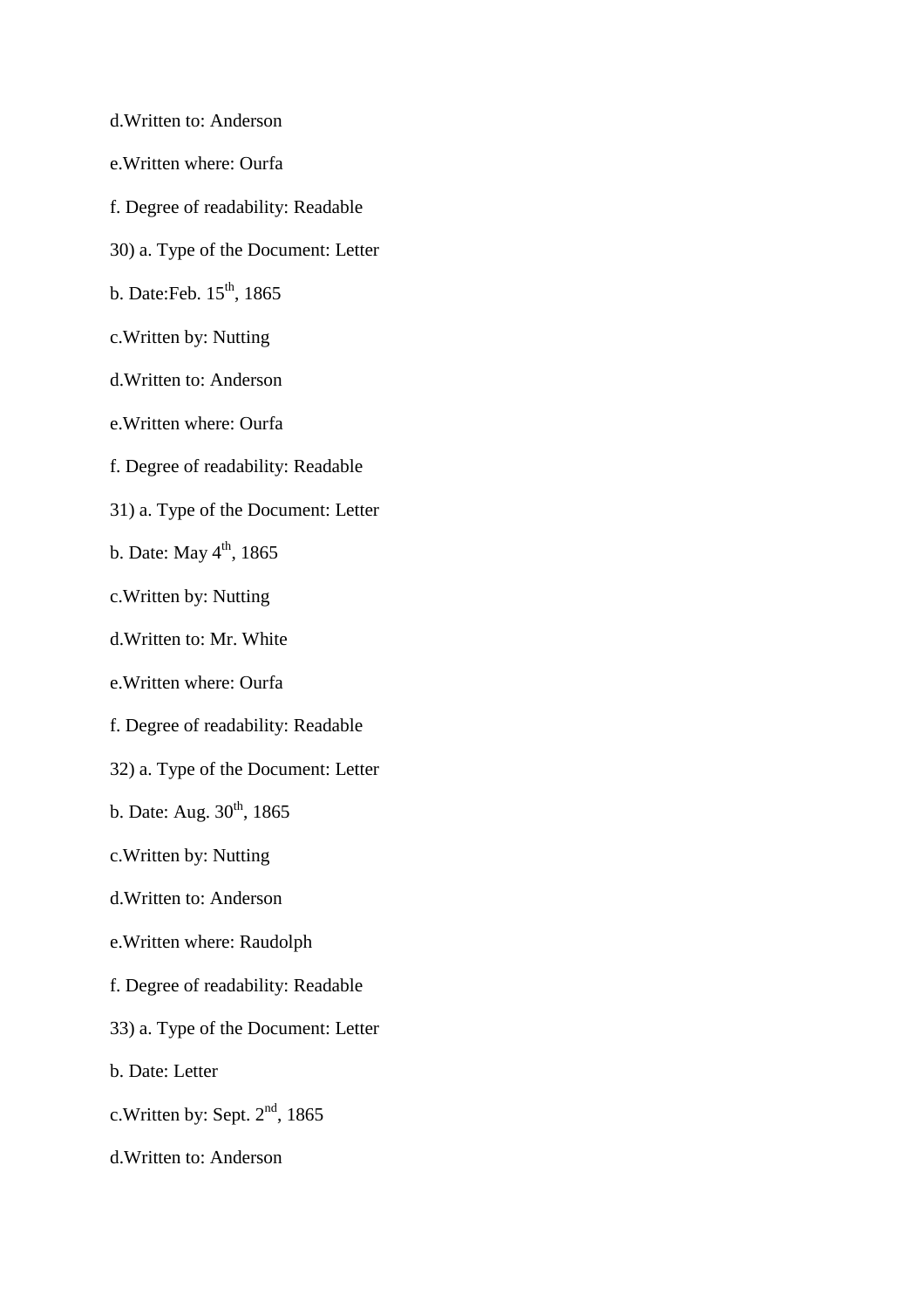d.Written to: Anderson

e.Written where: Ourfa

f. Degree of readability: Readable

30) a. Type of the Document: Letter

b. Date:Feb. 15th, 1865

c.Written by: Nutting

d.Written to: Anderson

e.Written where: Ourfa

f. Degree of readability: Readable

31) a. Type of the Document: Letter

b. Date: May 4th, 1865

c.Written by: Nutting

d.Written to: Mr. White

e.Written where: Ourfa

f. Degree of readability: Readable

32) a. Type of the Document: Letter

b. Date: Aug. 30th, 1865

c.Written by: Nutting

d.Written to: Anderson

e.Written where: Raudolph

f. Degree of readability: Readable

33) a. Type of the Document: Letter

b. Date: Letter

c.Written by: Sept. 2nd, 1865

d.Written to: Anderson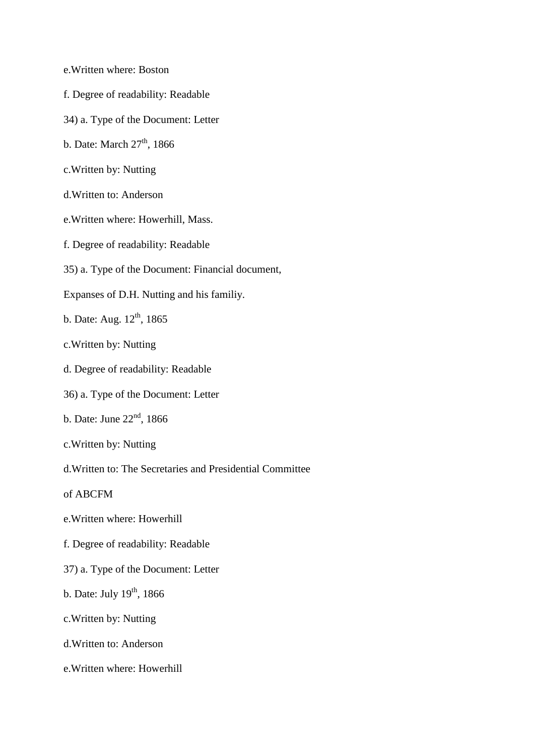e.Written where: Boston

f. Degree of readability: Readable

34) a. Type of the Document: Letter

b. Date: March 27th, 1866

c.Written by: Nutting

d.Written to: Anderson

e.Written where: Howerhill, Mass.

f. Degree of readability: Readable

35) a. Type of the Document: Financial document,

Expanses of D.H. Nutting and his familiy.

b. Date: Aug. 12th, 1865

c.Written by: Nutting

d. Degree of readability: Readable

36) a. Type of the Document: Letter

b. Date: June 22nd, 1866

c.Written by: Nutting

d.Written to: The Secretaries and Presidential Committee

of ABCFM

e.Written where: Howerhill

f. Degree of readability: Readable

37) a. Type of the Document: Letter

b. Date: July 19th, 1866

c.Written by: Nutting

d.Written to: Anderson

e.Written where: Howerhill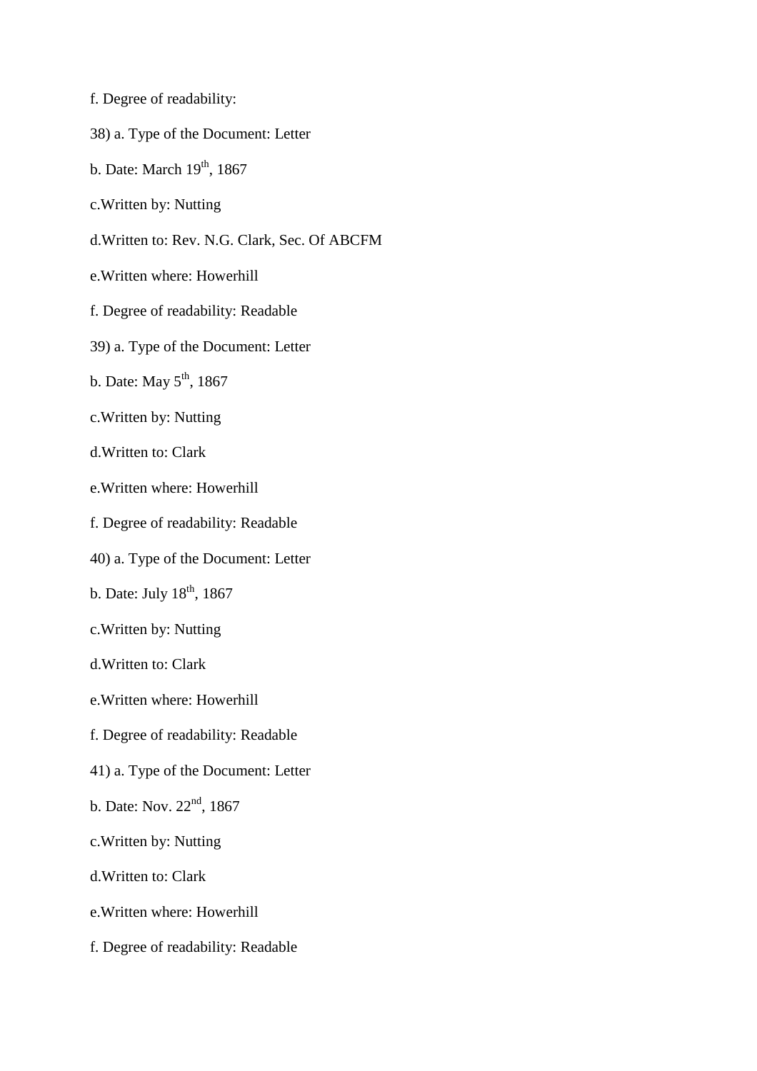f. Degree of readability:

38) a. Type of the Document: Letter

b. Date: March 19th, 1867

c.Written by: Nutting

d.Written to: Rev. N.G. Clark, Sec. Of ABCFM

e.Written where: Howerhill

f. Degree of readability: Readable

39) a. Type of the Document: Letter

b. Date: May 5th, 1867

c.Written by: Nutting

d.Written to: Clark

e.Written where: Howerhill

f. Degree of readability: Readable

40) a. Type of the Document: Letter

b. Date: July 18th, 1867

c.Written by: Nutting

d.Written to: Clark

e.Written where: Howerhill

f. Degree of readability: Readable

41) a. Type of the Document: Letter

b. Date: Nov. 22nd, 1867

c.Written by: Nutting

d.Written to: Clark

e.Written where: Howerhill

f. Degree of readability: Readable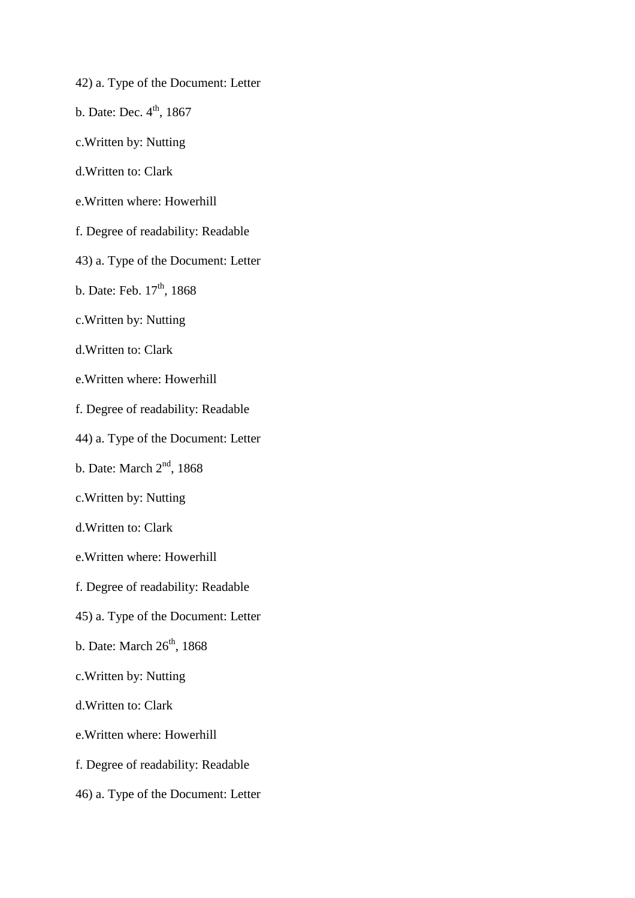42) a. Type of the Document: Letter

b. Date: Dec. 4th, 1867

c.Written by: Nutting

d.Written to: Clark

e.Written where: Howerhill

f. Degree of readability: Readable

43) a. Type of the Document: Letter

b. Date: Feb. 17th, 1868

c.Written by: Nutting

d.Written to: Clark

e.Written where: Howerhill

f. Degree of readability: Readable

44) a. Type of the Document: Letter

b. Date: March 2nd, 1868

c.Written by: Nutting

d.Written to: Clark

e.Written where: Howerhill

f. Degree of readability: Readable

45) a. Type of the Document: Letter

b. Date: March 26th, 1868

c.Written by: Nutting

d.Written to: Clark

e.Written where: Howerhill

f. Degree of readability: Readable

46) a. Type of the Document: Letter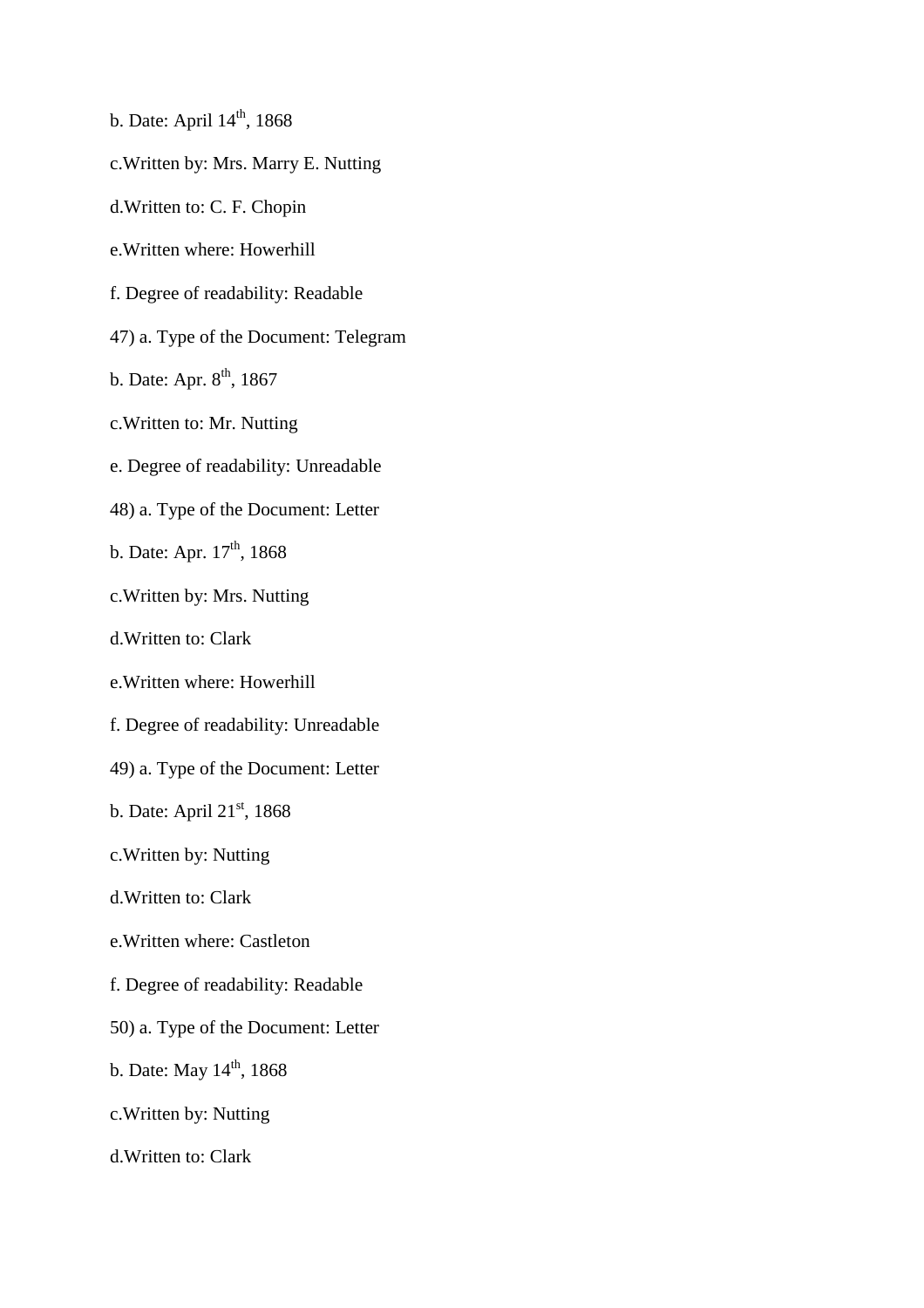b. Date: April 14th, 1868

c.Written by: Mrs. Marry E. Nutting

d.Written to: C. F. Chopin

e.Written where: Howerhill

f. Degree of readability: Readable

47) a. Type of the Document: Telegram

b. Date: Apr. 8th, 1867

c.Written to: Mr. Nutting

e. Degree of readability: Unreadable

48) a. Type of the Document: Letter

b. Date: Apr. 17th, 1868

c.Written by: Mrs. Nutting

d.Written to: Clark

e.Written where: Howerhill

f. Degree of readability: Unreadable

49) a. Type of the Document: Letter

b. Date: April 21st, 1868

c.Written by: Nutting

d.Written to: Clark

e.Written where: Castleton

f. Degree of readability: Readable

50) a. Type of the Document: Letter

b. Date: May 14th, 1868

c.Written by: Nutting

d.Written to: Clark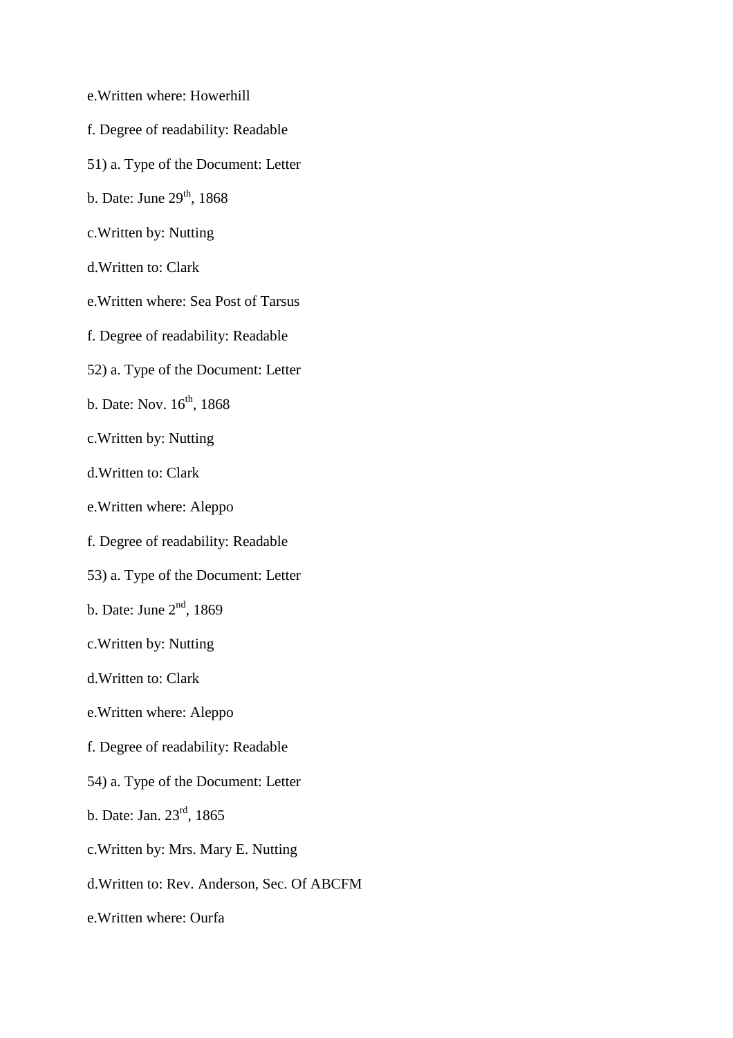e.Written where: Howerhill

f. Degree of readability: Readable

51) a. Type of the Document: Letter

b. Date: June 29th, 1868

c.Written by: Nutting

d.Written to: Clark

e.Written where: Sea Post of Tarsus

f. Degree of readability: Readable

52) a. Type of the Document: Letter

b. Date: Nov. 16th, 1868

c.Written by: Nutting

d.Written to: Clark

e.Written where: Aleppo

f. Degree of readability: Readable

53) a. Type of the Document: Letter

b. Date: June 2nd, 1869

c.Written by: Nutting

d.Written to: Clark

e.Written where: Aleppo

f. Degree of readability: Readable

54) a. Type of the Document: Letter

b. Date: Jan. 23rd, 1865

c.Written by: Mrs. Mary E. Nutting

d.Written to: Rev. Anderson, Sec. Of ABCFM

e.Written where: Ourfa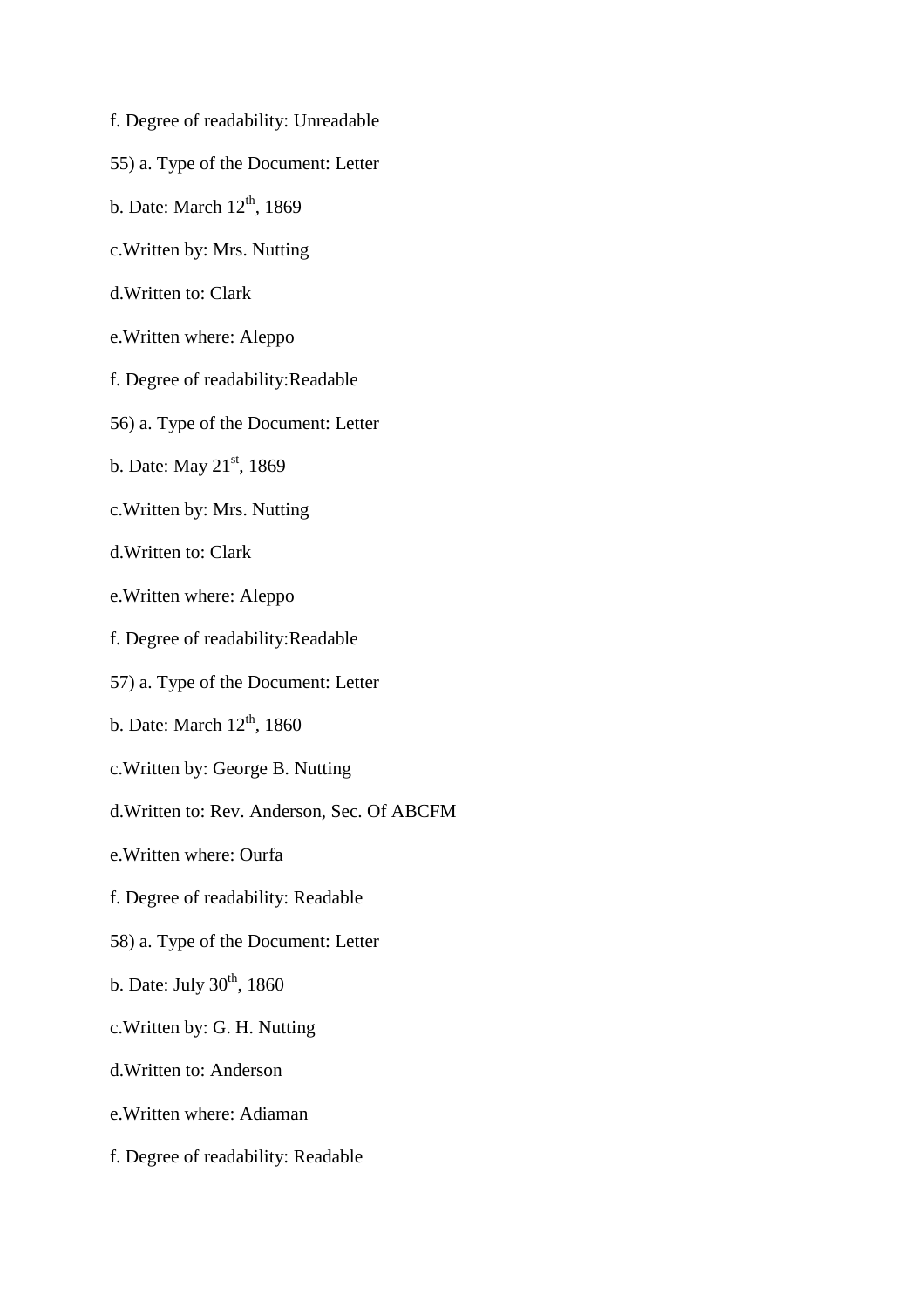f. Degree of readability: Unreadable

55) a. Type of the Document: Letter

b. Date: March 12th, 1869

c.Written by: Mrs. Nutting

d.Written to: Clark

e.Written where: Aleppo

f. Degree of readability:Readable

56) a. Type of the Document: Letter

b. Date: May 21st, 1869

c.Written by: Mrs. Nutting

d.Written to: Clark

e.Written where: Aleppo

f. Degree of readability:Readable

57) a. Type of the Document: Letter

b. Date: March 12th, 1860

c.Written by: George B. Nutting

d.Written to: Rev. Anderson, Sec. Of ABCFM

e.Written where: Ourfa

f. Degree of readability: Readable

58) a. Type of the Document: Letter

b. Date: July 30th, 1860

c.Written by: G. H. Nutting

d.Written to: Anderson

e.Written where: Adiaman

f. Degree of readability: Readable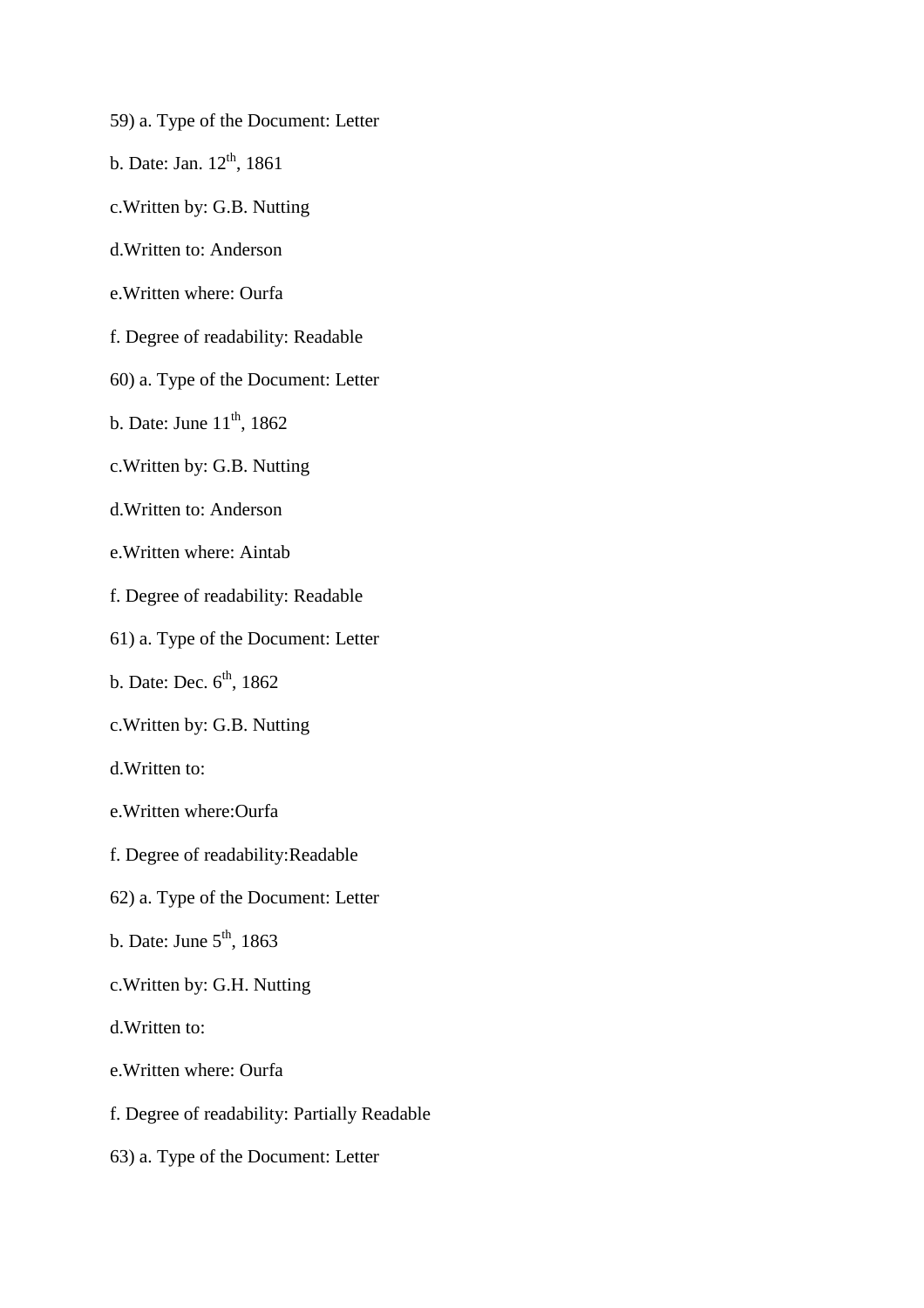59) a. Type of the Document: Letter

b. Date: Jan. 12th, 1861

c.Written by: G.B. Nutting

d.Written to: Anderson

e.Written where: Ourfa

f. Degree of readability: Readable

60) a. Type of the Document: Letter

b. Date: June 11th, 1862

c.Written by: G.B. Nutting

d.Written to: Anderson

e.Written where: Aintab

f. Degree of readability: Readable

61) a. Type of the Document: Letter

b. Date: Dec. 6th, 1862

c.Written by: G.B. Nutting

d.Written to:

e.Written where:Ourfa

f. Degree of readability:Readable

62) a. Type of the Document: Letter

b. Date: June 5th, 1863

c.Written by: G.H. Nutting

d.Written to:

e.Written where: Ourfa

f. Degree of readability: Partially Readable

63) a. Type of the Document: Letter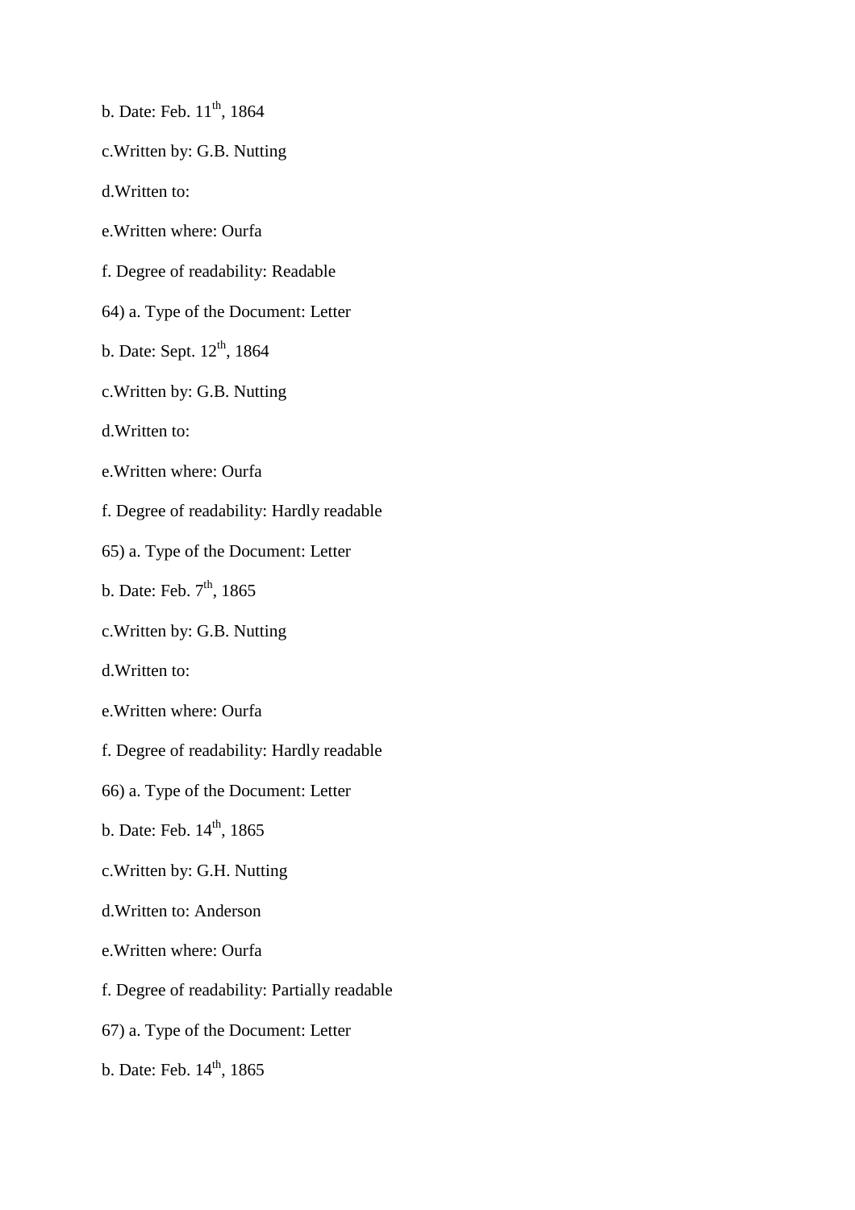b. Date: Feb. 11th, 1864

c.Written by: G.B. Nutting

d.Written to:

e.Written where: Ourfa

f. Degree of readability: Readable

64) a. Type of the Document: Letter

b. Date: Sept. 12th, 1864

c.Written by: G.B. Nutting

d.Written to:

e.Written where: Ourfa

f. Degree of readability: Hardly readable

65) a. Type of the Document: Letter

b. Date: Feb. 7th, 1865

c.Written by: G.B. Nutting

d.Written to:

e.Written where: Ourfa

f. Degree of readability: Hardly readable

66) a. Type of the Document: Letter

b. Date: Feb. 14th, 1865

c.Written by: G.H. Nutting

d.Written to: Anderson

e.Written where: Ourfa

f. Degree of readability: Partially readable

67) a. Type of the Document: Letter

b. Date: Feb. 14th, 1865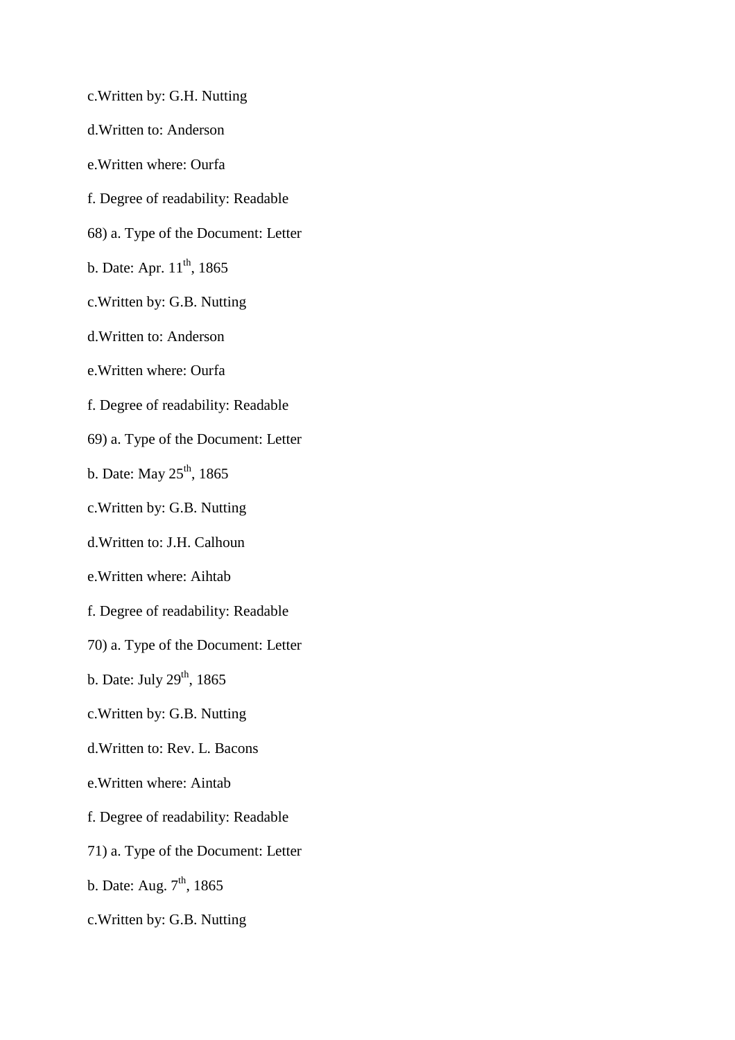c.Written by: G.H. Nutting

d.Written to: Anderson

e.Written where: Ourfa

f. Degree of readability: Readable

68) a. Type of the Document: Letter

b. Date: Apr. 11th, 1865

c.Written by: G.B. Nutting

d.Written to: Anderson

e.Written where: Ourfa

f. Degree of readability: Readable

69) a. Type of the Document: Letter

b. Date: May 25th, 1865

c.Written by: G.B. Nutting

d.Written to: J.H. Calhoun

e.Written where: Aihtab

f. Degree of readability: Readable

70) a. Type of the Document: Letter

b. Date: July 29th, 1865

c.Written by: G.B. Nutting

d.Written to: Rev. L. Bacons

e.Written where: Aintab

f. Degree of readability: Readable

71) a. Type of the Document: Letter

b. Date: Aug. 7th, 1865

c.Written by: G.B. Nutting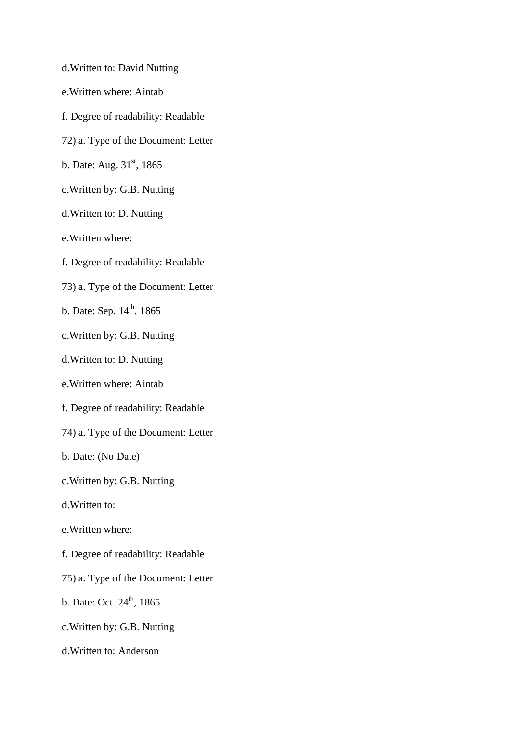d.Written to: David Nutting

e.Written where: Aintab

f. Degree of readability: Readable

72) a. Type of the Document: Letter

b. Date: Aug. 31st, 1865

c.Written by: G.B. Nutting

d.Written to: D. Nutting

e.Written where:

f. Degree of readability: Readable

73) a. Type of the Document: Letter

b. Date: Sep. 14th, 1865

c.Written by: G.B. Nutting

d.Written to: D. Nutting

e.Written where: Aintab

f. Degree of readability: Readable

74) a. Type of the Document: Letter

b. Date: (No Date)

c.Written by: G.B. Nutting

d.Written to:

e.Written where:

f. Degree of readability: Readable

75) a. Type of the Document: Letter

b. Date: Oct. 24th, 1865

c.Written by: G.B. Nutting

d.Written to: Anderson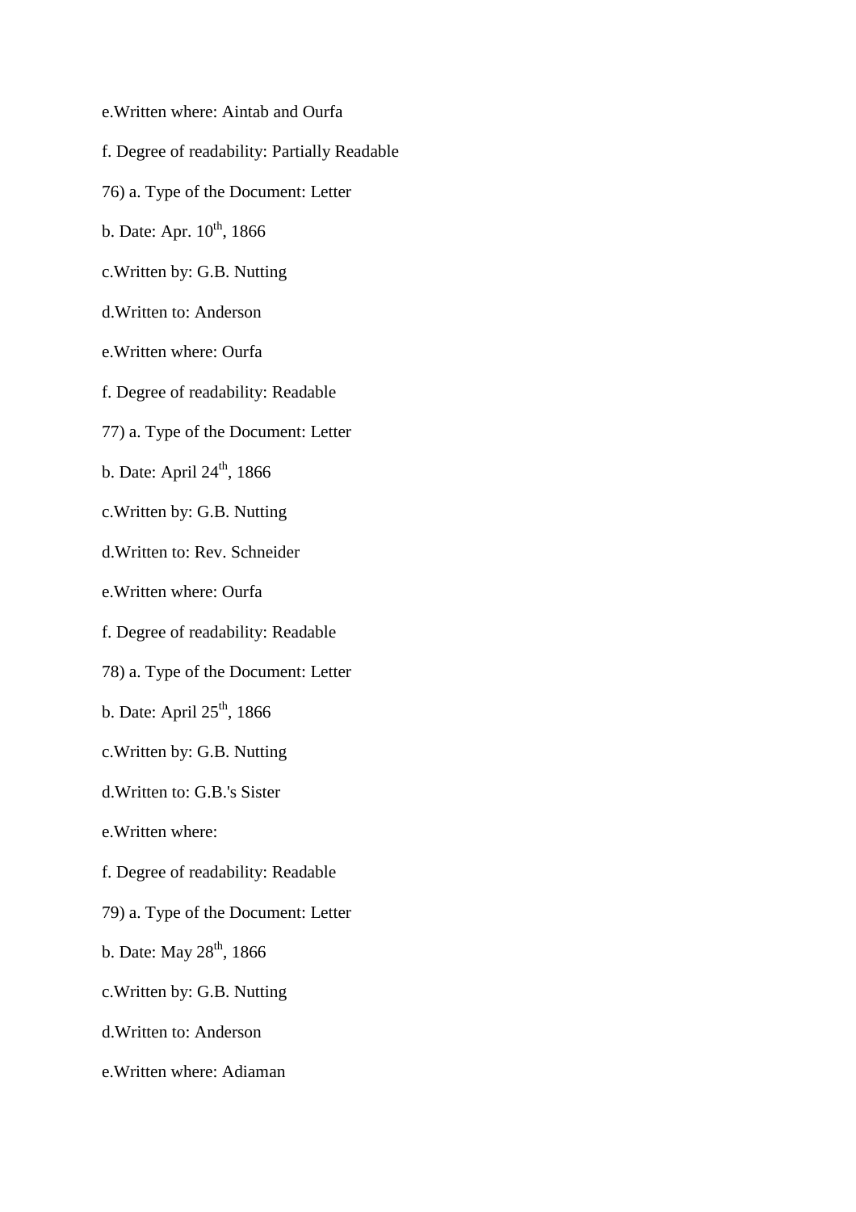e.Written where: Aintab and Ourfa

f. Degree of readability: Partially Readable

76) a. Type of the Document: Letter

b. Date: Apr. 10th, 1866

c.Written by: G.B. Nutting

d.Written to: Anderson

e.Written where: Ourfa

f. Degree of readability: Readable

77) a. Type of the Document: Letter

b. Date: April 24th, 1866

c.Written by: G.B. Nutting

d.Written to: Rev. Schneider

e.Written where: Ourfa

f. Degree of readability: Readable

78) a. Type of the Document: Letter

b. Date: April 25th, 1866

c.Written by: G.B. Nutting

d.Written to: G.B.'s Sister

e.Written where:

f. Degree of readability: Readable

79) a. Type of the Document: Letter

b. Date: May 28th, 1866

c.Written by: G.B. Nutting

d.Written to: Anderson

e.Written where: Adiaman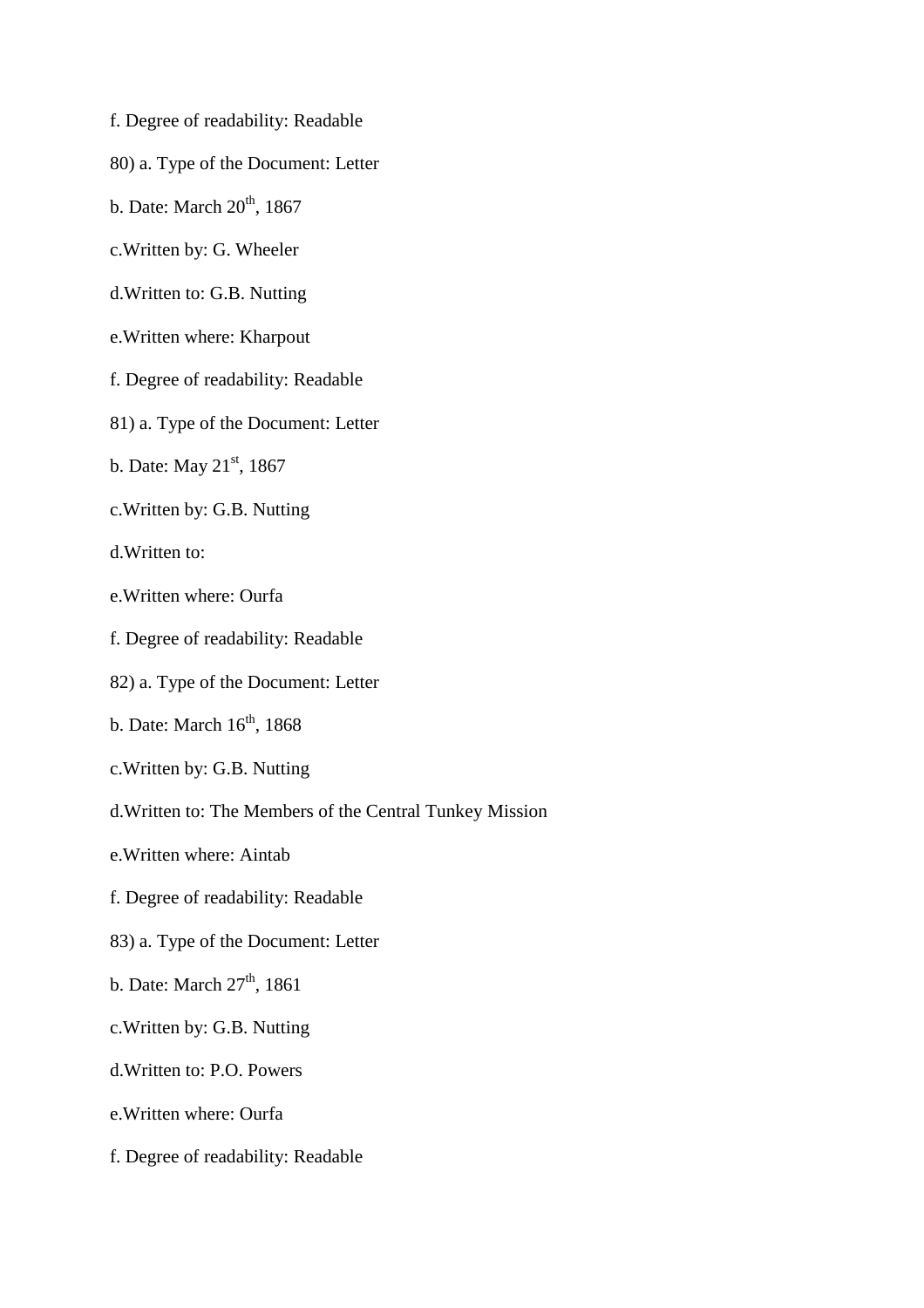f. Degree of readability: Readable

80) a. Type of the Document: Letter

b. Date: March 20th, 1867

c.Written by: G. Wheeler

d.Written to: G.B. Nutting

e.Written where: Kharpout

f. Degree of readability: Readable

81) a. Type of the Document: Letter

b. Date: May 21st, 1867

c.Written by: G.B. Nutting

d.Written to:

e.Written where: Ourfa

f. Degree of readability: Readable

82) a. Type of the Document: Letter

b. Date: March 16th, 1868

c.Written by: G.B. Nutting

d.Written to: The Members of the Central Tunkey Mission

e.Written where: Aintab

f. Degree of readability: Readable

83) a. Type of the Document: Letter

b. Date: March 27th, 1861

c.Written by: G.B. Nutting

d.Written to: P.O. Powers

e.Written where: Ourfa

f. Degree of readability: Readable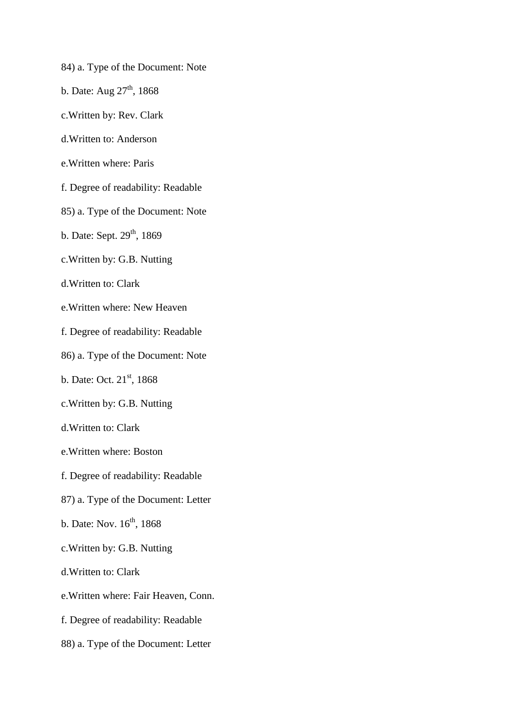84) a. Type of the Document: Note

b. Date: Aug 27th, 1868

c.Written by: Rev. Clark

d.Written to: Anderson

e.Written where: Paris

f. Degree of readability: Readable

85) a. Type of the Document: Note

b. Date: Sept. 29th, 1869

c.Written by: G.B. Nutting

d.Written to: Clark

e.Written where: New Heaven

f. Degree of readability: Readable

86) a. Type of the Document: Note

b. Date: Oct. 21st, 1868

c.Written by: G.B. Nutting

d.Written to: Clark

e.Written where: Boston

f. Degree of readability: Readable

87) a. Type of the Document: Letter

b. Date: Nov. 16th, 1868

c.Written by: G.B. Nutting

d.Written to: Clark

e.Written where: Fair Heaven, Conn.

f. Degree of readability: Readable

88) a. Type of the Document: Letter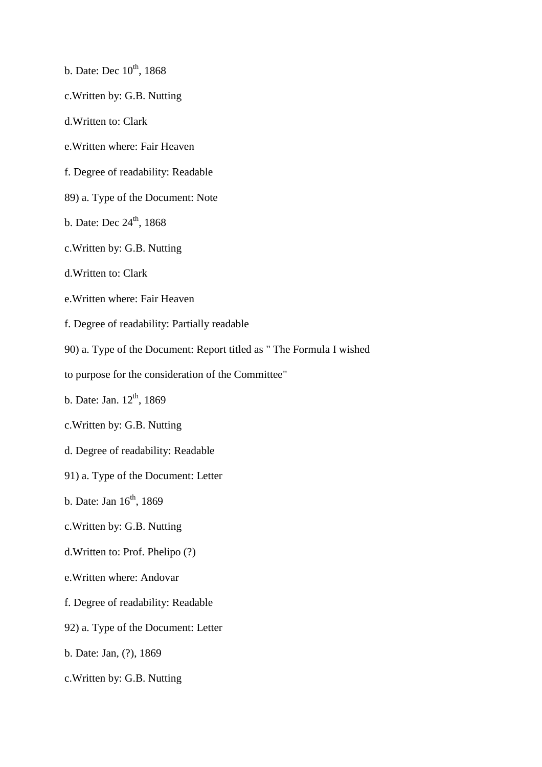b. Date: Dec 10th, 1868

c.Written by: G.B. Nutting

d.Written to: Clark

e.Written where: Fair Heaven

f. Degree of readability: Readable

89) a. Type of the Document: Note

b. Date: Dec 24th, 1868

c.Written by: G.B. Nutting

d.Written to: Clark

e.Written where: Fair Heaven

f. Degree of readability: Partially readable

90) a. Type of the Document: Report titled as " The Formula I wished to purpose for the consideration of the Committee"

b. Date: Jan. 12th, 1869

c.Written by: G.B. Nutting

d. Degree of readability: Readable

91) a. Type of the Document: Letter

b. Date: Jan 16th, 1869

c.Written by: G.B. Nutting

d.Written to: Prof. Phelipo (?)

e.Written where: Andovar

f. Degree of readability: Readable

92) a. Type of the Document: Letter

b. Date: Jan, (?), 1869

c.Written by: G.B. Nutting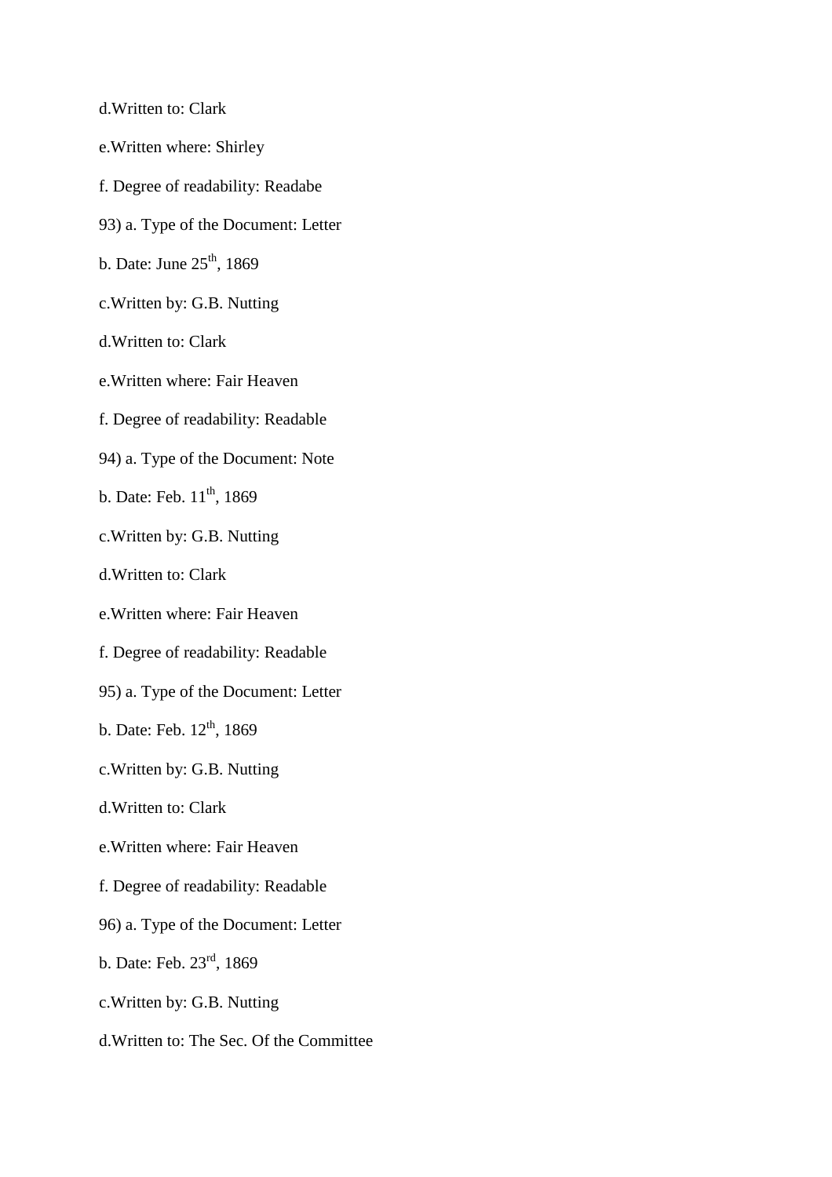d.Written to: Clark

e.Written where: Shirley

f. Degree of readability: Readabe

93) a. Type of the Document: Letter

b. Date: June 25th, 1869

c.Written by: G.B. Nutting

d.Written to: Clark

e.Written where: Fair Heaven

f. Degree of readability: Readable

94) a. Type of the Document: Note

b. Date: Feb. 11th, 1869

c.Written by: G.B. Nutting

d.Written to: Clark

e.Written where: Fair Heaven

f. Degree of readability: Readable

95) a. Type of the Document: Letter

b. Date: Feb. 12th, 1869

c.Written by: G.B. Nutting

d.Written to: Clark

e.Written where: Fair Heaven

f. Degree of readability: Readable

96) a. Type of the Document: Letter

b. Date: Feb. 23rd, 1869

c.Written by: G.B. Nutting

d.Written to: The Sec. Of the Committee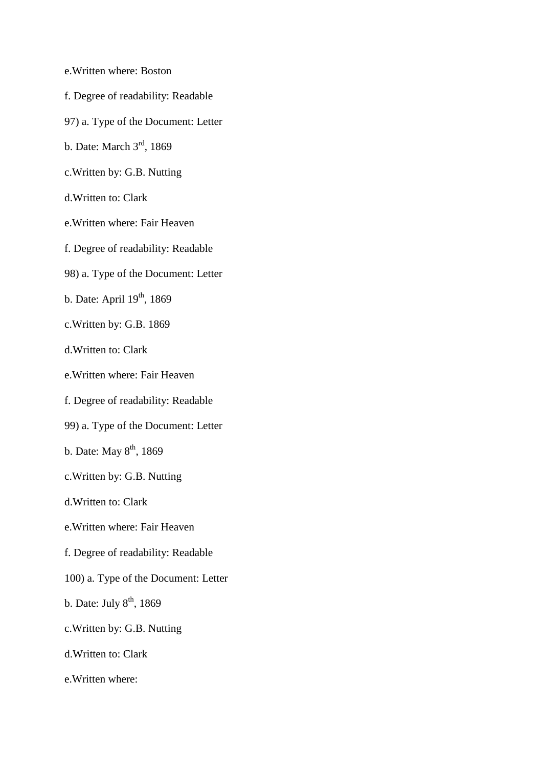e.Written where: Boston

f. Degree of readability: Readable

97) a. Type of the Document: Letter

b. Date: March 3rd, 1869

c.Written by: G.B. Nutting

d.Written to: Clark

e.Written where: Fair Heaven

f. Degree of readability: Readable

98) a. Type of the Document: Letter

b. Date: April 19th, 1869

c.Written by: G.B. 1869

d.Written to: Clark

e.Written where: Fair Heaven

f. Degree of readability: Readable

99) a. Type of the Document: Letter

b. Date: May 8th, 1869

c.Written by: G.B. Nutting

d.Written to: Clark

e.Written where: Fair Heaven

f. Degree of readability: Readable

100) a. Type of the Document: Letter

b. Date: July 8th, 1869

c.Written by: G.B. Nutting

d.Written to: Clark

e.Written where: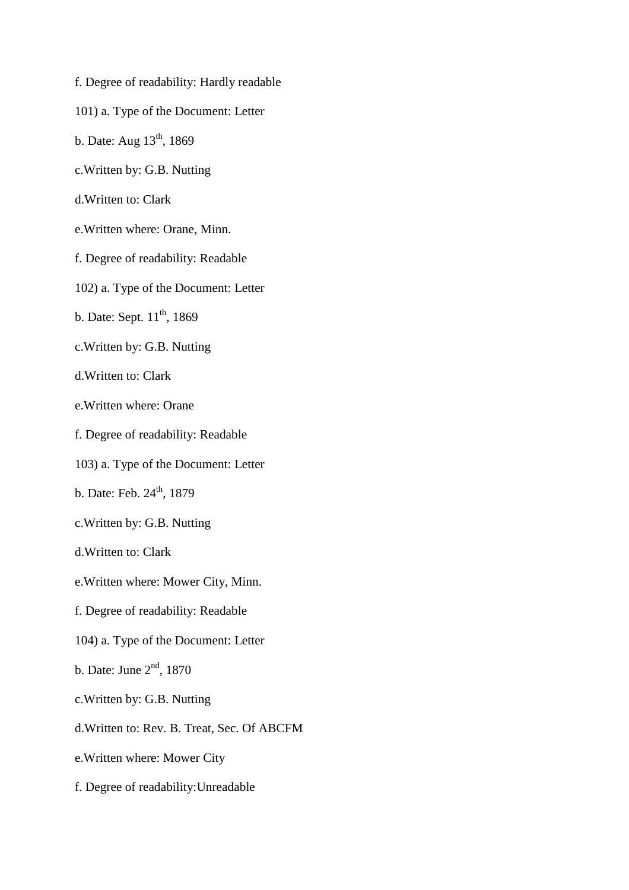f. Degree of readability: Hardly readable

101) a. Type of the Document: Letter

b. Date: Aug 13th, 1869

c.Written by: G.B. Nutting

d.Written to: Clark

e.Written where: Orane, Minn.

f. Degree of readability: Readable

102) a. Type of the Document: Letter

b. Date: Sept. 11th, 1869

c.Written by: G.B. Nutting

d.Written to: Clark

e.Written where: Orane

f. Degree of readability: Readable

103) a. Type of the Document: Letter

b. Date: Feb. 24th, 1879

c.Written by: G.B. Nutting

d.Written to: Clark

e.Written where: Mower City, Minn.

f. Degree of readability: Readable

104) a. Type of the Document: Letter

b. Date: June 2nd, 1870

c.Written by: G.B. Nutting

d.Written to: Rev. B. Treat, Sec. Of ABCFM

e.Written where: Mower City

f. Degree of readability:Unreadable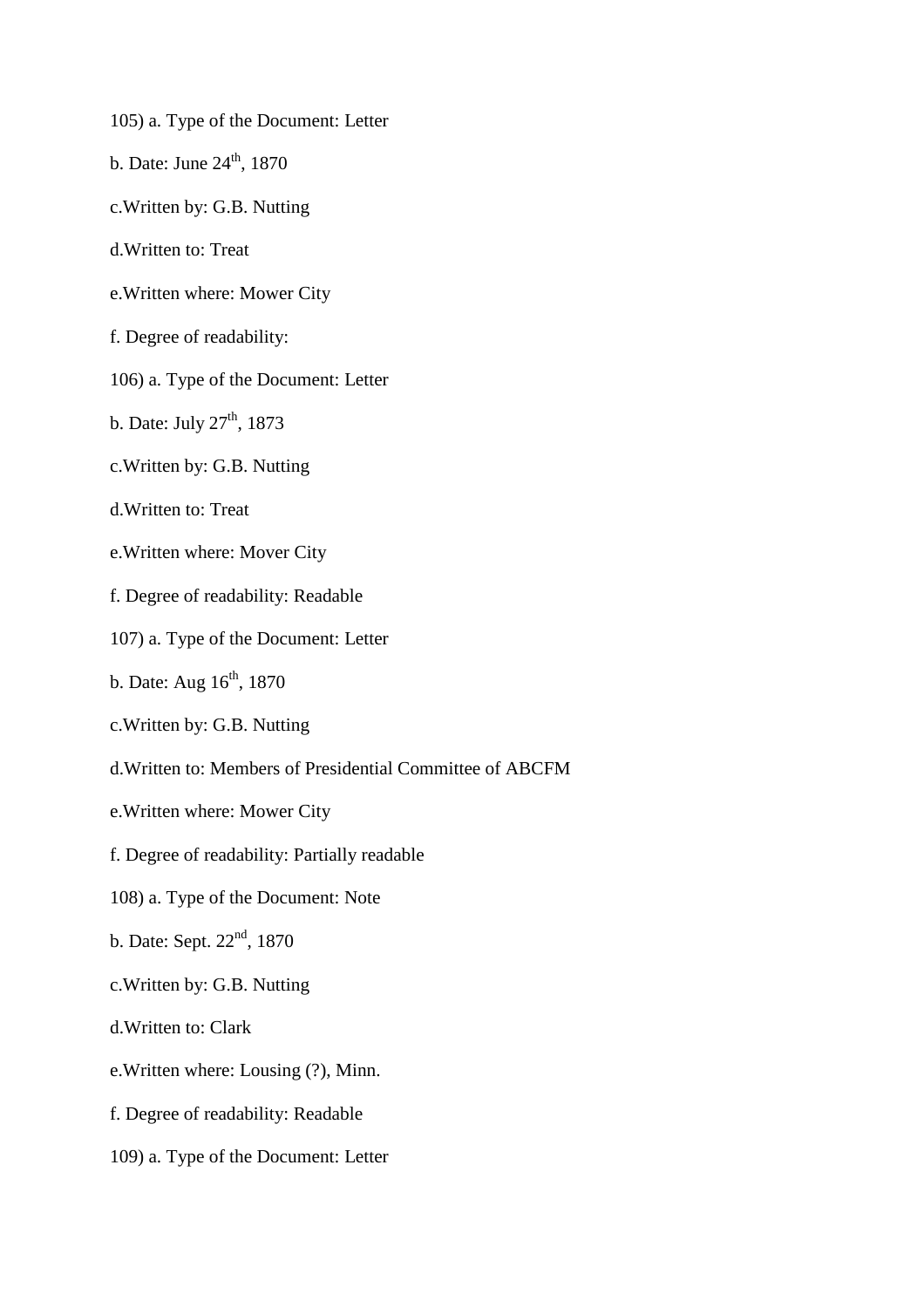105) a. Type of the Document: Letter

b. Date: June 24th, 1870

c.Written by: G.B. Nutting

d.Written to: Treat

e.Written where: Mower City

f. Degree of readability:

106) a. Type of the Document: Letter

b. Date: July 27th, 1873

c.Written by: G.B. Nutting

d.Written to: Treat

e.Written where: Mover City

f. Degree of readability: Readable

107) a. Type of the Document: Letter

b. Date: Aug 16th, 1870

c.Written by: G.B. Nutting

d.Written to: Members of Presidential Committee of ABCFM

e.Written where: Mower City

f. Degree of readability: Partially readable

108) a. Type of the Document: Note

b. Date: Sept. 22nd, 1870

c.Written by: G.B. Nutting

d.Written to: Clark

e.Written where: Lousing (?), Minn.

f. Degree of readability: Readable

109) a. Type of the Document: Letter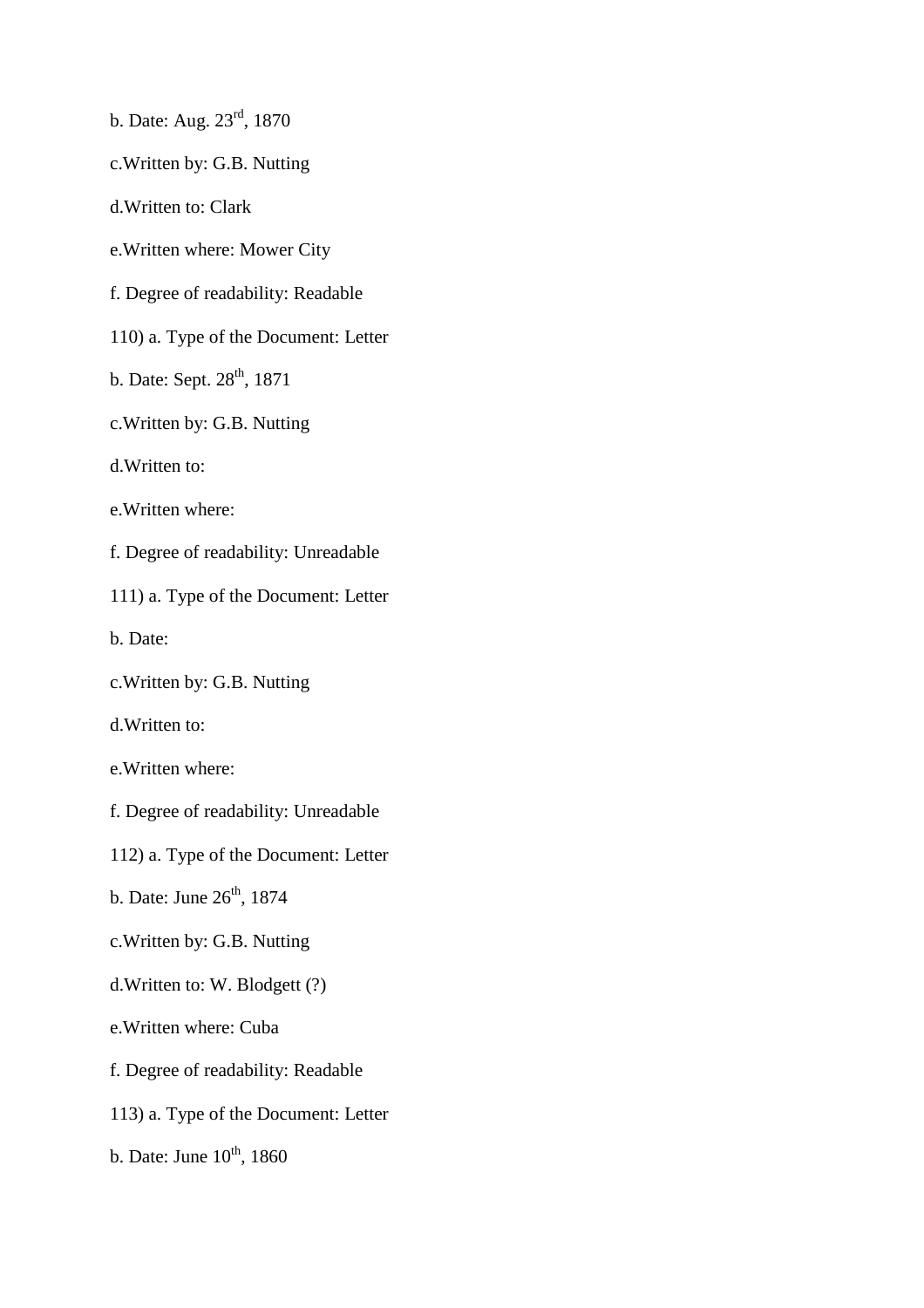b. Date: Aug. 23rd, 1870

c.Written by: G.B. Nutting

d.Written to: Clark

e.Written where: Mower City

f. Degree of readability: Readable

110) a. Type of the Document: Letter

b. Date: Sept. 28th, 1871

c.Written by: G.B. Nutting

d.Written to:

e.Written where:

f. Degree of readability: Unreadable

111) a. Type of the Document: Letter

b. Date:

c.Written by: G.B. Nutting

d.Written to:

e.Written where:

f. Degree of readability: Unreadable

112) a. Type of the Document: Letter

b. Date: June 26th, 1874

c.Written by: G.B. Nutting

d.Written to: W. Blodgett (?)

e.Written where: Cuba

f. Degree of readability: Readable

113) a. Type of the Document: Letter

b. Date: June 10th, 1860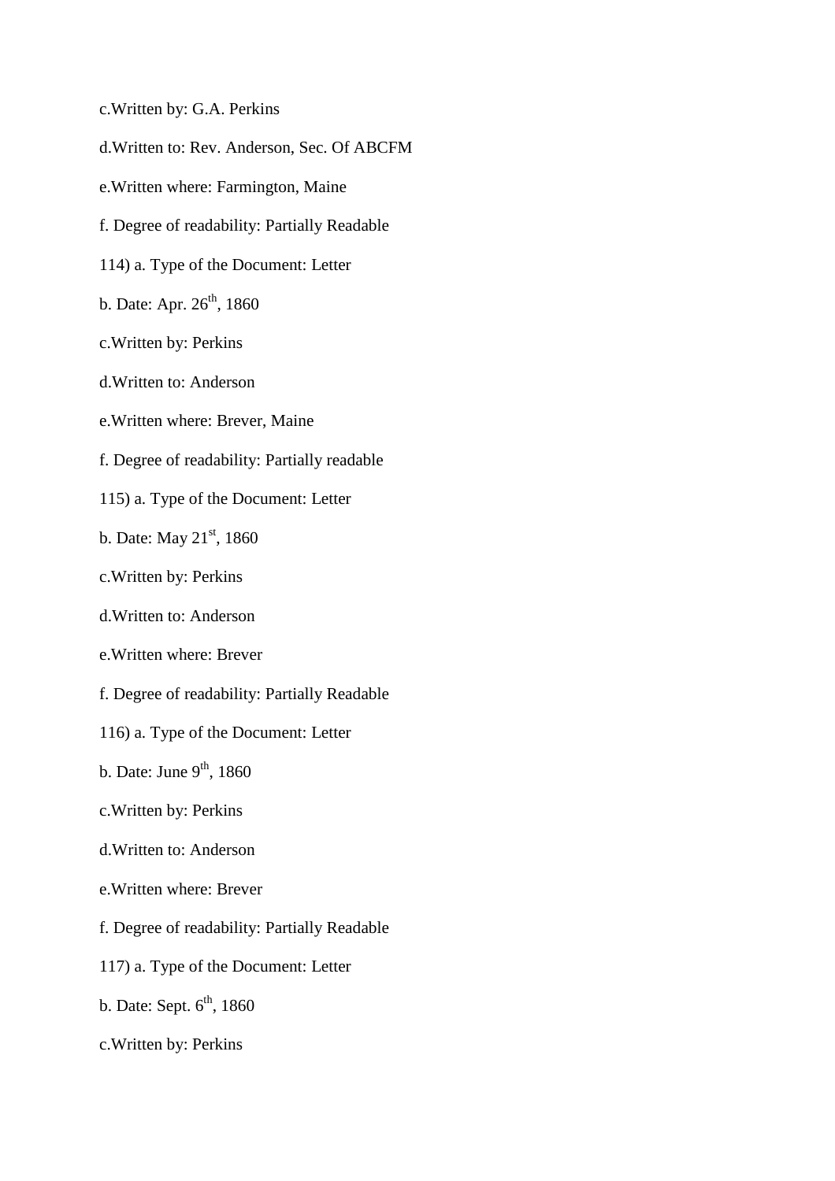c.Written by: G.A. Perkins

d.Written to: Rev. Anderson, Sec. Of ABCFM

e.Written where: Farmington, Maine

f. Degree of readability: Partially Readable

114) a. Type of the Document: Letter

b. Date: Apr. 26th, 1860

c.Written by: Perkins

d.Written to: Anderson

e.Written where: Brever, Maine

f. Degree of readability: Partially readable

115) a. Type of the Document: Letter

b. Date: May 21st, 1860

c.Written by: Perkins

d.Written to: Anderson

e.Written where: Brever

f. Degree of readability: Partially Readable

116) a. Type of the Document: Letter

b. Date: June 9th, 1860

c.Written by: Perkins

d.Written to: Anderson

e.Written where: Brever

f. Degree of readability: Partially Readable

117) a. Type of the Document: Letter

b. Date: Sept. 6th, 1860

c.Written by: Perkins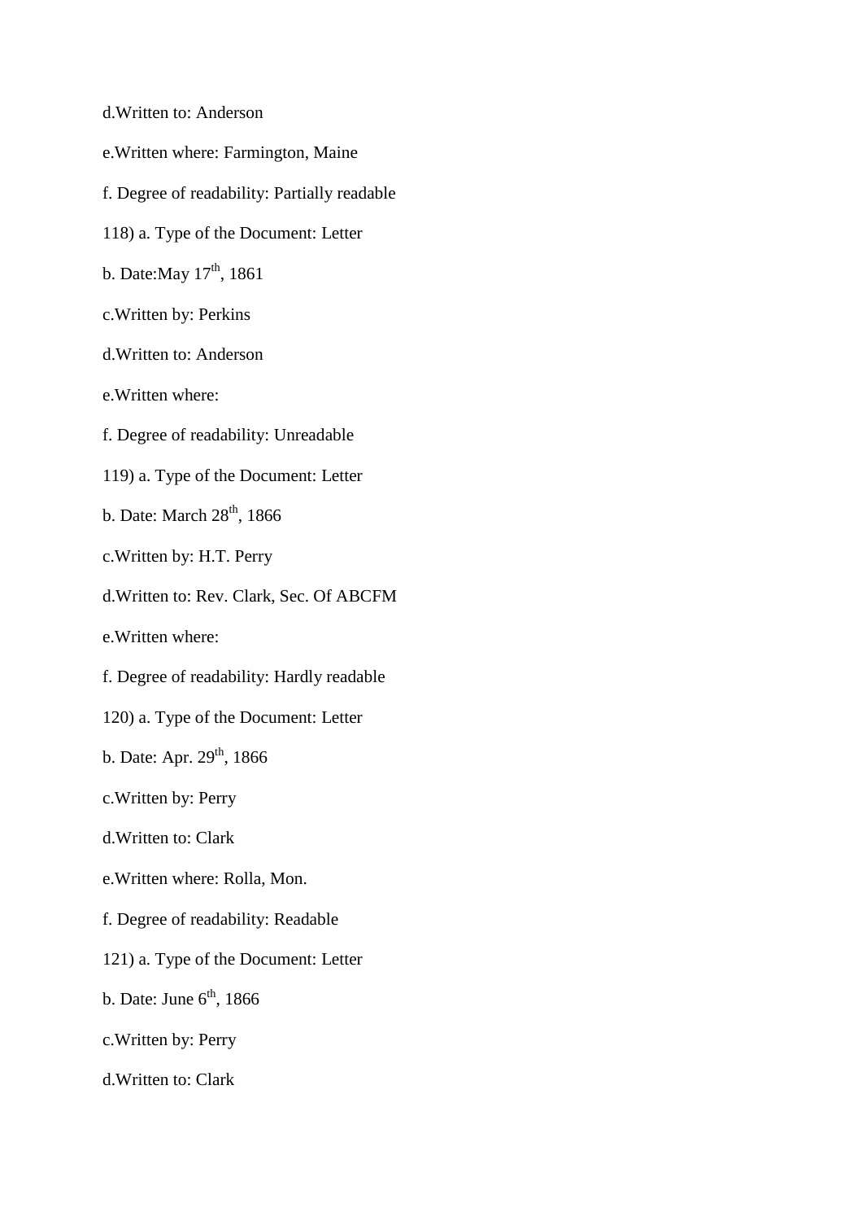d.Written to: Anderson

e.Written where: Farmington, Maine

f. Degree of readability: Partially readable

118) a. Type of the Document: Letter

b. Date:May 17th, 1861

c.Written by: Perkins

d.Written to: Anderson

e.Written where:

f. Degree of readability: Unreadable

119) a. Type of the Document: Letter

b. Date: March 28th, 1866

c.Written by: H.T. Perry

d.Written to: Rev. Clark, Sec. Of ABCFM

e.Written where:

f. Degree of readability: Hardly readable

120) a. Type of the Document: Letter

b. Date: Apr. 29th, 1866

c.Written by: Perry

d.Written to: Clark

e.Written where: Rolla, Mon.

f. Degree of readability: Readable

121) a. Type of the Document: Letter

b. Date: June 6th, 1866

c.Written by: Perry

d.Written to: Clark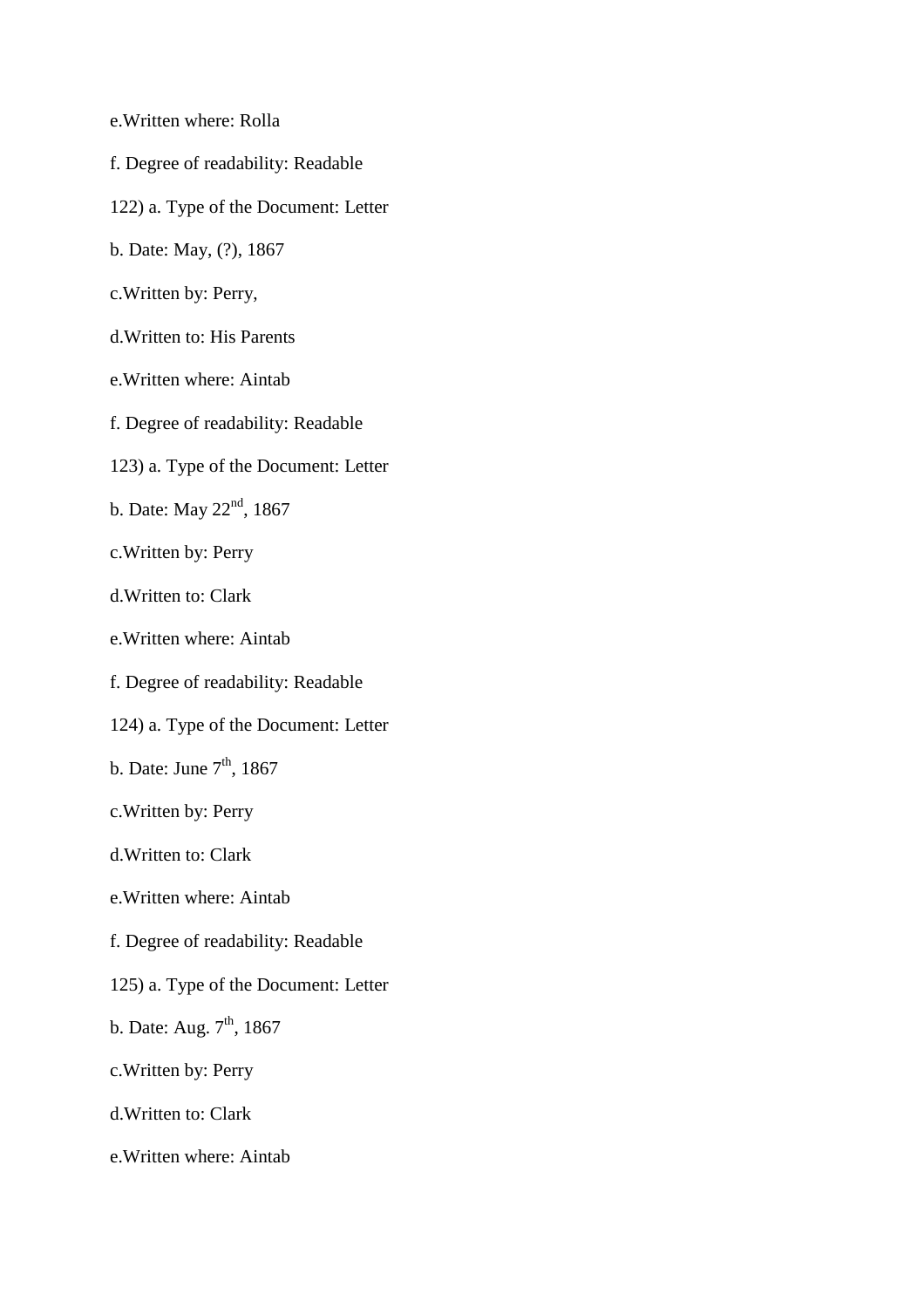e.Written where: Rolla

f. Degree of readability: Readable

122) a. Type of the Document: Letter

b. Date: May, (?), 1867

c.Written by: Perry,

d.Written to: His Parents

e.Written where: Aintab

f. Degree of readability: Readable

123) a. Type of the Document: Letter

b. Date: May 22nd, 1867

c.Written by: Perry

d.Written to: Clark

e.Written where: Aintab

f. Degree of readability: Readable

124) a. Type of the Document: Letter

b. Date: June 7th, 1867

c.Written by: Perry

d.Written to: Clark

e.Written where: Aintab

f. Degree of readability: Readable

125) a. Type of the Document: Letter

b. Date: Aug. 7th, 1867

c.Written by: Perry

d.Written to: Clark

e.Written where: Aintab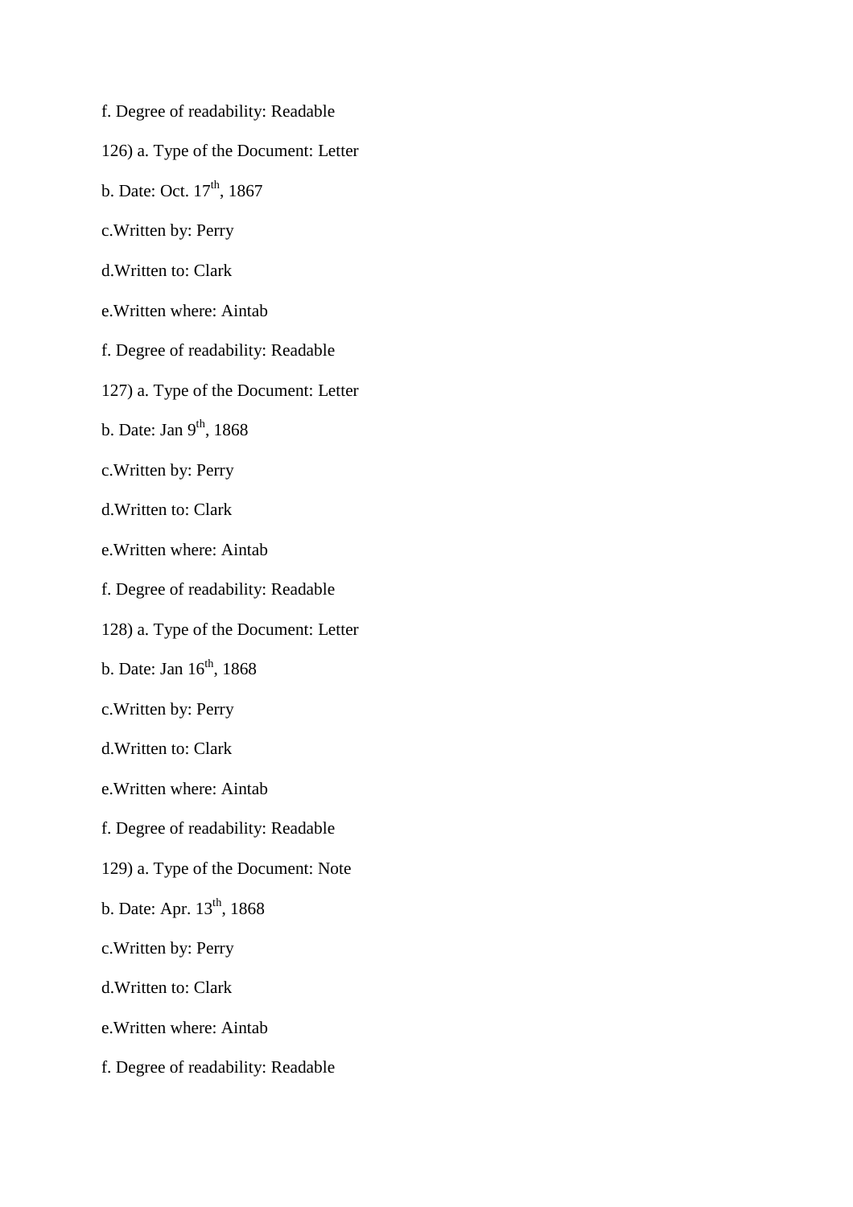f. Degree of readability: Readable

126) a. Type of the Document: Letter

b. Date: Oct. 17th, 1867

c.Written by: Perry

d.Written to: Clark

e.Written where: Aintab

f. Degree of readability: Readable

127) a. Type of the Document: Letter

b. Date: Jan 9th, 1868

c.Written by: Perry

d.Written to: Clark

e.Written where: Aintab

f. Degree of readability: Readable

128) a. Type of the Document: Letter

b. Date: Jan 16th, 1868

c.Written by: Perry

d.Written to: Clark

e.Written where: Aintab

f. Degree of readability: Readable

129) a. Type of the Document: Note

b. Date: Apr. 13th, 1868

c.Written by: Perry

d.Written to: Clark

e.Written where: Aintab

f. Degree of readability: Readable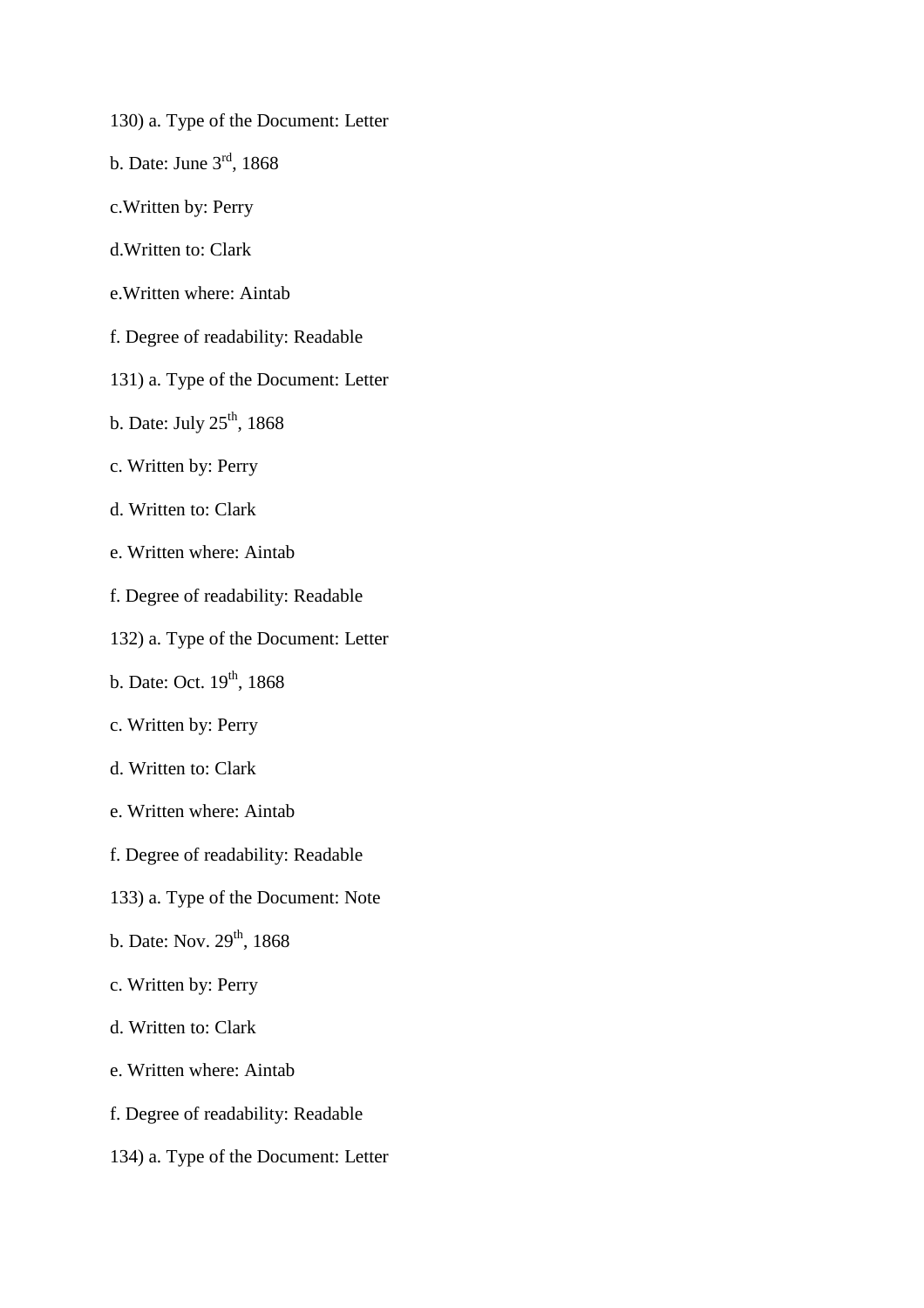130) a. Type of the Document: Letter

b. Date: June 3rd, 1868

c.Written by: Perry

d.Written to: Clark

e.Written where: Aintab

f. Degree of readability: Readable

131) a. Type of the Document: Letter

b. Date: July 25th, 1868

c. Written by: Perry

d. Written to: Clark

e. Written where: Aintab

f. Degree of readability: Readable

132) a. Type of the Document: Letter

b. Date: Oct. 19th, 1868

c. Written by: Perry

d. Written to: Clark

e. Written where: Aintab

f. Degree of readability: Readable

133) a. Type of the Document: Note

b. Date: Nov. 29th, 1868

c. Written by: Perry

d. Written to: Clark

e. Written where: Aintab

f. Degree of readability: Readable

134) a. Type of the Document: Letter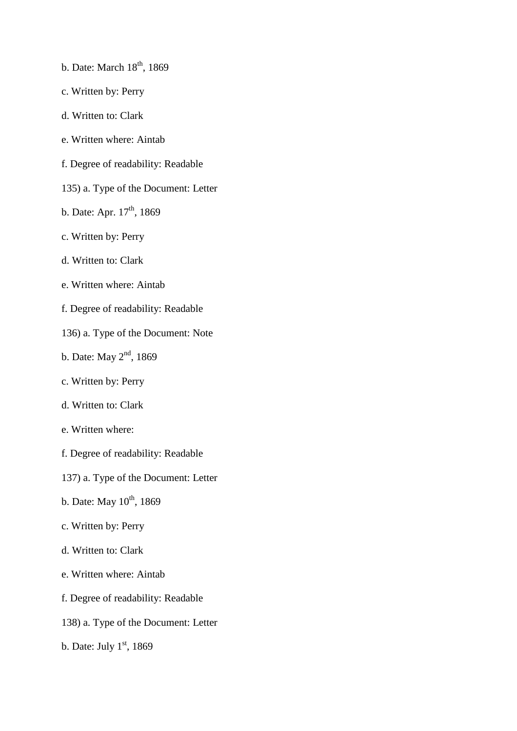b. Date: March 18th, 1869

c. Written by: Perry

d. Written to: Clark

e. Written where: Aintab

f. Degree of readability: Readable

135) a. Type of the Document: Letter

b. Date: Apr. 17th, 1869

c. Written by: Perry

d. Written to: Clark

e. Written where: Aintab

f. Degree of readability: Readable

136) a. Type of the Document: Note

b. Date: May 2nd, 1869

c. Written by: Perry

d. Written to: Clark

e. Written where:

f. Degree of readability: Readable

137) a. Type of the Document: Letter

b. Date: May 10th, 1869

c. Written by: Perry

d. Written to: Clark

e. Written where: Aintab

f. Degree of readability: Readable

138) a. Type of the Document: Letter

b. Date: July 1st, 1869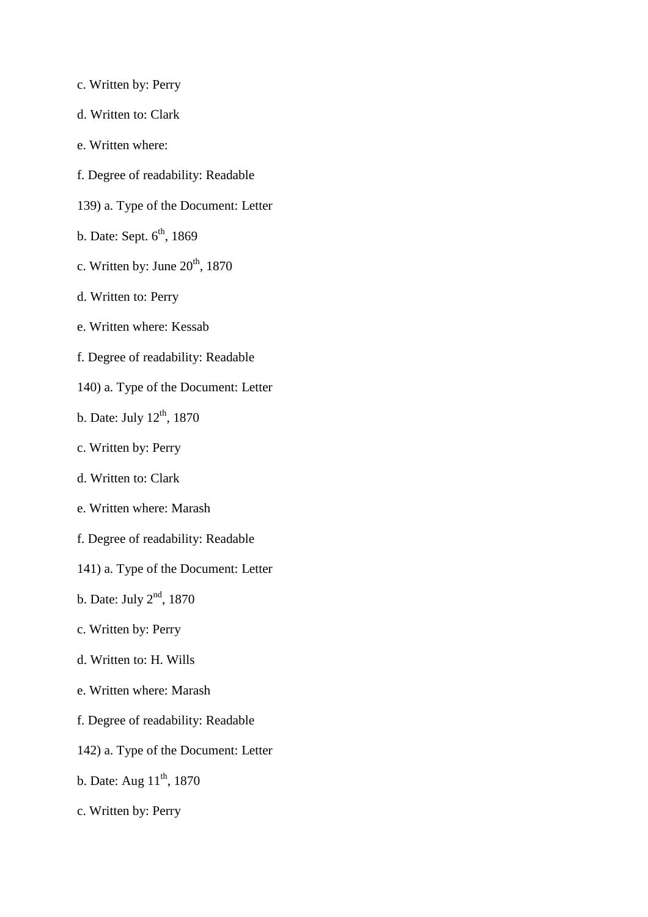c. Written by: Perry

d. Written to: Clark

e. Written where:

f. Degree of readability: Readable

139) a. Type of the Document: Letter

b. Date: Sept. 6th, 1869

c. Written by: June 20th, 1870

d. Written to: Perry

e. Written where: Kessab

f. Degree of readability: Readable

140) a. Type of the Document: Letter

b. Date: July 12th, 1870

c. Written by: Perry

d. Written to: Clark

e. Written where: Marash

f. Degree of readability: Readable

141) a. Type of the Document: Letter

b. Date: July 2nd, 1870

c. Written by: Perry

d. Written to: H. Wills

e. Written where: Marash

f. Degree of readability: Readable

142) a. Type of the Document: Letter

b. Date: Aug 11th, 1870

c. Written by: Perry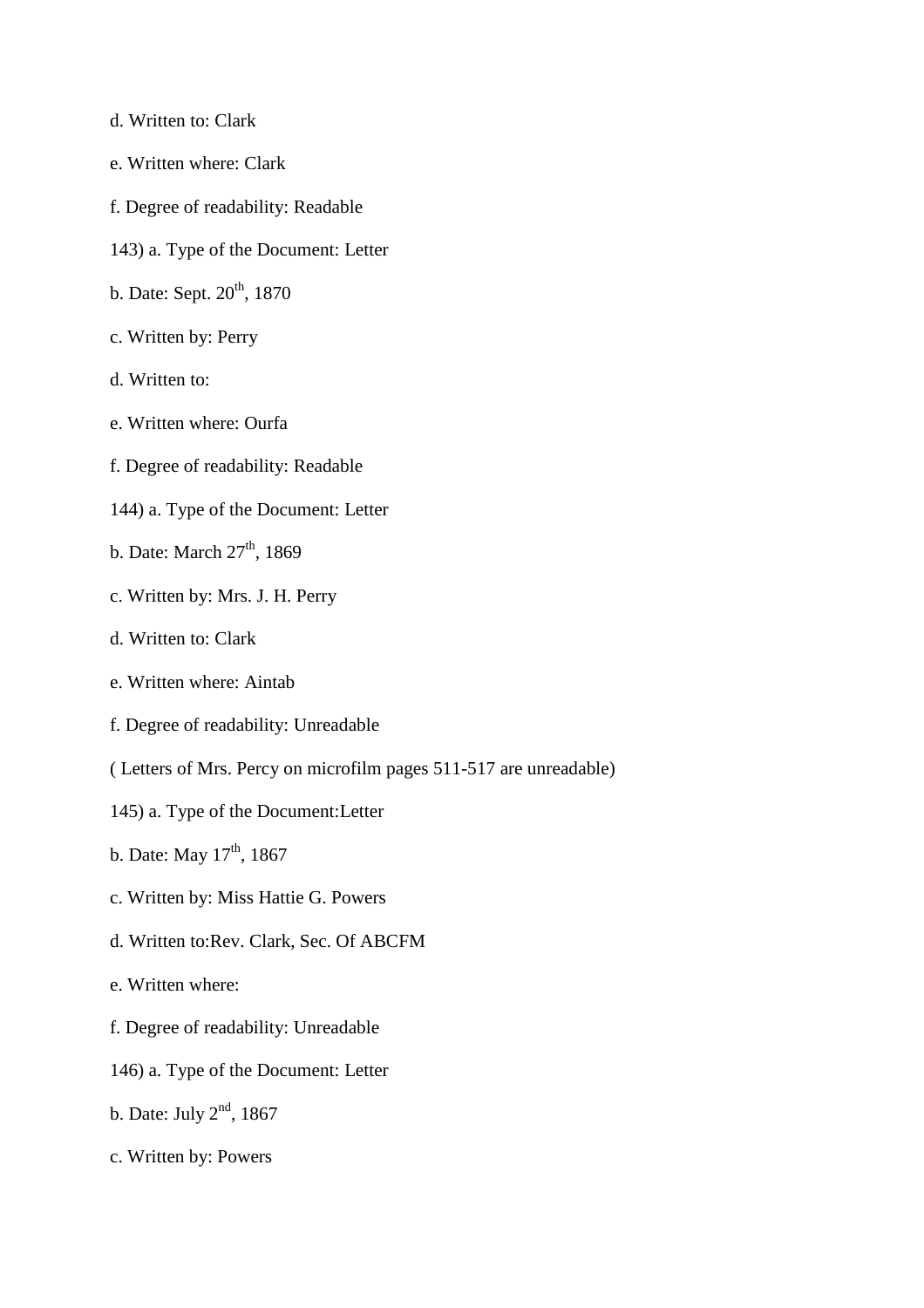d. Written to: Clark

e. Written where: Clark

f. Degree of readability: Readable

143) a. Type of the Document: Letter

b. Date: Sept. 20th, 1870

c. Written by: Perry

d. Written to:

e. Written where: Ourfa

f. Degree of readability: Readable

144) a. Type of the Document: Letter

b. Date: March 27th, 1869

c. Written by: Mrs. J. H. Perry

d. Written to: Clark

e. Written where: Aintab

f. Degree of readability: Unreadable

( Letters of Mrs. Percy on microfilm pages 511-517 are unreadable)

145) a. Type of the Document:Letter

b. Date: May 17th, 1867

c. Written by: Miss Hattie G. Powers

d. Written to:Rev. Clark, Sec. Of ABCFM

e. Written where:

f. Degree of readability: Unreadable

146) a. Type of the Document: Letter

b. Date: July 2nd, 1867

c. Written by: Powers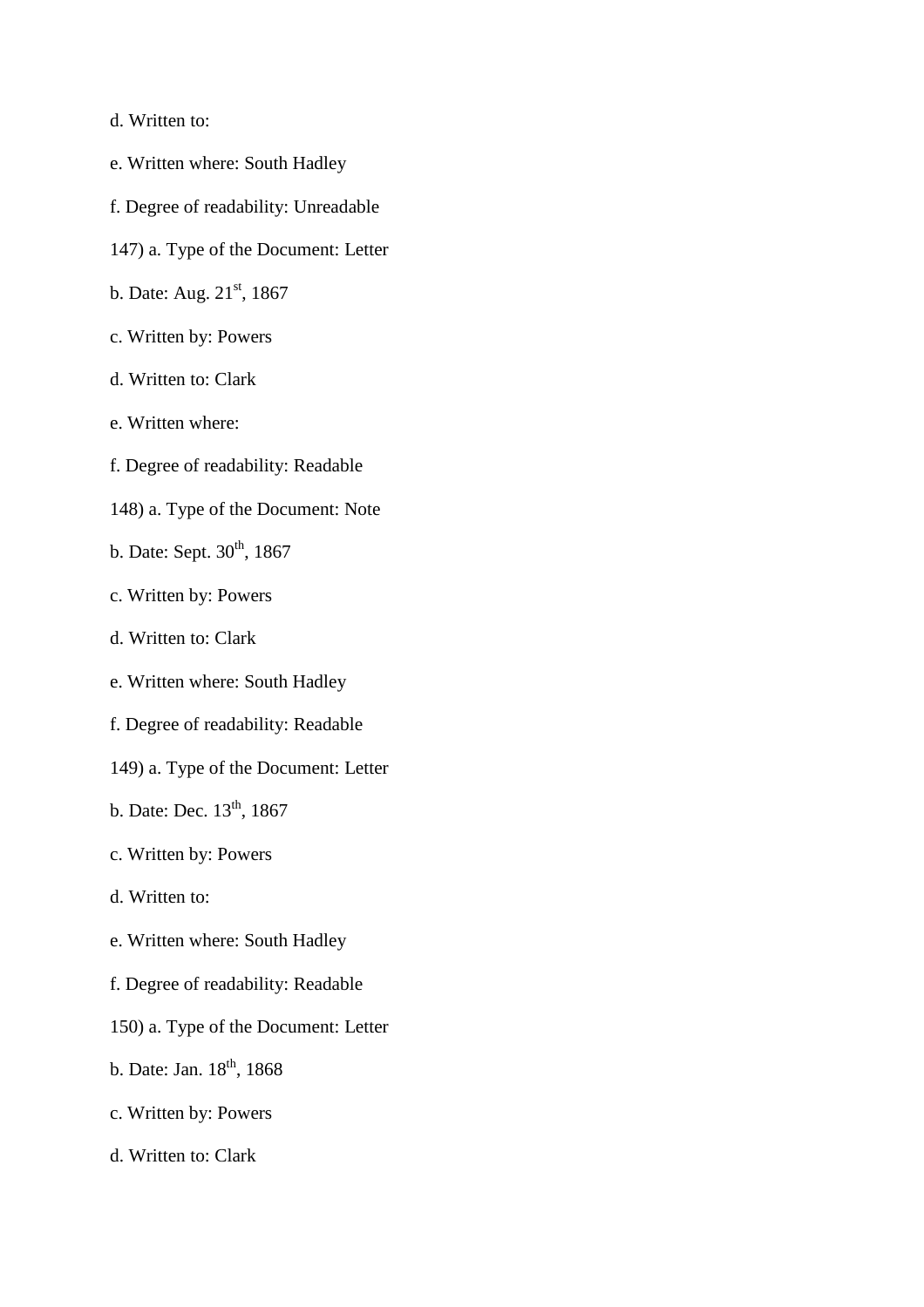d. Written to:

e. Written where: South Hadley

f. Degree of readability: Unreadable

147) a. Type of the Document: Letter

b. Date: Aug. 21st, 1867

c. Written by: Powers

d. Written to: Clark

e. Written where:

f. Degree of readability: Readable

148) a. Type of the Document: Note

b. Date: Sept. 30th, 1867

c. Written by: Powers

d. Written to: Clark

e. Written where: South Hadley

f. Degree of readability: Readable

149) a. Type of the Document: Letter

b. Date: Dec. 13th, 1867

c. Written by: Powers

d. Written to:

e. Written where: South Hadley

f. Degree of readability: Readable

150) a. Type of the Document: Letter

b. Date: Jan. 18th, 1868

c. Written by: Powers

d. Written to: Clark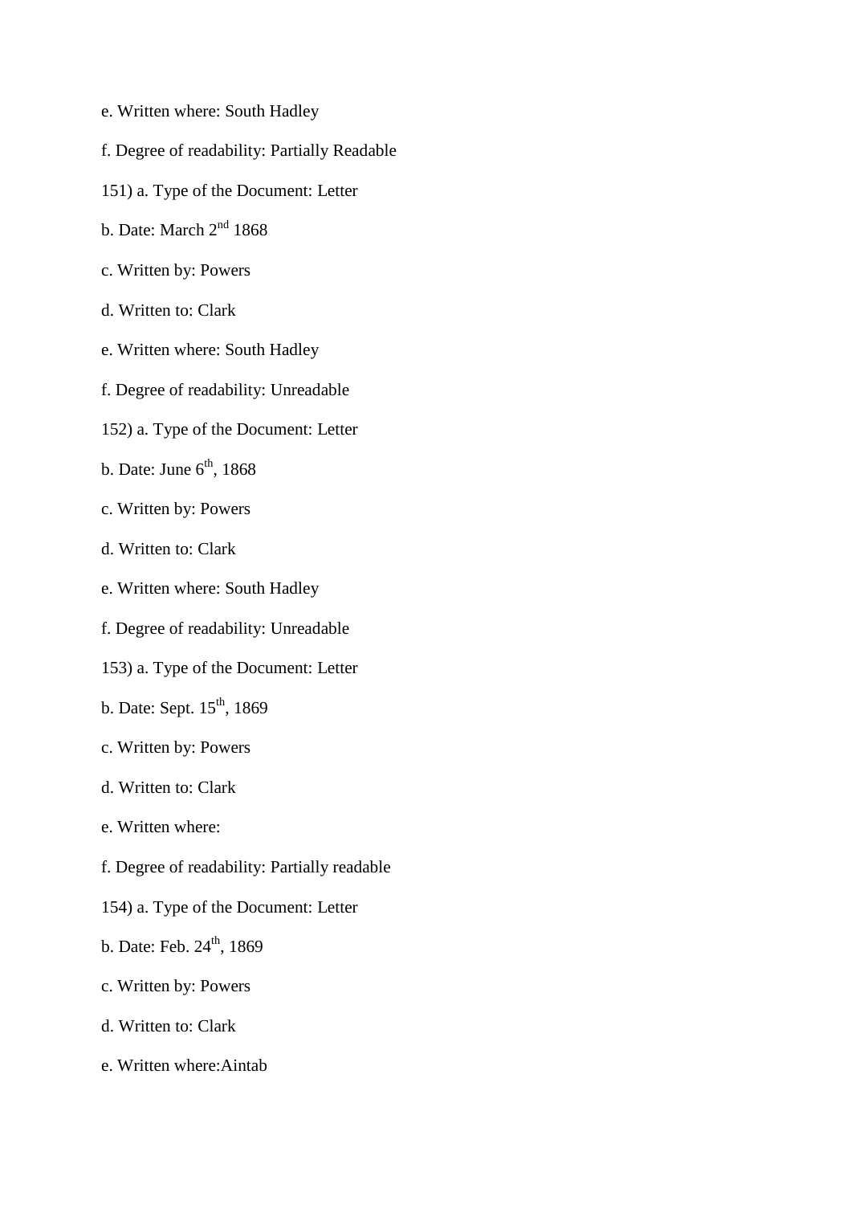e. Written where: South Hadley

f. Degree of readability: Partially Readable

151) a. Type of the Document: Letter

b. Date: March 2nd 1868

c. Written by: Powers

d. Written to: Clark

e. Written where: South Hadley

f. Degree of readability: Unreadable

152) a. Type of the Document: Letter

b. Date: June 6th, 1868

c. Written by: Powers

d. Written to: Clark

e. Written where: South Hadley

f. Degree of readability: Unreadable

153) a. Type of the Document: Letter

b. Date: Sept. 15th, 1869

c. Written by: Powers

d. Written to: Clark

e. Written where:

f. Degree of readability: Partially readable

154) a. Type of the Document: Letter

b. Date: Feb. 24th, 1869

c. Written by: Powers

d. Written to: Clark

e. Written where:Aintab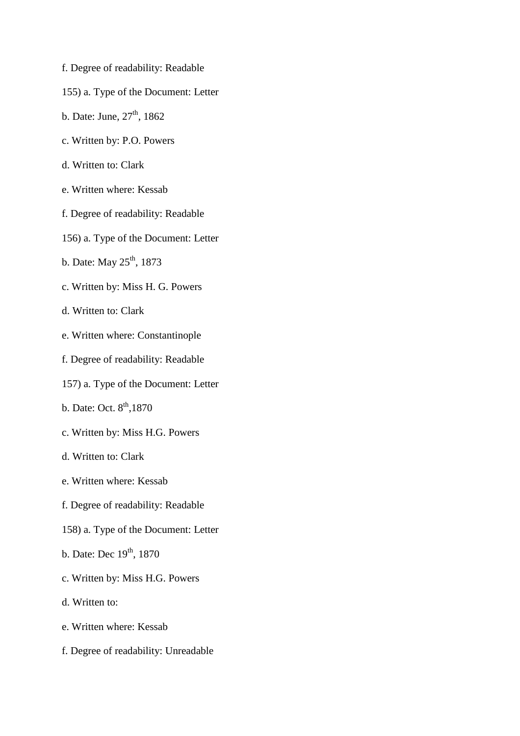f. Degree of readability: Readable

155) a. Type of the Document: Letter

b. Date: June, 27th, 1862

c. Written by: P.O. Powers

d. Written to: Clark

e. Written where: Kessab

f. Degree of readability: Readable

156) a. Type of the Document: Letter

b. Date: May 25th, 1873

c. Written by: Miss H. G. Powers

d. Written to: Clark

e. Written where: Constantinople

f. Degree of readability: Readable

157) a. Type of the Document: Letter

b. Date: Oct. 8th,1870

c. Written by: Miss H.G. Powers

d. Written to: Clark

e. Written where: Kessab

f. Degree of readability: Readable

158) a. Type of the Document: Letter

b. Date: Dec 19th, 1870

c. Written by: Miss H.G. Powers

d. Written to:

e. Written where: Kessab

f. Degree of readability: Unreadable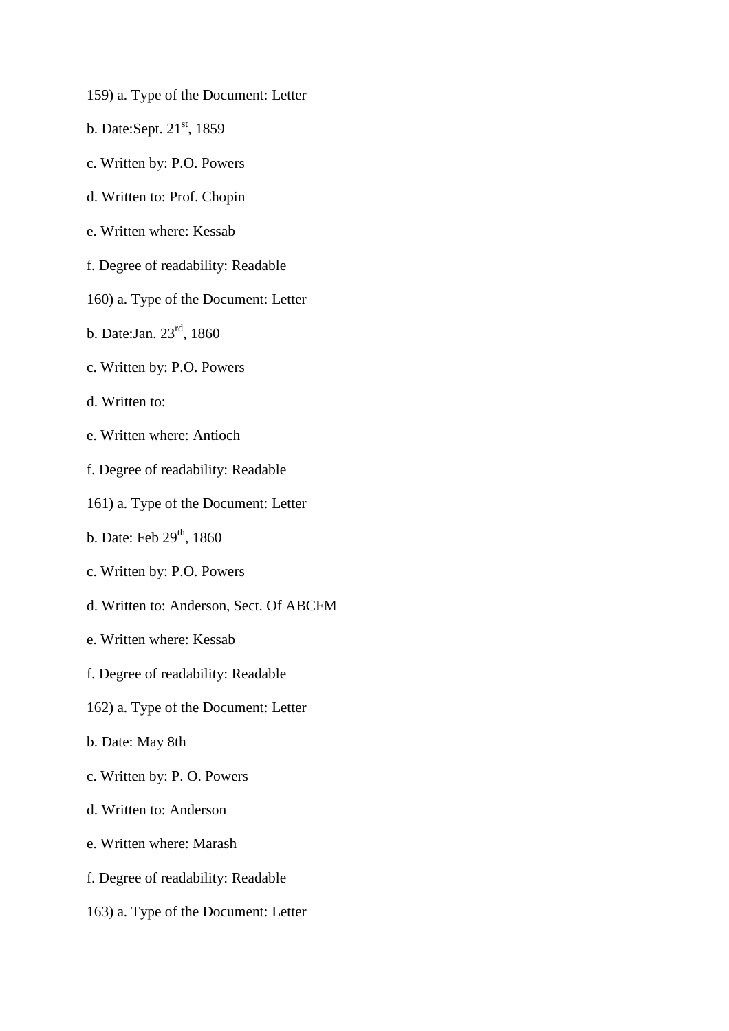159) a. Type of the Document: Letter

b. Date:Sept. 21st, 1859

c. Written by: P.O. Powers

d. Written to: Prof. Chopin

e. Written where: Kessab

f. Degree of readability: Readable

160) a. Type of the Document: Letter

b. Date:Jan. 23rd, 1860

c. Written by: P.O. Powers

d. Written to:

e. Written where: Antioch

f. Degree of readability: Readable

161) a. Type of the Document: Letter

b. Date: Feb 29th, 1860

c. Written by: P.O. Powers

d. Written to: Anderson, Sect. Of ABCFM

e. Written where: Kessab

f. Degree of readability: Readable

162) a. Type of the Document: Letter

b. Date: May 8th

c. Written by: P. O. Powers

d. Written to: Anderson

e. Written where: Marash

f. Degree of readability: Readable

163) a. Type of the Document: Letter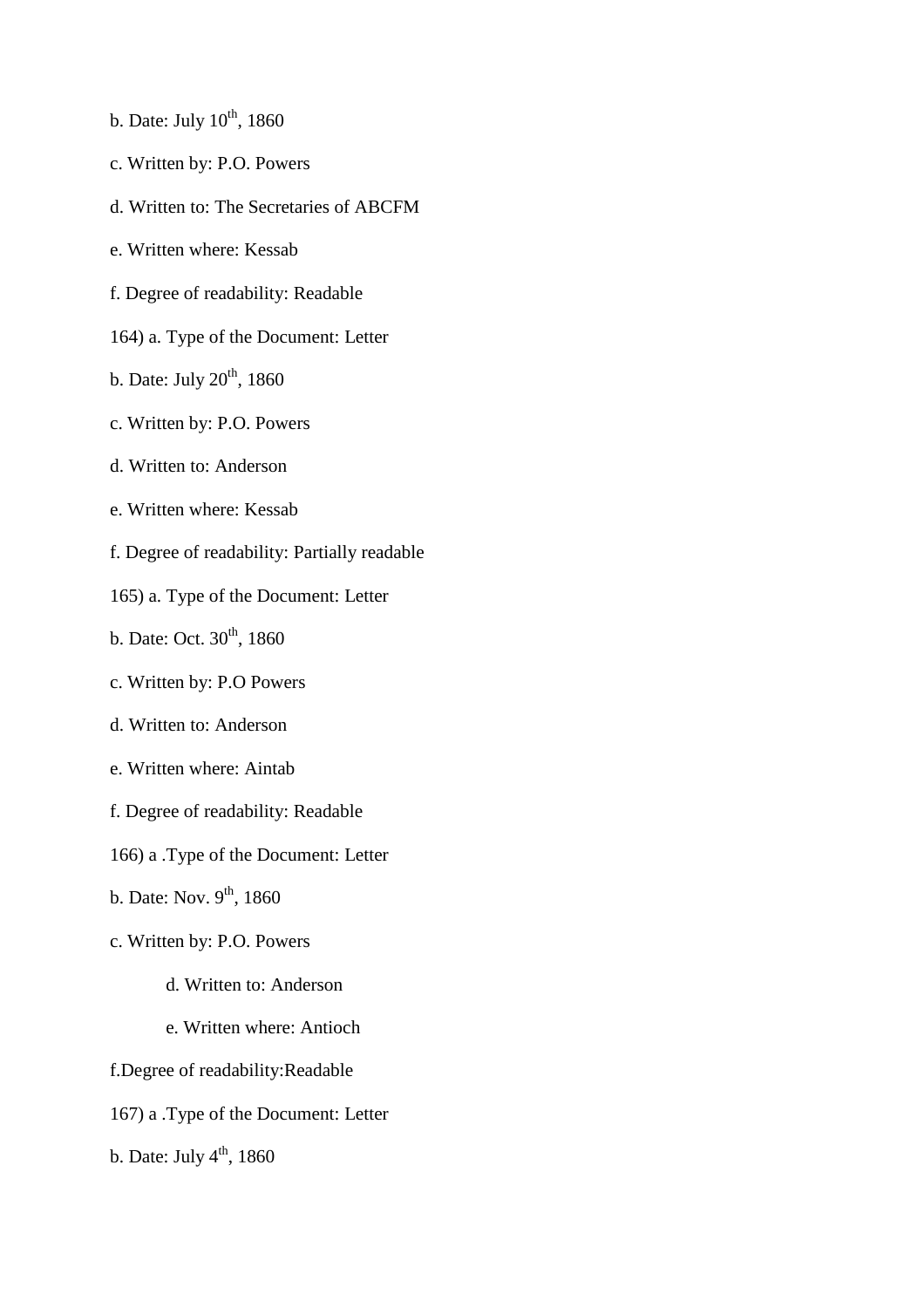b. Date: July 10th, 1860

c. Written by: P.O. Powers

d. Written to: The Secretaries of ABCFM

e. Written where: Kessab

f. Degree of readability: Readable

164) a. Type of the Document: Letter

b. Date: July 20th, 1860

c. Written by: P.O. Powers

d. Written to: Anderson

e. Written where: Kessab

f. Degree of readability: Partially readable

165) a. Type of the Document: Letter

b. Date: Oct. 30th, 1860

c. Written by: P.O Powers

d. Written to: Anderson

e. Written where: Aintab

f. Degree of readability: Readable

166) a .Type of the Document: Letter

b. Date: Nov. 9th, 1860

c. Written by: P.O. Powers

d. Written to: Anderson

e. Written where: Antioch

f.Degree of readability:Readable

167) a .Type of the Document: Letter

b. Date: July 4th, 1860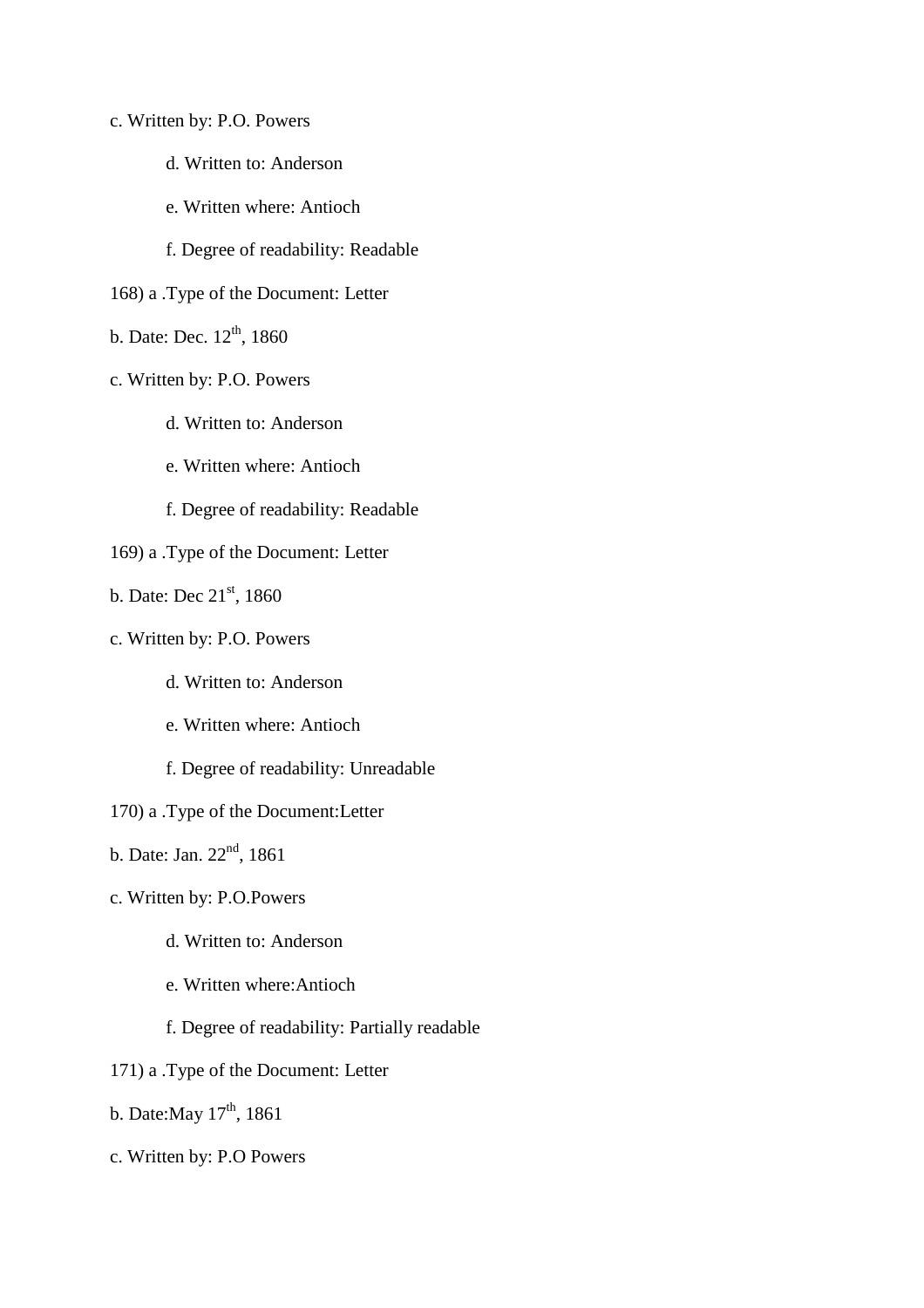c. Written by: P.O. Powers

d. Written to: Anderson

e. Written where: Antioch

f. Degree of readability: Readable

168) a .Type of the Document: Letter

b. Date: Dec. 12th, 1860

c. Written by: P.O. Powers

d. Written to: Anderson

e. Written where: Antioch

f. Degree of readability: Readable

169) a .Type of the Document: Letter

b. Date: Dec 21st, 1860

c. Written by: P.O. Powers

d. Written to: Anderson

e. Written where: Antioch

f. Degree of readability: Unreadable

170) a .Type of the Document:Letter

b. Date: Jan. 22nd, 1861

c. Written by: P.O.Powers

d. Written to: Anderson

e. Written where:Antioch

f. Degree of readability: Partially readable

171) a .Type of the Document: Letter

b. Date:May 17th, 1861

c. Written by: P.O Powers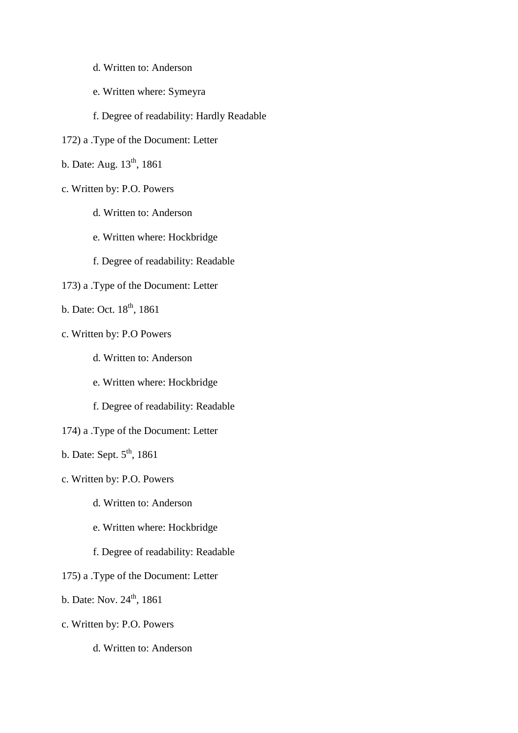d. Written to: Anderson

e. Written where: Symeyra

f. Degree of readability: Hardly Readable

172) a .Type of the Document: Letter

b. Date: Aug. 13th, 1861

c. Written by: P.O. Powers

d. Written to: Anderson

e. Written where: Hockbridge

f. Degree of readability: Readable

173) a .Type of the Document: Letter

b. Date: Oct. 18th, 1861

c. Written by: P.O Powers

d. Written to: Anderson

e. Written where: Hockbridge

f. Degree of readability: Readable

174) a .Type of the Document: Letter

b. Date: Sept. 5th, 1861

c. Written by: P.O. Powers

d. Written to: Anderson

e. Written where: Hockbridge

f. Degree of readability: Readable

175) a .Type of the Document: Letter

b. Date: Nov. 24th, 1861

c. Written by: P.O. Powers

d. Written to: Anderson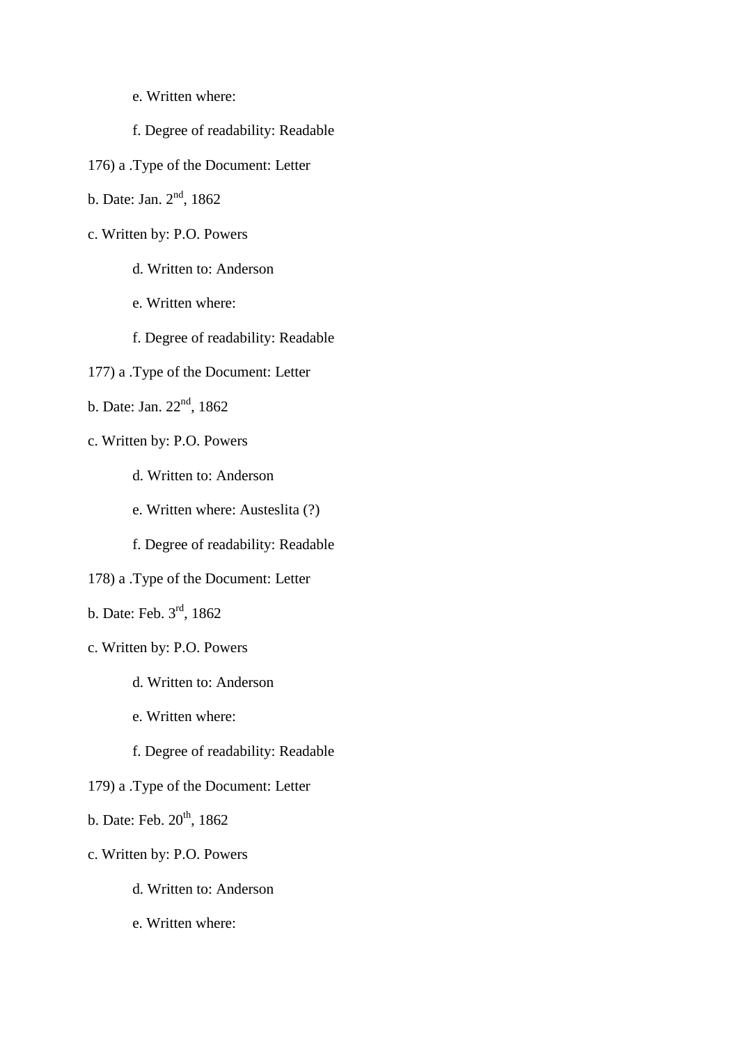e. Written where:

f. Degree of readability: Readable

176) a .Type of the Document: Letter

b. Date: Jan. 2nd, 1862

c. Written by: P.O. Powers

d. Written to: Anderson

e. Written where:

f. Degree of readability: Readable

177) a .Type of the Document: Letter

b. Date: Jan. 22nd, 1862

c. Written by: P.O. Powers

d. Written to: Anderson

e. Written where: Austeslita (?)

f. Degree of readability: Readable

178) a .Type of the Document: Letter

b. Date: Feb. 3rd, 1862

c. Written by: P.O. Powers

d. Written to: Anderson

e. Written where:

f. Degree of readability: Readable

179) a .Type of the Document: Letter

b. Date: Feb. 20th, 1862

c. Written by: P.O. Powers

d. Written to: Anderson

e. Written where: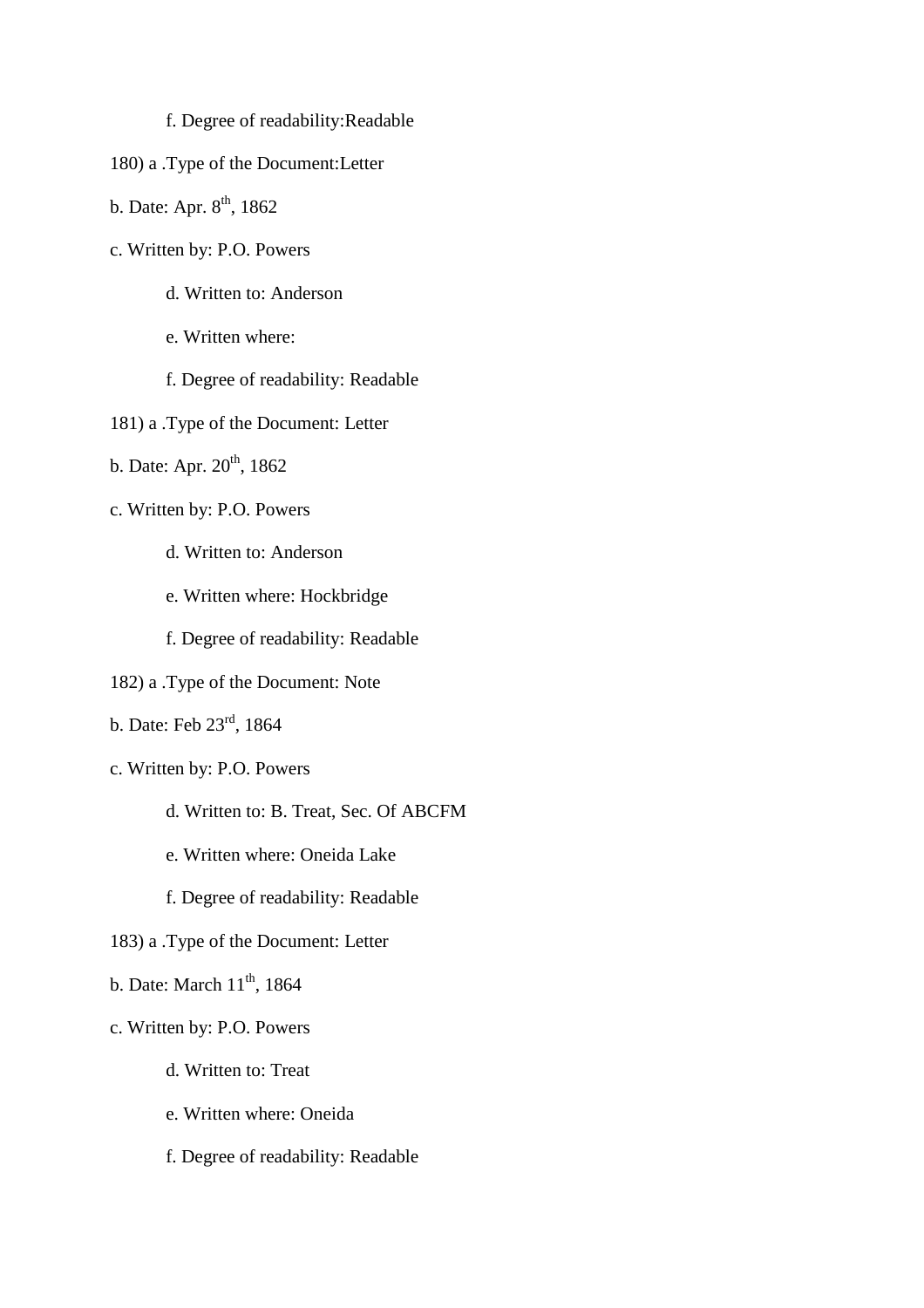f. Degree of readability:Readable

180) a .Type of the Document:Letter

b. Date: Apr. 8th, 1862

c. Written by: P.O. Powers

d. Written to: Anderson

e. Written where:

f. Degree of readability: Readable

181) a .Type of the Document: Letter

b. Date: Apr. 20th, 1862

c. Written by: P.O. Powers

d. Written to: Anderson

e. Written where: Hockbridge

f. Degree of readability: Readable

182) a .Type of the Document: Note

b. Date: Feb 23rd, 1864

c. Written by: P.O. Powers

d. Written to: B. Treat, Sec. Of ABCFM

e. Written where: Oneida Lake

f. Degree of readability: Readable

183) a .Type of the Document: Letter

b. Date: March 11th, 1864

c. Written by: P.O. Powers

d. Written to: Treat

e. Written where: Oneida

f. Degree of readability: Readable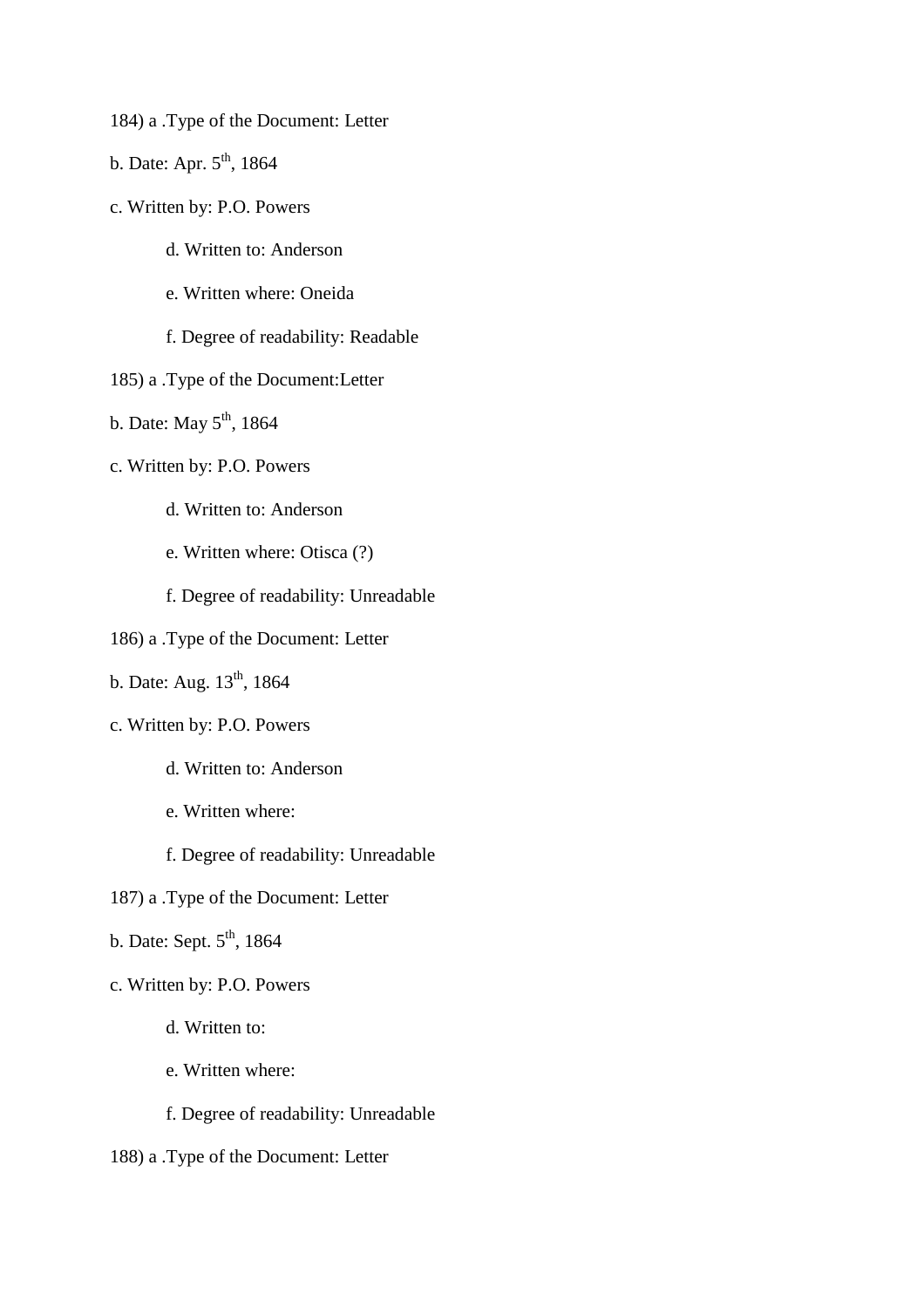184) a .Type of the Document: Letter

b. Date: Apr. 5th, 1864

c. Written by: P.O. Powers

d. Written to: Anderson

e. Written where: Oneida

f. Degree of readability: Readable

185) a .Type of the Document:Letter

b. Date: May 5th, 1864

c. Written by: P.O. Powers

d. Written to: Anderson

e. Written where: Otisca (?)

f. Degree of readability: Unreadable

186) a .Type of the Document: Letter

b. Date: Aug. 13th, 1864

c. Written by: P.O. Powers

d. Written to: Anderson

e. Written where:

f. Degree of readability: Unreadable

187) a .Type of the Document: Letter

b. Date: Sept. 5th, 1864

c. Written by: P.O. Powers

d. Written to:

e. Written where:

f. Degree of readability: Unreadable

188) a .Type of the Document: Letter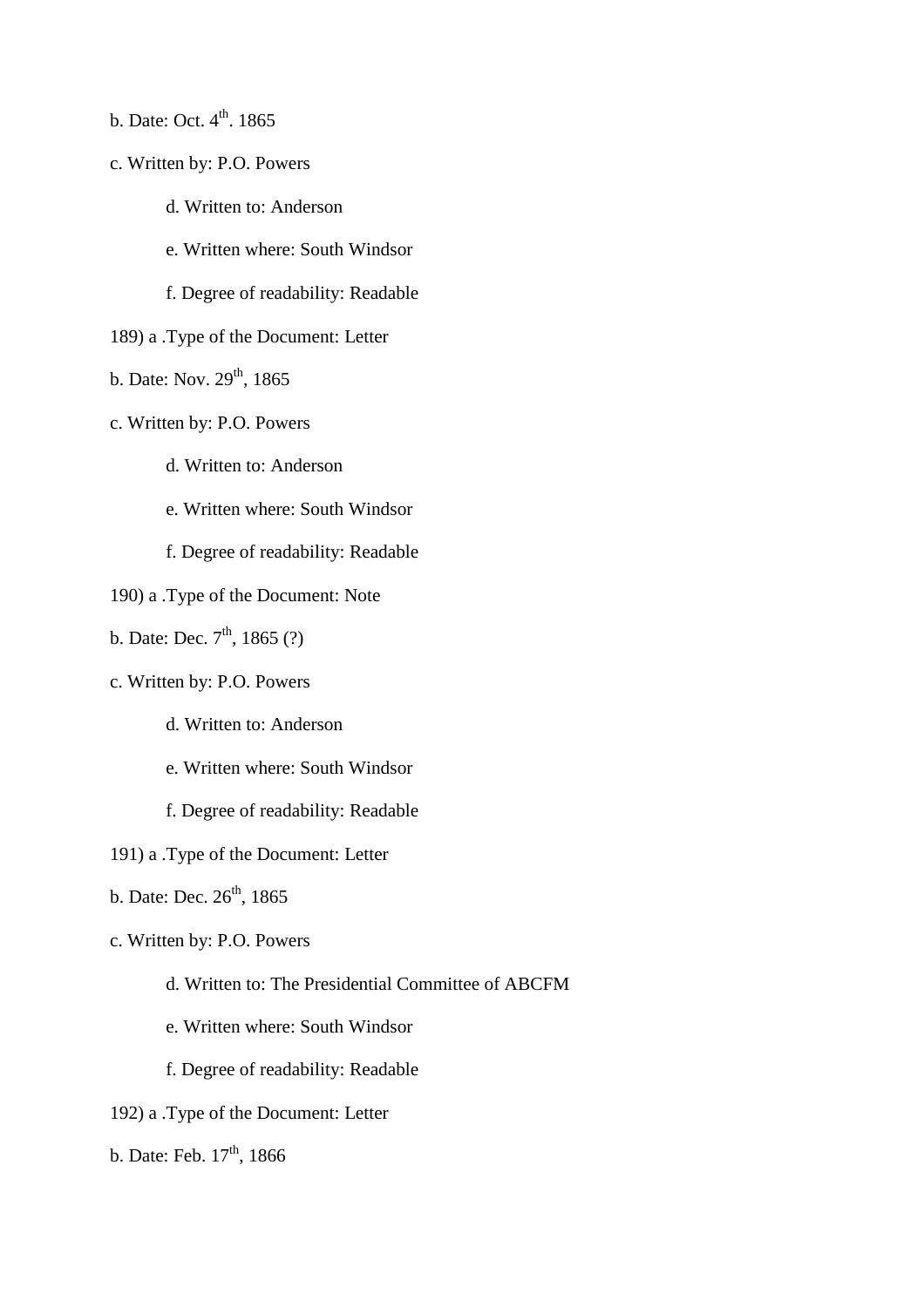b. Date: Oct. 4th. 1865

c. Written by: P.O. Powers

d. Written to: Anderson

e. Written where: South Windsor

f. Degree of readability: Readable

189) a .Type of the Document: Letter

b. Date: Nov. 29th, 1865

c. Written by: P.O. Powers

d. Written to: Anderson

e. Written where: South Windsor

f. Degree of readability: Readable

190) a .Type of the Document: Note

b. Date: Dec. 7th, 1865 (?)

c. Written by: P.O. Powers

d. Written to: Anderson

e. Written where: South Windsor

f. Degree of readability: Readable

191) a .Type of the Document: Letter

b. Date: Dec. 26th, 1865

c. Written by: P.O. Powers

d. Written to: The Presidential Committee of ABCFM

e. Written where: South Windsor

f. Degree of readability: Readable

192) a .Type of the Document: Letter

b. Date: Feb. 17th, 1866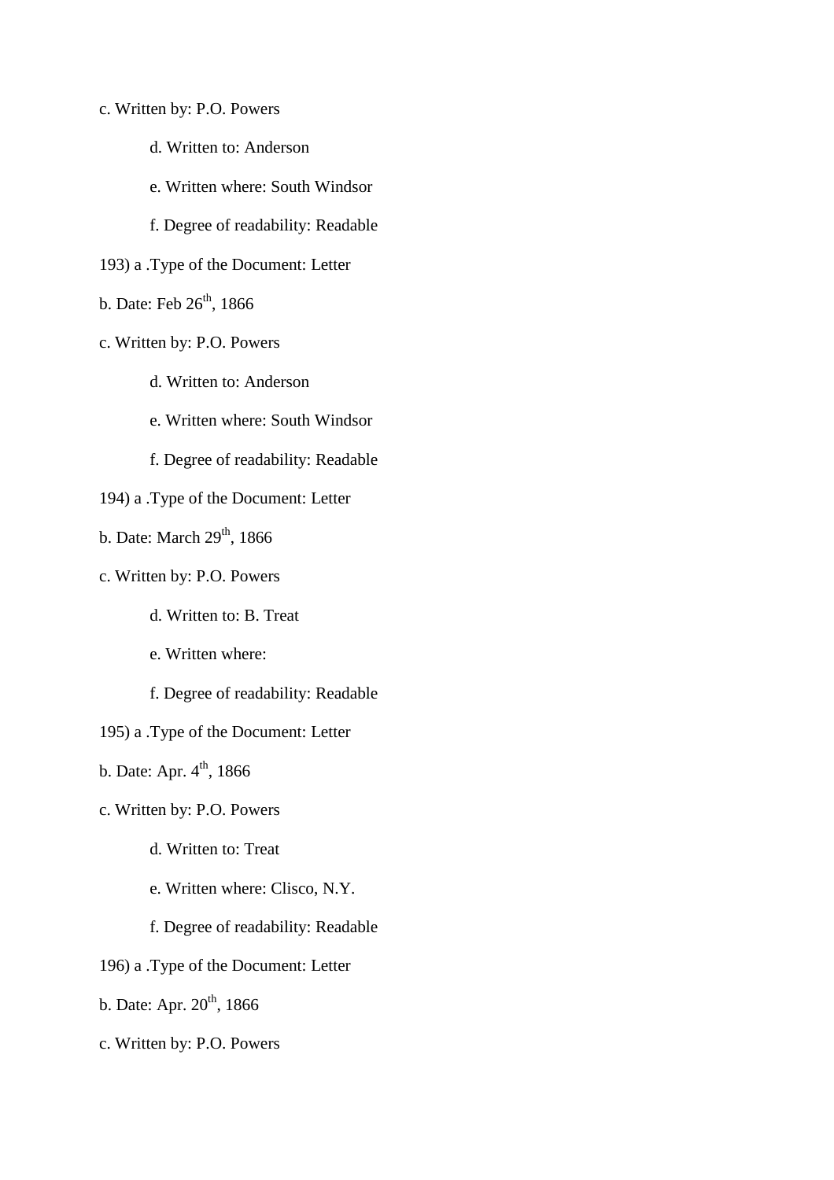c. Written by: P.O. Powers

d. Written to: Anderson

e. Written where: South Windsor

f. Degree of readability: Readable

193) a .Type of the Document: Letter

b. Date: Feb 26th, 1866

c. Written by: P.O. Powers

d. Written to: Anderson

e. Written where: South Windsor

f. Degree of readability: Readable

194) a .Type of the Document: Letter

b. Date: March 29th, 1866

c. Written by: P.O. Powers

d. Written to: B. Treat

e. Written where:

f. Degree of readability: Readable

195) a .Type of the Document: Letter

b. Date: Apr. 4th, 1866

c. Written by: P.O. Powers

d. Written to: Treat

e. Written where: Clisco, N.Y.

f. Degree of readability: Readable

196) a .Type of the Document: Letter

b. Date: Apr. 20th, 1866

c. Written by: P.O. Powers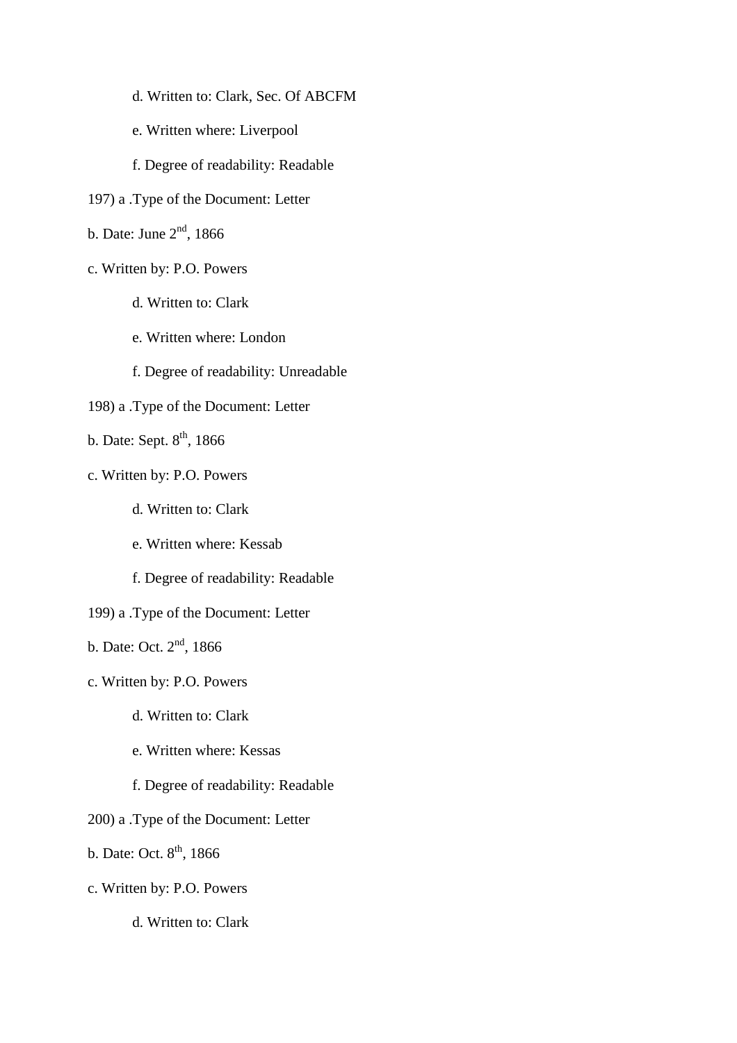d. Written to: Clark, Sec. Of ABCFM

e. Written where: Liverpool

f. Degree of readability: Readable

197) a .Type of the Document: Letter

b. Date: June 2nd, 1866

c. Written by: P.O. Powers

d. Written to: Clark

e. Written where: London

f. Degree of readability: Unreadable

198) a .Type of the Document: Letter

b. Date: Sept. 8th, 1866

c. Written by: P.O. Powers

d. Written to: Clark

e. Written where: Kessab

f. Degree of readability: Readable

199) a .Type of the Document: Letter

b. Date: Oct. 2nd, 1866

c. Written by: P.O. Powers

d. Written to: Clark

e. Written where: Kessas

f. Degree of readability: Readable

200) a .Type of the Document: Letter

b. Date: Oct. 8th, 1866

c. Written by: P.O. Powers

d. Written to: Clark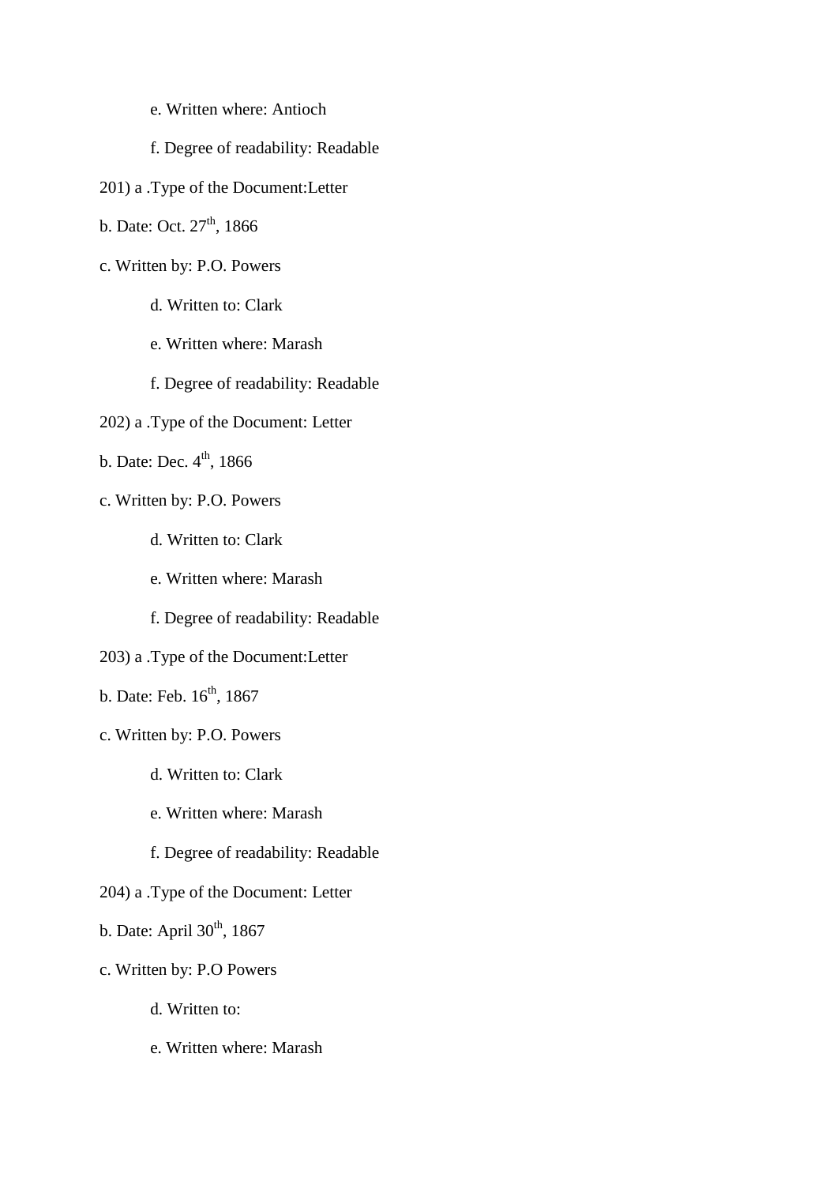e. Written where: Antioch

f. Degree of readability: Readable

201) a .Type of the Document:Letter

b. Date: Oct. 27th, 1866

c. Written by: P.O. Powers

d. Written to: Clark

e. Written where: Marash

f. Degree of readability: Readable

202) a .Type of the Document: Letter

b. Date: Dec. 4th, 1866

c. Written by: P.O. Powers

d. Written to: Clark

e. Written where: Marash

f. Degree of readability: Readable

203) a .Type of the Document:Letter

b. Date: Feb. 16th, 1867

c. Written by: P.O. Powers

d. Written to: Clark

e. Written where: Marash

f. Degree of readability: Readable

204) a .Type of the Document: Letter

b. Date: April 30th, 1867

c. Written by: P.O Powers

d. Written to:

e. Written where: Marash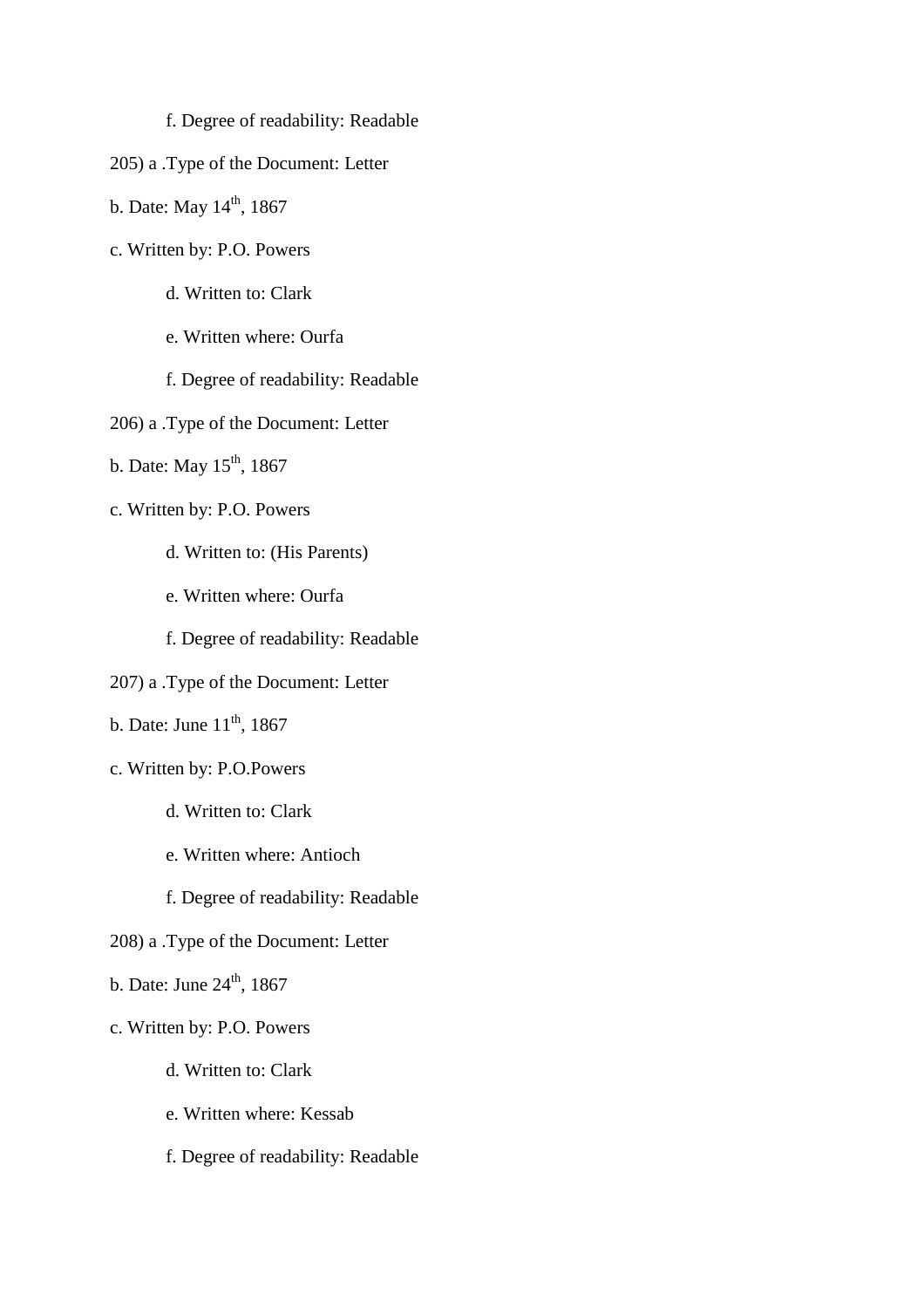f. Degree of readability: Readable

205) a .Type of the Document: Letter

b. Date: May 14th, 1867

c. Written by: P.O. Powers

d. Written to: Clark

e. Written where: Ourfa

f. Degree of readability: Readable

206) a .Type of the Document: Letter

b. Date: May 15th, 1867

c. Written by: P.O. Powers

d. Written to: (His Parents)

e. Written where: Ourfa

f. Degree of readability: Readable

207) a .Type of the Document: Letter

b. Date: June 11th, 1867

c. Written by: P.O.Powers

d. Written to: Clark

e. Written where: Antioch

f. Degree of readability: Readable

208) a .Type of the Document: Letter

b. Date: June 24th, 1867

c. Written by: P.O. Powers

d. Written to: Clark

e. Written where: Kessab

f. Degree of readability: Readable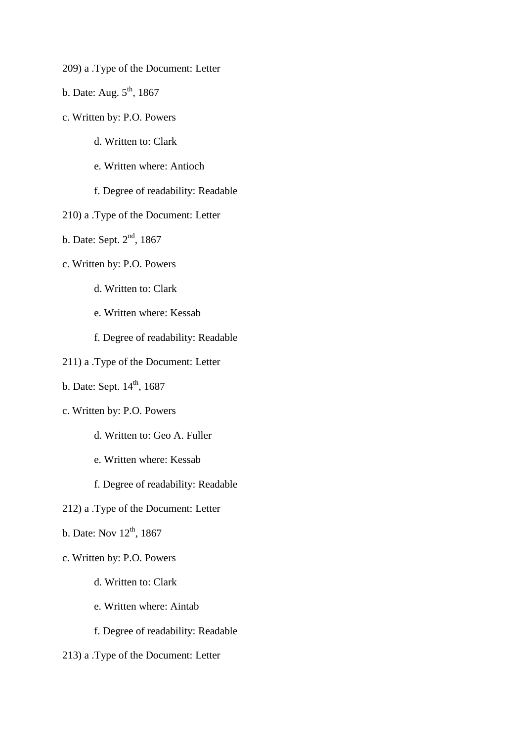209) a .Type of the Document: Letter

b. Date: Aug. 5th, 1867

c. Written by: P.O. Powers

d. Written to: Clark

e. Written where: Antioch

f. Degree of readability: Readable

210) a .Type of the Document: Letter

b. Date: Sept. 2nd, 1867

c. Written by: P.O. Powers

d. Written to: Clark

e. Written where: Kessab

f. Degree of readability: Readable

211) a .Type of the Document: Letter

b. Date: Sept. 14th, 1687

c. Written by: P.O. Powers

d. Written to: Geo A. Fuller

e. Written where: Kessab

f. Degree of readability: Readable

212) a .Type of the Document: Letter

b. Date: Nov 12th, 1867

c. Written by: P.O. Powers

d. Written to: Clark

e. Written where: Aintab

f. Degree of readability: Readable

213) a .Type of the Document: Letter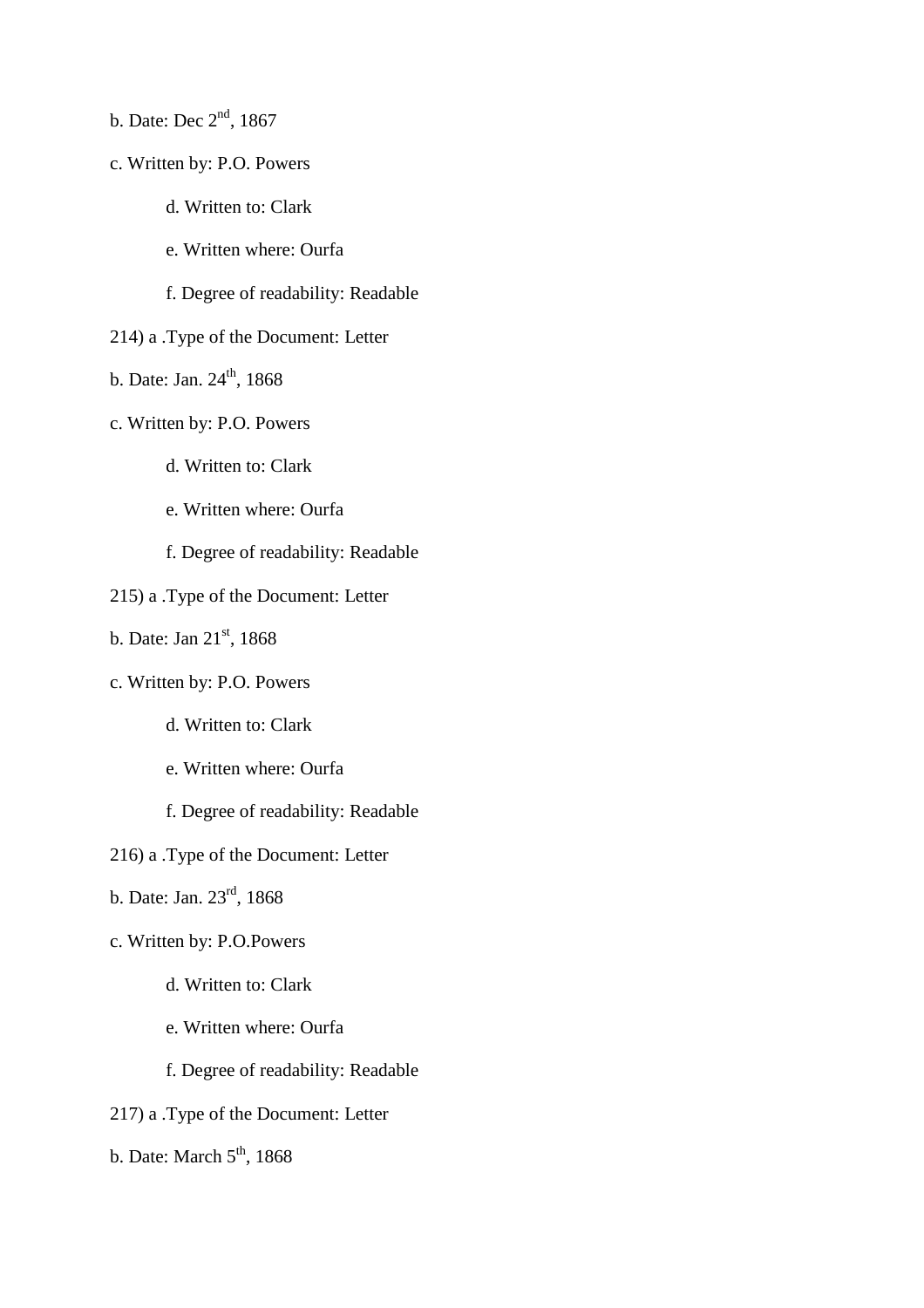b. Date: Dec 2nd, 1867

c. Written by: P.O. Powers

d. Written to: Clark

e. Written where: Ourfa

f. Degree of readability: Readable

214) a .Type of the Document: Letter

b. Date: Jan. 24th, 1868

c. Written by: P.O. Powers

d. Written to: Clark

e. Written where: Ourfa

f. Degree of readability: Readable

215) a .Type of the Document: Letter

b. Date: Jan 21st, 1868

c. Written by: P.O. Powers

d. Written to: Clark

e. Written where: Ourfa

f. Degree of readability: Readable

216) a .Type of the Document: Letter

b. Date: Jan. 23rd, 1868

c. Written by: P.O.Powers

d. Written to: Clark

e. Written where: Ourfa

f. Degree of readability: Readable

217) a .Type of the Document: Letter

b. Date: March 5th, 1868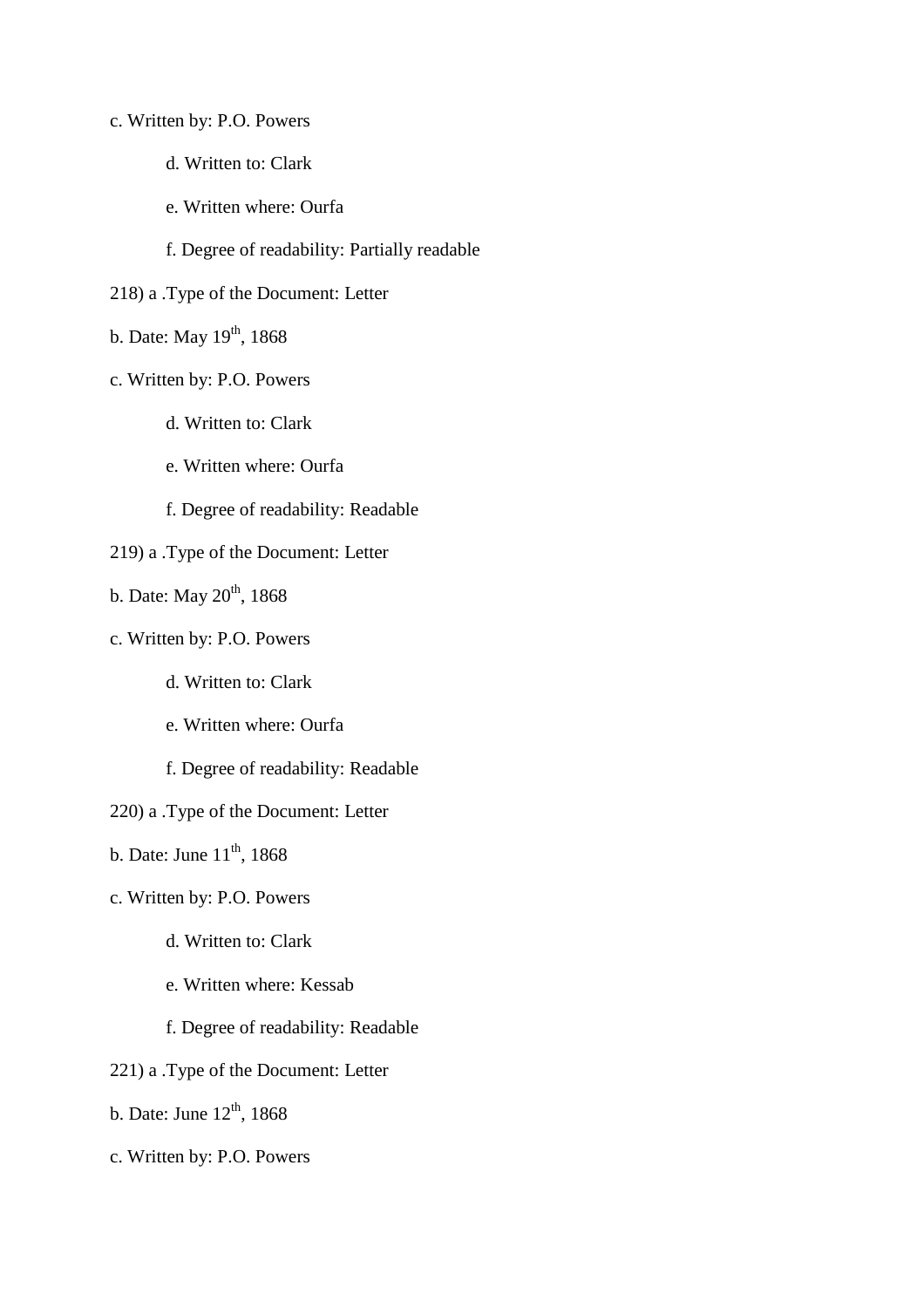c. Written by: P.O. Powers

d. Written to: Clark

e. Written where: Ourfa

f. Degree of readability: Partially readable

218) a .Type of the Document: Letter

b. Date: May 19th, 1868

c. Written by: P.O. Powers

d. Written to: Clark

e. Written where: Ourfa

f. Degree of readability: Readable

219) a .Type of the Document: Letter

b. Date: May 20th, 1868

c. Written by: P.O. Powers

d. Written to: Clark

e. Written where: Ourfa

f. Degree of readability: Readable

220) a .Type of the Document: Letter

b. Date: June 11th, 1868

c. Written by: P.O. Powers

d. Written to: Clark

e. Written where: Kessab

f. Degree of readability: Readable

221) a .Type of the Document: Letter

b. Date: June 12th, 1868

c. Written by: P.O. Powers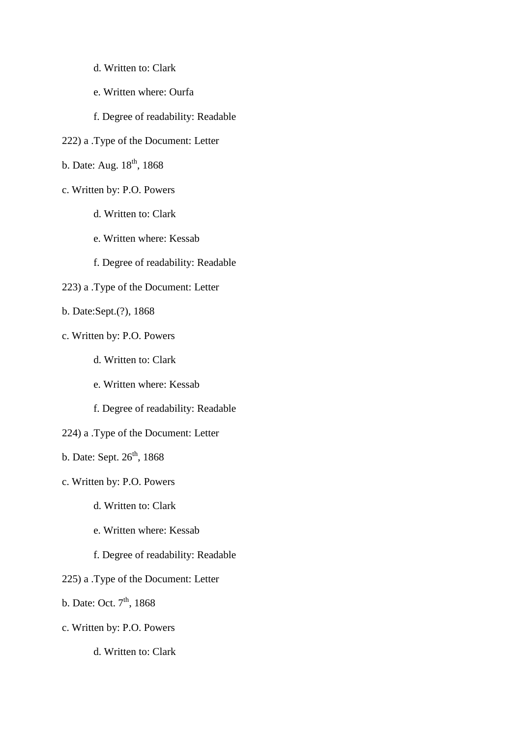d. Written to: Clark

e. Written where: Ourfa

f. Degree of readability: Readable

222) a .Type of the Document: Letter

b. Date: Aug. 18th, 1868

c. Written by: P.O. Powers

d. Written to: Clark

e. Written where: Kessab

f. Degree of readability: Readable

223) a .Type of the Document: Letter

b. Date:Sept.(?), 1868

c. Written by: P.O. Powers

d. Written to: Clark

e. Written where: Kessab

f. Degree of readability: Readable

224) a .Type of the Document: Letter

b. Date: Sept. 26th, 1868

c. Written by: P.O. Powers

d. Written to: Clark

e. Written where: Kessab

f. Degree of readability: Readable

225) a .Type of the Document: Letter

b. Date: Oct. 7th, 1868

c. Written by: P.O. Powers

d. Written to: Clark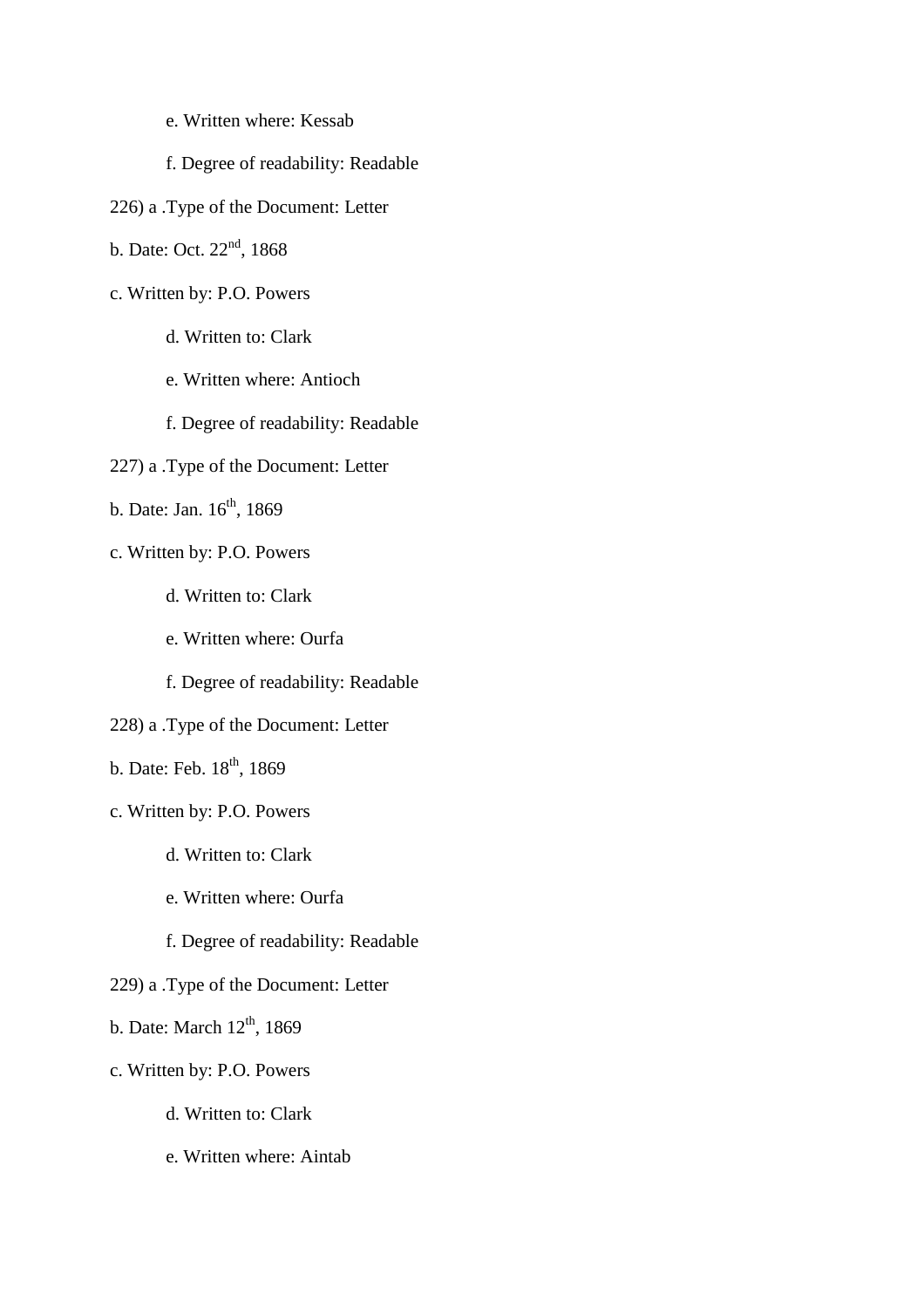e. Written where: Kessab

f. Degree of readability: Readable

226) a .Type of the Document: Letter

b. Date: Oct. 22nd, 1868

c. Written by: P.O. Powers

d. Written to: Clark

e. Written where: Antioch

f. Degree of readability: Readable

227) a .Type of the Document: Letter

b. Date: Jan. 16th, 1869

c. Written by: P.O. Powers

d. Written to: Clark

e. Written where: Ourfa

f. Degree of readability: Readable

228) a .Type of the Document: Letter

b. Date: Feb. 18th, 1869

c. Written by: P.O. Powers

d. Written to: Clark

e. Written where: Ourfa

f. Degree of readability: Readable

229) a .Type of the Document: Letter

b. Date: March 12th, 1869

c. Written by: P.O. Powers

d. Written to: Clark

e. Written where: Aintab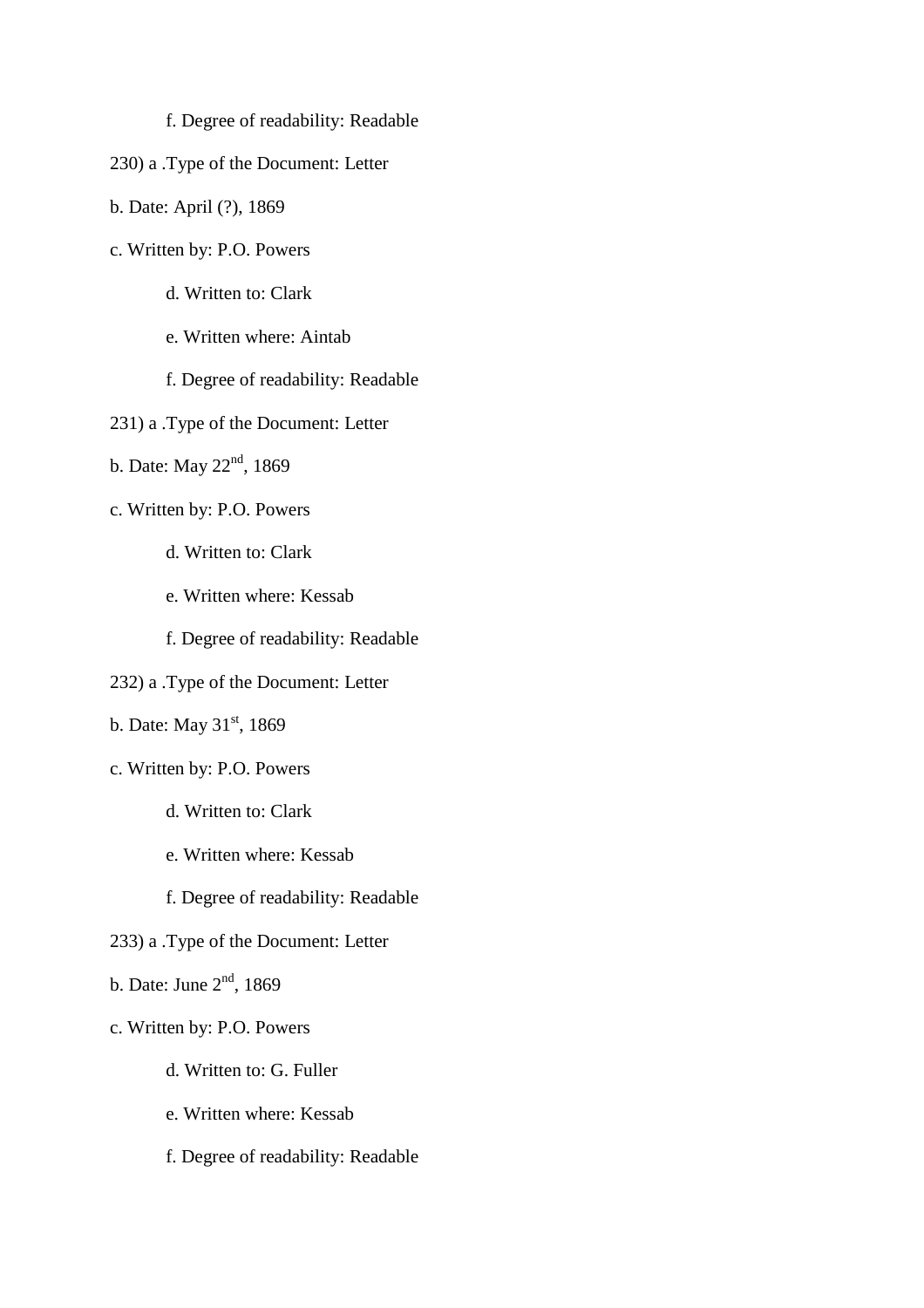f. Degree of readability: Readable

230) a .Type of the Document: Letter

b. Date: April (?), 1869

c. Written by: P.O. Powers

d. Written to: Clark

e. Written where: Aintab

f. Degree of readability: Readable

231) a .Type of the Document: Letter

b. Date: May 22nd, 1869

c. Written by: P.O. Powers

d. Written to: Clark

e. Written where: Kessab

f. Degree of readability: Readable

232) a .Type of the Document: Letter

b. Date: May 31st, 1869

c. Written by: P.O. Powers

d. Written to: Clark

e. Written where: Kessab

f. Degree of readability: Readable

233) a .Type of the Document: Letter

b. Date: June 2nd, 1869

c. Written by: P.O. Powers

d. Written to: G. Fuller

e. Written where: Kessab

f. Degree of readability: Readable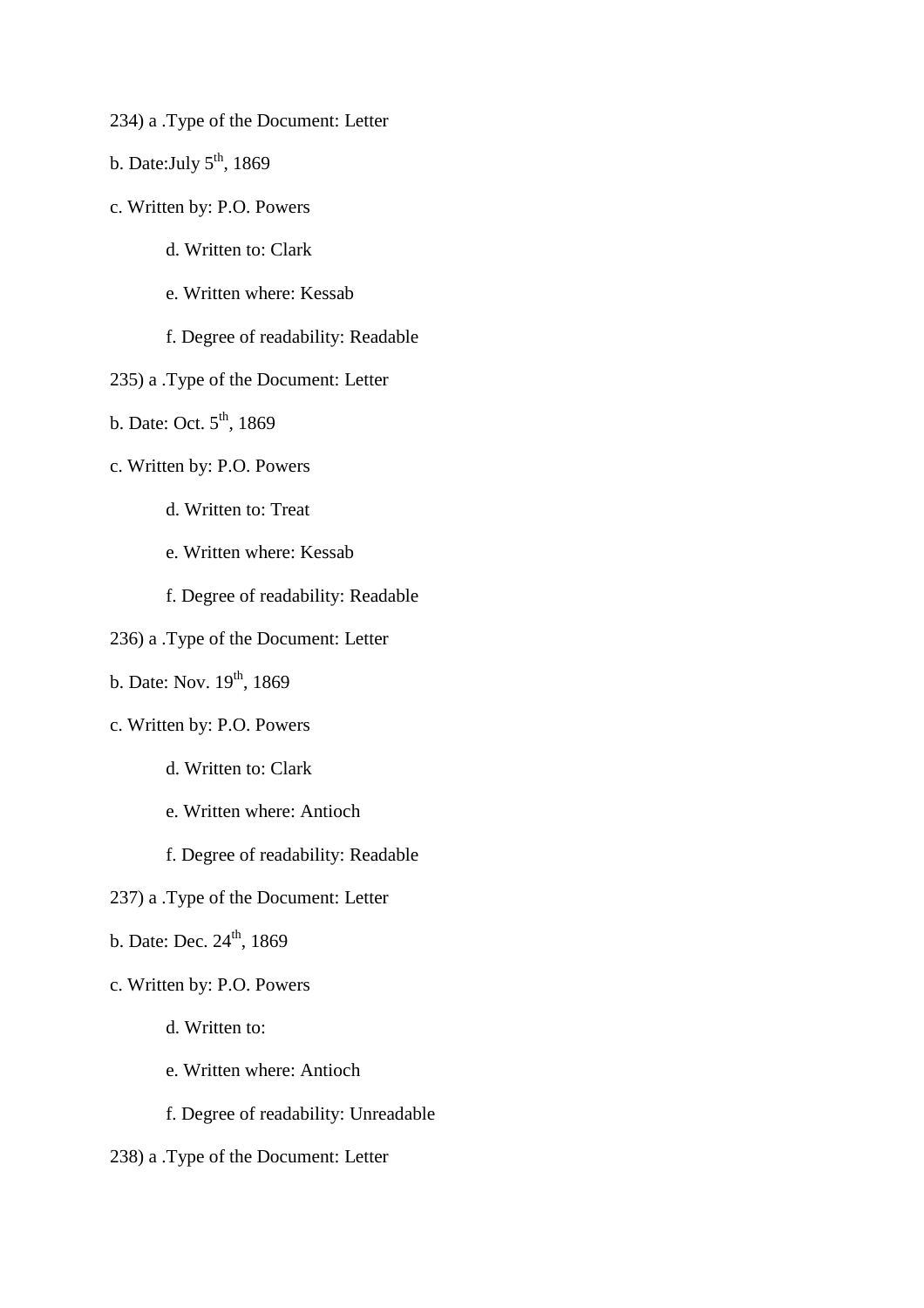234) a .Type of the Document: Letter

b. Date:July 5th, 1869

c. Written by: P.O. Powers

  d. Written to: Clark

  e. Written where: Kessab

  f. Degree of readability: Readable

235) a .Type of the Document: Letter

b. Date: Oct. 5th, 1869

c. Written by: P.O. Powers

  d. Written to: Treat

  e. Written where: Kessab

  f. Degree of readability: Readable

236) a .Type of the Document: Letter

b. Date: Nov. 19th, 1869

c. Written by: P.O. Powers

  d. Written to: Clark

  e. Written where: Antioch

  f. Degree of readability: Readable

237) a .Type of the Document: Letter

b. Date: Dec. 24th, 1869

c. Written by: P.O. Powers

  d. Written to:

  e. Written where: Antioch

  f. Degree of readability: Unreadable

238) a .Type of the Document: Letter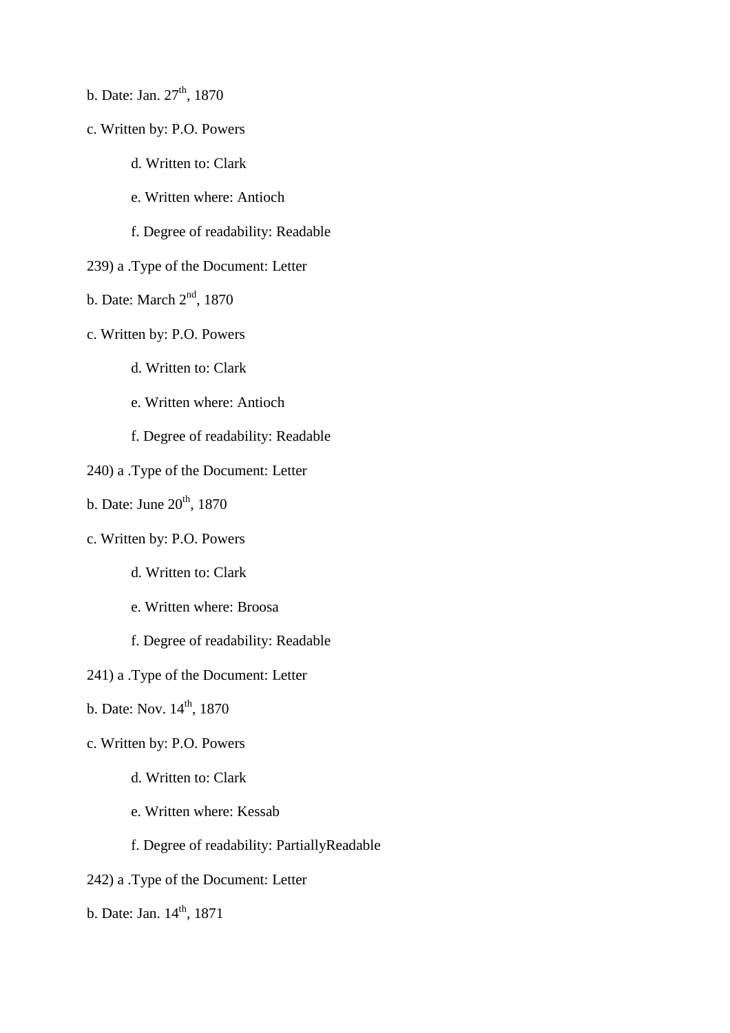b. Date: Jan. 27th, 1870

c. Written by: P.O. Powers

d. Written to: Clark

e. Written where: Antioch

f. Degree of readability: Readable

239) a .Type of the Document: Letter

b. Date: March 2nd, 1870

c. Written by: P.O. Powers

d. Written to: Clark

e. Written where: Antioch

f. Degree of readability: Readable

240) a .Type of the Document: Letter

b. Date: June 20th, 1870

c. Written by: P.O. Powers

d. Written to: Clark

e. Written where: Broosa

f. Degree of readability: Readable

241) a .Type of the Document: Letter

b. Date: Nov. 14th, 1870

c. Written by: P.O. Powers

d. Written to: Clark

e. Written where: Kessab

f. Degree of readability: PartiallyReadable

242) a .Type of the Document: Letter

b. Date: Jan. 14th, 1871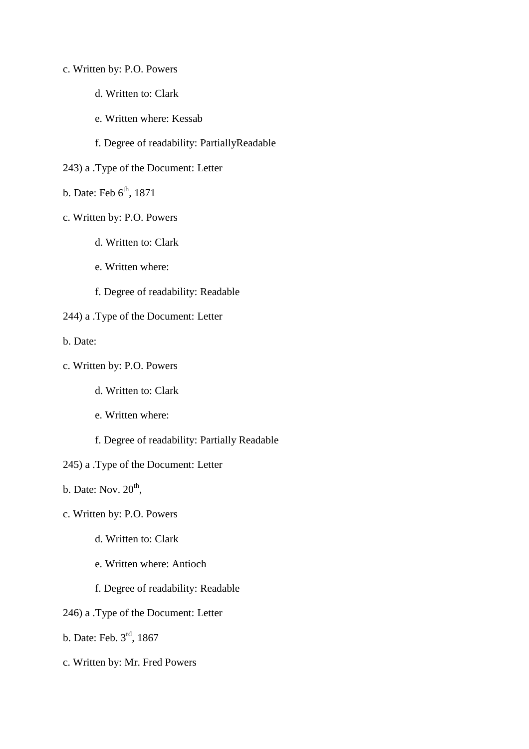c. Written by: P.O. Powers

d. Written to: Clark

e. Written where: Kessab

f. Degree of readability: PartiallyReadable

243) a .Type of the Document: Letter

b. Date: Feb 6th, 1871

c. Written by: P.O. Powers

d. Written to: Clark

e. Written where:

f. Degree of readability: Readable

244) a .Type of the Document: Letter

b. Date:

c. Written by: P.O. Powers

d. Written to: Clark

e. Written where:

f. Degree of readability: Partially Readable

245) a .Type of the Document: Letter

b. Date: Nov. 20th,

c. Written by: P.O. Powers

d. Written to: Clark

e. Written where: Antioch

f. Degree of readability: Readable

246) a .Type of the Document: Letter

b. Date: Feb. 3rd, 1867

c. Written by: Mr. Fred Powers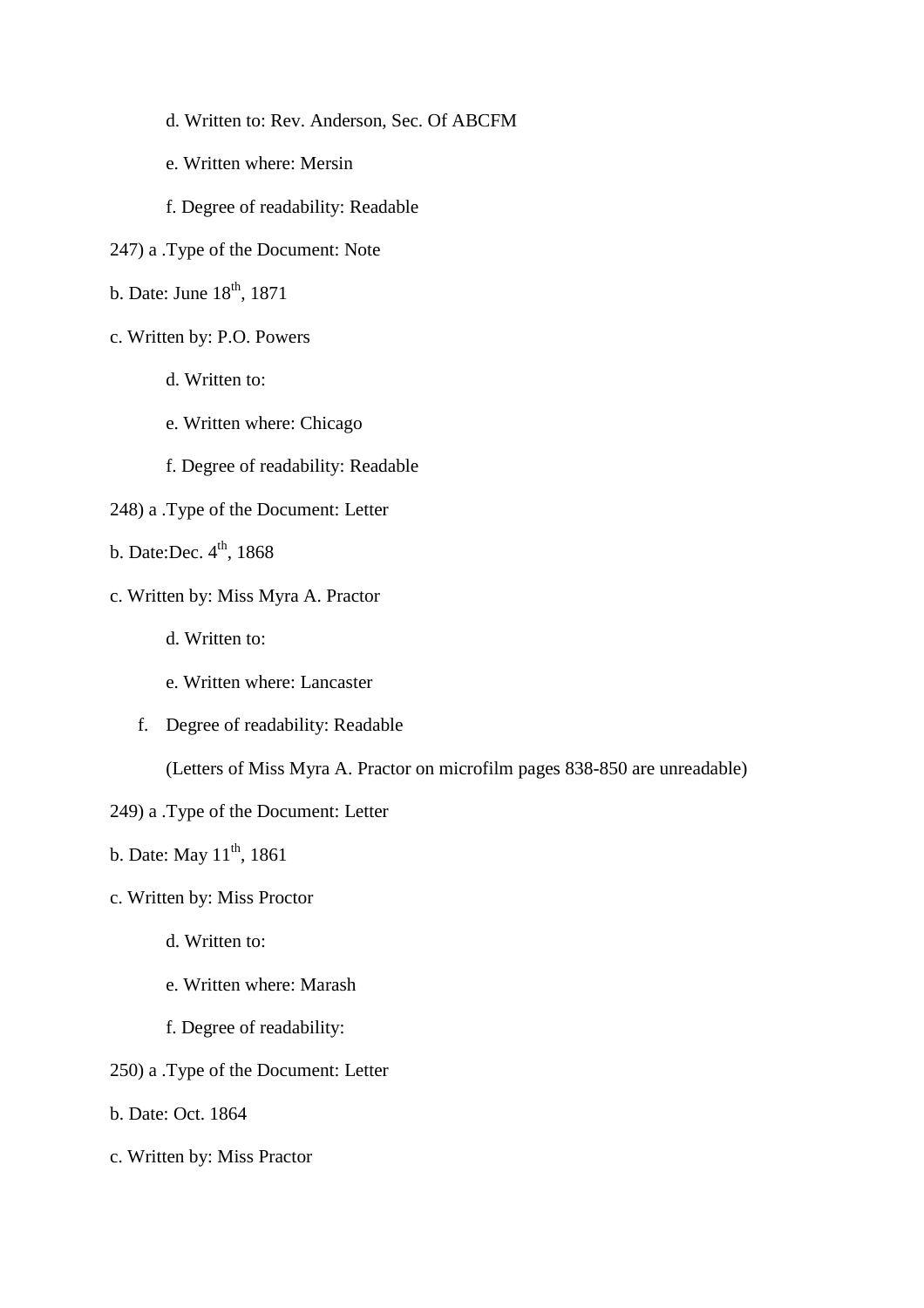d. Written to: Rev. Anderson, Sec. Of ABCFM

e. Written where: Mersin

f. Degree of readability: Readable

247) a .Type of the Document: Note

b. Date: June 18th, 1871

c. Written by: P.O. Powers

d. Written to:

e. Written where: Chicago

f. Degree of readability: Readable

248) a .Type of the Document: Letter

b. Date:Dec. 4th, 1868

c. Written by: Miss Myra A. Practor

d. Written to:

e. Written where: Lancaster

f. Degree of readability: Readable

(Letters of Miss Myra A. Practor on microfilm pages 838-850 are unreadable)

249) a .Type of the Document: Letter

b. Date: May 11th, 1861

c. Written by: Miss Proctor

d. Written to:

e. Written where: Marash

f. Degree of readability:

250) a .Type of the Document: Letter

b. Date: Oct. 1864

c. Written by: Miss Practor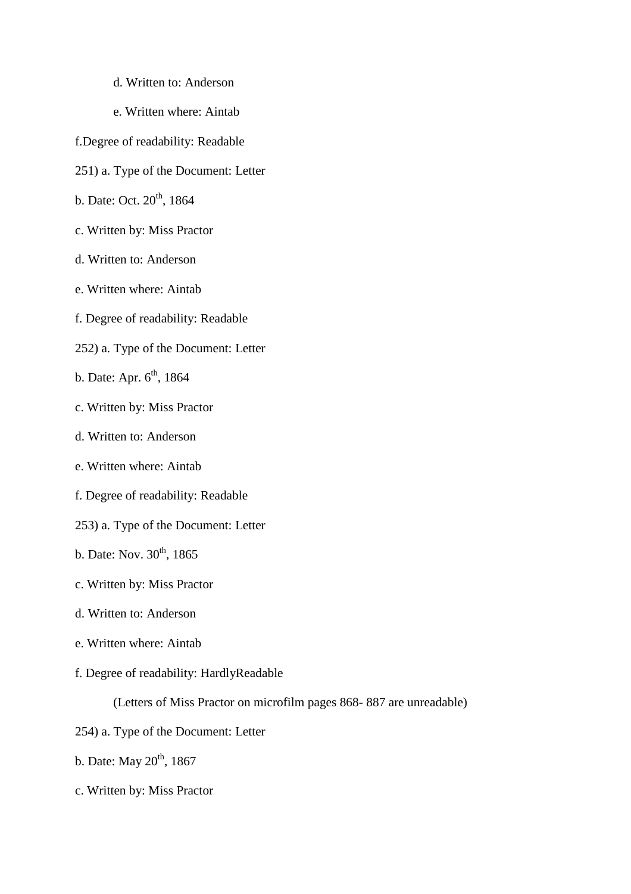d. Written to: Anderson

e. Written where: Aintab

f.Degree of readability: Readable

251) a. Type of the Document: Letter

b. Date: Oct. 20th, 1864

c. Written by: Miss Practor

d. Written to: Anderson

e. Written where: Aintab

f. Degree of readability: Readable

252) a. Type of the Document: Letter

b. Date: Apr. 6th, 1864

c. Written by: Miss Practor

d. Written to: Anderson

e. Written where: Aintab

f. Degree of readability: Readable

253) a. Type of the Document: Letter

b. Date: Nov. 30th, 1865

c. Written by: Miss Practor

d. Written to: Anderson

e. Written where: Aintab

f. Degree of readability: HardlyReadable

(Letters of Miss Practor on microfilm pages 868- 887 are unreadable)

254) a. Type of the Document: Letter

b. Date: May 20th, 1867

c. Written by: Miss Practor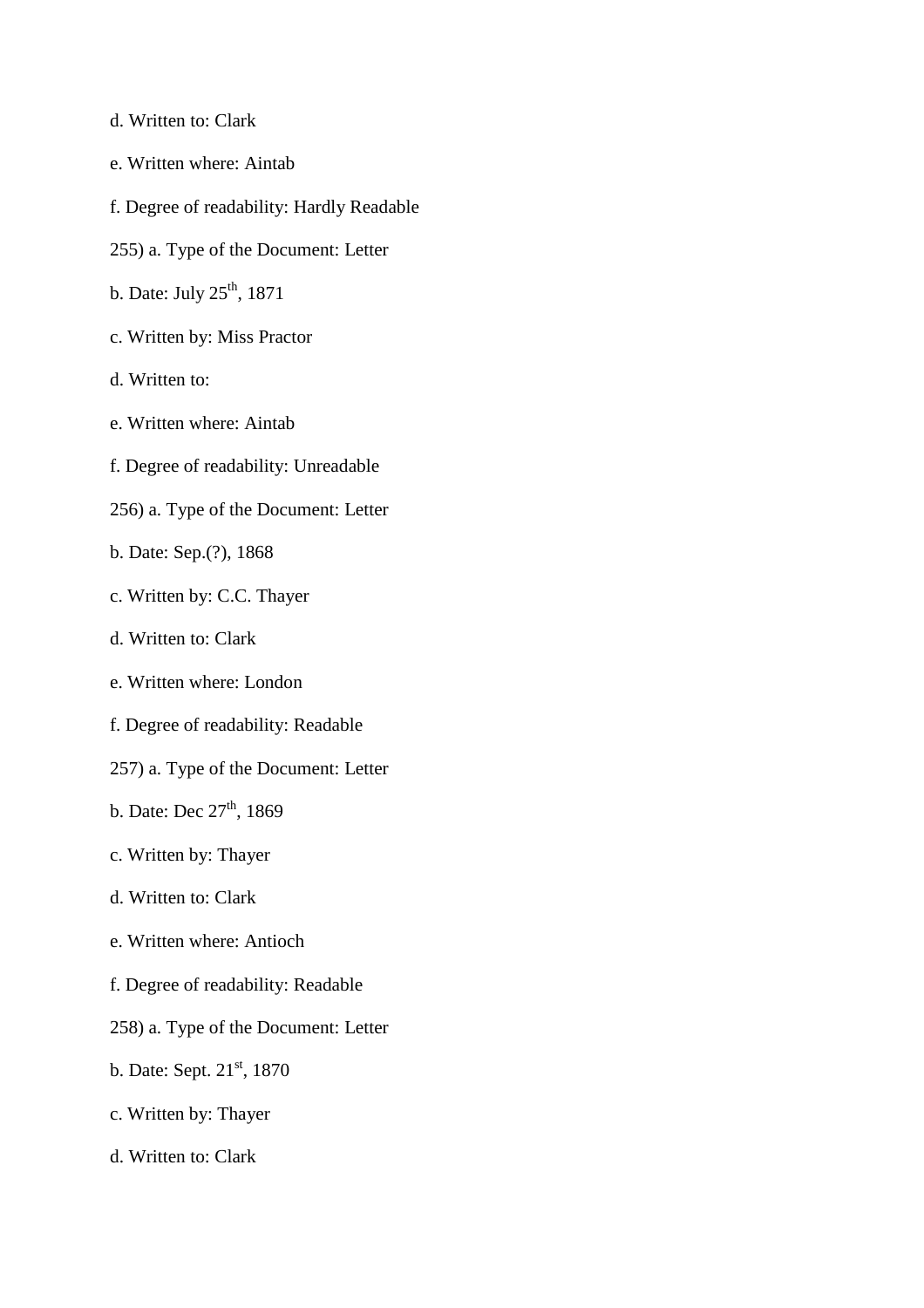d. Written to: Clark

e. Written where: Aintab

f. Degree of readability: Hardly Readable

255) a. Type of the Document: Letter

b. Date: July 25th, 1871

c. Written by: Miss Practor

d. Written to:

e. Written where: Aintab

f. Degree of readability: Unreadable

256) a. Type of the Document: Letter

b. Date: Sep.(?), 1868

c. Written by: C.C. Thayer

d. Written to: Clark

e. Written where: London

f. Degree of readability: Readable

257) a. Type of the Document: Letter

b. Date: Dec 27th, 1869

c. Written by: Thayer

d. Written to: Clark

e. Written where: Antioch

f. Degree of readability: Readable

258) a. Type of the Document: Letter

b. Date: Sept. 21st, 1870

c. Written by: Thayer

d. Written to: Clark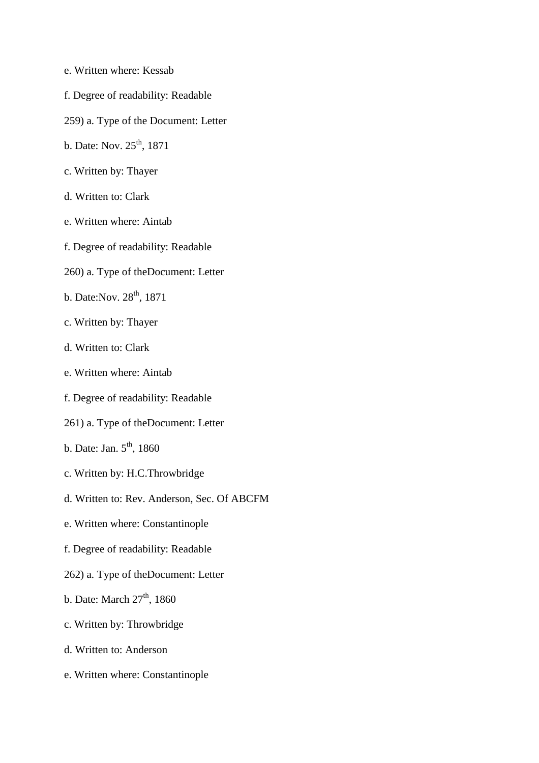e. Written where: Kessab

f. Degree of readability: Readable

259) a. Type of the Document: Letter

b. Date: Nov. 25th, 1871

c. Written by: Thayer

d. Written to: Clark

e. Written where: Aintab

f. Degree of readability: Readable

260) a. Type of theDocument: Letter

b. Date:Nov. 28th, 1871

c. Written by: Thayer

d. Written to: Clark

e. Written where: Aintab

f. Degree of readability: Readable

261) a. Type of theDocument: Letter

b. Date: Jan. 5th, 1860

c. Written by: H.C.Throwbridge

d. Written to: Rev. Anderson, Sec. Of ABCFM

e. Written where: Constantinople

f. Degree of readability: Readable

262) a. Type of theDocument: Letter

b. Date: March 27th, 1860

c. Written by: Throwbridge

d. Written to: Anderson

e. Written where: Constantinople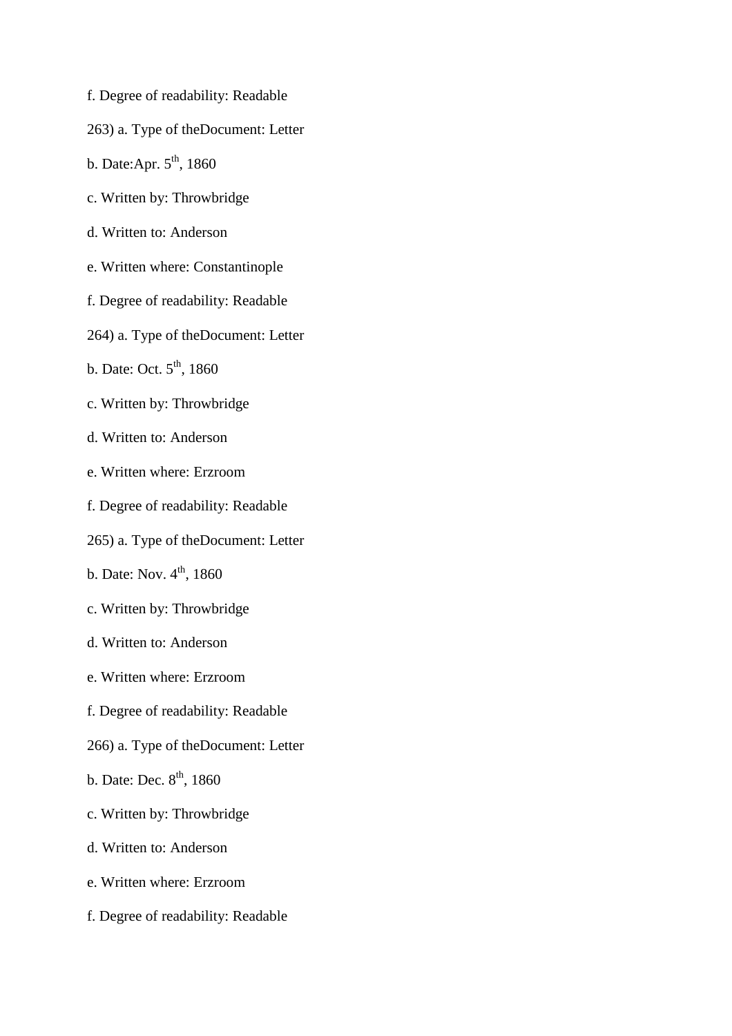f. Degree of readability: Readable

263) a. Type of theDocument: Letter

b. Date:Apr. 5th, 1860

c. Written by: Throwbridge

d. Written to: Anderson

e. Written where: Constantinople

f. Degree of readability: Readable

264) a. Type of theDocument: Letter

b. Date: Oct. 5th, 1860

c. Written by: Throwbridge

d. Written to: Anderson

e. Written where: Erzroom

f. Degree of readability: Readable

265) a. Type of theDocument: Letter

b. Date: Nov. 4th, 1860

c. Written by: Throwbridge

d. Written to: Anderson

e. Written where: Erzroom

f. Degree of readability: Readable

266) a. Type of theDocument: Letter

b. Date: Dec. 8th, 1860

c. Written by: Throwbridge

d. Written to: Anderson

e. Written where: Erzroom

f. Degree of readability: Readable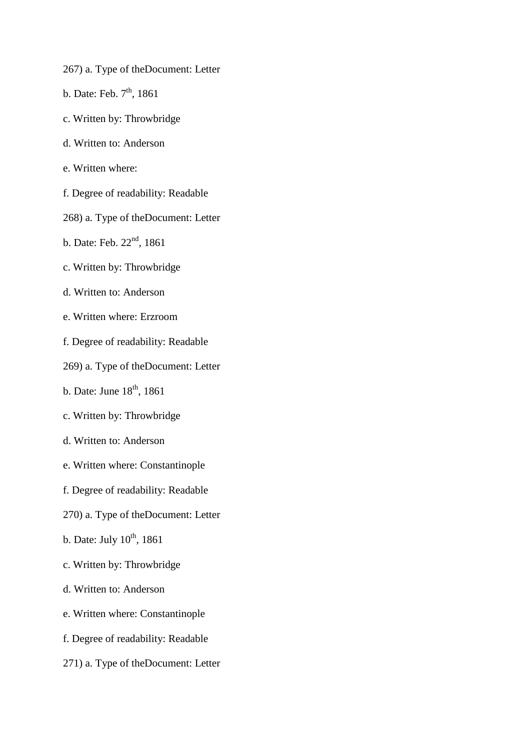267) a. Type of theDocument: Letter

b. Date: Feb. 7th, 1861

c. Written by: Throwbridge

d. Written to: Anderson

e. Written where:

f. Degree of readability: Readable

268) a. Type of theDocument: Letter

b. Date: Feb. 22nd, 1861

c. Written by: Throwbridge

d. Written to: Anderson

e. Written where: Erzroom

f. Degree of readability: Readable

269) a. Type of theDocument: Letter

b. Date: June 18th, 1861

c. Written by: Throwbridge

d. Written to: Anderson

e. Written where: Constantinople

f. Degree of readability: Readable

270) a. Type of theDocument: Letter

b. Date: July 10th, 1861

c. Written by: Throwbridge

d. Written to: Anderson

e. Written where: Constantinople

f. Degree of readability: Readable

271) a. Type of theDocument: Letter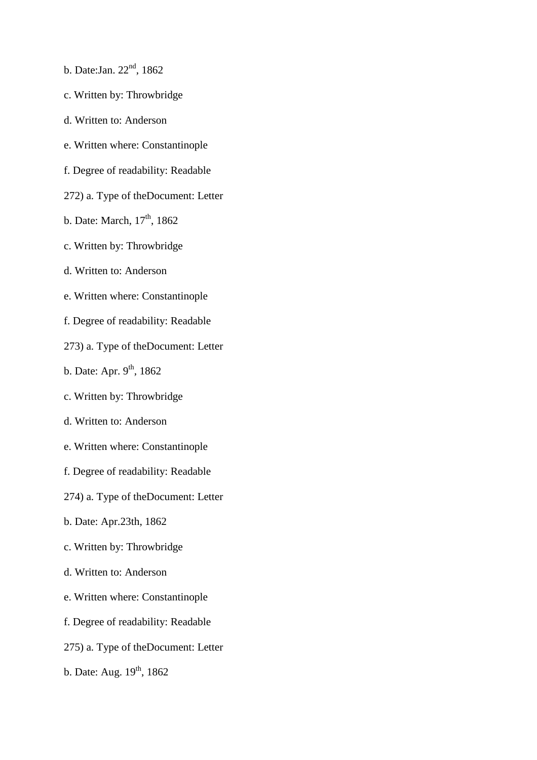b. Date:Jan. 22nd, 1862

c. Written by: Throwbridge

d. Written to: Anderson

e. Written where: Constantinople

f. Degree of readability: Readable

272) a. Type of theDocument: Letter

b. Date: March, 17th, 1862

c. Written by: Throwbridge

d. Written to: Anderson

e. Written where: Constantinople

f. Degree of readability: Readable

273) a. Type of theDocument: Letter

b. Date: Apr. 9th, 1862

c. Written by: Throwbridge

d. Written to: Anderson

e. Written where: Constantinople

f. Degree of readability: Readable

274) a. Type of theDocument: Letter

b. Date: Apr.23th, 1862

c. Written by: Throwbridge

d. Written to: Anderson

e. Written where: Constantinople

f. Degree of readability: Readable

275) a. Type of theDocument: Letter

b. Date: Aug. 19th, 1862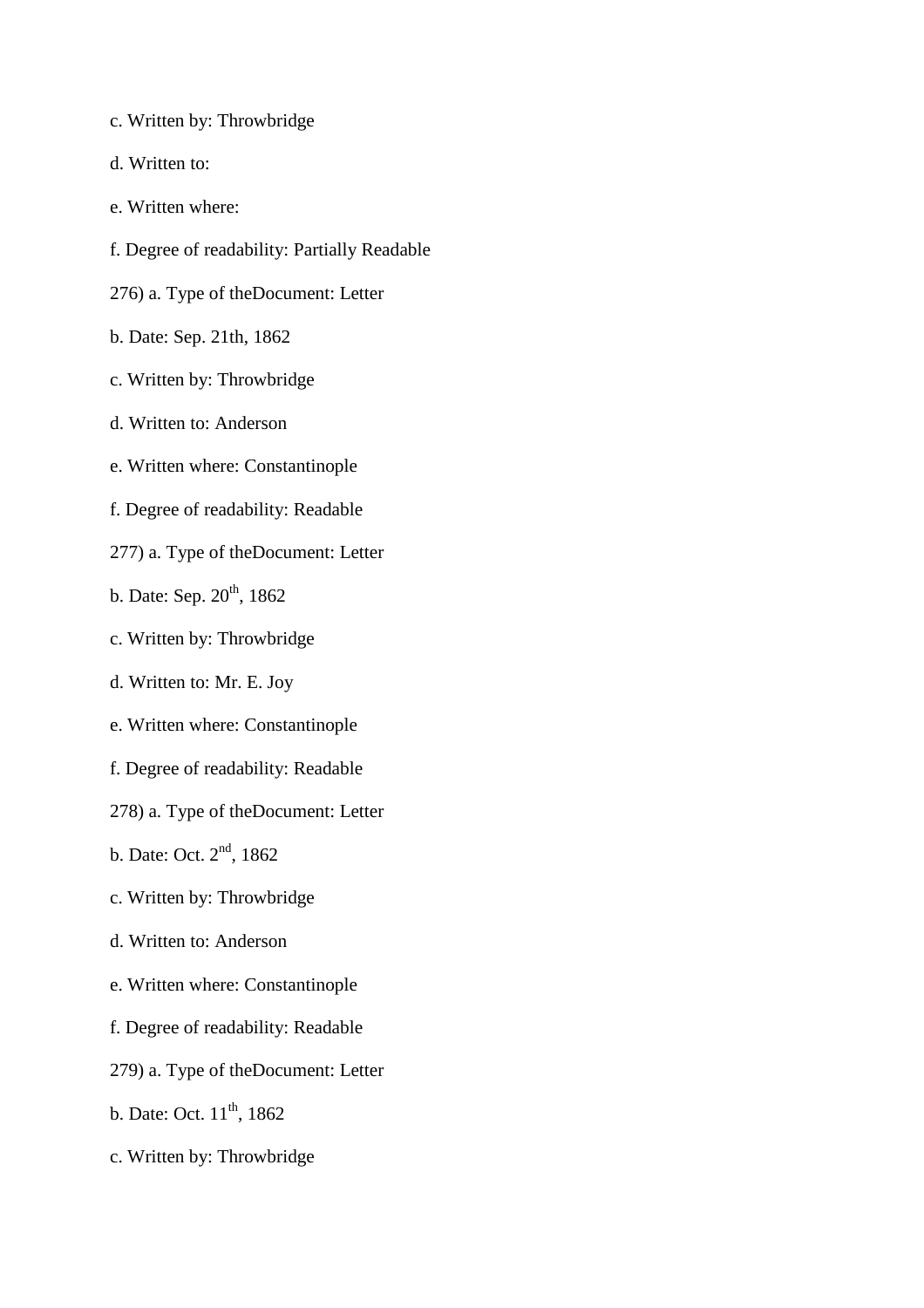c. Written by: Throwbridge

d. Written to:

e. Written where:

f. Degree of readability: Partially Readable

276) a. Type of theDocument: Letter

b. Date: Sep. 21th, 1862

c. Written by: Throwbridge

d. Written to: Anderson

e. Written where: Constantinople

f. Degree of readability: Readable

277) a. Type of theDocument: Letter

b. Date: Sep. 20th, 1862

c. Written by: Throwbridge

d. Written to: Mr. E. Joy

e. Written where: Constantinople

f. Degree of readability: Readable

278) a. Type of theDocument: Letter

b. Date: Oct. 2nd, 1862

c. Written by: Throwbridge

d. Written to: Anderson

e. Written where: Constantinople

f. Degree of readability: Readable

279) a. Type of theDocument: Letter

b. Date: Oct. 11th, 1862

c. Written by: Throwbridge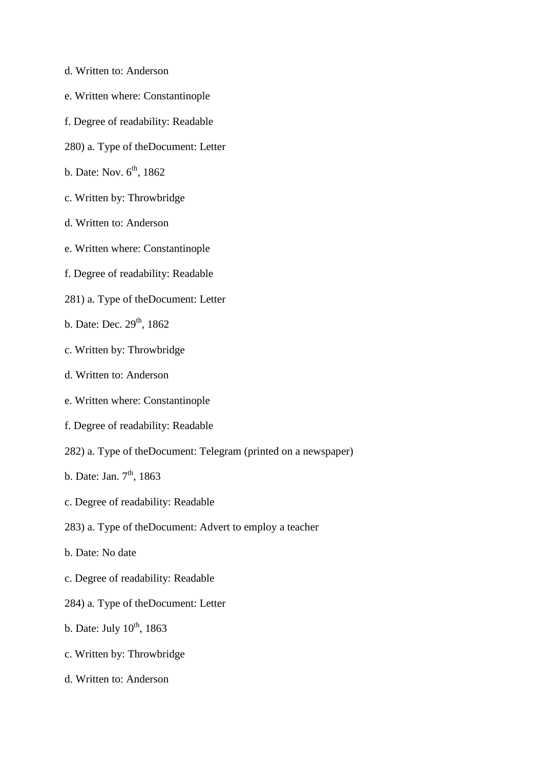d. Written to: Anderson

e. Written where: Constantinople

f. Degree of readability: Readable

280) a. Type of theDocument: Letter

b. Date: Nov. 6th, 1862

c. Written by: Throwbridge

d. Written to: Anderson

e. Written where: Constantinople

f. Degree of readability: Readable

281) a. Type of theDocument: Letter

b. Date: Dec. 29th, 1862

c. Written by: Throwbridge

d. Written to: Anderson

e. Written where: Constantinople

f. Degree of readability: Readable

282) a. Type of theDocument: Telegram (printed on a newspaper)

b. Date: Jan. 7th, 1863

c. Degree of readability: Readable

283) a. Type of theDocument: Advert to employ a teacher

b. Date: No date

c. Degree of readability: Readable

284) a. Type of theDocument: Letter

b. Date: July 10th, 1863

c. Written by: Throwbridge

d. Written to: Anderson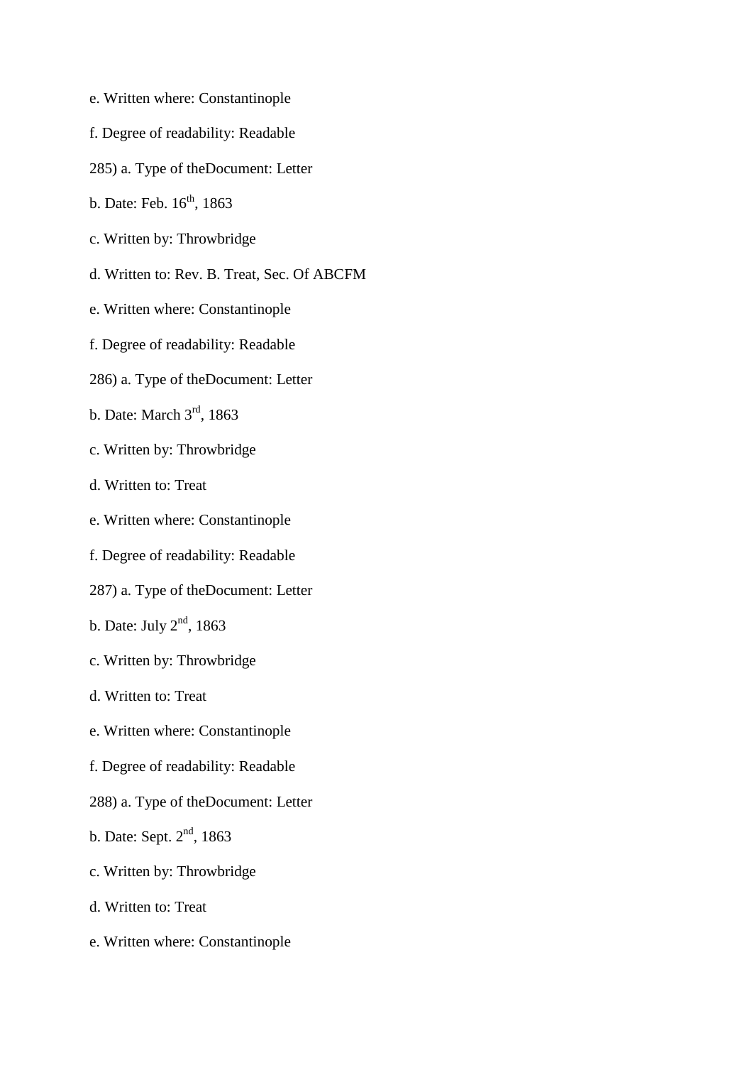e. Written where: Constantinople

f. Degree of readability: Readable

285) a. Type of theDocument: Letter

b. Date: Feb. 16th, 1863

c. Written by: Throwbridge

d. Written to: Rev. B. Treat, Sec. Of ABCFM

e. Written where: Constantinople

f. Degree of readability: Readable

286) a. Type of theDocument: Letter

b. Date: March 3rd, 1863

c. Written by: Throwbridge

d. Written to: Treat

e. Written where: Constantinople

f. Degree of readability: Readable

287) a. Type of theDocument: Letter

b. Date: July 2nd, 1863

c. Written by: Throwbridge

d. Written to: Treat

e. Written where: Constantinople

f. Degree of readability: Readable

288) a. Type of theDocument: Letter

b. Date: Sept. 2nd, 1863

c. Written by: Throwbridge

d. Written to: Treat

e. Written where: Constantinople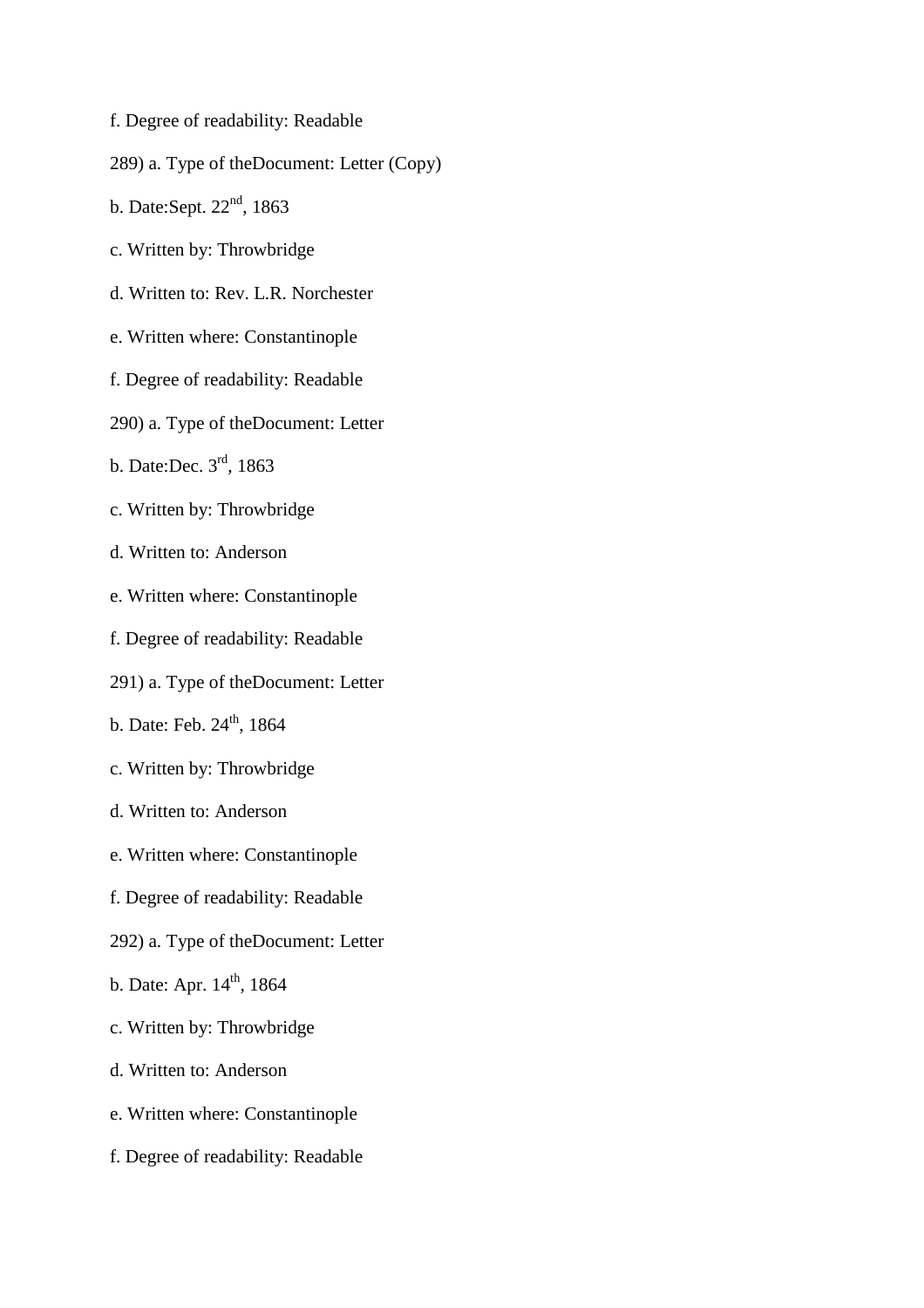f. Degree of readability: Readable

289) a. Type of theDocument: Letter (Copy)

b. Date:Sept. 22nd, 1863

c. Written by: Throwbridge

d. Written to: Rev. L.R. Norchester

e. Written where: Constantinople

f. Degree of readability: Readable

290) a. Type of theDocument: Letter

b. Date:Dec. 3rd, 1863

c. Written by: Throwbridge

d. Written to: Anderson

e. Written where: Constantinople

f. Degree of readability: Readable

291) a. Type of theDocument: Letter

b. Date: Feb. 24th, 1864

c. Written by: Throwbridge

d. Written to: Anderson

e. Written where: Constantinople

f. Degree of readability: Readable

292) a. Type of theDocument: Letter

b. Date: Apr. 14th, 1864

c. Written by: Throwbridge

d. Written to: Anderson

e. Written where: Constantinople

f. Degree of readability: Readable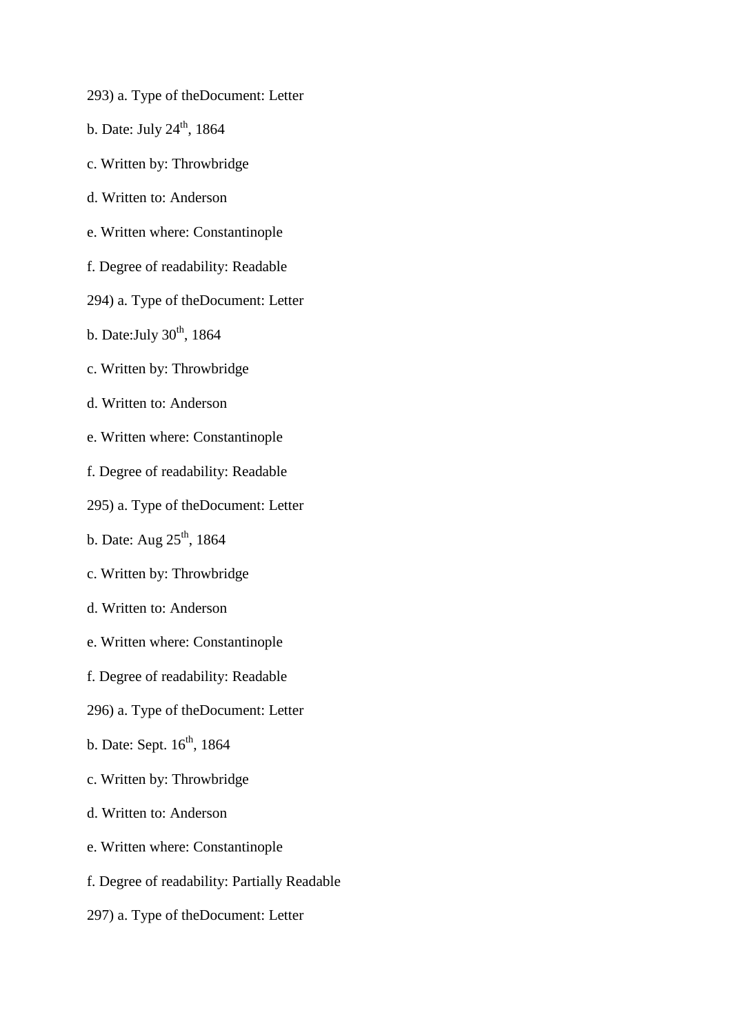293) a. Type of theDocument: Letter

b. Date: July 24th, 1864

c. Written by: Throwbridge

d. Written to: Anderson

e. Written where: Constantinople

f. Degree of readability: Readable

294) a. Type of theDocument: Letter

b. Date:July 30th, 1864

c. Written by: Throwbridge

d. Written to: Anderson

e. Written where: Constantinople

f. Degree of readability: Readable

295) a. Type of theDocument: Letter

b. Date: Aug 25th, 1864

c. Written by: Throwbridge

d. Written to: Anderson

e. Written where: Constantinople

f. Degree of readability: Readable

296) a. Type of theDocument: Letter

b. Date: Sept. 16th, 1864

c. Written by: Throwbridge

d. Written to: Anderson

e. Written where: Constantinople

f. Degree of readability: Partially Readable

297) a. Type of theDocument: Letter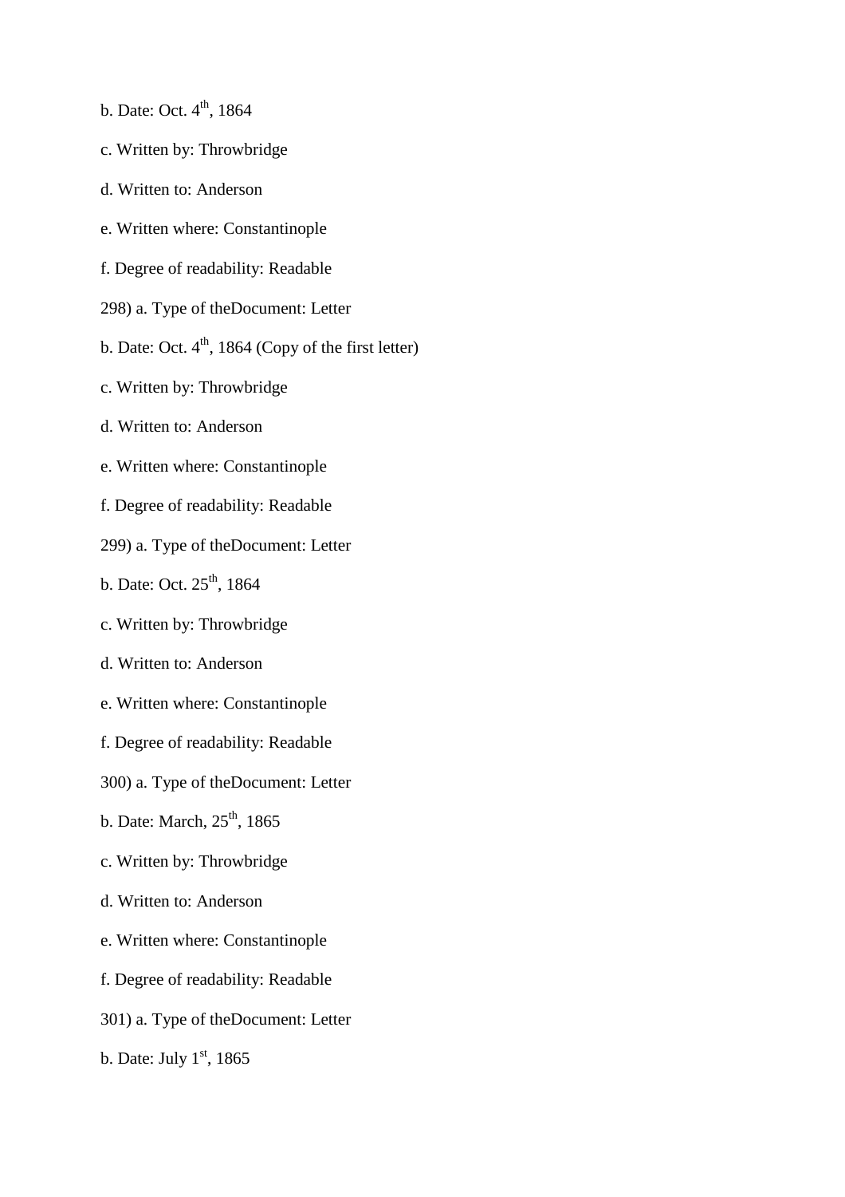b. Date: Oct. 4th, 1864

c. Written by: Throwbridge

d. Written to: Anderson

e. Written where: Constantinople

f. Degree of readability: Readable

298) a. Type of theDocument: Letter

b. Date: Oct. 4th, 1864 (Copy of the first letter)

c. Written by: Throwbridge

d. Written to: Anderson

e. Written where: Constantinople

f. Degree of readability: Readable

299) a. Type of theDocument: Letter

b. Date: Oct. 25th, 1864

c. Written by: Throwbridge

d. Written to: Anderson

e. Written where: Constantinople

f. Degree of readability: Readable

300) a. Type of theDocument: Letter

b. Date: March, 25th, 1865

c. Written by: Throwbridge

d. Written to: Anderson

e. Written where: Constantinople

f. Degree of readability: Readable

301) a. Type of theDocument: Letter

b. Date: July 1st, 1865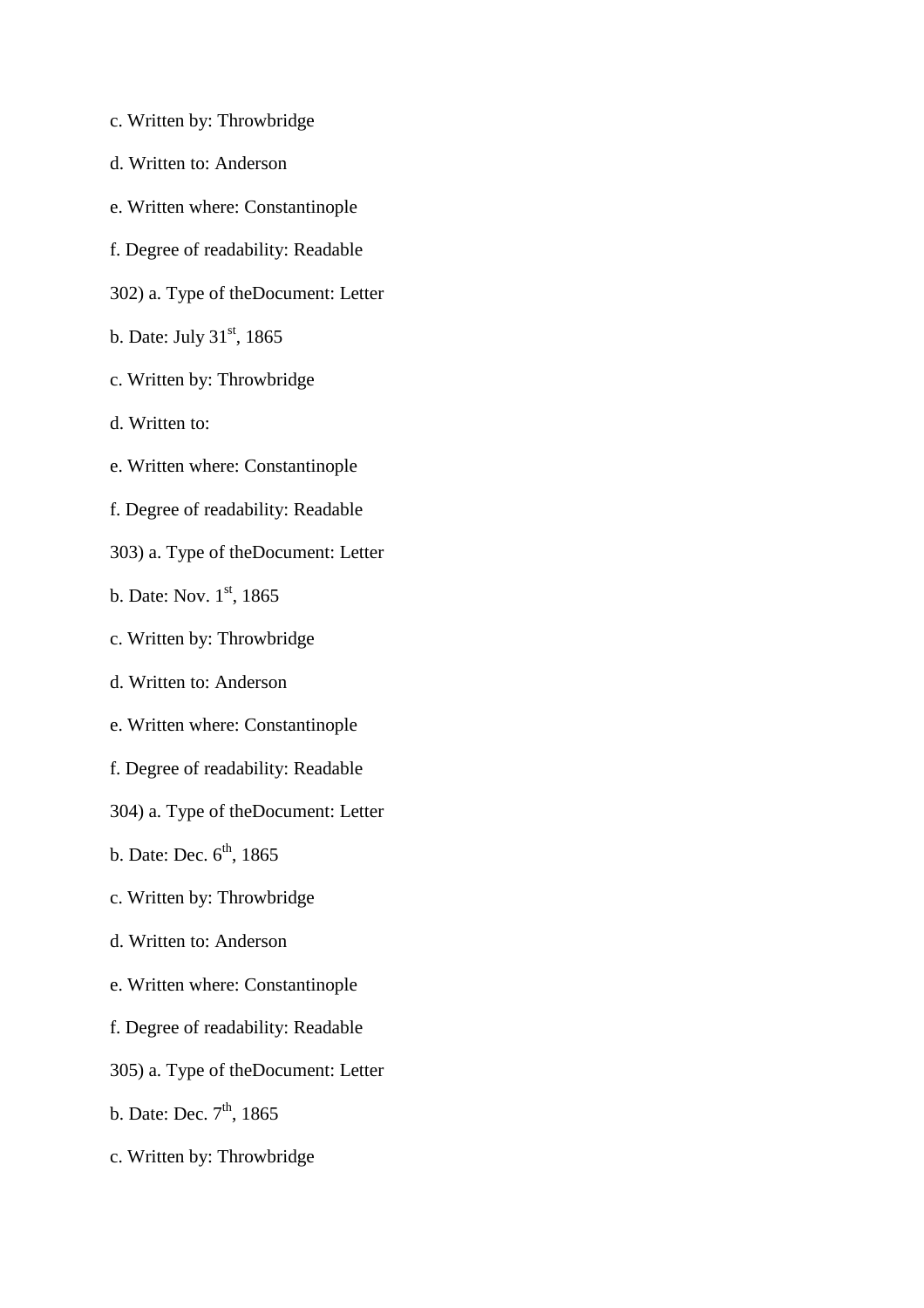c. Written by: Throwbridge

d. Written to: Anderson

e. Written where: Constantinople

f. Degree of readability: Readable

302) a. Type of theDocument: Letter

b. Date: July 31st, 1865

c. Written by: Throwbridge

d. Written to:

e. Written where: Constantinople

f. Degree of readability: Readable

303) a. Type of theDocument: Letter

b. Date: Nov. 1st, 1865

c. Written by: Throwbridge

d. Written to: Anderson

e. Written where: Constantinople

f. Degree of readability: Readable

304) a. Type of theDocument: Letter

b. Date: Dec. 6th, 1865

c. Written by: Throwbridge

d. Written to: Anderson

e. Written where: Constantinople

f. Degree of readability: Readable

305) a. Type of theDocument: Letter

b. Date: Dec. 7th, 1865

c. Written by: Throwbridge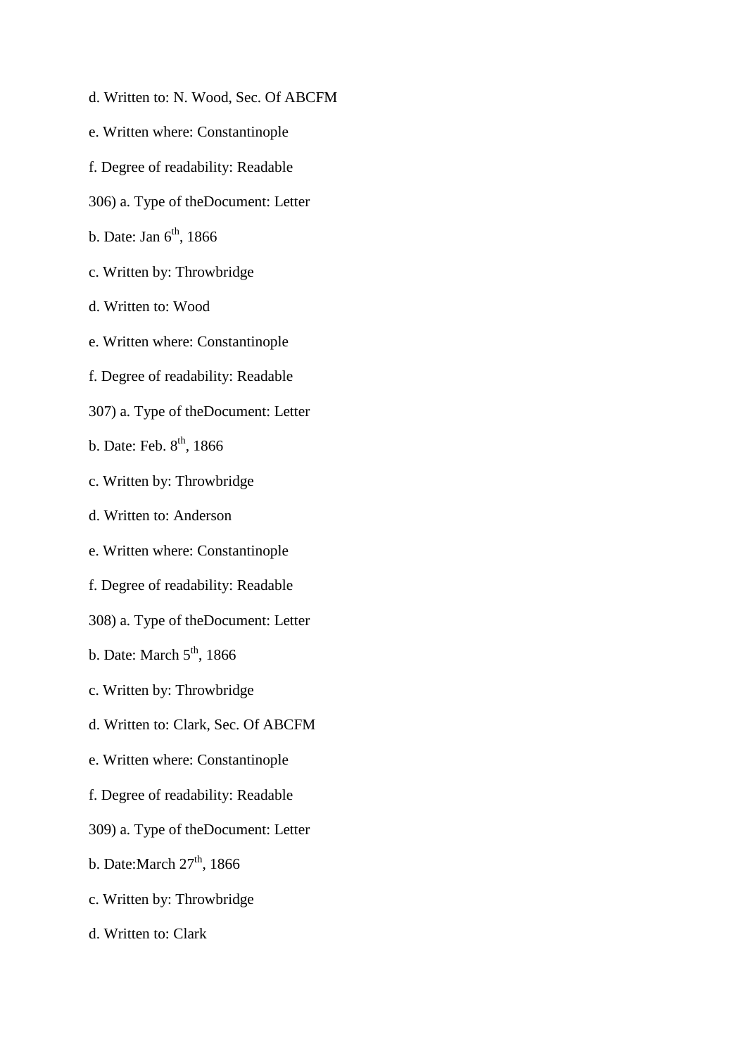d. Written to: N. Wood, Sec. Of ABCFM

e. Written where: Constantinople

f. Degree of readability: Readable

306) a. Type of theDocument: Letter

b. Date: Jan 6th, 1866

c. Written by: Throwbridge

d. Written to: Wood

e. Written where: Constantinople

f. Degree of readability: Readable

307) a. Type of theDocument: Letter

b. Date: Feb. 8th, 1866

c. Written by: Throwbridge

d. Written to: Anderson

e. Written where: Constantinople

f. Degree of readability: Readable

308) a. Type of theDocument: Letter

b. Date: March 5th, 1866

c. Written by: Throwbridge

d. Written to: Clark, Sec. Of ABCFM

e. Written where: Constantinople

f. Degree of readability: Readable

309) a. Type of theDocument: Letter

b. Date:March 27th, 1866

c. Written by: Throwbridge

d. Written to: Clark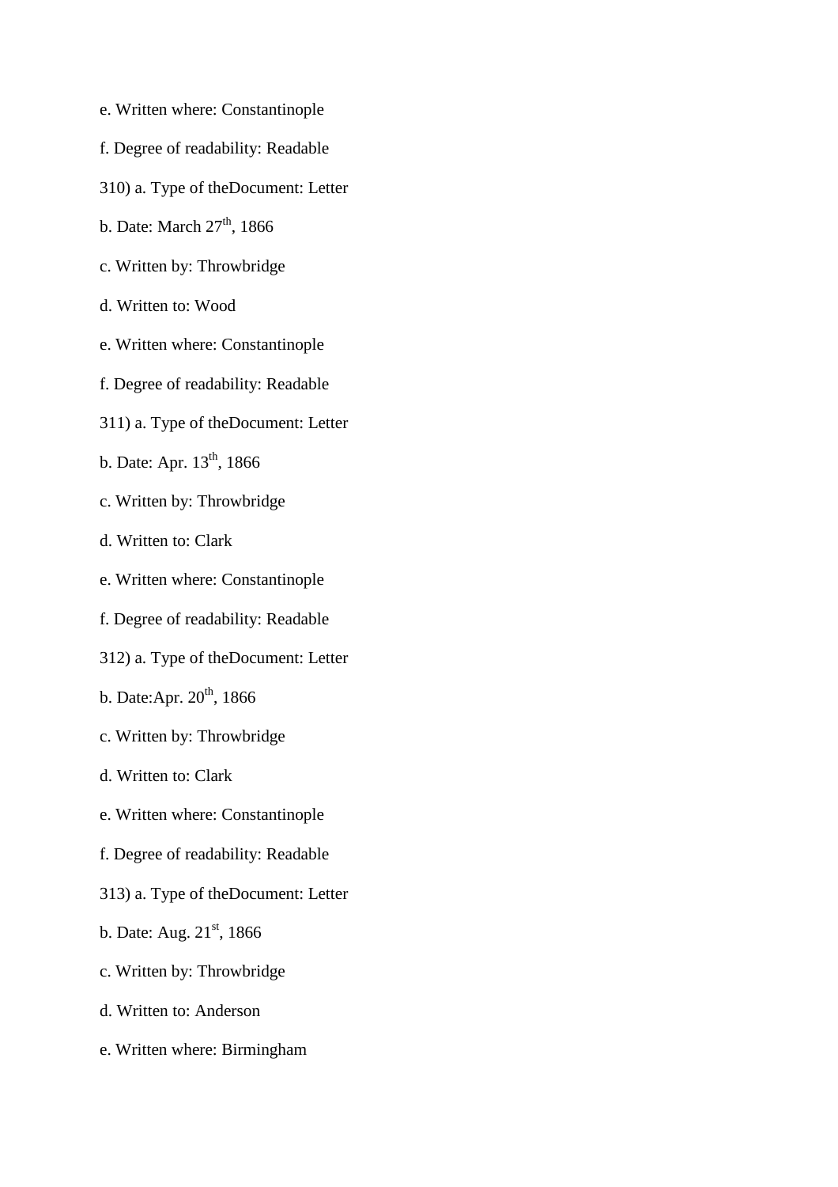e. Written where: Constantinople

f. Degree of readability: Readable

310) a. Type of theDocument: Letter

b. Date: March 27th, 1866

c. Written by: Throwbridge

d. Written to: Wood

e. Written where: Constantinople

f. Degree of readability: Readable

311) a. Type of theDocument: Letter

b. Date: Apr. 13th, 1866

c. Written by: Throwbridge

d. Written to: Clark

e. Written where: Constantinople

f. Degree of readability: Readable

312) a. Type of theDocument: Letter

b. Date:Apr. 20th, 1866

c. Written by: Throwbridge

d. Written to: Clark

e. Written where: Constantinople

f. Degree of readability: Readable

313) a. Type of theDocument: Letter

b. Date: Aug. 21st, 1866

c. Written by: Throwbridge

d. Written to: Anderson

e. Written where: Birmingham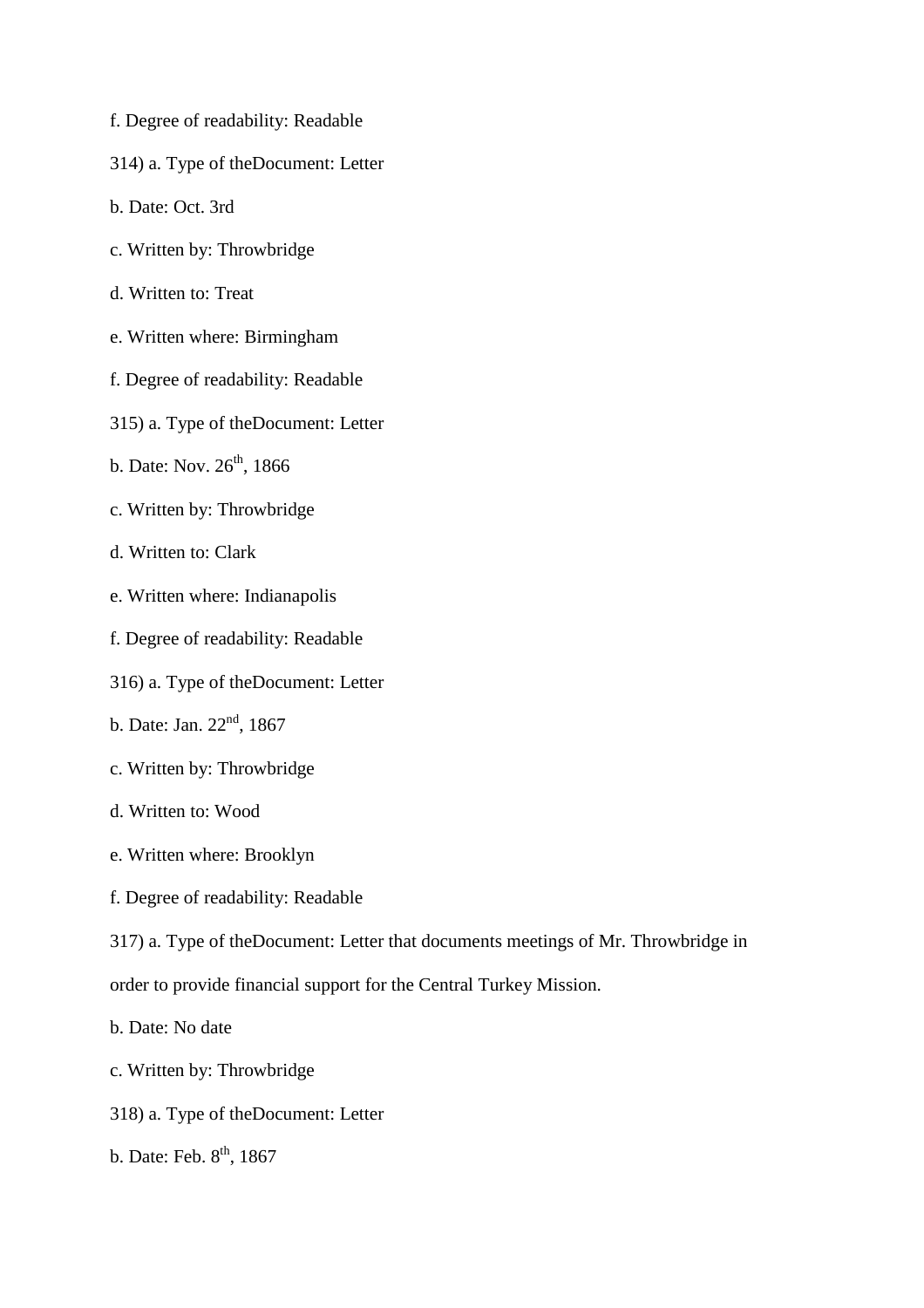f. Degree of readability: Readable

314) a. Type of theDocument: Letter

b. Date: Oct. 3rd

c. Written by: Throwbridge

d. Written to: Treat

e. Written where: Birmingham

f. Degree of readability: Readable

315) a. Type of theDocument: Letter

b. Date: Nov. 26th, 1866

c. Written by: Throwbridge

d. Written to: Clark

e. Written where: Indianapolis

f. Degree of readability: Readable

316) a. Type of theDocument: Letter

b. Date: Jan. 22nd, 1867

c. Written by: Throwbridge

d. Written to: Wood

e. Written where: Brooklyn

f. Degree of readability: Readable

317) a. Type of theDocument: Letter that documents meetings of Mr. Throwbridge in order to provide financial support for the Central Turkey Mission.

b. Date: No date

c. Written by: Throwbridge

318) a. Type of theDocument: Letter

b. Date: Feb. 8th, 1867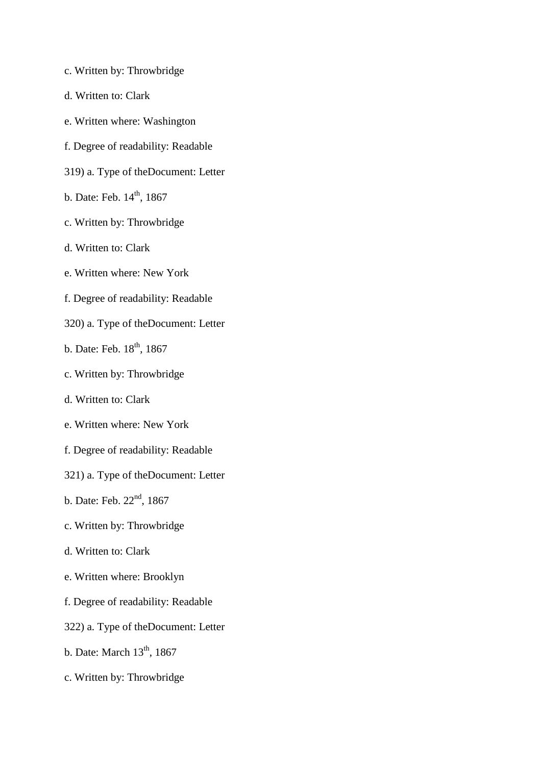c. Written by: Throwbridge

d. Written to: Clark

e. Written where: Washington

f. Degree of readability: Readable

319) a. Type of theDocument: Letter

b. Date: Feb. 14th, 1867

c. Written by: Throwbridge

d. Written to: Clark

e. Written where: New York

f. Degree of readability: Readable

320) a. Type of theDocument: Letter

b. Date: Feb. 18th, 1867

c. Written by: Throwbridge

d. Written to: Clark

e. Written where: New York

f. Degree of readability: Readable

321) a. Type of theDocument: Letter

b. Date: Feb. 22nd, 1867

c. Written by: Throwbridge

d. Written to: Clark

e. Written where: Brooklyn

f. Degree of readability: Readable

322) a. Type of theDocument: Letter

b. Date: March 13th, 1867

c. Written by: Throwbridge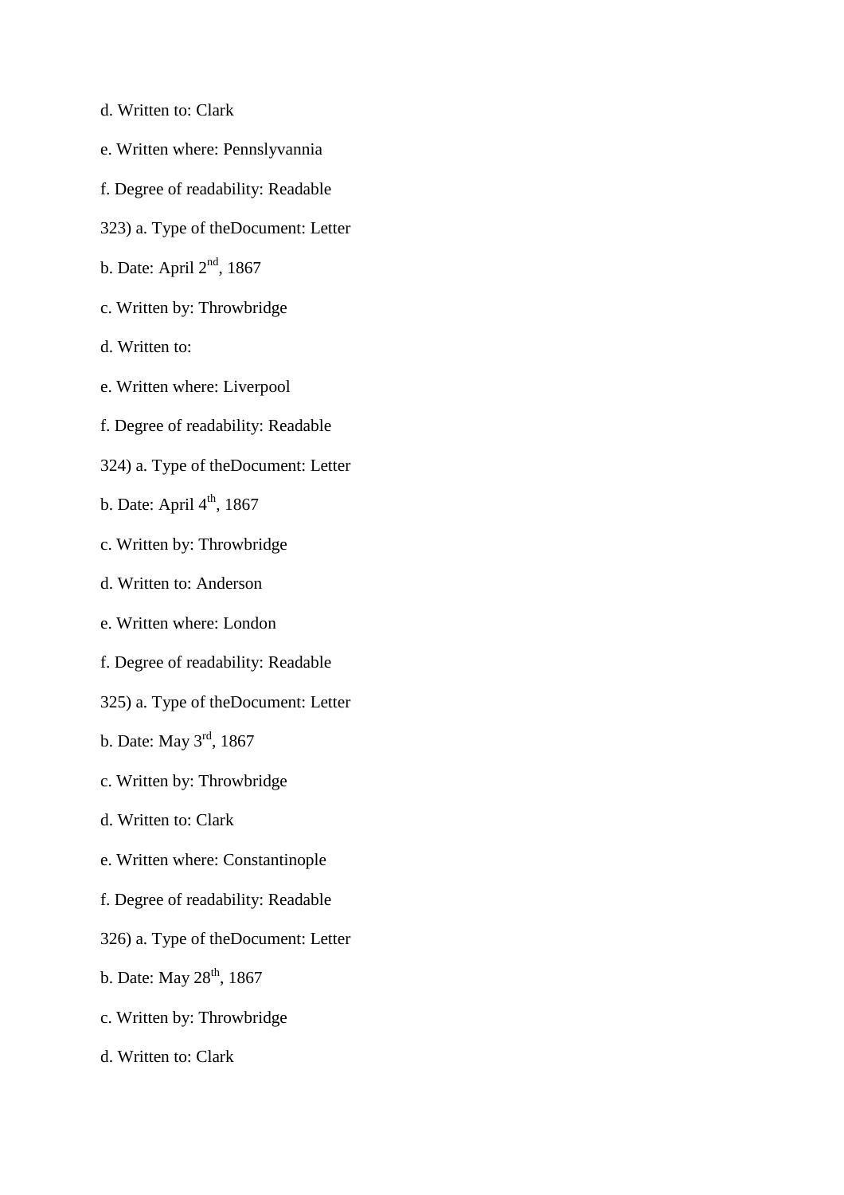d. Written to: Clark

e. Written where: Pennslyvannia

f. Degree of readability: Readable

323) a. Type of theDocument: Letter

b. Date: April 2nd, 1867

c. Written by: Throwbridge

d. Written to:

e. Written where: Liverpool

f. Degree of readability: Readable

324) a. Type of theDocument: Letter

b. Date: April 4th, 1867

c. Written by: Throwbridge

d. Written to: Anderson

e. Written where: London

f. Degree of readability: Readable

325) a. Type of theDocument: Letter

b. Date: May 3rd, 1867

c. Written by: Throwbridge

d. Written to: Clark

e. Written where: Constantinople

f. Degree of readability: Readable

326) a. Type of theDocument: Letter

b. Date: May 28th, 1867

c. Written by: Throwbridge

d. Written to: Clark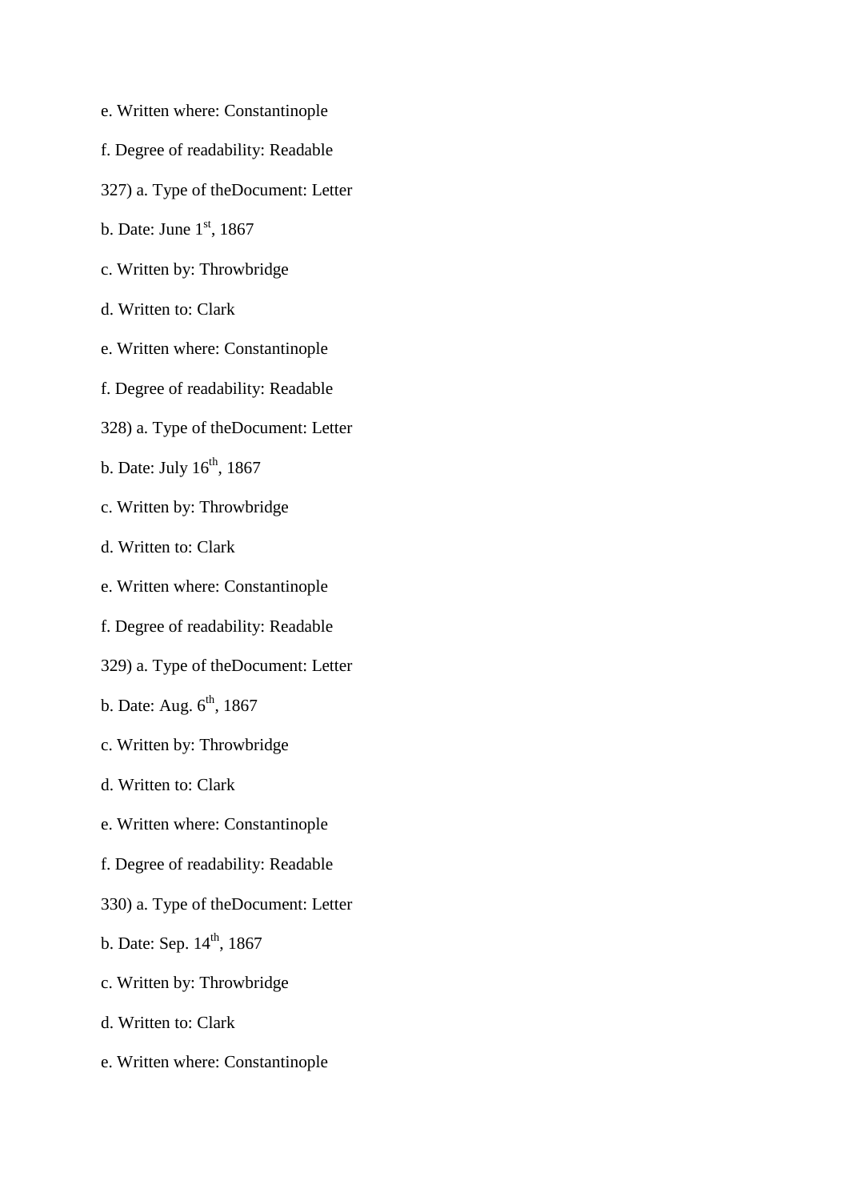e. Written where: Constantinople

f. Degree of readability: Readable

327) a. Type of theDocument: Letter

b. Date: June 1st, 1867

c. Written by: Throwbridge

d. Written to: Clark

e. Written where: Constantinople

f. Degree of readability: Readable

328) a. Type of theDocument: Letter

b. Date: July 16th, 1867

c. Written by: Throwbridge

d. Written to: Clark

e. Written where: Constantinople

f. Degree of readability: Readable

329) a. Type of theDocument: Letter

b. Date: Aug. 6th, 1867

c. Written by: Throwbridge

d. Written to: Clark

e. Written where: Constantinople

f. Degree of readability: Readable

330) a. Type of theDocument: Letter

b. Date: Sep. 14th, 1867

c. Written by: Throwbridge

d. Written to: Clark

e. Written where: Constantinople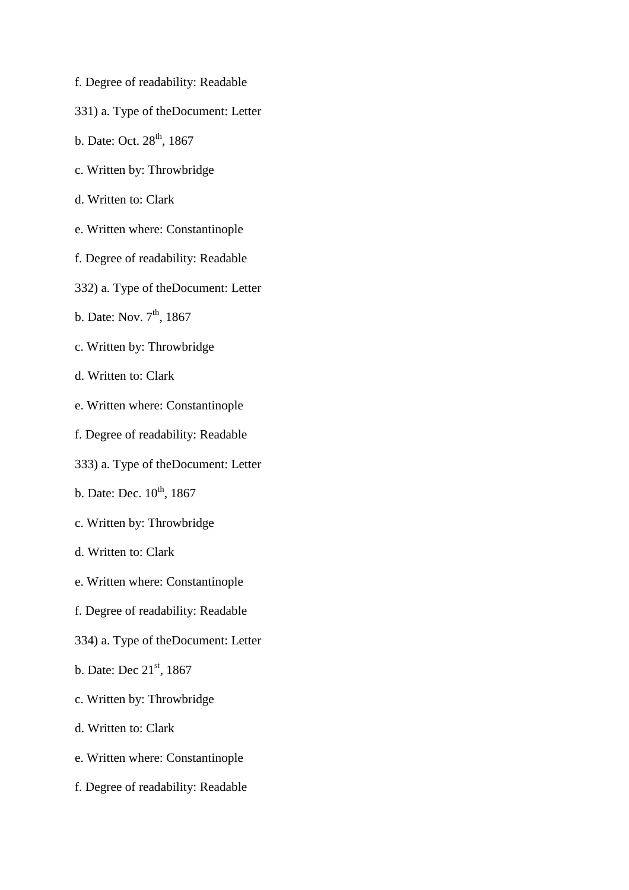f. Degree of readability: Readable

331) a. Type of theDocument: Letter

b. Date: Oct. 28th, 1867

c. Written by: Throwbridge

d. Written to: Clark

e. Written where: Constantinople

f. Degree of readability: Readable

332) a. Type of theDocument: Letter

b. Date: Nov. 7th, 1867

c. Written by: Throwbridge

d. Written to: Clark

e. Written where: Constantinople

f. Degree of readability: Readable

333) a. Type of theDocument: Letter

b. Date: Dec. 10th, 1867

c. Written by: Throwbridge

d. Written to: Clark

e. Written where: Constantinople

f. Degree of readability: Readable

334) a. Type of theDocument: Letter

b. Date: Dec 21st, 1867

c. Written by: Throwbridge

d. Written to: Clark

e. Written where: Constantinople

f. Degree of readability: Readable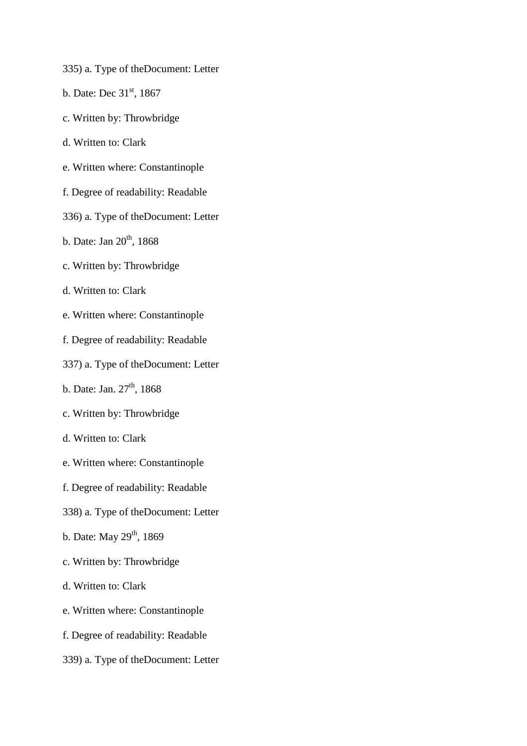335) a. Type of theDocument: Letter

b. Date: Dec 31[st], 1867

c. Written by: Throwbridge

d. Written to: Clark

e. Written where: Constantinople

f. Degree of readability: Readable

336) a. Type of theDocument: Letter

b. Date: Jan 20[th], 1868

c. Written by: Throwbridge

d. Written to: Clark

e. Written where: Constantinople

f. Degree of readability: Readable

337) a. Type of theDocument: Letter

b. Date: Jan. 27[th], 1868

c. Written by: Throwbridge

d. Written to: Clark

e. Written where: Constantinople

f. Degree of readability: Readable

338) a. Type of theDocument: Letter

b. Date: May 29[th], 1869

c. Written by: Throwbridge

d. Written to: Clark

e. Written where: Constantinople

f. Degree of readability: Readable

339) a. Type of theDocument: Letter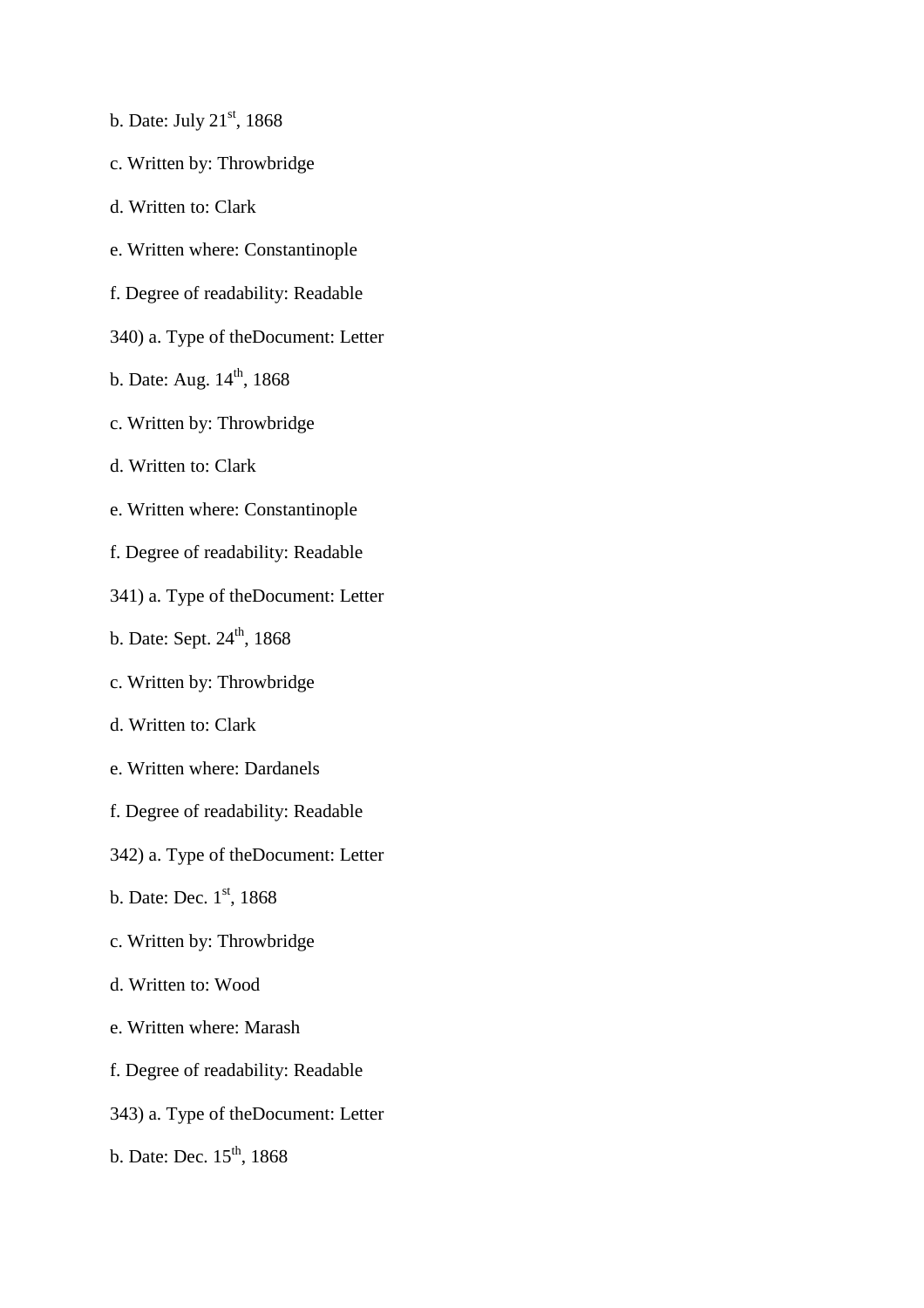b. Date: July 21st, 1868

c. Written by: Throwbridge

d. Written to: Clark

e. Written where: Constantinople

f. Degree of readability: Readable

340) a. Type of theDocument: Letter

b. Date: Aug. 14th, 1868

c. Written by: Throwbridge

d. Written to: Clark

e. Written where: Constantinople

f. Degree of readability: Readable

341) a. Type of theDocument: Letter

b. Date: Sept. 24th, 1868

c. Written by: Throwbridge

d. Written to: Clark

e. Written where: Dardanels

f. Degree of readability: Readable

342) a. Type of theDocument: Letter

b. Date: Dec. 1st, 1868

c. Written by: Throwbridge

d. Written to: Wood

e. Written where: Marash

f. Degree of readability: Readable

343) a. Type of theDocument: Letter

b. Date: Dec. 15th, 1868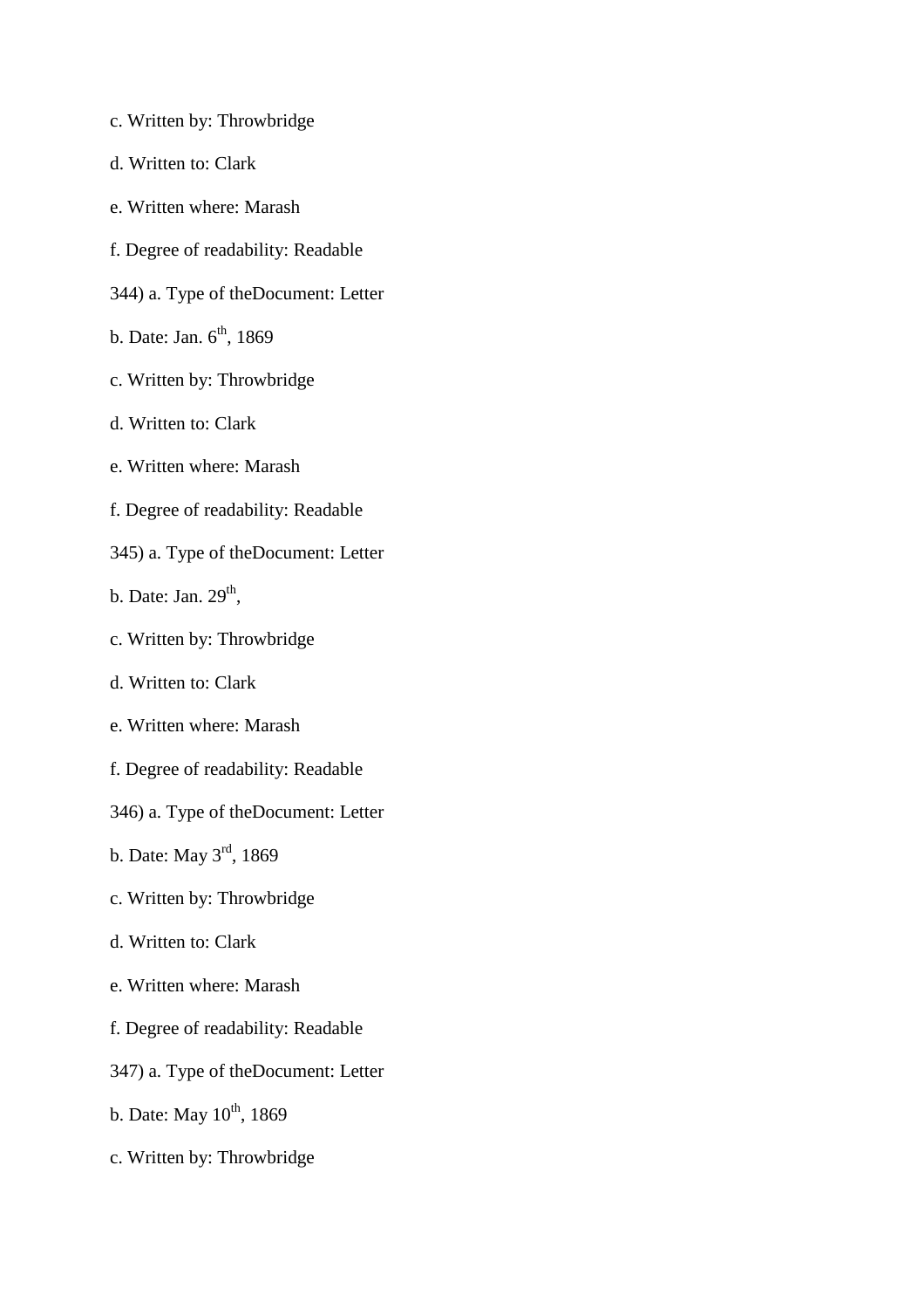c. Written by: Throwbridge

d. Written to: Clark

e. Written where: Marash

f. Degree of readability: Readable

344) a. Type of theDocument: Letter

b. Date: Jan. 6th, 1869

c. Written by: Throwbridge

d. Written to: Clark

e. Written where: Marash

f. Degree of readability: Readable

345) a. Type of theDocument: Letter

b. Date: Jan. 29th,

c. Written by: Throwbridge

d. Written to: Clark

e. Written where: Marash

f. Degree of readability: Readable

346) a. Type of theDocument: Letter

b. Date: May 3rd, 1869

c. Written by: Throwbridge

d. Written to: Clark

e. Written where: Marash

f. Degree of readability: Readable

347) a. Type of theDocument: Letter

b. Date: May 10th, 1869

c. Written by: Throwbridge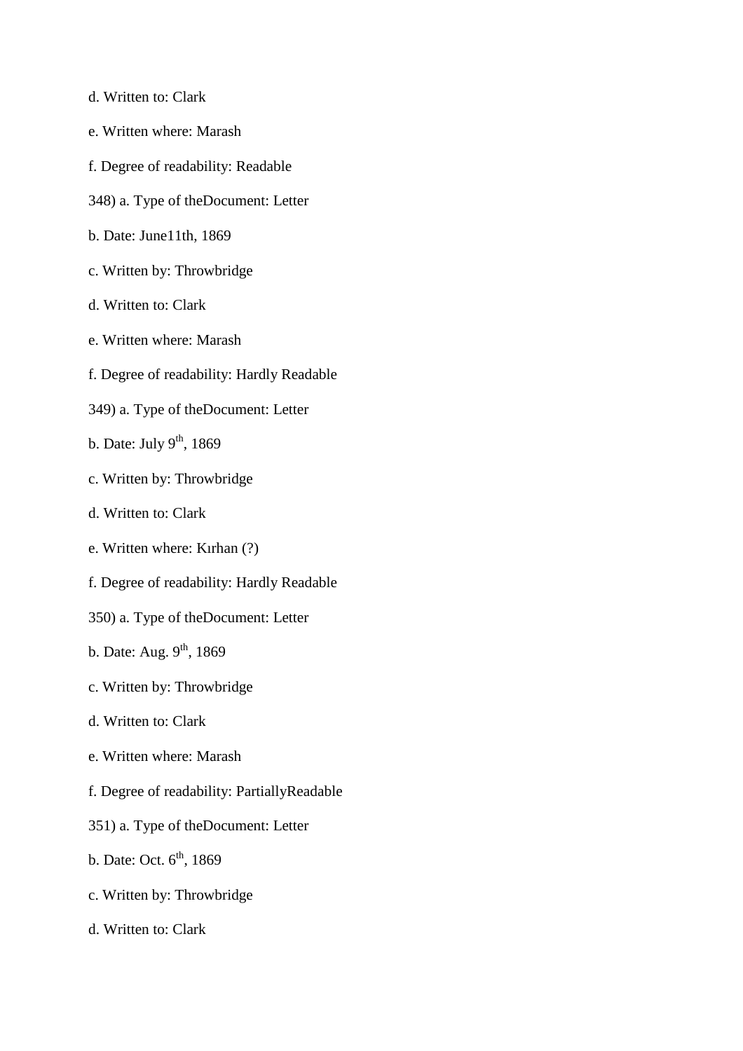d. Written to: Clark

e. Written where: Marash

f. Degree of readability: Readable

348) a. Type of theDocument: Letter

b. Date: June11th, 1869

c. Written by: Throwbridge

d. Written to: Clark

e. Written where: Marash

f. Degree of readability: Hardly Readable

349) a. Type of theDocument: Letter

b. Date: July 9th, 1869

c. Written by: Throwbridge

d. Written to: Clark

e. Written where: Kırhan (?)

f. Degree of readability: Hardly Readable

350) a. Type of theDocument: Letter

b. Date: Aug. 9th, 1869

c. Written by: Throwbridge

d. Written to: Clark

e. Written where: Marash

f. Degree of readability: PartiallyReadable

351) a. Type of theDocument: Letter

b. Date: Oct. 6th, 1869

c. Written by: Throwbridge

d. Written to: Clark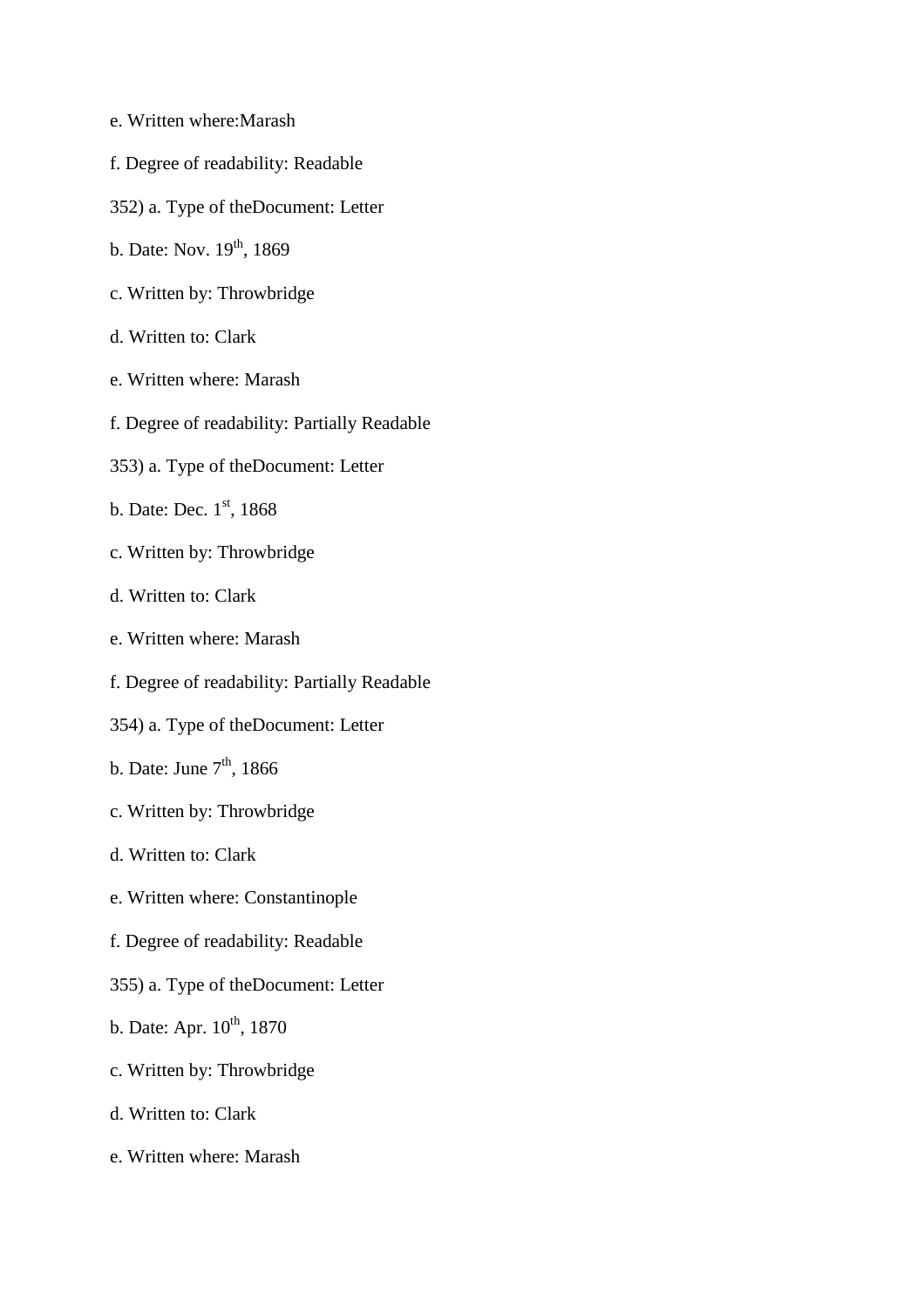e. Written where:Marash

f. Degree of readability: Readable

352) a. Type of theDocument: Letter

b. Date: Nov. 19th, 1869

c. Written by: Throwbridge

d. Written to: Clark

e. Written where: Marash

f. Degree of readability: Partially Readable

353) a. Type of theDocument: Letter

b. Date: Dec. 1st, 1868

c. Written by: Throwbridge

d. Written to: Clark

e. Written where: Marash

f. Degree of readability: Partially Readable

354) a. Type of theDocument: Letter

b. Date: June 7th, 1866

c. Written by: Throwbridge

d. Written to: Clark

e. Written where: Constantinople

f. Degree of readability: Readable

355) a. Type of theDocument: Letter

b. Date: Apr. 10th, 1870

c. Written by: Throwbridge

d. Written to: Clark

e. Written where: Marash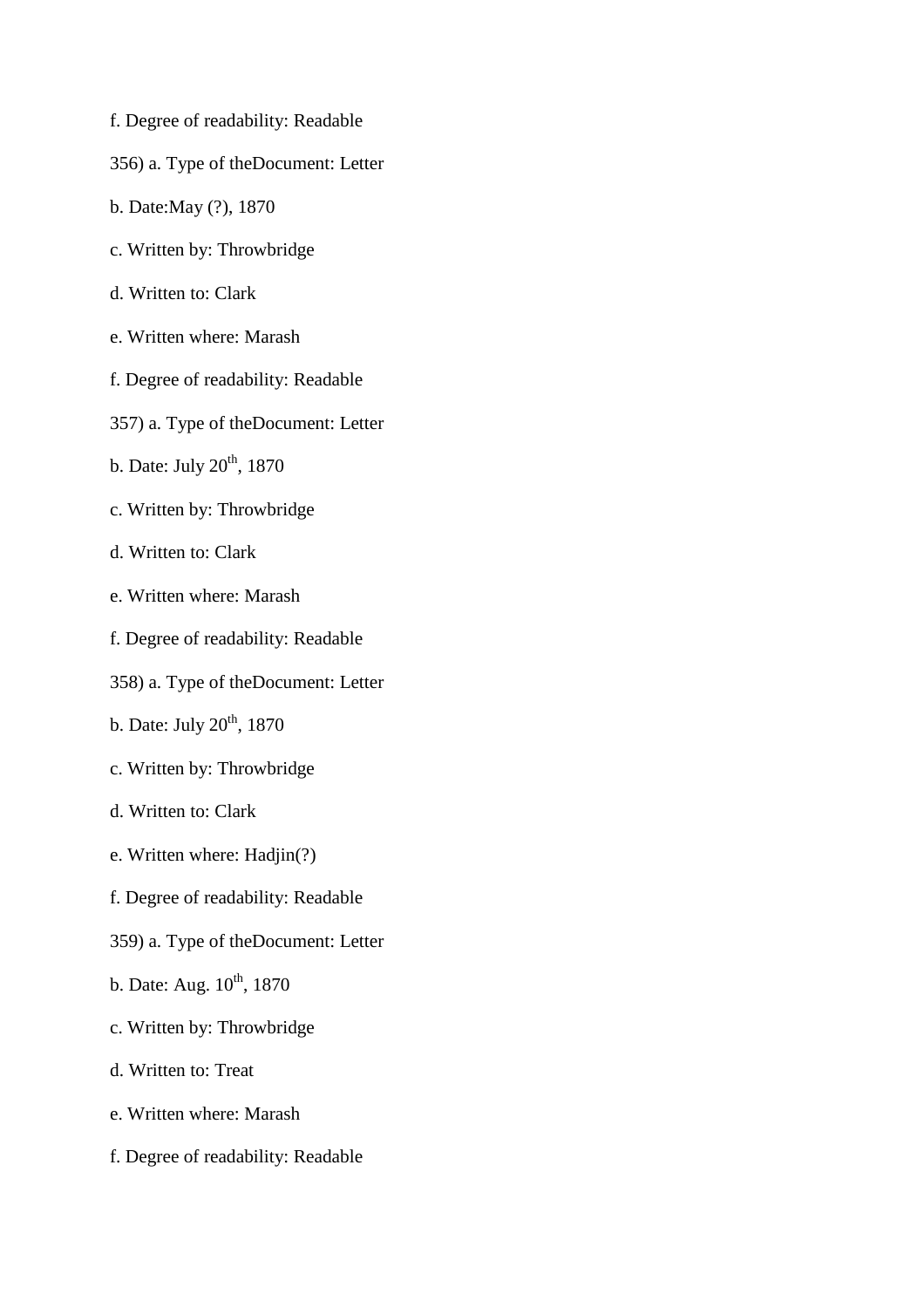f. Degree of readability: Readable

356) a. Type of theDocument: Letter

b. Date:May (?), 1870

c. Written by: Throwbridge

d. Written to: Clark

e. Written where: Marash

f. Degree of readability: Readable

357) a. Type of theDocument: Letter

b. Date: July 20th, 1870

c. Written by: Throwbridge

d. Written to: Clark

e. Written where: Marash

f. Degree of readability: Readable

358) a. Type of theDocument: Letter

b. Date: July 20th, 1870

c. Written by: Throwbridge

d. Written to: Clark

e. Written where: Hadjin(?)

f. Degree of readability: Readable

359) a. Type of theDocument: Letter

b. Date: Aug. 10th, 1870

c. Written by: Throwbridge

d. Written to: Treat

e. Written where: Marash

f. Degree of readability: Readable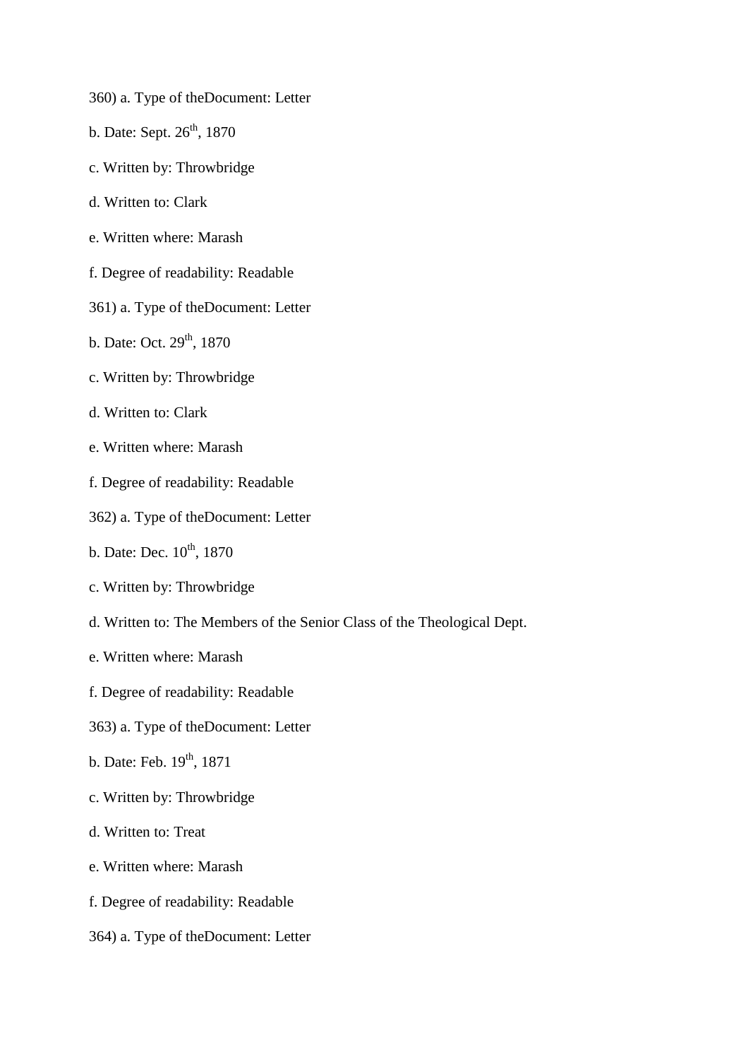360) a. Type of theDocument: Letter

b. Date: Sept. 26th, 1870

c. Written by: Throwbridge

d. Written to: Clark

e. Written where: Marash

f. Degree of readability: Readable

361) a. Type of theDocument: Letter

b. Date: Oct. 29th, 1870

c. Written by: Throwbridge

d. Written to: Clark

e. Written where: Marash

f. Degree of readability: Readable

362) a. Type of theDocument: Letter

b. Date: Dec. 10th, 1870

c. Written by: Throwbridge

d. Written to: The Members of the Senior Class of the Theological Dept.

e. Written where: Marash

f. Degree of readability: Readable

363) a. Type of theDocument: Letter

b. Date: Feb. 19th, 1871

c. Written by: Throwbridge

d. Written to: Treat

e. Written where: Marash

f. Degree of readability: Readable

364) a. Type of theDocument: Letter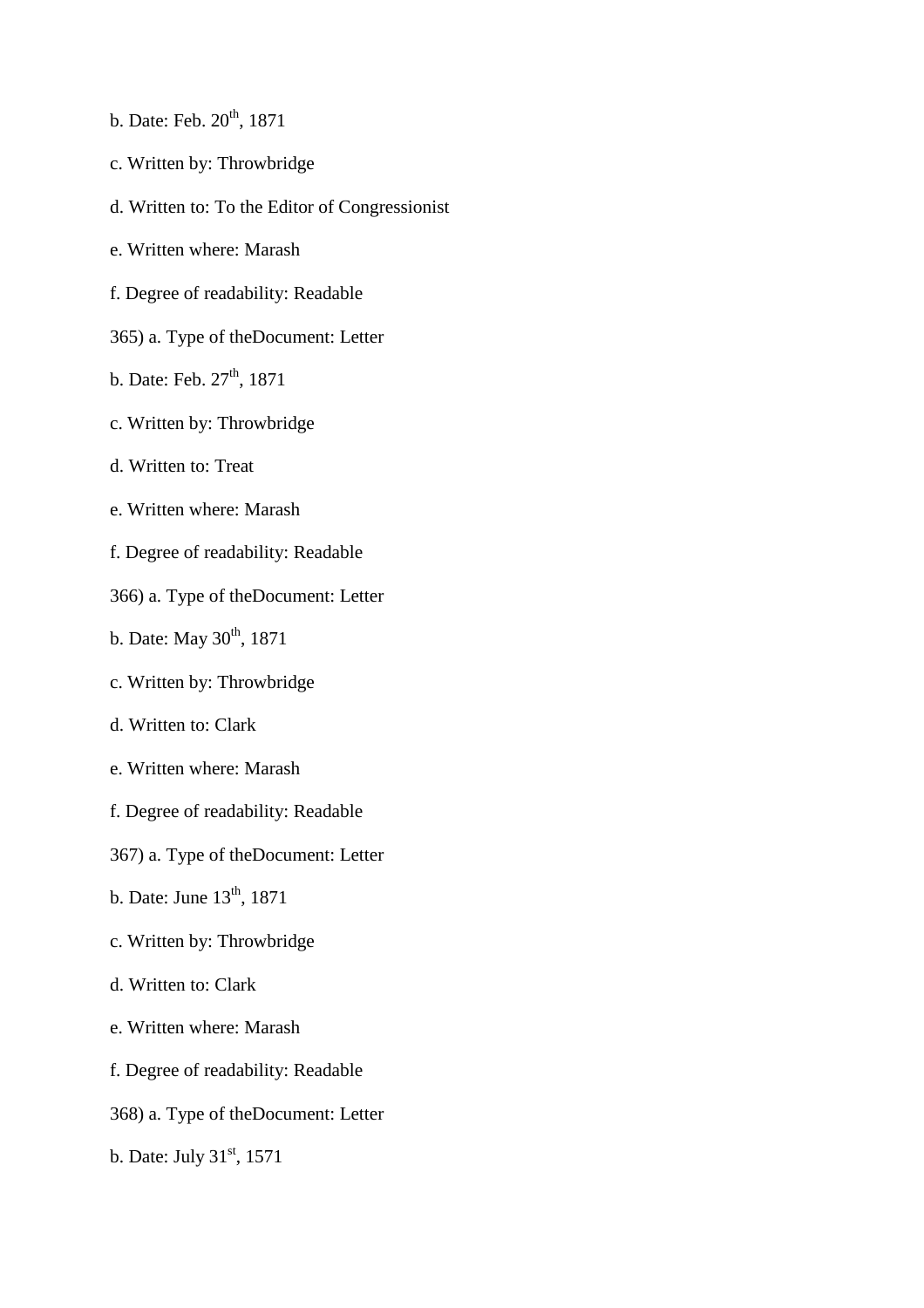b. Date: Feb. 20th, 1871

c. Written by: Throwbridge

d. Written to: To the Editor of Congressionist

e. Written where: Marash

f. Degree of readability: Readable

365) a. Type of theDocument: Letter

b. Date: Feb. 27th, 1871

c. Written by: Throwbridge

d. Written to: Treat

e. Written where: Marash

f. Degree of readability: Readable

366) a. Type of theDocument: Letter

b. Date: May 30th, 1871

c. Written by: Throwbridge

d. Written to: Clark

e. Written where: Marash

f. Degree of readability: Readable

367) a. Type of theDocument: Letter

b. Date: June 13th, 1871

c. Written by: Throwbridge

d. Written to: Clark

e. Written where: Marash

f. Degree of readability: Readable

368) a. Type of theDocument: Letter

b. Date: July 31st, 1571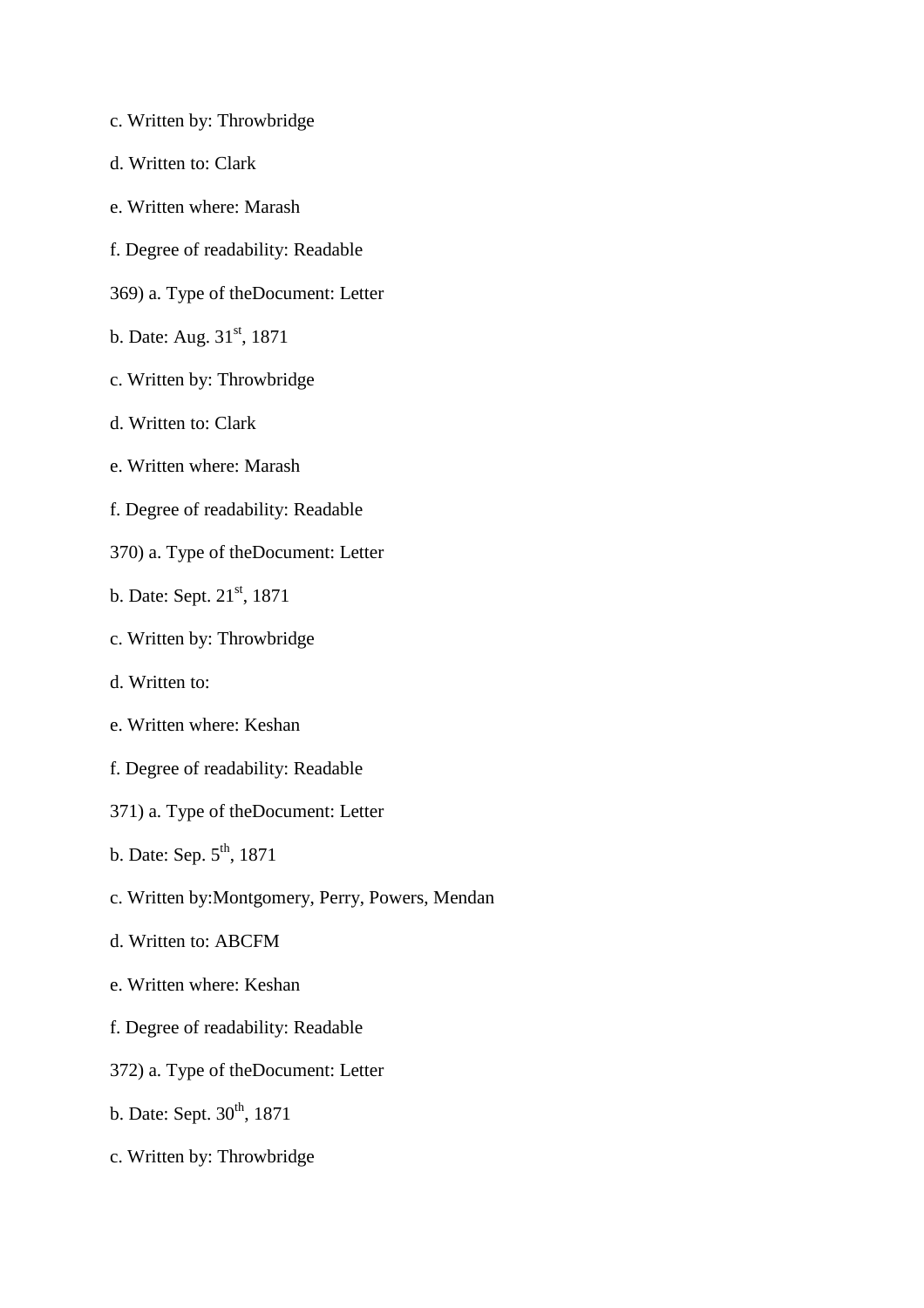c. Written by: Throwbridge

d. Written to: Clark

e. Written where: Marash

f. Degree of readability: Readable

369) a. Type of theDocument: Letter

b. Date: Aug. 31st, 1871

c. Written by: Throwbridge

d. Written to: Clark

e. Written where: Marash

f. Degree of readability: Readable

370) a. Type of theDocument: Letter

b. Date: Sept. 21st, 1871

c. Written by: Throwbridge

d. Written to:

e. Written where: Keshan

f. Degree of readability: Readable

371) a. Type of theDocument: Letter

b. Date: Sep. 5th, 1871

c. Written by:Montgomery, Perry, Powers, Mendan

d. Written to: ABCFM

e. Written where: Keshan

f. Degree of readability: Readable

372) a. Type of theDocument: Letter

b. Date: Sept. 30th, 1871

c. Written by: Throwbridge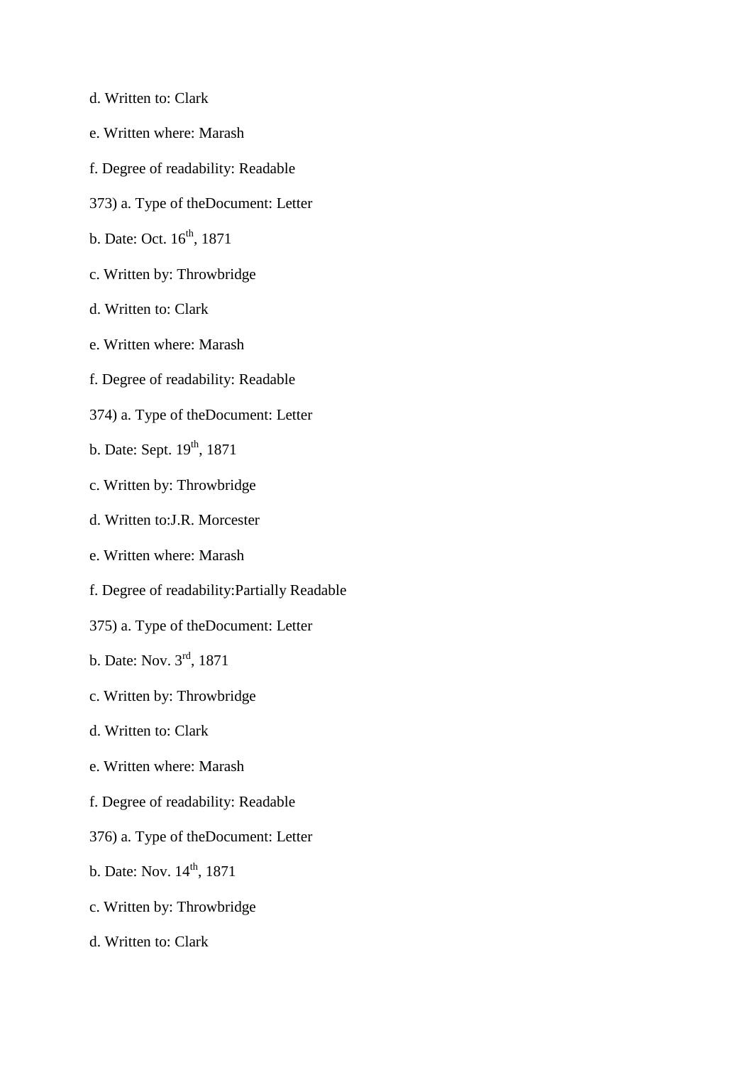d. Written to: Clark

e. Written where: Marash

f. Degree of readability: Readable

373) a. Type of theDocument: Letter

b. Date: Oct. 16th, 1871

c. Written by: Throwbridge

d. Written to: Clark

e. Written where: Marash

f. Degree of readability: Readable

374) a. Type of theDocument: Letter

b. Date: Sept. 19th, 1871

c. Written by: Throwbridge

d. Written to:J.R. Morcester

e. Written where: Marash

f. Degree of readability:Partially Readable

375) a. Type of theDocument: Letter

b. Date: Nov. 3rd, 1871

c. Written by: Throwbridge

d. Written to: Clark

e. Written where: Marash

f. Degree of readability: Readable

376) a. Type of theDocument: Letter

b. Date: Nov. 14th, 1871

c. Written by: Throwbridge

d. Written to: Clark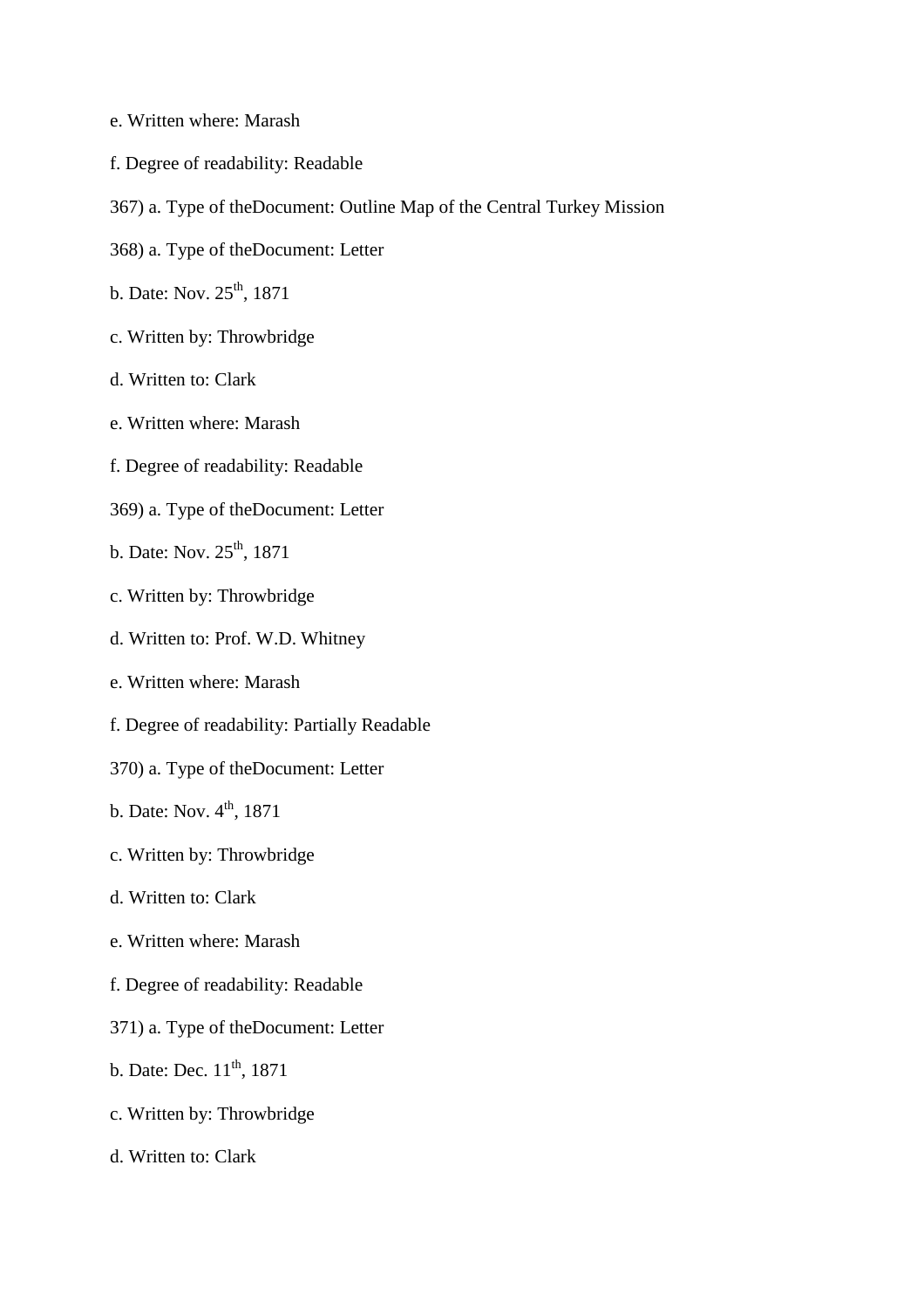e. Written where: Marash

f. Degree of readability: Readable

367) a. Type of theDocument: Outline Map of the Central Turkey Mission

368) a. Type of theDocument: Letter

b. Date: Nov. 25th, 1871

c. Written by: Throwbridge

d. Written to: Clark

e. Written where: Marash

f. Degree of readability: Readable

369) a. Type of theDocument: Letter

b. Date: Nov. 25th, 1871

c. Written by: Throwbridge

d. Written to: Prof. W.D. Whitney

e. Written where: Marash

f. Degree of readability: Partially Readable

370) a. Type of theDocument: Letter

b. Date: Nov. 4th, 1871

c. Written by: Throwbridge

d. Written to: Clark

e. Written where: Marash

f. Degree of readability: Readable

371) a. Type of theDocument: Letter

b. Date: Dec. 11th, 1871

c. Written by: Throwbridge

d. Written to: Clark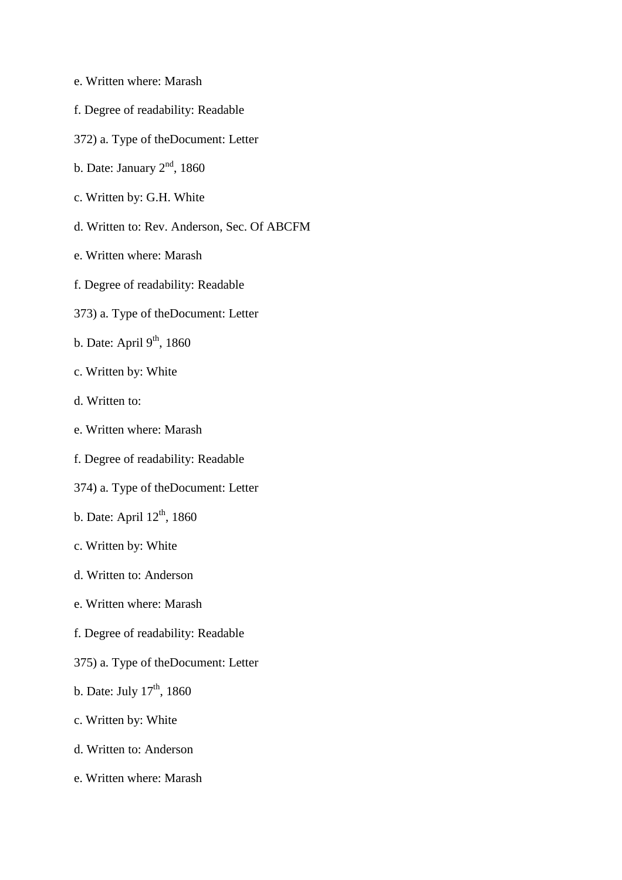e. Written where: Marash

f. Degree of readability: Readable

372) a. Type of theDocument: Letter

b. Date: January 2nd, 1860

c. Written by: G.H. White

d. Written to: Rev. Anderson, Sec. Of ABCFM

e. Written where: Marash

f. Degree of readability: Readable

373) a. Type of theDocument: Letter

b. Date: April 9th, 1860

c. Written by: White

d. Written to:

e. Written where: Marash

f. Degree of readability: Readable

374) a. Type of theDocument: Letter

b. Date: April 12th, 1860

c. Written by: White

d. Written to: Anderson

e. Written where: Marash

f. Degree of readability: Readable

375) a. Type of theDocument: Letter

b. Date: July 17th, 1860

c. Written by: White

d. Written to: Anderson

e. Written where: Marash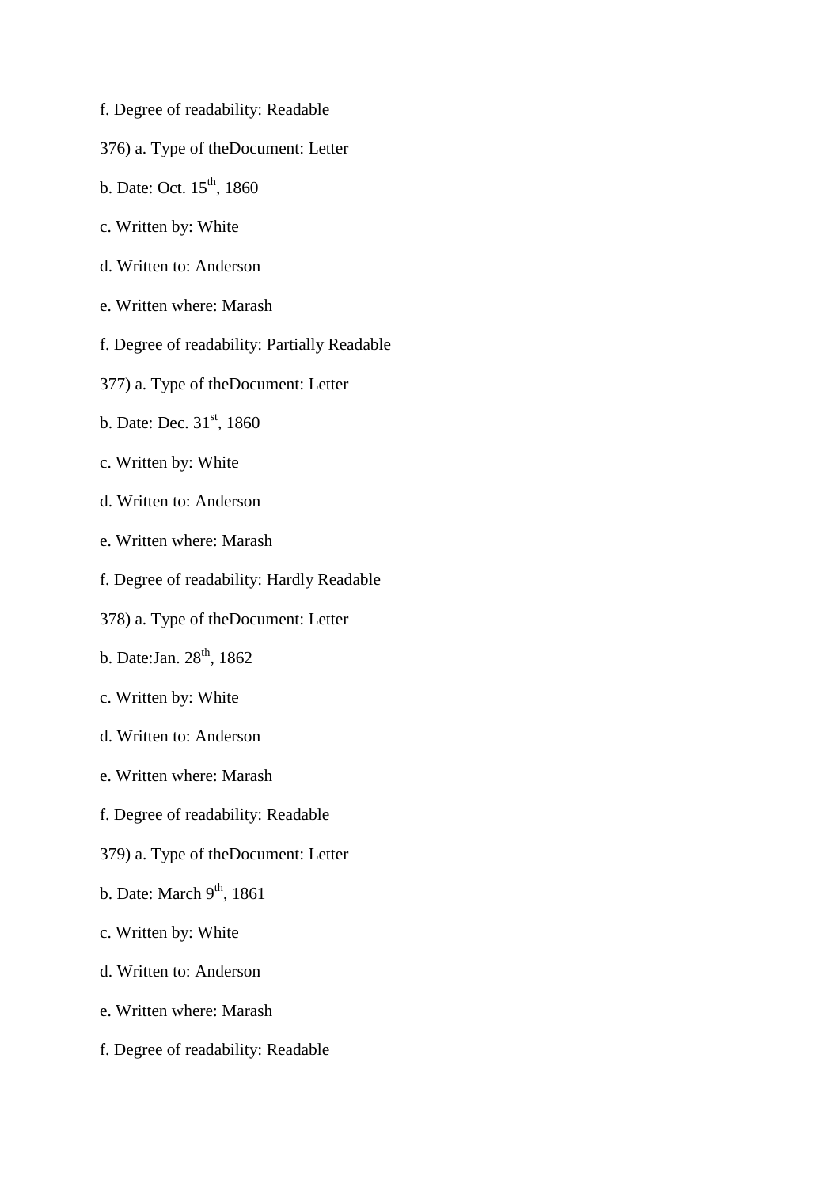f. Degree of readability: Readable

376) a. Type of theDocument: Letter

b. Date: Oct. 15th, 1860

c. Written by: White

d. Written to: Anderson

e. Written where: Marash

f. Degree of readability: Partially Readable

377) a. Type of theDocument: Letter

b. Date: Dec. 31st, 1860

c. Written by: White

d. Written to: Anderson

e. Written where: Marash

f. Degree of readability: Hardly Readable

378) a. Type of theDocument: Letter

b. Date:Jan. 28th, 1862

c. Written by: White

d. Written to: Anderson

e. Written where: Marash

f. Degree of readability: Readable

379) a. Type of theDocument: Letter

b. Date: March 9th, 1861

c. Written by: White

d. Written to: Anderson

e. Written where: Marash

f. Degree of readability: Readable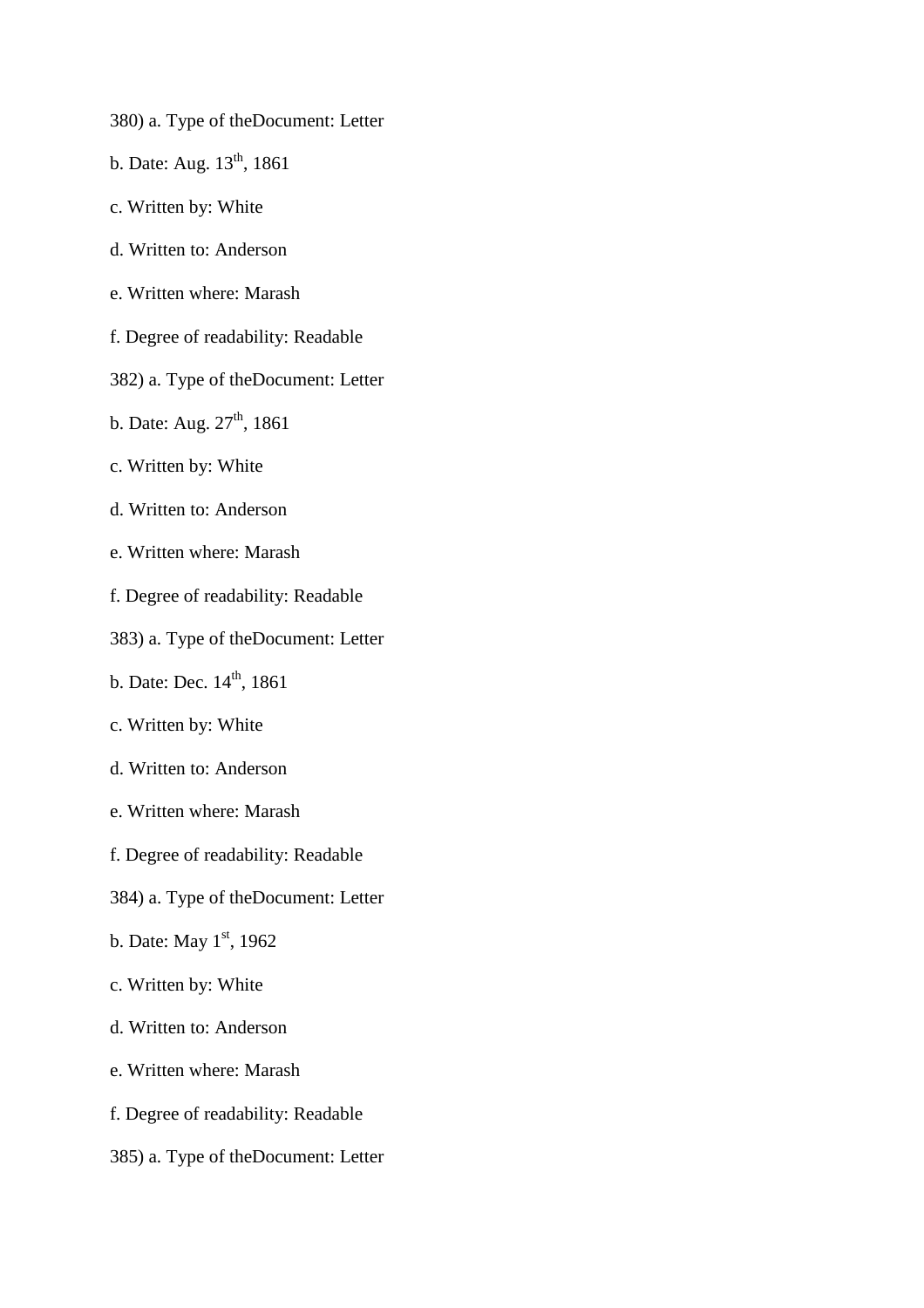380) a. Type of theDocument: Letter

b. Date: Aug. 13th, 1861

c. Written by: White

d. Written to: Anderson

e. Written where: Marash

f. Degree of readability: Readable

382) a. Type of theDocument: Letter

b. Date: Aug. 27th, 1861

c. Written by: White

d. Written to: Anderson

e. Written where: Marash

f. Degree of readability: Readable

383) a. Type of theDocument: Letter

b. Date: Dec. 14th, 1861

c. Written by: White

d. Written to: Anderson

e. Written where: Marash

f. Degree of readability: Readable

384) a. Type of theDocument: Letter

b. Date: May 1st, 1962

c. Written by: White

d. Written to: Anderson

e. Written where: Marash

f. Degree of readability: Readable

385) a. Type of theDocument: Letter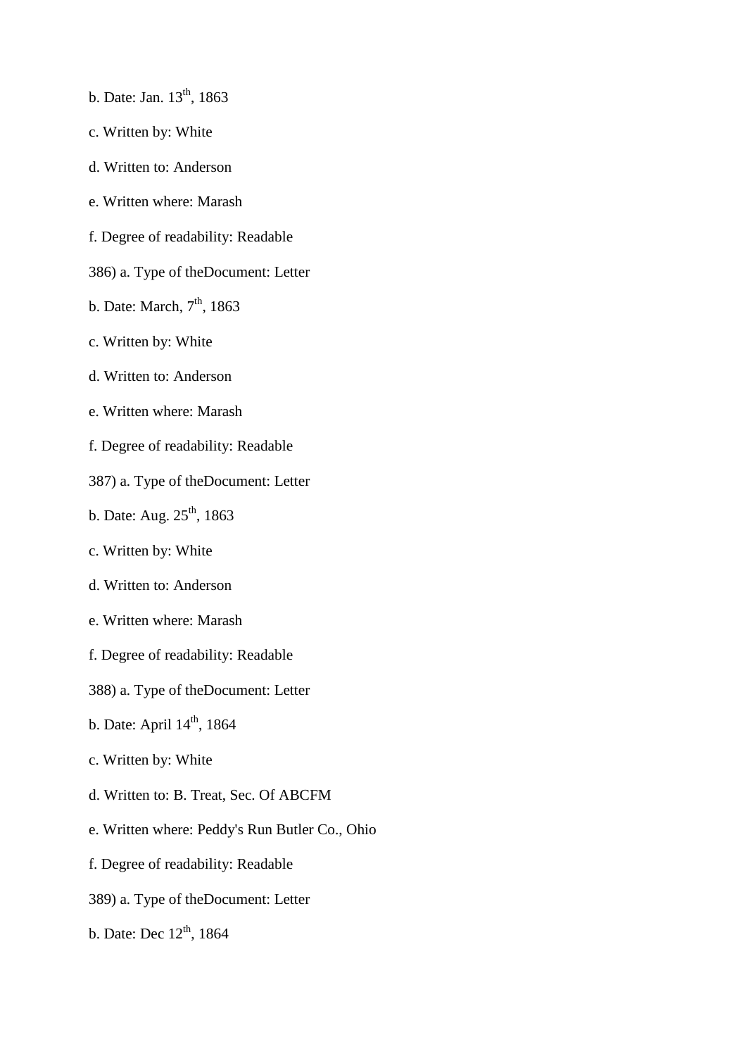b. Date: Jan. 13th, 1863

c. Written by: White

d. Written to: Anderson

e. Written where: Marash

f. Degree of readability: Readable

386) a. Type of theDocument: Letter

b. Date: March, 7th, 1863

c. Written by: White

d. Written to: Anderson

e. Written where: Marash

f. Degree of readability: Readable

387) a. Type of theDocument: Letter

b. Date: Aug. 25th, 1863

c. Written by: White

d. Written to: Anderson

e. Written where: Marash

f. Degree of readability: Readable

388) a. Type of theDocument: Letter

b. Date: April 14th, 1864

c. Written by: White

d. Written to: B. Treat, Sec. Of ABCFM

e. Written where: Peddy's Run Butler Co., Ohio

f. Degree of readability: Readable

389) a. Type of theDocument: Letter

b. Date: Dec 12th, 1864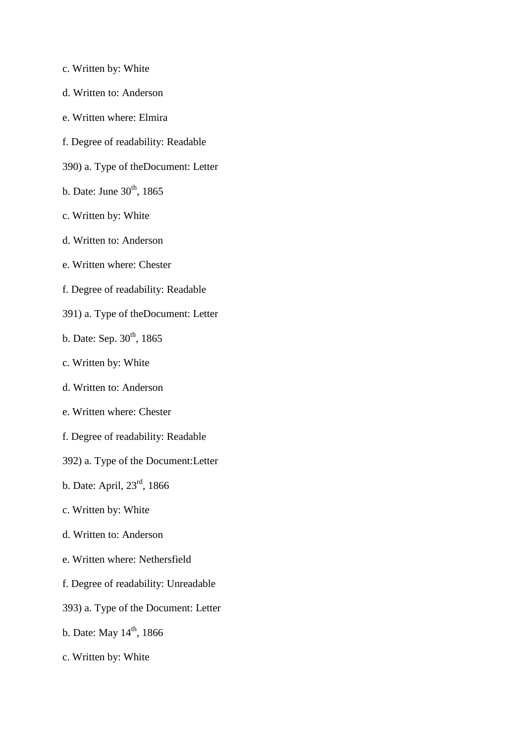c. Written by: White

d. Written to: Anderson

e. Written where: Elmira

f. Degree of readability: Readable

390) a. Type of theDocument: Letter

b. Date: June $30^{th}$, 1865

c. Written by: White

d. Written to: Anderson

e. Written where: Chester

f. Degree of readability: Readable

391) a. Type of theDocument: Letter

b. Date: Sep. $30^{th}$, 1865

c. Written by: White

d. Written to: Anderson

e. Written where: Chester

f. Degree of readability: Readable

392) a. Type of the Document:Letter

b. Date: April, $23^{rd}$, 1866

c. Written by: White

d. Written to: Anderson

e. Written where: Nethersfield

f. Degree of readability: Unreadable

393) a. Type of the Document: Letter

b. Date: May $14^{th}$, 1866

c. Written by: White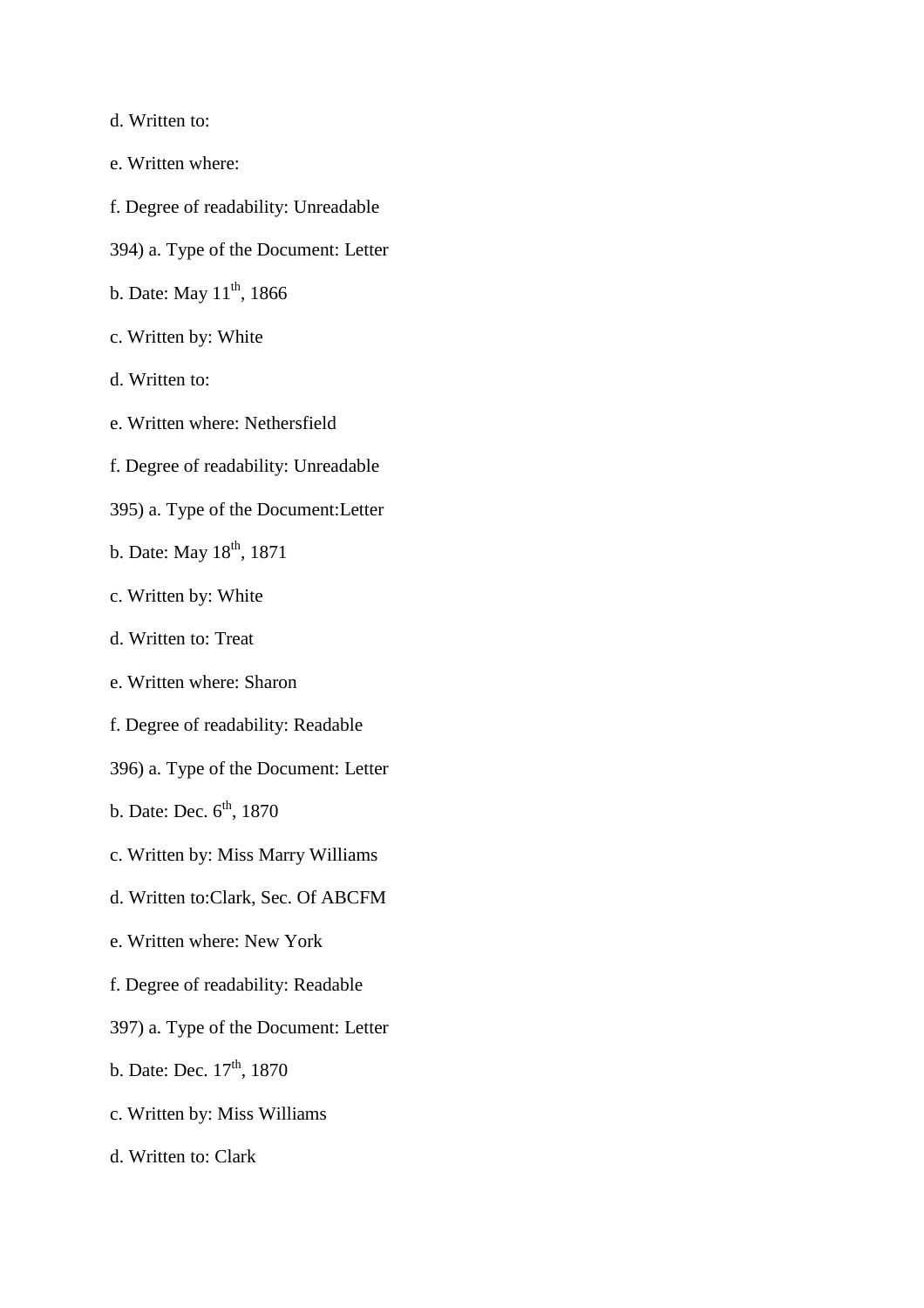d. Written to:

e. Written where:

f. Degree of readability: Unreadable

394) a. Type of the Document: Letter

b. Date: May 11th, 1866

c. Written by: White

d. Written to:

e. Written where: Nethersfield

f. Degree of readability: Unreadable

395) a. Type of the Document:Letter

b. Date: May 18th, 1871

c. Written by: White

d. Written to: Treat

e. Written where: Sharon

f. Degree of readability: Readable

396) a. Type of the Document: Letter

b. Date: Dec. 6th, 1870

c. Written by: Miss Marry Williams

d. Written to:Clark, Sec. Of ABCFM

e. Written where: New York

f. Degree of readability: Readable

397) a. Type of the Document: Letter

b. Date: Dec. 17th, 1870

c. Written by: Miss Williams

d. Written to: Clark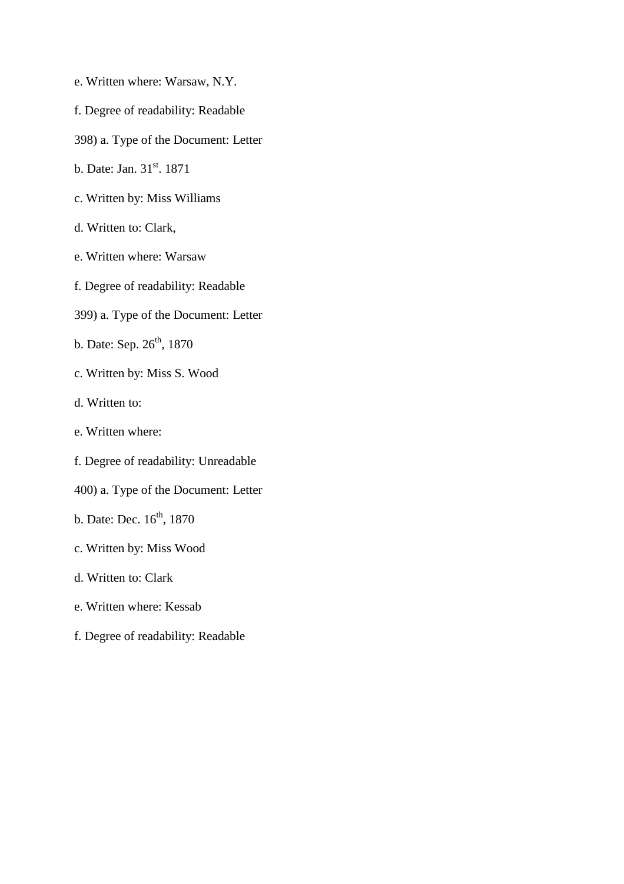e. Written where: Warsaw, N.Y.

f. Degree of readability: Readable

398) a. Type of the Document: Letter

b. Date: Jan. 31st. 1871

c. Written by: Miss Williams

d. Written to: Clark,

e. Written where: Warsaw

f. Degree of readability: Readable

399) a. Type of the Document: Letter

b. Date: Sep. 26th, 1870

c. Written by: Miss S. Wood

d. Written to:

e. Written where:

f. Degree of readability: Unreadable

400) a. Type of the Document: Letter

b. Date: Dec. 16th, 1870

c. Written by: Miss Wood

d. Written to: Clark

e. Written where: Kessab

f. Degree of readability: Readable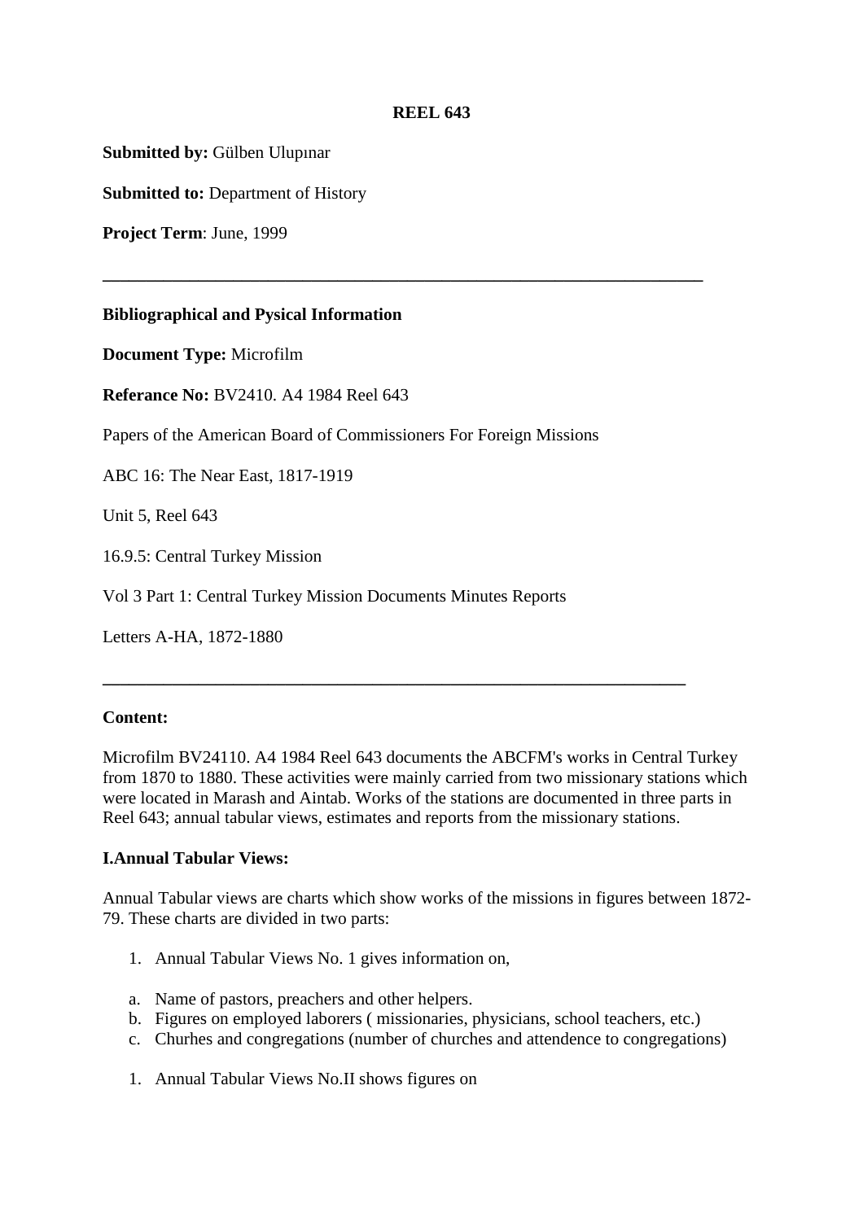**REEL 643**

**Submitted by:** Gülben Ulupınar

**Submitted to:** Department of History

**Project Term**: June, 1999

---

**Bibliographical and Pysical Information**

**Document Type:** Microfilm

**Referance No:** BV2410. A4 1984 Reel 643

Papers of the American Board of Commissioners For Foreign Missions

ABC 16: The Near East, 1817-1919

Unit 5, Reel 643

16.9.5: Central Turkey Mission

Vol 3 Part 1: Central Turkey Mission Documents Minutes Reports

Letters A-HA, 1872-1880

---

**Content:**

Microfilm BV24110. A4 1984 Reel 643 documents the ABCFM's works in Central Turkey from 1870 to 1880. These activities were mainly carried from two missionary stations which were located in Marash and Aintab. Works of the stations are documented in three parts in Reel 643; annual tabular views, estimates and reports from the missionary stations.

**I.Annual Tabular Views:**

Annual Tabular views are charts which show works of the missions in figures between 1872-79. These charts are divided in two parts:

1. Annual Tabular Views No. 1 gives information on,

a. Name of pastors, preachers and other helpers.
b. Figures on employed laborers ( missionaries, physicians, school teachers, etc.)
c. Churhes and congregations (number of churches and attendence to congregations)

1. Annual Tabular Views No.II shows figures on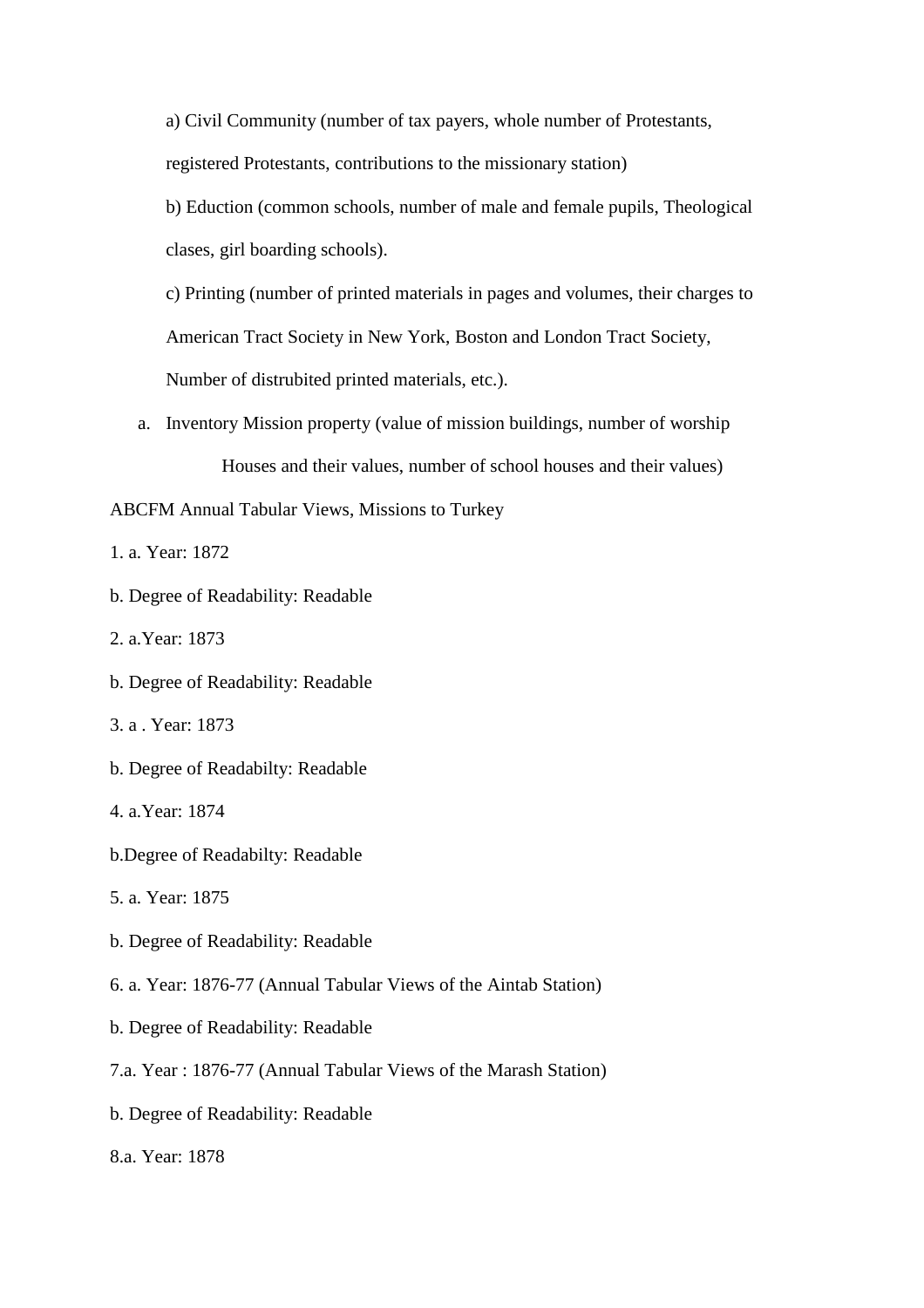a) Civil Community (number of tax payers, whole number of Protestants, registered Protestants, contributions to the missionary station)

b) Eduction (common schools, number of male and female pupils, Theological clases, girl boarding schools).

c) Printing (number of printed materials in pages and volumes, their charges to American Tract Society in New York, Boston and London Tract Society, Number of distrubited printed materials, etc.).

a. Inventory Mission property (value of mission buildings, number of worship Houses and their values, number of school houses and their values)

ABCFM Annual Tabular Views, Missions to Turkey

1. a. Year: 1872

b. Degree of Readability: Readable

2. a.Year: 1873

b. Degree of Readability: Readable

3. a . Year: 1873

b. Degree of Readabilty: Readable

4. a.Year: 1874

b.Degree of Readabilty: Readable

5. a. Year: 1875

b. Degree of Readability: Readable

6. a. Year: 1876-77 (Annual Tabular Views of the Aintab Station)

b. Degree of Readability: Readable

7.a. Year : 1876-77 (Annual Tabular Views of the Marash Station)

b. Degree of Readability: Readable

8.a. Year: 1878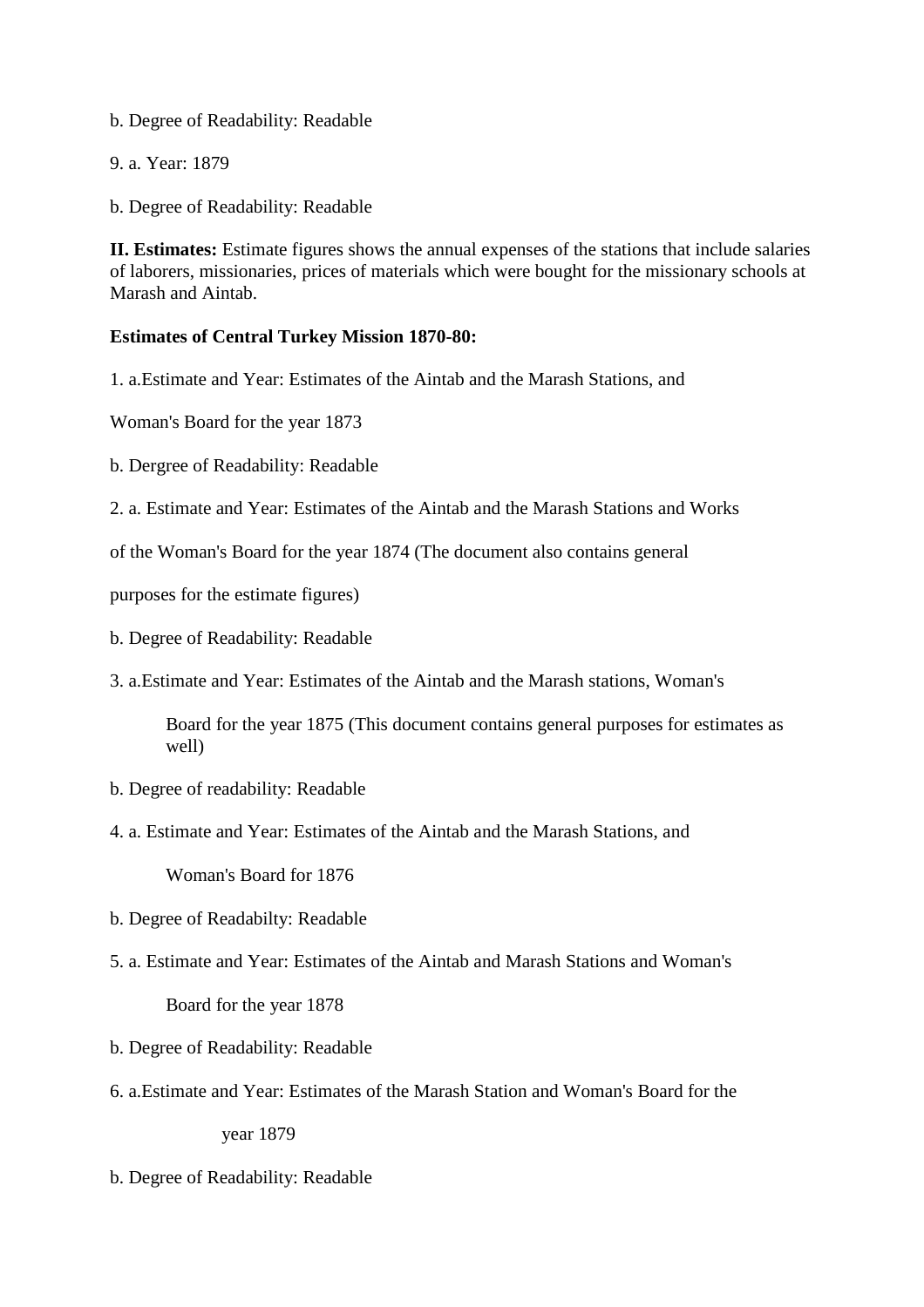b. Degree of Readability: Readable

9. a. Year: 1879

b. Degree of Readability: Readable

**II. Estimates:** Estimate figures shows the annual expenses of the stations that include salaries of laborers, missionaries, prices of materials which were bought for the missionary schools at Marash and Aintab.

**Estimates of Central Turkey Mission 1870-80:**

1. a.Estimate and Year: Estimates of the Aintab and the Marash Stations, and

Woman's Board for the year 1873

b. Dergree of Readability: Readable

2. a. Estimate and Year: Estimates of the Aintab and the Marash Stations and Works

of the Woman's Board for the year 1874 (The document also contains general

purposes for the estimate figures)

b. Degree of Readability: Readable

3. a.Estimate and Year: Estimates of the Aintab and the Marash stations, Woman's

Board for the year 1875 (This document contains general purposes for estimates as well)

b. Degree of readability: Readable

4. a. Estimate and Year: Estimates of the Aintab and the Marash Stations, and

Woman's Board for 1876

b. Degree of Readabilty: Readable

5. a. Estimate and Year: Estimates of the Aintab and Marash Stations and Woman's

Board for the year 1878

b. Degree of Readability: Readable

6. a.Estimate and Year: Estimates of the Marash Station and Woman's Board for the

year 1879

b. Degree of Readability: Readable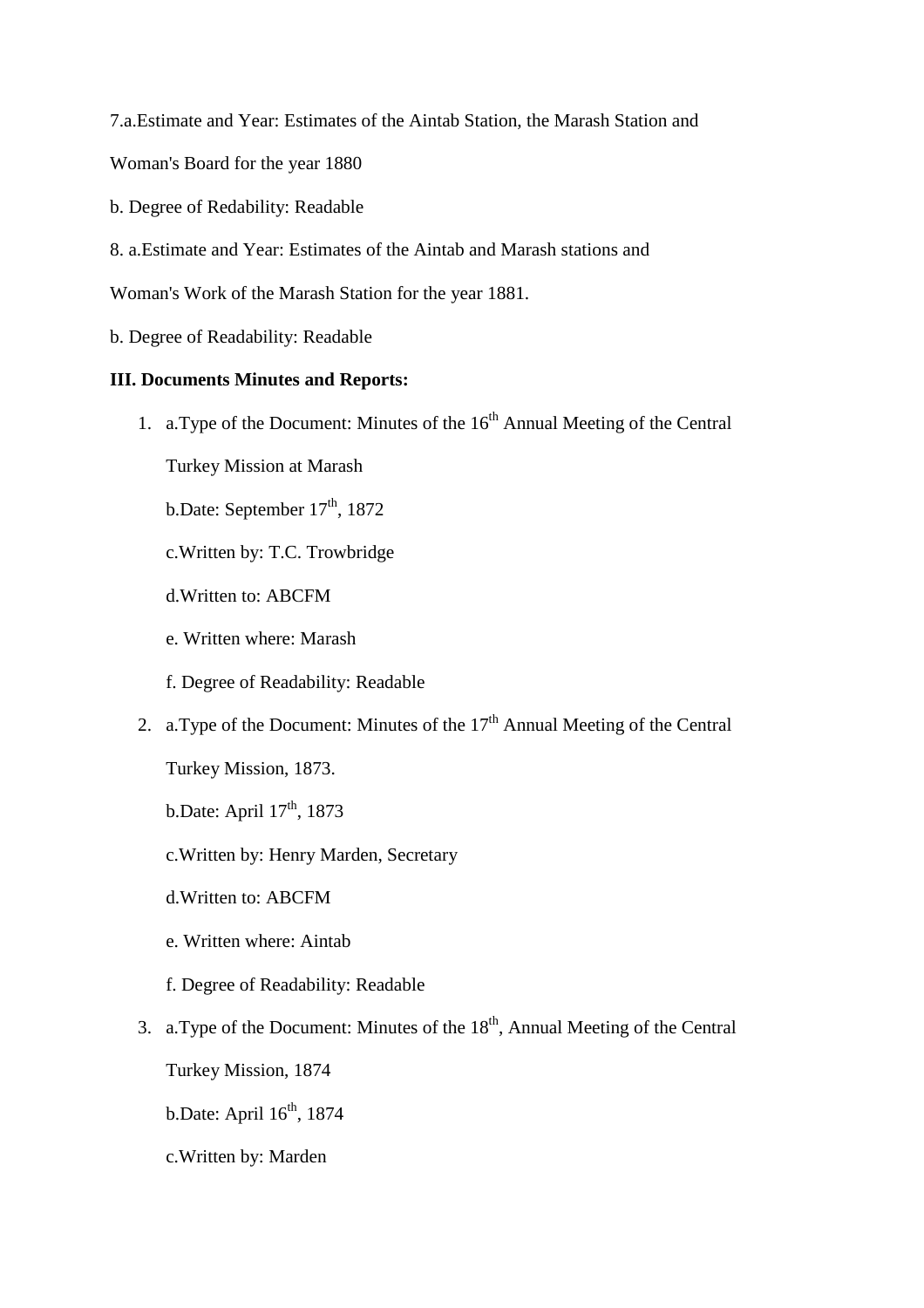7.a.Estimate and Year: Estimates of the Aintab Station, the Marash Station and Woman's Board for the year 1880

b. Degree of Redability: Readable

8. a.Estimate and Year: Estimates of the Aintab and Marash stations and Woman's Work of the Marash Station for the year 1881.

b. Degree of Readability: Readable

**III. Documents Minutes and Reports:**

1. a.Type of the Document: Minutes of the 16th Annual Meeting of the Central Turkey Mission at Marash

   b.Date: September 17th, 1872

   c.Written by: T.C. Trowbridge

   d.Written to: ABCFM

   e. Written where: Marash

   f. Degree of Readability: Readable

2. a.Type of the Document: Minutes of the 17th Annual Meeting of the Central Turkey Mission, 1873.

   b.Date: April 17th, 1873

   c.Written by: Henry Marden, Secretary

   d.Written to: ABCFM

   e. Written where: Aintab

   f. Degree of Readability: Readable

3. a.Type of the Document: Minutes of the 18th, Annual Meeting of the Central Turkey Mission, 1874

   b.Date: April 16th, 1874

   c.Written by: Marden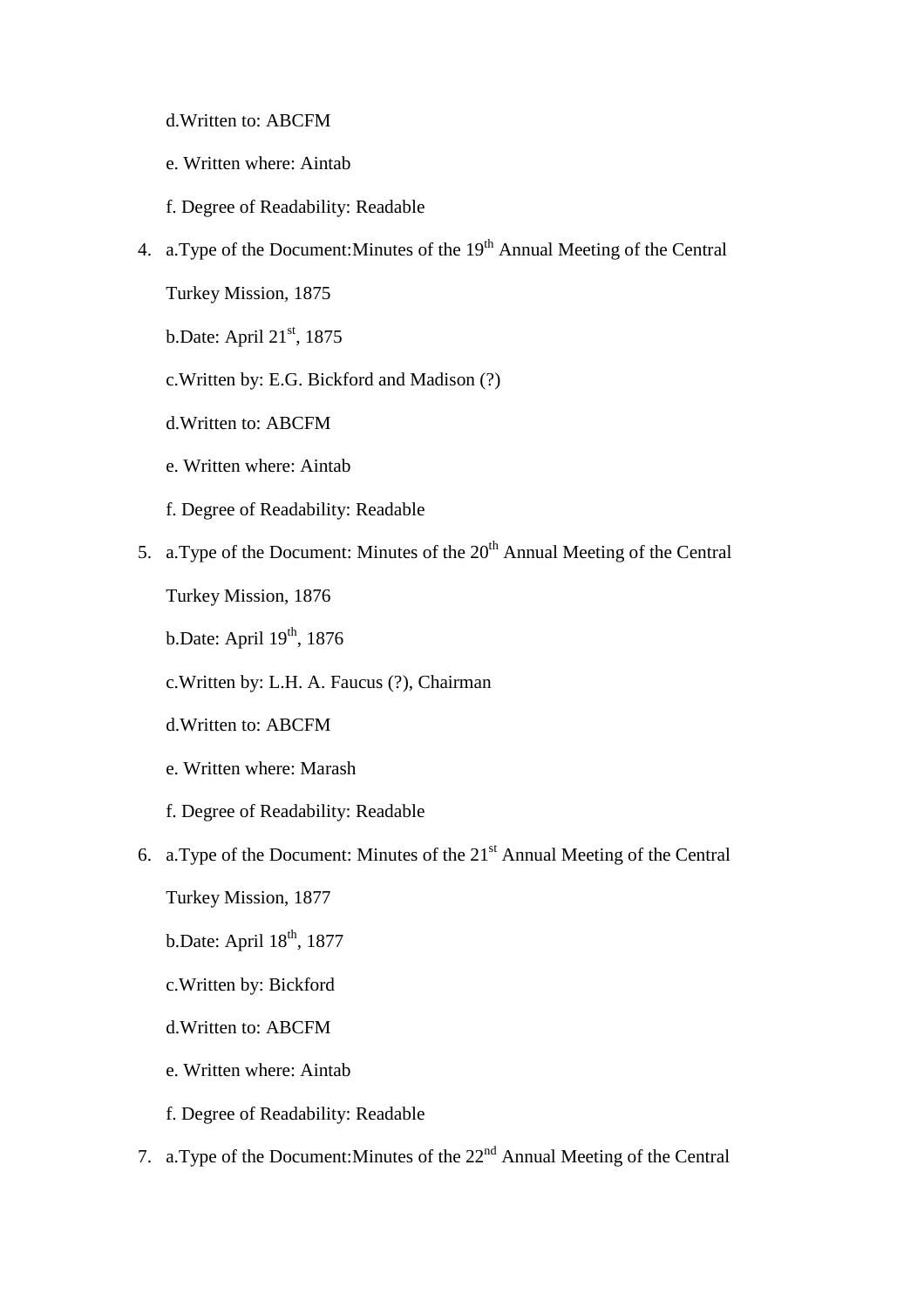d.Written to: ABCFM

e. Written where: Aintab

f. Degree of Readability: Readable

4. a.Type of the Document:Minutes of the 19th Annual Meeting of the Central Turkey Mission, 1875

   b.Date: April 21st, 1875

   c.Written by: E.G. Bickford and Madison (?)

   d.Written to: ABCFM

   e. Written where: Aintab

   f. Degree of Readability: Readable

5. a.Type of the Document: Minutes of the 20th Annual Meeting of the Central Turkey Mission, 1876

   b.Date: April 19th, 1876

   c.Written by: L.H. A. Faucus (?), Chairman

   d.Written to: ABCFM

   e. Written where: Marash

   f. Degree of Readability: Readable

6. a.Type of the Document: Minutes of the 21st Annual Meeting of the Central Turkey Mission, 1877

   b.Date: April 18th, 1877

   c.Written by: Bickford

   d.Written to: ABCFM

   e. Written where: Aintab

   f. Degree of Readability: Readable

7. a.Type of the Document:Minutes of the 22nd Annual Meeting of the Central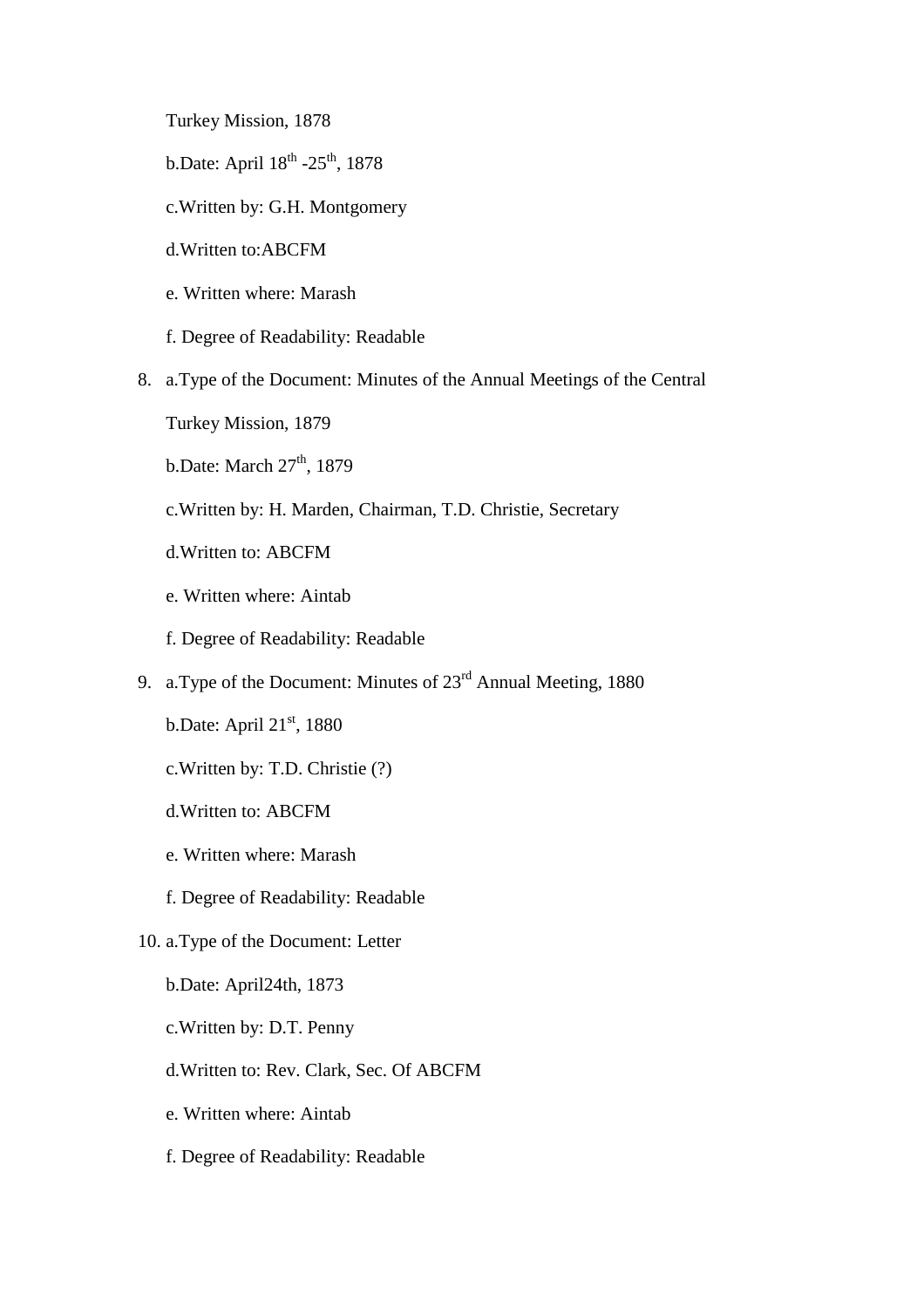Turkey Mission, 1878

b.Date: April 18th -25th, 1878

c.Written by: G.H. Montgomery

d.Written to:ABCFM

e. Written where: Marash

f. Degree of Readability: Readable

8. a.Type of the Document: Minutes of the Annual Meetings of the Central Turkey Mission, 1879

   b.Date: March 27th, 1879

   c.Written by: H. Marden, Chairman, T.D. Christie, Secretary

   d.Written to: ABCFM

   e. Written where: Aintab

   f. Degree of Readability: Readable

9. a.Type of the Document: Minutes of 23rd Annual Meeting, 1880

   b.Date: April 21st, 1880

   c.Written by: T.D. Christie (?)

   d.Written to: ABCFM

   e. Written where: Marash

   f. Degree of Readability: Readable

10. a.Type of the Document: Letter

    b.Date: April24th, 1873

    c.Written by: D.T. Penny

    d.Written to: Rev. Clark, Sec. Of ABCFM

    e. Written where: Aintab

    f. Degree of Readability: Readable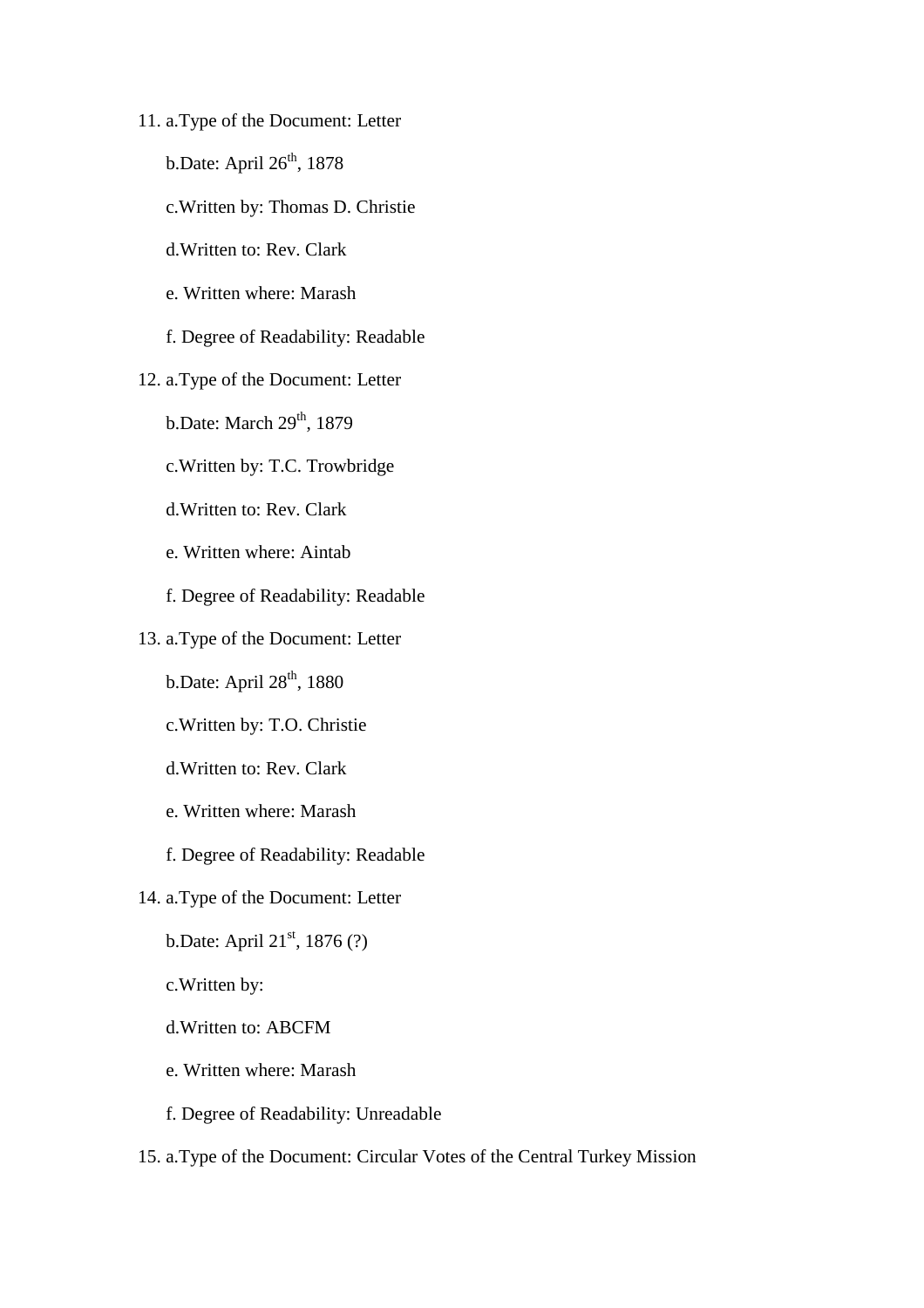11. a.Type of the Document: Letter

    b.Date: April 26th, 1878

    c.Written by: Thomas D. Christie

    d.Written to: Rev. Clark

    e. Written where: Marash

    f. Degree of Readability: Readable

12. a.Type of the Document: Letter

    b.Date: March 29th, 1879

    c.Written by: T.C. Trowbridge

    d.Written to: Rev. Clark

    e. Written where: Aintab

    f. Degree of Readability: Readable

13. a.Type of the Document: Letter

    b.Date: April 28th, 1880

    c.Written by: T.O. Christie

    d.Written to: Rev. Clark

    e. Written where: Marash

    f. Degree of Readability: Readable

14. a.Type of the Document: Letter

    b.Date: April 21st, 1876 (?)

    c.Written by:

    d.Written to: ABCFM

    e. Written where: Marash

    f. Degree of Readability: Unreadable

15. a.Type of the Document: Circular Votes of the Central Turkey Mission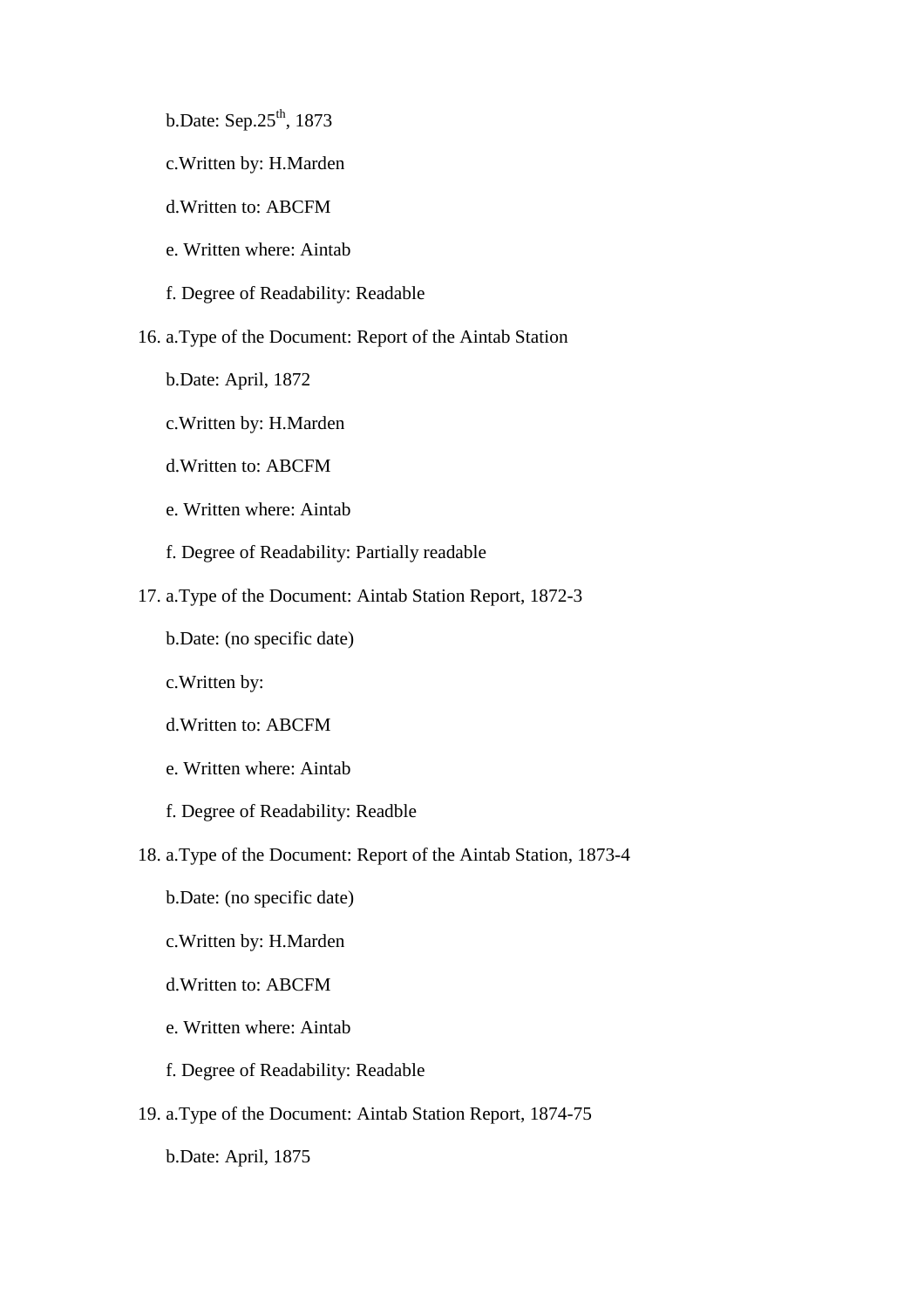b.Date: Sep.25th, 1873

c.Written by: H.Marden

d.Written to: ABCFM

e. Written where: Aintab

f. Degree of Readability: Readable

16. a.Type of the Document: Report of the Aintab Station

    b.Date: April, 1872

    c.Written by: H.Marden

    d.Written to: ABCFM

    e. Written where: Aintab

    f. Degree of Readability: Partially readable

17. a.Type of the Document: Aintab Station Report, 1872-3

    b.Date: (no specific date)

    c.Written by:

    d.Written to: ABCFM

    e. Written where: Aintab

    f. Degree of Readability: Readble

18. a.Type of the Document: Report of the Aintab Station, 1873-4

    b.Date: (no specific date)

    c.Written by: H.Marden

    d.Written to: ABCFM

    e. Written where: Aintab

    f. Degree of Readability: Readable

19. a.Type of the Document: Aintab Station Report, 1874-75

    b.Date: April, 1875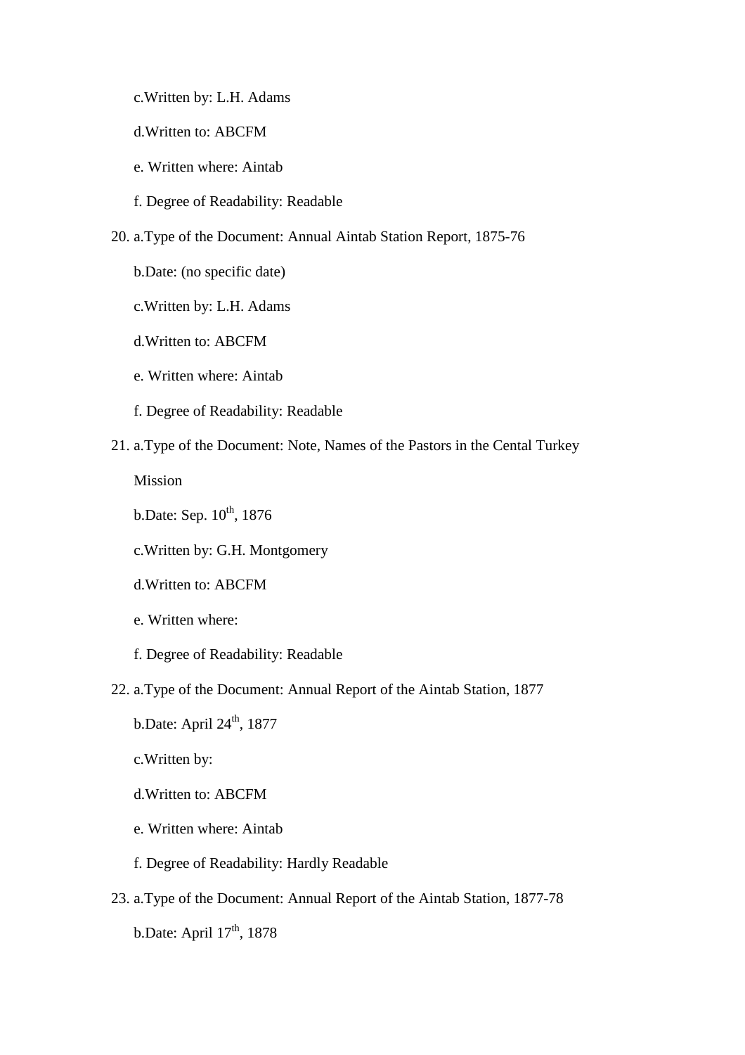c.Written by: L.H. Adams

d.Written to: ABCFM

e. Written where: Aintab

f. Degree of Readability: Readable

20. a.Type of the Document: Annual Aintab Station Report, 1875-76

    b.Date: (no specific date)

    c.Written by: L.H. Adams

    d.Written to: ABCFM

    e. Written where: Aintab

    f. Degree of Readability: Readable

21. a.Type of the Document: Note, Names of the Pastors in the Cental Turkey Mission

    b.Date: Sep. 10th, 1876

    c.Written by: G.H. Montgomery

    d.Written to: ABCFM

    e. Written where:

    f. Degree of Readability: Readable

22. a.Type of the Document: Annual Report of the Aintab Station, 1877

    b.Date: April 24th, 1877

    c.Written by:

    d.Written to: ABCFM

    e. Written where: Aintab

    f. Degree of Readability: Hardly Readable

23. a.Type of the Document: Annual Report of the Aintab Station, 1877-78

    b.Date: April 17th, 1878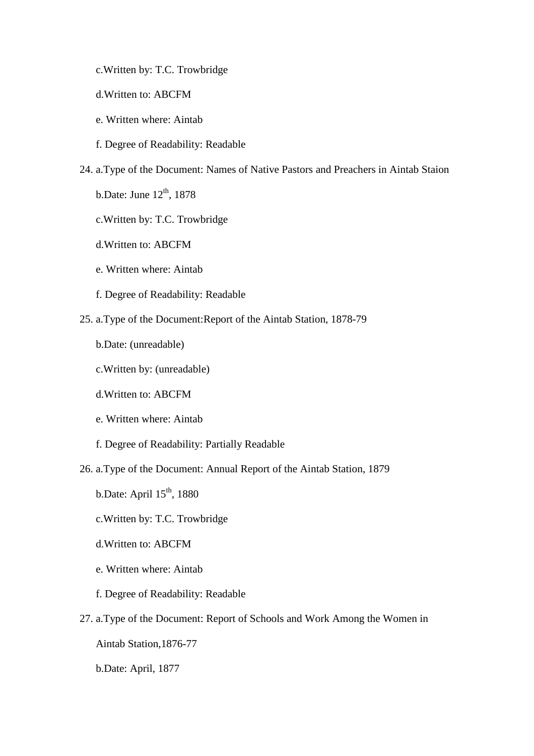c.Written by: T.C. Trowbridge

d.Written to: ABCFM

e. Written where: Aintab

f. Degree of Readability: Readable

24. a.Type of the Document: Names of Native Pastors and Preachers in Aintab Staion

    b.Date: June 12th, 1878

    c.Written by: T.C. Trowbridge

    d.Written to: ABCFM

    e. Written where: Aintab

    f. Degree of Readability: Readable

25. a.Type of the Document:Report of the Aintab Station, 1878-79

    b.Date: (unreadable)

    c.Written by: (unreadable)

    d.Written to: ABCFM

    e. Written where: Aintab

    f. Degree of Readability: Partially Readable

26. a.Type of the Document: Annual Report of the Aintab Station, 1879

    b.Date: April 15th, 1880

    c.Written by: T.C. Trowbridge

    d.Written to: ABCFM

    e. Written where: Aintab

    f. Degree of Readability: Readable

27. a.Type of the Document: Report of Schools and Work Among the Women in Aintab Station,1876-77

    b.Date: April, 1877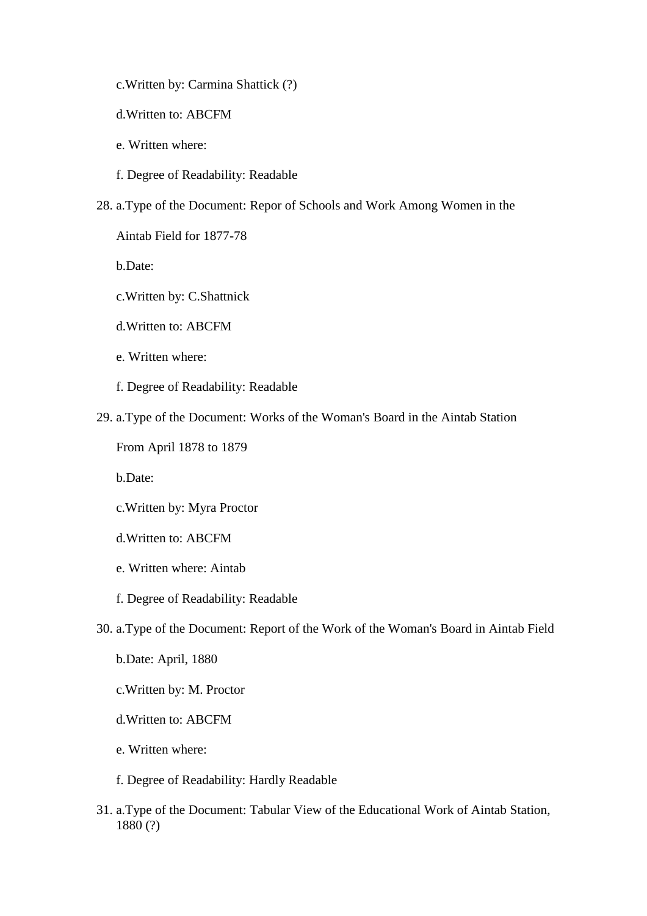c.Written by: Carmina Shattick (?)

d.Written to: ABCFM

e. Written where:

f. Degree of Readability: Readable

28. a.Type of the Document: Repor of Schools and Work Among Women in the

    Aintab Field for 1877-78

    b.Date:

    c.Written by: C.Shattnick

    d.Written to: ABCFM

    e. Written where:

    f. Degree of Readability: Readable

29. a.Type of the Document: Works of the Woman's Board in the Aintab Station

    From April 1878 to 1879

    b.Date:

    c.Written by: Myra Proctor

    d.Written to: ABCFM

    e. Written where: Aintab

    f. Degree of Readability: Readable

30. a.Type of the Document: Report of the Work of the Woman's Board in Aintab Field

    b.Date: April, 1880

    c.Written by: M. Proctor

    d.Written to: ABCFM

    e. Written where:

    f. Degree of Readability: Hardly Readable

31. a.Type of the Document: Tabular View of the Educational Work of Aintab Station, 1880 (?)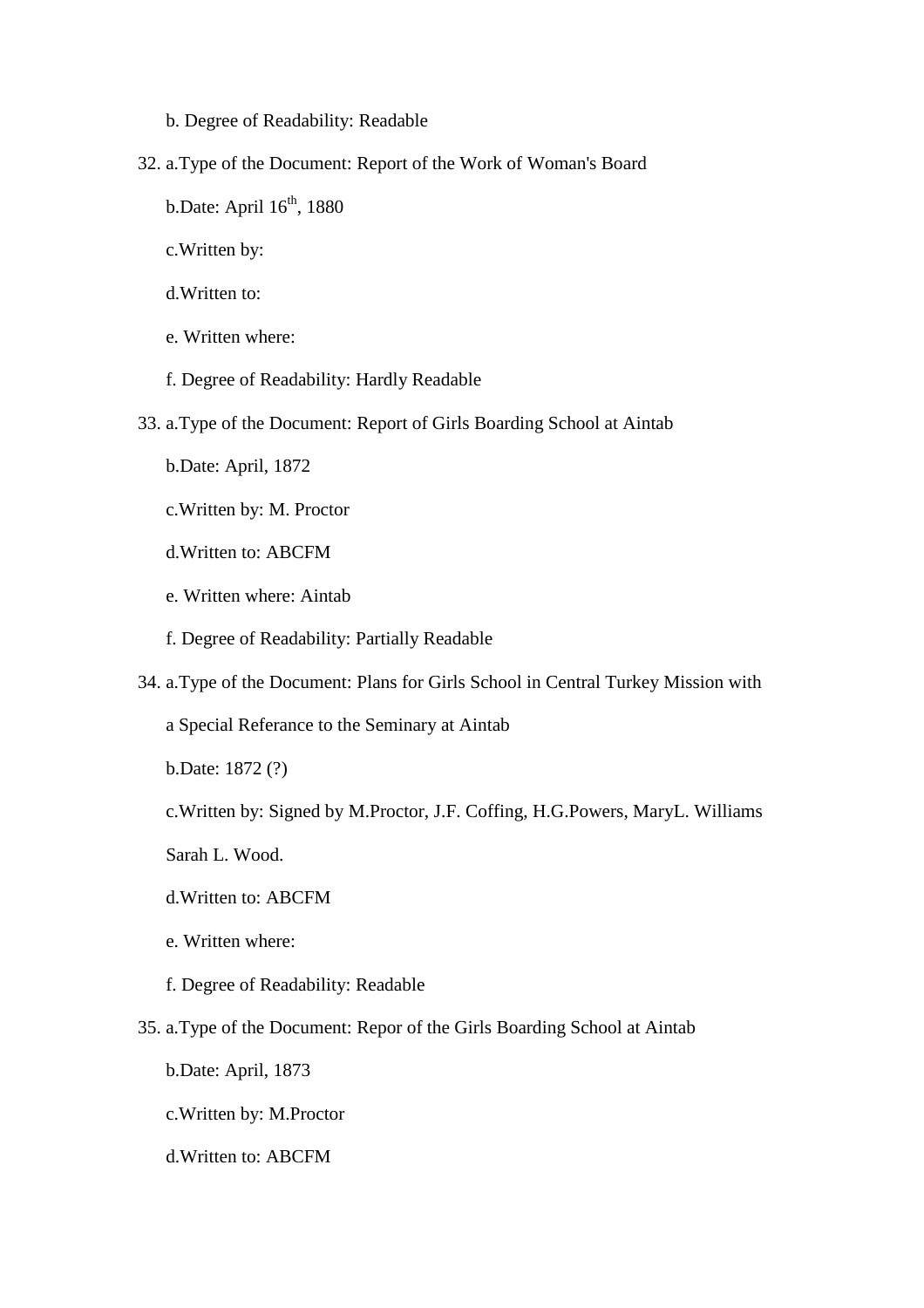b. Degree of Readability: Readable

32. a.Type of the Document: Report of the Work of Woman's Board

    b.Date: April 16th, 1880

    c.Written by:

    d.Written to:

    e. Written where:

    f. Degree of Readability: Hardly Readable

33. a.Type of the Document: Report of Girls Boarding School at Aintab

    b.Date: April, 1872

    c.Written by: M. Proctor

    d.Written to: ABCFM

    e. Written where: Aintab

    f. Degree of Readability: Partially Readable

34. a.Type of the Document: Plans for Girls School in Central Turkey Mission with a Special Referance to the Seminary at Aintab

    b.Date: 1872 (?)

    c.Written by: Signed by M.Proctor, J.F. Coffing, H.G.Powers, MaryL. Williams Sarah L. Wood.

    d.Written to: ABCFM

    e. Written where:

    f. Degree of Readability: Readable

35. a.Type of the Document: Repor of the Girls Boarding School at Aintab

    b.Date: April, 1873

    c.Written by: M.Proctor

    d.Written to: ABCFM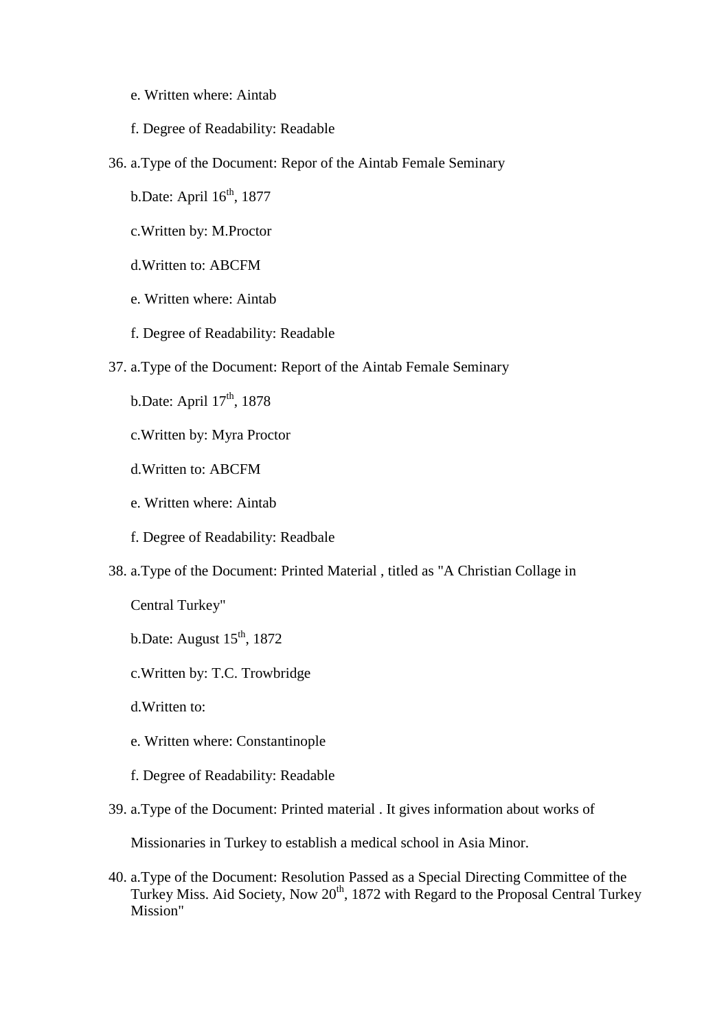e. Written where: Aintab

f. Degree of Readability: Readable

36. a.Type of the Document: Repor of the Aintab Female Seminary

    b.Date: April 16th, 1877

    c.Written by: M.Proctor

    d.Written to: ABCFM

    e. Written where: Aintab

    f. Degree of Readability: Readable

37. a.Type of the Document: Report of the Aintab Female Seminary

    b.Date: April 17th, 1878

    c.Written by: Myra Proctor

    d.Written to: ABCFM

    e. Written where: Aintab

    f. Degree of Readability: Readbale

38. a.Type of the Document: Printed Material , titled as "A Christian Collage in Central Turkey"

    b.Date: August 15th, 1872

    c.Written by: T.C. Trowbridge

    d.Written to:

    e. Written where: Constantinople

    f. Degree of Readability: Readable

39. a.Type of the Document: Printed material . It gives information about works of Missionaries in Turkey to establish a medical school in Asia Minor.

40. a.Type of the Document: Resolution Passed as a Special Directing Committee of the Turkey Miss. Aid Society, Now 20th, 1872 with Regard to the Proposal Central Turkey Mission"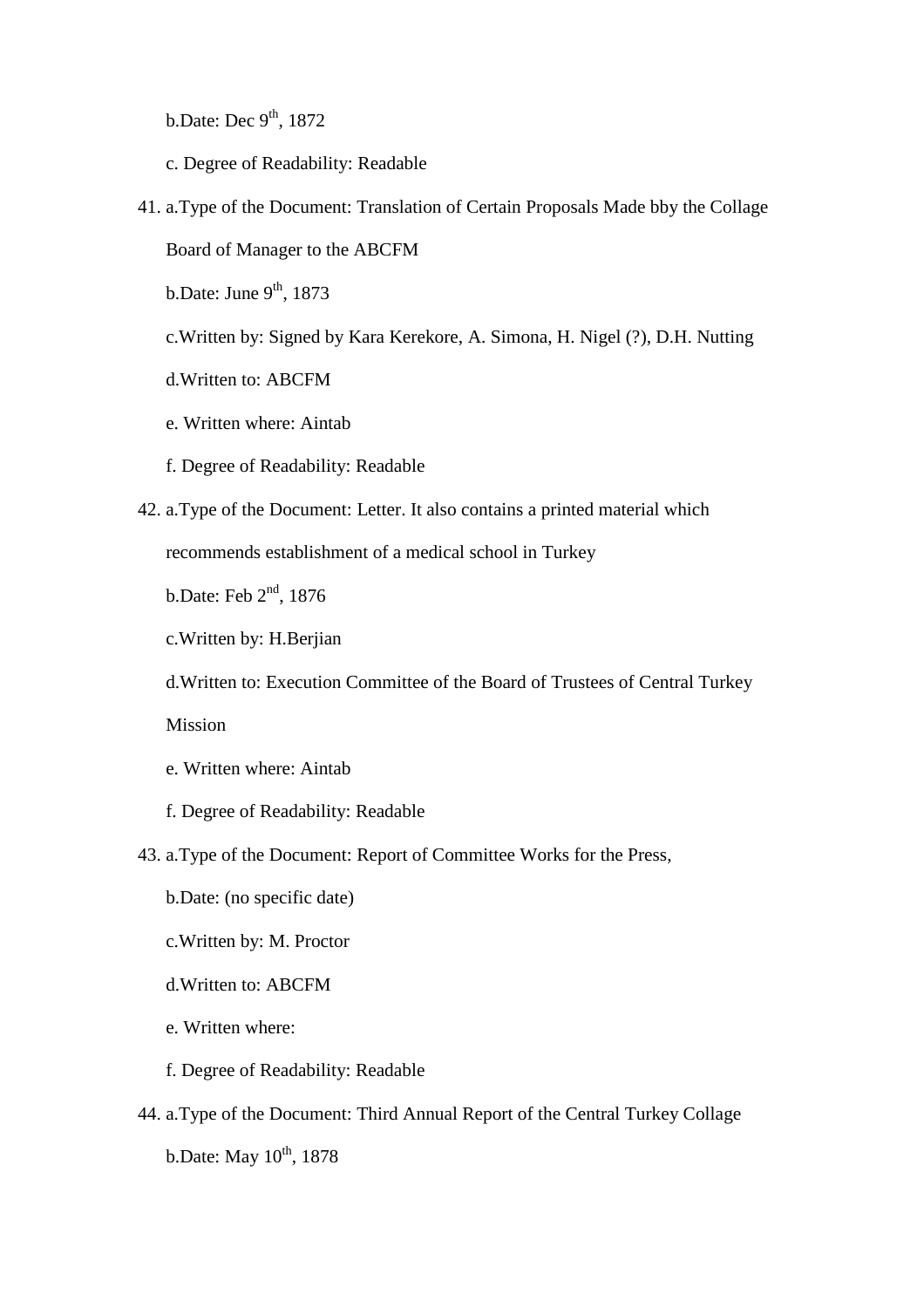b.Date: Dec 9th, 1872

c. Degree of Readability: Readable

41. a.Type of the Document: Translation of Certain Proposals Made bby the Collage Board of Manager to the ABCFM

    b.Date: June 9th, 1873

    c.Written by: Signed by Kara Kerekore, A. Simona, H. Nigel (?), D.H. Nutting

    d.Written to: ABCFM

    e. Written where: Aintab

    f. Degree of Readability: Readable

42. a.Type of the Document: Letter. It also contains a printed material which recommends establishment of a medical school in Turkey

    b.Date: Feb 2nd, 1876

    c.Written by: H.Berjian

    d.Written to: Execution Committee of the Board of Trustees of Central Turkey Mission

    e. Written where: Aintab

    f. Degree of Readability: Readable

43. a.Type of the Document: Report of Committee Works for the Press,

    b.Date: (no specific date)

    c.Written by: M. Proctor

    d.Written to: ABCFM

    e. Written where:

    f. Degree of Readability: Readable

44. a.Type of the Document: Third Annual Report of the Central Turkey Collage

    b.Date: May 10th, 1878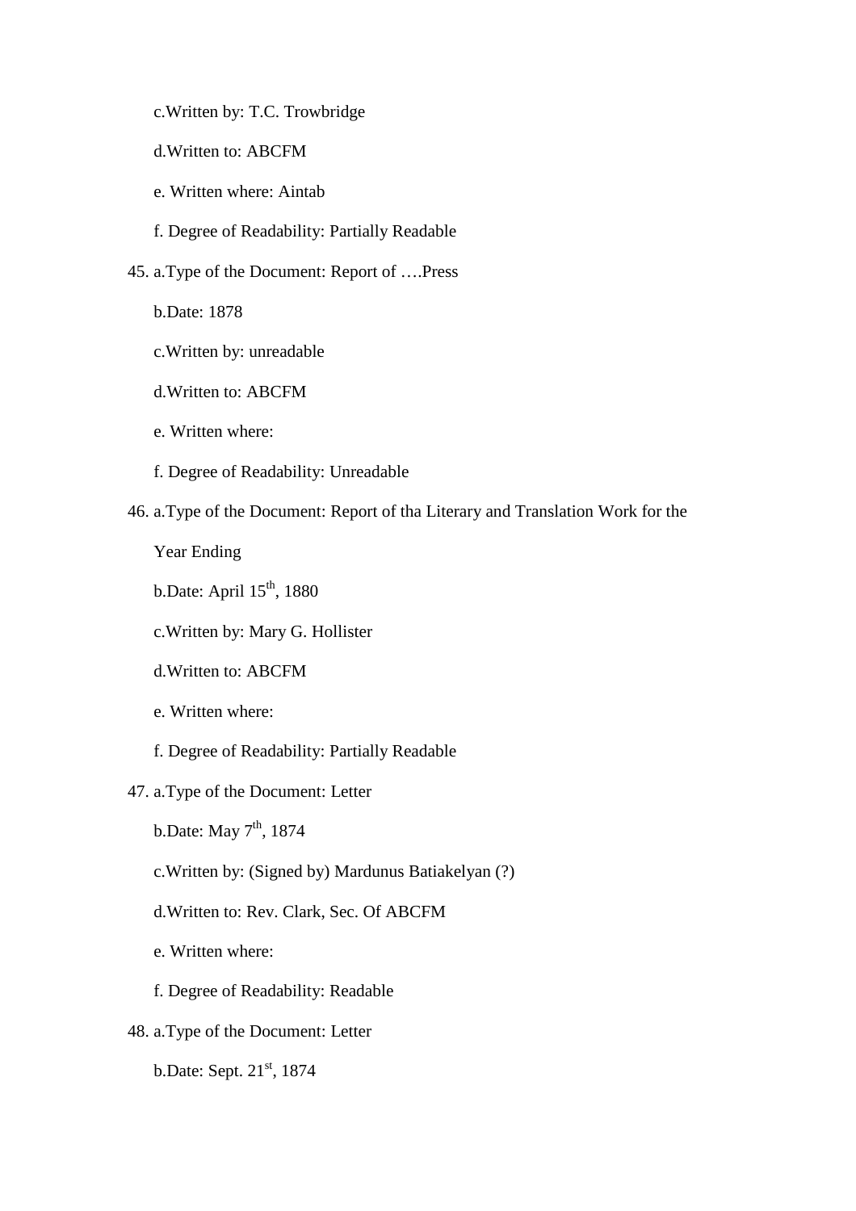c.Written by: T.C. Trowbridge

d.Written to: ABCFM

e. Written where: Aintab

f. Degree of Readability: Partially Readable

45. a.Type of the Document: Report of ….Press

    b.Date: 1878

    c.Written by: unreadable

    d.Written to: ABCFM

    e. Written where:

    f. Degree of Readability: Unreadable

46. a.Type of the Document: Report of tha Literary and Translation Work for the Year Ending

    b.Date: April 15th, 1880

    c.Written by: Mary G. Hollister

    d.Written to: ABCFM

    e. Written where:

    f. Degree of Readability: Partially Readable

47. a.Type of the Document: Letter

    b.Date: May 7th, 1874

    c.Written by: (Signed by) Mardunus Batiakelyan (?)

    d.Written to: Rev. Clark, Sec. Of ABCFM

    e. Written where:

    f. Degree of Readability: Readable

48. a.Type of the Document: Letter

    b.Date: Sept. 21st, 1874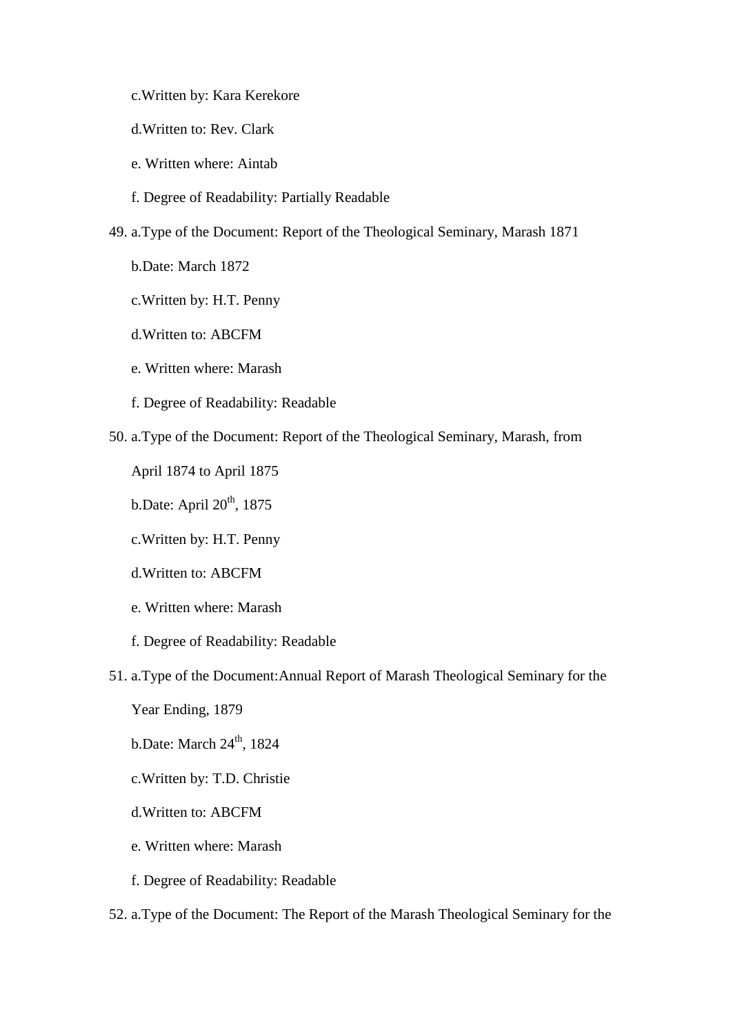c.Written by: Kara Kerekore

d.Written to: Rev. Clark

e. Written where: Aintab

f. Degree of Readability: Partially Readable

49. a.Type of the Document: Report of the Theological Seminary, Marash 1871

    b.Date: March 1872

    c.Written by: H.T. Penny

    d.Written to: ABCFM

    e. Written where: Marash

    f. Degree of Readability: Readable

50. a.Type of the Document: Report of the Theological Seminary, Marash, from April 1874 to April 1875

    b.Date: April 20th, 1875

    c.Written by: H.T. Penny

    d.Written to: ABCFM

    e. Written where: Marash

    f. Degree of Readability: Readable

51. a.Type of the Document:Annual Report of Marash Theological Seminary for the Year Ending, 1879

    b.Date: March 24th, 1824

    c.Written by: T.D. Christie

    d.Written to: ABCFM

    e. Written where: Marash

    f. Degree of Readability: Readable

52. a.Type of the Document: The Report of the Marash Theological Seminary for the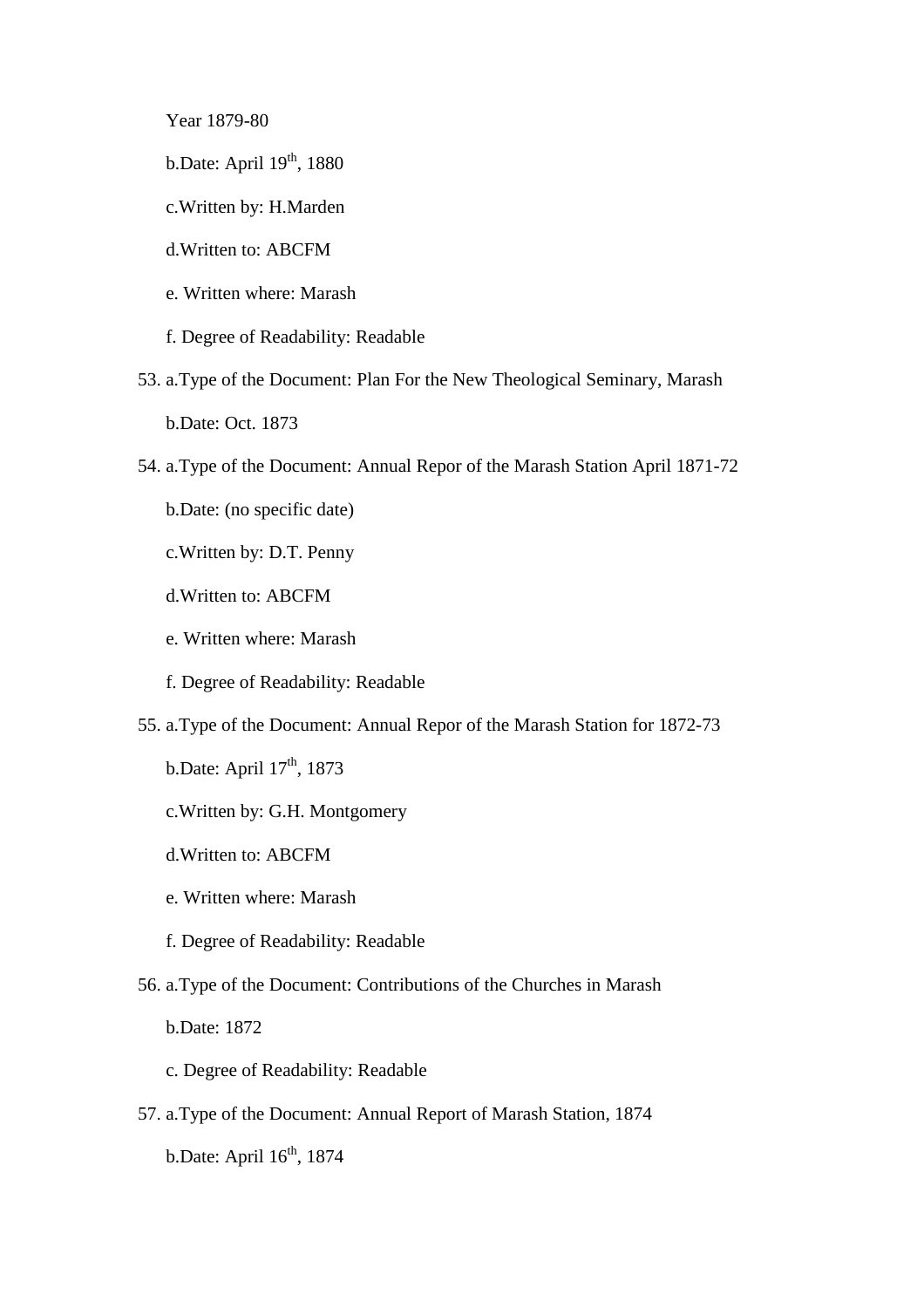Year 1879-80

b.Date: April 19th, 1880

c.Written by: H.Marden

d.Written to: ABCFM

e. Written where: Marash

f. Degree of Readability: Readable

53. a.Type of the Document: Plan For the New Theological Seminary, Marash

    b.Date: Oct. 1873

54. a.Type of the Document: Annual Repor of the Marash Station April 1871-72

    b.Date: (no specific date)

    c.Written by: D.T. Penny

    d.Written to: ABCFM

    e. Written where: Marash

    f. Degree of Readability: Readable

55. a.Type of the Document: Annual Repor of the Marash Station for 1872-73

    b.Date: April 17th, 1873

    c.Written by: G.H. Montgomery

    d.Written to: ABCFM

    e. Written where: Marash

    f. Degree of Readability: Readable

56. a.Type of the Document: Contributions of the Churches in Marash

    b.Date: 1872

    c. Degree of Readability: Readable

57. a.Type of the Document: Annual Report of Marash Station, 1874

    b.Date: April 16th, 1874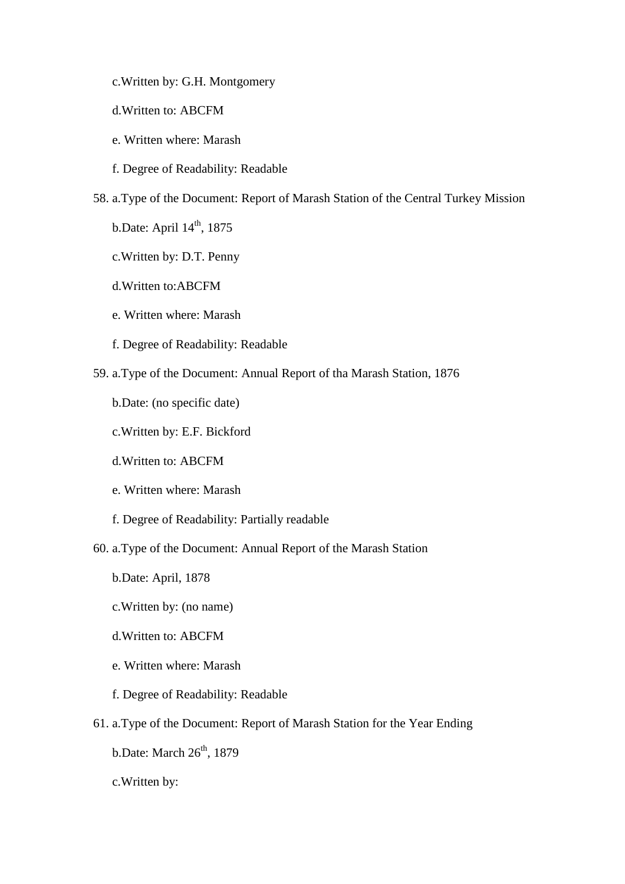c.Written by: G.H. Montgomery

d.Written to: ABCFM

e. Written where: Marash

f. Degree of Readability: Readable

58. a.Type of the Document: Report of Marash Station of the Central Turkey Mission

    b.Date: April 14th, 1875

    c.Written by: D.T. Penny

    d.Written to:ABCFM

    e. Written where: Marash

    f. Degree of Readability: Readable

59. a.Type of the Document: Annual Report of tha Marash Station, 1876

    b.Date: (no specific date)

    c.Written by: E.F. Bickford

    d.Written to: ABCFM

    e. Written where: Marash

    f. Degree of Readability: Partially readable

60. a.Type of the Document: Annual Report of the Marash Station

    b.Date: April, 1878

    c.Written by: (no name)

    d.Written to: ABCFM

    e. Written where: Marash

    f. Degree of Readability: Readable

61. a.Type of the Document: Report of Marash Station for the Year Ending

    b.Date: March 26th, 1879

    c.Written by: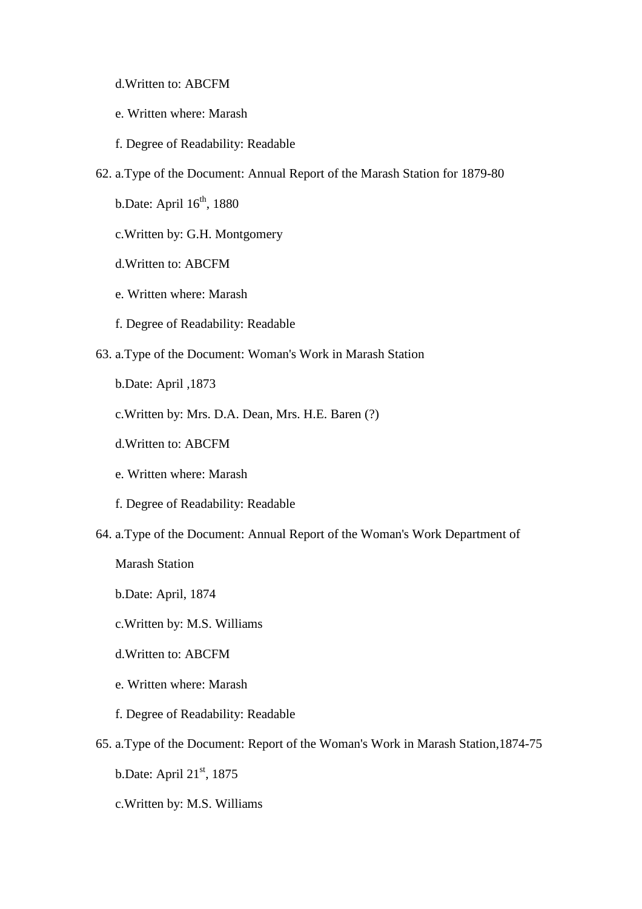d.Written to: ABCFM

e. Written where: Marash

f. Degree of Readability: Readable

62. a.Type of the Document: Annual Report of the Marash Station for 1879-80

    b.Date: April 16th, 1880

    c.Written by: G.H. Montgomery

    d.Written to: ABCFM

    e. Written where: Marash

    f. Degree of Readability: Readable

63. a.Type of the Document: Woman's Work in Marash Station

    b.Date: April ,1873

    c.Written by: Mrs. D.A. Dean, Mrs. H.E. Baren (?)

    d.Written to: ABCFM

    e. Written where: Marash

    f. Degree of Readability: Readable

64. a.Type of the Document: Annual Report of the Woman's Work Department of Marash Station

    b.Date: April, 1874

    c.Written by: M.S. Williams

    d.Written to: ABCFM

    e. Written where: Marash

    f. Degree of Readability: Readable

65. a.Type of the Document: Report of the Woman's Work in Marash Station,1874-75

    b.Date: April 21st, 1875

    c.Written by: M.S. Williams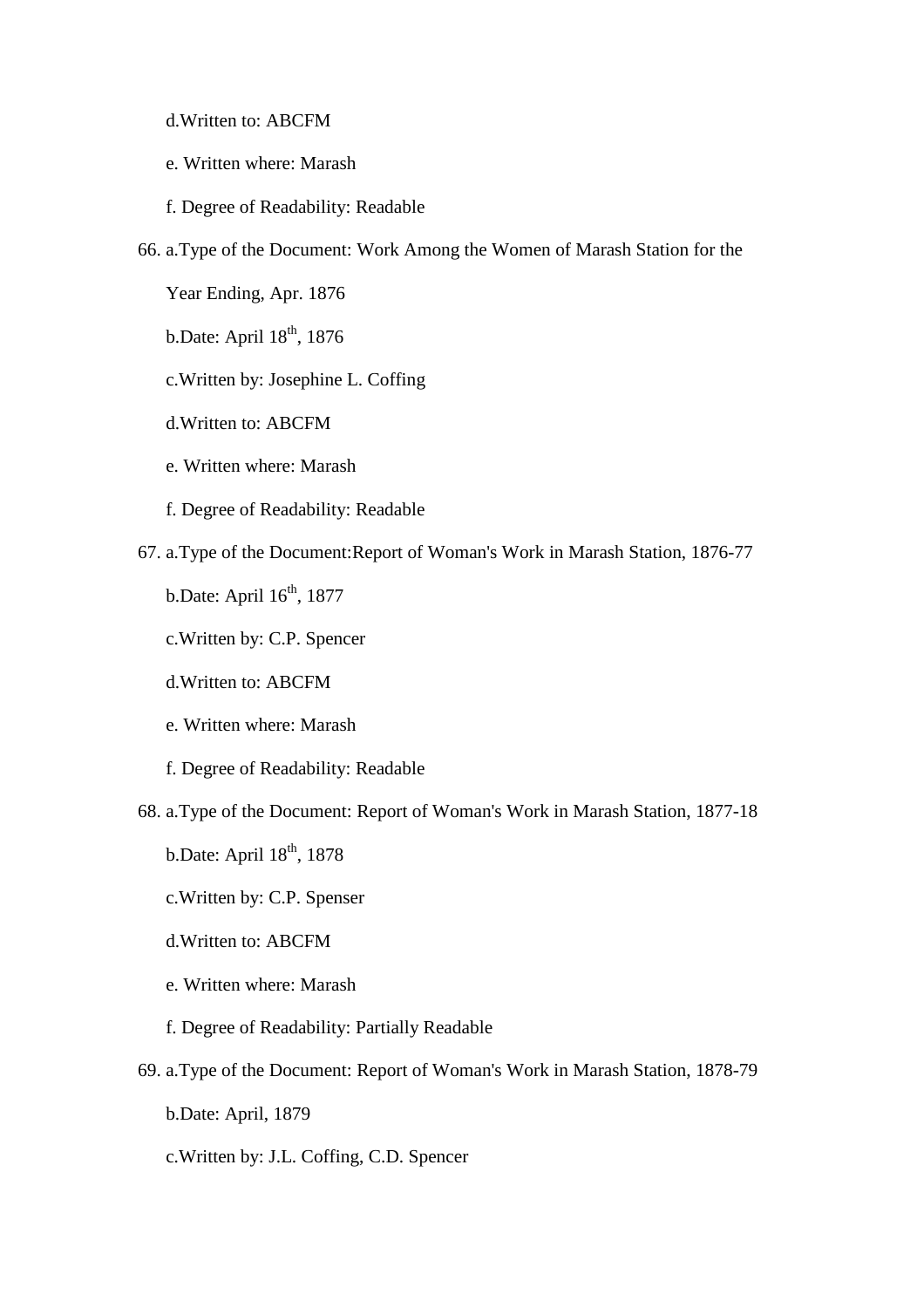d.Written to: ABCFM

e. Written where: Marash

f. Degree of Readability: Readable

66. a.Type of the Document: Work Among the Women of Marash Station for the Year Ending, Apr. 1876

    b.Date: April 18th, 1876

    c.Written by: Josephine L. Coffing

    d.Written to: ABCFM

    e. Written where: Marash

    f. Degree of Readability: Readable

67. a.Type of the Document:Report of Woman's Work in Marash Station, 1876-77

    b.Date: April 16th, 1877

    c.Written by: C.P. Spencer

    d.Written to: ABCFM

    e. Written where: Marash

    f. Degree of Readability: Readable

68. a.Type of the Document: Report of Woman's Work in Marash Station, 1877-18

    b.Date: April 18th, 1878

    c.Written by: C.P. Spenser

    d.Written to: ABCFM

    e. Written where: Marash

    f. Degree of Readability: Partially Readable

69. a.Type of the Document: Report of Woman's Work in Marash Station, 1878-79

    b.Date: April, 1879

    c.Written by: J.L. Coffing, C.D. Spencer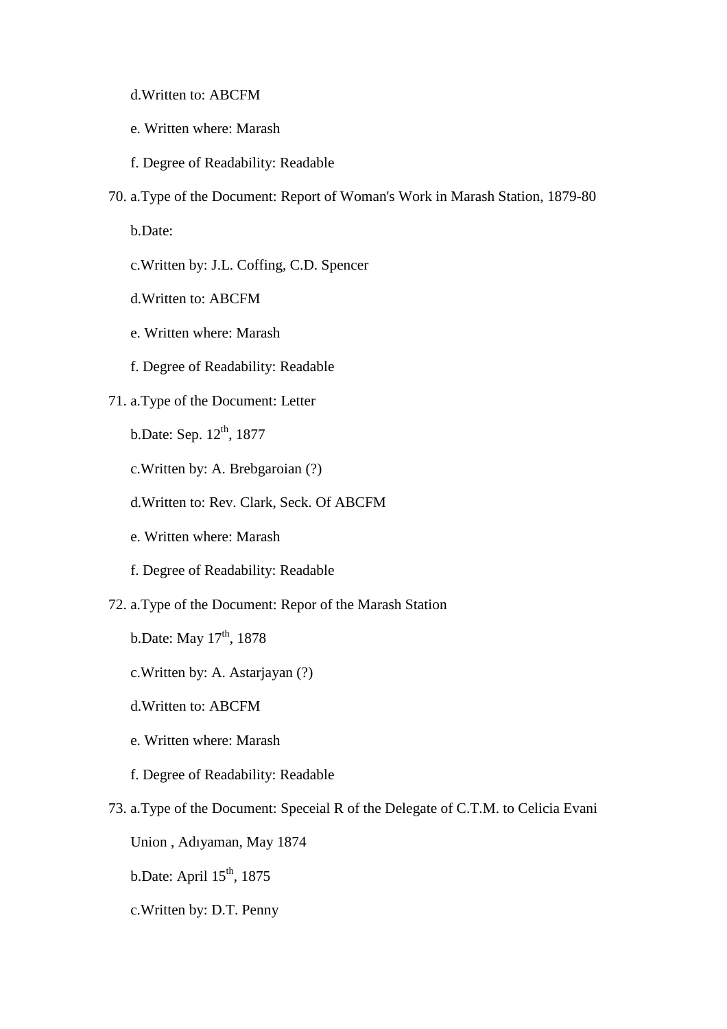d.Written to: ABCFM

e. Written where: Marash

f. Degree of Readability: Readable

70. a.Type of the Document: Report of Woman's Work in Marash Station, 1879-80

    b.Date:

    c.Written by: J.L. Coffing, C.D. Spencer

    d.Written to: ABCFM

    e. Written where: Marash

    f. Degree of Readability: Readable

71. a.Type of the Document: Letter

    b.Date: Sep. 12th, 1877

    c.Written by: A. Brebgaroian (?)

    d.Written to: Rev. Clark, Seck. Of ABCFM

    e. Written where: Marash

    f. Degree of Readability: Readable

72. a.Type of the Document: Repor of the Marash Station

    b.Date: May 17th, 1878

    c.Written by: A. Astarjayan (?)

    d.Written to: ABCFM

    e. Written where: Marash

    f. Degree of Readability: Readable

73. a.Type of the Document: Speceial R of the Delegate of C.T.M. to Celicia Evani Union , Adıyaman, May 1874

    b.Date: April 15th, 1875

    c.Written by: D.T. Penny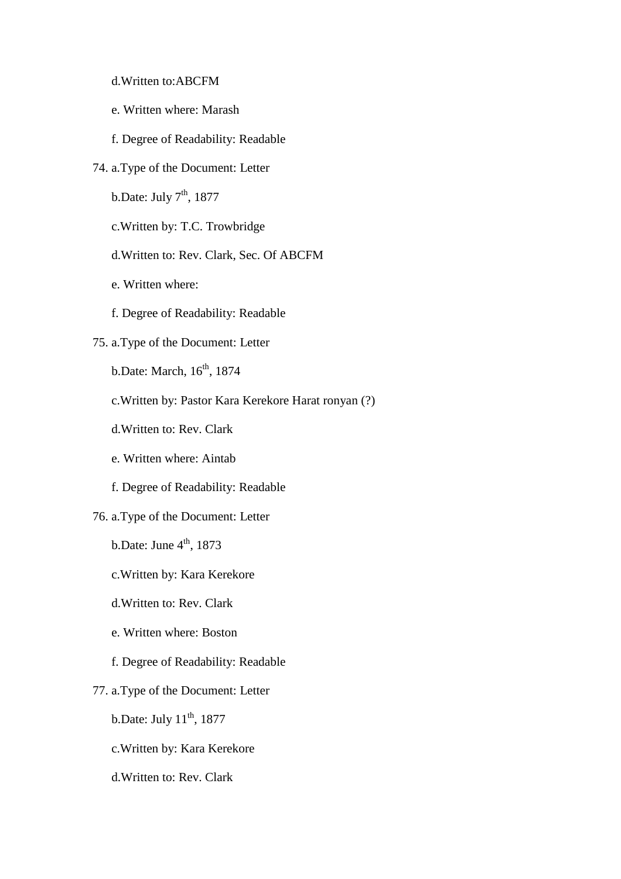d.Written to:ABCFM

e. Written where: Marash

f. Degree of Readability: Readable

74. a.Type of the Document: Letter

b.Date: July 7th, 1877

c.Written by: T.C. Trowbridge

d.Written to: Rev. Clark, Sec. Of ABCFM

e. Written where:

f. Degree of Readability: Readable

75. a.Type of the Document: Letter

b.Date: March, 16th, 1874

c.Written by: Pastor Kara Kerekore Harat ronyan (?)

d.Written to: Rev. Clark

e. Written where: Aintab

f. Degree of Readability: Readable

76. a.Type of the Document: Letter

b.Date: June 4th, 1873

c.Written by: Kara Kerekore

d.Written to: Rev. Clark

e. Written where: Boston

f. Degree of Readability: Readable

77. a.Type of the Document: Letter

b.Date: July 11th, 1877

c.Written by: Kara Kerekore

d.Written to: Rev. Clark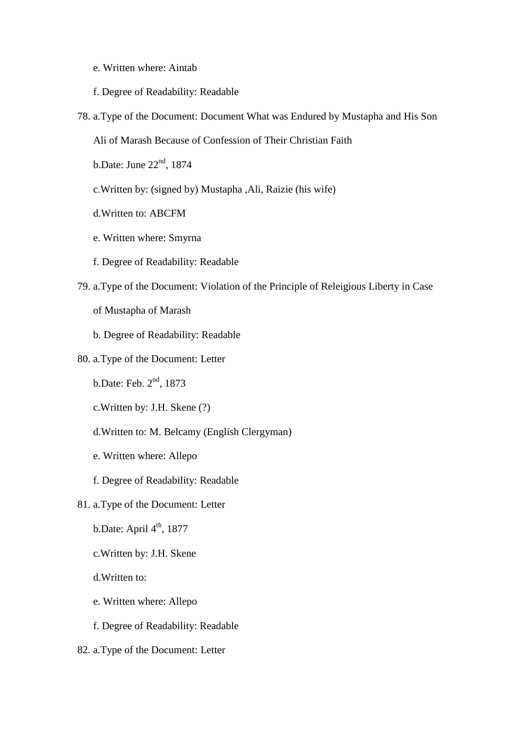e. Written where: Aintab

f. Degree of Readability: Readable

78. a.Type of the Document: Document What was Endured by Mustapha and His Son Ali of Marash Because of Confession of Their Christian Faith

    b.Date: June 22nd, 1874

    c.Written by: (signed by) Mustapha ,Ali, Raizie (his wife)

    d.Written to: ABCFM

    e. Written where: Smyrna

    f. Degree of Readability: Readable

79. a.Type of the Document: Violation of the Principle of Releigious Liberty in Case of Mustapha of Marash

    b. Degree of Readability: Readable

80. a.Type of the Document: Letter

    b.Date: Feb. 2nd, 1873

    c.Written by: J.H. Skene (?)

    d.Written to: M. Belcamy (English Clergyman)

    e. Written where: Allepo

    f. Degree of Readability: Readable

81. a.Type of the Document: Letter

    b.Date: April 4th, 1877

    c.Written by: J.H. Skene

    d.Written to:

    e. Written where: Allepo

    f. Degree of Readability: Readable

82. a.Type of the Document: Letter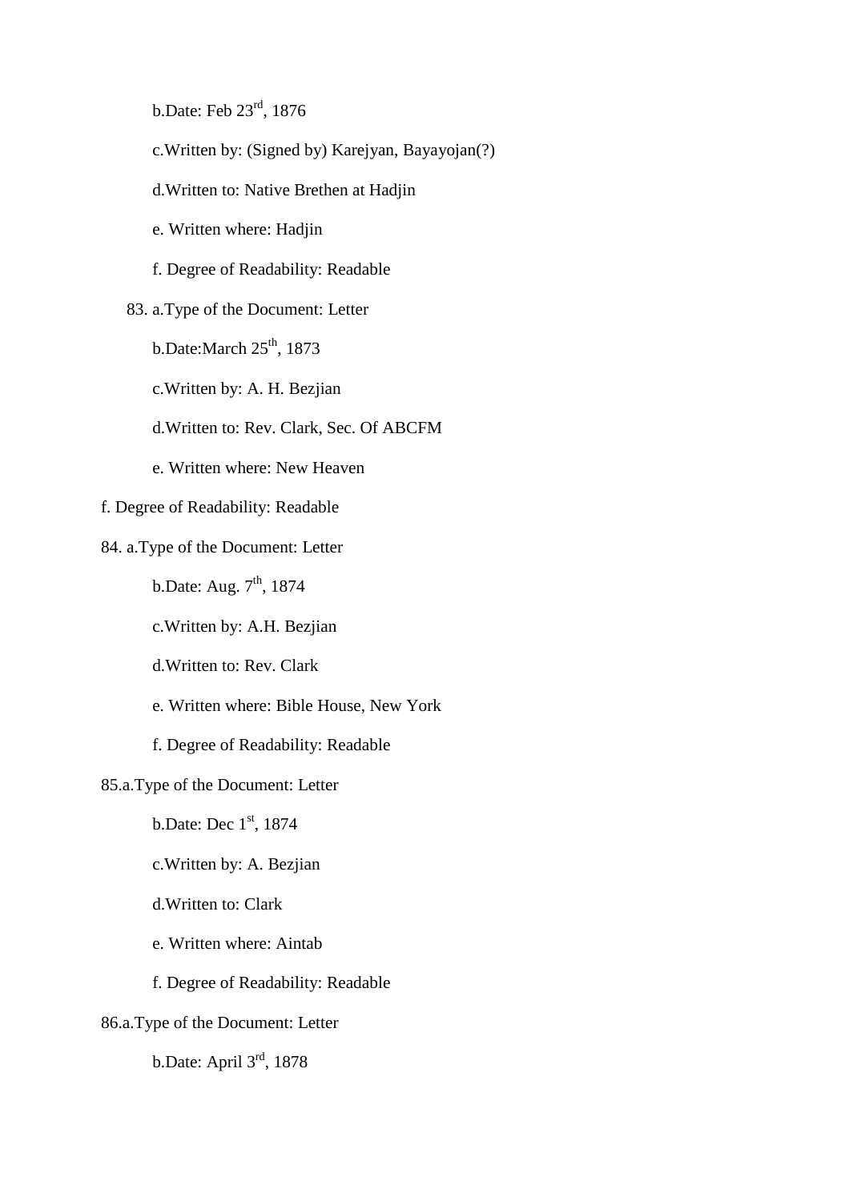b.Date: Feb 23rd, 1876

c.Written by: (Signed by) Karejyan, Bayayojan(?)

d.Written to: Native Brethen at Hadjin

e. Written where: Hadjin

f. Degree of Readability: Readable

83. a.Type of the Document: Letter

b.Date:March 25th, 1873

c.Written by: A. H. Bezjian

d.Written to: Rev. Clark, Sec. Of ABCFM

e. Written where: New Heaven

f. Degree of Readability: Readable

84. a.Type of the Document: Letter

b.Date: Aug. 7th, 1874

c.Written by: A.H. Bezjian

d.Written to: Rev. Clark

e. Written where: Bible House, New York

f. Degree of Readability: Readable

85.a.Type of the Document: Letter

b.Date: Dec 1st, 1874

c.Written by: A. Bezjian

d.Written to: Clark

e. Written where: Aintab

f. Degree of Readability: Readable

86.a.Type of the Document: Letter

b.Date: April 3rd, 1878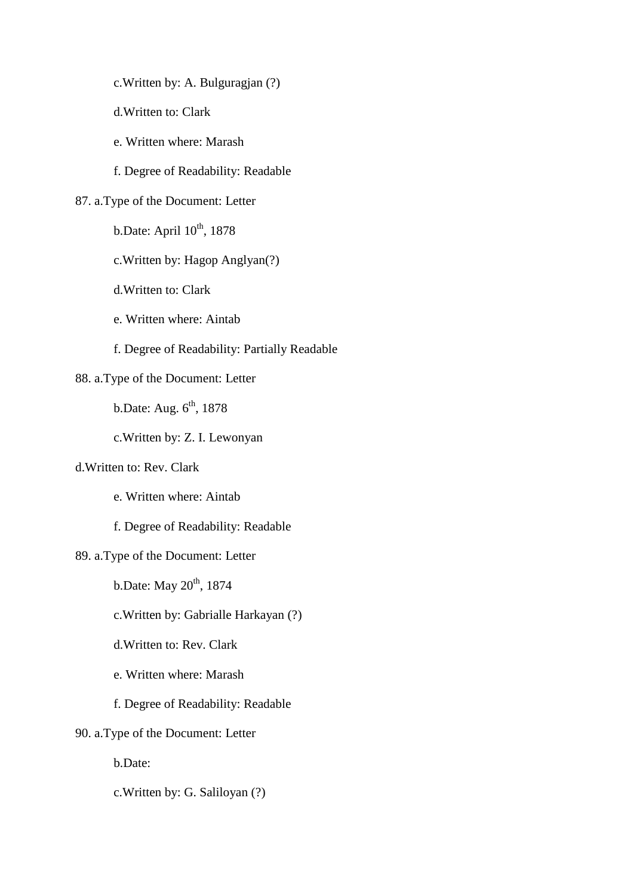c.Written by: A. Bulguragjan (?)

d.Written to: Clark

e. Written where: Marash

f. Degree of Readability: Readable

87. a.Type of the Document: Letter

b.Date: April 10th, 1878

c.Written by: Hagop Anglyan(?)

d.Written to: Clark

e. Written where: Aintab

f. Degree of Readability: Partially Readable

88. a.Type of the Document: Letter

b.Date: Aug. 6th, 1878

c.Written by: Z. I. Lewonyan

d.Written to: Rev. Clark

e. Written where: Aintab

f. Degree of Readability: Readable

89. a.Type of the Document: Letter

b.Date: May 20th, 1874

c.Written by: Gabrialle Harkayan (?)

d.Written to: Rev. Clark

e. Written where: Marash

f. Degree of Readability: Readable

90. a.Type of the Document: Letter

b.Date:

c.Written by: G. Saliloyan (?)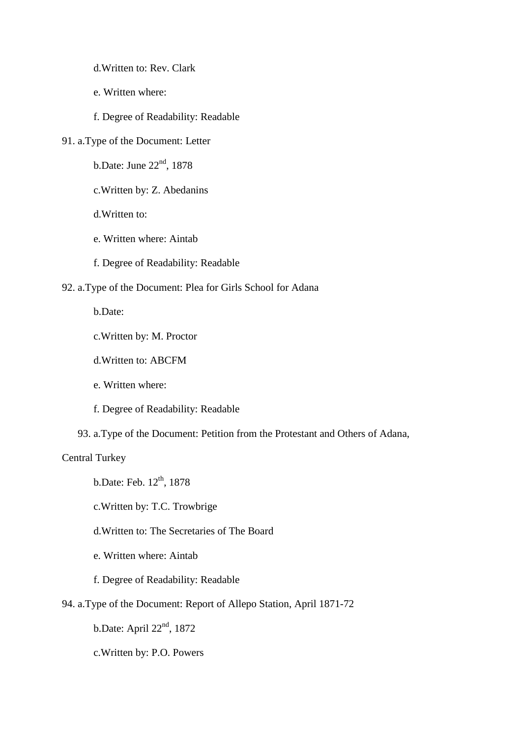d.Written to: Rev. Clark

e. Written where:

f. Degree of Readability: Readable

91. a.Type of the Document: Letter

b.Date: June 22nd, 1878

c.Written by: Z. Abedanins

d.Written to:

e. Written where: Aintab

f. Degree of Readability: Readable

92. a.Type of the Document: Plea for Girls School for Adana

b.Date:

c.Written by: M. Proctor

d.Written to: ABCFM

e. Written where:

f. Degree of Readability: Readable

93. a.Type of the Document: Petition from the Protestant and Others of Adana, Central Turkey

b.Date: Feb. 12th, 1878

c.Written by: T.C. Trowbrige

d.Written to: The Secretaries of The Board

e. Written where: Aintab

f. Degree of Readability: Readable

94. a.Type of the Document: Report of Allepo Station, April 1871-72

b.Date: April 22nd, 1872

c.Written by: P.O. Powers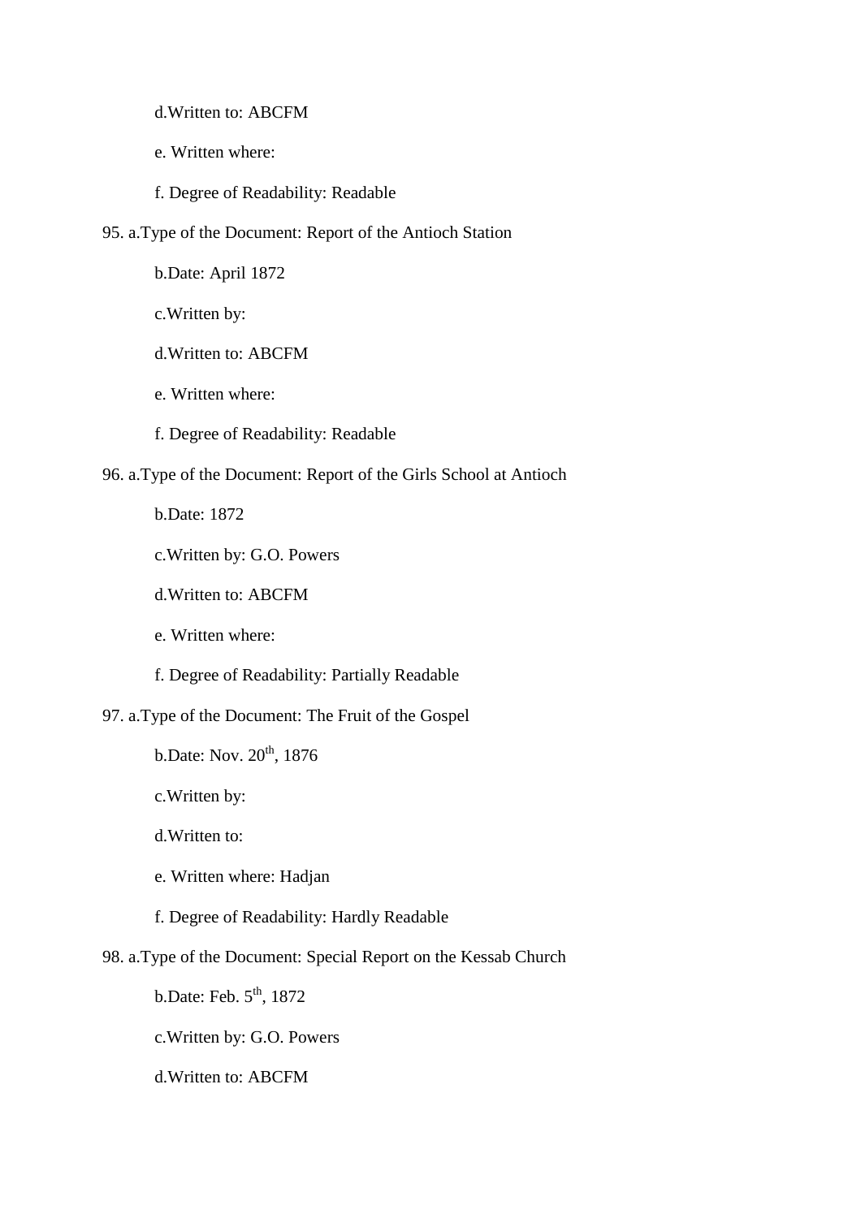d.Written to: ABCFM

e. Written where:

f. Degree of Readability: Readable

95. a.Type of the Document: Report of the Antioch Station

b.Date: April 1872

c.Written by:

d.Written to: ABCFM

e. Written where:

f. Degree of Readability: Readable

96. a.Type of the Document: Report of the Girls School at Antioch

b.Date: 1872

c.Written by: G.O. Powers

d.Written to: ABCFM

e. Written where:

f. Degree of Readability: Partially Readable

97. a.Type of the Document: The Fruit of the Gospel

b.Date: Nov. 20th, 1876

c.Written by:

d.Written to:

e. Written where: Hadjan

f. Degree of Readability: Hardly Readable

98. a.Type of the Document: Special Report on the Kessab Church

b.Date: Feb. 5th, 1872

c.Written by: G.O. Powers

d.Written to: ABCFM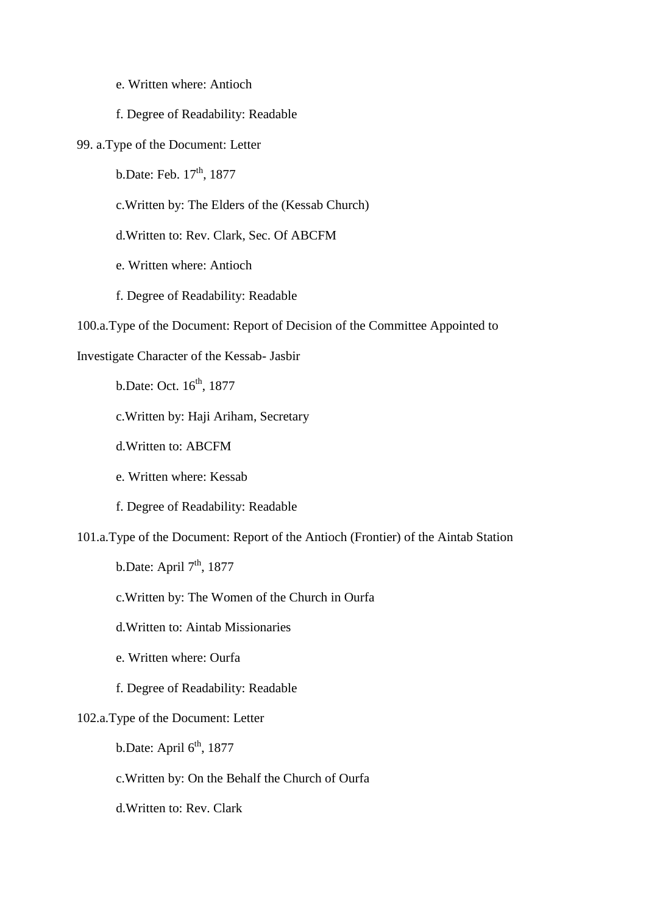e. Written where: Antioch

f. Degree of Readability: Readable

99. a.Type of the Document: Letter

b.Date: Feb. 17th, 1877

c.Written by: The Elders of the (Kessab Church)

d.Written to: Rev. Clark, Sec. Of ABCFM

e. Written where: Antioch

f. Degree of Readability: Readable

100.a.Type of the Document: Report of Decision of the Committee Appointed to Investigate Character of the Kessab- Jasbir

b.Date: Oct. 16th, 1877

c.Written by: Haji Ariham, Secretary

d.Written to: ABCFM

e. Written where: Kessab

f. Degree of Readability: Readable

101.a.Type of the Document: Report of the Antioch (Frontier) of the Aintab Station

b.Date: April 7th, 1877

c.Written by: The Women of the Church in Ourfa

d.Written to: Aintab Missionaries

e. Written where: Ourfa

f. Degree of Readability: Readable

102.a.Type of the Document: Letter

b.Date: April 6th, 1877

c.Written by: On the Behalf the Church of Ourfa

d.Written to: Rev. Clark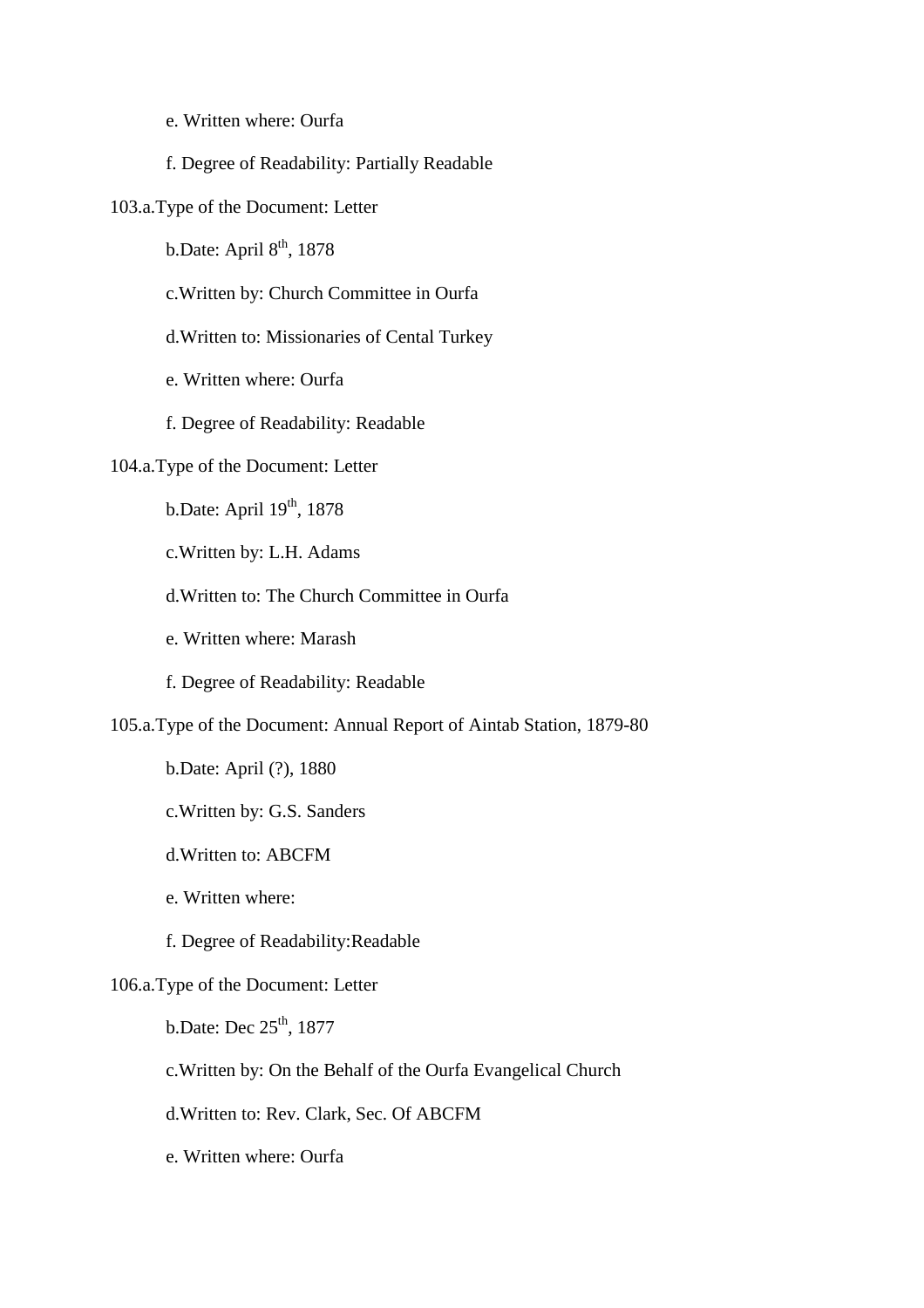e. Written where: Ourfa

f. Degree of Readability: Partially Readable

103.a.Type of the Document: Letter

b.Date: April 8th, 1878

c.Written by: Church Committee in Ourfa

d.Written to: Missionaries of Cental Turkey

e. Written where: Ourfa

f. Degree of Readability: Readable

104.a.Type of the Document: Letter

b.Date: April 19th, 1878

c.Written by: L.H. Adams

d.Written to: The Church Committee in Ourfa

e. Written where: Marash

f. Degree of Readability: Readable

105.a.Type of the Document: Annual Report of Aintab Station, 1879-80

b.Date: April (?), 1880

c.Written by: G.S. Sanders

d.Written to: ABCFM

e. Written where:

f. Degree of Readability:Readable

106.a.Type of the Document: Letter

b.Date: Dec 25th, 1877

c.Written by: On the Behalf of the Ourfa Evangelical Church

d.Written to: Rev. Clark, Sec. Of ABCFM

e. Written where: Ourfa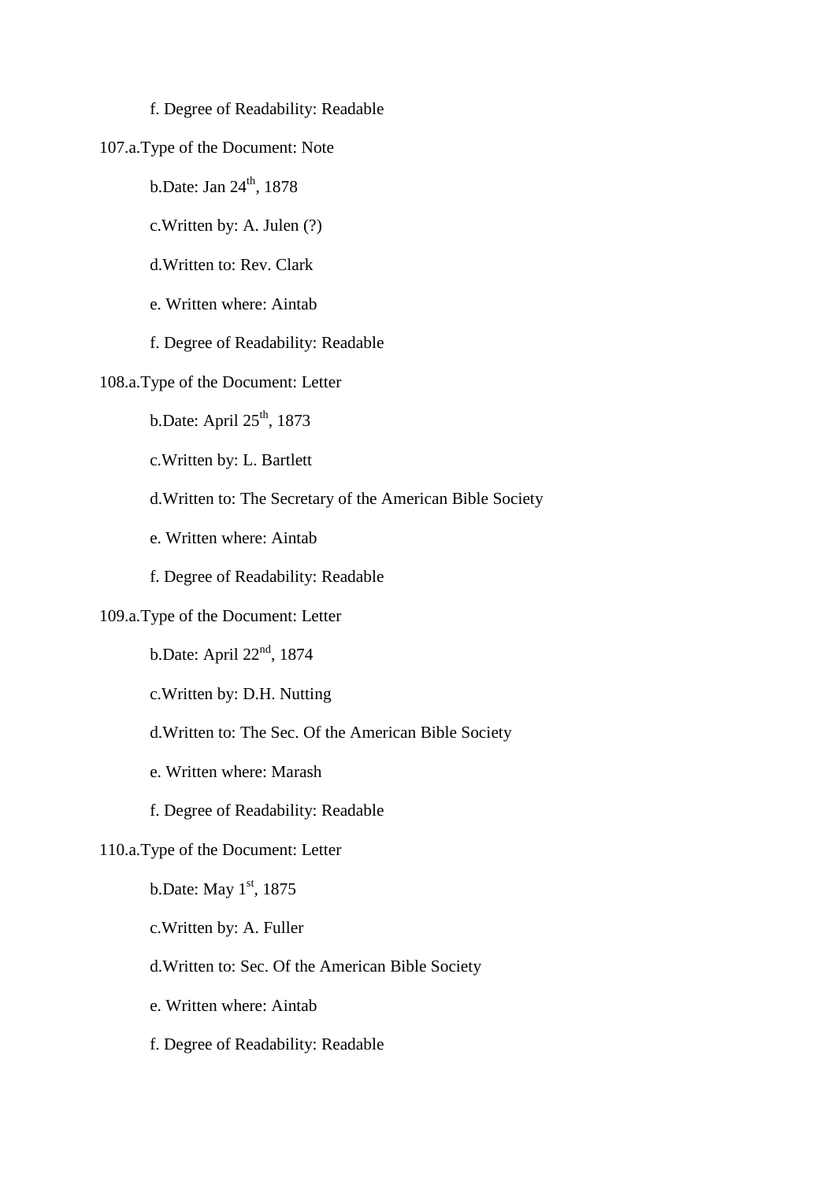f. Degree of Readability: Readable

107.a.Type of the Document: Note

b.Date: Jan 24th, 1878

c.Written by: A. Julen (?)

d.Written to: Rev. Clark

e. Written where: Aintab

f. Degree of Readability: Readable

108.a.Type of the Document: Letter

b.Date: April 25th, 1873

c.Written by: L. Bartlett

d.Written to: The Secretary of the American Bible Society

e. Written where: Aintab

f. Degree of Readability: Readable

109.a.Type of the Document: Letter

b.Date: April 22nd, 1874

c.Written by: D.H. Nutting

d.Written to: The Sec. Of the American Bible Society

e. Written where: Marash

f. Degree of Readability: Readable

110.a.Type of the Document: Letter

b.Date: May 1st, 1875

c.Written by: A. Fuller

d.Written to: Sec. Of the American Bible Society

e. Written where: Aintab

f. Degree of Readability: Readable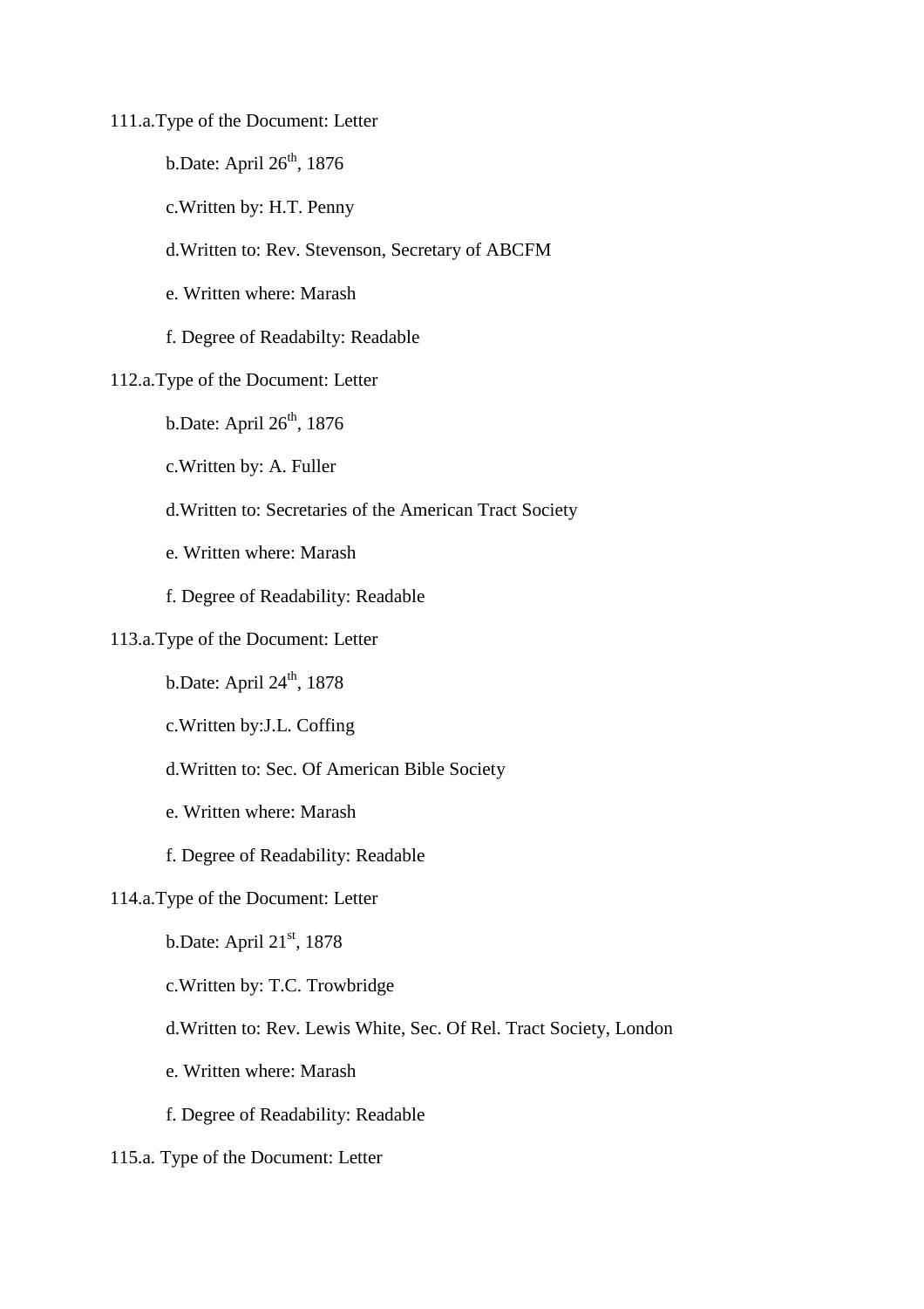111.a.Type of the Document: Letter

b.Date: April 26th, 1876

c.Written by: H.T. Penny

d.Written to: Rev. Stevenson, Secretary of ABCFM

e. Written where: Marash

f. Degree of Readabilty: Readable

112.a.Type of the Document: Letter

b.Date: April 26th, 1876

c.Written by: A. Fuller

d.Written to: Secretaries of the American Tract Society

e. Written where: Marash

f. Degree of Readability: Readable

113.a.Type of the Document: Letter

b.Date: April 24th, 1878

c.Written by:J.L. Coffing

d.Written to: Sec. Of American Bible Society

e. Written where: Marash

f. Degree of Readability: Readable

114.a.Type of the Document: Letter

b.Date: April 21st, 1878

c.Written by: T.C. Trowbridge

d.Written to: Rev. Lewis White, Sec. Of Rel. Tract Society, London

e. Written where: Marash

f. Degree of Readability: Readable

115.a. Type of the Document: Letter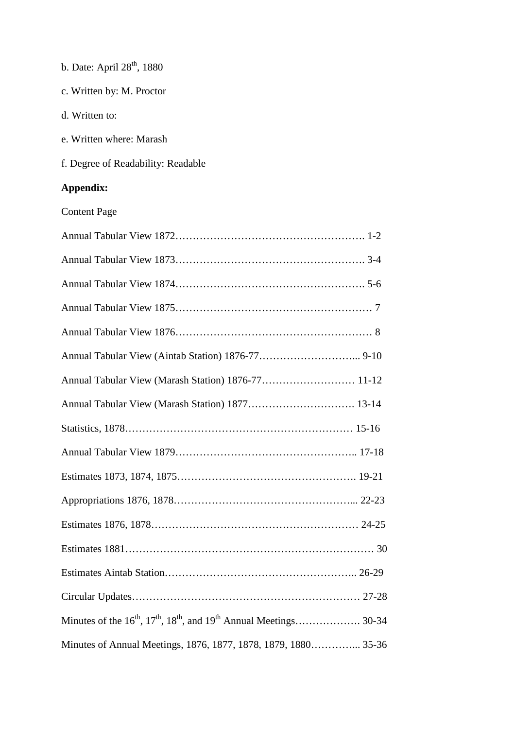b. Date: April 28th, 1880

c. Written by: M. Proctor

d. Written to:

e. Written where: Marash

f. Degree of Readability: Readable

**Appendix:**

Content Page

Annual Tabular View 1872………………………………………………. 1-2

Annual Tabular View 1873………………………………………………. 3-4

Annual Tabular View 1874………………………………………………. 5-6

Annual Tabular View 1875………………………………………………… 7

Annual Tabular View 1876………………………………………………… 8

Annual Tabular View (Aintab Station) 1876-77………………………... 9-10

Annual Tabular View (Marash Station) 1876-77……………………… 11-12

Annual Tabular View (Marash Station) 1877…………………………. 13-14

Statistics, 1878………………………………………………………… 15-16

Annual Tabular View 1879…………………………………………….. 17-18

Estimates 1873, 1874, 1875……………………………………………. 19-21

Appropriations 1876, 1878……………………………………………... 22-23

Estimates 1876, 1878…………………………………………………… 24-25

Estimates 1881…………………………………………………………… 30

Estimates Aintab Station……………………………………………….. 26-29

Circular Updates………………………………………………………… 27-28

Minutes of the 16th, 17th, 18th, and 19th Annual Meetings………………. 30-34

Minutes of Annual Meetings, 1876, 1877, 1878, 1879, 1880…………... 35-36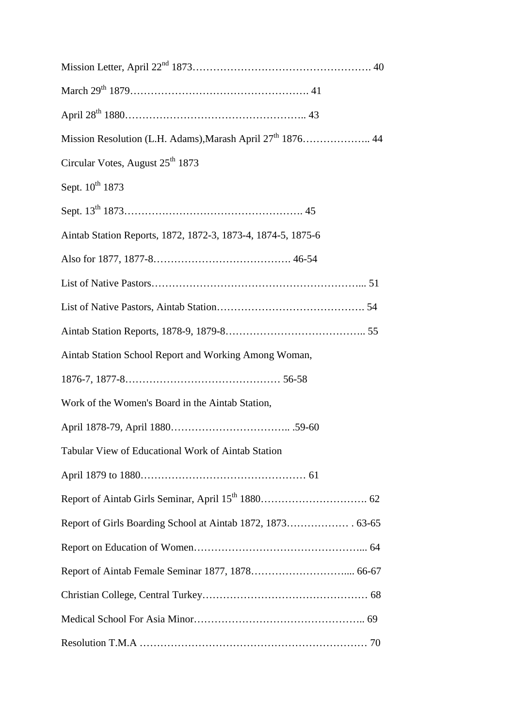Mission Letter, April 22nd 1873……………………………………………. 40

March 29th 1879……………………………………………. 41

April 28th 1880…………………………………………….. 43

Mission Resolution (L.H. Adams),Marash April 27th 1876……………….. 44

Circular Votes, August 25th 1873

Sept. 10th 1873

Sept. 13th 1873……………………………………………. 45

Aintab Station Reports, 1872, 1872-3, 1873-4, 1874-5, 1875-6

Also for 1877, 1877-8…………………………………. 46-54

List of Native Pastors……………………………………………………... 51

List of Native Pastors, Aintab Station……………………………………. 54

Aintab Station Reports, 1878-9, 1879-8………………………………….. 55

Aintab Station School Report and Working Among Woman,

1876-7, 1877-8……………………………………… 56-58

Work of the Women's Board in the Aintab Station,

April 1878-79, April 1880…………………………….. .59-60

Tabular View of Educational Work of Aintab Station

April 1879 to 1880………………………………………… 61

Report of Aintab Girls Seminar, April 15th 1880…………………………. 62

Report of Girls Boarding School at Aintab 1872, 1873……………… . 63-65

Report on Education of Women………………………………………... 64

Report of Aintab Female Seminar 1877, 1878……………………….... 66-67

Christian College, Central Turkey………………………………………… 68

Medical School For Asia Minor………………………………………….. 69

Resolution T.M.A ………………………………………………………… 70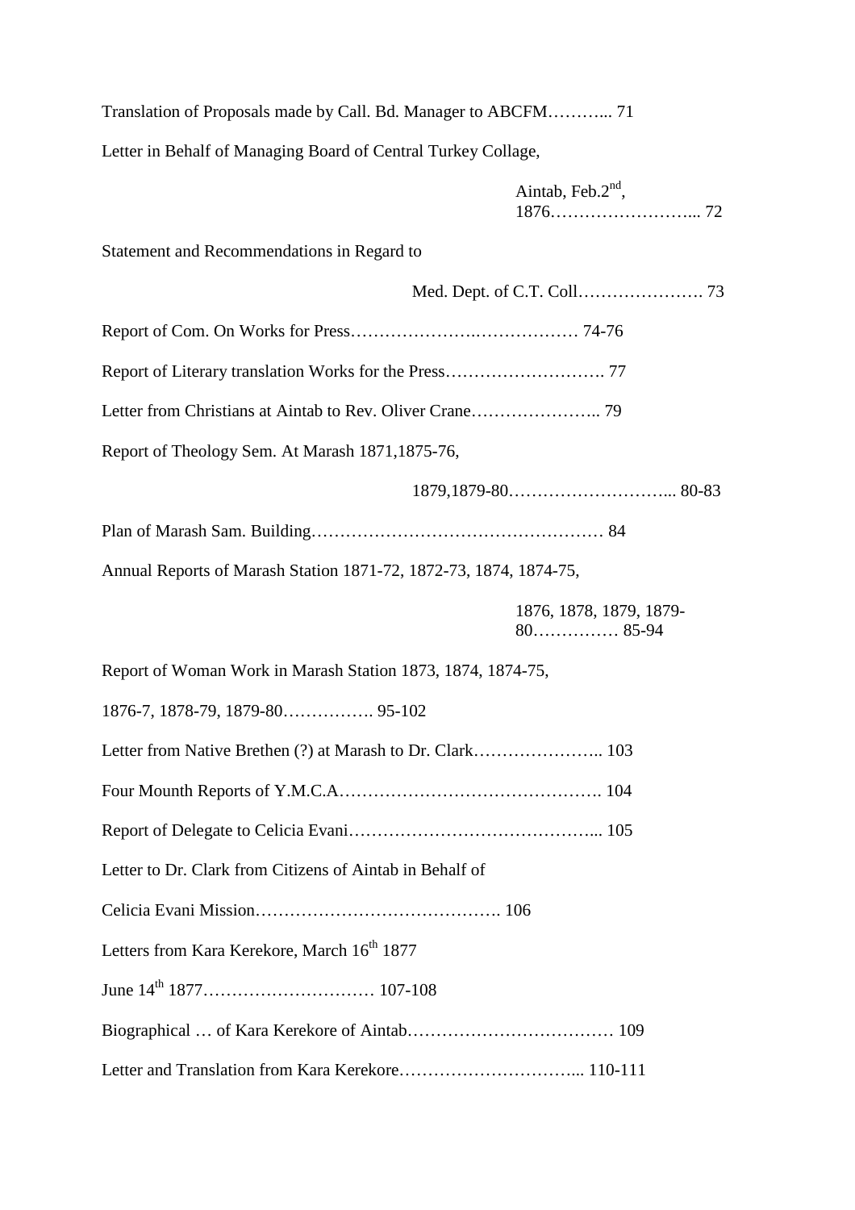Translation of Proposals made by Call. Bd. Manager to ABCFM……….. 71

Letter in Behalf of Managing Board of Central Turkey Collage,

Aintab, Feb.2nd, 1876…………………….. 72

Statement and Recommendations in Regard to

Med. Dept. of C.T. Coll…………………. 73

Report of Com. On Works for Press…………………..……………… 74-76

Report of Literary translation Works for the Press………………………. 77

Letter from Christians at Aintab to Rev. Oliver Crane………………….. 79

Report of Theology Sem. At Marash 1871,1875-76,

1879,1879-80……………………….. 80-83

Plan of Marash Sam. Building…………………………………………… 84

Annual Reports of Marash Station 1871-72, 1872-73, 1874, 1874-75,

1876, 1878, 1879, 1879-80…………… 85-94

Report of Woman Work in Marash Station 1873, 1874, 1874-75,

1876-7, 1878-79, 1879-80……………. 95-102

Letter from Native Brethen (?) at Marash to Dr. Clark………………….. 103

Four Mounth Reports of Y.M.C.A………………………………………. 104

Report of Delegate to Celicia Evani…………………………………….. 105

Letter to Dr. Clark from Citizens of Aintab in Behalf of

Celicia Evani Mission……………………………………. 106

Letters from Kara Kerekore, March 16th 1877

June 14th 1877………………………… 107-108

Biographical … of Kara Kerekore of Aintab……………………………… 109

Letter and Translation from Kara Kerekore………………………….. 110-111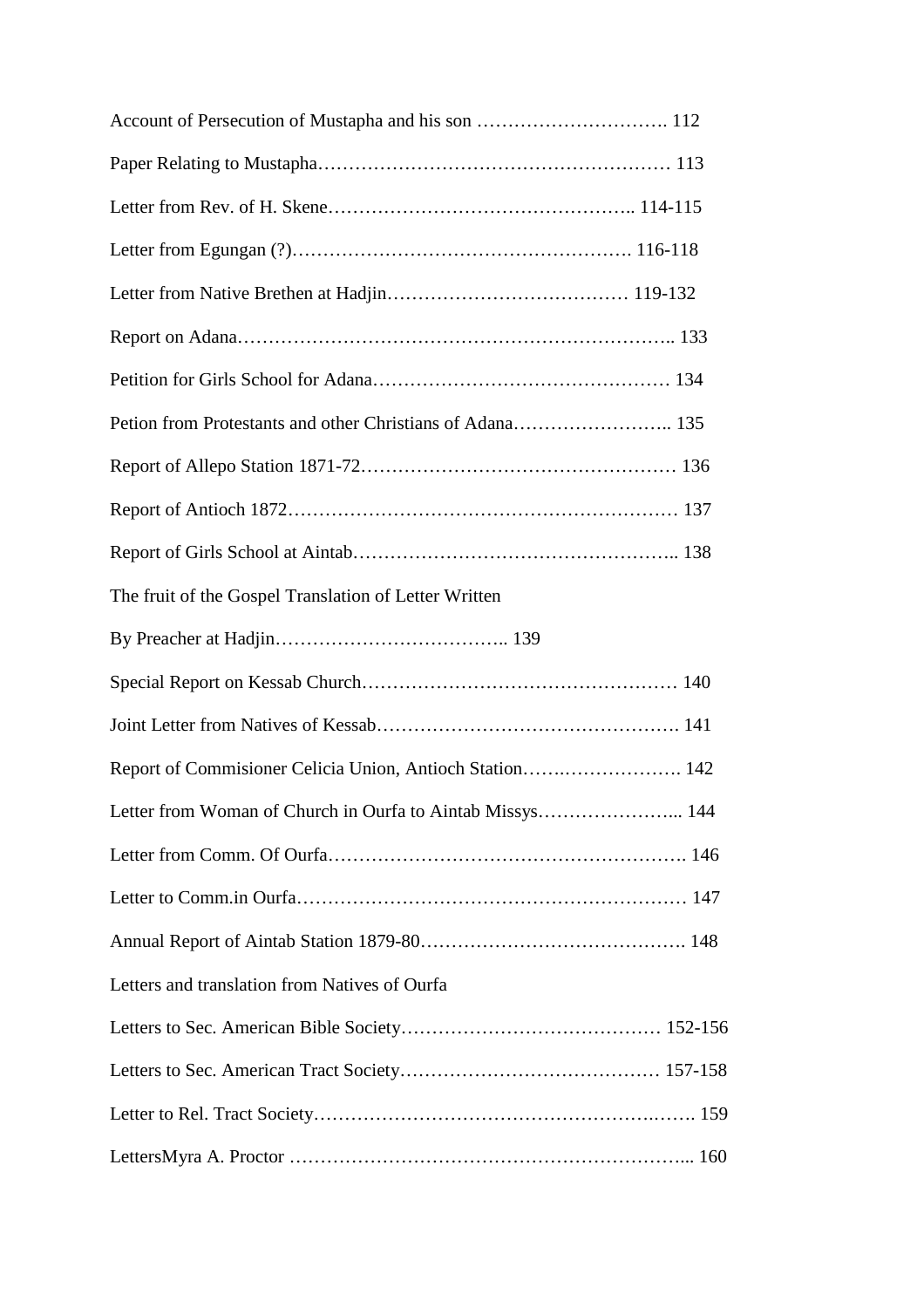Account of Persecution of Mustapha and his son …………………………. 112

Paper Relating to Mustapha………………………………………………… 113

Letter from Rev. of H. Skene………………………………………….. 114-115

Letter from Egungan (?)………………………………………………. 116-118

Letter from Native Brethen at Hadjin……………………………… 119-132

Report on Adana……………………………………………………….. 133

Petition for Girls School for Adana………………………………………… 134

Petion from Protestants and other Christians of Adana…………………….. 135

Report of Allepo Station 1871-72…………………………………………… 136

Report of Antioch 1872……………………………………………………… 137

Report of Girls School at Aintab…………………………………………….. 138

The fruit of the Gospel Translation of Letter Written

By Preacher at Hadjin……………………………….. 139

Special Report on Kessab Church…………………………………………… 140

Joint Letter from Natives of Kessab…………………………………………. 141

Report of Commisioner Celicia Union, Antioch Station…….………………. 142

Letter from Woman of Church in Ourfa to Aintab Missys…………………... 144

Letter from Comm. Of Ourfa………………………………………………. 146

Letter to Comm.in Ourfa……………………………………………………… 147

Annual Report of Aintab Station 1879-80……………………………………. 148

Letters and translation from Natives of Ourfa

Letters to Sec. American Bible Society…………………………………… 152-156

Letters to Sec. American Tract Society…………………………………… 157-158

Letter to Rel. Tract Society……………………………………………….……. 159

LettersMyra A. Proctor ……………………………………………………... 160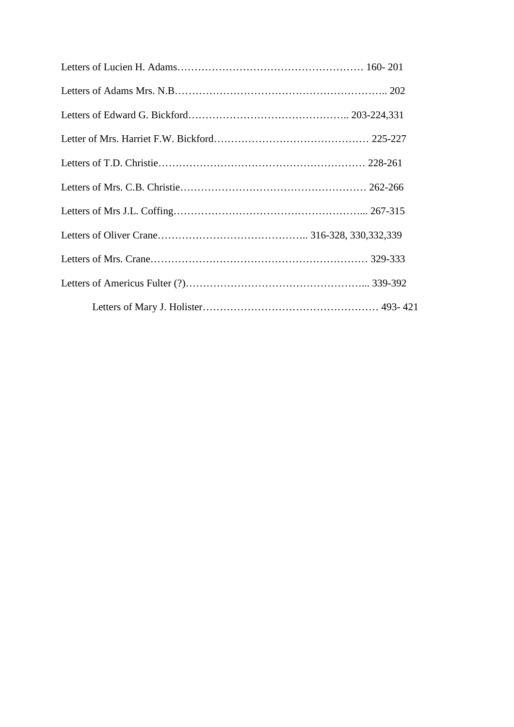Letters of Lucien H. Adams……………………………………………… 160- 201

Letters of Adams Mrs. N.B…………………………………………………….. 202

Letters of Edward G. Bickford……………………………………….. 203-224,331

Letter of Mrs. Harriet F.W. Bickford……………………………………… 225-227

Letters of T.D. Christie…………………….………………………………… 228-261

Letters of Mrs. C.B. Christie……………………………………………… 262-266

Letters of Mrs J.L. Coffing………………………………………………... 267-315

Letters of Oliver Crane…………………………………….. 316-328, 330,332,339

Letters of Mrs. Crane……………………………………………………… 329-333

Letters of Americus Fulter (?)……………………………………………... 339-392

Letters of Mary J. Holister……………………………………….…… 493- 421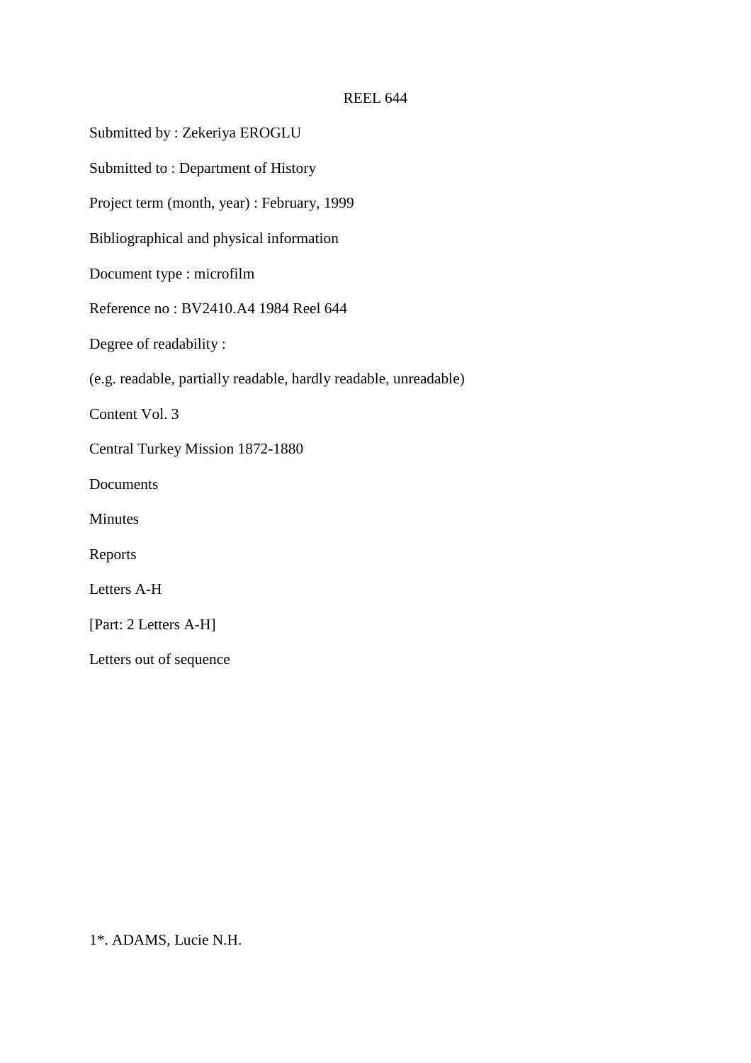REEL 644

Submitted by : Zekeriya EROGLU

Submitted to : Department of History

Project term (month, year) : February, 1999

Bibliographical and physical information

Document type : microfilm

Reference no : BV2410.A4 1984 Reel 644

Degree of readability :

(e.g. readable, partially readable, hardly readable, unreadable)

Content Vol. 3

Central Turkey Mission 1872-1880

Documents

Minutes

Reports

Letters A-H

[Part: 2 Letters A-H]

Letters out of sequence

1*. ADAMS, Lucie N.H.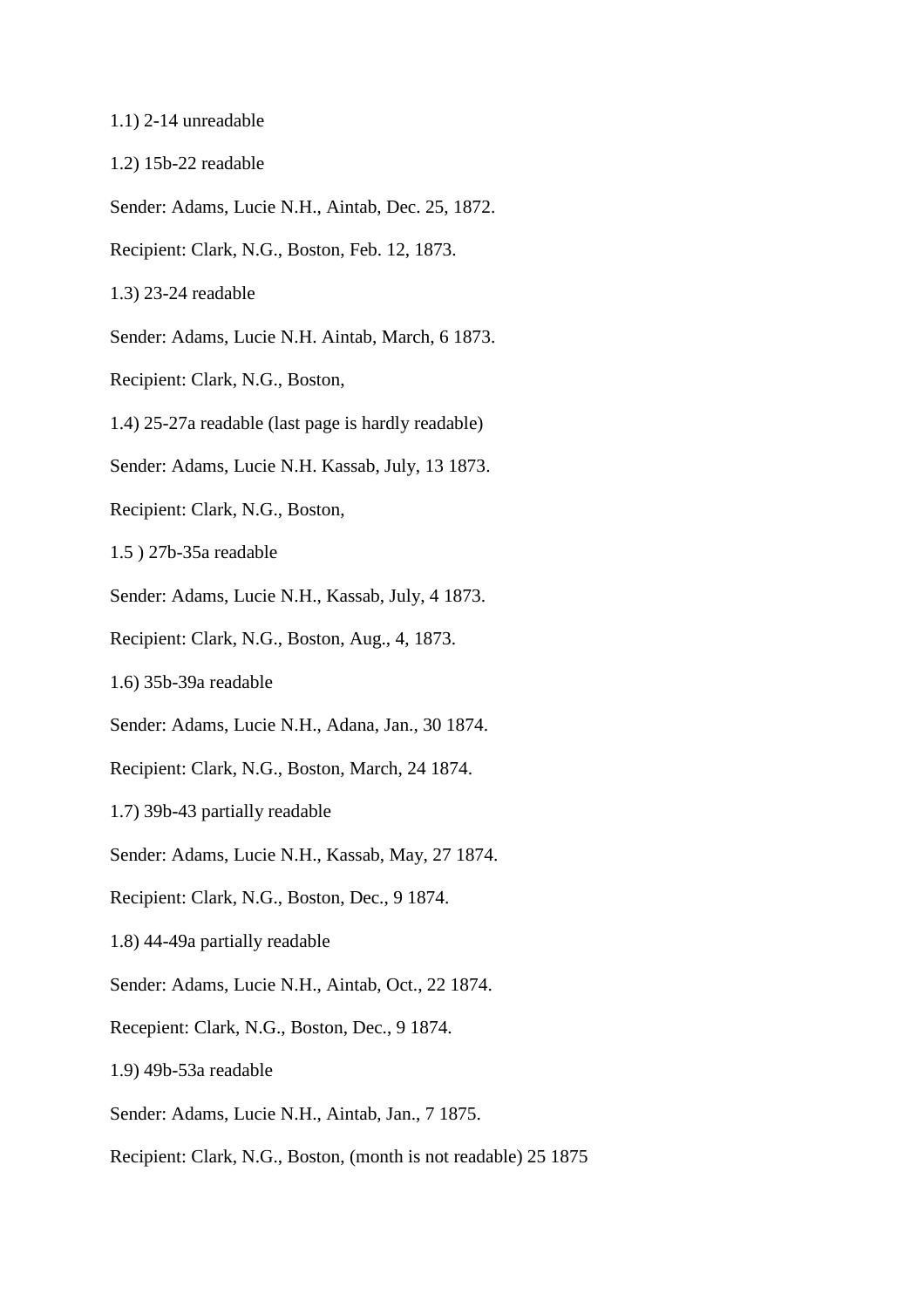1.1) 2-14 unreadable

1.2) 15b-22 readable

Sender: Adams, Lucie N.H., Aintab, Dec. 25, 1872.

Recipient: Clark, N.G., Boston, Feb. 12, 1873.

1.3) 23-24 readable

Sender: Adams, Lucie N.H. Aintab, March, 6 1873.

Recipient: Clark, N.G., Boston,

1.4) 25-27a readable (last page is hardly readable)

Sender: Adams, Lucie N.H. Kassab, July, 13 1873.

Recipient: Clark, N.G., Boston,

1.5 ) 27b-35a readable

Sender: Adams, Lucie N.H., Kassab, July, 4 1873.

Recipient: Clark, N.G., Boston, Aug., 4, 1873.

1.6) 35b-39a readable

Sender: Adams, Lucie N.H., Adana, Jan., 30 1874.

Recipient: Clark, N.G., Boston, March, 24 1874.

1.7) 39b-43 partially readable

Sender: Adams, Lucie N.H., Kassab, May, 27 1874.

Recipient: Clark, N.G., Boston, Dec., 9 1874.

1.8) 44-49a partially readable

Sender: Adams, Lucie N.H., Aintab, Oct., 22 1874.

Recepient: Clark, N.G., Boston, Dec., 9 1874.

1.9) 49b-53a readable

Sender: Adams, Lucie N.H., Aintab, Jan., 7 1875.

Recipient: Clark, N.G., Boston, (month is not readable) 25 1875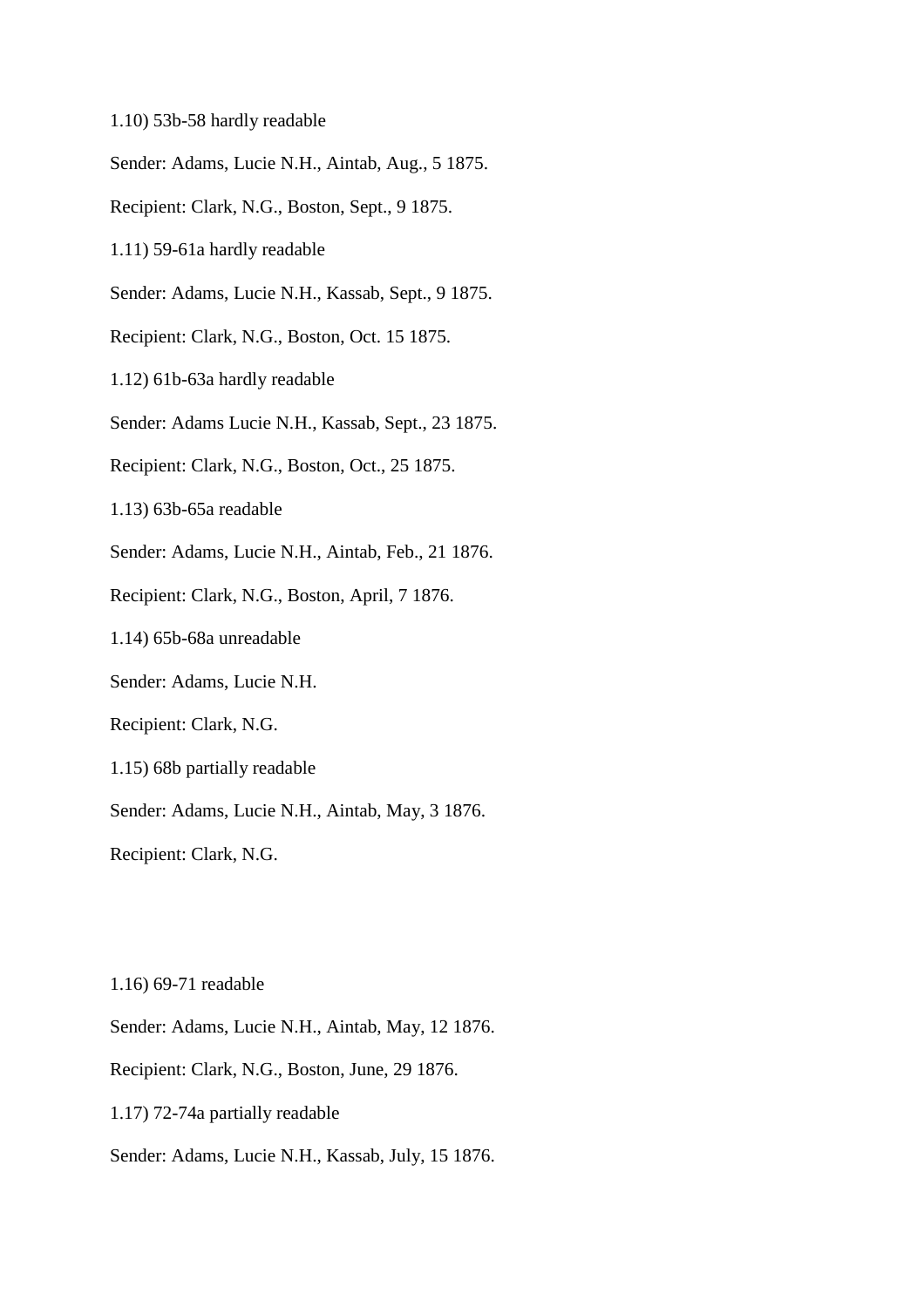1.10) 53b-58 hardly readable

Sender: Adams, Lucie N.H., Aintab, Aug., 5 1875.

Recipient: Clark, N.G., Boston, Sept., 9 1875.

1.11) 59-61a hardly readable

Sender: Adams, Lucie N.H., Kassab, Sept., 9 1875.

Recipient: Clark, N.G., Boston, Oct. 15 1875.

1.12) 61b-63a hardly readable

Sender: Adams Lucie N.H., Kassab, Sept., 23 1875.

Recipient: Clark, N.G., Boston, Oct., 25 1875.

1.13) 63b-65a readable

Sender: Adams, Lucie N.H., Aintab, Feb., 21 1876.

Recipient: Clark, N.G., Boston, April, 7 1876.

1.14) 65b-68a unreadable

Sender: Adams, Lucie N.H.

Recipient: Clark, N.G.

1.15) 68b partially readable

Sender: Adams, Lucie N.H., Aintab, May, 3 1876.

Recipient: Clark, N.G.

1.16) 69-71 readable

Sender: Adams, Lucie N.H., Aintab, May, 12 1876.

Recipient: Clark, N.G., Boston, June, 29 1876.

1.17) 72-74a partially readable

Sender: Adams, Lucie N.H., Kassab, July, 15 1876.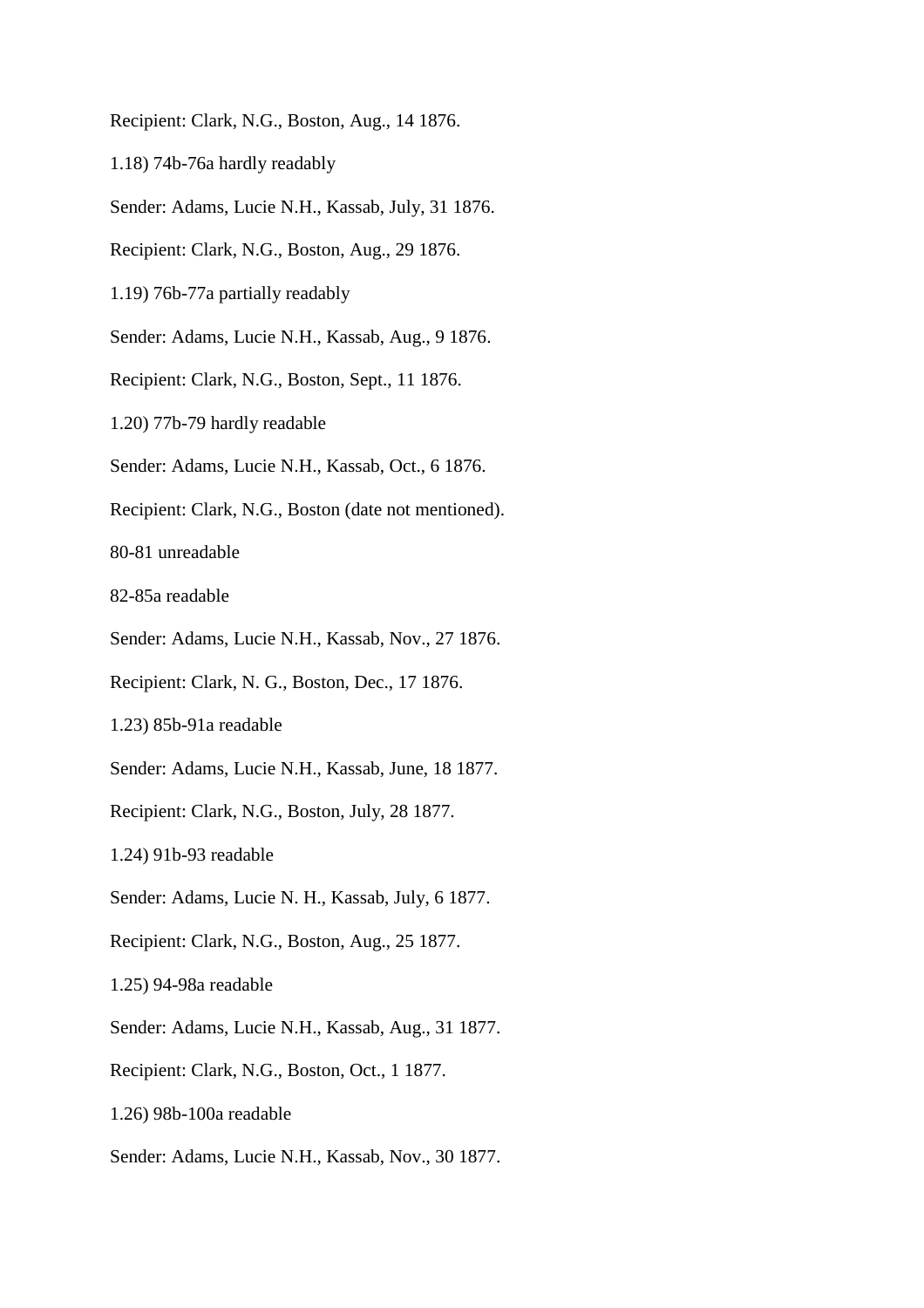Recipient: Clark, N.G., Boston, Aug., 14 1876.

1.18) 74b-76a hardly readably

Sender: Adams, Lucie N.H., Kassab, July, 31 1876.

Recipient: Clark, N.G., Boston, Aug., 29 1876.

1.19) 76b-77a partially readably

Sender: Adams, Lucie N.H., Kassab, Aug., 9 1876.

Recipient: Clark, N.G., Boston, Sept., 11 1876.

1.20) 77b-79 hardly readable

Sender: Adams, Lucie N.H., Kassab, Oct., 6 1876.

Recipient: Clark, N.G., Boston (date not mentioned).

80-81 unreadable

82-85a readable

Sender: Adams, Lucie N.H., Kassab, Nov., 27 1876.

Recipient: Clark, N. G., Boston, Dec., 17 1876.

1.23) 85b-91a readable

Sender: Adams, Lucie N.H., Kassab, June, 18 1877.

Recipient: Clark, N.G., Boston, July, 28 1877.

1.24) 91b-93 readable

Sender: Adams, Lucie N. H., Kassab, July, 6 1877.

Recipient: Clark, N.G., Boston, Aug., 25 1877.

1.25) 94-98a readable

Sender: Adams, Lucie N.H., Kassab, Aug., 31 1877.

Recipient: Clark, N.G., Boston, Oct., 1 1877.

1.26) 98b-100a readable

Sender: Adams, Lucie N.H., Kassab, Nov., 30 1877.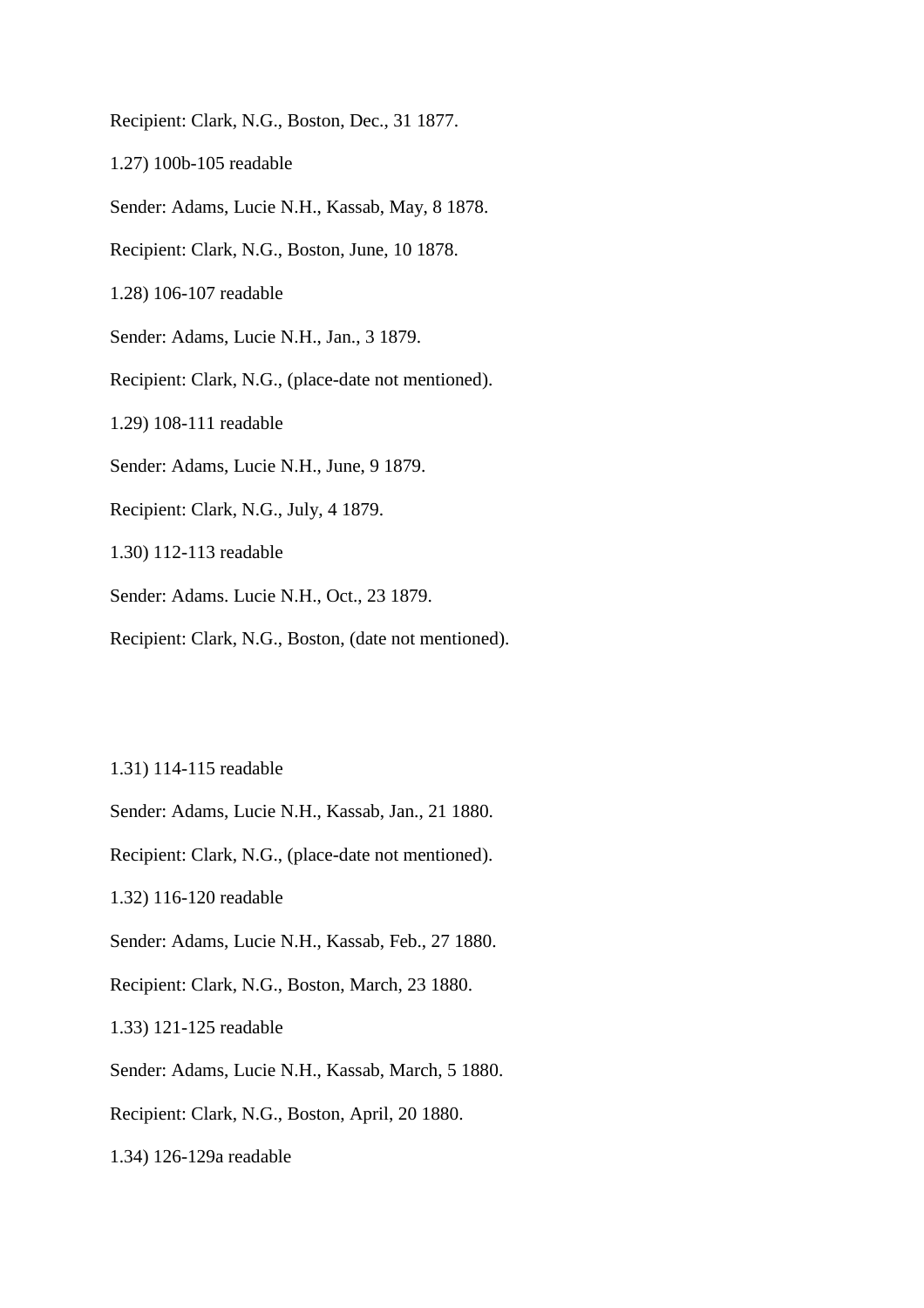Recipient: Clark, N.G., Boston, Dec., 31 1877.

1.27) 100b-105 readable

Sender: Adams, Lucie N.H., Kassab, May, 8 1878.

Recipient: Clark, N.G., Boston, June, 10 1878.

1.28) 106-107 readable

Sender: Adams, Lucie N.H., Jan., 3 1879.

Recipient: Clark, N.G., (place-date not mentioned).

1.29) 108-111 readable

Sender: Adams, Lucie N.H., June, 9 1879.

Recipient: Clark, N.G., July, 4 1879.

1.30) 112-113 readable

Sender: Adams. Lucie N.H., Oct., 23 1879.

Recipient: Clark, N.G., Boston, (date not mentioned).

1.31) 114-115 readable

Sender: Adams, Lucie N.H., Kassab, Jan., 21 1880.

Recipient: Clark, N.G., (place-date not mentioned).

1.32) 116-120 readable

Sender: Adams, Lucie N.H., Kassab, Feb., 27 1880.

Recipient: Clark, N.G., Boston, March, 23 1880.

1.33) 121-125 readable

Sender: Adams, Lucie N.H., Kassab, March, 5 1880.

Recipient: Clark, N.G., Boston, April, 20 1880.

1.34) 126-129a readable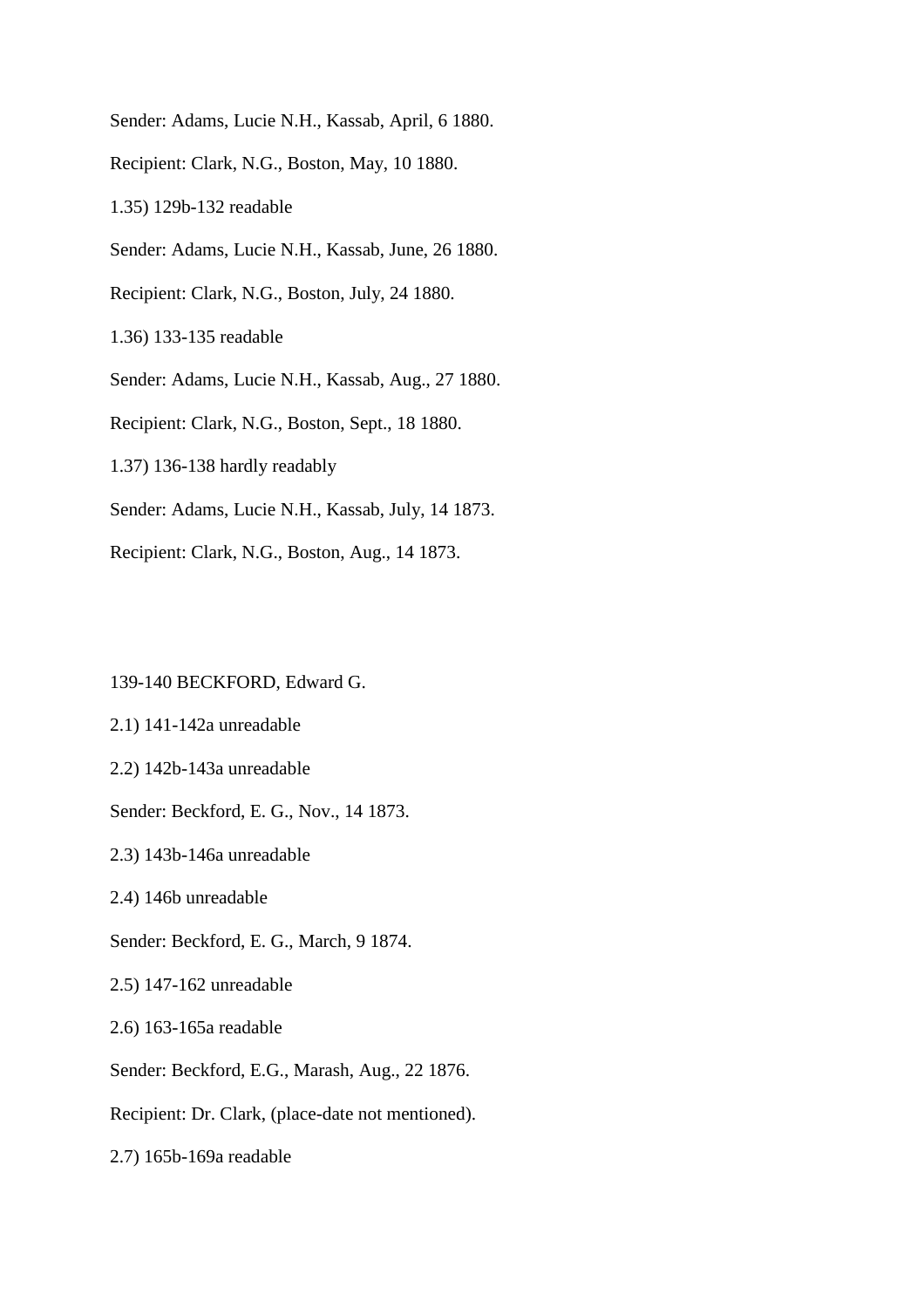Sender: Adams, Lucie N.H., Kassab, April, 6 1880.

Recipient: Clark, N.G., Boston, May, 10 1880.

1.35) 129b-132 readable

Sender: Adams, Lucie N.H., Kassab, June, 26 1880.

Recipient: Clark, N.G., Boston, July, 24 1880.

1.36) 133-135 readable

Sender: Adams, Lucie N.H., Kassab, Aug., 27 1880.

Recipient: Clark, N.G., Boston, Sept., 18 1880.

1.37) 136-138 hardly readably

Sender: Adams, Lucie N.H., Kassab, July, 14 1873.

Recipient: Clark, N.G., Boston, Aug., 14 1873.

139-140 BECKFORD, Edward G.

2.1) 141-142a unreadable

2.2) 142b-143a unreadable

Sender: Beckford, E. G., Nov., 14 1873.

2.3) 143b-146a unreadable

2.4) 146b unreadable

Sender: Beckford, E. G., March, 9 1874.

2.5) 147-162 unreadable

2.6) 163-165a readable

Sender: Beckford, E.G., Marash, Aug., 22 1876.

Recipient: Dr. Clark, (place-date not mentioned).

2.7) 165b-169a readable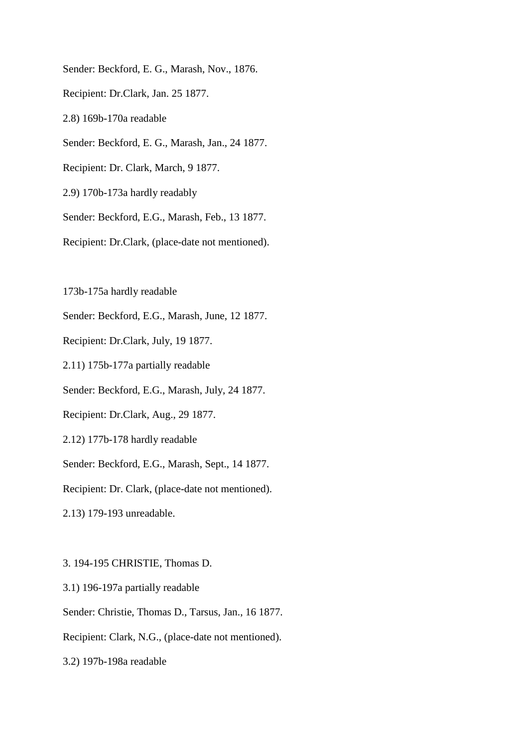Sender: Beckford, E. G., Marash, Nov., 1876.

Recipient: Dr.Clark, Jan. 25 1877.

2.8) 169b-170a readable

Sender: Beckford, E. G., Marash, Jan., 24 1877.

Recipient: Dr. Clark, March, 9 1877.

2.9) 170b-173a hardly readably

Sender: Beckford, E.G., Marash, Feb., 13 1877.

Recipient: Dr.Clark, (place-date not mentioned).

173b-175a hardly readable

Sender: Beckford, E.G., Marash, June, 12 1877.

Recipient: Dr.Clark, July, 19 1877.

2.11) 175b-177a partially readable

Sender: Beckford, E.G., Marash, July, 24 1877.

Recipient: Dr.Clark, Aug., 29 1877.

2.12) 177b-178 hardly readable

Sender: Beckford, E.G., Marash, Sept., 14 1877.

Recipient: Dr. Clark, (place-date not mentioned).

2.13) 179-193 unreadable.

3. 194-195 CHRISTIE, Thomas D.

3.1) 196-197a partially readable

Sender: Christie, Thomas D., Tarsus, Jan., 16 1877.

Recipient: Clark, N.G., (place-date not mentioned).

3.2) 197b-198a readable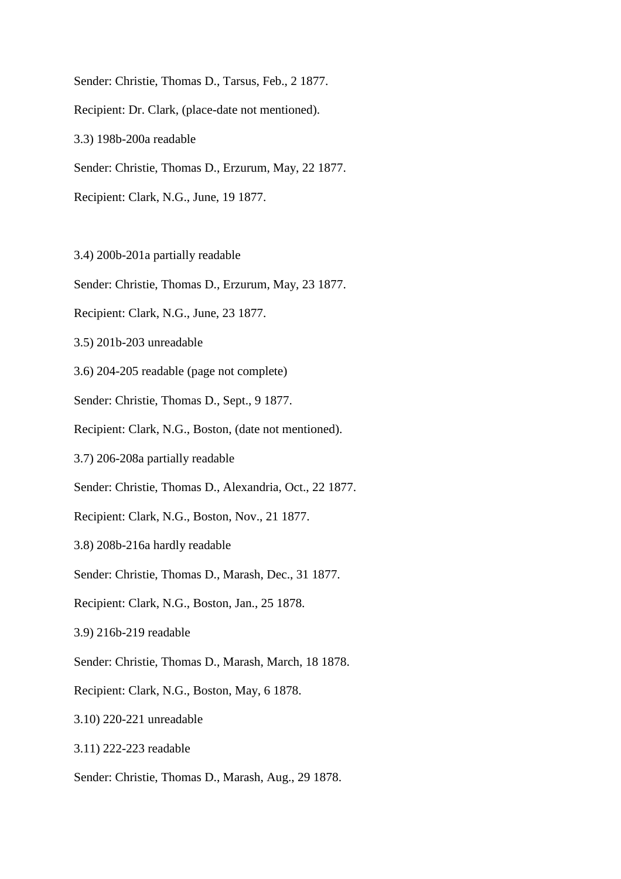Sender: Christie, Thomas D., Tarsus, Feb., 2 1877.

Recipient: Dr. Clark, (place-date not mentioned).

3.3) 198b-200a readable

Sender: Christie, Thomas D., Erzurum, May, 22 1877.

Recipient: Clark, N.G., June, 19 1877.

3.4) 200b-201a partially readable

Sender: Christie, Thomas D., Erzurum, May, 23 1877.

Recipient: Clark, N.G., June, 23 1877.

3.5) 201b-203 unreadable

3.6) 204-205 readable (page not complete)

Sender: Christie, Thomas D., Sept., 9 1877.

Recipient: Clark, N.G., Boston, (date not mentioned).

3.7) 206-208a partially readable

Sender: Christie, Thomas D., Alexandria, Oct., 22 1877.

Recipient: Clark, N.G., Boston, Nov., 21 1877.

3.8) 208b-216a hardly readable

Sender: Christie, Thomas D., Marash, Dec., 31 1877.

Recipient: Clark, N.G., Boston, Jan., 25 1878.

3.9) 216b-219 readable

Sender: Christie, Thomas D., Marash, March, 18 1878.

Recipient: Clark, N.G., Boston, May, 6 1878.

3.10) 220-221 unreadable

3.11) 222-223 readable

Sender: Christie, Thomas D., Marash, Aug., 29 1878.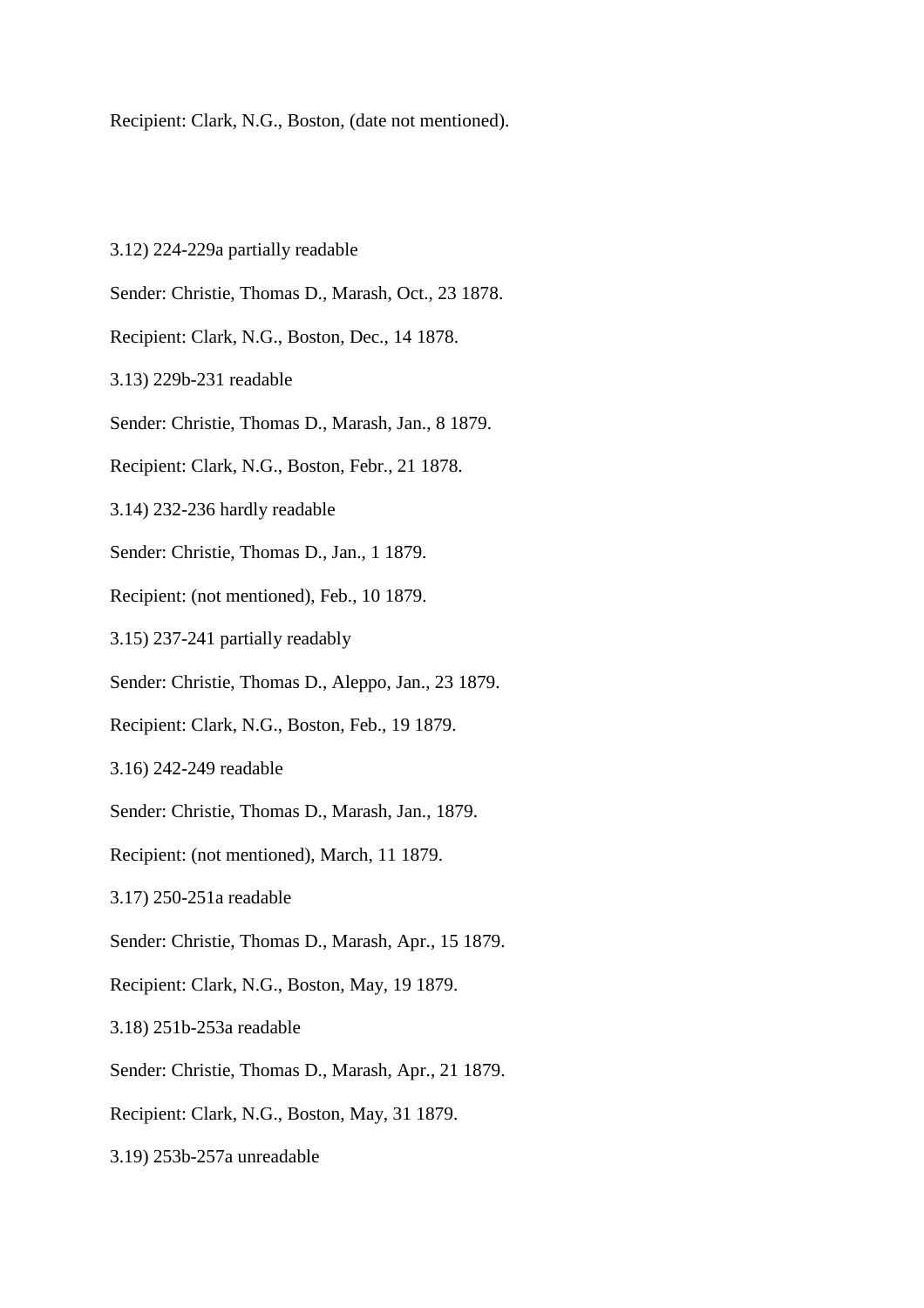Recipient: Clark, N.G., Boston, (date not mentioned).

3.12) 224-229a partially readable

Sender: Christie, Thomas D., Marash, Oct., 23 1878.

Recipient: Clark, N.G., Boston, Dec., 14 1878.

3.13) 229b-231 readable

Sender: Christie, Thomas D., Marash, Jan., 8 1879.

Recipient: Clark, N.G., Boston, Febr., 21 1878.

3.14) 232-236 hardly readable

Sender: Christie, Thomas D., Jan., 1 1879.

Recipient: (not mentioned), Feb., 10 1879.

3.15) 237-241 partially readably

Sender: Christie, Thomas D., Aleppo, Jan., 23 1879.

Recipient: Clark, N.G., Boston, Feb., 19 1879.

3.16) 242-249 readable

Sender: Christie, Thomas D., Marash, Jan., 1879.

Recipient: (not mentioned), March, 11 1879.

3.17) 250-251a readable

Sender: Christie, Thomas D., Marash, Apr., 15 1879.

Recipient: Clark, N.G., Boston, May, 19 1879.

3.18) 251b-253a readable

Sender: Christie, Thomas D., Marash, Apr., 21 1879.

Recipient: Clark, N.G., Boston, May, 31 1879.

3.19) 253b-257a unreadable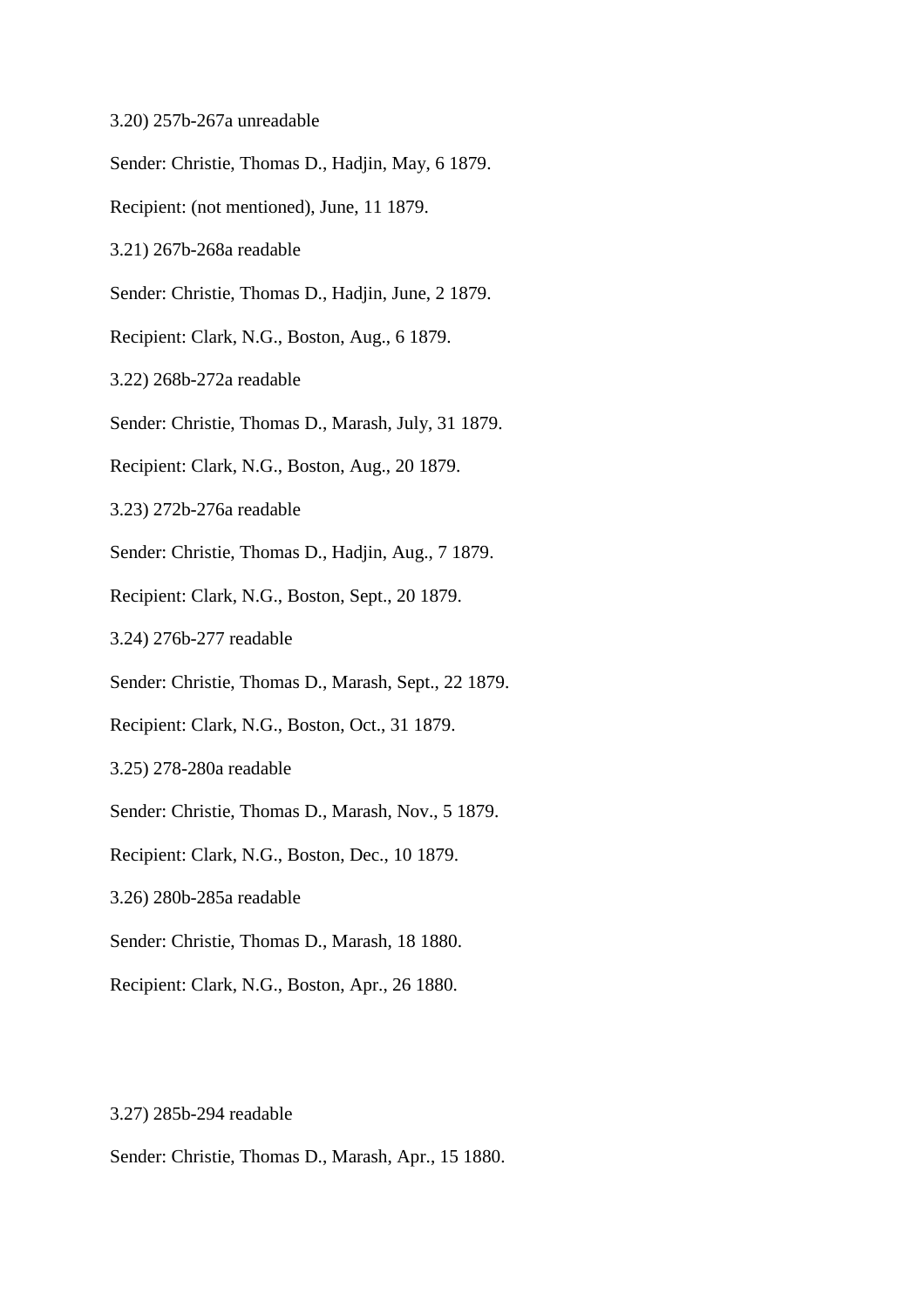3.20) 257b-267a unreadable

Sender: Christie, Thomas D., Hadjin, May, 6 1879.

Recipient: (not mentioned), June, 11 1879.

3.21) 267b-268a readable

Sender: Christie, Thomas D., Hadjin, June, 2 1879.

Recipient: Clark, N.G., Boston, Aug., 6 1879.

3.22) 268b-272a readable

Sender: Christie, Thomas D., Marash, July, 31 1879.

Recipient: Clark, N.G., Boston, Aug., 20 1879.

3.23) 272b-276a readable

Sender: Christie, Thomas D., Hadjin, Aug., 7 1879.

Recipient: Clark, N.G., Boston, Sept., 20 1879.

3.24) 276b-277 readable

Sender: Christie, Thomas D., Marash, Sept., 22 1879.

Recipient: Clark, N.G., Boston, Oct., 31 1879.

3.25) 278-280a readable

Sender: Christie, Thomas D., Marash, Nov., 5 1879.

Recipient: Clark, N.G., Boston, Dec., 10 1879.

3.26) 280b-285a readable

Sender: Christie, Thomas D., Marash, 18 1880.

Recipient: Clark, N.G., Boston, Apr., 26 1880.

3.27) 285b-294 readable

Sender: Christie, Thomas D., Marash, Apr., 15 1880.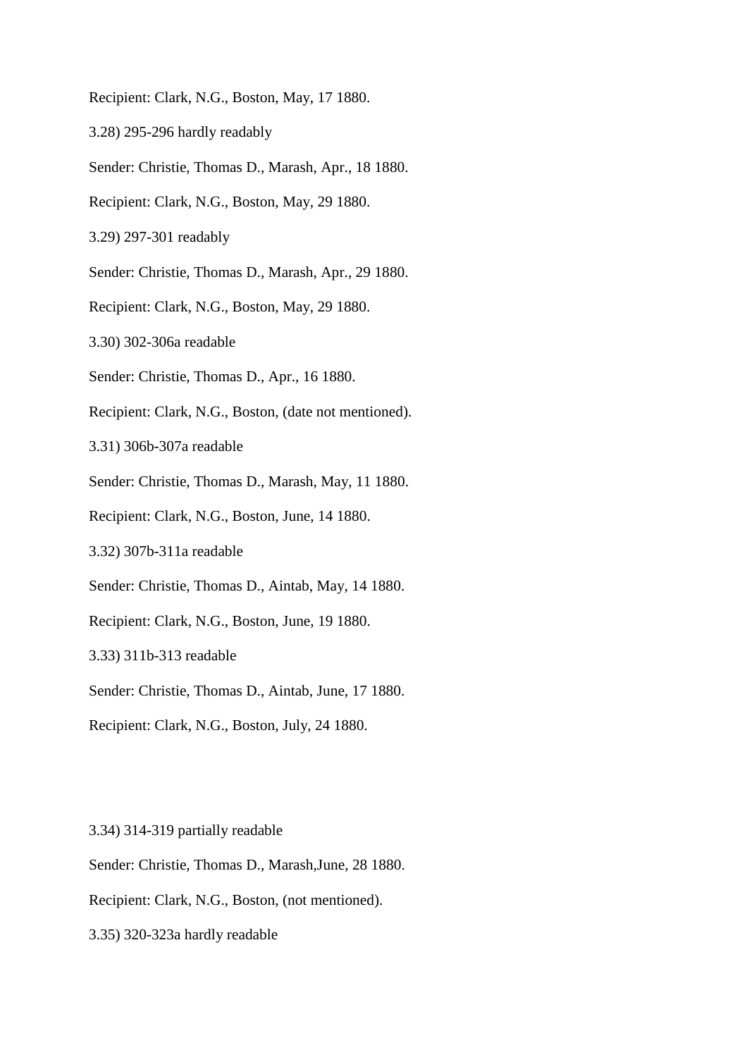Recipient: Clark, N.G., Boston, May, 17 1880.

3.28) 295-296 hardly readably

Sender: Christie, Thomas D., Marash, Apr., 18 1880.

Recipient: Clark, N.G., Boston, May, 29 1880.

3.29) 297-301 readably

Sender: Christie, Thomas D., Marash, Apr., 29 1880.

Recipient: Clark, N.G., Boston, May, 29 1880.

3.30) 302-306a readable

Sender: Christie, Thomas D., Apr., 16 1880.

Recipient: Clark, N.G., Boston, (date not mentioned).

3.31) 306b-307a readable

Sender: Christie, Thomas D., Marash, May, 11 1880.

Recipient: Clark, N.G., Boston, June, 14 1880.

3.32) 307b-311a readable

Sender: Christie, Thomas D., Aintab, May, 14 1880.

Recipient: Clark, N.G., Boston, June, 19 1880.

3.33) 311b-313 readable

Sender: Christie, Thomas D., Aintab, June, 17 1880.

Recipient: Clark, N.G., Boston, July, 24 1880.

3.34) 314-319 partially readable

Sender: Christie, Thomas D., Marash,June, 28 1880.

Recipient: Clark, N.G., Boston, (not mentioned).

3.35) 320-323a hardly readable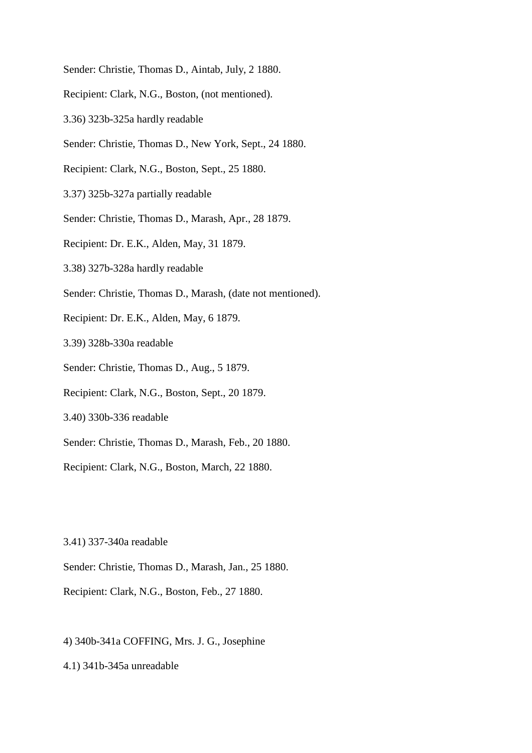Sender: Christie, Thomas D., Aintab, July, 2 1880.

Recipient: Clark, N.G., Boston, (not mentioned).

3.36) 323b-325a hardly readable

Sender: Christie, Thomas D., New York, Sept., 24 1880.

Recipient: Clark, N.G., Boston, Sept., 25 1880.

3.37) 325b-327a partially readable

Sender: Christie, Thomas D., Marash, Apr., 28 1879.

Recipient: Dr. E.K., Alden, May, 31 1879.

3.38) 327b-328a hardly readable

Sender: Christie, Thomas D., Marash, (date not mentioned).

Recipient: Dr. E.K., Alden, May, 6 1879.

3.39) 328b-330a readable

Sender: Christie, Thomas D., Aug., 5 1879.

Recipient: Clark, N.G., Boston, Sept., 20 1879.

3.40) 330b-336 readable

Sender: Christie, Thomas D., Marash, Feb., 20 1880.

Recipient: Clark, N.G., Boston, March, 22 1880.

3.41) 337-340a readable

Sender: Christie, Thomas D., Marash, Jan., 25 1880.

Recipient: Clark, N.G., Boston, Feb., 27 1880.

4) 340b-341a COFFING, Mrs. J. G., Josephine

4.1) 341b-345a unreadable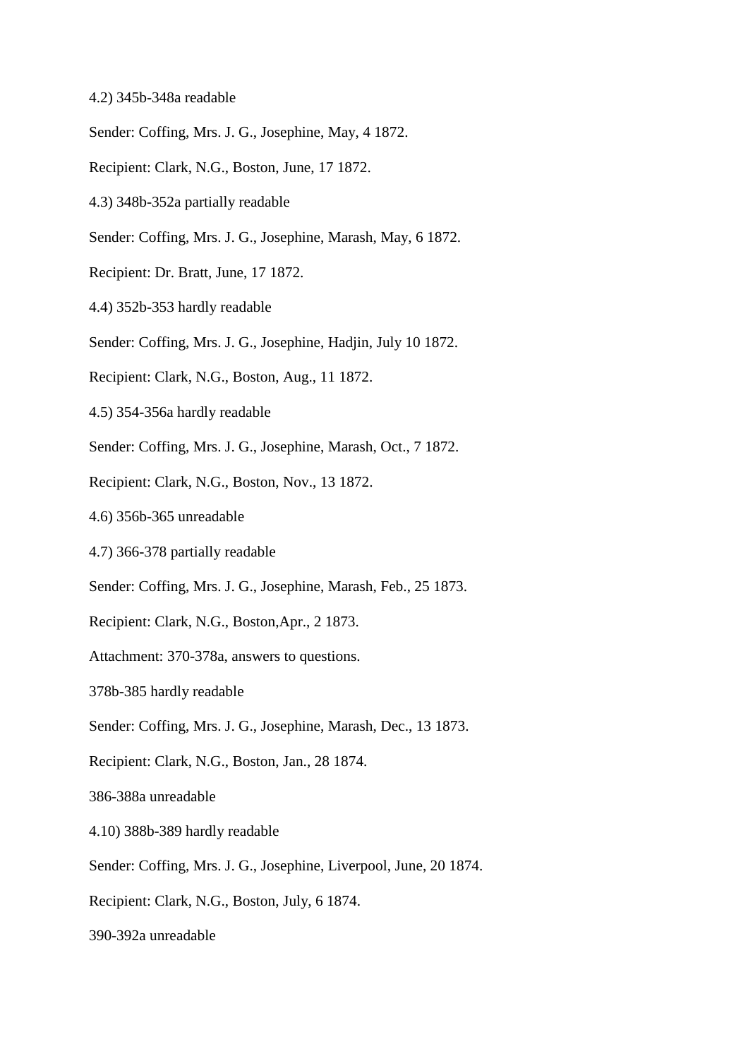4.2) 345b-348a readable

Sender: Coffing, Mrs. J. G., Josephine, May, 4 1872.

Recipient: Clark, N.G., Boston, June, 17 1872.

4.3) 348b-352a partially readable

Sender: Coffing, Mrs. J. G., Josephine, Marash, May, 6 1872.

Recipient: Dr. Bratt, June, 17 1872.

4.4) 352b-353 hardly readable

Sender: Coffing, Mrs. J. G., Josephine, Hadjin, July 10 1872.

Recipient: Clark, N.G., Boston, Aug., 11 1872.

4.5) 354-356a hardly readable

Sender: Coffing, Mrs. J. G., Josephine, Marash, Oct., 7 1872.

Recipient: Clark, N.G., Boston, Nov., 13 1872.

4.6) 356b-365 unreadable

4.7) 366-378 partially readable

Sender: Coffing, Mrs. J. G., Josephine, Marash, Feb., 25 1873.

Recipient: Clark, N.G., Boston,Apr., 2 1873.

Attachment: 370-378a, answers to questions.

378b-385 hardly readable

Sender: Coffing, Mrs. J. G., Josephine, Marash, Dec., 13 1873.

Recipient: Clark, N.G., Boston, Jan., 28 1874.

386-388a unreadable

4.10) 388b-389 hardly readable

Sender: Coffing, Mrs. J. G., Josephine, Liverpool, June, 20 1874.

Recipient: Clark, N.G., Boston, July, 6 1874.

390-392a unreadable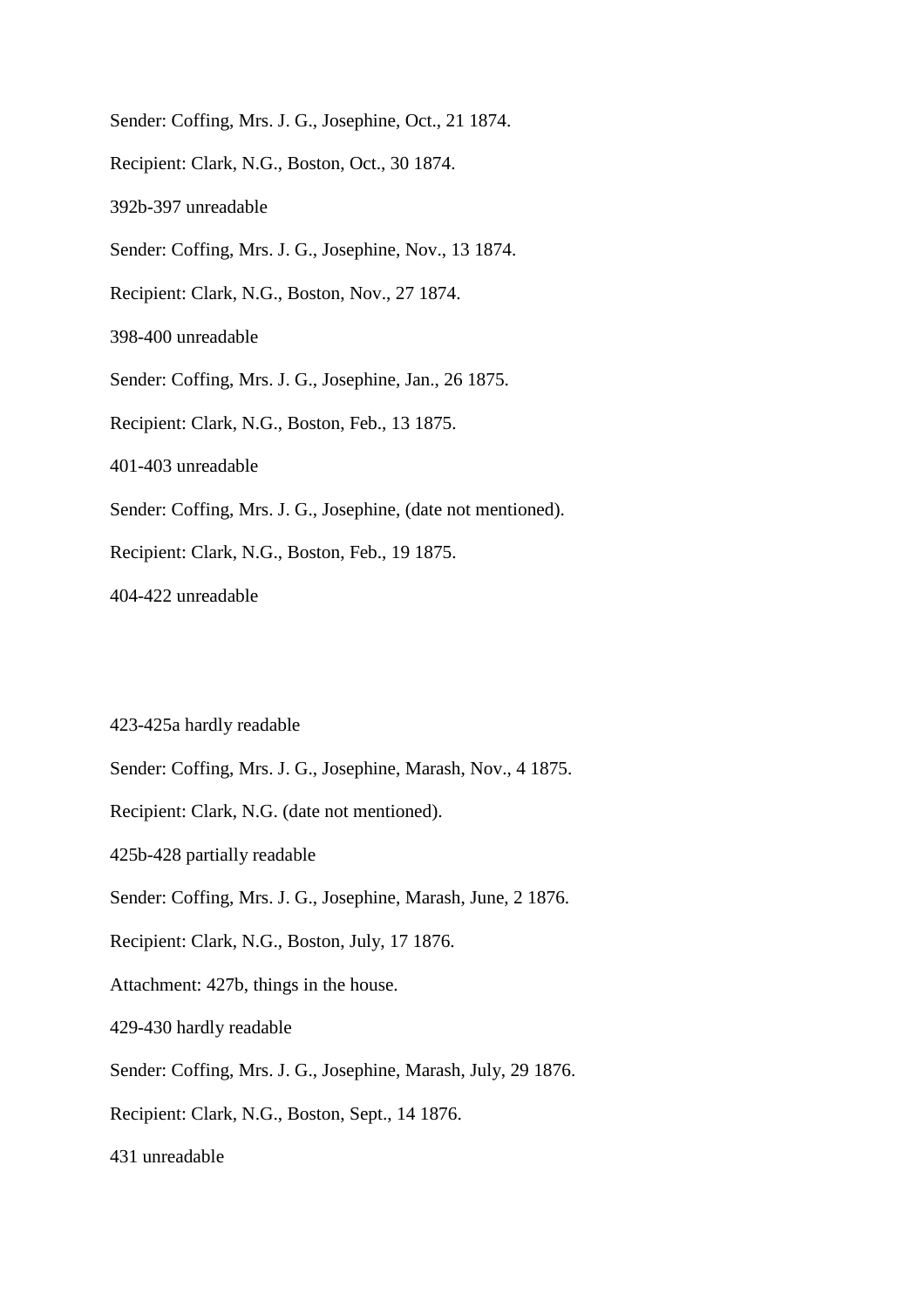Sender: Coffing, Mrs. J. G., Josephine, Oct., 21 1874.

Recipient: Clark, N.G., Boston, Oct., 30 1874.

392b-397 unreadable

Sender: Coffing, Mrs. J. G., Josephine, Nov., 13 1874.

Recipient: Clark, N.G., Boston, Nov., 27 1874.

398-400 unreadable

Sender: Coffing, Mrs. J. G., Josephine, Jan., 26 1875.

Recipient: Clark, N.G., Boston, Feb., 13 1875.

401-403 unreadable

Sender: Coffing, Mrs. J. G., Josephine, (date not mentioned).

Recipient: Clark, N.G., Boston, Feb., 19 1875.

404-422 unreadable

423-425a hardly readable

Sender: Coffing, Mrs. J. G., Josephine, Marash, Nov., 4 1875.

Recipient: Clark, N.G. (date not mentioned).

425b-428 partially readable

Sender: Coffing, Mrs. J. G., Josephine, Marash, June, 2 1876.

Recipient: Clark, N.G., Boston, July, 17 1876.

Attachment: 427b, things in the house.

429-430 hardly readable

Sender: Coffing, Mrs. J. G., Josephine, Marash, July, 29 1876.

Recipient: Clark, N.G., Boston, Sept., 14 1876.

431 unreadable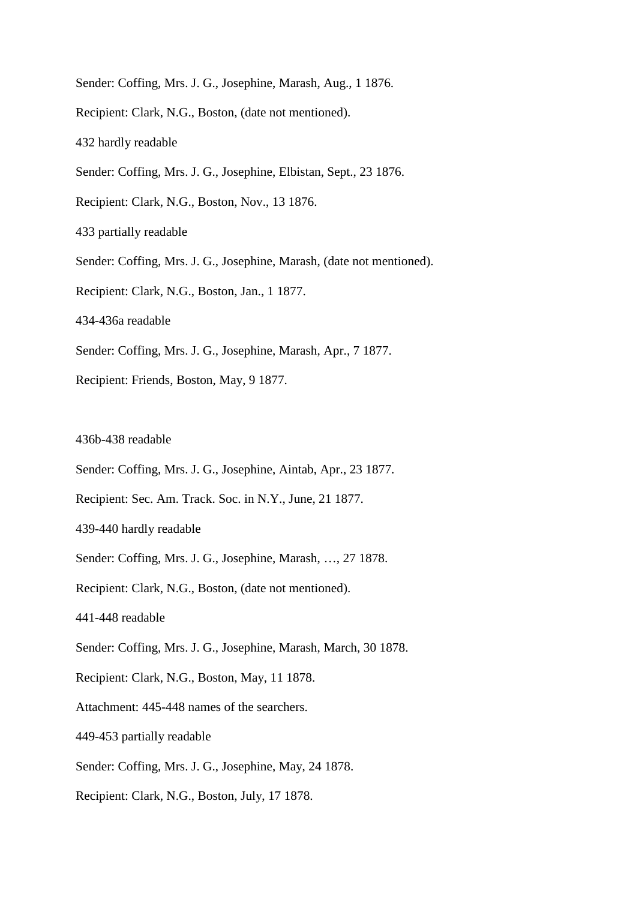Sender: Coffing, Mrs. J. G., Josephine, Marash, Aug., 1 1876.

Recipient: Clark, N.G., Boston, (date not mentioned).

432 hardly readable

Sender: Coffing, Mrs. J. G., Josephine, Elbistan, Sept., 23 1876.

Recipient: Clark, N.G., Boston, Nov., 13 1876.

433 partially readable

Sender: Coffing, Mrs. J. G., Josephine, Marash, (date not mentioned).

Recipient: Clark, N.G., Boston, Jan., 1 1877.

434-436a readable

Sender: Coffing, Mrs. J. G., Josephine, Marash, Apr., 7 1877.

Recipient: Friends, Boston, May, 9 1877.

436b-438 readable

Sender: Coffing, Mrs. J. G., Josephine, Aintab, Apr., 23 1877.

Recipient: Sec. Am. Track. Soc. in N.Y., June, 21 1877.

439-440 hardly readable

Sender: Coffing, Mrs. J. G., Josephine, Marash, …, 27 1878.

Recipient: Clark, N.G., Boston, (date not mentioned).

441-448 readable

Sender: Coffing, Mrs. J. G., Josephine, Marash, March, 30 1878.

Recipient: Clark, N.G., Boston, May, 11 1878.

Attachment: 445-448 names of the searchers.

449-453 partially readable

Sender: Coffing, Mrs. J. G., Josephine, May, 24 1878.

Recipient: Clark, N.G., Boston, July, 17 1878.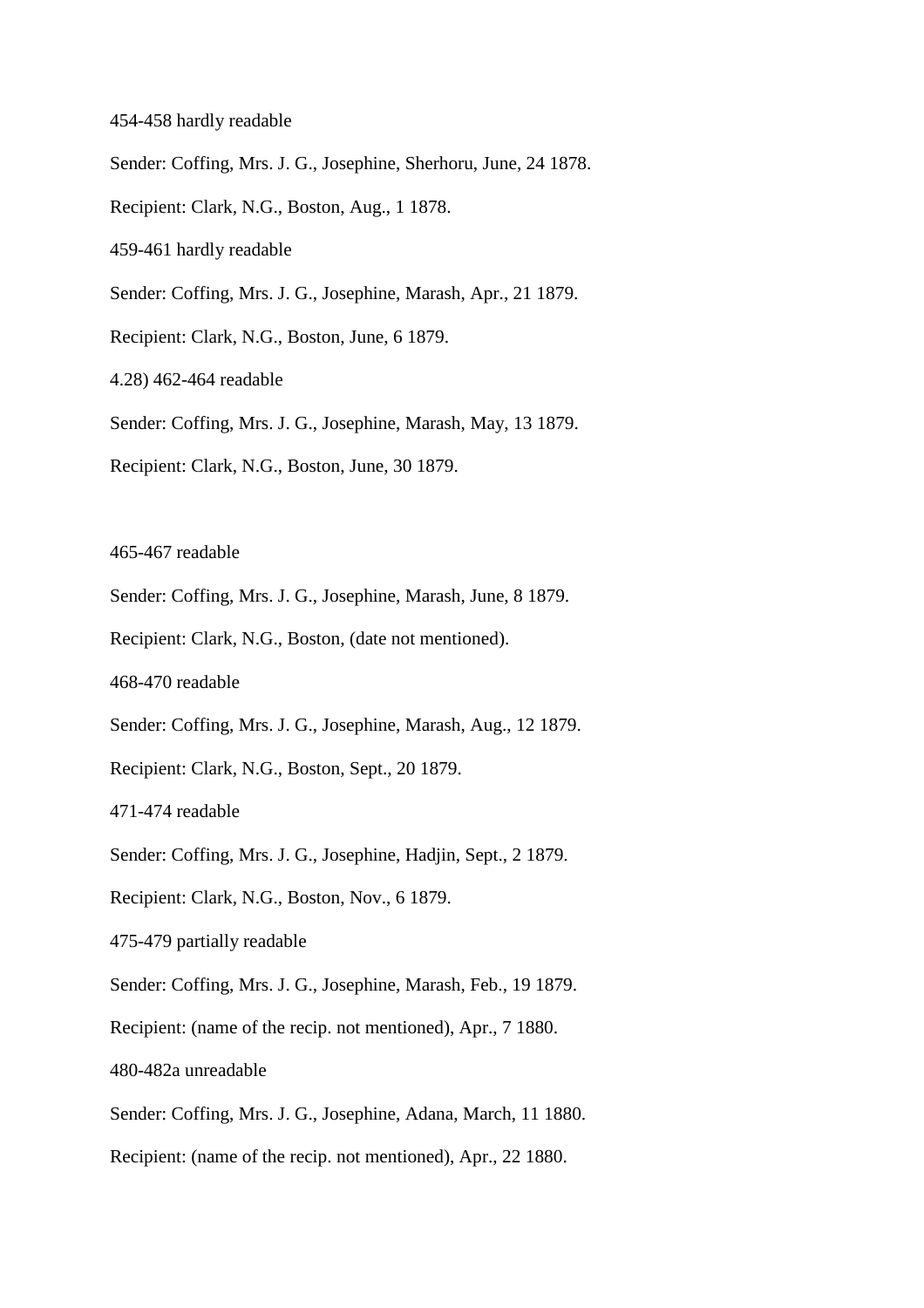454-458 hardly readable

Sender: Coffing, Mrs. J. G., Josephine, Sherhoru, June, 24 1878.

Recipient: Clark, N.G., Boston, Aug., 1 1878.

459-461 hardly readable

Sender: Coffing, Mrs. J. G., Josephine, Marash, Apr., 21 1879.

Recipient: Clark, N.G., Boston, June, 6 1879.

4.28) 462-464 readable

Sender: Coffing, Mrs. J. G., Josephine, Marash, May, 13 1879.

Recipient: Clark, N.G., Boston, June, 30 1879.

465-467 readable

Sender: Coffing, Mrs. J. G., Josephine, Marash, June, 8 1879.

Recipient: Clark, N.G., Boston, (date not mentioned).

468-470 readable

Sender: Coffing, Mrs. J. G., Josephine, Marash, Aug., 12 1879.

Recipient: Clark, N.G., Boston, Sept., 20 1879.

471-474 readable

Sender: Coffing, Mrs. J. G., Josephine, Hadjin, Sept., 2 1879.

Recipient: Clark, N.G., Boston, Nov., 6 1879.

475-479 partially readable

Sender: Coffing, Mrs. J. G., Josephine, Marash, Feb., 19 1879.

Recipient: (name of the recip. not mentioned), Apr., 7 1880.

480-482a unreadable

Sender: Coffing, Mrs. J. G., Josephine, Adana, March, 11 1880.

Recipient: (name of the recip. not mentioned), Apr., 22 1880.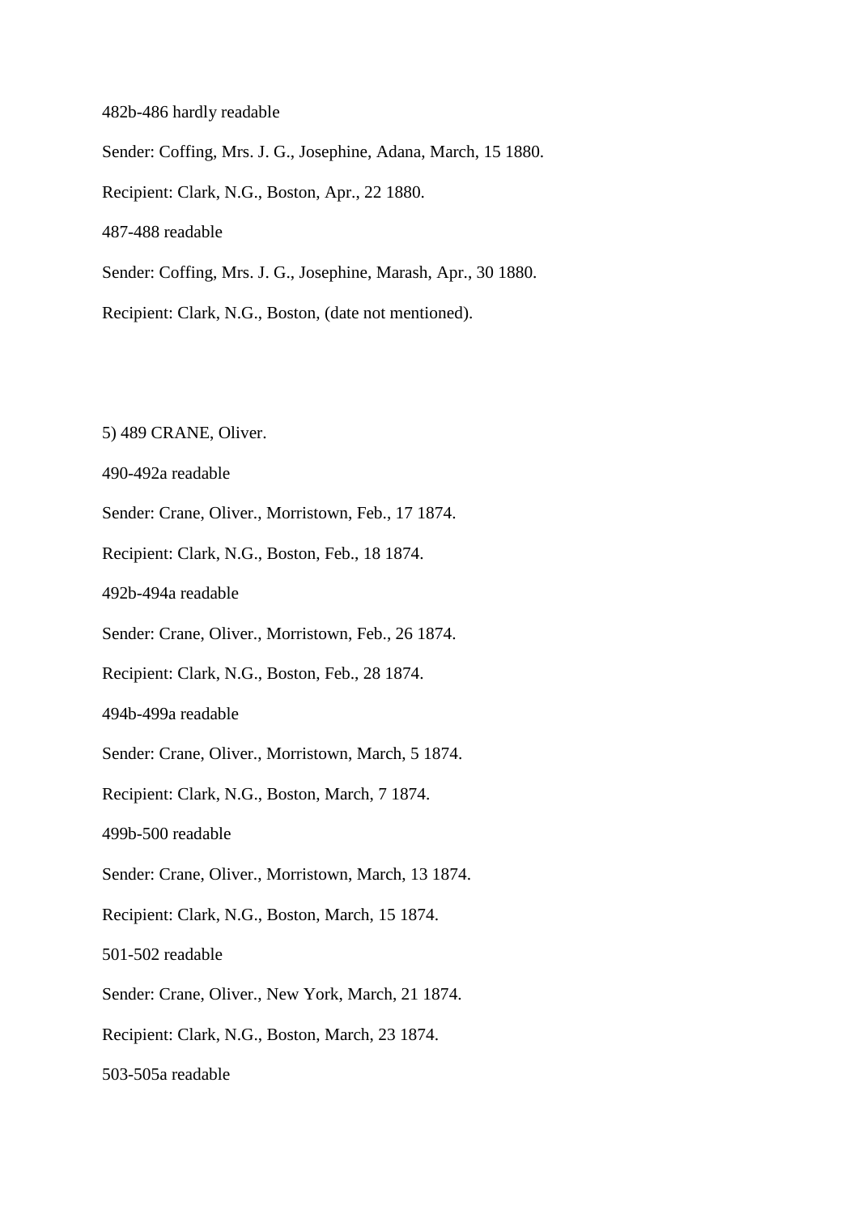482b-486 hardly readable

Sender: Coffing, Mrs. J. G., Josephine, Adana, March, 15 1880.

Recipient: Clark, N.G., Boston, Apr., 22 1880.

487-488 readable

Sender: Coffing, Mrs. J. G., Josephine, Marash, Apr., 30 1880.

Recipient: Clark, N.G., Boston, (date not mentioned).

5) 489 CRANE, Oliver.

490-492a readable

Sender: Crane, Oliver., Morristown, Feb., 17 1874.

Recipient: Clark, N.G., Boston, Feb., 18 1874.

492b-494a readable

Sender: Crane, Oliver., Morristown, Feb., 26 1874.

Recipient: Clark, N.G., Boston, Feb., 28 1874.

494b-499a readable

Sender: Crane, Oliver., Morristown, March, 5 1874.

Recipient: Clark, N.G., Boston, March, 7 1874.

499b-500 readable

Sender: Crane, Oliver., Morristown, March, 13 1874.

Recipient: Clark, N.G., Boston, March, 15 1874.

501-502 readable

Sender: Crane, Oliver., New York, March, 21 1874.

Recipient: Clark, N.G., Boston, March, 23 1874.

503-505a readable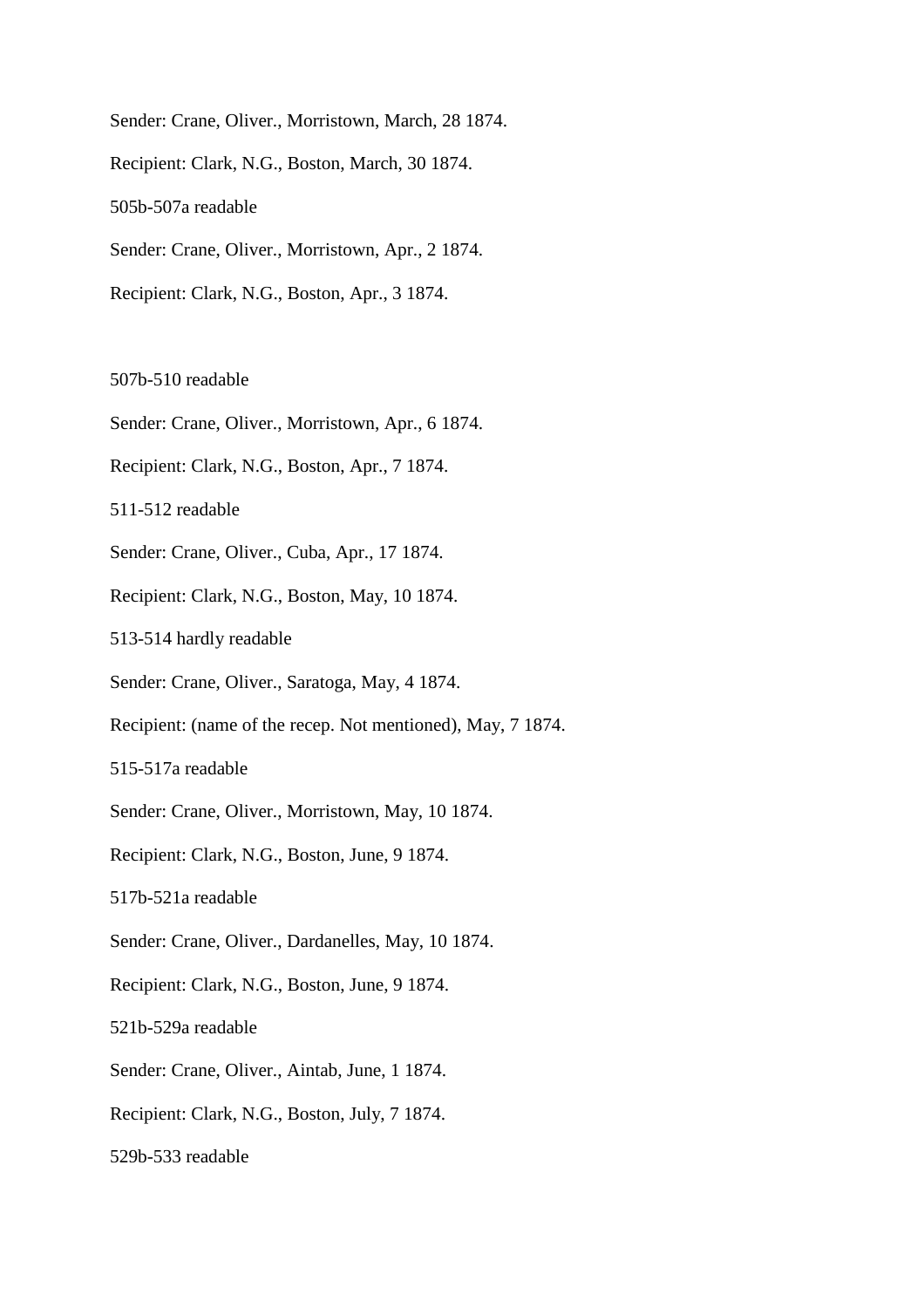Sender: Crane, Oliver., Morristown, March, 28 1874.

Recipient: Clark, N.G., Boston, March, 30 1874.

505b-507a readable

Sender: Crane, Oliver., Morristown, Apr., 2 1874.

Recipient: Clark, N.G., Boston, Apr., 3 1874.

507b-510 readable

Sender: Crane, Oliver., Morristown, Apr., 6 1874.

Recipient: Clark, N.G., Boston, Apr., 7 1874.

511-512 readable

Sender: Crane, Oliver., Cuba, Apr., 17 1874.

Recipient: Clark, N.G., Boston, May, 10 1874.

513-514 hardly readable

Sender: Crane, Oliver., Saratoga, May, 4 1874.

Recipient: (name of the recep. Not mentioned), May, 7 1874.

515-517a readable

Sender: Crane, Oliver., Morristown, May, 10 1874.

Recipient: Clark, N.G., Boston, June, 9 1874.

517b-521a readable

Sender: Crane, Oliver., Dardanelles, May, 10 1874.

Recipient: Clark, N.G., Boston, June, 9 1874.

521b-529a readable

Sender: Crane, Oliver., Aintab, June, 1 1874.

Recipient: Clark, N.G., Boston, July, 7 1874.

529b-533 readable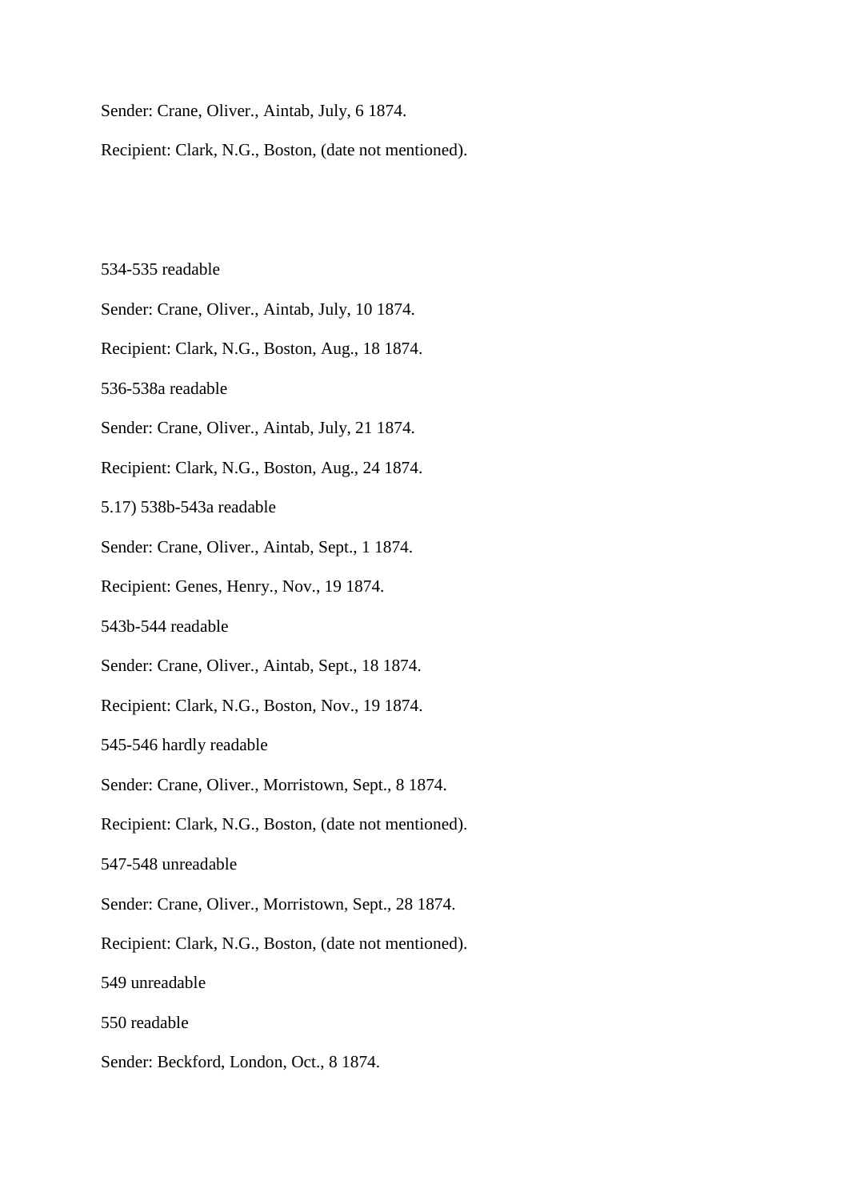Sender: Crane, Oliver., Aintab, July, 6 1874.

Recipient: Clark, N.G., Boston, (date not mentioned).

534-535 readable

Sender: Crane, Oliver., Aintab, July, 10 1874.

Recipient: Clark, N.G., Boston, Aug., 18 1874.

536-538a readable

Sender: Crane, Oliver., Aintab, July, 21 1874.

Recipient: Clark, N.G., Boston, Aug., 24 1874.

5.17) 538b-543a readable

Sender: Crane, Oliver., Aintab, Sept., 1 1874.

Recipient: Genes, Henry., Nov., 19 1874.

543b-544 readable

Sender: Crane, Oliver., Aintab, Sept., 18 1874.

Recipient: Clark, N.G., Boston, Nov., 19 1874.

545-546 hardly readable

Sender: Crane, Oliver., Morristown, Sept., 8 1874.

Recipient: Clark, N.G., Boston, (date not mentioned).

547-548 unreadable

Sender: Crane, Oliver., Morristown, Sept., 28 1874.

Recipient: Clark, N.G., Boston, (date not mentioned).

549 unreadable

550 readable

Sender: Beckford, London, Oct., 8 1874.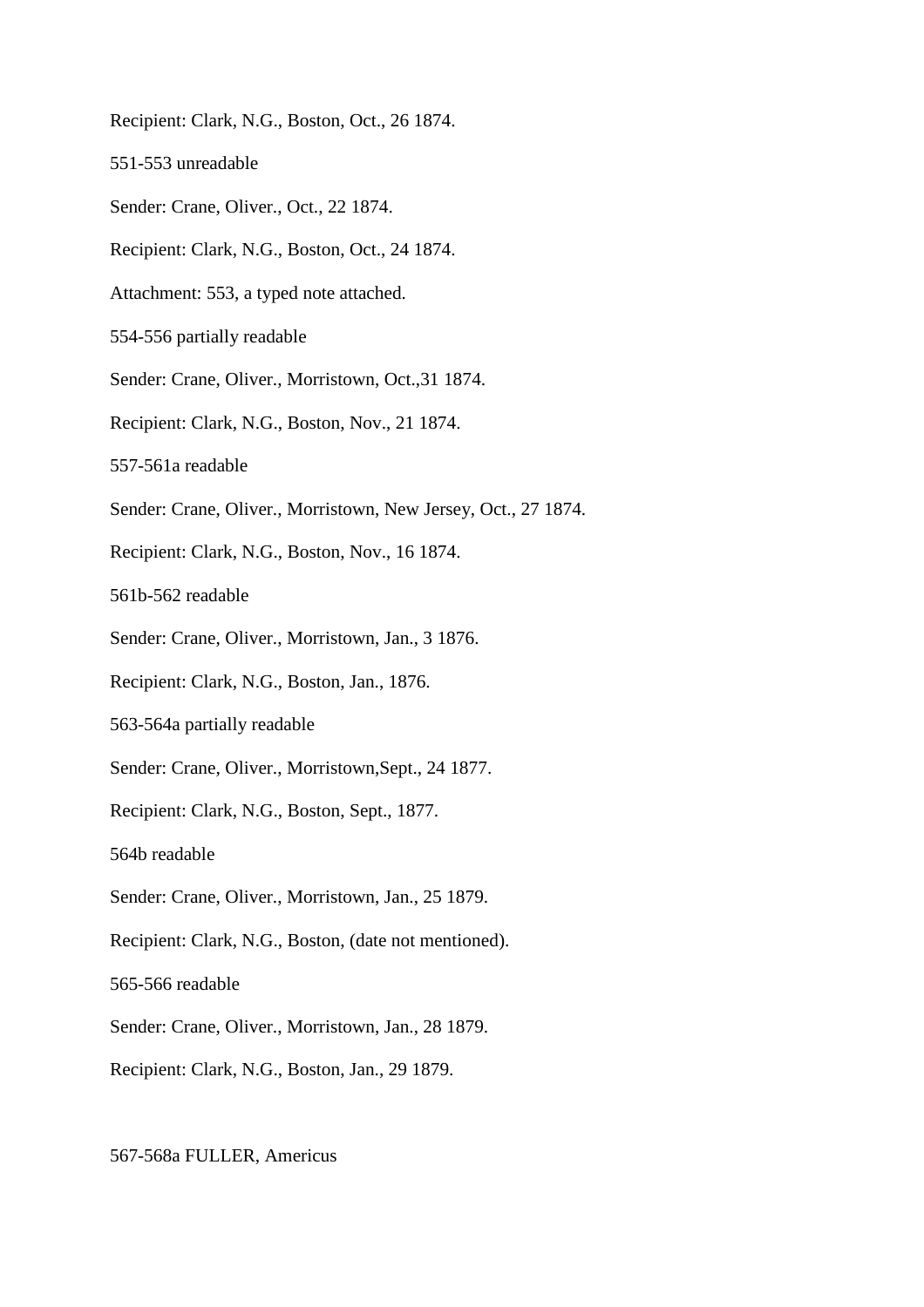Recipient: Clark, N.G., Boston, Oct., 26 1874.

551-553 unreadable

Sender: Crane, Oliver., Oct., 22 1874.

Recipient: Clark, N.G., Boston, Oct., 24 1874.

Attachment: 553, a typed note attached.

554-556 partially readable

Sender: Crane, Oliver., Morristown, Oct.,31 1874.

Recipient: Clark, N.G., Boston, Nov., 21 1874.

557-561a readable

Sender: Crane, Oliver., Morristown, New Jersey, Oct., 27 1874.

Recipient: Clark, N.G., Boston, Nov., 16 1874.

561b-562 readable

Sender: Crane, Oliver., Morristown, Jan., 3 1876.

Recipient: Clark, N.G., Boston, Jan., 1876.

563-564a partially readable

Sender: Crane, Oliver., Morristown,Sept., 24 1877.

Recipient: Clark, N.G., Boston, Sept., 1877.

564b readable

Sender: Crane, Oliver., Morristown, Jan., 25 1879.

Recipient: Clark, N.G., Boston, (date not mentioned).

565-566 readable

Sender: Crane, Oliver., Morristown, Jan., 28 1879.

Recipient: Clark, N.G., Boston, Jan., 29 1879.

567-568a FULLER, Americus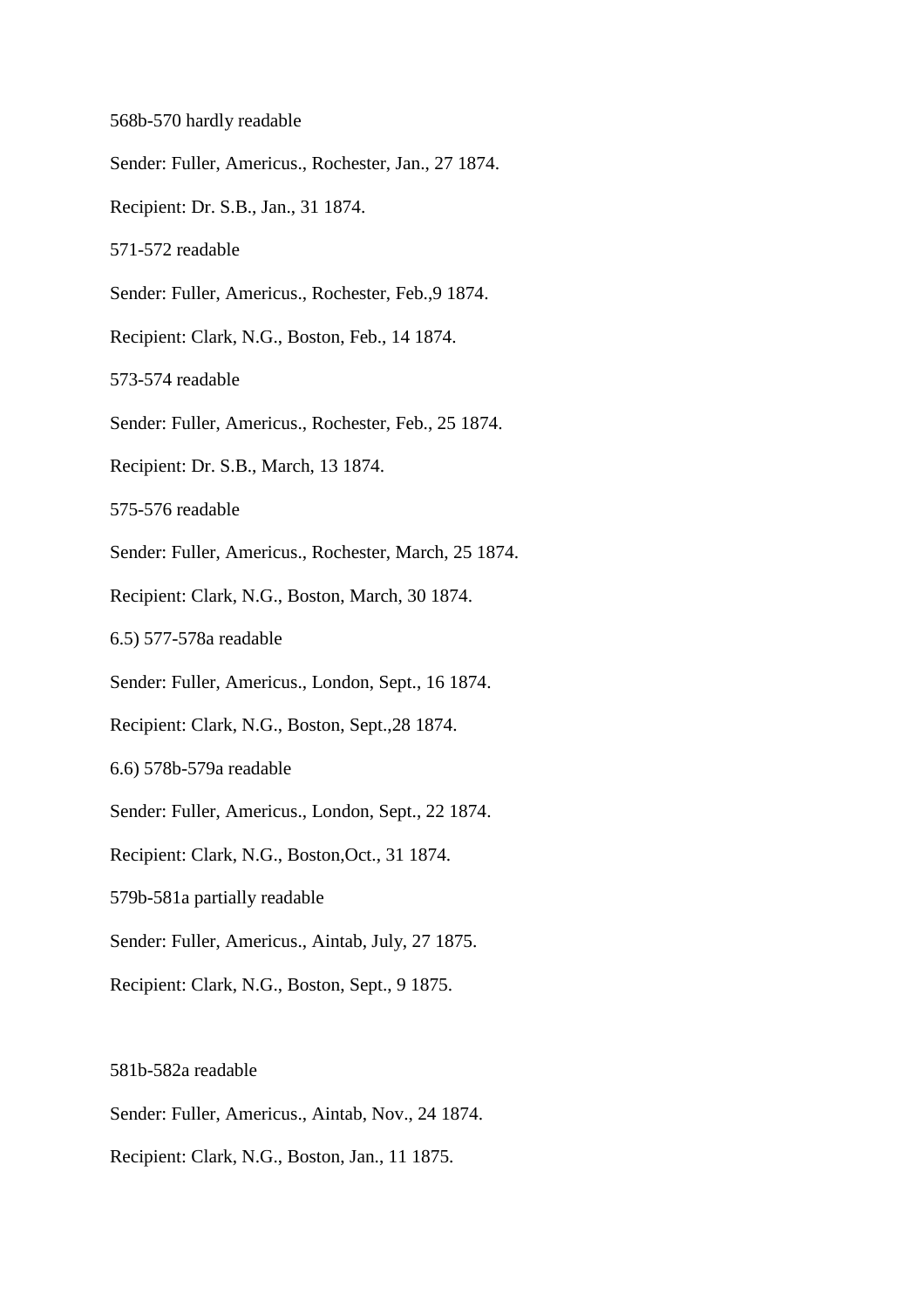568b-570 hardly readable

Sender: Fuller, Americus., Rochester, Jan., 27 1874.

Recipient: Dr. S.B., Jan., 31 1874.

571-572 readable

Sender: Fuller, Americus., Rochester, Feb.,9 1874.

Recipient: Clark, N.G., Boston, Feb., 14 1874.

573-574 readable

Sender: Fuller, Americus., Rochester, Feb., 25 1874.

Recipient: Dr. S.B., March, 13 1874.

575-576 readable

Sender: Fuller, Americus., Rochester, March, 25 1874.

Recipient: Clark, N.G., Boston, March, 30 1874.

6.5) 577-578a readable

Sender: Fuller, Americus., London, Sept., 16 1874.

Recipient: Clark, N.G., Boston, Sept.,28 1874.

6.6) 578b-579a readable

Sender: Fuller, Americus., London, Sept., 22 1874.

Recipient: Clark, N.G., Boston,Oct., 31 1874.

579b-581a partially readable

Sender: Fuller, Americus., Aintab, July, 27 1875.

Recipient: Clark, N.G., Boston, Sept., 9 1875.

581b-582a readable

Sender: Fuller, Americus., Aintab, Nov., 24 1874.

Recipient: Clark, N.G., Boston, Jan., 11 1875.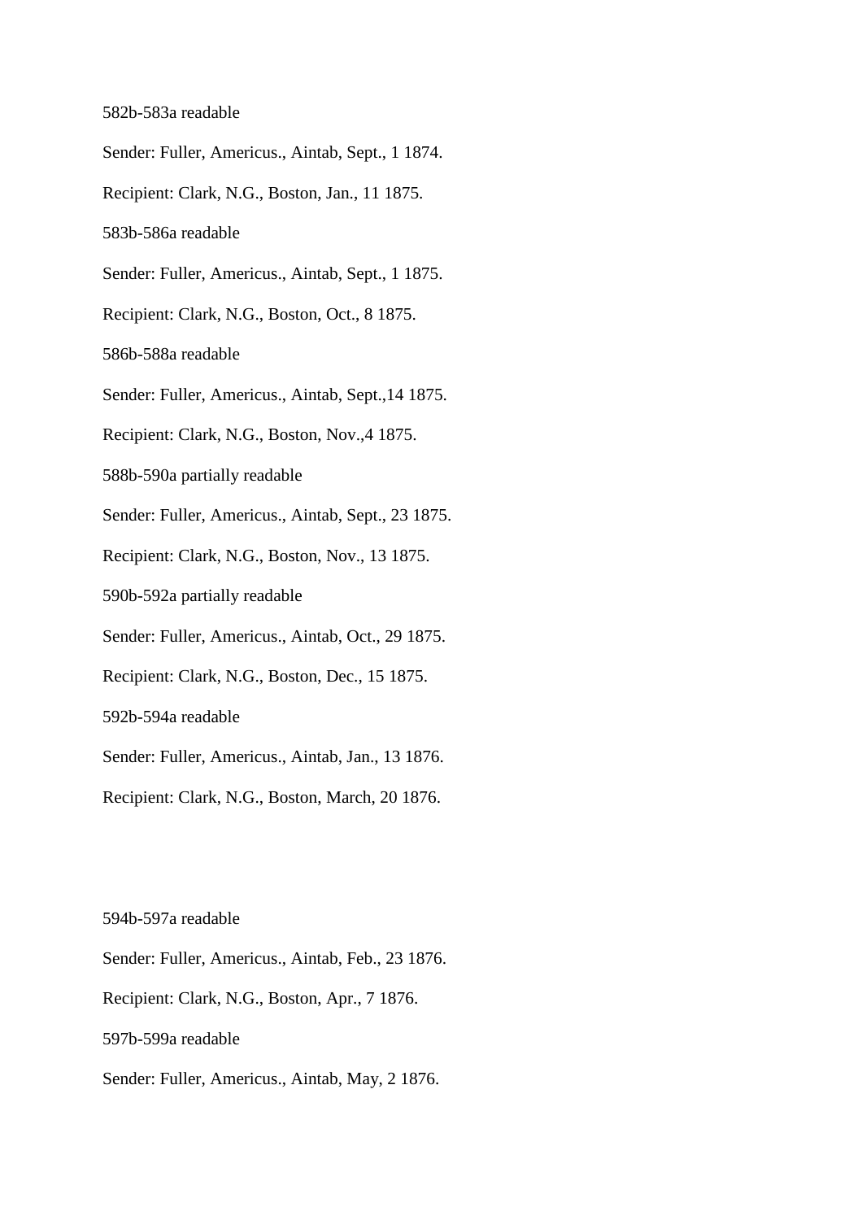582b-583a readable

Sender: Fuller, Americus., Aintab, Sept., 1 1874.

Recipient: Clark, N.G., Boston, Jan., 11 1875.

583b-586a readable

Sender: Fuller, Americus., Aintab, Sept., 1 1875.

Recipient: Clark, N.G., Boston, Oct., 8 1875.

586b-588a readable

Sender: Fuller, Americus., Aintab, Sept.,14 1875.

Recipient: Clark, N.G., Boston, Nov.,4 1875.

588b-590a partially readable

Sender: Fuller, Americus., Aintab, Sept., 23 1875.

Recipient: Clark, N.G., Boston, Nov., 13 1875.

590b-592a partially readable

Sender: Fuller, Americus., Aintab, Oct., 29 1875.

Recipient: Clark, N.G., Boston, Dec., 15 1875.

592b-594a readable

Sender: Fuller, Americus., Aintab, Jan., 13 1876.

Recipient: Clark, N.G., Boston, March, 20 1876.

594b-597a readable

Sender: Fuller, Americus., Aintab, Feb., 23 1876.

Recipient: Clark, N.G., Boston, Apr., 7 1876.

597b-599a readable

Sender: Fuller, Americus., Aintab, May, 2 1876.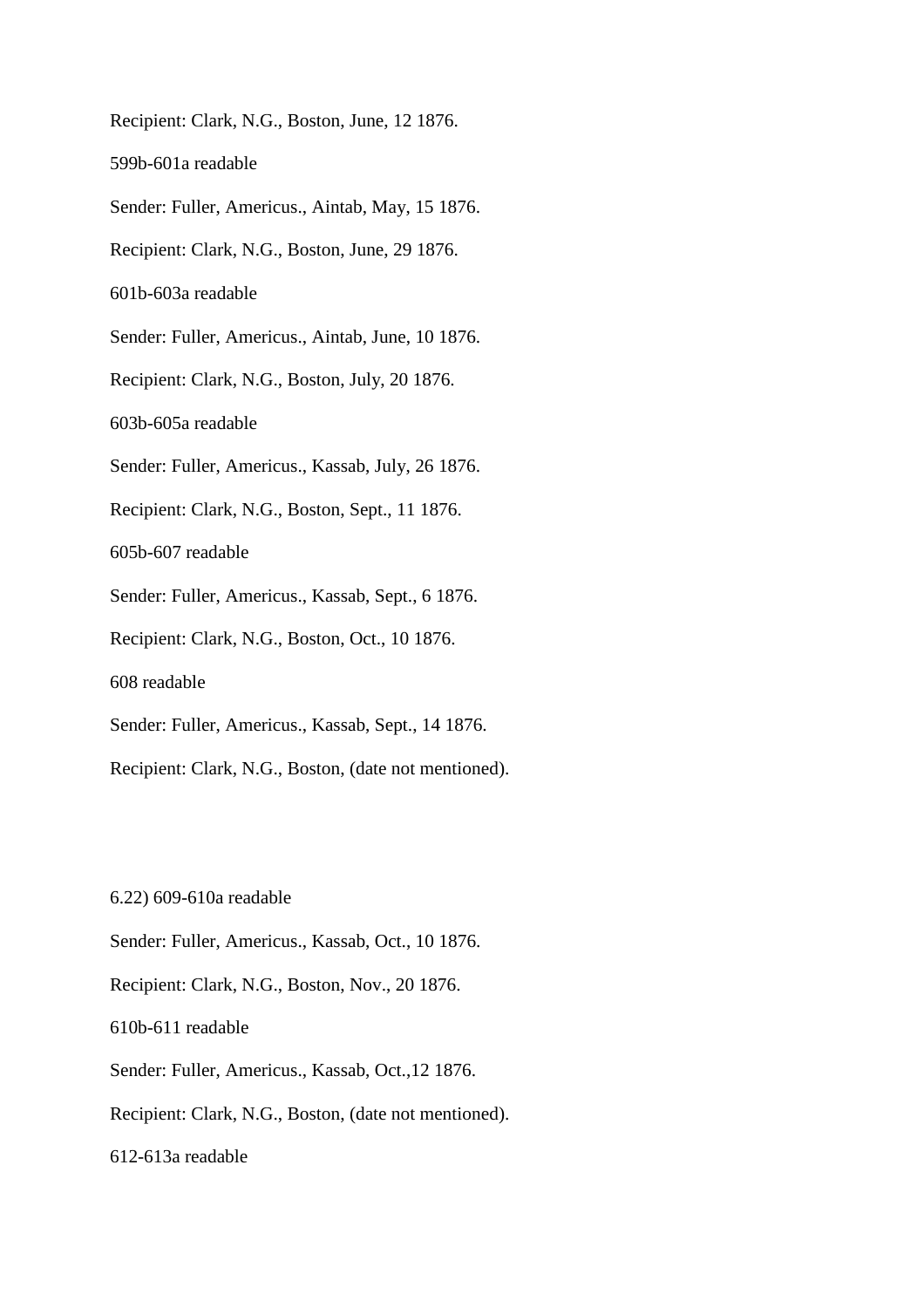Recipient: Clark, N.G., Boston, June, 12 1876.

599b-601a readable

Sender: Fuller, Americus., Aintab, May, 15 1876.

Recipient: Clark, N.G., Boston, June, 29 1876.

601b-603a readable

Sender: Fuller, Americus., Aintab, June, 10 1876.

Recipient: Clark, N.G., Boston, July, 20 1876.

603b-605a readable

Sender: Fuller, Americus., Kassab, July, 26 1876.

Recipient: Clark, N.G., Boston, Sept., 11 1876.

605b-607 readable

Sender: Fuller, Americus., Kassab, Sept., 6 1876.

Recipient: Clark, N.G., Boston, Oct., 10 1876.

608 readable

Sender: Fuller, Americus., Kassab, Sept., 14 1876.

Recipient: Clark, N.G., Boston, (date not mentioned).

6.22) 609-610a readable

Sender: Fuller, Americus., Kassab, Oct., 10 1876.

Recipient: Clark, N.G., Boston, Nov., 20 1876.

610b-611 readable

Sender: Fuller, Americus., Kassab, Oct.,12 1876.

Recipient: Clark, N.G., Boston, (date not mentioned).

612-613a readable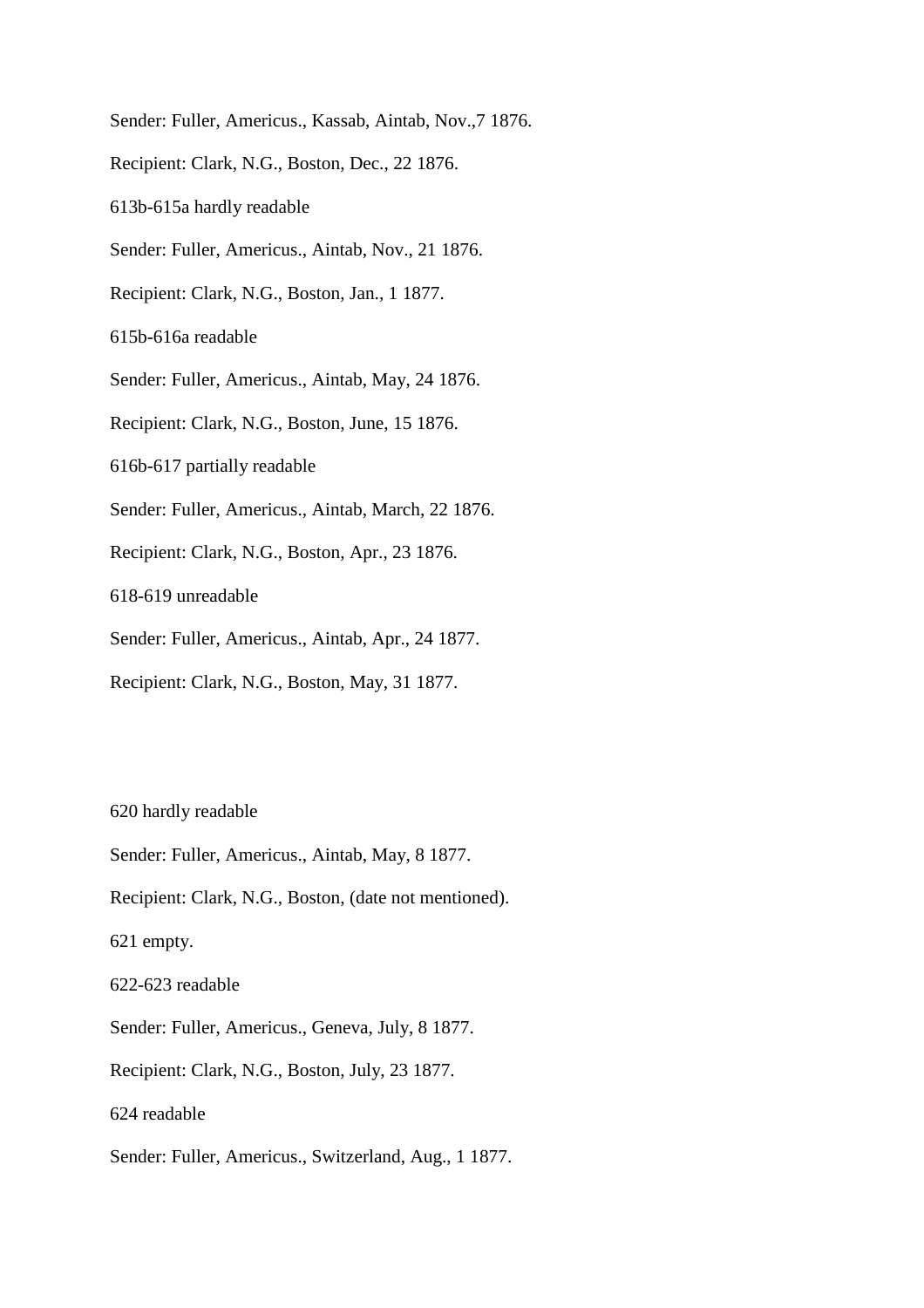Sender: Fuller, Americus., Kassab, Aintab, Nov.,7 1876.

Recipient: Clark, N.G., Boston, Dec., 22 1876.

613b-615a hardly readable

Sender: Fuller, Americus., Aintab, Nov., 21 1876.

Recipient: Clark, N.G., Boston, Jan., 1 1877.

615b-616a readable

Sender: Fuller, Americus., Aintab, May, 24 1876.

Recipient: Clark, N.G., Boston, June, 15 1876.

616b-617 partially readable

Sender: Fuller, Americus., Aintab, March, 22 1876.

Recipient: Clark, N.G., Boston, Apr., 23 1876.

618-619 unreadable

Sender: Fuller, Americus., Aintab, Apr., 24 1877.

Recipient: Clark, N.G., Boston, May, 31 1877.

620 hardly readable

Sender: Fuller, Americus., Aintab, May, 8 1877.

Recipient: Clark, N.G., Boston, (date not mentioned).

621 empty.

622-623 readable

Sender: Fuller, Americus., Geneva, July, 8 1877.

Recipient: Clark, N.G., Boston, July, 23 1877.

624 readable

Sender: Fuller, Americus., Switzerland, Aug., 1 1877.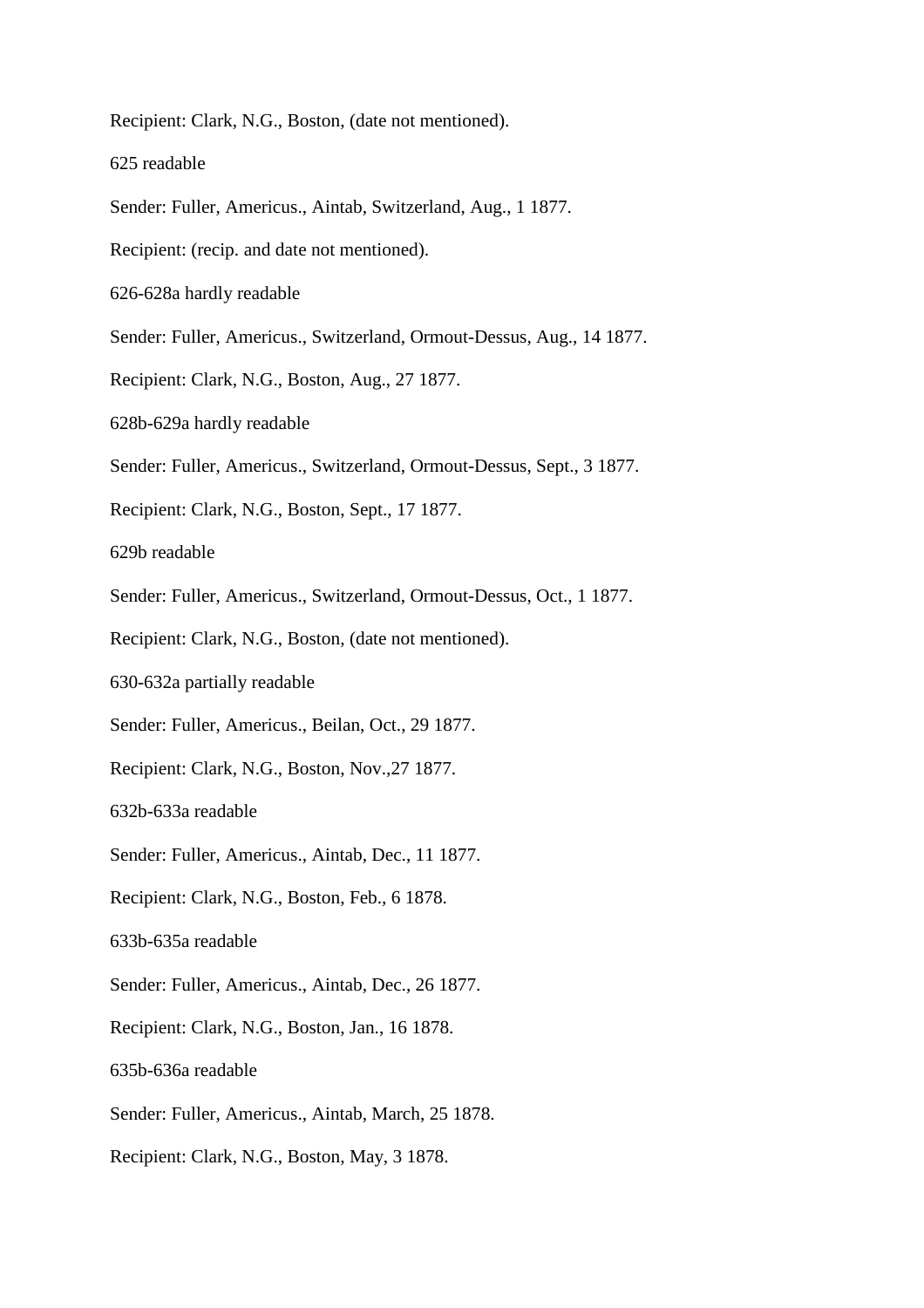Recipient: Clark, N.G., Boston, (date not mentioned).

625 readable

Sender: Fuller, Americus., Aintab, Switzerland, Aug., 1 1877.

Recipient: (recip. and date not mentioned).

626-628a hardly readable

Sender: Fuller, Americus., Switzerland, Ormout-Dessus, Aug., 14 1877.

Recipient: Clark, N.G., Boston, Aug., 27 1877.

628b-629a hardly readable

Sender: Fuller, Americus., Switzerland, Ormout-Dessus, Sept., 3 1877.

Recipient: Clark, N.G., Boston, Sept., 17 1877.

629b readable

Sender: Fuller, Americus., Switzerland, Ormout-Dessus, Oct., 1 1877.

Recipient: Clark, N.G., Boston, (date not mentioned).

630-632a partially readable

Sender: Fuller, Americus., Beilan, Oct., 29 1877.

Recipient: Clark, N.G., Boston, Nov.,27 1877.

632b-633a readable

Sender: Fuller, Americus., Aintab, Dec., 11 1877.

Recipient: Clark, N.G., Boston, Feb., 6 1878.

633b-635a readable

Sender: Fuller, Americus., Aintab, Dec., 26 1877.

Recipient: Clark, N.G., Boston, Jan., 16 1878.

635b-636a readable

Sender: Fuller, Americus., Aintab, March, 25 1878.

Recipient: Clark, N.G., Boston, May, 3 1878.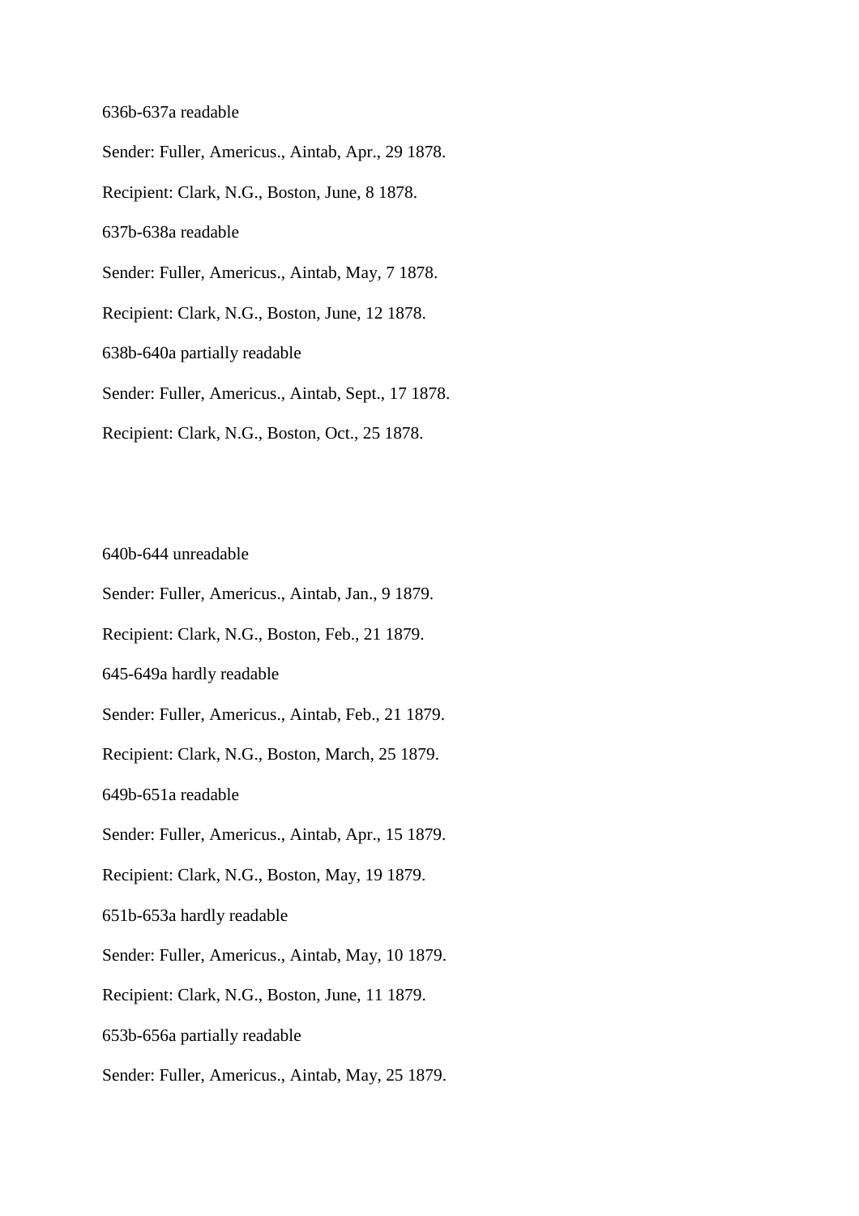636b-637a readable

Sender: Fuller, Americus., Aintab, Apr., 29 1878.

Recipient: Clark, N.G., Boston, June, 8 1878.

637b-638a readable

Sender: Fuller, Americus., Aintab, May, 7 1878.

Recipient: Clark, N.G., Boston, June, 12 1878.

638b-640a partially readable

Sender: Fuller, Americus., Aintab, Sept., 17 1878.

Recipient: Clark, N.G., Boston, Oct., 25 1878.

640b-644 unreadable

Sender: Fuller, Americus., Aintab, Jan., 9 1879.

Recipient: Clark, N.G., Boston, Feb., 21 1879.

645-649a hardly readable

Sender: Fuller, Americus., Aintab, Feb., 21 1879.

Recipient: Clark, N.G., Boston, March, 25 1879.

649b-651a readable

Sender: Fuller, Americus., Aintab, Apr., 15 1879.

Recipient: Clark, N.G., Boston, May, 19 1879.

651b-653a hardly readable

Sender: Fuller, Americus., Aintab, May, 10 1879.

Recipient: Clark, N.G., Boston, June, 11 1879.

653b-656a partially readable

Sender: Fuller, Americus., Aintab, May, 25 1879.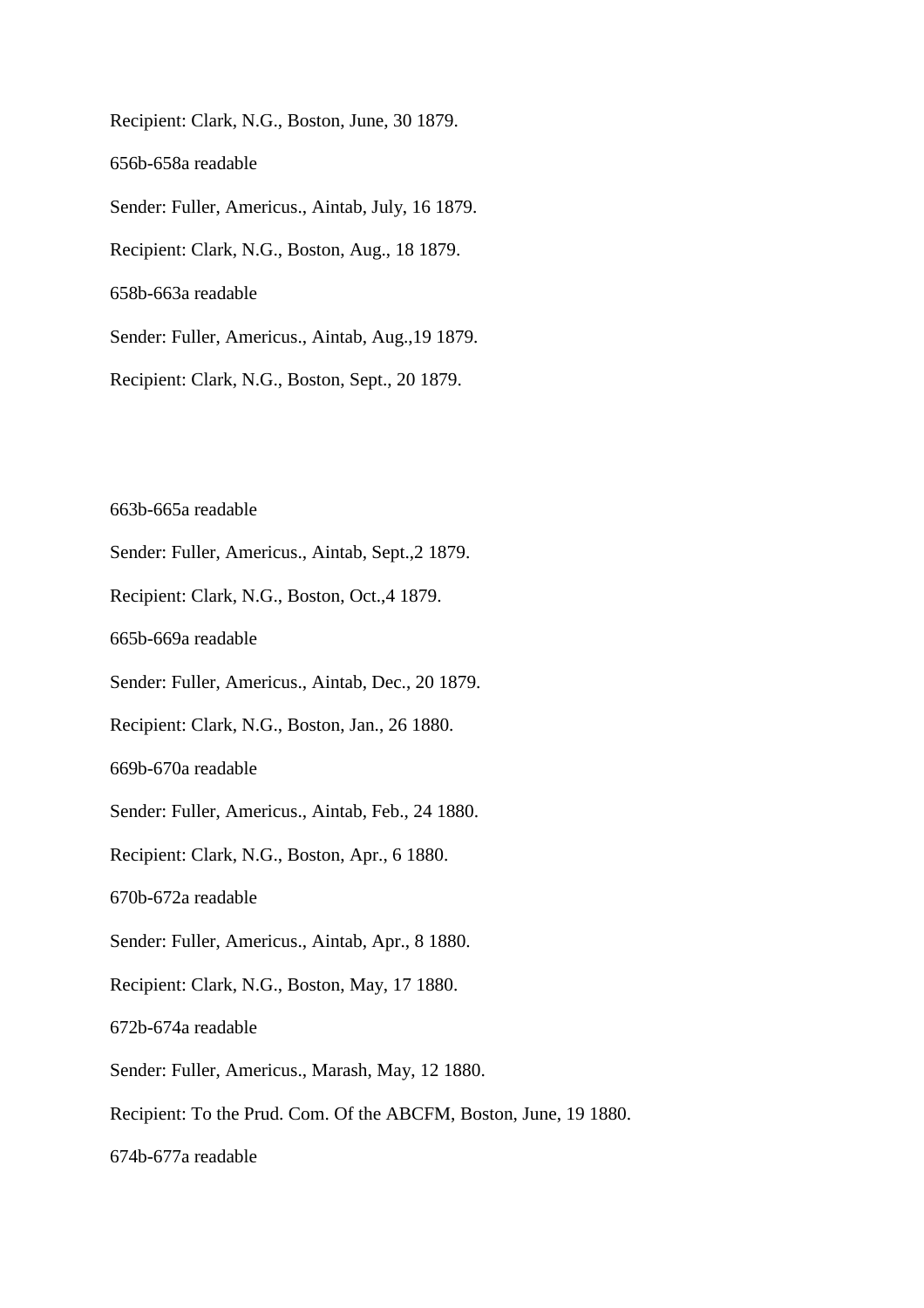Recipient: Clark, N.G., Boston, June, 30 1879.

656b-658a readable

Sender: Fuller, Americus., Aintab, July, 16 1879.

Recipient: Clark, N.G., Boston, Aug., 18 1879.

658b-663a readable

Sender: Fuller, Americus., Aintab, Aug.,19 1879.

Recipient: Clark, N.G., Boston, Sept., 20 1879.

663b-665a readable

Sender: Fuller, Americus., Aintab, Sept.,2 1879.

Recipient: Clark, N.G., Boston, Oct.,4 1879.

665b-669a readable

Sender: Fuller, Americus., Aintab, Dec., 20 1879.

Recipient: Clark, N.G., Boston, Jan., 26 1880.

669b-670a readable

Sender: Fuller, Americus., Aintab, Feb., 24 1880.

Recipient: Clark, N.G., Boston, Apr., 6 1880.

670b-672a readable

Sender: Fuller, Americus., Aintab, Apr., 8 1880.

Recipient: Clark, N.G., Boston, May, 17 1880.

672b-674a readable

Sender: Fuller, Americus., Marash, May, 12 1880.

Recipient: To the Prud. Com. Of the ABCFM, Boston, June, 19 1880.

674b-677a readable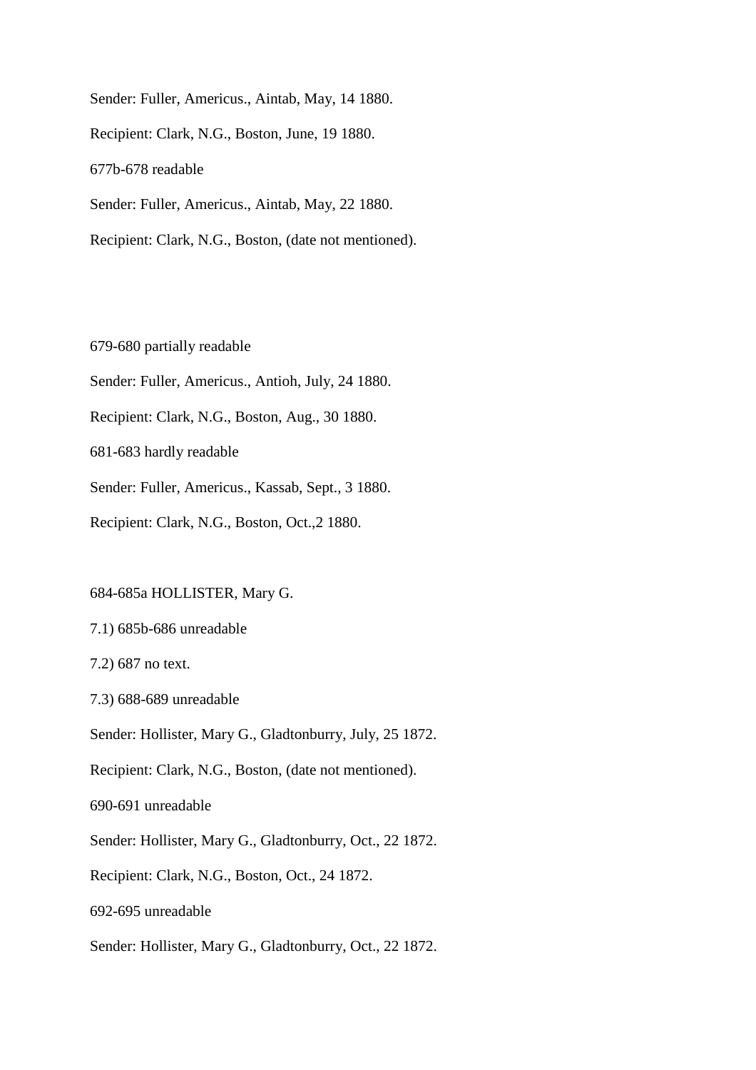Sender: Fuller, Americus., Aintab, May, 14 1880.

Recipient: Clark, N.G., Boston, June, 19 1880.

677b-678 readable

Sender: Fuller, Americus., Aintab, May, 22 1880.

Recipient: Clark, N.G., Boston, (date not mentioned).

679-680 partially readable

Sender: Fuller, Americus., Antioh, July, 24 1880.

Recipient: Clark, N.G., Boston, Aug., 30 1880.

681-683 hardly readable

Sender: Fuller, Americus., Kassab, Sept., 3 1880.

Recipient: Clark, N.G., Boston, Oct.,2 1880.

684-685a HOLLISTER, Mary G.

7.1) 685b-686 unreadable

7.2) 687 no text.

7.3) 688-689 unreadable

Sender: Hollister, Mary G., Gladtonburry, July, 25 1872.

Recipient: Clark, N.G., Boston, (date not mentioned).

690-691 unreadable

Sender: Hollister, Mary G., Gladtonburry, Oct., 22 1872.

Recipient: Clark, N.G., Boston, Oct., 24 1872.

692-695 unreadable

Sender: Hollister, Mary G., Gladtonburry, Oct., 22 1872.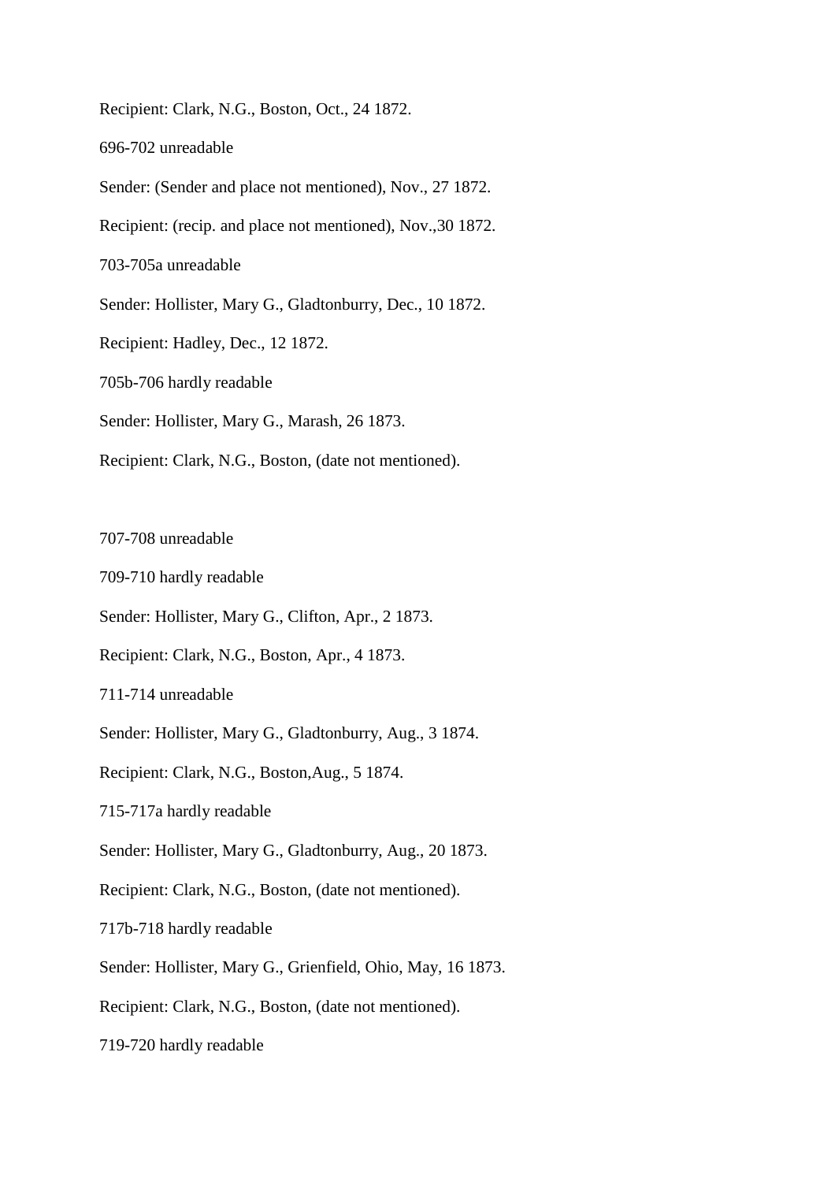Recipient: Clark, N.G., Boston, Oct., 24 1872.

696-702 unreadable

Sender: (Sender and place not mentioned), Nov., 27 1872.

Recipient: (recip. and place not mentioned), Nov.,30 1872.

703-705a unreadable

Sender: Hollister, Mary G., Gladtonburry, Dec., 10 1872.

Recipient: Hadley, Dec., 12 1872.

705b-706 hardly readable

Sender: Hollister, Mary G., Marash, 26 1873.

Recipient: Clark, N.G., Boston, (date not mentioned).

707-708 unreadable

709-710 hardly readable

Sender: Hollister, Mary G., Clifton, Apr., 2 1873.

Recipient: Clark, N.G., Boston, Apr., 4 1873.

711-714 unreadable

Sender: Hollister, Mary G., Gladtonburry, Aug., 3 1874.

Recipient: Clark, N.G., Boston,Aug., 5 1874.

715-717a hardly readable

Sender: Hollister, Mary G., Gladtonburry, Aug., 20 1873.

Recipient: Clark, N.G., Boston, (date not mentioned).

717b-718 hardly readable

Sender: Hollister, Mary G., Grienfield, Ohio, May, 16 1873.

Recipient: Clark, N.G., Boston, (date not mentioned).

719-720 hardly readable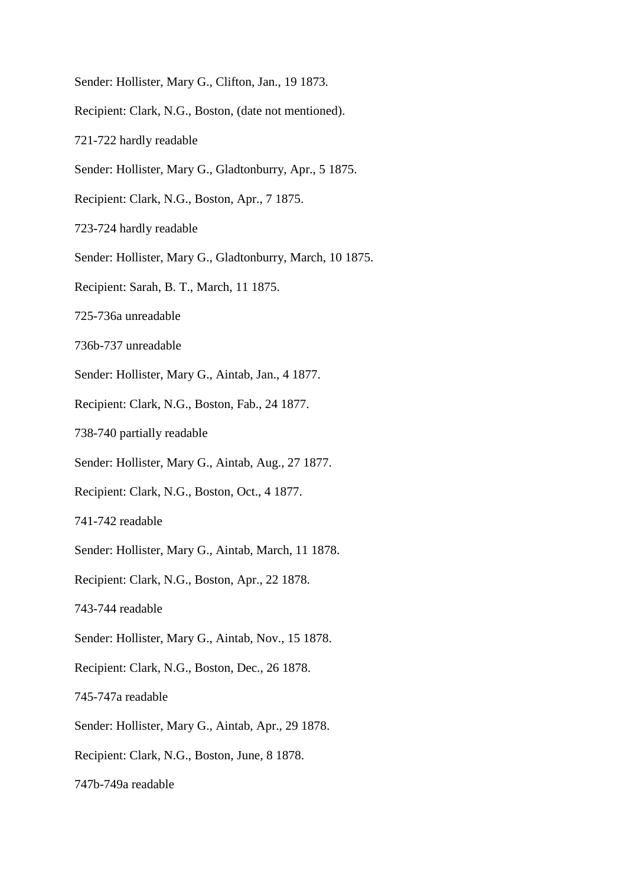Sender: Hollister, Mary G., Clifton, Jan., 19 1873.

Recipient: Clark, N.G., Boston, (date not mentioned).

721-722 hardly readable

Sender: Hollister, Mary G., Gladtonburry, Apr., 5 1875.

Recipient: Clark, N.G., Boston, Apr., 7 1875.

723-724 hardly readable

Sender: Hollister, Mary G., Gladtonburry, March, 10 1875.

Recipient: Sarah, B. T., March, 11 1875.

725-736a unreadable

736b-737 unreadable

Sender: Hollister, Mary G., Aintab, Jan., 4 1877.

Recipient: Clark, N.G., Boston, Fab., 24 1877.

738-740 partially readable

Sender: Hollister, Mary G., Aintab, Aug., 27 1877.

Recipient: Clark, N.G., Boston, Oct., 4 1877.

741-742 readable

Sender: Hollister, Mary G., Aintab, March, 11 1878.

Recipient: Clark, N.G., Boston, Apr., 22 1878.

743-744 readable

Sender: Hollister, Mary G., Aintab, Nov., 15 1878.

Recipient: Clark, N.G., Boston, Dec., 26 1878.

745-747a readable

Sender: Hollister, Mary G., Aintab, Apr., 29 1878.

Recipient: Clark, N.G., Boston, June, 8 1878.

747b-749a readable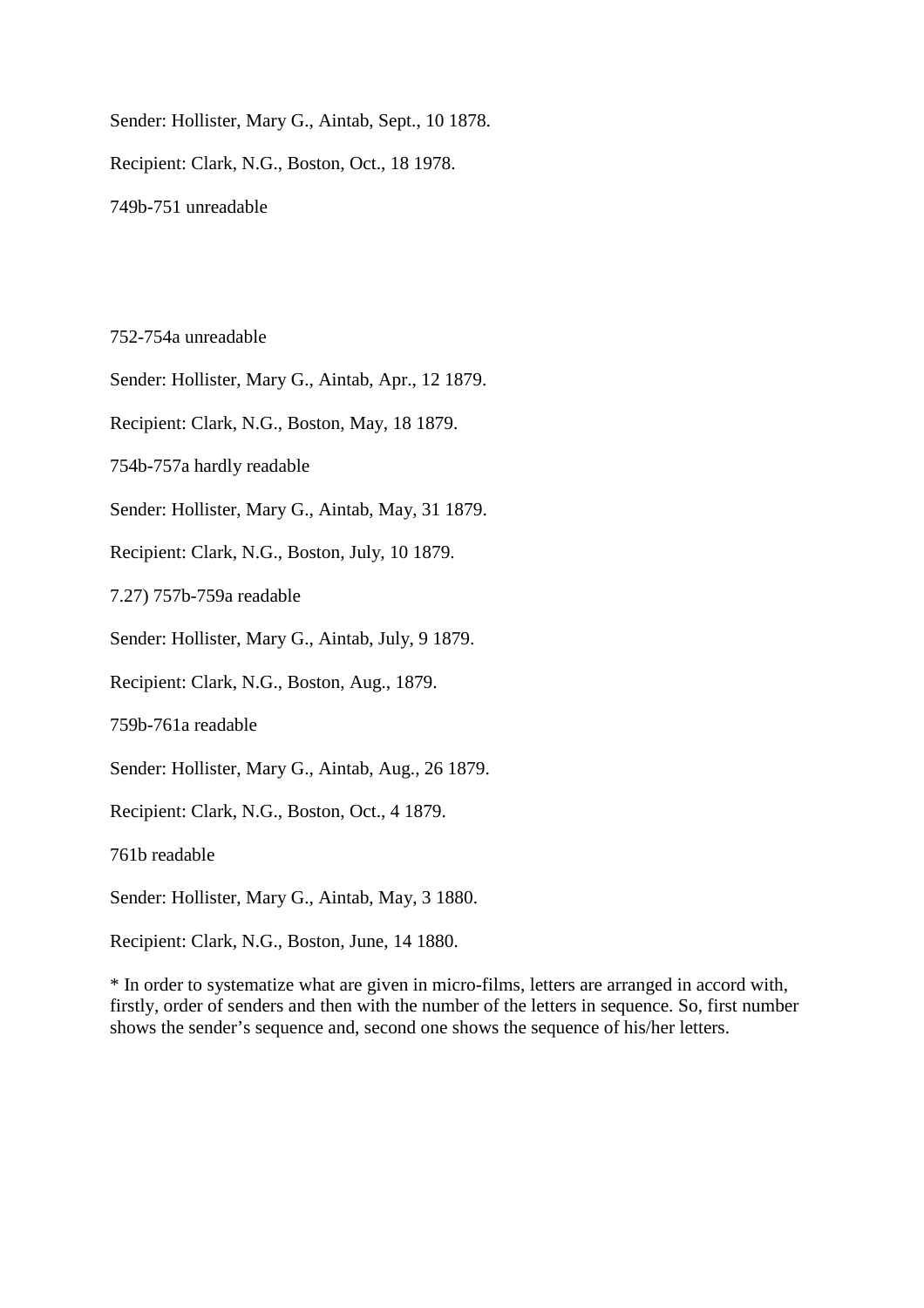Sender: Hollister, Mary G., Aintab, Sept., 10 1878.

Recipient: Clark, N.G., Boston, Oct., 18 1978.

749b-751 unreadable

752-754a unreadable

Sender: Hollister, Mary G., Aintab, Apr., 12 1879.

Recipient: Clark, N.G., Boston, May, 18 1879.

754b-757a hardly readable

Sender: Hollister, Mary G., Aintab, May, 31 1879.

Recipient: Clark, N.G., Boston, July, 10 1879.

7.27) 757b-759a readable

Sender: Hollister, Mary G., Aintab, July, 9 1879.

Recipient: Clark, N.G., Boston, Aug., 1879.

759b-761a readable

Sender: Hollister, Mary G., Aintab, Aug., 26 1879.

Recipient: Clark, N.G., Boston, Oct., 4 1879.

761b readable

Sender: Hollister, Mary G., Aintab, May, 3 1880.

Recipient: Clark, N.G., Boston, June, 14 1880.

* In order to systematize what are given in micro-films, letters are arranged in accord with, firstly, order of senders and then with the number of the letters in sequence. So, first number shows the sender's sequence and, second one shows the sequence of his/her letters.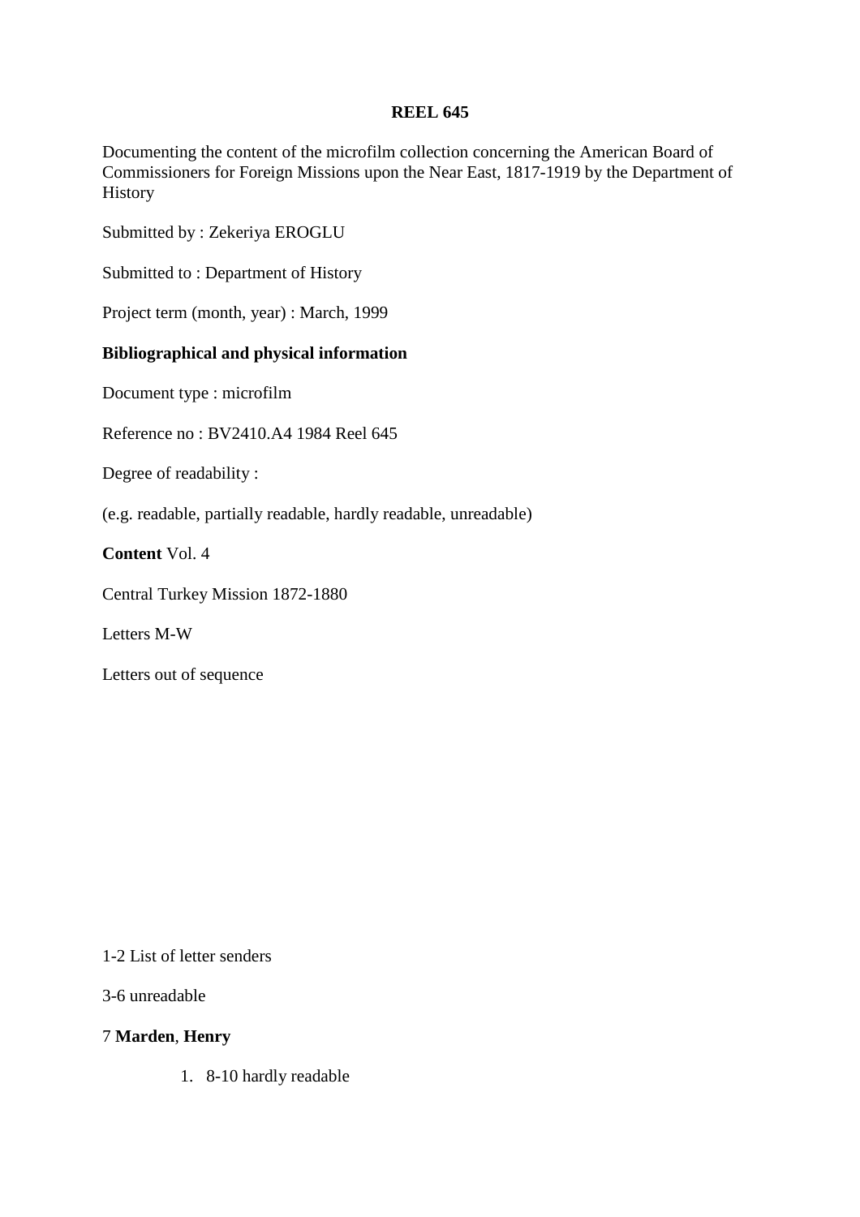**REEL 645**

Documenting the content of the microfilm collection concerning the American Board of Commissioners for Foreign Missions upon the Near East, 1817-1919 by the Department of History

Submitted by : Zekeriya EROGLU

Submitted to : Department of History

Project term (month, year) : March, 1999

**Bibliographical and physical information**

Document type : microfilm

Reference no : BV2410.A4 1984 Reel 645

Degree of readability :

(e.g. readable, partially readable, hardly readable, unreadable)

**Content** Vol. 4

Central Turkey Mission 1872-1880

Letters M-W

Letters out of sequence

1-2 List of letter senders

3-6 unreadable

7 **Marden**, **Henry**

1. 8-10 hardly readable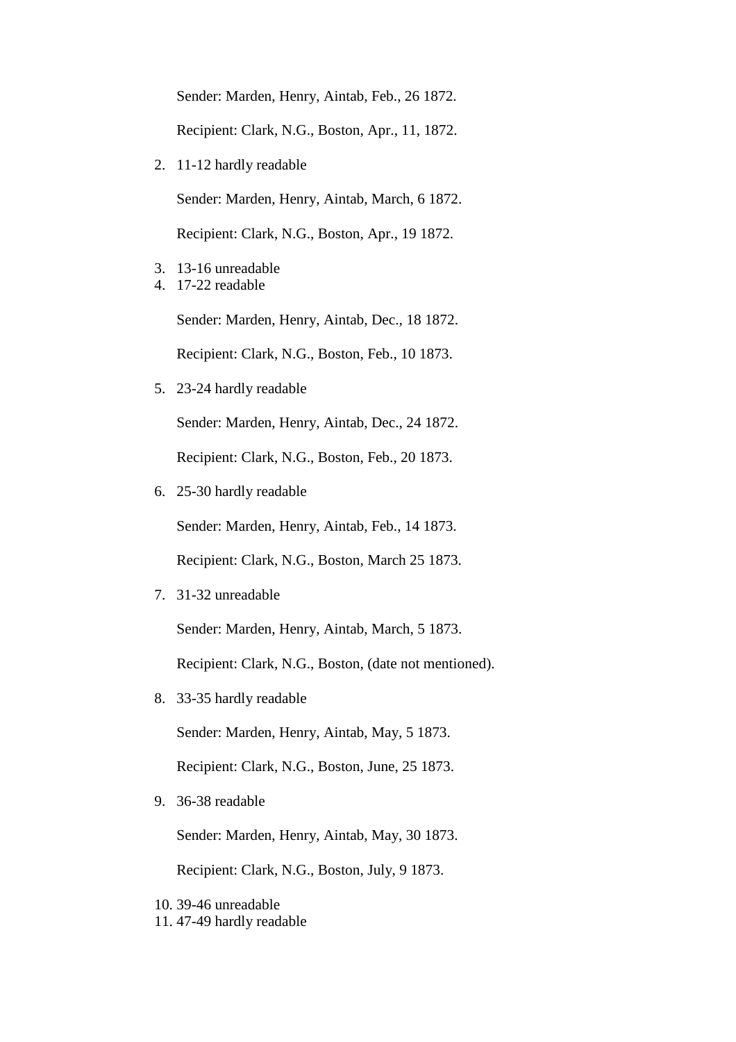Sender: Marden, Henry, Aintab, Feb., 26 1872.

Recipient: Clark, N.G., Boston, Apr., 11, 1872.

2. 11-12 hardly readable

   Sender: Marden, Henry, Aintab, March, 6 1872.

   Recipient: Clark, N.G., Boston, Apr., 19 1872.

3. 13-16 unreadable
4. 17-22 readable

   Sender: Marden, Henry, Aintab, Dec., 18 1872.

   Recipient: Clark, N.G., Boston, Feb., 10 1873.

5. 23-24 hardly readable

   Sender: Marden, Henry, Aintab, Dec., 24 1872.

   Recipient: Clark, N.G., Boston, Feb., 20 1873.

6. 25-30 hardly readable

   Sender: Marden, Henry, Aintab, Feb., 14 1873.

   Recipient: Clark, N.G., Boston, March 25 1873.

7. 31-32 unreadable

   Sender: Marden, Henry, Aintab, March, 5 1873.

   Recipient: Clark, N.G., Boston, (date not mentioned).

8. 33-35 hardly readable

   Sender: Marden, Henry, Aintab, May, 5 1873.

   Recipient: Clark, N.G., Boston, June, 25 1873.

9. 36-38 readable

   Sender: Marden, Henry, Aintab, May, 30 1873.

   Recipient: Clark, N.G., Boston, July, 9 1873.

10. 39-46 unreadable
11. 47-49 hardly readable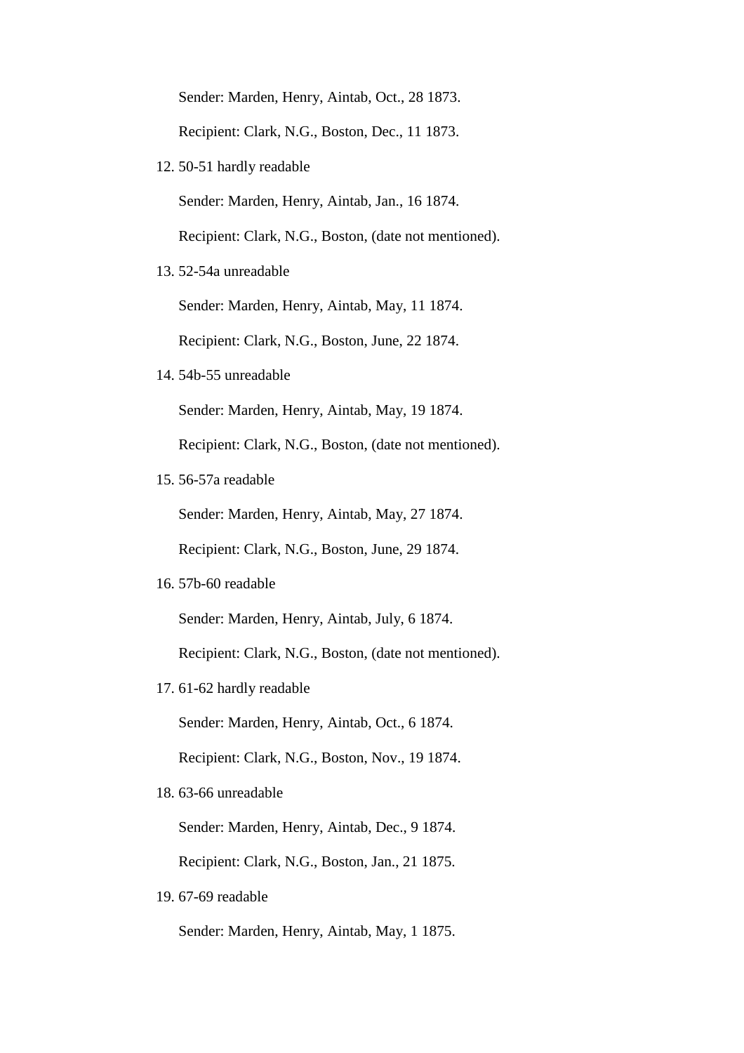Sender: Marden, Henry, Aintab, Oct., 28 1873.

Recipient: Clark, N.G., Boston, Dec., 11 1873.

12. 50-51 hardly readable

    Sender: Marden, Henry, Aintab, Jan., 16 1874.

    Recipient: Clark, N.G., Boston, (date not mentioned).

13. 52-54a unreadable

    Sender: Marden, Henry, Aintab, May, 11 1874.

    Recipient: Clark, N.G., Boston, June, 22 1874.

14. 54b-55 unreadable

    Sender: Marden, Henry, Aintab, May, 19 1874.

    Recipient: Clark, N.G., Boston, (date not mentioned).

15. 56-57a readable

    Sender: Marden, Henry, Aintab, May, 27 1874.

    Recipient: Clark, N.G., Boston, June, 29 1874.

16. 57b-60 readable

    Sender: Marden, Henry, Aintab, July, 6 1874.

    Recipient: Clark, N.G., Boston, (date not mentioned).

17. 61-62 hardly readable

    Sender: Marden, Henry, Aintab, Oct., 6 1874.

    Recipient: Clark, N.G., Boston, Nov., 19 1874.

18. 63-66 unreadable

    Sender: Marden, Henry, Aintab, Dec., 9 1874.

    Recipient: Clark, N.G., Boston, Jan., 21 1875.

19. 67-69 readable

    Sender: Marden, Henry, Aintab, May, 1 1875.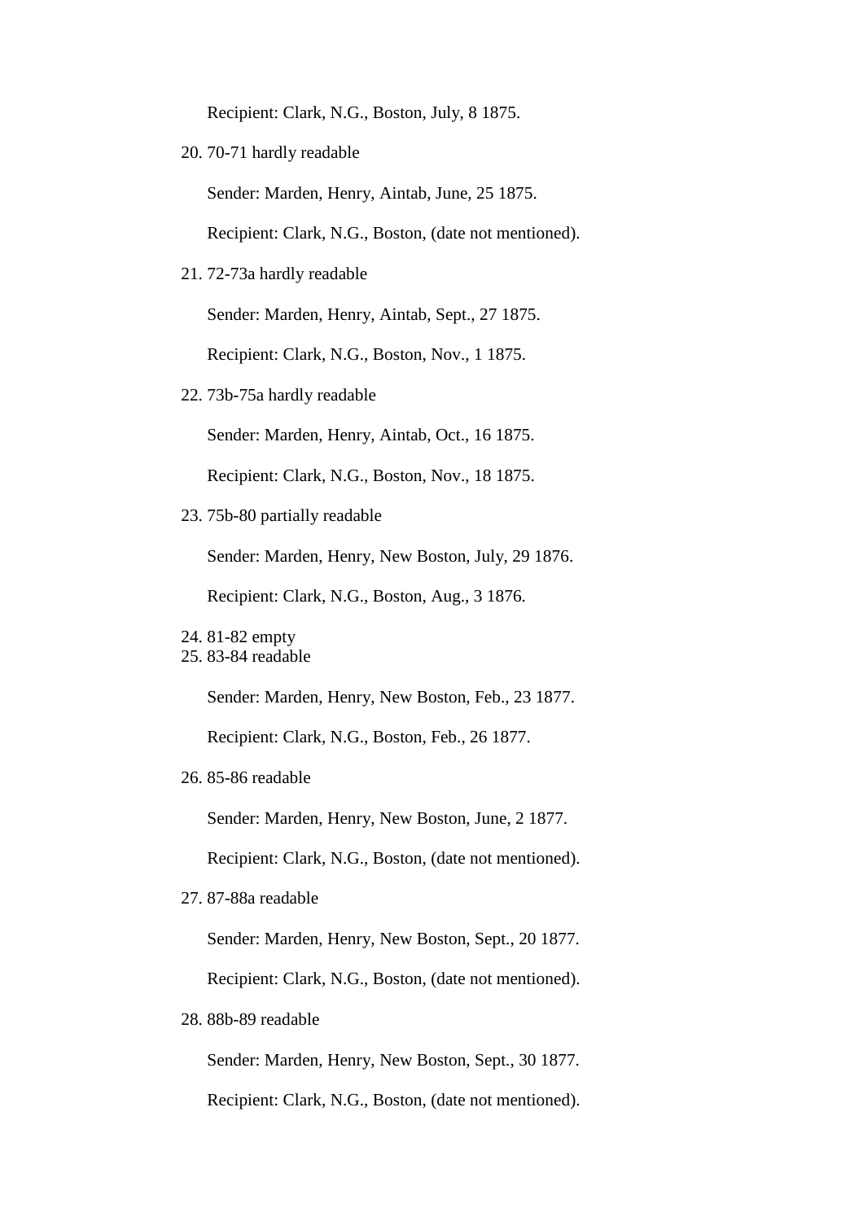Recipient: Clark, N.G., Boston, July, 8 1875.

20. 70-71 hardly readable

    Sender: Marden, Henry, Aintab, June, 25 1875.

    Recipient: Clark, N.G., Boston, (date not mentioned).

21. 72-73a hardly readable

    Sender: Marden, Henry, Aintab, Sept., 27 1875.

    Recipient: Clark, N.G., Boston, Nov., 1 1875.

22. 73b-75a hardly readable

    Sender: Marden, Henry, Aintab, Oct., 16 1875.

    Recipient: Clark, N.G., Boston, Nov., 18 1875.

23. 75b-80 partially readable

    Sender: Marden, Henry, New Boston, July, 29 1876.

    Recipient: Clark, N.G., Boston, Aug., 3 1876.

24. 81-82 empty
25. 83-84 readable

    Sender: Marden, Henry, New Boston, Feb., 23 1877.

    Recipient: Clark, N.G., Boston, Feb., 26 1877.

26. 85-86 readable

    Sender: Marden, Henry, New Boston, June, 2 1877.

    Recipient: Clark, N.G., Boston, (date not mentioned).

27. 87-88a readable

    Sender: Marden, Henry, New Boston, Sept., 20 1877.

    Recipient: Clark, N.G., Boston, (date not mentioned).

28. 88b-89 readable

    Sender: Marden, Henry, New Boston, Sept., 30 1877.

    Recipient: Clark, N.G., Boston, (date not mentioned).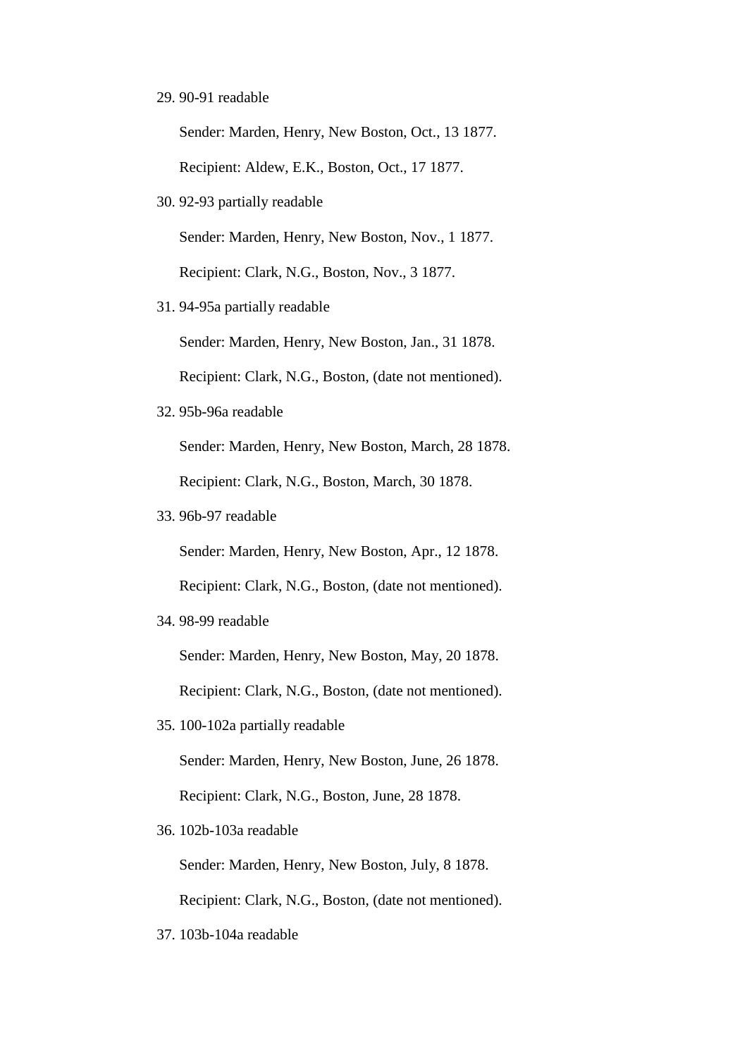29. 90-91 readable

    Sender: Marden, Henry, New Boston, Oct., 13 1877.

    Recipient: Aldew, E.K., Boston, Oct., 17 1877.

30. 92-93 partially readable

    Sender: Marden, Henry, New Boston, Nov., 1 1877.

    Recipient: Clark, N.G., Boston, Nov., 3 1877.

31. 94-95a partially readable

    Sender: Marden, Henry, New Boston, Jan., 31 1878.

    Recipient: Clark, N.G., Boston, (date not mentioned).

32. 95b-96a readable

    Sender: Marden, Henry, New Boston, March, 28 1878.

    Recipient: Clark, N.G., Boston, March, 30 1878.

33. 96b-97 readable

    Sender: Marden, Henry, New Boston, Apr., 12 1878.

    Recipient: Clark, N.G., Boston, (date not mentioned).

34. 98-99 readable

    Sender: Marden, Henry, New Boston, May, 20 1878.

    Recipient: Clark, N.G., Boston, (date not mentioned).

35. 100-102a partially readable

    Sender: Marden, Henry, New Boston, June, 26 1878.

    Recipient: Clark, N.G., Boston, June, 28 1878.

36. 102b-103a readable

    Sender: Marden, Henry, New Boston, July, 8 1878.

    Recipient: Clark, N.G., Boston, (date not mentioned).

37. 103b-104a readable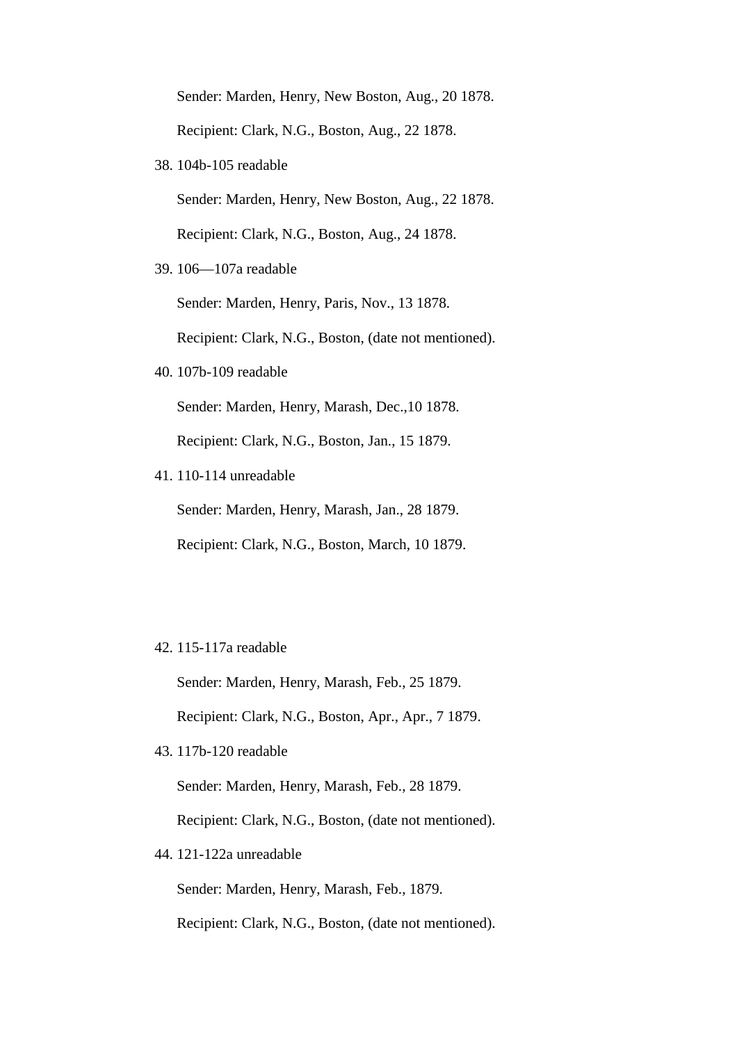Sender: Marden, Henry, New Boston, Aug., 20 1878.

Recipient: Clark, N.G., Boston, Aug., 22 1878.

38. 104b-105 readable

    Sender: Marden, Henry, New Boston, Aug., 22 1878.

    Recipient: Clark, N.G., Boston, Aug., 24 1878.

39. 106—107a readable

    Sender: Marden, Henry, Paris, Nov., 13 1878.

    Recipient: Clark, N.G., Boston, (date not mentioned).

40. 107b-109 readable

    Sender: Marden, Henry, Marash, Dec.,10 1878.

    Recipient: Clark, N.G., Boston, Jan., 15 1879.

41. 110-114 unreadable

    Sender: Marden, Henry, Marash, Jan., 28 1879.

    Recipient: Clark, N.G., Boston, March, 10 1879.

42. 115-117a readable

    Sender: Marden, Henry, Marash, Feb., 25 1879.

    Recipient: Clark, N.G., Boston, Apr., Apr., 7 1879.

43. 117b-120 readable

    Sender: Marden, Henry, Marash, Feb., 28 1879.

    Recipient: Clark, N.G., Boston, (date not mentioned).

44. 121-122a unreadable

    Sender: Marden, Henry, Marash, Feb., 1879.

    Recipient: Clark, N.G., Boston, (date not mentioned).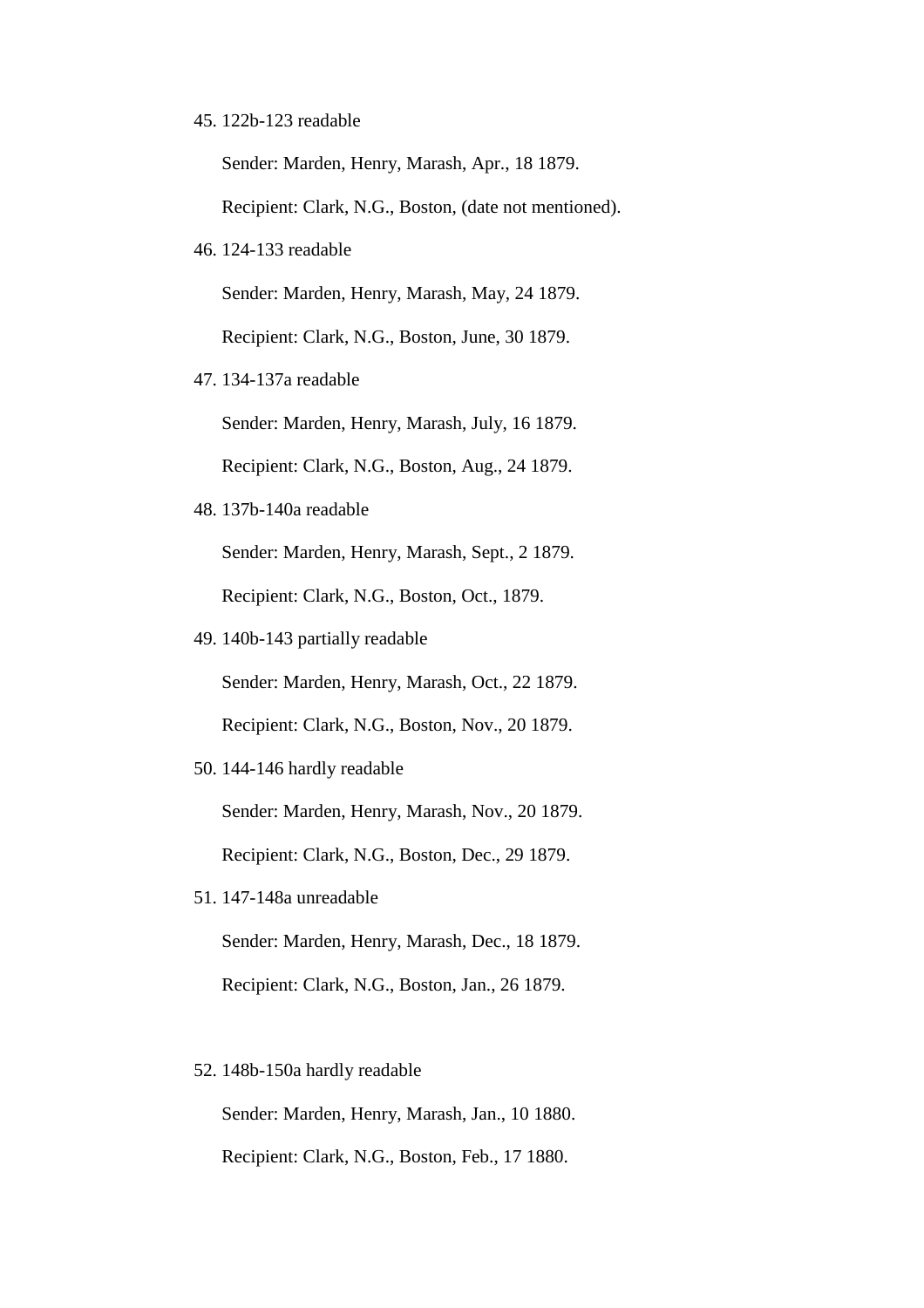45. 122b-123 readable

    Sender: Marden, Henry, Marash, Apr., 18 1879.

    Recipient: Clark, N.G., Boston, (date not mentioned).

46. 124-133 readable

    Sender: Marden, Henry, Marash, May, 24 1879.

    Recipient: Clark, N.G., Boston, June, 30 1879.

47. 134-137a readable

    Sender: Marden, Henry, Marash, July, 16 1879.

    Recipient: Clark, N.G., Boston, Aug., 24 1879.

48. 137b-140a readable

    Sender: Marden, Henry, Marash, Sept., 2 1879.

    Recipient: Clark, N.G., Boston, Oct., 1879.

49. 140b-143 partially readable

    Sender: Marden, Henry, Marash, Oct., 22 1879.

    Recipient: Clark, N.G., Boston, Nov., 20 1879.

50. 144-146 hardly readable

    Sender: Marden, Henry, Marash, Nov., 20 1879.

    Recipient: Clark, N.G., Boston, Dec., 29 1879.

51. 147-148a unreadable

    Sender: Marden, Henry, Marash, Dec., 18 1879.

    Recipient: Clark, N.G., Boston, Jan., 26 1879.

52. 148b-150a hardly readable

    Sender: Marden, Henry, Marash, Jan., 10 1880.

    Recipient: Clark, N.G., Boston, Feb., 17 1880.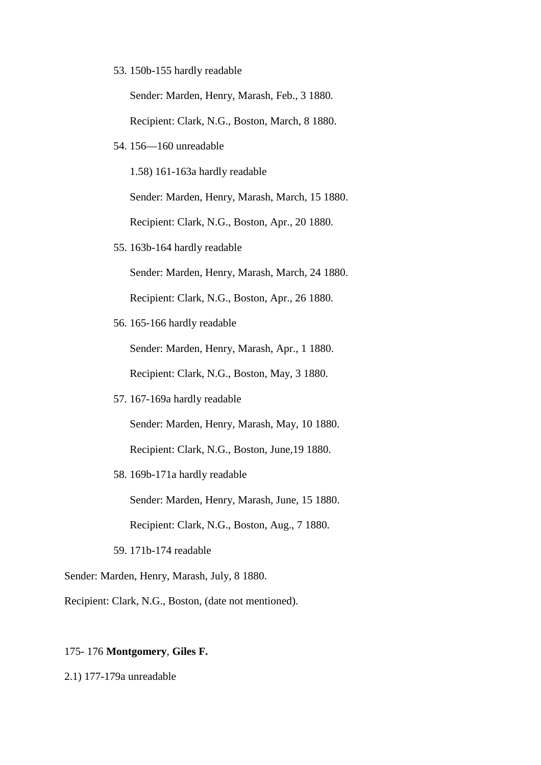53. 150b-155 hardly readable

    Sender: Marden, Henry, Marash, Feb., 3 1880.

    Recipient: Clark, N.G., Boston, March, 8 1880.

54. 156—160 unreadable

    1.58) 161-163a hardly readable

    Sender: Marden, Henry, Marash, March, 15 1880.

    Recipient: Clark, N.G., Boston, Apr., 20 1880.

55. 163b-164 hardly readable

    Sender: Marden, Henry, Marash, March, 24 1880.

    Recipient: Clark, N.G., Boston, Apr., 26 1880.

56. 165-166 hardly readable

    Sender: Marden, Henry, Marash, Apr., 1 1880.

    Recipient: Clark, N.G., Boston, May, 3 1880.

57. 167-169a hardly readable

    Sender: Marden, Henry, Marash, May, 10 1880.

    Recipient: Clark, N.G., Boston, June,19 1880.

58. 169b-171a hardly readable

    Sender: Marden, Henry, Marash, June, 15 1880.

    Recipient: Clark, N.G., Boston, Aug., 7 1880.

59. 171b-174 readable

Sender: Marden, Henry, Marash, July, 8 1880.

Recipient: Clark, N.G., Boston, (date not mentioned).

175- 176 **Montgomery**, **Giles F.**

2.1) 177-179a unreadable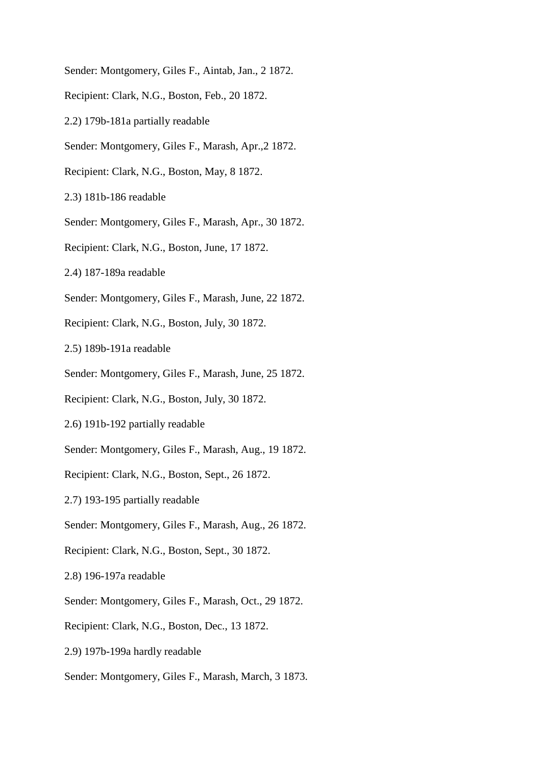Sender: Montgomery, Giles F., Aintab, Jan., 2 1872.

Recipient: Clark, N.G., Boston, Feb., 20 1872.

2.2) 179b-181a partially readable

Sender: Montgomery, Giles F., Marash, Apr.,2 1872.

Recipient: Clark, N.G., Boston, May, 8 1872.

2.3) 181b-186 readable

Sender: Montgomery, Giles F., Marash, Apr., 30 1872.

Recipient: Clark, N.G., Boston, June, 17 1872.

2.4) 187-189a readable

Sender: Montgomery, Giles F., Marash, June, 22 1872.

Recipient: Clark, N.G., Boston, July, 30 1872.

2.5) 189b-191a readable

Sender: Montgomery, Giles F., Marash, June, 25 1872.

Recipient: Clark, N.G., Boston, July, 30 1872.

2.6) 191b-192 partially readable

Sender: Montgomery, Giles F., Marash, Aug., 19 1872.

Recipient: Clark, N.G., Boston, Sept., 26 1872.

2.7) 193-195 partially readable

Sender: Montgomery, Giles F., Marash, Aug., 26 1872.

Recipient: Clark, N.G., Boston, Sept., 30 1872.

2.8) 196-197a readable

Sender: Montgomery, Giles F., Marash, Oct., 29 1872.

Recipient: Clark, N.G., Boston, Dec., 13 1872.

2.9) 197b-199a hardly readable

Sender: Montgomery, Giles F., Marash, March, 3 1873.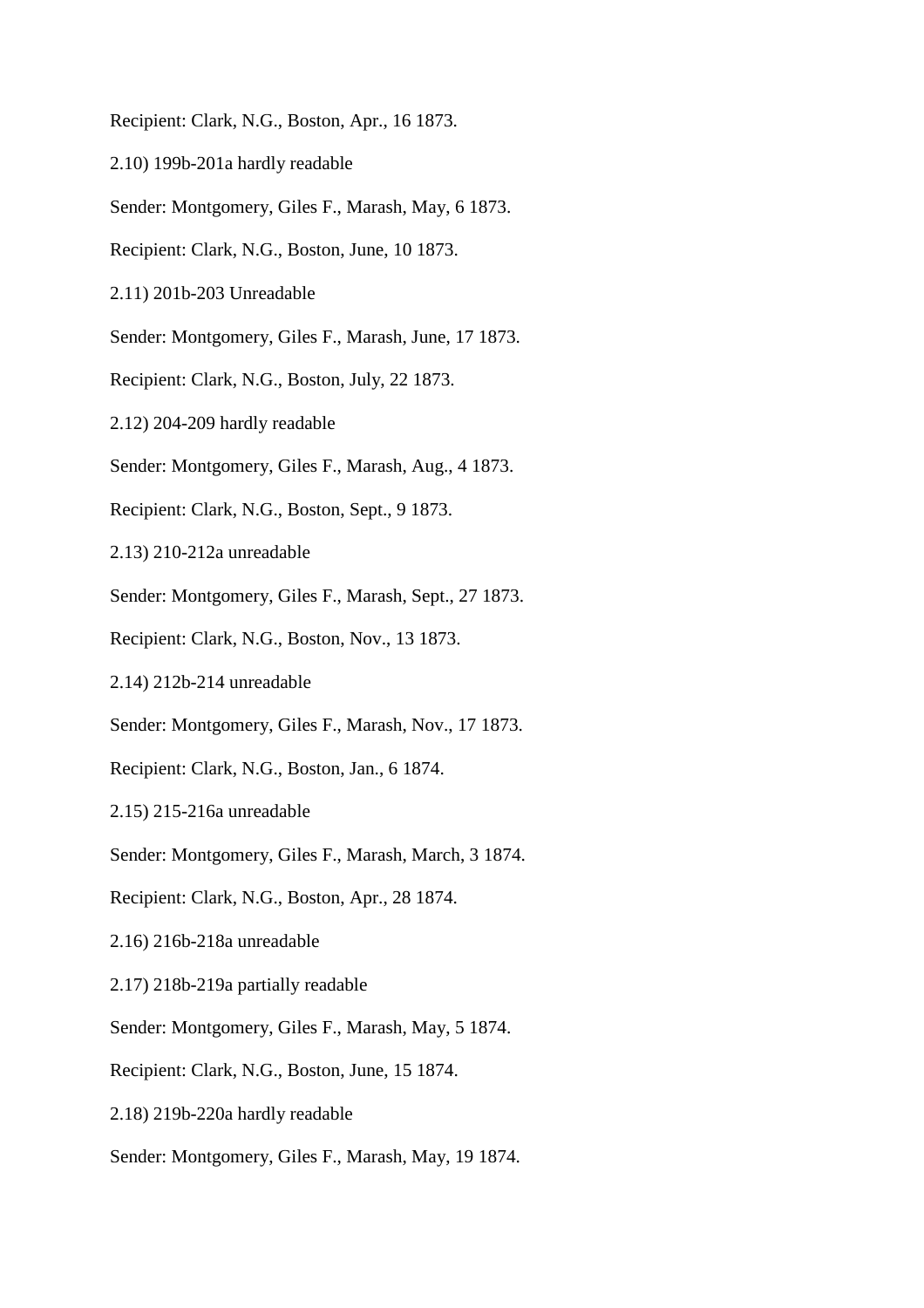Recipient: Clark, N.G., Boston, Apr., 16 1873.

2.10) 199b-201a hardly readable

Sender: Montgomery, Giles F., Marash, May, 6 1873.

Recipient: Clark, N.G., Boston, June, 10 1873.

2.11) 201b-203 Unreadable

Sender: Montgomery, Giles F., Marash, June, 17 1873.

Recipient: Clark, N.G., Boston, July, 22 1873.

2.12) 204-209 hardly readable

Sender: Montgomery, Giles F., Marash, Aug., 4 1873.

Recipient: Clark, N.G., Boston, Sept., 9 1873.

2.13) 210-212a unreadable

Sender: Montgomery, Giles F., Marash, Sept., 27 1873.

Recipient: Clark, N.G., Boston, Nov., 13 1873.

2.14) 212b-214 unreadable

Sender: Montgomery, Giles F., Marash, Nov., 17 1873.

Recipient: Clark, N.G., Boston, Jan., 6 1874.

2.15) 215-216a unreadable

Sender: Montgomery, Giles F., Marash, March, 3 1874.

Recipient: Clark, N.G., Boston, Apr., 28 1874.

2.16) 216b-218a unreadable

2.17) 218b-219a partially readable

Sender: Montgomery, Giles F., Marash, May, 5 1874.

Recipient: Clark, N.G., Boston, June, 15 1874.

2.18) 219b-220a hardly readable

Sender: Montgomery, Giles F., Marash, May, 19 1874.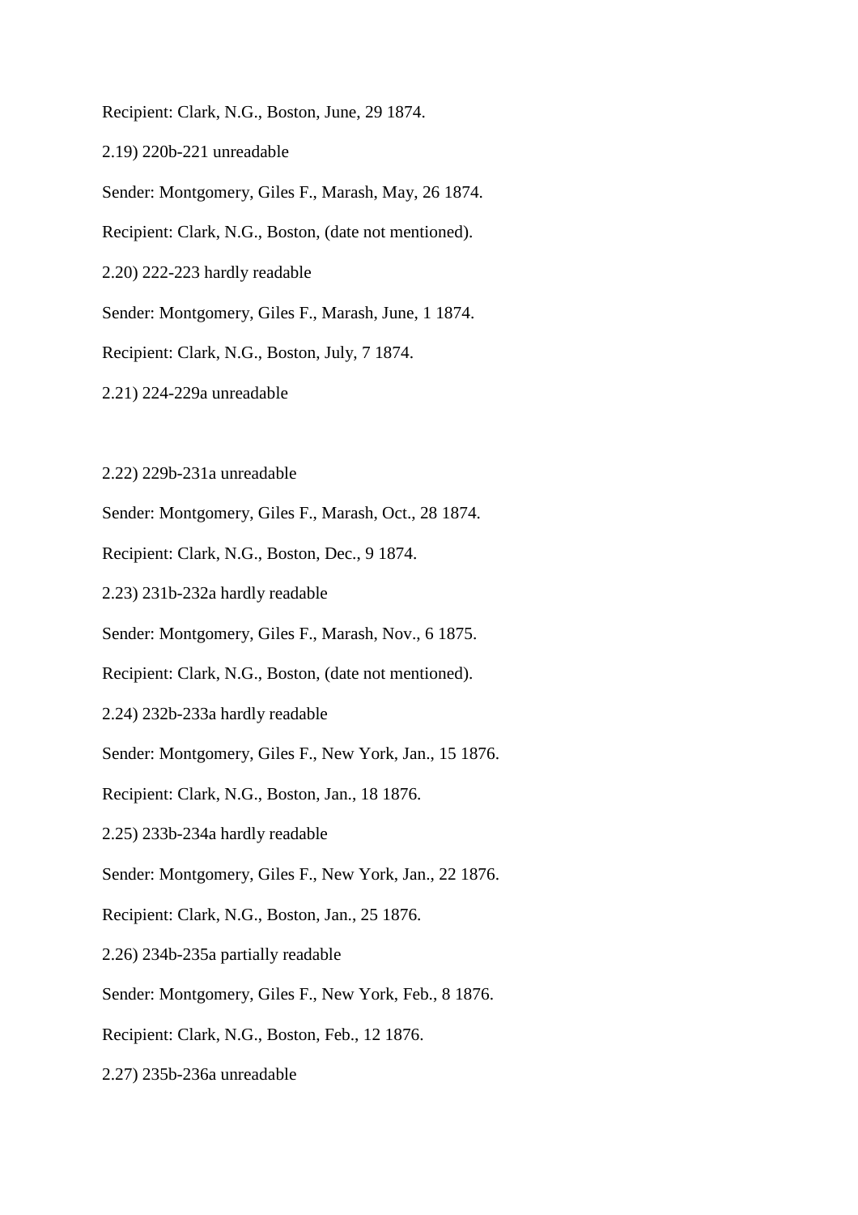Recipient: Clark, N.G., Boston, June, 29 1874.

2.19) 220b-221 unreadable

Sender: Montgomery, Giles F., Marash, May, 26 1874.

Recipient: Clark, N.G., Boston, (date not mentioned).

2.20) 222-223 hardly readable

Sender: Montgomery, Giles F., Marash, June, 1 1874.

Recipient: Clark, N.G., Boston, July, 7 1874.

2.21) 224-229a unreadable

2.22) 229b-231a unreadable

Sender: Montgomery, Giles F., Marash, Oct., 28 1874.

Recipient: Clark, N.G., Boston, Dec., 9 1874.

2.23) 231b-232a hardly readable

Sender: Montgomery, Giles F., Marash, Nov., 6 1875.

Recipient: Clark, N.G., Boston, (date not mentioned).

2.24) 232b-233a hardly readable

Sender: Montgomery, Giles F., New York, Jan., 15 1876.

Recipient: Clark, N.G., Boston, Jan., 18 1876.

2.25) 233b-234a hardly readable

Sender: Montgomery, Giles F., New York, Jan., 22 1876.

Recipient: Clark, N.G., Boston, Jan., 25 1876.

2.26) 234b-235a partially readable

Sender: Montgomery, Giles F., New York, Feb., 8 1876.

Recipient: Clark, N.G., Boston, Feb., 12 1876.

2.27) 235b-236a unreadable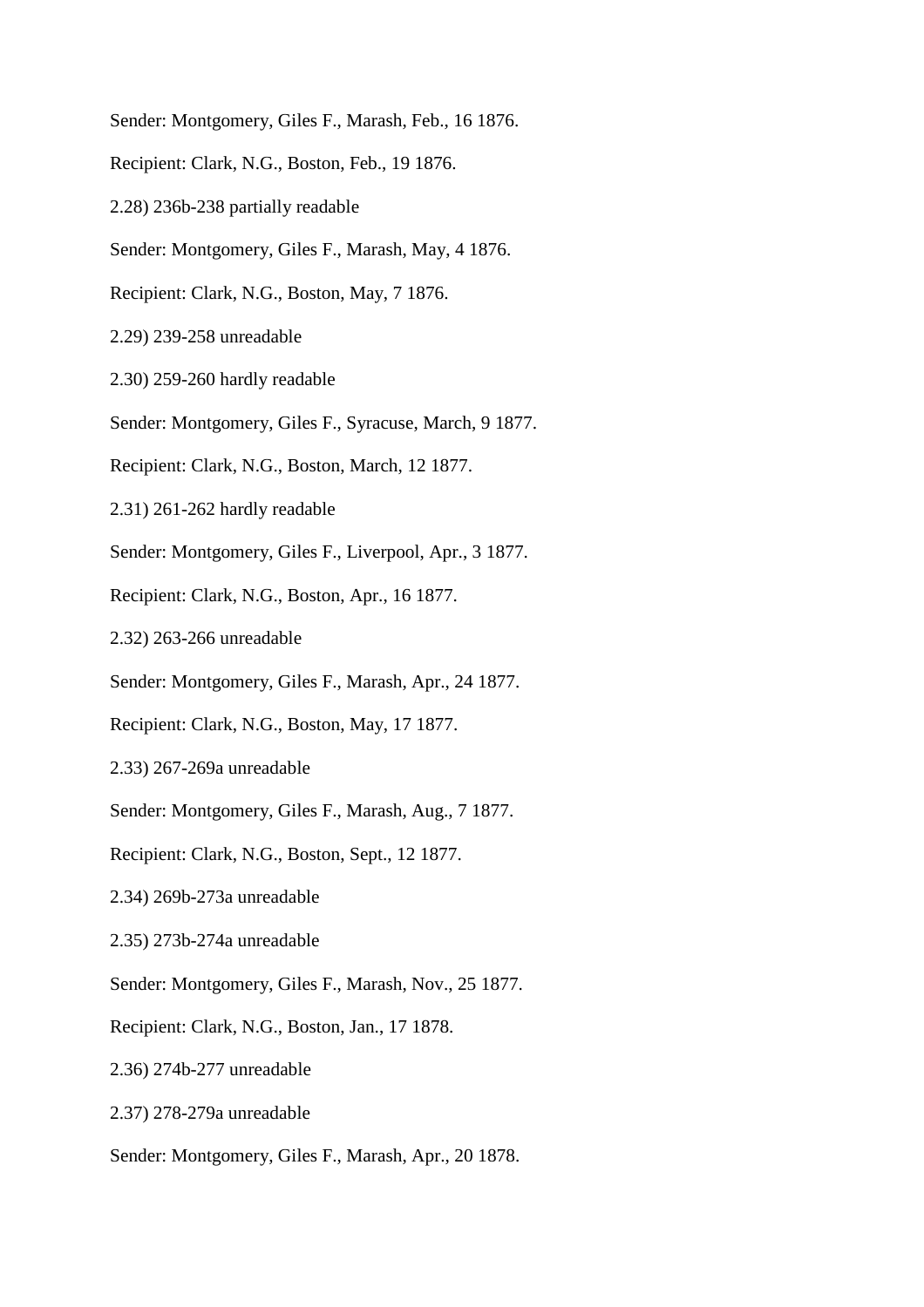Sender: Montgomery, Giles F., Marash, Feb., 16 1876.

Recipient: Clark, N.G., Boston, Feb., 19 1876.

2.28) 236b-238 partially readable

Sender: Montgomery, Giles F., Marash, May, 4 1876.

Recipient: Clark, N.G., Boston, May, 7 1876.

2.29) 239-258 unreadable

2.30) 259-260 hardly readable

Sender: Montgomery, Giles F., Syracuse, March, 9 1877.

Recipient: Clark, N.G., Boston, March, 12 1877.

2.31) 261-262 hardly readable

Sender: Montgomery, Giles F., Liverpool, Apr., 3 1877.

Recipient: Clark, N.G., Boston, Apr., 16 1877.

2.32) 263-266 unreadable

Sender: Montgomery, Giles F., Marash, Apr., 24 1877.

Recipient: Clark, N.G., Boston, May, 17 1877.

2.33) 267-269a unreadable

Sender: Montgomery, Giles F., Marash, Aug., 7 1877.

Recipient: Clark, N.G., Boston, Sept., 12 1877.

2.34) 269b-273a unreadable

2.35) 273b-274a unreadable

Sender: Montgomery, Giles F., Marash, Nov., 25 1877.

Recipient: Clark, N.G., Boston, Jan., 17 1878.

2.36) 274b-277 unreadable

2.37) 278-279a unreadable

Sender: Montgomery, Giles F., Marash, Apr., 20 1878.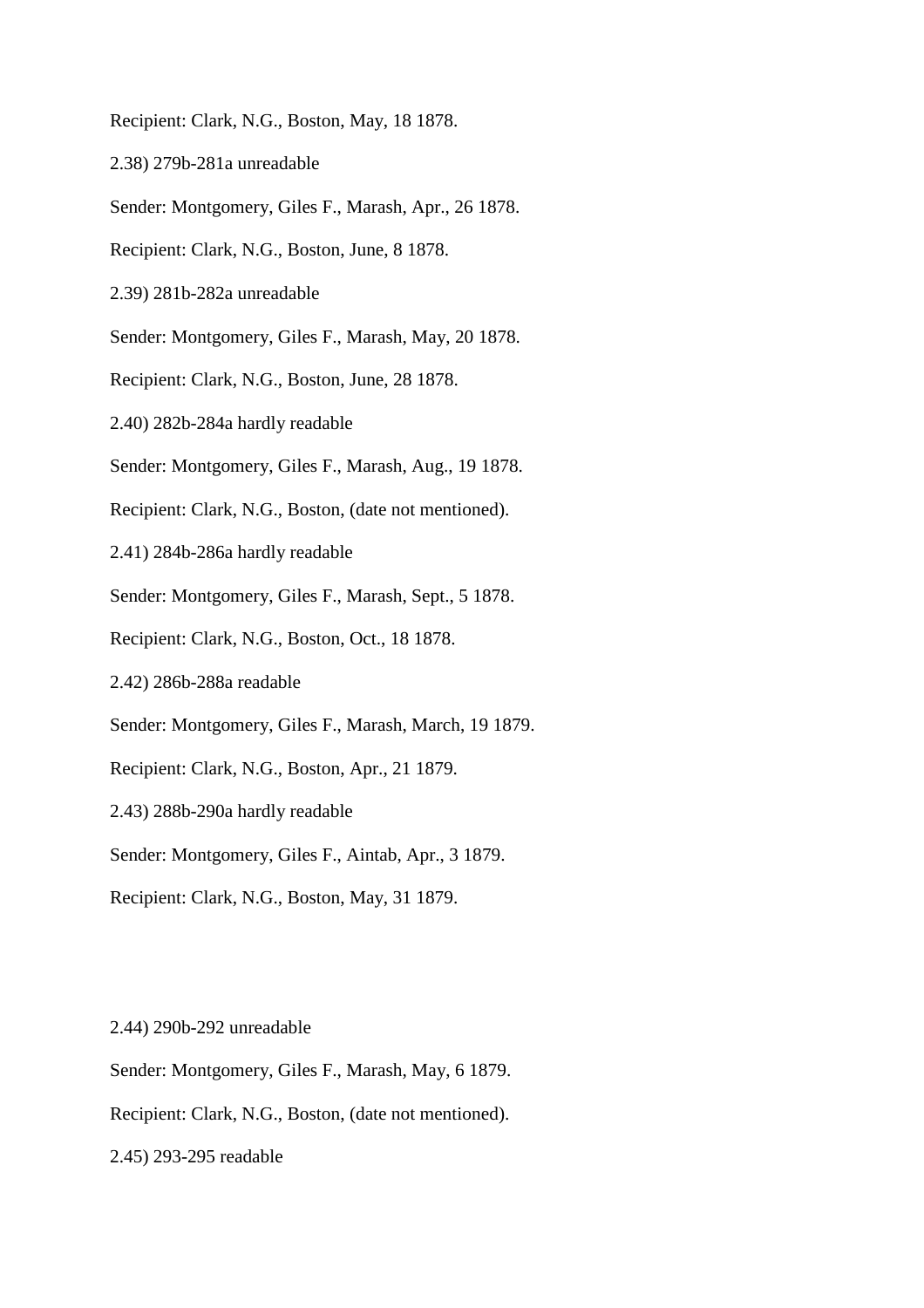Recipient: Clark, N.G., Boston, May, 18 1878.

2.38) 279b-281a unreadable

Sender: Montgomery, Giles F., Marash, Apr., 26 1878.

Recipient: Clark, N.G., Boston, June, 8 1878.

2.39) 281b-282a unreadable

Sender: Montgomery, Giles F., Marash, May, 20 1878.

Recipient: Clark, N.G., Boston, June, 28 1878.

2.40) 282b-284a hardly readable

Sender: Montgomery, Giles F., Marash, Aug., 19 1878.

Recipient: Clark, N.G., Boston, (date not mentioned).

2.41) 284b-286a hardly readable

Sender: Montgomery, Giles F., Marash, Sept., 5 1878.

Recipient: Clark, N.G., Boston, Oct., 18 1878.

2.42) 286b-288a readable

Sender: Montgomery, Giles F., Marash, March, 19 1879.

Recipient: Clark, N.G., Boston, Apr., 21 1879.

2.43) 288b-290a hardly readable

Sender: Montgomery, Giles F., Aintab, Apr., 3 1879.

Recipient: Clark, N.G., Boston, May, 31 1879.

2.44) 290b-292 unreadable

Sender: Montgomery, Giles F., Marash, May, 6 1879.

Recipient: Clark, N.G., Boston, (date not mentioned).

2.45) 293-295 readable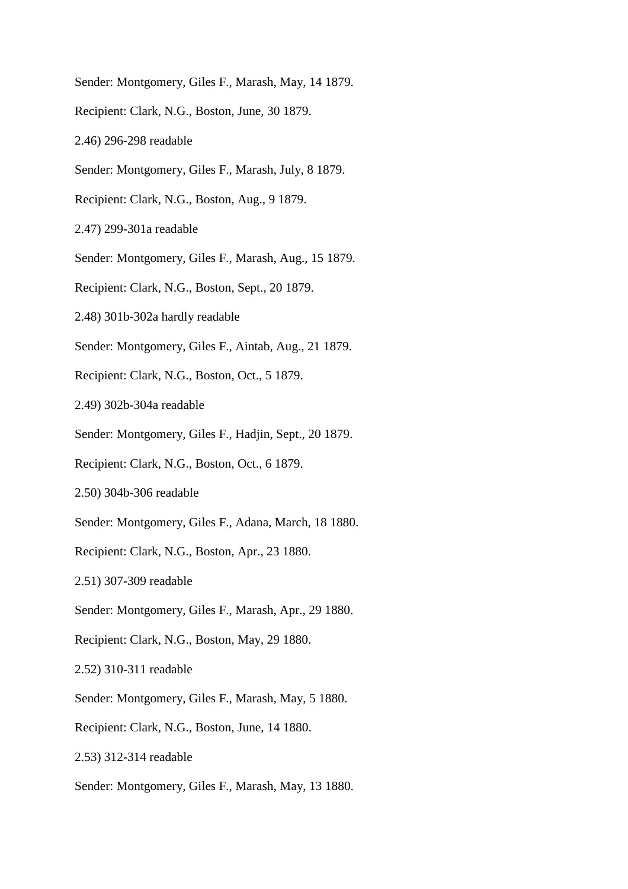Sender: Montgomery, Giles F., Marash, May, 14 1879.

Recipient: Clark, N.G., Boston, June, 30 1879.

2.46) 296-298 readable

Sender: Montgomery, Giles F., Marash, July, 8 1879.

Recipient: Clark, N.G., Boston, Aug., 9 1879.

2.47) 299-301a readable

Sender: Montgomery, Giles F., Marash, Aug., 15 1879.

Recipient: Clark, N.G., Boston, Sept., 20 1879.

2.48) 301b-302a hardly readable

Sender: Montgomery, Giles F., Aintab, Aug., 21 1879.

Recipient: Clark, N.G., Boston, Oct., 5 1879.

2.49) 302b-304a readable

Sender: Montgomery, Giles F., Hadjin, Sept., 20 1879.

Recipient: Clark, N.G., Boston, Oct., 6 1879.

2.50) 304b-306 readable

Sender: Montgomery, Giles F., Adana, March, 18 1880.

Recipient: Clark, N.G., Boston, Apr., 23 1880.

2.51) 307-309 readable

Sender: Montgomery, Giles F., Marash, Apr., 29 1880.

Recipient: Clark, N.G., Boston, May, 29 1880.

2.52) 310-311 readable

Sender: Montgomery, Giles F., Marash, May, 5 1880.

Recipient: Clark, N.G., Boston, June, 14 1880.

2.53) 312-314 readable

Sender: Montgomery, Giles F., Marash, May, 13 1880.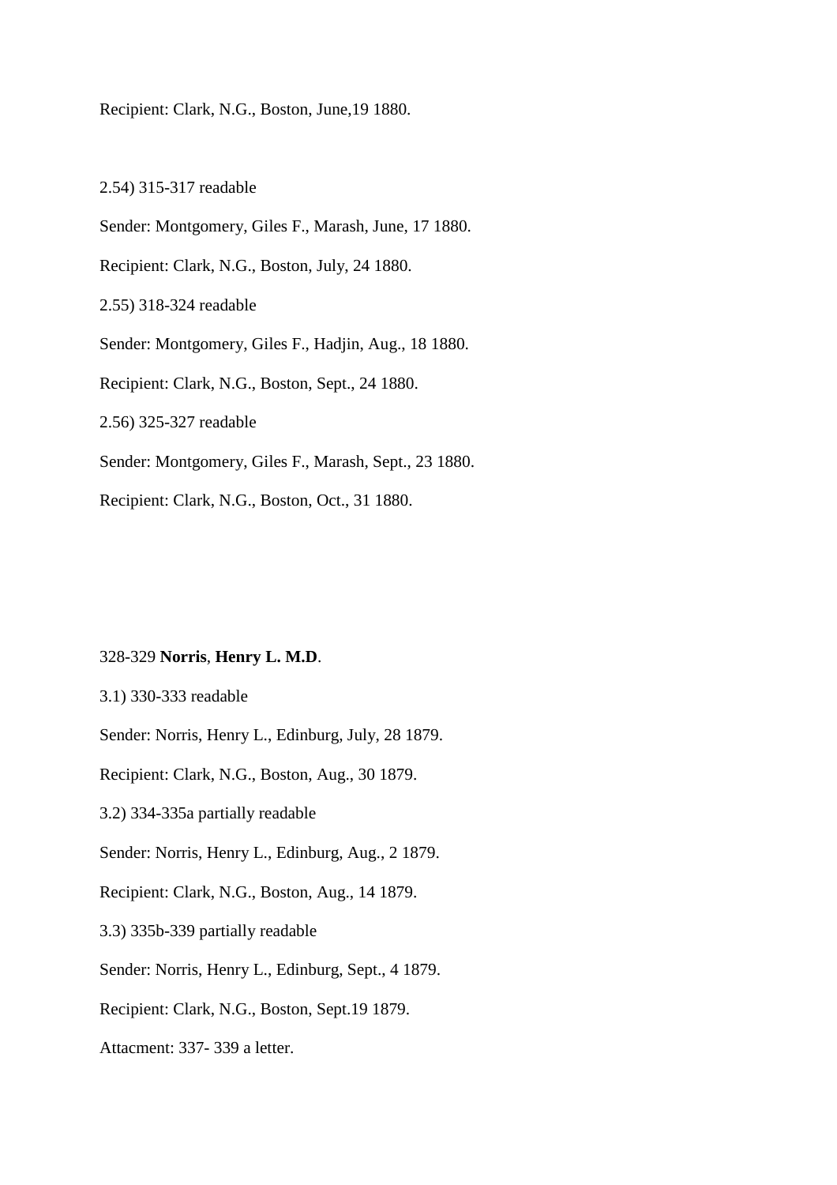Recipient: Clark, N.G., Boston, June,19 1880.

2.54) 315-317 readable

Sender: Montgomery, Giles F., Marash, June, 17 1880.

Recipient: Clark, N.G., Boston, July, 24 1880.

2.55) 318-324 readable

Sender: Montgomery, Giles F., Hadjin, Aug., 18 1880.

Recipient: Clark, N.G., Boston, Sept., 24 1880.

2.56) 325-327 readable

Sender: Montgomery, Giles F., Marash, Sept., 23 1880.

Recipient: Clark, N.G., Boston, Oct., 31 1880.

328-329 **Norris**, **Henry L. M.D**.

3.1) 330-333 readable

Sender: Norris, Henry L., Edinburg, July, 28 1879.

Recipient: Clark, N.G., Boston, Aug., 30 1879.

3.2) 334-335a partially readable

Sender: Norris, Henry L., Edinburg, Aug., 2 1879.

Recipient: Clark, N.G., Boston, Aug., 14 1879.

3.3) 335b-339 partially readable

Sender: Norris, Henry L., Edinburg, Sept., 4 1879.

Recipient: Clark, N.G., Boston, Sept.19 1879.

Attacment: 337- 339 a letter.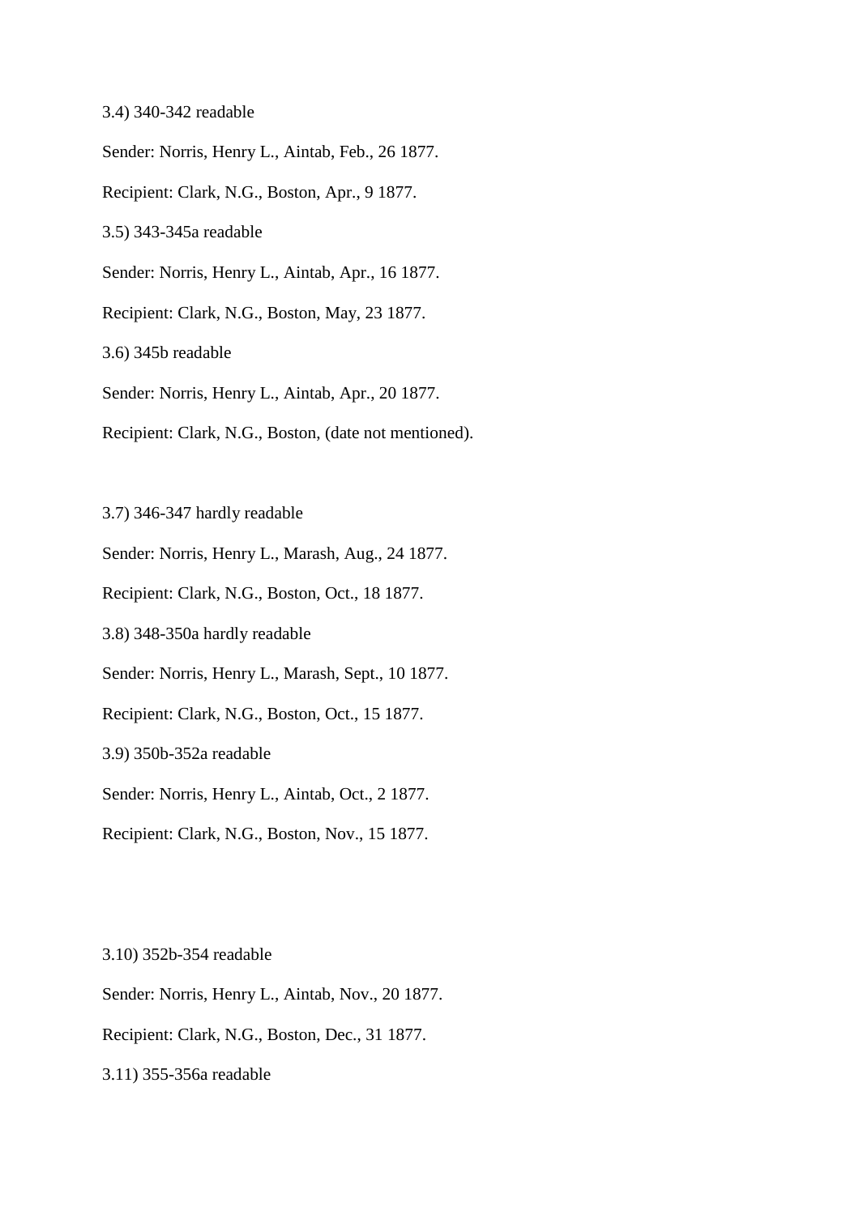3.4) 340-342 readable

Sender: Norris, Henry L., Aintab, Feb., 26 1877.

Recipient: Clark, N.G., Boston, Apr., 9 1877.

3.5) 343-345a readable

Sender: Norris, Henry L., Aintab, Apr., 16 1877.

Recipient: Clark, N.G., Boston, May, 23 1877.

3.6) 345b readable

Sender: Norris, Henry L., Aintab, Apr., 20 1877.

Recipient: Clark, N.G., Boston, (date not mentioned).

3.7) 346-347 hardly readable

Sender: Norris, Henry L., Marash, Aug., 24 1877.

Recipient: Clark, N.G., Boston, Oct., 18 1877.

3.8) 348-350a hardly readable

Sender: Norris, Henry L., Marash, Sept., 10 1877.

Recipient: Clark, N.G., Boston, Oct., 15 1877.

3.9) 350b-352a readable

Sender: Norris, Henry L., Aintab, Oct., 2 1877.

Recipient: Clark, N.G., Boston, Nov., 15 1877.

3.10) 352b-354 readable

Sender: Norris, Henry L., Aintab, Nov., 20 1877.

Recipient: Clark, N.G., Boston, Dec., 31 1877.

3.11) 355-356a readable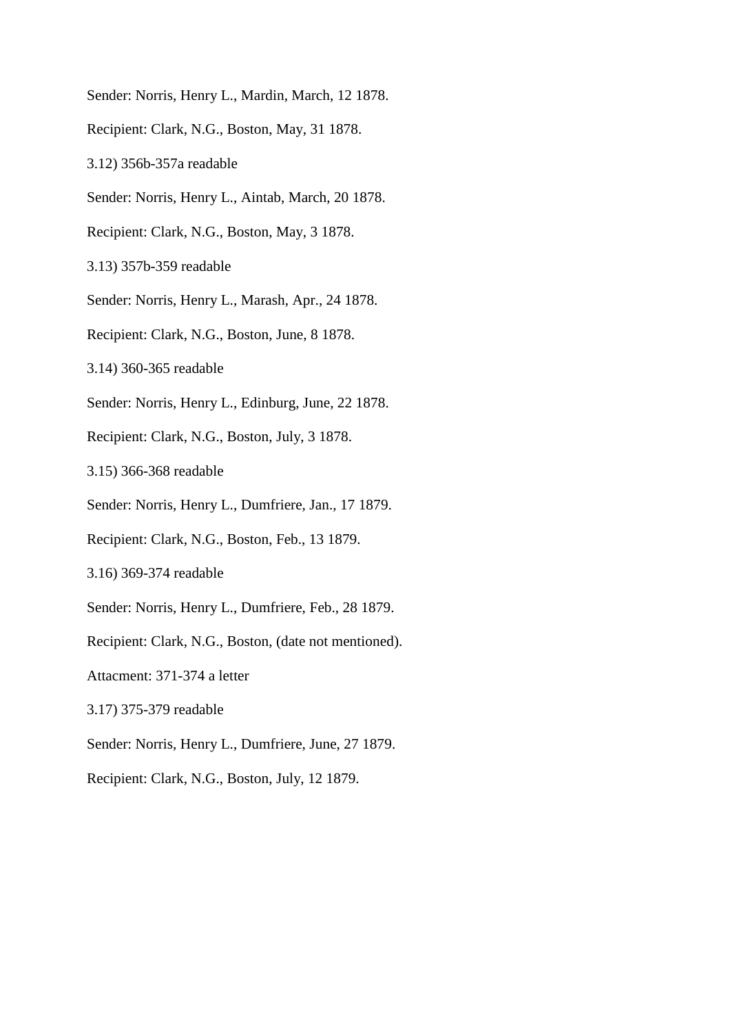Sender: Norris, Henry L., Mardin, March, 12 1878.

Recipient: Clark, N.G., Boston, May, 31 1878.

3.12) 356b-357a readable

Sender: Norris, Henry L., Aintab, March, 20 1878.

Recipient: Clark, N.G., Boston, May, 3 1878.

3.13) 357b-359 readable

Sender: Norris, Henry L., Marash, Apr., 24 1878.

Recipient: Clark, N.G., Boston, June, 8 1878.

3.14) 360-365 readable

Sender: Norris, Henry L., Edinburg, June, 22 1878.

Recipient: Clark, N.G., Boston, July, 3 1878.

3.15) 366-368 readable

Sender: Norris, Henry L., Dumfriere, Jan., 17 1879.

Recipient: Clark, N.G., Boston, Feb., 13 1879.

3.16) 369-374 readable

Sender: Norris, Henry L., Dumfriere, Feb., 28 1879.

Recipient: Clark, N.G., Boston, (date not mentioned).

Attacment: 371-374 a letter

3.17) 375-379 readable

Sender: Norris, Henry L., Dumfriere, June, 27 1879.

Recipient: Clark, N.G., Boston, July, 12 1879.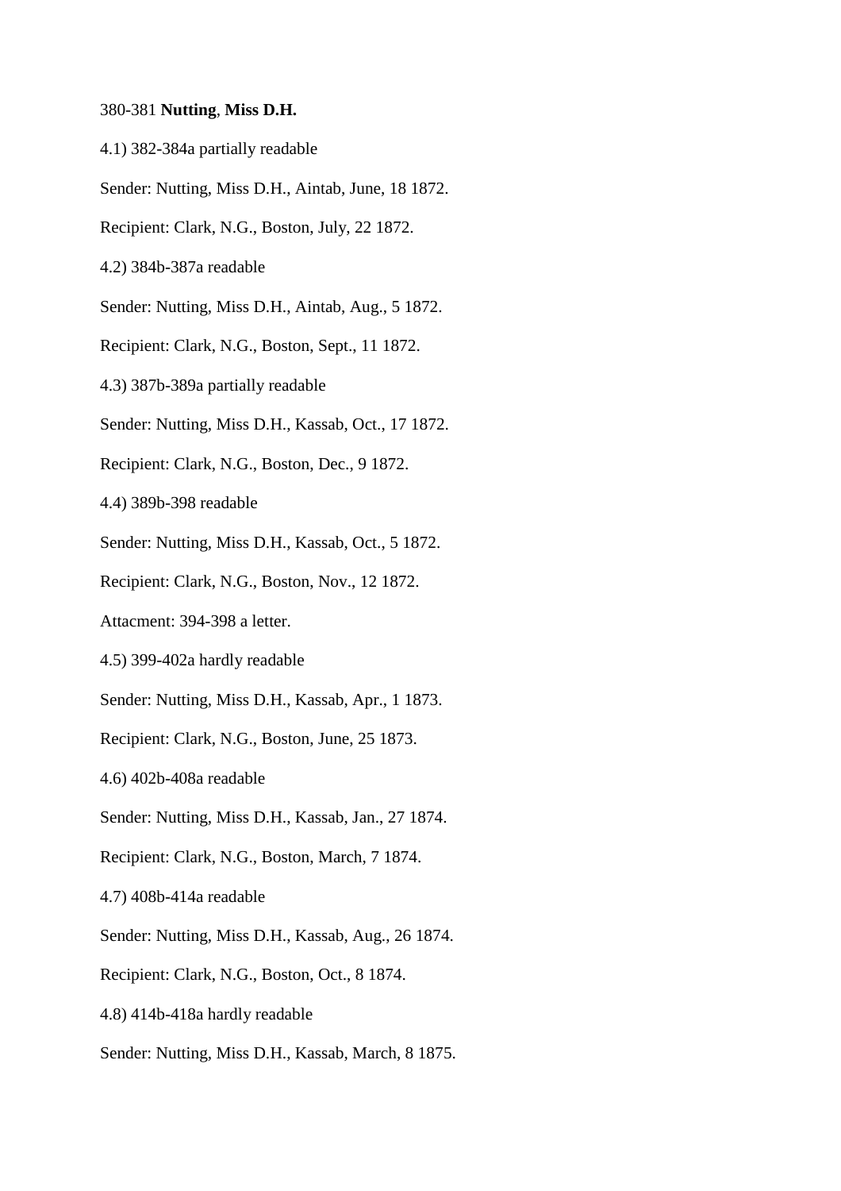380-381 **Nutting**, **Miss D.H.**

4.1) 382-384a partially readable

Sender: Nutting, Miss D.H., Aintab, June, 18 1872.

Recipient: Clark, N.G., Boston, July, 22 1872.

4.2) 384b-387a readable

Sender: Nutting, Miss D.H., Aintab, Aug., 5 1872.

Recipient: Clark, N.G., Boston, Sept., 11 1872.

4.3) 387b-389a partially readable

Sender: Nutting, Miss D.H., Kassab, Oct., 17 1872.

Recipient: Clark, N.G., Boston, Dec., 9 1872.

4.4) 389b-398 readable

Sender: Nutting, Miss D.H., Kassab, Oct., 5 1872.

Recipient: Clark, N.G., Boston, Nov., 12 1872.

Attacment: 394-398 a letter.

4.5) 399-402a hardly readable

Sender: Nutting, Miss D.H., Kassab, Apr., 1 1873.

Recipient: Clark, N.G., Boston, June, 25 1873.

4.6) 402b-408a readable

Sender: Nutting, Miss D.H., Kassab, Jan., 27 1874.

Recipient: Clark, N.G., Boston, March, 7 1874.

4.7) 408b-414a readable

Sender: Nutting, Miss D.H., Kassab, Aug., 26 1874.

Recipient: Clark, N.G., Boston, Oct., 8 1874.

4.8) 414b-418a hardly readable

Sender: Nutting, Miss D.H., Kassab, March, 8 1875.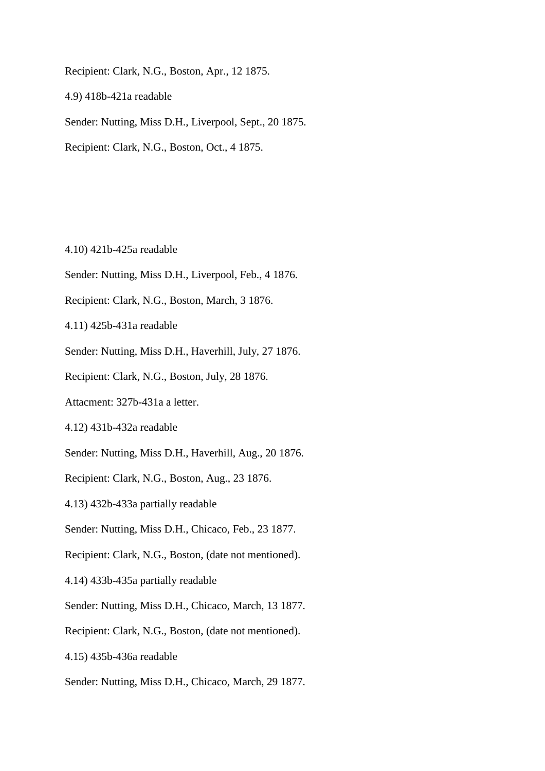Recipient: Clark, N.G., Boston, Apr., 12 1875.

4.9) 418b-421a readable

Sender: Nutting, Miss D.H., Liverpool, Sept., 20 1875.

Recipient: Clark, N.G., Boston, Oct., 4 1875.

4.10) 421b-425a readable

Sender: Nutting, Miss D.H., Liverpool, Feb., 4 1876.

Recipient: Clark, N.G., Boston, March, 3 1876.

4.11) 425b-431a readable

Sender: Nutting, Miss D.H., Haverhill, July, 27 1876.

Recipient: Clark, N.G., Boston, July, 28 1876.

Attacment: 327b-431a a letter.

4.12) 431b-432a readable

Sender: Nutting, Miss D.H., Haverhill, Aug., 20 1876.

Recipient: Clark, N.G., Boston, Aug., 23 1876.

4.13) 432b-433a partially readable

Sender: Nutting, Miss D.H., Chicaco, Feb., 23 1877.

Recipient: Clark, N.G., Boston, (date not mentioned).

4.14) 433b-435a partially readable

Sender: Nutting, Miss D.H., Chicaco, March, 13 1877.

Recipient: Clark, N.G., Boston, (date not mentioned).

4.15) 435b-436a readable

Sender: Nutting, Miss D.H., Chicaco, March, 29 1877.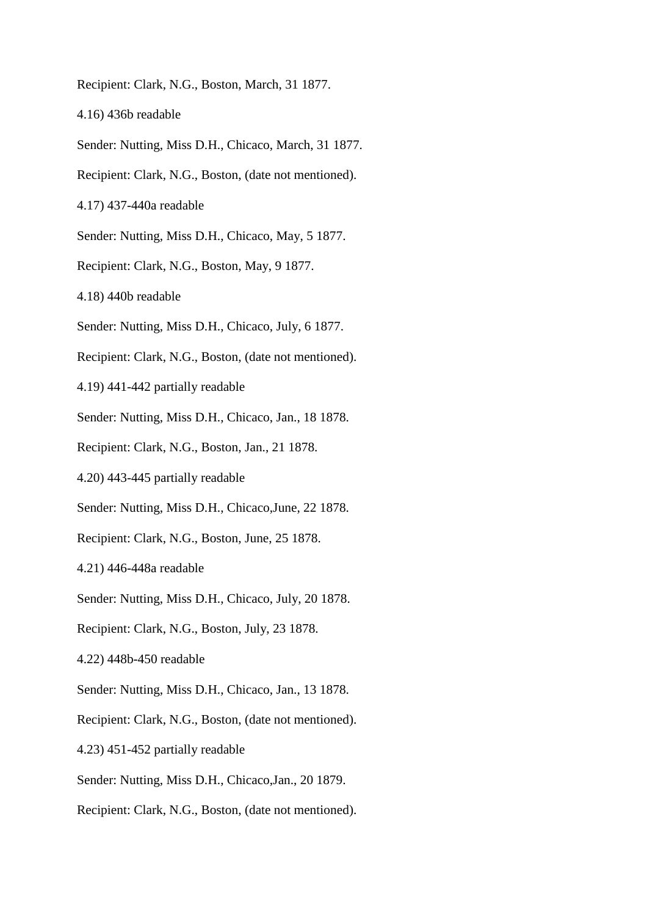Recipient: Clark, N.G., Boston, March, 31 1877.

4.16) 436b readable

Sender: Nutting, Miss D.H., Chicaco, March, 31 1877.

Recipient: Clark, N.G., Boston, (date not mentioned).

4.17) 437-440a readable

Sender: Nutting, Miss D.H., Chicaco, May, 5 1877.

Recipient: Clark, N.G., Boston, May, 9 1877.

4.18) 440b readable

Sender: Nutting, Miss D.H., Chicaco, July, 6 1877.

Recipient: Clark, N.G., Boston, (date not mentioned).

4.19) 441-442 partially readable

Sender: Nutting, Miss D.H., Chicaco, Jan., 18 1878.

Recipient: Clark, N.G., Boston, Jan., 21 1878.

4.20) 443-445 partially readable

Sender: Nutting, Miss D.H., Chicaco,June, 22 1878.

Recipient: Clark, N.G., Boston, June, 25 1878.

4.21) 446-448a readable

Sender: Nutting, Miss D.H., Chicaco, July, 20 1878.

Recipient: Clark, N.G., Boston, July, 23 1878.

4.22) 448b-450 readable

Sender: Nutting, Miss D.H., Chicaco, Jan., 13 1878.

Recipient: Clark, N.G., Boston, (date not mentioned).

4.23) 451-452 partially readable

Sender: Nutting, Miss D.H., Chicaco,Jan., 20 1879.

Recipient: Clark, N.G., Boston, (date not mentioned).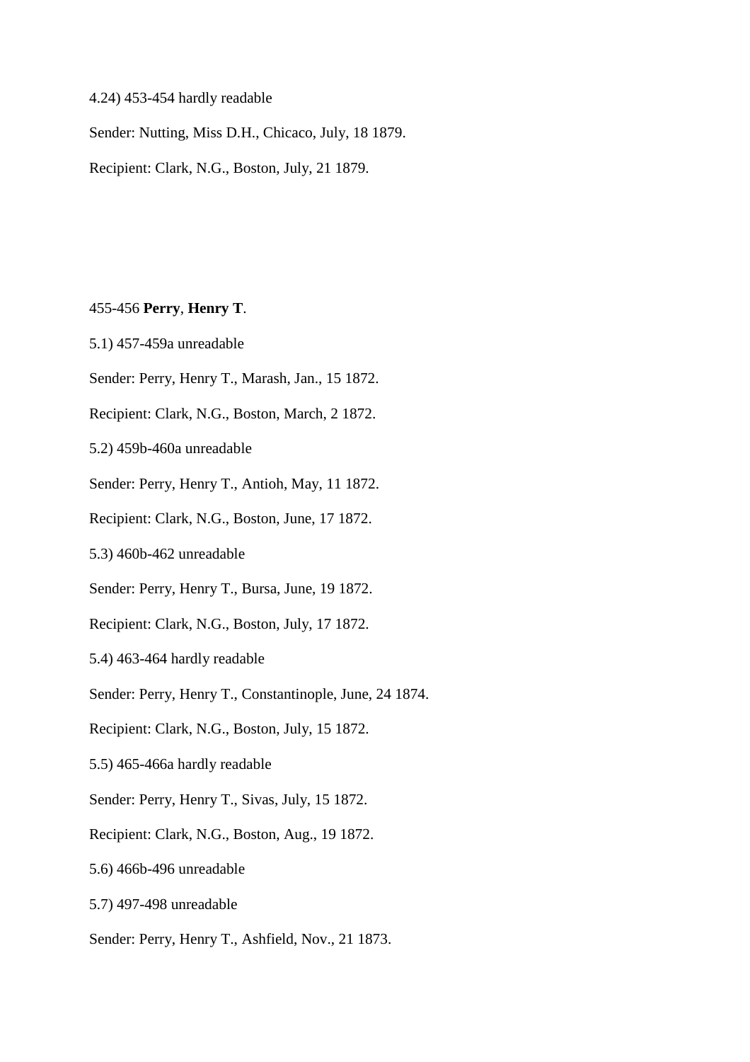4.24) 453-454 hardly readable

Sender: Nutting, Miss D.H., Chicaco, July, 18 1879.

Recipient: Clark, N.G., Boston, July, 21 1879.

455-456 **Perry**, **Henry T**.

5.1) 457-459a unreadable

Sender: Perry, Henry T., Marash, Jan., 15 1872.

Recipient: Clark, N.G., Boston, March, 2 1872.

5.2) 459b-460a unreadable

Sender: Perry, Henry T., Antioh, May, 11 1872.

Recipient: Clark, N.G., Boston, June, 17 1872.

5.3) 460b-462 unreadable

Sender: Perry, Henry T., Bursa, June, 19 1872.

Recipient: Clark, N.G., Boston, July, 17 1872.

5.4) 463-464 hardly readable

Sender: Perry, Henry T., Constantinople, June, 24 1874.

Recipient: Clark, N.G., Boston, July, 15 1872.

5.5) 465-466a hardly readable

Sender: Perry, Henry T., Sivas, July, 15 1872.

Recipient: Clark, N.G., Boston, Aug., 19 1872.

5.6) 466b-496 unreadable

5.7) 497-498 unreadable

Sender: Perry, Henry T., Ashfield, Nov., 21 1873.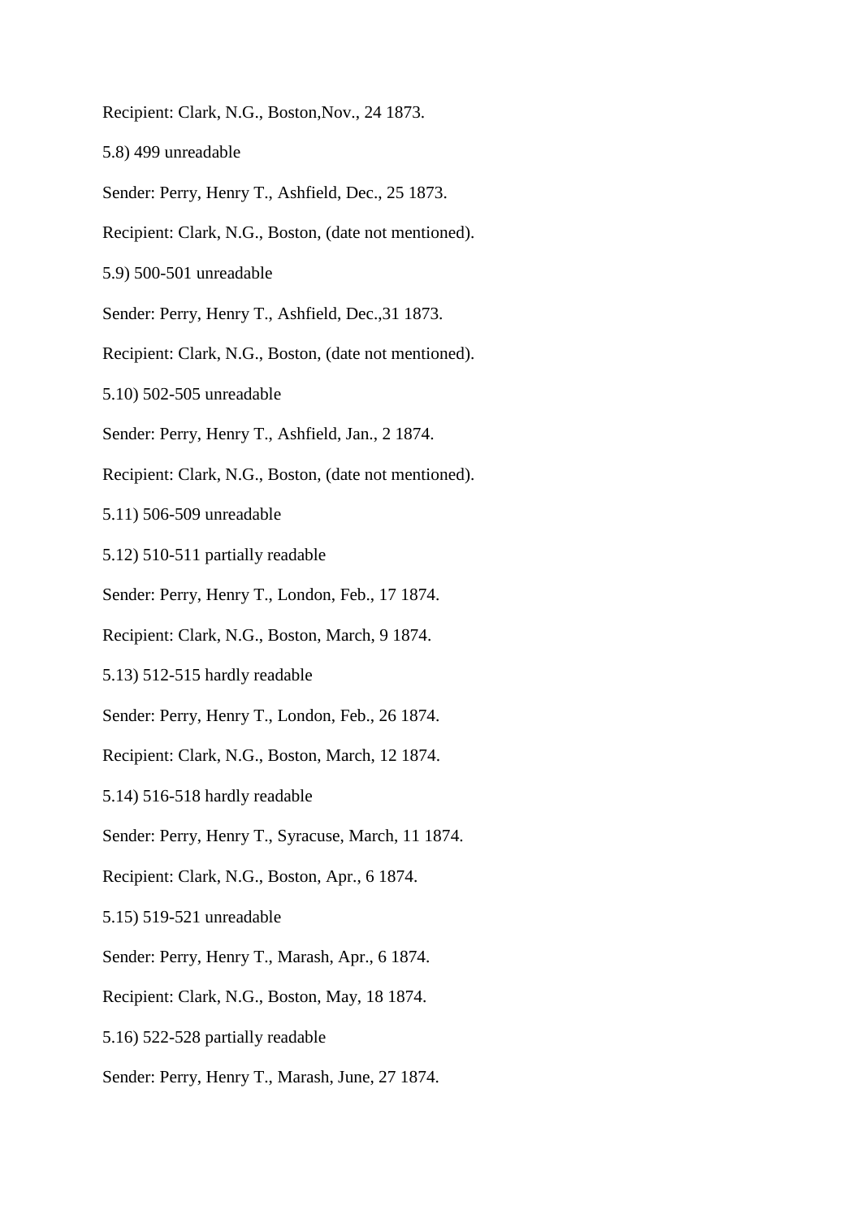Recipient: Clark, N.G., Boston,Nov., 24 1873.

5.8) 499 unreadable

Sender: Perry, Henry T., Ashfield, Dec., 25 1873.

Recipient: Clark, N.G., Boston, (date not mentioned).

5.9) 500-501 unreadable

Sender: Perry, Henry T., Ashfield, Dec.,31 1873.

Recipient: Clark, N.G., Boston, (date not mentioned).

5.10) 502-505 unreadable

Sender: Perry, Henry T., Ashfield, Jan., 2 1874.

Recipient: Clark, N.G., Boston, (date not mentioned).

5.11) 506-509 unreadable

5.12) 510-511 partially readable

Sender: Perry, Henry T., London, Feb., 17 1874.

Recipient: Clark, N.G., Boston, March, 9 1874.

5.13) 512-515 hardly readable

Sender: Perry, Henry T., London, Feb., 26 1874.

Recipient: Clark, N.G., Boston, March, 12 1874.

5.14) 516-518 hardly readable

Sender: Perry, Henry T., Syracuse, March, 11 1874.

Recipient: Clark, N.G., Boston, Apr., 6 1874.

5.15) 519-521 unreadable

Sender: Perry, Henry T., Marash, Apr., 6 1874.

Recipient: Clark, N.G., Boston, May, 18 1874.

5.16) 522-528 partially readable

Sender: Perry, Henry T., Marash, June, 27 1874.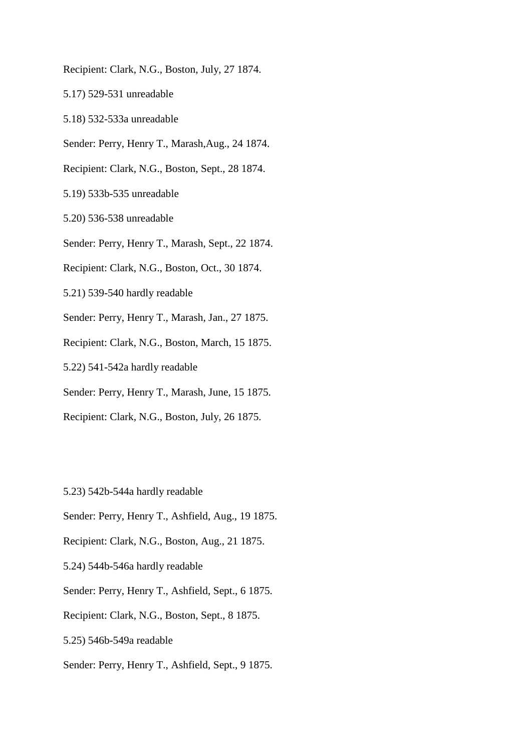Recipient: Clark, N.G., Boston, July, 27 1874.

5.17) 529-531 unreadable

5.18) 532-533a unreadable

Sender: Perry, Henry T., Marash,Aug., 24 1874.

Recipient: Clark, N.G., Boston, Sept., 28 1874.

5.19) 533b-535 unreadable

5.20) 536-538 unreadable

Sender: Perry, Henry T., Marash, Sept., 22 1874.

Recipient: Clark, N.G., Boston, Oct., 30 1874.

5.21) 539-540 hardly readable

Sender: Perry, Henry T., Marash, Jan., 27 1875.

Recipient: Clark, N.G., Boston, March, 15 1875.

5.22) 541-542a hardly readable

Sender: Perry, Henry T., Marash, June, 15 1875.

Recipient: Clark, N.G., Boston, July, 26 1875.

5.23) 542b-544a hardly readable

Sender: Perry, Henry T., Ashfield, Aug., 19 1875.

Recipient: Clark, N.G., Boston, Aug., 21 1875.

5.24) 544b-546a hardly readable

Sender: Perry, Henry T., Ashfield, Sept., 6 1875.

Recipient: Clark, N.G., Boston, Sept., 8 1875.

5.25) 546b-549a readable

Sender: Perry, Henry T., Ashfield, Sept., 9 1875.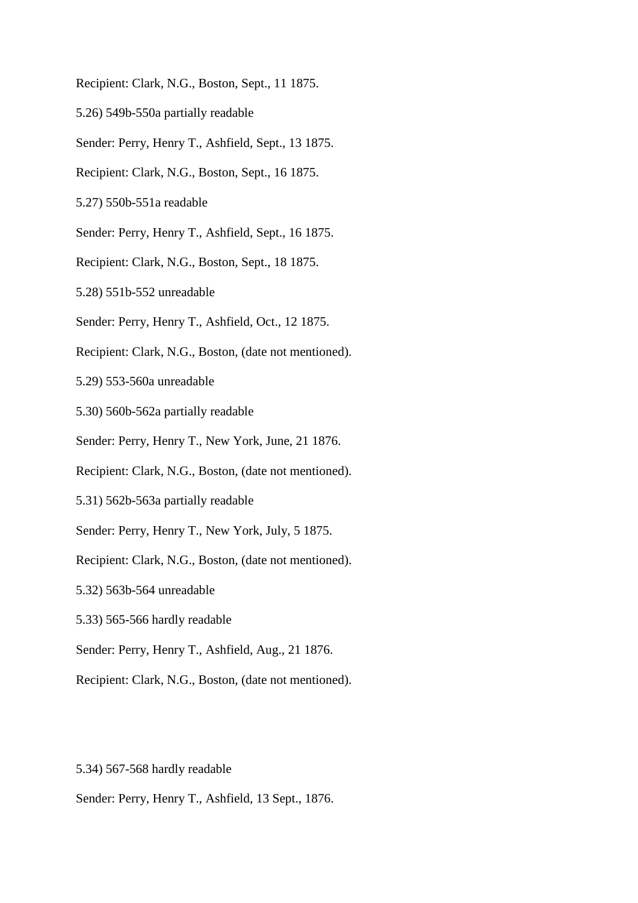Recipient: Clark, N.G., Boston, Sept., 11 1875.

5.26) 549b-550a partially readable

Sender: Perry, Henry T., Ashfield, Sept., 13 1875.

Recipient: Clark, N.G., Boston, Sept., 16 1875.

5.27) 550b-551a readable

Sender: Perry, Henry T., Ashfield, Sept., 16 1875.

Recipient: Clark, N.G., Boston, Sept., 18 1875.

5.28) 551b-552 unreadable

Sender: Perry, Henry T., Ashfield, Oct., 12 1875.

Recipient: Clark, N.G., Boston, (date not mentioned).

5.29) 553-560a unreadable

5.30) 560b-562a partially readable

Sender: Perry, Henry T., New York, June, 21 1876.

Recipient: Clark, N.G., Boston, (date not mentioned).

5.31) 562b-563a partially readable

Sender: Perry, Henry T., New York, July, 5 1875.

Recipient: Clark, N.G., Boston, (date not mentioned).

5.32) 563b-564 unreadable

5.33) 565-566 hardly readable

Sender: Perry, Henry T., Ashfield, Aug., 21 1876.

Recipient: Clark, N.G., Boston, (date not mentioned).

5.34) 567-568 hardly readable

Sender: Perry, Henry T., Ashfield, 13 Sept., 1876.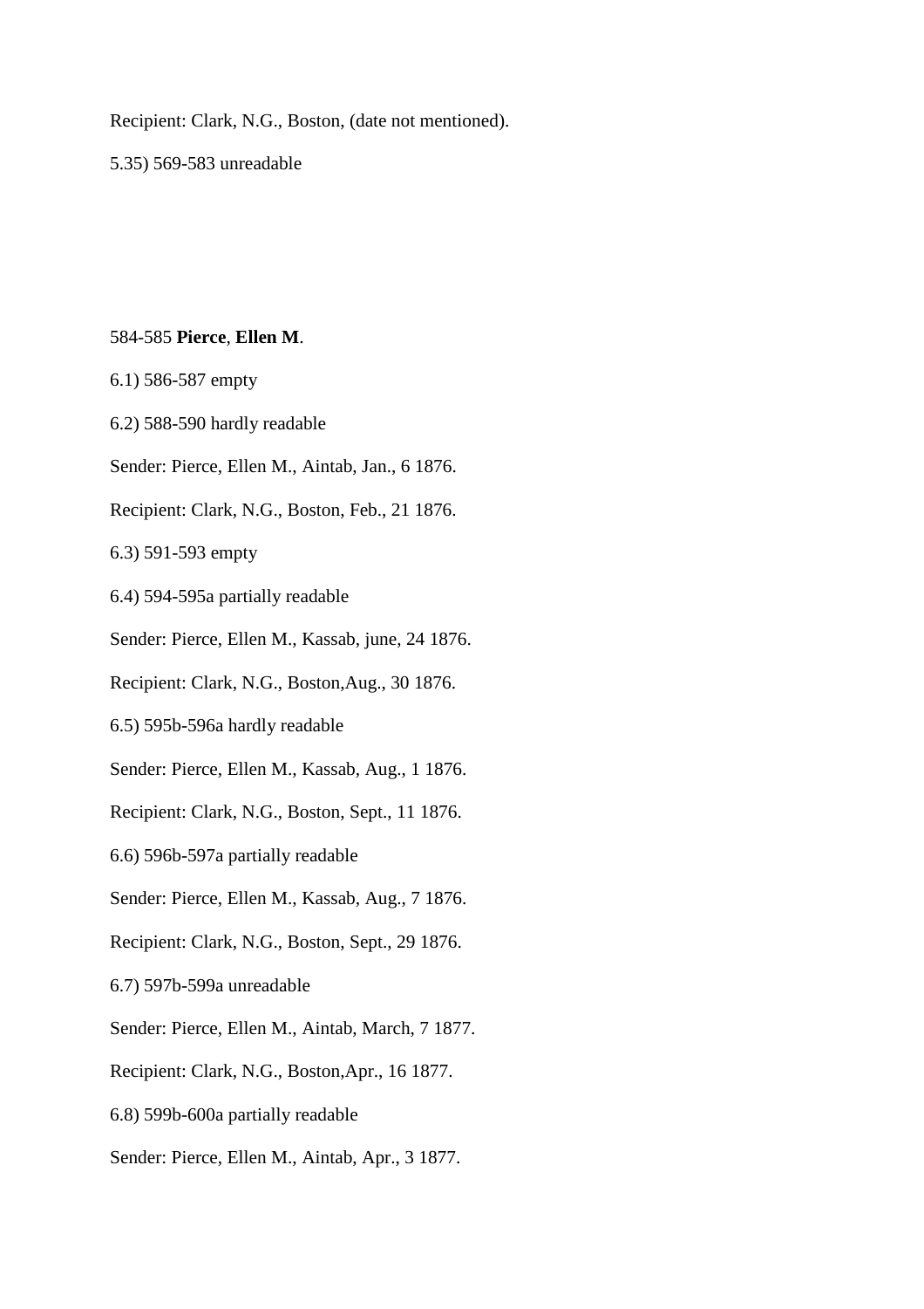Recipient: Clark, N.G., Boston, (date not mentioned).

5.35) 569-583 unreadable

584-585 **Pierce**, **Ellen M**.

6.1) 586-587 empty

6.2) 588-590 hardly readable

Sender: Pierce, Ellen M., Aintab, Jan., 6 1876.

Recipient: Clark, N.G., Boston, Feb., 21 1876.

6.3) 591-593 empty

6.4) 594-595a partially readable

Sender: Pierce, Ellen M., Kassab, june, 24 1876.

Recipient: Clark, N.G., Boston,Aug., 30 1876.

6.5) 595b-596a hardly readable

Sender: Pierce, Ellen M., Kassab, Aug., 1 1876.

Recipient: Clark, N.G., Boston, Sept., 11 1876.

6.6) 596b-597a partially readable

Sender: Pierce, Ellen M., Kassab, Aug., 7 1876.

Recipient: Clark, N.G., Boston, Sept., 29 1876.

6.7) 597b-599a unreadable

Sender: Pierce, Ellen M., Aintab, March, 7 1877.

Recipient: Clark, N.G., Boston,Apr., 16 1877.

6.8) 599b-600a partially readable

Sender: Pierce, Ellen M., Aintab, Apr., 3 1877.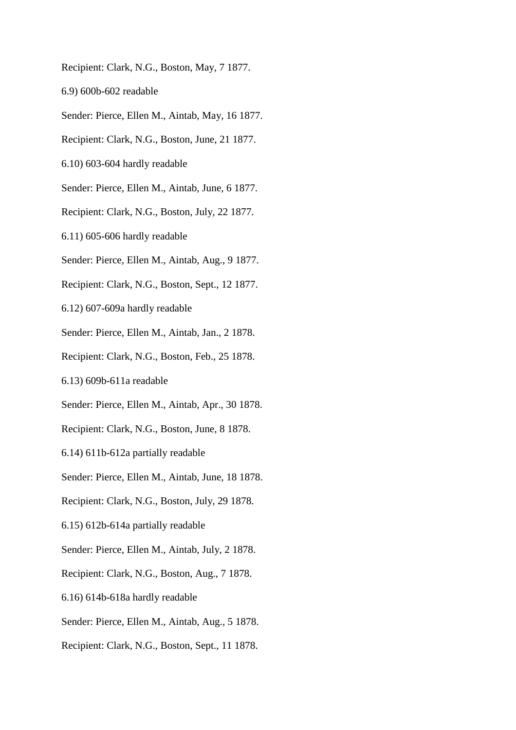Recipient: Clark, N.G., Boston, May, 7 1877.

6.9) 600b-602 readable

Sender: Pierce, Ellen M., Aintab, May, 16 1877.

Recipient: Clark, N.G., Boston, June, 21 1877.

6.10) 603-604 hardly readable

Sender: Pierce, Ellen M., Aintab, June, 6 1877.

Recipient: Clark, N.G., Boston, July, 22 1877.

6.11) 605-606 hardly readable

Sender: Pierce, Ellen M., Aintab, Aug., 9 1877.

Recipient: Clark, N.G., Boston, Sept., 12 1877.

6.12) 607-609a hardly readable

Sender: Pierce, Ellen M., Aintab, Jan., 2 1878.

Recipient: Clark, N.G., Boston, Feb., 25 1878.

6.13) 609b-611a readable

Sender: Pierce, Ellen M., Aintab, Apr., 30 1878.

Recipient: Clark, N.G., Boston, June, 8 1878.

6.14) 611b-612a partially readable

Sender: Pierce, Ellen M., Aintab, June, 18 1878.

Recipient: Clark, N.G., Boston, July, 29 1878.

6.15) 612b-614a partially readable

Sender: Pierce, Ellen M., Aintab, July, 2 1878.

Recipient: Clark, N.G., Boston, Aug., 7 1878.

6.16) 614b-618a hardly readable

Sender: Pierce, Ellen M., Aintab, Aug., 5 1878.

Recipient: Clark, N.G., Boston, Sept., 11 1878.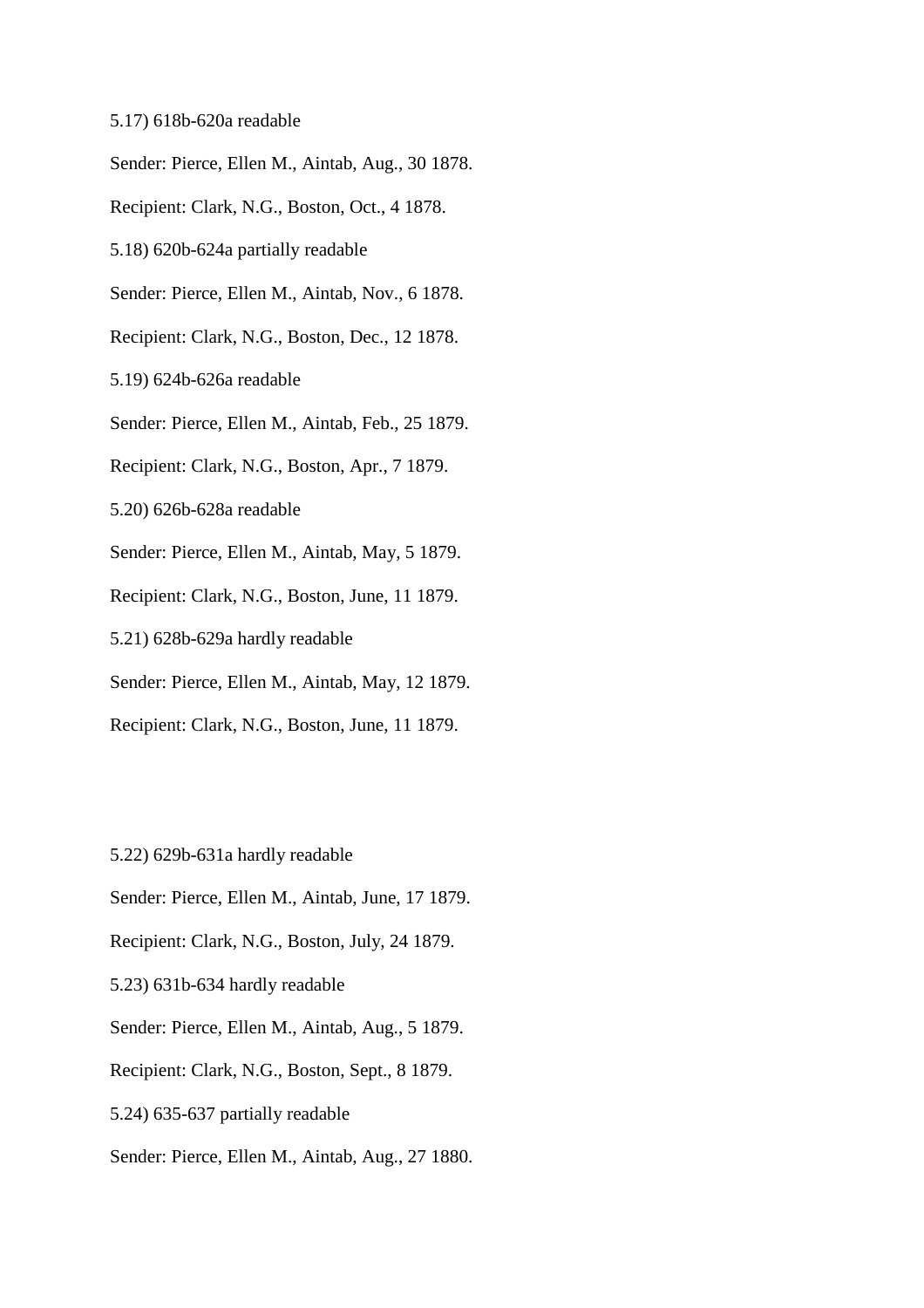5.17) 618b-620a readable

Sender: Pierce, Ellen M., Aintab, Aug., 30 1878.

Recipient: Clark, N.G., Boston, Oct., 4 1878.

5.18) 620b-624a partially readable

Sender: Pierce, Ellen M., Aintab, Nov., 6 1878.

Recipient: Clark, N.G., Boston, Dec., 12 1878.

5.19) 624b-626a readable

Sender: Pierce, Ellen M., Aintab, Feb., 25 1879.

Recipient: Clark, N.G., Boston, Apr., 7 1879.

5.20) 626b-628a readable

Sender: Pierce, Ellen M., Aintab, May, 5 1879.

Recipient: Clark, N.G., Boston, June, 11 1879.

5.21) 628b-629a hardly readable

Sender: Pierce, Ellen M., Aintab, May, 12 1879.

Recipient: Clark, N.G., Boston, June, 11 1879.

5.22) 629b-631a hardly readable

Sender: Pierce, Ellen M., Aintab, June, 17 1879.

Recipient: Clark, N.G., Boston, July, 24 1879.

5.23) 631b-634 hardly readable

Sender: Pierce, Ellen M., Aintab, Aug., 5 1879.

Recipient: Clark, N.G., Boston, Sept., 8 1879.

5.24) 635-637 partially readable

Sender: Pierce, Ellen M., Aintab, Aug., 27 1880.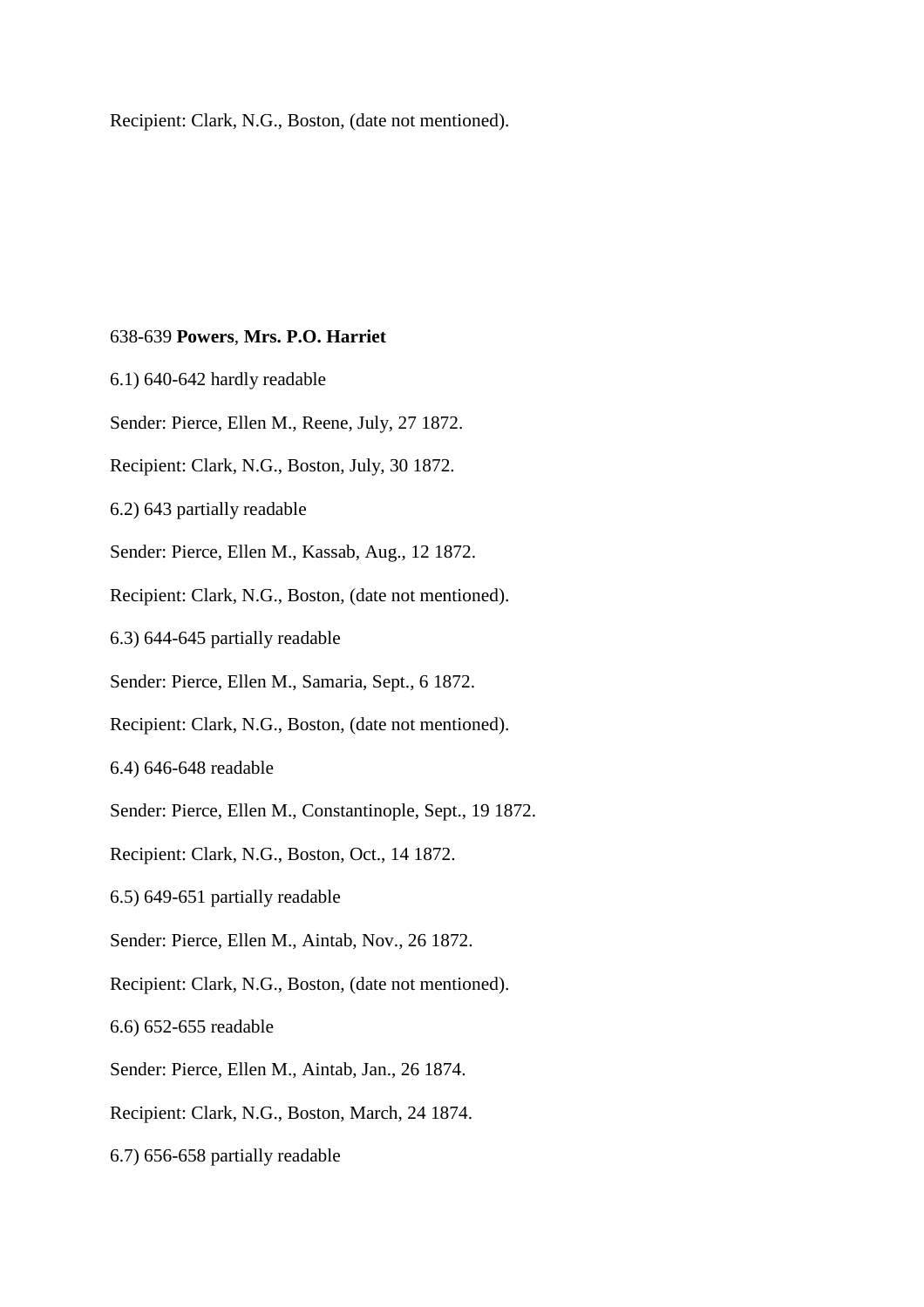Recipient: Clark, N.G., Boston, (date not mentioned).

638-639 **Powers**, **Mrs. P.O. Harriet**

6.1) 640-642 hardly readable

Sender: Pierce, Ellen M., Reene, July, 27 1872.

Recipient: Clark, N.G., Boston, July, 30 1872.

6.2) 643 partially readable

Sender: Pierce, Ellen M., Kassab, Aug., 12 1872.

Recipient: Clark, N.G., Boston, (date not mentioned).

6.3) 644-645 partially readable

Sender: Pierce, Ellen M., Samaria, Sept., 6 1872.

Recipient: Clark, N.G., Boston, (date not mentioned).

6.4) 646-648 readable

Sender: Pierce, Ellen M., Constantinople, Sept., 19 1872.

Recipient: Clark, N.G., Boston, Oct., 14 1872.

6.5) 649-651 partially readable

Sender: Pierce, Ellen M., Aintab, Nov., 26 1872.

Recipient: Clark, N.G., Boston, (date not mentioned).

6.6) 652-655 readable

Sender: Pierce, Ellen M., Aintab, Jan., 26 1874.

Recipient: Clark, N.G., Boston, March, 24 1874.

6.7) 656-658 partially readable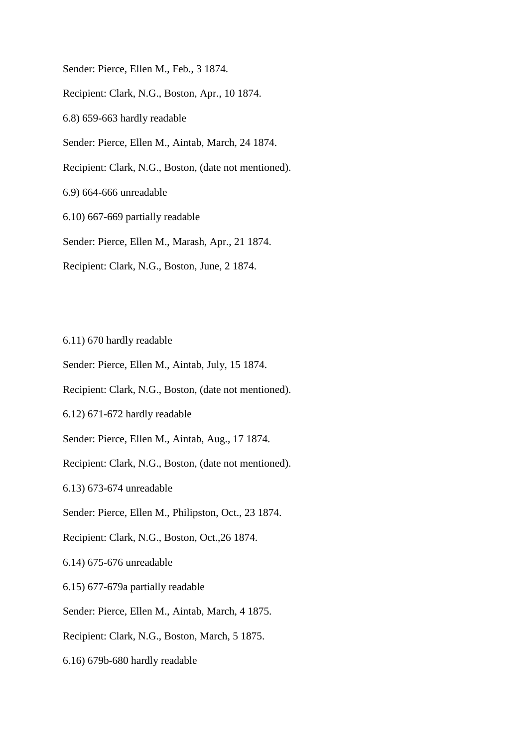Sender: Pierce, Ellen M., Feb., 3 1874.

Recipient: Clark, N.G., Boston, Apr., 10 1874.

6.8) 659-663 hardly readable

Sender: Pierce, Ellen M., Aintab, March, 24 1874.

Recipient: Clark, N.G., Boston, (date not mentioned).

6.9) 664-666 unreadable

6.10) 667-669 partially readable

Sender: Pierce, Ellen M., Marash, Apr., 21 1874.

Recipient: Clark, N.G., Boston, June, 2 1874.

6.11) 670 hardly readable

Sender: Pierce, Ellen M., Aintab, July, 15 1874.

Recipient: Clark, N.G., Boston, (date not mentioned).

6.12) 671-672 hardly readable

Sender: Pierce, Ellen M., Aintab, Aug., 17 1874.

Recipient: Clark, N.G., Boston, (date not mentioned).

6.13) 673-674 unreadable

Sender: Pierce, Ellen M., Philipston, Oct., 23 1874.

Recipient: Clark, N.G., Boston, Oct.,26 1874.

6.14) 675-676 unreadable

6.15) 677-679a partially readable

Sender: Pierce, Ellen M., Aintab, March, 4 1875.

Recipient: Clark, N.G., Boston, March, 5 1875.

6.16) 679b-680 hardly readable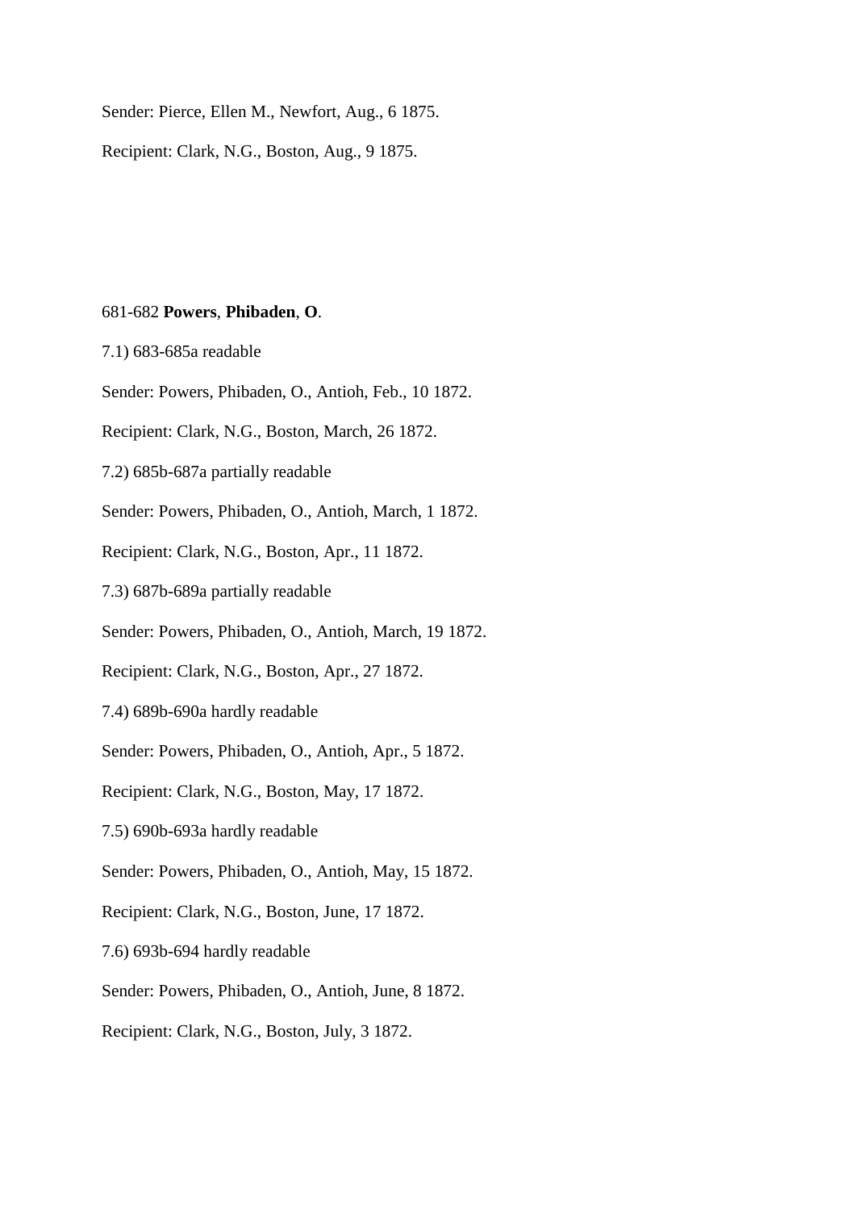Sender: Pierce, Ellen M., Newfort, Aug., 6 1875.

Recipient: Clark, N.G., Boston, Aug., 9 1875.

681-682 **Powers**, **Phibaden**, **O**.

7.1) 683-685a readable

Sender: Powers, Phibaden, O., Antioh, Feb., 10 1872.

Recipient: Clark, N.G., Boston, March, 26 1872.

7.2) 685b-687a partially readable

Sender: Powers, Phibaden, O., Antioh, March, 1 1872.

Recipient: Clark, N.G., Boston, Apr., 11 1872.

7.3) 687b-689a partially readable

Sender: Powers, Phibaden, O., Antioh, March, 19 1872.

Recipient: Clark, N.G., Boston, Apr., 27 1872.

7.4) 689b-690a hardly readable

Sender: Powers, Phibaden, O., Antioh, Apr., 5 1872.

Recipient: Clark, N.G., Boston, May, 17 1872.

7.5) 690b-693a hardly readable

Sender: Powers, Phibaden, O., Antioh, May, 15 1872.

Recipient: Clark, N.G., Boston, June, 17 1872.

7.6) 693b-694 hardly readable

Sender: Powers, Phibaden, O., Antioh, June, 8 1872.

Recipient: Clark, N.G., Boston, July, 3 1872.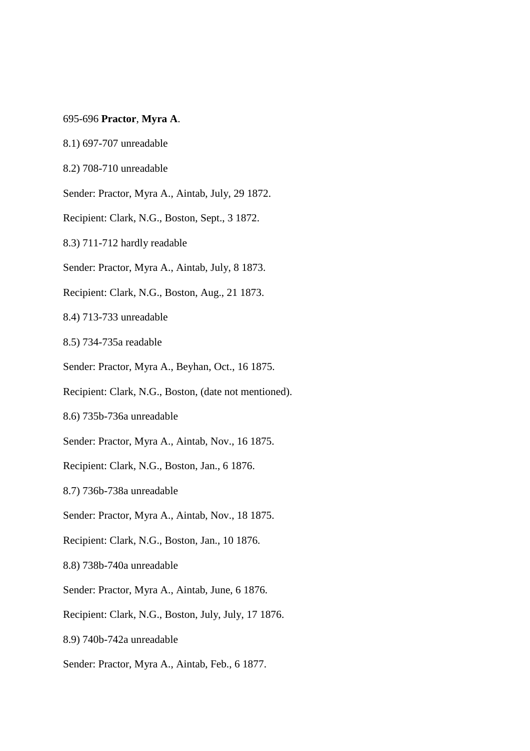695-696 **Practor**, **Myra A**.

8.1) 697-707 unreadable

8.2) 708-710 unreadable

Sender: Practor, Myra A., Aintab, July, 29 1872.

Recipient: Clark, N.G., Boston, Sept., 3 1872.

8.3) 711-712 hardly readable

Sender: Practor, Myra A., Aintab, July, 8 1873.

Recipient: Clark, N.G., Boston, Aug., 21 1873.

8.4) 713-733 unreadable

8.5) 734-735a readable

Sender: Practor, Myra A., Beyhan, Oct., 16 1875.

Recipient: Clark, N.G., Boston, (date not mentioned).

8.6) 735b-736a unreadable

Sender: Practor, Myra A., Aintab, Nov., 16 1875.

Recipient: Clark, N.G., Boston, Jan., 6 1876.

8.7) 736b-738a unreadable

Sender: Practor, Myra A., Aintab, Nov., 18 1875.

Recipient: Clark, N.G., Boston, Jan., 10 1876.

8.8) 738b-740a unreadable

Sender: Practor, Myra A., Aintab, June, 6 1876.

Recipient: Clark, N.G., Boston, July, July, 17 1876.

8.9) 740b-742a unreadable

Sender: Practor, Myra A., Aintab, Feb., 6 1877.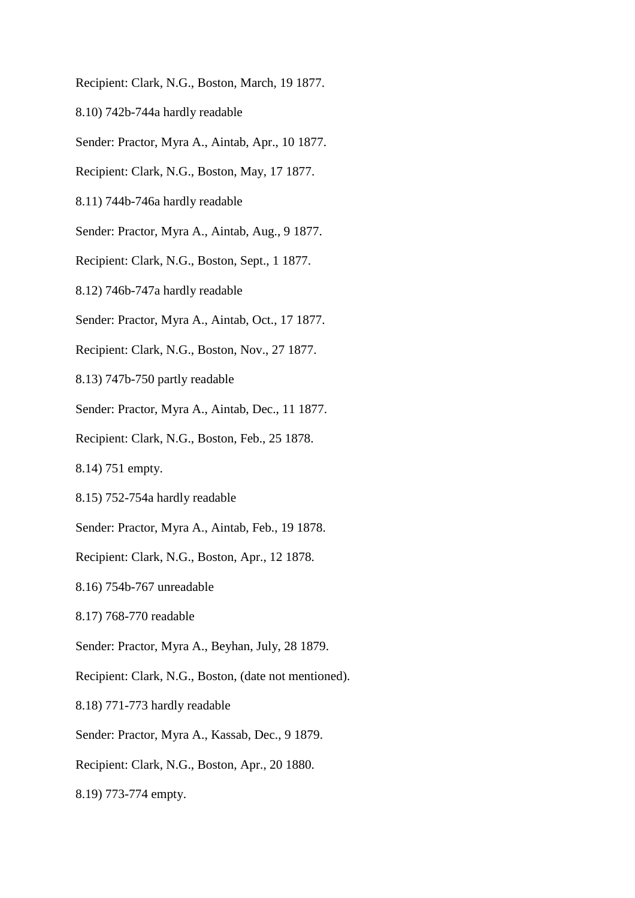Recipient: Clark, N.G., Boston, March, 19 1877.

8.10) 742b-744a hardly readable

Sender: Practor, Myra A., Aintab, Apr., 10 1877.

Recipient: Clark, N.G., Boston, May, 17 1877.

8.11) 744b-746a hardly readable

Sender: Practor, Myra A., Aintab, Aug., 9 1877.

Recipient: Clark, N.G., Boston, Sept., 1 1877.

8.12) 746b-747a hardly readable

Sender: Practor, Myra A., Aintab, Oct., 17 1877.

Recipient: Clark, N.G., Boston, Nov., 27 1877.

8.13) 747b-750 partly readable

Sender: Practor, Myra A., Aintab, Dec., 11 1877.

Recipient: Clark, N.G., Boston, Feb., 25 1878.

8.14) 751 empty.

8.15) 752-754a hardly readable

Sender: Practor, Myra A., Aintab, Feb., 19 1878.

Recipient: Clark, N.G., Boston, Apr., 12 1878.

8.16) 754b-767 unreadable

8.17) 768-770 readable

Sender: Practor, Myra A., Beyhan, July, 28 1879.

Recipient: Clark, N.G., Boston, (date not mentioned).

8.18) 771-773 hardly readable

Sender: Practor, Myra A., Kassab, Dec., 9 1879.

Recipient: Clark, N.G., Boston, Apr., 20 1880.

8.19) 773-774 empty.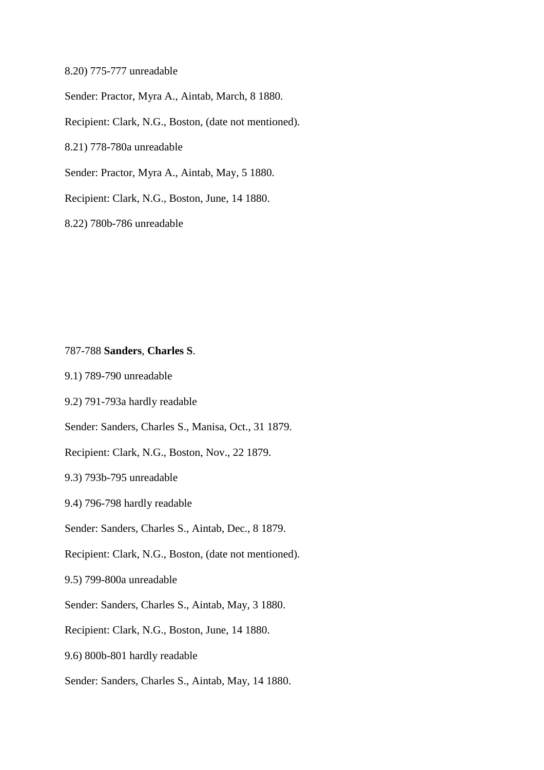8.20) 775-777 unreadable

Sender: Practor, Myra A., Aintab, March, 8 1880.

Recipient: Clark, N.G., Boston, (date not mentioned).

8.21) 778-780a unreadable

Sender: Practor, Myra A., Aintab, May, 5 1880.

Recipient: Clark, N.G., Boston, June, 14 1880.

8.22) 780b-786 unreadable

787-788 **Sanders**, **Charles S**.

9.1) 789-790 unreadable

9.2) 791-793a hardly readable

Sender: Sanders, Charles S., Manisa, Oct., 31 1879.

Recipient: Clark, N.G., Boston, Nov., 22 1879.

9.3) 793b-795 unreadable

9.4) 796-798 hardly readable

Sender: Sanders, Charles S., Aintab, Dec., 8 1879.

Recipient: Clark, N.G., Boston, (date not mentioned).

9.5) 799-800a unreadable

Sender: Sanders, Charles S., Aintab, May, 3 1880.

Recipient: Clark, N.G., Boston, June, 14 1880.

9.6) 800b-801 hardly readable

Sender: Sanders, Charles S., Aintab, May, 14 1880.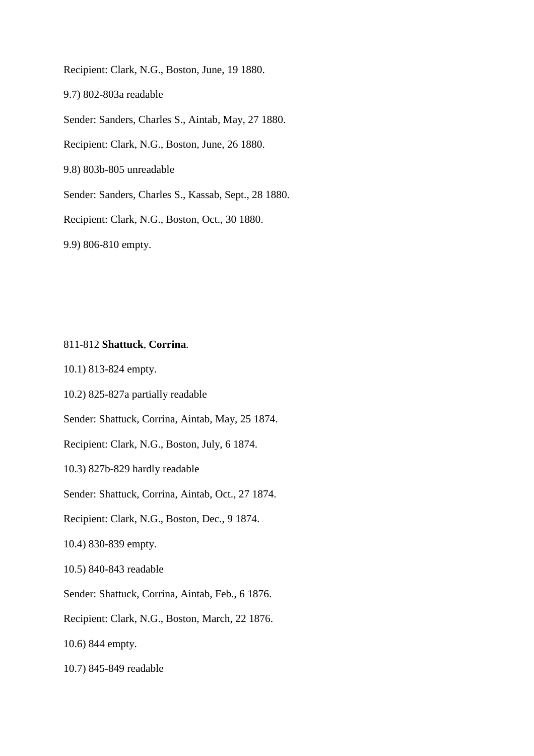Recipient: Clark, N.G., Boston, June, 19 1880.

9.7) 802-803a readable

Sender: Sanders, Charles S., Aintab, May, 27 1880.

Recipient: Clark, N.G., Boston, June, 26 1880.

9.8) 803b-805 unreadable

Sender: Sanders, Charles S., Kassab, Sept., 28 1880.

Recipient: Clark, N.G., Boston, Oct., 30 1880.

9.9) 806-810 empty.

811-812 **Shattuck**, **Corrina**.

10.1) 813-824 empty.

10.2) 825-827a partially readable

Sender: Shattuck, Corrina, Aintab, May, 25 1874.

Recipient: Clark, N.G., Boston, July, 6 1874.

10.3) 827b-829 hardly readable

Sender: Shattuck, Corrina, Aintab, Oct., 27 1874.

Recipient: Clark, N.G., Boston, Dec., 9 1874.

10.4) 830-839 empty.

10.5) 840-843 readable

Sender: Shattuck, Corrina, Aintab, Feb., 6 1876.

Recipient: Clark, N.G., Boston, March, 22 1876.

10.6) 844 empty.

10.7) 845-849 readable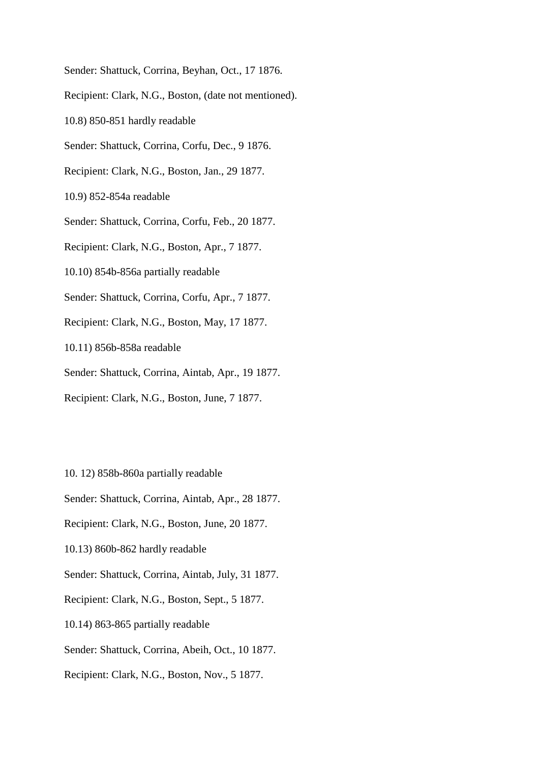Sender: Shattuck, Corrina, Beyhan, Oct., 17 1876.

Recipient: Clark, N.G., Boston, (date not mentioned).

10.8) 850-851 hardly readable

Sender: Shattuck, Corrina, Corfu, Dec., 9 1876.

Recipient: Clark, N.G., Boston, Jan., 29 1877.

10.9) 852-854a readable

Sender: Shattuck, Corrina, Corfu, Feb., 20 1877.

Recipient: Clark, N.G., Boston, Apr., 7 1877.

10.10) 854b-856a partially readable

Sender: Shattuck, Corrina, Corfu, Apr., 7 1877.

Recipient: Clark, N.G., Boston, May, 17 1877.

10.11) 856b-858a readable

Sender: Shattuck, Corrina, Aintab, Apr., 19 1877.

Recipient: Clark, N.G., Boston, June, 7 1877.

10. 12) 858b-860a partially readable

Sender: Shattuck, Corrina, Aintab, Apr., 28 1877.

Recipient: Clark, N.G., Boston, June, 20 1877.

10.13) 860b-862 hardly readable

Sender: Shattuck, Corrina, Aintab, July, 31 1877.

Recipient: Clark, N.G., Boston, Sept., 5 1877.

10.14) 863-865 partially readable

Sender: Shattuck, Corrina, Abeih, Oct., 10 1877.

Recipient: Clark, N.G., Boston, Nov., 5 1877.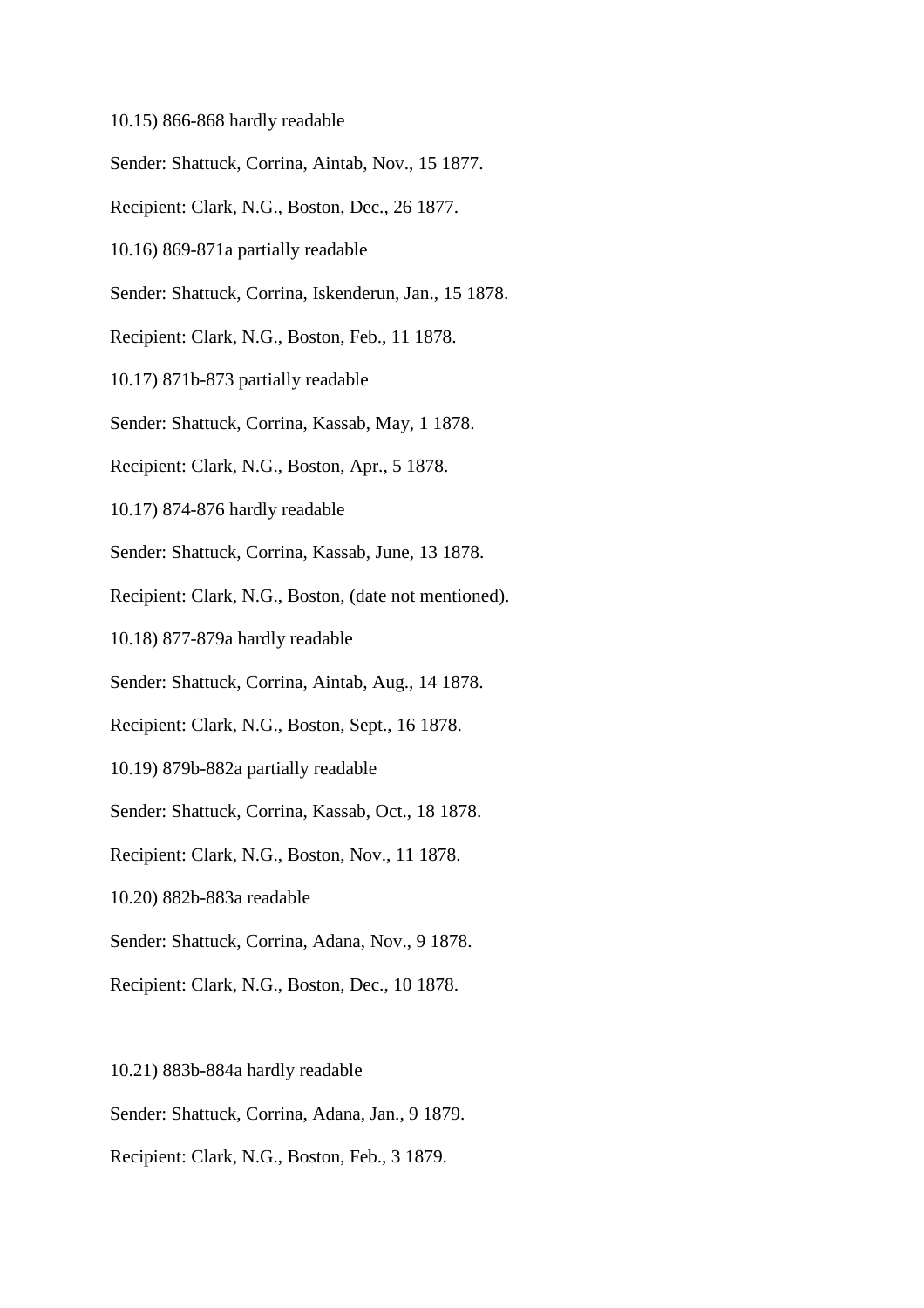10.15) 866-868 hardly readable

Sender: Shattuck, Corrina, Aintab, Nov., 15 1877.

Recipient: Clark, N.G., Boston, Dec., 26 1877.

10.16) 869-871a partially readable

Sender: Shattuck, Corrina, Iskenderun, Jan., 15 1878.

Recipient: Clark, N.G., Boston, Feb., 11 1878.

10.17) 871b-873 partially readable

Sender: Shattuck, Corrina, Kassab, May, 1 1878.

Recipient: Clark, N.G., Boston, Apr., 5 1878.

10.17) 874-876 hardly readable

Sender: Shattuck, Corrina, Kassab, June, 13 1878.

Recipient: Clark, N.G., Boston, (date not mentioned).

10.18) 877-879a hardly readable

Sender: Shattuck, Corrina, Aintab, Aug., 14 1878.

Recipient: Clark, N.G., Boston, Sept., 16 1878.

10.19) 879b-882a partially readable

Sender: Shattuck, Corrina, Kassab, Oct., 18 1878.

Recipient: Clark, N.G., Boston, Nov., 11 1878.

10.20) 882b-883a readable

Sender: Shattuck, Corrina, Adana, Nov., 9 1878.

Recipient: Clark, N.G., Boston, Dec., 10 1878.

10.21) 883b-884a hardly readable

Sender: Shattuck, Corrina, Adana, Jan., 9 1879.

Recipient: Clark, N.G., Boston, Feb., 3 1879.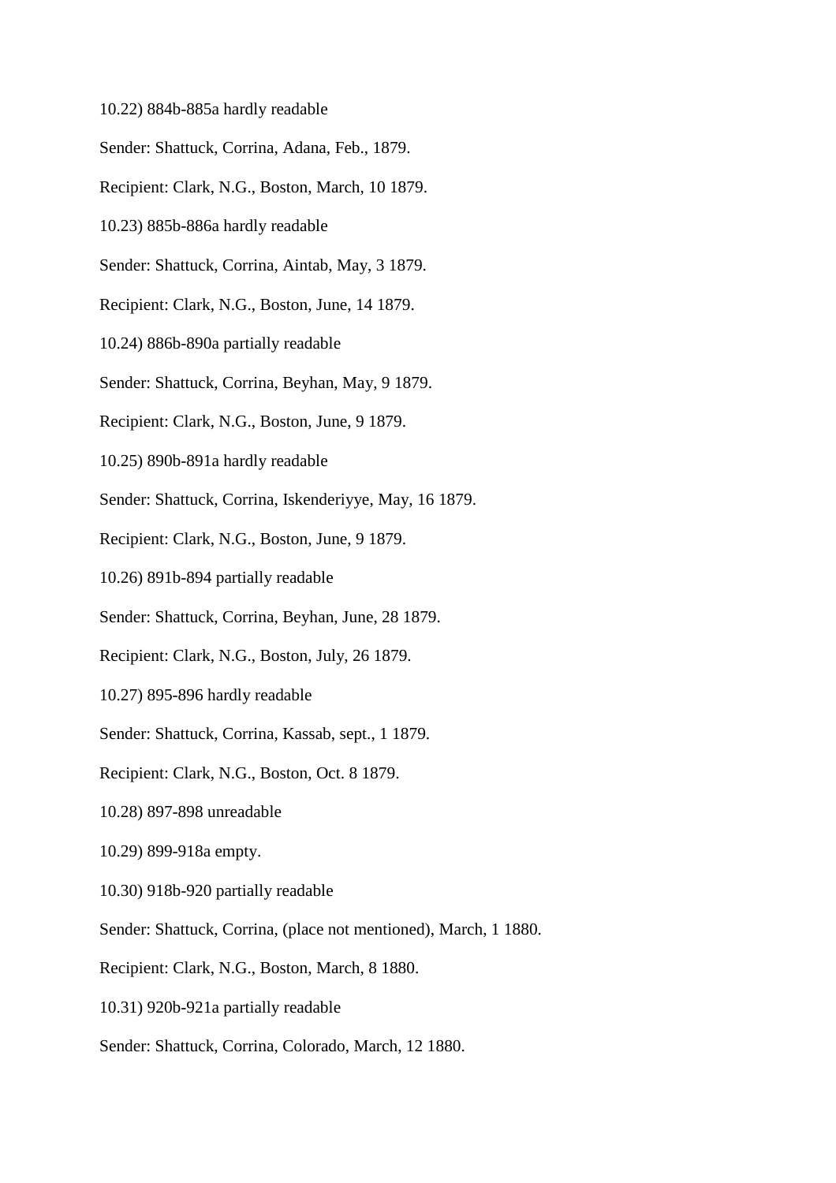10.22) 884b-885a hardly readable

Sender: Shattuck, Corrina, Adana, Feb., 1879.

Recipient: Clark, N.G., Boston, March, 10 1879.

10.23) 885b-886a hardly readable

Sender: Shattuck, Corrina, Aintab, May, 3 1879.

Recipient: Clark, N.G., Boston, June, 14 1879.

10.24) 886b-890a partially readable

Sender: Shattuck, Corrina, Beyhan, May, 9 1879.

Recipient: Clark, N.G., Boston, June, 9 1879.

10.25) 890b-891a hardly readable

Sender: Shattuck, Corrina, Iskenderiyye, May, 16 1879.

Recipient: Clark, N.G., Boston, June, 9 1879.

10.26) 891b-894 partially readable

Sender: Shattuck, Corrina, Beyhan, June, 28 1879.

Recipient: Clark, N.G., Boston, July, 26 1879.

10.27) 895-896 hardly readable

Sender: Shattuck, Corrina, Kassab, sept., 1 1879.

Recipient: Clark, N.G., Boston, Oct. 8 1879.

10.28) 897-898 unreadable

10.29) 899-918a empty.

10.30) 918b-920 partially readable

Sender: Shattuck, Corrina, (place not mentioned), March, 1 1880.

Recipient: Clark, N.G., Boston, March, 8 1880.

10.31) 920b-921a partially readable

Sender: Shattuck, Corrina, Colorado, March, 12 1880.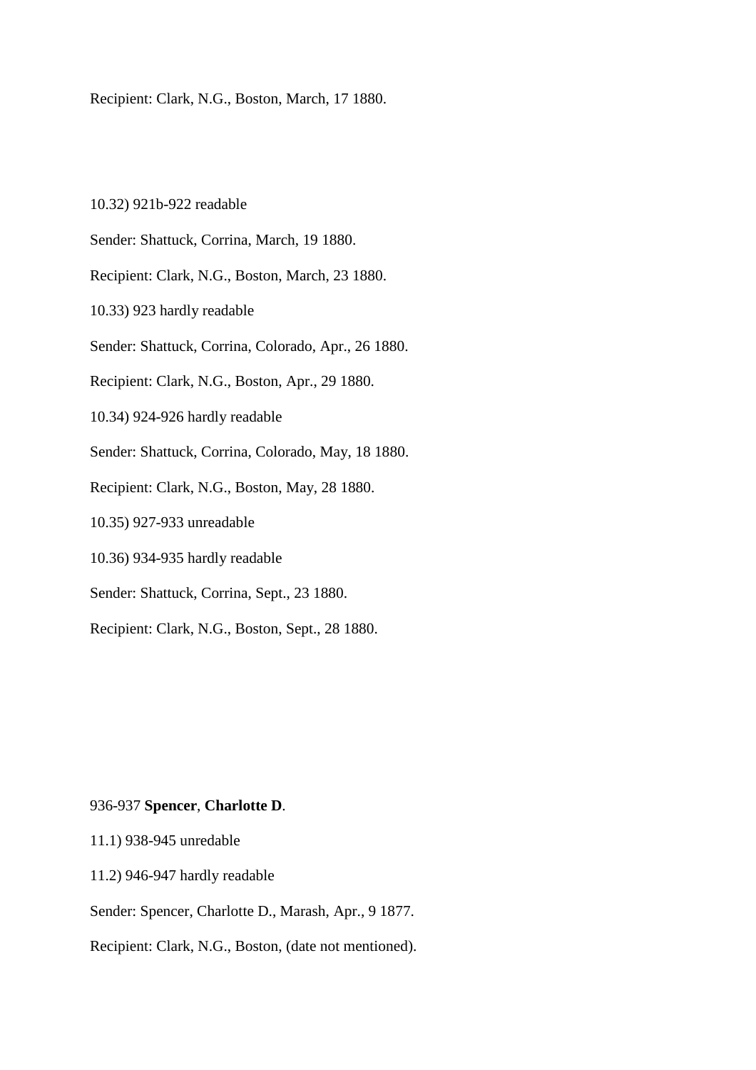Recipient: Clark, N.G., Boston, March, 17 1880.

10.32) 921b-922 readable

Sender: Shattuck, Corrina, March, 19 1880.

Recipient: Clark, N.G., Boston, March, 23 1880.

10.33) 923 hardly readable

Sender: Shattuck, Corrina, Colorado, Apr., 26 1880.

Recipient: Clark, N.G., Boston, Apr., 29 1880.

10.34) 924-926 hardly readable

Sender: Shattuck, Corrina, Colorado, May, 18 1880.

Recipient: Clark, N.G., Boston, May, 28 1880.

10.35) 927-933 unreadable

10.36) 934-935 hardly readable

Sender: Shattuck, Corrina, Sept., 23 1880.

Recipient: Clark, N.G., Boston, Sept., 28 1880.

936-937 **Spencer**, **Charlotte D**.

11.1) 938-945 unredable

11.2) 946-947 hardly readable

Sender: Spencer, Charlotte D., Marash, Apr., 9 1877.

Recipient: Clark, N.G., Boston, (date not mentioned).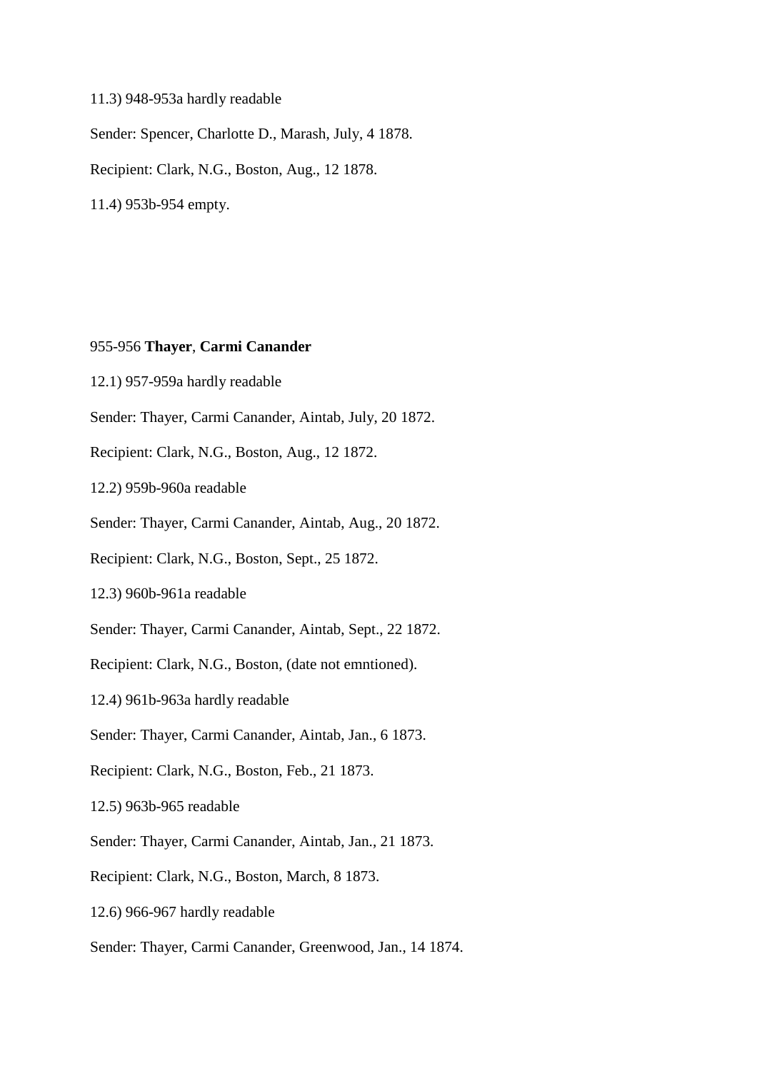11.3) 948-953a hardly readable

Sender: Spencer, Charlotte D., Marash, July, 4 1878.

Recipient: Clark, N.G., Boston, Aug., 12 1878.

11.4) 953b-954 empty.

955-956 **Thayer**, **Carmi Canander**

12.1) 957-959a hardly readable

Sender: Thayer, Carmi Canander, Aintab, July, 20 1872.

Recipient: Clark, N.G., Boston, Aug., 12 1872.

12.2) 959b-960a readable

Sender: Thayer, Carmi Canander, Aintab, Aug., 20 1872.

Recipient: Clark, N.G., Boston, Sept., 25 1872.

12.3) 960b-961a readable

Sender: Thayer, Carmi Canander, Aintab, Sept., 22 1872.

Recipient: Clark, N.G., Boston, (date not emntioned).

12.4) 961b-963a hardly readable

Sender: Thayer, Carmi Canander, Aintab, Jan., 6 1873.

Recipient: Clark, N.G., Boston, Feb., 21 1873.

12.5) 963b-965 readable

Sender: Thayer, Carmi Canander, Aintab, Jan., 21 1873.

Recipient: Clark, N.G., Boston, March, 8 1873.

12.6) 966-967 hardly readable

Sender: Thayer, Carmi Canander, Greenwood, Jan., 14 1874.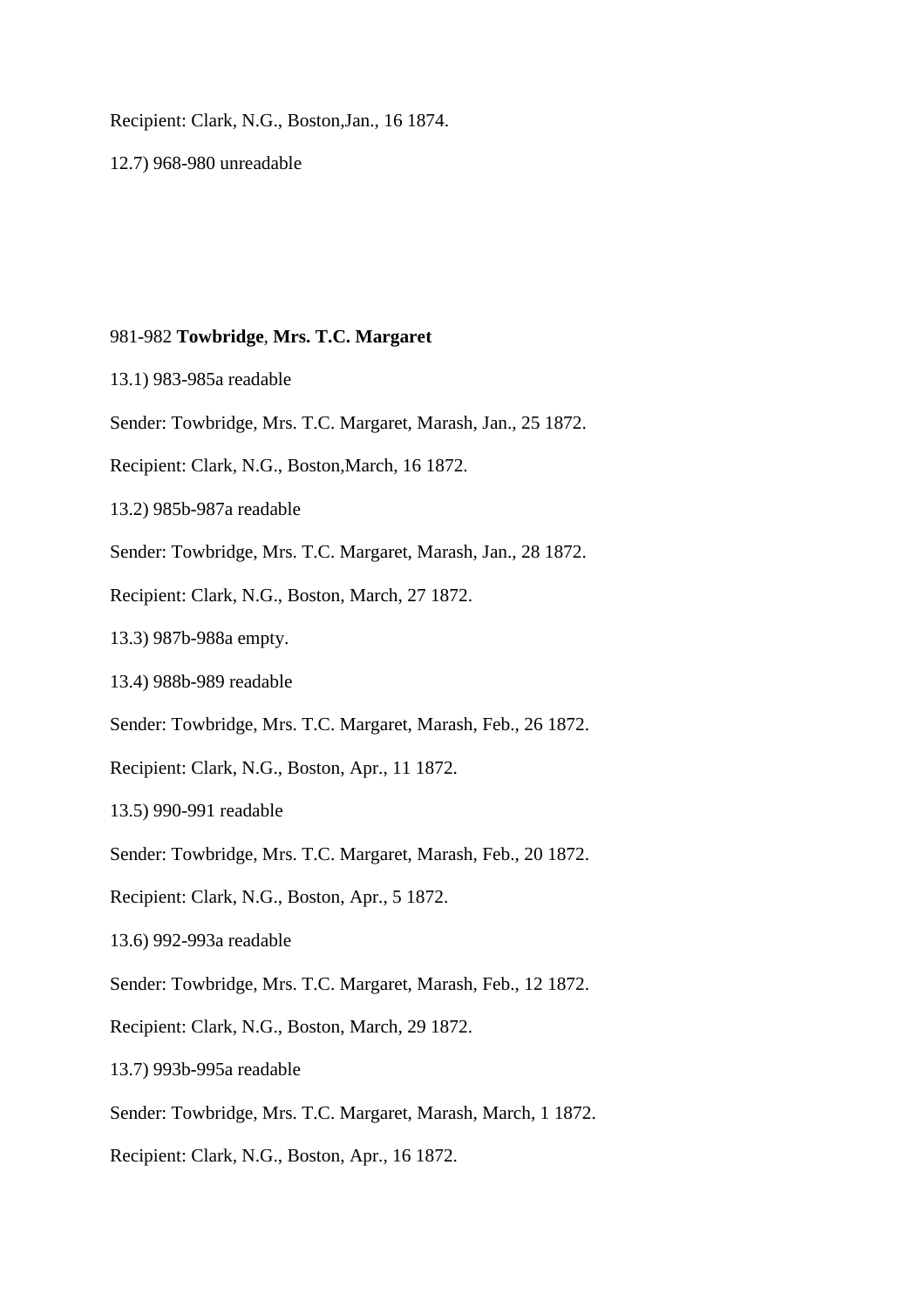Recipient: Clark, N.G., Boston,Jan., 16 1874.

12.7) 968-980 unreadable

981-982 **Towbridge**, **Mrs. T.C. Margaret**

13.1) 983-985a readable

Sender: Towbridge, Mrs. T.C. Margaret, Marash, Jan., 25 1872.

Recipient: Clark, N.G., Boston,March, 16 1872.

13.2) 985b-987a readable

Sender: Towbridge, Mrs. T.C. Margaret, Marash, Jan., 28 1872.

Recipient: Clark, N.G., Boston, March, 27 1872.

13.3) 987b-988a empty.

13.4) 988b-989 readable

Sender: Towbridge, Mrs. T.C. Margaret, Marash, Feb., 26 1872.

Recipient: Clark, N.G., Boston, Apr., 11 1872.

13.5) 990-991 readable

Sender: Towbridge, Mrs. T.C. Margaret, Marash, Feb., 20 1872.

Recipient: Clark, N.G., Boston, Apr., 5 1872.

13.6) 992-993a readable

Sender: Towbridge, Mrs. T.C. Margaret, Marash, Feb., 12 1872.

Recipient: Clark, N.G., Boston, March, 29 1872.

13.7) 993b-995a readable

Sender: Towbridge, Mrs. T.C. Margaret, Marash, March, 1 1872.

Recipient: Clark, N.G., Boston, Apr., 16 1872.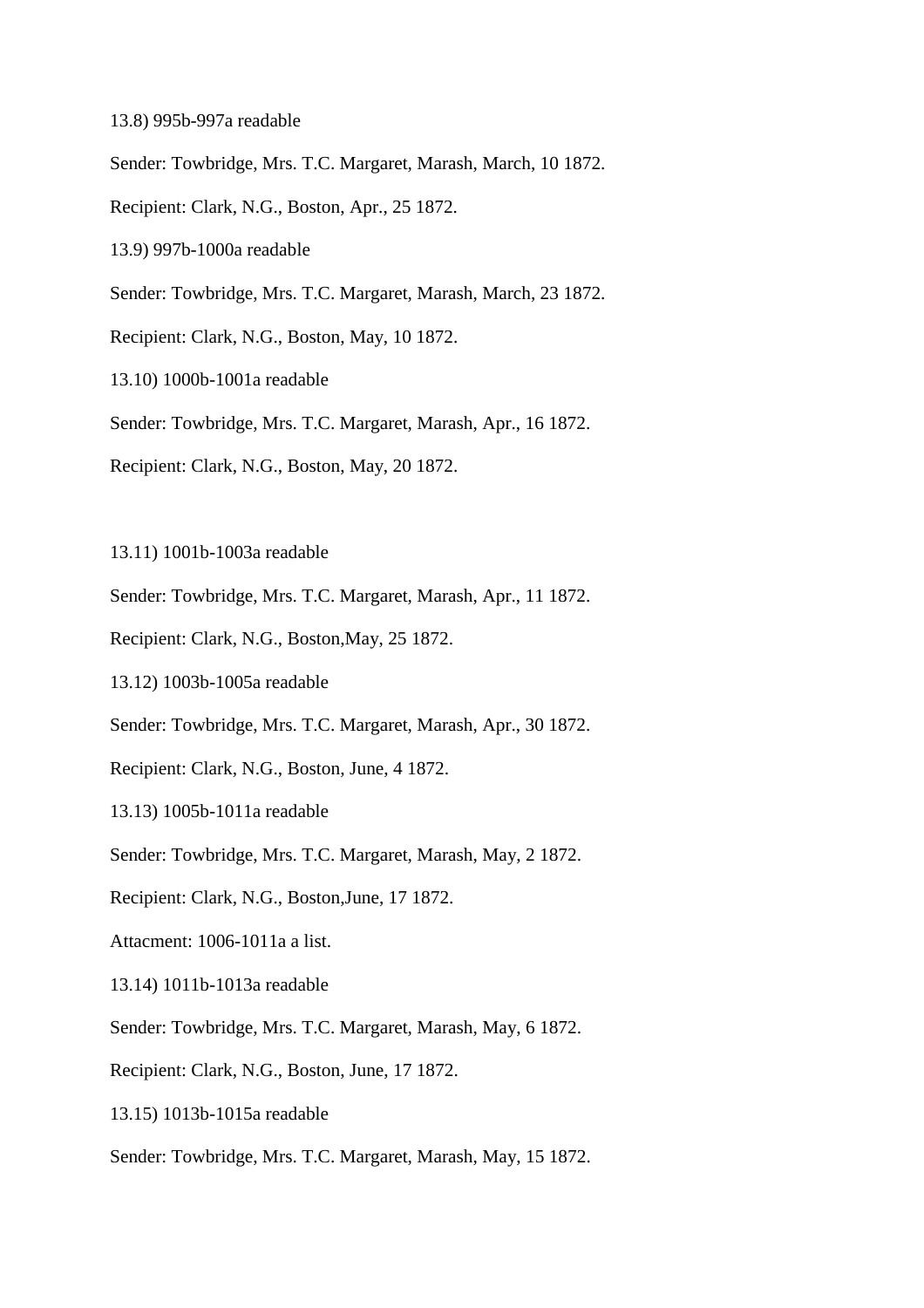13.8) 995b-997a readable

Sender: Towbridge, Mrs. T.C. Margaret, Marash, March, 10 1872.

Recipient: Clark, N.G., Boston, Apr., 25 1872.

13.9) 997b-1000a readable

Sender: Towbridge, Mrs. T.C. Margaret, Marash, March, 23 1872.

Recipient: Clark, N.G., Boston, May, 10 1872.

13.10) 1000b-1001a readable

Sender: Towbridge, Mrs. T.C. Margaret, Marash, Apr., 16 1872.

Recipient: Clark, N.G., Boston, May, 20 1872.

13.11) 1001b-1003a readable

Sender: Towbridge, Mrs. T.C. Margaret, Marash, Apr., 11 1872.

Recipient: Clark, N.G., Boston,May, 25 1872.

13.12) 1003b-1005a readable

Sender: Towbridge, Mrs. T.C. Margaret, Marash, Apr., 30 1872.

Recipient: Clark, N.G., Boston, June, 4 1872.

13.13) 1005b-1011a readable

Sender: Towbridge, Mrs. T.C. Margaret, Marash, May, 2 1872.

Recipient: Clark, N.G., Boston,June, 17 1872.

Attacment: 1006-1011a a list.

13.14) 1011b-1013a readable

Sender: Towbridge, Mrs. T.C. Margaret, Marash, May, 6 1872.

Recipient: Clark, N.G., Boston, June, 17 1872.

13.15) 1013b-1015a readable

Sender: Towbridge, Mrs. T.C. Margaret, Marash, May, 15 1872.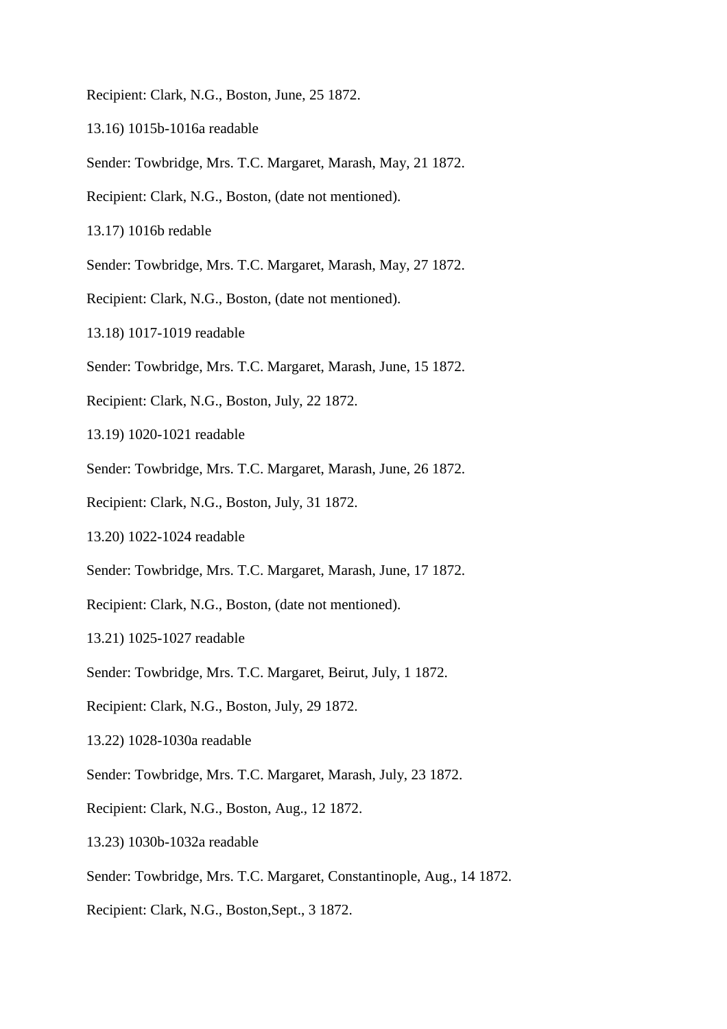Recipient: Clark, N.G., Boston, June, 25 1872.

13.16) 1015b-1016a readable

Sender: Towbridge, Mrs. T.C. Margaret, Marash, May, 21 1872.

Recipient: Clark, N.G., Boston, (date not mentioned).

13.17) 1016b readable

Sender: Towbridge, Mrs. T.C. Margaret, Marash, May, 27 1872.

Recipient: Clark, N.G., Boston, (date not mentioned).

13.18) 1017-1019 readable

Sender: Towbridge, Mrs. T.C. Margaret, Marash, June, 15 1872.

Recipient: Clark, N.G., Boston, July, 22 1872.

13.19) 1020-1021 readable

Sender: Towbridge, Mrs. T.C. Margaret, Marash, June, 26 1872.

Recipient: Clark, N.G., Boston, July, 31 1872.

13.20) 1022-1024 readable

Sender: Towbridge, Mrs. T.C. Margaret, Marash, June, 17 1872.

Recipient: Clark, N.G., Boston, (date not mentioned).

13.21) 1025-1027 readable

Sender: Towbridge, Mrs. T.C. Margaret, Beirut, July, 1 1872.

Recipient: Clark, N.G., Boston, July, 29 1872.

13.22) 1028-1030a readable

Sender: Towbridge, Mrs. T.C. Margaret, Marash, July, 23 1872.

Recipient: Clark, N.G., Boston, Aug., 12 1872.

13.23) 1030b-1032a readable

Sender: Towbridge, Mrs. T.C. Margaret, Constantinople, Aug., 14 1872.

Recipient: Clark, N.G., Boston,Sept., 3 1872.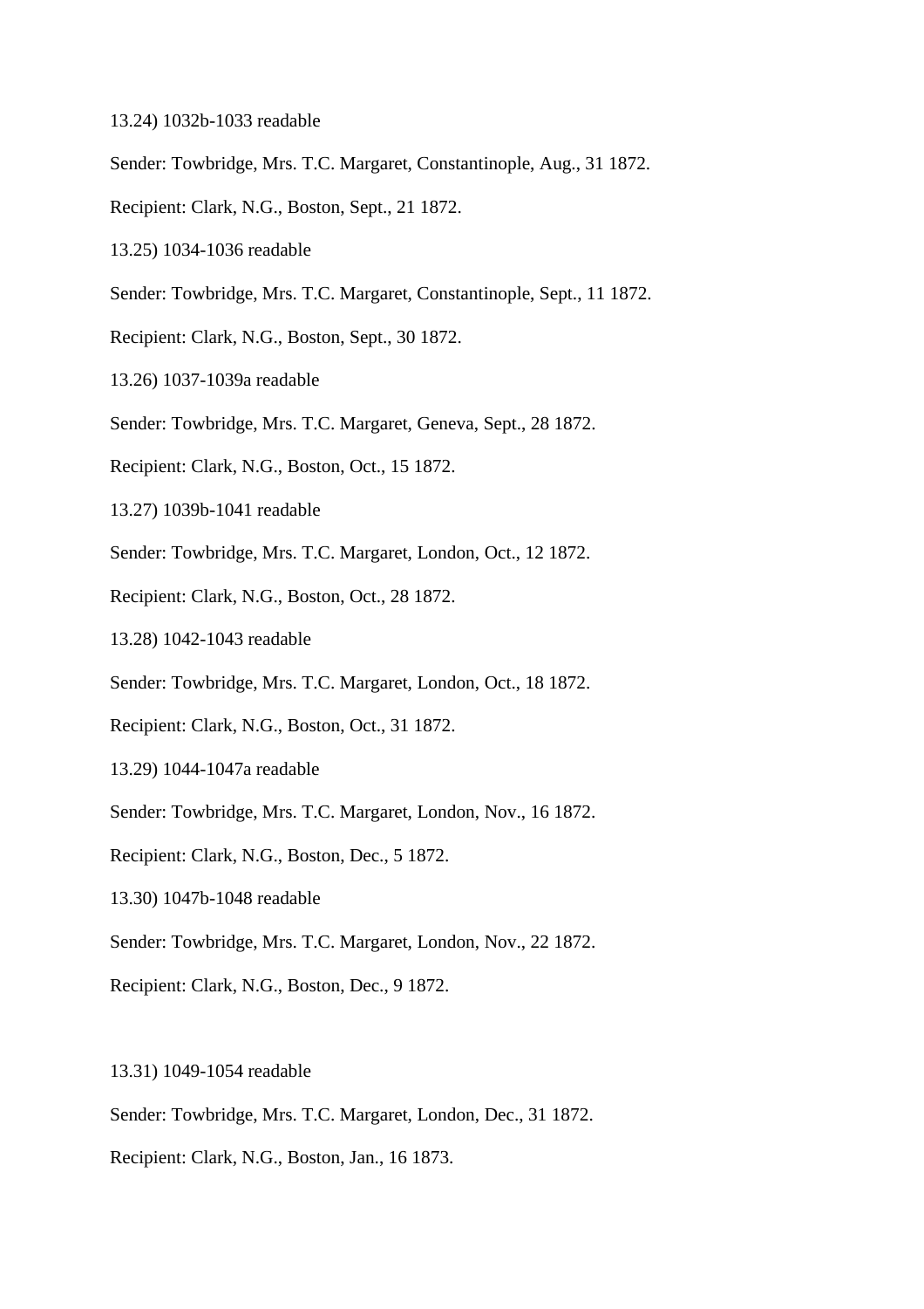13.24) 1032b-1033 readable

Sender: Towbridge, Mrs. T.C. Margaret, Constantinople, Aug., 31 1872.

Recipient: Clark, N.G., Boston, Sept., 21 1872.

13.25) 1034-1036 readable

Sender: Towbridge, Mrs. T.C. Margaret, Constantinople, Sept., 11 1872.

Recipient: Clark, N.G., Boston, Sept., 30 1872.

13.26) 1037-1039a readable

Sender: Towbridge, Mrs. T.C. Margaret, Geneva, Sept., 28 1872.

Recipient: Clark, N.G., Boston, Oct., 15 1872.

13.27) 1039b-1041 readable

Sender: Towbridge, Mrs. T.C. Margaret, London, Oct., 12 1872.

Recipient: Clark, N.G., Boston, Oct., 28 1872.

13.28) 1042-1043 readable

Sender: Towbridge, Mrs. T.C. Margaret, London, Oct., 18 1872.

Recipient: Clark, N.G., Boston, Oct., 31 1872.

13.29) 1044-1047a readable

Sender: Towbridge, Mrs. T.C. Margaret, London, Nov., 16 1872.

Recipient: Clark, N.G., Boston, Dec., 5 1872.

13.30) 1047b-1048 readable

Sender: Towbridge, Mrs. T.C. Margaret, London, Nov., 22 1872.

Recipient: Clark, N.G., Boston, Dec., 9 1872.

13.31) 1049-1054 readable

Sender: Towbridge, Mrs. T.C. Margaret, London, Dec., 31 1872.

Recipient: Clark, N.G., Boston, Jan., 16 1873.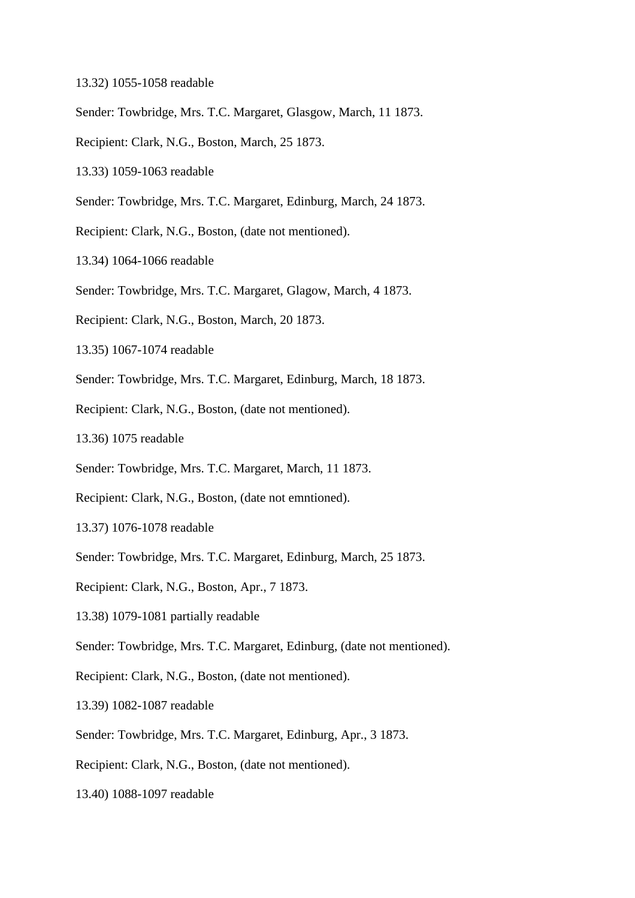13.32) 1055-1058 readable

Sender: Towbridge, Mrs. T.C. Margaret, Glasgow, March, 11 1873.

Recipient: Clark, N.G., Boston, March, 25 1873.

13.33) 1059-1063 readable

Sender: Towbridge, Mrs. T.C. Margaret, Edinburg, March, 24 1873.

Recipient: Clark, N.G., Boston, (date not mentioned).

13.34) 1064-1066 readable

Sender: Towbridge, Mrs. T.C. Margaret, Glagow, March, 4 1873.

Recipient: Clark, N.G., Boston, March, 20 1873.

13.35) 1067-1074 readable

Sender: Towbridge, Mrs. T.C. Margaret, Edinburg, March, 18 1873.

Recipient: Clark, N.G., Boston, (date not mentioned).

13.36) 1075 readable

Sender: Towbridge, Mrs. T.C. Margaret, March, 11 1873.

Recipient: Clark, N.G., Boston, (date not emntioned).

13.37) 1076-1078 readable

Sender: Towbridge, Mrs. T.C. Margaret, Edinburg, March, 25 1873.

Recipient: Clark, N.G., Boston, Apr., 7 1873.

13.38) 1079-1081 partially readable

Sender: Towbridge, Mrs. T.C. Margaret, Edinburg, (date not mentioned).

Recipient: Clark, N.G., Boston, (date not mentioned).

13.39) 1082-1087 readable

Sender: Towbridge, Mrs. T.C. Margaret, Edinburg, Apr., 3 1873.

Recipient: Clark, N.G., Boston, (date not mentioned).

13.40) 1088-1097 readable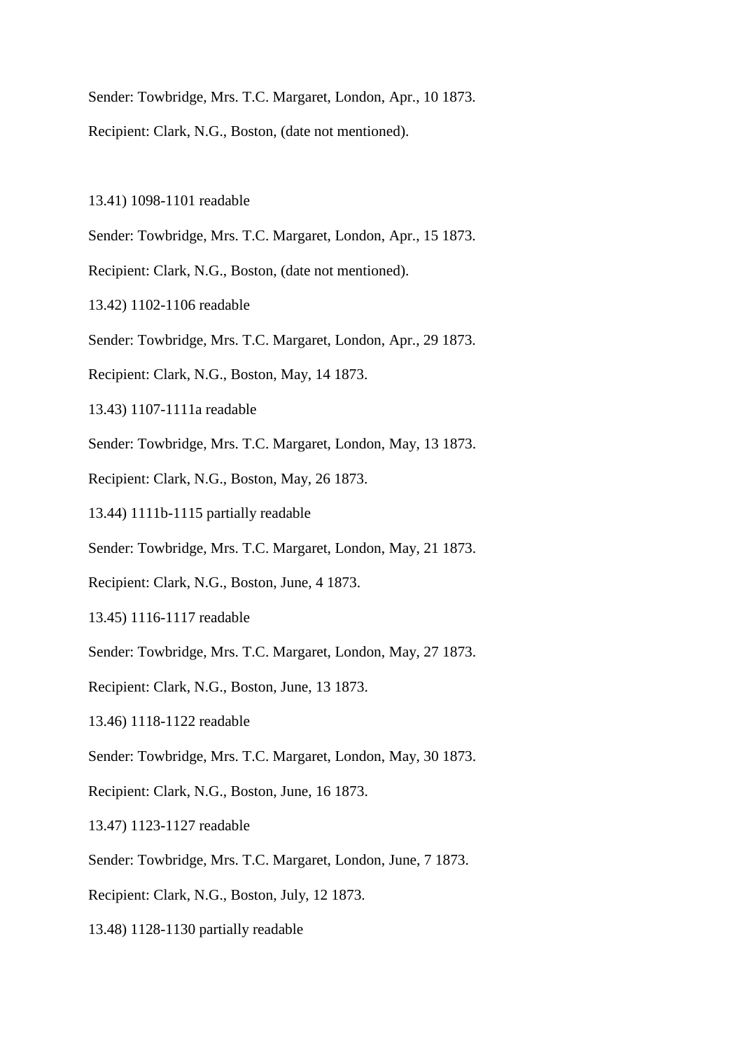Sender: Towbridge, Mrs. T.C. Margaret, London, Apr., 10 1873.

Recipient: Clark, N.G., Boston, (date not mentioned).

13.41) 1098-1101 readable

Sender: Towbridge, Mrs. T.C. Margaret, London, Apr., 15 1873.

Recipient: Clark, N.G., Boston, (date not mentioned).

13.42) 1102-1106 readable

Sender: Towbridge, Mrs. T.C. Margaret, London, Apr., 29 1873.

Recipient: Clark, N.G., Boston, May, 14 1873.

13.43) 1107-1111a readable

Sender: Towbridge, Mrs. T.C. Margaret, London, May, 13 1873.

Recipient: Clark, N.G., Boston, May, 26 1873.

13.44) 1111b-1115 partially readable

Sender: Towbridge, Mrs. T.C. Margaret, London, May, 21 1873.

Recipient: Clark, N.G., Boston, June, 4 1873.

13.45) 1116-1117 readable

Sender: Towbridge, Mrs. T.C. Margaret, London, May, 27 1873.

Recipient: Clark, N.G., Boston, June, 13 1873.

13.46) 1118-1122 readable

Sender: Towbridge, Mrs. T.C. Margaret, London, May, 30 1873.

Recipient: Clark, N.G., Boston, June, 16 1873.

13.47) 1123-1127 readable

Sender: Towbridge, Mrs. T.C. Margaret, London, June, 7 1873.

Recipient: Clark, N.G., Boston, July, 12 1873.

13.48) 1128-1130 partially readable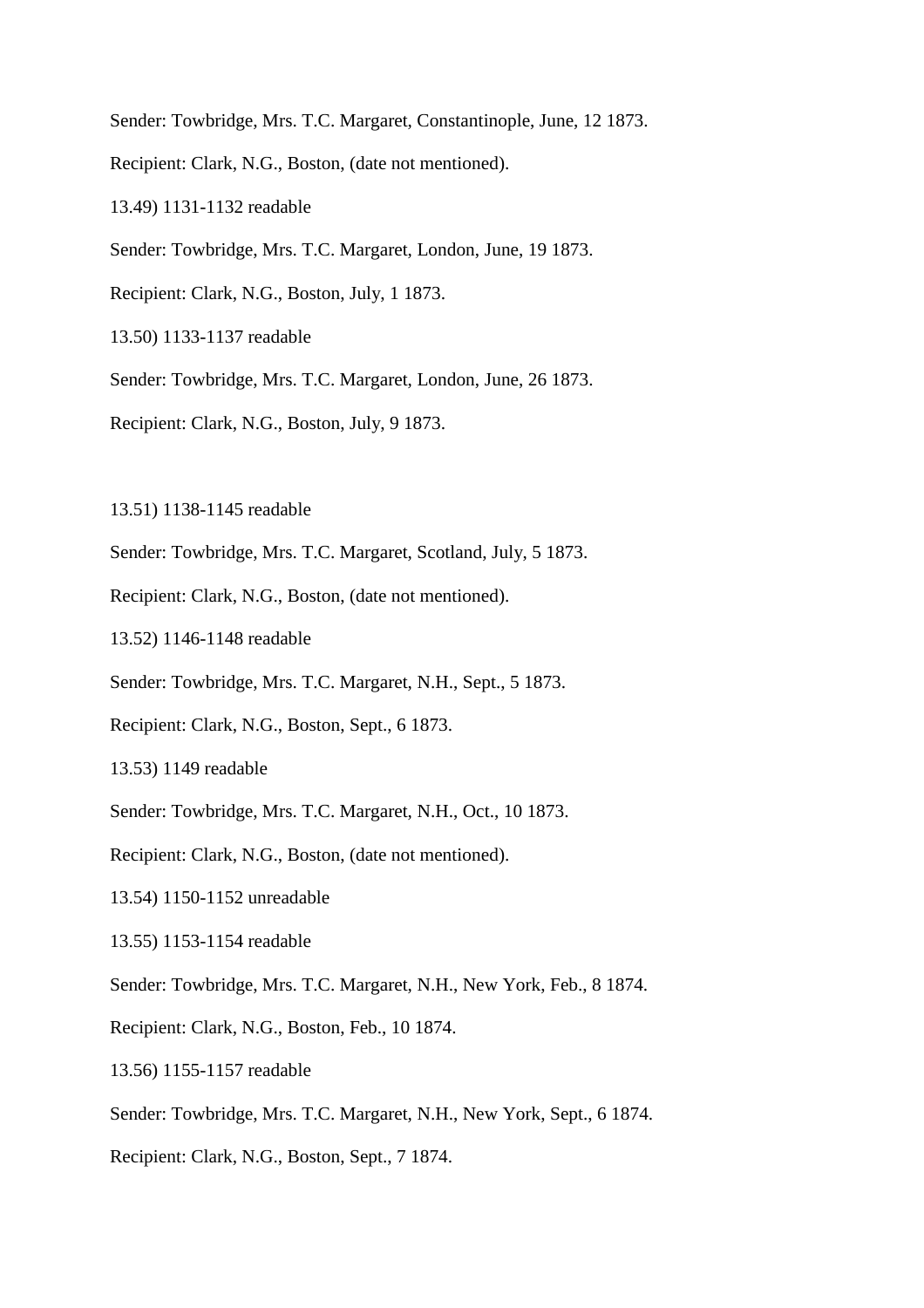Sender: Towbridge, Mrs. T.C. Margaret, Constantinople, June, 12 1873.

Recipient: Clark, N.G., Boston, (date not mentioned).

13.49) 1131-1132 readable

Sender: Towbridge, Mrs. T.C. Margaret, London, June, 19 1873.

Recipient: Clark, N.G., Boston, July, 1 1873.

13.50) 1133-1137 readable

Sender: Towbridge, Mrs. T.C. Margaret, London, June, 26 1873.

Recipient: Clark, N.G., Boston, July, 9 1873.

13.51) 1138-1145 readable

Sender: Towbridge, Mrs. T.C. Margaret, Scotland, July, 5 1873.

Recipient: Clark, N.G., Boston, (date not mentioned).

13.52) 1146-1148 readable

Sender: Towbridge, Mrs. T.C. Margaret, N.H., Sept., 5 1873.

Recipient: Clark, N.G., Boston, Sept., 6 1873.

13.53) 1149 readable

Sender: Towbridge, Mrs. T.C. Margaret, N.H., Oct., 10 1873.

Recipient: Clark, N.G., Boston, (date not mentioned).

13.54) 1150-1152 unreadable

13.55) 1153-1154 readable

Sender: Towbridge, Mrs. T.C. Margaret, N.H., New York, Feb., 8 1874.

Recipient: Clark, N.G., Boston, Feb., 10 1874.

13.56) 1155-1157 readable

Sender: Towbridge, Mrs. T.C. Margaret, N.H., New York, Sept., 6 1874.

Recipient: Clark, N.G., Boston, Sept., 7 1874.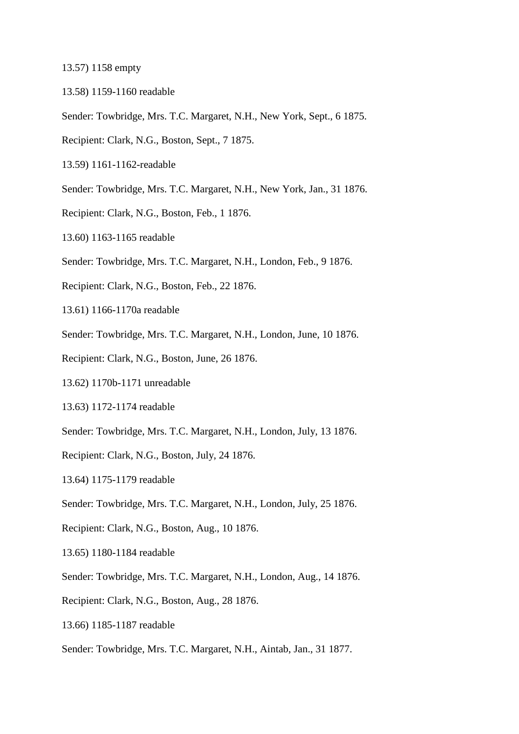13.57) 1158 empty

13.58) 1159-1160 readable

Sender: Towbridge, Mrs. T.C. Margaret, N.H., New York, Sept., 6 1875.

Recipient: Clark, N.G., Boston, Sept., 7 1875.

13.59) 1161-1162-readable

Sender: Towbridge, Mrs. T.C. Margaret, N.H., New York, Jan., 31 1876.

Recipient: Clark, N.G., Boston, Feb., 1 1876.

13.60) 1163-1165 readable

Sender: Towbridge, Mrs. T.C. Margaret, N.H., London, Feb., 9 1876.

Recipient: Clark, N.G., Boston, Feb., 22 1876.

13.61) 1166-1170a readable

Sender: Towbridge, Mrs. T.C. Margaret, N.H., London, June, 10 1876.

Recipient: Clark, N.G., Boston, June, 26 1876.

13.62) 1170b-1171 unreadable

13.63) 1172-1174 readable

Sender: Towbridge, Mrs. T.C. Margaret, N.H., London, July, 13 1876.

Recipient: Clark, N.G., Boston, July, 24 1876.

13.64) 1175-1179 readable

Sender: Towbridge, Mrs. T.C. Margaret, N.H., London, July, 25 1876.

Recipient: Clark, N.G., Boston, Aug., 10 1876.

13.65) 1180-1184 readable

Sender: Towbridge, Mrs. T.C. Margaret, N.H., London, Aug., 14 1876.

Recipient: Clark, N.G., Boston, Aug., 28 1876.

13.66) 1185-1187 readable

Sender: Towbridge, Mrs. T.C. Margaret, N.H., Aintab, Jan., 31 1877.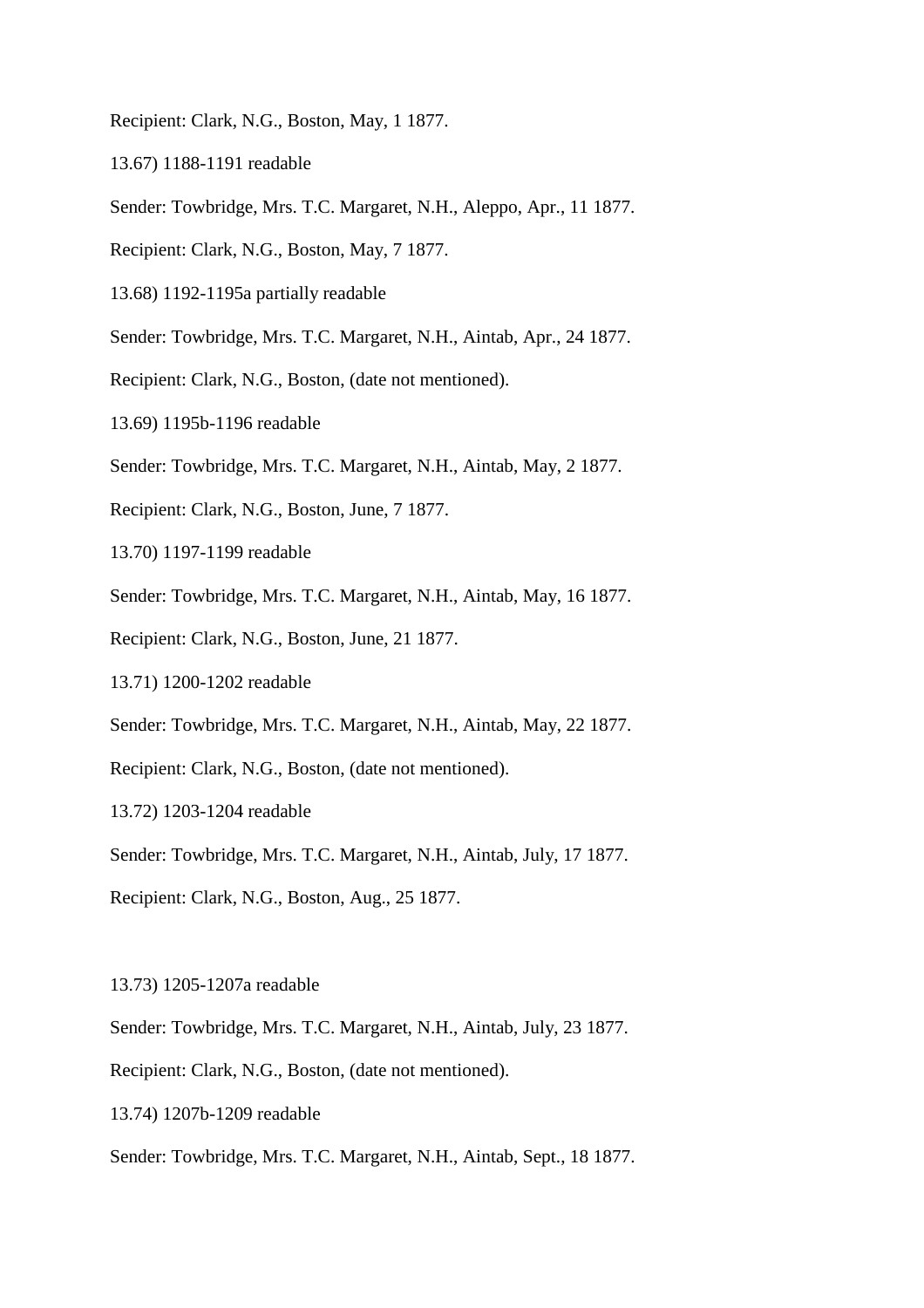Recipient: Clark, N.G., Boston, May, 1 1877.

13.67) 1188-1191 readable

Sender: Towbridge, Mrs. T.C. Margaret, N.H., Aleppo, Apr., 11 1877.

Recipient: Clark, N.G., Boston, May, 7 1877.

13.68) 1192-1195a partially readable

Sender: Towbridge, Mrs. T.C. Margaret, N.H., Aintab, Apr., 24 1877.

Recipient: Clark, N.G., Boston, (date not mentioned).

13.69) 1195b-1196 readable

Sender: Towbridge, Mrs. T.C. Margaret, N.H., Aintab, May, 2 1877.

Recipient: Clark, N.G., Boston, June, 7 1877.

13.70) 1197-1199 readable

Sender: Towbridge, Mrs. T.C. Margaret, N.H., Aintab, May, 16 1877.

Recipient: Clark, N.G., Boston, June, 21 1877.

13.71) 1200-1202 readable

Sender: Towbridge, Mrs. T.C. Margaret, N.H., Aintab, May, 22 1877.

Recipient: Clark, N.G., Boston, (date not mentioned).

13.72) 1203-1204 readable

Sender: Towbridge, Mrs. T.C. Margaret, N.H., Aintab, July, 17 1877.

Recipient: Clark, N.G., Boston, Aug., 25 1877.

13.73) 1205-1207a readable

Sender: Towbridge, Mrs. T.C. Margaret, N.H., Aintab, July, 23 1877.

Recipient: Clark, N.G., Boston, (date not mentioned).

13.74) 1207b-1209 readable

Sender: Towbridge, Mrs. T.C. Margaret, N.H., Aintab, Sept., 18 1877.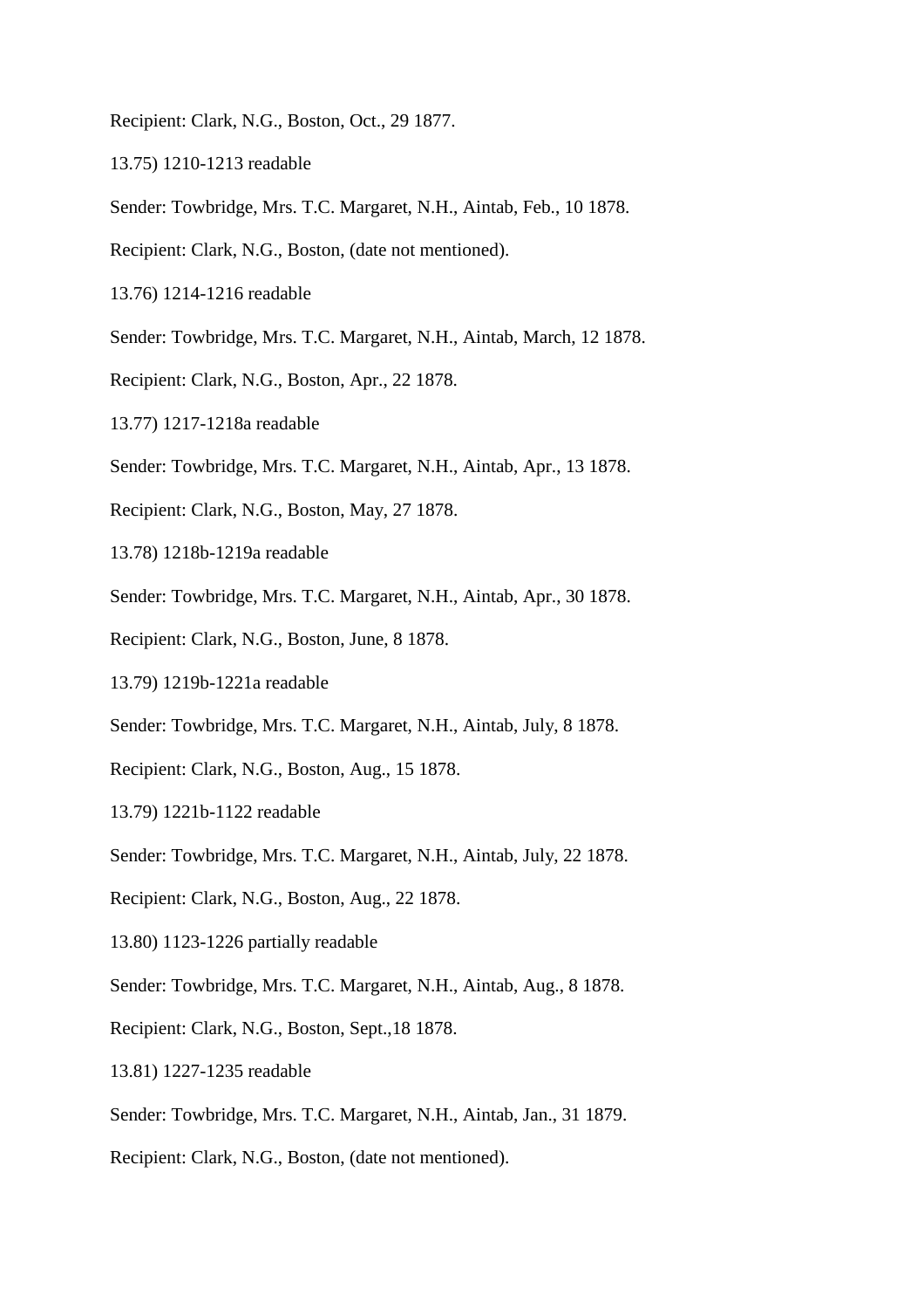Recipient: Clark, N.G., Boston, Oct., 29 1877.

13.75) 1210-1213 readable

Sender: Towbridge, Mrs. T.C. Margaret, N.H., Aintab, Feb., 10 1878.

Recipient: Clark, N.G., Boston, (date not mentioned).

13.76) 1214-1216 readable

Sender: Towbridge, Mrs. T.C. Margaret, N.H., Aintab, March, 12 1878.

Recipient: Clark, N.G., Boston, Apr., 22 1878.

13.77) 1217-1218a readable

Sender: Towbridge, Mrs. T.C. Margaret, N.H., Aintab, Apr., 13 1878.

Recipient: Clark, N.G., Boston, May, 27 1878.

13.78) 1218b-1219a readable

Sender: Towbridge, Mrs. T.C. Margaret, N.H., Aintab, Apr., 30 1878.

Recipient: Clark, N.G., Boston, June, 8 1878.

13.79) 1219b-1221a readable

Sender: Towbridge, Mrs. T.C. Margaret, N.H., Aintab, July, 8 1878.

Recipient: Clark, N.G., Boston, Aug., 15 1878.

13.79) 1221b-1122 readable

Sender: Towbridge, Mrs. T.C. Margaret, N.H., Aintab, July, 22 1878.

Recipient: Clark, N.G., Boston, Aug., 22 1878.

13.80) 1123-1226 partially readable

Sender: Towbridge, Mrs. T.C. Margaret, N.H., Aintab, Aug., 8 1878.

Recipient: Clark, N.G., Boston, Sept.,18 1878.

13.81) 1227-1235 readable

Sender: Towbridge, Mrs. T.C. Margaret, N.H., Aintab, Jan., 31 1879.

Recipient: Clark, N.G., Boston, (date not mentioned).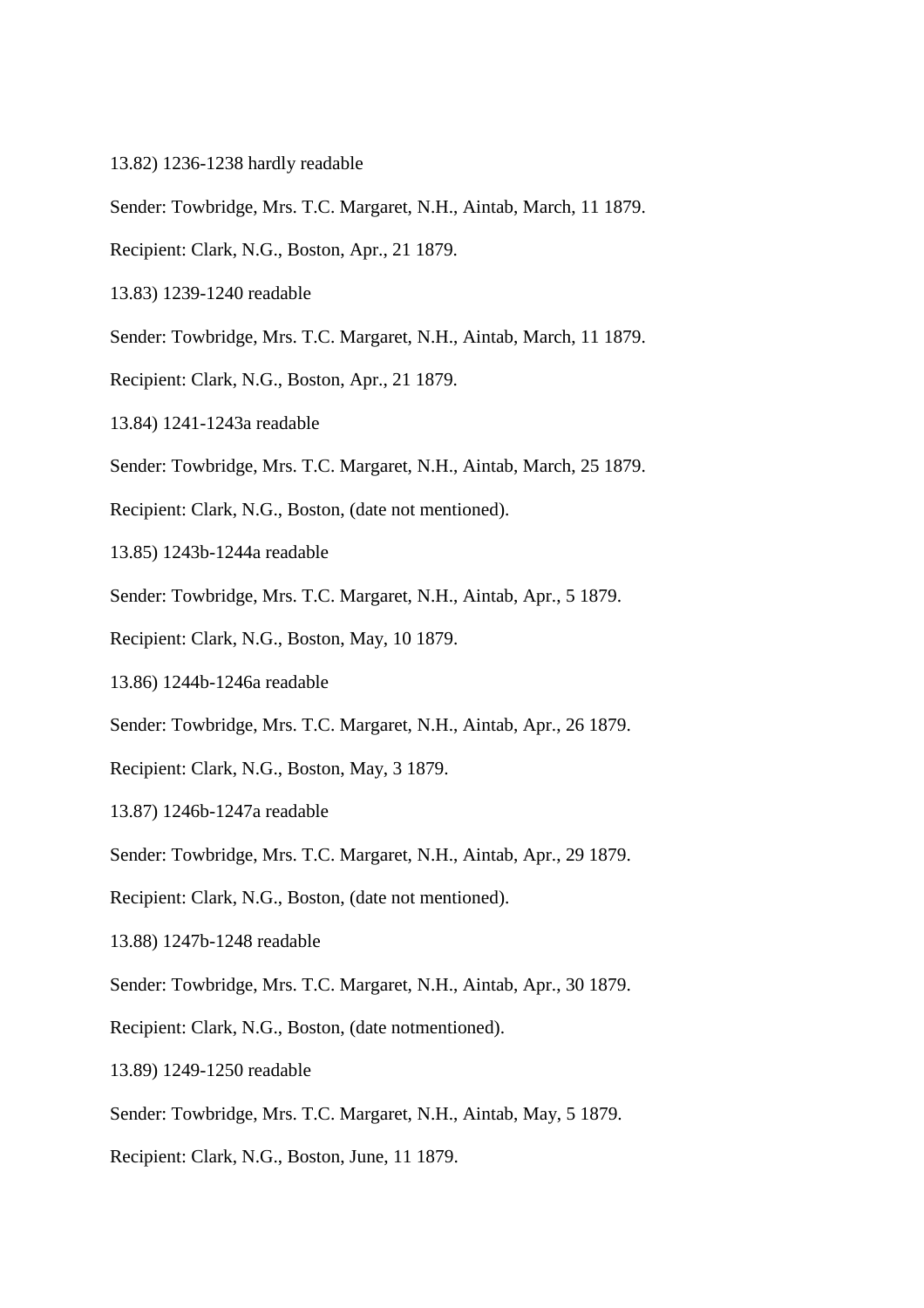13.82) 1236-1238 hardly readable

Sender: Towbridge, Mrs. T.C. Margaret, N.H., Aintab, March, 11 1879.

Recipient: Clark, N.G., Boston, Apr., 21 1879.

13.83) 1239-1240 readable

Sender: Towbridge, Mrs. T.C. Margaret, N.H., Aintab, March, 11 1879.

Recipient: Clark, N.G., Boston, Apr., 21 1879.

13.84) 1241-1243a readable

Sender: Towbridge, Mrs. T.C. Margaret, N.H., Aintab, March, 25 1879.

Recipient: Clark, N.G., Boston, (date not mentioned).

13.85) 1243b-1244a readable

Sender: Towbridge, Mrs. T.C. Margaret, N.H., Aintab, Apr., 5 1879.

Recipient: Clark, N.G., Boston, May, 10 1879.

13.86) 1244b-1246a readable

Sender: Towbridge, Mrs. T.C. Margaret, N.H., Aintab, Apr., 26 1879.

Recipient: Clark, N.G., Boston, May, 3 1879.

13.87) 1246b-1247a readable

Sender: Towbridge, Mrs. T.C. Margaret, N.H., Aintab, Apr., 29 1879.

Recipient: Clark, N.G., Boston, (date not mentioned).

13.88) 1247b-1248 readable

Sender: Towbridge, Mrs. T.C. Margaret, N.H., Aintab, Apr., 30 1879.

Recipient: Clark, N.G., Boston, (date notmentioned).

13.89) 1249-1250 readable

Sender: Towbridge, Mrs. T.C. Margaret, N.H., Aintab, May, 5 1879.

Recipient: Clark, N.G., Boston, June, 11 1879.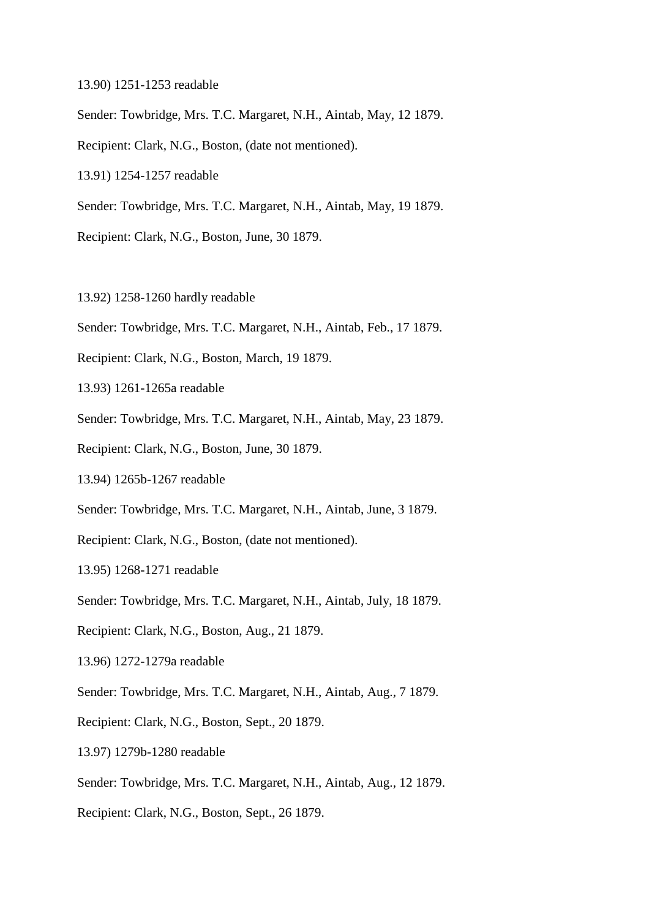13.90) 1251-1253 readable

Sender: Towbridge, Mrs. T.C. Margaret, N.H., Aintab, May, 12 1879.

Recipient: Clark, N.G., Boston, (date not mentioned).

13.91) 1254-1257 readable

Sender: Towbridge, Mrs. T.C. Margaret, N.H., Aintab, May, 19 1879.

Recipient: Clark, N.G., Boston, June, 30 1879.

13.92) 1258-1260 hardly readable

Sender: Towbridge, Mrs. T.C. Margaret, N.H., Aintab, Feb., 17 1879.

Recipient: Clark, N.G., Boston, March, 19 1879.

13.93) 1261-1265a readable

Sender: Towbridge, Mrs. T.C. Margaret, N.H., Aintab, May, 23 1879.

Recipient: Clark, N.G., Boston, June, 30 1879.

13.94) 1265b-1267 readable

Sender: Towbridge, Mrs. T.C. Margaret, N.H., Aintab, June, 3 1879.

Recipient: Clark, N.G., Boston, (date not mentioned).

13.95) 1268-1271 readable

Sender: Towbridge, Mrs. T.C. Margaret, N.H., Aintab, July, 18 1879.

Recipient: Clark, N.G., Boston, Aug., 21 1879.

13.96) 1272-1279a readable

Sender: Towbridge, Mrs. T.C. Margaret, N.H., Aintab, Aug., 7 1879.

Recipient: Clark, N.G., Boston, Sept., 20 1879.

13.97) 1279b-1280 readable

Sender: Towbridge, Mrs. T.C. Margaret, N.H., Aintab, Aug., 12 1879.

Recipient: Clark, N.G., Boston, Sept., 26 1879.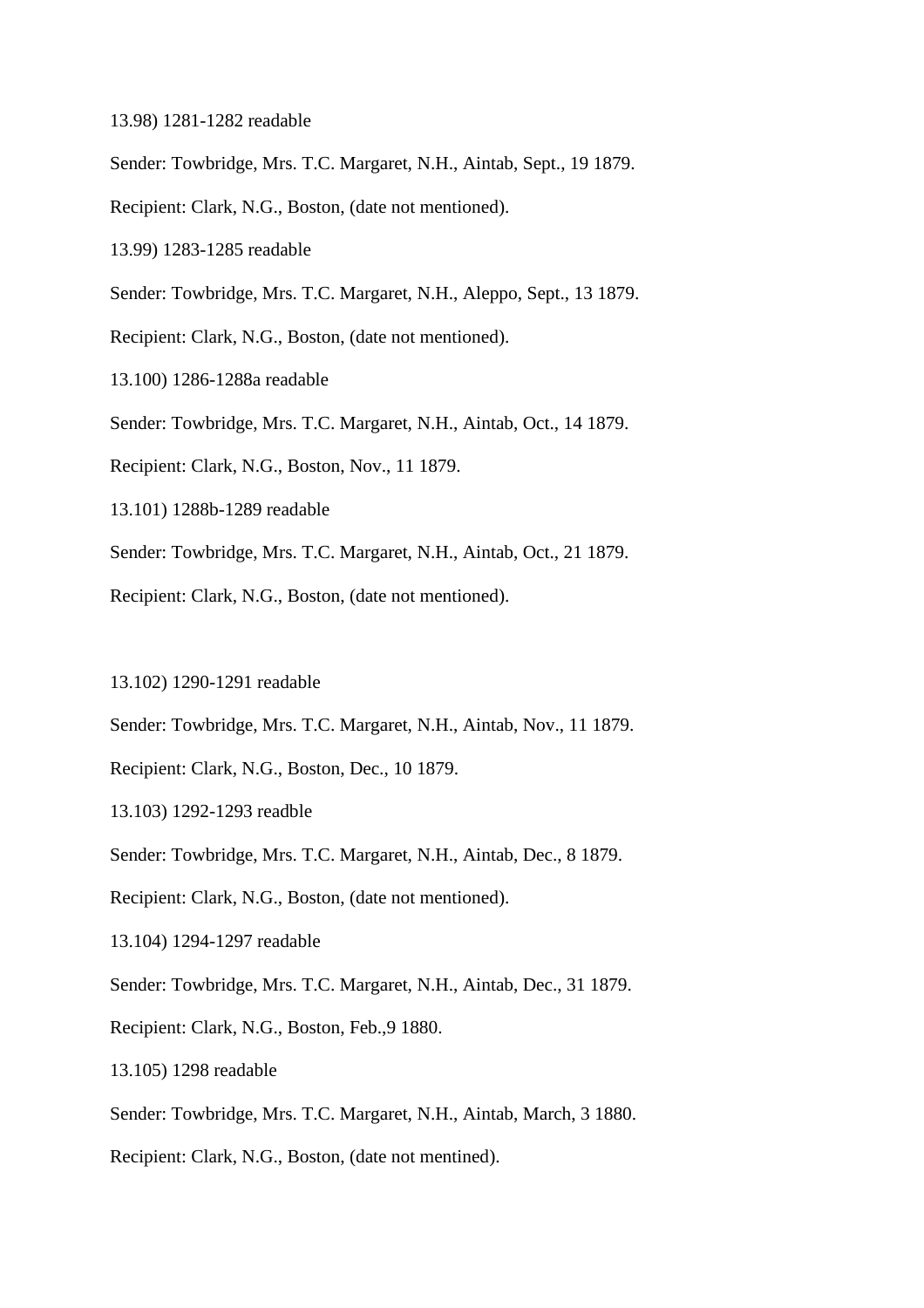13.98) 1281-1282 readable

Sender: Towbridge, Mrs. T.C. Margaret, N.H., Aintab, Sept., 19 1879.

Recipient: Clark, N.G., Boston, (date not mentioned).

13.99) 1283-1285 readable

Sender: Towbridge, Mrs. T.C. Margaret, N.H., Aleppo, Sept., 13 1879.

Recipient: Clark, N.G., Boston, (date not mentioned).

13.100) 1286-1288a readable

Sender: Towbridge, Mrs. T.C. Margaret, N.H., Aintab, Oct., 14 1879.

Recipient: Clark, N.G., Boston, Nov., 11 1879.

13.101) 1288b-1289 readable

Sender: Towbridge, Mrs. T.C. Margaret, N.H., Aintab, Oct., 21 1879.

Recipient: Clark, N.G., Boston, (date not mentioned).

13.102) 1290-1291 readable

Sender: Towbridge, Mrs. T.C. Margaret, N.H., Aintab, Nov., 11 1879.

Recipient: Clark, N.G., Boston, Dec., 10 1879.

13.103) 1292-1293 readble

Sender: Towbridge, Mrs. T.C. Margaret, N.H., Aintab, Dec., 8 1879.

Recipient: Clark, N.G., Boston, (date not mentioned).

13.104) 1294-1297 readable

Sender: Towbridge, Mrs. T.C. Margaret, N.H., Aintab, Dec., 31 1879.

Recipient: Clark, N.G., Boston, Feb.,9 1880.

13.105) 1298 readable

Sender: Towbridge, Mrs. T.C. Margaret, N.H., Aintab, March, 3 1880.

Recipient: Clark, N.G., Boston, (date not mentined).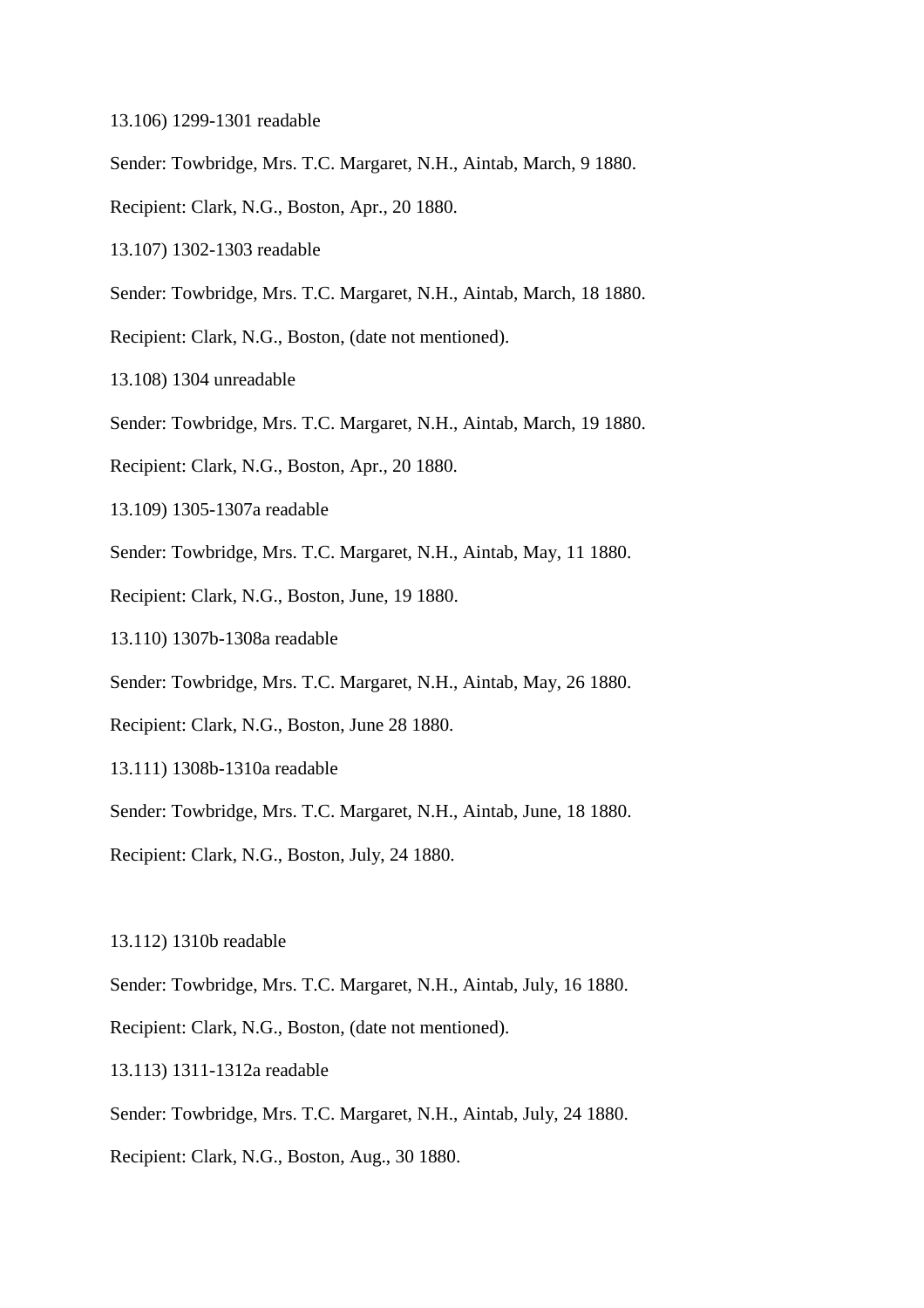13.106) 1299-1301 readable

Sender: Towbridge, Mrs. T.C. Margaret, N.H., Aintab, March, 9 1880.

Recipient: Clark, N.G., Boston, Apr., 20 1880.

13.107) 1302-1303 readable

Sender: Towbridge, Mrs. T.C. Margaret, N.H., Aintab, March, 18 1880.

Recipient: Clark, N.G., Boston, (date not mentioned).

13.108) 1304 unreadable

Sender: Towbridge, Mrs. T.C. Margaret, N.H., Aintab, March, 19 1880.

Recipient: Clark, N.G., Boston, Apr., 20 1880.

13.109) 1305-1307a readable

Sender: Towbridge, Mrs. T.C. Margaret, N.H., Aintab, May, 11 1880.

Recipient: Clark, N.G., Boston, June, 19 1880.

13.110) 1307b-1308a readable

Sender: Towbridge, Mrs. T.C. Margaret, N.H., Aintab, May, 26 1880.

Recipient: Clark, N.G., Boston, June 28 1880.

13.111) 1308b-1310a readable

Sender: Towbridge, Mrs. T.C. Margaret, N.H., Aintab, June, 18 1880.

Recipient: Clark, N.G., Boston, July, 24 1880.

13.112) 1310b readable

Sender: Towbridge, Mrs. T.C. Margaret, N.H., Aintab, July, 16 1880.

Recipient: Clark, N.G., Boston, (date not mentioned).

13.113) 1311-1312a readable

Sender: Towbridge, Mrs. T.C. Margaret, N.H., Aintab, July, 24 1880.

Recipient: Clark, N.G., Boston, Aug., 30 1880.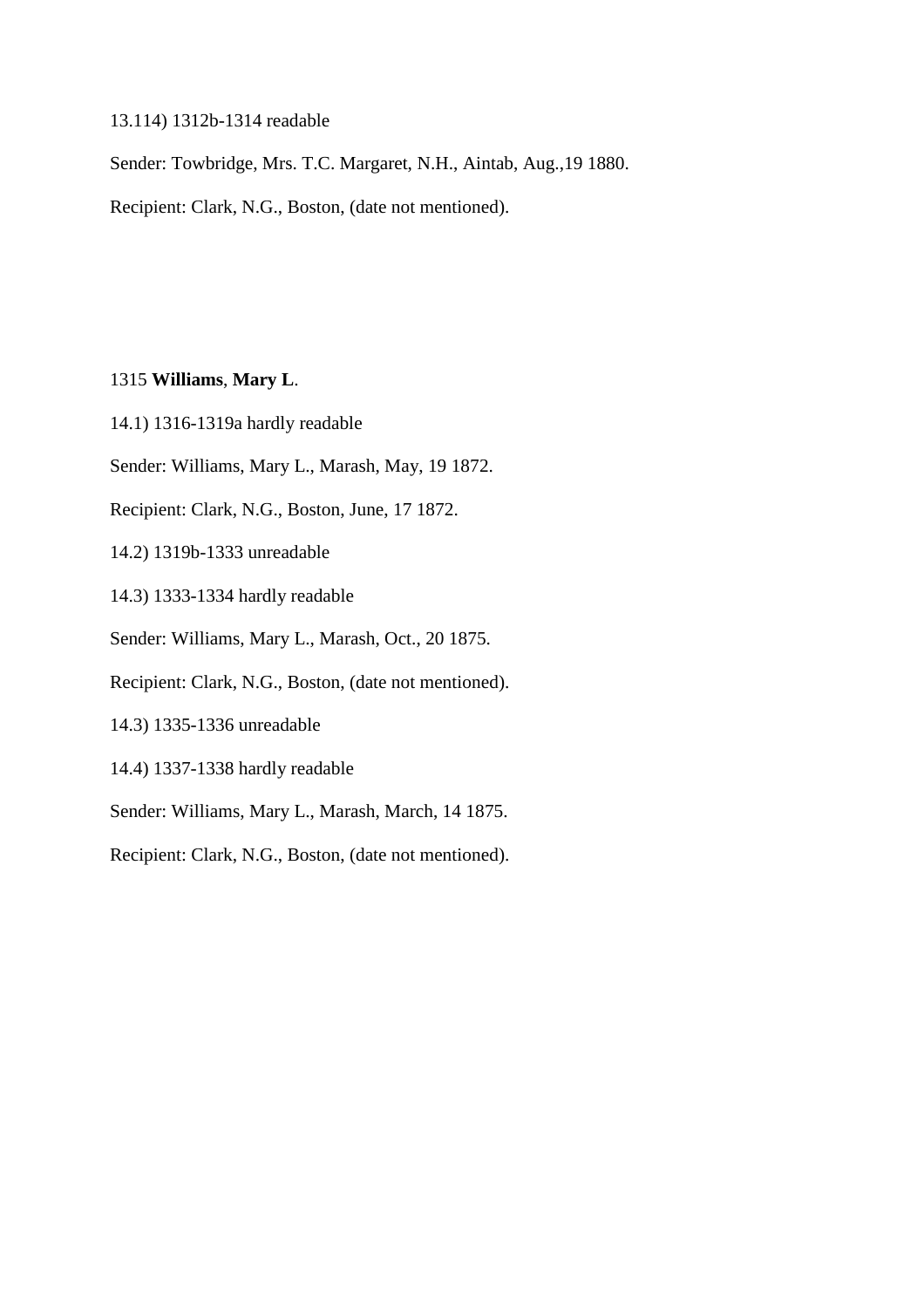13.114) 1312b-1314 readable

Sender: Towbridge, Mrs. T.C. Margaret, N.H., Aintab, Aug.,19 1880.

Recipient: Clark, N.G., Boston, (date not mentioned).

1315 **Williams**, **Mary L**.

14.1) 1316-1319a hardly readable

Sender: Williams, Mary L., Marash, May, 19 1872.

Recipient: Clark, N.G., Boston, June, 17 1872.

14.2) 1319b-1333 unreadable

14.3) 1333-1334 hardly readable

Sender: Williams, Mary L., Marash, Oct., 20 1875.

Recipient: Clark, N.G., Boston, (date not mentioned).

14.3) 1335-1336 unreadable

14.4) 1337-1338 hardly readable

Sender: Williams, Mary L., Marash, March, 14 1875.

Recipient: Clark, N.G., Boston, (date not mentioned).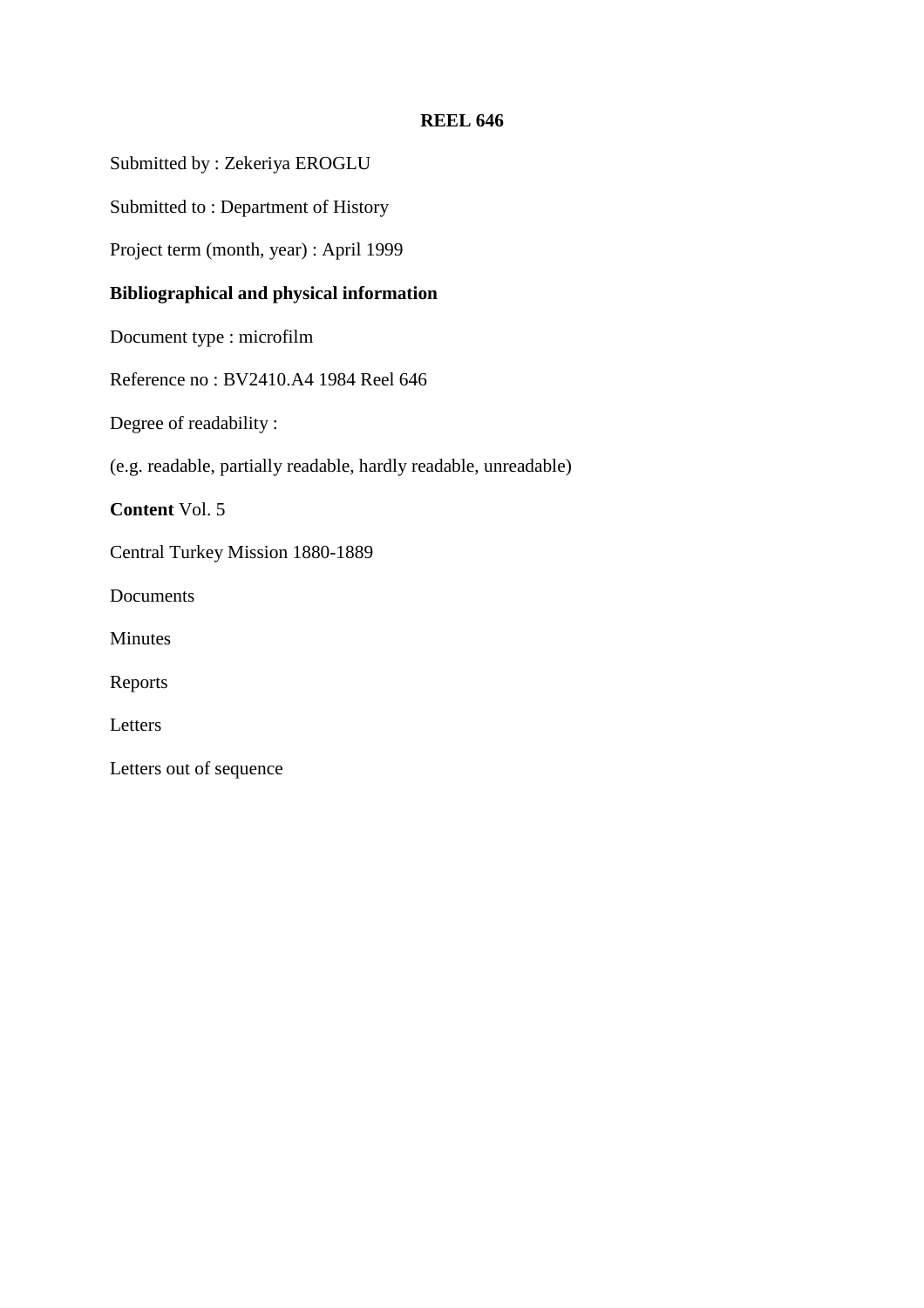**REEL 646**

Submitted by : Zekeriya EROGLU

Submitted to : Department of History

Project term (month, year) : April 1999

**Bibliographical and physical information**

Document type : microfilm

Reference no : BV2410.A4 1984 Reel 646

Degree of readability :

(e.g. readable, partially readable, hardly readable, unreadable)

**Content** Vol. 5

Central Turkey Mission 1880-1889

Documents

Minutes

Reports

Letters

Letters out of sequence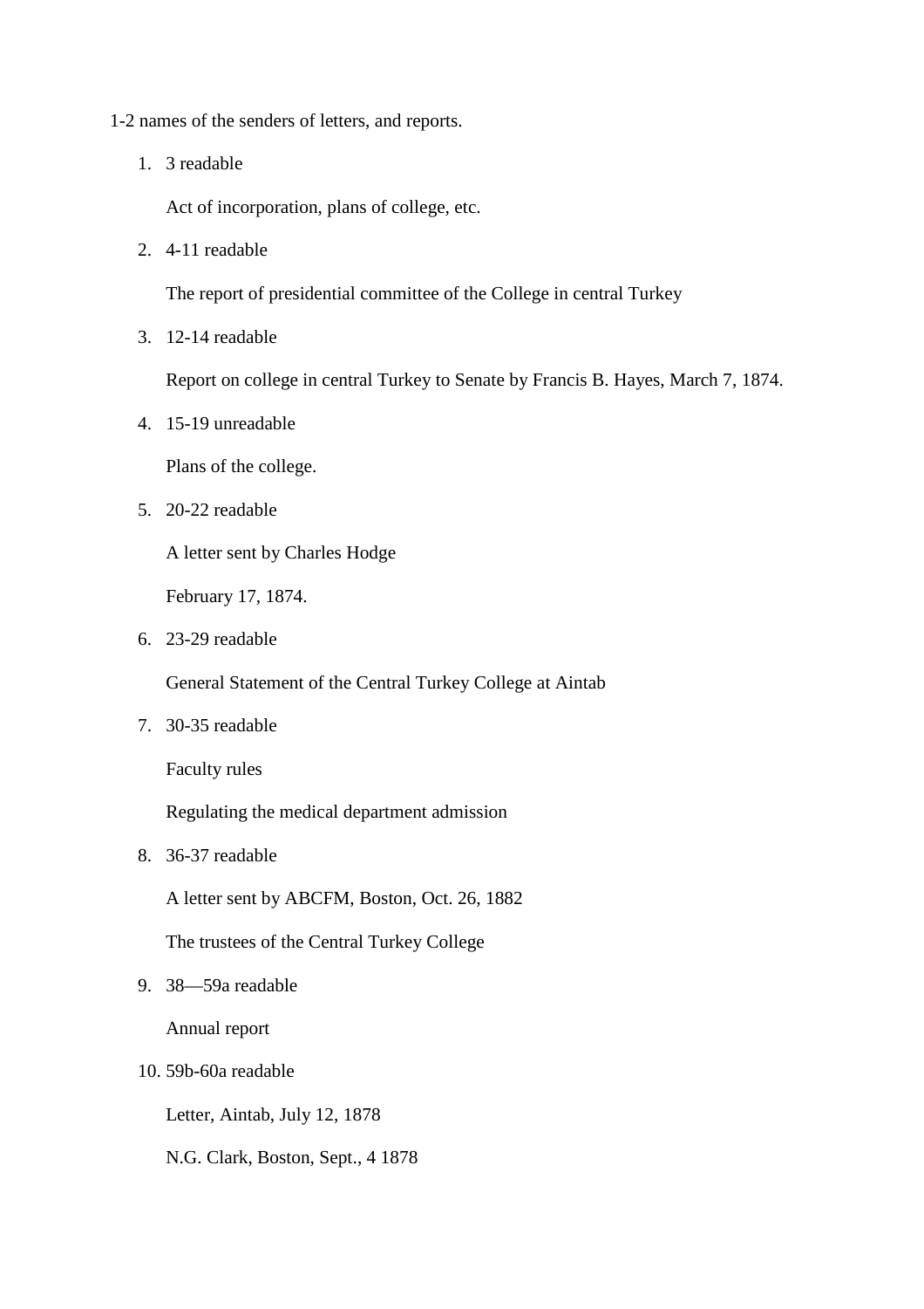1-2 names of the senders of letters, and reports.

1. 3 readable

   Act of incorporation, plans of college, etc.

2. 4-11 readable

   The report of presidential committee of the College in central Turkey

3. 12-14 readable

   Report on college in central Turkey to Senate by Francis B. Hayes, March 7, 1874.

4. 15-19 unreadable

   Plans of the college.

5. 20-22 readable

   A letter sent by Charles Hodge

   February 17, 1874.

6. 23-29 readable

   General Statement of the Central Turkey College at Aintab

7. 30-35 readable

   Faculty rules

   Regulating the medical department admission

8. 36-37 readable

   A letter sent by ABCFM, Boston, Oct. 26, 1882

   The trustees of the Central Turkey College

9. 38—59a readable

   Annual report

10. 59b-60a readable

    Letter, Aintab, July 12, 1878

    N.G. Clark, Boston, Sept., 4 1878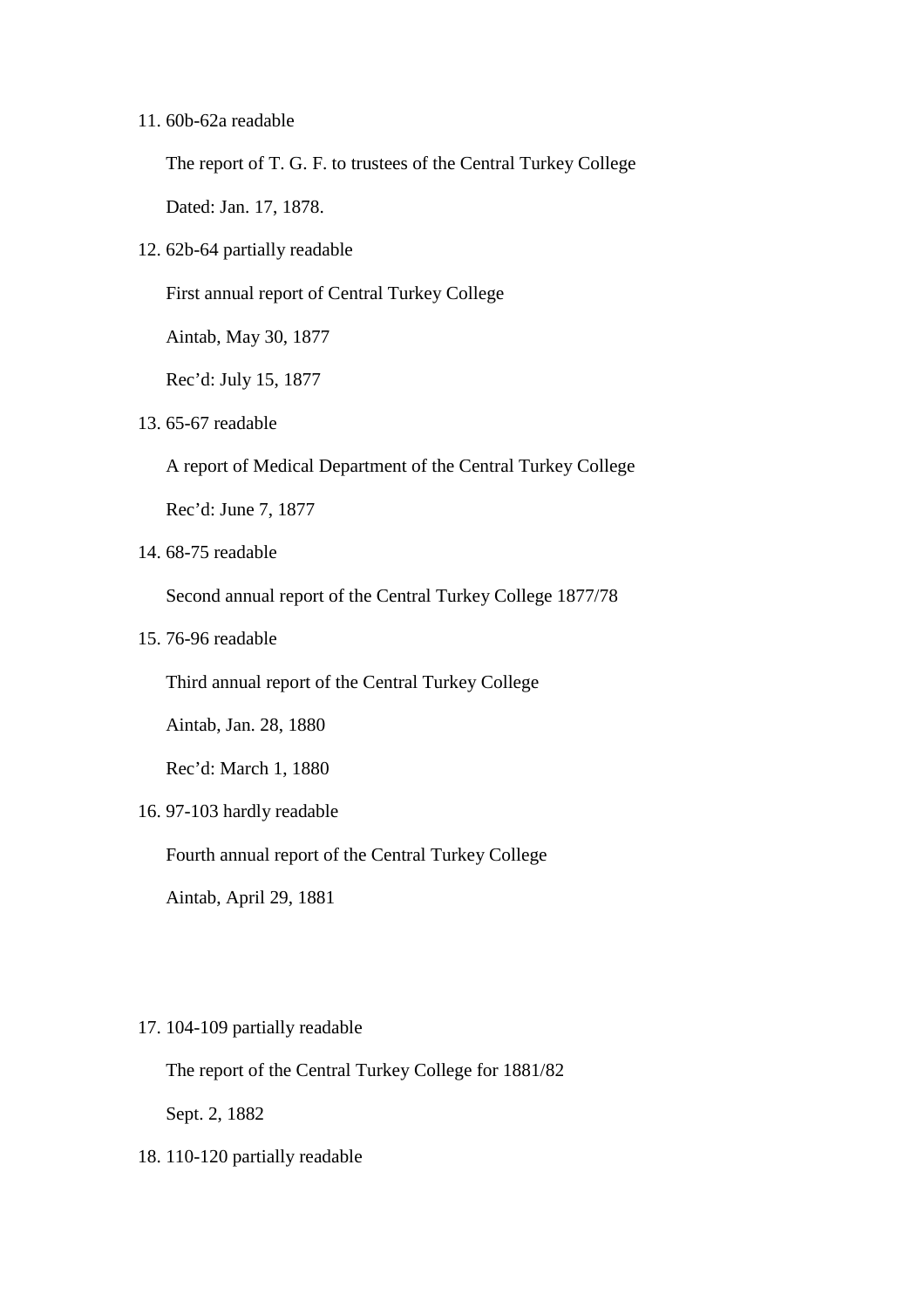11. 60b-62a readable

    The report of T. G. F. to trustees of the Central Turkey College

    Dated: Jan. 17, 1878.

12. 62b-64 partially readable

    First annual report of Central Turkey College

    Aintab, May 30, 1877

    Rec'd: July 15, 1877

13. 65-67 readable

    A report of Medical Department of the Central Turkey College

    Rec'd: June 7, 1877

14. 68-75 readable

    Second annual report of the Central Turkey College 1877/78

15. 76-96 readable

    Third annual report of the Central Turkey College

    Aintab, Jan. 28, 1880

    Rec'd: March 1, 1880

16. 97-103 hardly readable

    Fourth annual report of the Central Turkey College

    Aintab, April 29, 1881

17. 104-109 partially readable

    The report of the Central Turkey College for 1881/82

    Sept. 2, 1882

18. 110-120 partially readable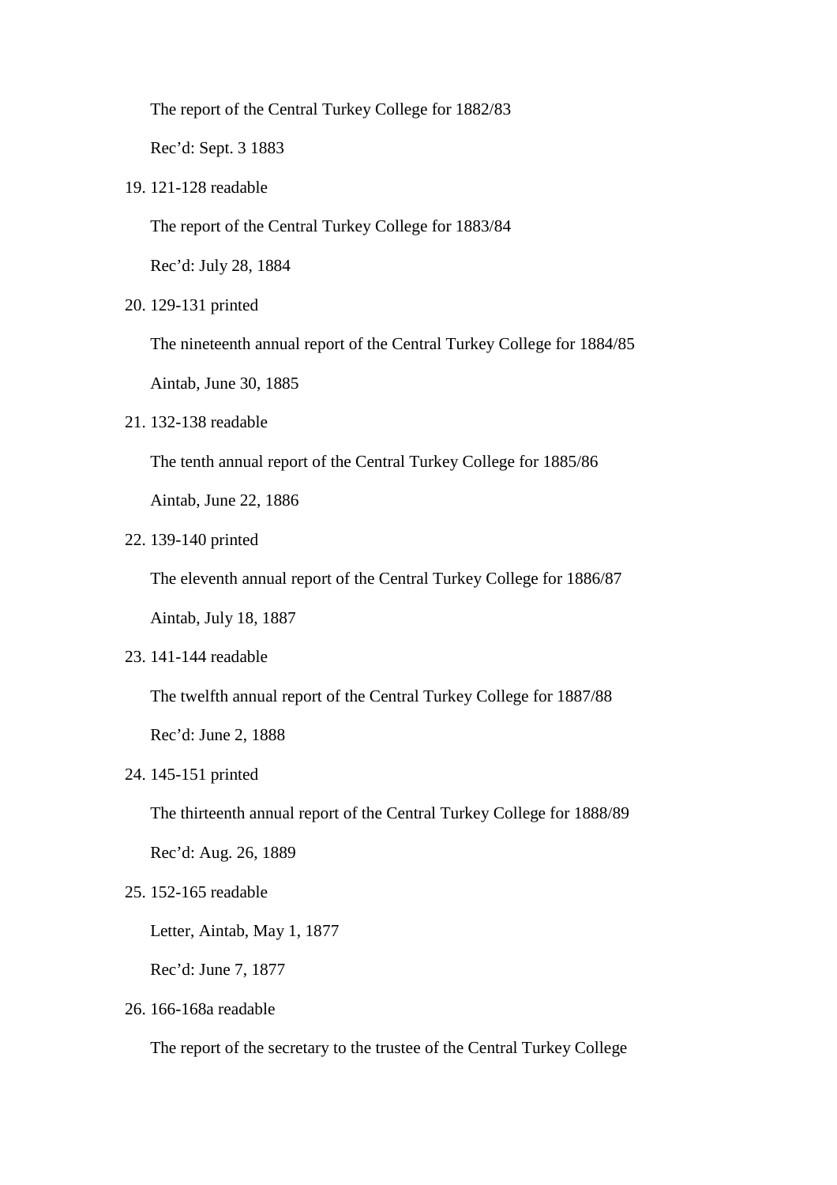The report of the Central Turkey College for 1882/83

Rec'd: Sept. 3 1883

19. 121-128 readable

    The report of the Central Turkey College for 1883/84

    Rec'd: July 28, 1884

20. 129-131 printed

    The nineteenth annual report of the Central Turkey College for 1884/85

    Aintab, June 30, 1885

21. 132-138 readable

    The tenth annual report of the Central Turkey College for 1885/86

    Aintab, June 22, 1886

22. 139-140 printed

    The eleventh annual report of the Central Turkey College for 1886/87

    Aintab, July 18, 1887

23. 141-144 readable

    The twelfth annual report of the Central Turkey College for 1887/88

    Rec'd: June 2, 1888

24. 145-151 printed

    The thirteenth annual report of the Central Turkey College for 1888/89

    Rec'd: Aug. 26, 1889

25. 152-165 readable

    Letter, Aintab, May 1, 1877

    Rec'd: June 7, 1877

26. 166-168a readable

    The report of the secretary to the trustee of the Central Turkey College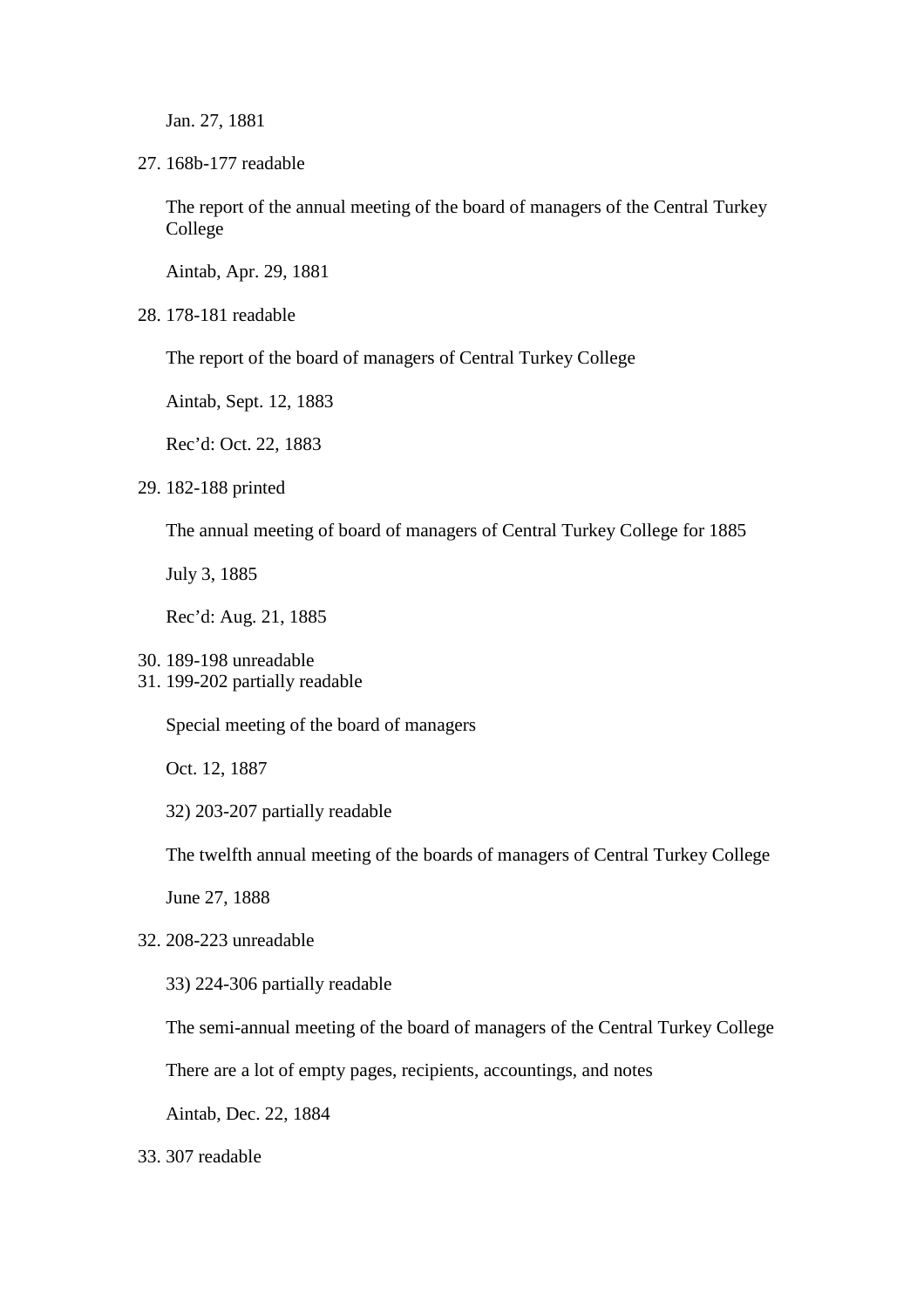Jan. 27, 1881

27. 168b-177 readable

    The report of the annual meeting of the board of managers of the Central Turkey College

    Aintab, Apr. 29, 1881

28. 178-181 readable

    The report of the board of managers of Central Turkey College

    Aintab, Sept. 12, 1883

    Rec'd: Oct. 22, 1883

29. 182-188 printed

    The annual meeting of board of managers of Central Turkey College for 1885

    July 3, 1885

    Rec'd: Aug. 21, 1885

30. 189-198 unreadable
31. 199-202 partially readable

    Special meeting of the board of managers

    Oct. 12, 1887

    32) 203-207 partially readable

    The twelfth annual meeting of the boards of managers of Central Turkey College

    June 27, 1888

32. 208-223 unreadable

    33) 224-306 partially readable

    The semi-annual meeting of the board of managers of the Central Turkey College

    There are a lot of empty pages, recipients, accountings, and notes

    Aintab, Dec. 22, 1884

33. 307 readable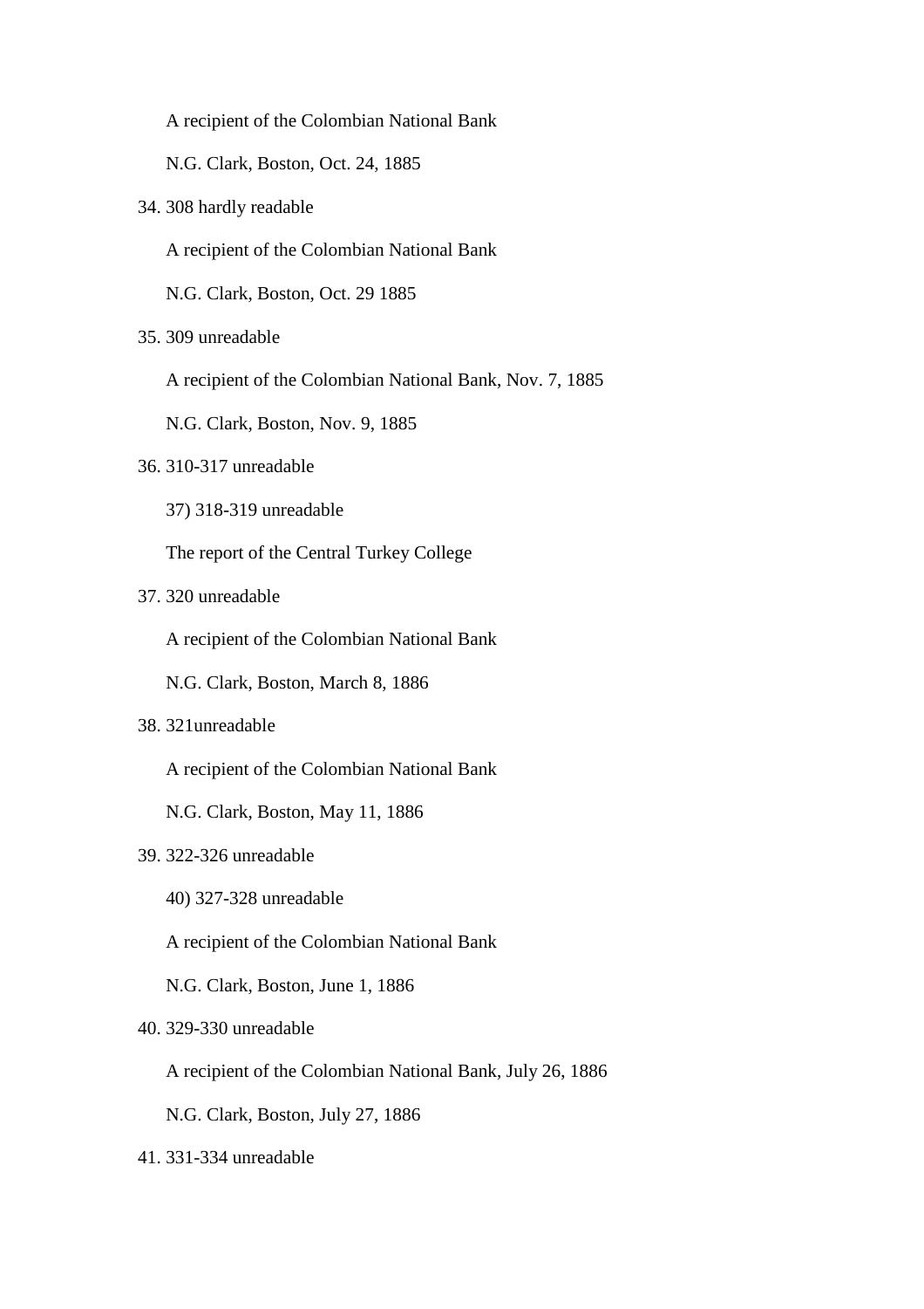A recipient of the Colombian National Bank

N.G. Clark, Boston, Oct. 24, 1885

34. 308 hardly readable

    A recipient of the Colombian National Bank

    N.G. Clark, Boston, Oct. 29 1885

35. 309 unreadable

    A recipient of the Colombian National Bank, Nov. 7, 1885

    N.G. Clark, Boston, Nov. 9, 1885

36. 310-317 unreadable

    37) 318-319 unreadable

    The report of the Central Turkey College

37. 320 unreadable

    A recipient of the Colombian National Bank

    N.G. Clark, Boston, March 8, 1886

38. 321unreadable

    A recipient of the Colombian National Bank

    N.G. Clark, Boston, May 11, 1886

39. 322-326 unreadable

    40) 327-328 unreadable

    A recipient of the Colombian National Bank

    N.G. Clark, Boston, June 1, 1886

40. 329-330 unreadable

    A recipient of the Colombian National Bank, July 26, 1886

    N.G. Clark, Boston, July 27, 1886

41. 331-334 unreadable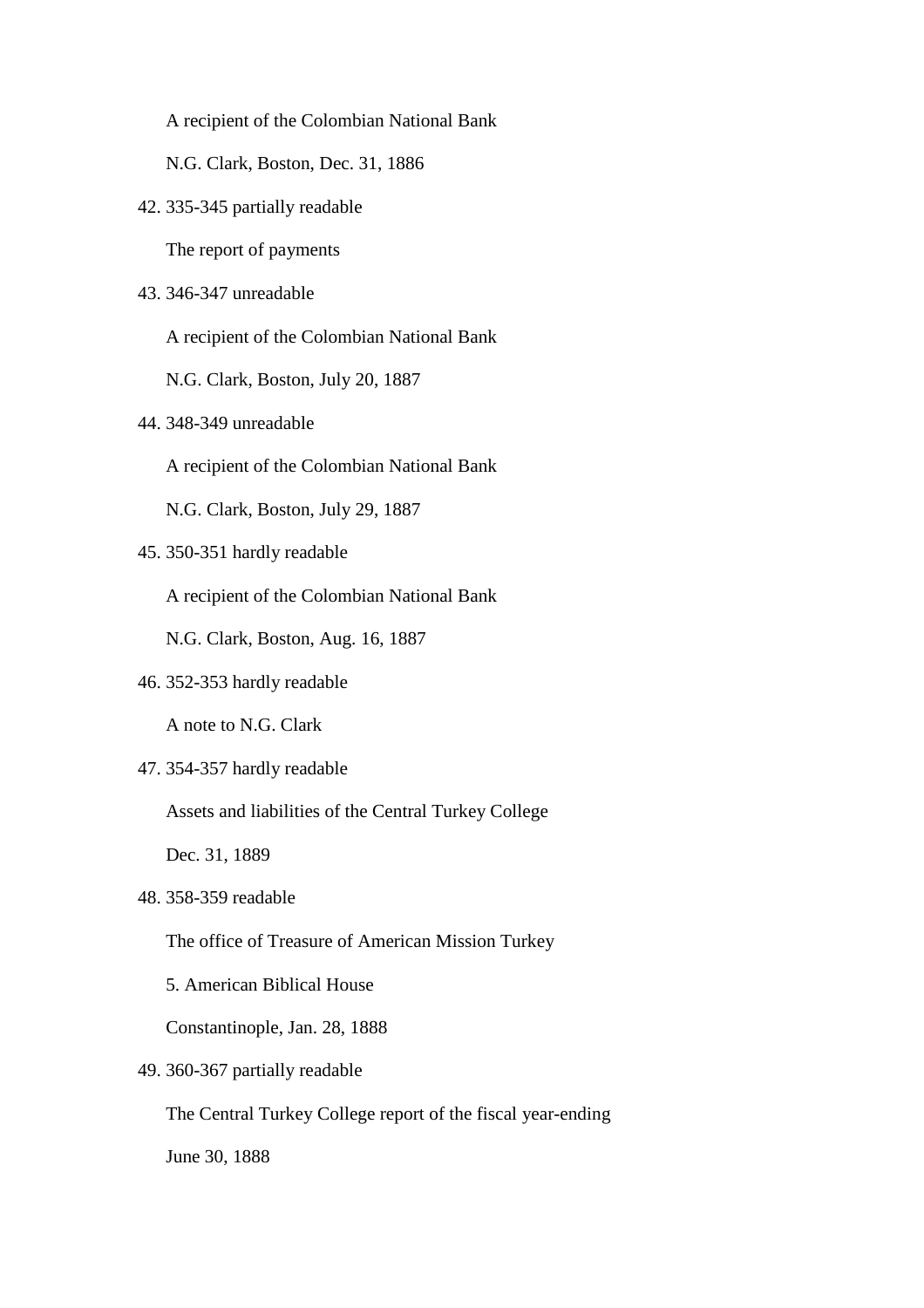A recipient of the Colombian National Bank

N.G. Clark, Boston, Dec. 31, 1886

42. 335-345 partially readable

    The report of payments

43. 346-347 unreadable

    A recipient of the Colombian National Bank

    N.G. Clark, Boston, July 20, 1887

44. 348-349 unreadable

    A recipient of the Colombian National Bank

    N.G. Clark, Boston, July 29, 1887

45. 350-351 hardly readable

    A recipient of the Colombian National Bank

    N.G. Clark, Boston, Aug. 16, 1887

46. 352-353 hardly readable

    A note to N.G. Clark

47. 354-357 hardly readable

    Assets and liabilities of the Central Turkey College

    Dec. 31, 1889

48. 358-359 readable

    The office of Treasure of American Mission Turkey

    5. American Biblical House

    Constantinople, Jan. 28, 1888

49. 360-367 partially readable

    The Central Turkey College report of the fiscal year-ending

    June 30, 1888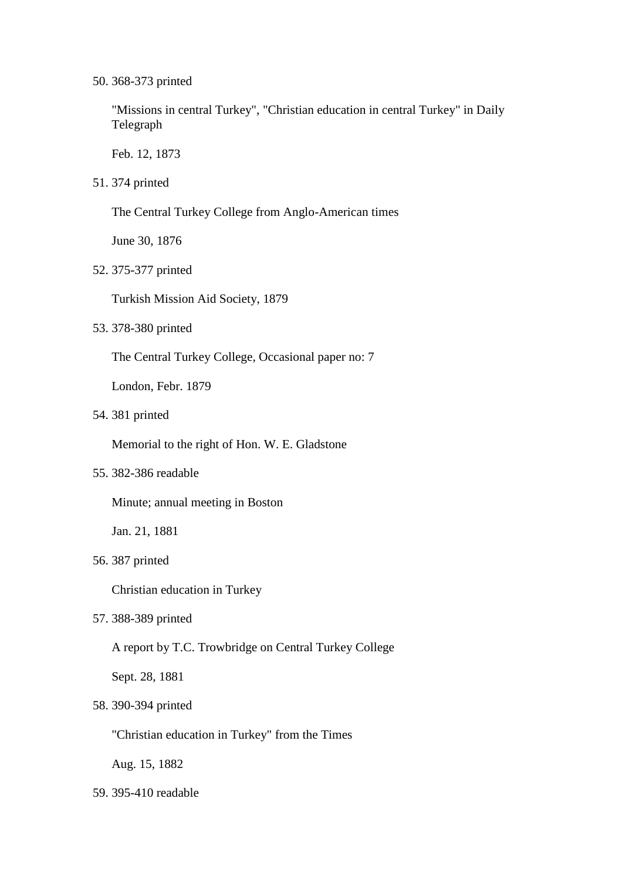50. 368-373 printed

    "Missions in central Turkey", "Christian education in central Turkey" in Daily Telegraph

    Feb. 12, 1873

51. 374 printed

    The Central Turkey College from Anglo-American times

    June 30, 1876

52. 375-377 printed

    Turkish Mission Aid Society, 1879

53. 378-380 printed

    The Central Turkey College, Occasional paper no: 7

    London, Febr. 1879

54. 381 printed

    Memorial to the right of Hon. W. E. Gladstone

55. 382-386 readable

    Minute; annual meeting in Boston

    Jan. 21, 1881

56. 387 printed

    Christian education in Turkey

57. 388-389 printed

    A report by T.C. Trowbridge on Central Turkey College

    Sept. 28, 1881

58. 390-394 printed

    "Christian education in Turkey" from the Times

    Aug. 15, 1882

59. 395-410 readable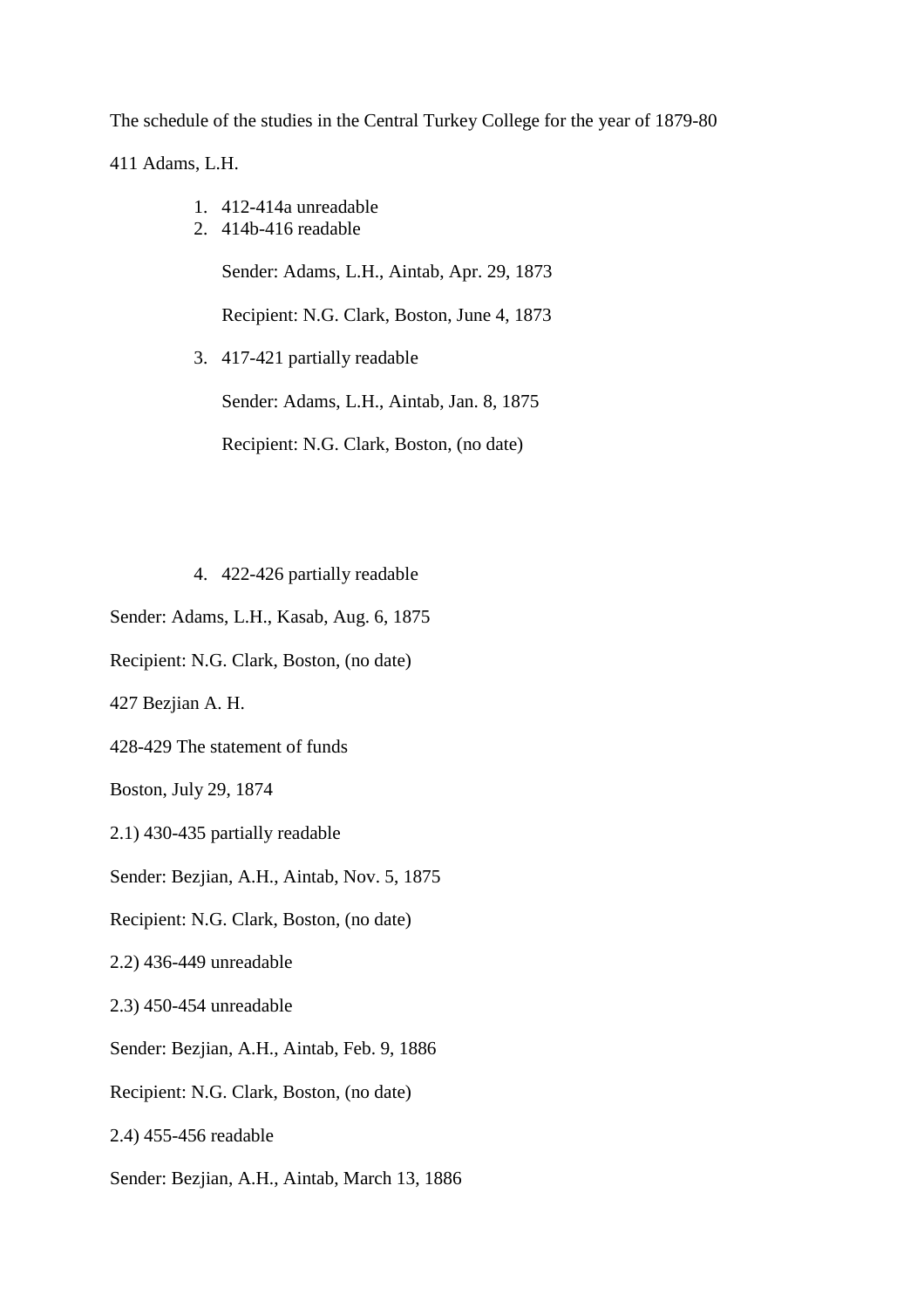The schedule of the studies in the Central Turkey College for the year of 1879-80

411 Adams, L.H.

1. 412-414a unreadable
2. 414b-416 readable

   Sender: Adams, L.H., Aintab, Apr. 29, 1873

   Recipient: N.G. Clark, Boston, June 4, 1873

3. 417-421 partially readable

   Sender: Adams, L.H., Aintab, Jan. 8, 1875

   Recipient: N.G. Clark, Boston, (no date)

4. 422-426 partially readable

Sender: Adams, L.H., Kasab, Aug. 6, 1875

Recipient: N.G. Clark, Boston, (no date)

427 Bezjian A. H.

428-429 The statement of funds

Boston, July 29, 1874

2.1) 430-435 partially readable

Sender: Bezjian, A.H., Aintab, Nov. 5, 1875

Recipient: N.G. Clark, Boston, (no date)

2.2) 436-449 unreadable

2.3) 450-454 unreadable

Sender: Bezjian, A.H., Aintab, Feb. 9, 1886

Recipient: N.G. Clark, Boston, (no date)

2.4) 455-456 readable

Sender: Bezjian, A.H., Aintab, March 13, 1886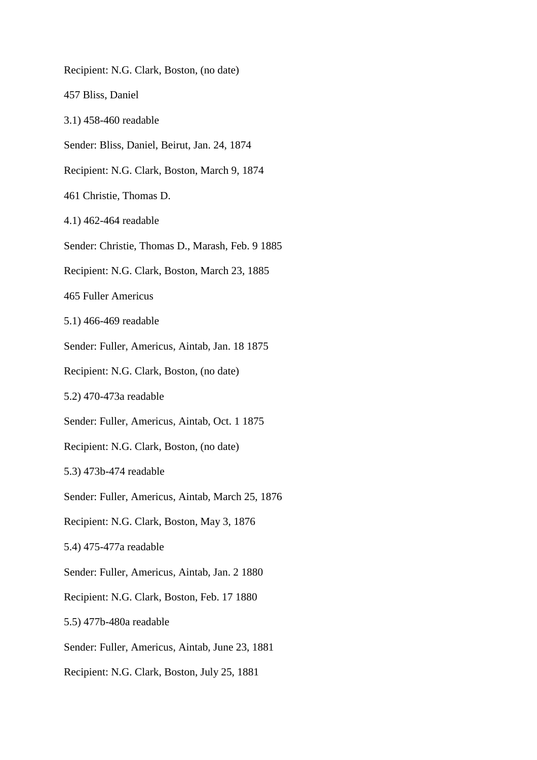Recipient: N.G. Clark, Boston, (no date)

457 Bliss, Daniel

3.1) 458-460 readable

Sender: Bliss, Daniel, Beirut, Jan. 24, 1874

Recipient: N.G. Clark, Boston, March 9, 1874

461 Christie, Thomas D.

4.1) 462-464 readable

Sender: Christie, Thomas D., Marash, Feb. 9 1885

Recipient: N.G. Clark, Boston, March 23, 1885

465 Fuller Americus

5.1) 466-469 readable

Sender: Fuller, Americus, Aintab, Jan. 18 1875

Recipient: N.G. Clark, Boston, (no date)

5.2) 470-473a readable

Sender: Fuller, Americus, Aintab, Oct. 1 1875

Recipient: N.G. Clark, Boston, (no date)

5.3) 473b-474 readable

Sender: Fuller, Americus, Aintab, March 25, 1876

Recipient: N.G. Clark, Boston, May 3, 1876

5.4) 475-477a readable

Sender: Fuller, Americus, Aintab, Jan. 2 1880

Recipient: N.G. Clark, Boston, Feb. 17 1880

5.5) 477b-480a readable

Sender: Fuller, Americus, Aintab, June 23, 1881

Recipient: N.G. Clark, Boston, July 25, 1881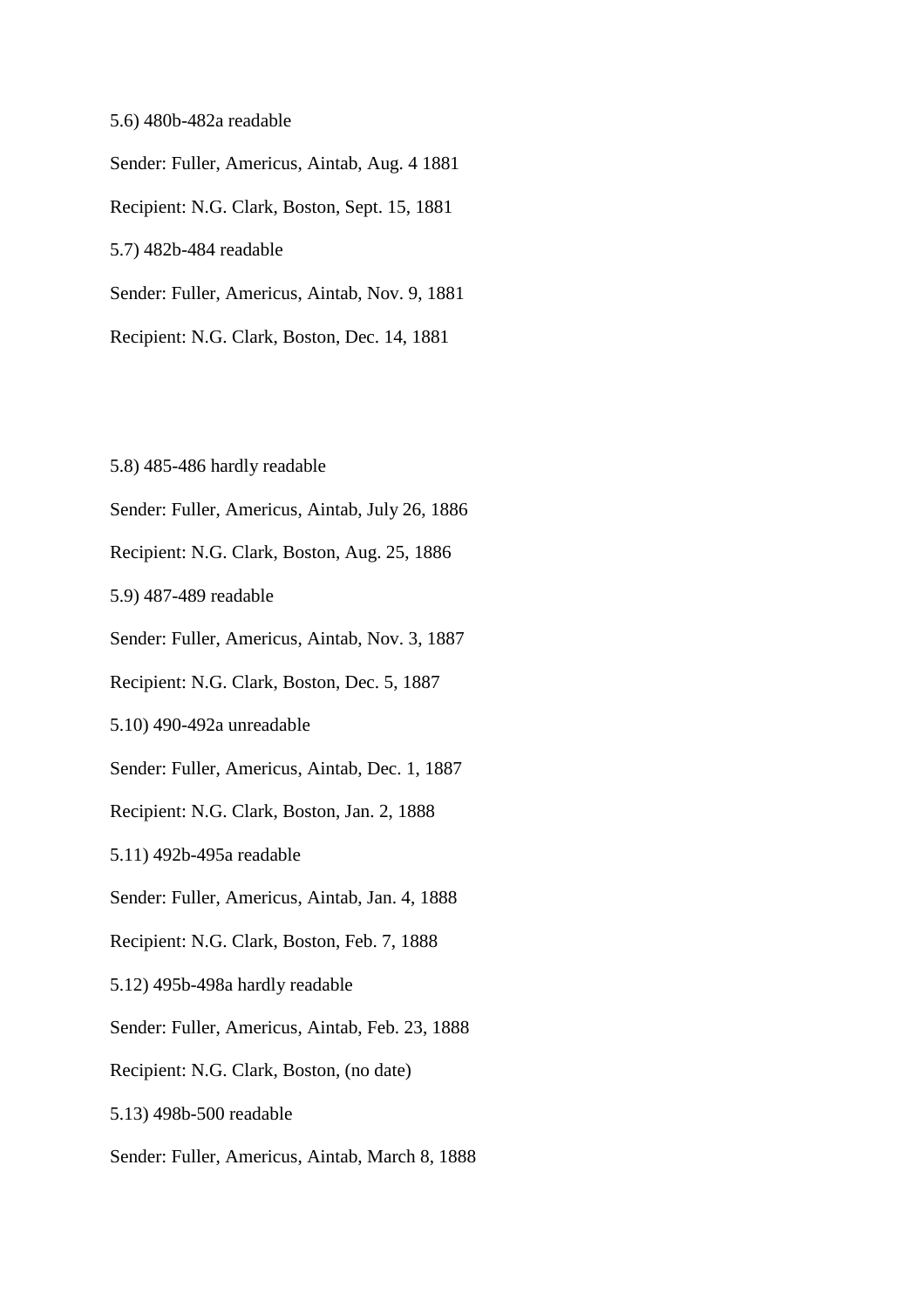5.6) 480b-482a readable

Sender: Fuller, Americus, Aintab, Aug. 4 1881

Recipient: N.G. Clark, Boston, Sept. 15, 1881

5.7) 482b-484 readable

Sender: Fuller, Americus, Aintab, Nov. 9, 1881

Recipient: N.G. Clark, Boston, Dec. 14, 1881

5.8) 485-486 hardly readable

Sender: Fuller, Americus, Aintab, July 26, 1886

Recipient: N.G. Clark, Boston, Aug. 25, 1886

5.9) 487-489 readable

Sender: Fuller, Americus, Aintab, Nov. 3, 1887

Recipient: N.G. Clark, Boston, Dec. 5, 1887

5.10) 490-492a unreadable

Sender: Fuller, Americus, Aintab, Dec. 1, 1887

Recipient: N.G. Clark, Boston, Jan. 2, 1888

5.11) 492b-495a readable

Sender: Fuller, Americus, Aintab, Jan. 4, 1888

Recipient: N.G. Clark, Boston, Feb. 7, 1888

5.12) 495b-498a hardly readable

Sender: Fuller, Americus, Aintab, Feb. 23, 1888

Recipient: N.G. Clark, Boston, (no date)

5.13) 498b-500 readable

Sender: Fuller, Americus, Aintab, March 8, 1888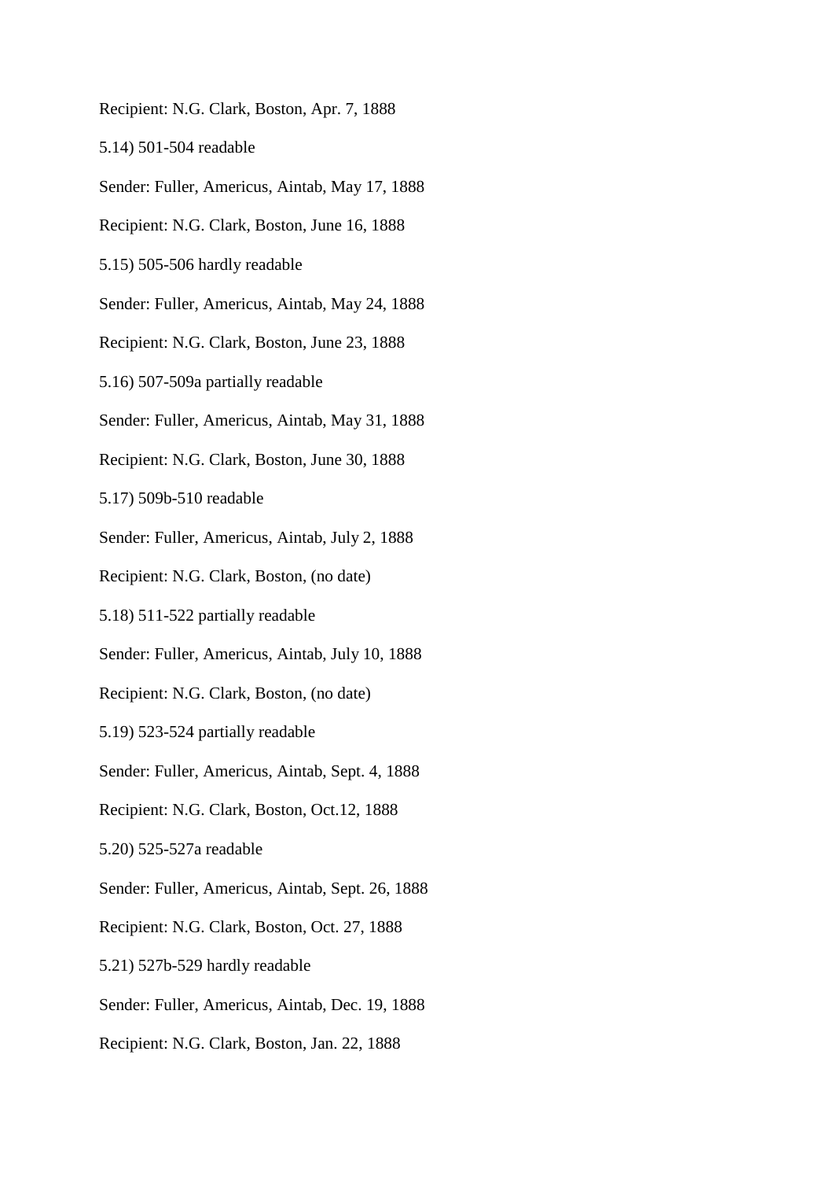Recipient: N.G. Clark, Boston, Apr. 7, 1888

5.14) 501-504 readable

Sender: Fuller, Americus, Aintab, May 17, 1888

Recipient: N.G. Clark, Boston, June 16, 1888

5.15) 505-506 hardly readable

Sender: Fuller, Americus, Aintab, May 24, 1888

Recipient: N.G. Clark, Boston, June 23, 1888

5.16) 507-509a partially readable

Sender: Fuller, Americus, Aintab, May 31, 1888

Recipient: N.G. Clark, Boston, June 30, 1888

5.17) 509b-510 readable

Sender: Fuller, Americus, Aintab, July 2, 1888

Recipient: N.G. Clark, Boston, (no date)

5.18) 511-522 partially readable

Sender: Fuller, Americus, Aintab, July 10, 1888

Recipient: N.G. Clark, Boston, (no date)

5.19) 523-524 partially readable

Sender: Fuller, Americus, Aintab, Sept. 4, 1888

Recipient: N.G. Clark, Boston, Oct.12, 1888

5.20) 525-527a readable

Sender: Fuller, Americus, Aintab, Sept. 26, 1888

Recipient: N.G. Clark, Boston, Oct. 27, 1888

5.21) 527b-529 hardly readable

Sender: Fuller, Americus, Aintab, Dec. 19, 1888

Recipient: N.G. Clark, Boston, Jan. 22, 1888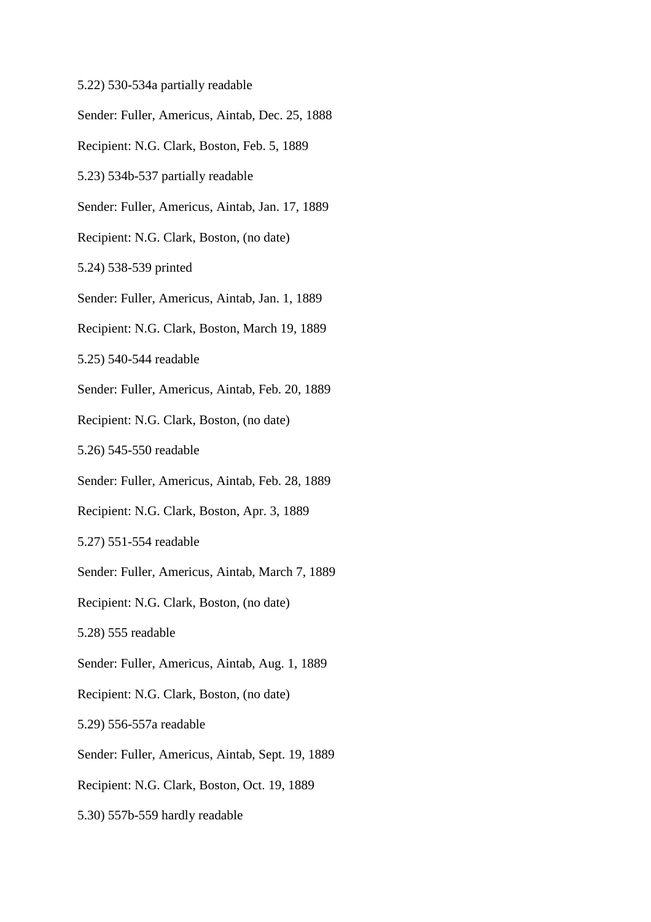5.22) 530-534a partially readable

Sender: Fuller, Americus, Aintab, Dec. 25, 1888

Recipient: N.G. Clark, Boston, Feb. 5, 1889

5.23) 534b-537 partially readable

Sender: Fuller, Americus, Aintab, Jan. 17, 1889

Recipient: N.G. Clark, Boston, (no date)

5.24) 538-539 printed

Sender: Fuller, Americus, Aintab, Jan. 1, 1889

Recipient: N.G. Clark, Boston, March 19, 1889

5.25) 540-544 readable

Sender: Fuller, Americus, Aintab, Feb. 20, 1889

Recipient: N.G. Clark, Boston, (no date)

5.26) 545-550 readable

Sender: Fuller, Americus, Aintab, Feb. 28, 1889

Recipient: N.G. Clark, Boston, Apr. 3, 1889

5.27) 551-554 readable

Sender: Fuller, Americus, Aintab, March 7, 1889

Recipient: N.G. Clark, Boston, (no date)

5.28) 555 readable

Sender: Fuller, Americus, Aintab, Aug. 1, 1889

Recipient: N.G. Clark, Boston, (no date)

5.29) 556-557a readable

Sender: Fuller, Americus, Aintab, Sept. 19, 1889

Recipient: N.G. Clark, Boston, Oct. 19, 1889

5.30) 557b-559 hardly readable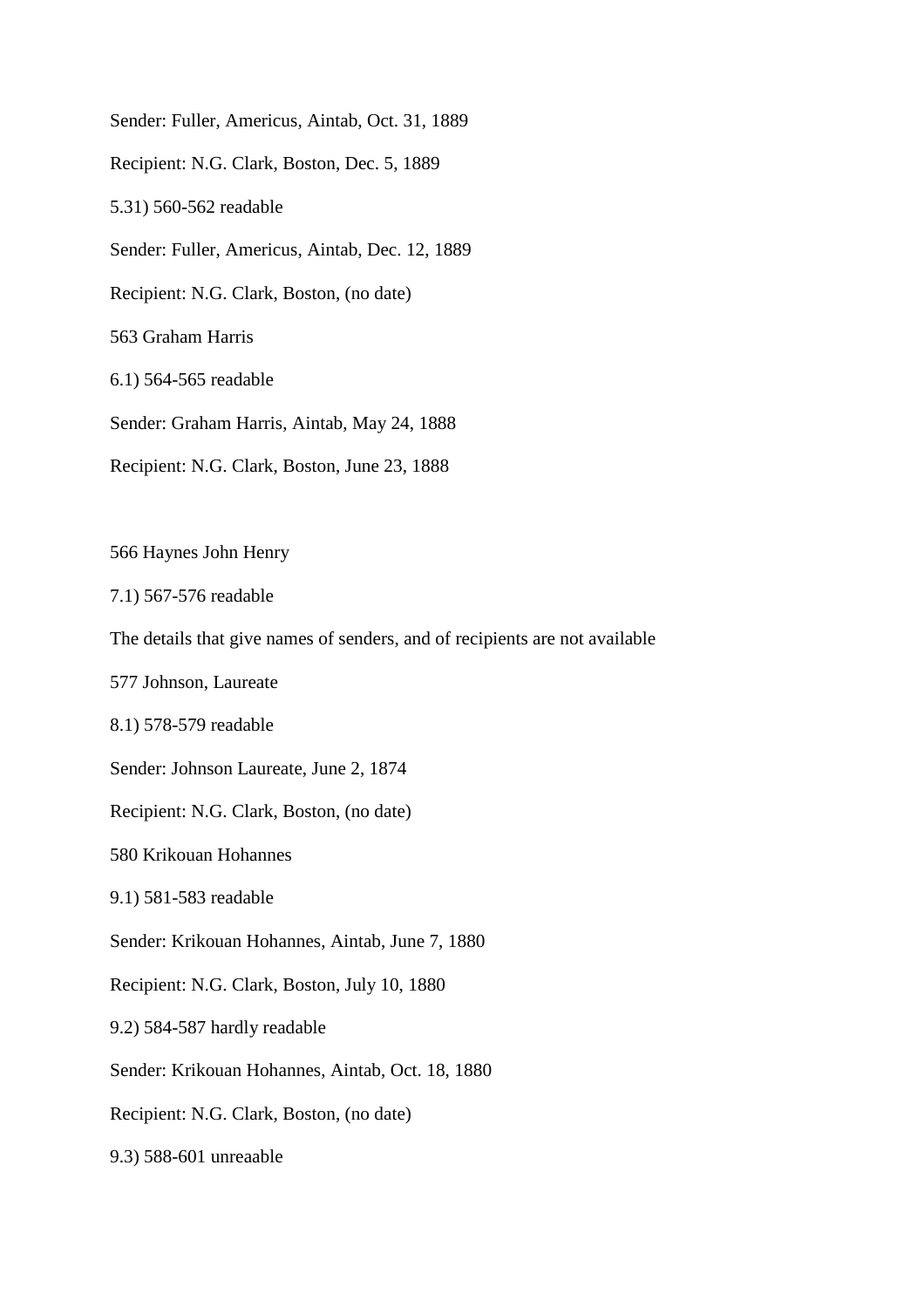Sender: Fuller, Americus, Aintab, Oct. 31, 1889

Recipient: N.G. Clark, Boston, Dec. 5, 1889

5.31) 560-562 readable

Sender: Fuller, Americus, Aintab, Dec. 12, 1889

Recipient: N.G. Clark, Boston, (no date)

563 Graham Harris

6.1) 564-565 readable

Sender: Graham Harris, Aintab, May 24, 1888

Recipient: N.G. Clark, Boston, June 23, 1888

566 Haynes John Henry

7.1) 567-576 readable

The details that give names of senders, and of recipients are not available

577 Johnson, Laureate

8.1) 578-579 readable

Sender: Johnson Laureate, June 2, 1874

Recipient: N.G. Clark, Boston, (no date)

580 Krikouan Hohannes

9.1) 581-583 readable

Sender: Krikouan Hohannes, Aintab, June 7, 1880

Recipient: N.G. Clark, Boston, July 10, 1880

9.2) 584-587 hardly readable

Sender: Krikouan Hohannes, Aintab, Oct. 18, 1880

Recipient: N.G. Clark, Boston, (no date)

9.3) 588-601 unreaable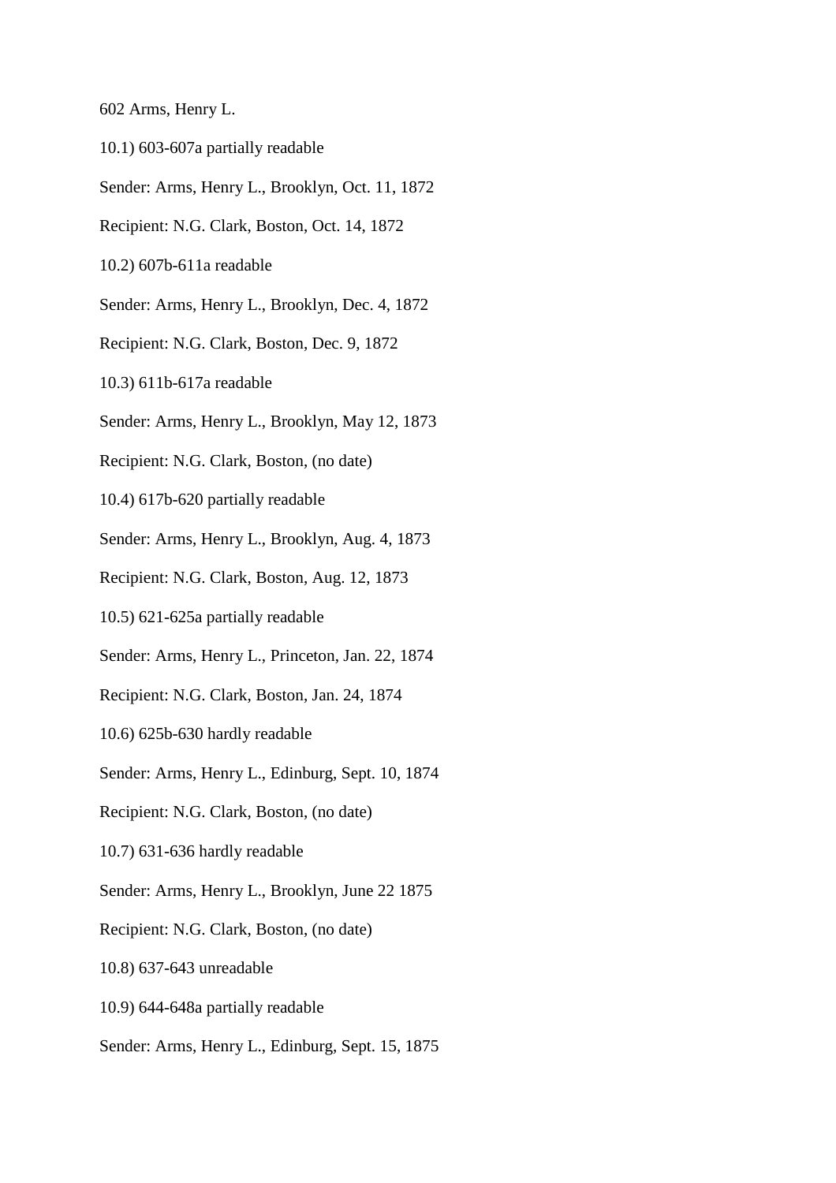602 Arms, Henry L.

10.1) 603-607a partially readable

Sender: Arms, Henry L., Brooklyn, Oct. 11, 1872

Recipient: N.G. Clark, Boston, Oct. 14, 1872

10.2) 607b-611a readable

Sender: Arms, Henry L., Brooklyn, Dec. 4, 1872

Recipient: N.G. Clark, Boston, Dec. 9, 1872

10.3) 611b-617a readable

Sender: Arms, Henry L., Brooklyn, May 12, 1873

Recipient: N.G. Clark, Boston, (no date)

10.4) 617b-620 partially readable

Sender: Arms, Henry L., Brooklyn, Aug. 4, 1873

Recipient: N.G. Clark, Boston, Aug. 12, 1873

10.5) 621-625a partially readable

Sender: Arms, Henry L., Princeton, Jan. 22, 1874

Recipient: N.G. Clark, Boston, Jan. 24, 1874

10.6) 625b-630 hardly readable

Sender: Arms, Henry L., Edinburg, Sept. 10, 1874

Recipient: N.G. Clark, Boston, (no date)

10.7) 631-636 hardly readable

Sender: Arms, Henry L., Brooklyn, June 22 1875

Recipient: N.G. Clark, Boston, (no date)

10.8) 637-643 unreadable

10.9) 644-648a partially readable

Sender: Arms, Henry L., Edinburg, Sept. 15, 1875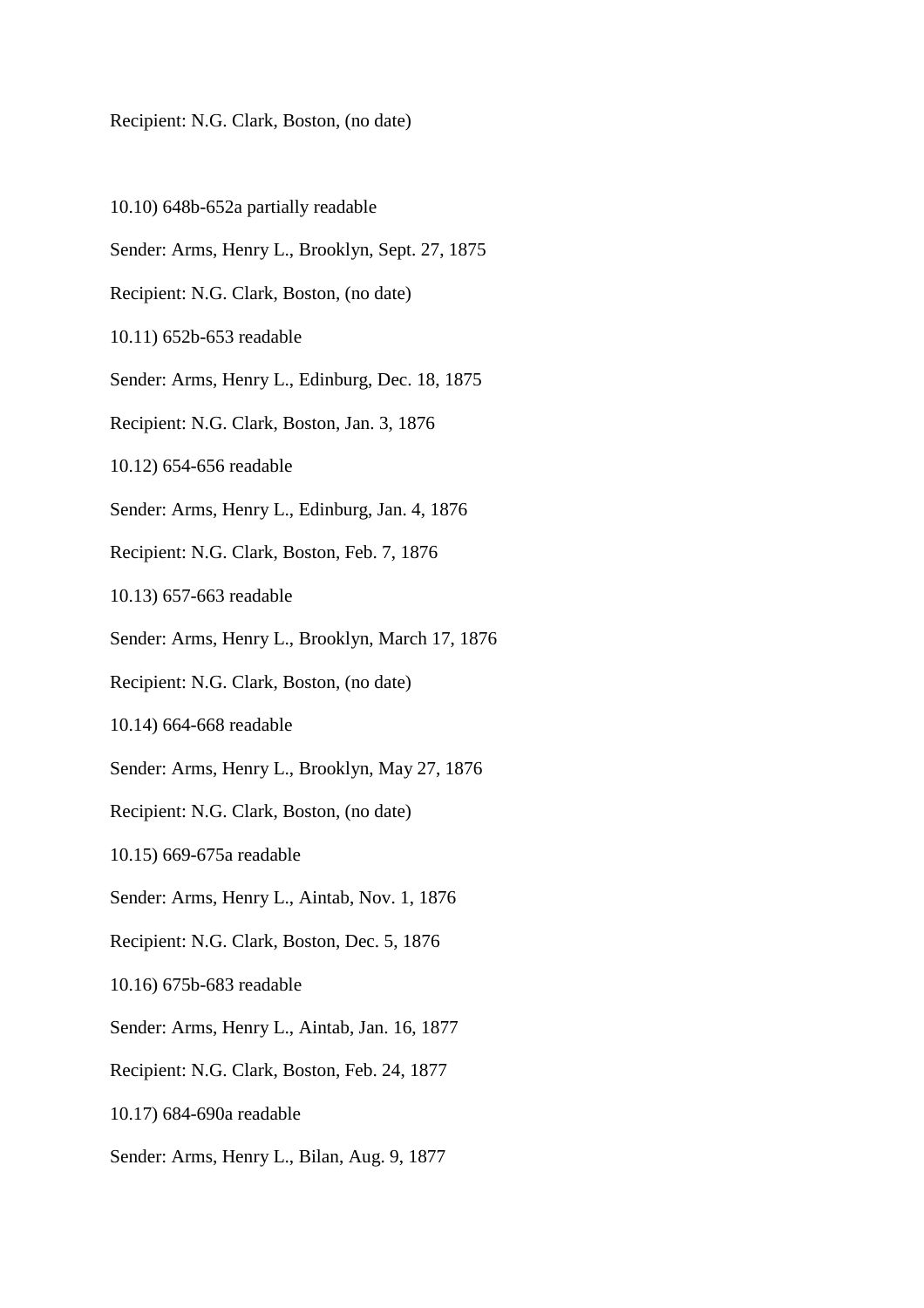Recipient: N.G. Clark, Boston, (no date)

10.10) 648b-652a partially readable

Sender: Arms, Henry L., Brooklyn, Sept. 27, 1875

Recipient: N.G. Clark, Boston, (no date)

10.11) 652b-653 readable

Sender: Arms, Henry L., Edinburg, Dec. 18, 1875

Recipient: N.G. Clark, Boston, Jan. 3, 1876

10.12) 654-656 readable

Sender: Arms, Henry L., Edinburg, Jan. 4, 1876

Recipient: N.G. Clark, Boston, Feb. 7, 1876

10.13) 657-663 readable

Sender: Arms, Henry L., Brooklyn, March 17, 1876

Recipient: N.G. Clark, Boston, (no date)

10.14) 664-668 readable

Sender: Arms, Henry L., Brooklyn, May 27, 1876

Recipient: N.G. Clark, Boston, (no date)

10.15) 669-675a readable

Sender: Arms, Henry L., Aintab, Nov. 1, 1876

Recipient: N.G. Clark, Boston, Dec. 5, 1876

10.16) 675b-683 readable

Sender: Arms, Henry L., Aintab, Jan. 16, 1877

Recipient: N.G. Clark, Boston, Feb. 24, 1877

10.17) 684-690a readable

Sender: Arms, Henry L., Bilan, Aug. 9, 1877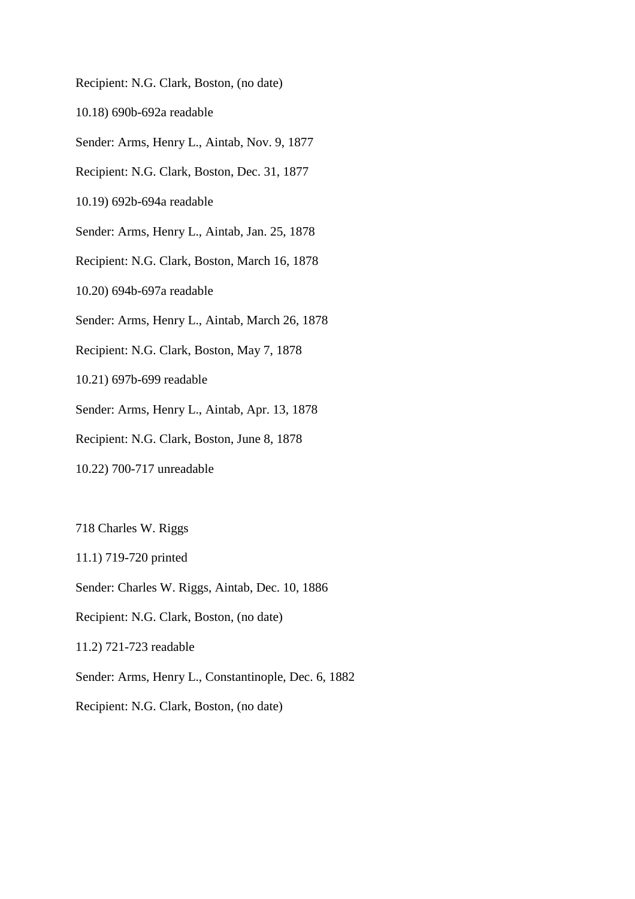Recipient: N.G. Clark, Boston, (no date)

10.18) 690b-692a readable

Sender: Arms, Henry L., Aintab, Nov. 9, 1877

Recipient: N.G. Clark, Boston, Dec. 31, 1877

10.19) 692b-694a readable

Sender: Arms, Henry L., Aintab, Jan. 25, 1878

Recipient: N.G. Clark, Boston, March 16, 1878

10.20) 694b-697a readable

Sender: Arms, Henry L., Aintab, March 26, 1878

Recipient: N.G. Clark, Boston, May 7, 1878

10.21) 697b-699 readable

Sender: Arms, Henry L., Aintab, Apr. 13, 1878

Recipient: N.G. Clark, Boston, June 8, 1878

10.22) 700-717 unreadable

718 Charles W. Riggs

11.1) 719-720 printed

Sender: Charles W. Riggs, Aintab, Dec. 10, 1886

Recipient: N.G. Clark, Boston, (no date)

11.2) 721-723 readable

Sender: Arms, Henry L., Constantinople, Dec. 6, 1882

Recipient: N.G. Clark, Boston, (no date)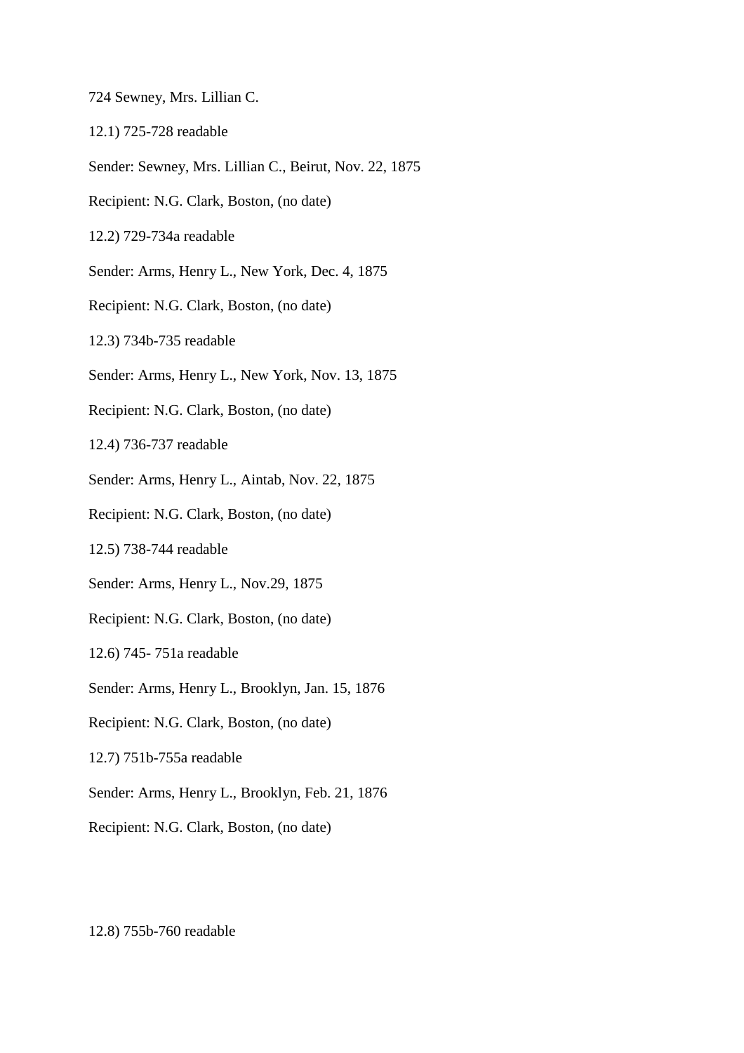724 Sewney, Mrs. Lillian C.

12.1) 725-728 readable

Sender: Sewney, Mrs. Lillian C., Beirut, Nov. 22, 1875

Recipient: N.G. Clark, Boston, (no date)

12.2) 729-734a readable

Sender: Arms, Henry L., New York, Dec. 4, 1875

Recipient: N.G. Clark, Boston, (no date)

12.3) 734b-735 readable

Sender: Arms, Henry L., New York, Nov. 13, 1875

Recipient: N.G. Clark, Boston, (no date)

12.4) 736-737 readable

Sender: Arms, Henry L., Aintab, Nov. 22, 1875

Recipient: N.G. Clark, Boston, (no date)

12.5) 738-744 readable

Sender: Arms, Henry L., Nov.29, 1875

Recipient: N.G. Clark, Boston, (no date)

12.6) 745- 751a readable

Sender: Arms, Henry L., Brooklyn, Jan. 15, 1876

Recipient: N.G. Clark, Boston, (no date)

12.7) 751b-755a readable

Sender: Arms, Henry L., Brooklyn, Feb. 21, 1876

Recipient: N.G. Clark, Boston, (no date)

12.8) 755b-760 readable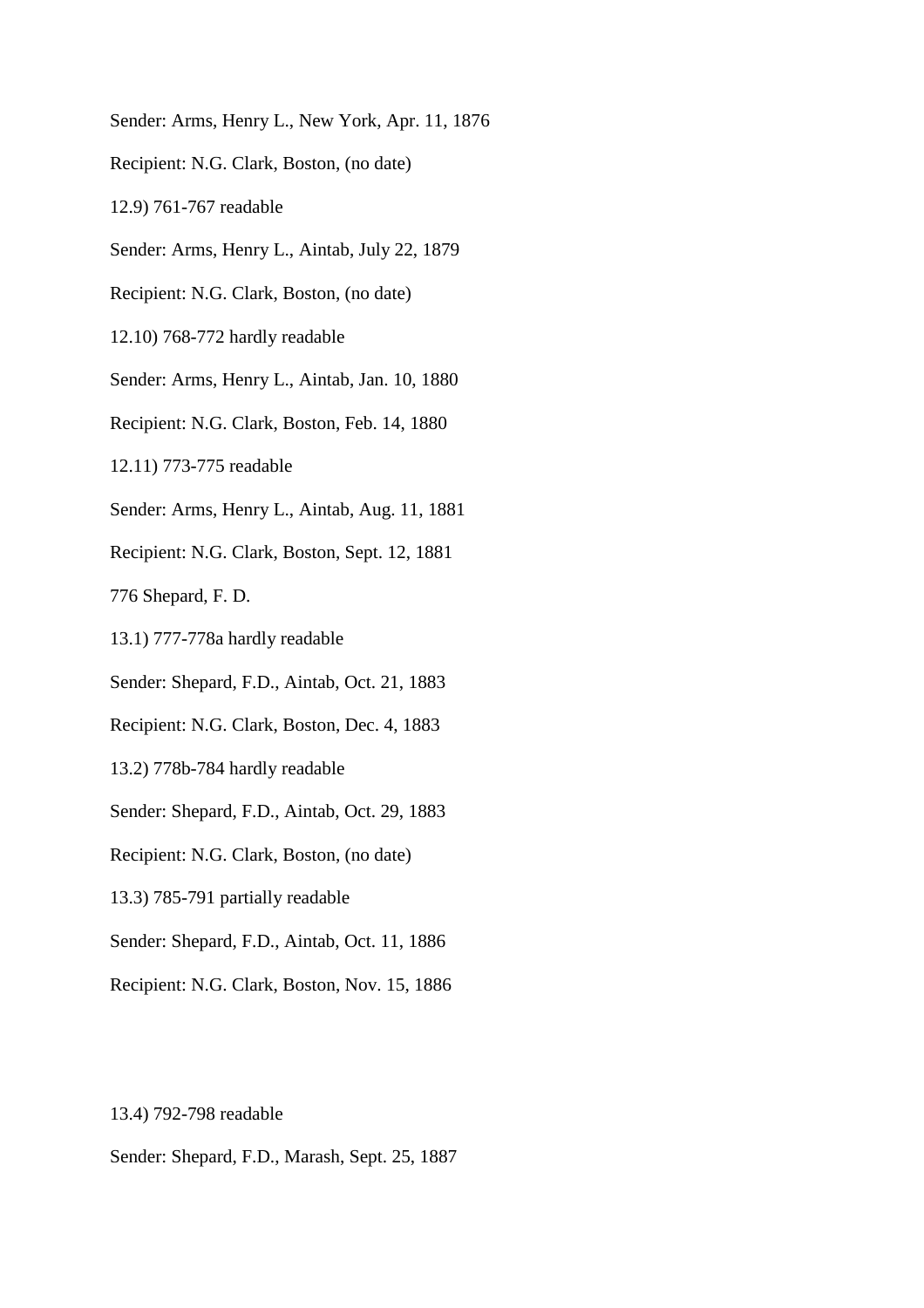Sender: Arms, Henry L., New York, Apr. 11, 1876

Recipient: N.G. Clark, Boston, (no date)

12.9) 761-767 readable

Sender: Arms, Henry L., Aintab, July 22, 1879

Recipient: N.G. Clark, Boston, (no date)

12.10) 768-772 hardly readable

Sender: Arms, Henry L., Aintab, Jan. 10, 1880

Recipient: N.G. Clark, Boston, Feb. 14, 1880

12.11) 773-775 readable

Sender: Arms, Henry L., Aintab, Aug. 11, 1881

Recipient: N.G. Clark, Boston, Sept. 12, 1881

776 Shepard, F. D.

13.1) 777-778a hardly readable

Sender: Shepard, F.D., Aintab, Oct. 21, 1883

Recipient: N.G. Clark, Boston, Dec. 4, 1883

13.2) 778b-784 hardly readable

Sender: Shepard, F.D., Aintab, Oct. 29, 1883

Recipient: N.G. Clark, Boston, (no date)

13.3) 785-791 partially readable

Sender: Shepard, F.D., Aintab, Oct. 11, 1886

Recipient: N.G. Clark, Boston, Nov. 15, 1886

13.4) 792-798 readable

Sender: Shepard, F.D., Marash, Sept. 25, 1887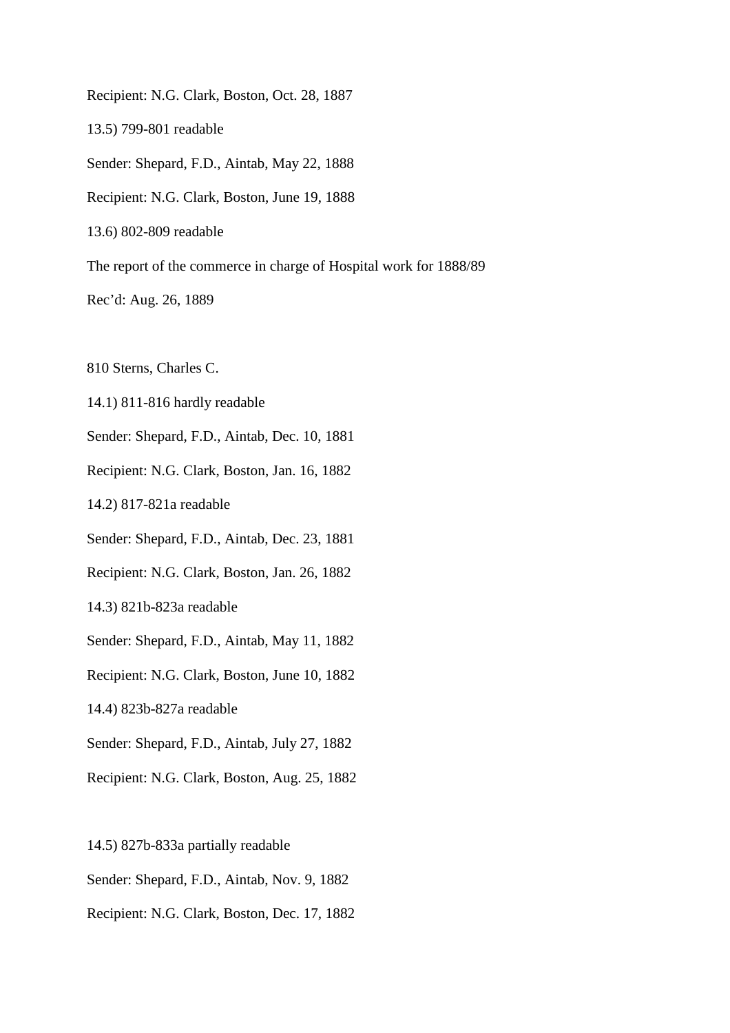Recipient: N.G. Clark, Boston, Oct. 28, 1887

13.5) 799-801 readable

Sender: Shepard, F.D., Aintab, May 22, 1888

Recipient: N.G. Clark, Boston, June 19, 1888

13.6) 802-809 readable

The report of the commerce in charge of Hospital work for 1888/89

Rec'd: Aug. 26, 1889

810 Sterns, Charles C.

14.1) 811-816 hardly readable

Sender: Shepard, F.D., Aintab, Dec. 10, 1881

Recipient: N.G. Clark, Boston, Jan. 16, 1882

14.2) 817-821a readable

Sender: Shepard, F.D., Aintab, Dec. 23, 1881

Recipient: N.G. Clark, Boston, Jan. 26, 1882

14.3) 821b-823a readable

Sender: Shepard, F.D., Aintab, May 11, 1882

Recipient: N.G. Clark, Boston, June 10, 1882

14.4) 823b-827a readable

Sender: Shepard, F.D., Aintab, July 27, 1882

Recipient: N.G. Clark, Boston, Aug. 25, 1882

14.5) 827b-833a partially readable

Sender: Shepard, F.D., Aintab, Nov. 9, 1882

Recipient: N.G. Clark, Boston, Dec. 17, 1882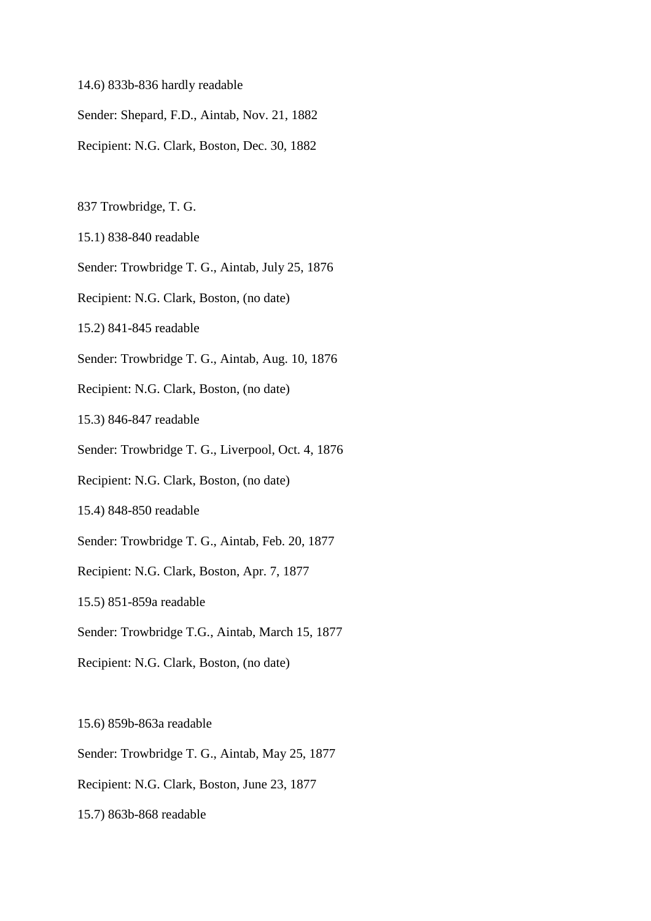14.6) 833b-836 hardly readable

Sender: Shepard, F.D., Aintab, Nov. 21, 1882

Recipient: N.G. Clark, Boston, Dec. 30, 1882

837 Trowbridge, T. G.

15.1) 838-840 readable

Sender: Trowbridge T. G., Aintab, July 25, 1876

Recipient: N.G. Clark, Boston, (no date)

15.2) 841-845 readable

Sender: Trowbridge T. G., Aintab, Aug. 10, 1876

Recipient: N.G. Clark, Boston, (no date)

15.3) 846-847 readable

Sender: Trowbridge T. G., Liverpool, Oct. 4, 1876

Recipient: N.G. Clark, Boston, (no date)

15.4) 848-850 readable

Sender: Trowbridge T. G., Aintab, Feb. 20, 1877

Recipient: N.G. Clark, Boston, Apr. 7, 1877

15.5) 851-859a readable

Sender: Trowbridge T.G., Aintab, March 15, 1877

Recipient: N.G. Clark, Boston, (no date)

15.6) 859b-863a readable

Sender: Trowbridge T. G., Aintab, May 25, 1877

Recipient: N.G. Clark, Boston, June 23, 1877

15.7) 863b-868 readable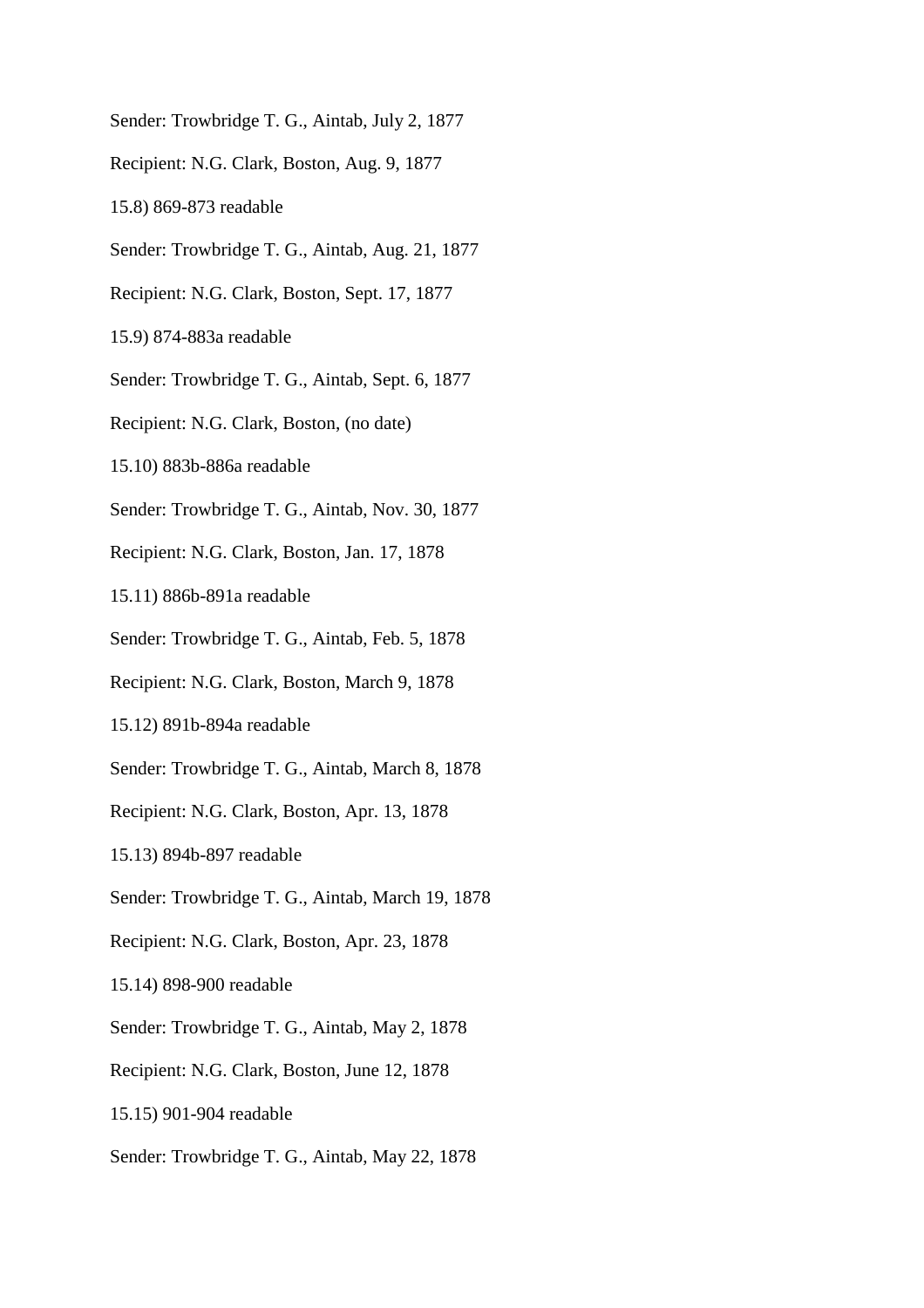Sender: Trowbridge T. G., Aintab, July 2, 1877

Recipient: N.G. Clark, Boston, Aug. 9, 1877

15.8) 869-873 readable

Sender: Trowbridge T. G., Aintab, Aug. 21, 1877

Recipient: N.G. Clark, Boston, Sept. 17, 1877

15.9) 874-883a readable

Sender: Trowbridge T. G., Aintab, Sept. 6, 1877

Recipient: N.G. Clark, Boston, (no date)

15.10) 883b-886a readable

Sender: Trowbridge T. G., Aintab, Nov. 30, 1877

Recipient: N.G. Clark, Boston, Jan. 17, 1878

15.11) 886b-891a readable

Sender: Trowbridge T. G., Aintab, Feb. 5, 1878

Recipient: N.G. Clark, Boston, March 9, 1878

15.12) 891b-894a readable

Sender: Trowbridge T. G., Aintab, March 8, 1878

Recipient: N.G. Clark, Boston, Apr. 13, 1878

15.13) 894b-897 readable

Sender: Trowbridge T. G., Aintab, March 19, 1878

Recipient: N.G. Clark, Boston, Apr. 23, 1878

15.14) 898-900 readable

Sender: Trowbridge T. G., Aintab, May 2, 1878

Recipient: N.G. Clark, Boston, June 12, 1878

15.15) 901-904 readable

Sender: Trowbridge T. G., Aintab, May 22, 1878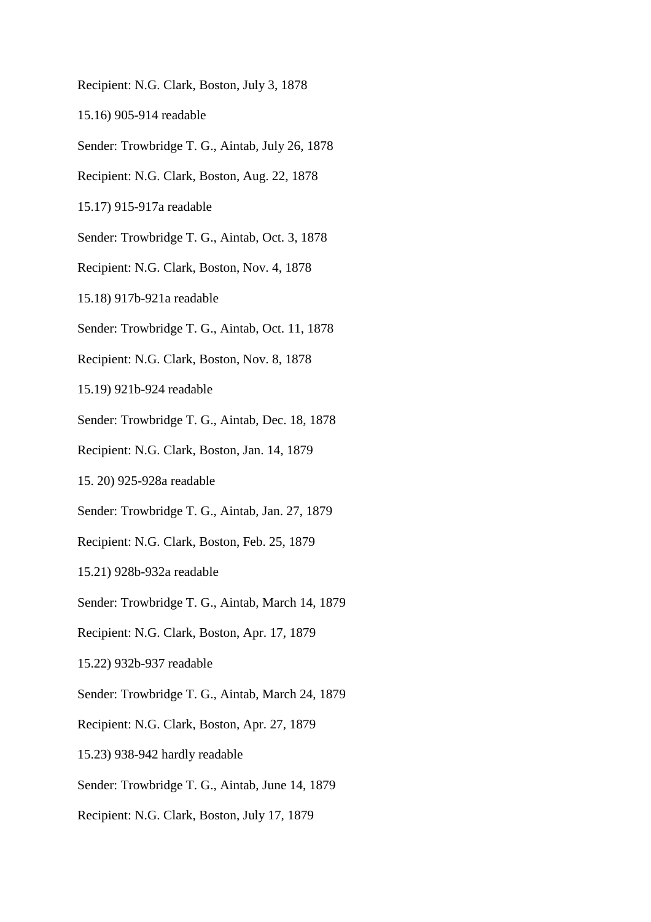Recipient: N.G. Clark, Boston, July 3, 1878

15.16) 905-914 readable

Sender: Trowbridge T. G., Aintab, July 26, 1878

Recipient: N.G. Clark, Boston, Aug. 22, 1878

15.17) 915-917a readable

Sender: Trowbridge T. G., Aintab, Oct. 3, 1878

Recipient: N.G. Clark, Boston, Nov. 4, 1878

15.18) 917b-921a readable

Sender: Trowbridge T. G., Aintab, Oct. 11, 1878

Recipient: N.G. Clark, Boston, Nov. 8, 1878

15.19) 921b-924 readable

Sender: Trowbridge T. G., Aintab, Dec. 18, 1878

Recipient: N.G. Clark, Boston, Jan. 14, 1879

15. 20) 925-928a readable

Sender: Trowbridge T. G., Aintab, Jan. 27, 1879

Recipient: N.G. Clark, Boston, Feb. 25, 1879

15.21) 928b-932a readable

Sender: Trowbridge T. G., Aintab, March 14, 1879

Recipient: N.G. Clark, Boston, Apr. 17, 1879

15.22) 932b-937 readable

Sender: Trowbridge T. G., Aintab, March 24, 1879

Recipient: N.G. Clark, Boston, Apr. 27, 1879

15.23) 938-942 hardly readable

Sender: Trowbridge T. G., Aintab, June 14, 1879

Recipient: N.G. Clark, Boston, July 17, 1879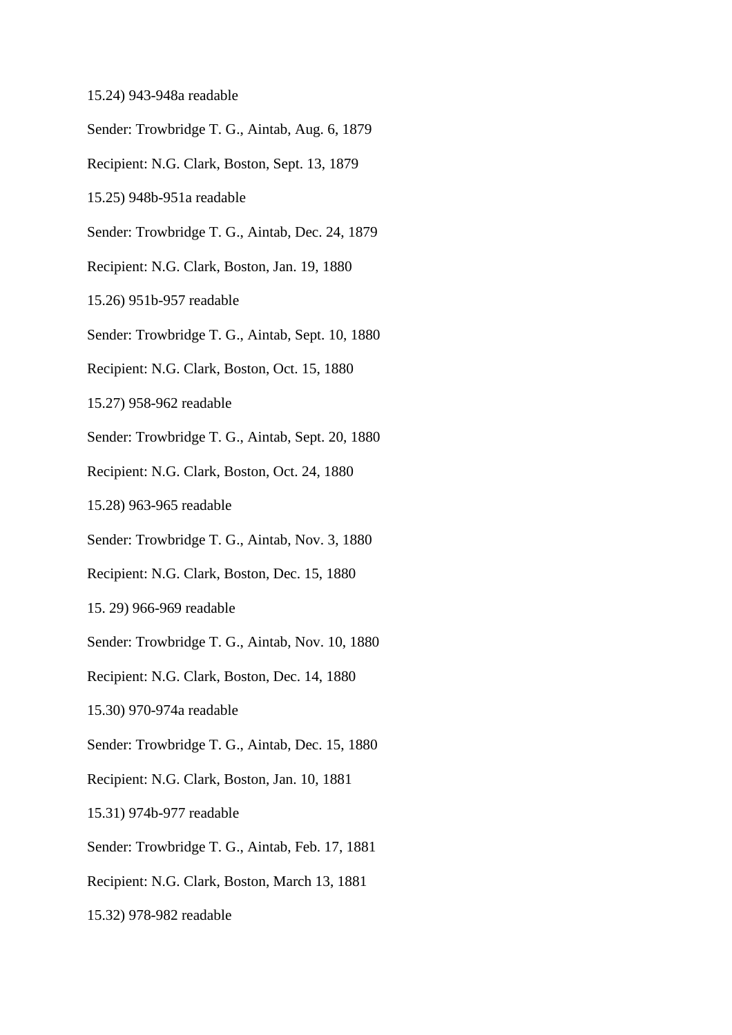15.24) 943-948a readable

Sender: Trowbridge T. G., Aintab, Aug. 6, 1879

Recipient: N.G. Clark, Boston, Sept. 13, 1879

15.25) 948b-951a readable

Sender: Trowbridge T. G., Aintab, Dec. 24, 1879

Recipient: N.G. Clark, Boston, Jan. 19, 1880

15.26) 951b-957 readable

Sender: Trowbridge T. G., Aintab, Sept. 10, 1880

Recipient: N.G. Clark, Boston, Oct. 15, 1880

15.27) 958-962 readable

Sender: Trowbridge T. G., Aintab, Sept. 20, 1880

Recipient: N.G. Clark, Boston, Oct. 24, 1880

15.28) 963-965 readable

Sender: Trowbridge T. G., Aintab, Nov. 3, 1880

Recipient: N.G. Clark, Boston, Dec. 15, 1880

15. 29) 966-969 readable

Sender: Trowbridge T. G., Aintab, Nov. 10, 1880

Recipient: N.G. Clark, Boston, Dec. 14, 1880

15.30) 970-974a readable

Sender: Trowbridge T. G., Aintab, Dec. 15, 1880

Recipient: N.G. Clark, Boston, Jan. 10, 1881

15.31) 974b-977 readable

Sender: Trowbridge T. G., Aintab, Feb. 17, 1881

Recipient: N.G. Clark, Boston, March 13, 1881

15.32) 978-982 readable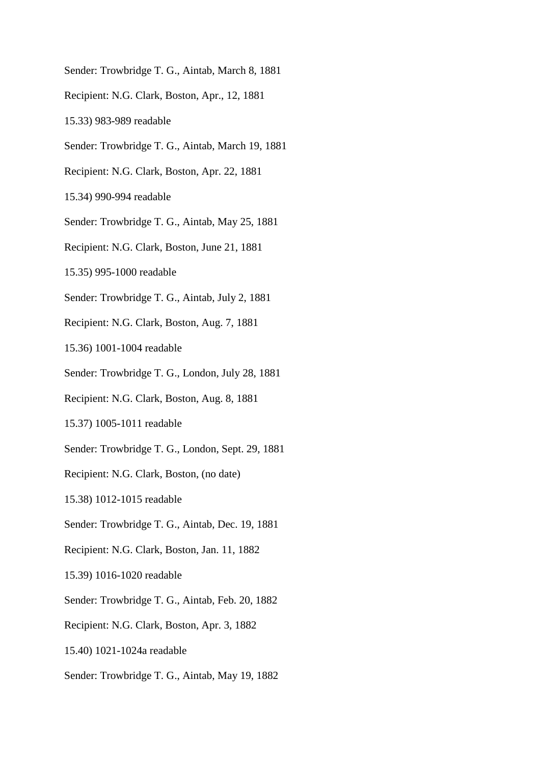Sender: Trowbridge T. G., Aintab, March 8, 1881

Recipient: N.G. Clark, Boston, Apr., 12, 1881

15.33) 983-989 readable

Sender: Trowbridge T. G., Aintab, March 19, 1881

Recipient: N.G. Clark, Boston, Apr. 22, 1881

15.34) 990-994 readable

Sender: Trowbridge T. G., Aintab, May 25, 1881

Recipient: N.G. Clark, Boston, June 21, 1881

15.35) 995-1000 readable

Sender: Trowbridge T. G., Aintab, July 2, 1881

Recipient: N.G. Clark, Boston, Aug. 7, 1881

15.36) 1001-1004 readable

Sender: Trowbridge T. G., London, July 28, 1881

Recipient: N.G. Clark, Boston, Aug. 8, 1881

15.37) 1005-1011 readable

Sender: Trowbridge T. G., London, Sept. 29, 1881

Recipient: N.G. Clark, Boston, (no date)

15.38) 1012-1015 readable

Sender: Trowbridge T. G., Aintab, Dec. 19, 1881

Recipient: N.G. Clark, Boston, Jan. 11, 1882

15.39) 1016-1020 readable

Sender: Trowbridge T. G., Aintab, Feb. 20, 1882

Recipient: N.G. Clark, Boston, Apr. 3, 1882

15.40) 1021-1024a readable

Sender: Trowbridge T. G., Aintab, May 19, 1882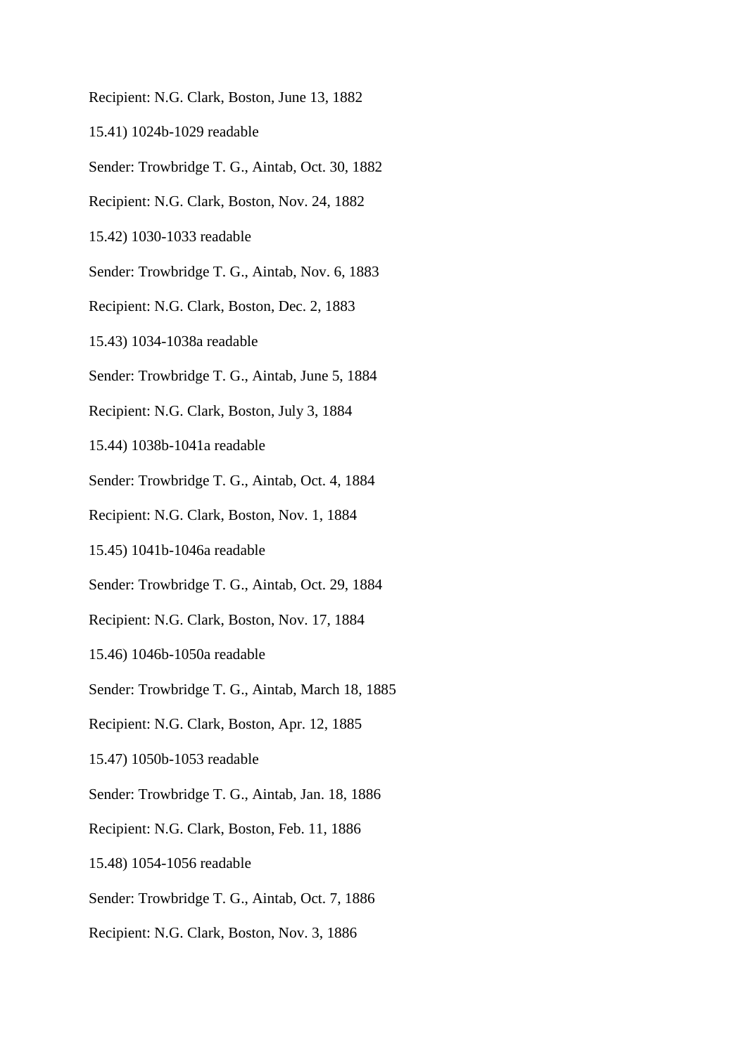Recipient: N.G. Clark, Boston, June 13, 1882

15.41) 1024b-1029 readable

Sender: Trowbridge T. G., Aintab, Oct. 30, 1882

Recipient: N.G. Clark, Boston, Nov. 24, 1882

15.42) 1030-1033 readable

Sender: Trowbridge T. G., Aintab, Nov. 6, 1883

Recipient: N.G. Clark, Boston, Dec. 2, 1883

15.43) 1034-1038a readable

Sender: Trowbridge T. G., Aintab, June 5, 1884

Recipient: N.G. Clark, Boston, July 3, 1884

15.44) 1038b-1041a readable

Sender: Trowbridge T. G., Aintab, Oct. 4, 1884

Recipient: N.G. Clark, Boston, Nov. 1, 1884

15.45) 1041b-1046a readable

Sender: Trowbridge T. G., Aintab, Oct. 29, 1884

Recipient: N.G. Clark, Boston, Nov. 17, 1884

15.46) 1046b-1050a readable

Sender: Trowbridge T. G., Aintab, March 18, 1885

Recipient: N.G. Clark, Boston, Apr. 12, 1885

15.47) 1050b-1053 readable

Sender: Trowbridge T. G., Aintab, Jan. 18, 1886

Recipient: N.G. Clark, Boston, Feb. 11, 1886

15.48) 1054-1056 readable

Sender: Trowbridge T. G., Aintab, Oct. 7, 1886

Recipient: N.G. Clark, Boston, Nov. 3, 1886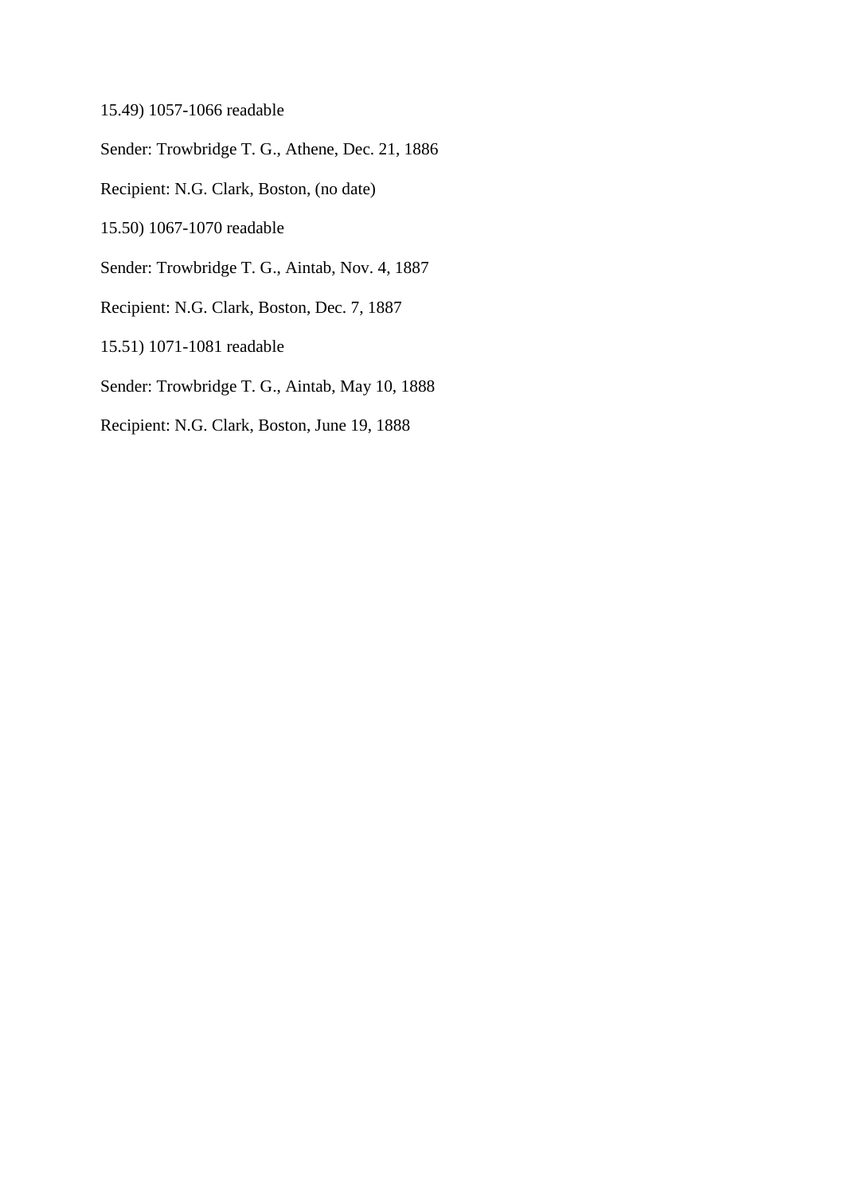15.49) 1057-1066 readable

Sender: Trowbridge T. G., Athene, Dec. 21, 1886

Recipient: N.G. Clark, Boston, (no date)

15.50) 1067-1070 readable

Sender: Trowbridge T. G., Aintab, Nov. 4, 1887

Recipient: N.G. Clark, Boston, Dec. 7, 1887

15.51) 1071-1081 readable

Sender: Trowbridge T. G., Aintab, May 10, 1888

Recipient: N.G. Clark, Boston, June 19, 1888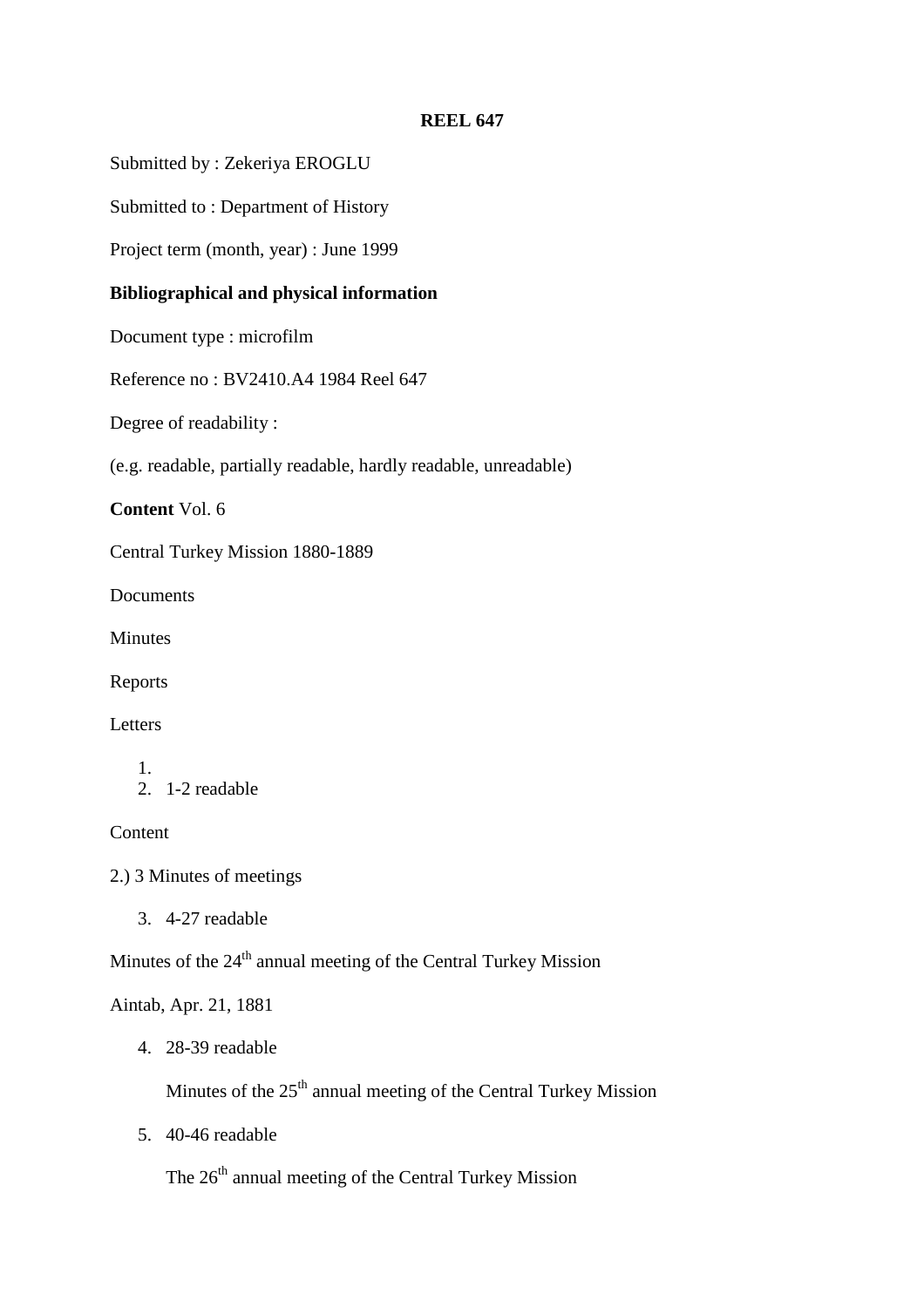**REEL 647**

Submitted by : Zekeriya EROGLU

Submitted to : Department of History

Project term (month, year) : June 1999

**Bibliographical and physical information**

Document type : microfilm

Reference no : BV2410.A4 1984 Reel 647

Degree of readability :

(e.g. readable, partially readable, hardly readable, unreadable)

**Content** Vol. 6

Central Turkey Mission 1880-1889

Documents

Minutes

Reports

Letters

1. 
2. 1-2 readable

Content

2.) 3 Minutes of meetings

3. 4-27 readable

Minutes of the 24th annual meeting of the Central Turkey Mission

Aintab, Apr. 21, 1881

4. 28-39 readable

   Minutes of the 25th annual meeting of the Central Turkey Mission

5. 40-46 readable

   The 26th annual meeting of the Central Turkey Mission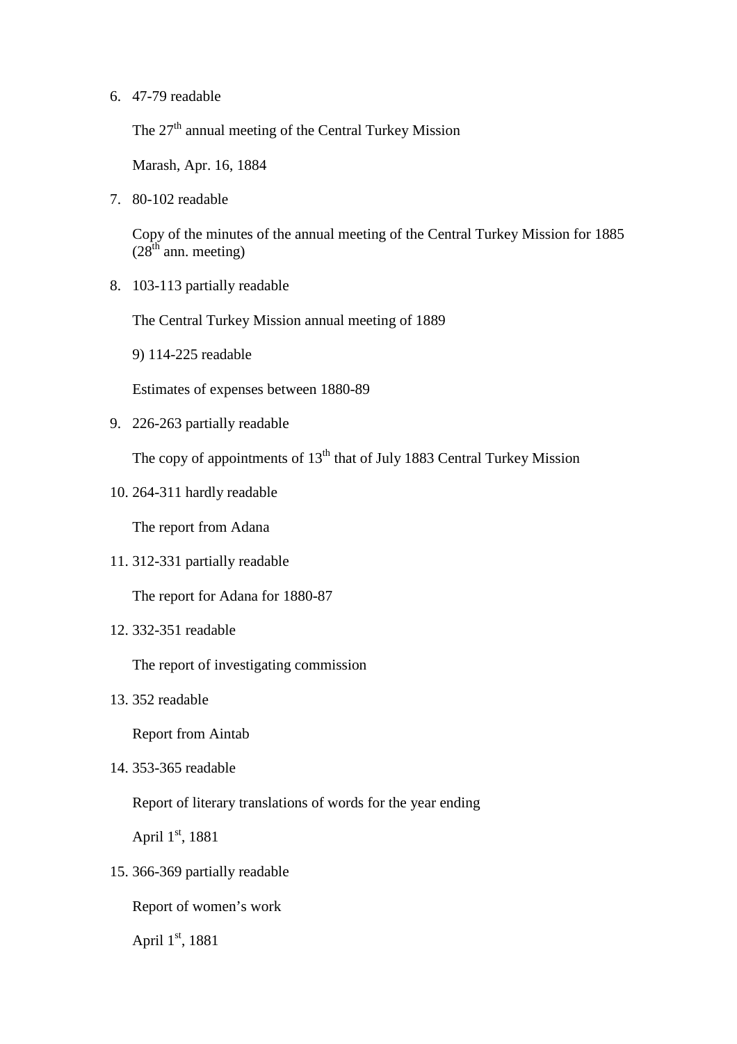6. 47-79 readable

   The 27th annual meeting of the Central Turkey Mission

   Marash, Apr. 16, 1884

7. 80-102 readable

   Copy of the minutes of the annual meeting of the Central Turkey Mission for 1885 (28th ann. meeting)

8. 103-113 partially readable

   The Central Turkey Mission annual meeting of 1889

   9) 114-225 readable

   Estimates of expenses between 1880-89

9. 226-263 partially readable

   The copy of appointments of 13th that of July 1883 Central Turkey Mission

10. 264-311 hardly readable

    The report from Adana

11. 312-331 partially readable

    The report for Adana for 1880-87

12. 332-351 readable

    The report of investigating commission

13. 352 readable

    Report from Aintab

14. 353-365 readable

    Report of literary translations of words for the year ending

    April 1st, 1881

15. 366-369 partially readable

    Report of women's work

    April 1st, 1881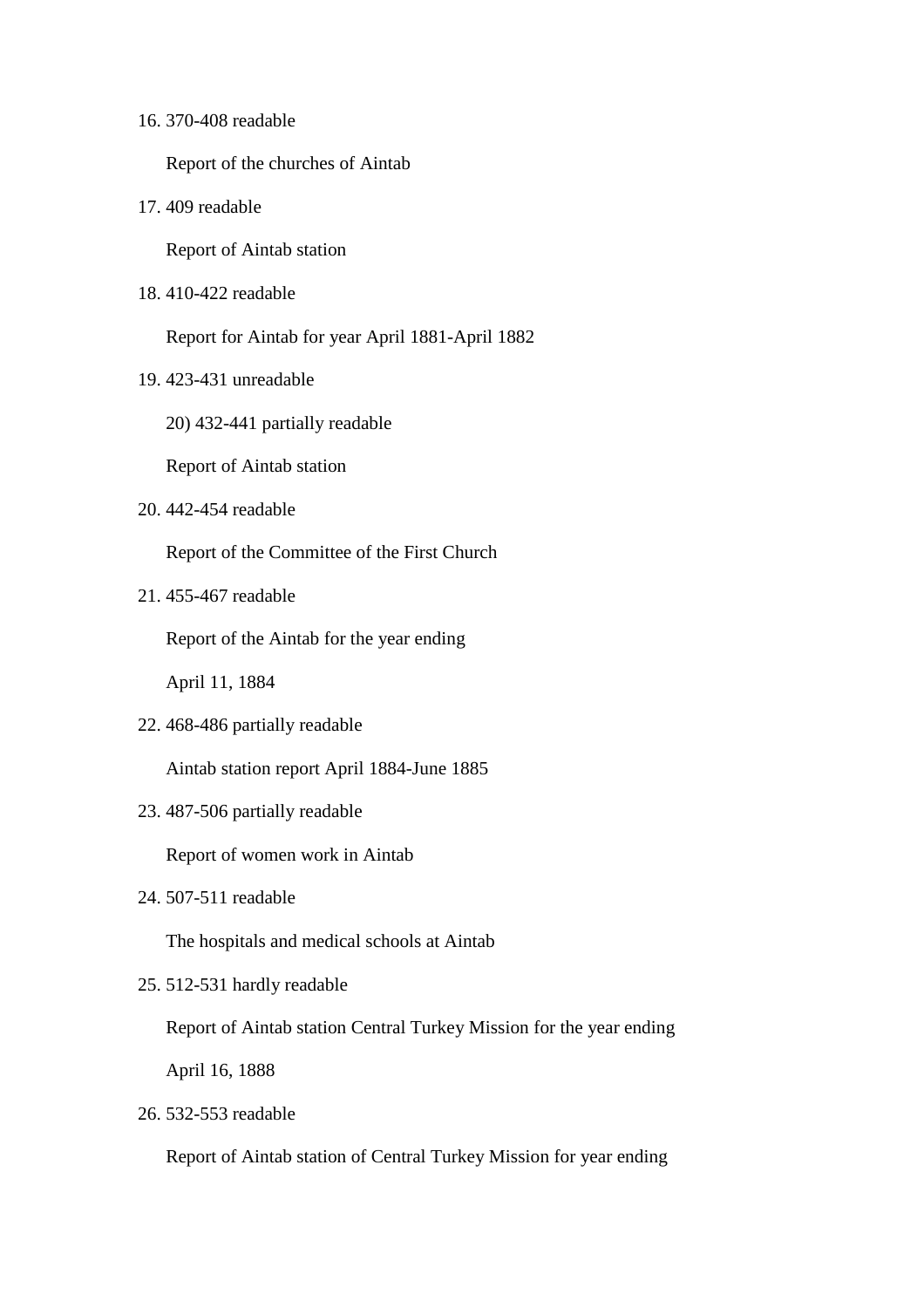16. 370-408 readable

    Report of the churches of Aintab

17. 409 readable

    Report of Aintab station

18. 410-422 readable

    Report for Aintab for year April 1881-April 1882

19. 423-431 unreadable

    20) 432-441 partially readable

    Report of Aintab station

20. 442-454 readable

    Report of the Committee of the First Church

21. 455-467 readable

    Report of the Aintab for the year ending

    April 11, 1884

22. 468-486 partially readable

    Aintab station report April 1884-June 1885

23. 487-506 partially readable

    Report of women work in Aintab

24. 507-511 readable

    The hospitals and medical schools at Aintab

25. 512-531 hardly readable

    Report of Aintab station Central Turkey Mission for the year ending

    April 16, 1888

26. 532-553 readable

    Report of Aintab station of Central Turkey Mission for year ending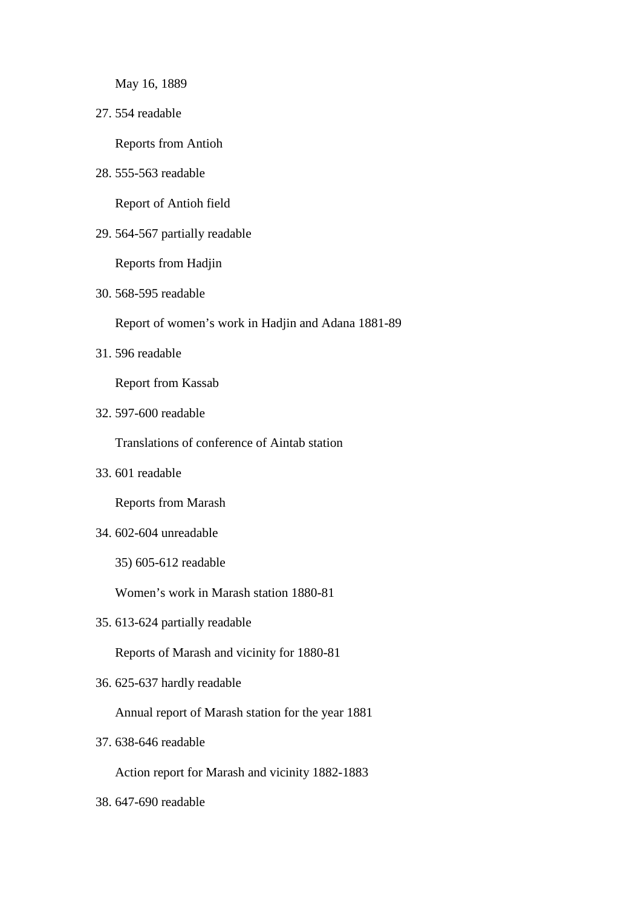May 16, 1889

27. 554 readable

    Reports from Antioh

28. 555-563 readable

    Report of Antioh field

29. 564-567 partially readable

    Reports from Hadjin

30. 568-595 readable

    Report of women’s work in Hadjin and Adana 1881-89

31. 596 readable

    Report from Kassab

32. 597-600 readable

    Translations of conference of Aintab station

33. 601 readable

    Reports from Marash

34. 602-604 unreadable

    35) 605-612 readable

    Women’s work in Marash station 1880-81

35. 613-624 partially readable

    Reports of Marash and vicinity for 1880-81

36. 625-637 hardly readable

    Annual report of Marash station for the year 1881

37. 638-646 readable

    Action report for Marash and vicinity 1882-1883

38. 647-690 readable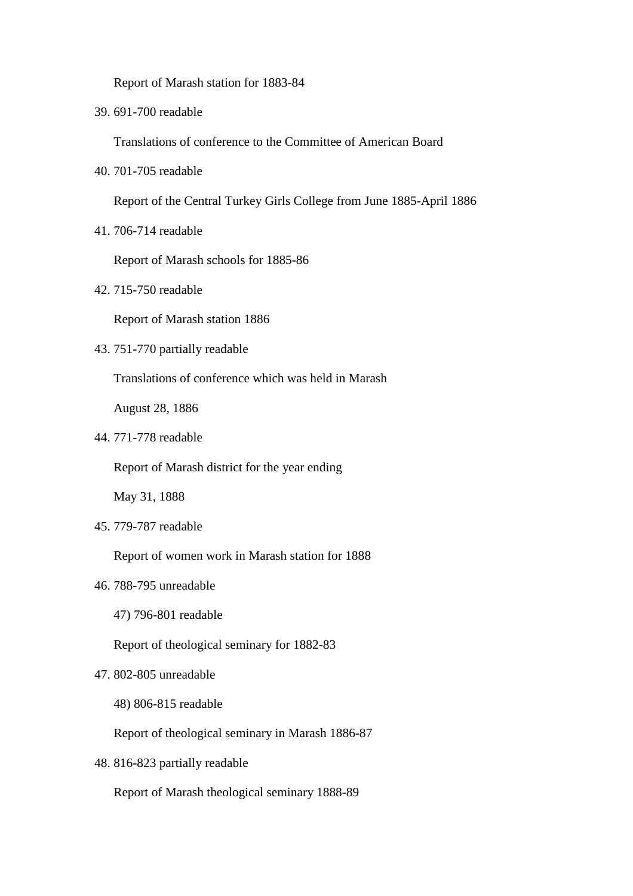Report of Marash station for 1883-84

39. 691-700 readable

    Translations of conference to the Committee of American Board

40. 701-705 readable

    Report of the Central Turkey Girls College from June 1885-April 1886

41. 706-714 readable

    Report of Marash schools for 1885-86

42. 715-750 readable

    Report of Marash station 1886

43. 751-770 partially readable

    Translations of conference which was held in Marash

    August 28, 1886

44. 771-778 readable

    Report of Marash district for the year ending

    May 31, 1888

45. 779-787 readable

    Report of women work in Marash station for 1888

46. 788-795 unreadable

    47) 796-801 readable

    Report of theological seminary for 1882-83

47. 802-805 unreadable

    48) 806-815 readable

    Report of theological seminary in Marash 1886-87

48. 816-823 partially readable

    Report of Marash theological seminary 1888-89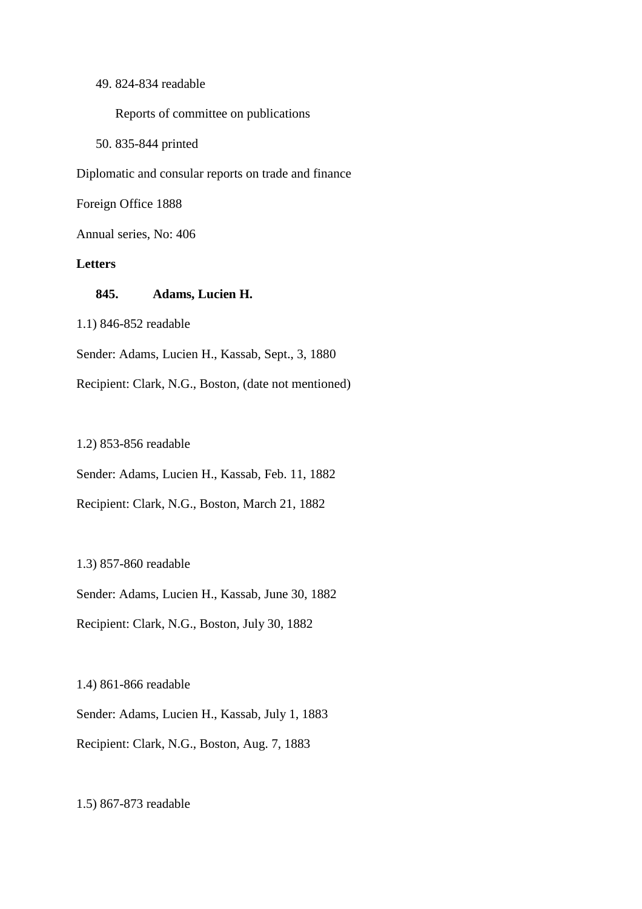49. 824-834 readable

 Reports of committee on publications

50. 835-844 printed

Diplomatic and consular reports on trade and finance

Foreign Office 1888

Annual series, No: 406

**Letters**

**845. Adams, Lucien H.**

1.1) 846-852 readable

Sender: Adams, Lucien H., Kassab, Sept., 3, 1880

Recipient: Clark, N.G., Boston, (date not mentioned)

1.2) 853-856 readable

Sender: Adams, Lucien H., Kassab, Feb. 11, 1882

Recipient: Clark, N.G., Boston, March 21, 1882

1.3) 857-860 readable

Sender: Adams, Lucien H., Kassab, June 30, 1882

Recipient: Clark, N.G., Boston, July 30, 1882

1.4) 861-866 readable

Sender: Adams, Lucien H., Kassab, July 1, 1883

Recipient: Clark, N.G., Boston, Aug. 7, 1883

1.5) 867-873 readable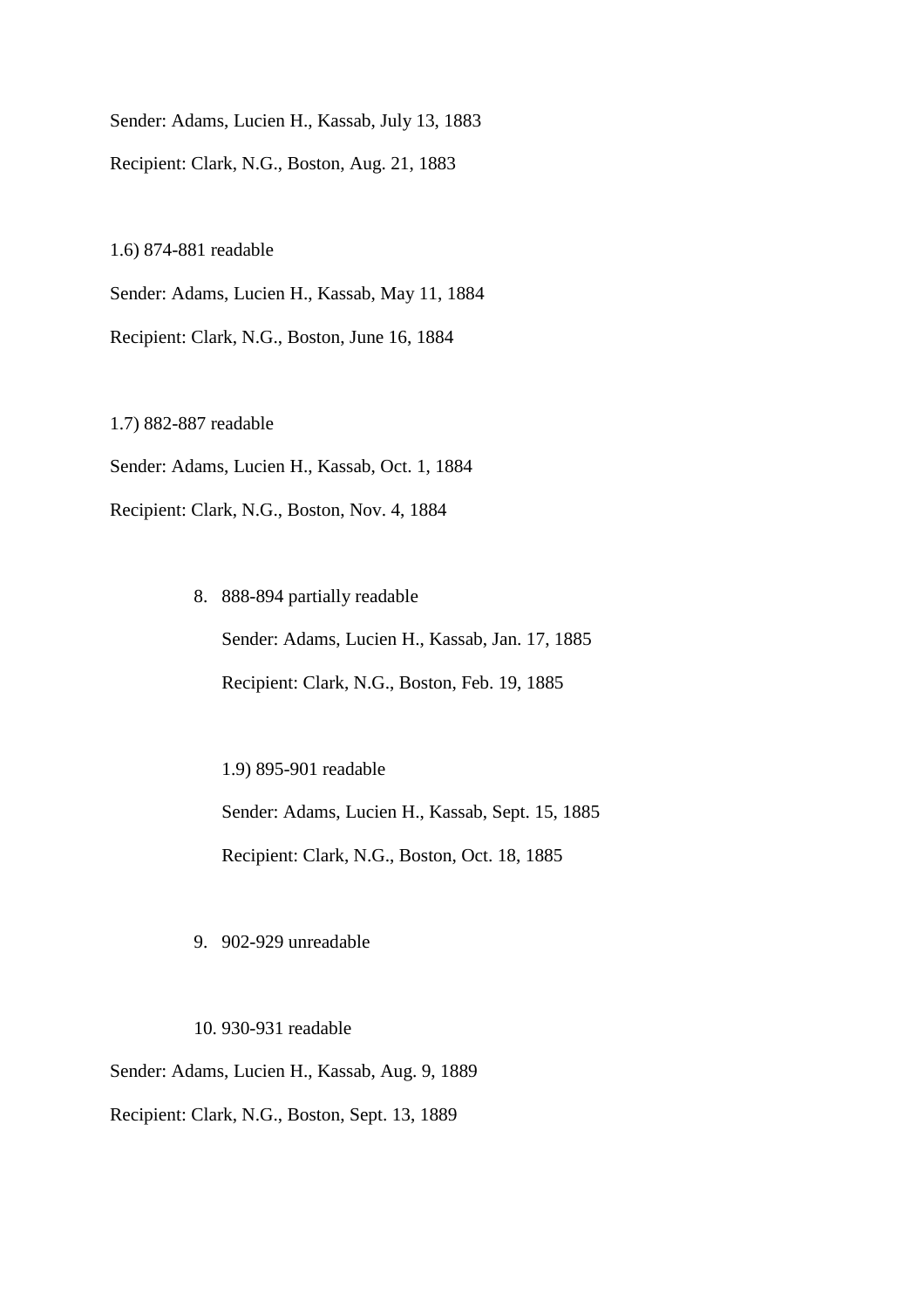Sender: Adams, Lucien H., Kassab, July 13, 1883

Recipient: Clark, N.G., Boston, Aug. 21, 1883

1.6) 874-881 readable

Sender: Adams, Lucien H., Kassab, May 11, 1884

Recipient: Clark, N.G., Boston, June 16, 1884

1.7) 882-887 readable

Sender: Adams, Lucien H., Kassab, Oct. 1, 1884

Recipient: Clark, N.G., Boston, Nov. 4, 1884

8. 888-894 partially readable

   Sender: Adams, Lucien H., Kassab, Jan. 17, 1885

   Recipient: Clark, N.G., Boston, Feb. 19, 1885

   1.9) 895-901 readable

   Sender: Adams, Lucien H., Kassab, Sept. 15, 1885

   Recipient: Clark, N.G., Boston, Oct. 18, 1885

9. 902-929 unreadable

10. 930-931 readable

Sender: Adams, Lucien H., Kassab, Aug. 9, 1889

Recipient: Clark, N.G., Boston, Sept. 13, 1889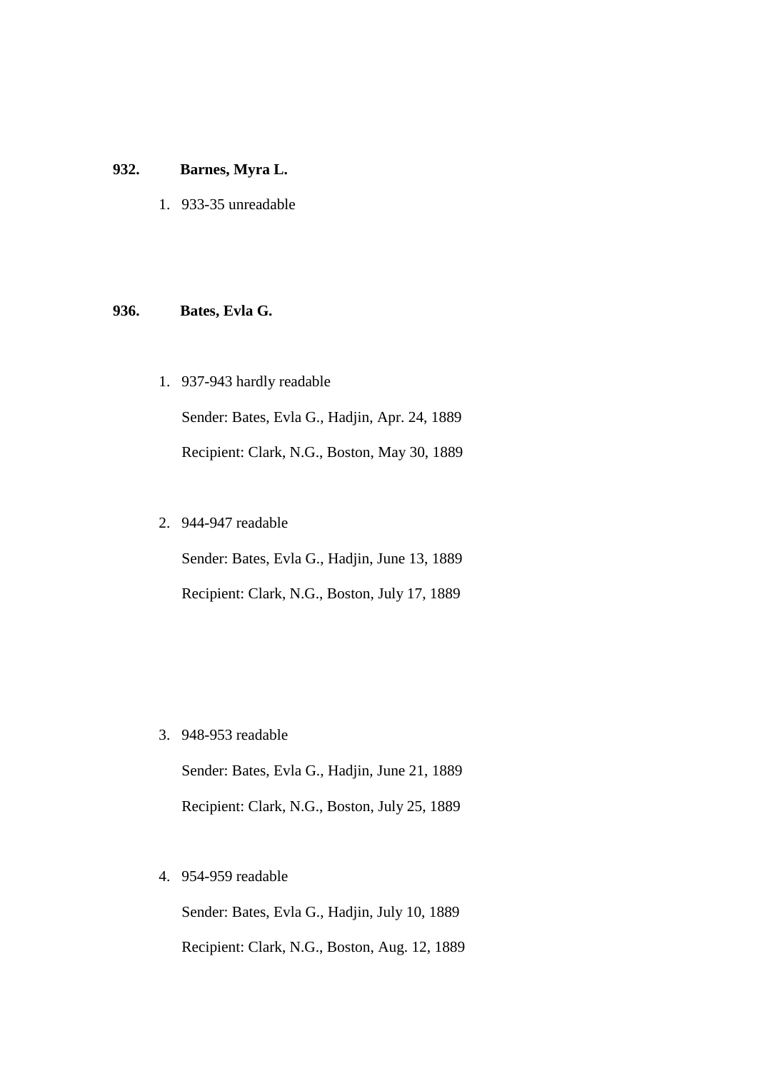**932. Barnes, Myra L.**

1. 933-35 unreadable

**936. Bates, Evla G.**

1. 937-943 hardly readable

   Sender: Bates, Evla G., Hadjin, Apr. 24, 1889

   Recipient: Clark, N.G., Boston, May 30, 1889

2. 944-947 readable

   Sender: Bates, Evla G., Hadjin, June 13, 1889

   Recipient: Clark, N.G., Boston, July 17, 1889

3. 948-953 readable

   Sender: Bates, Evla G., Hadjin, June 21, 1889

   Recipient: Clark, N.G., Boston, July 25, 1889

4. 954-959 readable

   Sender: Bates, Evla G., Hadjin, July 10, 1889

   Recipient: Clark, N.G., Boston, Aug. 12, 1889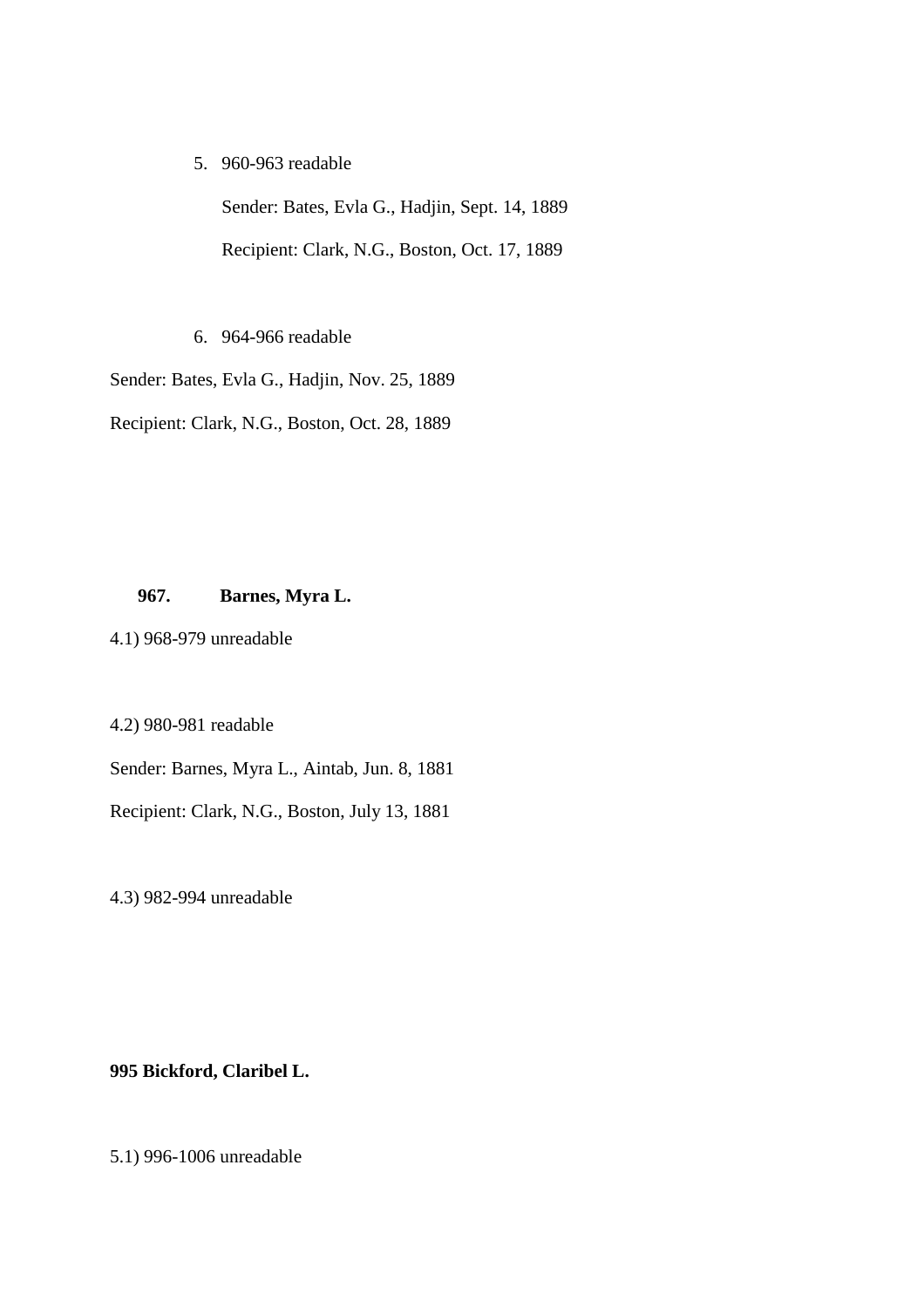5. 960-963 readable

   Sender: Bates, Evla G., Hadjin, Sept. 14, 1889

   Recipient: Clark, N.G., Boston, Oct. 17, 1889

6. 964-966 readable

Sender: Bates, Evla G., Hadjin, Nov. 25, 1889

Recipient: Clark, N.G., Boston, Oct. 28, 1889

**967. Barnes, Myra L.**

4.1) 968-979 unreadable

4.2) 980-981 readable

Sender: Barnes, Myra L., Aintab, Jun. 8, 1881

Recipient: Clark, N.G., Boston, July 13, 1881

4.3) 982-994 unreadable

**995 Bickford, Claribel L.**

5.1) 996-1006 unreadable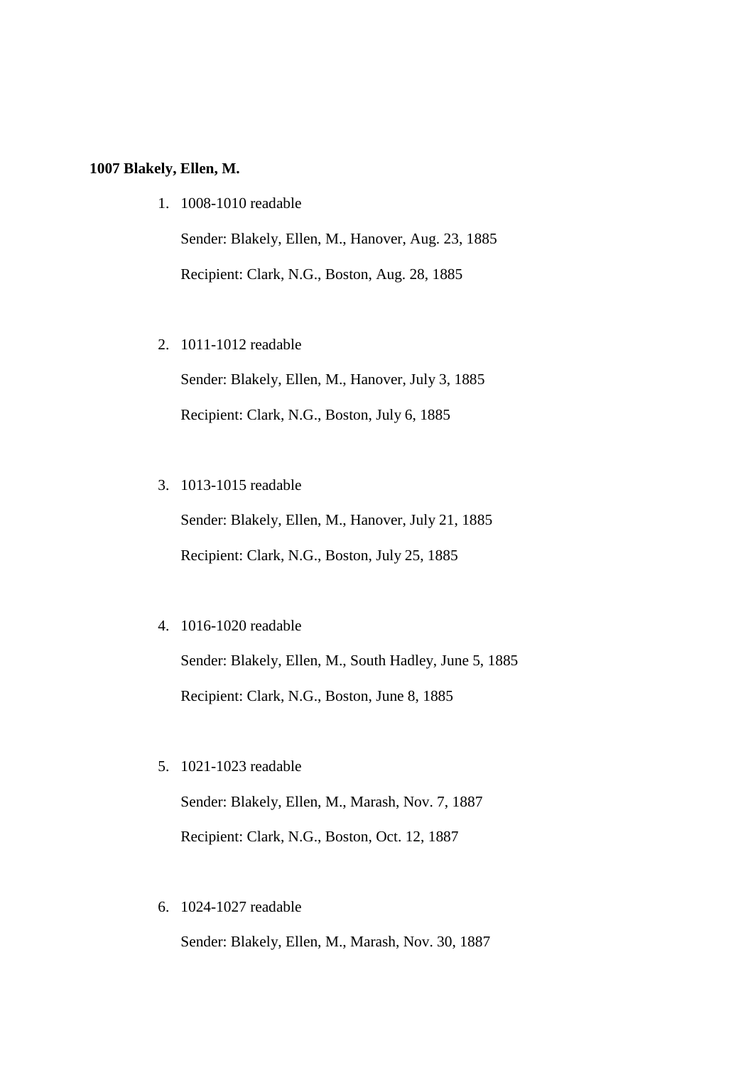**1007 Blakely, Ellen, M.**

1. 1008-1010 readable

   Sender: Blakely, Ellen, M., Hanover, Aug. 23, 1885

   Recipient: Clark, N.G., Boston, Aug. 28, 1885

2. 1011-1012 readable

   Sender: Blakely, Ellen, M., Hanover, July 3, 1885

   Recipient: Clark, N.G., Boston, July 6, 1885

3. 1013-1015 readable

   Sender: Blakely, Ellen, M., Hanover, July 21, 1885

   Recipient: Clark, N.G., Boston, July 25, 1885

4. 1016-1020 readable

   Sender: Blakely, Ellen, M., South Hadley, June 5, 1885

   Recipient: Clark, N.G., Boston, June 8, 1885

5. 1021-1023 readable

   Sender: Blakely, Ellen, M., Marash, Nov. 7, 1887

   Recipient: Clark, N.G., Boston, Oct. 12, 1887

6. 1024-1027 readable

   Sender: Blakely, Ellen, M., Marash, Nov. 30, 1887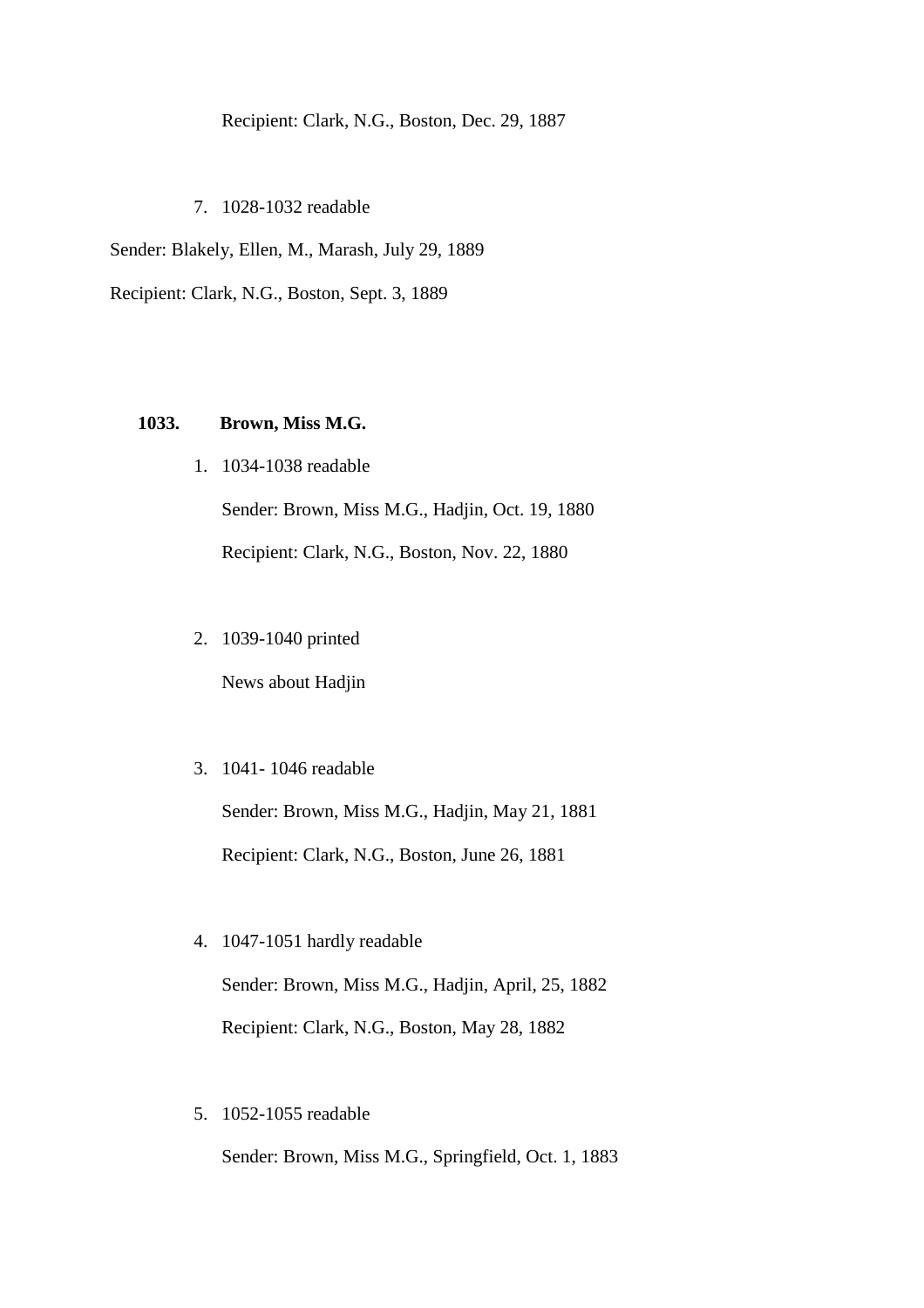Recipient: Clark, N.G., Boston, Dec. 29, 1887

7. 1028-1032 readable

Sender: Blakely, Ellen, M., Marash, July 29, 1889

Recipient: Clark, N.G., Boston, Sept. 3, 1889

**1033. Brown, Miss M.G.**

1. 1034-1038 readable

   Sender: Brown, Miss M.G., Hadjin, Oct. 19, 1880

   Recipient: Clark, N.G., Boston, Nov. 22, 1880

2. 1039-1040 printed

   News about Hadjin

3. 1041- 1046 readable

   Sender: Brown, Miss M.G., Hadjin, May 21, 1881

   Recipient: Clark, N.G., Boston, June 26, 1881

4. 1047-1051 hardly readable

   Sender: Brown, Miss M.G., Hadjin, April, 25, 1882

   Recipient: Clark, N.G., Boston, May 28, 1882

5. 1052-1055 readable

   Sender: Brown, Miss M.G., Springfield, Oct. 1, 1883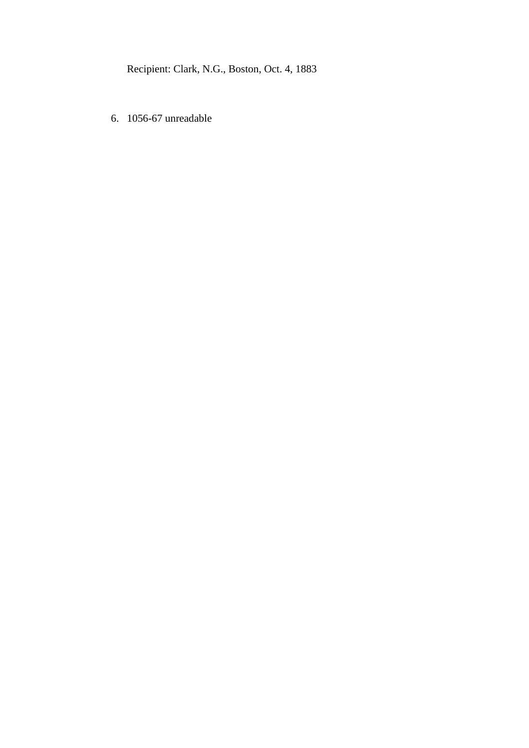Recipient: Clark, N.G., Boston, Oct. 4, 1883

6. 1056-67 unreadable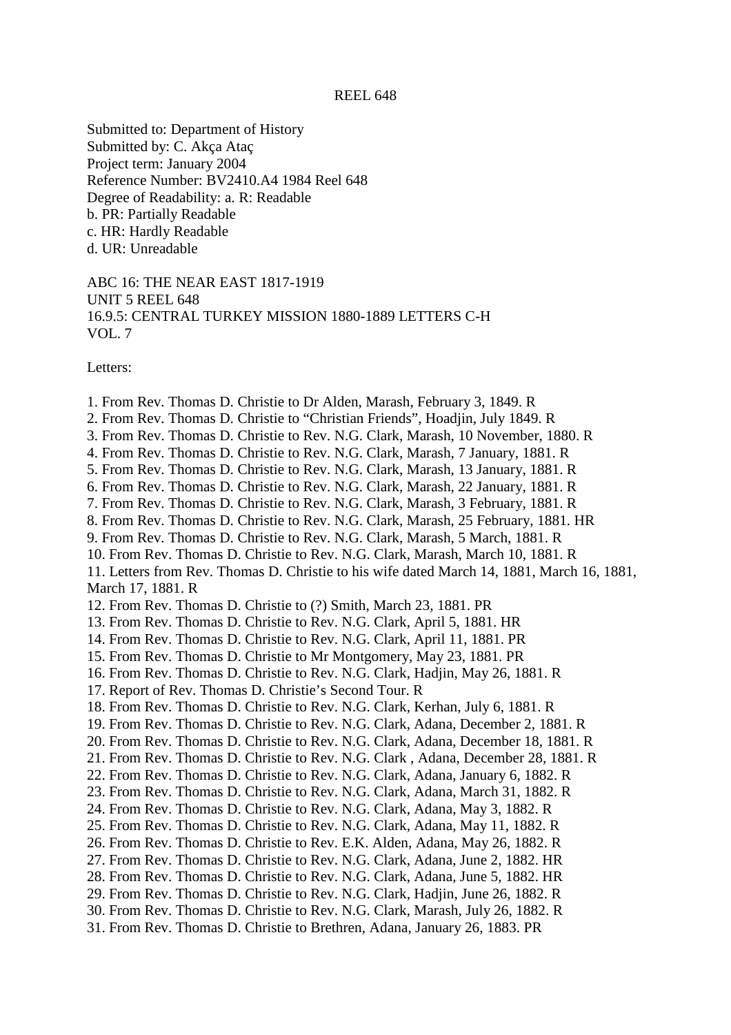REEL 648

Submitted to: Department of History
Submitted by: C. Akça Ataç
Project term: January 2004
Reference Number: BV2410.A4 1984 Reel 648
Degree of Readability: a. R: Readable
b. PR: Partially Readable
c. HR: Hardly Readable
d. UR: Unreadable

ABC 16: THE NEAR EAST 1817-1919
UNIT 5 REEL 648
16.9.5: CENTRAL TURKEY MISSION 1880-1889 LETTERS C-H
VOL. 7

Letters:

1. From Rev. Thomas D. Christie to Dr Alden, Marash, February 3, 1849. R
2. From Rev. Thomas D. Christie to "Christian Friends", Hoadjin, July 1849. R
3. From Rev. Thomas D. Christie to Rev. N.G. Clark, Marash, 10 November, 1880. R
4. From Rev. Thomas D. Christie to Rev. N.G. Clark, Marash, 7 January, 1881. R
5. From Rev. Thomas D. Christie to Rev. N.G. Clark, Marash, 13 January, 1881. R
6. From Rev. Thomas D. Christie to Rev. N.G. Clark, Marash, 22 January, 1881. R
7. From Rev. Thomas D. Christie to Rev. N.G. Clark, Marash, 3 February, 1881. R
8. From Rev. Thomas D. Christie to Rev. N.G. Clark, Marash, 25 February, 1881. HR
9. From Rev. Thomas D. Christie to Rev. N.G. Clark, Marash, 5 March, 1881. R
10. From Rev. Thomas D. Christie to Rev. N.G. Clark, Marash, March 10, 1881. R
11. Letters from Rev. Thomas D. Christie to his wife dated March 14, 1881, March 16, 1881, March 17, 1881. R
12. From Rev. Thomas D. Christie to (?) Smith, March 23, 1881. PR
13. From Rev. Thomas D. Christie to Rev. N.G. Clark, April 5, 1881. HR
14. From Rev. Thomas D. Christie to Rev. N.G. Clark, April 11, 1881. PR
15. From Rev. Thomas D. Christie to Mr Montgomery, May 23, 1881. PR
16. From Rev. Thomas D. Christie to Rev. N.G. Clark, Hadjin, May 26, 1881. R
17. Report of Rev. Thomas D. Christie's Second Tour. R
18. From Rev. Thomas D. Christie to Rev. N.G. Clark, Kerhan, July 6, 1881. R
19. From Rev. Thomas D. Christie to Rev. N.G. Clark, Adana, December 2, 1881. R
20. From Rev. Thomas D. Christie to Rev. N.G. Clark, Adana, December 18, 1881. R
21. From Rev. Thomas D. Christie to Rev. N.G. Clark , Adana, December 28, 1881. R
22. From Rev. Thomas D. Christie to Rev. N.G. Clark, Adana, January 6, 1882. R
23. From Rev. Thomas D. Christie to Rev. N.G. Clark, Adana, March 31, 1882. R
24. From Rev. Thomas D. Christie to Rev. N.G. Clark, Adana, May 3, 1882. R
25. From Rev. Thomas D. Christie to Rev. N.G. Clark, Adana, May 11, 1882. R
26. From Rev. Thomas D. Christie to Rev. E.K. Alden, Adana, May 26, 1882. R
27. From Rev. Thomas D. Christie to Rev. N.G. Clark, Adana, June 2, 1882. HR
28. From Rev. Thomas D. Christie to Rev. N.G. Clark, Adana, June 5, 1882. HR
29. From Rev. Thomas D. Christie to Rev. N.G. Clark, Hadjin, June 26, 1882. R
30. From Rev. Thomas D. Christie to Rev. N.G. Clark, Marash, July 26, 1882. R
31. From Rev. Thomas D. Christie to Brethren, Adana, January 26, 1883. PR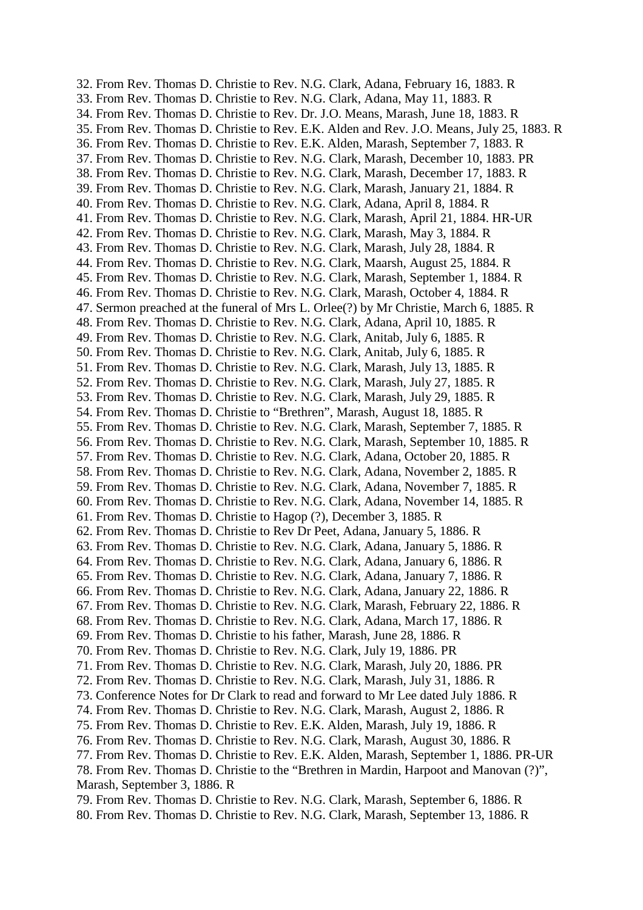32. From Rev. Thomas D. Christie to Rev. N.G. Clark, Adana, February 16, 1883. R
33. From Rev. Thomas D. Christie to Rev. N.G. Clark, Adana, May 11, 1883. R
34. From Rev. Thomas D. Christie to Rev. Dr. J.O. Means, Marash, June 18, 1883. R
35. From Rev. Thomas D. Christie to Rev. E.K. Alden and Rev. J.O. Means, July 25, 1883. R
36. From Rev. Thomas D. Christie to Rev. E.K. Alden, Marash, September 7, 1883. R
37. From Rev. Thomas D. Christie to Rev. N.G. Clark, Marash, December 10, 1883. PR
38. From Rev. Thomas D. Christie to Rev. N.G. Clark, Marash, December 17, 1883. R
39. From Rev. Thomas D. Christie to Rev. N.G. Clark, Marash, January 21, 1884. R
40. From Rev. Thomas D. Christie to Rev. N.G. Clark, Adana, April 8, 1884. R
41. From Rev. Thomas D. Christie to Rev. N.G. Clark, Marash, April 21, 1884. HR-UR
42. From Rev. Thomas D. Christie to Rev. N.G. Clark, Marash, May 3, 1884. R
43. From Rev. Thomas D. Christie to Rev. N.G. Clark, Marash, July 28, 1884. R
44. From Rev. Thomas D. Christie to Rev. N.G. Clark, Maarsh, August 25, 1884. R
45. From Rev. Thomas D. Christie to Rev. N.G. Clark, Marash, September 1, 1884. R
46. From Rev. Thomas D. Christie to Rev. N.G. Clark, Marash, October 4, 1884. R
47. Sermon preached at the funeral of Mrs L. Orlee(?) by Mr Christie, March 6, 1885. R
48. From Rev. Thomas D. Christie to Rev. N.G. Clark, Adana, April 10, 1885. R
49. From Rev. Thomas D. Christie to Rev. N.G. Clark, Anitab, July 6, 1885. R
50. From Rev. Thomas D. Christie to Rev. N.G. Clark, Anitab, July 6, 1885. R
51. From Rev. Thomas D. Christie to Rev. N.G. Clark, Marash, July 13, 1885. R
52. From Rev. Thomas D. Christie to Rev. N.G. Clark, Marash, July 27, 1885. R
53. From Rev. Thomas D. Christie to Rev. N.G. Clark, Marash, July 29, 1885. R
54. From Rev. Thomas D. Christie to "Brethren", Marash, August 18, 1885. R
55. From Rev. Thomas D. Christie to Rev. N.G. Clark, Marash, September 7, 1885. R
56. From Rev. Thomas D. Christie to Rev. N.G. Clark, Marash, September 10, 1885. R
57. From Rev. Thomas D. Christie to Rev. N.G. Clark, Adana, October 20, 1885. R
58. From Rev. Thomas D. Christie to Rev. N.G. Clark, Adana, November 2, 1885. R
59. From Rev. Thomas D. Christie to Rev. N.G. Clark, Adana, November 7, 1885. R
60. From Rev. Thomas D. Christie to Rev. N.G. Clark, Adana, November 14, 1885. R
61. From Rev. Thomas D. Christie to Hagop (?), December 3, 1885. R
62. From Rev. Thomas D. Christie to Rev Dr Peet, Adana, January 5, 1886. R
63. From Rev. Thomas D. Christie to Rev. N.G. Clark, Adana, January 5, 1886. R
64. From Rev. Thomas D. Christie to Rev. N.G. Clark, Adana, January 6, 1886. R
65. From Rev. Thomas D. Christie to Rev. N.G. Clark, Adana, January 7, 1886. R
66. From Rev. Thomas D. Christie to Rev. N.G. Clark, Adana, January 22, 1886. R
67. From Rev. Thomas D. Christie to Rev. N.G. Clark, Marash, February 22, 1886. R
68. From Rev. Thomas D. Christie to Rev. N.G. Clark, Adana, March 17, 1886. R
69. From Rev. Thomas D. Christie to his father, Marash, June 28, 1886. R
70. From Rev. Thomas D. Christie to Rev. N.G. Clark, July 19, 1886. PR
71. From Rev. Thomas D. Christie to Rev. N.G. Clark, Marash, July 20, 1886. PR
72. From Rev. Thomas D. Christie to Rev. N.G. Clark, Marash, July 31, 1886. R
73. Conference Notes for Dr Clark to read and forward to Mr Lee dated July 1886. R
74. From Rev. Thomas D. Christie to Rev. N.G. Clark, Marash, August 2, 1886. R
75. From Rev. Thomas D. Christie to Rev. E.K. Alden, Marash, July 19, 1886. R
76. From Rev. Thomas D. Christie to Rev. N.G. Clark, Marash, August 30, 1886. R
77. From Rev. Thomas D. Christie to Rev. E.K. Alden, Marash, September 1, 1886. PR-UR
78. From Rev. Thomas D. Christie to the "Brethren in Mardin, Harpoot and Manovan (?)", Marash, September 3, 1886. R
79. From Rev. Thomas D. Christie to Rev. N.G. Clark, Marash, September 6, 1886. R
80. From Rev. Thomas D. Christie to Rev. N.G. Clark, Marash, September 13, 1886. R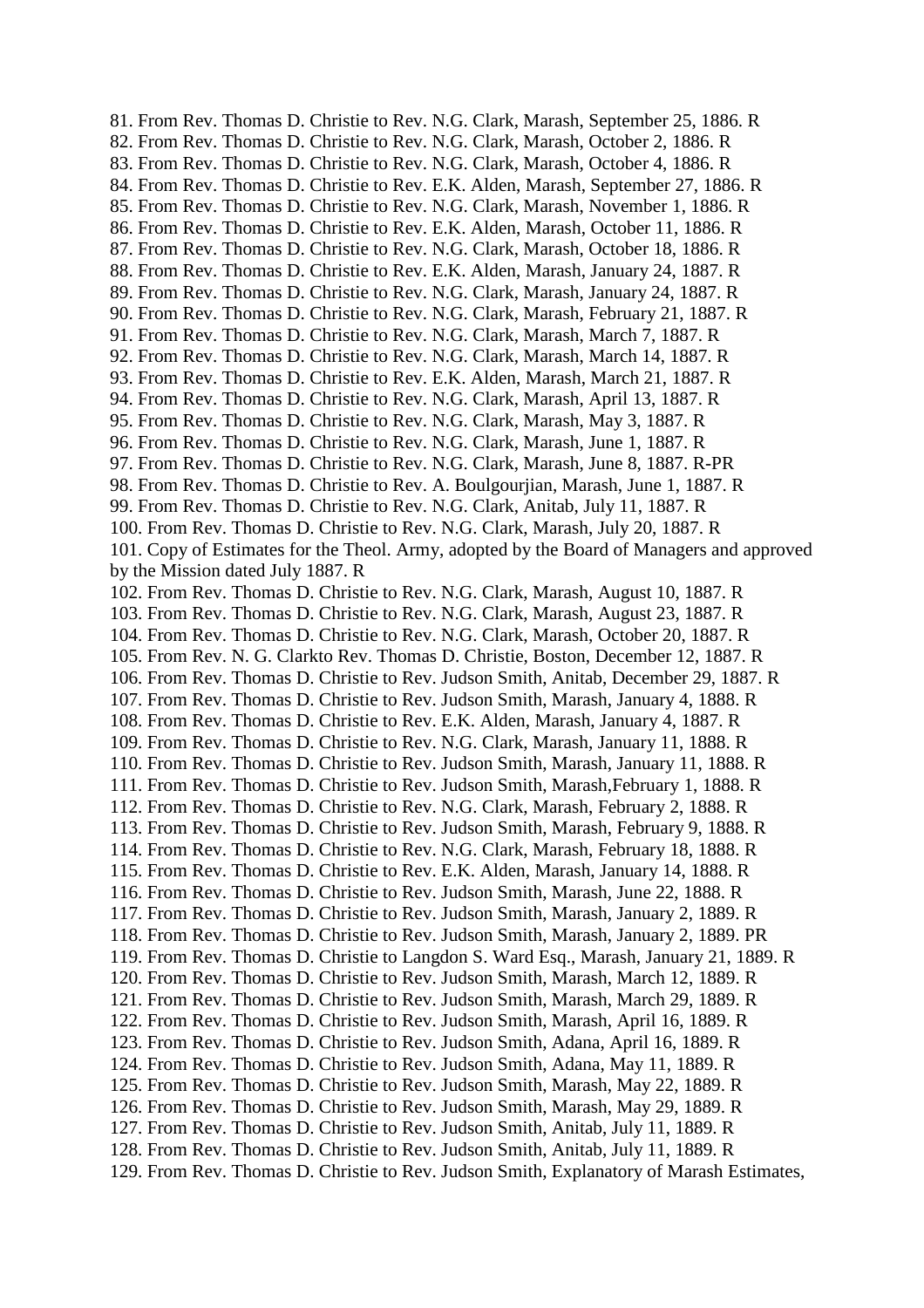81. From Rev. Thomas D. Christie to Rev. N.G. Clark, Marash, September 25, 1886. R
82. From Rev. Thomas D. Christie to Rev. N.G. Clark, Marash, October 2, 1886. R
83. From Rev. Thomas D. Christie to Rev. N.G. Clark, Marash, October 4, 1886. R
84. From Rev. Thomas D. Christie to Rev. E.K. Alden, Marash, September 27, 1886. R
85. From Rev. Thomas D. Christie to Rev. N.G. Clark, Marash, November 1, 1886. R
86. From Rev. Thomas D. Christie to Rev. E.K. Alden, Marash, October 11, 1886. R
87. From Rev. Thomas D. Christie to Rev. N.G. Clark, Marash, October 18, 1886. R
88. From Rev. Thomas D. Christie to Rev. E.K. Alden, Marash, January 24, 1887. R
89. From Rev. Thomas D. Christie to Rev. N.G. Clark, Marash, January 24, 1887. R
90. From Rev. Thomas D. Christie to Rev. N.G. Clark, Marash, February 21, 1887. R
91. From Rev. Thomas D. Christie to Rev. N.G. Clark, Marash, March 7, 1887. R
92. From Rev. Thomas D. Christie to Rev. N.G. Clark, Marash, March 14, 1887. R
93. From Rev. Thomas D. Christie to Rev. E.K. Alden, Marash, March 21, 1887. R
94. From Rev. Thomas D. Christie to Rev. N.G. Clark, Marash, April 13, 1887. R
95. From Rev. Thomas D. Christie to Rev. N.G. Clark, Marash, May 3, 1887. R
96. From Rev. Thomas D. Christie to Rev. N.G. Clark, Marash, June 1, 1887. R
97. From Rev. Thomas D. Christie to Rev. N.G. Clark, Marash, June 8, 1887. R-PR
98. From Rev. Thomas D. Christie to Rev. A. Boulgourjian, Marash, June 1, 1887. R
99. From Rev. Thomas D. Christie to Rev. N.G. Clark, Anitab, July 11, 1887. R
100. From Rev. Thomas D. Christie to Rev. N.G. Clark, Marash, July 20, 1887. R
101. Copy of Estimates for the Theol. Army, adopted by the Board of Managers and approved by the Mission dated July 1887. R
102. From Rev. Thomas D. Christie to Rev. N.G. Clark, Marash, August 10, 1887. R
103. From Rev. Thomas D. Christie to Rev. N.G. Clark, Marash, August 23, 1887. R
104. From Rev. Thomas D. Christie to Rev. N.G. Clark, Marash, October 20, 1887. R
105. From Rev. N. G. Clarkto Rev. Thomas D. Christie, Boston, December 12, 1887. R
106. From Rev. Thomas D. Christie to Rev. Judson Smith, Anitab, December 29, 1887. R
107. From Rev. Thomas D. Christie to Rev. Judson Smith, Marash, January 4, 1888. R
108. From Rev. Thomas D. Christie to Rev. E.K. Alden, Marash, January 4, 1887. R
109. From Rev. Thomas D. Christie to Rev. N.G. Clark, Marash, January 11, 1888. R
110. From Rev. Thomas D. Christie to Rev. Judson Smith, Marash, January 11, 1888. R
111. From Rev. Thomas D. Christie to Rev. Judson Smith, Marash,February 1, 1888. R
112. From Rev. Thomas D. Christie to Rev. N.G. Clark, Marash, February 2, 1888. R
113. From Rev. Thomas D. Christie to Rev. Judson Smith, Marash, February 9, 1888. R
114. From Rev. Thomas D. Christie to Rev. N.G. Clark, Marash, February 18, 1888. R
115. From Rev. Thomas D. Christie to Rev. E.K. Alden, Marash, January 14, 1888. R
116. From Rev. Thomas D. Christie to Rev. Judson Smith, Marash, June 22, 1888. R
117. From Rev. Thomas D. Christie to Rev. Judson Smith, Marash, January 2, 1889. R
118. From Rev. Thomas D. Christie to Rev. Judson Smith, Marash, January 2, 1889. PR
119. From Rev. Thomas D. Christie to Langdon S. Ward Esq., Marash, January 21, 1889. R
120. From Rev. Thomas D. Christie to Rev. Judson Smith, Marash, March 12, 1889. R
121. From Rev. Thomas D. Christie to Rev. Judson Smith, Marash, March 29, 1889. R
122. From Rev. Thomas D. Christie to Rev. Judson Smith, Marash, April 16, 1889. R
123. From Rev. Thomas D. Christie to Rev. Judson Smith, Adana, April 16, 1889. R
124. From Rev. Thomas D. Christie to Rev. Judson Smith, Adana, May 11, 1889. R
125. From Rev. Thomas D. Christie to Rev. Judson Smith, Marash, May 22, 1889. R
126. From Rev. Thomas D. Christie to Rev. Judson Smith, Marash, May 29, 1889. R
127. From Rev. Thomas D. Christie to Rev. Judson Smith, Anitab, July 11, 1889. R
128. From Rev. Thomas D. Christie to Rev. Judson Smith, Anitab, July 11, 1889. R
129. From Rev. Thomas D. Christie to Rev. Judson Smith, Explanatory of Marash Estimates,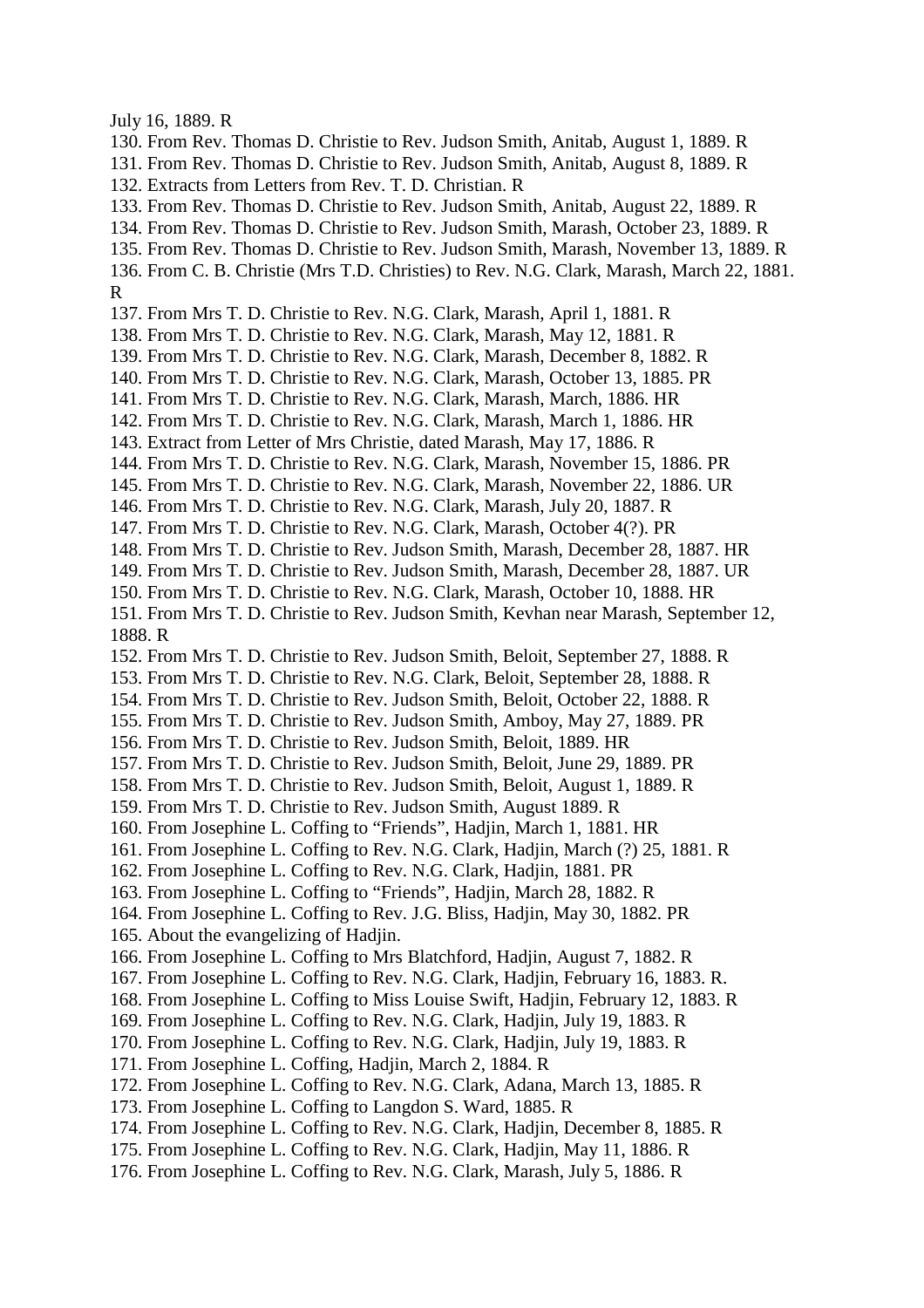July 16, 1889. R

130. From Rev. Thomas D. Christie to Rev. Judson Smith, Anitab, August 1, 1889. R
131. From Rev. Thomas D. Christie to Rev. Judson Smith, Anitab, August 8, 1889. R
132. Extracts from Letters from Rev. T. D. Christian. R
133. From Rev. Thomas D. Christie to Rev. Judson Smith, Anitab, August 22, 1889. R
134. From Rev. Thomas D. Christie to Rev. Judson Smith, Marash, October 23, 1889. R
135. From Rev. Thomas D. Christie to Rev. Judson Smith, Marash, November 13, 1889. R
136. From C. B. Christie (Mrs T.D. Christies) to Rev. N.G. Clark, Marash, March 22, 1881. R
137. From Mrs T. D. Christie to Rev. N.G. Clark, Marash, April 1, 1881. R
138. From Mrs T. D. Christie to Rev. N.G. Clark, Marash, May 12, 1881. R
139. From Mrs T. D. Christie to Rev. N.G. Clark, Marash, December 8, 1882. R
140. From Mrs T. D. Christie to Rev. N.G. Clark, Marash, October 13, 1885. PR
141. From Mrs T. D. Christie to Rev. N.G. Clark, Marash, March, 1886. HR
142. From Mrs T. D. Christie to Rev. N.G. Clark, Marash, March 1, 1886. HR
143. Extract from Letter of Mrs Christie, dated Marash, May 17, 1886. R
144. From Mrs T. D. Christie to Rev. N.G. Clark, Marash, November 15, 1886. PR
145. From Mrs T. D. Christie to Rev. N.G. Clark, Marash, November 22, 1886. UR
146. From Mrs T. D. Christie to Rev. N.G. Clark, Marash, July 20, 1887. R
147. From Mrs T. D. Christie to Rev. N.G. Clark, Marash, October 4(?). PR
148. From Mrs T. D. Christie to Rev. Judson Smith, Marash, December 28, 1887. HR
149. From Mrs T. D. Christie to Rev. Judson Smith, Marash, December 28, 1887. UR
150. From Mrs T. D. Christie to Rev. N.G. Clark, Marash, October 10, 1888. HR
151. From Mrs T. D. Christie to Rev. Judson Smith, Kevhan near Marash, September 12, 1888. R
152. From Mrs T. D. Christie to Rev. Judson Smith, Beloit, September 27, 1888. R
153. From Mrs T. D. Christie to Rev. N.G. Clark, Beloit, September 28, 1888. R
154. From Mrs T. D. Christie to Rev. Judson Smith, Beloit, October 22, 1888. R
155. From Mrs T. D. Christie to Rev. Judson Smith, Amboy, May 27, 1889. PR
156. From Mrs T. D. Christie to Rev. Judson Smith, Beloit, 1889. HR
157. From Mrs T. D. Christie to Rev. Judson Smith, Beloit, June 29, 1889. PR
158. From Mrs T. D. Christie to Rev. Judson Smith, Beloit, August 1, 1889. R
159. From Mrs T. D. Christie to Rev. Judson Smith, August 1889. R
160. From Josephine L. Coffing to "Friends", Hadjin, March 1, 1881. HR
161. From Josephine L. Coffing to Rev. N.G. Clark, Hadjin, March (?) 25, 1881. R
162. From Josephine L. Coffing to Rev. N.G. Clark, Hadjin, 1881. PR
163. From Josephine L. Coffing to "Friends", Hadjin, March 28, 1882. R
164. From Josephine L. Coffing to Rev. J.G. Bliss, Hadjin, May 30, 1882. PR
165. About the evangelizing of Hadjin.
166. From Josephine L. Coffing to Mrs Blatchford, Hadjin, August 7, 1882. R
167. From Josephine L. Coffing to Rev. N.G. Clark, Hadjin, February 16, 1883. R.
168. From Josephine L. Coffing to Miss Louise Swift, Hadjin, February 12, 1883. R
169. From Josephine L. Coffing to Rev. N.G. Clark, Hadjin, July 19, 1883. R
170. From Josephine L. Coffing to Rev. N.G. Clark, Hadjin, July 19, 1883. R
171. From Josephine L. Coffing, Hadjin, March 2, 1884. R
172. From Josephine L. Coffing to Rev. N.G. Clark, Adana, March 13, 1885. R
173. From Josephine L. Coffing to Langdon S. Ward, 1885. R
174. From Josephine L. Coffing to Rev. N.G. Clark, Hadjin, December 8, 1885. R
175. From Josephine L. Coffing to Rev. N.G. Clark, Hadjin, May 11, 1886. R
176. From Josephine L. Coffing to Rev. N.G. Clark, Marash, July 5, 1886. R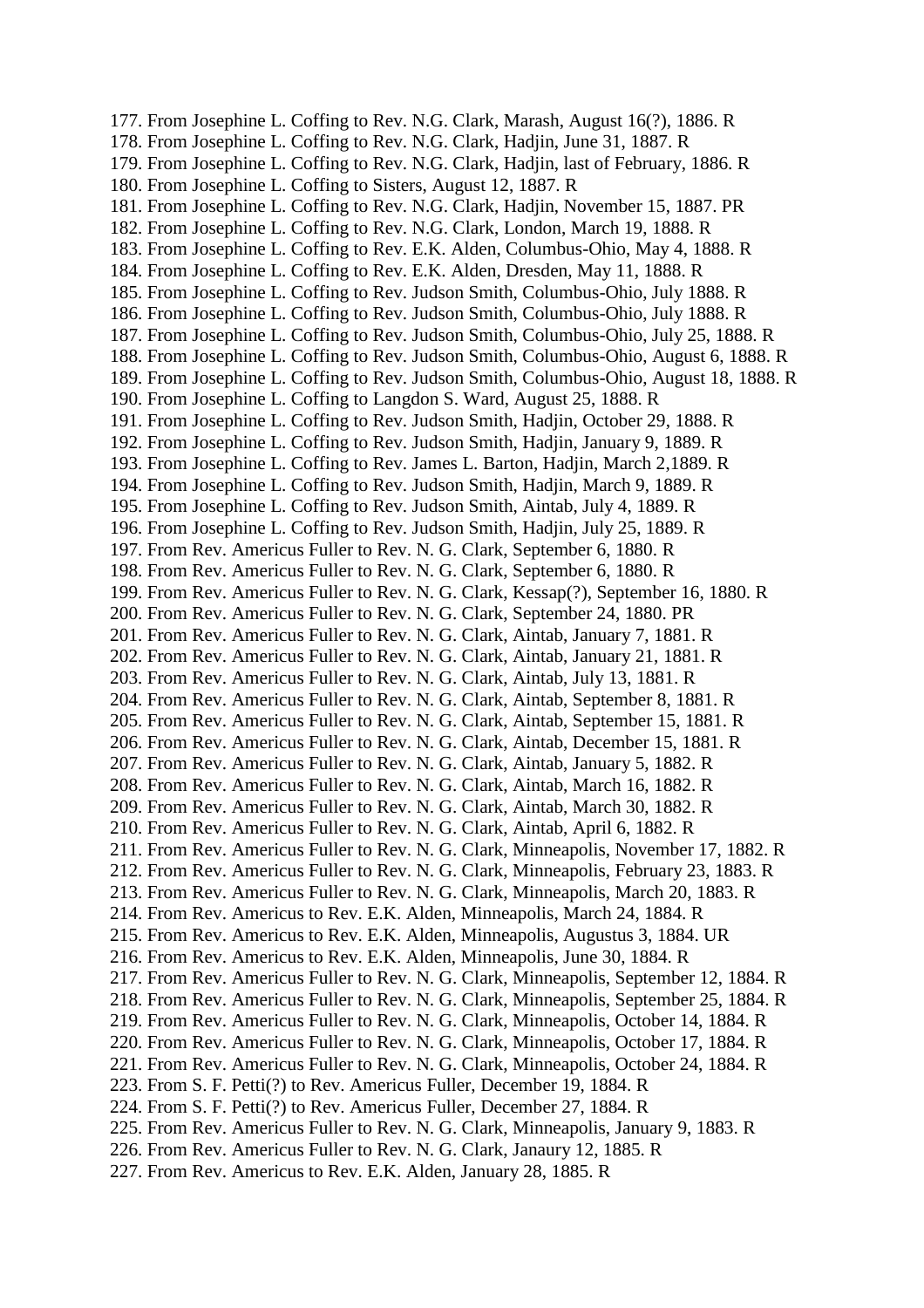177. From Josephine L. Coffing to Rev. N.G. Clark, Marash, August 16(?), 1886. R
178. From Josephine L. Coffing to Rev. N.G. Clark, Hadjin, June 31, 1887. R
179. From Josephine L. Coffing to Rev. N.G. Clark, Hadjin, last of February, 1886. R
180. From Josephine L. Coffing to Sisters, August 12, 1887. R
181. From Josephine L. Coffing to Rev. N.G. Clark, Hadjin, November 15, 1887. PR
182. From Josephine L. Coffing to Rev. N.G. Clark, London, March 19, 1888. R
183. From Josephine L. Coffing to Rev. E.K. Alden, Columbus-Ohio, May 4, 1888. R
184. From Josephine L. Coffing to Rev. E.K. Alden, Dresden, May 11, 1888. R
185. From Josephine L. Coffing to Rev. Judson Smith, Columbus-Ohio, July 1888. R
186. From Josephine L. Coffing to Rev. Judson Smith, Columbus-Ohio, July 1888. R
187. From Josephine L. Coffing to Rev. Judson Smith, Columbus-Ohio, July 25, 1888. R
188. From Josephine L. Coffing to Rev. Judson Smith, Columbus-Ohio, August 6, 1888. R
189. From Josephine L. Coffing to Rev. Judson Smith, Columbus-Ohio, August 18, 1888. R
190. From Josephine L. Coffing to Langdon S. Ward, August 25, 1888. R
191. From Josephine L. Coffing to Rev. Judson Smith, Hadjin, October 29, 1888. R
192. From Josephine L. Coffing to Rev. Judson Smith, Hadjin, January 9, 1889. R
193. From Josephine L. Coffing to Rev. James L. Barton, Hadjin, March 2,1889. R
194. From Josephine L. Coffing to Rev. Judson Smith, Hadjin, March 9, 1889. R
195. From Josephine L. Coffing to Rev. Judson Smith, Aintab, July 4, 1889. R
196. From Josephine L. Coffing to Rev. Judson Smith, Hadjin, July 25, 1889. R
197. From Rev. Americus Fuller to Rev. N. G. Clark, September 6, 1880. R
198. From Rev. Americus Fuller to Rev. N. G. Clark, September 6, 1880. R
199. From Rev. Americus Fuller to Rev. N. G. Clark, Kessap(?), September 16, 1880. R
200. From Rev. Americus Fuller to Rev. N. G. Clark, September 24, 1880. PR
201. From Rev. Americus Fuller to Rev. N. G. Clark, Aintab, January 7, 1881. R
202. From Rev. Americus Fuller to Rev. N. G. Clark, Aintab, January 21, 1881. R
203. From Rev. Americus Fuller to Rev. N. G. Clark, Aintab, July 13, 1881. R
204. From Rev. Americus Fuller to Rev. N. G. Clark, Aintab, September 8, 1881. R
205. From Rev. Americus Fuller to Rev. N. G. Clark, Aintab, September 15, 1881. R
206. From Rev. Americus Fuller to Rev. N. G. Clark, Aintab, December 15, 1881. R
207. From Rev. Americus Fuller to Rev. N. G. Clark, Aintab, January 5, 1882. R
208. From Rev. Americus Fuller to Rev. N. G. Clark, Aintab, March 16, 1882. R
209. From Rev. Americus Fuller to Rev. N. G. Clark, Aintab, March 30, 1882. R
210. From Rev. Americus Fuller to Rev. N. G. Clark, Aintab, April 6, 1882. R
211. From Rev. Americus Fuller to Rev. N. G. Clark, Minneapolis, November 17, 1882. R
212. From Rev. Americus Fuller to Rev. N. G. Clark, Minneapolis, February 23, 1883. R
213. From Rev. Americus Fuller to Rev. N. G. Clark, Minneapolis, March 20, 1883. R
214. From Rev. Americus to Rev. E.K. Alden, Minneapolis, March 24, 1884. R
215. From Rev. Americus to Rev. E.K. Alden, Minneapolis, Augustus 3, 1884. UR
216. From Rev. Americus to Rev. E.K. Alden, Minneapolis, June 30, 1884. R
217. From Rev. Americus Fuller to Rev. N. G. Clark, Minneapolis, September 12, 1884. R
218. From Rev. Americus Fuller to Rev. N. G. Clark, Minneapolis, September 25, 1884. R
219. From Rev. Americus Fuller to Rev. N. G. Clark, Minneapolis, October 14, 1884. R
220. From Rev. Americus Fuller to Rev. N. G. Clark, Minneapolis, October 17, 1884. R
221. From Rev. Americus Fuller to Rev. N. G. Clark, Minneapolis, October 24, 1884. R
223. From S. F. Petti(?) to Rev. Americus Fuller, December 19, 1884. R
224. From S. F. Petti(?) to Rev. Americus Fuller, December 27, 1884. R
225. From Rev. Americus Fuller to Rev. N. G. Clark, Minneapolis, January 9, 1883. R
226. From Rev. Americus Fuller to Rev. N. G. Clark, Janaury 12, 1885. R
227. From Rev. Americus to Rev. E.K. Alden, January 28, 1885. R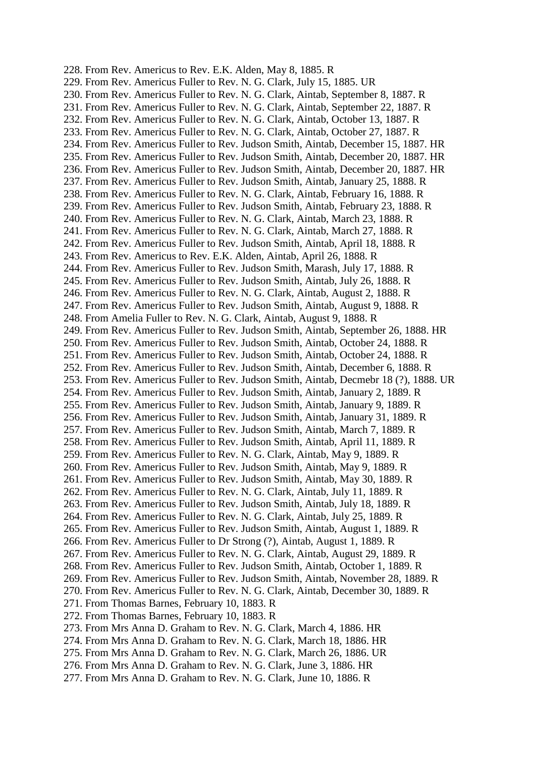228. From Rev. Americus to Rev. E.K. Alden, May 8, 1885. R
229. From Rev. Americus Fuller to Rev. N. G. Clark, July 15, 1885. UR
230. From Rev. Americus Fuller to Rev. N. G. Clark, Aintab, September 8, 1887. R
231. From Rev. Americus Fuller to Rev. N. G. Clark, Aintab, September 22, 1887. R
232. From Rev. Americus Fuller to Rev. N. G. Clark, Aintab, October 13, 1887. R
233. From Rev. Americus Fuller to Rev. N. G. Clark, Aintab, October 27, 1887. R
234. From Rev. Americus Fuller to Rev. Judson Smith, Aintab, December 15, 1887. HR
235. From Rev. Americus Fuller to Rev. Judson Smith, Aintab, December 20, 1887. HR
236. From Rev. Americus Fuller to Rev. Judson Smith, Aintab, December 20, 1887. HR
237. From Rev. Americus Fuller to Rev. Judson Smith, Aintab, January 25, 1888. R
238. From Rev. Americus Fuller to Rev. N. G. Clark, Aintab, February 16, 1888. R
239. From Rev. Americus Fuller to Rev. Judson Smith, Aintab, February 23, 1888. R
240. From Rev. Americus Fuller to Rev. N. G. Clark, Aintab, March 23, 1888. R
241. From Rev. Americus Fuller to Rev. N. G. Clark, Aintab, March 27, 1888. R
242. From Rev. Americus Fuller to Rev. Judson Smith, Aintab, April 18, 1888. R
243. From Rev. Americus to Rev. E.K. Alden, Aintab, April 26, 1888. R
244. From Rev. Americus Fuller to Rev. Judson Smith, Marash, July 17, 1888. R
245. From Rev. Americus Fuller to Rev. Judson Smith, Aintab, July 26, 1888. R
246. From Rev. Americus Fuller to Rev. N. G. Clark, Aintab, August 2, 1888. R
247. From Rev. Americus Fuller to Rev. Judson Smith, Aintab, August 9, 1888. R
248. From Amelia Fuller to Rev. N. G. Clark, Aintab, August 9, 1888. R
249. From Rev. Americus Fuller to Rev. Judson Smith, Aintab, September 26, 1888. HR
250. From Rev. Americus Fuller to Rev. Judson Smith, Aintab, October 24, 1888. R
251. From Rev. Americus Fuller to Rev. Judson Smith, Aintab, October 24, 1888. R
252. From Rev. Americus Fuller to Rev. Judson Smith, Aintab, December 6, 1888. R
253. From Rev. Americus Fuller to Rev. Judson Smith, Aintab, Decmebr 18 (?), 1888. UR
254. From Rev. Americus Fuller to Rev. Judson Smith, Aintab, January 2, 1889. R
255. From Rev. Americus Fuller to Rev. Judson Smith, Aintab, January 9, 1889. R
256. From Rev. Americus Fuller to Rev. Judson Smith, Aintab, January 31, 1889. R
257. From Rev. Americus Fuller to Rev. Judson Smith, Aintab, March 7, 1889. R
258. From Rev. Americus Fuller to Rev. Judson Smith, Aintab, April 11, 1889. R
259. From Rev. Americus Fuller to Rev. N. G. Clark, Aintab, May 9, 1889. R
260. From Rev. Americus Fuller to Rev. Judson Smith, Aintab, May 9, 1889. R
261. From Rev. Americus Fuller to Rev. Judson Smith, Aintab, May 30, 1889. R
262. From Rev. Americus Fuller to Rev. N. G. Clark, Aintab, July 11, 1889. R
263. From Rev. Americus Fuller to Rev. Judson Smith, Aintab, July 18, 1889. R
264. From Rev. Americus Fuller to Rev. N. G. Clark, Aintab, July 25, 1889. R
265. From Rev. Americus Fuller to Rev. Judson Smith, Aintab, August 1, 1889. R
266. From Rev. Americus Fuller to Dr Strong (?), Aintab, August 1, 1889. R
267. From Rev. Americus Fuller to Rev. N. G. Clark, Aintab, August 29, 1889. R
268. From Rev. Americus Fuller to Rev. Judson Smith, Aintab, October 1, 1889. R
269. From Rev. Americus Fuller to Rev. Judson Smith, Aintab, November 28, 1889. R
270. From Rev. Americus Fuller to Rev. N. G. Clark, Aintab, December 30, 1889. R
271. From Thomas Barnes, February 10, 1883. R
272. From Thomas Barnes, February 10, 1883. R
273. From Mrs Anna D. Graham to Rev. N. G. Clark, March 4, 1886. HR
274. From Mrs Anna D. Graham to Rev. N. G. Clark, March 18, 1886. HR
275. From Mrs Anna D. Graham to Rev. N. G. Clark, March 26, 1886. UR
276. From Mrs Anna D. Graham to Rev. N. G. Clark, June 3, 1886. HR
277. From Mrs Anna D. Graham to Rev. N. G. Clark, June 10, 1886. R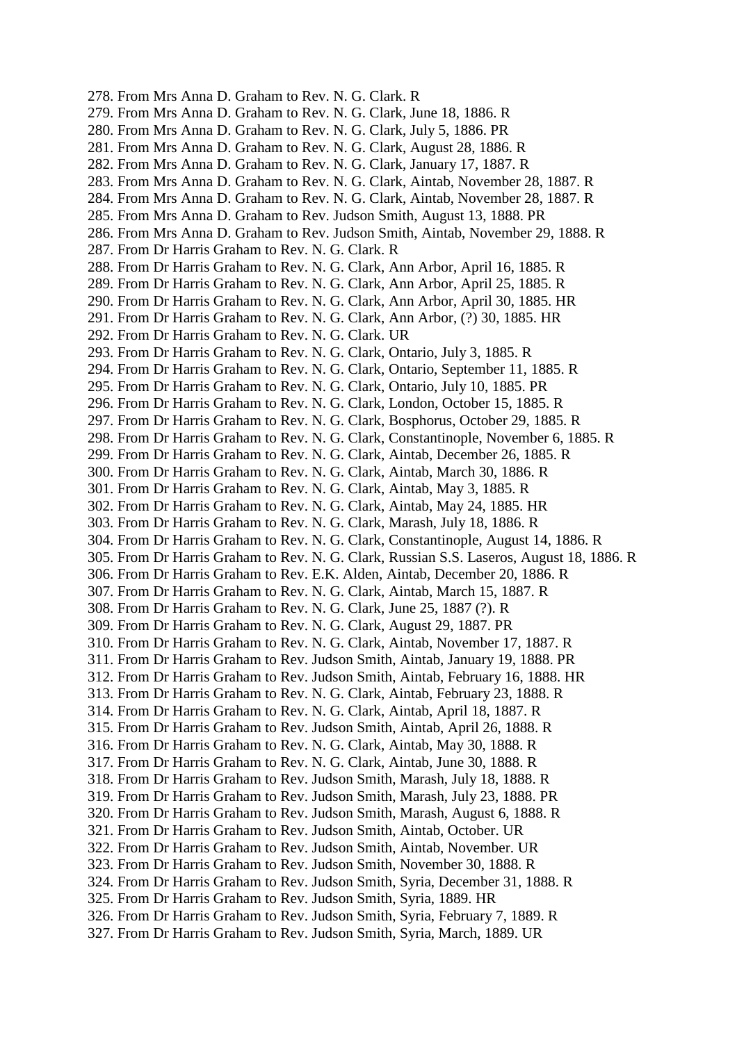278. From Mrs Anna D. Graham to Rev. N. G. Clark. R
279. From Mrs Anna D. Graham to Rev. N. G. Clark, June 18, 1886. R
280. From Mrs Anna D. Graham to Rev. N. G. Clark, July 5, 1886. PR
281. From Mrs Anna D. Graham to Rev. N. G. Clark, August 28, 1886. R
282. From Mrs Anna D. Graham to Rev. N. G. Clark, January 17, 1887. R
283. From Mrs Anna D. Graham to Rev. N. G. Clark, Aintab, November 28, 1887. R
284. From Mrs Anna D. Graham to Rev. N. G. Clark, Aintab, November 28, 1887. R
285. From Mrs Anna D. Graham to Rev. Judson Smith, August 13, 1888. PR
286. From Mrs Anna D. Graham to Rev. Judson Smith, Aintab, November 29, 1888. R
287. From Dr Harris Graham to Rev. N. G. Clark. R
288. From Dr Harris Graham to Rev. N. G. Clark, Ann Arbor, April 16, 1885. R
289. From Dr Harris Graham to Rev. N. G. Clark, Ann Arbor, April 25, 1885. R
290. From Dr Harris Graham to Rev. N. G. Clark, Ann Arbor, April 30, 1885. HR
291. From Dr Harris Graham to Rev. N. G. Clark, Ann Arbor, (?) 30, 1885. HR
292. From Dr Harris Graham to Rev. N. G. Clark. UR
293. From Dr Harris Graham to Rev. N. G. Clark, Ontario, July 3, 1885. R
294. From Dr Harris Graham to Rev. N. G. Clark, Ontario, September 11, 1885. R
295. From Dr Harris Graham to Rev. N. G. Clark, Ontario, July 10, 1885. PR
296. From Dr Harris Graham to Rev. N. G. Clark, London, October 15, 1885. R
297. From Dr Harris Graham to Rev. N. G. Clark, Bosphorus, October 29, 1885. R
298. From Dr Harris Graham to Rev. N. G. Clark, Constantinople, November 6, 1885. R
299. From Dr Harris Graham to Rev. N. G. Clark, Aintab, December 26, 1885. R
300. From Dr Harris Graham to Rev. N. G. Clark, Aintab, March 30, 1886. R
301. From Dr Harris Graham to Rev. N. G. Clark, Aintab, May 3, 1885. R
302. From Dr Harris Graham to Rev. N. G. Clark, Aintab, May 24, 1885. HR
303. From Dr Harris Graham to Rev. N. G. Clark, Marash, July 18, 1886. R
304. From Dr Harris Graham to Rev. N. G. Clark, Constantinople, August 14, 1886. R
305. From Dr Harris Graham to Rev. N. G. Clark, Russian S.S. Laseros, August 18, 1886. R
306. From Dr Harris Graham to Rev. E.K. Alden, Aintab, December 20, 1886. R
307. From Dr Harris Graham to Rev. N. G. Clark, Aintab, March 15, 1887. R
308. From Dr Harris Graham to Rev. N. G. Clark, June 25, 1887 (?). R
309. From Dr Harris Graham to Rev. N. G. Clark, August 29, 1887. PR
310. From Dr Harris Graham to Rev. N. G. Clark, Aintab, November 17, 1887. R
311. From Dr Harris Graham to Rev. Judson Smith, Aintab, January 19, 1888. PR
312. From Dr Harris Graham to Rev. Judson Smith, Aintab, February 16, 1888. HR
313. From Dr Harris Graham to Rev. N. G. Clark, Aintab, February 23, 1888. R
314. From Dr Harris Graham to Rev. N. G. Clark, Aintab, April 18, 1887. R
315. From Dr Harris Graham to Rev. Judson Smith, Aintab, April 26, 1888. R
316. From Dr Harris Graham to Rev. N. G. Clark, Aintab, May 30, 1888. R
317. From Dr Harris Graham to Rev. N. G. Clark, Aintab, June 30, 1888. R
318. From Dr Harris Graham to Rev. Judson Smith, Marash, July 18, 1888. R
319. From Dr Harris Graham to Rev. Judson Smith, Marash, July 23, 1888. PR
320. From Dr Harris Graham to Rev. Judson Smith, Marash, August 6, 1888. R
321. From Dr Harris Graham to Rev. Judson Smith, Aintab, October. UR
322. From Dr Harris Graham to Rev. Judson Smith, Aintab, November. UR
323. From Dr Harris Graham to Rev. Judson Smith, November 30, 1888. R
324. From Dr Harris Graham to Rev. Judson Smith, Syria, December 31, 1888. R
325. From Dr Harris Graham to Rev. Judson Smith, Syria, 1889. HR
326. From Dr Harris Graham to Rev. Judson Smith, Syria, February 7, 1889. R
327. From Dr Harris Graham to Rev. Judson Smith, Syria, March, 1889. UR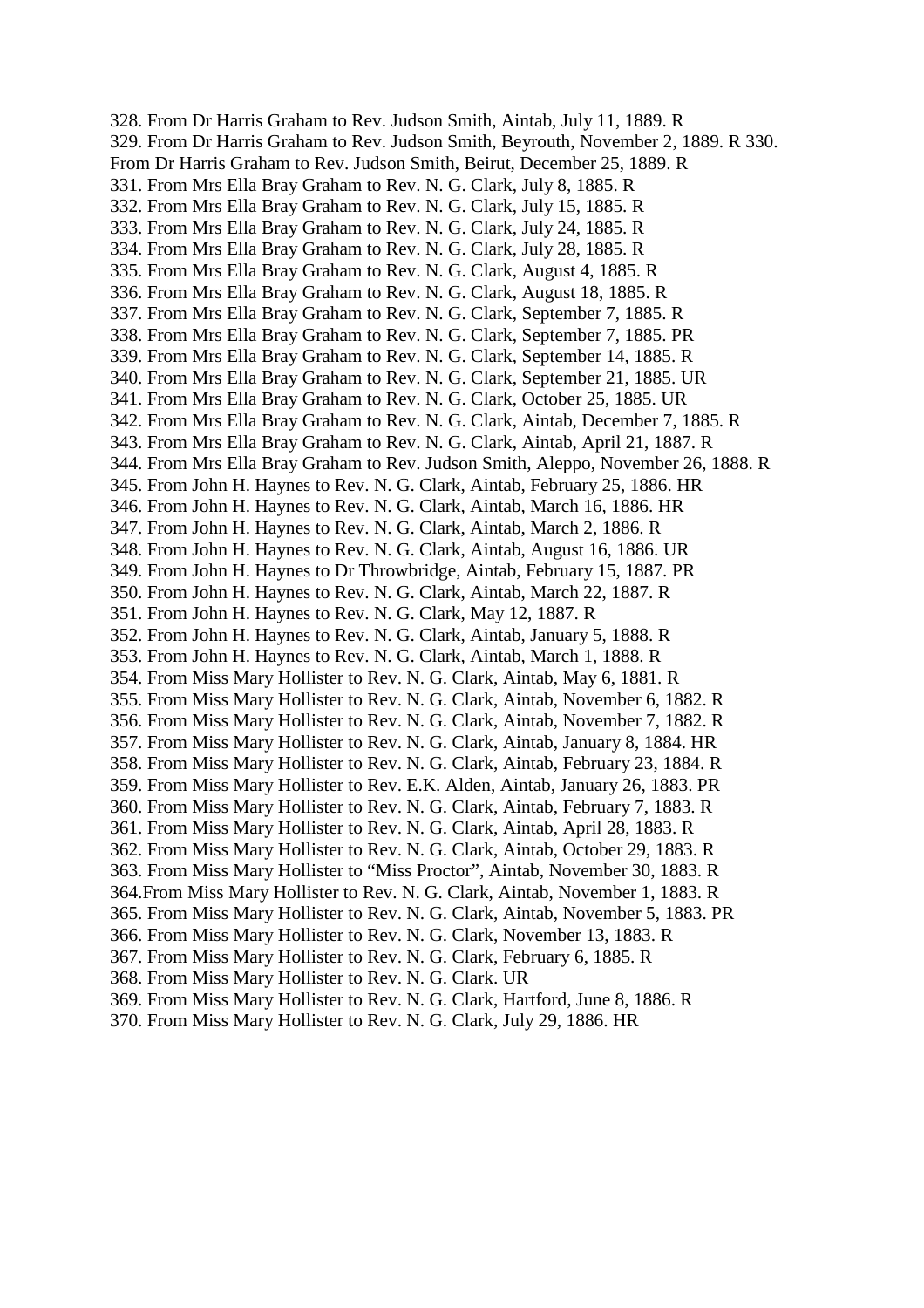328. From Dr Harris Graham to Rev. Judson Smith, Aintab, July 11, 1889. R
329. From Dr Harris Graham to Rev. Judson Smith, Beyrouth, November 2, 1889. R 330. From Dr Harris Graham to Rev. Judson Smith, Beirut, December 25, 1889. R
331. From Mrs Ella Bray Graham to Rev. N. G. Clark, July 8, 1885. R
332. From Mrs Ella Bray Graham to Rev. N. G. Clark, July 15, 1885. R
333. From Mrs Ella Bray Graham to Rev. N. G. Clark, July 24, 1885. R
334. From Mrs Ella Bray Graham to Rev. N. G. Clark, July 28, 1885. R
335. From Mrs Ella Bray Graham to Rev. N. G. Clark, August 4, 1885. R
336. From Mrs Ella Bray Graham to Rev. N. G. Clark, August 18, 1885. R
337. From Mrs Ella Bray Graham to Rev. N. G. Clark, September 7, 1885. R
338. From Mrs Ella Bray Graham to Rev. N. G. Clark, September 7, 1885. PR
339. From Mrs Ella Bray Graham to Rev. N. G. Clark, September 14, 1885. R
340. From Mrs Ella Bray Graham to Rev. N. G. Clark, September 21, 1885. UR
341. From Mrs Ella Bray Graham to Rev. N. G. Clark, October 25, 1885. UR
342. From Mrs Ella Bray Graham to Rev. N. G. Clark, Aintab, December 7, 1885. R
343. From Mrs Ella Bray Graham to Rev. N. G. Clark, Aintab, April 21, 1887. R
344. From Mrs Ella Bray Graham to Rev. Judson Smith, Aleppo, November 26, 1888. R
345. From John H. Haynes to Rev. N. G. Clark, Aintab, February 25, 1886. HR
346. From John H. Haynes to Rev. N. G. Clark, Aintab, March 16, 1886. HR
347. From John H. Haynes to Rev. N. G. Clark, Aintab, March 2, 1886. R
348. From John H. Haynes to Rev. N. G. Clark, Aintab, August 16, 1886. UR
349. From John H. Haynes to Dr Throwbridge, Aintab, February 15, 1887. PR
350. From John H. Haynes to Rev. N. G. Clark, Aintab, March 22, 1887. R
351. From John H. Haynes to Rev. N. G. Clark, May 12, 1887. R
352. From John H. Haynes to Rev. N. G. Clark, Aintab, January 5, 1888. R
353. From John H. Haynes to Rev. N. G. Clark, Aintab, March 1, 1888. R
354. From Miss Mary Hollister to Rev. N. G. Clark, Aintab, May 6, 1881. R
355. From Miss Mary Hollister to Rev. N. G. Clark, Aintab, November 6, 1882. R
356. From Miss Mary Hollister to Rev. N. G. Clark, Aintab, November 7, 1882. R
357. From Miss Mary Hollister to Rev. N. G. Clark, Aintab, January 8, 1884. HR
358. From Miss Mary Hollister to Rev. N. G. Clark, Aintab, February 23, 1884. R
359. From Miss Mary Hollister to Rev. E.K. Alden, Aintab, January 26, 1883. PR
360. From Miss Mary Hollister to Rev. N. G. Clark, Aintab, February 7, 1883. R
361. From Miss Mary Hollister to Rev. N. G. Clark, Aintab, April 28, 1883. R
362. From Miss Mary Hollister to Rev. N. G. Clark, Aintab, October 29, 1883. R
363. From Miss Mary Hollister to “Miss Proctor”, Aintab, November 30, 1883. R
364.From Miss Mary Hollister to Rev. N. G. Clark, Aintab, November 1, 1883. R
365. From Miss Mary Hollister to Rev. N. G. Clark, Aintab, November 5, 1883. PR
366. From Miss Mary Hollister to Rev. N. G. Clark, November 13, 1883. R
367. From Miss Mary Hollister to Rev. N. G. Clark, February 6, 1885. R
368. From Miss Mary Hollister to Rev. N. G. Clark. UR
369. From Miss Mary Hollister to Rev. N. G. Clark, Hartford, June 8, 1886. R
370. From Miss Mary Hollister to Rev. N. G. Clark, July 29, 1886. HR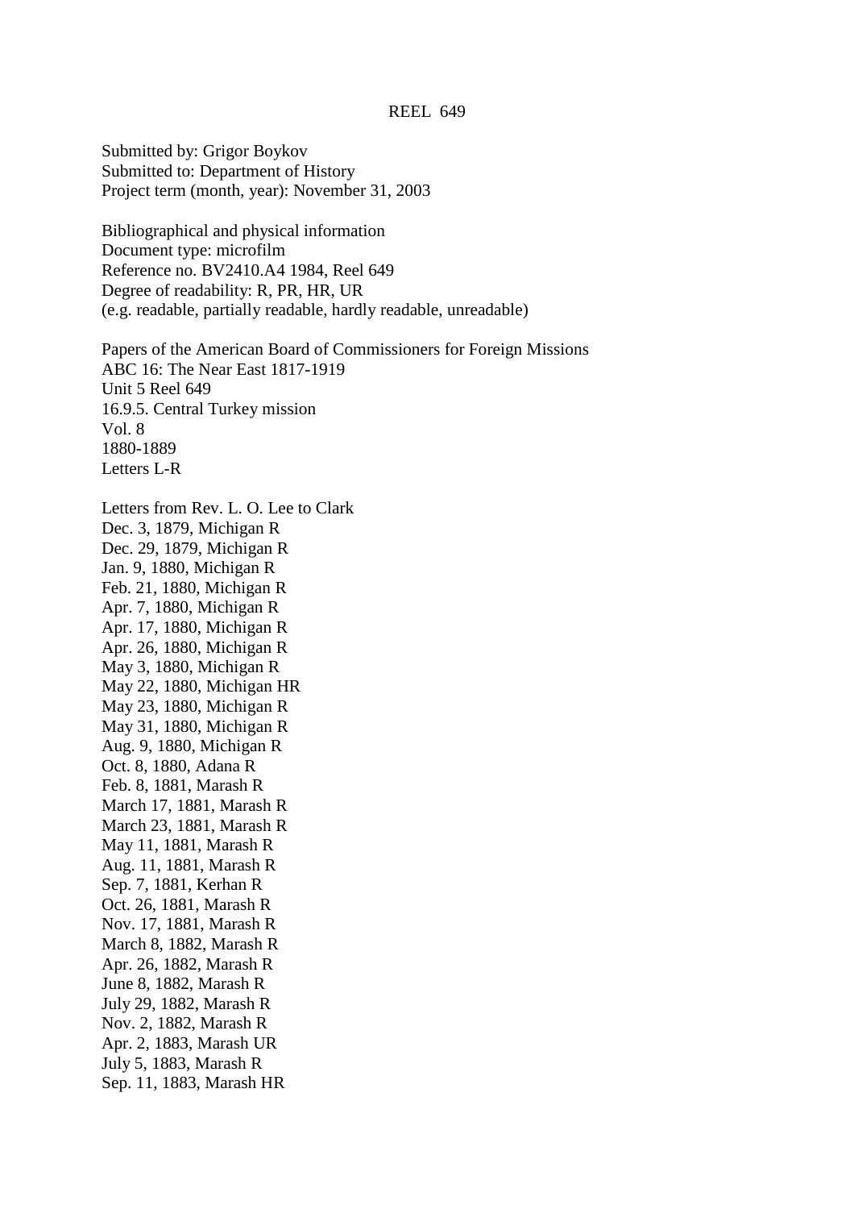REEL 649

Submitted by: Grigor Boykov
Submitted to: Department of History
Project term (month, year): November 31, 2003

Bibliographical and physical information
Document type: microfilm
Reference no. BV2410.A4 1984, Reel 649
Degree of readability: R, PR, HR, UR
(e.g. readable, partially readable, hardly readable, unreadable)

Papers of the American Board of Commissioners for Foreign Missions
ABC 16: The Near East 1817-1919
Unit 5 Reel 649
16.9.5. Central Turkey mission
Vol. 8
1880-1889
Letters L-R

Letters from Rev. L. O. Lee to Clark
Dec. 3, 1879, Michigan R
Dec. 29, 1879, Michigan R
Jan. 9, 1880, Michigan R
Feb. 21, 1880, Michigan R
Apr. 7, 1880, Michigan R
Apr. 17, 1880, Michigan R
Apr. 26, 1880, Michigan R
May 3, 1880, Michigan R
May 22, 1880, Michigan HR
May 23, 1880, Michigan R
May 31, 1880, Michigan R
Aug. 9, 1880, Michigan R
Oct. 8, 1880, Adana R
Feb. 8, 1881, Marash R
March 17, 1881, Marash R
March 23, 1881, Marash R
May 11, 1881, Marash R
Aug. 11, 1881, Marash R
Sep. 7, 1881, Kerhan R
Oct. 26, 1881, Marash R
Nov. 17, 1881, Marash R
March 8, 1882, Marash R
Apr. 26, 1882, Marash R
June 8, 1882, Marash R
July 29, 1882, Marash R
Nov. 2, 1882, Marash R
Apr. 2, 1883, Marash UR
July 5, 1883, Marash R
Sep. 11, 1883, Marash HR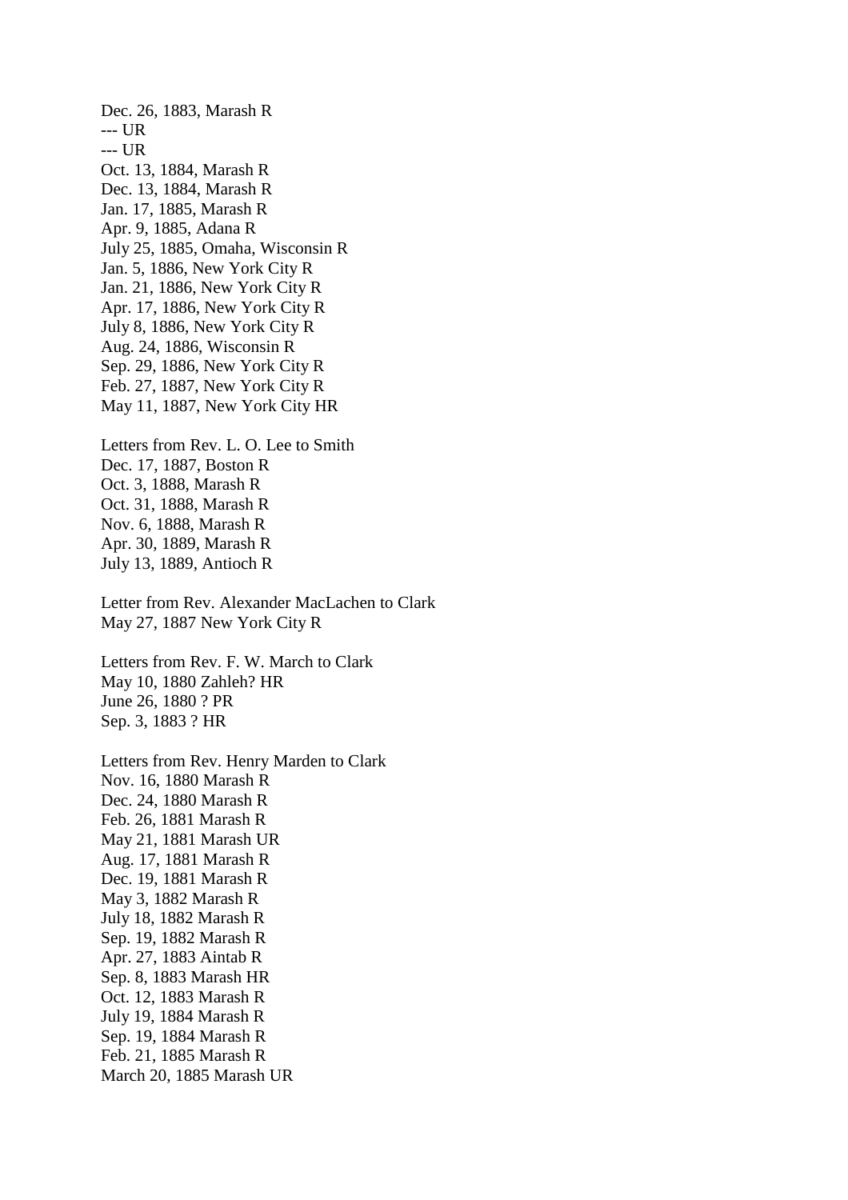Dec. 26, 1883, Marash R  
--- UR  
--- UR  
Oct. 13, 1884, Marash R  
Dec. 13, 1884, Marash R  
Jan. 17, 1885, Marash R  
Apr. 9, 1885, Adana R  
July 25, 1885, Omaha, Wisconsin R  
Jan. 5, 1886, New York City R  
Jan. 21, 1886, New York City R  
Apr. 17, 1886, New York City R  
July 8, 1886, New York City R  
Aug. 24, 1886, Wisconsin R  
Sep. 29, 1886, New York City R  
Feb. 27, 1887, New York City R  
May 11, 1887, New York City HR

Letters from Rev. L. O. Lee to Smith  
Dec. 17, 1887, Boston R  
Oct. 3, 1888, Marash R  
Oct. 31, 1888, Marash R  
Nov. 6, 1888, Marash R  
Apr. 30, 1889, Marash R  
July 13, 1889, Antioch R

Letter from Rev. Alexander MacLachen to Clark  
May 27, 1887 New York City R

Letters from Rev. F. W. March to Clark  
May 10, 1880 Zahleh? HR  
June 26, 1880 ? PR  
Sep. 3, 1883 ? HR

Letters from Rev. Henry Marden to Clark  
Nov. 16, 1880 Marash R  
Dec. 24, 1880 Marash R  
Feb. 26, 1881 Marash R  
May 21, 1881 Marash UR  
Aug. 17, 1881 Marash R  
Dec. 19, 1881 Marash R  
May 3, 1882 Marash R  
July 18, 1882 Marash R  
Sep. 19, 1882 Marash R  
Apr. 27, 1883 Aintab R  
Sep. 8, 1883 Marash HR  
Oct. 12, 1883 Marash R  
July 19, 1884 Marash R  
Sep. 19, 1884 Marash R  
Feb. 21, 1885 Marash R  
March 20, 1885 Marash UR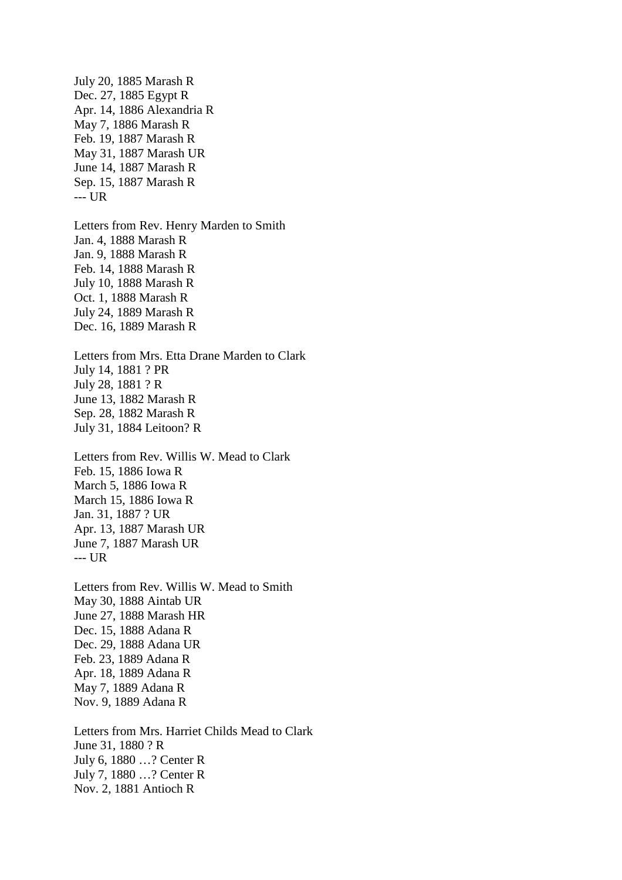July 20, 1885 Marash R
Dec. 27, 1885 Egypt R
Apr. 14, 1886 Alexandria R
May 7, 1886 Marash R
Feb. 19, 1887 Marash R
May 31, 1887 Marash UR
June 14, 1887 Marash R
Sep. 15, 1887 Marash R
--- UR

Letters from Rev. Henry Marden to Smith
Jan. 4, 1888 Marash R
Jan. 9, 1888 Marash R
Feb. 14, 1888 Marash R
July 10, 1888 Marash R
Oct. 1, 1888 Marash R
July 24, 1889 Marash R
Dec. 16, 1889 Marash R

Letters from Mrs. Etta Drane Marden to Clark
July 14, 1881 ? PR
July 28, 1881 ? R
June 13, 1882 Marash R
Sep. 28, 1882 Marash R
July 31, 1884 Leitoon? R

Letters from Rev. Willis W. Mead to Clark
Feb. 15, 1886 Iowa R
March 5, 1886 Iowa R
March 15, 1886 Iowa R
Jan. 31, 1887 ? UR
Apr. 13, 1887 Marash UR
June 7, 1887 Marash UR
--- UR

Letters from Rev. Willis W. Mead to Smith
May 30, 1888 Aintab UR
June 27, 1888 Marash HR
Dec. 15, 1888 Adana R
Dec. 29, 1888 Adana UR
Feb. 23, 1889 Adana R
Apr. 18, 1889 Adana R
May 7, 1889 Adana R
Nov. 9, 1889 Adana R

Letters from Mrs. Harriet Childs Mead to Clark
June 31, 1880 ? R
July 6, 1880 …? Center R
July 7, 1880 …? Center R
Nov. 2, 1881 Antioch R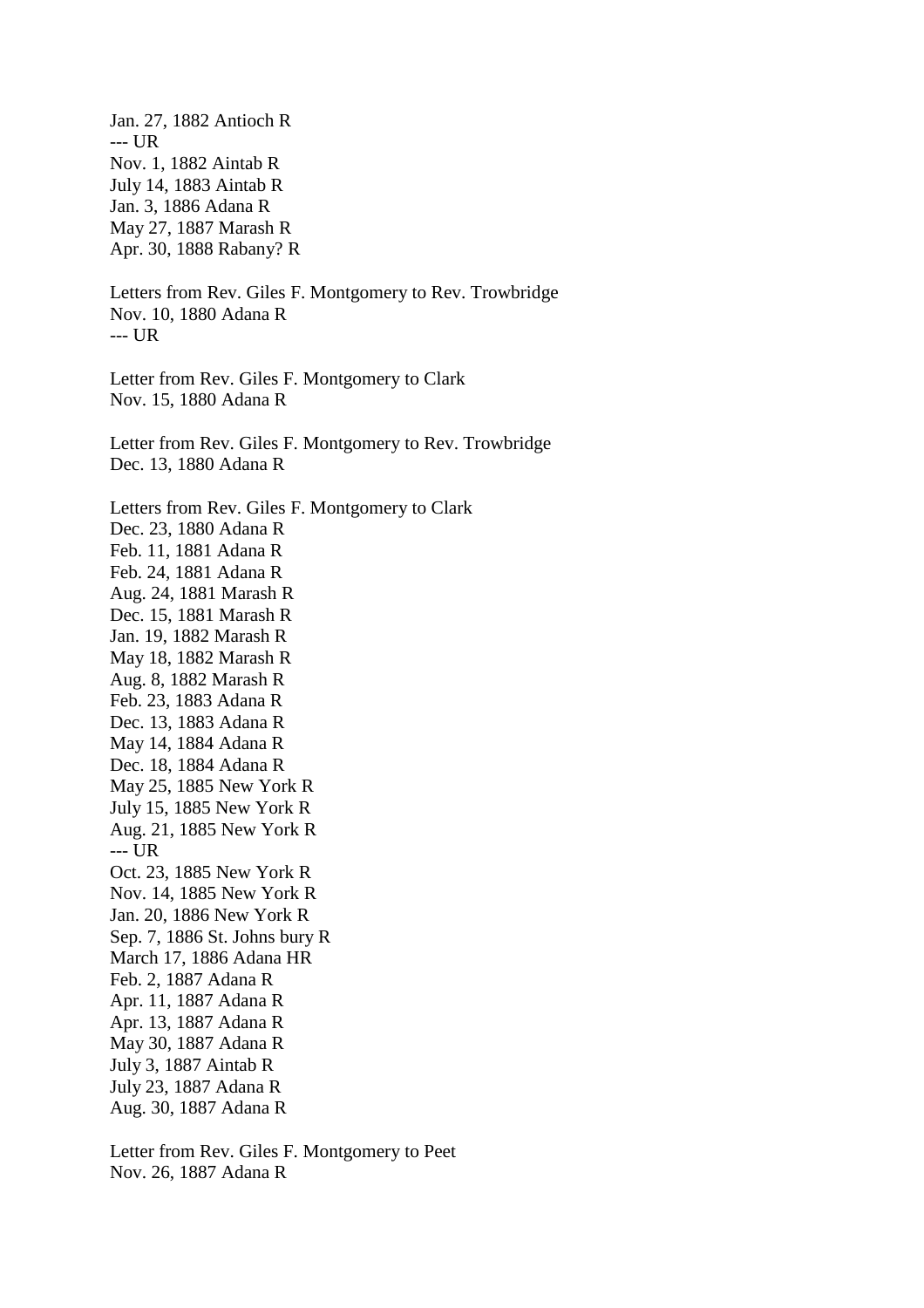Jan. 27, 1882 Antioch R
--- UR
Nov. 1, 1882 Aintab R
July 14, 1883 Aintab R
Jan. 3, 1886 Adana R
May 27, 1887 Marash R
Apr. 30, 1888 Rabany? R

Letters from Rev. Giles F. Montgomery to Rev. Trowbridge
Nov. 10, 1880 Adana R
--- UR

Letter from Rev. Giles F. Montgomery to Clark
Nov. 15, 1880 Adana R

Letter from Rev. Giles F. Montgomery to Rev. Trowbridge
Dec. 13, 1880 Adana R

Letters from Rev. Giles F. Montgomery to Clark
Dec. 23, 1880 Adana R
Feb. 11, 1881 Adana R
Feb. 24, 1881 Adana R
Aug. 24, 1881 Marash R
Dec. 15, 1881 Marash R
Jan. 19, 1882 Marash R
May 18, 1882 Marash R
Aug. 8, 1882 Marash R
Feb. 23, 1883 Adana R
Dec. 13, 1883 Adana R
May 14, 1884 Adana R
Dec. 18, 1884 Adana R
May 25, 1885 New York R
July 15, 1885 New York R
Aug. 21, 1885 New York R
--- UR
Oct. 23, 1885 New York R
Nov. 14, 1885 New York R
Jan. 20, 1886 New York R
Sep. 7, 1886 St. Johns bury R
March 17, 1886 Adana HR
Feb. 2, 1887 Adana R
Apr. 11, 1887 Adana R
Apr. 13, 1887 Adana R
May 30, 1887 Adana R
July 3, 1887 Aintab R
July 23, 1887 Adana R
Aug. 30, 1887 Adana R

Letter from Rev. Giles F. Montgomery to Peet
Nov. 26, 1887 Adana R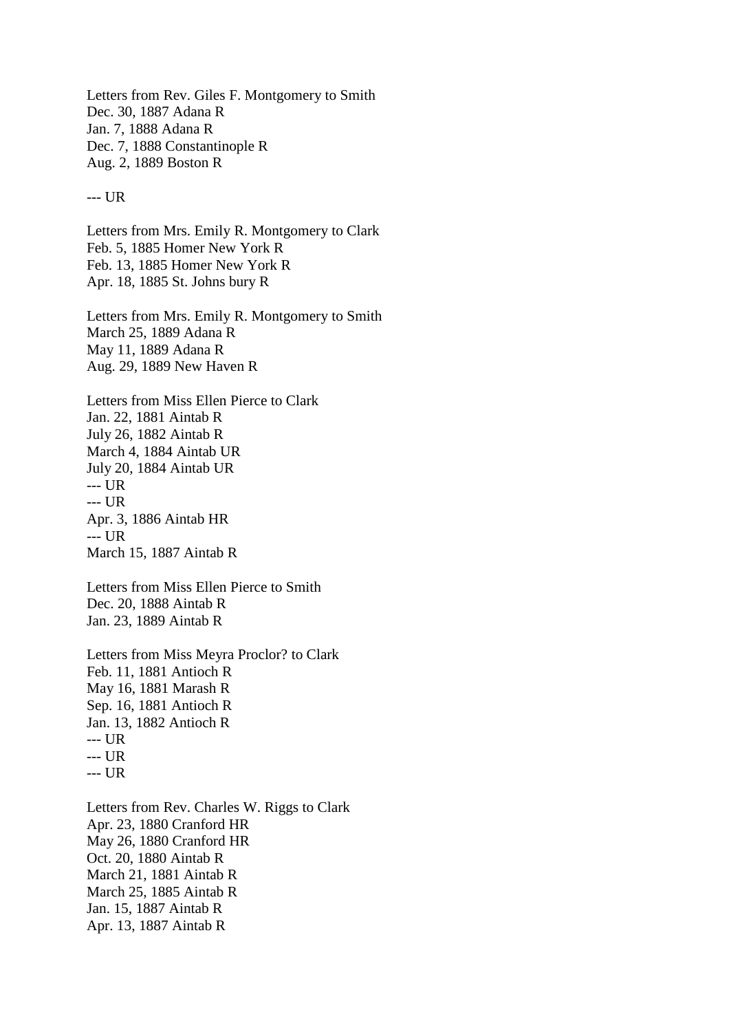Letters from Rev. Giles F. Montgomery to Smith
Dec. 30, 1887 Adana R
Jan. 7, 1888 Adana R
Dec. 7, 1888 Constantinople R
Aug. 2, 1889 Boston R

--- UR

Letters from Mrs. Emily R. Montgomery to Clark
Feb. 5, 1885 Homer New York R
Feb. 13, 1885 Homer New York R
Apr. 18, 1885 St. Johns bury R

Letters from Mrs. Emily R. Montgomery to Smith
March 25, 1889 Adana R
May 11, 1889 Adana R
Aug. 29, 1889 New Haven R

Letters from Miss Ellen Pierce to Clark
Jan. 22, 1881 Aintab R
July 26, 1882 Aintab R
March 4, 1884 Aintab UR
July 20, 1884 Aintab UR
--- UR
--- UR
Apr. 3, 1886 Aintab HR
--- UR
March 15, 1887 Aintab R

Letters from Miss Ellen Pierce to Smith
Dec. 20, 1888 Aintab R
Jan. 23, 1889 Aintab R

Letters from Miss Meyra Proclor? to Clark
Feb. 11, 1881 Antioch R
May 16, 1881 Marash R
Sep. 16, 1881 Antioch R
Jan. 13, 1882 Antioch R
--- UR
--- UR
--- UR

Letters from Rev. Charles W. Riggs to Clark
Apr. 23, 1880 Cranford HR
May 26, 1880 Cranford HR
Oct. 20, 1880 Aintab R
March 21, 1881 Aintab R
March 25, 1885 Aintab R
Jan. 15, 1887 Aintab R
Apr. 13, 1887 Aintab R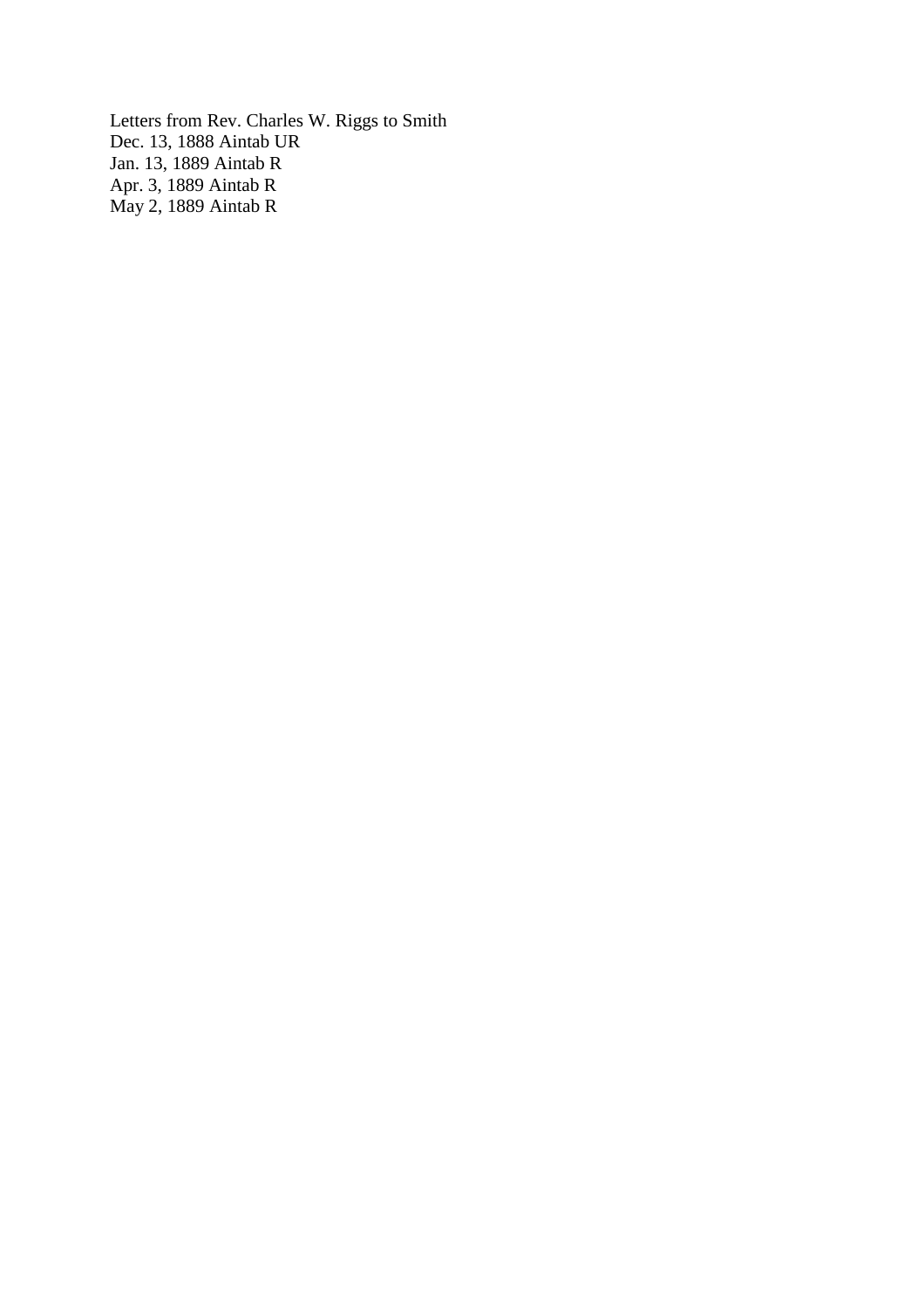Letters from Rev. Charles W. Riggs to Smith
Dec. 13, 1888 Aintab UR
Jan. 13, 1889 Aintab R
Apr. 3, 1889 Aintab R
May 2, 1889 Aintab R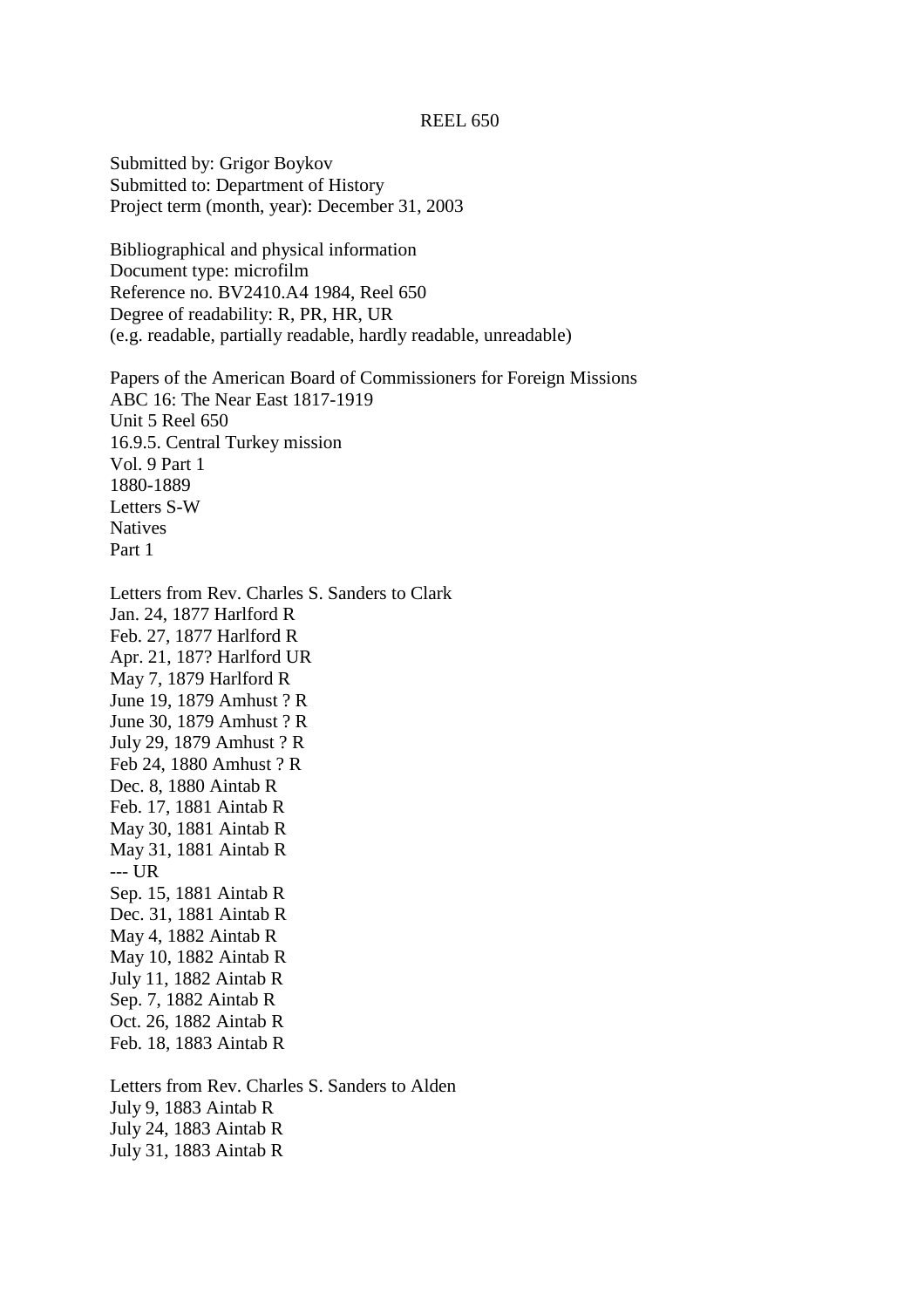REEL 650

Submitted by: Grigor Boykov
Submitted to: Department of History
Project term (month, year): December 31, 2003

Bibliographical and physical information
Document type: microfilm
Reference no. BV2410.A4 1984, Reel 650
Degree of readability: R, PR, HR, UR
(e.g. readable, partially readable, hardly readable, unreadable)

Papers of the American Board of Commissioners for Foreign Missions
ABC 16: The Near East 1817-1919
Unit 5 Reel 650
16.9.5. Central Turkey mission
Vol. 9 Part 1
1880-1889
Letters S-W
Natives
Part 1

Letters from Rev. Charles S. Sanders to Clark
Jan. 24, 1877 Harlford R
Feb. 27, 1877 Harlford R
Apr. 21, 187? Harlford UR
May 7, 1879 Harlford R
June 19, 1879 Amhust ? R
June 30, 1879 Amhust ? R
July 29, 1879 Amhust ? R
Feb 24, 1880 Amhust ? R
Dec. 8, 1880 Aintab R
Feb. 17, 1881 Aintab R
May 30, 1881 Aintab R
May 31, 1881 Aintab R
--- UR
Sep. 15, 1881 Aintab R
Dec. 31, 1881 Aintab R
May 4, 1882 Aintab R
May 10, 1882 Aintab R
July 11, 1882 Aintab R
Sep. 7, 1882 Aintab R
Oct. 26, 1882 Aintab R
Feb. 18, 1883 Aintab R

Letters from Rev. Charles S. Sanders to Alden
July 9, 1883 Aintab R
July 24, 1883 Aintab R
July 31, 1883 Aintab R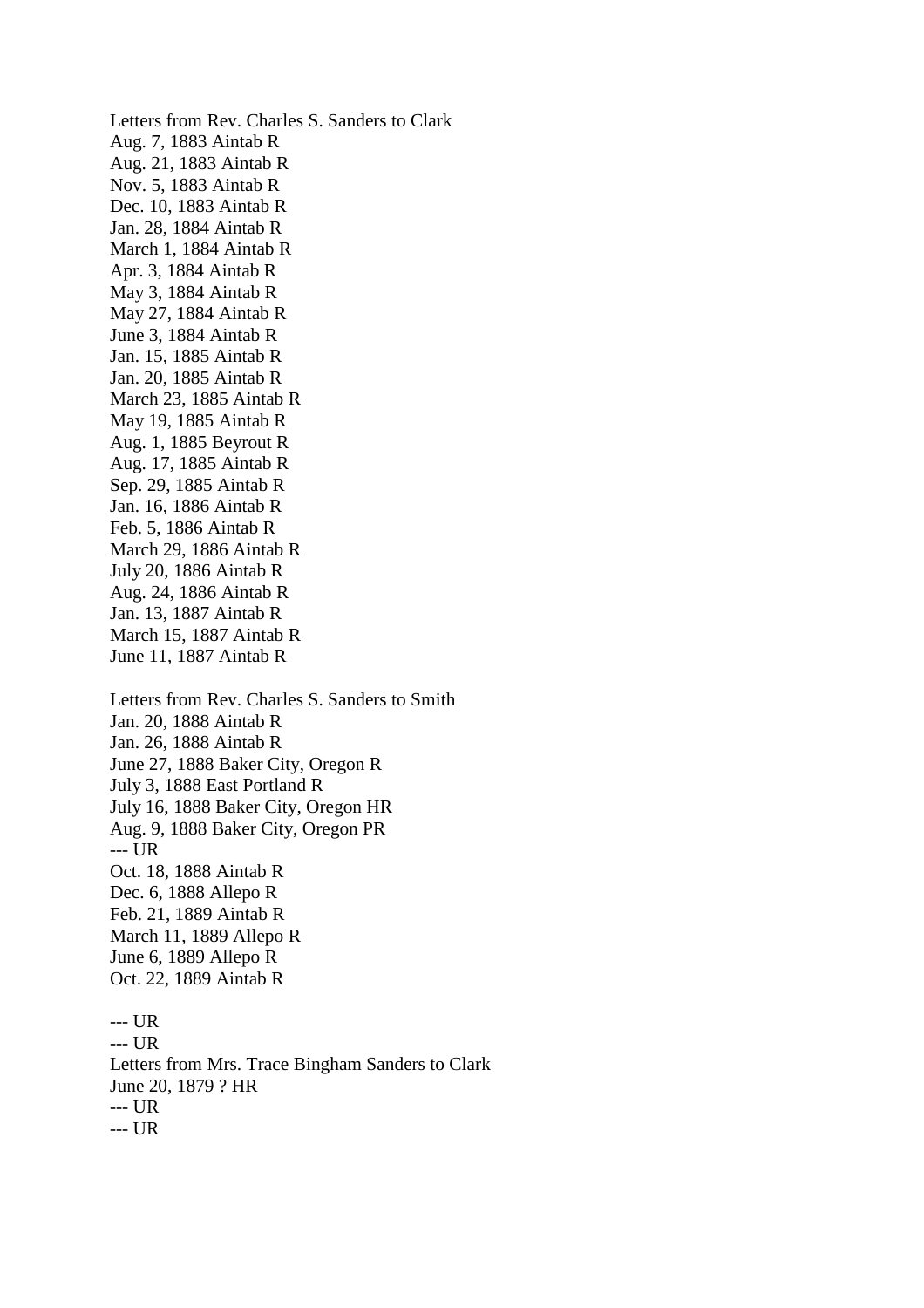Letters from Rev. Charles S. Sanders to Clark
Aug. 7, 1883 Aintab R
Aug. 21, 1883 Aintab R
Nov. 5, 1883 Aintab R
Dec. 10, 1883 Aintab R
Jan. 28, 1884 Aintab R
March 1, 1884 Aintab R
Apr. 3, 1884 Aintab R
May 3, 1884 Aintab R
May 27, 1884 Aintab R
June 3, 1884 Aintab R
Jan. 15, 1885 Aintab R
Jan. 20, 1885 Aintab R
March 23, 1885 Aintab R
May 19, 1885 Aintab R
Aug. 1, 1885 Beyrout R
Aug. 17, 1885 Aintab R
Sep. 29, 1885 Aintab R
Jan. 16, 1886 Aintab R
Feb. 5, 1886 Aintab R
March 29, 1886 Aintab R
July 20, 1886 Aintab R
Aug. 24, 1886 Aintab R
Jan. 13, 1887 Aintab R
March 15, 1887 Aintab R
June 11, 1887 Aintab R

Letters from Rev. Charles S. Sanders to Smith
Jan. 20, 1888 Aintab R
Jan. 26, 1888 Aintab R
June 27, 1888 Baker City, Oregon R
July 3, 1888 East Portland R
July 16, 1888 Baker City, Oregon HR
Aug. 9, 1888 Baker City, Oregon PR
--- UR
Oct. 18, 1888 Aintab R
Dec. 6, 1888 Allepo R
Feb. 21, 1889 Aintab R
March 11, 1889 Allepo R
June 6, 1889 Allepo R
Oct. 22, 1889 Aintab R

--- UR
--- UR
Letters from Mrs. Trace Bingham Sanders to Clark
June 20, 1879 ? HR
--- UR
--- UR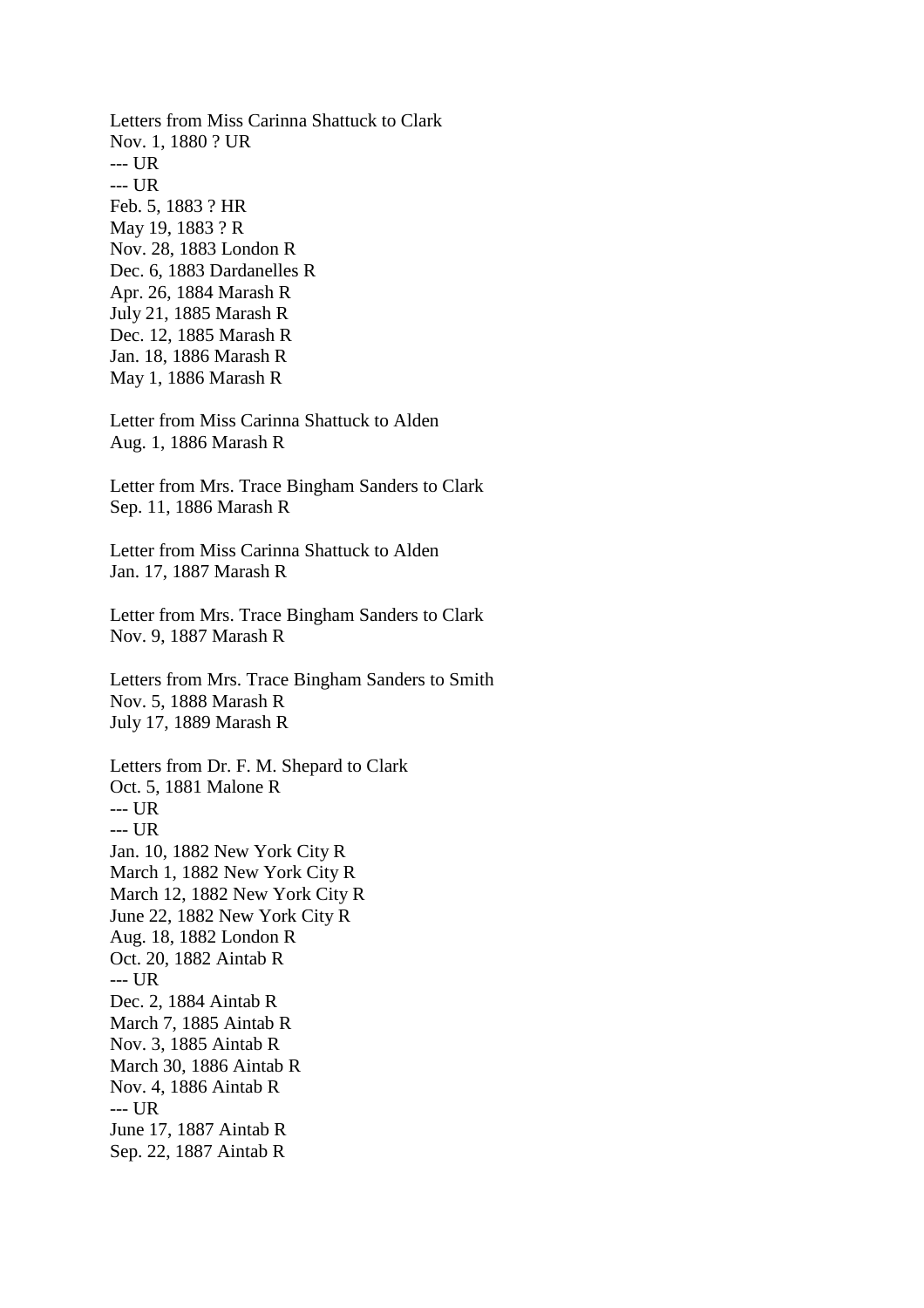Letters from Miss Carinna Shattuck to Clark
Nov. 1, 1880 ? UR
--- UR
--- UR
Feb. 5, 1883 ? HR
May 19, 1883 ? R
Nov. 28, 1883 London R
Dec. 6, 1883 Dardanelles R
Apr. 26, 1884 Marash R
July 21, 1885 Marash R
Dec. 12, 1885 Marash R
Jan. 18, 1886 Marash R
May 1, 1886 Marash R

Letter from Miss Carinna Shattuck to Alden
Aug. 1, 1886 Marash R

Letter from Mrs. Trace Bingham Sanders to Clark
Sep. 11, 1886 Marash R

Letter from Miss Carinna Shattuck to Alden
Jan. 17, 1887 Marash R

Letter from Mrs. Trace Bingham Sanders to Clark
Nov. 9, 1887 Marash R

Letters from Mrs. Trace Bingham Sanders to Smith
Nov. 5, 1888 Marash R
July 17, 1889 Marash R

Letters from Dr. F. M. Shepard to Clark
Oct. 5, 1881 Malone R
--- UR
--- UR
Jan. 10, 1882 New York City R
March 1, 1882 New York City R
March 12, 1882 New York City R
June 22, 1882 New York City R
Aug. 18, 1882 London R
Oct. 20, 1882 Aintab R
--- UR
Dec. 2, 1884 Aintab R
March 7, 1885 Aintab R
Nov. 3, 1885 Aintab R
March 30, 1886 Aintab R
Nov. 4, 1886 Aintab R
--- UR
June 17, 1887 Aintab R
Sep. 22, 1887 Aintab R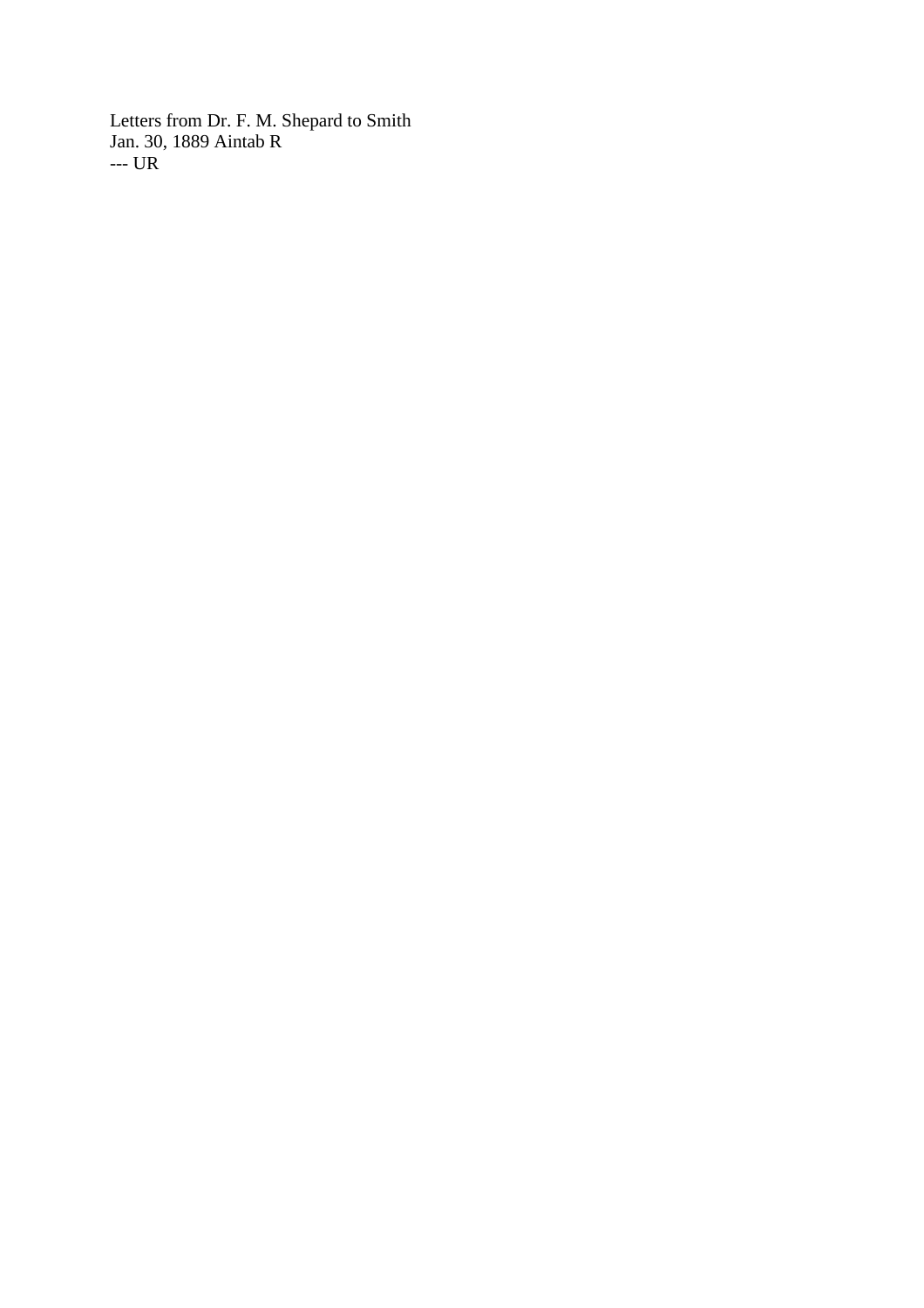Letters from Dr. F. M. Shepard to Smith
Jan. 30, 1889 Aintab R
--- UR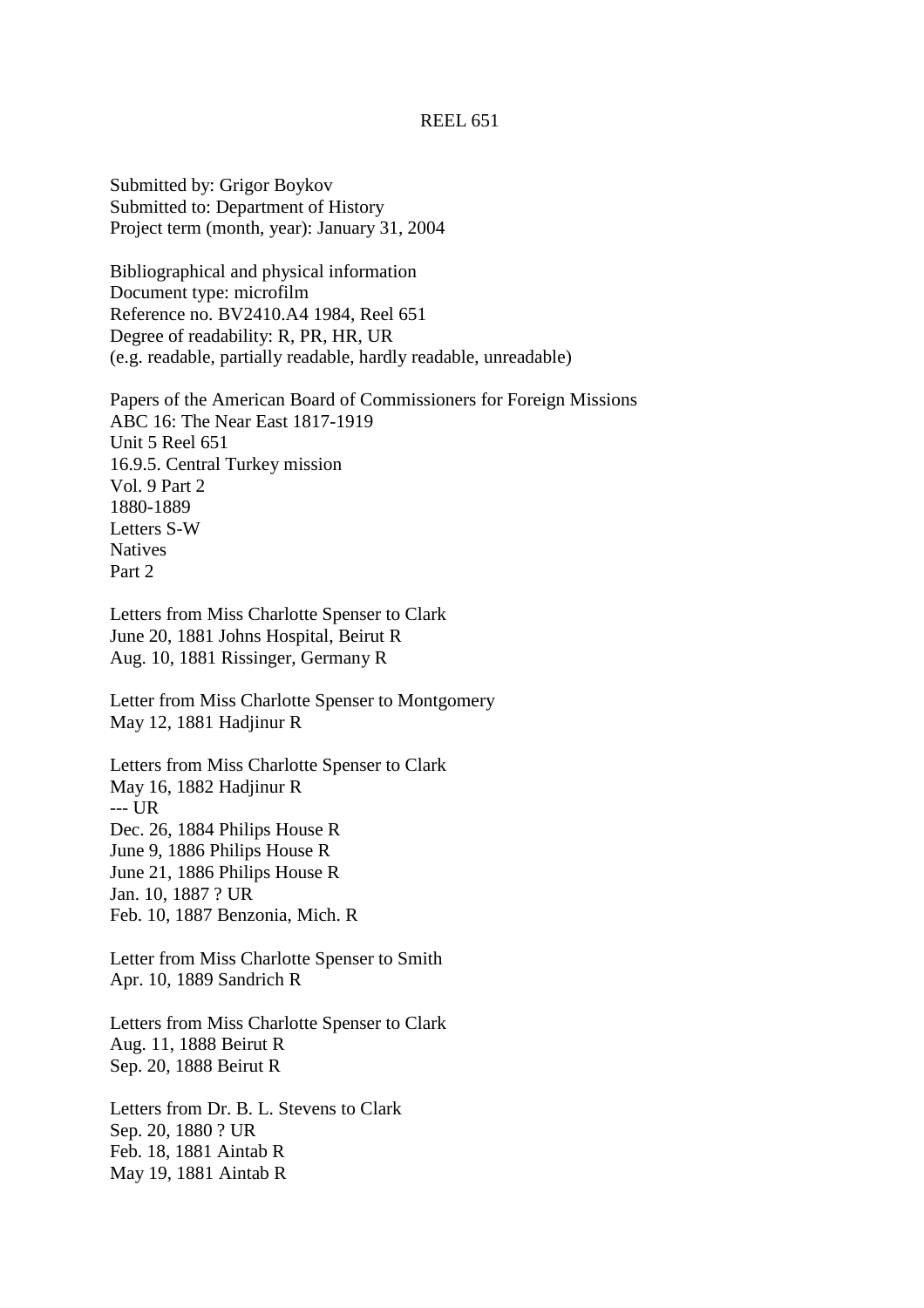REEL 651

Submitted by: Grigor Boykov
Submitted to: Department of History
Project term (month, year): January 31, 2004

Bibliographical and physical information
Document type: microfilm
Reference no. BV2410.A4 1984, Reel 651
Degree of readability: R, PR, HR, UR
(e.g. readable, partially readable, hardly readable, unreadable)

Papers of the American Board of Commissioners for Foreign Missions
ABC 16: The Near East 1817-1919
Unit 5 Reel 651
16.9.5. Central Turkey mission
Vol. 9 Part 2
1880-1889
Letters S-W
Natives
Part 2

Letters from Miss Charlotte Spenser to Clark
June 20, 1881 Johns Hospital, Beirut R
Aug. 10, 1881 Rissinger, Germany R

Letter from Miss Charlotte Spenser to Montgomery
May 12, 1881 Hadjinur R

Letters from Miss Charlotte Spenser to Clark
May 16, 1882 Hadjinur R
--- UR
Dec. 26, 1884 Philips House R
June 9, 1886 Philips House R
June 21, 1886 Philips House R
Jan. 10, 1887 ? UR
Feb. 10, 1887 Benzonia, Mich. R

Letter from Miss Charlotte Spenser to Smith
Apr. 10, 1889 Sandrich R

Letters from Miss Charlotte Spenser to Clark
Aug. 11, 1888 Beirut R
Sep. 20, 1888 Beirut R

Letters from Dr. B. L. Stevens to Clark
Sep. 20, 1880 ? UR
Feb. 18, 1881 Aintab R
May 19, 1881 Aintab R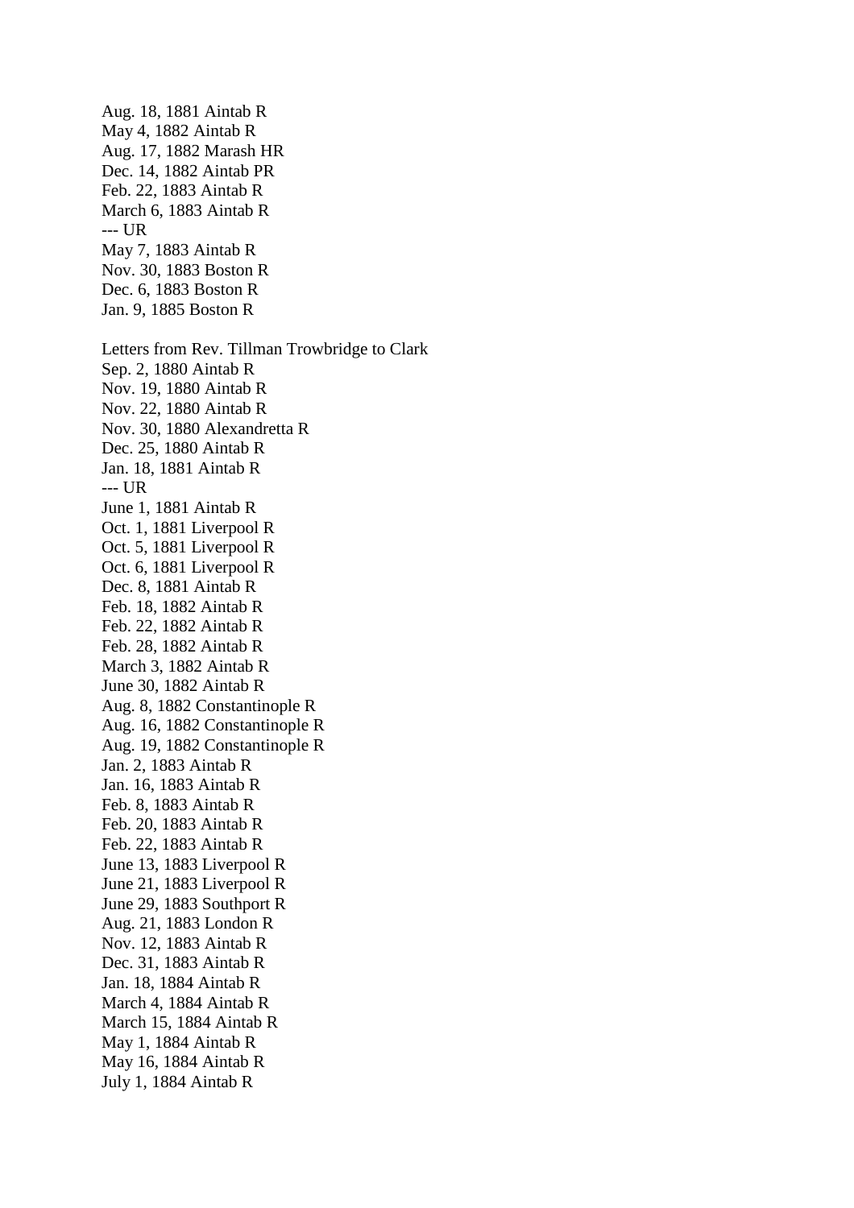Aug. 18, 1881 Aintab R
May 4, 1882 Aintab R
Aug. 17, 1882 Marash HR
Dec. 14, 1882 Aintab PR
Feb. 22, 1883 Aintab R
March 6, 1883 Aintab R
--- UR
May 7, 1883 Aintab R
Nov. 30, 1883 Boston R
Dec. 6, 1883 Boston R
Jan. 9, 1885 Boston R

Letters from Rev. Tillman Trowbridge to Clark
Sep. 2, 1880 Aintab R
Nov. 19, 1880 Aintab R
Nov. 22, 1880 Aintab R
Nov. 30, 1880 Alexandretta R
Dec. 25, 1880 Aintab R
Jan. 18, 1881 Aintab R
--- UR
June 1, 1881 Aintab R
Oct. 1, 1881 Liverpool R
Oct. 5, 1881 Liverpool R
Oct. 6, 1881 Liverpool R
Dec. 8, 1881 Aintab R
Feb. 18, 1882 Aintab R
Feb. 22, 1882 Aintab R
Feb. 28, 1882 Aintab R
March 3, 1882 Aintab R
June 30, 1882 Aintab R
Aug. 8, 1882 Constantinople R
Aug. 16, 1882 Constantinople R
Aug. 19, 1882 Constantinople R
Jan. 2, 1883 Aintab R
Jan. 16, 1883 Aintab R
Feb. 8, 1883 Aintab R
Feb. 20, 1883 Aintab R
Feb. 22, 1883 Aintab R
June 13, 1883 Liverpool R
June 21, 1883 Liverpool R
June 29, 1883 Southport R
Aug. 21, 1883 London R
Nov. 12, 1883 Aintab R
Dec. 31, 1883 Aintab R
Jan. 18, 1884 Aintab R
March 4, 1884 Aintab R
March 15, 1884 Aintab R
May 1, 1884 Aintab R
May 16, 1884 Aintab R
July 1, 1884 Aintab R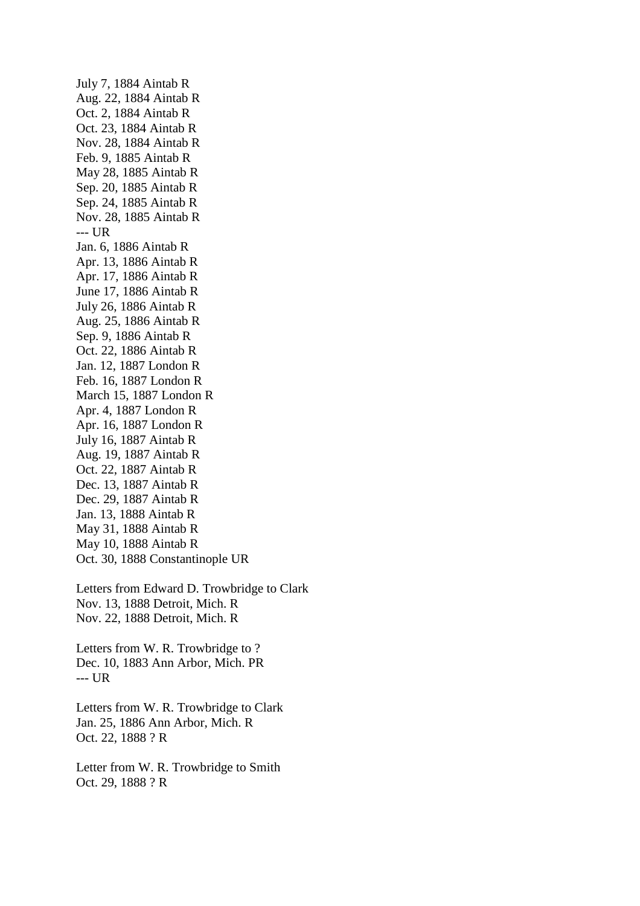July 7, 1884 Aintab R
Aug. 22, 1884 Aintab R
Oct. 2, 1884 Aintab R
Oct. 23, 1884 Aintab R
Nov. 28, 1884 Aintab R
Feb. 9, 1885 Aintab R
May 28, 1885 Aintab R
Sep. 20, 1885 Aintab R
Sep. 24, 1885 Aintab R
Nov. 28, 1885 Aintab R
--- UR
Jan. 6, 1886 Aintab R
Apr. 13, 1886 Aintab R
Apr. 17, 1886 Aintab R
June 17, 1886 Aintab R
July 26, 1886 Aintab R
Aug. 25, 1886 Aintab R
Sep. 9, 1886 Aintab R
Oct. 22, 1886 Aintab R
Jan. 12, 1887 London R
Feb. 16, 1887 London R
March 15, 1887 London R
Apr. 4, 1887 London R
Apr. 16, 1887 London R
July 16, 1887 Aintab R
Aug. 19, 1887 Aintab R
Oct. 22, 1887 Aintab R
Dec. 13, 1887 Aintab R
Dec. 29, 1887 Aintab R
Jan. 13, 1888 Aintab R
May 31, 1888 Aintab R
May 10, 1888 Aintab R
Oct. 30, 1888 Constantinople UR

Letters from Edward D. Trowbridge to Clark
Nov. 13, 1888 Detroit, Mich. R
Nov. 22, 1888 Detroit, Mich. R

Letters from W. R. Trowbridge to ?
Dec. 10, 1883 Ann Arbor, Mich. PR
--- UR

Letters from W. R. Trowbridge to Clark
Jan. 25, 1886 Ann Arbor, Mich. R
Oct. 22, 1888 ? R

Letter from W. R. Trowbridge to Smith
Oct. 29, 1888 ? R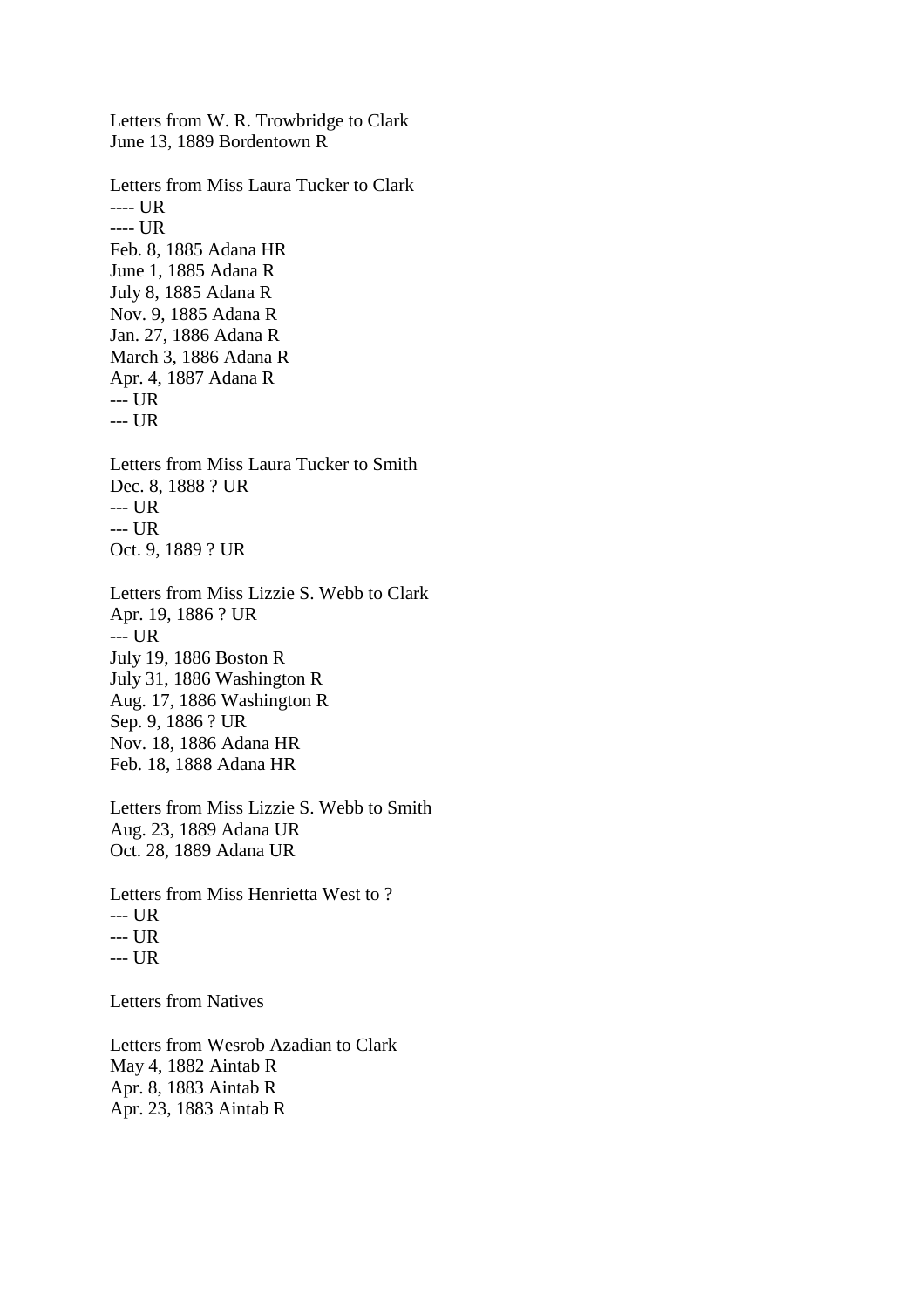Letters from W. R. Trowbridge to Clark
June 13, 1889 Bordentown R

Letters from Miss Laura Tucker to Clark
---- UR
---- UR
Feb. 8, 1885 Adana HR
June 1, 1885 Adana R
July 8, 1885 Adana R
Nov. 9, 1885 Adana R
Jan. 27, 1886 Adana R
March 3, 1886 Adana R
Apr. 4, 1887 Adana R
--- UR
--- UR

Letters from Miss Laura Tucker to Smith
Dec. 8, 1888 ? UR
--- UR
--- UR
Oct. 9, 1889 ? UR

Letters from Miss Lizzie S. Webb to Clark
Apr. 19, 1886 ? UR
--- UR
July 19, 1886 Boston R
July 31, 1886 Washington R
Aug. 17, 1886 Washington R
Sep. 9, 1886 ? UR
Nov. 18, 1886 Adana HR
Feb. 18, 1888 Adana HR

Letters from Miss Lizzie S. Webb to Smith
Aug. 23, 1889 Adana UR
Oct. 28, 1889 Adana UR

Letters from Miss Henrietta West to ?
--- UR
--- UR
--- UR

Letters from Natives

Letters from Wesrob Azadian to Clark
May 4, 1882 Aintab R
Apr. 8, 1883 Aintab R
Apr. 23, 1883 Aintab R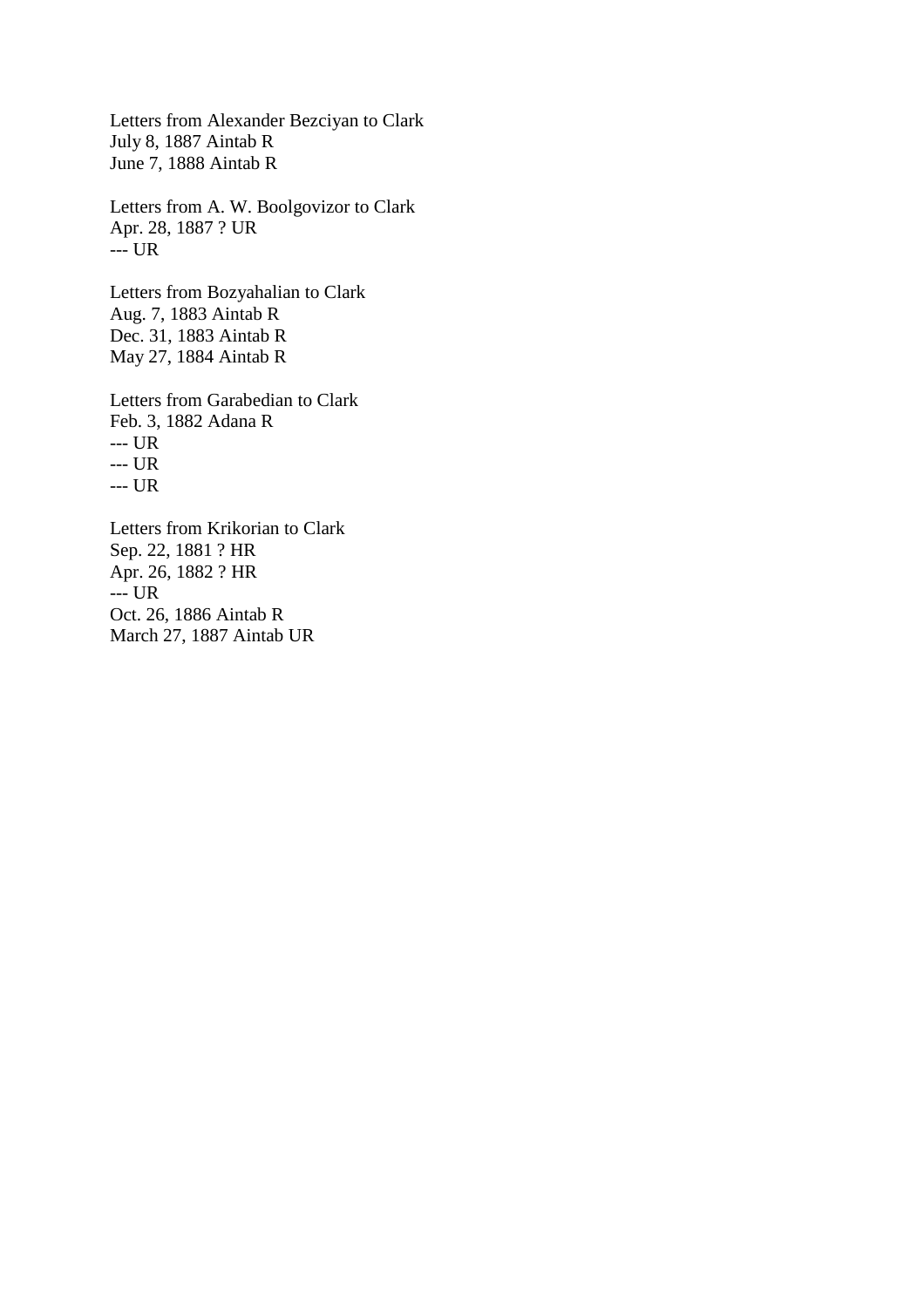Letters from Alexander Bezciyan to Clark
July 8, 1887 Aintab R
June 7, 1888 Aintab R

Letters from A. W. Boolgovizor to Clark
Apr. 28, 1887 ? UR
--- UR

Letters from Bozyahalian to Clark
Aug. 7, 1883 Aintab R
Dec. 31, 1883 Aintab R
May 27, 1884 Aintab R

Letters from Garabedian to Clark
Feb. 3, 1882 Adana R
--- UR
--- UR
--- UR

Letters from Krikorian to Clark
Sep. 22, 1881 ? HR
Apr. 26, 1882 ? HR
--- UR
Oct. 26, 1886 Aintab R
March 27, 1887 Aintab UR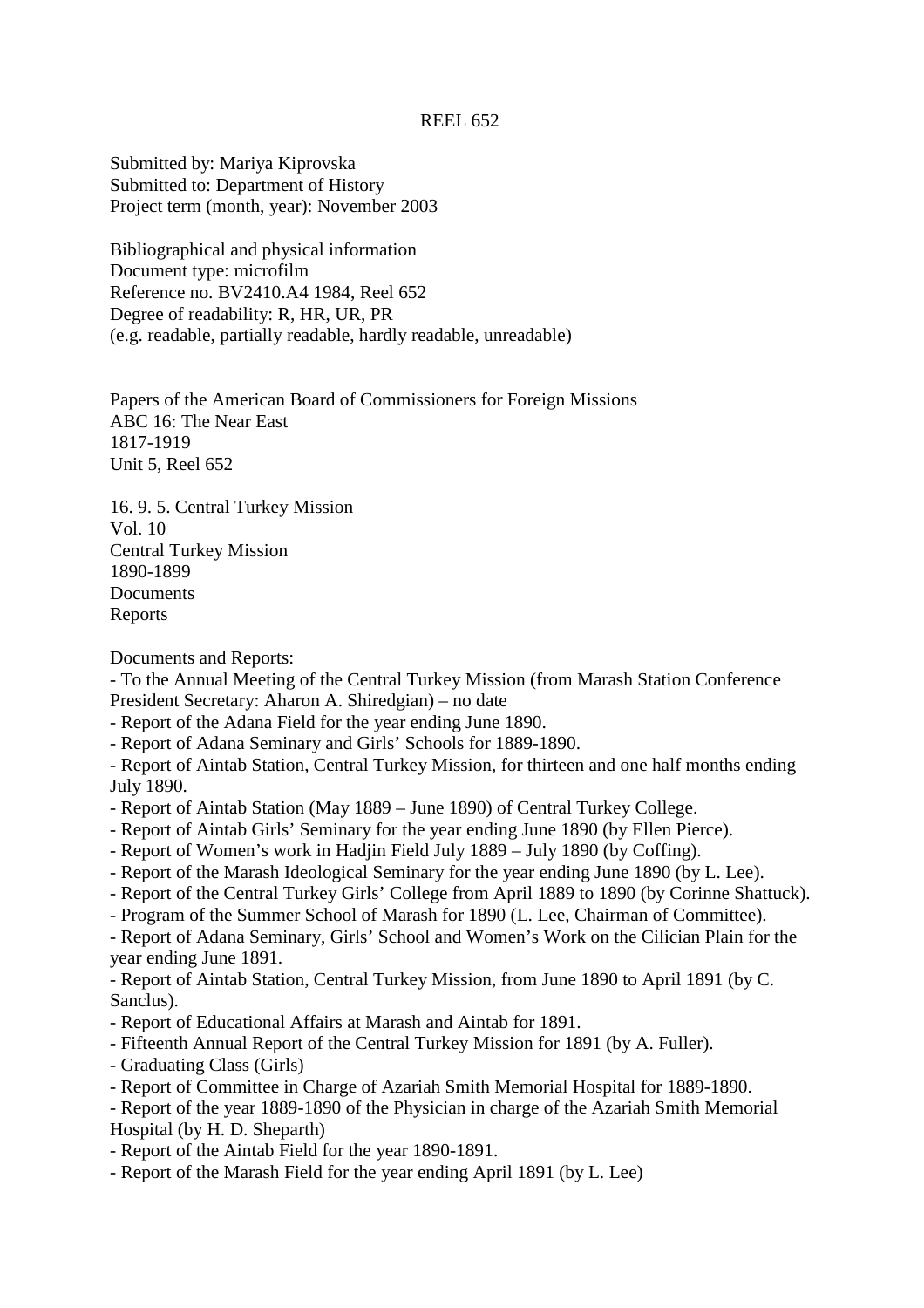# REEL 652

Submitted by: Mariya Kiprovska
Submitted to: Department of History
Project term (month, year): November 2003

Bibliographical and physical information
Document type: microfilm
Reference no. BV2410.A4 1984, Reel 652
Degree of readability: R, HR, UR, PR
(e.g. readable, partially readable, hardly readable, unreadable)

Papers of the American Board of Commissioners for Foreign Missions
ABC 16: The Near East
1817-1919
Unit 5, Reel 652

16. 9. 5. Central Turkey Mission
Vol. 10
Central Turkey Mission
1890-1899
Documents
Reports

Documents and Reports:

- To the Annual Meeting of the Central Turkey Mission (from Marash Station Conference President Secretary: Aharon A. Shiredgian) – no date
- Report of the Adana Field for the year ending June 1890.
- Report of Adana Seminary and Girls' Schools for 1889-1890.
- Report of Aintab Station, Central Turkey Mission, for thirteen and one half months ending July 1890.
- Report of Aintab Station (May 1889 – June 1890) of Central Turkey College.
- Report of Aintab Girls' Seminary for the year ending June 1890 (by Ellen Pierce).
- Report of Women's work in Hadjin Field July 1889 – July 1890 (by Coffing).
- Report of the Marash Ideological Seminary for the year ending June 1890 (by L. Lee).
- Report of the Central Turkey Girls' College from April 1889 to 1890 (by Corinne Shattuck).
- Program of the Summer School of Marash for 1890 (L. Lee, Chairman of Committee).
- Report of Adana Seminary, Girls' School and Women's Work on the Cilician Plain for the year ending June 1891.
- Report of Aintab Station, Central Turkey Mission, from June 1890 to April 1891 (by C. Sanclus).
- Report of Educational Affairs at Marash and Aintab for 1891.
- Fifteenth Annual Report of the Central Turkey Mission for 1891 (by A. Fuller).
- Graduating Class (Girls)
- Report of Committee in Charge of Azariah Smith Memorial Hospital for 1889-1890.
- Report of the year 1889-1890 of the Physician in charge of the Azariah Smith Memorial Hospital (by H. D. Sheparth)
- Report of the Aintab Field for the year 1890-1891.
- Report of the Marash Field for the year ending April 1891 (by L. Lee)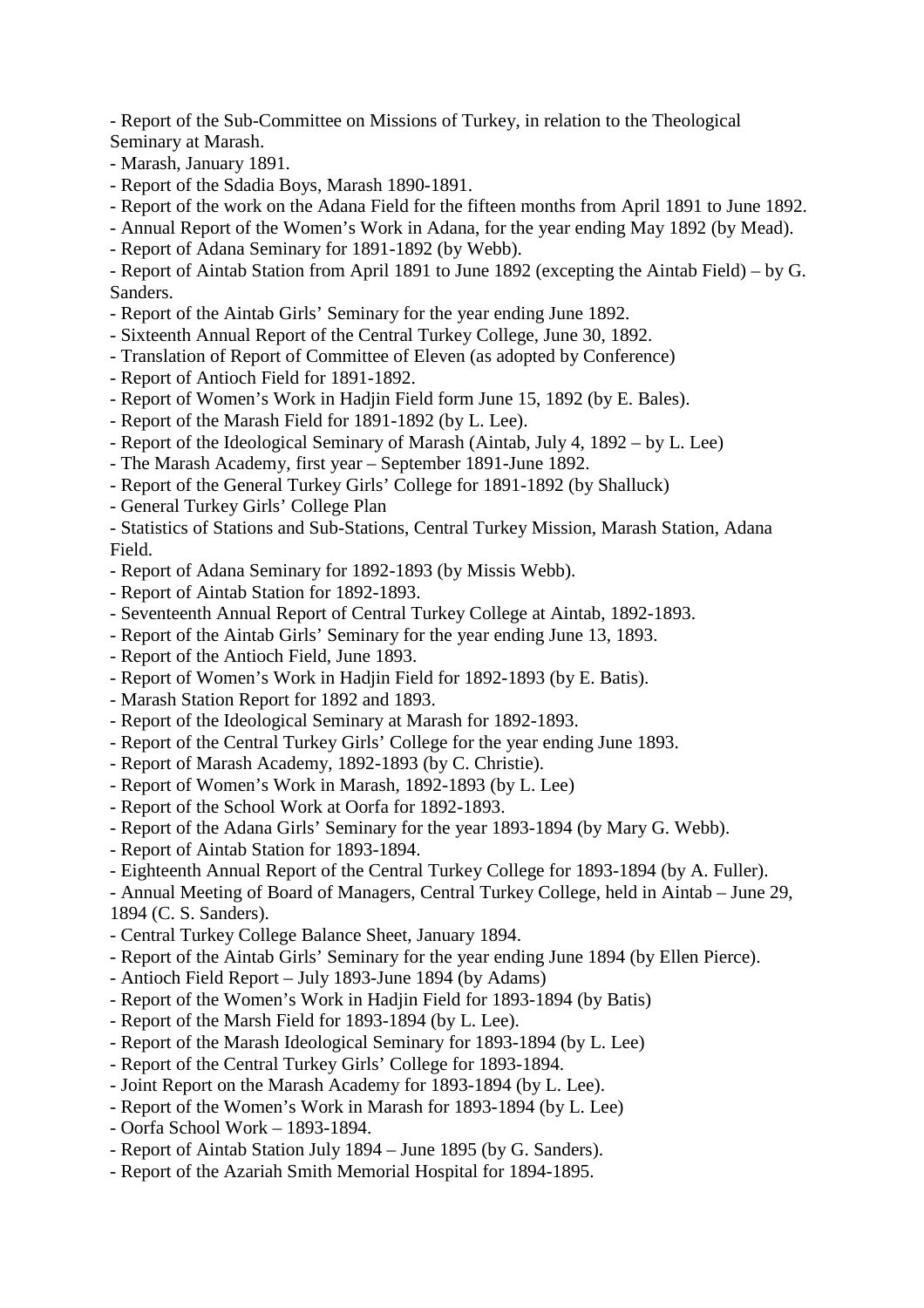- Report of the Sub-Committee on Missions of Turkey, in relation to the Theological Seminary at Marash.
- Marash, January 1891.
- Report of the Sdadia Boys, Marash 1890-1891.
- Report of the work on the Adana Field for the fifteen months from April 1891 to June 1892.
- Annual Report of the Women's Work in Adana, for the year ending May 1892 (by Mead).
- Report of Adana Seminary for 1891-1892 (by Webb).
- Report of Aintab Station from April 1891 to June 1892 (excepting the Aintab Field) – by G. Sanders.
- Report of the Aintab Girls' Seminary for the year ending June 1892.
- Sixteenth Annual Report of the Central Turkey College, June 30, 1892.
- Translation of Report of Committee of Eleven (as adopted by Conference)
- Report of Antioch Field for 1891-1892.
- Report of Women's Work in Hadjin Field form June 15, 1892 (by E. Bales).
- Report of the Marash Field for 1891-1892 (by L. Lee).
- Report of the Ideological Seminary of Marash (Aintab, July 4, 1892 – by L. Lee)
- The Marash Academy, first year – September 1891-June 1892.
- Report of the General Turkey Girls' College for 1891-1892 (by Shalluck)
- General Turkey Girls' College Plan
- Statistics of Stations and Sub-Stations, Central Turkey Mission, Marash Station, Adana Field.
- Report of Adana Seminary for 1892-1893 (by Missis Webb).
- Report of Aintab Station for 1892-1893.
- Seventeenth Annual Report of Central Turkey College at Aintab, 1892-1893.
- Report of the Aintab Girls' Seminary for the year ending June 13, 1893.
- Report of the Antioch Field, June 1893.
- Report of Women's Work in Hadjin Field for 1892-1893 (by E. Batis).
- Marash Station Report for 1892 and 1893.
- Report of the Ideological Seminary at Marash for 1892-1893.
- Report of the Central Turkey Girls' College for the year ending June 1893.
- Report of Marash Academy, 1892-1893 (by C. Christie).
- Report of Women's Work in Marash, 1892-1893 (by L. Lee)
- Report of the School Work at Oorfa for 1892-1893.
- Report of the Adana Girls' Seminary for the year 1893-1894 (by Mary G. Webb).
- Report of Aintab Station for 1893-1894.
- Eighteenth Annual Report of the Central Turkey College for 1893-1894 (by A. Fuller).
- Annual Meeting of Board of Managers, Central Turkey College, held in Aintab – June 29, 1894 (C. S. Sanders).
- Central Turkey College Balance Sheet, January 1894.
- Report of the Aintab Girls' Seminary for the year ending June 1894 (by Ellen Pierce).
- Antioch Field Report – July 1893-June 1894 (by Adams)
- Report of the Women's Work in Hadjin Field for 1893-1894 (by Batis)
- Report of the Marsh Field for 1893-1894 (by L. Lee).
- Report of the Marash Ideological Seminary for 1893-1894 (by L. Lee)
- Report of the Central Turkey Girls' College for 1893-1894.
- Joint Report on the Marash Academy for 1893-1894 (by L. Lee).
- Report of the Women's Work in Marash for 1893-1894 (by L. Lee)
- Oorfa School Work – 1893-1894.
- Report of Aintab Station July 1894 – June 1895 (by G. Sanders).
- Report of the Azariah Smith Memorial Hospital for 1894-1895.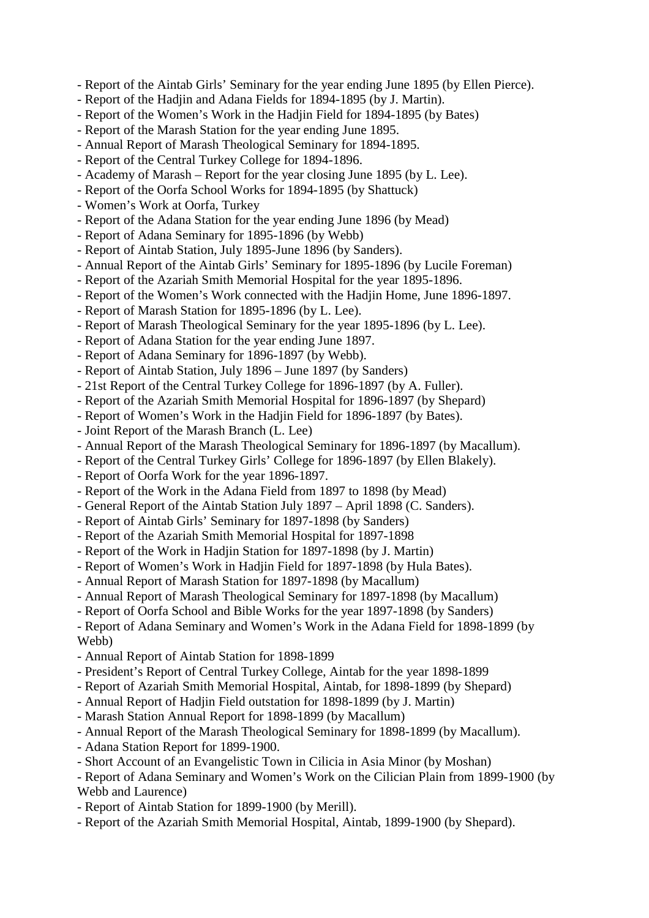- Report of the Aintab Girls' Seminary for the year ending June 1895 (by Ellen Pierce).
- Report of the Hadjin and Adana Fields for 1894-1895 (by J. Martin).
- Report of the Women's Work in the Hadjin Field for 1894-1895 (by Bates)
- Report of the Marash Station for the year ending June 1895.
- Annual Report of Marash Theological Seminary for 1894-1895.
- Report of the Central Turkey College for 1894-1896.
- Academy of Marash – Report for the year closing June 1895 (by L. Lee).
- Report of the Oorfa School Works for 1894-1895 (by Shattuck)
- Women's Work at Oorfa, Turkey
- Report of the Adana Station for the year ending June 1896 (by Mead)
- Report of Adana Seminary for 1895-1896 (by Webb)
- Report of Aintab Station, July 1895-June 1896 (by Sanders).
- Annual Report of the Aintab Girls' Seminary for 1895-1896 (by Lucile Foreman)
- Report of the Azariah Smith Memorial Hospital for the year 1895-1896.
- Report of the Women's Work connected with the Hadjin Home, June 1896-1897.
- Report of Marash Station for 1895-1896 (by L. Lee).
- Report of Marash Theological Seminary for the year 1895-1896 (by L. Lee).
- Report of Adana Station for the year ending June 1897.
- Report of Adana Seminary for 1896-1897 (by Webb).
- Report of Aintab Station, July 1896 – June 1897 (by Sanders)
- 21st Report of the Central Turkey College for 1896-1897 (by A. Fuller).
- Report of the Azariah Smith Memorial Hospital for 1896-1897 (by Shepard)
- Report of Women's Work in the Hadjin Field for 1896-1897 (by Bates).
- Joint Report of the Marash Branch (L. Lee)
- Annual Report of the Marash Theological Seminary for 1896-1897 (by Macallum).
- Report of the Central Turkey Girls' College for 1896-1897 (by Ellen Blakely).
- Report of Oorfa Work for the year 1896-1897.
- Report of the Work in the Adana Field from 1897 to 1898 (by Mead)
- General Report of the Aintab Station July 1897 – April 1898 (C. Sanders).
- Report of Aintab Girls' Seminary for 1897-1898 (by Sanders)
- Report of the Azariah Smith Memorial Hospital for 1897-1898
- Report of the Work in Hadjin Station for 1897-1898 (by J. Martin)
- Report of Women's Work in Hadjin Field for 1897-1898 (by Hula Bates).
- Annual Report of Marash Station for 1897-1898 (by Macallum)
- Annual Report of Marash Theological Seminary for 1897-1898 (by Macallum)
- Report of Oorfa School and Bible Works for the year 1897-1898 (by Sanders)
- Report of Adana Seminary and Women's Work in the Adana Field for 1898-1899 (by Webb)
- Annual Report of Aintab Station for 1898-1899
- President's Report of Central Turkey College, Aintab for the year 1898-1899
- Report of Azariah Smith Memorial Hospital, Aintab, for 1898-1899 (by Shepard)
- Annual Report of Hadjin Field outstation for 1898-1899 (by J. Martin)
- Marash Station Annual Report for 1898-1899 (by Macallum)
- Annual Report of the Marash Theological Seminary for 1898-1899 (by Macallum).
- Adana Station Report for 1899-1900.
- Short Account of an Evangelistic Town in Cilicia in Asia Minor (by Moshan)
- Report of Adana Seminary and Women's Work on the Cilician Plain from 1899-1900 (by Webb and Laurence)
- Report of Aintab Station for 1899-1900 (by Merill).
- Report of the Azariah Smith Memorial Hospital, Aintab, 1899-1900 (by Shepard).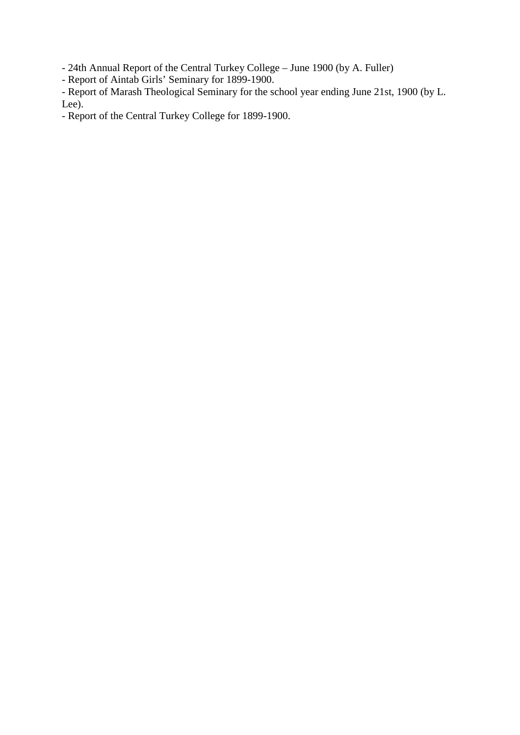- 24th Annual Report of the Central Turkey College – June 1900 (by A. Fuller)
- Report of Aintab Girls' Seminary for 1899-1900.
- Report of Marash Theological Seminary for the school year ending June 21st, 1900 (by L. Lee).
- Report of the Central Turkey College for 1899-1900.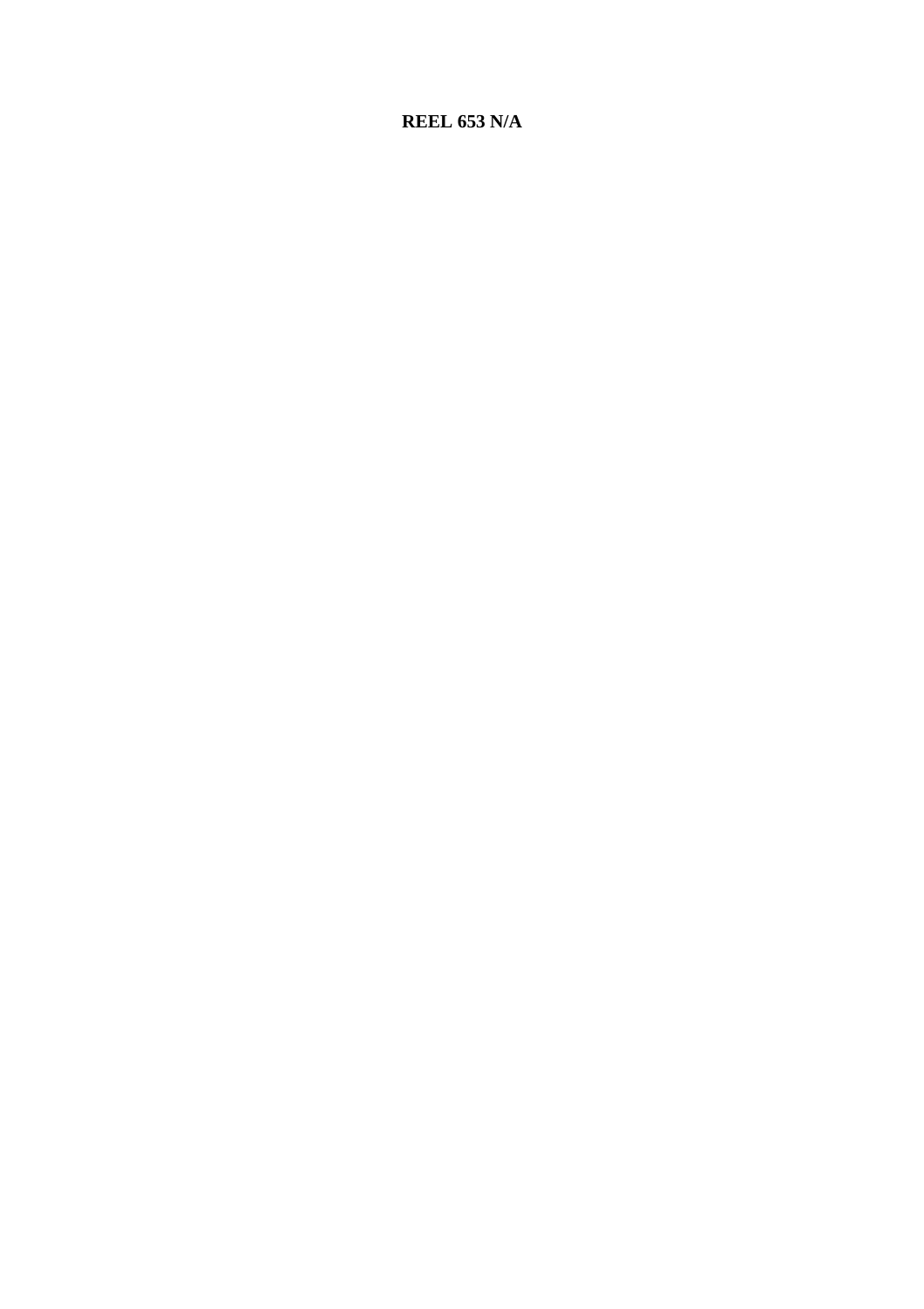**REEL 653 N/A**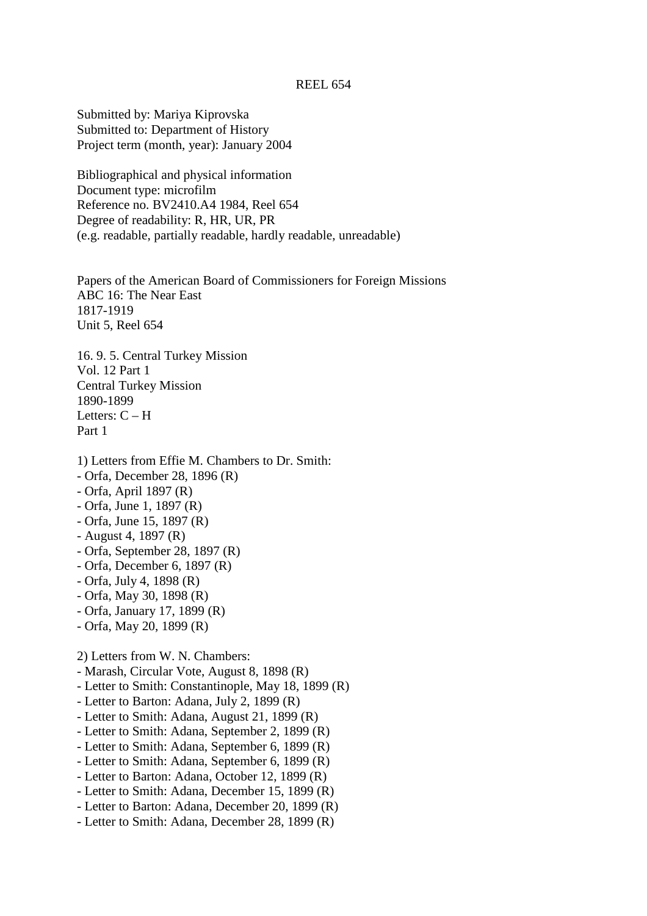REEL 654

Submitted by: Mariya Kiprovska
Submitted to: Department of History
Project term (month, year): January 2004

Bibliographical and physical information
Document type: microfilm
Reference no. BV2410.A4 1984, Reel 654
Degree of readability: R, HR, UR, PR
(e.g. readable, partially readable, hardly readable, unreadable)

Papers of the American Board of Commissioners for Foreign Missions
ABC 16: The Near East
1817-1919
Unit 5, Reel 654

16. 9. 5. Central Turkey Mission
Vol. 12 Part 1
Central Turkey Mission
1890-1899
Letters: C – H
Part 1

1) Letters from Effie M. Chambers to Dr. Smith:
- Orfa, December 28, 1896 (R)
- Orfa, April 1897 (R)
- Orfa, June 1, 1897 (R)
- Orfa, June 15, 1897 (R)
- August 4, 1897 (R)
- Orfa, September 28, 1897 (R)
- Orfa, December 6, 1897 (R)
- Orfa, July 4, 1898 (R)
- Orfa, May 30, 1898 (R)
- Orfa, January 17, 1899 (R)
- Orfa, May 20, 1899 (R)

2) Letters from W. N. Chambers:
- Marash, Circular Vote, August 8, 1898 (R)
- Letter to Smith: Constantinople, May 18, 1899 (R)
- Letter to Barton: Adana, July 2, 1899 (R)
- Letter to Smith: Adana, August 21, 1899 (R)
- Letter to Smith: Adana, September 2, 1899 (R)
- Letter to Smith: Adana, September 6, 1899 (R)
- Letter to Smith: Adana, September 6, 1899 (R)
- Letter to Barton: Adana, October 12, 1899 (R)
- Letter to Smith: Adana, December 15, 1899 (R)
- Letter to Barton: Adana, December 20, 1899 (R)
- Letter to Smith: Adana, December 28, 1899 (R)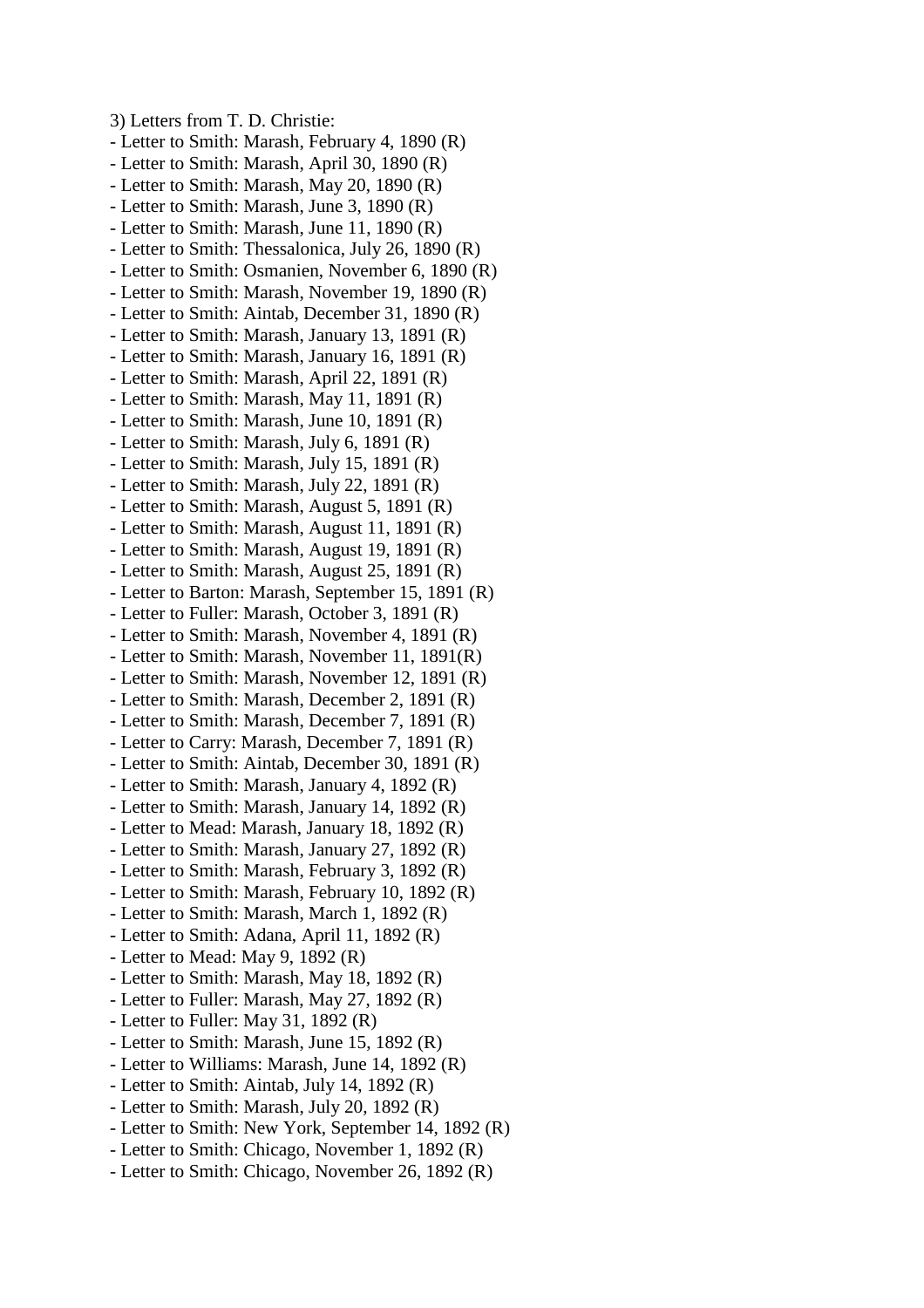3) Letters from T. D. Christie:

- Letter to Smith: Marash, February 4, 1890 (R)
- Letter to Smith: Marash, April 30, 1890 (R)
- Letter to Smith: Marash, May 20, 1890 (R)
- Letter to Smith: Marash, June 3, 1890 (R)
- Letter to Smith: Marash, June 11, 1890 (R)
- Letter to Smith: Thessalonica, July 26, 1890 (R)
- Letter to Smith: Osmanien, November 6, 1890 (R)
- Letter to Smith: Marash, November 19, 1890 (R)
- Letter to Smith: Aintab, December 31, 1890 (R)
- Letter to Smith: Marash, January 13, 1891 (R)
- Letter to Smith: Marash, January 16, 1891 (R)
- Letter to Smith: Marash, April 22, 1891 (R)
- Letter to Smith: Marash, May 11, 1891 (R)
- Letter to Smith: Marash, June 10, 1891 (R)
- Letter to Smith: Marash, July 6, 1891 (R)
- Letter to Smith: Marash, July 15, 1891 (R)
- Letter to Smith: Marash, July 22, 1891 (R)
- Letter to Smith: Marash, August 5, 1891 (R)
- Letter to Smith: Marash, August 11, 1891 (R)
- Letter to Smith: Marash, August 19, 1891 (R)
- Letter to Smith: Marash, August 25, 1891 (R)
- Letter to Barton: Marash, September 15, 1891 (R)
- Letter to Fuller: Marash, October 3, 1891 (R)
- Letter to Smith: Marash, November 4, 1891 (R)
- Letter to Smith: Marash, November 11, 1891(R)
- Letter to Smith: Marash, November 12, 1891 (R)
- Letter to Smith: Marash, December 2, 1891 (R)
- Letter to Smith: Marash, December 7, 1891 (R)
- Letter to Carry: Marash, December 7, 1891 (R)
- Letter to Smith: Aintab, December 30, 1891 (R)
- Letter to Smith: Marash, January 4, 1892 (R)
- Letter to Smith: Marash, January 14, 1892 (R)
- Letter to Mead: Marash, January 18, 1892 (R)
- Letter to Smith: Marash, January 27, 1892 (R)
- Letter to Smith: Marash, February 3, 1892 (R)
- Letter to Smith: Marash, February 10, 1892 (R)
- Letter to Smith: Marash, March 1, 1892 (R)
- Letter to Smith: Adana, April 11, 1892 (R)
- Letter to Mead: May 9, 1892 (R)
- Letter to Smith: Marash, May 18, 1892 (R)
- Letter to Fuller: Marash, May 27, 1892 (R)
- Letter to Fuller: May 31, 1892 (R)
- Letter to Smith: Marash, June 15, 1892 (R)
- Letter to Williams: Marash, June 14, 1892 (R)
- Letter to Smith: Aintab, July 14, 1892 (R)
- Letter to Smith: Marash, July 20, 1892 (R)
- Letter to Smith: New York, September 14, 1892 (R)
- Letter to Smith: Chicago, November 1, 1892 (R)
- Letter to Smith: Chicago, November 26, 1892 (R)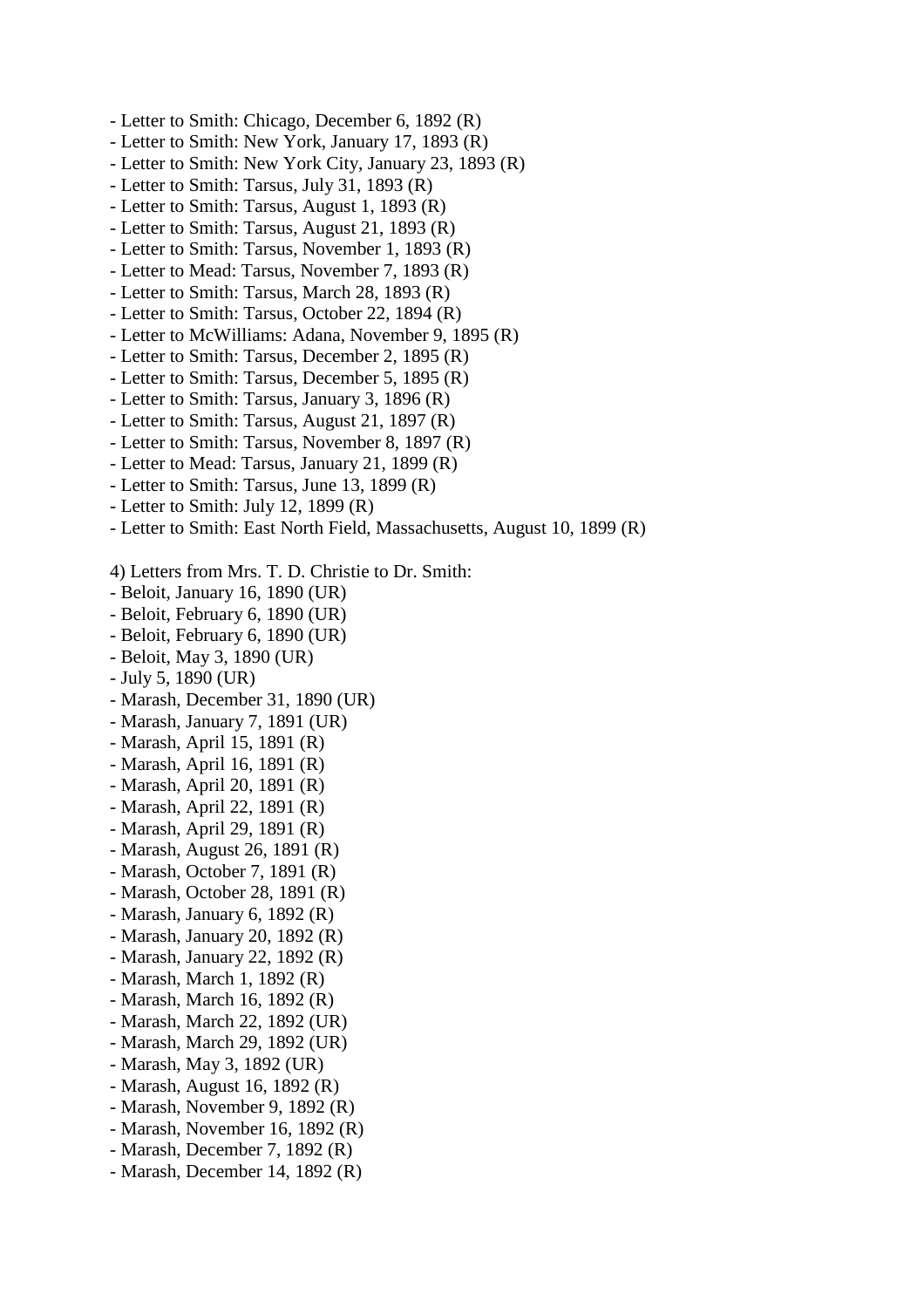- Letter to Smith: Chicago, December 6, 1892 (R)
- Letter to Smith: New York, January 17, 1893 (R)
- Letter to Smith: New York City, January 23, 1893 (R)
- Letter to Smith: Tarsus, July 31, 1893 (R)
- Letter to Smith: Tarsus, August 1, 1893 (R)
- Letter to Smith: Tarsus, August 21, 1893 (R)
- Letter to Smith: Tarsus, November 1, 1893 (R)
- Letter to Mead: Tarsus, November 7, 1893 (R)
- Letter to Smith: Tarsus, March 28, 1893 (R)
- Letter to Smith: Tarsus, October 22, 1894 (R)
- Letter to McWilliams: Adana, November 9, 1895 (R)
- Letter to Smith: Tarsus, December 2, 1895 (R)
- Letter to Smith: Tarsus, December 5, 1895 (R)
- Letter to Smith: Tarsus, January 3, 1896 (R)
- Letter to Smith: Tarsus, August 21, 1897 (R)
- Letter to Smith: Tarsus, November 8, 1897 (R)
- Letter to Mead: Tarsus, January 21, 1899 (R)
- Letter to Smith: Tarsus, June 13, 1899 (R)
- Letter to Smith: July 12, 1899 (R)
- Letter to Smith: East North Field, Massachusetts, August 10, 1899 (R)

4) Letters from Mrs. T. D. Christie to Dr. Smith:
- Beloit, January 16, 1890 (UR)
- Beloit, February 6, 1890 (UR)
- Beloit, February 6, 1890 (UR)
- Beloit, May 3, 1890 (UR)
- July 5, 1890 (UR)
- Marash, December 31, 1890 (UR)
- Marash, January 7, 1891 (UR)
- Marash, April 15, 1891 (R)
- Marash, April 16, 1891 (R)
- Marash, April 20, 1891 (R)
- Marash, April 22, 1891 (R)
- Marash, April 29, 1891 (R)
- Marash, August 26, 1891 (R)
- Marash, October 7, 1891 (R)
- Marash, October 28, 1891 (R)
- Marash, January 6, 1892 (R)
- Marash, January 20, 1892 (R)
- Marash, January 22, 1892 (R)
- Marash, March 1, 1892 (R)
- Marash, March 16, 1892 (R)
- Marash, March 22, 1892 (UR)
- Marash, March 29, 1892 (UR)
- Marash, May 3, 1892 (UR)
- Marash, August 16, 1892 (R)
- Marash, November 9, 1892 (R)
- Marash, November 16, 1892 (R)
- Marash, December 7, 1892 (R)
- Marash, December 14, 1892 (R)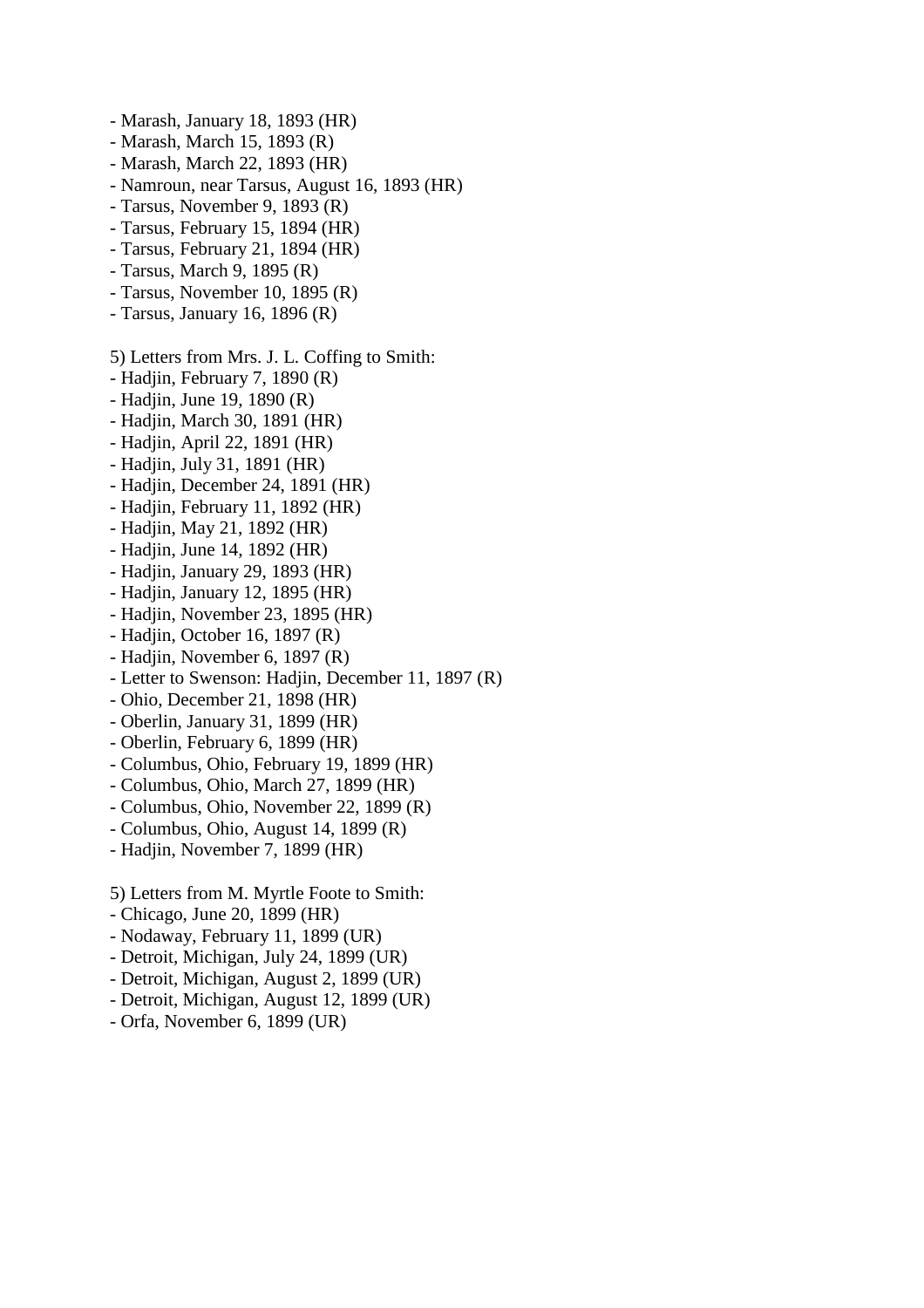- Marash, January 18, 1893 (HR)
- Marash, March 15, 1893 (R)
- Marash, March 22, 1893 (HR)
- Namroun, near Tarsus, August 16, 1893 (HR)
- Tarsus, November 9, 1893 (R)
- Tarsus, February 15, 1894 (HR)
- Tarsus, February 21, 1894 (HR)
- Tarsus, March 9, 1895 (R)
- Tarsus, November 10, 1895 (R)
- Tarsus, January 16, 1896 (R)

5) Letters from Mrs. J. L. Coffing to Smith:
- Hadjin, February 7, 1890 (R)
- Hadjin, June 19, 1890 (R)
- Hadjin, March 30, 1891 (HR)
- Hadjin, April 22, 1891 (HR)
- Hadjin, July 31, 1891 (HR)
- Hadjin, December 24, 1891 (HR)
- Hadjin, February 11, 1892 (HR)
- Hadjin, May 21, 1892 (HR)
- Hadjin, June 14, 1892 (HR)
- Hadjin, January 29, 1893 (HR)
- Hadjin, January 12, 1895 (HR)
- Hadjin, November 23, 1895 (HR)
- Hadjin, October 16, 1897 (R)
- Hadjin, November 6, 1897 (R)
- Letter to Swenson: Hadjin, December 11, 1897 (R)
- Ohio, December 21, 1898 (HR)
- Oberlin, January 31, 1899 (HR)
- Oberlin, February 6, 1899 (HR)
- Columbus, Ohio, February 19, 1899 (HR)
- Columbus, Ohio, March 27, 1899 (HR)
- Columbus, Ohio, November 22, 1899 (R)
- Columbus, Ohio, August 14, 1899 (R)
- Hadjin, November 7, 1899 (HR)

5) Letters from M. Myrtle Foote to Smith:
- Chicago, June 20, 1899 (HR)
- Nodaway, February 11, 1899 (UR)
- Detroit, Michigan, July 24, 1899 (UR)
- Detroit, Michigan, August 2, 1899 (UR)
- Detroit, Michigan, August 12, 1899 (UR)
- Orfa, November 6, 1899 (UR)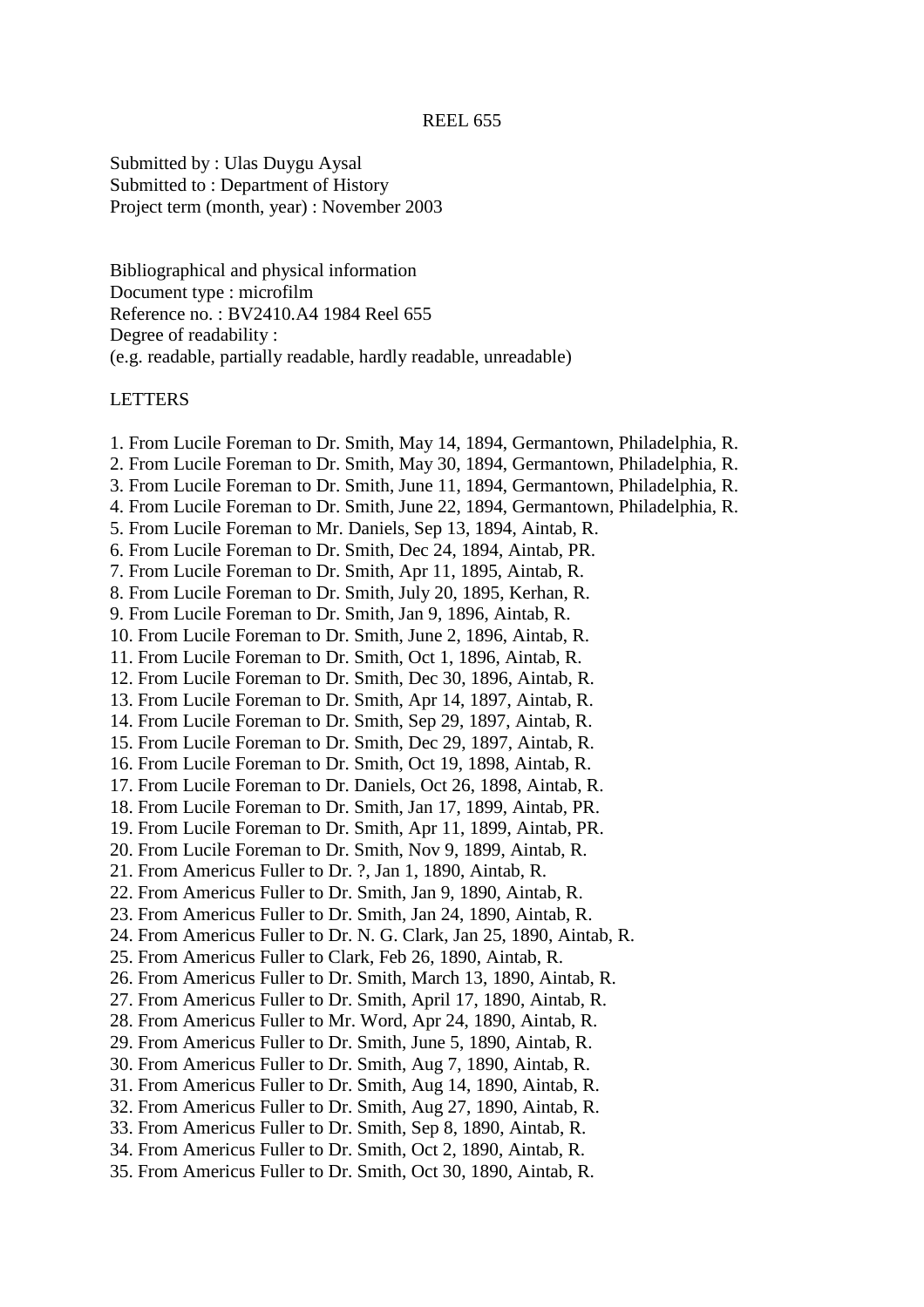REEL 655

Submitted by : Ulas Duygu Aysal
Submitted to : Department of History
Project term (month, year) : November 2003

Bibliographical and physical information
Document type : microfilm
Reference no. : BV2410.A4 1984 Reel 655
Degree of readability :
(e.g. readable, partially readable, hardly readable, unreadable)

LETTERS

1. From Lucile Foreman to Dr. Smith, May 14, 1894, Germantown, Philadelphia, R.
2. From Lucile Foreman to Dr. Smith, May 30, 1894, Germantown, Philadelphia, R.
3. From Lucile Foreman to Dr. Smith, June 11, 1894, Germantown, Philadelphia, R.
4. From Lucile Foreman to Dr. Smith, June 22, 1894, Germantown, Philadelphia, R.
5. From Lucile Foreman to Mr. Daniels, Sep 13, 1894, Aintab, R.
6. From Lucile Foreman to Dr. Smith, Dec 24, 1894, Aintab, PR.
7. From Lucile Foreman to Dr. Smith, Apr 11, 1895, Aintab, R.
8. From Lucile Foreman to Dr. Smith, July 20, 1895, Kerhan, R.
9. From Lucile Foreman to Dr. Smith, Jan 9, 1896, Aintab, R.
10. From Lucile Foreman to Dr. Smith, June 2, 1896, Aintab, R.
11. From Lucile Foreman to Dr. Smith, Oct 1, 1896, Aintab, R.
12. From Lucile Foreman to Dr. Smith, Dec 30, 1896, Aintab, R.
13. From Lucile Foreman to Dr. Smith, Apr 14, 1897, Aintab, R.
14. From Lucile Foreman to Dr. Smith, Sep 29, 1897, Aintab, R.
15. From Lucile Foreman to Dr. Smith, Dec 29, 1897, Aintab, R.
16. From Lucile Foreman to Dr. Smith, Oct 19, 1898, Aintab, R.
17. From Lucile Foreman to Dr. Daniels, Oct 26, 1898, Aintab, R.
18. From Lucile Foreman to Dr. Smith, Jan 17, 1899, Aintab, PR.
19. From Lucile Foreman to Dr. Smith, Apr 11, 1899, Aintab, PR.
20. From Lucile Foreman to Dr. Smith, Nov 9, 1899, Aintab, R.
21. From Americus Fuller to Dr. ?, Jan 1, 1890, Aintab, R.
22. From Americus Fuller to Dr. Smith, Jan 9, 1890, Aintab, R.
23. From Americus Fuller to Dr. Smith, Jan 24, 1890, Aintab, R.
24. From Americus Fuller to Dr. N. G. Clark, Jan 25, 1890, Aintab, R.
25. From Americus Fuller to Clark, Feb 26, 1890, Aintab, R.
26. From Americus Fuller to Dr. Smith, March 13, 1890, Aintab, R.
27. From Americus Fuller to Dr. Smith, April 17, 1890, Aintab, R.
28. From Americus Fuller to Mr. Word, Apr 24, 1890, Aintab, R.
29. From Americus Fuller to Dr. Smith, June 5, 1890, Aintab, R.
30. From Americus Fuller to Dr. Smith, Aug 7, 1890, Aintab, R.
31. From Americus Fuller to Dr. Smith, Aug 14, 1890, Aintab, R.
32. From Americus Fuller to Dr. Smith, Aug 27, 1890, Aintab, R.
33. From Americus Fuller to Dr. Smith, Sep 8, 1890, Aintab, R.
34. From Americus Fuller to Dr. Smith, Oct 2, 1890, Aintab, R.
35. From Americus Fuller to Dr. Smith, Oct 30, 1890, Aintab, R.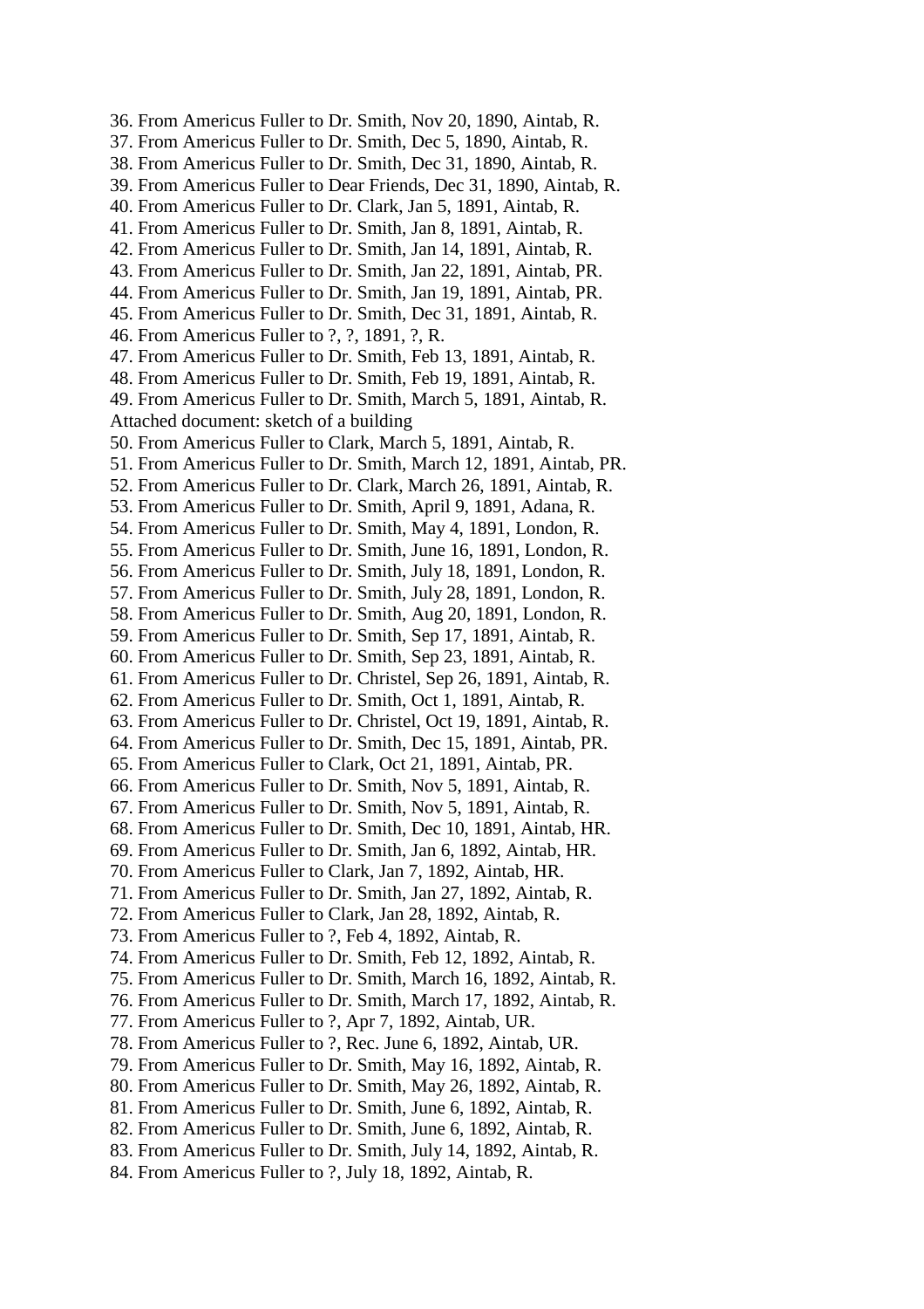36. From Americus Fuller to Dr. Smith, Nov 20, 1890, Aintab, R.
37. From Americus Fuller to Dr. Smith, Dec 5, 1890, Aintab, R.
38. From Americus Fuller to Dr. Smith, Dec 31, 1890, Aintab, R.
39. From Americus Fuller to Dear Friends, Dec 31, 1890, Aintab, R.
40. From Americus Fuller to Dr. Clark, Jan 5, 1891, Aintab, R.
41. From Americus Fuller to Dr. Smith, Jan 8, 1891, Aintab, R.
42. From Americus Fuller to Dr. Smith, Jan 14, 1891, Aintab, R.
43. From Americus Fuller to Dr. Smith, Jan 22, 1891, Aintab, PR.
44. From Americus Fuller to Dr. Smith, Jan 19, 1891, Aintab, PR.
45. From Americus Fuller to Dr. Smith, Dec 31, 1891, Aintab, R.
46. From Americus Fuller to ?, ?, 1891, ?, R.
47. From Americus Fuller to Dr. Smith, Feb 13, 1891, Aintab, R.
48. From Americus Fuller to Dr. Smith, Feb 19, 1891, Aintab, R.
49. From Americus Fuller to Dr. Smith, March 5, 1891, Aintab, R.

Attached document: sketch of a building

50. From Americus Fuller to Clark, March 5, 1891, Aintab, R.
51. From Americus Fuller to Dr. Smith, March 12, 1891, Aintab, PR.
52. From Americus Fuller to Dr. Clark, March 26, 1891, Aintab, R.
53. From Americus Fuller to Dr. Smith, April 9, 1891, Adana, R.
54. From Americus Fuller to Dr. Smith, May 4, 1891, London, R.
55. From Americus Fuller to Dr. Smith, June 16, 1891, London, R.
56. From Americus Fuller to Dr. Smith, July 18, 1891, London, R.
57. From Americus Fuller to Dr. Smith, July 28, 1891, London, R.
58. From Americus Fuller to Dr. Smith, Aug 20, 1891, London, R.
59. From Americus Fuller to Dr. Smith, Sep 17, 1891, Aintab, R.
60. From Americus Fuller to Dr. Smith, Sep 23, 1891, Aintab, R.
61. From Americus Fuller to Dr. Christel, Sep 26, 1891, Aintab, R.
62. From Americus Fuller to Dr. Smith, Oct 1, 1891, Aintab, R.
63. From Americus Fuller to Dr. Christel, Oct 19, 1891, Aintab, R.
64. From Americus Fuller to Dr. Smith, Dec 15, 1891, Aintab, PR.
65. From Americus Fuller to Clark, Oct 21, 1891, Aintab, PR.
66. From Americus Fuller to Dr. Smith, Nov 5, 1891, Aintab, R.
67. From Americus Fuller to Dr. Smith, Nov 5, 1891, Aintab, R.
68. From Americus Fuller to Dr. Smith, Dec 10, 1891, Aintab, HR.
69. From Americus Fuller to Dr. Smith, Jan 6, 1892, Aintab, HR.
70. From Americus Fuller to Clark, Jan 7, 1892, Aintab, HR.
71. From Americus Fuller to Dr. Smith, Jan 27, 1892, Aintab, R.
72. From Americus Fuller to Clark, Jan 28, 1892, Aintab, R.
73. From Americus Fuller to ?, Feb 4, 1892, Aintab, R.
74. From Americus Fuller to Dr. Smith, Feb 12, 1892, Aintab, R.
75. From Americus Fuller to Dr. Smith, March 16, 1892, Aintab, R.
76. From Americus Fuller to Dr. Smith, March 17, 1892, Aintab, R.
77. From Americus Fuller to ?, Apr 7, 1892, Aintab, UR.
78. From Americus Fuller to ?, Rec. June 6, 1892, Aintab, UR.
79. From Americus Fuller to Dr. Smith, May 16, 1892, Aintab, R.
80. From Americus Fuller to Dr. Smith, May 26, 1892, Aintab, R.
81. From Americus Fuller to Dr. Smith, June 6, 1892, Aintab, R.
82. From Americus Fuller to Dr. Smith, June 6, 1892, Aintab, R.
83. From Americus Fuller to Dr. Smith, July 14, 1892, Aintab, R.
84. From Americus Fuller to ?, July 18, 1892, Aintab, R.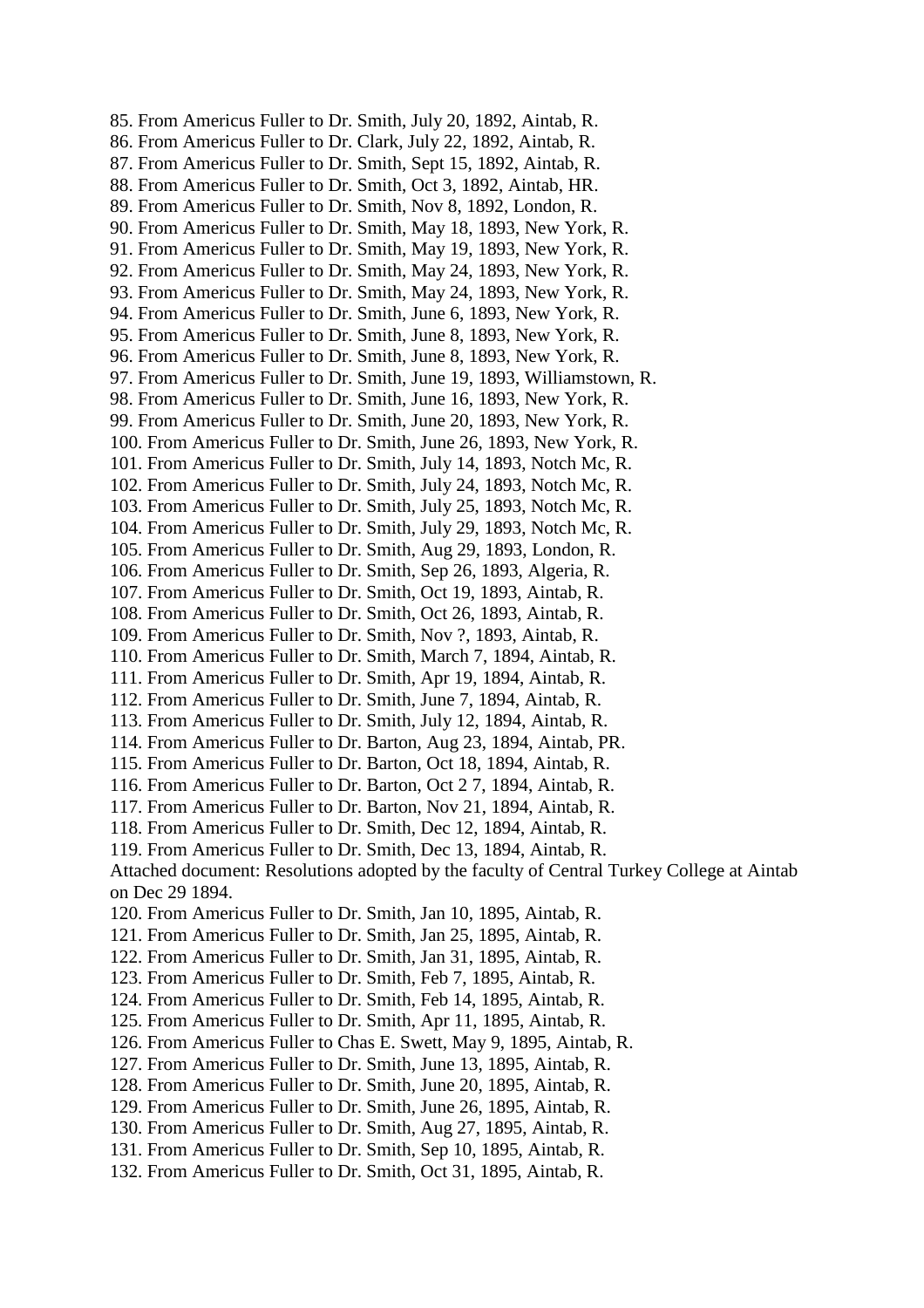85. From Americus Fuller to Dr. Smith, July 20, 1892, Aintab, R.
86. From Americus Fuller to Dr. Clark, July 22, 1892, Aintab, R.
87. From Americus Fuller to Dr. Smith, Sept 15, 1892, Aintab, R.
88. From Americus Fuller to Dr. Smith, Oct 3, 1892, Aintab, HR.
89. From Americus Fuller to Dr. Smith, Nov 8, 1892, London, R.
90. From Americus Fuller to Dr. Smith, May 18, 1893, New York, R.
91. From Americus Fuller to Dr. Smith, May 19, 1893, New York, R.
92. From Americus Fuller to Dr. Smith, May 24, 1893, New York, R.
93. From Americus Fuller to Dr. Smith, May 24, 1893, New York, R.
94. From Americus Fuller to Dr. Smith, June 6, 1893, New York, R.
95. From Americus Fuller to Dr. Smith, June 8, 1893, New York, R.
96. From Americus Fuller to Dr. Smith, June 8, 1893, New York, R.
97. From Americus Fuller to Dr. Smith, June 19, 1893, Williamstown, R.
98. From Americus Fuller to Dr. Smith, June 16, 1893, New York, R.
99. From Americus Fuller to Dr. Smith, June 20, 1893, New York, R.
100. From Americus Fuller to Dr. Smith, June 26, 1893, New York, R.
101. From Americus Fuller to Dr. Smith, July 14, 1893, Notch Mc, R.
102. From Americus Fuller to Dr. Smith, July 24, 1893, Notch Mc, R.
103. From Americus Fuller to Dr. Smith, July 25, 1893, Notch Mc, R.
104. From Americus Fuller to Dr. Smith, July 29, 1893, Notch Mc, R.
105. From Americus Fuller to Dr. Smith, Aug 29, 1893, London, R.
106. From Americus Fuller to Dr. Smith, Sep 26, 1893, Algeria, R.
107. From Americus Fuller to Dr. Smith, Oct 19, 1893, Aintab, R.
108. From Americus Fuller to Dr. Smith, Oct 26, 1893, Aintab, R.
109. From Americus Fuller to Dr. Smith, Nov ?, 1893, Aintab, R.
110. From Americus Fuller to Dr. Smith, March 7, 1894, Aintab, R.
111. From Americus Fuller to Dr. Smith, Apr 19, 1894, Aintab, R.
112. From Americus Fuller to Dr. Smith, June 7, 1894, Aintab, R.
113. From Americus Fuller to Dr. Smith, July 12, 1894, Aintab, R.
114. From Americus Fuller to Dr. Barton, Aug 23, 1894, Aintab, PR.
115. From Americus Fuller to Dr. Barton, Oct 18, 1894, Aintab, R.
116. From Americus Fuller to Dr. Barton, Oct 2 7, 1894, Aintab, R.
117. From Americus Fuller to Dr. Barton, Nov 21, 1894, Aintab, R.
118. From Americus Fuller to Dr. Smith, Dec 12, 1894, Aintab, R.
119. From Americus Fuller to Dr. Smith, Dec 13, 1894, Aintab, R.

Attached document: Resolutions adopted by the faculty of Central Turkey College at Aintab on Dec 29 1894.

120. From Americus Fuller to Dr. Smith, Jan 10, 1895, Aintab, R.
121. From Americus Fuller to Dr. Smith, Jan 25, 1895, Aintab, R.
122. From Americus Fuller to Dr. Smith, Jan 31, 1895, Aintab, R.
123. From Americus Fuller to Dr. Smith, Feb 7, 1895, Aintab, R.
124. From Americus Fuller to Dr. Smith, Feb 14, 1895, Aintab, R.
125. From Americus Fuller to Dr. Smith, Apr 11, 1895, Aintab, R.
126. From Americus Fuller to Chas E. Swett, May 9, 1895, Aintab, R.
127. From Americus Fuller to Dr. Smith, June 13, 1895, Aintab, R.
128. From Americus Fuller to Dr. Smith, June 20, 1895, Aintab, R.
129. From Americus Fuller to Dr. Smith, June 26, 1895, Aintab, R.
130. From Americus Fuller to Dr. Smith, Aug 27, 1895, Aintab, R.
131. From Americus Fuller to Dr. Smith, Sep 10, 1895, Aintab, R.
132. From Americus Fuller to Dr. Smith, Oct 31, 1895, Aintab, R.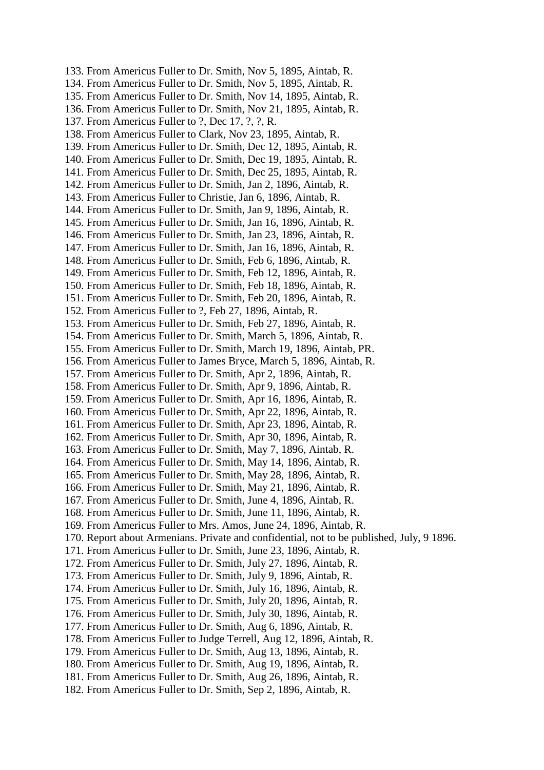133. From Americus Fuller to Dr. Smith, Nov 5, 1895, Aintab, R.
134. From Americus Fuller to Dr. Smith, Nov 5, 1895, Aintab, R.
135. From Americus Fuller to Dr. Smith, Nov 14, 1895, Aintab, R.
136. From Americus Fuller to Dr. Smith, Nov 21, 1895, Aintab, R.
137. From Americus Fuller to ?, Dec 17, ?, ?, R.
138. From Americus Fuller to Clark, Nov 23, 1895, Aintab, R.
139. From Americus Fuller to Dr. Smith, Dec 12, 1895, Aintab, R.
140. From Americus Fuller to Dr. Smith, Dec 19, 1895, Aintab, R.
141. From Americus Fuller to Dr. Smith, Dec 25, 1895, Aintab, R.
142. From Americus Fuller to Dr. Smith, Jan 2, 1896, Aintab, R.
143. From Americus Fuller to Christie, Jan 6, 1896, Aintab, R.
144. From Americus Fuller to Dr. Smith, Jan 9, 1896, Aintab, R.
145. From Americus Fuller to Dr. Smith, Jan 16, 1896, Aintab, R.
146. From Americus Fuller to Dr. Smith, Jan 23, 1896, Aintab, R.
147. From Americus Fuller to Dr. Smith, Jan 16, 1896, Aintab, R.
148. From Americus Fuller to Dr. Smith, Feb 6, 1896, Aintab, R.
149. From Americus Fuller to Dr. Smith, Feb 12, 1896, Aintab, R.
150. From Americus Fuller to Dr. Smith, Feb 18, 1896, Aintab, R.
151. From Americus Fuller to Dr. Smith, Feb 20, 1896, Aintab, R.
152. From Americus Fuller to ?, Feb 27, 1896, Aintab, R.
153. From Americus Fuller to Dr. Smith, Feb 27, 1896, Aintab, R.
154. From Americus Fuller to Dr. Smith, March 5, 1896, Aintab, R.
155. From Americus Fuller to Dr. Smith, March 19, 1896, Aintab, PR.
156. From Americus Fuller to James Bryce, March 5, 1896, Aintab, R.
157. From Americus Fuller to Dr. Smith, Apr 2, 1896, Aintab, R.
158. From Americus Fuller to Dr. Smith, Apr 9, 1896, Aintab, R.
159. From Americus Fuller to Dr. Smith, Apr 16, 1896, Aintab, R.
160. From Americus Fuller to Dr. Smith, Apr 22, 1896, Aintab, R.
161. From Americus Fuller to Dr. Smith, Apr 23, 1896, Aintab, R.
162. From Americus Fuller to Dr. Smith, Apr 30, 1896, Aintab, R.
163. From Americus Fuller to Dr. Smith, May 7, 1896, Aintab, R.
164. From Americus Fuller to Dr. Smith, May 14, 1896, Aintab, R.
165. From Americus Fuller to Dr. Smith, May 28, 1896, Aintab, R.
166. From Americus Fuller to Dr. Smith, May 21, 1896, Aintab, R.
167. From Americus Fuller to Dr. Smith, June 4, 1896, Aintab, R.
168. From Americus Fuller to Dr. Smith, June 11, 1896, Aintab, R.
169. From Americus Fuller to Mrs. Amos, June 24, 1896, Aintab, R.
170. Report about Armenians. Private and confidential, not to be published, July, 9 1896.
171. From Americus Fuller to Dr. Smith, June 23, 1896, Aintab, R.
172. From Americus Fuller to Dr. Smith, July 27, 1896, Aintab, R.
173. From Americus Fuller to Dr. Smith, July 9, 1896, Aintab, R.
174. From Americus Fuller to Dr. Smith, July 16, 1896, Aintab, R.
175. From Americus Fuller to Dr. Smith, July 20, 1896, Aintab, R.
176. From Americus Fuller to Dr. Smith, July 30, 1896, Aintab, R.
177. From Americus Fuller to Dr. Smith, Aug 6, 1896, Aintab, R.
178. From Americus Fuller to Judge Terrell, Aug 12, 1896, Aintab, R.
179. From Americus Fuller to Dr. Smith, Aug 13, 1896, Aintab, R.
180. From Americus Fuller to Dr. Smith, Aug 19, 1896, Aintab, R.
181. From Americus Fuller to Dr. Smith, Aug 26, 1896, Aintab, R.
182. From Americus Fuller to Dr. Smith, Sep 2, 1896, Aintab, R.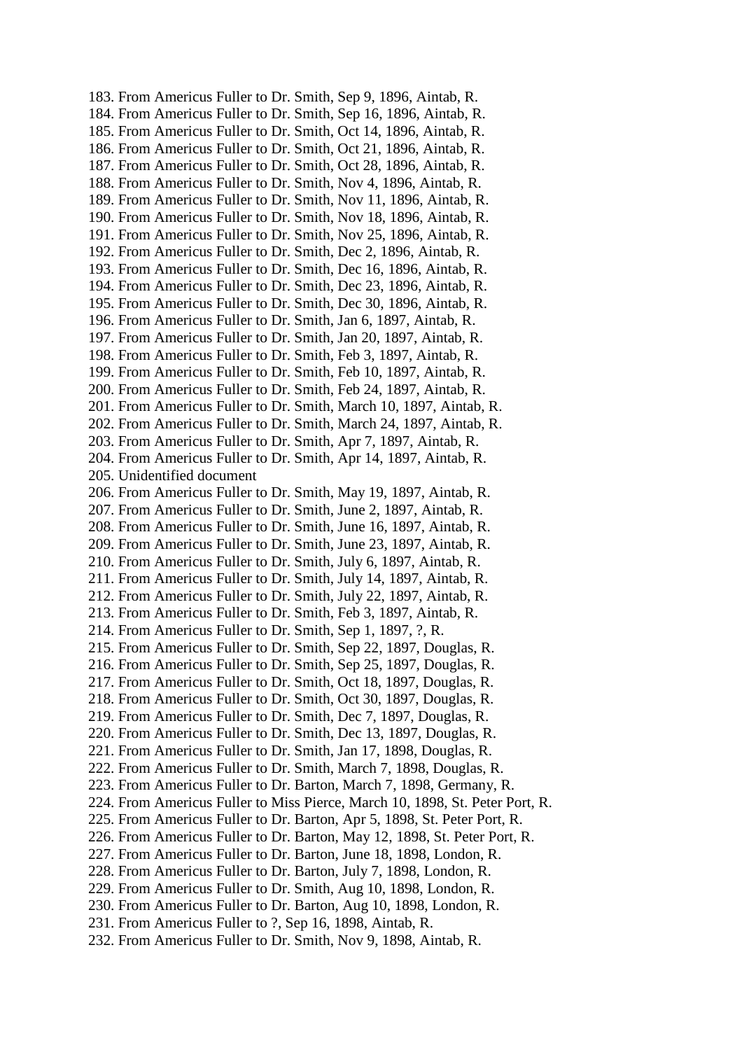183. From Americus Fuller to Dr. Smith, Sep 9, 1896, Aintab, R.
184. From Americus Fuller to Dr. Smith, Sep 16, 1896, Aintab, R.
185. From Americus Fuller to Dr. Smith, Oct 14, 1896, Aintab, R.
186. From Americus Fuller to Dr. Smith, Oct 21, 1896, Aintab, R.
187. From Americus Fuller to Dr. Smith, Oct 28, 1896, Aintab, R.
188. From Americus Fuller to Dr. Smith, Nov 4, 1896, Aintab, R.
189. From Americus Fuller to Dr. Smith, Nov 11, 1896, Aintab, R.
190. From Americus Fuller to Dr. Smith, Nov 18, 1896, Aintab, R.
191. From Americus Fuller to Dr. Smith, Nov 25, 1896, Aintab, R.
192. From Americus Fuller to Dr. Smith, Dec 2, 1896, Aintab, R.
193. From Americus Fuller to Dr. Smith, Dec 16, 1896, Aintab, R.
194. From Americus Fuller to Dr. Smith, Dec 23, 1896, Aintab, R.
195. From Americus Fuller to Dr. Smith, Dec 30, 1896, Aintab, R.
196. From Americus Fuller to Dr. Smith, Jan 6, 1897, Aintab, R.
197. From Americus Fuller to Dr. Smith, Jan 20, 1897, Aintab, R.
198. From Americus Fuller to Dr. Smith, Feb 3, 1897, Aintab, R.
199. From Americus Fuller to Dr. Smith, Feb 10, 1897, Aintab, R.
200. From Americus Fuller to Dr. Smith, Feb 24, 1897, Aintab, R.
201. From Americus Fuller to Dr. Smith, March 10, 1897, Aintab, R.
202. From Americus Fuller to Dr. Smith, March 24, 1897, Aintab, R.
203. From Americus Fuller to Dr. Smith, Apr 7, 1897, Aintab, R.
204. From Americus Fuller to Dr. Smith, Apr 14, 1897, Aintab, R.
205. Unidentified document
206. From Americus Fuller to Dr. Smith, May 19, 1897, Aintab, R.
207. From Americus Fuller to Dr. Smith, June 2, 1897, Aintab, R.
208. From Americus Fuller to Dr. Smith, June 16, 1897, Aintab, R.
209. From Americus Fuller to Dr. Smith, June 23, 1897, Aintab, R.
210. From Americus Fuller to Dr. Smith, July 6, 1897, Aintab, R.
211. From Americus Fuller to Dr. Smith, July 14, 1897, Aintab, R.
212. From Americus Fuller to Dr. Smith, July 22, 1897, Aintab, R.
213. From Americus Fuller to Dr. Smith, Feb 3, 1897, Aintab, R.
214. From Americus Fuller to Dr. Smith, Sep 1, 1897, ?, R.
215. From Americus Fuller to Dr. Smith, Sep 22, 1897, Douglas, R.
216. From Americus Fuller to Dr. Smith, Sep 25, 1897, Douglas, R.
217. From Americus Fuller to Dr. Smith, Oct 18, 1897, Douglas, R.
218. From Americus Fuller to Dr. Smith, Oct 30, 1897, Douglas, R.
219. From Americus Fuller to Dr. Smith, Dec 7, 1897, Douglas, R.
220. From Americus Fuller to Dr. Smith, Dec 13, 1897, Douglas, R.
221. From Americus Fuller to Dr. Smith, Jan 17, 1898, Douglas, R.
222. From Americus Fuller to Dr. Smith, March 7, 1898, Douglas, R.
223. From Americus Fuller to Dr. Barton, March 7, 1898, Germany, R.
224. From Americus Fuller to Miss Pierce, March 10, 1898, St. Peter Port, R.
225. From Americus Fuller to Dr. Barton, Apr 5, 1898, St. Peter Port, R.
226. From Americus Fuller to Dr. Barton, May 12, 1898, St. Peter Port, R.
227. From Americus Fuller to Dr. Barton, June 18, 1898, London, R.
228. From Americus Fuller to Dr. Barton, July 7, 1898, London, R.
229. From Americus Fuller to Dr. Smith, Aug 10, 1898, London, R.
230. From Americus Fuller to Dr. Barton, Aug 10, 1898, London, R.
231. From Americus Fuller to ?, Sep 16, 1898, Aintab, R.
232. From Americus Fuller to Dr. Smith, Nov 9, 1898, Aintab, R.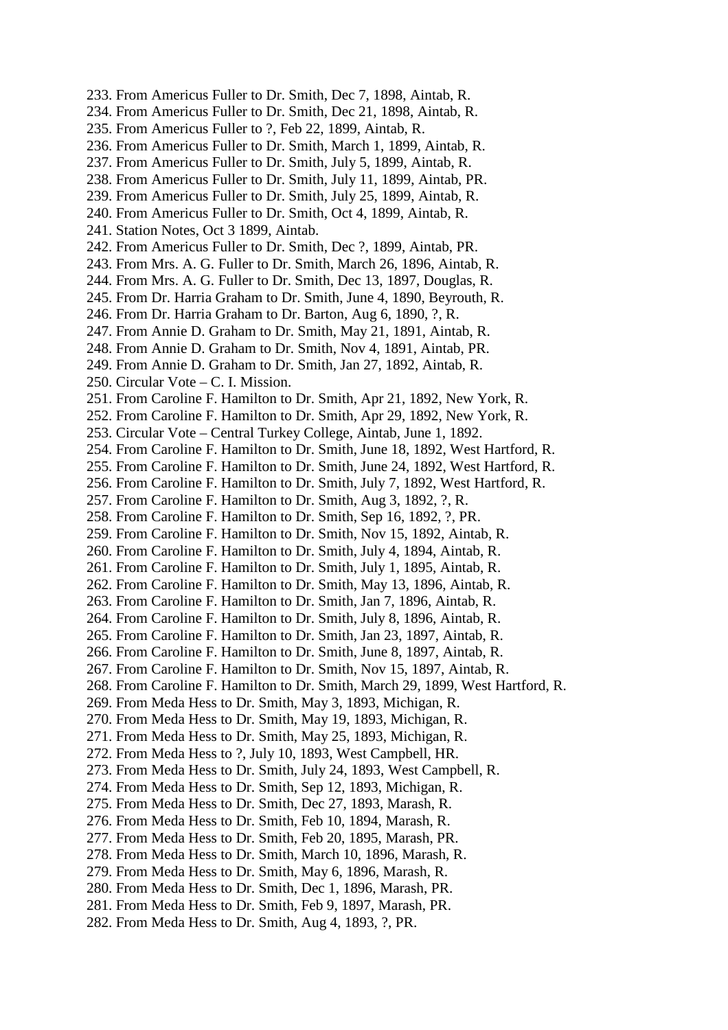233. From Americus Fuller to Dr. Smith, Dec 7, 1898, Aintab, R.
234. From Americus Fuller to Dr. Smith, Dec 21, 1898, Aintab, R.
235. From Americus Fuller to ?, Feb 22, 1899, Aintab, R.
236. From Americus Fuller to Dr. Smith, March 1, 1899, Aintab, R.
237. From Americus Fuller to Dr. Smith, July 5, 1899, Aintab, R.
238. From Americus Fuller to Dr. Smith, July 11, 1899, Aintab, PR.
239. From Americus Fuller to Dr. Smith, July 25, 1899, Aintab, R.
240. From Americus Fuller to Dr. Smith, Oct 4, 1899, Aintab, R.
241. Station Notes, Oct 3 1899, Aintab.
242. From Americus Fuller to Dr. Smith, Dec ?, 1899, Aintab, PR.
243. From Mrs. A. G. Fuller to Dr. Smith, March 26, 1896, Aintab, R.
244. From Mrs. A. G. Fuller to Dr. Smith, Dec 13, 1897, Douglas, R.
245. From Dr. Harria Graham to Dr. Smith, June 4, 1890, Beyrouth, R.
246. From Dr. Harria Graham to Dr. Barton, Aug 6, 1890, ?, R.
247. From Annie D. Graham to Dr. Smith, May 21, 1891, Aintab, R.
248. From Annie D. Graham to Dr. Smith, Nov 4, 1891, Aintab, PR.
249. From Annie D. Graham to Dr. Smith, Jan 27, 1892, Aintab, R.
250. Circular Vote – C. I. Mission.
251. From Caroline F. Hamilton to Dr. Smith, Apr 21, 1892, New York, R.
252. From Caroline F. Hamilton to Dr. Smith, Apr 29, 1892, New York, R.
253. Circular Vote – Central Turkey College, Aintab, June 1, 1892.
254. From Caroline F. Hamilton to Dr. Smith, June 18, 1892, West Hartford, R.
255. From Caroline F. Hamilton to Dr. Smith, June 24, 1892, West Hartford, R.
256. From Caroline F. Hamilton to Dr. Smith, July 7, 1892, West Hartford, R.
257. From Caroline F. Hamilton to Dr. Smith, Aug 3, 1892, ?, R.
258. From Caroline F. Hamilton to Dr. Smith, Sep 16, 1892, ?, PR.
259. From Caroline F. Hamilton to Dr. Smith, Nov 15, 1892, Aintab, R.
260. From Caroline F. Hamilton to Dr. Smith, July 4, 1894, Aintab, R.
261. From Caroline F. Hamilton to Dr. Smith, July 1, 1895, Aintab, R.
262. From Caroline F. Hamilton to Dr. Smith, May 13, 1896, Aintab, R.
263. From Caroline F. Hamilton to Dr. Smith, Jan 7, 1896, Aintab, R.
264. From Caroline F. Hamilton to Dr. Smith, July 8, 1896, Aintab, R.
265. From Caroline F. Hamilton to Dr. Smith, Jan 23, 1897, Aintab, R.
266. From Caroline F. Hamilton to Dr. Smith, June 8, 1897, Aintab, R.
267. From Caroline F. Hamilton to Dr. Smith, Nov 15, 1897, Aintab, R.
268. From Caroline F. Hamilton to Dr. Smith, March 29, 1899, West Hartford, R.
269. From Meda Hess to Dr. Smith, May 3, 1893, Michigan, R.
270. From Meda Hess to Dr. Smith, May 19, 1893, Michigan, R.
271. From Meda Hess to Dr. Smith, May 25, 1893, Michigan, R.
272. From Meda Hess to ?, July 10, 1893, West Campbell, HR.
273. From Meda Hess to Dr. Smith, July 24, 1893, West Campbell, R.
274. From Meda Hess to Dr. Smith, Sep 12, 1893, Michigan, R.
275. From Meda Hess to Dr. Smith, Dec 27, 1893, Marash, R.
276. From Meda Hess to Dr. Smith, Feb 10, 1894, Marash, R.
277. From Meda Hess to Dr. Smith, Feb 20, 1895, Marash, PR.
278. From Meda Hess to Dr. Smith, March 10, 1896, Marash, R.
279. From Meda Hess to Dr. Smith, May 6, 1896, Marash, R.
280. From Meda Hess to Dr. Smith, Dec 1, 1896, Marash, PR.
281. From Meda Hess to Dr. Smith, Feb 9, 1897, Marash, PR.
282. From Meda Hess to Dr. Smith, Aug 4, 1893, ?, PR.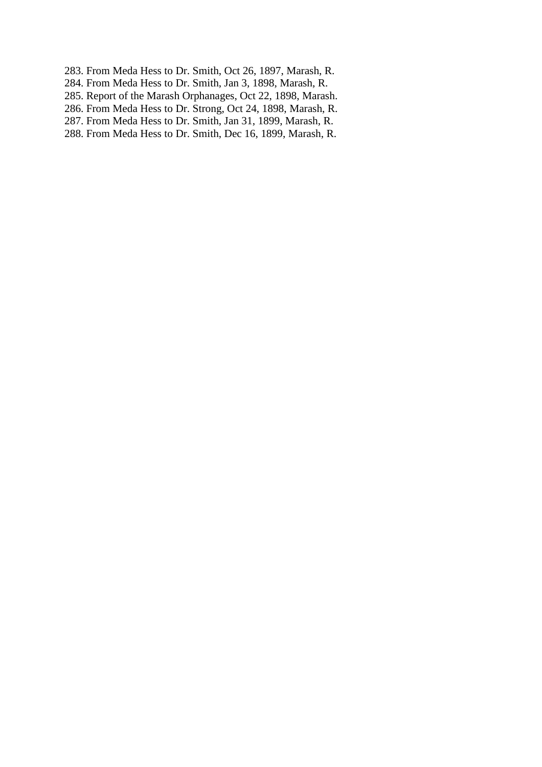283. From Meda Hess to Dr. Smith, Oct 26, 1897, Marash, R.
284. From Meda Hess to Dr. Smith, Jan 3, 1898, Marash, R.
285. Report of the Marash Orphanages, Oct 22, 1898, Marash.
286. From Meda Hess to Dr. Strong, Oct 24, 1898, Marash, R.
287. From Meda Hess to Dr. Smith, Jan 31, 1899, Marash, R.
288. From Meda Hess to Dr. Smith, Dec 16, 1899, Marash, R.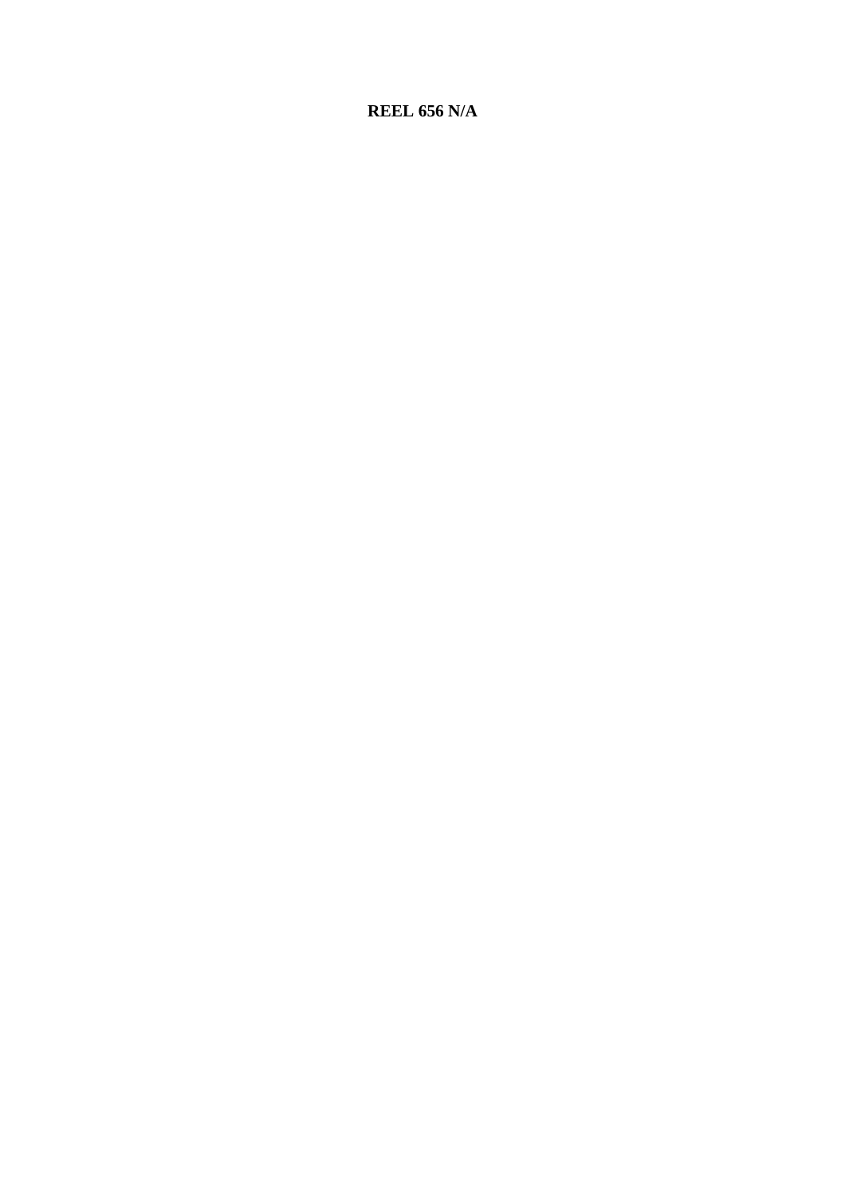**REEL 656 N/A**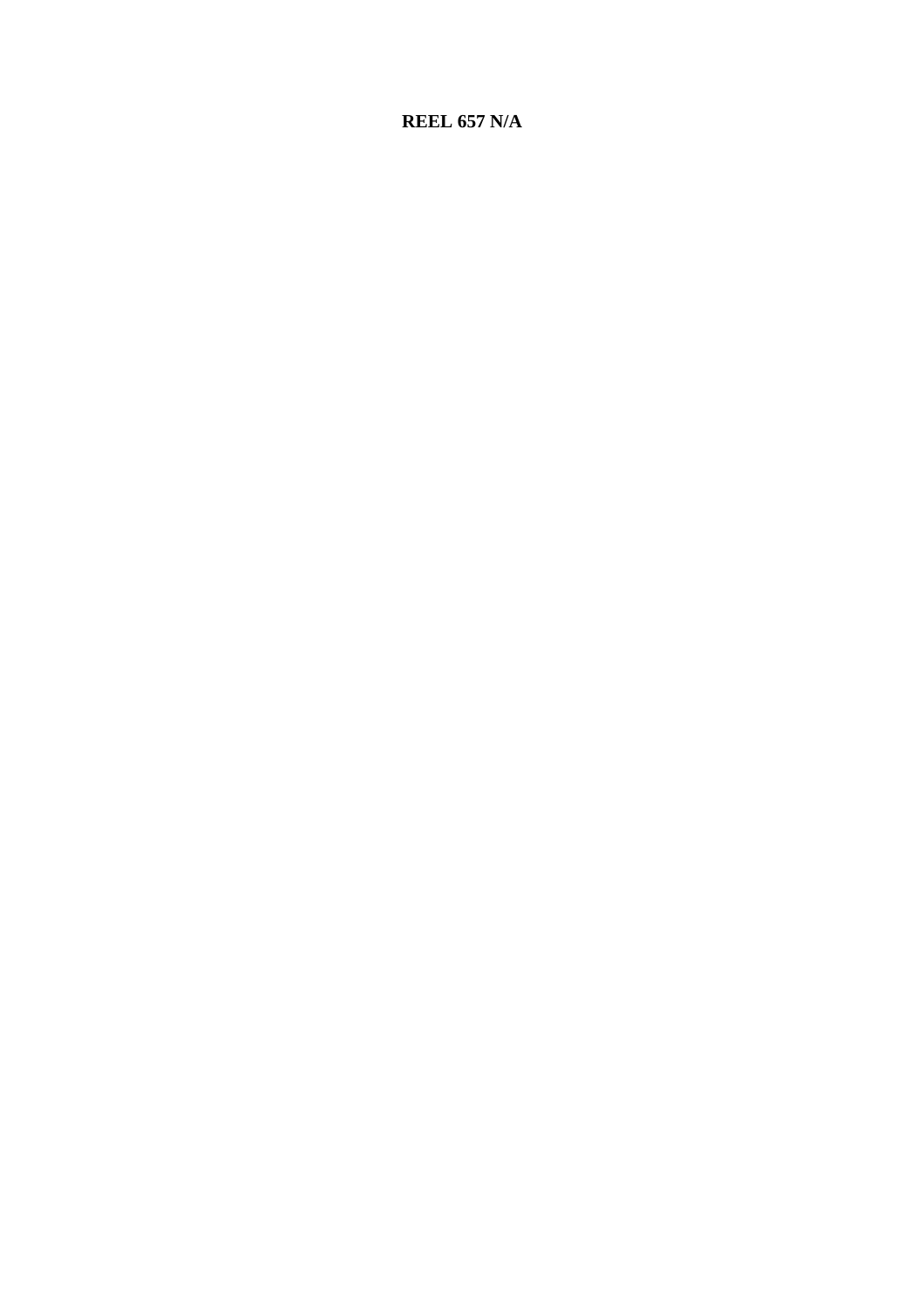**REEL 657 N/A**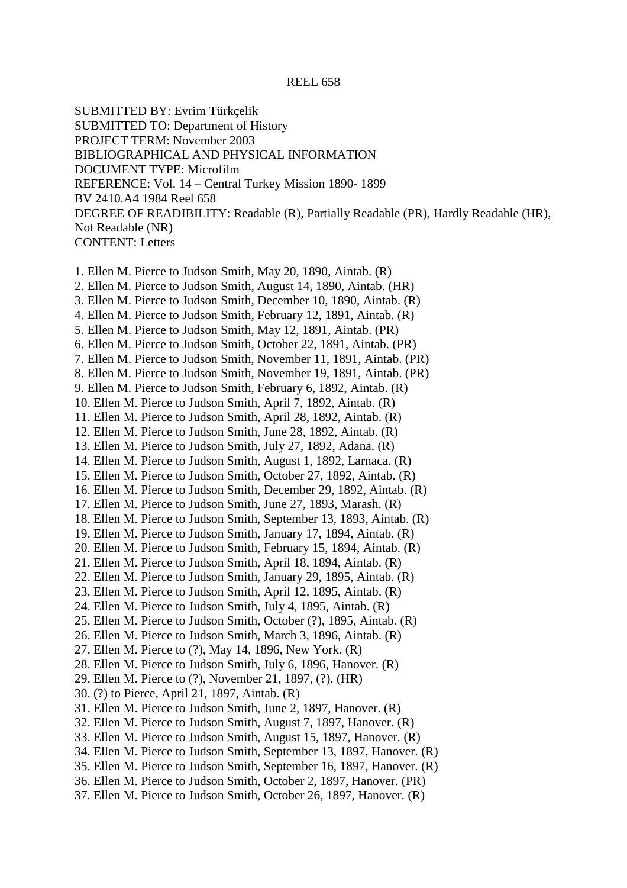REEL 658

SUBMITTED BY: Evrim Türkçelik
SUBMITTED TO: Department of History
PROJECT TERM: November 2003
BIBLIOGRAPHICAL AND PHYSICAL INFORMATION
DOCUMENT TYPE: Microfilm
REFERENCE: Vol. 14 – Central Turkey Mission 1890- 1899
BV 2410.A4 1984 Reel 658
DEGREE OF READIBILITY: Readable (R), Partially Readable (PR), Hardly Readable (HR), Not Readable (NR)
CONTENT: Letters

1. Ellen M. Pierce to Judson Smith, May 20, 1890, Aintab. (R)
2. Ellen M. Pierce to Judson Smith, August 14, 1890, Aintab. (HR)
3. Ellen M. Pierce to Judson Smith, December 10, 1890, Aintab. (R)
4. Ellen M. Pierce to Judson Smith, February 12, 1891, Aintab. (R)
5. Ellen M. Pierce to Judson Smith, May 12, 1891, Aintab. (PR)
6. Ellen M. Pierce to Judson Smith, October 22, 1891, Aintab. (PR)
7. Ellen M. Pierce to Judson Smith, November 11, 1891, Aintab. (PR)
8. Ellen M. Pierce to Judson Smith, November 19, 1891, Aintab. (PR)
9. Ellen M. Pierce to Judson Smith, February 6, 1892, Aintab. (R)
10. Ellen M. Pierce to Judson Smith, April 7, 1892, Aintab. (R)
11. Ellen M. Pierce to Judson Smith, April 28, 1892, Aintab. (R)
12. Ellen M. Pierce to Judson Smith, June 28, 1892, Aintab. (R)
13. Ellen M. Pierce to Judson Smith, July 27, 1892, Adana. (R)
14. Ellen M. Pierce to Judson Smith, August 1, 1892, Larnaca. (R)
15. Ellen M. Pierce to Judson Smith, October 27, 1892, Aintab. (R)
16. Ellen M. Pierce to Judson Smith, December 29, 1892, Aintab. (R)
17. Ellen M. Pierce to Judson Smith, June 27, 1893, Marash. (R)
18. Ellen M. Pierce to Judson Smith, September 13, 1893, Aintab. (R)
19. Ellen M. Pierce to Judson Smith, January 17, 1894, Aintab. (R)
20. Ellen M. Pierce to Judson Smith, February 15, 1894, Aintab. (R)
21. Ellen M. Pierce to Judson Smith, April 18, 1894, Aintab. (R)
22. Ellen M. Pierce to Judson Smith, January 29, 1895, Aintab. (R)
23. Ellen M. Pierce to Judson Smith, April 12, 1895, Aintab. (R)
24. Ellen M. Pierce to Judson Smith, July 4, 1895, Aintab. (R)
25. Ellen M. Pierce to Judson Smith, October (?), 1895, Aintab. (R)
26. Ellen M. Pierce to Judson Smith, March 3, 1896, Aintab. (R)
27. Ellen M. Pierce to (?), May 14, 1896, New York. (R)
28. Ellen M. Pierce to Judson Smith, July 6, 1896, Hanover. (R)
29. Ellen M. Pierce to (?), November 21, 1897, (?). (HR)
30. (?) to Pierce, April 21, 1897, Aintab. (R)
31. Ellen M. Pierce to Judson Smith, June 2, 1897, Hanover. (R)
32. Ellen M. Pierce to Judson Smith, August 7, 1897, Hanover. (R)
33. Ellen M. Pierce to Judson Smith, August 15, 1897, Hanover. (R)
34. Ellen M. Pierce to Judson Smith, September 13, 1897, Hanover. (R)
35. Ellen M. Pierce to Judson Smith, September 16, 1897, Hanover. (R)
36. Ellen M. Pierce to Judson Smith, October 2, 1897, Hanover. (PR)
37. Ellen M. Pierce to Judson Smith, October 26, 1897, Hanover. (R)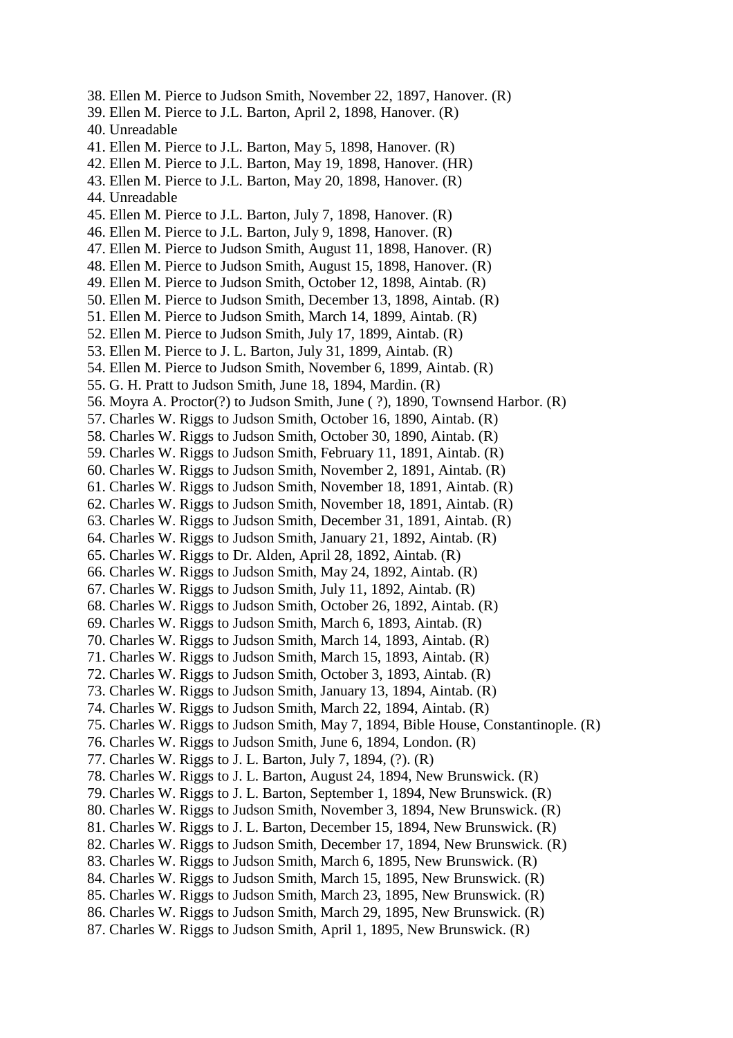38. Ellen M. Pierce to Judson Smith, November 22, 1897, Hanover. (R)
39. Ellen M. Pierce to J.L. Barton, April 2, 1898, Hanover. (R)
40. Unreadable
41. Ellen M. Pierce to J.L. Barton, May 5, 1898, Hanover. (R)
42. Ellen M. Pierce to J.L. Barton, May 19, 1898, Hanover. (HR)
43. Ellen M. Pierce to J.L. Barton, May 20, 1898, Hanover. (R)
44. Unreadable
45. Ellen M. Pierce to J.L. Barton, July 7, 1898, Hanover. (R)
46. Ellen M. Pierce to J.L. Barton, July 9, 1898, Hanover. (R)
47. Ellen M. Pierce to Judson Smith, August 11, 1898, Hanover. (R)
48. Ellen M. Pierce to Judson Smith, August 15, 1898, Hanover. (R)
49. Ellen M. Pierce to Judson Smith, October 12, 1898, Aintab. (R)
50. Ellen M. Pierce to Judson Smith, December 13, 1898, Aintab. (R)
51. Ellen M. Pierce to Judson Smith, March 14, 1899, Aintab. (R)
52. Ellen M. Pierce to Judson Smith, July 17, 1899, Aintab. (R)
53. Ellen M. Pierce to J. L. Barton, July 31, 1899, Aintab. (R)
54. Ellen M. Pierce to Judson Smith, November 6, 1899, Aintab. (R)
55. G. H. Pratt to Judson Smith, June 18, 1894, Mardin. (R)
56. Moyra A. Proctor(?) to Judson Smith, June ( ?), 1890, Townsend Harbor. (R)
57. Charles W. Riggs to Judson Smith, October 16, 1890, Aintab. (R)
58. Charles W. Riggs to Judson Smith, October 30, 1890, Aintab. (R)
59. Charles W. Riggs to Judson Smith, February 11, 1891, Aintab. (R)
60. Charles W. Riggs to Judson Smith, November 2, 1891, Aintab. (R)
61. Charles W. Riggs to Judson Smith, November 18, 1891, Aintab. (R)
62. Charles W. Riggs to Judson Smith, November 18, 1891, Aintab. (R)
63. Charles W. Riggs to Judson Smith, December 31, 1891, Aintab. (R)
64. Charles W. Riggs to Judson Smith, January 21, 1892, Aintab. (R)
65. Charles W. Riggs to Dr. Alden, April 28, 1892, Aintab. (R)
66. Charles W. Riggs to Judson Smith, May 24, 1892, Aintab. (R)
67. Charles W. Riggs to Judson Smith, July 11, 1892, Aintab. (R)
68. Charles W. Riggs to Judson Smith, October 26, 1892, Aintab. (R)
69. Charles W. Riggs to Judson Smith, March 6, 1893, Aintab. (R)
70. Charles W. Riggs to Judson Smith, March 14, 1893, Aintab. (R)
71. Charles W. Riggs to Judson Smith, March 15, 1893, Aintab. (R)
72. Charles W. Riggs to Judson Smith, October 3, 1893, Aintab. (R)
73. Charles W. Riggs to Judson Smith, January 13, 1894, Aintab. (R)
74. Charles W. Riggs to Judson Smith, March 22, 1894, Aintab. (R)
75. Charles W. Riggs to Judson Smith, May 7, 1894, Bible House, Constantinople. (R)
76. Charles W. Riggs to Judson Smith, June 6, 1894, London. (R)
77. Charles W. Riggs to J. L. Barton, July 7, 1894, (?). (R)
78. Charles W. Riggs to J. L. Barton, August 24, 1894, New Brunswick. (R)
79. Charles W. Riggs to J. L. Barton, September 1, 1894, New Brunswick. (R)
80. Charles W. Riggs to Judson Smith, November 3, 1894, New Brunswick. (R)
81. Charles W. Riggs to J. L. Barton, December 15, 1894, New Brunswick. (R)
82. Charles W. Riggs to Judson Smith, December 17, 1894, New Brunswick. (R)
83. Charles W. Riggs to Judson Smith, March 6, 1895, New Brunswick. (R)
84. Charles W. Riggs to Judson Smith, March 15, 1895, New Brunswick. (R)
85. Charles W. Riggs to Judson Smith, March 23, 1895, New Brunswick. (R)
86. Charles W. Riggs to Judson Smith, March 29, 1895, New Brunswick. (R)
87. Charles W. Riggs to Judson Smith, April 1, 1895, New Brunswick. (R)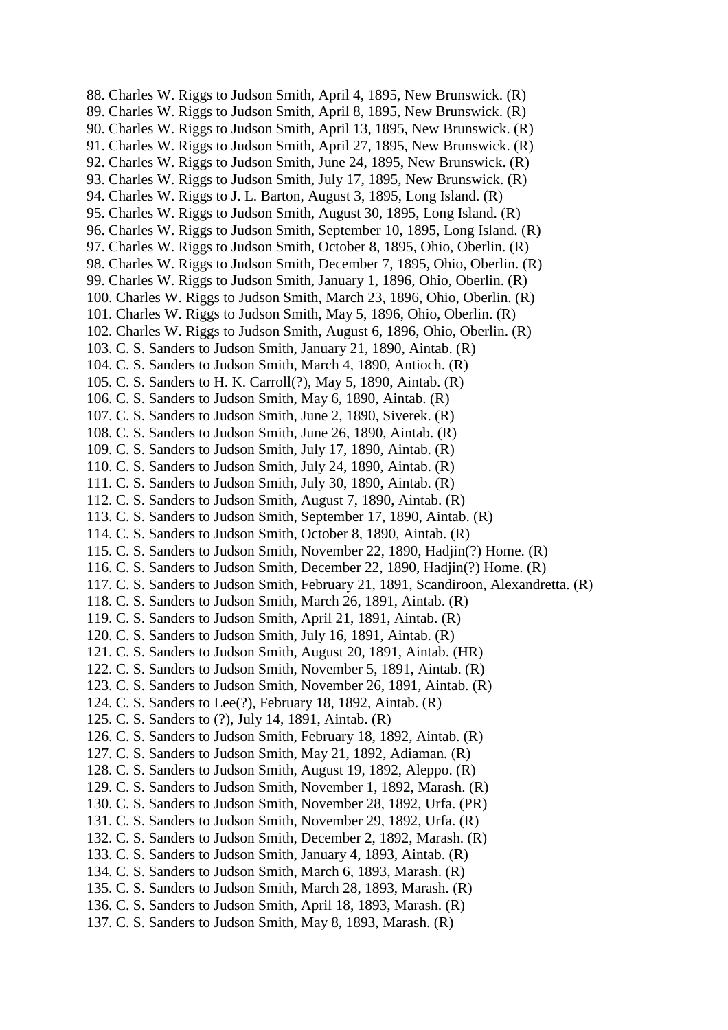88. Charles W. Riggs to Judson Smith, April 4, 1895, New Brunswick. (R)
89. Charles W. Riggs to Judson Smith, April 8, 1895, New Brunswick. (R)
90. Charles W. Riggs to Judson Smith, April 13, 1895, New Brunswick. (R)
91. Charles W. Riggs to Judson Smith, April 27, 1895, New Brunswick. (R)
92. Charles W. Riggs to Judson Smith, June 24, 1895, New Brunswick. (R)
93. Charles W. Riggs to Judson Smith, July 17, 1895, New Brunswick. (R)
94. Charles W. Riggs to J. L. Barton, August 3, 1895, Long Island. (R)
95. Charles W. Riggs to Judson Smith, August 30, 1895, Long Island. (R)
96. Charles W. Riggs to Judson Smith, September 10, 1895, Long Island. (R)
97. Charles W. Riggs to Judson Smith, October 8, 1895, Ohio, Oberlin. (R)
98. Charles W. Riggs to Judson Smith, December 7, 1895, Ohio, Oberlin. (R)
99. Charles W. Riggs to Judson Smith, January 1, 1896, Ohio, Oberlin. (R)
100. Charles W. Riggs to Judson Smith, March 23, 1896, Ohio, Oberlin. (R)
101. Charles W. Riggs to Judson Smith, May 5, 1896, Ohio, Oberlin. (R)
102. Charles W. Riggs to Judson Smith, August 6, 1896, Ohio, Oberlin. (R)
103. C. S. Sanders to Judson Smith, January 21, 1890, Aintab. (R)
104. C. S. Sanders to Judson Smith, March 4, 1890, Antioch. (R)
105. C. S. Sanders to H. K. Carroll(?), May 5, 1890, Aintab. (R)
106. C. S. Sanders to Judson Smith, May 6, 1890, Aintab. (R)
107. C. S. Sanders to Judson Smith, June 2, 1890, Siverek. (R)
108. C. S. Sanders to Judson Smith, June 26, 1890, Aintab. (R)
109. C. S. Sanders to Judson Smith, July 17, 1890, Aintab. (R)
110. C. S. Sanders to Judson Smith, July 24, 1890, Aintab. (R)
111. C. S. Sanders to Judson Smith, July 30, 1890, Aintab. (R)
112. C. S. Sanders to Judson Smith, August 7, 1890, Aintab. (R)
113. C. S. Sanders to Judson Smith, September 17, 1890, Aintab. (R)
114. C. S. Sanders to Judson Smith, October 8, 1890, Aintab. (R)
115. C. S. Sanders to Judson Smith, November 22, 1890, Hadjin(?) Home. (R)
116. C. S. Sanders to Judson Smith, December 22, 1890, Hadjin(?) Home. (R)
117. C. S. Sanders to Judson Smith, February 21, 1891, Scandiroon, Alexandretta. (R)
118. C. S. Sanders to Judson Smith, March 26, 1891, Aintab. (R)
119. C. S. Sanders to Judson Smith, April 21, 1891, Aintab. (R)
120. C. S. Sanders to Judson Smith, July 16, 1891, Aintab. (R)
121. C. S. Sanders to Judson Smith, August 20, 1891, Aintab. (HR)
122. C. S. Sanders to Judson Smith, November 5, 1891, Aintab. (R)
123. C. S. Sanders to Judson Smith, November 26, 1891, Aintab. (R)
124. C. S. Sanders to Lee(?), February 18, 1892, Aintab. (R)
125. C. S. Sanders to (?), July 14, 1891, Aintab. (R)
126. C. S. Sanders to Judson Smith, February 18, 1892, Aintab. (R)
127. C. S. Sanders to Judson Smith, May 21, 1892, Adiaman. (R)
128. C. S. Sanders to Judson Smith, August 19, 1892, Aleppo. (R)
129. C. S. Sanders to Judson Smith, November 1, 1892, Marash. (R)
130. C. S. Sanders to Judson Smith, November 28, 1892, Urfa. (PR)
131. C. S. Sanders to Judson Smith, November 29, 1892, Urfa. (R)
132. C. S. Sanders to Judson Smith, December 2, 1892, Marash. (R)
133. C. S. Sanders to Judson Smith, January 4, 1893, Aintab. (R)
134. C. S. Sanders to Judson Smith, March 6, 1893, Marash. (R)
135. C. S. Sanders to Judson Smith, March 28, 1893, Marash. (R)
136. C. S. Sanders to Judson Smith, April 18, 1893, Marash. (R)
137. C. S. Sanders to Judson Smith, May 8, 1893, Marash. (R)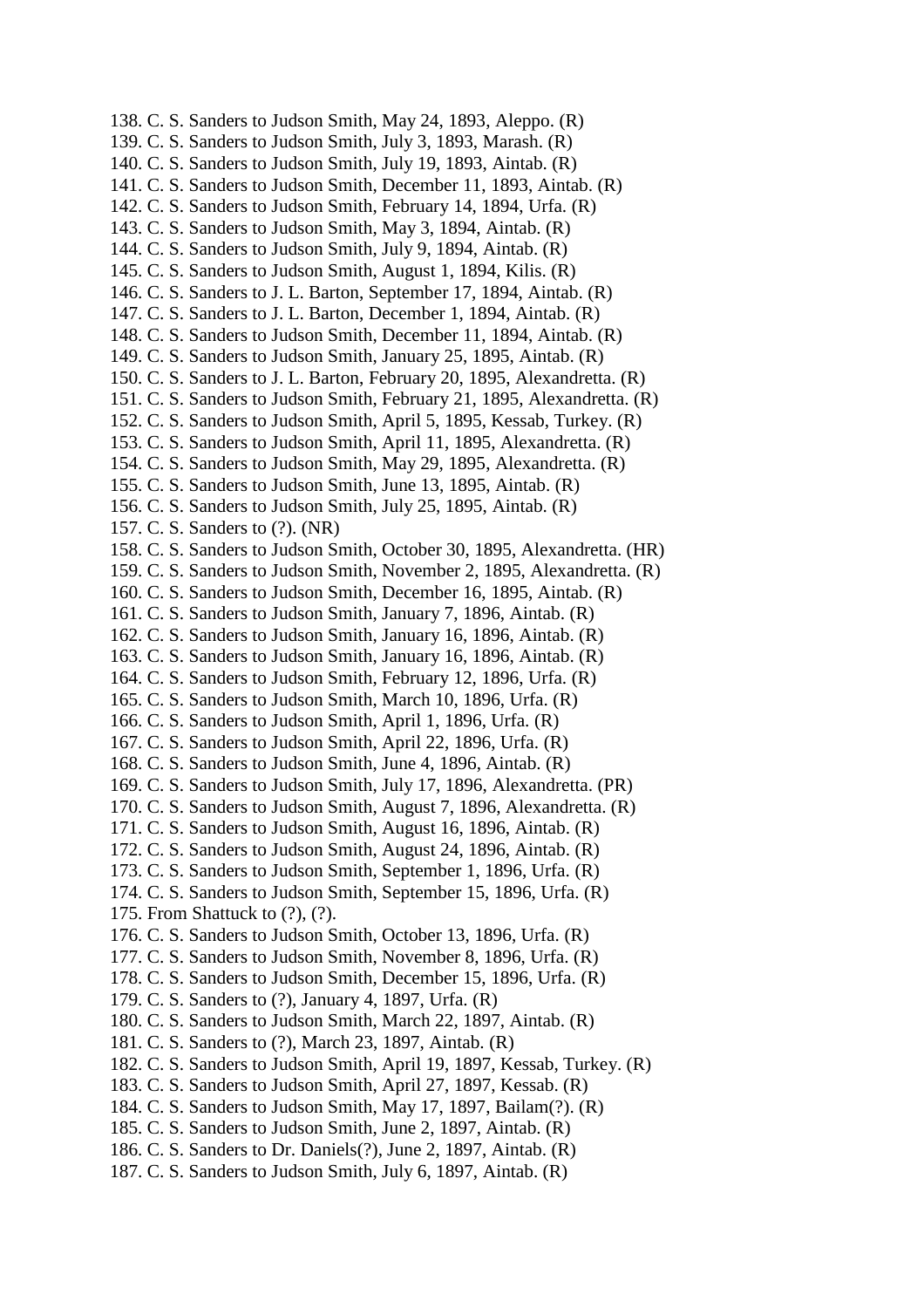138. C. S. Sanders to Judson Smith, May 24, 1893, Aleppo. (R)
139. C. S. Sanders to Judson Smith, July 3, 1893, Marash. (R)
140. C. S. Sanders to Judson Smith, July 19, 1893, Aintab. (R)
141. C. S. Sanders to Judson Smith, December 11, 1893, Aintab. (R)
142. C. S. Sanders to Judson Smith, February 14, 1894, Urfa. (R)
143. C. S. Sanders to Judson Smith, May 3, 1894, Aintab. (R)
144. C. S. Sanders to Judson Smith, July 9, 1894, Aintab. (R)
145. C. S. Sanders to Judson Smith, August 1, 1894, Kilis. (R)
146. C. S. Sanders to J. L. Barton, September 17, 1894, Aintab. (R)
147. C. S. Sanders to J. L. Barton, December 1, 1894, Aintab. (R)
148. C. S. Sanders to Judson Smith, December 11, 1894, Aintab. (R)
149. C. S. Sanders to Judson Smith, January 25, 1895, Aintab. (R)
150. C. S. Sanders to J. L. Barton, February 20, 1895, Alexandretta. (R)
151. C. S. Sanders to Judson Smith, February 21, 1895, Alexandretta. (R)
152. C. S. Sanders to Judson Smith, April 5, 1895, Kessab, Turkey. (R)
153. C. S. Sanders to Judson Smith, April 11, 1895, Alexandretta. (R)
154. C. S. Sanders to Judson Smith, May 29, 1895, Alexandretta. (R)
155. C. S. Sanders to Judson Smith, June 13, 1895, Aintab. (R)
156. C. S. Sanders to Judson Smith, July 25, 1895, Aintab. (R)
157. C. S. Sanders to (?). (NR)
158. C. S. Sanders to Judson Smith, October 30, 1895, Alexandretta. (HR)
159. C. S. Sanders to Judson Smith, November 2, 1895, Alexandretta. (R)
160. C. S. Sanders to Judson Smith, December 16, 1895, Aintab. (R)
161. C. S. Sanders to Judson Smith, January 7, 1896, Aintab. (R)
162. C. S. Sanders to Judson Smith, January 16, 1896, Aintab. (R)
163. C. S. Sanders to Judson Smith, January 16, 1896, Aintab. (R)
164. C. S. Sanders to Judson Smith, February 12, 1896, Urfa. (R)
165. C. S. Sanders to Judson Smith, March 10, 1896, Urfa. (R)
166. C. S. Sanders to Judson Smith, April 1, 1896, Urfa. (R)
167. C. S. Sanders to Judson Smith, April 22, 1896, Urfa. (R)
168. C. S. Sanders to Judson Smith, June 4, 1896, Aintab. (R)
169. C. S. Sanders to Judson Smith, July 17, 1896, Alexandretta. (PR)
170. C. S. Sanders to Judson Smith, August 7, 1896, Alexandretta. (R)
171. C. S. Sanders to Judson Smith, August 16, 1896, Aintab. (R)
172. C. S. Sanders to Judson Smith, August 24, 1896, Aintab. (R)
173. C. S. Sanders to Judson Smith, September 1, 1896, Urfa. (R)
174. C. S. Sanders to Judson Smith, September 15, 1896, Urfa. (R)
175. From Shattuck to (?), (?).
176. C. S. Sanders to Judson Smith, October 13, 1896, Urfa. (R)
177. C. S. Sanders to Judson Smith, November 8, 1896, Urfa. (R)
178. C. S. Sanders to Judson Smith, December 15, 1896, Urfa. (R)
179. C. S. Sanders to (?), January 4, 1897, Urfa. (R)
180. C. S. Sanders to Judson Smith, March 22, 1897, Aintab. (R)
181. C. S. Sanders to (?), March 23, 1897, Aintab. (R)
182. C. S. Sanders to Judson Smith, April 19, 1897, Kessab, Turkey. (R)
183. C. S. Sanders to Judson Smith, April 27, 1897, Kessab. (R)
184. C. S. Sanders to Judson Smith, May 17, 1897, Bailam(?). (R)
185. C. S. Sanders to Judson Smith, June 2, 1897, Aintab. (R)
186. C. S. Sanders to Dr. Daniels(?), June 2, 1897, Aintab. (R)
187. C. S. Sanders to Judson Smith, July 6, 1897, Aintab. (R)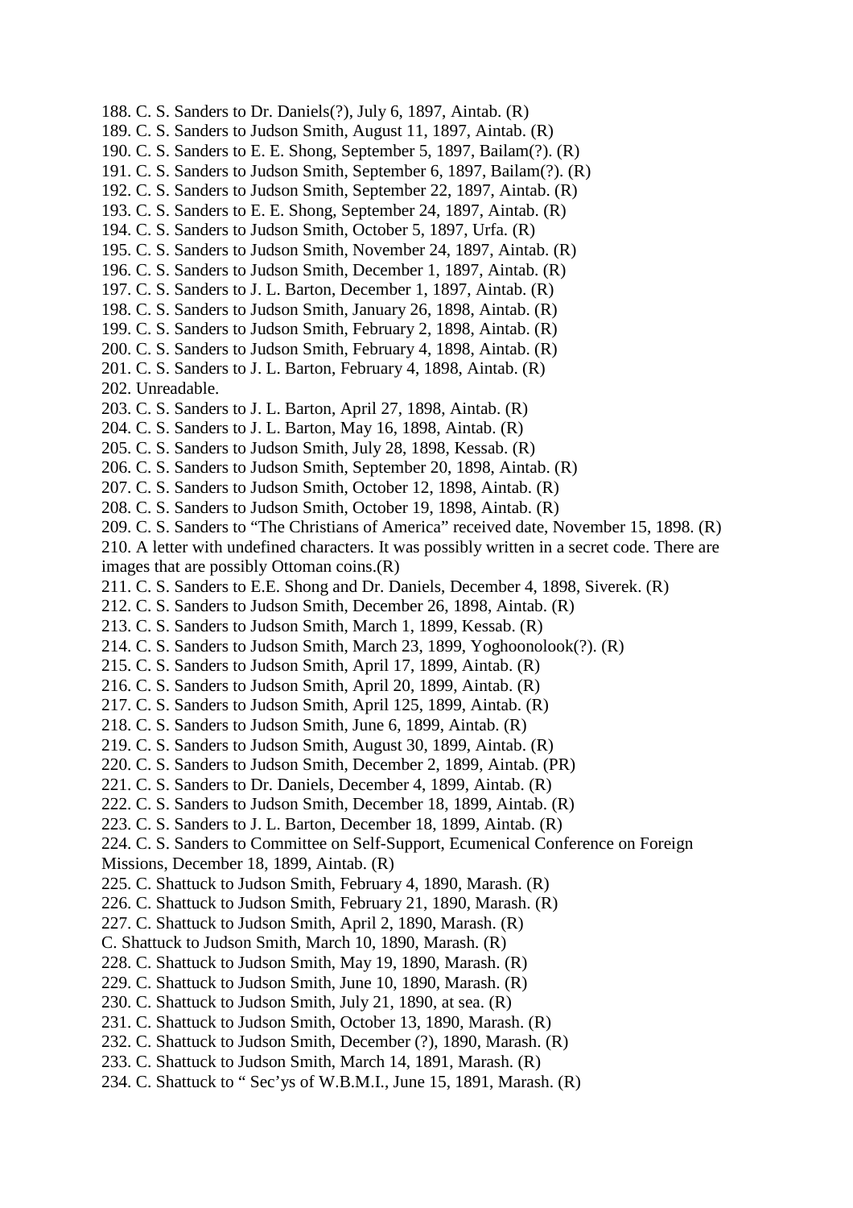188. C. S. Sanders to Dr. Daniels(?), July 6, 1897, Aintab. (R)
189. C. S. Sanders to Judson Smith, August 11, 1897, Aintab. (R)
190. C. S. Sanders to E. E. Shong, September 5, 1897, Bailam(?). (R)
191. C. S. Sanders to Judson Smith, September 6, 1897, Bailam(?). (R)
192. C. S. Sanders to Judson Smith, September 22, 1897, Aintab. (R)
193. C. S. Sanders to E. E. Shong, September 24, 1897, Aintab. (R)
194. C. S. Sanders to Judson Smith, October 5, 1897, Urfa. (R)
195. C. S. Sanders to Judson Smith, November 24, 1897, Aintab. (R)
196. C. S. Sanders to Judson Smith, December 1, 1897, Aintab. (R)
197. C. S. Sanders to J. L. Barton, December 1, 1897, Aintab. (R)
198. C. S. Sanders to Judson Smith, January 26, 1898, Aintab. (R)
199. C. S. Sanders to Judson Smith, February 2, 1898, Aintab. (R)
200. C. S. Sanders to Judson Smith, February 4, 1898, Aintab. (R)
201. C. S. Sanders to J. L. Barton, February 4, 1898, Aintab. (R)
202. Unreadable.
203. C. S. Sanders to J. L. Barton, April 27, 1898, Aintab. (R)
204. C. S. Sanders to J. L. Barton, May 16, 1898, Aintab. (R)
205. C. S. Sanders to Judson Smith, July 28, 1898, Kessab. (R)
206. C. S. Sanders to Judson Smith, September 20, 1898, Aintab. (R)
207. C. S. Sanders to Judson Smith, October 12, 1898, Aintab. (R)
208. C. S. Sanders to Judson Smith, October 19, 1898, Aintab. (R)
209. C. S. Sanders to "The Christians of America" received date, November 15, 1898. (R)
210. A letter with undefined characters. It was possibly written in a secret code. There are images that are possibly Ottoman coins.(R)
211. C. S. Sanders to E.E. Shong and Dr. Daniels, December 4, 1898, Siverek. (R)
212. C. S. Sanders to Judson Smith, December 26, 1898, Aintab. (R)
213. C. S. Sanders to Judson Smith, March 1, 1899, Kessab. (R)
214. C. S. Sanders to Judson Smith, March 23, 1899, Yoghoonolook(?). (R)
215. C. S. Sanders to Judson Smith, April 17, 1899, Aintab. (R)
216. C. S. Sanders to Judson Smith, April 20, 1899, Aintab. (R)
217. C. S. Sanders to Judson Smith, April 125, 1899, Aintab. (R)
218. C. S. Sanders to Judson Smith, June 6, 1899, Aintab. (R)
219. C. S. Sanders to Judson Smith, August 30, 1899, Aintab. (R)
220. C. S. Sanders to Judson Smith, December 2, 1899, Aintab. (PR)
221. C. S. Sanders to Dr. Daniels, December 4, 1899, Aintab. (R)
222. C. S. Sanders to Judson Smith, December 18, 1899, Aintab. (R)
223. C. S. Sanders to J. L. Barton, December 18, 1899, Aintab. (R)
224. C. S. Sanders to Committee on Self-Support, Ecumenical Conference on Foreign Missions, December 18, 1899, Aintab. (R)
225. C. Shattuck to Judson Smith, February 4, 1890, Marash. (R)
226. C. Shattuck to Judson Smith, February 21, 1890, Marash. (R)
227. C. Shattuck to Judson Smith, April 2, 1890, Marash. (R)
C. Shattuck to Judson Smith, March 10, 1890, Marash. (R)
228. C. Shattuck to Judson Smith, May 19, 1890, Marash. (R)
229. C. Shattuck to Judson Smith, June 10, 1890, Marash. (R)
230. C. Shattuck to Judson Smith, July 21, 1890, at sea. (R)
231. C. Shattuck to Judson Smith, October 13, 1890, Marash. (R)
232. C. Shattuck to Judson Smith, December (?), 1890, Marash. (R)
233. C. Shattuck to Judson Smith, March 14, 1891, Marash. (R)
234. C. Shattuck to " Sec'ys of W.B.M.I., June 15, 1891, Marash. (R)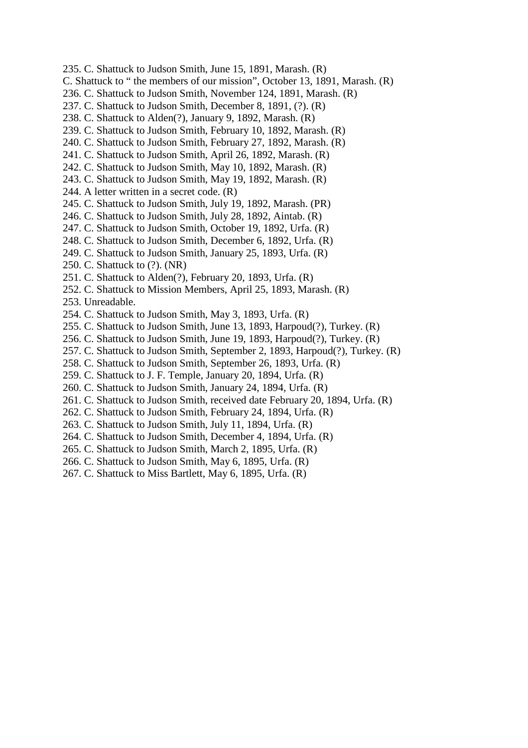235. C. Shattuck to Judson Smith, June 15, 1891, Marash. (R)
C. Shattuck to " the members of our mission", October 13, 1891, Marash. (R)
236. C. Shattuck to Judson Smith, November 124, 1891, Marash. (R)
237. C. Shattuck to Judson Smith, December 8, 1891, (?). (R)
238. C. Shattuck to Alden(?), January 9, 1892, Marash. (R)
239. C. Shattuck to Judson Smith, February 10, 1892, Marash. (R)
240. C. Shattuck to Judson Smith, February 27, 1892, Marash. (R)
241. C. Shattuck to Judson Smith, April 26, 1892, Marash. (R)
242. C. Shattuck to Judson Smith, May 10, 1892, Marash. (R)
243. C. Shattuck to Judson Smith, May 19, 1892, Marash. (R)
244. A letter written in a secret code. (R)
245. C. Shattuck to Judson Smith, July 19, 1892, Marash. (PR)
246. C. Shattuck to Judson Smith, July 28, 1892, Aintab. (R)
247. C. Shattuck to Judson Smith, October 19, 1892, Urfa. (R)
248. C. Shattuck to Judson Smith, December 6, 1892, Urfa. (R)
249. C. Shattuck to Judson Smith, January 25, 1893, Urfa. (R)
250. C. Shattuck to (?). (NR)
251. C. Shattuck to Alden(?), February 20, 1893, Urfa. (R)
252. C. Shattuck to Mission Members, April 25, 1893, Marash. (R)
253. Unreadable.
254. C. Shattuck to Judson Smith, May 3, 1893, Urfa. (R)
255. C. Shattuck to Judson Smith, June 13, 1893, Harpoud(?), Turkey. (R)
256. C. Shattuck to Judson Smith, June 19, 1893, Harpoud(?), Turkey. (R)
257. C. Shattuck to Judson Smith, September 2, 1893, Harpoud(?), Turkey. (R)
258. C. Shattuck to Judson Smith, September 26, 1893, Urfa. (R)
259. C. Shattuck to J. F. Temple, January 20, 1894, Urfa. (R)
260. C. Shattuck to Judson Smith, January 24, 1894, Urfa. (R)
261. C. Shattuck to Judson Smith, received date February 20, 1894, Urfa. (R)
262. C. Shattuck to Judson Smith, February 24, 1894, Urfa. (R)
263. C. Shattuck to Judson Smith, July 11, 1894, Urfa. (R)
264. C. Shattuck to Judson Smith, December 4, 1894, Urfa. (R)
265. C. Shattuck to Judson Smith, March 2, 1895, Urfa. (R)
266. C. Shattuck to Judson Smith, May 6, 1895, Urfa. (R)
267. C. Shattuck to Miss Bartlett, May 6, 1895, Urfa. (R)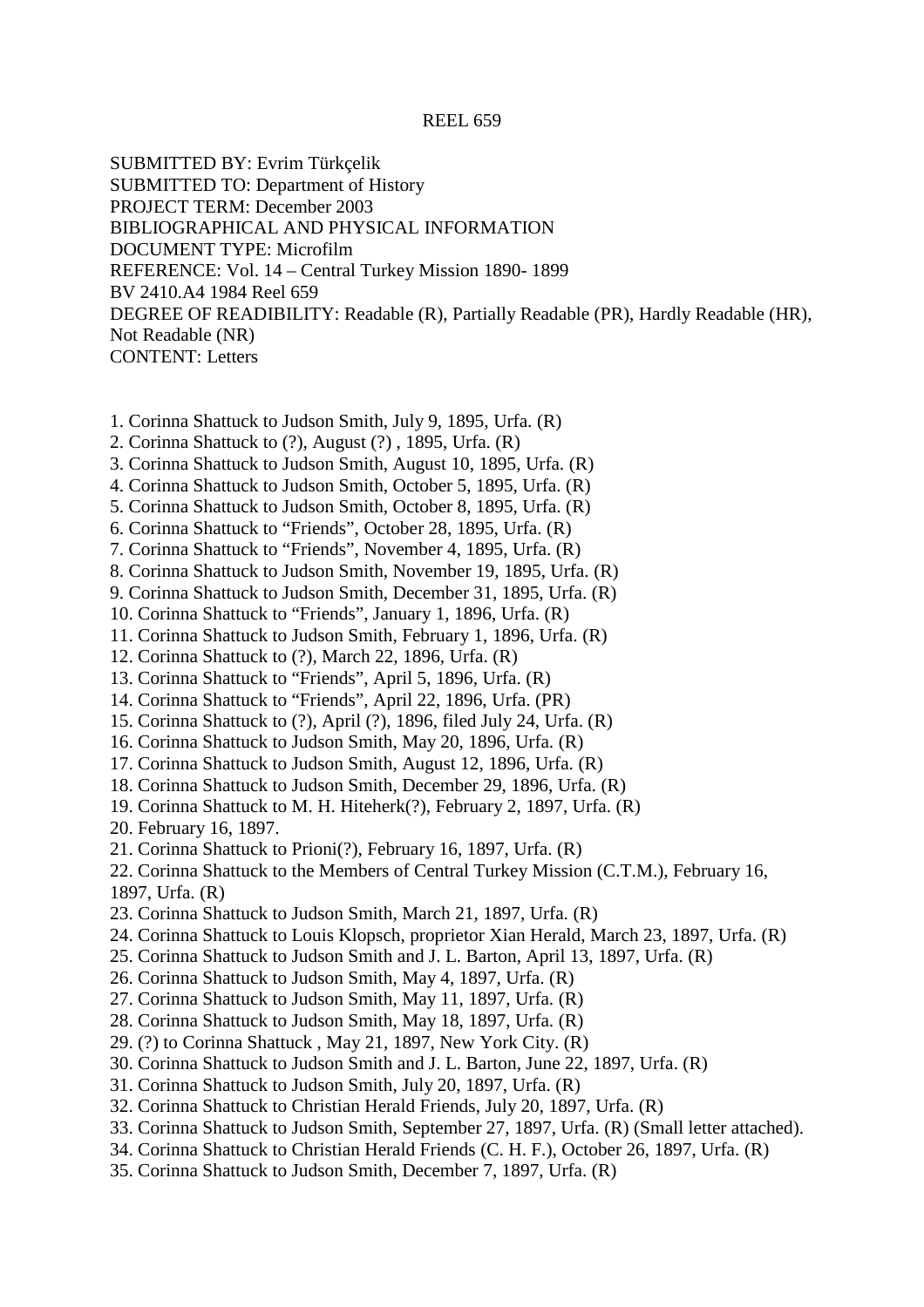REEL 659

SUBMITTED BY: Evrim Türkçelik
SUBMITTED TO: Department of History
PROJECT TERM: December 2003
BIBLIOGRAPHICAL AND PHYSICAL INFORMATION
DOCUMENT TYPE: Microfilm
REFERENCE: Vol. 14 – Central Turkey Mission 1890- 1899
BV 2410.A4 1984 Reel 659
DEGREE OF READIBILITY: Readable (R), Partially Readable (PR), Hardly Readable (HR), Not Readable (NR)
CONTENT: Letters

1. Corinna Shattuck to Judson Smith, July 9, 1895, Urfa. (R)
2. Corinna Shattuck to (?), August (?) , 1895, Urfa. (R)
3. Corinna Shattuck to Judson Smith, August 10, 1895, Urfa. (R)
4. Corinna Shattuck to Judson Smith, October 5, 1895, Urfa. (R)
5. Corinna Shattuck to Judson Smith, October 8, 1895, Urfa. (R)
6. Corinna Shattuck to "Friends", October 28, 1895, Urfa. (R)
7. Corinna Shattuck to "Friends", November 4, 1895, Urfa. (R)
8. Corinna Shattuck to Judson Smith, November 19, 1895, Urfa. (R)
9. Corinna Shattuck to Judson Smith, December 31, 1895, Urfa. (R)
10. Corinna Shattuck to "Friends", January 1, 1896, Urfa. (R)
11. Corinna Shattuck to Judson Smith, February 1, 1896, Urfa. (R)
12. Corinna Shattuck to (?), March 22, 1896, Urfa. (R)
13. Corinna Shattuck to "Friends", April 5, 1896, Urfa. (R)
14. Corinna Shattuck to "Friends", April 22, 1896, Urfa. (PR)
15. Corinna Shattuck to (?), April (?), 1896, filed July 24, Urfa. (R)
16. Corinna Shattuck to Judson Smith, May 20, 1896, Urfa. (R)
17. Corinna Shattuck to Judson Smith, August 12, 1896, Urfa. (R)
18. Corinna Shattuck to Judson Smith, December 29, 1896, Urfa. (R)
19. Corinna Shattuck to M. H. Hiteherk(?), February 2, 1897, Urfa. (R)
20. February 16, 1897.
21. Corinna Shattuck to Prioni(?), February 16, 1897, Urfa. (R)
22. Corinna Shattuck to the Members of Central Turkey Mission (C.T.M.), February 16, 1897, Urfa. (R)
23. Corinna Shattuck to Judson Smith, March 21, 1897, Urfa. (R)
24. Corinna Shattuck to Louis Klopsch, proprietor Xian Herald, March 23, 1897, Urfa. (R)
25. Corinna Shattuck to Judson Smith and J. L. Barton, April 13, 1897, Urfa. (R)
26. Corinna Shattuck to Judson Smith, May 4, 1897, Urfa. (R)
27. Corinna Shattuck to Judson Smith, May 11, 1897, Urfa. (R)
28. Corinna Shattuck to Judson Smith, May 18, 1897, Urfa. (R)
29. (?) to Corinna Shattuck , May 21, 1897, New York City. (R)
30. Corinna Shattuck to Judson Smith and J. L. Barton, June 22, 1897, Urfa. (R)
31. Corinna Shattuck to Judson Smith, July 20, 1897, Urfa. (R)
32. Corinna Shattuck to Christian Herald Friends, July 20, 1897, Urfa. (R)
33. Corinna Shattuck to Judson Smith, September 27, 1897, Urfa. (R) (Small letter attached).
34. Corinna Shattuck to Christian Herald Friends (C. H. F.), October 26, 1897, Urfa. (R)
35. Corinna Shattuck to Judson Smith, December 7, 1897, Urfa. (R)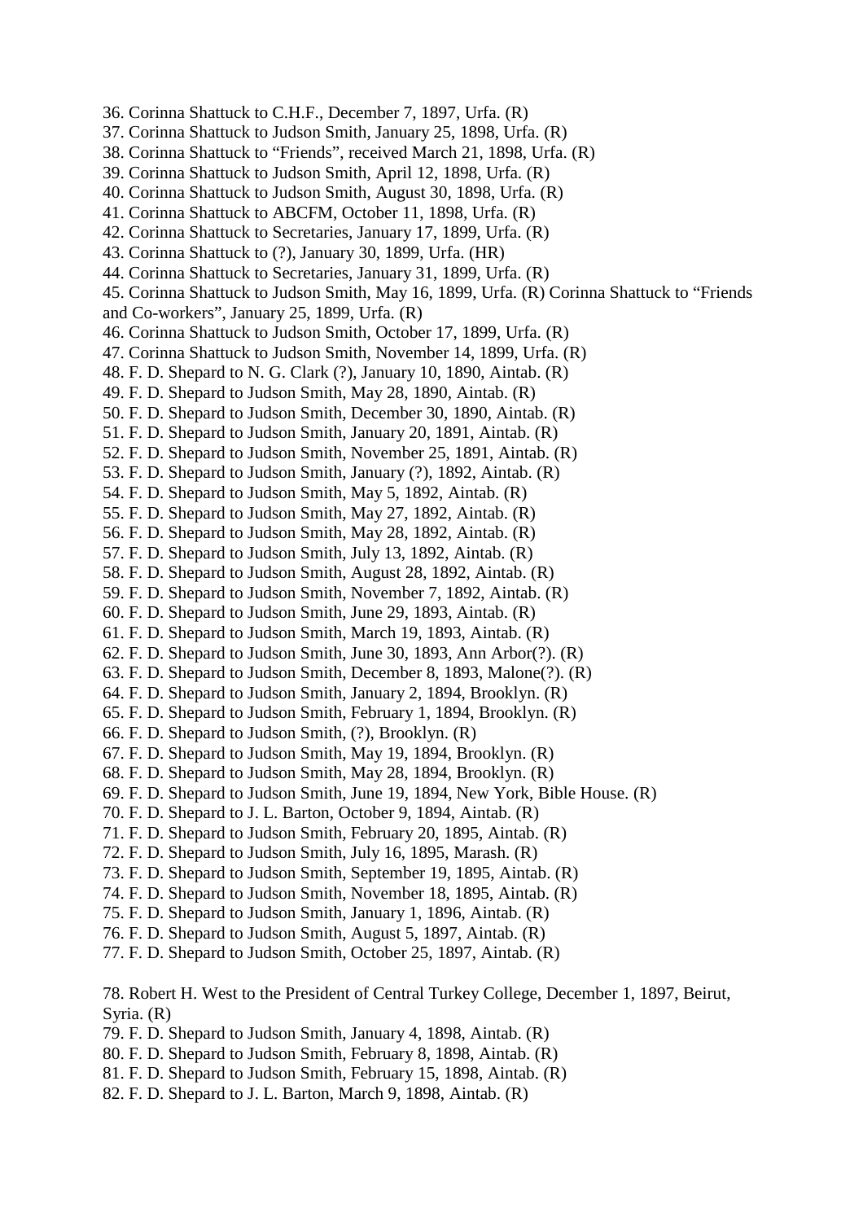36. Corinna Shattuck to C.H.F., December 7, 1897, Urfa. (R)
37. Corinna Shattuck to Judson Smith, January 25, 1898, Urfa. (R)
38. Corinna Shattuck to “Friends”, received March 21, 1898, Urfa. (R)
39. Corinna Shattuck to Judson Smith, April 12, 1898, Urfa. (R)
40. Corinna Shattuck to Judson Smith, August 30, 1898, Urfa. (R)
41. Corinna Shattuck to ABCFM, October 11, 1898, Urfa. (R)
42. Corinna Shattuck to Secretaries, January 17, 1899, Urfa. (R)
43. Corinna Shattuck to (?), January 30, 1899, Urfa. (HR)
44. Corinna Shattuck to Secretaries, January 31, 1899, Urfa. (R)
45. Corinna Shattuck to Judson Smith, May 16, 1899, Urfa. (R) Corinna Shattuck to “Friends and Co-workers”, January 25, 1899, Urfa. (R)
46. Corinna Shattuck to Judson Smith, October 17, 1899, Urfa. (R)
47. Corinna Shattuck to Judson Smith, November 14, 1899, Urfa. (R)
48. F. D. Shepard to N. G. Clark (?), January 10, 1890, Aintab. (R)
49. F. D. Shepard to Judson Smith, May 28, 1890, Aintab. (R)
50. F. D. Shepard to Judson Smith, December 30, 1890, Aintab. (R)
51. F. D. Shepard to Judson Smith, January 20, 1891, Aintab. (R)
52. F. D. Shepard to Judson Smith, November 25, 1891, Aintab. (R)
53. F. D. Shepard to Judson Smith, January (?), 1892, Aintab. (R)
54. F. D. Shepard to Judson Smith, May 5, 1892, Aintab. (R)
55. F. D. Shepard to Judson Smith, May 27, 1892, Aintab. (R)
56. F. D. Shepard to Judson Smith, May 28, 1892, Aintab. (R)
57. F. D. Shepard to Judson Smith, July 13, 1892, Aintab. (R)
58. F. D. Shepard to Judson Smith, August 28, 1892, Aintab. (R)
59. F. D. Shepard to Judson Smith, November 7, 1892, Aintab. (R)
60. F. D. Shepard to Judson Smith, June 29, 1893, Aintab. (R)
61. F. D. Shepard to Judson Smith, March 19, 1893, Aintab. (R)
62. F. D. Shepard to Judson Smith, June 30, 1893, Ann Arbor(?). (R)
63. F. D. Shepard to Judson Smith, December 8, 1893, Malone(?). (R)
64. F. D. Shepard to Judson Smith, January 2, 1894, Brooklyn. (R)
65. F. D. Shepard to Judson Smith, February 1, 1894, Brooklyn. (R)
66. F. D. Shepard to Judson Smith, (?), Brooklyn. (R)
67. F. D. Shepard to Judson Smith, May 19, 1894, Brooklyn. (R)
68. F. D. Shepard to Judson Smith, May 28, 1894, Brooklyn. (R)
69. F. D. Shepard to Judson Smith, June 19, 1894, New York, Bible House. (R)
70. F. D. Shepard to J. L. Barton, October 9, 1894, Aintab. (R)
71. F. D. Shepard to Judson Smith, February 20, 1895, Aintab. (R)
72. F. D. Shepard to Judson Smith, July 16, 1895, Marash. (R)
73. F. D. Shepard to Judson Smith, September 19, 1895, Aintab. (R)
74. F. D. Shepard to Judson Smith, November 18, 1895, Aintab. (R)
75. F. D. Shepard to Judson Smith, January 1, 1896, Aintab. (R)
76. F. D. Shepard to Judson Smith, August 5, 1897, Aintab. (R)
77. F. D. Shepard to Judson Smith, October 25, 1897, Aintab. (R)

78. Robert H. West to the President of Central Turkey College, December 1, 1897, Beirut, Syria. (R)
79. F. D. Shepard to Judson Smith, January 4, 1898, Aintab. (R)
80. F. D. Shepard to Judson Smith, February 8, 1898, Aintab. (R)
81. F. D. Shepard to Judson Smith, February 15, 1898, Aintab. (R)
82. F. D. Shepard to J. L. Barton, March 9, 1898, Aintab. (R)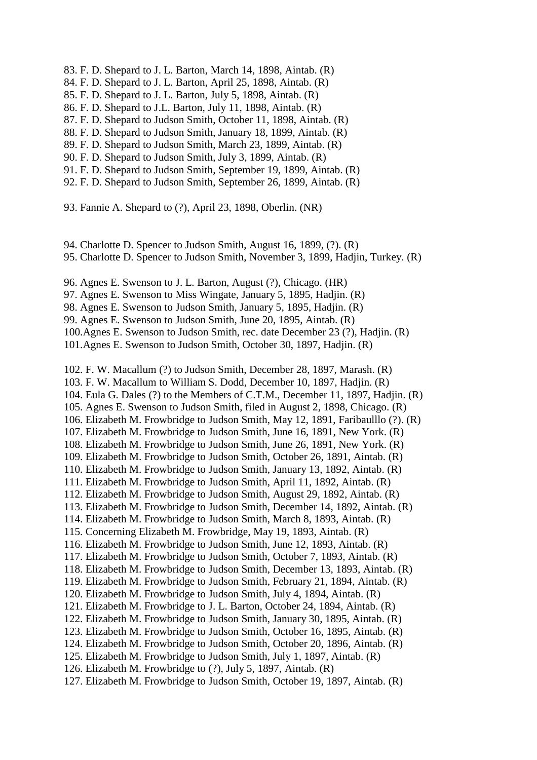83. F. D. Shepard to J. L. Barton, March 14, 1898, Aintab. (R)
84. F. D. Shepard to J. L. Barton, April 25, 1898, Aintab. (R)
85. F. D. Shepard to J. L. Barton, July 5, 1898, Aintab. (R)
86. F. D. Shepard to J.L. Barton, July 11, 1898, Aintab. (R)
87. F. D. Shepard to Judson Smith, October 11, 1898, Aintab. (R)
88. F. D. Shepard to Judson Smith, January 18, 1899, Aintab. (R)
89. F. D. Shepard to Judson Smith, March 23, 1899, Aintab. (R)
90. F. D. Shepard to Judson Smith, July 3, 1899, Aintab. (R)
91. F. D. Shepard to Judson Smith, September 19, 1899, Aintab. (R)
92. F. D. Shepard to Judson Smith, September 26, 1899, Aintab. (R)

93. Fannie A. Shepard to (?), April 23, 1898, Oberlin. (NR)

94. Charlotte D. Spencer to Judson Smith, August 16, 1899, (?). (R)
95. Charlotte D. Spencer to Judson Smith, November 3, 1899, Hadjin, Turkey. (R)

96. Agnes E. Swenson to J. L. Barton, August (?), Chicago. (HR)
97. Agnes E. Swenson to Miss Wingate, January 5, 1895, Hadjin. (R)
98. Agnes E. Swenson to Judson Smith, January 5, 1895, Hadjin. (R)
99. Agnes E. Swenson to Judson Smith, June 20, 1895, Aintab. (R)
100.Agnes E. Swenson to Judson Smith, rec. date December 23 (?), Hadjin. (R)
101.Agnes E. Swenson to Judson Smith, October 30, 1897, Hadjin. (R)

102. F. W. Macallum (?) to Judson Smith, December 28, 1897, Marash. (R)
103. F. W. Macallum to William S. Dodd, December 10, 1897, Hadjin. (R)
104. Eula G. Dales (?) to the Members of C.T.M., December 11, 1897, Hadjin. (R)
105. Agnes E. Swenson to Judson Smith, filed in August 2, 1898, Chicago. (R)
106. Elizabeth M. Frowbridge to Judson Smith, May 12, 1891, Faribaulllo (?). (R)
107. Elizabeth M. Frowbridge to Judson Smith, June 16, 1891, New York. (R)
108. Elizabeth M. Frowbridge to Judson Smith, June 26, 1891, New York. (R)
109. Elizabeth M. Frowbridge to Judson Smith, October 26, 1891, Aintab. (R)
110. Elizabeth M. Frowbridge to Judson Smith, January 13, 1892, Aintab. (R)
111. Elizabeth M. Frowbridge to Judson Smith, April 11, 1892, Aintab. (R)
112. Elizabeth M. Frowbridge to Judson Smith, August 29, 1892, Aintab. (R)
113. Elizabeth M. Frowbridge to Judson Smith, December 14, 1892, Aintab. (R)
114. Elizabeth M. Frowbridge to Judson Smith, March 8, 1893, Aintab. (R)
115. Concerning Elizabeth M. Frowbridge, May 19, 1893, Aintab. (R)
116. Elizabeth M. Frowbridge to Judson Smith, June 12, 1893, Aintab. (R)
117. Elizabeth M. Frowbridge to Judson Smith, October 7, 1893, Aintab. (R)
118. Elizabeth M. Frowbridge to Judson Smith, December 13, 1893, Aintab. (R)
119. Elizabeth M. Frowbridge to Judson Smith, February 21, 1894, Aintab. (R)
120. Elizabeth M. Frowbridge to Judson Smith, July 4, 1894, Aintab. (R)
121. Elizabeth M. Frowbridge to J. L. Barton, October 24, 1894, Aintab. (R)
122. Elizabeth M. Frowbridge to Judson Smith, January 30, 1895, Aintab. (R)
123. Elizabeth M. Frowbridge to Judson Smith, October 16, 1895, Aintab. (R)
124. Elizabeth M. Frowbridge to Judson Smith, October 20, 1896, Aintab. (R)
125. Elizabeth M. Frowbridge to Judson Smith, July 1, 1897, Aintab. (R)
126. Elizabeth M. Frowbridge to (?), July 5, 1897, Aintab. (R)
127. Elizabeth M. Frowbridge to Judson Smith, October 19, 1897, Aintab. (R)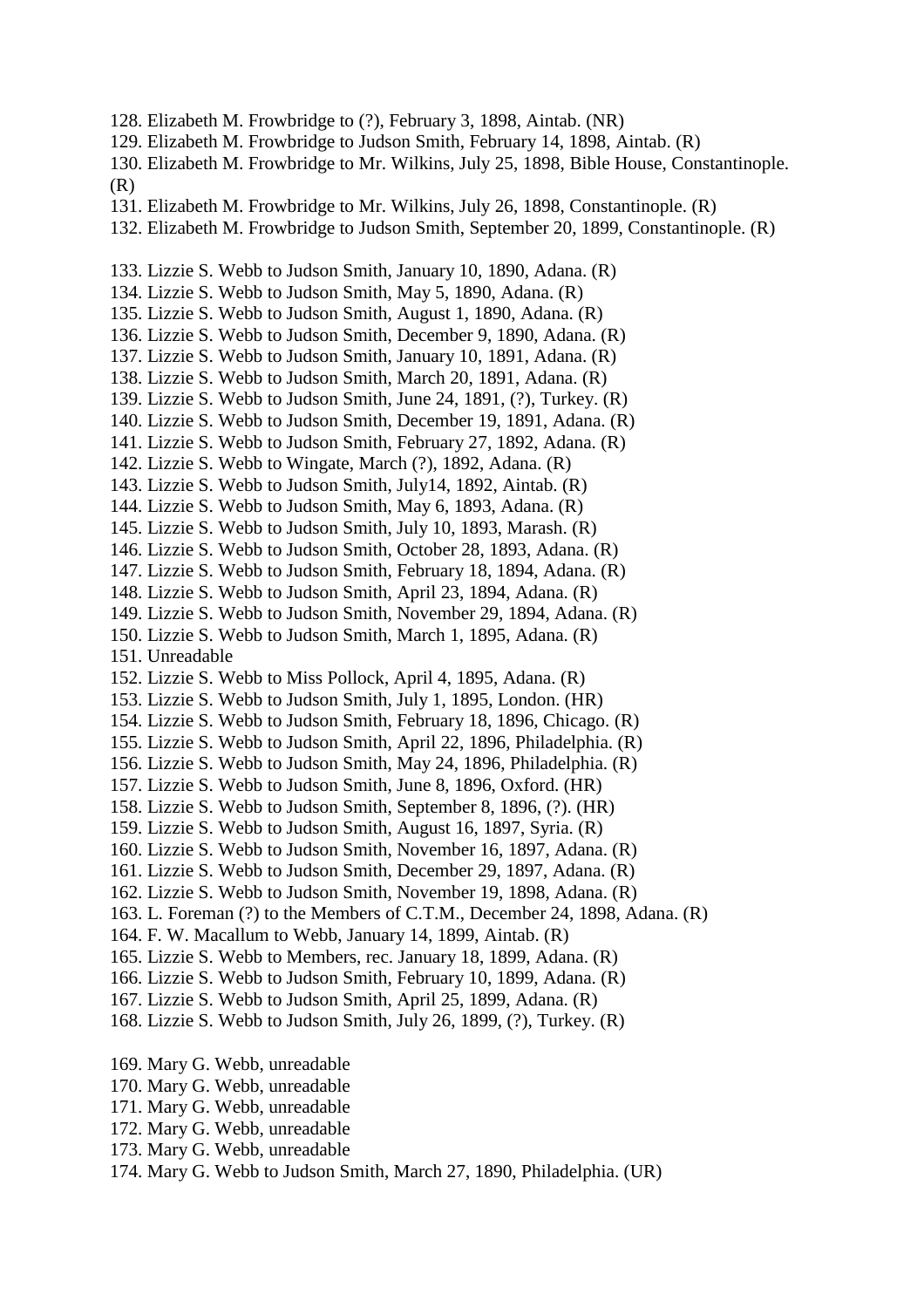128. Elizabeth M. Frowbridge to (?), February 3, 1898, Aintab. (NR)
129. Elizabeth M. Frowbridge to Judson Smith, February 14, 1898, Aintab. (R)
130. Elizabeth M. Frowbridge to Mr. Wilkins, July 25, 1898, Bible House, Constantinople. (R)
131. Elizabeth M. Frowbridge to Mr. Wilkins, July 26, 1898, Constantinople. (R)
132. Elizabeth M. Frowbridge to Judson Smith, September 20, 1899, Constantinople. (R)

133. Lizzie S. Webb to Judson Smith, January 10, 1890, Adana. (R)
134. Lizzie S. Webb to Judson Smith, May 5, 1890, Adana. (R)
135. Lizzie S. Webb to Judson Smith, August 1, 1890, Adana. (R)
136. Lizzie S. Webb to Judson Smith, December 9, 1890, Adana. (R)
137. Lizzie S. Webb to Judson Smith, January 10, 1891, Adana. (R)
138. Lizzie S. Webb to Judson Smith, March 20, 1891, Adana. (R)
139. Lizzie S. Webb to Judson Smith, June 24, 1891, (?), Turkey. (R)
140. Lizzie S. Webb to Judson Smith, December 19, 1891, Adana. (R)
141. Lizzie S. Webb to Judson Smith, February 27, 1892, Adana. (R)
142. Lizzie S. Webb to Wingate, March (?), 1892, Adana. (R)
143. Lizzie S. Webb to Judson Smith, July14, 1892, Aintab. (R)
144. Lizzie S. Webb to Judson Smith, May 6, 1893, Adana. (R)
145. Lizzie S. Webb to Judson Smith, July 10, 1893, Marash. (R)
146. Lizzie S. Webb to Judson Smith, October 28, 1893, Adana. (R)
147. Lizzie S. Webb to Judson Smith, February 18, 1894, Adana. (R)
148. Lizzie S. Webb to Judson Smith, April 23, 1894, Adana. (R)
149. Lizzie S. Webb to Judson Smith, November 29, 1894, Adana. (R)
150. Lizzie S. Webb to Judson Smith, March 1, 1895, Adana. (R)
151. Unreadable
152. Lizzie S. Webb to Miss Pollock, April 4, 1895, Adana. (R)
153. Lizzie S. Webb to Judson Smith, July 1, 1895, London. (HR)
154. Lizzie S. Webb to Judson Smith, February 18, 1896, Chicago. (R)
155. Lizzie S. Webb to Judson Smith, April 22, 1896, Philadelphia. (R)
156. Lizzie S. Webb to Judson Smith, May 24, 1896, Philadelphia. (R)
157. Lizzie S. Webb to Judson Smith, June 8, 1896, Oxford. (HR)
158. Lizzie S. Webb to Judson Smith, September 8, 1896, (?). (HR)
159. Lizzie S. Webb to Judson Smith, August 16, 1897, Syria. (R)
160. Lizzie S. Webb to Judson Smith, November 16, 1897, Adana. (R)
161. Lizzie S. Webb to Judson Smith, December 29, 1897, Adana. (R)
162. Lizzie S. Webb to Judson Smith, November 19, 1898, Adana. (R)
163. L. Foreman (?) to the Members of C.T.M., December 24, 1898, Adana. (R)
164. F. W. Macallum to Webb, January 14, 1899, Aintab. (R)
165. Lizzie S. Webb to Members, rec. January 18, 1899, Adana. (R)
166. Lizzie S. Webb to Judson Smith, February 10, 1899, Adana. (R)
167. Lizzie S. Webb to Judson Smith, April 25, 1899, Adana. (R)
168. Lizzie S. Webb to Judson Smith, July 26, 1899, (?), Turkey. (R)

169. Mary G. Webb, unreadable
170. Mary G. Webb, unreadable
171. Mary G. Webb, unreadable
172. Mary G. Webb, unreadable
173. Mary G. Webb, unreadable
174. Mary G. Webb to Judson Smith, March 27, 1890, Philadelphia. (UR)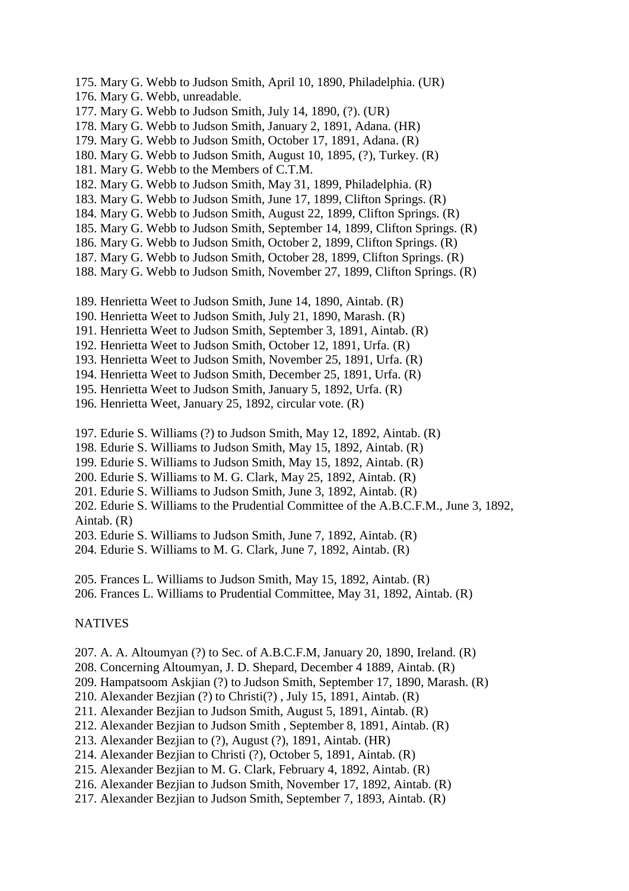175. Mary G. Webb to Judson Smith, April 10, 1890, Philadelphia. (UR)
176. Mary G. Webb, unreadable.
177. Mary G. Webb to Judson Smith, July 14, 1890, (?). (UR)
178. Mary G. Webb to Judson Smith, January 2, 1891, Adana. (HR)
179. Mary G. Webb to Judson Smith, October 17, 1891, Adana. (R)
180. Mary G. Webb to Judson Smith, August 10, 1895, (?), Turkey. (R)
181. Mary G. Webb to the Members of C.T.M.
182. Mary G. Webb to Judson Smith, May 31, 1899, Philadelphia. (R)
183. Mary G. Webb to Judson Smith, June 17, 1899, Clifton Springs. (R)
184. Mary G. Webb to Judson Smith, August 22, 1899, Clifton Springs. (R)
185. Mary G. Webb to Judson Smith, September 14, 1899, Clifton Springs. (R)
186. Mary G. Webb to Judson Smith, October 2, 1899, Clifton Springs. (R)
187. Mary G. Webb to Judson Smith, October 28, 1899, Clifton Springs. (R)
188. Mary G. Webb to Judson Smith, November 27, 1899, Clifton Springs. (R)

189. Henrietta Weet to Judson Smith, June 14, 1890, Aintab. (R)
190. Henrietta Weet to Judson Smith, July 21, 1890, Marash. (R)
191. Henrietta Weet to Judson Smith, September 3, 1891, Aintab. (R)
192. Henrietta Weet to Judson Smith, October 12, 1891, Urfa. (R)
193. Henrietta Weet to Judson Smith, November 25, 1891, Urfa. (R)
194. Henrietta Weet to Judson Smith, December 25, 1891, Urfa. (R)
195. Henrietta Weet to Judson Smith, January 5, 1892, Urfa. (R)
196. Henrietta Weet, January 25, 1892, circular vote. (R)

197. Edurie S. Williams (?) to Judson Smith, May 12, 1892, Aintab. (R)
198. Edurie S. Williams to Judson Smith, May 15, 1892, Aintab. (R)
199. Edurie S. Williams to Judson Smith, May 15, 1892, Aintab. (R)
200. Edurie S. Williams to M. G. Clark, May 25, 1892, Aintab. (R)
201. Edurie S. Williams to Judson Smith, June 3, 1892, Aintab. (R)
202. Edurie S. Williams to the Prudential Committee of the A.B.C.F.M., June 3, 1892, Aintab. (R)
203. Edurie S. Williams to Judson Smith, June 7, 1892, Aintab. (R)
204. Edurie S. Williams to M. G. Clark, June 7, 1892, Aintab. (R)

205. Frances L. Williams to Judson Smith, May 15, 1892, Aintab. (R)
206. Frances L. Williams to Prudential Committee, May 31, 1892, Aintab. (R)

NATIVES

207. A. A. Altoumyan (?) to Sec. of A.B.C.F.M, January 20, 1890, Ireland. (R)
208. Concerning Altoumyan, J. D. Shepard, December 4 1889, Aintab. (R)
209. Hampatsoom Askjian (?) to Judson Smith, September 17, 1890, Marash. (R)
210. Alexander Bezjian (?) to Christi(?) , July 15, 1891, Aintab. (R)
211. Alexander Bezjian to Judson Smith, August 5, 1891, Aintab. (R)
212. Alexander Bezjian to Judson Smith , September 8, 1891, Aintab. (R)
213. Alexander Bezjian to (?), August (?), 1891, Aintab. (HR)
214. Alexander Bezjian to Christi (?), October 5, 1891, Aintab. (R)
215. Alexander Bezjian to M. G. Clark, February 4, 1892, Aintab. (R)
216. Alexander Bezjian to Judson Smith, November 17, 1892, Aintab. (R)
217. Alexander Bezjian to Judson Smith, September 7, 1893, Aintab. (R)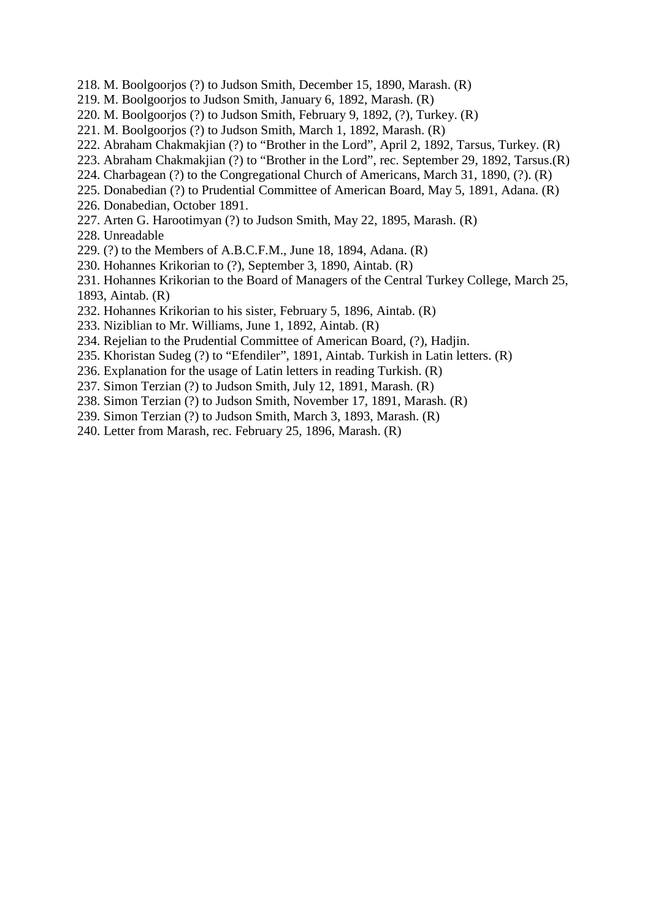218. M. Boolgoorjos (?) to Judson Smith, December 15, 1890, Marash. (R)
219. M. Boolgoorjos to Judson Smith, January 6, 1892, Marash. (R)
220. M. Boolgoorjos (?) to Judson Smith, February 9, 1892, (?), Turkey. (R)
221. M. Boolgoorjos (?) to Judson Smith, March 1, 1892, Marash. (R)
222. Abraham Chakmakjian (?) to “Brother in the Lord”, April 2, 1892, Tarsus, Turkey. (R)
223. Abraham Chakmakjian (?) to “Brother in the Lord”, rec. September 29, 1892, Tarsus.(R)
224. Charbagean (?) to the Congregational Church of Americans, March 31, 1890, (?). (R)
225. Donabedian (?) to Prudential Committee of American Board, May 5, 1891, Adana. (R)
226. Donabedian, October 1891.
227. Arten G. Harootimyan (?) to Judson Smith, May 22, 1895, Marash. (R)
228. Unreadable
229. (?) to the Members of A.B.C.F.M., June 18, 1894, Adana. (R)
230. Hohannes Krikorian to (?), September 3, 1890, Aintab. (R)
231. Hohannes Krikorian to the Board of Managers of the Central Turkey College, March 25, 1893, Aintab. (R)
232. Hohannes Krikorian to his sister, February 5, 1896, Aintab. (R)
233. Niziblian to Mr. Williams, June 1, 1892, Aintab. (R)
234. Rejelian to the Prudential Committee of American Board, (?), Hadjin.
235. Khoristan Sudeg (?) to “Efendiler”, 1891, Aintab. Turkish in Latin letters. (R)
236. Explanation for the usage of Latin letters in reading Turkish. (R)
237. Simon Terzian (?) to Judson Smith, July 12, 1891, Marash. (R)
238. Simon Terzian (?) to Judson Smith, November 17, 1891, Marash. (R)
239. Simon Terzian (?) to Judson Smith, March 3, 1893, Marash. (R)
240. Letter from Marash, rec. February 25, 1896, Marash. (R)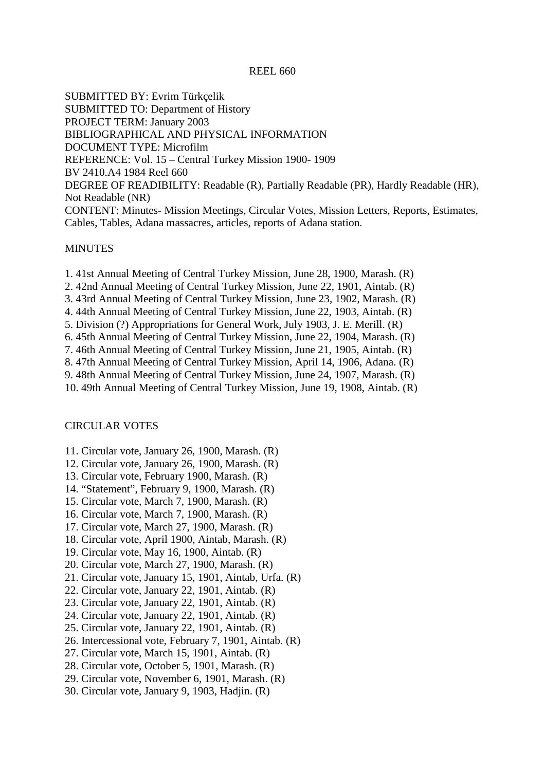REEL 660

SUBMITTED BY: Evrim Türkçelik
SUBMITTED TO: Department of History
PROJECT TERM: January 2003
BIBLIOGRAPHICAL AND PHYSICAL INFORMATION
DOCUMENT TYPE: Microfilm
REFERENCE: Vol. 15 – Central Turkey Mission 1900- 1909
BV 2410.A4 1984 Reel 660
DEGREE OF READIBILITY: Readable (R), Partially Readable (PR), Hardly Readable (HR), Not Readable (NR)
CONTENT: Minutes- Mission Meetings, Circular Votes, Mission Letters, Reports, Estimates, Cables, Tables, Adana massacres, articles, reports of Adana station.

MINUTES

1. 41st Annual Meeting of Central Turkey Mission, June 28, 1900, Marash. (R)
2. 42nd Annual Meeting of Central Turkey Mission, June 22, 1901, Aintab. (R)
3. 43rd Annual Meeting of Central Turkey Mission, June 23, 1902, Marash. (R)
4. 44th Annual Meeting of Central Turkey Mission, June 22, 1903, Aintab. (R)
5. Division (?) Appropriations for General Work, July 1903, J. E. Merill. (R)
6. 45th Annual Meeting of Central Turkey Mission, June 22, 1904, Marash. (R)
7. 46th Annual Meeting of Central Turkey Mission, June 21, 1905, Aintab. (R)
8. 47th Annual Meeting of Central Turkey Mission, April 14, 1906, Adana. (R)
9. 48th Annual Meeting of Central Turkey Mission, June 24, 1907, Marash. (R)
10. 49th Annual Meeting of Central Turkey Mission, June 19, 1908, Aintab. (R)

CIRCULAR VOTES

11. Circular vote, January 26, 1900, Marash. (R)
12. Circular vote, January 26, 1900, Marash. (R)
13. Circular vote, February 1900, Marash. (R)
14. “Statement”, February 9, 1900, Marash. (R)
15. Circular vote, March 7, 1900, Marash. (R)
16. Circular vote, March 7, 1900, Marash. (R)
17. Circular vote, March 27, 1900, Marash. (R)
18. Circular vote, April 1900, Aintab, Marash. (R)
19. Circular vote, May 16, 1900, Aintab. (R)
20. Circular vote, March 27, 1900, Marash. (R)
21. Circular vote, January 15, 1901, Aintab, Urfa. (R)
22. Circular vote, January 22, 1901, Aintab. (R)
23. Circular vote, January 22, 1901, Aintab. (R)
24. Circular vote, January 22, 1901, Aintab. (R)
25. Circular vote, January 22, 1901, Aintab. (R)
26. Intercessional vote, February 7, 1901, Aintab. (R)
27. Circular vote, March 15, 1901, Aintab. (R)
28. Circular vote, October 5, 1901, Marash. (R)
29. Circular vote, November 6, 1901, Marash. (R)
30. Circular vote, January 9, 1903, Hadjin. (R)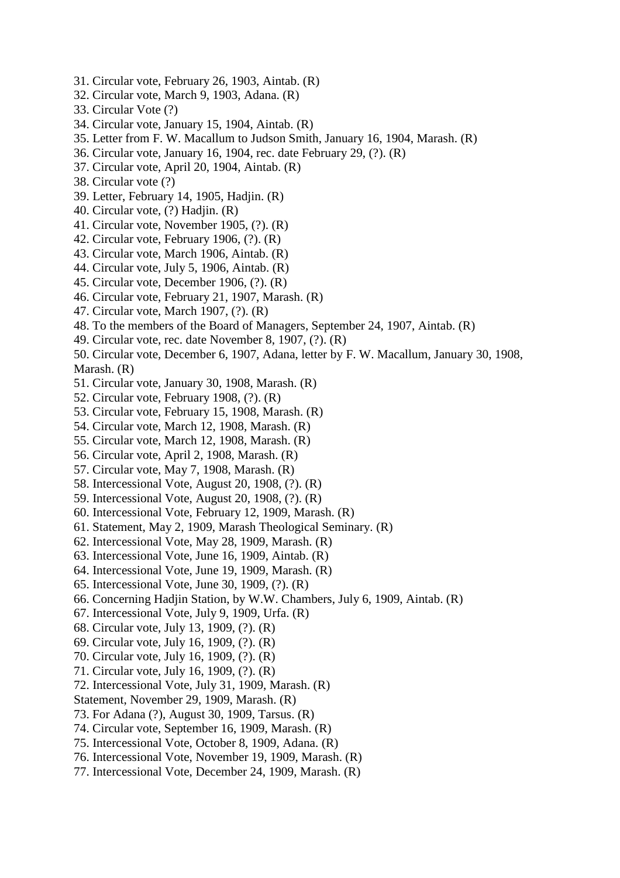31. Circular vote, February 26, 1903, Aintab. (R)
32. Circular vote, March 9, 1903, Adana. (R)
33. Circular Vote (?)
34. Circular vote, January 15, 1904, Aintab. (R)
35. Letter from F. W. Macallum to Judson Smith, January 16, 1904, Marash. (R)
36. Circular vote, January 16, 1904, rec. date February 29, (?). (R)
37. Circular vote, April 20, 1904, Aintab. (R)
38. Circular vote (?)
39. Letter, February 14, 1905, Hadjin. (R)
40. Circular vote, (?) Hadjin. (R)
41. Circular vote, November 1905, (?). (R)
42. Circular vote, February 1906, (?). (R)
43. Circular vote, March 1906, Aintab. (R)
44. Circular vote, July 5, 1906, Aintab. (R)
45. Circular vote, December 1906, (?). (R)
46. Circular vote, February 21, 1907, Marash. (R)
47. Circular vote, March 1907, (?). (R)
48. To the members of the Board of Managers, September 24, 1907, Aintab. (R)
49. Circular vote, rec. date November 8, 1907, (?). (R)
50. Circular vote, December 6, 1907, Adana, letter by F. W. Macallum, January 30, 1908, Marash. (R)
51. Circular vote, January 30, 1908, Marash. (R)
52. Circular vote, February 1908, (?). (R)
53. Circular vote, February 15, 1908, Marash. (R)
54. Circular vote, March 12, 1908, Marash. (R)
55. Circular vote, March 12, 1908, Marash. (R)
56. Circular vote, April 2, 1908, Marash. (R)
57. Circular vote, May 7, 1908, Marash. (R)
58. Intercessional Vote, August 20, 1908, (?). (R)
59. Intercessional Vote, August 20, 1908, (?). (R)
60. Intercessional Vote, February 12, 1909, Marash. (R)
61. Statement, May 2, 1909, Marash Theological Seminary. (R)
62. Intercessional Vote, May 28, 1909, Marash. (R)
63. Intercessional Vote, June 16, 1909, Aintab. (R)
64. Intercessional Vote, June 19, 1909, Marash. (R)
65. Intercessional Vote, June 30, 1909, (?). (R)
66. Concerning Hadjin Station, by W.W. Chambers, July 6, 1909, Aintab. (R)
67. Intercessional Vote, July 9, 1909, Urfa. (R)
68. Circular vote, July 13, 1909, (?). (R)
69. Circular vote, July 16, 1909, (?). (R)
70. Circular vote, July 16, 1909, (?). (R)
71. Circular vote, July 16, 1909, (?). (R)
72. Intercessional Vote, July 31, 1909, Marash. (R)

Statement, November 29, 1909, Marash. (R)

73. For Adana (?), August 30, 1909, Tarsus. (R)
74. Circular vote, September 16, 1909, Marash. (R)
75. Intercessional Vote, October 8, 1909, Adana. (R)
76. Intercessional Vote, November 19, 1909, Marash. (R)
77. Intercessional Vote, December 24, 1909, Marash. (R)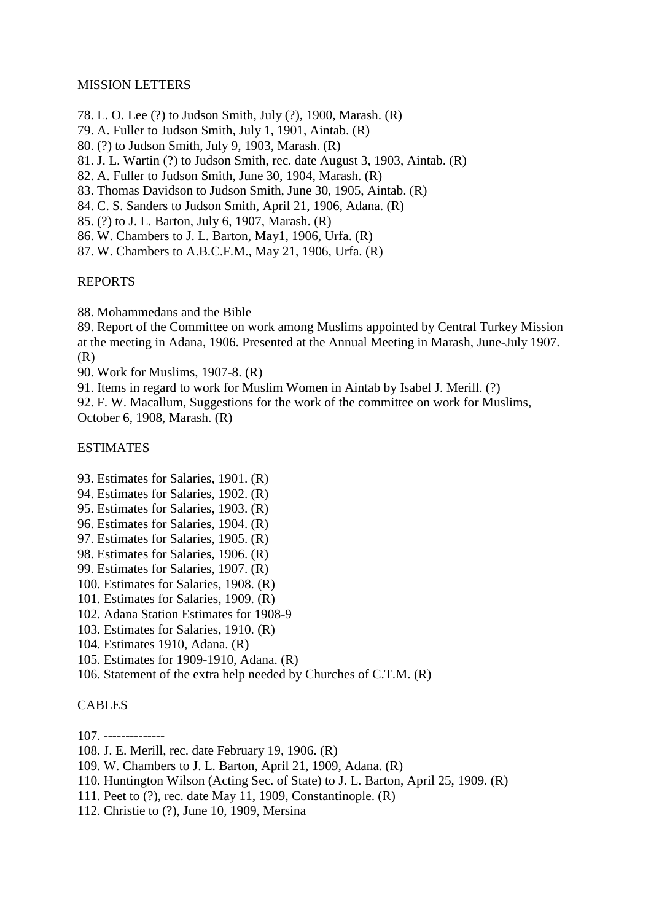MISSION LETTERS

78. L. O. Lee (?) to Judson Smith, July (?), 1900, Marash. (R)
79. A. Fuller to Judson Smith, July 1, 1901, Aintab. (R)
80. (?) to Judson Smith, July 9, 1903, Marash. (R)
81. J. L. Wartin (?) to Judson Smith, rec. date August 3, 1903, Aintab. (R)
82. A. Fuller to Judson Smith, June 30, 1904, Marash. (R)
83. Thomas Davidson to Judson Smith, June 30, 1905, Aintab. (R)
84. C. S. Sanders to Judson Smith, April 21, 1906, Adana. (R)
85. (?) to J. L. Barton, July 6, 1907, Marash. (R)
86. W. Chambers to J. L. Barton, May1, 1906, Urfa. (R)
87. W. Chambers to A.B.C.F.M., May 21, 1906, Urfa. (R)

REPORTS

88. Mohammedans and the Bible
89. Report of the Committee on work among Muslims appointed by Central Turkey Mission at the meeting in Adana, 1906. Presented at the Annual Meeting in Marash, June-July 1907. (R)
90. Work for Muslims, 1907-8. (R)
91. Items in regard to work for Muslim Women in Aintab by Isabel J. Merill. (?)
92. F. W. Macallum, Suggestions for the work of the committee on work for Muslims, October 6, 1908, Marash. (R)

ESTIMATES

93. Estimates for Salaries, 1901. (R)
94. Estimates for Salaries, 1902. (R)
95. Estimates for Salaries, 1903. (R)
96. Estimates for Salaries, 1904. (R)
97. Estimates for Salaries, 1905. (R)
98. Estimates for Salaries, 1906. (R)
99. Estimates for Salaries, 1907. (R)
100. Estimates for Salaries, 1908. (R)
101. Estimates for Salaries, 1909. (R)
102. Adana Station Estimates for 1908-9
103. Estimates for Salaries, 1910. (R)
104. Estimates 1910, Adana. (R)
105. Estimates for 1909-1910, Adana. (R)
106. Statement of the extra help needed by Churches of C.T.M. (R)

CABLES

107. --------------
108. J. E. Merill, rec. date February 19, 1906. (R)
109. W. Chambers to J. L. Barton, April 21, 1909, Adana. (R)
110. Huntington Wilson (Acting Sec. of State) to J. L. Barton, April 25, 1909. (R)
111. Peet to (?), rec. date May 11, 1909, Constantinople. (R)
112. Christie to (?), June 10, 1909, Mersina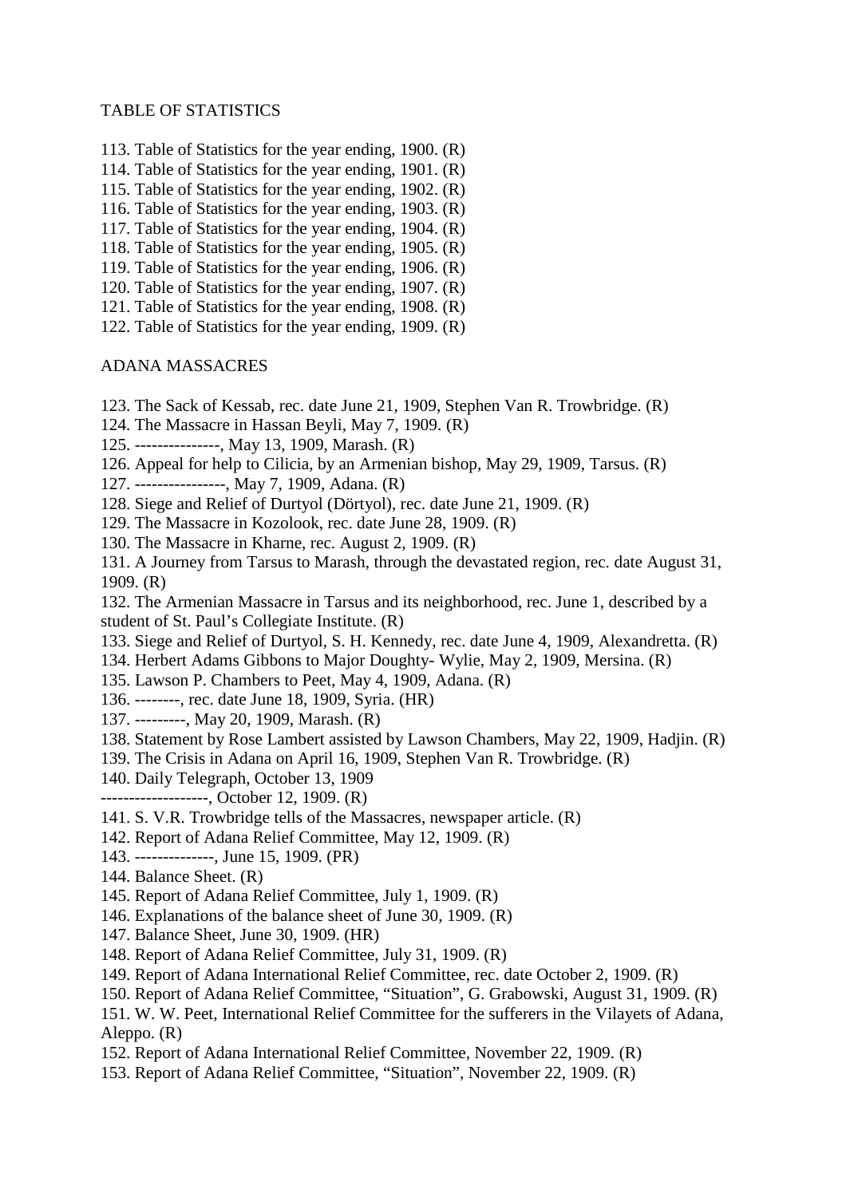TABLE OF STATISTICS

113. Table of Statistics for the year ending, 1900. (R)
114. Table of Statistics for the year ending, 1901. (R)
115. Table of Statistics for the year ending, 1902. (R)
116. Table of Statistics for the year ending, 1903. (R)
117. Table of Statistics for the year ending, 1904. (R)
118. Table of Statistics for the year ending, 1905. (R)
119. Table of Statistics for the year ending, 1906. (R)
120. Table of Statistics for the year ending, 1907. (R)
121. Table of Statistics for the year ending, 1908. (R)
122. Table of Statistics for the year ending, 1909. (R)

ADANA MASSACRES

123. The Sack of Kessab, rec. date June 21, 1909, Stephen Van R. Trowbridge. (R)
124. The Massacre in Hassan Beyli, May 7, 1909. (R)
125. ---------------, May 13, 1909, Marash. (R)
126. Appeal for help to Cilicia, by an Armenian bishop, May 29, 1909, Tarsus. (R)
127. ----------------, May 7, 1909, Adana. (R)
128. Siege and Relief of Durtyol (Dörtyol), rec. date June 21, 1909. (R)
129. The Massacre in Kozolook, rec. date June 28, 1909. (R)
130. The Massacre in Kharne, rec. August 2, 1909. (R)
131. A Journey from Tarsus to Marash, through the devastated region, rec. date August 31, 1909. (R)
132. The Armenian Massacre in Tarsus and its neighborhood, rec. June 1, described by a student of St. Paul's Collegiate Institute. (R)
133. Siege and Relief of Durtyol, S. H. Kennedy, rec. date June 4, 1909, Alexandretta. (R)
134. Herbert Adams Gibbons to Major Doughty- Wylie, May 2, 1909, Mersina. (R)
135. Lawson P. Chambers to Peet, May 4, 1909, Adana. (R)
136. --------, rec. date June 18, 1909, Syria. (HR)
137. ---------, May 20, 1909, Marash. (R)
138. Statement by Rose Lambert assisted by Lawson Chambers, May 22, 1909, Hadjin. (R)
139. The Crisis in Adana on April 16, 1909, Stephen Van R. Trowbridge. (R)
140. Daily Telegraph, October 13, 1909
-------------------, October 12, 1909. (R)
141. S. V.R. Trowbridge tells of the Massacres, newspaper article. (R)
142. Report of Adana Relief Committee, May 12, 1909. (R)
143. --------------, June 15, 1909. (PR)
144. Balance Sheet. (R)
145. Report of Adana Relief Committee, July 1, 1909. (R)
146. Explanations of the balance sheet of June 30, 1909. (R)
147. Balance Sheet, June 30, 1909. (HR)
148. Report of Adana Relief Committee, July 31, 1909. (R)
149. Report of Adana International Relief Committee, rec. date October 2, 1909. (R)
150. Report of Adana Relief Committee, "Situation", G. Grabowski, August 31, 1909. (R)
151. W. W. Peet, International Relief Committee for the sufferers in the Vilayets of Adana, Aleppo. (R)
152. Report of Adana International Relief Committee, November 22, 1909. (R)
153. Report of Adana Relief Committee, "Situation", November 22, 1909. (R)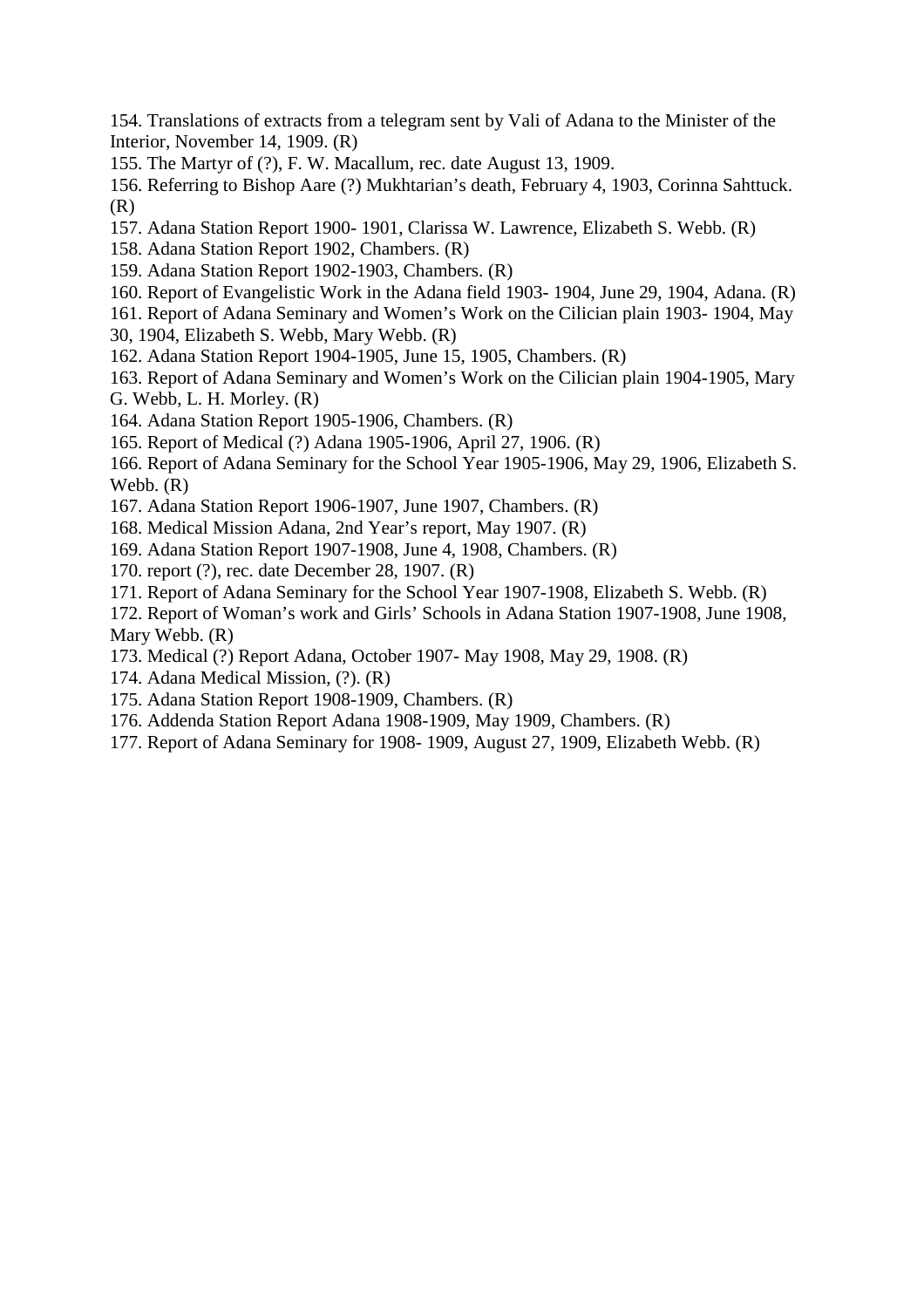154. Translations of extracts from a telegram sent by Vali of Adana to the Minister of the Interior, November 14, 1909. (R)

155. The Martyr of (?), F. W. Macallum, rec. date August 13, 1909.

156. Referring to Bishop Aare (?) Mukhtarian's death, February 4, 1903, Corinna Sahttuck. (R)

157. Adana Station Report 1900- 1901, Clarissa W. Lawrence, Elizabeth S. Webb. (R)

158. Adana Station Report 1902, Chambers. (R)

159. Adana Station Report 1902-1903, Chambers. (R)

160. Report of Evangelistic Work in the Adana field 1903- 1904, June 29, 1904, Adana. (R)

161. Report of Adana Seminary and Women's Work on the Cilician plain 1903- 1904, May 30, 1904, Elizabeth S. Webb, Mary Webb. (R)

162. Adana Station Report 1904-1905, June 15, 1905, Chambers. (R)

163. Report of Adana Seminary and Women's Work on the Cilician plain 1904-1905, Mary G. Webb, L. H. Morley. (R)

164. Adana Station Report 1905-1906, Chambers. (R)

165. Report of Medical (?) Adana 1905-1906, April 27, 1906. (R)

166. Report of Adana Seminary for the School Year 1905-1906, May 29, 1906, Elizabeth S. Webb. (R)

167. Adana Station Report 1906-1907, June 1907, Chambers. (R)

168. Medical Mission Adana, 2nd Year's report, May 1907. (R)

169. Adana Station Report 1907-1908, June 4, 1908, Chambers. (R)

170. report (?), rec. date December 28, 1907. (R)

171. Report of Adana Seminary for the School Year 1907-1908, Elizabeth S. Webb. (R)

172. Report of Woman's work and Girls' Schools in Adana Station 1907-1908, June 1908, Mary Webb. (R)

173. Medical (?) Report Adana, October 1907- May 1908, May 29, 1908. (R)

174. Adana Medical Mission, (?). (R)

175. Adana Station Report 1908-1909, Chambers. (R)

176. Addenda Station Report Adana 1908-1909, May 1909, Chambers. (R)

177. Report of Adana Seminary for 1908- 1909, August 27, 1909, Elizabeth Webb. (R)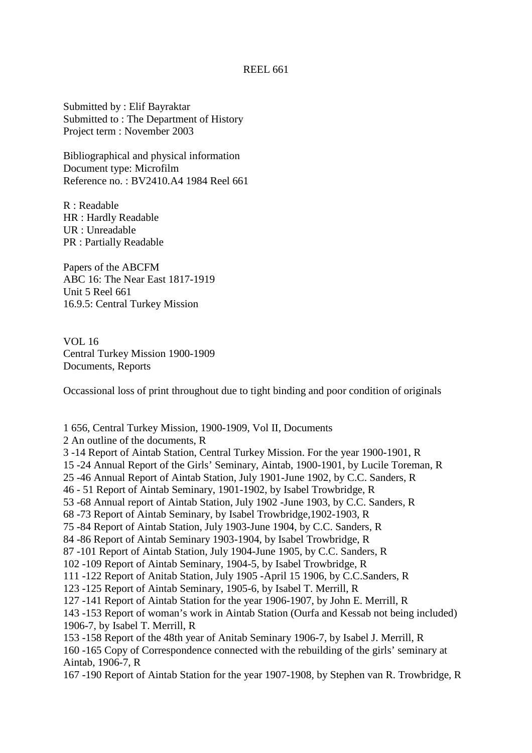REEL 661

Submitted by : Elif Bayraktar
Submitted to : The Department of History
Project term : November 2003

Bibliographical and physical information
Document type: Microfilm
Reference no. : BV2410.A4 1984 Reel 661

R : Readable
HR : Hardly Readable
UR : Unreadable
PR : Partially Readable

Papers of the ABCFM
ABC 16: The Near East 1817-1919
Unit 5 Reel 661
16.9.5: Central Turkey Mission

VOL 16
Central Turkey Mission 1900-1909
Documents, Reports

Occassional loss of print throughout due to tight binding and poor condition of originals

1 656, Central Turkey Mission, 1900-1909, Vol II, Documents
2 An outline of the documents, R
3 -14 Report of Aintab Station, Central Turkey Mission. For the year 1900-1901, R
15 -24 Annual Report of the Girls' Seminary, Aintab, 1900-1901, by Lucile Toreman, R
25 -46 Annual Report of Aintab Station, July 1901-June 1902, by C.C. Sanders, R
46 - 51 Report of Aintab Seminary, 1901-1902, by Isabel Trowbridge, R
53 -68 Annual report of Aintab Station, July 1902 -June 1903, by C.C. Sanders, R
68 -73 Report of Aintab Seminary, by Isabel Trowbridge,1902-1903, R
75 -84 Report of Aintab Station, July 1903-June 1904, by C.C. Sanders, R
84 -86 Report of Aintab Seminary 1903-1904, by Isabel Trowbridge, R
87 -101 Report of Aintab Station, July 1904-June 1905, by C.C. Sanders, R
102 -109 Report of Aintab Seminary, 1904-5, by Isabel Trowbridge, R
111 -122 Report of Anitab Station, July 1905 -April 15 1906, by C.C.Sanders, R
123 -125 Report of Aintab Seminary, 1905-6, by Isabel T. Merrill, R
127 -141 Report of Aintab Station for the year 1906-1907, by John E. Merrill, R
143 -153 Report of woman's work in Aintab Station (Ourfa and Kessab not being included) 1906-7, by Isabel T. Merrill, R
153 -158 Report of the 48th year of Anitab Seminary 1906-7, by Isabel J. Merrill, R
160 -165 Copy of Correspondence connected with the rebuilding of the girls' seminary at Aintab, 1906-7, R
167 -190 Report of Aintab Station for the year 1907-1908, by Stephen van R. Trowbridge, R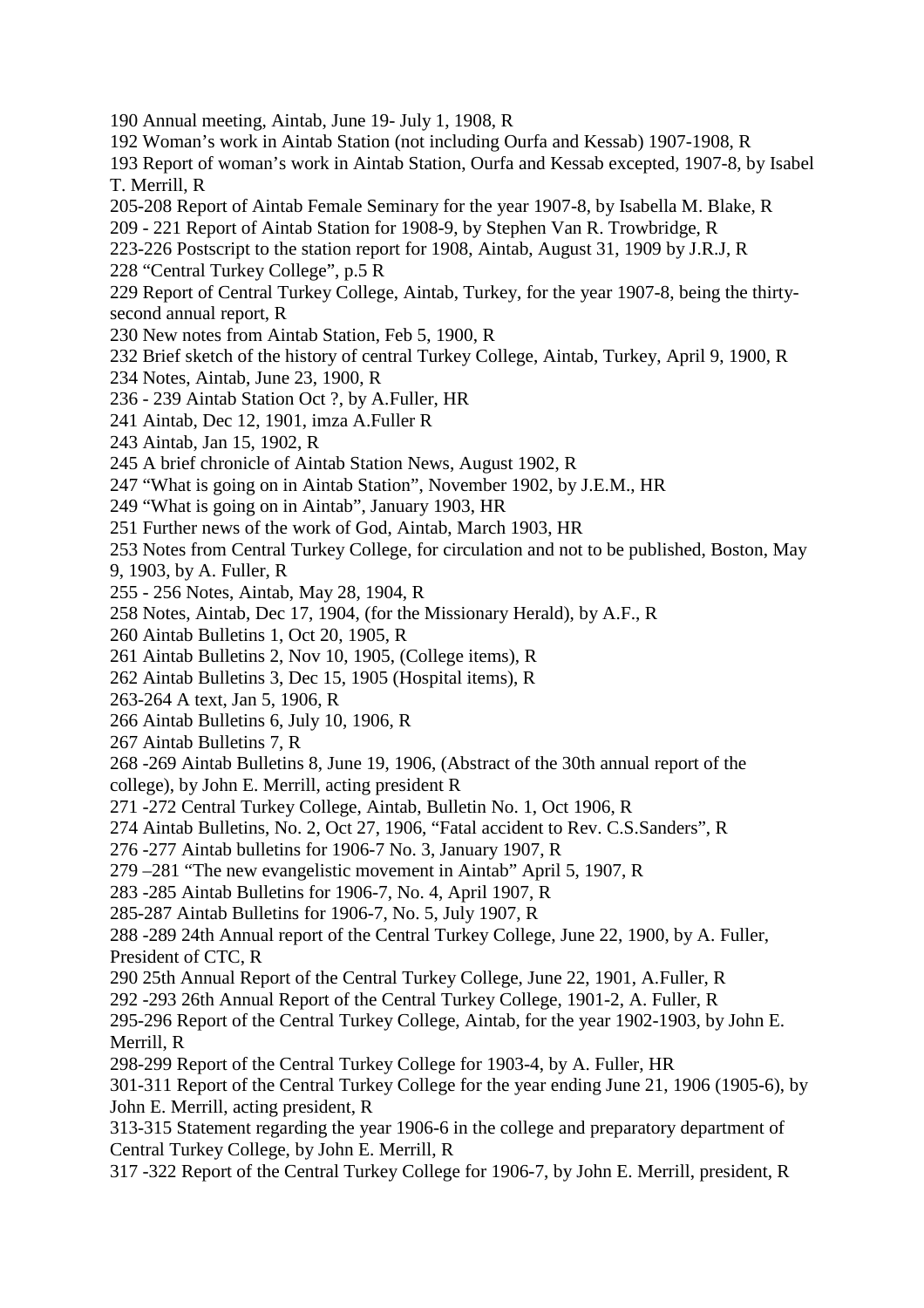190 Annual meeting, Aintab, June 19- July 1, 1908, R
192 Woman's work in Aintab Station (not including Ourfa and Kessab) 1907-1908, R
193 Report of woman's work in Aintab Station, Ourfa and Kessab excepted, 1907-8, by Isabel T. Merrill, R
205-208 Report of Aintab Female Seminary for the year 1907-8, by Isabella M. Blake, R
209 - 221 Report of Aintab Station for 1908-9, by Stephen Van R. Trowbridge, R
223-226 Postscript to the station report for 1908, Aintab, August 31, 1909 by J.R.J, R
228 "Central Turkey College", p.5 R
229 Report of Central Turkey College, Aintab, Turkey, for the year 1907-8, being the thirty-second annual report, R
230 New notes from Aintab Station, Feb 5, 1900, R
232 Brief sketch of the history of central Turkey College, Aintab, Turkey, April 9, 1900, R
234 Notes, Aintab, June 23, 1900, R
236 - 239 Aintab Station Oct ?, by A.Fuller, HR
241 Aintab, Dec 12, 1901, imza A.Fuller R
243 Aintab, Jan 15, 1902, R
245 A brief chronicle of Aintab Station News, August 1902, R
247 "What is going on in Aintab Station", November 1902, by J.E.M., HR
249 "What is going on in Aintab", January 1903, HR
251 Further news of the work of God, Aintab, March 1903, HR
253 Notes from Central Turkey College, for circulation and not to be published, Boston, May 9, 1903, by A. Fuller, R
255 - 256 Notes, Aintab, May 28, 1904, R
258 Notes, Aintab, Dec 17, 1904, (for the Missionary Herald), by A.F., R
260 Aintab Bulletins 1, Oct 20, 1905, R
261 Aintab Bulletins 2, Nov 10, 1905, (College items), R
262 Aintab Bulletins 3, Dec 15, 1905 (Hospital items), R
263-264 A text, Jan 5, 1906, R
266 Aintab Bulletins 6, July 10, 1906, R
267 Aintab Bulletins 7, R
268 -269 Aintab Bulletins 8, June 19, 1906, (Abstract of the 30th annual report of the college), by John E. Merrill, acting president R
271 -272 Central Turkey College, Aintab, Bulletin No. 1, Oct 1906, R
274 Aintab Bulletins, No. 2, Oct 27, 1906, "Fatal accident to Rev. C.S.Sanders", R
276 -277 Aintab bulletins for 1906-7 No. 3, January 1907, R
279 –281 "The new evangelistic movement in Aintab" April 5, 1907, R
283 -285 Aintab Bulletins for 1906-7, No. 4, April 1907, R
285-287 Aintab Bulletins for 1906-7, No. 5, July 1907, R
288 -289 24th Annual report of the Central Turkey College, June 22, 1900, by A. Fuller, President of CTC, R
290 25th Annual Report of the Central Turkey College, June 22, 1901, A.Fuller, R
292 -293 26th Annual Report of the Central Turkey College, 1901-2, A. Fuller, R
295-296 Report of the Central Turkey College, Aintab, for the year 1902-1903, by John E. Merrill, R
298-299 Report of the Central Turkey College for 1903-4, by A. Fuller, HR
301-311 Report of the Central Turkey College for the year ending June 21, 1906 (1905-6), by John E. Merrill, acting president, R
313-315 Statement regarding the year 1906-6 in the college and preparatory department of Central Turkey College, by John E. Merrill, R
317 -322 Report of the Central Turkey College for 1906-7, by John E. Merrill, president, R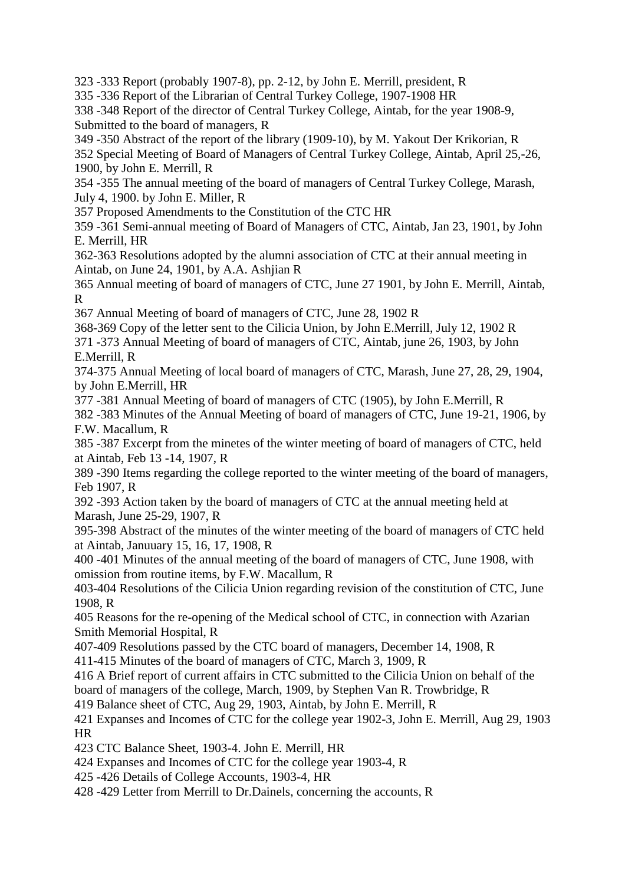323 -333 Report (probably 1907-8), pp. 2-12, by John E. Merrill, president, R

335 -336 Report of the Librarian of Central Turkey College, 1907-1908 HR

338 -348 Report of the director of Central Turkey College, Aintab, for the year 1908-9, Submitted to the board of managers, R

349 -350 Abstract of the report of the library (1909-10), by M. Yakout Der Krikorian, R

352 Special Meeting of Board of Managers of Central Turkey College, Aintab, April 25,-26, 1900, by John E. Merrill, R

354 -355 The annual meeting of the board of managers of Central Turkey College, Marash, July 4, 1900. by John E. Miller, R

357 Proposed Amendments to the Constitution of the CTC HR

359 -361 Semi-annual meeting of Board of Managers of CTC, Aintab, Jan 23, 1901, by John E. Merrill, HR

362-363 Resolutions adopted by the alumni association of CTC at their annual meeting in Aintab, on June 24, 1901, by A.A. Ashjian R

365 Annual meeting of board of managers of CTC, June 27 1901, by John E. Merrill, Aintab, R

367 Annual Meeting of board of managers of CTC, June 28, 1902 R

368-369 Copy of the letter sent to the Cilicia Union, by John E.Merrill, July 12, 1902 R

371 -373 Annual Meeting of board of managers of CTC, Aintab, june 26, 1903, by John E.Merrill, R

374-375 Annual Meeting of local board of managers of CTC, Marash, June 27, 28, 29, 1904, by John E.Merrill, HR

377 -381 Annual Meeting of board of managers of CTC (1905), by John E.Merrill, R

382 -383 Minutes of the Annual Meeting of board of managers of CTC, June 19-21, 1906, by F.W. Macallum, R

385 -387 Excerpt from the minetes of the winter meeting of board of managers of CTC, held at Aintab, Feb 13 -14, 1907, R

389 -390 Items regarding the college reported to the winter meeting of the board of managers, Feb 1907, R

392 -393 Action taken by the board of managers of CTC at the annual meeting held at Marash, June 25-29, 1907, R

395-398 Abstract of the minutes of the winter meeting of the board of managers of CTC held at Aintab, Januuary 15, 16, 17, 1908, R

400 -401 Minutes of the annual meeting of the board of managers of CTC, June 1908, with omission from routine items, by F.W. Macallum, R

403-404 Resolutions of the Cilicia Union regarding revision of the constitution of CTC, June 1908, R

405 Reasons for the re-opening of the Medical school of CTC, in connection with Azarian Smith Memorial Hospital, R

407-409 Resolutions passed by the CTC board of managers, December 14, 1908, R

411-415 Minutes of the board of managers of CTC, March 3, 1909, R

416 A Brief report of current affairs in CTC submitted to the Cilicia Union on behalf of the board of managers of the college, March, 1909, by Stephen Van R. Trowbridge, R

419 Balance sheet of CTC, Aug 29, 1903, Aintab, by John E. Merrill, R

421 Expanses and Incomes of CTC for the college year 1902-3, John E. Merrill, Aug 29, 1903 HR

423 CTC Balance Sheet, 1903-4. John E. Merrill, HR

424 Expanses and Incomes of CTC for the college year 1903-4, R

425 -426 Details of College Accounts, 1903-4, HR

428 -429 Letter from Merrill to Dr.Dainels, concerning the accounts, R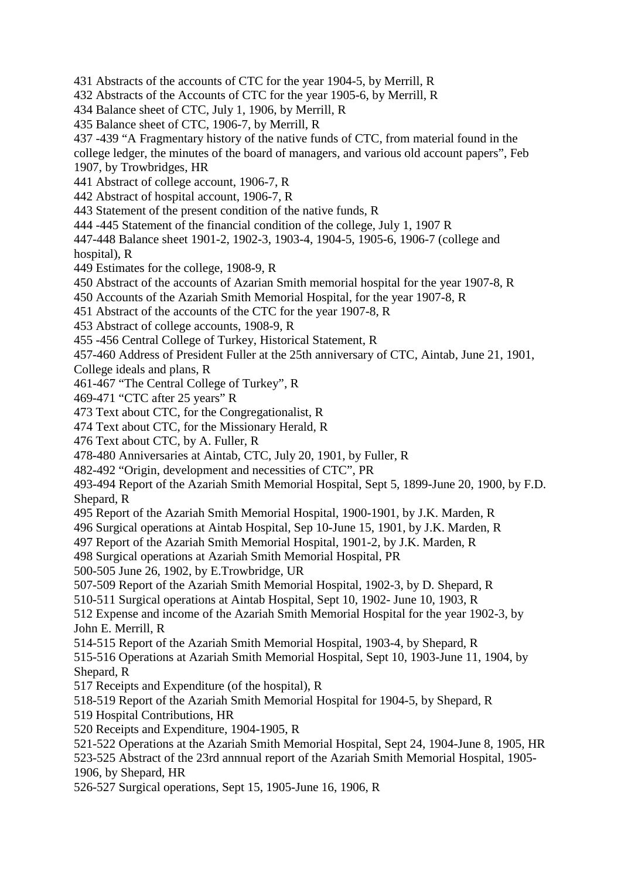431 Abstracts of the accounts of CTC for the year 1904-5, by Merrill, R
432 Abstracts of the Accounts of CTC for the year 1905-6, by Merrill, R
434 Balance sheet of CTC, July 1, 1906, by Merrill, R
435 Balance sheet of CTC, 1906-7, by Merrill, R
437 -439 "A Fragmentary history of the native funds of CTC, from material found in the college ledger, the minutes of the board of managers, and various old account papers", Feb 1907, by Trowbridges, HR
441 Abstract of college account, 1906-7, R
442 Abstract of hospital account, 1906-7, R
443 Statement of the present condition of the native funds, R
444 -445 Statement of the financial condition of the college, July 1, 1907 R
447-448 Balance sheet 1901-2, 1902-3, 1903-4, 1904-5, 1905-6, 1906-7 (college and hospital), R
449 Estimates for the college, 1908-9, R
450 Abstract of the accounts of Azarian Smith memorial hospital for the year 1907-8, R
450 Accounts of the Azariah Smith Memorial Hospital, for the year 1907-8, R
451 Abstract of the accounts of the CTC for the year 1907-8, R
453 Abstract of college accounts, 1908-9, R
455 -456 Central College of Turkey, Historical Statement, R
457-460 Address of President Fuller at the 25th anniversary of CTC, Aintab, June 21, 1901, College ideals and plans, R
461-467 "The Central College of Turkey", R
469-471 "CTC after 25 years" R
473 Text about CTC, for the Congregationalist, R
474 Text about CTC, for the Missionary Herald, R
476 Text about CTC, by A. Fuller, R
478-480 Anniversaries at Aintab, CTC, July 20, 1901, by Fuller, R
482-492 "Origin, development and necessities of CTC", PR
493-494 Report of the Azariah Smith Memorial Hospital, Sept 5, 1899-June 20, 1900, by F.D. Shepard, R
495 Report of the Azariah Smith Memorial Hospital, 1900-1901, by J.K. Marden, R
496 Surgical operations at Aintab Hospital, Sep 10-June 15, 1901, by J.K. Marden, R
497 Report of the Azariah Smith Memorial Hospital, 1901-2, by J.K. Marden, R
498 Surgical operations at Azariah Smith Memorial Hospital, PR
500-505 June 26, 1902, by E.Trowbridge, UR
507-509 Report of the Azariah Smith Memorial Hospital, 1902-3, by D. Shepard, R
510-511 Surgical operations at Aintab Hospital, Sept 10, 1902- June 10, 1903, R
512 Expense and income of the Azariah Smith Memorial Hospital for the year 1902-3, by John E. Merrill, R
514-515 Report of the Azariah Smith Memorial Hospital, 1903-4, by Shepard, R
515-516 Operations at Azariah Smith Memorial Hospital, Sept 10, 1903-June 11, 1904, by Shepard, R
517 Receipts and Expenditure (of the hospital), R
518-519 Report of the Azariah Smith Memorial Hospital for 1904-5, by Shepard, R
519 Hospital Contributions, HR
520 Receipts and Expenditure, 1904-1905, R
521-522 Operations at the Azariah Smith Memorial Hospital, Sept 24, 1904-June 8, 1905, HR
523-525 Abstract of the 23rd annnual report of the Azariah Smith Memorial Hospital, 1905-1906, by Shepard, HR
526-527 Surgical operations, Sept 15, 1905-June 16, 1906, R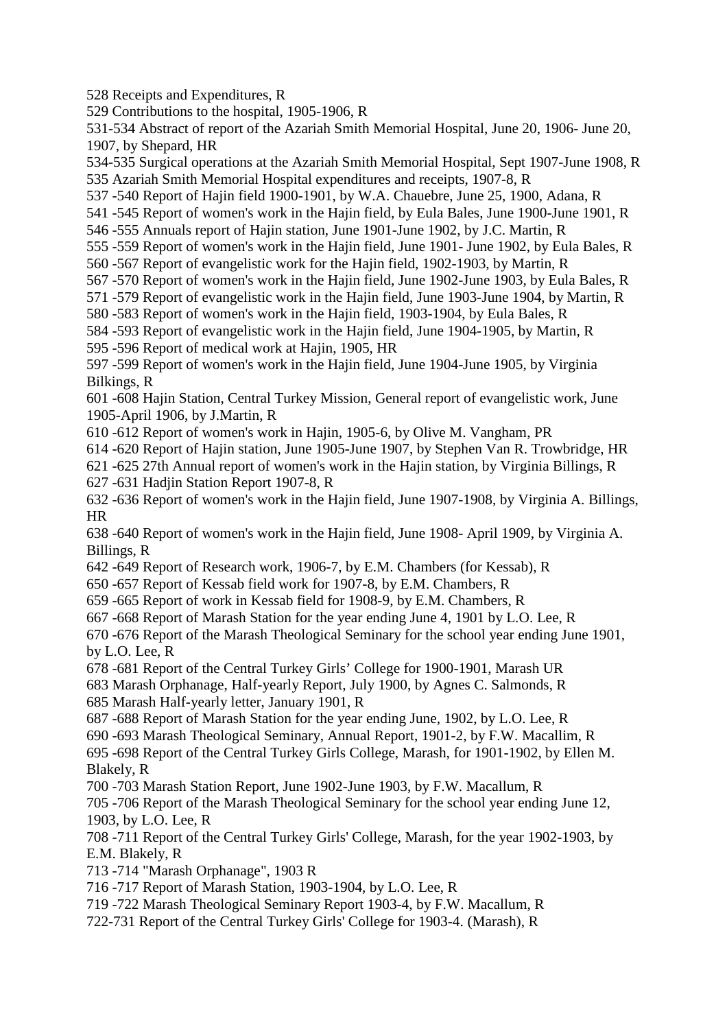528 Receipts and Expenditures, R

529 Contributions to the hospital, 1905-1906, R

531-534 Abstract of report of the Azariah Smith Memorial Hospital, June 20, 1906- June 20, 1907, by Shepard, HR

534-535 Surgical operations at the Azariah Smith Memorial Hospital, Sept 1907-June 1908, R

535 Azariah Smith Memorial Hospital expenditures and receipts, 1907-8, R

537 -540 Report of Hajin field 1900-1901, by W.A. Chauebre, June 25, 1900, Adana, R

541 -545 Report of women's work in the Hajin field, by Eula Bales, June 1900-June 1901, R

546 -555 Annuals report of Hajin station, June 1901-June 1902, by J.C. Martin, R

555 -559 Report of women's work in the Hajin field, June 1901- June 1902, by Eula Bales, R

560 -567 Report of evangelistic work for the Hajin field, 1902-1903, by Martin, R

567 -570 Report of women's work in the Hajin field, June 1902-June 1903, by Eula Bales, R

571 -579 Report of evangelistic work in the Hajin field, June 1903-June 1904, by Martin, R

580 -583 Report of women's work in the Hajin field, 1903-1904, by Eula Bales, R

584 -593 Report of evangelistic work in the Hajin field, June 1904-1905, by Martin, R

595 -596 Report of medical work at Hajin, 1905, HR

597 -599 Report of women's work in the Hajin field, June 1904-June 1905, by Virginia Bilkings, R

601 -608 Hajin Station, Central Turkey Mission, General report of evangelistic work, June 1905-April 1906, by J.Martin, R

610 -612 Report of women's work in Hajin, 1905-6, by Olive M. Vangham, PR

614 -620 Report of Hajin station, June 1905-June 1907, by Stephen Van R. Trowbridge, HR

621 -625 27th Annual report of women's work in the Hajin station, by Virginia Billings, R

627 -631 Hadjin Station Report 1907-8, R

632 -636 Report of women's work in the Hajin field, June 1907-1908, by Virginia A. Billings, HR

638 -640 Report of women's work in the Hajin field, June 1908- April 1909, by Virginia A. Billings, R

642 -649 Report of Research work, 1906-7, by E.M. Chambers (for Kessab), R

650 -657 Report of Kessab field work for 1907-8, by E.M. Chambers, R

659 -665 Report of work in Kessab field for 1908-9, by E.M. Chambers, R

667 -668 Report of Marash Station for the year ending June 4, 1901 by L.O. Lee, R

670 -676 Report of the Marash Theological Seminary for the school year ending June 1901, by L.O. Lee, R

678 -681 Report of the Central Turkey Girls' College for 1900-1901, Marash UR

683 Marash Orphanage, Half-yearly Report, July 1900, by Agnes C. Salmonds, R

685 Marash Half-yearly letter, January 1901, R

687 -688 Report of Marash Station for the year ending June, 1902, by L.O. Lee, R

690 -693 Marash Theological Seminary, Annual Report, 1901-2, by F.W. Macallim, R

695 -698 Report of the Central Turkey Girls College, Marash, for 1901-1902, by Ellen M. Blakely, R

700 -703 Marash Station Report, June 1902-June 1903, by F.W. Macallum, R

705 -706 Report of the Marash Theological Seminary for the school year ending June 12, 1903, by L.O. Lee, R

708 -711 Report of the Central Turkey Girls' College, Marash, for the year 1902-1903, by E.M. Blakely, R

713 -714 "Marash Orphanage", 1903 R

716 -717 Report of Marash Station, 1903-1904, by L.O. Lee, R

719 -722 Marash Theological Seminary Report 1903-4, by F.W. Macallum, R

722-731 Report of the Central Turkey Girls' College for 1903-4. (Marash), R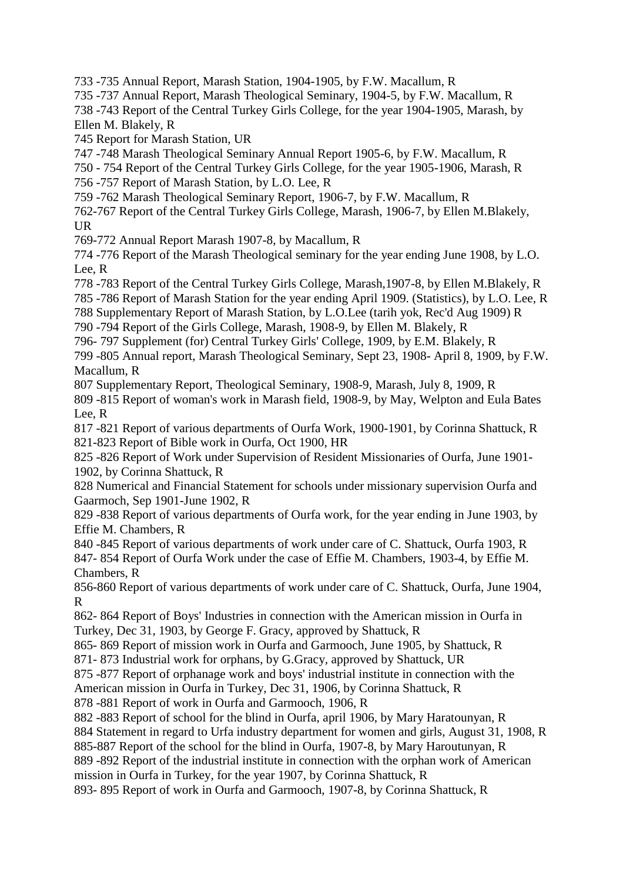733 -735 Annual Report, Marash Station, 1904-1905, by F.W. Macallum, R

735 -737 Annual Report, Marash Theological Seminary, 1904-5, by F.W. Macallum, R

738 -743 Report of the Central Turkey Girls College, for the year 1904-1905, Marash, by Ellen M. Blakely, R

745 Report for Marash Station, UR

747 -748 Marash Theological Seminary Annual Report 1905-6, by F.W. Macallum, R

750 - 754 Report of the Central Turkey Girls College, for the year 1905-1906, Marash, R

756 -757 Report of Marash Station, by L.O. Lee, R

759 -762 Marash Theological Seminary Report, 1906-7, by F.W. Macallum, R

762-767 Report of the Central Turkey Girls College, Marash, 1906-7, by Ellen M.Blakely, UR

769-772 Annual Report Marash 1907-8, by Macallum, R

774 -776 Report of the Marash Theological seminary for the year ending June 1908, by L.O. Lee, R

778 -783 Report of the Central Turkey Girls College, Marash,1907-8, by Ellen M.Blakely, R

785 -786 Report of Marash Station for the year ending April 1909. (Statistics), by L.O. Lee, R

788 Supplementary Report of Marash Station, by L.O.Lee (tarih yok, Rec'd Aug 1909) R

790 -794 Report of the Girls College, Marash, 1908-9, by Ellen M. Blakely, R

796- 797 Supplement (for) Central Turkey Girls' College, 1909, by E.M. Blakely, R

799 -805 Annual report, Marash Theological Seminary, Sept 23, 1908- April 8, 1909, by F.W. Macallum, R

807 Supplementary Report, Theological Seminary, 1908-9, Marash, July 8, 1909, R

809 -815 Report of woman's work in Marash field, 1908-9, by May, Welpton and Eula Bates Lee, R

817 -821 Report of various departments of Ourfa Work, 1900-1901, by Corinna Shattuck, R

821-823 Report of Bible work in Ourfa, Oct 1900, HR

825 -826 Report of Work under Supervision of Resident Missionaries of Ourfa, June 1901-1902, by Corinna Shattuck, R

828 Numerical and Financial Statement for schools under missionary supervision Ourfa and Gaarmoch, Sep 1901-June 1902, R

829 -838 Report of various departments of Ourfa work, for the year ending in June 1903, by Effie M. Chambers, R

840 -845 Report of various departments of work under care of C. Shattuck, Ourfa 1903, R

847- 854 Report of Ourfa Work under the case of Effie M. Chambers, 1903-4, by Effie M. Chambers, R

856-860 Report of various departments of work under care of C. Shattuck, Ourfa, June 1904, R

862- 864 Report of Boys' Industries in connection with the American mission in Ourfa in Turkey, Dec 31, 1903, by George F. Gracy, approved by Shattuck, R

865- 869 Report of mission work in Ourfa and Garmooch, June 1905, by Shattuck, R

871- 873 Industrial work for orphans, by G.Gracy, approved by Shattuck, UR

875 -877 Report of orphanage work and boys' industrial institute in connection with the American mission in Ourfa in Turkey, Dec 31, 1906, by Corinna Shattuck, R

878 -881 Report of work in Ourfa and Garmooch, 1906, R

882 -883 Report of school for the blind in Ourfa, april 1906, by Mary Haratounyan, R

884 Statement in regard to Urfa industry department for women and girls, August 31, 1908, R

885-887 Report of the school for the blind in Ourfa, 1907-8, by Mary Haroutunyan, R

889 -892 Report of the industrial institute in connection with the orphan work of American mission in Ourfa in Turkey, for the year 1907, by Corinna Shattuck, R

893- 895 Report of work in Ourfa and Garmooch, 1907-8, by Corinna Shattuck, R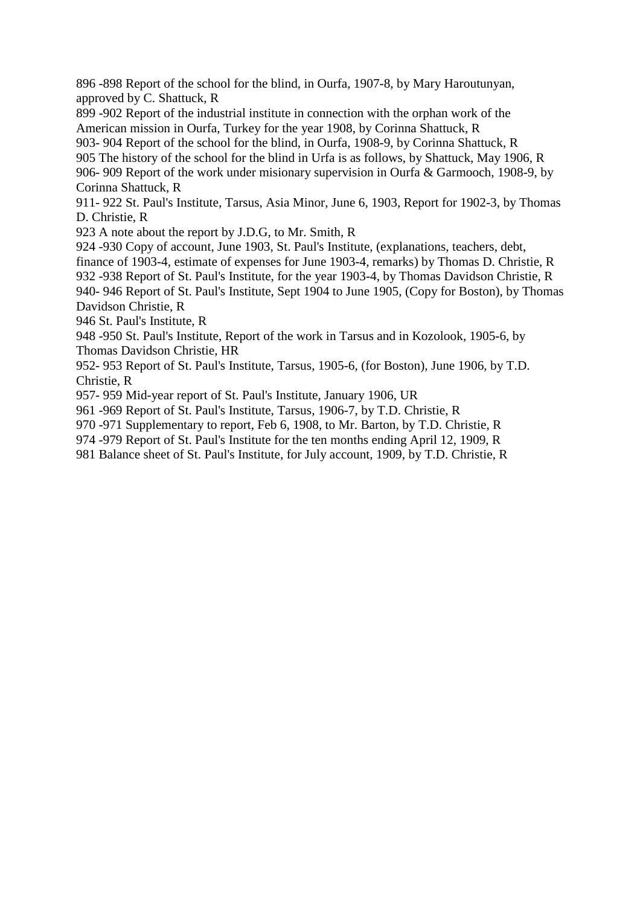896 -898 Report of the school for the blind, in Ourfa, 1907-8, by Mary Haroutunyan, approved by C. Shattuck, R

899 -902 Report of the industrial institute in connection with the orphan work of the American mission in Ourfa, Turkey for the year 1908, by Corinna Shattuck, R

903- 904 Report of the school for the blind, in Ourfa, 1908-9, by Corinna Shattuck, R

905 The history of the school for the blind in Urfa is as follows, by Shattuck, May 1906, R

906- 909 Report of the work under misionary supervision in Ourfa & Garmooch, 1908-9, by Corinna Shattuck, R

911- 922 St. Paul's Institute, Tarsus, Asia Minor, June 6, 1903, Report for 1902-3, by Thomas D. Christie, R

923 A note about the report by J.D.G, to Mr. Smith, R

924 -930 Copy of account, June 1903, St. Paul's Institute, (explanations, teachers, debt, finance of 1903-4, estimate of expenses for June 1903-4, remarks) by Thomas D. Christie, R

932 -938 Report of St. Paul's Institute, for the year 1903-4, by Thomas Davidson Christie, R

940- 946 Report of St. Paul's Institute, Sept 1904 to June 1905, (Copy for Boston), by Thomas Davidson Christie, R

946 St. Paul's Institute, R

948 -950 St. Paul's Institute, Report of the work in Tarsus and in Kozolook, 1905-6, by Thomas Davidson Christie, HR

952- 953 Report of St. Paul's Institute, Tarsus, 1905-6, (for Boston), June 1906, by T.D. Christie, R

957- 959 Mid-year report of St. Paul's Institute, January 1906, UR

961 -969 Report of St. Paul's Institute, Tarsus, 1906-7, by T.D. Christie, R

970 -971 Supplementary to report, Feb 6, 1908, to Mr. Barton, by T.D. Christie, R

974 -979 Report of St. Paul's Institute for the ten months ending April 12, 1909, R

981 Balance sheet of St. Paul's Institute, for July account, 1909, by T.D. Christie, R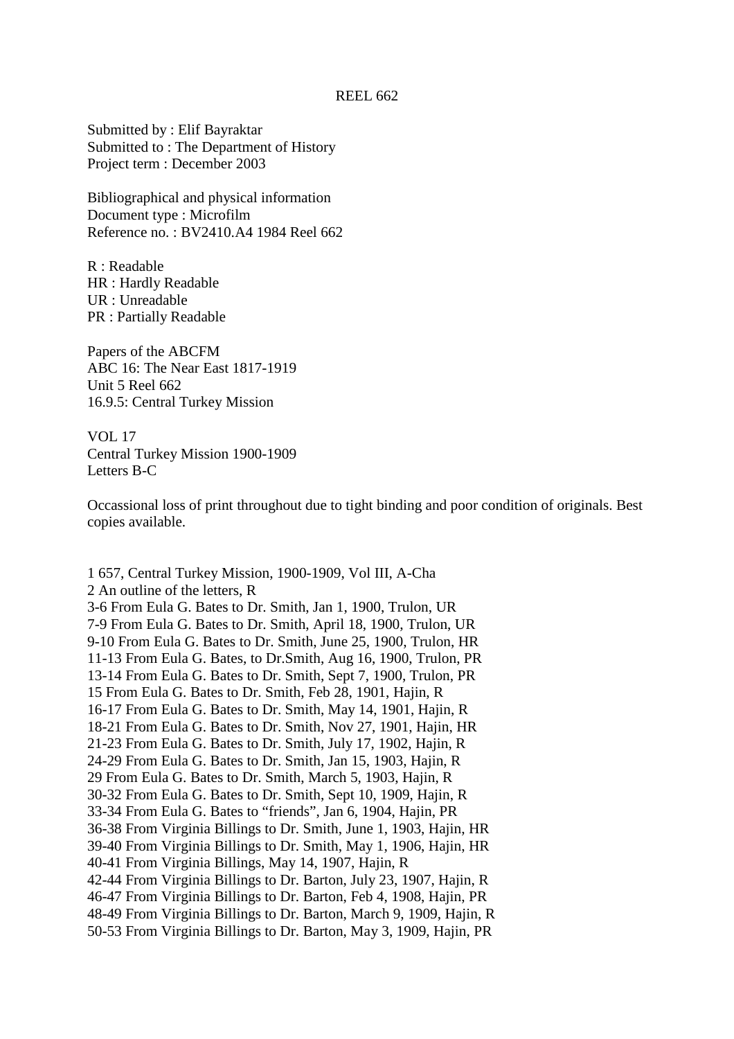REEL 662

Submitted by : Elif Bayraktar
Submitted to : The Department of History
Project term : December 2003

Bibliographical and physical information
Document type : Microfilm
Reference no. : BV2410.A4 1984 Reel 662

R : Readable
HR : Hardly Readable
UR : Unreadable
PR : Partially Readable

Papers of the ABCFM
ABC 16: The Near East 1817-1919
Unit 5 Reel 662
16.9.5: Central Turkey Mission

VOL 17
Central Turkey Mission 1900-1909
Letters B-C

Occassional loss of print throughout due to tight binding and poor condition of originals. Best copies available.

1 657, Central Turkey Mission, 1900-1909, Vol III, A-Cha
2 An outline of the letters, R
3-6 From Eula G. Bates to Dr. Smith, Jan 1, 1900, Trulon, UR
7-9 From Eula G. Bates to Dr. Smith, April 18, 1900, Trulon, UR
9-10 From Eula G. Bates to Dr. Smith, June 25, 1900, Trulon, HR
11-13 From Eula G. Bates, to Dr.Smith, Aug 16, 1900, Trulon, PR
13-14 From Eula G. Bates to Dr. Smith, Sept 7, 1900, Trulon, PR
15 From Eula G. Bates to Dr. Smith, Feb 28, 1901, Hajin, R
16-17 From Eula G. Bates to Dr. Smith, May 14, 1901, Hajin, R
18-21 From Eula G. Bates to Dr. Smith, Nov 27, 1901, Hajin, HR
21-23 From Eula G. Bates to Dr. Smith, July 17, 1902, Hajin, R
24-29 From Eula G. Bates to Dr. Smith, Jan 15, 1903, Hajin, R
29 From Eula G. Bates to Dr. Smith, March 5, 1903, Hajin, R
30-32 From Eula G. Bates to Dr. Smith, Sept 10, 1909, Hajin, R
33-34 From Eula G. Bates to "friends", Jan 6, 1904, Hajin, PR
36-38 From Virginia Billings to Dr. Smith, June 1, 1903, Hajin, HR
39-40 From Virginia Billings to Dr. Smith, May 1, 1906, Hajin, HR
40-41 From Virginia Billings, May 14, 1907, Hajin, R
42-44 From Virginia Billings to Dr. Barton, July 23, 1907, Hajin, R
46-47 From Virginia Billings to Dr. Barton, Feb 4, 1908, Hajin, PR
48-49 From Virginia Billings to Dr. Barton, March 9, 1909, Hajin, R
50-53 From Virginia Billings to Dr. Barton, May 3, 1909, Hajin, PR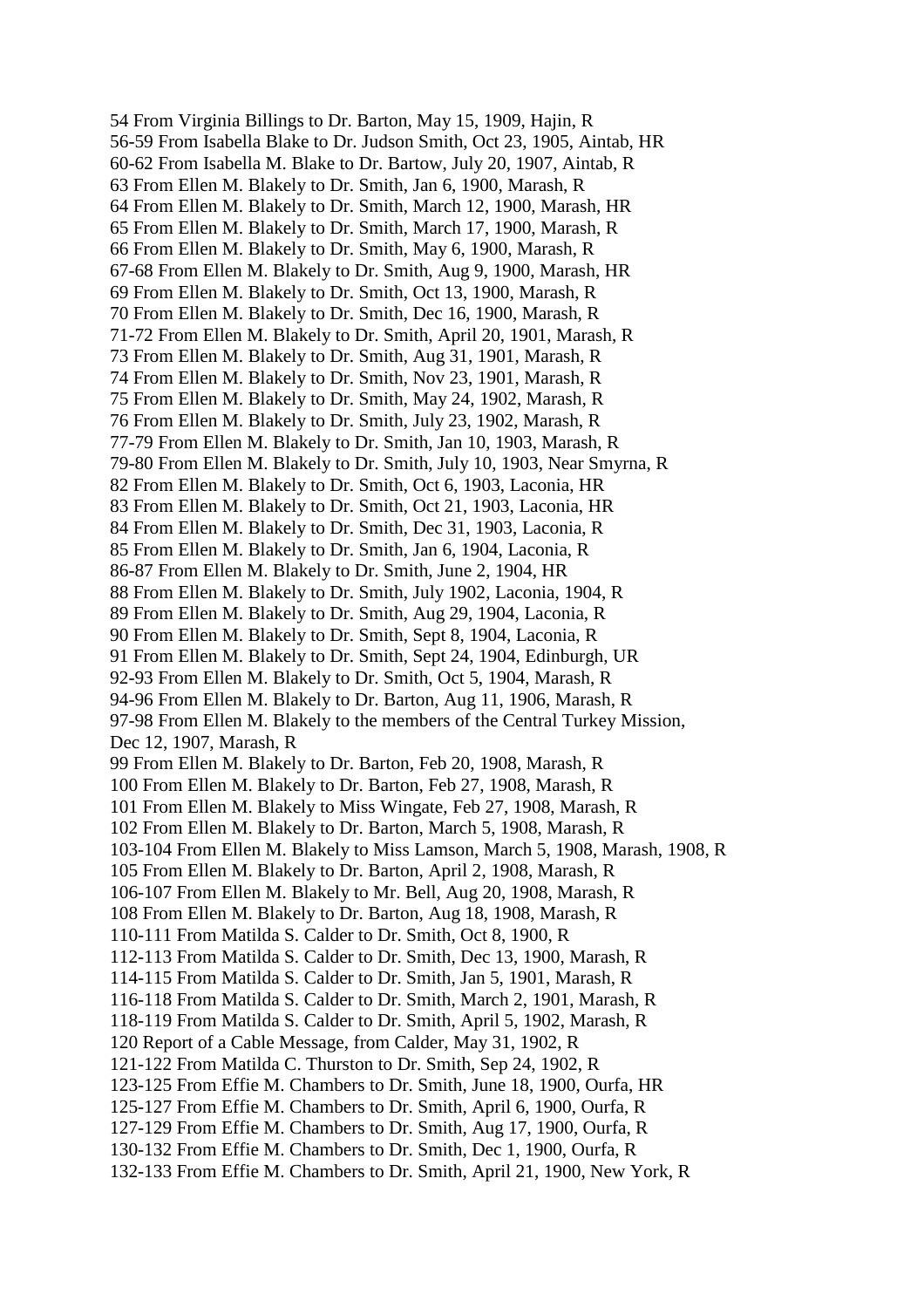54 From Virginia Billings to Dr. Barton, May 15, 1909, Hajin, R
56-59 From Isabella Blake to Dr. Judson Smith, Oct 23, 1905, Aintab, HR
60-62 From Isabella M. Blake to Dr. Bartow, July 20, 1907, Aintab, R
63 From Ellen M. Blakely to Dr. Smith, Jan 6, 1900, Marash, R
64 From Ellen M. Blakely to Dr. Smith, March 12, 1900, Marash, HR
65 From Ellen M. Blakely to Dr. Smith, March 17, 1900, Marash, R
66 From Ellen M. Blakely to Dr. Smith, May 6, 1900, Marash, R
67-68 From Ellen M. Blakely to Dr. Smith, Aug 9, 1900, Marash, HR
69 From Ellen M. Blakely to Dr. Smith, Oct 13, 1900, Marash, R
70 From Ellen M. Blakely to Dr. Smith, Dec 16, 1900, Marash, R
71-72 From Ellen M. Blakely to Dr. Smith, April 20, 1901, Marash, R
73 From Ellen M. Blakely to Dr. Smith, Aug 31, 1901, Marash, R
74 From Ellen M. Blakely to Dr. Smith, Nov 23, 1901, Marash, R
75 From Ellen M. Blakely to Dr. Smith, May 24, 1902, Marash, R
76 From Ellen M. Blakely to Dr. Smith, July 23, 1902, Marash, R
77-79 From Ellen M. Blakely to Dr. Smith, Jan 10, 1903, Marash, R
79-80 From Ellen M. Blakely to Dr. Smith, July 10, 1903, Near Smyrna, R
82 From Ellen M. Blakely to Dr. Smith, Oct 6, 1903, Laconia, HR
83 From Ellen M. Blakely to Dr. Smith, Oct 21, 1903, Laconia, HR
84 From Ellen M. Blakely to Dr. Smith, Dec 31, 1903, Laconia, R
85 From Ellen M. Blakely to Dr. Smith, Jan 6, 1904, Laconia, R
86-87 From Ellen M. Blakely to Dr. Smith, June 2, 1904, HR
88 From Ellen M. Blakely to Dr. Smith, July 1902, Laconia, 1904, R
89 From Ellen M. Blakely to Dr. Smith, Aug 29, 1904, Laconia, R
90 From Ellen M. Blakely to Dr. Smith, Sept 8, 1904, Laconia, R
91 From Ellen M. Blakely to Dr. Smith, Sept 24, 1904, Edinburgh, UR
92-93 From Ellen M. Blakely to Dr. Smith, Oct 5, 1904, Marash, R
94-96 From Ellen M. Blakely to Dr. Barton, Aug 11, 1906, Marash, R
97-98 From Ellen M. Blakely to the members of the Central Turkey Mission, Dec 12, 1907, Marash, R
99 From Ellen M. Blakely to Dr. Barton, Feb 20, 1908, Marash, R
100 From Ellen M. Blakely to Dr. Barton, Feb 27, 1908, Marash, R
101 From Ellen M. Blakely to Miss Wingate, Feb 27, 1908, Marash, R
102 From Ellen M. Blakely to Dr. Barton, March 5, 1908, Marash, R
103-104 From Ellen M. Blakely to Miss Lamson, March 5, 1908, Marash, 1908, R
105 From Ellen M. Blakely to Dr. Barton, April 2, 1908, Marash, R
106-107 From Ellen M. Blakely to Mr. Bell, Aug 20, 1908, Marash, R
108 From Ellen M. Blakely to Dr. Barton, Aug 18, 1908, Marash, R
110-111 From Matilda S. Calder to Dr. Smith, Oct 8, 1900, R
112-113 From Matilda S. Calder to Dr. Smith, Dec 13, 1900, Marash, R
114-115 From Matilda S. Calder to Dr. Smith, Jan 5, 1901, Marash, R
116-118 From Matilda S. Calder to Dr. Smith, March 2, 1901, Marash, R
118-119 From Matilda S. Calder to Dr. Smith, April 5, 1902, Marash, R
120 Report of a Cable Message, from Calder, May 31, 1902, R
121-122 From Matilda C. Thurston to Dr. Smith, Sep 24, 1902, R
123-125 From Effie M. Chambers to Dr. Smith, June 18, 1900, Ourfa, HR
125-127 From Effie M. Chambers to Dr. Smith, April 6, 1900, Ourfa, R
127-129 From Effie M. Chambers to Dr. Smith, Aug 17, 1900, Ourfa, R
130-132 From Effie M. Chambers to Dr. Smith, Dec 1, 1900, Ourfa, R
132-133 From Effie M. Chambers to Dr. Smith, April 21, 1900, New York, R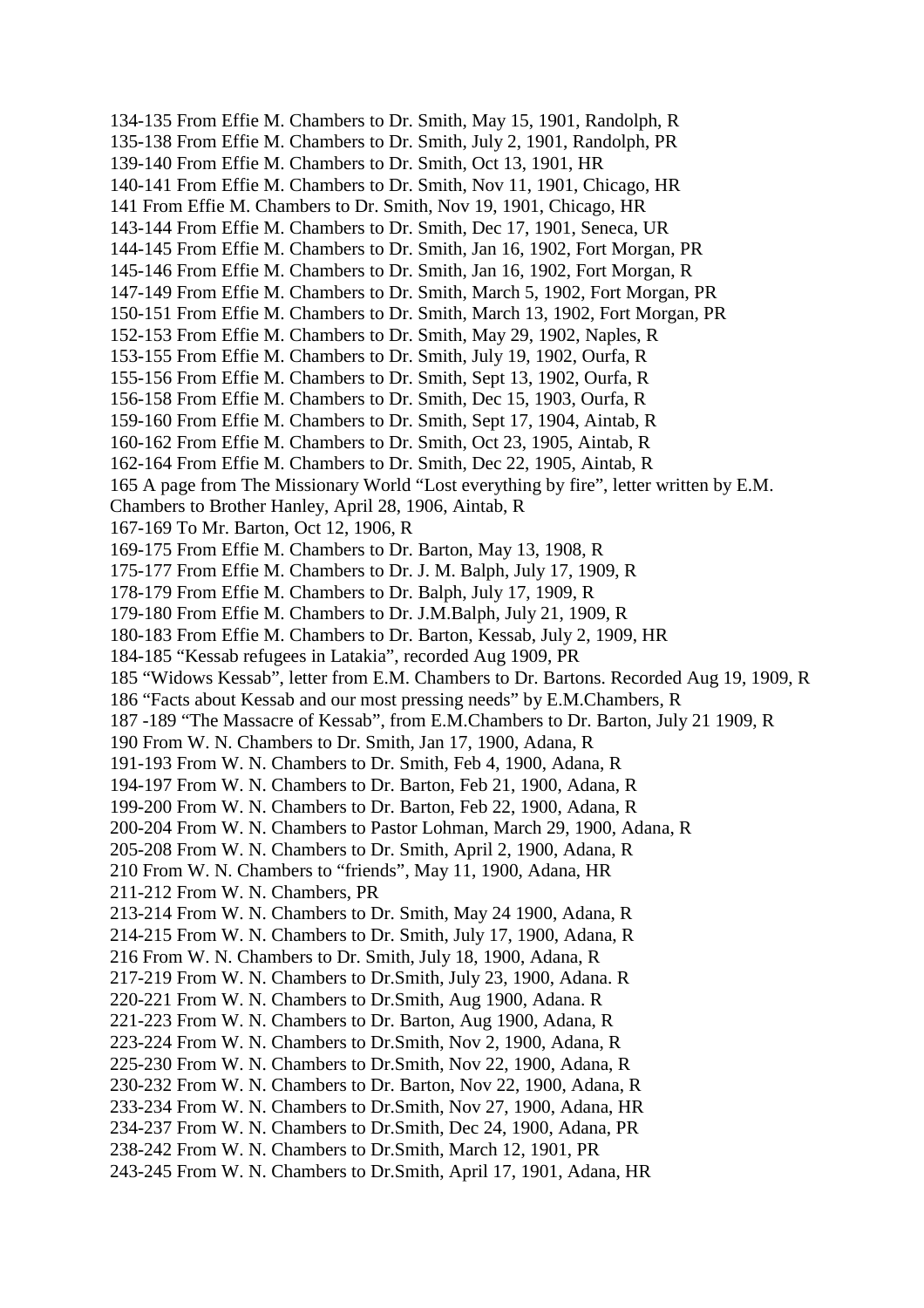134-135 From Effie M. Chambers to Dr. Smith, May 15, 1901, Randolph, R
135-138 From Effie M. Chambers to Dr. Smith, July 2, 1901, Randolph, PR
139-140 From Effie M. Chambers to Dr. Smith, Oct 13, 1901, HR
140-141 From Effie M. Chambers to Dr. Smith, Nov 11, 1901, Chicago, HR
141 From Effie M. Chambers to Dr. Smith, Nov 19, 1901, Chicago, HR
143-144 From Effie M. Chambers to Dr. Smith, Dec 17, 1901, Seneca, UR
144-145 From Effie M. Chambers to Dr. Smith, Jan 16, 1902, Fort Morgan, PR
145-146 From Effie M. Chambers to Dr. Smith, Jan 16, 1902, Fort Morgan, R
147-149 From Effie M. Chambers to Dr. Smith, March 5, 1902, Fort Morgan, PR
150-151 From Effie M. Chambers to Dr. Smith, March 13, 1902, Fort Morgan, PR
152-153 From Effie M. Chambers to Dr. Smith, May 29, 1902, Naples, R
153-155 From Effie M. Chambers to Dr. Smith, July 19, 1902, Ourfa, R
155-156 From Effie M. Chambers to Dr. Smith, Sept 13, 1902, Ourfa, R
156-158 From Effie M. Chambers to Dr. Smith, Dec 15, 1903, Ourfa, R
159-160 From Effie M. Chambers to Dr. Smith, Sept 17, 1904, Aintab, R
160-162 From Effie M. Chambers to Dr. Smith, Oct 23, 1905, Aintab, R
162-164 From Effie M. Chambers to Dr. Smith, Dec 22, 1905, Aintab, R
165 A page from The Missionary World "Lost everything by fire", letter written by E.M. Chambers to Brother Hanley, April 28, 1906, Aintab, R
167-169 To Mr. Barton, Oct 12, 1906, R
169-175 From Effie M. Chambers to Dr. Barton, May 13, 1908, R
175-177 From Effie M. Chambers to Dr. J. M. Balph, July 17, 1909, R
178-179 From Effie M. Chambers to Dr. Balph, July 17, 1909, R
179-180 From Effie M. Chambers to Dr. J.M.Balph, July 21, 1909, R
180-183 From Effie M. Chambers to Dr. Barton, Kessab, July 2, 1909, HR
184-185 "Kessab refugees in Latakia", recorded Aug 1909, PR
185 "Widows Kessab", letter from E.M. Chambers to Dr. Bartons. Recorded Aug 19, 1909, R
186 "Facts about Kessab and our most pressing needs" by E.M.Chambers, R
187 -189 "The Massacre of Kessab", from E.M.Chambers to Dr. Barton, July 21 1909, R
190 From W. N. Chambers to Dr. Smith, Jan 17, 1900, Adana, R
191-193 From W. N. Chambers to Dr. Smith, Feb 4, 1900, Adana, R
194-197 From W. N. Chambers to Dr. Barton, Feb 21, 1900, Adana, R
199-200 From W. N. Chambers to Dr. Barton, Feb 22, 1900, Adana, R
200-204 From W. N. Chambers to Pastor Lohman, March 29, 1900, Adana, R
205-208 From W. N. Chambers to Dr. Smith, April 2, 1900, Adana, R
210 From W. N. Chambers to "friends", May 11, 1900, Adana, HR
211-212 From W. N. Chambers, PR
213-214 From W. N. Chambers to Dr. Smith, May 24 1900, Adana, R
214-215 From W. N. Chambers to Dr. Smith, July 17, 1900, Adana, R
216 From W. N. Chambers to Dr. Smith, July 18, 1900, Adana, R
217-219 From W. N. Chambers to Dr.Smith, July 23, 1900, Adana. R
220-221 From W. N. Chambers to Dr.Smith, Aug 1900, Adana. R
221-223 From W. N. Chambers to Dr. Barton, Aug 1900, Adana, R
223-224 From W. N. Chambers to Dr.Smith, Nov 2, 1900, Adana, R
225-230 From W. N. Chambers to Dr.Smith, Nov 22, 1900, Adana, R
230-232 From W. N. Chambers to Dr. Barton, Nov 22, 1900, Adana, R
233-234 From W. N. Chambers to Dr.Smith, Nov 27, 1900, Adana, HR
234-237 From W. N. Chambers to Dr.Smith, Dec 24, 1900, Adana, PR
238-242 From W. N. Chambers to Dr.Smith, March 12, 1901, PR
243-245 From W. N. Chambers to Dr.Smith, April 17, 1901, Adana, HR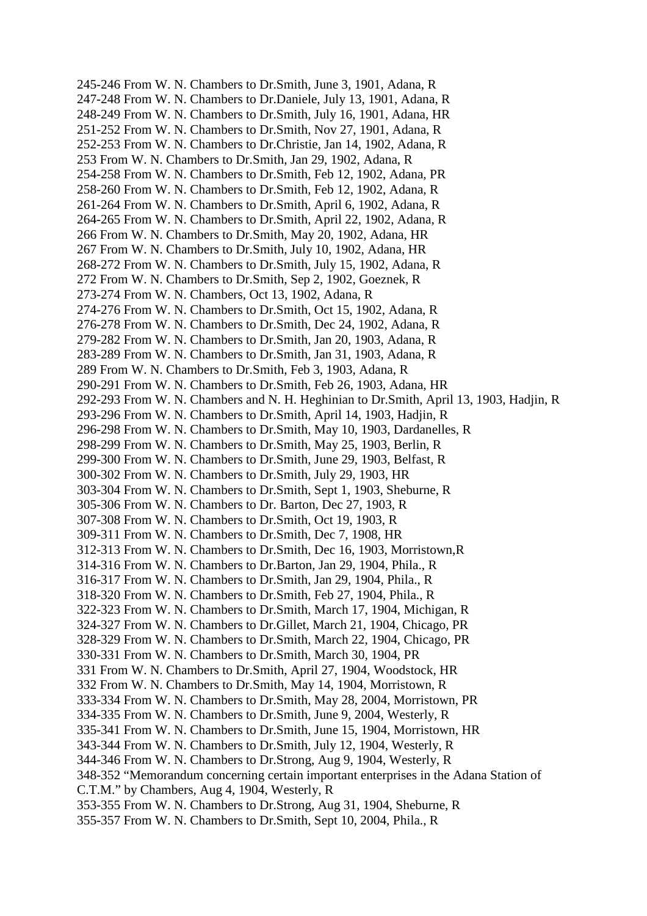245-246 From W. N. Chambers to Dr.Smith, June 3, 1901, Adana, R
247-248 From W. N. Chambers to Dr.Daniele, July 13, 1901, Adana, R
248-249 From W. N. Chambers to Dr.Smith, July 16, 1901, Adana, HR
251-252 From W. N. Chambers to Dr.Smith, Nov 27, 1901, Adana, R
252-253 From W. N. Chambers to Dr.Christie, Jan 14, 1902, Adana, R
253 From W. N. Chambers to Dr.Smith, Jan 29, 1902, Adana, R
254-258 From W. N. Chambers to Dr.Smith, Feb 12, 1902, Adana, PR
258-260 From W. N. Chambers to Dr.Smith, Feb 12, 1902, Adana, R
261-264 From W. N. Chambers to Dr.Smith, April 6, 1902, Adana, R
264-265 From W. N. Chambers to Dr.Smith, April 22, 1902, Adana, R
266 From W. N. Chambers to Dr.Smith, May 20, 1902, Adana, HR
267 From W. N. Chambers to Dr.Smith, July 10, 1902, Adana, HR
268-272 From W. N. Chambers to Dr.Smith, July 15, 1902, Adana, R
272 From W. N. Chambers to Dr.Smith, Sep 2, 1902, Goeznek, R
273-274 From W. N. Chambers, Oct 13, 1902, Adana, R
274-276 From W. N. Chambers to Dr.Smith, Oct 15, 1902, Adana, R
276-278 From W. N. Chambers to Dr.Smith, Dec 24, 1902, Adana, R
279-282 From W. N. Chambers to Dr.Smith, Jan 20, 1903, Adana, R
283-289 From W. N. Chambers to Dr.Smith, Jan 31, 1903, Adana, R
289 From W. N. Chambers to Dr.Smith, Feb 3, 1903, Adana, R
290-291 From W. N. Chambers to Dr.Smith, Feb 26, 1903, Adana, HR
292-293 From W. N. Chambers and N. H. Heghinian to Dr.Smith, April 13, 1903, Hadjin, R
293-296 From W. N. Chambers to Dr.Smith, April 14, 1903, Hadjin, R
296-298 From W. N. Chambers to Dr.Smith, May 10, 1903, Dardanelles, R
298-299 From W. N. Chambers to Dr.Smith, May 25, 1903, Berlin, R
299-300 From W. N. Chambers to Dr.Smith, June 29, 1903, Belfast, R
300-302 From W. N. Chambers to Dr.Smith, July 29, 1903, HR
303-304 From W. N. Chambers to Dr.Smith, Sept 1, 1903, Sheburne, R
305-306 From W. N. Chambers to Dr. Barton, Dec 27, 1903, R
307-308 From W. N. Chambers to Dr.Smith, Oct 19, 1903, R
309-311 From W. N. Chambers to Dr.Smith, Dec 7, 1908, HR
312-313 From W. N. Chambers to Dr.Smith, Dec 16, 1903, Morristown,R
314-316 From W. N. Chambers to Dr.Barton, Jan 29, 1904, Phila., R
316-317 From W. N. Chambers to Dr.Smith, Jan 29, 1904, Phila., R
318-320 From W. N. Chambers to Dr.Smith, Feb 27, 1904, Phila., R
322-323 From W. N. Chambers to Dr.Smith, March 17, 1904, Michigan, R
324-327 From W. N. Chambers to Dr.Gillet, March 21, 1904, Chicago, PR
328-329 From W. N. Chambers to Dr.Smith, March 22, 1904, Chicago, PR
330-331 From W. N. Chambers to Dr.Smith, March 30, 1904, PR
331 From W. N. Chambers to Dr.Smith, April 27, 1904, Woodstock, HR
332 From W. N. Chambers to Dr.Smith, May 14, 1904, Morristown, R
333-334 From W. N. Chambers to Dr.Smith, May 28, 2004, Morristown, PR
334-335 From W. N. Chambers to Dr.Smith, June 9, 2004, Westerly, R
335-341 From W. N. Chambers to Dr.Smith, June 15, 1904, Morristown, HR
343-344 From W. N. Chambers to Dr.Smith, July 12, 1904, Westerly, R
344-346 From W. N. Chambers to Dr.Strong, Aug 9, 1904, Westerly, R
348-352 "Memorandum concerning certain important enterprises in the Adana Station of C.T.M." by Chambers, Aug 4, 1904, Westerly, R
353-355 From W. N. Chambers to Dr.Strong, Aug 31, 1904, Sheburne, R
355-357 From W. N. Chambers to Dr.Smith, Sept 10, 2004, Phila., R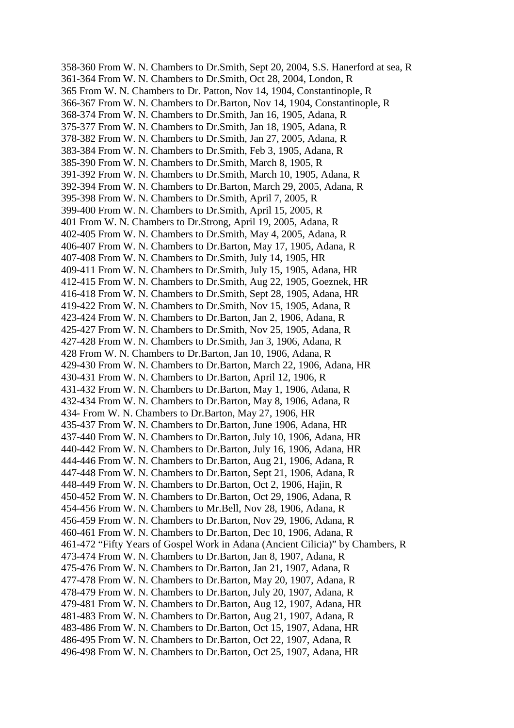358-360 From W. N. Chambers to Dr.Smith, Sept 20, 2004, S.S. Hanerford at sea, R
361-364 From W. N. Chambers to Dr.Smith, Oct 28, 2004, London, R
365 From W. N. Chambers to Dr. Patton, Nov 14, 1904, Constantinople, R
366-367 From W. N. Chambers to Dr.Barton, Nov 14, 1904, Constantinople, R
368-374 From W. N. Chambers to Dr.Smith, Jan 16, 1905, Adana, R
375-377 From W. N. Chambers to Dr.Smith, Jan 18, 1905, Adana, R
378-382 From W. N. Chambers to Dr.Smith, Jan 27, 2005, Adana, R
383-384 From W. N. Chambers to Dr.Smith, Feb 3, 1905, Adana, R
385-390 From W. N. Chambers to Dr.Smith, March 8, 1905, R
391-392 From W. N. Chambers to Dr.Smith, March 10, 1905, Adana, R
392-394 From W. N. Chambers to Dr.Barton, March 29, 2005, Adana, R
395-398 From W. N. Chambers to Dr.Smith, April 7, 2005, R
399-400 From W. N. Chambers to Dr.Smith, April 15, 2005, R
401 From W. N. Chambers to Dr.Strong, April 19, 2005, Adana, R
402-405 From W. N. Chambers to Dr.Smith, May 4, 2005, Adana, R
406-407 From W. N. Chambers to Dr.Barton, May 17, 1905, Adana, R
407-408 From W. N. Chambers to Dr.Smith, July 14, 1905, HR
409-411 From W. N. Chambers to Dr.Smith, July 15, 1905, Adana, HR
412-415 From W. N. Chambers to Dr.Smith, Aug 22, 1905, Goeznek, HR
416-418 From W. N. Chambers to Dr.Smith, Sept 28, 1905, Adana, HR
419-422 From W. N. Chambers to Dr.Smith, Nov 15, 1905, Adana, R
423-424 From W. N. Chambers to Dr.Barton, Jan 2, 1906, Adana, R
425-427 From W. N. Chambers to Dr.Smith, Nov 25, 1905, Adana, R
427-428 From W. N. Chambers to Dr.Smith, Jan 3, 1906, Adana, R
428 From W. N. Chambers to Dr.Barton, Jan 10, 1906, Adana, R
429-430 From W. N. Chambers to Dr.Barton, March 22, 1906, Adana, HR
430-431 From W. N. Chambers to Dr.Barton, April 12, 1906, R
431-432 From W. N. Chambers to Dr.Barton, May 1, 1906, Adana, R
432-434 From W. N. Chambers to Dr.Barton, May 8, 1906, Adana, R
434- From W. N. Chambers to Dr.Barton, May 27, 1906, HR
435-437 From W. N. Chambers to Dr.Barton, June 1906, Adana, HR
437-440 From W. N. Chambers to Dr.Barton, July 10, 1906, Adana, HR
440-442 From W. N. Chambers to Dr.Barton, July 16, 1906, Adana, HR
444-446 From W. N. Chambers to Dr.Barton, Aug 21, 1906, Adana, R
447-448 From W. N. Chambers to Dr.Barton, Sept 21, 1906, Adana, R
448-449 From W. N. Chambers to Dr.Barton, Oct 2, 1906, Hajin, R
450-452 From W. N. Chambers to Dr.Barton, Oct 29, 1906, Adana, R
454-456 From W. N. Chambers to Mr.Bell, Nov 28, 1906, Adana, R
456-459 From W. N. Chambers to Dr.Barton, Nov 29, 1906, Adana, R
460-461 From W. N. Chambers to Dr.Barton, Dec 10, 1906, Adana, R
461-472 "Fifty Years of Gospel Work in Adana (Ancient Cilicia)" by Chambers, R
473-474 From W. N. Chambers to Dr.Barton, Jan 8, 1907, Adana, R
475-476 From W. N. Chambers to Dr.Barton, Jan 21, 1907, Adana, R
477-478 From W. N. Chambers to Dr.Barton, May 20, 1907, Adana, R
478-479 From W. N. Chambers to Dr.Barton, July 20, 1907, Adana, R
479-481 From W. N. Chambers to Dr.Barton, Aug 12, 1907, Adana, HR
481-483 From W. N. Chambers to Dr.Barton, Aug 21, 1907, Adana, R
483-486 From W. N. Chambers to Dr.Barton, Oct 15, 1907, Adana, HR
486-495 From W. N. Chambers to Dr.Barton, Oct 22, 1907, Adana, R
496-498 From W. N. Chambers to Dr.Barton, Oct 25, 1907, Adana, HR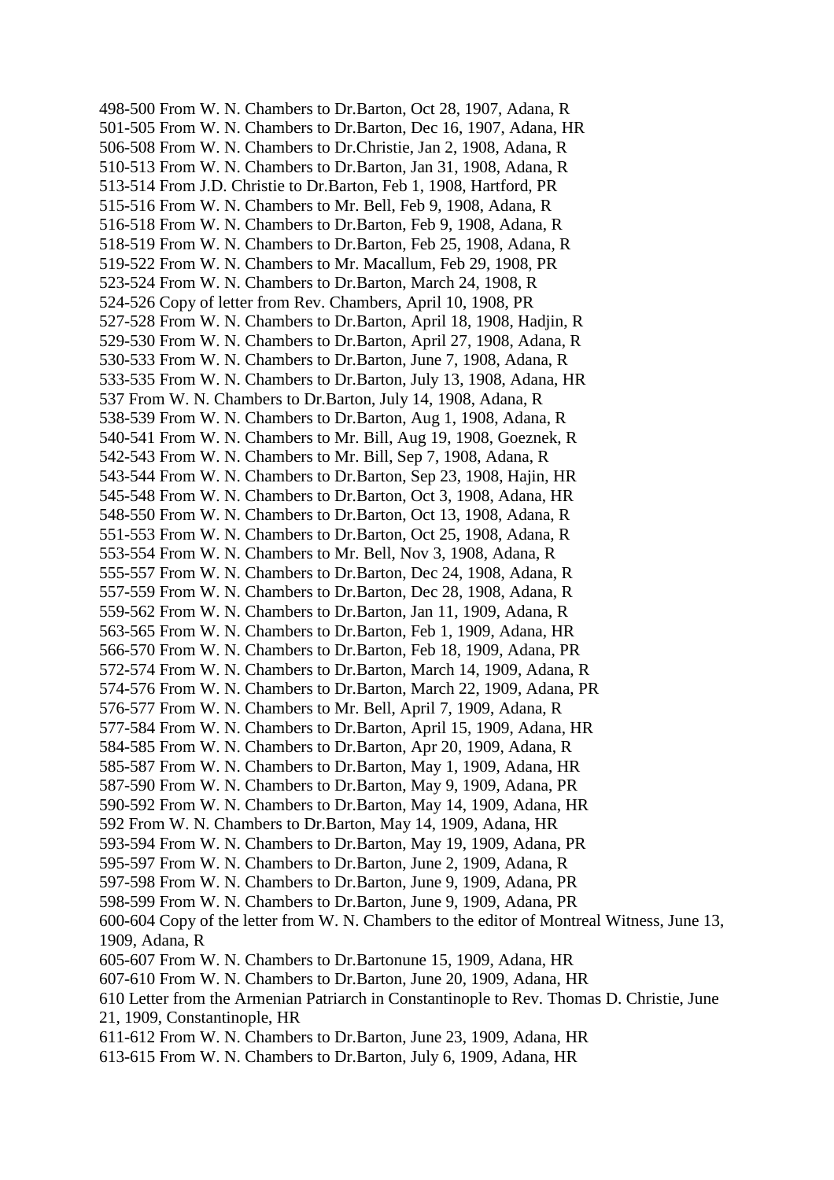498-500 From W. N. Chambers to Dr.Barton, Oct 28, 1907, Adana, R
501-505 From W. N. Chambers to Dr.Barton, Dec 16, 1907, Adana, HR
506-508 From W. N. Chambers to Dr.Christie, Jan 2, 1908, Adana, R
510-513 From W. N. Chambers to Dr.Barton, Jan 31, 1908, Adana, R
513-514 From J.D. Christie to Dr.Barton, Feb 1, 1908, Hartford, PR
515-516 From W. N. Chambers to Mr. Bell, Feb 9, 1908, Adana, R
516-518 From W. N. Chambers to Dr.Barton, Feb 9, 1908, Adana, R
518-519 From W. N. Chambers to Dr.Barton, Feb 25, 1908, Adana, R
519-522 From W. N. Chambers to Mr. Macallum, Feb 29, 1908, PR
523-524 From W. N. Chambers to Dr.Barton, March 24, 1908, R
524-526 Copy of letter from Rev. Chambers, April 10, 1908, PR
527-528 From W. N. Chambers to Dr.Barton, April 18, 1908, Hadjin, R
529-530 From W. N. Chambers to Dr.Barton, April 27, 1908, Adana, R
530-533 From W. N. Chambers to Dr.Barton, June 7, 1908, Adana, R
533-535 From W. N. Chambers to Dr.Barton, July 13, 1908, Adana, HR
537 From W. N. Chambers to Dr.Barton, July 14, 1908, Adana, R
538-539 From W. N. Chambers to Dr.Barton, Aug 1, 1908, Adana, R
540-541 From W. N. Chambers to Mr. Bill, Aug 19, 1908, Goeznek, R
542-543 From W. N. Chambers to Mr. Bill, Sep 7, 1908, Adana, R
543-544 From W. N. Chambers to Dr.Barton, Sep 23, 1908, Hajin, HR
545-548 From W. N. Chambers to Dr.Barton, Oct 3, 1908, Adana, HR
548-550 From W. N. Chambers to Dr.Barton, Oct 13, 1908, Adana, R
551-553 From W. N. Chambers to Dr.Barton, Oct 25, 1908, Adana, R
553-554 From W. N. Chambers to Mr. Bell, Nov 3, 1908, Adana, R
555-557 From W. N. Chambers to Dr.Barton, Dec 24, 1908, Adana, R
557-559 From W. N. Chambers to Dr.Barton, Dec 28, 1908, Adana, R
559-562 From W. N. Chambers to Dr.Barton, Jan 11, 1909, Adana, R
563-565 From W. N. Chambers to Dr.Barton, Feb 1, 1909, Adana, HR
566-570 From W. N. Chambers to Dr.Barton, Feb 18, 1909, Adana, PR
572-574 From W. N. Chambers to Dr.Barton, March 14, 1909, Adana, R
574-576 From W. N. Chambers to Dr.Barton, March 22, 1909, Adana, PR
576-577 From W. N. Chambers to Mr. Bell, April 7, 1909, Adana, R
577-584 From W. N. Chambers to Dr.Barton, April 15, 1909, Adana, HR
584-585 From W. N. Chambers to Dr.Barton, Apr 20, 1909, Adana, R
585-587 From W. N. Chambers to Dr.Barton, May 1, 1909, Adana, HR
587-590 From W. N. Chambers to Dr.Barton, May 9, 1909, Adana, PR
590-592 From W. N. Chambers to Dr.Barton, May 14, 1909, Adana, HR
592 From W. N. Chambers to Dr.Barton, May 14, 1909, Adana, HR
593-594 From W. N. Chambers to Dr.Barton, May 19, 1909, Adana, PR
595-597 From W. N. Chambers to Dr.Barton, June 2, 1909, Adana, R
597-598 From W. N. Chambers to Dr.Barton, June 9, 1909, Adana, PR
598-599 From W. N. Chambers to Dr.Barton, June 9, 1909, Adana, PR
600-604 Copy of the letter from W. N. Chambers to the editor of Montreal Witness, June 13, 1909, Adana, R
605-607 From W. N. Chambers to Dr.Bartonune 15, 1909, Adana, HR
607-610 From W. N. Chambers to Dr.Barton, June 20, 1909, Adana, HR
610 Letter from the Armenian Patriarch in Constantinople to Rev. Thomas D. Christie, June 21, 1909, Constantinople, HR
611-612 From W. N. Chambers to Dr.Barton, June 23, 1909, Adana, HR
613-615 From W. N. Chambers to Dr.Barton, July 6, 1909, Adana, HR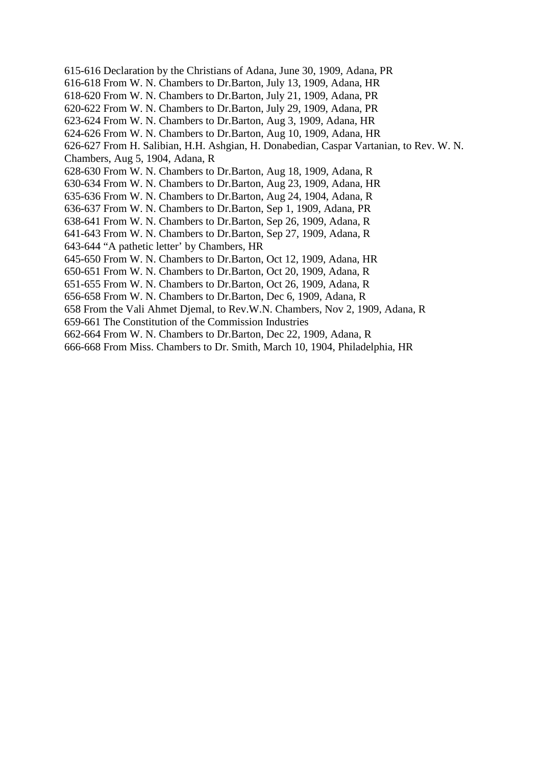615-616 Declaration by the Christians of Adana, June 30, 1909, Adana, PR
616-618 From W. N. Chambers to Dr.Barton, July 13, 1909, Adana, HR
618-620 From W. N. Chambers to Dr.Barton, July 21, 1909, Adana, PR
620-622 From W. N. Chambers to Dr.Barton, July 29, 1909, Adana, PR
623-624 From W. N. Chambers to Dr.Barton, Aug 3, 1909, Adana, HR
624-626 From W. N. Chambers to Dr.Barton, Aug 10, 1909, Adana, HR
626-627 From H. Salibian, H.H. Ashgian, H. Donabedian, Caspar Vartanian, to Rev. W. N. Chambers, Aug 5, 1904, Adana, R
628-630 From W. N. Chambers to Dr.Barton, Aug 18, 1909, Adana, R
630-634 From W. N. Chambers to Dr.Barton, Aug 23, 1909, Adana, HR
635-636 From W. N. Chambers to Dr.Barton, Aug 24, 1904, Adana, R
636-637 From W. N. Chambers to Dr.Barton, Sep 1, 1909, Adana, PR
638-641 From W. N. Chambers to Dr.Barton, Sep 26, 1909, Adana, R
641-643 From W. N. Chambers to Dr.Barton, Sep 27, 1909, Adana, R
643-644 "A pathetic letter' by Chambers, HR
645-650 From W. N. Chambers to Dr.Barton, Oct 12, 1909, Adana, HR
650-651 From W. N. Chambers to Dr.Barton, Oct 20, 1909, Adana, R
651-655 From W. N. Chambers to Dr.Barton, Oct 26, 1909, Adana, R
656-658 From W. N. Chambers to Dr.Barton, Dec 6, 1909, Adana, R
658 From the Vali Ahmet Djemal, to Rev.W.N. Chambers, Nov 2, 1909, Adana, R
659-661 The Constitution of the Commission Industries
662-664 From W. N. Chambers to Dr.Barton, Dec 22, 1909, Adana, R
666-668 From Miss. Chambers to Dr. Smith, March 10, 1904, Philadelphia, HR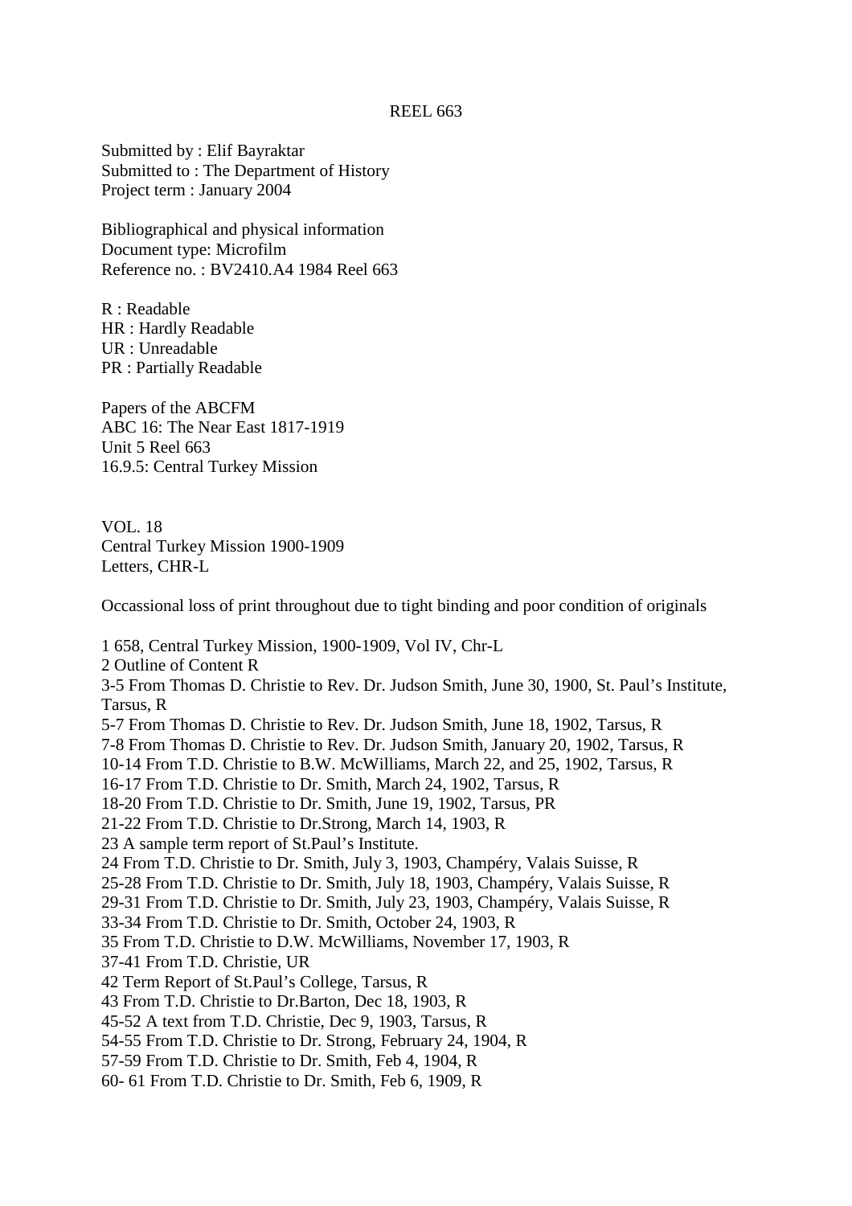REEL 663

Submitted by : Elif Bayraktar
Submitted to : The Department of History
Project term : January 2004

Bibliographical and physical information
Document type: Microfilm
Reference no. : BV2410.A4 1984 Reel 663

R : Readable
HR : Hardly Readable
UR : Unreadable
PR : Partially Readable

Papers of the ABCFM
ABC 16: The Near East 1817-1919
Unit 5 Reel 663
16.9.5: Central Turkey Mission

VOL. 18
Central Turkey Mission 1900-1909
Letters, CHR-L

Occassional loss of print throughout due to tight binding and poor condition of originals

1 658, Central Turkey Mission, 1900-1909, Vol IV, Chr-L
2 Outline of Content R
3-5 From Thomas D. Christie to Rev. Dr. Judson Smith, June 30, 1900, St. Paul's Institute, Tarsus, R
5-7 From Thomas D. Christie to Rev. Dr. Judson Smith, June 18, 1902, Tarsus, R
7-8 From Thomas D. Christie to Rev. Dr. Judson Smith, January 20, 1902, Tarsus, R
10-14 From T.D. Christie to B.W. McWilliams, March 22, and 25, 1902, Tarsus, R
16-17 From T.D. Christie to Dr. Smith, March 24, 1902, Tarsus, R
18-20 From T.D. Christie to Dr. Smith, June 19, 1902, Tarsus, PR
21-22 From T.D. Christie to Dr.Strong, March 14, 1903, R
23 A sample term report of St.Paul's Institute.
24 From T.D. Christie to Dr. Smith, July 3, 1903, Champéry, Valais Suisse, R
25-28 From T.D. Christie to Dr. Smith, July 18, 1903, Champéry, Valais Suisse, R
29-31 From T.D. Christie to Dr. Smith, July 23, 1903, Champéry, Valais Suisse, R
33-34 From T.D. Christie to Dr. Smith, October 24, 1903, R
35 From T.D. Christie to D.W. McWilliams, November 17, 1903, R
37-41 From T.D. Christie, UR
42 Term Report of St.Paul's College, Tarsus, R
43 From T.D. Christie to Dr.Barton, Dec 18, 1903, R
45-52 A text from T.D. Christie, Dec 9, 1903, Tarsus, R
54-55 From T.D. Christie to Dr. Strong, February 24, 1904, R
57-59 From T.D. Christie to Dr. Smith, Feb 4, 1904, R
60- 61 From T.D. Christie to Dr. Smith, Feb 6, 1909, R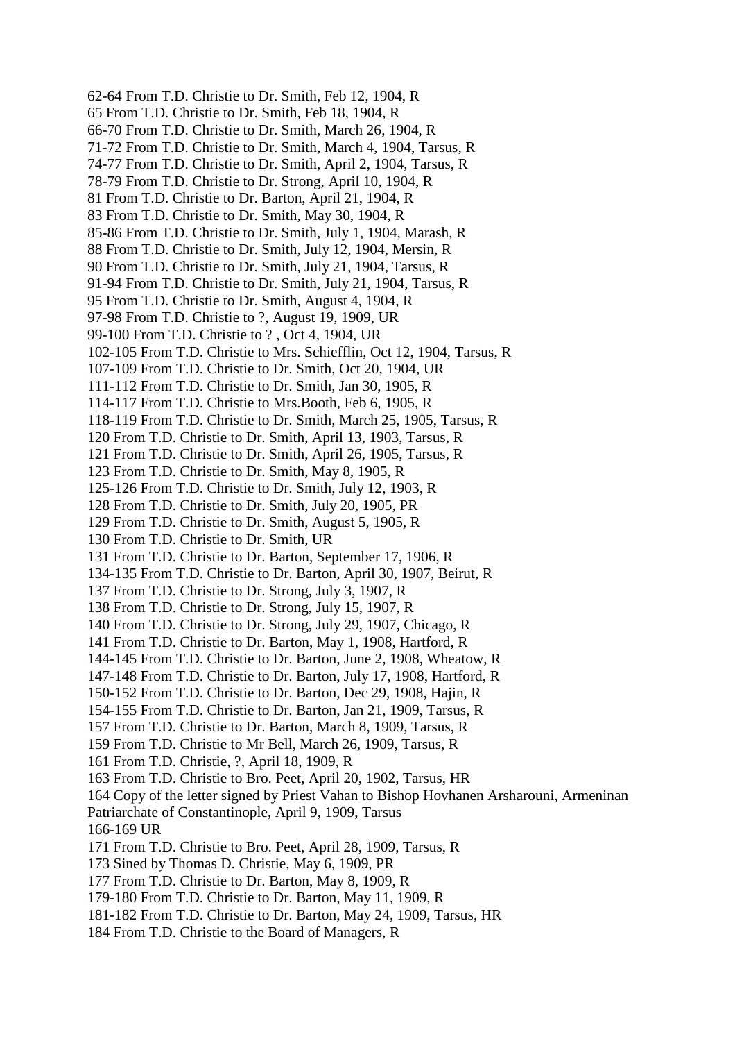62-64 From T.D. Christie to Dr. Smith, Feb 12, 1904, R
65 From T.D. Christie to Dr. Smith, Feb 18, 1904, R
66-70 From T.D. Christie to Dr. Smith, March 26, 1904, R
71-72 From T.D. Christie to Dr. Smith, March 4, 1904, Tarsus, R
74-77 From T.D. Christie to Dr. Smith, April 2, 1904, Tarsus, R
78-79 From T.D. Christie to Dr. Strong, April 10, 1904, R
81 From T.D. Christie to Dr. Barton, April 21, 1904, R
83 From T.D. Christie to Dr. Smith, May 30, 1904, R
85-86 From T.D. Christie to Dr. Smith, July 1, 1904, Marash, R
88 From T.D. Christie to Dr. Smith, July 12, 1904, Mersin, R
90 From T.D. Christie to Dr. Smith, July 21, 1904, Tarsus, R
91-94 From T.D. Christie to Dr. Smith, July 21, 1904, Tarsus, R
95 From T.D. Christie to Dr. Smith, August 4, 1904, R
97-98 From T.D. Christie to ?, August 19, 1909, UR
99-100 From T.D. Christie to ? , Oct 4, 1904, UR
102-105 From T.D. Christie to Mrs. Schiefflin, Oct 12, 1904, Tarsus, R
107-109 From T.D. Christie to Dr. Smith, Oct 20, 1904, UR
111-112 From T.D. Christie to Dr. Smith, Jan 30, 1905, R
114-117 From T.D. Christie to Mrs.Booth, Feb 6, 1905, R
118-119 From T.D. Christie to Dr. Smith, March 25, 1905, Tarsus, R
120 From T.D. Christie to Dr. Smith, April 13, 1903, Tarsus, R
121 From T.D. Christie to Dr. Smith, April 26, 1905, Tarsus, R
123 From T.D. Christie to Dr. Smith, May 8, 1905, R
125-126 From T.D. Christie to Dr. Smith, July 12, 1903, R
128 From T.D. Christie to Dr. Smith, July 20, 1905, PR
129 From T.D. Christie to Dr. Smith, August 5, 1905, R
130 From T.D. Christie to Dr. Smith, UR
131 From T.D. Christie to Dr. Barton, September 17, 1906, R
134-135 From T.D. Christie to Dr. Barton, April 30, 1907, Beirut, R
137 From T.D. Christie to Dr. Strong, July 3, 1907, R
138 From T.D. Christie to Dr. Strong, July 15, 1907, R
140 From T.D. Christie to Dr. Strong, July 29, 1907, Chicago, R
141 From T.D. Christie to Dr. Barton, May 1, 1908, Hartford, R
144-145 From T.D. Christie to Dr. Barton, June 2, 1908, Wheatow, R
147-148 From T.D. Christie to Dr. Barton, July 17, 1908, Hartford, R
150-152 From T.D. Christie to Dr. Barton, Dec 29, 1908, Hajin, R
154-155 From T.D. Christie to Dr. Barton, Jan 21, 1909, Tarsus, R
157 From T.D. Christie to Dr. Barton, March 8, 1909, Tarsus, R
159 From T.D. Christie to Mr Bell, March 26, 1909, Tarsus, R
161 From T.D. Christie, ?, April 18, 1909, R
163 From T.D. Christie to Bro. Peet, April 20, 1902, Tarsus, HR
164 Copy of the letter signed by Priest Vahan to Bishop Hovhanen Arsharouni, Armeninan Patriarchate of Constantinople, April 9, 1909, Tarsus
166-169 UR
171 From T.D. Christie to Bro. Peet, April 28, 1909, Tarsus, R
173 Sined by Thomas D. Christie, May 6, 1909, PR
177 From T.D. Christie to Dr. Barton, May 8, 1909, R
179-180 From T.D. Christie to Dr. Barton, May 11, 1909, R
181-182 From T.D. Christie to Dr. Barton, May 24, 1909, Tarsus, HR
184 From T.D. Christie to the Board of Managers, R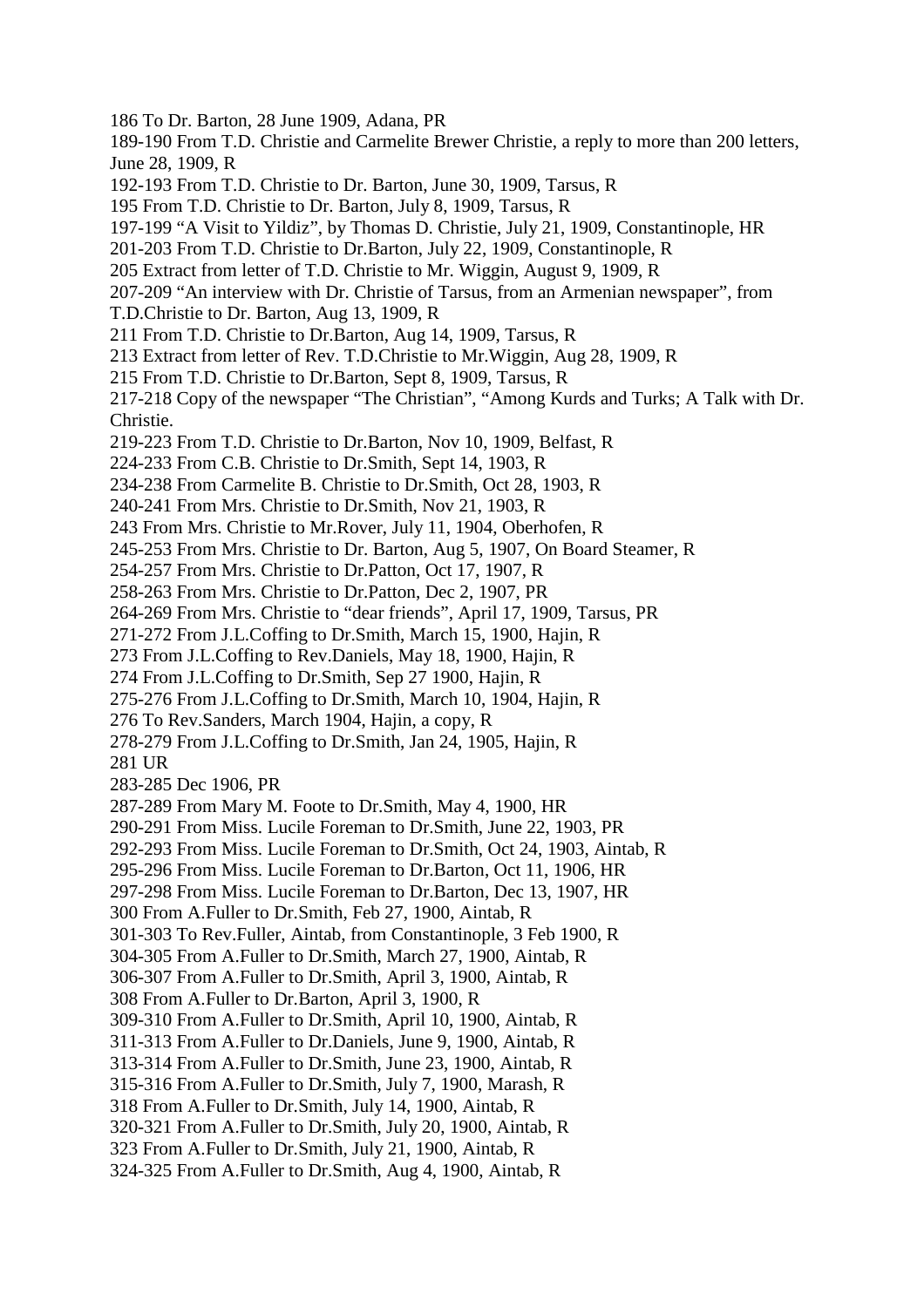186 To Dr. Barton, 28 June 1909, Adana, PR
189-190 From T.D. Christie and Carmelite Brewer Christie, a reply to more than 200 letters, June 28, 1909, R
192-193 From T.D. Christie to Dr. Barton, June 30, 1909, Tarsus, R
195 From T.D. Christie to Dr. Barton, July 8, 1909, Tarsus, R
197-199 “A Visit to Yildiz”, by Thomas D. Christie, July 21, 1909, Constantinople, HR
201-203 From T.D. Christie to Dr.Barton, July 22, 1909, Constantinople, R
205 Extract from letter of T.D. Christie to Mr. Wiggin, August 9, 1909, R
207-209 “An interview with Dr. Christie of Tarsus, from an Armenian newspaper”, from T.D.Christie to Dr. Barton, Aug 13, 1909, R
211 From T.D. Christie to Dr.Barton, Aug 14, 1909, Tarsus, R
213 Extract from letter of Rev. T.D.Christie to Mr.Wiggin, Aug 28, 1909, R
215 From T.D. Christie to Dr.Barton, Sept 8, 1909, Tarsus, R
217-218 Copy of the newspaper “The Christian”, “Among Kurds and Turks; A Talk with Dr. Christie.
219-223 From T.D. Christie to Dr.Barton, Nov 10, 1909, Belfast, R
224-233 From C.B. Christie to Dr.Smith, Sept 14, 1903, R
234-238 From Carmelite B. Christie to Dr.Smith, Oct 28, 1903, R
240-241 From Mrs. Christie to Dr.Smith, Nov 21, 1903, R
243 From Mrs. Christie to Mr.Rover, July 11, 1904, Oberhofen, R
245-253 From Mrs. Christie to Dr. Barton, Aug 5, 1907, On Board Steamer, R
254-257 From Mrs. Christie to Dr.Patton, Oct 17, 1907, R
258-263 From Mrs. Christie to Dr.Patton, Dec 2, 1907, PR
264-269 From Mrs. Christie to “dear friends”, April 17, 1909, Tarsus, PR
271-272 From J.L.Coffing to Dr.Smith, March 15, 1900, Hajin, R
273 From J.L.Coffing to Rev.Daniels, May 18, 1900, Hajin, R
274 From J.L.Coffing to Dr.Smith, Sep 27 1900, Hajin, R
275-276 From J.L.Coffing to Dr.Smith, March 10, 1904, Hajin, R
276 To Rev.Sanders, March 1904, Hajin, a copy, R
278-279 From J.L.Coffing to Dr.Smith, Jan 24, 1905, Hajin, R
281 UR
283-285 Dec 1906, PR
287-289 From Mary M. Foote to Dr.Smith, May 4, 1900, HR
290-291 From Miss. Lucile Foreman to Dr.Smith, June 22, 1903, PR
292-293 From Miss. Lucile Foreman to Dr.Smith, Oct 24, 1903, Aintab, R
295-296 From Miss. Lucile Foreman to Dr.Barton, Oct 11, 1906, HR
297-298 From Miss. Lucile Foreman to Dr.Barton, Dec 13, 1907, HR
300 From A.Fuller to Dr.Smith, Feb 27, 1900, Aintab, R
301-303 To Rev.Fuller, Aintab, from Constantinople, 3 Feb 1900, R
304-305 From A.Fuller to Dr.Smith, March 27, 1900, Aintab, R
306-307 From A.Fuller to Dr.Smith, April 3, 1900, Aintab, R
308 From A.Fuller to Dr.Barton, April 3, 1900, R
309-310 From A.Fuller to Dr.Smith, April 10, 1900, Aintab, R
311-313 From A.Fuller to Dr.Daniels, June 9, 1900, Aintab, R
313-314 From A.Fuller to Dr.Smith, June 23, 1900, Aintab, R
315-316 From A.Fuller to Dr.Smith, July 7, 1900, Marash, R
318 From A.Fuller to Dr.Smith, July 14, 1900, Aintab, R
320-321 From A.Fuller to Dr.Smith, July 20, 1900, Aintab, R
323 From A.Fuller to Dr.Smith, July 21, 1900, Aintab, R
324-325 From A.Fuller to Dr.Smith, Aug 4, 1900, Aintab, R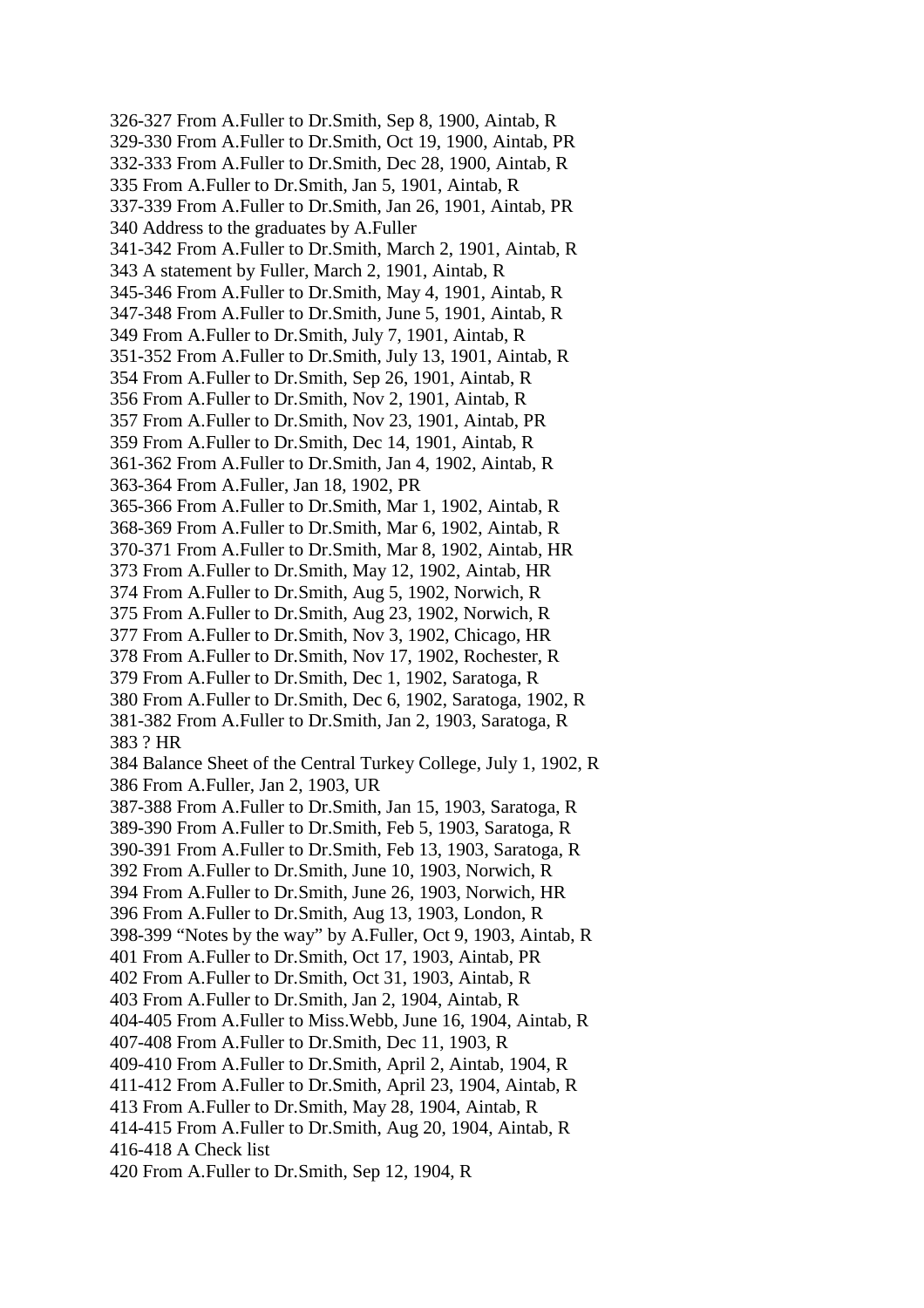326-327 From A.Fuller to Dr.Smith, Sep 8, 1900, Aintab, R
329-330 From A.Fuller to Dr.Smith, Oct 19, 1900, Aintab, PR
332-333 From A.Fuller to Dr.Smith, Dec 28, 1900, Aintab, R
335 From A.Fuller to Dr.Smith, Jan 5, 1901, Aintab, R
337-339 From A.Fuller to Dr.Smith, Jan 26, 1901, Aintab, PR
340 Address to the graduates by A.Fuller
341-342 From A.Fuller to Dr.Smith, March 2, 1901, Aintab, R
343 A statement by Fuller, March 2, 1901, Aintab, R
345-346 From A.Fuller to Dr.Smith, May 4, 1901, Aintab, R
347-348 From A.Fuller to Dr.Smith, June 5, 1901, Aintab, R
349 From A.Fuller to Dr.Smith, July 7, 1901, Aintab, R
351-352 From A.Fuller to Dr.Smith, July 13, 1901, Aintab, R
354 From A.Fuller to Dr.Smith, Sep 26, 1901, Aintab, R
356 From A.Fuller to Dr.Smith, Nov 2, 1901, Aintab, R
357 From A.Fuller to Dr.Smith, Nov 23, 1901, Aintab, PR
359 From A.Fuller to Dr.Smith, Dec 14, 1901, Aintab, R
361-362 From A.Fuller to Dr.Smith, Jan 4, 1902, Aintab, R
363-364 From A.Fuller, Jan 18, 1902, PR
365-366 From A.Fuller to Dr.Smith, Mar 1, 1902, Aintab, R
368-369 From A.Fuller to Dr.Smith, Mar 6, 1902, Aintab, R
370-371 From A.Fuller to Dr.Smith, Mar 8, 1902, Aintab, HR
373 From A.Fuller to Dr.Smith, May 12, 1902, Aintab, HR
374 From A.Fuller to Dr.Smith, Aug 5, 1902, Norwich, R
375 From A.Fuller to Dr.Smith, Aug 23, 1902, Norwich, R
377 From A.Fuller to Dr.Smith, Nov 3, 1902, Chicago, HR
378 From A.Fuller to Dr.Smith, Nov 17, 1902, Rochester, R
379 From A.Fuller to Dr.Smith, Dec 1, 1902, Saratoga, R
380 From A.Fuller to Dr.Smith, Dec 6, 1902, Saratoga, 1902, R
381-382 From A.Fuller to Dr.Smith, Jan 2, 1903, Saratoga, R
383 ? HR
384 Balance Sheet of the Central Turkey College, July 1, 1902, R
386 From A.Fuller, Jan 2, 1903, UR
387-388 From A.Fuller to Dr.Smith, Jan 15, 1903, Saratoga, R
389-390 From A.Fuller to Dr.Smith, Feb 5, 1903, Saratoga, R
390-391 From A.Fuller to Dr.Smith, Feb 13, 1903, Saratoga, R
392 From A.Fuller to Dr.Smith, June 10, 1903, Norwich, R
394 From A.Fuller to Dr.Smith, June 26, 1903, Norwich, HR
396 From A.Fuller to Dr.Smith, Aug 13, 1903, London, R
398-399 "Notes by the way" by A.Fuller, Oct 9, 1903, Aintab, R
401 From A.Fuller to Dr.Smith, Oct 17, 1903, Aintab, PR
402 From A.Fuller to Dr.Smith, Oct 31, 1903, Aintab, R
403 From A.Fuller to Dr.Smith, Jan 2, 1904, Aintab, R
404-405 From A.Fuller to Miss.Webb, June 16, 1904, Aintab, R
407-408 From A.Fuller to Dr.Smith, Dec 11, 1903, R
409-410 From A.Fuller to Dr.Smith, April 2, Aintab, 1904, R
411-412 From A.Fuller to Dr.Smith, April 23, 1904, Aintab, R
413 From A.Fuller to Dr.Smith, May 28, 1904, Aintab, R
414-415 From A.Fuller to Dr.Smith, Aug 20, 1904, Aintab, R
416-418 A Check list
420 From A.Fuller to Dr.Smith, Sep 12, 1904, R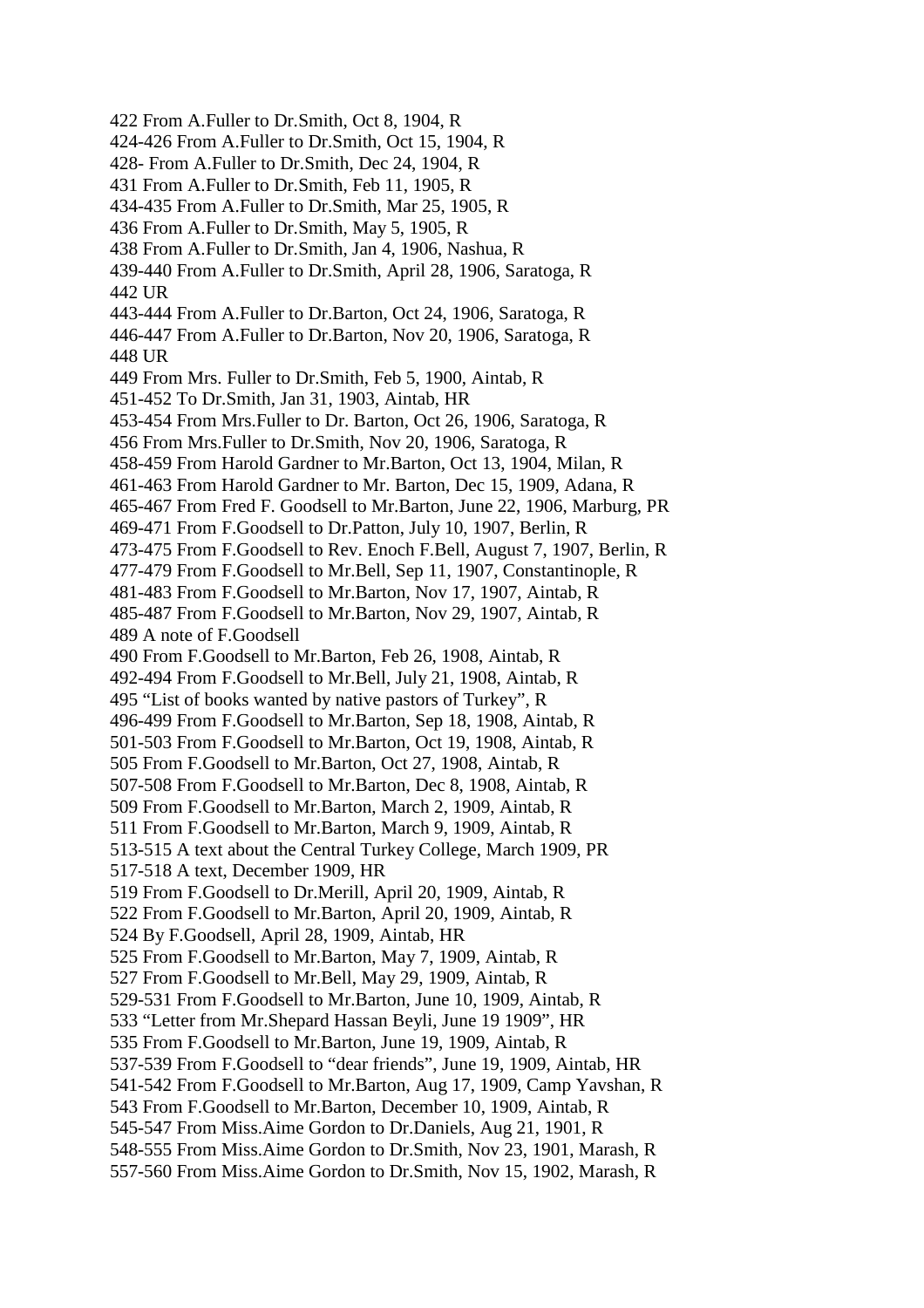422 From A.Fuller to Dr.Smith, Oct 8, 1904, R
424-426 From A.Fuller to Dr.Smith, Oct 15, 1904, R
428- From A.Fuller to Dr.Smith, Dec 24, 1904, R
431 From A.Fuller to Dr.Smith, Feb 11, 1905, R
434-435 From A.Fuller to Dr.Smith, Mar 25, 1905, R
436 From A.Fuller to Dr.Smith, May 5, 1905, R
438 From A.Fuller to Dr.Smith, Jan 4, 1906, Nashua, R
439-440 From A.Fuller to Dr.Smith, April 28, 1906, Saratoga, R
442 UR
443-444 From A.Fuller to Dr.Barton, Oct 24, 1906, Saratoga, R
446-447 From A.Fuller to Dr.Barton, Nov 20, 1906, Saratoga, R
448 UR
449 From Mrs. Fuller to Dr.Smith, Feb 5, 1900, Aintab, R
451-452 To Dr.Smith, Jan 31, 1903, Aintab, HR
453-454 From Mrs.Fuller to Dr. Barton, Oct 26, 1906, Saratoga, R
456 From Mrs.Fuller to Dr.Smith, Nov 20, 1906, Saratoga, R
458-459 From Harold Gardner to Mr.Barton, Oct 13, 1904, Milan, R
461-463 From Harold Gardner to Mr. Barton, Dec 15, 1909, Adana, R
465-467 From Fred F. Goodsell to Mr.Barton, June 22, 1906, Marburg, PR
469-471 From F.Goodsell to Dr.Patton, July 10, 1907, Berlin, R
473-475 From F.Goodsell to Rev. Enoch F.Bell, August 7, 1907, Berlin, R
477-479 From F.Goodsell to Mr.Bell, Sep 11, 1907, Constantinople, R
481-483 From F.Goodsell to Mr.Barton, Nov 17, 1907, Aintab, R
485-487 From F.Goodsell to Mr.Barton, Nov 29, 1907, Aintab, R
489 A note of F.Goodsell
490 From F.Goodsell to Mr.Barton, Feb 26, 1908, Aintab, R
492-494 From F.Goodsell to Mr.Bell, July 21, 1908, Aintab, R
495 “List of books wanted by native pastors of Turkey”, R
496-499 From F.Goodsell to Mr.Barton, Sep 18, 1908, Aintab, R
501-503 From F.Goodsell to Mr.Barton, Oct 19, 1908, Aintab, R
505 From F.Goodsell to Mr.Barton, Oct 27, 1908, Aintab, R
507-508 From F.Goodsell to Mr.Barton, Dec 8, 1908, Aintab, R
509 From F.Goodsell to Mr.Barton, March 2, 1909, Aintab, R
511 From F.Goodsell to Mr.Barton, March 9, 1909, Aintab, R
513-515 A text about the Central Turkey College, March 1909, PR
517-518 A text, December 1909, HR
519 From F.Goodsell to Dr.Merill, April 20, 1909, Aintab, R
522 From F.Goodsell to Mr.Barton, April 20, 1909, Aintab, R
524 By F.Goodsell, April 28, 1909, Aintab, HR
525 From F.Goodsell to Mr.Barton, May 7, 1909, Aintab, R
527 From F.Goodsell to Mr.Bell, May 29, 1909, Aintab, R
529-531 From F.Goodsell to Mr.Barton, June 10, 1909, Aintab, R
533 “Letter from Mr.Shepard Hassan Beyli, June 19 1909”, HR
535 From F.Goodsell to Mr.Barton, June 19, 1909, Aintab, R
537-539 From F.Goodsell to “dear friends”, June 19, 1909, Aintab, HR
541-542 From F.Goodsell to Mr.Barton, Aug 17, 1909, Camp Yavshan, R
543 From F.Goodsell to Mr.Barton, December 10, 1909, Aintab, R
545-547 From Miss.Aime Gordon to Dr.Daniels, Aug 21, 1901, R
548-555 From Miss.Aime Gordon to Dr.Smith, Nov 23, 1901, Marash, R
557-560 From Miss.Aime Gordon to Dr.Smith, Nov 15, 1902, Marash, R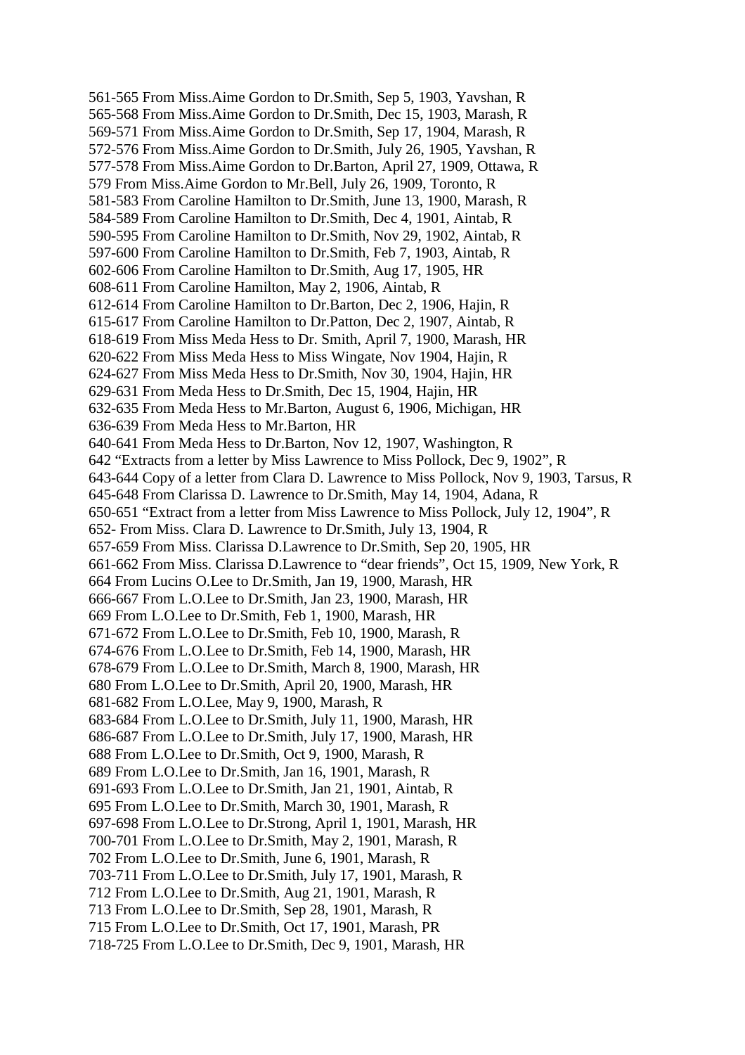561-565 From Miss.Aime Gordon to Dr.Smith, Sep 5, 1903, Yavshan, R
565-568 From Miss.Aime Gordon to Dr.Smith, Dec 15, 1903, Marash, R
569-571 From Miss.Aime Gordon to Dr.Smith, Sep 17, 1904, Marash, R
572-576 From Miss.Aime Gordon to Dr.Smith, July 26, 1905, Yavshan, R
577-578 From Miss.Aime Gordon to Dr.Barton, April 27, 1909, Ottawa, R
579 From Miss.Aime Gordon to Mr.Bell, July 26, 1909, Toronto, R
581-583 From Caroline Hamilton to Dr.Smith, June 13, 1900, Marash, R
584-589 From Caroline Hamilton to Dr.Smith, Dec 4, 1901, Aintab, R
590-595 From Caroline Hamilton to Dr.Smith, Nov 29, 1902, Aintab, R
597-600 From Caroline Hamilton to Dr.Smith, Feb 7, 1903, Aintab, R
602-606 From Caroline Hamilton to Dr.Smith, Aug 17, 1905, HR
608-611 From Caroline Hamilton, May 2, 1906, Aintab, R
612-614 From Caroline Hamilton to Dr.Barton, Dec 2, 1906, Hajin, R
615-617 From Caroline Hamilton to Dr.Patton, Dec 2, 1907, Aintab, R
618-619 From Miss Meda Hess to Dr. Smith, April 7, 1900, Marash, HR
620-622 From Miss Meda Hess to Miss Wingate, Nov 1904, Hajin, R
624-627 From Miss Meda Hess to Dr.Smith, Nov 30, 1904, Hajin, HR
629-631 From Meda Hess to Dr.Smith, Dec 15, 1904, Hajin, HR
632-635 From Meda Hess to Mr.Barton, August 6, 1906, Michigan, HR
636-639 From Meda Hess to Mr.Barton, HR
640-641 From Meda Hess to Dr.Barton, Nov 12, 1907, Washington, R
642 "Extracts from a letter by Miss Lawrence to Miss Pollock, Dec 9, 1902", R
643-644 Copy of a letter from Clara D. Lawrence to Miss Pollock, Nov 9, 1903, Tarsus, R
645-648 From Clarissa D. Lawrence to Dr.Smith, May 14, 1904, Adana, R
650-651 "Extract from a letter from Miss Lawrence to Miss Pollock, July 12, 1904", R
652- From Miss. Clara D. Lawrence to Dr.Smith, July 13, 1904, R
657-659 From Miss. Clarissa D.Lawrence to Dr.Smith, Sep 20, 1905, HR
661-662 From Miss. Clarissa D.Lawrence to "dear friends", Oct 15, 1909, New York, R
664 From Lucins O.Lee to Dr.Smith, Jan 19, 1900, Marash, HR
666-667 From L.O.Lee to Dr.Smith, Jan 23, 1900, Marash, HR
669 From L.O.Lee to Dr.Smith, Feb 1, 1900, Marash, HR
671-672 From L.O.Lee to Dr.Smith, Feb 10, 1900, Marash, R
674-676 From L.O.Lee to Dr.Smith, Feb 14, 1900, Marash, HR
678-679 From L.O.Lee to Dr.Smith, March 8, 1900, Marash, HR
680 From L.O.Lee to Dr.Smith, April 20, 1900, Marash, HR
681-682 From L.O.Lee, May 9, 1900, Marash, R
683-684 From L.O.Lee to Dr.Smith, July 11, 1900, Marash, HR
686-687 From L.O.Lee to Dr.Smith, July 17, 1900, Marash, HR
688 From L.O.Lee to Dr.Smith, Oct 9, 1900, Marash, R
689 From L.O.Lee to Dr.Smith, Jan 16, 1901, Marash, R
691-693 From L.O.Lee to Dr.Smith, Jan 21, 1901, Aintab, R
695 From L.O.Lee to Dr.Smith, March 30, 1901, Marash, R
697-698 From L.O.Lee to Dr.Strong, April 1, 1901, Marash, HR
700-701 From L.O.Lee to Dr.Smith, May 2, 1901, Marash, R
702 From L.O.Lee to Dr.Smith, June 6, 1901, Marash, R
703-711 From L.O.Lee to Dr.Smith, July 17, 1901, Marash, R
712 From L.O.Lee to Dr.Smith, Aug 21, 1901, Marash, R
713 From L.O.Lee to Dr.Smith, Sep 28, 1901, Marash, R
715 From L.O.Lee to Dr.Smith, Oct 17, 1901, Marash, PR
718-725 From L.O.Lee to Dr.Smith, Dec 9, 1901, Marash, HR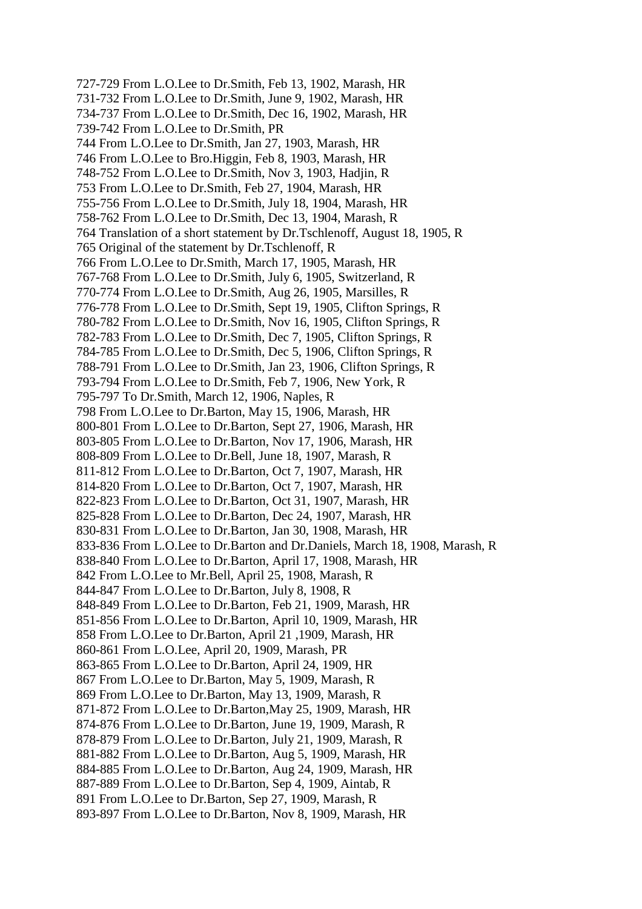727-729 From L.O.Lee to Dr.Smith, Feb 13, 1902, Marash, HR
731-732 From L.O.Lee to Dr.Smith, June 9, 1902, Marash, HR
734-737 From L.O.Lee to Dr.Smith, Dec 16, 1902, Marash, HR
739-742 From L.O.Lee to Dr.Smith, PR
744 From L.O.Lee to Dr.Smith, Jan 27, 1903, Marash, HR
746 From L.O.Lee to Bro.Higgin, Feb 8, 1903, Marash, HR
748-752 From L.O.Lee to Dr.Smith, Nov 3, 1903, Hadjin, R
753 From L.O.Lee to Dr.Smith, Feb 27, 1904, Marash, HR
755-756 From L.O.Lee to Dr.Smith, July 18, 1904, Marash, HR
758-762 From L.O.Lee to Dr.Smith, Dec 13, 1904, Marash, R
764 Translation of a short statement by Dr.Tschlenoff, August 18, 1905, R
765 Original of the statement by Dr.Tschlenoff, R
766 From L.O.Lee to Dr.Smith, March 17, 1905, Marash, HR
767-768 From L.O.Lee to Dr.Smith, July 6, 1905, Switzerland, R
770-774 From L.O.Lee to Dr.Smith, Aug 26, 1905, Marsilles, R
776-778 From L.O.Lee to Dr.Smith, Sept 19, 1905, Clifton Springs, R
780-782 From L.O.Lee to Dr.Smith, Nov 16, 1905, Clifton Springs, R
782-783 From L.O.Lee to Dr.Smith, Dec 7, 1905, Clifton Springs, R
784-785 From L.O.Lee to Dr.Smith, Dec 5, 1906, Clifton Springs, R
788-791 From L.O.Lee to Dr.Smith, Jan 23, 1906, Clifton Springs, R
793-794 From L.O.Lee to Dr.Smith, Feb 7, 1906, New York, R
795-797 To Dr.Smith, March 12, 1906, Naples, R
798 From L.O.Lee to Dr.Barton, May 15, 1906, Marash, HR
800-801 From L.O.Lee to Dr.Barton, Sept 27, 1906, Marash, HR
803-805 From L.O.Lee to Dr.Barton, Nov 17, 1906, Marash, HR
808-809 From L.O.Lee to Dr.Bell, June 18, 1907, Marash, R
811-812 From L.O.Lee to Dr.Barton, Oct 7, 1907, Marash, HR
814-820 From L.O.Lee to Dr.Barton, Oct 7, 1907, Marash, HR
822-823 From L.O.Lee to Dr.Barton, Oct 31, 1907, Marash, HR
825-828 From L.O.Lee to Dr.Barton, Dec 24, 1907, Marash, HR
830-831 From L.O.Lee to Dr.Barton, Jan 30, 1908, Marash, HR
833-836 From L.O.Lee to Dr.Barton and Dr.Daniels, March 18, 1908, Marash, R
838-840 From L.O.Lee to Dr.Barton, April 17, 1908, Marash, HR
842 From L.O.Lee to Mr.Bell, April 25, 1908, Marash, R
844-847 From L.O.Lee to Dr.Barton, July 8, 1908, R
848-849 From L.O.Lee to Dr.Barton, Feb 21, 1909, Marash, HR
851-856 From L.O.Lee to Dr.Barton, April 10, 1909, Marash, HR
858 From L.O.Lee to Dr.Barton, April 21 ,1909, Marash, HR
860-861 From L.O.Lee, April 20, 1909, Marash, PR
863-865 From L.O.Lee to Dr.Barton, April 24, 1909, HR
867 From L.O.Lee to Dr.Barton, May 5, 1909, Marash, R
869 From L.O.Lee to Dr.Barton, May 13, 1909, Marash, R
871-872 From L.O.Lee to Dr.Barton,May 25, 1909, Marash, HR
874-876 From L.O.Lee to Dr.Barton, June 19, 1909, Marash, R
878-879 From L.O.Lee to Dr.Barton, July 21, 1909, Marash, R
881-882 From L.O.Lee to Dr.Barton, Aug 5, 1909, Marash, HR
884-885 From L.O.Lee to Dr.Barton, Aug 24, 1909, Marash, HR
887-889 From L.O.Lee to Dr.Barton, Sep 4, 1909, Aintab, R
891 From L.O.Lee to Dr.Barton, Sep 27, 1909, Marash, R
893-897 From L.O.Lee to Dr.Barton, Nov 8, 1909, Marash, HR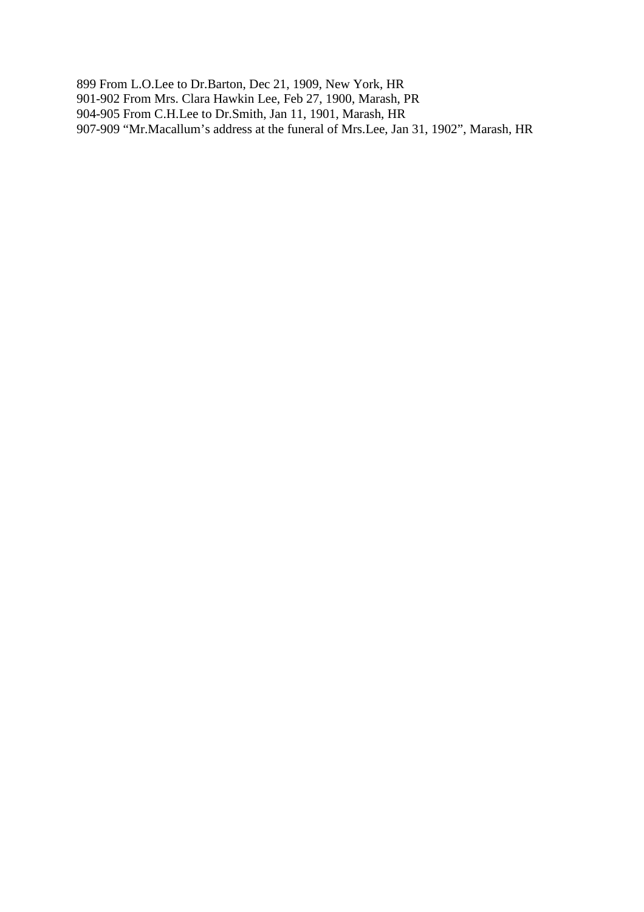899 From L.O.Lee to Dr.Barton, Dec 21, 1909, New York, HR
901-902 From Mrs. Clara Hawkin Lee, Feb 27, 1900, Marash, PR
904-905 From C.H.Lee to Dr.Smith, Jan 11, 1901, Marash, HR
907-909 “Mr.Macallum’s address at the funeral of Mrs.Lee, Jan 31, 1902”, Marash, HR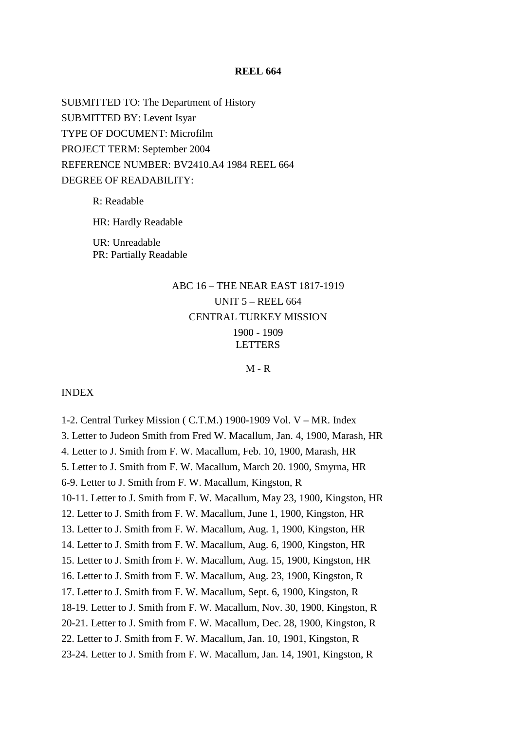**REEL 664**

SUBMITTED TO: The Department of History
SUBMITTED BY: Levent Isyar
TYPE OF DOCUMENT: Microfilm
PROJECT TERM: September 2004
REFERENCE NUMBER: BV2410.A4 1984 REEL 664
DEGREE OF READABILITY:

> R: Readable
>
> HR: Hardly Readable
>
> UR: Unreadable
> PR: Partially Readable

ABC 16 – THE NEAR EAST 1817-1919
UNIT 5 – REEL 664
CENTRAL TURKEY MISSION
1900 - 1909
LETTERS

M - R

INDEX

1-2. Central Turkey Mission ( C.T.M.) 1900-1909 Vol. V – MR. Index
3. Letter to Judeon Smith from Fred W. Macallum, Jan. 4, 1900, Marash, HR
4. Letter to J. Smith from F. W. Macallum, Feb. 10, 1900, Marash, HR
5. Letter to J. Smith from F. W. Macallum, March 20. 1900, Smyrna, HR
6-9. Letter to J. Smith from F. W. Macallum, Kingston, R
10-11. Letter to J. Smith from F. W. Macallum, May 23, 1900, Kingston, HR
12. Letter to J. Smith from F. W. Macallum, June 1, 1900, Kingston, HR
13. Letter to J. Smith from F. W. Macallum, Aug. 1, 1900, Kingston, HR
14. Letter to J. Smith from F. W. Macallum, Aug. 6, 1900, Kingston, HR
15. Letter to J. Smith from F. W. Macallum, Aug. 15, 1900, Kingston, HR
16. Letter to J. Smith from F. W. Macallum, Aug. 23, 1900, Kingston, R
17. Letter to J. Smith from F. W. Macallum, Sept. 6, 1900, Kingston, R
18-19. Letter to J. Smith from F. W. Macallum, Nov. 30, 1900, Kingston, R
20-21. Letter to J. Smith from F. W. Macallum, Dec. 28, 1900, Kingston, R
22. Letter to J. Smith from F. W. Macallum, Jan. 10, 1901, Kingston, R
23-24. Letter to J. Smith from F. W. Macallum, Jan. 14, 1901, Kingston, R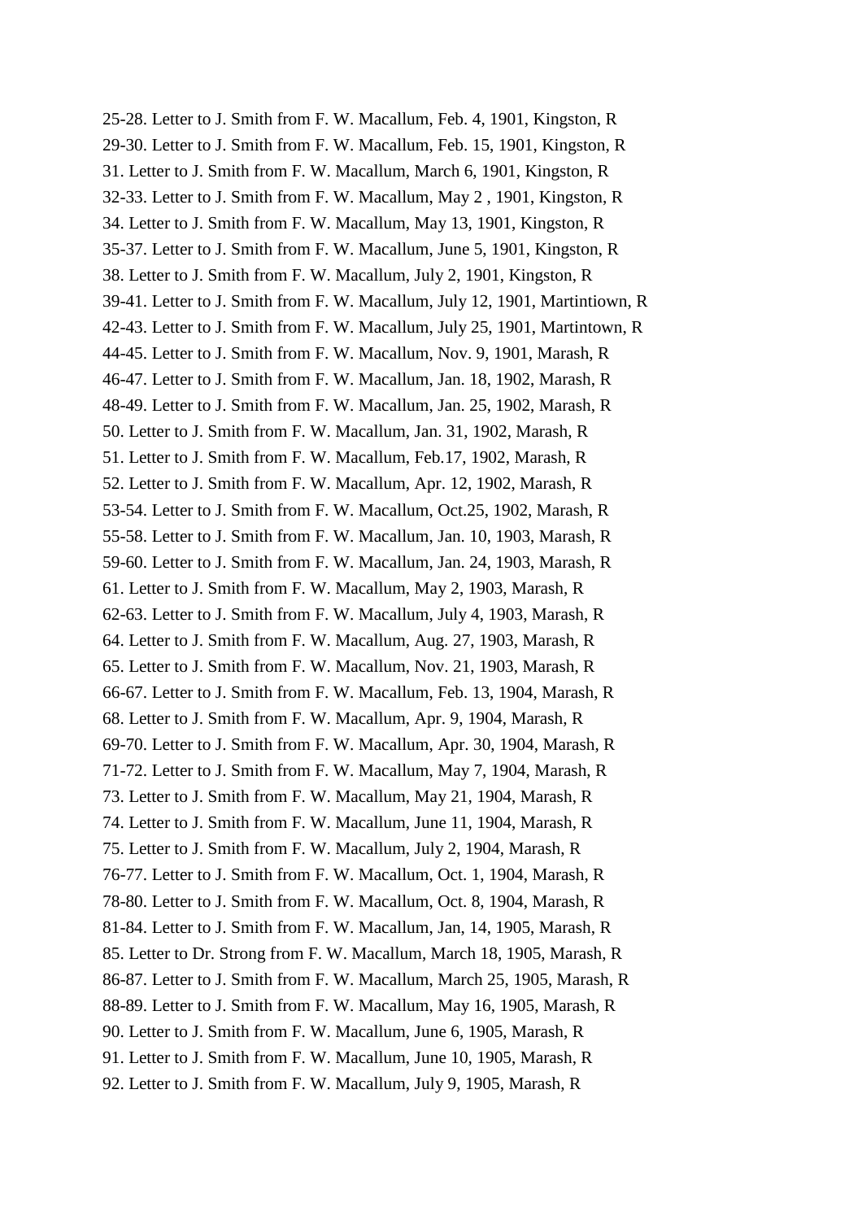25-28. Letter to J. Smith from F. W. Macallum, Feb. 4, 1901, Kingston, R

29-30. Letter to J. Smith from F. W. Macallum, Feb. 15, 1901, Kingston, R

31. Letter to J. Smith from F. W. Macallum, March 6, 1901, Kingston, R

32-33. Letter to J. Smith from F. W. Macallum, May 2 , 1901, Kingston, R

34. Letter to J. Smith from F. W. Macallum, May 13, 1901, Kingston, R

35-37. Letter to J. Smith from F. W. Macallum, June 5, 1901, Kingston, R

38. Letter to J. Smith from F. W. Macallum, July 2, 1901, Kingston, R

39-41. Letter to J. Smith from F. W. Macallum, July 12, 1901, Martintiown, R

42-43. Letter to J. Smith from F. W. Macallum, July 25, 1901, Martintown, R

44-45. Letter to J. Smith from F. W. Macallum, Nov. 9, 1901, Marash, R

46-47. Letter to J. Smith from F. W. Macallum, Jan. 18, 1902, Marash, R

48-49. Letter to J. Smith from F. W. Macallum, Jan. 25, 1902, Marash, R

50. Letter to J. Smith from F. W. Macallum, Jan. 31, 1902, Marash, R

51. Letter to J. Smith from F. W. Macallum, Feb.17, 1902, Marash, R

52. Letter to J. Smith from F. W. Macallum, Apr. 12, 1902, Marash, R

53-54. Letter to J. Smith from F. W. Macallum, Oct.25, 1902, Marash, R

55-58. Letter to J. Smith from F. W. Macallum, Jan. 10, 1903, Marash, R

59-60. Letter to J. Smith from F. W. Macallum, Jan. 24, 1903, Marash, R

61. Letter to J. Smith from F. W. Macallum, May 2, 1903, Marash, R

62-63. Letter to J. Smith from F. W. Macallum, July 4, 1903, Marash, R

64. Letter to J. Smith from F. W. Macallum, Aug. 27, 1903, Marash, R

65. Letter to J. Smith from F. W. Macallum, Nov. 21, 1903, Marash, R

66-67. Letter to J. Smith from F. W. Macallum, Feb. 13, 1904, Marash, R

68. Letter to J. Smith from F. W. Macallum, Apr. 9, 1904, Marash, R

69-70. Letter to J. Smith from F. W. Macallum, Apr. 30, 1904, Marash, R

71-72. Letter to J. Smith from F. W. Macallum, May 7, 1904, Marash, R

73. Letter to J. Smith from F. W. Macallum, May 21, 1904, Marash, R

74. Letter to J. Smith from F. W. Macallum, June 11, 1904, Marash, R

75. Letter to J. Smith from F. W. Macallum, July 2, 1904, Marash, R

76-77. Letter to J. Smith from F. W. Macallum, Oct. 1, 1904, Marash, R

78-80. Letter to J. Smith from F. W. Macallum, Oct. 8, 1904, Marash, R

81-84. Letter to J. Smith from F. W. Macallum, Jan, 14, 1905, Marash, R

85. Letter to Dr. Strong from F. W. Macallum, March 18, 1905, Marash, R

86-87. Letter to J. Smith from F. W. Macallum, March 25, 1905, Marash, R

88-89. Letter to J. Smith from F. W. Macallum, May 16, 1905, Marash, R

90. Letter to J. Smith from F. W. Macallum, June 6, 1905, Marash, R

91. Letter to J. Smith from F. W. Macallum, June 10, 1905, Marash, R

92. Letter to J. Smith from F. W. Macallum, July 9, 1905, Marash, R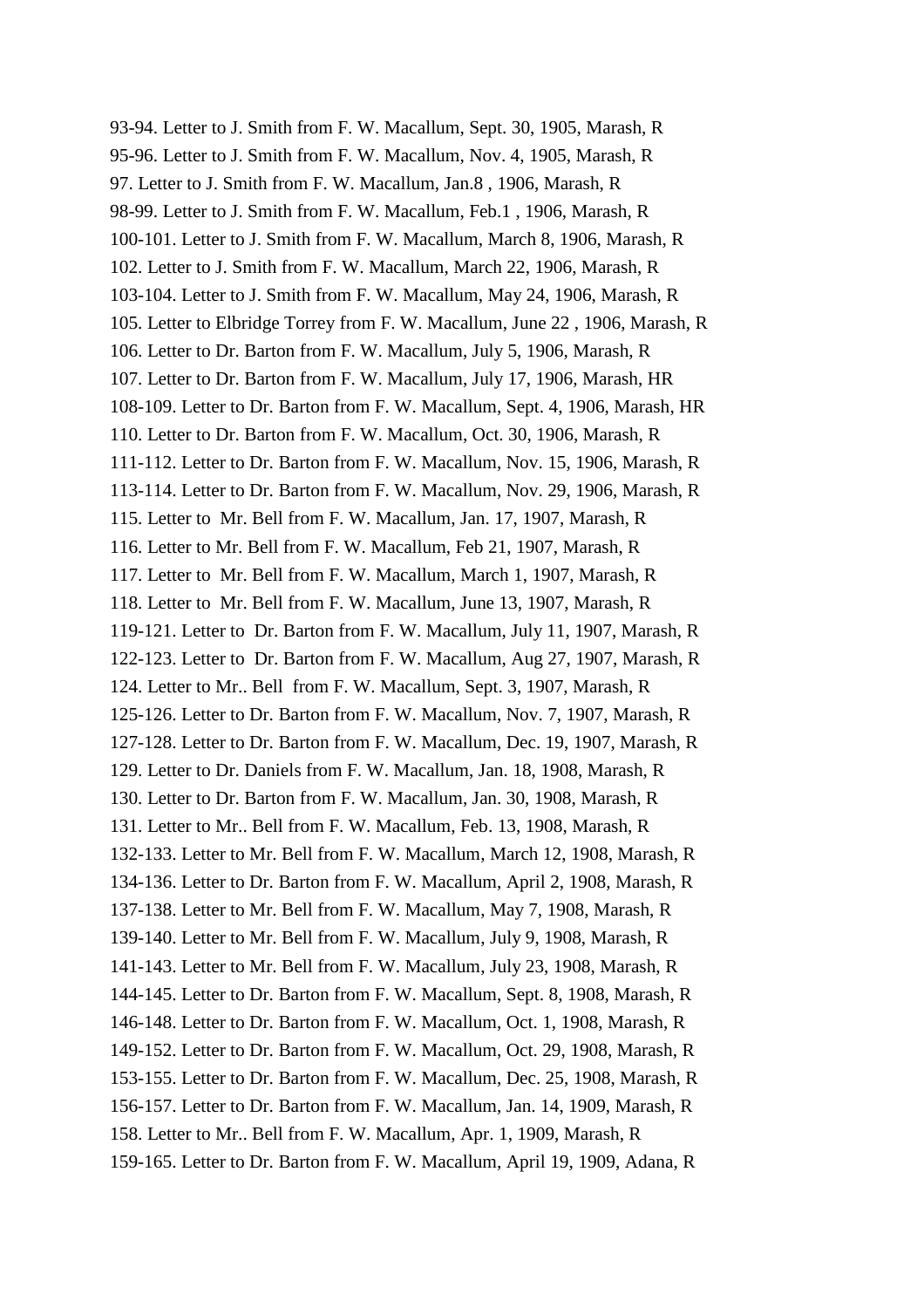93-94. Letter to J. Smith from F. W. Macallum, Sept. 30, 1905, Marash, R
95-96. Letter to J. Smith from F. W. Macallum, Nov. 4, 1905, Marash, R
97. Letter to J. Smith from F. W. Macallum, Jan.8 , 1906, Marash, R
98-99. Letter to J. Smith from F. W. Macallum, Feb.1 , 1906, Marash, R
100-101. Letter to J. Smith from F. W. Macallum, March 8, 1906, Marash, R
102. Letter to J. Smith from F. W. Macallum, March 22, 1906, Marash, R
103-104. Letter to J. Smith from F. W. Macallum, May 24, 1906, Marash, R
105. Letter to Elbridge Torrey from F. W. Macallum, June 22 , 1906, Marash, R
106. Letter to Dr. Barton from F. W. Macallum, July 5, 1906, Marash, R
107. Letter to Dr. Barton from F. W. Macallum, July 17, 1906, Marash, HR
108-109. Letter to Dr. Barton from F. W. Macallum, Sept. 4, 1906, Marash, HR
110. Letter to Dr. Barton from F. W. Macallum, Oct. 30, 1906, Marash, R
111-112. Letter to Dr. Barton from F. W. Macallum, Nov. 15, 1906, Marash, R
113-114. Letter to Dr. Barton from F. W. Macallum, Nov. 29, 1906, Marash, R
115. Letter to Mr. Bell from F. W. Macallum, Jan. 17, 1907, Marash, R
116. Letter to Mr. Bell from F. W. Macallum, Feb 21, 1907, Marash, R
117. Letter to Mr. Bell from F. W. Macallum, March 1, 1907, Marash, R
118. Letter to Mr. Bell from F. W. Macallum, June 13, 1907, Marash, R
119-121. Letter to Dr. Barton from F. W. Macallum, July 11, 1907, Marash, R
122-123. Letter to Dr. Barton from F. W. Macallum, Aug 27, 1907, Marash, R
124. Letter to Mr.. Bell from F. W. Macallum, Sept. 3, 1907, Marash, R
125-126. Letter to Dr. Barton from F. W. Macallum, Nov. 7, 1907, Marash, R
127-128. Letter to Dr. Barton from F. W. Macallum, Dec. 19, 1907, Marash, R
129. Letter to Dr. Daniels from F. W. Macallum, Jan. 18, 1908, Marash, R
130. Letter to Dr. Barton from F. W. Macallum, Jan. 30, 1908, Marash, R
131. Letter to Mr.. Bell from F. W. Macallum, Feb. 13, 1908, Marash, R
132-133. Letter to Mr. Bell from F. W. Macallum, March 12, 1908, Marash, R
134-136. Letter to Dr. Barton from F. W. Macallum, April 2, 1908, Marash, R
137-138. Letter to Mr. Bell from F. W. Macallum, May 7, 1908, Marash, R
139-140. Letter to Mr. Bell from F. W. Macallum, July 9, 1908, Marash, R
141-143. Letter to Mr. Bell from F. W. Macallum, July 23, 1908, Marash, R
144-145. Letter to Dr. Barton from F. W. Macallum, Sept. 8, 1908, Marash, R
146-148. Letter to Dr. Barton from F. W. Macallum, Oct. 1, 1908, Marash, R
149-152. Letter to Dr. Barton from F. W. Macallum, Oct. 29, 1908, Marash, R
153-155. Letter to Dr. Barton from F. W. Macallum, Dec. 25, 1908, Marash, R
156-157. Letter to Dr. Barton from F. W. Macallum, Jan. 14, 1909, Marash, R
158. Letter to Mr.. Bell from F. W. Macallum, Apr. 1, 1909, Marash, R
159-165. Letter to Dr. Barton from F. W. Macallum, April 19, 1909, Adana, R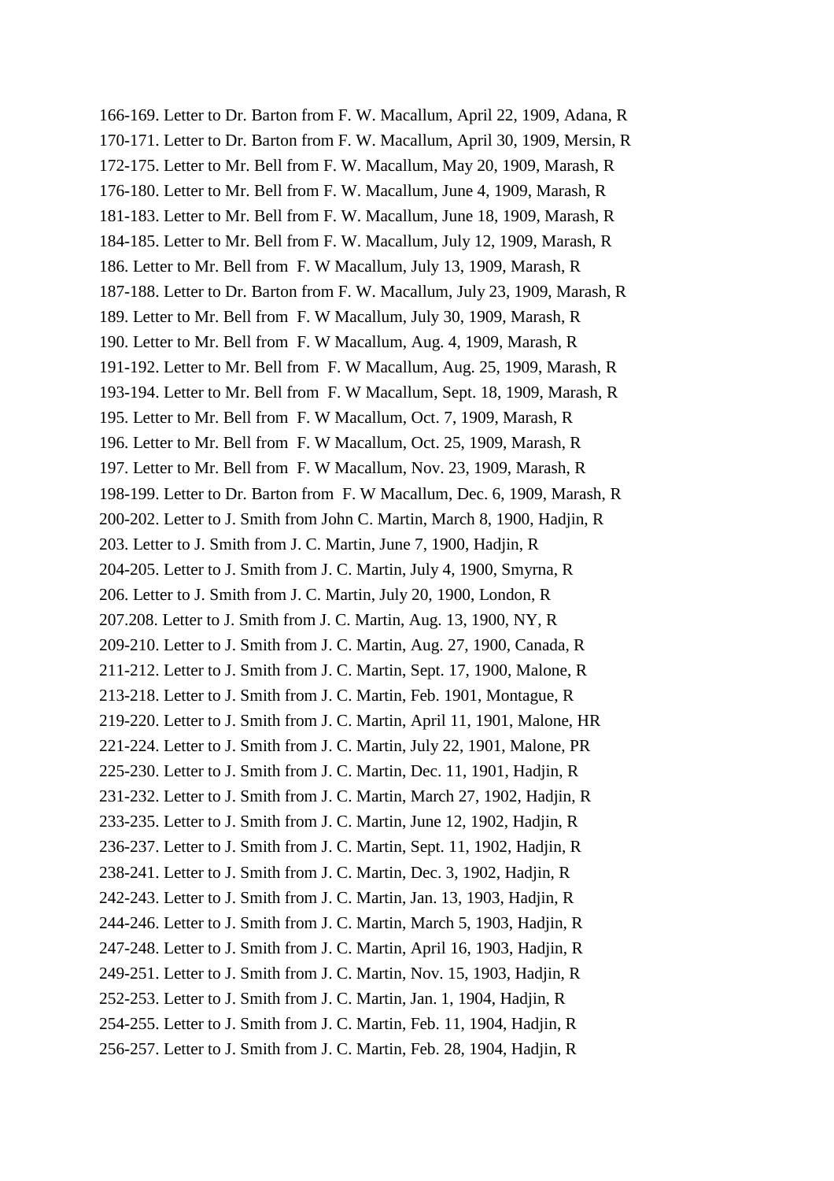166-169. Letter to Dr. Barton from F. W. Macallum, April 22, 1909, Adana, R

170-171. Letter to Dr. Barton from F. W. Macallum, April 30, 1909, Mersin, R

172-175. Letter to Mr. Bell from F. W. Macallum, May 20, 1909, Marash, R

176-180. Letter to Mr. Bell from F. W. Macallum, June 4, 1909, Marash, R

181-183. Letter to Mr. Bell from F. W. Macallum, June 18, 1909, Marash, R

184-185. Letter to Mr. Bell from F. W. Macallum, July 12, 1909, Marash, R

186. Letter to Mr. Bell from F. W Macallum, July 13, 1909, Marash, R

187-188. Letter to Dr. Barton from F. W. Macallum, July 23, 1909, Marash, R

189. Letter to Mr. Bell from F. W Macallum, July 30, 1909, Marash, R

190. Letter to Mr. Bell from F. W Macallum, Aug. 4, 1909, Marash, R

191-192. Letter to Mr. Bell from F. W Macallum, Aug. 25, 1909, Marash, R

193-194. Letter to Mr. Bell from F. W Macallum, Sept. 18, 1909, Marash, R

195. Letter to Mr. Bell from F. W Macallum, Oct. 7, 1909, Marash, R

196. Letter to Mr. Bell from F. W Macallum, Oct. 25, 1909, Marash, R

197. Letter to Mr. Bell from F. W Macallum, Nov. 23, 1909, Marash, R

198-199. Letter to Dr. Barton from F. W Macallum, Dec. 6, 1909, Marash, R

200-202. Letter to J. Smith from John C. Martin, March 8, 1900, Hadjin, R

203. Letter to J. Smith from J. C. Martin, June 7, 1900, Hadjin, R

204-205. Letter to J. Smith from J. C. Martin, July 4, 1900, Smyrna, R

206. Letter to J. Smith from J. C. Martin, July 20, 1900, London, R

207.208. Letter to J. Smith from J. C. Martin, Aug. 13, 1900, NY, R

209-210. Letter to J. Smith from J. C. Martin, Aug. 27, 1900, Canada, R

211-212. Letter to J. Smith from J. C. Martin, Sept. 17, 1900, Malone, R

213-218. Letter to J. Smith from J. C. Martin, Feb. 1901, Montague, R

219-220. Letter to J. Smith from J. C. Martin, April 11, 1901, Malone, HR

221-224. Letter to J. Smith from J. C. Martin, July 22, 1901, Malone, PR

225-230. Letter to J. Smith from J. C. Martin, Dec. 11, 1901, Hadjin, R

231-232. Letter to J. Smith from J. C. Martin, March 27, 1902, Hadjin, R

233-235. Letter to J. Smith from J. C. Martin, June 12, 1902, Hadjin, R

236-237. Letter to J. Smith from J. C. Martin, Sept. 11, 1902, Hadjin, R

238-241. Letter to J. Smith from J. C. Martin, Dec. 3, 1902, Hadjin, R

242-243. Letter to J. Smith from J. C. Martin, Jan. 13, 1903, Hadjin, R

244-246. Letter to J. Smith from J. C. Martin, March 5, 1903, Hadjin, R

247-248. Letter to J. Smith from J. C. Martin, April 16, 1903, Hadjin, R

249-251. Letter to J. Smith from J. C. Martin, Nov. 15, 1903, Hadjin, R

252-253. Letter to J. Smith from J. C. Martin, Jan. 1, 1904, Hadjin, R

254-255. Letter to J. Smith from J. C. Martin, Feb. 11, 1904, Hadjin, R

256-257. Letter to J. Smith from J. C. Martin, Feb. 28, 1904, Hadjin, R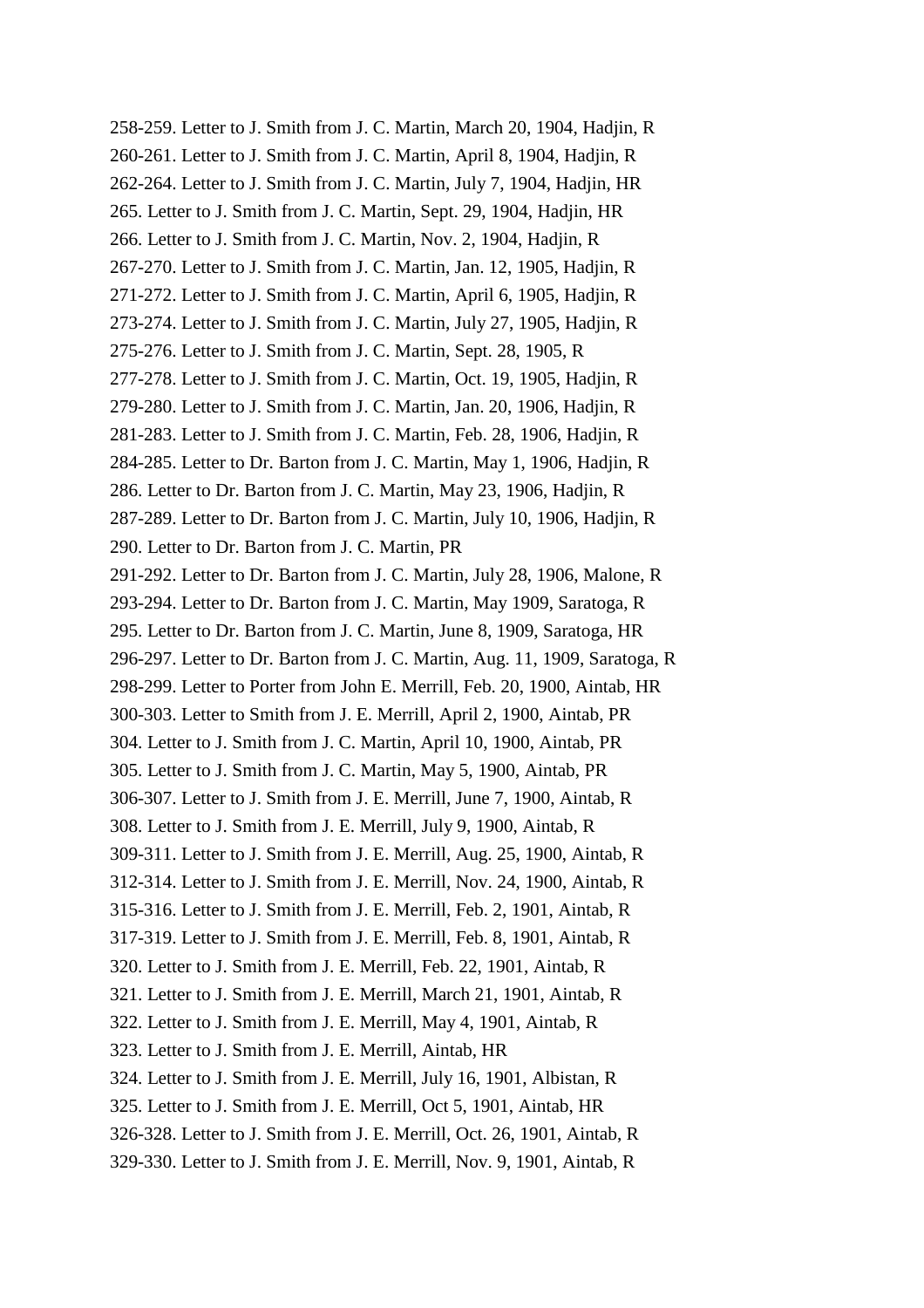258-259. Letter to J. Smith from J. C. Martin, March 20, 1904, Hadjin, R

260-261. Letter to J. Smith from J. C. Martin, April 8, 1904, Hadjin, R

262-264. Letter to J. Smith from J. C. Martin, July 7, 1904, Hadjin, HR

265. Letter to J. Smith from J. C. Martin, Sept. 29, 1904, Hadjin, HR

266. Letter to J. Smith from J. C. Martin, Nov. 2, 1904, Hadjin, R

267-270. Letter to J. Smith from J. C. Martin, Jan. 12, 1905, Hadjin, R

271-272. Letter to J. Smith from J. C. Martin, April 6, 1905, Hadjin, R

273-274. Letter to J. Smith from J. C. Martin, July 27, 1905, Hadjin, R

275-276. Letter to J. Smith from J. C. Martin, Sept. 28, 1905, R

277-278. Letter to J. Smith from J. C. Martin, Oct. 19, 1905, Hadjin, R

279-280. Letter to J. Smith from J. C. Martin, Jan. 20, 1906, Hadjin, R

281-283. Letter to J. Smith from J. C. Martin, Feb. 28, 1906, Hadjin, R

284-285. Letter to Dr. Barton from J. C. Martin, May 1, 1906, Hadjin, R

286. Letter to Dr. Barton from J. C. Martin, May 23, 1906, Hadjin, R

287-289. Letter to Dr. Barton from J. C. Martin, July 10, 1906, Hadjin, R

290. Letter to Dr. Barton from J. C. Martin, PR

291-292. Letter to Dr. Barton from J. C. Martin, July 28, 1906, Malone, R

293-294. Letter to Dr. Barton from J. C. Martin, May 1909, Saratoga, R

295. Letter to Dr. Barton from J. C. Martin, June 8, 1909, Saratoga, HR

296-297. Letter to Dr. Barton from J. C. Martin, Aug. 11, 1909, Saratoga, R

298-299. Letter to Porter from John E. Merrill, Feb. 20, 1900, Aintab, HR

300-303. Letter to Smith from J. E. Merrill, April 2, 1900, Aintab, PR

304. Letter to J. Smith from J. C. Martin, April 10, 1900, Aintab, PR

305. Letter to J. Smith from J. C. Martin, May 5, 1900, Aintab, PR

306-307. Letter to J. Smith from J. E. Merrill, June 7, 1900, Aintab, R

308. Letter to J. Smith from J. E. Merrill, July 9, 1900, Aintab, R

309-311. Letter to J. Smith from J. E. Merrill, Aug. 25, 1900, Aintab, R

312-314. Letter to J. Smith from J. E. Merrill, Nov. 24, 1900, Aintab, R

315-316. Letter to J. Smith from J. E. Merrill, Feb. 2, 1901, Aintab, R

317-319. Letter to J. Smith from J. E. Merrill, Feb. 8, 1901, Aintab, R

320. Letter to J. Smith from J. E. Merrill, Feb. 22, 1901, Aintab, R

321. Letter to J. Smith from J. E. Merrill, March 21, 1901, Aintab, R

322. Letter to J. Smith from J. E. Merrill, May 4, 1901, Aintab, R

323. Letter to J. Smith from J. E. Merrill, Aintab, HR

324. Letter to J. Smith from J. E. Merrill, July 16, 1901, Albistan, R

325. Letter to J. Smith from J. E. Merrill, Oct 5, 1901, Aintab, HR

326-328. Letter to J. Smith from J. E. Merrill, Oct. 26, 1901, Aintab, R

329-330. Letter to J. Smith from J. E. Merrill, Nov. 9, 1901, Aintab, R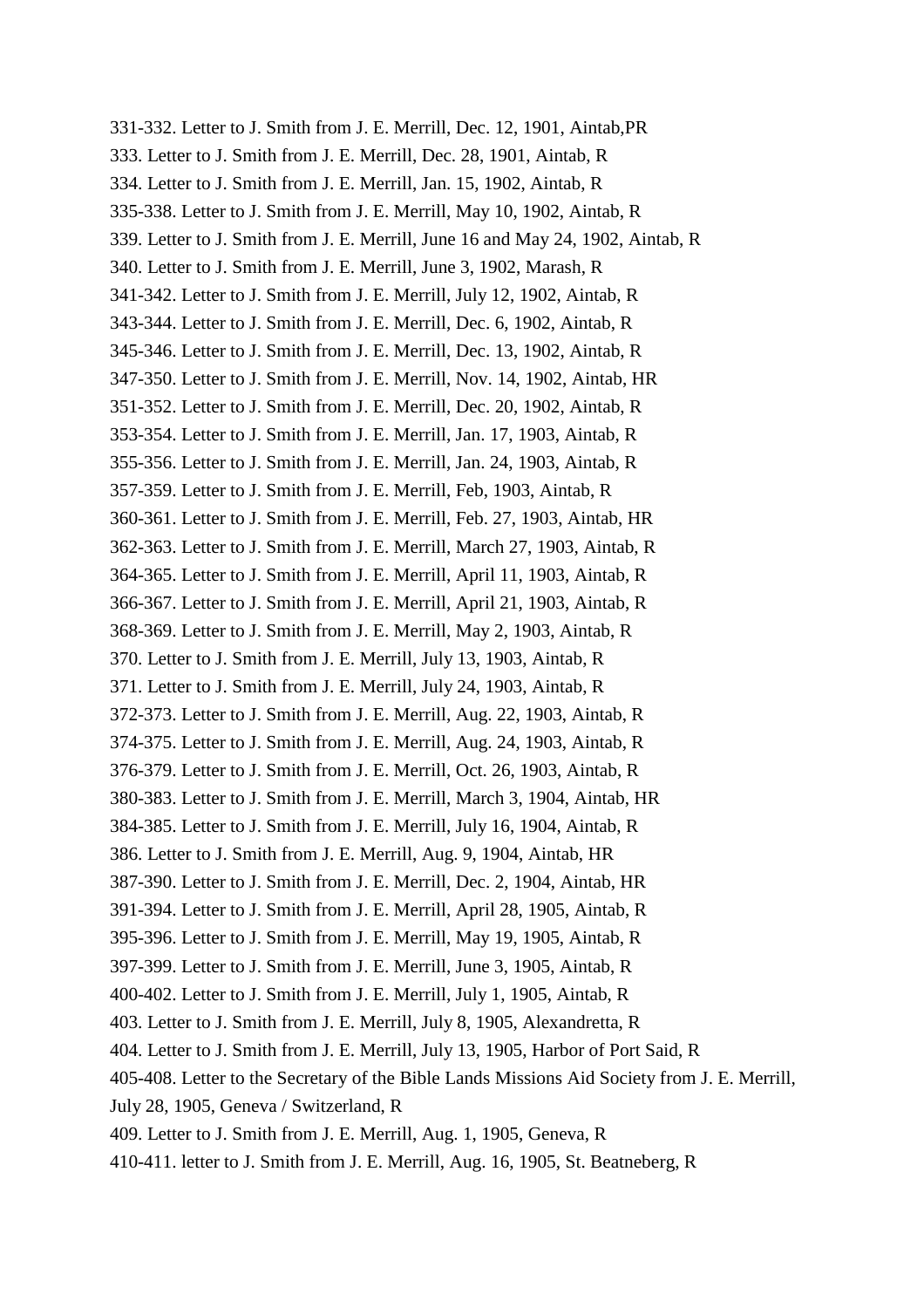331-332. Letter to J. Smith from J. E. Merrill, Dec. 12, 1901, Aintab,PR

333. Letter to J. Smith from J. E. Merrill, Dec. 28, 1901, Aintab, R

334. Letter to J. Smith from J. E. Merrill, Jan. 15, 1902, Aintab, R

335-338. Letter to J. Smith from J. E. Merrill, May 10, 1902, Aintab, R

339. Letter to J. Smith from J. E. Merrill, June 16 and May 24, 1902, Aintab, R

340. Letter to J. Smith from J. E. Merrill, June 3, 1902, Marash, R

341-342. Letter to J. Smith from J. E. Merrill, July 12, 1902, Aintab, R

343-344. Letter to J. Smith from J. E. Merrill, Dec. 6, 1902, Aintab, R

345-346. Letter to J. Smith from J. E. Merrill, Dec. 13, 1902, Aintab, R

347-350. Letter to J. Smith from J. E. Merrill, Nov. 14, 1902, Aintab, HR

351-352. Letter to J. Smith from J. E. Merrill, Dec. 20, 1902, Aintab, R

353-354. Letter to J. Smith from J. E. Merrill, Jan. 17, 1903, Aintab, R

355-356. Letter to J. Smith from J. E. Merrill, Jan. 24, 1903, Aintab, R

357-359. Letter to J. Smith from J. E. Merrill, Feb, 1903, Aintab, R

360-361. Letter to J. Smith from J. E. Merrill, Feb. 27, 1903, Aintab, HR

362-363. Letter to J. Smith from J. E. Merrill, March 27, 1903, Aintab, R

364-365. Letter to J. Smith from J. E. Merrill, April 11, 1903, Aintab, R

366-367. Letter to J. Smith from J. E. Merrill, April 21, 1903, Aintab, R

368-369. Letter to J. Smith from J. E. Merrill, May 2, 1903, Aintab, R

370. Letter to J. Smith from J. E. Merrill, July 13, 1903, Aintab, R

371. Letter to J. Smith from J. E. Merrill, July 24, 1903, Aintab, R

372-373. Letter to J. Smith from J. E. Merrill, Aug. 22, 1903, Aintab, R

374-375. Letter to J. Smith from J. E. Merrill, Aug. 24, 1903, Aintab, R

376-379. Letter to J. Smith from J. E. Merrill, Oct. 26, 1903, Aintab, R

380-383. Letter to J. Smith from J. E. Merrill, March 3, 1904, Aintab, HR

384-385. Letter to J. Smith from J. E. Merrill, July 16, 1904, Aintab, R

386. Letter to J. Smith from J. E. Merrill, Aug. 9, 1904, Aintab, HR

387-390. Letter to J. Smith from J. E. Merrill, Dec. 2, 1904, Aintab, HR

391-394. Letter to J. Smith from J. E. Merrill, April 28, 1905, Aintab, R

395-396. Letter to J. Smith from J. E. Merrill, May 19, 1905, Aintab, R

397-399. Letter to J. Smith from J. E. Merrill, June 3, 1905, Aintab, R

400-402. Letter to J. Smith from J. E. Merrill, July 1, 1905, Aintab, R

403. Letter to J. Smith from J. E. Merrill, July 8, 1905, Alexandretta, R

404. Letter to J. Smith from J. E. Merrill, July 13, 1905, Harbor of Port Said, R

405-408. Letter to the Secretary of the Bible Lands Missions Aid Society from J. E. Merrill, July 28, 1905, Geneva / Switzerland, R

409. Letter to J. Smith from J. E. Merrill, Aug. 1, 1905, Geneva, R

410-411. letter to J. Smith from J. E. Merrill, Aug. 16, 1905, St. Beatneberg, R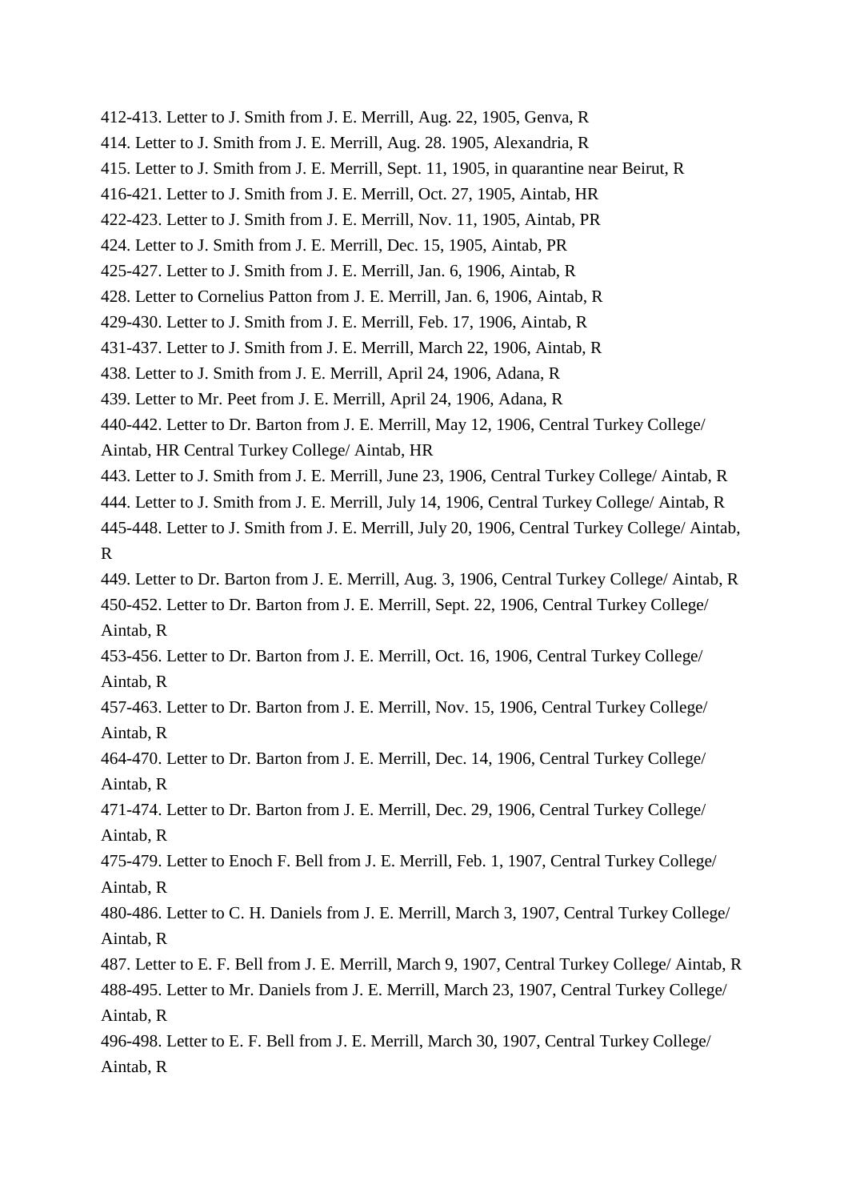412-413. Letter to J. Smith from J. E. Merrill, Aug. 22, 1905, Genva, R

414. Letter to J. Smith from J. E. Merrill, Aug. 28. 1905, Alexandria, R

415. Letter to J. Smith from J. E. Merrill, Sept. 11, 1905, in quarantine near Beirut, R

416-421. Letter to J. Smith from J. E. Merrill, Oct. 27, 1905, Aintab, HR

422-423. Letter to J. Smith from J. E. Merrill, Nov. 11, 1905, Aintab, PR

424. Letter to J. Smith from J. E. Merrill, Dec. 15, 1905, Aintab, PR

425-427. Letter to J. Smith from J. E. Merrill, Jan. 6, 1906, Aintab, R

428. Letter to Cornelius Patton from J. E. Merrill, Jan. 6, 1906, Aintab, R

429-430. Letter to J. Smith from J. E. Merrill, Feb. 17, 1906, Aintab, R

431-437. Letter to J. Smith from J. E. Merrill, March 22, 1906, Aintab, R

438. Letter to J. Smith from J. E. Merrill, April 24, 1906, Adana, R

439. Letter to Mr. Peet from J. E. Merrill, April 24, 1906, Adana, R

440-442. Letter to Dr. Barton from J. E. Merrill, May 12, 1906, Central Turkey College/ Aintab, HR Central Turkey College/ Aintab, HR

443. Letter to J. Smith from J. E. Merrill, June 23, 1906, Central Turkey College/ Aintab, R

444. Letter to J. Smith from J. E. Merrill, July 14, 1906, Central Turkey College/ Aintab, R

445-448. Letter to J. Smith from J. E. Merrill, July 20, 1906, Central Turkey College/ Aintab, R

449. Letter to Dr. Barton from J. E. Merrill, Aug. 3, 1906, Central Turkey College/ Aintab, R

450-452. Letter to Dr. Barton from J. E. Merrill, Sept. 22, 1906, Central Turkey College/ Aintab, R

453-456. Letter to Dr. Barton from J. E. Merrill, Oct. 16, 1906, Central Turkey College/ Aintab, R

457-463. Letter to Dr. Barton from J. E. Merrill, Nov. 15, 1906, Central Turkey College/ Aintab, R

464-470. Letter to Dr. Barton from J. E. Merrill, Dec. 14, 1906, Central Turkey College/ Aintab, R

471-474. Letter to Dr. Barton from J. E. Merrill, Dec. 29, 1906, Central Turkey College/ Aintab, R

475-479. Letter to Enoch F. Bell from J. E. Merrill, Feb. 1, 1907, Central Turkey College/ Aintab, R

480-486. Letter to C. H. Daniels from J. E. Merrill, March 3, 1907, Central Turkey College/ Aintab, R

487. Letter to E. F. Bell from J. E. Merrill, March 9, 1907, Central Turkey College/ Aintab, R

488-495. Letter to Mr. Daniels from J. E. Merrill, March 23, 1907, Central Turkey College/ Aintab, R

496-498. Letter to E. F. Bell from J. E. Merrill, March 30, 1907, Central Turkey College/ Aintab, R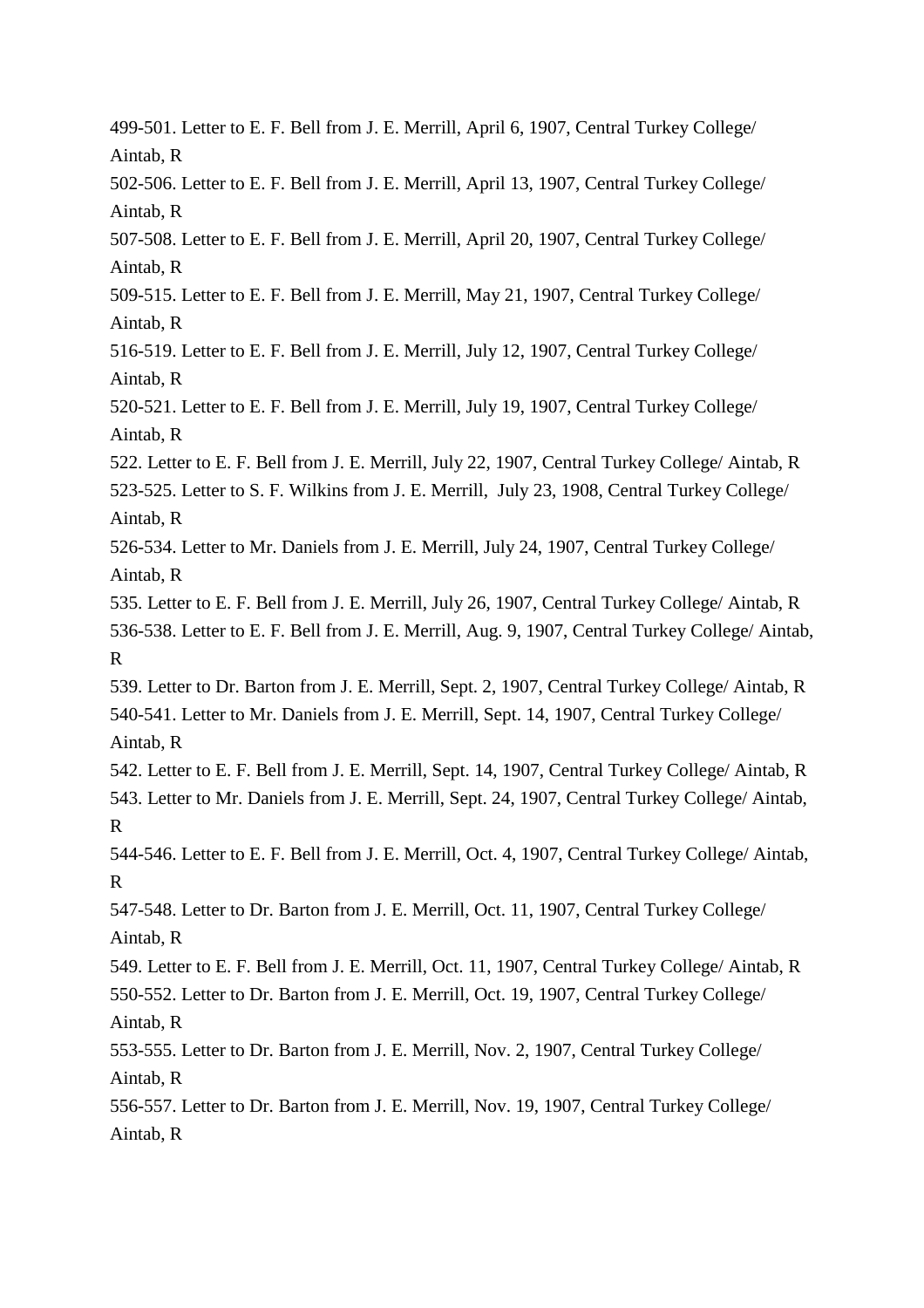499-501. Letter to E. F. Bell from J. E. Merrill, April 6, 1907, Central Turkey College/ Aintab, R

502-506. Letter to E. F. Bell from J. E. Merrill, April 13, 1907, Central Turkey College/ Aintab, R

507-508. Letter to E. F. Bell from J. E. Merrill, April 20, 1907, Central Turkey College/ Aintab, R

509-515. Letter to E. F. Bell from J. E. Merrill, May 21, 1907, Central Turkey College/ Aintab, R

516-519. Letter to E. F. Bell from J. E. Merrill, July 12, 1907, Central Turkey College/ Aintab, R

520-521. Letter to E. F. Bell from J. E. Merrill, July 19, 1907, Central Turkey College/ Aintab, R

522. Letter to E. F. Bell from J. E. Merrill, July 22, 1907, Central Turkey College/ Aintab, R

523-525. Letter to S. F. Wilkins from J. E. Merrill, July 23, 1908, Central Turkey College/ Aintab, R

526-534. Letter to Mr. Daniels from J. E. Merrill, July 24, 1907, Central Turkey College/ Aintab, R

535. Letter to E. F. Bell from J. E. Merrill, July 26, 1907, Central Turkey College/ Aintab, R

536-538. Letter to E. F. Bell from J. E. Merrill, Aug. 9, 1907, Central Turkey College/ Aintab, R

539. Letter to Dr. Barton from J. E. Merrill, Sept. 2, 1907, Central Turkey College/ Aintab, R

540-541. Letter to Mr. Daniels from J. E. Merrill, Sept. 14, 1907, Central Turkey College/ Aintab, R

542. Letter to E. F. Bell from J. E. Merrill, Sept. 14, 1907, Central Turkey College/ Aintab, R

543. Letter to Mr. Daniels from J. E. Merrill, Sept. 24, 1907, Central Turkey College/ Aintab, R

544-546. Letter to E. F. Bell from J. E. Merrill, Oct. 4, 1907, Central Turkey College/ Aintab, R

547-548. Letter to Dr. Barton from J. E. Merrill, Oct. 11, 1907, Central Turkey College/ Aintab, R

549. Letter to E. F. Bell from J. E. Merrill, Oct. 11, 1907, Central Turkey College/ Aintab, R

550-552. Letter to Dr. Barton from J. E. Merrill, Oct. 19, 1907, Central Turkey College/ Aintab, R

553-555. Letter to Dr. Barton from J. E. Merrill, Nov. 2, 1907, Central Turkey College/ Aintab, R

556-557. Letter to Dr. Barton from J. E. Merrill, Nov. 19, 1907, Central Turkey College/ Aintab, R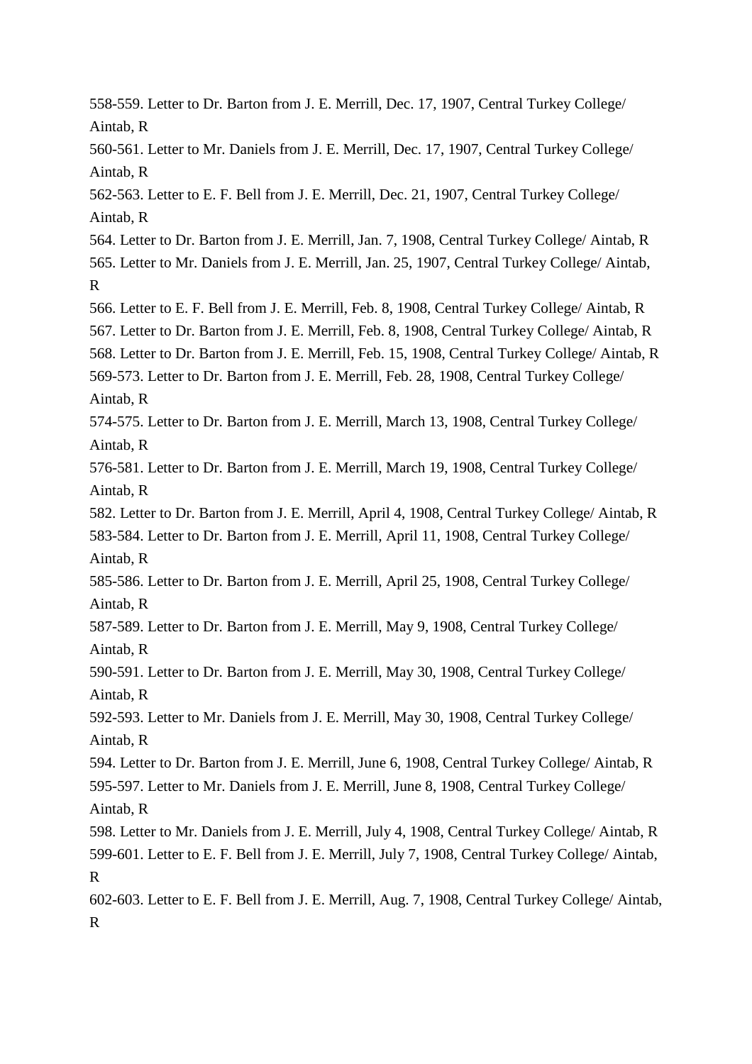558-559. Letter to Dr. Barton from J. E. Merrill, Dec. 17, 1907, Central Turkey College/ Aintab, R

560-561. Letter to Mr. Daniels from J. E. Merrill, Dec. 17, 1907, Central Turkey College/ Aintab, R

562-563. Letter to E. F. Bell from J. E. Merrill, Dec. 21, 1907, Central Turkey College/ Aintab, R

564. Letter to Dr. Barton from J. E. Merrill, Jan. 7, 1908, Central Turkey College/ Aintab, R

565. Letter to Mr. Daniels from J. E. Merrill, Jan. 25, 1907, Central Turkey College/ Aintab, R

566. Letter to E. F. Bell from J. E. Merrill, Feb. 8, 1908, Central Turkey College/ Aintab, R

567. Letter to Dr. Barton from J. E. Merrill, Feb. 8, 1908, Central Turkey College/ Aintab, R

568. Letter to Dr. Barton from J. E. Merrill, Feb. 15, 1908, Central Turkey College/ Aintab, R

569-573. Letter to Dr. Barton from J. E. Merrill, Feb. 28, 1908, Central Turkey College/ Aintab, R

574-575. Letter to Dr. Barton from J. E. Merrill, March 13, 1908, Central Turkey College/ Aintab, R

576-581. Letter to Dr. Barton from J. E. Merrill, March 19, 1908, Central Turkey College/ Aintab, R

582. Letter to Dr. Barton from J. E. Merrill, April 4, 1908, Central Turkey College/ Aintab, R

583-584. Letter to Dr. Barton from J. E. Merrill, April 11, 1908, Central Turkey College/ Aintab, R

585-586. Letter to Dr. Barton from J. E. Merrill, April 25, 1908, Central Turkey College/ Aintab, R

587-589. Letter to Dr. Barton from J. E. Merrill, May 9, 1908, Central Turkey College/ Aintab, R

590-591. Letter to Dr. Barton from J. E. Merrill, May 30, 1908, Central Turkey College/ Aintab, R

592-593. Letter to Mr. Daniels from J. E. Merrill, May 30, 1908, Central Turkey College/ Aintab, R

594. Letter to Dr. Barton from J. E. Merrill, June 6, 1908, Central Turkey College/ Aintab, R

595-597. Letter to Mr. Daniels from J. E. Merrill, June 8, 1908, Central Turkey College/ Aintab, R

598. Letter to Mr. Daniels from J. E. Merrill, July 4, 1908, Central Turkey College/ Aintab, R

599-601. Letter to E. F. Bell from J. E. Merrill, July 7, 1908, Central Turkey College/ Aintab, R

602-603. Letter to E. F. Bell from J. E. Merrill, Aug. 7, 1908, Central Turkey College/ Aintab, R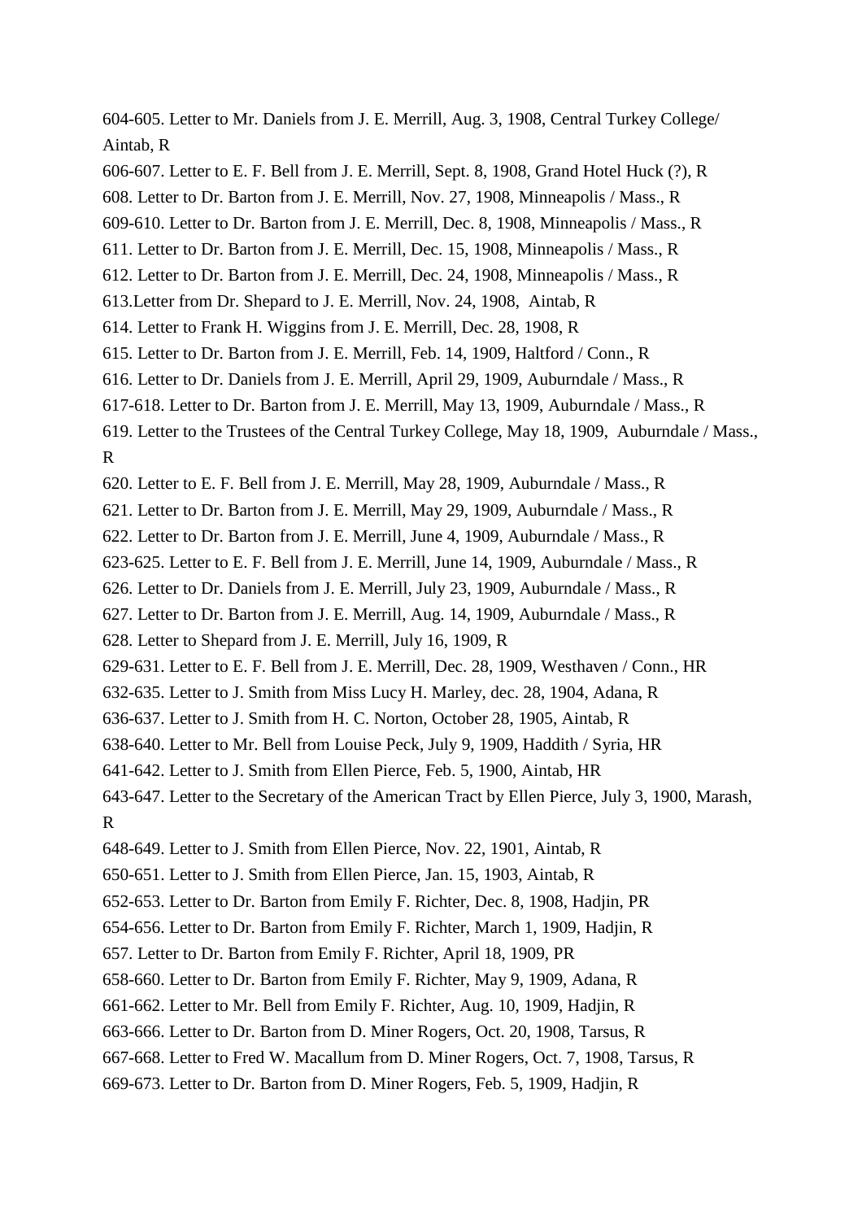604-605. Letter to Mr. Daniels from J. E. Merrill, Aug. 3, 1908, Central Turkey College/ Aintab, R

606-607. Letter to E. F. Bell from J. E. Merrill, Sept. 8, 1908, Grand Hotel Huck (?), R

608. Letter to Dr. Barton from J. E. Merrill, Nov. 27, 1908, Minneapolis / Mass., R

609-610. Letter to Dr. Barton from J. E. Merrill, Dec. 8, 1908, Minneapolis / Mass., R

611. Letter to Dr. Barton from J. E. Merrill, Dec. 15, 1908, Minneapolis / Mass., R

612. Letter to Dr. Barton from J. E. Merrill, Dec. 24, 1908, Minneapolis / Mass., R

613.Letter from Dr. Shepard to J. E. Merrill, Nov. 24, 1908, Aintab, R

614. Letter to Frank H. Wiggins from J. E. Merrill, Dec. 28, 1908, R

615. Letter to Dr. Barton from J. E. Merrill, Feb. 14, 1909, Haltford / Conn., R

616. Letter to Dr. Daniels from J. E. Merrill, April 29, 1909, Auburndale / Mass., R

617-618. Letter to Dr. Barton from J. E. Merrill, May 13, 1909, Auburndale / Mass., R

619. Letter to the Trustees of the Central Turkey College, May 18, 1909, Auburndale / Mass., R

620. Letter to E. F. Bell from J. E. Merrill, May 28, 1909, Auburndale / Mass., R

621. Letter to Dr. Barton from J. E. Merrill, May 29, 1909, Auburndale / Mass., R

622. Letter to Dr. Barton from J. E. Merrill, June 4, 1909, Auburndale / Mass., R

623-625. Letter to E. F. Bell from J. E. Merrill, June 14, 1909, Auburndale / Mass., R

626. Letter to Dr. Daniels from J. E. Merrill, July 23, 1909, Auburndale / Mass., R

627. Letter to Dr. Barton from J. E. Merrill, Aug. 14, 1909, Auburndale / Mass., R

628. Letter to Shepard from J. E. Merrill, July 16, 1909, R

629-631. Letter to E. F. Bell from J. E. Merrill, Dec. 28, 1909, Westhaven / Conn., HR

632-635. Letter to J. Smith from Miss Lucy H. Marley, dec. 28, 1904, Adana, R

636-637. Letter to J. Smith from H. C. Norton, October 28, 1905, Aintab, R

638-640. Letter to Mr. Bell from Louise Peck, July 9, 1909, Haddith / Syria, HR

641-642. Letter to J. Smith from Ellen Pierce, Feb. 5, 1900, Aintab, HR

643-647. Letter to the Secretary of the American Tract by Ellen Pierce, July 3, 1900, Marash, R

648-649. Letter to J. Smith from Ellen Pierce, Nov. 22, 1901, Aintab, R

650-651. Letter to J. Smith from Ellen Pierce, Jan. 15, 1903, Aintab, R

652-653. Letter to Dr. Barton from Emily F. Richter, Dec. 8, 1908, Hadjin, PR

654-656. Letter to Dr. Barton from Emily F. Richter, March 1, 1909, Hadjin, R

657. Letter to Dr. Barton from Emily F. Richter, April 18, 1909, PR

658-660. Letter to Dr. Barton from Emily F. Richter, May 9, 1909, Adana, R

661-662. Letter to Mr. Bell from Emily F. Richter, Aug. 10, 1909, Hadjin, R

663-666. Letter to Dr. Barton from D. Miner Rogers, Oct. 20, 1908, Tarsus, R

667-668. Letter to Fred W. Macallum from D. Miner Rogers, Oct. 7, 1908, Tarsus, R

669-673. Letter to Dr. Barton from D. Miner Rogers, Feb. 5, 1909, Hadjin, R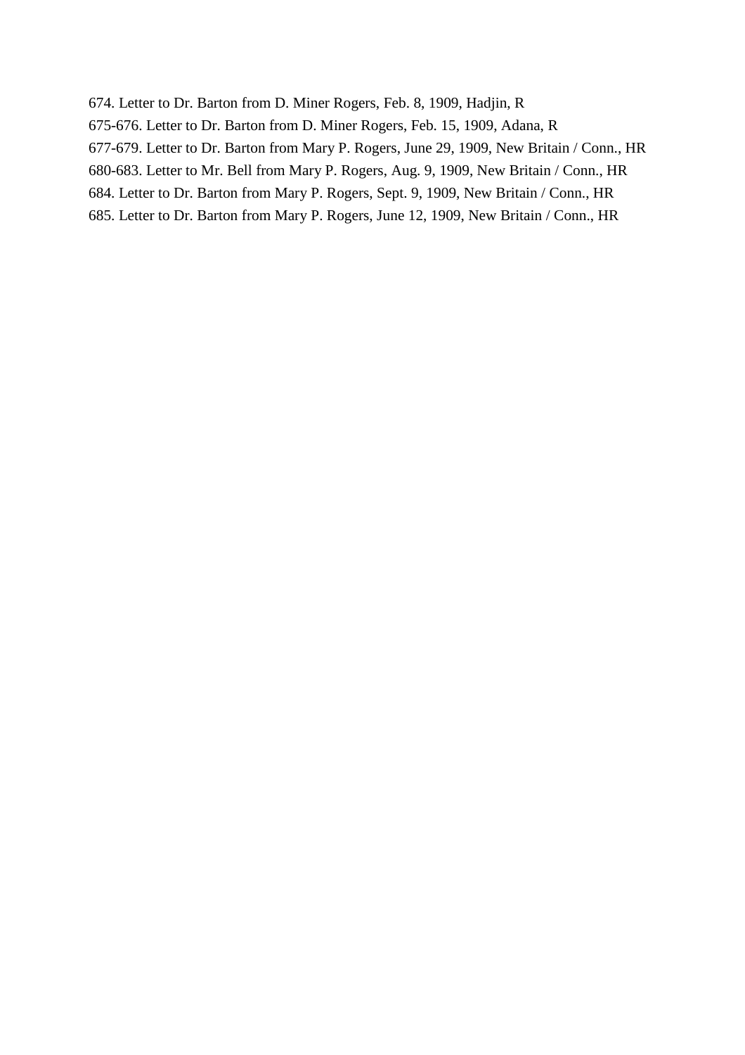674. Letter to Dr. Barton from D. Miner Rogers, Feb. 8, 1909, Hadjin, R

675-676. Letter to Dr. Barton from D. Miner Rogers, Feb. 15, 1909, Adana, R

677-679. Letter to Dr. Barton from Mary P. Rogers, June 29, 1909, New Britain / Conn., HR

680-683. Letter to Mr. Bell from Mary P. Rogers, Aug. 9, 1909, New Britain / Conn., HR

684. Letter to Dr. Barton from Mary P. Rogers, Sept. 9, 1909, New Britain / Conn., HR

685. Letter to Dr. Barton from Mary P. Rogers, June 12, 1909, New Britain / Conn., HR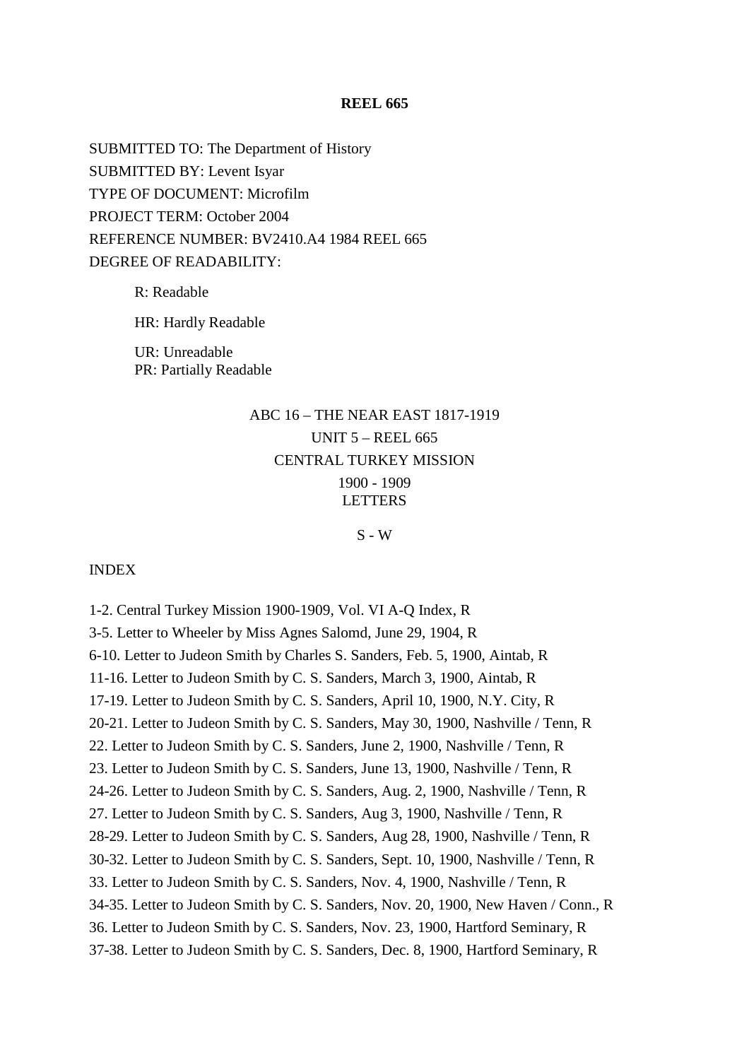**REEL 665**

SUBMITTED TO: The Department of History
SUBMITTED BY: Levent Isyar
TYPE OF DOCUMENT: Microfilm
PROJECT TERM: October 2004
REFERENCE NUMBER: BV2410.A4 1984 REEL 665
DEGREE OF READABILITY:

R: Readable

HR: Hardly Readable

UR: Unreadable
PR: Partially Readable

ABC 16 – THE NEAR EAST 1817-1919
UNIT 5 – REEL 665
CENTRAL TURKEY MISSION
1900 - 1909
LETTERS

S - W

INDEX

1-2. Central Turkey Mission 1900-1909, Vol. VI A-Q Index, R
3-5. Letter to Wheeler by Miss Agnes Salomd, June 29, 1904, R
6-10. Letter to Judeon Smith by Charles S. Sanders, Feb. 5, 1900, Aintab, R
11-16. Letter to Judeon Smith by C. S. Sanders, March 3, 1900, Aintab, R
17-19. Letter to Judeon Smith by C. S. Sanders, April 10, 1900, N.Y. City, R
20-21. Letter to Judeon Smith by C. S. Sanders, May 30, 1900, Nashville / Tenn, R
22. Letter to Judeon Smith by C. S. Sanders, June 2, 1900, Nashville / Tenn, R
23. Letter to Judeon Smith by C. S. Sanders, June 13, 1900, Nashville / Tenn, R
24-26. Letter to Judeon Smith by C. S. Sanders, Aug. 2, 1900, Nashville / Tenn, R
27. Letter to Judeon Smith by C. S. Sanders, Aug 3, 1900, Nashville / Tenn, R
28-29. Letter to Judeon Smith by C. S. Sanders, Aug 28, 1900, Nashville / Tenn, R
30-32. Letter to Judeon Smith by C. S. Sanders, Sept. 10, 1900, Nashville / Tenn, R
33. Letter to Judeon Smith by C. S. Sanders, Nov. 4, 1900, Nashville / Tenn, R
34-35. Letter to Judeon Smith by C. S. Sanders, Nov. 20, 1900, New Haven / Conn., R
36. Letter to Judeon Smith by C. S. Sanders, Nov. 23, 1900, Hartford Seminary, R
37-38. Letter to Judeon Smith by C. S. Sanders, Dec. 8, 1900, Hartford Seminary, R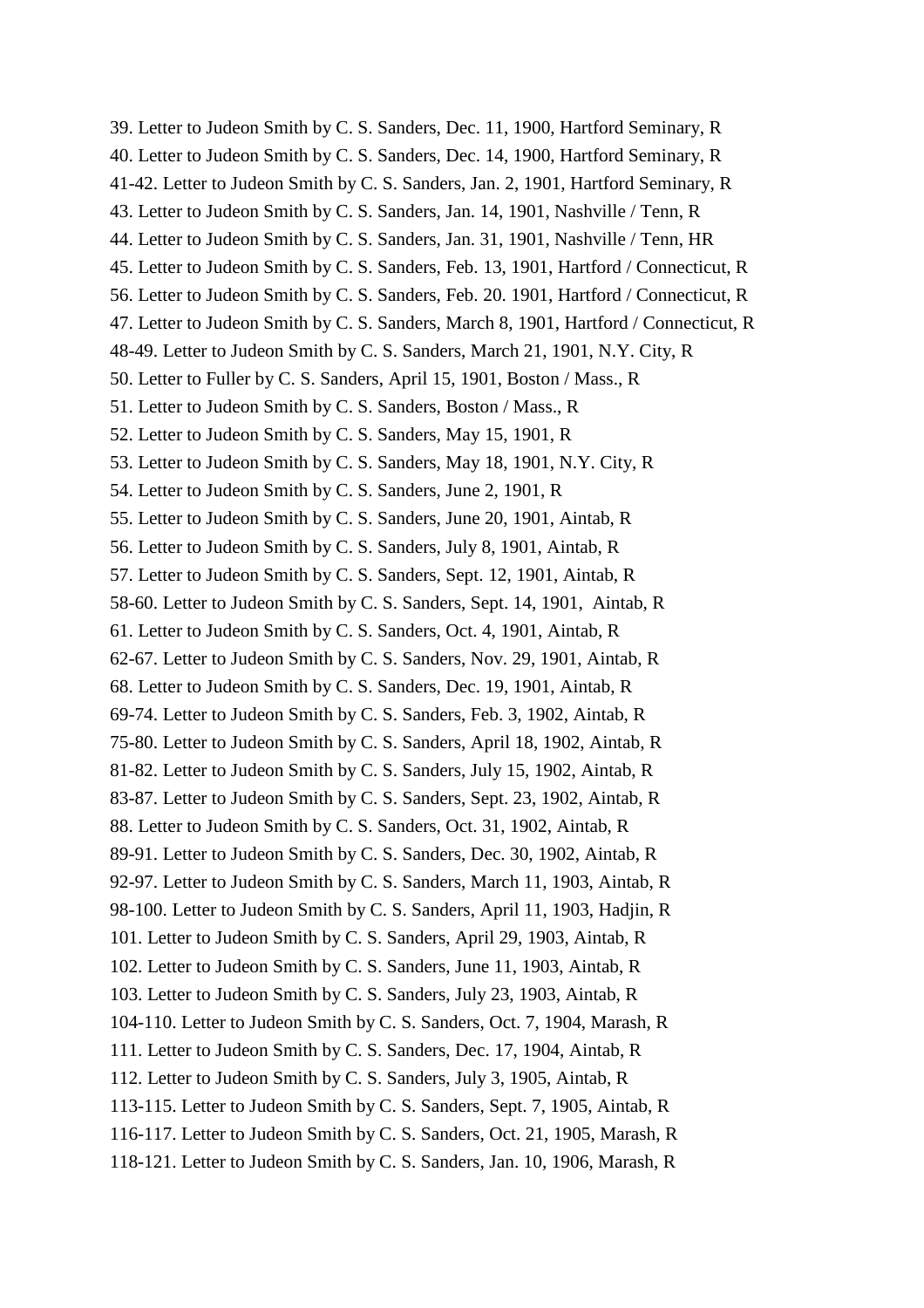39. Letter to Judeon Smith by C. S. Sanders, Dec. 11, 1900, Hartford Seminary, R

40. Letter to Judeon Smith by C. S. Sanders, Dec. 14, 1900, Hartford Seminary, R

41-42. Letter to Judeon Smith by C. S. Sanders, Jan. 2, 1901, Hartford Seminary, R

43. Letter to Judeon Smith by C. S. Sanders, Jan. 14, 1901, Nashville / Tenn, R

44. Letter to Judeon Smith by C. S. Sanders, Jan. 31, 1901, Nashville / Tenn, HR

45. Letter to Judeon Smith by C. S. Sanders, Feb. 13, 1901, Hartford / Connecticut, R

56. Letter to Judeon Smith by C. S. Sanders, Feb. 20. 1901, Hartford / Connecticut, R

47. Letter to Judeon Smith by C. S. Sanders, March 8, 1901, Hartford / Connecticut, R

48-49. Letter to Judeon Smith by C. S. Sanders, March 21, 1901, N.Y. City, R

50. Letter to Fuller by C. S. Sanders, April 15, 1901, Boston / Mass., R

51. Letter to Judeon Smith by C. S. Sanders, Boston / Mass., R

52. Letter to Judeon Smith by C. S. Sanders, May 15, 1901, R

53. Letter to Judeon Smith by C. S. Sanders, May 18, 1901, N.Y. City, R

54. Letter to Judeon Smith by C. S. Sanders, June 2, 1901, R

55. Letter to Judeon Smith by C. S. Sanders, June 20, 1901, Aintab, R

56. Letter to Judeon Smith by C. S. Sanders, July 8, 1901, Aintab, R

57. Letter to Judeon Smith by C. S. Sanders, Sept. 12, 1901, Aintab, R

58-60. Letter to Judeon Smith by C. S. Sanders, Sept. 14, 1901, Aintab, R

61. Letter to Judeon Smith by C. S. Sanders, Oct. 4, 1901, Aintab, R

62-67. Letter to Judeon Smith by C. S. Sanders, Nov. 29, 1901, Aintab, R

68. Letter to Judeon Smith by C. S. Sanders, Dec. 19, 1901, Aintab, R

69-74. Letter to Judeon Smith by C. S. Sanders, Feb. 3, 1902, Aintab, R

75-80. Letter to Judeon Smith by C. S. Sanders, April 18, 1902, Aintab, R

81-82. Letter to Judeon Smith by C. S. Sanders, July 15, 1902, Aintab, R

83-87. Letter to Judeon Smith by C. S. Sanders, Sept. 23, 1902, Aintab, R

88. Letter to Judeon Smith by C. S. Sanders, Oct. 31, 1902, Aintab, R

89-91. Letter to Judeon Smith by C. S. Sanders, Dec. 30, 1902, Aintab, R

92-97. Letter to Judeon Smith by C. S. Sanders, March 11, 1903, Aintab, R

98-100. Letter to Judeon Smith by C. S. Sanders, April 11, 1903, Hadjin, R

101. Letter to Judeon Smith by C. S. Sanders, April 29, 1903, Aintab, R

102. Letter to Judeon Smith by C. S. Sanders, June 11, 1903, Aintab, R

103. Letter to Judeon Smith by C. S. Sanders, July 23, 1903, Aintab, R

104-110. Letter to Judeon Smith by C. S. Sanders, Oct. 7, 1904, Marash, R

111. Letter to Judeon Smith by C. S. Sanders, Dec. 17, 1904, Aintab, R

112. Letter to Judeon Smith by C. S. Sanders, July 3, 1905, Aintab, R

113-115. Letter to Judeon Smith by C. S. Sanders, Sept. 7, 1905, Aintab, R

116-117. Letter to Judeon Smith by C. S. Sanders, Oct. 21, 1905, Marash, R

118-121. Letter to Judeon Smith by C. S. Sanders, Jan. 10, 1906, Marash, R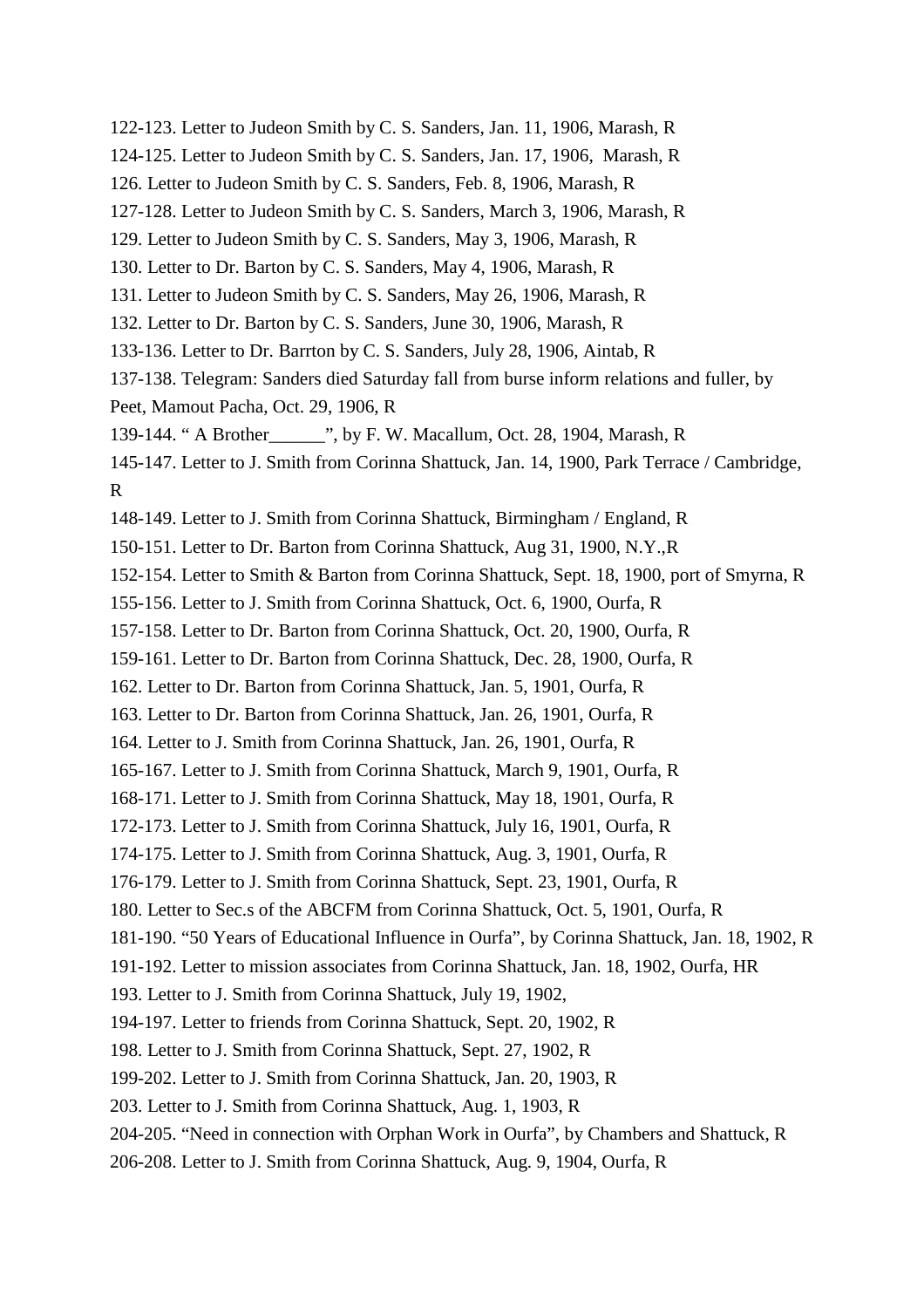122-123. Letter to Judeon Smith by C. S. Sanders, Jan. 11, 1906, Marash, R

124-125. Letter to Judeon Smith by C. S. Sanders, Jan. 17, 1906, Marash, R

126. Letter to Judeon Smith by C. S. Sanders, Feb. 8, 1906, Marash, R

127-128. Letter to Judeon Smith by C. S. Sanders, March 3, 1906, Marash, R

129. Letter to Judeon Smith by C. S. Sanders, May 3, 1906, Marash, R

130. Letter to Dr. Barton by C. S. Sanders, May 4, 1906, Marash, R

131. Letter to Judeon Smith by C. S. Sanders, May 26, 1906, Marash, R

132. Letter to Dr. Barton by C. S. Sanders, June 30, 1906, Marash, R

133-136. Letter to Dr. Barrton by C. S. Sanders, July 28, 1906, Aintab, R

137-138. Telegram: Sanders died Saturday fall from burse inform relations and fuller, by Peet, Mamout Pacha, Oct. 29, 1906, R

139-144. " A Brother______", by F. W. Macallum, Oct. 28, 1904, Marash, R

145-147. Letter to J. Smith from Corinna Shattuck, Jan. 14, 1900, Park Terrace / Cambridge, R

148-149. Letter to J. Smith from Corinna Shattuck, Birmingham / England, R

150-151. Letter to Dr. Barton from Corinna Shattuck, Aug 31, 1900, N.Y.,R

152-154. Letter to Smith & Barton from Corinna Shattuck, Sept. 18, 1900, port of Smyrna, R

155-156. Letter to J. Smith from Corinna Shattuck, Oct. 6, 1900, Ourfa, R

157-158. Letter to Dr. Barton from Corinna Shattuck, Oct. 20, 1900, Ourfa, R

159-161. Letter to Dr. Barton from Corinna Shattuck, Dec. 28, 1900, Ourfa, R

162. Letter to Dr. Barton from Corinna Shattuck, Jan. 5, 1901, Ourfa, R

163. Letter to Dr. Barton from Corinna Shattuck, Jan. 26, 1901, Ourfa, R

164. Letter to J. Smith from Corinna Shattuck, Jan. 26, 1901, Ourfa, R

165-167. Letter to J. Smith from Corinna Shattuck, March 9, 1901, Ourfa, R

168-171. Letter to J. Smith from Corinna Shattuck, May 18, 1901, Ourfa, R

172-173. Letter to J. Smith from Corinna Shattuck, July 16, 1901, Ourfa, R

174-175. Letter to J. Smith from Corinna Shattuck, Aug. 3, 1901, Ourfa, R

176-179. Letter to J. Smith from Corinna Shattuck, Sept. 23, 1901, Ourfa, R

180. Letter to Sec.s of the ABCFM from Corinna Shattuck, Oct. 5, 1901, Ourfa, R

181-190. "50 Years of Educational Influence in Ourfa", by Corinna Shattuck, Jan. 18, 1902, R

191-192. Letter to mission associates from Corinna Shattuck, Jan. 18, 1902, Ourfa, HR

193. Letter to J. Smith from Corinna Shattuck, July 19, 1902,

194-197. Letter to friends from Corinna Shattuck, Sept. 20, 1902, R

198. Letter to J. Smith from Corinna Shattuck, Sept. 27, 1902, R

199-202. Letter to J. Smith from Corinna Shattuck, Jan. 20, 1903, R

203. Letter to J. Smith from Corinna Shattuck, Aug. 1, 1903, R

204-205. "Need in connection with Orphan Work in Ourfa", by Chambers and Shattuck, R

206-208. Letter to J. Smith from Corinna Shattuck, Aug. 9, 1904, Ourfa, R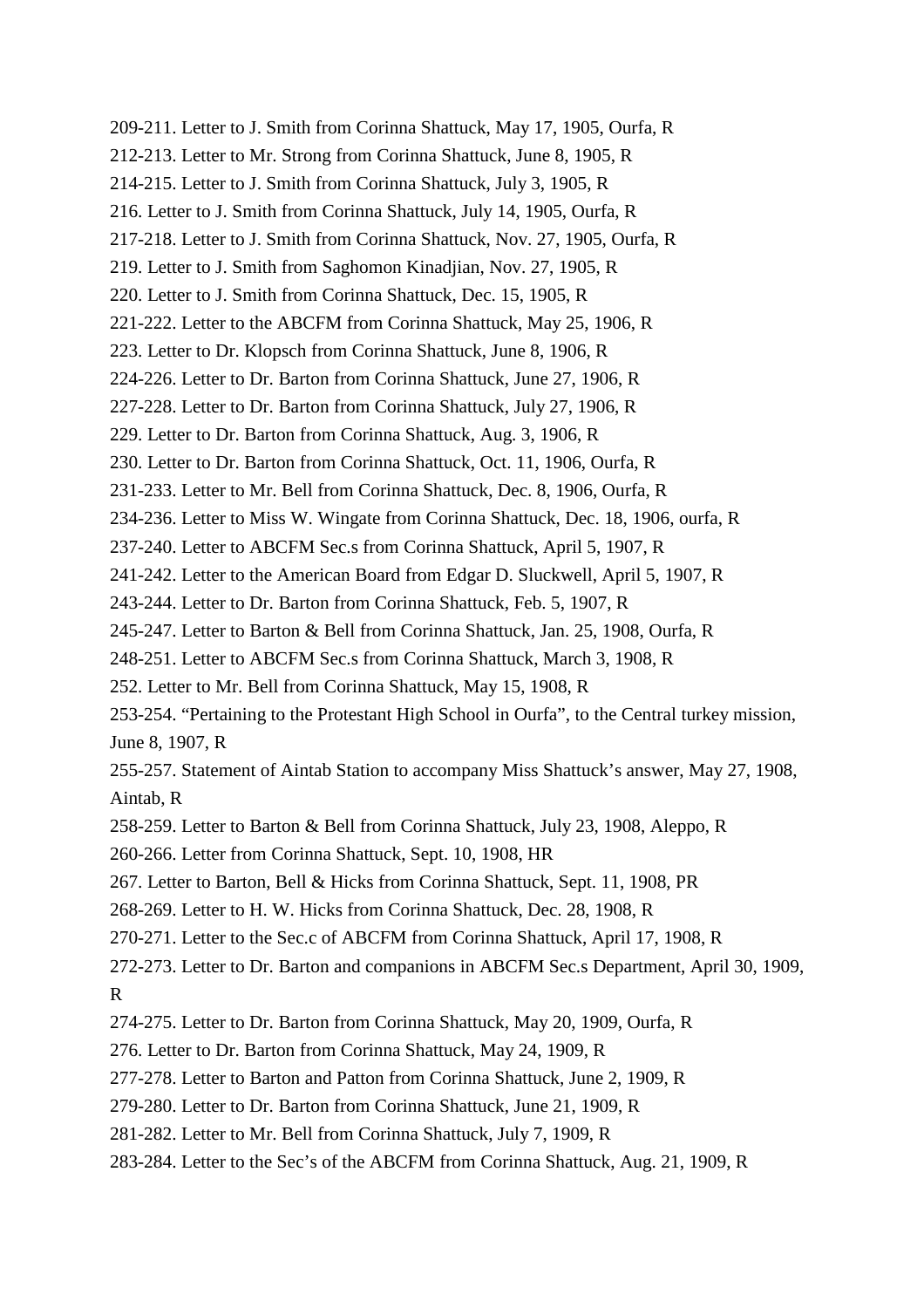209-211. Letter to J. Smith from Corinna Shattuck, May 17, 1905, Ourfa, R

212-213. Letter to Mr. Strong from Corinna Shattuck, June 8, 1905, R

214-215. Letter to J. Smith from Corinna Shattuck, July 3, 1905, R

216. Letter to J. Smith from Corinna Shattuck, July 14, 1905, Ourfa, R

217-218. Letter to J. Smith from Corinna Shattuck, Nov. 27, 1905, Ourfa, R

219. Letter to J. Smith from Saghomon Kinadjian, Nov. 27, 1905, R

220. Letter to J. Smith from Corinna Shattuck, Dec. 15, 1905, R

221-222. Letter to the ABCFM from Corinna Shattuck, May 25, 1906, R

223. Letter to Dr. Klopsch from Corinna Shattuck, June 8, 1906, R

224-226. Letter to Dr. Barton from Corinna Shattuck, June 27, 1906, R

227-228. Letter to Dr. Barton from Corinna Shattuck, July 27, 1906, R

229. Letter to Dr. Barton from Corinna Shattuck, Aug. 3, 1906, R

230. Letter to Dr. Barton from Corinna Shattuck, Oct. 11, 1906, Ourfa, R

231-233. Letter to Mr. Bell from Corinna Shattuck, Dec. 8, 1906, Ourfa, R

234-236. Letter to Miss W. Wingate from Corinna Shattuck, Dec. 18, 1906, ourfa, R

237-240. Letter to ABCFM Sec.s from Corinna Shattuck, April 5, 1907, R

241-242. Letter to the American Board from Edgar D. Sluckwell, April 5, 1907, R

243-244. Letter to Dr. Barton from Corinna Shattuck, Feb. 5, 1907, R

245-247. Letter to Barton & Bell from Corinna Shattuck, Jan. 25, 1908, Ourfa, R

248-251. Letter to ABCFM Sec.s from Corinna Shattuck, March 3, 1908, R

252. Letter to Mr. Bell from Corinna Shattuck, May 15, 1908, R

253-254. “Pertaining to the Protestant High School in Ourfa”, to the Central turkey mission, June 8, 1907, R

255-257. Statement of Aintab Station to accompany Miss Shattuck’s answer, May 27, 1908, Aintab, R

258-259. Letter to Barton & Bell from Corinna Shattuck, July 23, 1908, Aleppo, R

260-266. Letter from Corinna Shattuck, Sept. 10, 1908, HR

267. Letter to Barton, Bell & Hicks from Corinna Shattuck, Sept. 11, 1908, PR

268-269. Letter to H. W. Hicks from Corinna Shattuck, Dec. 28, 1908, R

270-271. Letter to the Sec.c of ABCFM from Corinna Shattuck, April 17, 1908, R

272-273. Letter to Dr. Barton and companions in ABCFM Sec.s Department, April 30, 1909, R

274-275. Letter to Dr. Barton from Corinna Shattuck, May 20, 1909, Ourfa, R

276. Letter to Dr. Barton from Corinna Shattuck, May 24, 1909, R

277-278. Letter to Barton and Patton from Corinna Shattuck, June 2, 1909, R

279-280. Letter to Dr. Barton from Corinna Shattuck, June 21, 1909, R

281-282. Letter to Mr. Bell from Corinna Shattuck, July 7, 1909, R

283-284. Letter to the Sec’s of the ABCFM from Corinna Shattuck, Aug. 21, 1909, R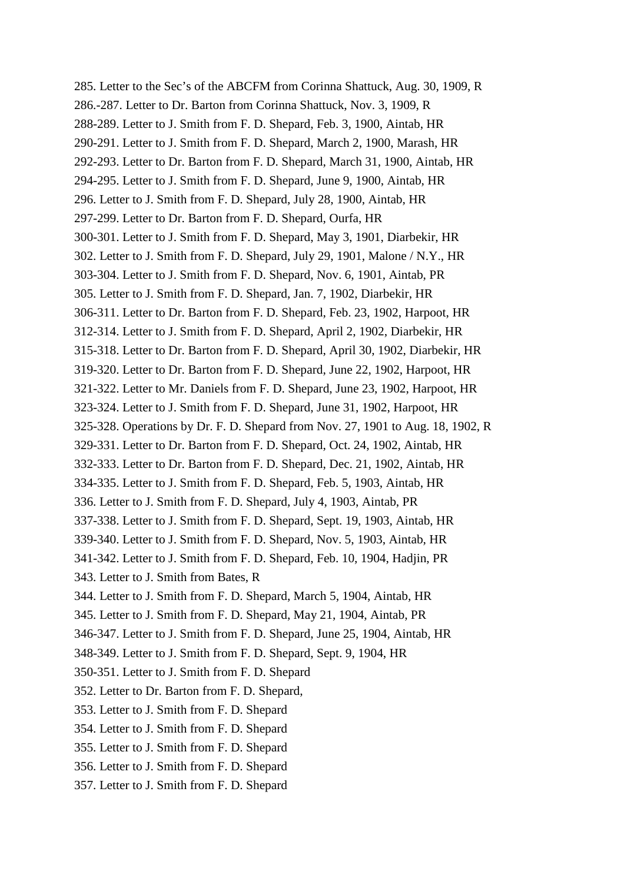285. Letter to the Sec's of the ABCFM from Corinna Shattuck, Aug. 30, 1909, R
286.-287. Letter to Dr. Barton from Corinna Shattuck, Nov. 3, 1909, R
288-289. Letter to J. Smith from F. D. Shepard, Feb. 3, 1900, Aintab, HR
290-291. Letter to J. Smith from F. D. Shepard, March 2, 1900, Marash, HR
292-293. Letter to Dr. Barton from F. D. Shepard, March 31, 1900, Aintab, HR
294-295. Letter to J. Smith from F. D. Shepard, June 9, 1900, Aintab, HR
296. Letter to J. Smith from F. D. Shepard, July 28, 1900, Aintab, HR
297-299. Letter to Dr. Barton from F. D. Shepard, Ourfa, HR
300-301. Letter to J. Smith from F. D. Shepard, May 3, 1901, Diarbekir, HR
302. Letter to J. Smith from F. D. Shepard, July 29, 1901, Malone / N.Y., HR
303-304. Letter to J. Smith from F. D. Shepard, Nov. 6, 1901, Aintab, PR
305. Letter to J. Smith from F. D. Shepard, Jan. 7, 1902, Diarbekir, HR
306-311. Letter to Dr. Barton from F. D. Shepard, Feb. 23, 1902, Harpoot, HR
312-314. Letter to J. Smith from F. D. Shepard, April 2, 1902, Diarbekir, HR
315-318. Letter to Dr. Barton from F. D. Shepard, April 30, 1902, Diarbekir, HR
319-320. Letter to Dr. Barton from F. D. Shepard, June 22, 1902, Harpoot, HR
321-322. Letter to Mr. Daniels from F. D. Shepard, June 23, 1902, Harpoot, HR
323-324. Letter to J. Smith from F. D. Shepard, June 31, 1902, Harpoot, HR
325-328. Operations by Dr. F. D. Shepard from Nov. 27, 1901 to Aug. 18, 1902, R
329-331. Letter to Dr. Barton from F. D. Shepard, Oct. 24, 1902, Aintab, HR
332-333. Letter to Dr. Barton from F. D. Shepard, Dec. 21, 1902, Aintab, HR
334-335. Letter to J. Smith from F. D. Shepard, Feb. 5, 1903, Aintab, HR
336. Letter to J. Smith from F. D. Shepard, July 4, 1903, Aintab, PR
337-338. Letter to J. Smith from F. D. Shepard, Sept. 19, 1903, Aintab, HR
339-340. Letter to J. Smith from F. D. Shepard, Nov. 5, 1903, Aintab, HR
341-342. Letter to J. Smith from F. D. Shepard, Feb. 10, 1904, Hadjin, PR
343. Letter to J. Smith from Bates, R
344. Letter to J. Smith from F. D. Shepard, March 5, 1904, Aintab, HR
345. Letter to J. Smith from F. D. Shepard, May 21, 1904, Aintab, PR
346-347. Letter to J. Smith from F. D. Shepard, June 25, 1904, Aintab, HR
348-349. Letter to J. Smith from F. D. Shepard, Sept. 9, 1904, HR
350-351. Letter to J. Smith from F. D. Shepard
352. Letter to Dr. Barton from F. D. Shepard,
353. Letter to J. Smith from F. D. Shepard
354. Letter to J. Smith from F. D. Shepard
355. Letter to J. Smith from F. D. Shepard
356. Letter to J. Smith from F. D. Shepard
357. Letter to J. Smith from F. D. Shepard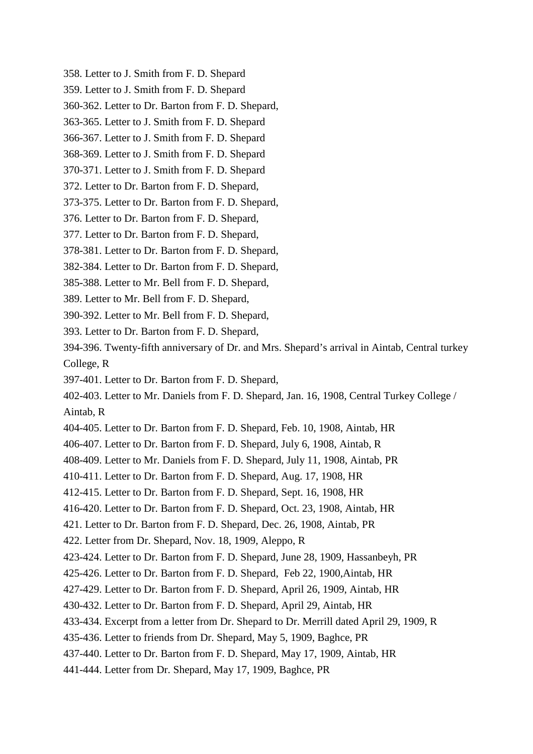358. Letter to J. Smith from F. D. Shepard
359. Letter to J. Smith from F. D. Shepard
360-362. Letter to Dr. Barton from F. D. Shepard,
363-365. Letter to J. Smith from F. D. Shepard
366-367. Letter to J. Smith from F. D. Shepard
368-369. Letter to J. Smith from F. D. Shepard
370-371. Letter to J. Smith from F. D. Shepard
372. Letter to Dr. Barton from F. D. Shepard,
373-375. Letter to Dr. Barton from F. D. Shepard,
376. Letter to Dr. Barton from F. D. Shepard,
377. Letter to Dr. Barton from F. D. Shepard,
378-381. Letter to Dr. Barton from F. D. Shepard,
382-384. Letter to Dr. Barton from F. D. Shepard,
385-388. Letter to Mr. Bell from F. D. Shepard,
389. Letter to Mr. Bell from F. D. Shepard,
390-392. Letter to Mr. Bell from F. D. Shepard,
393. Letter to Dr. Barton from F. D. Shepard,
394-396. Twenty-fifth anniversary of Dr. and Mrs. Shepard's arrival in Aintab, Central turkey College, R
397-401. Letter to Dr. Barton from F. D. Shepard,
402-403. Letter to Mr. Daniels from F. D. Shepard, Jan. 16, 1908, Central Turkey College / Aintab, R
404-405. Letter to Dr. Barton from F. D. Shepard, Feb. 10, 1908, Aintab, HR
406-407. Letter to Dr. Barton from F. D. Shepard, July 6, 1908, Aintab, R
408-409. Letter to Mr. Daniels from F. D. Shepard, July 11, 1908, Aintab, PR
410-411. Letter to Dr. Barton from F. D. Shepard, Aug. 17, 1908, HR
412-415. Letter to Dr. Barton from F. D. Shepard, Sept. 16, 1908, HR
416-420. Letter to Dr. Barton from F. D. Shepard, Oct. 23, 1908, Aintab, HR
421. Letter to Dr. Barton from F. D. Shepard, Dec. 26, 1908, Aintab, PR
422. Letter from Dr. Shepard, Nov. 18, 1909, Aleppo, R
423-424. Letter to Dr. Barton from F. D. Shepard, June 28, 1909, Hassanbeyh, PR
425-426. Letter to Dr. Barton from F. D. Shepard, Feb 22, 1900,Aintab, HR
427-429. Letter to Dr. Barton from F. D. Shepard, April 26, 1909, Aintab, HR
430-432. Letter to Dr. Barton from F. D. Shepard, April 29, Aintab, HR
433-434. Excerpt from a letter from Dr. Shepard to Dr. Merrill dated April 29, 1909, R
435-436. Letter to friends from Dr. Shepard, May 5, 1909, Baghce, PR
437-440. Letter to Dr. Barton from F. D. Shepard, May 17, 1909, Aintab, HR
441-444. Letter from Dr. Shepard, May 17, 1909, Baghce, PR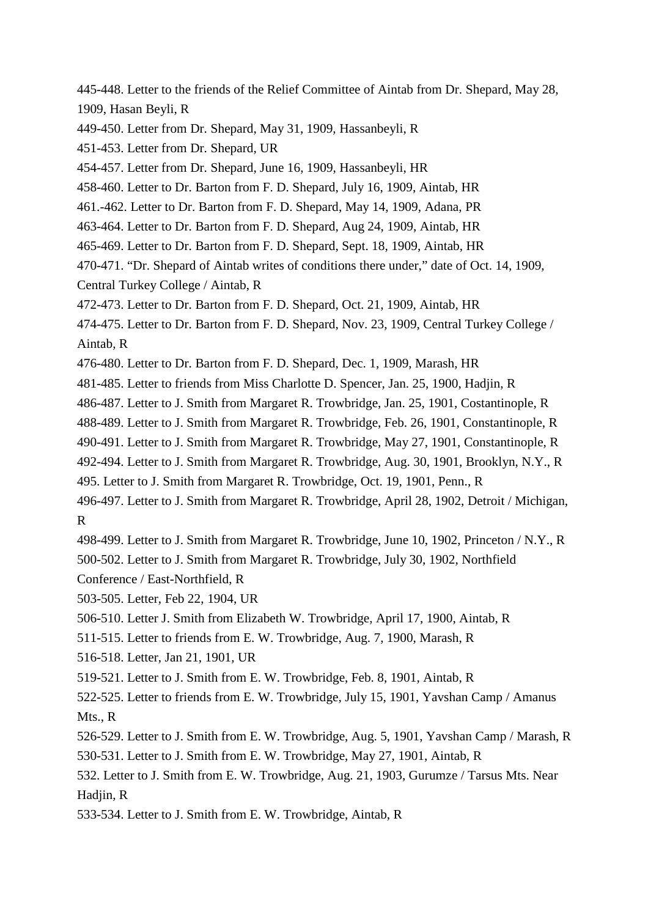445-448. Letter to the friends of the Relief Committee of Aintab from Dr. Shepard, May 28, 1909, Hasan Beyli, R

449-450. Letter from Dr. Shepard, May 31, 1909, Hassanbeyli, R

451-453. Letter from Dr. Shepard, UR

454-457. Letter from Dr. Shepard, June 16, 1909, Hassanbeyli, HR

458-460. Letter to Dr. Barton from F. D. Shepard, July 16, 1909, Aintab, HR

461.-462. Letter to Dr. Barton from F. D. Shepard, May 14, 1909, Adana, PR

463-464. Letter to Dr. Barton from F. D. Shepard, Aug 24, 1909, Aintab, HR

465-469. Letter to Dr. Barton from F. D. Shepard, Sept. 18, 1909, Aintab, HR

470-471. "Dr. Shepard of Aintab writes of conditions there under," date of Oct. 14, 1909, Central Turkey College / Aintab, R

472-473. Letter to Dr. Barton from F. D. Shepard, Oct. 21, 1909, Aintab, HR

474-475. Letter to Dr. Barton from F. D. Shepard, Nov. 23, 1909, Central Turkey College / Aintab, R

476-480. Letter to Dr. Barton from F. D. Shepard, Dec. 1, 1909, Marash, HR

481-485. Letter to friends from Miss Charlotte D. Spencer, Jan. 25, 1900, Hadjin, R

486-487. Letter to J. Smith from Margaret R. Trowbridge, Jan. 25, 1901, Costantinople, R

488-489. Letter to J. Smith from Margaret R. Trowbridge, Feb. 26, 1901, Constantinople, R

490-491. Letter to J. Smith from Margaret R. Trowbridge, May 27, 1901, Constantinople, R

492-494. Letter to J. Smith from Margaret R. Trowbridge, Aug. 30, 1901, Brooklyn, N.Y., R

495. Letter to J. Smith from Margaret R. Trowbridge, Oct. 19, 1901, Penn., R

496-497. Letter to J. Smith from Margaret R. Trowbridge, April 28, 1902, Detroit / Michigan, R

498-499. Letter to J. Smith from Margaret R. Trowbridge, June 10, 1902, Princeton / N.Y., R

500-502. Letter to J. Smith from Margaret R. Trowbridge, July 30, 1902, Northfield Conference / East-Northfield, R

503-505. Letter, Feb 22, 1904, UR

506-510. Letter J. Smith from Elizabeth W. Trowbridge, April 17, 1900, Aintab, R

511-515. Letter to friends from E. W. Trowbridge, Aug. 7, 1900, Marash, R

516-518. Letter, Jan 21, 1901, UR

519-521. Letter to J. Smith from E. W. Trowbridge, Feb. 8, 1901, Aintab, R

522-525. Letter to friends from E. W. Trowbridge, July 15, 1901, Yavshan Camp / Amanus Mts., R

526-529. Letter to J. Smith from E. W. Trowbridge, Aug. 5, 1901, Yavshan Camp / Marash, R

530-531. Letter to J. Smith from E. W. Trowbridge, May 27, 1901, Aintab, R

532. Letter to J. Smith from E. W. Trowbridge, Aug. 21, 1903, Gurumze / Tarsus Mts. Near Hadjin, R

533-534. Letter to J. Smith from E. W. Trowbridge, Aintab, R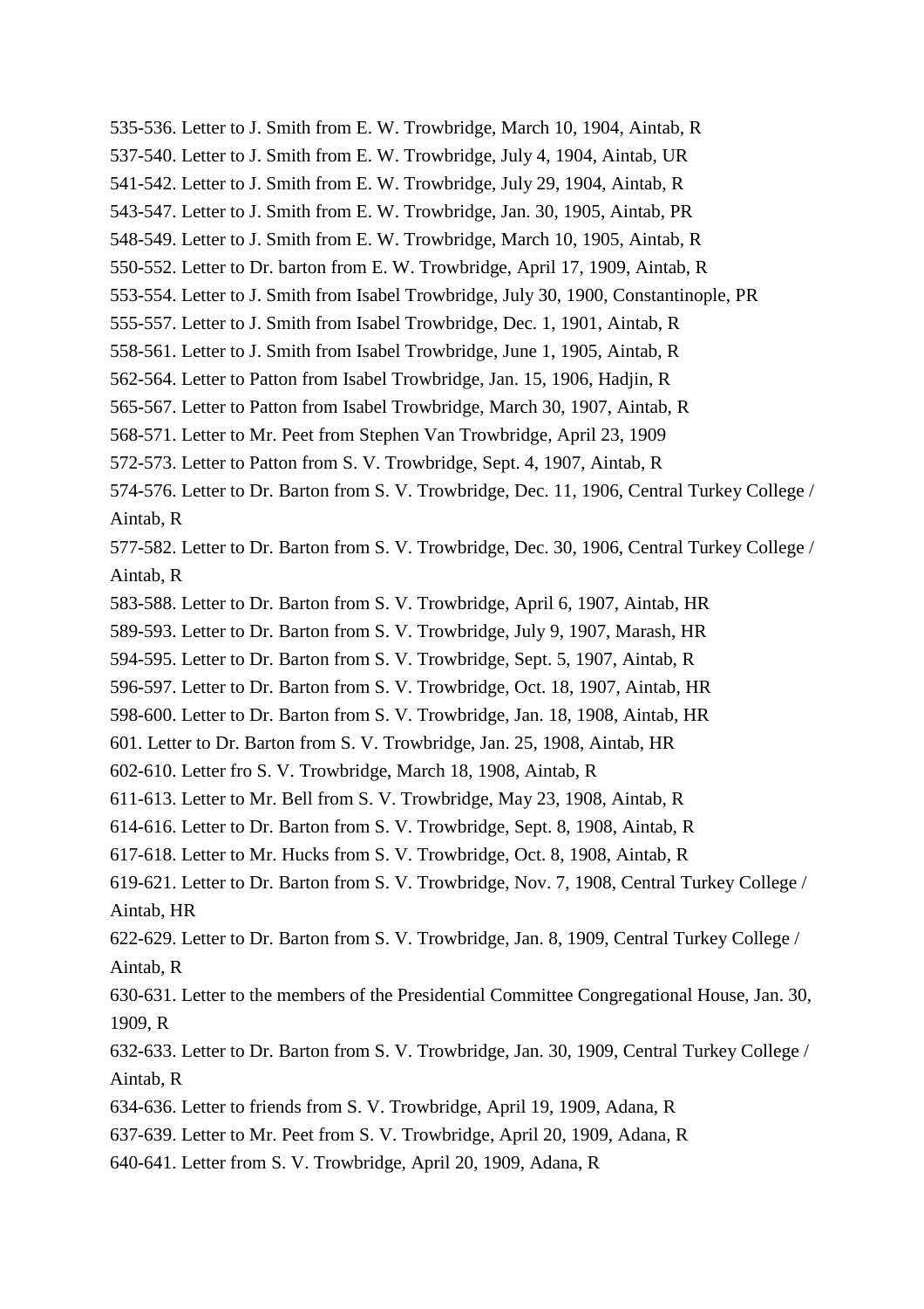535-536. Letter to J. Smith from E. W. Trowbridge, March 10, 1904, Aintab, R

537-540. Letter to J. Smith from E. W. Trowbridge, July 4, 1904, Aintab, UR

541-542. Letter to J. Smith from E. W. Trowbridge, July 29, 1904, Aintab, R

543-547. Letter to J. Smith from E. W. Trowbridge, Jan. 30, 1905, Aintab, PR

548-549. Letter to J. Smith from E. W. Trowbridge, March 10, 1905, Aintab, R

550-552. Letter to Dr. barton from E. W. Trowbridge, April 17, 1909, Aintab, R

553-554. Letter to J. Smith from Isabel Trowbridge, July 30, 1900, Constantinople, PR

555-557. Letter to J. Smith from Isabel Trowbridge, Dec. 1, 1901, Aintab, R

558-561. Letter to J. Smith from Isabel Trowbridge, June 1, 1905, Aintab, R

562-564. Letter to Patton from Isabel Trowbridge, Jan. 15, 1906, Hadjin, R

565-567. Letter to Patton from Isabel Trowbridge, March 30, 1907, Aintab, R

568-571. Letter to Mr. Peet from Stephen Van Trowbridge, April 23, 1909

572-573. Letter to Patton from S. V. Trowbridge, Sept. 4, 1907, Aintab, R

574-576. Letter to Dr. Barton from S. V. Trowbridge, Dec. 11, 1906, Central Turkey College / Aintab, R

577-582. Letter to Dr. Barton from S. V. Trowbridge, Dec. 30, 1906, Central Turkey College / Aintab, R

583-588. Letter to Dr. Barton from S. V. Trowbridge, April 6, 1907, Aintab, HR

589-593. Letter to Dr. Barton from S. V. Trowbridge, July 9, 1907, Marash, HR

594-595. Letter to Dr. Barton from S. V. Trowbridge, Sept. 5, 1907, Aintab, R

596-597. Letter to Dr. Barton from S. V. Trowbridge, Oct. 18, 1907, Aintab, HR

598-600. Letter to Dr. Barton from S. V. Trowbridge, Jan. 18, 1908, Aintab, HR

601. Letter to Dr. Barton from S. V. Trowbridge, Jan. 25, 1908, Aintab, HR

602-610. Letter fro S. V. Trowbridge, March 18, 1908, Aintab, R

611-613. Letter to Mr. Bell from S. V. Trowbridge, May 23, 1908, Aintab, R

614-616. Letter to Dr. Barton from S. V. Trowbridge, Sept. 8, 1908, Aintab, R

617-618. Letter to Mr. Hucks from S. V. Trowbridge, Oct. 8, 1908, Aintab, R

619-621. Letter to Dr. Barton from S. V. Trowbridge, Nov. 7, 1908, Central Turkey College / Aintab, HR

622-629. Letter to Dr. Barton from S. V. Trowbridge, Jan. 8, 1909, Central Turkey College / Aintab, R

630-631. Letter to the members of the Presidential Committee Congregational House, Jan. 30, 1909, R

632-633. Letter to Dr. Barton from S. V. Trowbridge, Jan. 30, 1909, Central Turkey College / Aintab, R

634-636. Letter to friends from S. V. Trowbridge, April 19, 1909, Adana, R

637-639. Letter to Mr. Peet from S. V. Trowbridge, April 20, 1909, Adana, R

640-641. Letter from S. V. Trowbridge, April 20, 1909, Adana, R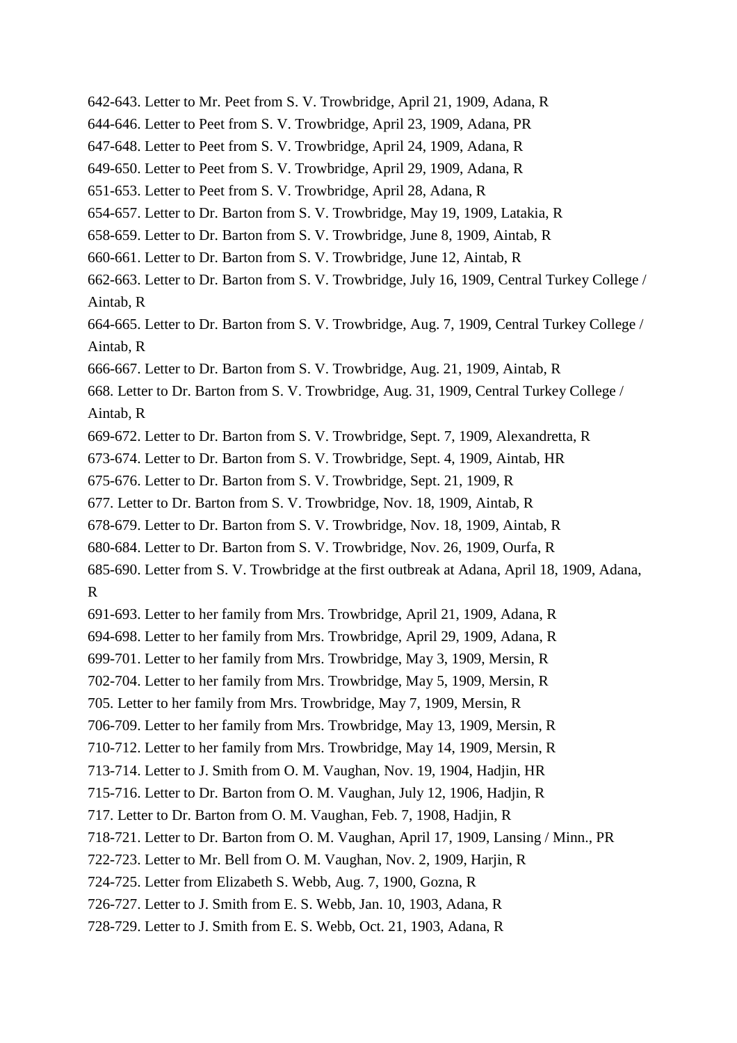642-643. Letter to Mr. Peet from S. V. Trowbridge, April 21, 1909, Adana, R

644-646. Letter to Peet from S. V. Trowbridge, April 23, 1909, Adana, PR

647-648. Letter to Peet from S. V. Trowbridge, April 24, 1909, Adana, R

649-650. Letter to Peet from S. V. Trowbridge, April 29, 1909, Adana, R

651-653. Letter to Peet from S. V. Trowbridge, April 28, Adana, R

654-657. Letter to Dr. Barton from S. V. Trowbridge, May 19, 1909, Latakia, R

658-659. Letter to Dr. Barton from S. V. Trowbridge, June 8, 1909, Aintab, R

660-661. Letter to Dr. Barton from S. V. Trowbridge, June 12, Aintab, R

662-663. Letter to Dr. Barton from S. V. Trowbridge, July 16, 1909, Central Turkey College / Aintab, R

664-665. Letter to Dr. Barton from S. V. Trowbridge, Aug. 7, 1909, Central Turkey College / Aintab, R

666-667. Letter to Dr. Barton from S. V. Trowbridge, Aug. 21, 1909, Aintab, R

668. Letter to Dr. Barton from S. V. Trowbridge, Aug. 31, 1909, Central Turkey College / Aintab, R

669-672. Letter to Dr. Barton from S. V. Trowbridge, Sept. 7, 1909, Alexandretta, R

673-674. Letter to Dr. Barton from S. V. Trowbridge, Sept. 4, 1909, Aintab, HR

675-676. Letter to Dr. Barton from S. V. Trowbridge, Sept. 21, 1909, R

677. Letter to Dr. Barton from S. V. Trowbridge, Nov. 18, 1909, Aintab, R

678-679. Letter to Dr. Barton from S. V. Trowbridge, Nov. 18, 1909, Aintab, R

680-684. Letter to Dr. Barton from S. V. Trowbridge, Nov. 26, 1909, Ourfa, R

685-690. Letter from S. V. Trowbridge at the first outbreak at Adana, April 18, 1909, Adana, R

691-693. Letter to her family from Mrs. Trowbridge, April 21, 1909, Adana, R

694-698. Letter to her family from Mrs. Trowbridge, April 29, 1909, Adana, R

699-701. Letter to her family from Mrs. Trowbridge, May 3, 1909, Mersin, R

702-704. Letter to her family from Mrs. Trowbridge, May 5, 1909, Mersin, R

705. Letter to her family from Mrs. Trowbridge, May 7, 1909, Mersin, R

706-709. Letter to her family from Mrs. Trowbridge, May 13, 1909, Mersin, R

710-712. Letter to her family from Mrs. Trowbridge, May 14, 1909, Mersin, R

713-714. Letter to J. Smith from O. M. Vaughan, Nov. 19, 1904, Hadjin, HR

715-716. Letter to Dr. Barton from O. M. Vaughan, July 12, 1906, Hadjin, R

717. Letter to Dr. Barton from O. M. Vaughan, Feb. 7, 1908, Hadjin, R

718-721. Letter to Dr. Barton from O. M. Vaughan, April 17, 1909, Lansing / Minn., PR

722-723. Letter to Mr. Bell from O. M. Vaughan, Nov. 2, 1909, Harjin, R

724-725. Letter from Elizabeth S. Webb, Aug. 7, 1900, Gozna, R

726-727. Letter to J. Smith from E. S. Webb, Jan. 10, 1903, Adana, R

728-729. Letter to J. Smith from E. S. Webb, Oct. 21, 1903, Adana, R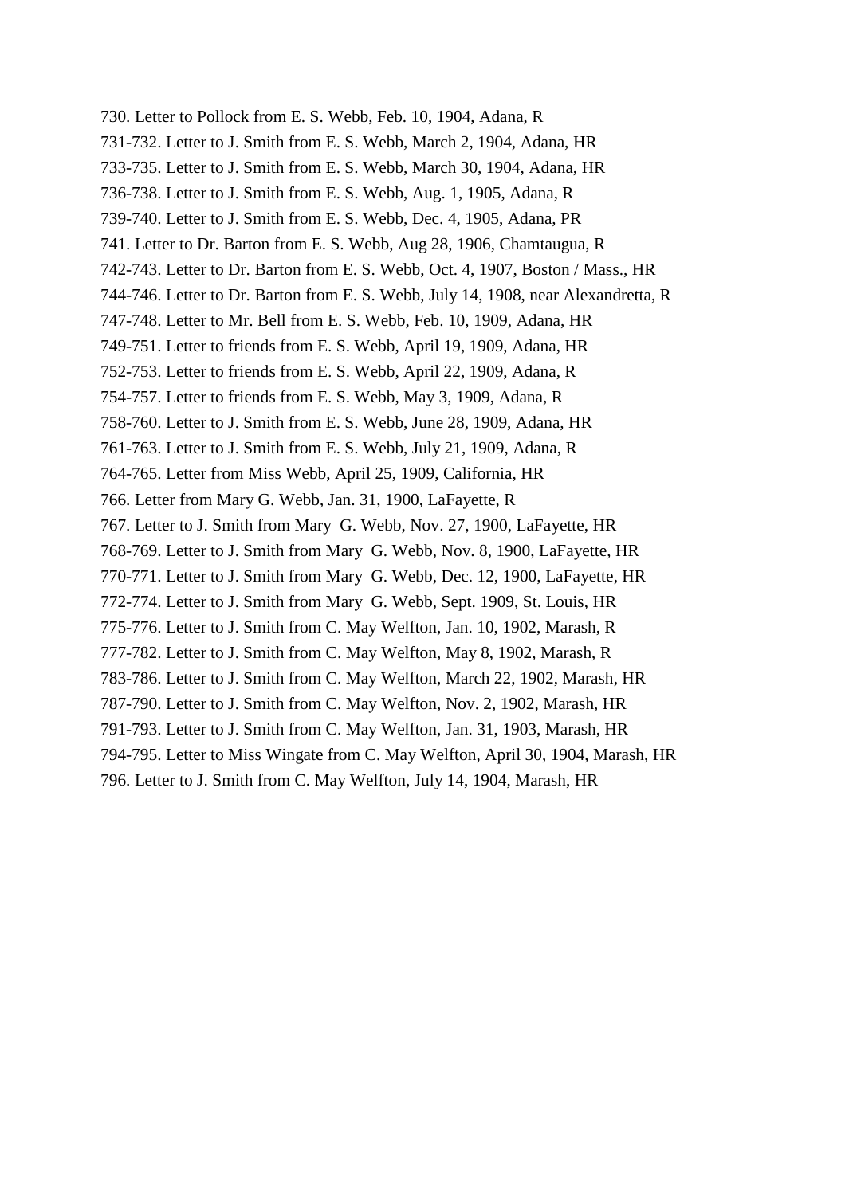730. Letter to Pollock from E. S. Webb, Feb. 10, 1904, Adana, R

731-732. Letter to J. Smith from E. S. Webb, March 2, 1904, Adana, HR

733-735. Letter to J. Smith from E. S. Webb, March 30, 1904, Adana, HR

736-738. Letter to J. Smith from E. S. Webb, Aug. 1, 1905, Adana, R

739-740. Letter to J. Smith from E. S. Webb, Dec. 4, 1905, Adana, PR

741. Letter to Dr. Barton from E. S. Webb, Aug 28, 1906, Chamtaugua, R

742-743. Letter to Dr. Barton from E. S. Webb, Oct. 4, 1907, Boston / Mass., HR

744-746. Letter to Dr. Barton from E. S. Webb, July 14, 1908, near Alexandretta, R

747-748. Letter to Mr. Bell from E. S. Webb, Feb. 10, 1909, Adana, HR

749-751. Letter to friends from E. S. Webb, April 19, 1909, Adana, HR

752-753. Letter to friends from E. S. Webb, April 22, 1909, Adana, R

754-757. Letter to friends from E. S. Webb, May 3, 1909, Adana, R

758-760. Letter to J. Smith from E. S. Webb, June 28, 1909, Adana, HR

761-763. Letter to J. Smith from E. S. Webb, July 21, 1909, Adana, R

764-765. Letter from Miss Webb, April 25, 1909, California, HR

766. Letter from Mary G. Webb, Jan. 31, 1900, LaFayette, R

767. Letter to J. Smith from Mary G. Webb, Nov. 27, 1900, LaFayette, HR

768-769. Letter to J. Smith from Mary G. Webb, Nov. 8, 1900, LaFayette, HR

770-771. Letter to J. Smith from Mary G. Webb, Dec. 12, 1900, LaFayette, HR

772-774. Letter to J. Smith from Mary G. Webb, Sept. 1909, St. Louis, HR

775-776. Letter to J. Smith from C. May Welfton, Jan. 10, 1902, Marash, R

777-782. Letter to J. Smith from C. May Welfton, May 8, 1902, Marash, R

783-786. Letter to J. Smith from C. May Welfton, March 22, 1902, Marash, HR

787-790. Letter to J. Smith from C. May Welfton, Nov. 2, 1902, Marash, HR

791-793. Letter to J. Smith from C. May Welfton, Jan. 31, 1903, Marash, HR

794-795. Letter to Miss Wingate from C. May Welfton, April 30, 1904, Marash, HR

796. Letter to J. Smith from C. May Welfton, July 14, 1904, Marash, HR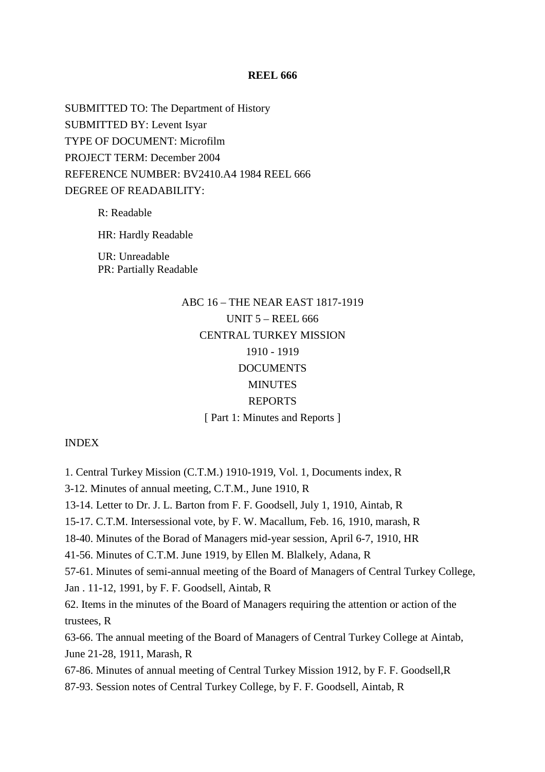**REEL 666**

SUBMITTED TO: The Department of History

SUBMITTED BY: Levent Isyar

TYPE OF DOCUMENT: Microfilm

PROJECT TERM: December 2004

REFERENCE NUMBER: BV2410.A4 1984 REEL 666

DEGREE OF READABILITY:

R: Readable

HR: Hardly Readable

UR: Unreadable
PR: Partially Readable

ABC 16 – THE NEAR EAST 1817-1919
UNIT 5 – REEL 666
CENTRAL TURKEY MISSION
1910 - 1919
DOCUMENTS
MINUTES
REPORTS
[ Part 1: Minutes and Reports ]

INDEX

1. Central Turkey Mission (C.T.M.) 1910-1919, Vol. 1, Documents index, R

3-12. Minutes of annual meeting, C.T.M., June 1910, R

13-14. Letter to Dr. J. L. Barton from F. F. Goodsell, July 1, 1910, Aintab, R

15-17. C.T.M. Intersessional vote, by F. W. Macallum, Feb. 16, 1910, marash, R

18-40. Minutes of the Borad of Managers mid-year session, April 6-7, 1910, HR

41-56. Minutes of C.T.M. June 1919, by Ellen M. Blalkely, Adana, R

57-61. Minutes of semi-annual meeting of the Board of Managers of Central Turkey College, Jan . 11-12, 1991, by F. F. Goodsell, Aintab, R

62. Items in the minutes of the Board of Managers requiring the attention or action of the trustees, R

63-66. The annual meeting of the Board of Managers of Central Turkey College at Aintab, June 21-28, 1911, Marash, R

67-86. Minutes of annual meeting of Central Turkey Mission 1912, by F. F. Goodsell,R

87-93. Session notes of Central Turkey College, by F. F. Goodsell, Aintab, R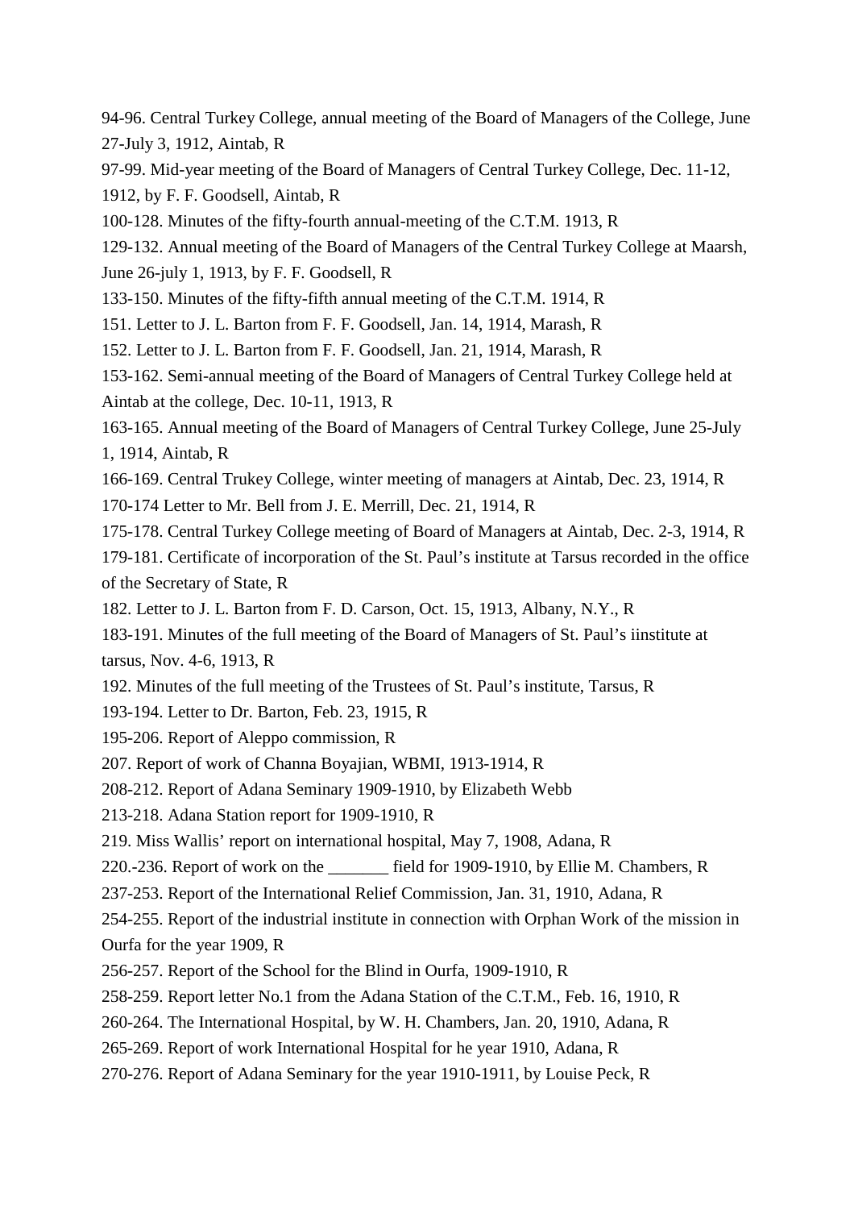94-96. Central Turkey College, annual meeting of the Board of Managers of the College, June 27-July 3, 1912, Aintab, R

97-99. Mid-year meeting of the Board of Managers of Central Turkey College, Dec. 11-12, 1912, by F. F. Goodsell, Aintab, R

100-128. Minutes of the fifty-fourth annual-meeting of the C.T.M. 1913, R

129-132. Annual meeting of the Board of Managers of the Central Turkey College at Maarsh, June 26-july 1, 1913, by F. F. Goodsell, R

133-150. Minutes of the fifty-fifth annual meeting of the C.T.M. 1914, R

151. Letter to J. L. Barton from F. F. Goodsell, Jan. 14, 1914, Marash, R

152. Letter to J. L. Barton from F. F. Goodsell, Jan. 21, 1914, Marash, R

153-162. Semi-annual meeting of the Board of Managers of Central Turkey College held at Aintab at the college, Dec. 10-11, 1913, R

163-165. Annual meeting of the Board of Managers of Central Turkey College, June 25-July 1, 1914, Aintab, R

166-169. Central Trukey College, winter meeting of managers at Aintab, Dec. 23, 1914, R

170-174 Letter to Mr. Bell from J. E. Merrill, Dec. 21, 1914, R

175-178. Central Turkey College meeting of Board of Managers at Aintab, Dec. 2-3, 1914, R

179-181. Certificate of incorporation of the St. Paul's institute at Tarsus recorded in the office of the Secretary of State, R

182. Letter to J. L. Barton from F. D. Carson, Oct. 15, 1913, Albany, N.Y., R

183-191. Minutes of the full meeting of the Board of Managers of St. Paul's iinstitute at tarsus, Nov. 4-6, 1913, R

192. Minutes of the full meeting of the Trustees of St. Paul's institute, Tarsus, R

193-194. Letter to Dr. Barton, Feb. 23, 1915, R

195-206. Report of Aleppo commission, R

207. Report of work of Channa Boyajian, WBMI, 1913-1914, R

208-212. Report of Adana Seminary 1909-1910, by Elizabeth Webb

213-218. Adana Station report for 1909-1910, R

219. Miss Wallis' report on international hospital, May 7, 1908, Adana, R

220.-236. Report of work on the _______ field for 1909-1910, by Ellie M. Chambers, R

237-253. Report of the International Relief Commission, Jan. 31, 1910, Adana, R

254-255. Report of the industrial institute in connection with Orphan Work of the mission in Ourfa for the year 1909, R

256-257. Report of the School for the Blind in Ourfa, 1909-1910, R

258-259. Report letter No.1 from the Adana Station of the C.T.M., Feb. 16, 1910, R

260-264. The International Hospital, by W. H. Chambers, Jan. 20, 1910, Adana, R

265-269. Report of work International Hospital for he year 1910, Adana, R

270-276. Report of Adana Seminary for the year 1910-1911, by Louise Peck, R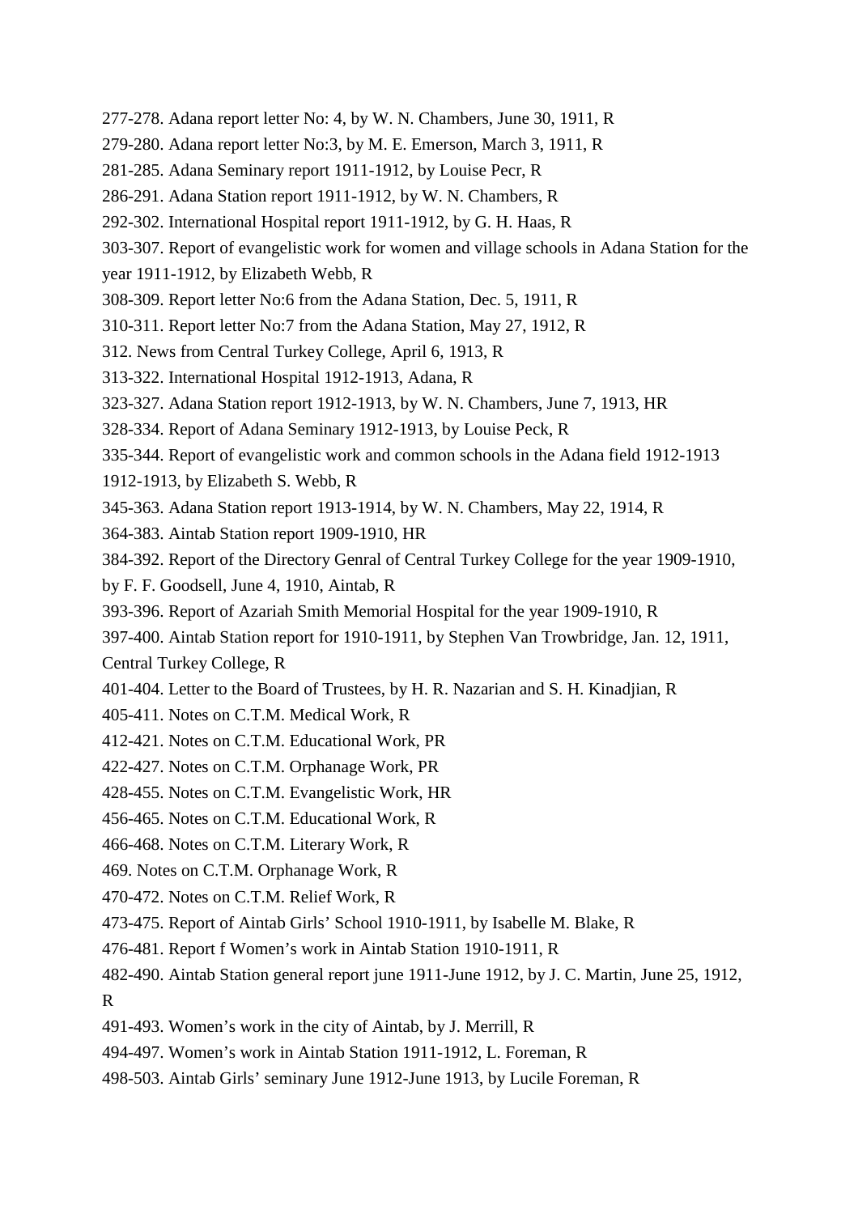277-278. Adana report letter No: 4, by W. N. Chambers, June 30, 1911, R

279-280. Adana report letter No:3, by M. E. Emerson, March 3, 1911, R

281-285. Adana Seminary report 1911-1912, by Louise Pecr, R

286-291. Adana Station report 1911-1912, by W. N. Chambers, R

292-302. International Hospital report 1911-1912, by G. H. Haas, R

303-307. Report of evangelistic work for women and village schools in Adana Station for the year 1911-1912, by Elizabeth Webb, R

308-309. Report letter No:6 from the Adana Station, Dec. 5, 1911, R

310-311. Report letter No:7 from the Adana Station, May 27, 1912, R

312. News from Central Turkey College, April 6, 1913, R

313-322. International Hospital 1912-1913, Adana, R

323-327. Adana Station report 1912-1913, by W. N. Chambers, June 7, 1913, HR

328-334. Report of Adana Seminary 1912-1913, by Louise Peck, R

335-344. Report of evangelistic work and common schools in the Adana field 1912-1913 1912-1913, by Elizabeth S. Webb, R

345-363. Adana Station report 1913-1914, by W. N. Chambers, May 22, 1914, R

364-383. Aintab Station report 1909-1910, HR

384-392. Report of the Directory Genral of Central Turkey College for the year 1909-1910, by F. F. Goodsell, June 4, 1910, Aintab, R

393-396. Report of Azariah Smith Memorial Hospital for the year 1909-1910, R

397-400. Aintab Station report for 1910-1911, by Stephen Van Trowbridge, Jan. 12, 1911, Central Turkey College, R

401-404. Letter to the Board of Trustees, by H. R. Nazarian and S. H. Kinadjian, R

405-411. Notes on C.T.M. Medical Work, R

412-421. Notes on C.T.M. Educational Work, PR

422-427. Notes on C.T.M. Orphanage Work, PR

428-455. Notes on C.T.M. Evangelistic Work, HR

456-465. Notes on C.T.M. Educational Work, R

466-468. Notes on C.T.M. Literary Work, R

469. Notes on C.T.M. Orphanage Work, R

470-472. Notes on C.T.M. Relief Work, R

473-475. Report of Aintab Girls' School 1910-1911, by Isabelle M. Blake, R

476-481. Report f Women's work in Aintab Station 1910-1911, R

482-490. Aintab Station general report june 1911-June 1912, by J. C. Martin, June 25, 1912, R

491-493. Women's work in the city of Aintab, by J. Merrill, R

494-497. Women's work in Aintab Station 1911-1912, L. Foreman, R

498-503. Aintab Girls' seminary June 1912-June 1913, by Lucile Foreman, R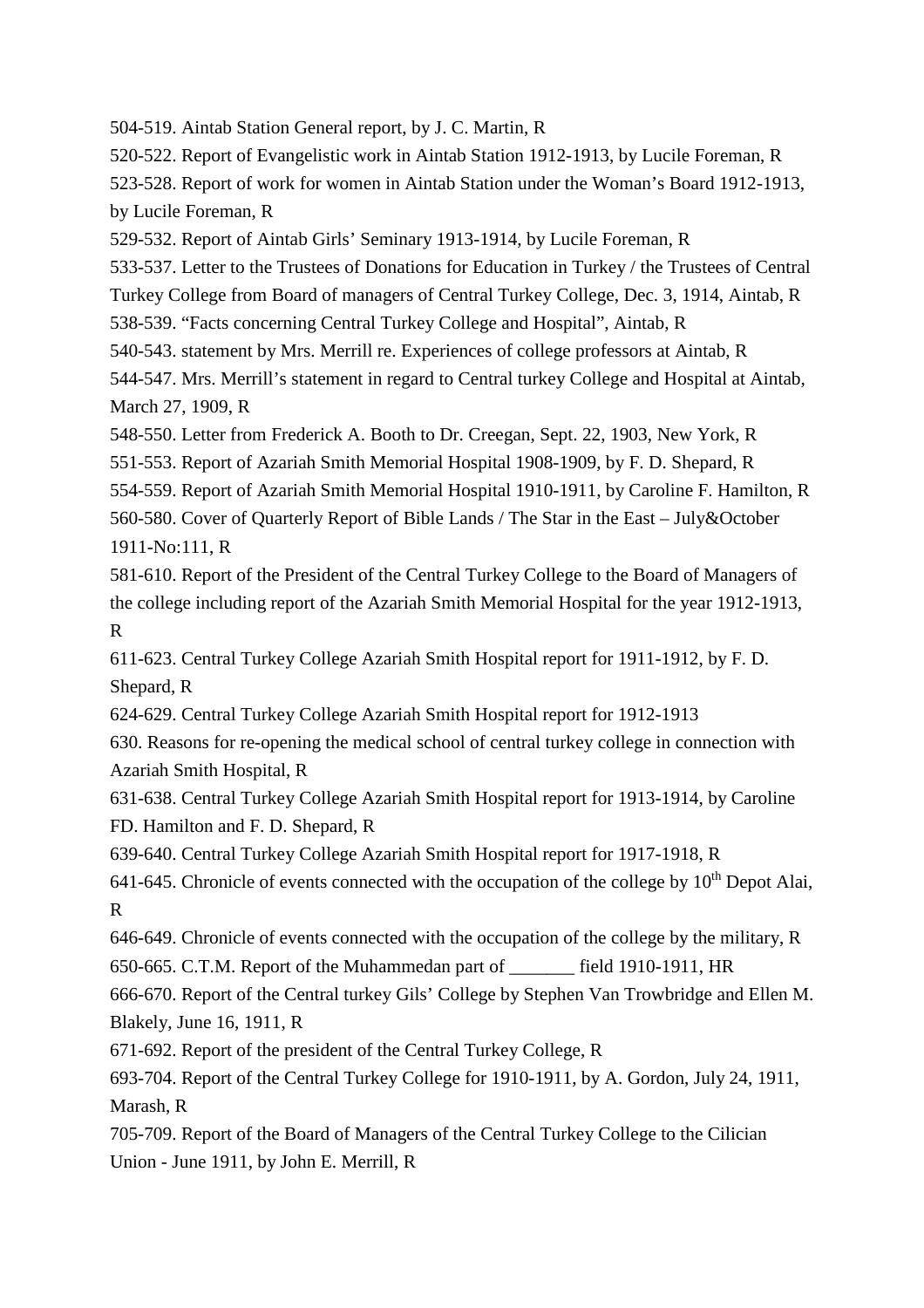504-519. Aintab Station General report, by J. C. Martin, R

520-522. Report of Evangelistic work in Aintab Station 1912-1913, by Lucile Foreman, R

523-528. Report of work for women in Aintab Station under the Woman's Board 1912-1913, by Lucile Foreman, R

529-532. Report of Aintab Girls' Seminary 1913-1914, by Lucile Foreman, R

533-537. Letter to the Trustees of Donations for Education in Turkey / the Trustees of Central Turkey College from Board of managers of Central Turkey College, Dec. 3, 1914, Aintab, R

538-539. "Facts concerning Central Turkey College and Hospital", Aintab, R

540-543. statement by Mrs. Merrill re. Experiences of college professors at Aintab, R

544-547. Mrs. Merrill's statement in regard to Central turkey College and Hospital at Aintab, March 27, 1909, R

548-550. Letter from Frederick A. Booth to Dr. Creegan, Sept. 22, 1903, New York, R

551-553. Report of Azariah Smith Memorial Hospital 1908-1909, by F. D. Shepard, R

554-559. Report of Azariah Smith Memorial Hospital 1910-1911, by Caroline F. Hamilton, R

560-580. Cover of Quarterly Report of Bible Lands / The Star in the East – July&October 1911-No:111, R

581-610. Report of the President of the Central Turkey College to the Board of Managers of the college including report of the Azariah Smith Memorial Hospital for the year 1912-1913, R

611-623. Central Turkey College Azariah Smith Hospital report for 1911-1912, by F. D. Shepard, R

624-629. Central Turkey College Azariah Smith Hospital report for 1912-1913

630. Reasons for re-opening the medical school of central turkey college in connection with Azariah Smith Hospital, R

631-638. Central Turkey College Azariah Smith Hospital report for 1913-1914, by Caroline FD. Hamilton and F. D. Shepard, R

639-640. Central Turkey College Azariah Smith Hospital report for 1917-1918, R

641-645. Chronicle of events connected with the occupation of the college by 10th Depot Alai, R

646-649. Chronicle of events connected with the occupation of the college by the military, R

650-665. C.T.M. Report of the Muhammedan part of _______ field 1910-1911, HR

666-670. Report of the Central turkey Gils' College by Stephen Van Trowbridge and Ellen M. Blakely, June 16, 1911, R

671-692. Report of the president of the Central Turkey College, R

693-704. Report of the Central Turkey College for 1910-1911, by A. Gordon, July 24, 1911, Marash, R

705-709. Report of the Board of Managers of the Central Turkey College to the Cilician Union - June 1911, by John E. Merrill, R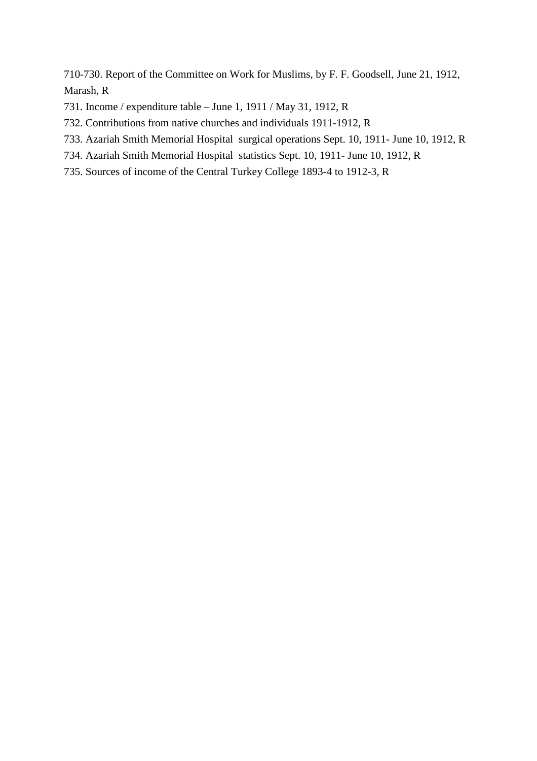710-730. Report of the Committee on Work for Muslims, by F. F. Goodsell, June 21, 1912, Marash, R

731. Income / expenditure table – June 1, 1911 / May 31, 1912, R

732. Contributions from native churches and individuals 1911-1912, R

733. Azariah Smith Memorial Hospital surgical operations Sept. 10, 1911- June 10, 1912, R

734. Azariah Smith Memorial Hospital statistics Sept. 10, 1911- June 10, 1912, R

735. Sources of income of the Central Turkey College 1893-4 to 1912-3, R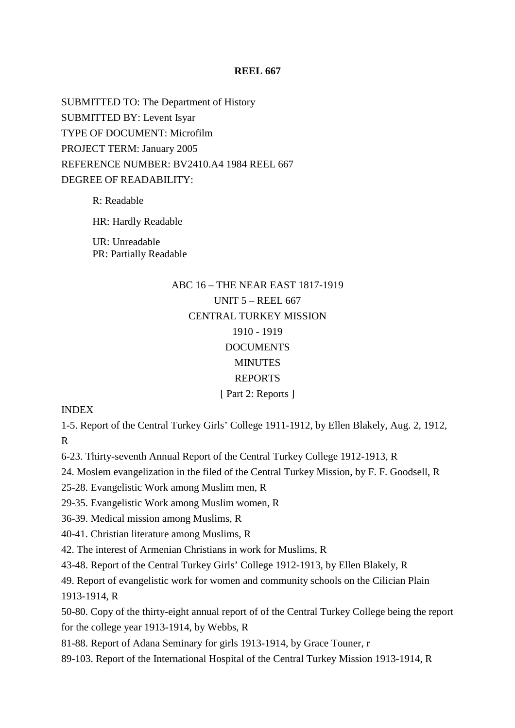**REEL 667**

SUBMITTED TO: The Department of History

SUBMITTED BY: Levent Isyar

TYPE OF DOCUMENT: Microfilm

PROJECT TERM: January 2005

REFERENCE NUMBER: BV2410.A4 1984 REEL 667

DEGREE OF READABILITY:

R: Readable

HR: Hardly Readable

UR: Unreadable
PR: Partially Readable

ABC 16 – THE NEAR EAST 1817-1919
UNIT 5 – REEL 667
CENTRAL TURKEY MISSION
1910 - 1919
DOCUMENTS
MINUTES
REPORTS
[ Part 2: Reports ]

INDEX

1-5. Report of the Central Turkey Girls' College 1911-1912, by Ellen Blakely, Aug. 2, 1912, R

6-23. Thirty-seventh Annual Report of the Central Turkey College 1912-1913, R

24. Moslem evangelization in the filed of the Central Turkey Mission, by F. F. Goodsell, R

25-28. Evangelistic Work among Muslim men, R

29-35. Evangelistic Work among Muslim women, R

36-39. Medical mission among Muslims, R

40-41. Christian literature among Muslims, R

42. The interest of Armenian Christians in work for Muslims, R

43-48. Report of the Central Turkey Girls' College 1912-1913, by Ellen Blakely, R

49. Report of evangelistic work for women and community schools on the Cilician Plain 1913-1914, R

50-80. Copy of the thirty-eight annual report of of the Central Turkey College being the report for the college year 1913-1914, by Webbs, R

81-88. Report of Adana Seminary for girls 1913-1914, by Grace Touner, r

89-103. Report of the International Hospital of the Central Turkey Mission 1913-1914, R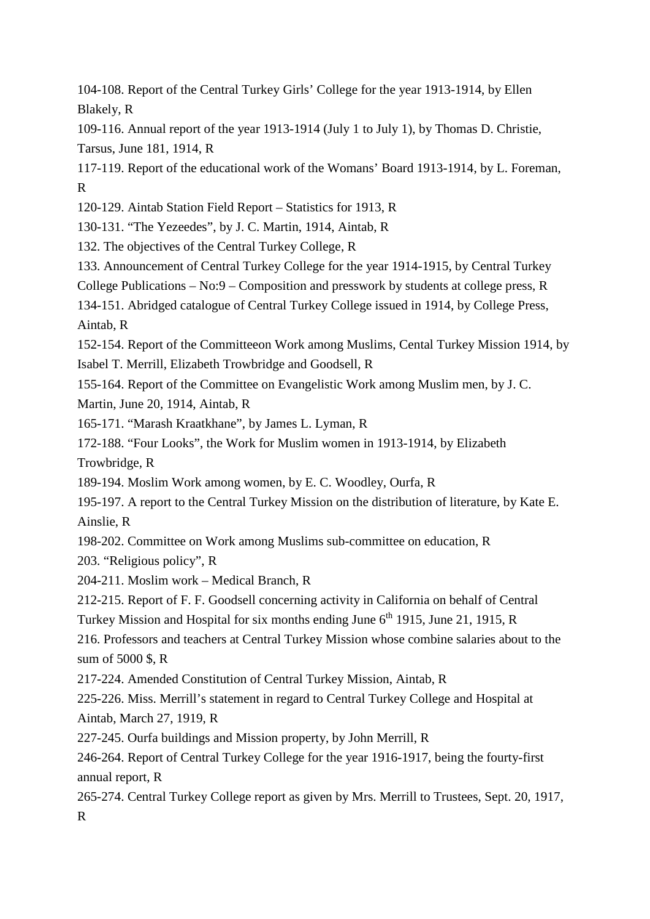104-108. Report of the Central Turkey Girls' College for the year 1913-1914, by Ellen Blakely, R

109-116. Annual report of the year 1913-1914 (July 1 to July 1), by Thomas D. Christie, Tarsus, June 181, 1914, R

117-119. Report of the educational work of the Womans' Board 1913-1914, by L. Foreman, R

120-129. Aintab Station Field Report – Statistics for 1913, R

130-131. "The Yezeedes", by J. C. Martin, 1914, Aintab, R

132. The objectives of the Central Turkey College, R

133. Announcement of Central Turkey College for the year 1914-1915, by Central Turkey College Publications – No:9 – Composition and presswork by students at college press, R

134-151. Abridged catalogue of Central Turkey College issued in 1914, by College Press, Aintab, R

152-154. Report of the Committeeon Work among Muslims, Cental Turkey Mission 1914, by Isabel T. Merrill, Elizabeth Trowbridge and Goodsell, R

155-164. Report of the Committee on Evangelistic Work among Muslim men, by J. C. Martin, June 20, 1914, Aintab, R

165-171. "Marash Kraatkhane", by James L. Lyman, R

172-188. "Four Looks", the Work for Muslim women in 1913-1914, by Elizabeth Trowbridge, R

189-194. Moslim Work among women, by E. C. Woodley, Ourfa, R

195-197. A report to the Central Turkey Mission on the distribution of literature, by Kate E. Ainslie, R

198-202. Committee on Work among Muslims sub-committee on education, R

203. "Religious policy", R

204-211. Moslim work – Medical Branch, R

212-215. Report of F. F. Goodsell concerning activity in California on behalf of Central Turkey Mission and Hospital for six months ending June 6th 1915, June 21, 1915, R

216. Professors and teachers at Central Turkey Mission whose combine salaries about to the sum of 5000 $, R

217-224. Amended Constitution of Central Turkey Mission, Aintab, R

225-226. Miss. Merrill's statement in regard to Central Turkey College and Hospital at Aintab, March 27, 1919, R

227-245. Ourfa buildings and Mission property, by John Merrill, R

246-264. Report of Central Turkey College for the year 1916-1917, being the fourty-first annual report, R

265-274. Central Turkey College report as given by Mrs. Merrill to Trustees, Sept. 20, 1917, R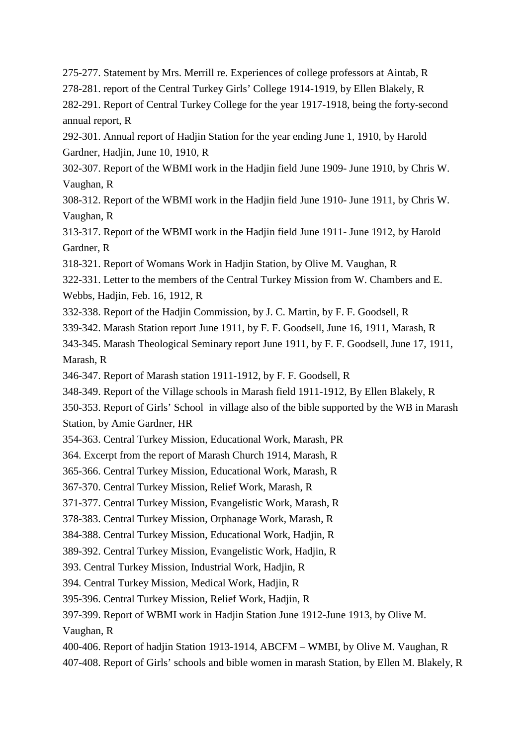275-277. Statement by Mrs. Merrill re. Experiences of college professors at Aintab, R

278-281. report of the Central Turkey Girls' College 1914-1919, by Ellen Blakely, R

282-291. Report of Central Turkey College for the year 1917-1918, being the forty-second annual report, R

292-301. Annual report of Hadjin Station for the year ending June 1, 1910, by Harold Gardner, Hadjin, June 10, 1910, R

302-307. Report of the WBMI work in the Hadjin field June 1909- June 1910, by Chris W. Vaughan, R

308-312. Report of the WBMI work in the Hadjin field June 1910- June 1911, by Chris W. Vaughan, R

313-317. Report of the WBMI work in the Hadjin field June 1911- June 1912, by Harold Gardner, R

318-321. Report of Womans Work in Hadjin Station, by Olive M. Vaughan, R

322-331. Letter to the members of the Central Turkey Mission from W. Chambers and E. Webbs, Hadjin, Feb. 16, 1912, R

332-338. Report of the Hadjin Commission, by J. C. Martin, by F. F. Goodsell, R

339-342. Marash Station report June 1911, by F. F. Goodsell, June 16, 1911, Marash, R

343-345. Marash Theological Seminary report June 1911, by F. F. Goodsell, June 17, 1911, Marash, R

346-347. Report of Marash station 1911-1912, by F. F. Goodsell, R

348-349. Report of the Village schools in Marash field 1911-1912, By Ellen Blakely, R

350-353. Report of Girls' School in village also of the bible supported by the WB in Marash Station, by Amie Gardner, HR

354-363. Central Turkey Mission, Educational Work, Marash, PR

364. Excerpt from the report of Marash Church 1914, Marash, R

365-366. Central Turkey Mission, Educational Work, Marash, R

367-370. Central Turkey Mission, Relief Work, Marash, R

371-377. Central Turkey Mission, Evangelistic Work, Marash, R

378-383. Central Turkey Mission, Orphanage Work, Marash, R

384-388. Central Turkey Mission, Educational Work, Hadjin, R

389-392. Central Turkey Mission, Evangelistic Work, Hadjin, R

393. Central Turkey Mission, Industrial Work, Hadjin, R

394. Central Turkey Mission, Medical Work, Hadjin, R

395-396. Central Turkey Mission, Relief Work, Hadjin, R

397-399. Report of WBMI work in Hadjin Station June 1912-June 1913, by Olive M. Vaughan, R

400-406. Report of hadjin Station 1913-1914, ABCFM – WMBI, by Olive M. Vaughan, R

407-408. Report of Girls' schools and bible women in marash Station, by Ellen M. Blakely, R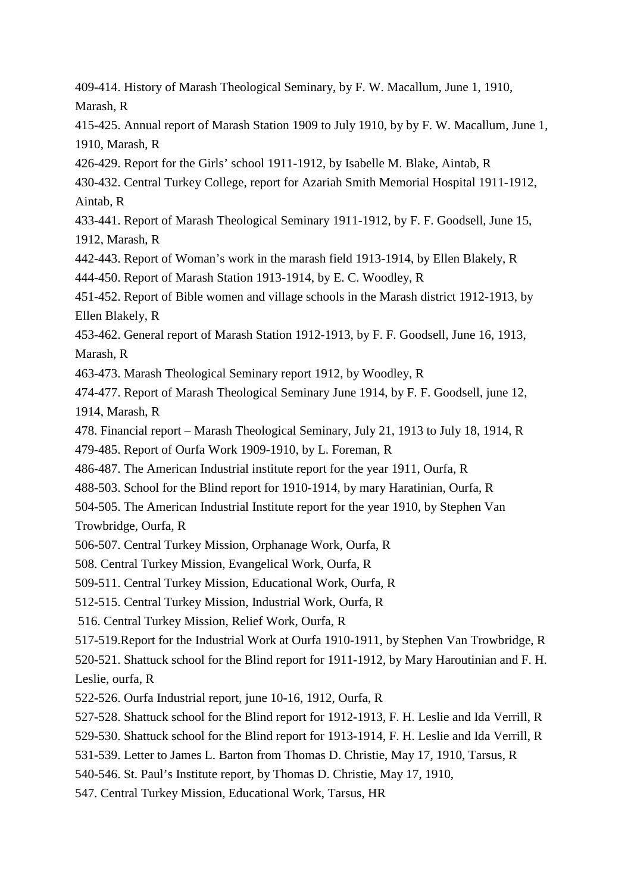409-414. History of Marash Theological Seminary, by F. W. Macallum, June 1, 1910, Marash, R

415-425. Annual report of Marash Station 1909 to July 1910, by by F. W. Macallum, June 1, 1910, Marash, R

426-429. Report for the Girls' school 1911-1912, by Isabelle M. Blake, Aintab, R

430-432. Central Turkey College, report for Azariah Smith Memorial Hospital 1911-1912, Aintab, R

433-441. Report of Marash Theological Seminary 1911-1912, by F. F. Goodsell, June 15, 1912, Marash, R

442-443. Report of Woman's work in the marash field 1913-1914, by Ellen Blakely, R

444-450. Report of Marash Station 1913-1914, by E. C. Woodley, R

451-452. Report of Bible women and village schools in the Marash district 1912-1913, by Ellen Blakely, R

453-462. General report of Marash Station 1912-1913, by F. F. Goodsell, June 16, 1913, Marash, R

463-473. Marash Theological Seminary report 1912, by Woodley, R

474-477. Report of Marash Theological Seminary June 1914, by F. F. Goodsell, june 12, 1914, Marash, R

478. Financial report – Marash Theological Seminary, July 21, 1913 to July 18, 1914, R

479-485. Report of Ourfa Work 1909-1910, by L. Foreman, R

486-487. The American Industrial institute report for the year 1911, Ourfa, R

488-503. School for the Blind report for 1910-1914, by mary Haratinian, Ourfa, R

504-505. The American Industrial Institute report for the year 1910, by Stephen Van Trowbridge, Ourfa, R

506-507. Central Turkey Mission, Orphanage Work, Ourfa, R

508. Central Turkey Mission, Evangelical Work, Ourfa, R

509-511. Central Turkey Mission, Educational Work, Ourfa, R

512-515. Central Turkey Mission, Industrial Work, Ourfa, R

516. Central Turkey Mission, Relief Work, Ourfa, R

517-519.Report for the Industrial Work at Ourfa 1910-1911, by Stephen Van Trowbridge, R

520-521. Shattuck school for the Blind report for 1911-1912, by Mary Haroutinian and F. H. Leslie, ourfa, R

522-526. Ourfa Industrial report, june 10-16, 1912, Ourfa, R

527-528. Shattuck school for the Blind report for 1912-1913, F. H. Leslie and Ida Verrill, R

529-530. Shattuck school for the Blind report for 1913-1914, F. H. Leslie and Ida Verrill, R

531-539. Letter to James L. Barton from Thomas D. Christie, May 17, 1910, Tarsus, R

540-546. St. Paul's Institute report, by Thomas D. Christie, May 17, 1910,

547. Central Turkey Mission, Educational Work, Tarsus, HR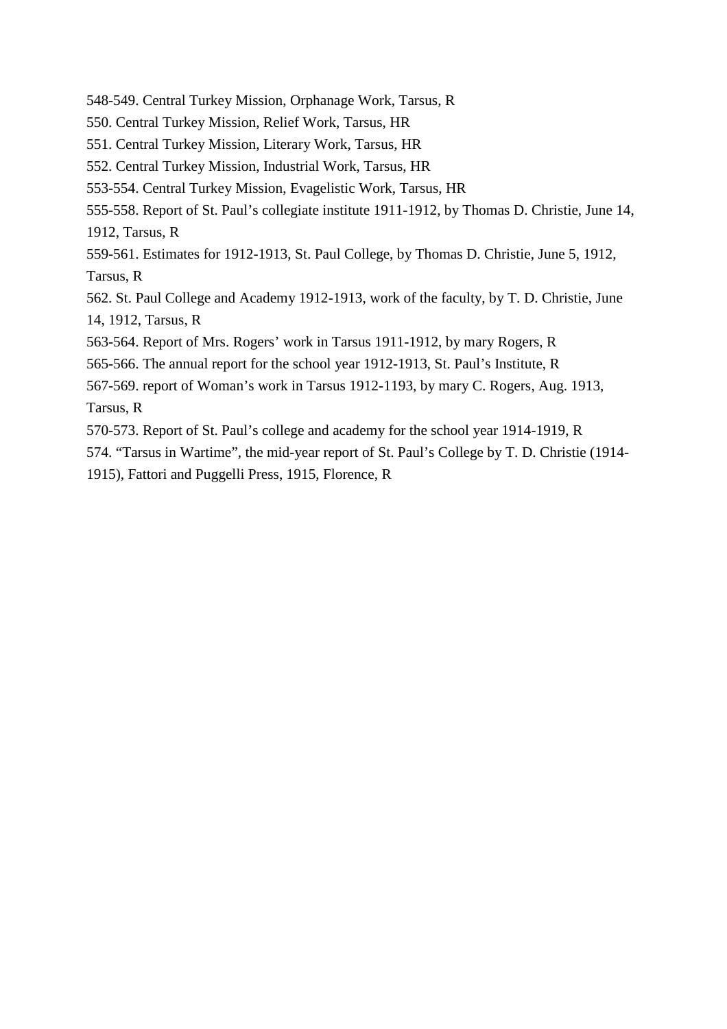548-549. Central Turkey Mission, Orphanage Work, Tarsus, R

550. Central Turkey Mission, Relief Work, Tarsus, HR

551. Central Turkey Mission, Literary Work, Tarsus, HR

552. Central Turkey Mission, Industrial Work, Tarsus, HR

553-554. Central Turkey Mission, Evagelistic Work, Tarsus, HR

555-558. Report of St. Paul's collegiate institute 1911-1912, by Thomas D. Christie, June 14, 1912, Tarsus, R

559-561. Estimates for 1912-1913, St. Paul College, by Thomas D. Christie, June 5, 1912, Tarsus, R

562. St. Paul College and Academy 1912-1913, work of the faculty, by T. D. Christie, June 14, 1912, Tarsus, R

563-564. Report of Mrs. Rogers' work in Tarsus 1911-1912, by mary Rogers, R

565-566. The annual report for the school year 1912-1913, St. Paul's Institute, R

567-569. report of Woman's work in Tarsus 1912-1193, by mary C. Rogers, Aug. 1913, Tarsus, R

570-573. Report of St. Paul's college and academy for the school year 1914-1919, R

574. "Tarsus in Wartime", the mid-year report of St. Paul's College by T. D. Christie (1914-1915), Fattori and Puggelli Press, 1915, Florence, R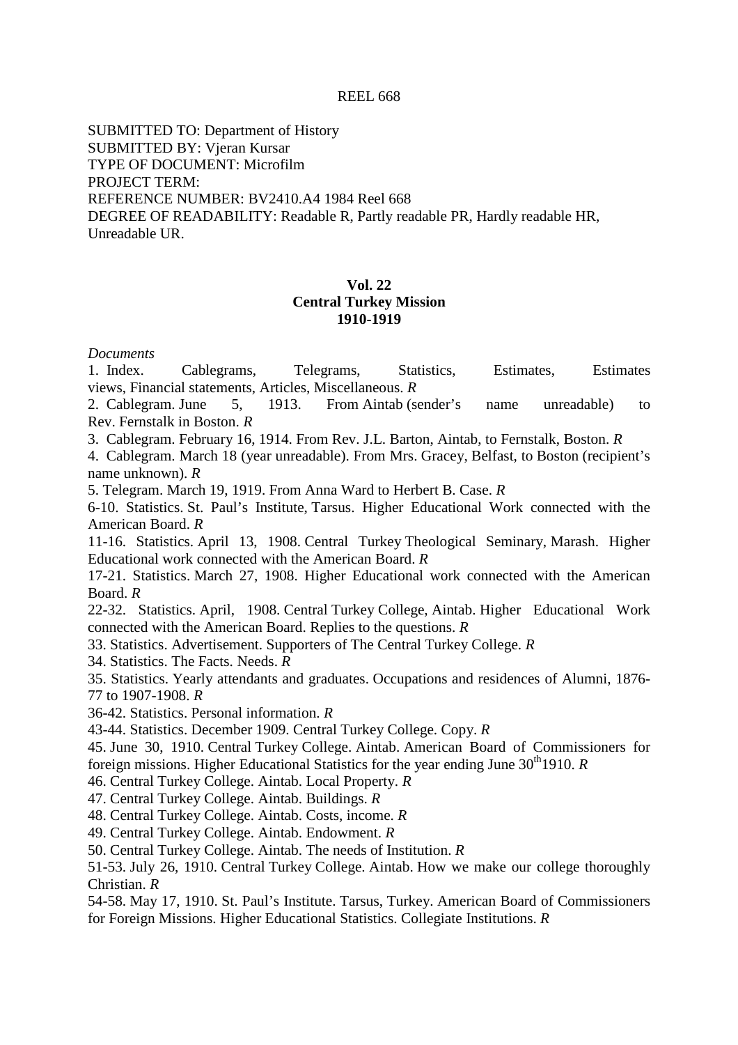REEL 668

SUBMITTED TO: Department of History
SUBMITTED BY: Vjeran Kursar
TYPE OF DOCUMENT: Microfilm
PROJECT TERM:
REFERENCE NUMBER: BV2410.A4 1984 Reel 668
DEGREE OF READABILITY: Readable R, Partly readable PR, Hardly readable HR, Unreadable UR.

**Vol. 22**
**Central Turkey Mission**
**1910-1919**

*Documents*

1. Index. Cablegrams, Telegrams, Statistics, Estimates, Estimates views, Financial statements, Articles, Miscellaneous. *R*
2. Cablegram. June 5, 1913. From Aintab (sender's name unreadable) to Rev. Fernstalk in Boston. *R*
3. Cablegram. February 16, 1914. From Rev. J.L. Barton, Aintab, to Fernstalk, Boston. *R*
4. Cablegram. March 18 (year unreadable). From Mrs. Gracey, Belfast, to Boston (recipient's name unknown). *R*
5. Telegram. March 19, 1919. From Anna Ward to Herbert B. Case. *R*

6-10. Statistics. St. Paul's Institute, Tarsus. Higher Educational Work connected with the American Board. *R*

11-16. Statistics. April 13, 1908. Central Turkey Theological Seminary, Marash. Higher Educational work connected with the American Board. *R*

17-21. Statistics. March 27, 1908. Higher Educational work connected with the American Board. *R*

22-32. Statistics. April, 1908. Central Turkey College, Aintab. Higher Educational Work connected with the American Board. Replies to the questions. *R*

33. Statistics. Advertisement. Supporters of The Central Turkey College. *R*

34. Statistics. The Facts. Needs. *R*

35. Statistics. Yearly attendants and graduates. Occupations and residences of Alumni, 1876-77 to 1907-1908. *R*

36-42. Statistics. Personal information. *R*

43-44. Statistics. December 1909. Central Turkey College. Copy. *R*

45. June 30, 1910. Central Turkey College. Aintab. American Board of Commissioners for foreign missions. Higher Educational Statistics for the year ending June 30th 1910. *R*

46. Central Turkey College. Aintab. Local Property. *R*

47. Central Turkey College. Aintab. Buildings. *R*

48. Central Turkey College. Aintab. Costs, income. *R*

49. Central Turkey College. Aintab. Endowment. *R*

50. Central Turkey College. Aintab. The needs of Institution. *R*

51-53. July 26, 1910. Central Turkey College. Aintab. How we make our college thoroughly Christian. *R*

54-58. May 17, 1910. St. Paul's Institute. Tarsus, Turkey. American Board of Commissioners for Foreign Missions. Higher Educational Statistics. Collegiate Institutions. *R*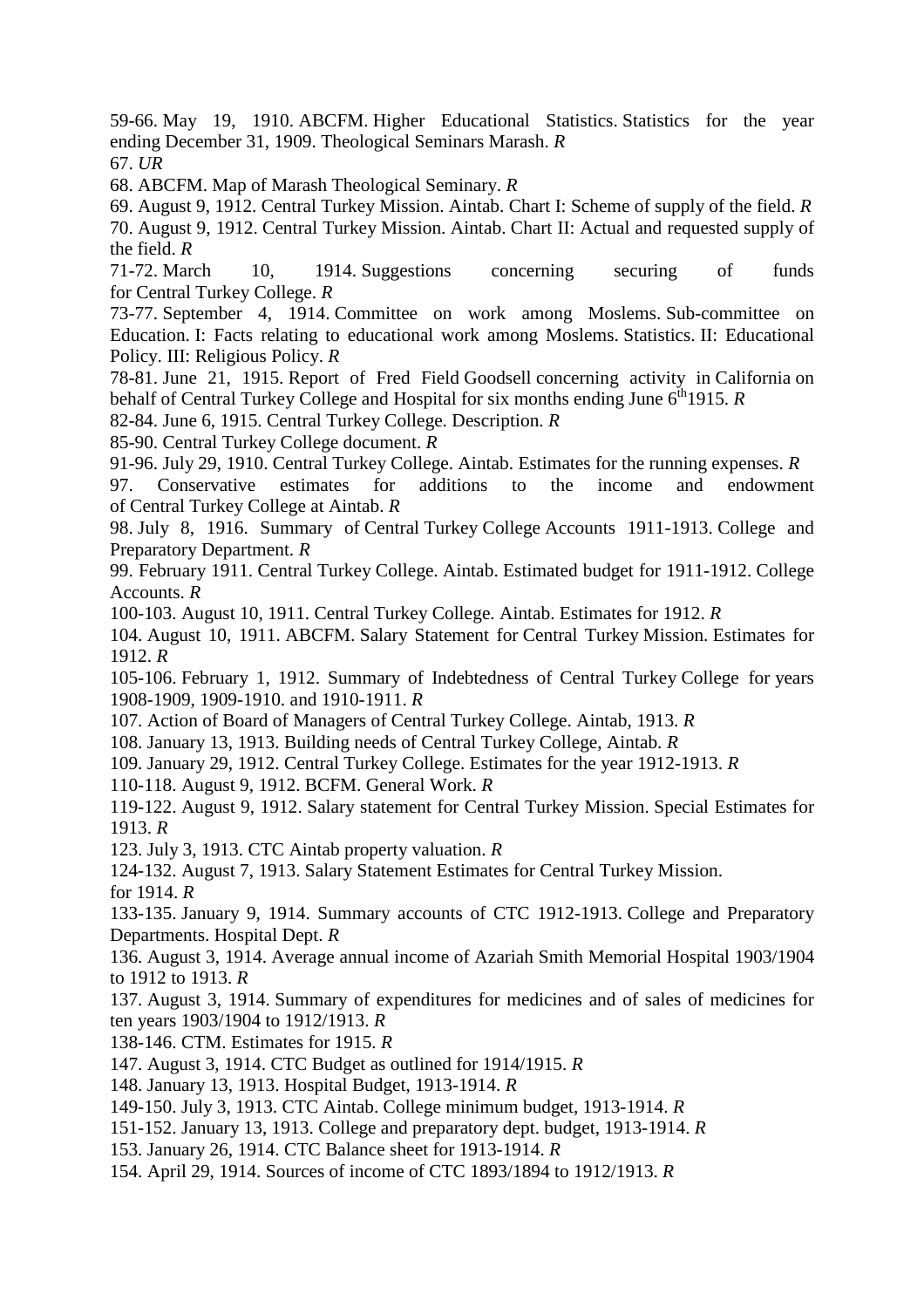59-66. May 19, 1910. ABCFM. Higher Educational Statistics. Statistics for the year ending December 31, 1909. Theological Seminars Marash. *R*

67. *UR*

68. ABCFM. Map of Marash Theological Seminary. *R*

69. August 9, 1912. Central Turkey Mission. Aintab. Chart I: Scheme of supply of the field. *R*

70. August 9, 1912. Central Turkey Mission. Aintab. Chart II: Actual and requested supply of the field. *R*

71-72. March 10, 1914. Suggestions concerning securing of funds for Central Turkey College. *R*

73-77. September 4, 1914. Committee on work among Moslems. Sub-committee on Education. I: Facts relating to educational work among Moslems. Statistics. II: Educational Policy. III: Religious Policy. *R*

78-81. June 21, 1915. Report of Fred Field Goodsell concerning activity in California on behalf of Central Turkey College and Hospital for six months ending June 6th 1915. *R*

82-84. June 6, 1915. Central Turkey College. Description. *R*

85-90. Central Turkey College document. *R*

91-96. July 29, 1910. Central Turkey College. Aintab. Estimates for the running expenses. *R*

97. Conservative estimates for additions to the income and endowment of Central Turkey College at Aintab. *R*

98. July 8, 1916. Summary of Central Turkey College Accounts 1911-1913. College and Preparatory Department. *R*

99. February 1911. Central Turkey College. Aintab. Estimated budget for 1911-1912. College Accounts. *R*

100-103. August 10, 1911. Central Turkey College. Aintab. Estimates for 1912. *R*

104. August 10, 1911. ABCFM. Salary Statement for Central Turkey Mission. Estimates for 1912. *R*

105-106. February 1, 1912. Summary of Indebtedness of Central Turkey College for years 1908-1909, 1909-1910. and 1910-1911. *R*

107. Action of Board of Managers of Central Turkey College. Aintab, 1913. *R*

108. January 13, 1913. Building needs of Central Turkey College, Aintab. *R*

109. January 29, 1912. Central Turkey College. Estimates for the year 1912-1913. *R*

110-118. August 9, 1912. BCFM. General Work. *R*

119-122. August 9, 1912. Salary statement for Central Turkey Mission. Special Estimates for 1913. *R*

123. July 3, 1913. CTC Aintab property valuation. *R*

124-132. August 7, 1913. Salary Statement Estimates for Central Turkey Mission. for 1914. *R*

133-135. January 9, 1914. Summary accounts of CTC 1912-1913. College and Preparatory Departments. Hospital Dept. *R*

136. August 3, 1914. Average annual income of Azariah Smith Memorial Hospital 1903/1904 to 1912 to 1913. *R*

137. August 3, 1914. Summary of expenditures for medicines and of sales of medicines for ten years 1903/1904 to 1912/1913. *R*

138-146. CTM. Estimates for 1915. *R*

147. August 3, 1914. CTC Budget as outlined for 1914/1915. *R*

148. January 13, 1913. Hospital Budget, 1913-1914. *R*

149-150. July 3, 1913. CTC Aintab. College minimum budget, 1913-1914. *R*

151-152. January 13, 1913. College and preparatory dept. budget, 1913-1914. *R*

153. January 26, 1914. CTC Balance sheet for 1913-1914. *R*

154. April 29, 1914. Sources of income of CTC 1893/1894 to 1912/1913. *R*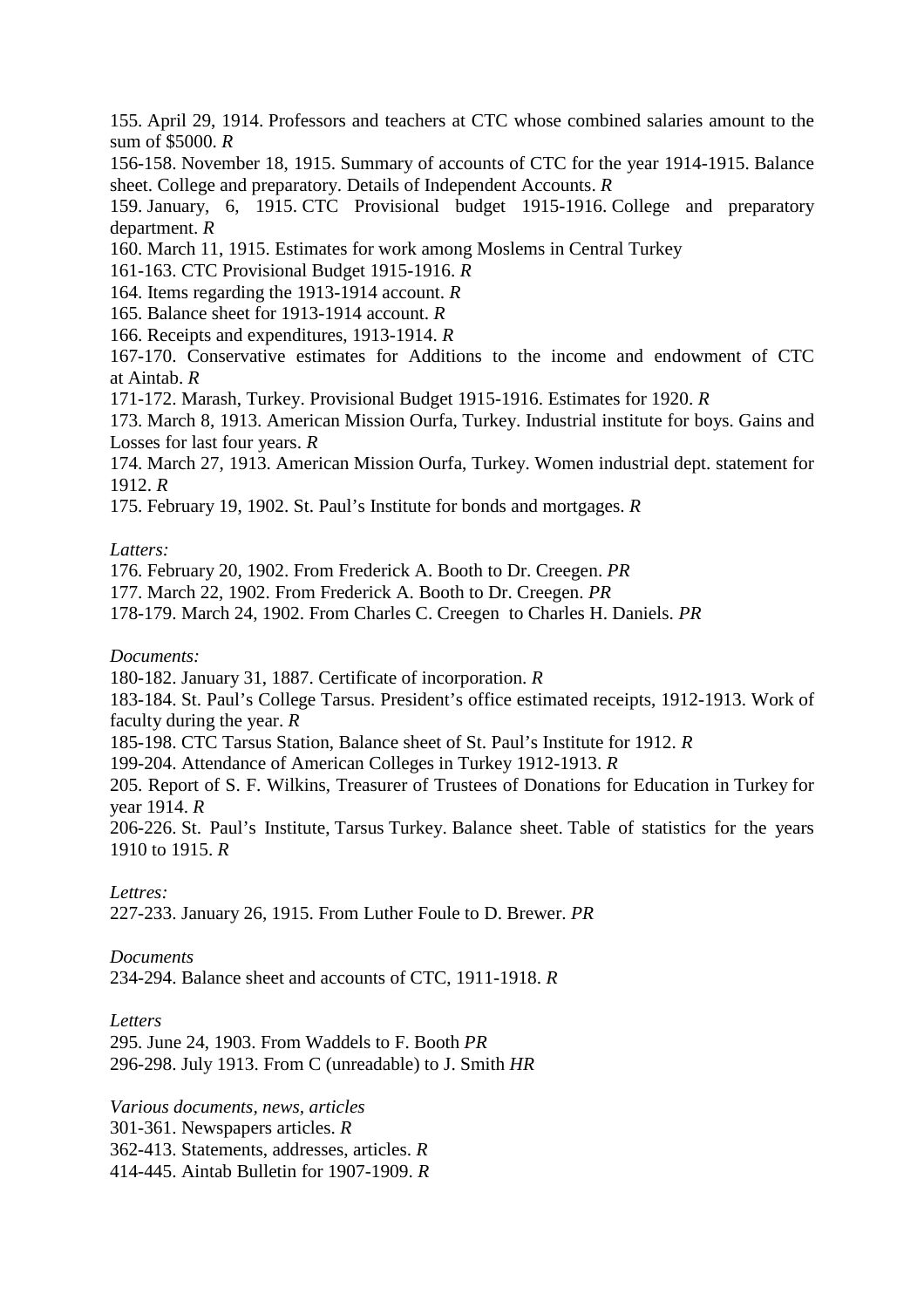155. April 29, 1914. Professors and teachers at CTC whose combined salaries amount to the sum of $5000. *R*

156-158. November 18, 1915. Summary of accounts of CTC for the year 1914-1915. Balance sheet. College and preparatory. Details of Independent Accounts. *R*

159. January, 6, 1915. CTC Provisional budget 1915-1916. College and preparatory department. *R*

160. March 11, 1915. Estimates for work among Moslems in Central Turkey

161-163. CTC Provisional Budget 1915-1916. *R*

164. Items regarding the 1913-1914 account. *R*

165. Balance sheet for 1913-1914 account. *R*

166. Receipts and expenditures, 1913-1914. *R*

167-170. Conservative estimates for Additions to the income and endowment of CTC at Aintab. *R*

171-172. Marash, Turkey. Provisional Budget 1915-1916. Estimates for 1920. *R*

173. March 8, 1913. American Mission Ourfa, Turkey. Industrial institute for boys. Gains and Losses for last four years. *R*

174. March 27, 1913. American Mission Ourfa, Turkey. Women industrial dept. statement for 1912. *R*

175. February 19, 1902. St. Paul's Institute for bonds and mortgages. *R*

*Latters:*

176. February 20, 1902. From Frederick A. Booth to Dr. Creegen. *PR*

177. March 22, 1902. From Frederick A. Booth to Dr. Creegen. *PR*

178-179. March 24, 1902. From Charles C. Creegen to Charles H. Daniels. *PR*

*Documents:*

180-182. January 31, 1887. Certificate of incorporation. *R*

183-184. St. Paul's College Tarsus. President's office estimated receipts, 1912-1913. Work of faculty during the year. *R*

185-198. CTC Tarsus Station, Balance sheet of St. Paul's Institute for 1912. *R*

199-204. Attendance of American Colleges in Turkey 1912-1913. *R*

205. Report of S. F. Wilkins, Treasurer of Trustees of Donations for Education in Turkey for year 1914. *R*

206-226. St. Paul's Institute, Tarsus Turkey. Balance sheet. Table of statistics for the years 1910 to 1915. *R*

*Lettres:*

227-233. January 26, 1915. From Luther Foule to D. Brewer. *PR*

*Documents*

234-294. Balance sheet and accounts of CTC, 1911-1918. *R*

*Letters*

295. June 24, 1903. From Waddels to F. Booth *PR*

296-298. July 1913. From C (unreadable) to J. Smith *HR*

*Various documents, news, articles*

301-361. Newspapers articles. *R*

362-413. Statements, addresses, articles. *R*

414-445. Aintab Bulletin for 1907-1909. *R*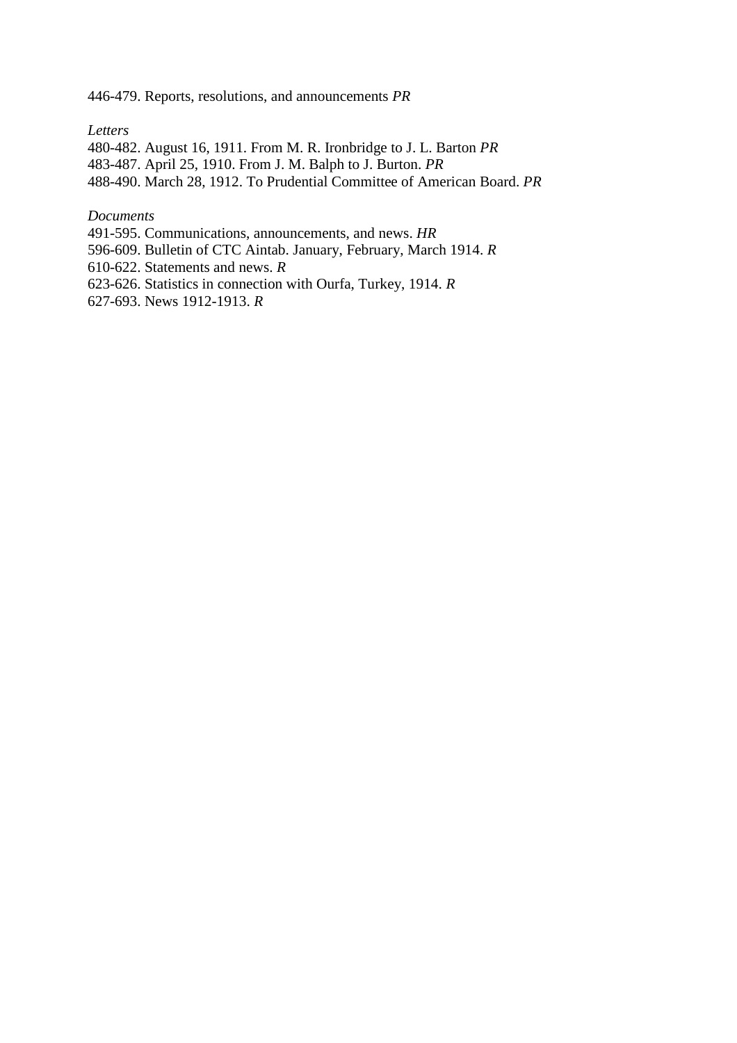446-479. Reports, resolutions, and announcements *PR*

*Letters*

480-482. August 16, 1911. From M. R. Ironbridge to J. L. Barton *PR*
483-487. April 25, 1910. From J. M. Balph to J. Burton. *PR*
488-490. March 28, 1912. To Prudential Committee of American Board. *PR*

*Documents*

491-595. Communications, announcements, and news. *HR*
596-609. Bulletin of CTC Aintab. January, February, March 1914. *R*
610-622. Statements and news. *R*
623-626. Statistics in connection with Ourfa, Turkey, 1914. *R*
627-693. News 1912-1913. *R*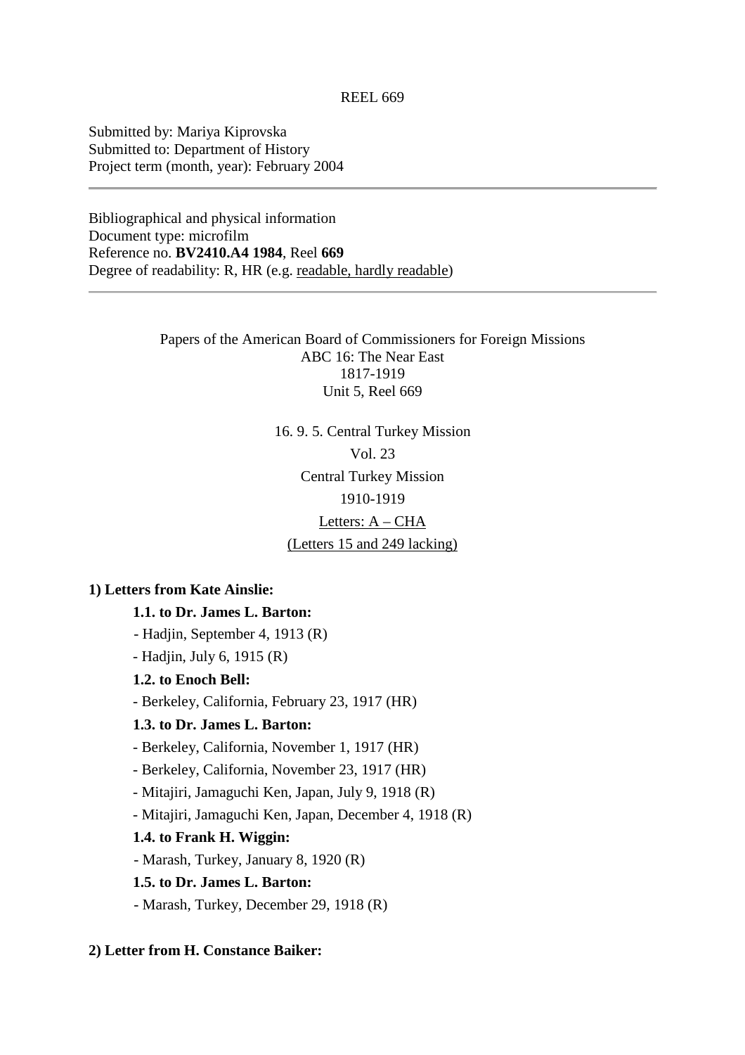REEL 669

Submitted by: Mariya Kiprovska
Submitted to: Department of History
Project term (month, year): February 2004

---

Bibliographical and physical information
Document type: microfilm
Reference no. **BV2410.A4 1984**, Reel **669**
Degree of readability: R, HR (e.g. readable, hardly readable)

---

Papers of the American Board of Commissioners for Foreign Missions
ABC 16: The Near East
1817-1919
Unit 5, Reel 669

16. 9. 5. Central Turkey Mission
Vol. 23
Central Turkey Mission
1910-1919
Letters: A – CHA
(Letters 15 and 249 lacking)

**1) Letters from Kate Ainslie:**

**1.1. to Dr. James L. Barton:**

- Hadjin, September 4, 1913 (R)
- Hadjin, July 6, 1915 (R)

**1.2. to Enoch Bell:**

- Berkeley, California, February 23, 1917 (HR)

**1.3. to Dr. James L. Barton:**

- Berkeley, California, November 1, 1917 (HR)
- Berkeley, California, November 23, 1917 (HR)
- Mitajiri, Jamaguchi Ken, Japan, July 9, 1918 (R)
- Mitajiri, Jamaguchi Ken, Japan, December 4, 1918 (R)

**1.4. to Frank H. Wiggin:**

- Marash, Turkey, January 8, 1920 (R)

**1.5. to Dr. James L. Barton:**

- Marash, Turkey, December 29, 1918 (R)

**2) Letter from H. Constance Baiker:**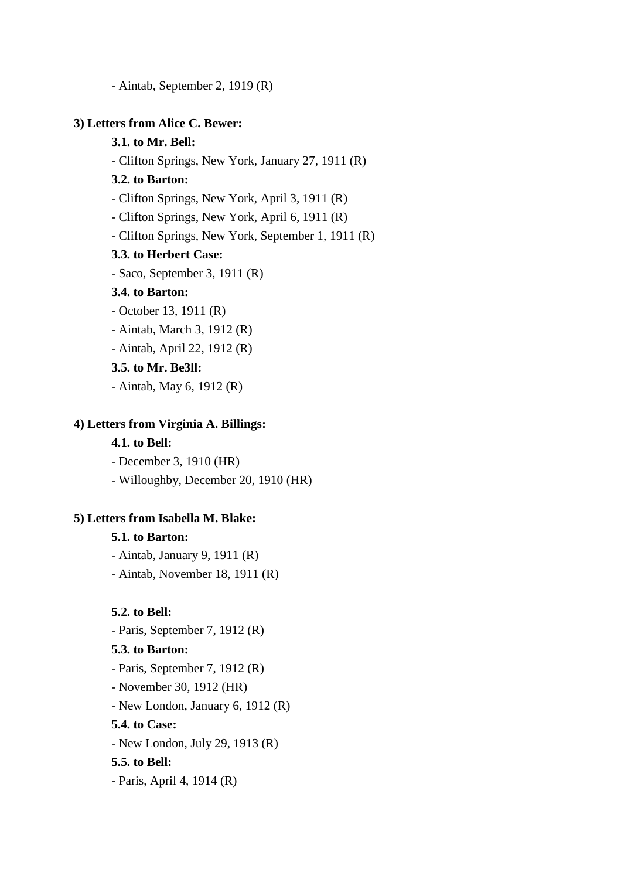- Aintab, September 2, 1919 (R)

**3) Letters from Alice C. Bewer:**

**3.1. to Mr. Bell:**

- Clifton Springs, New York, January 27, 1911 (R)

**3.2. to Barton:**

- Clifton Springs, New York, April 3, 1911 (R)
- Clifton Springs, New York, April 6, 1911 (R)
- Clifton Springs, New York, September 1, 1911 (R)

**3.3. to Herbert Case:**

- Saco, September 3, 1911 (R)

**3.4. to Barton:**

- October 13, 1911 (R)
- Aintab, March 3, 1912 (R)
- Aintab, April 22, 1912 (R)

**3.5. to Mr. Be3ll:**

- Aintab, May 6, 1912 (R)

**4) Letters from Virginia A. Billings:**

**4.1. to Bell:**

- December 3, 1910 (HR)
- Willoughby, December 20, 1910 (HR)

**5) Letters from Isabella M. Blake:**

**5.1. to Barton:**

- Aintab, January 9, 1911 (R)
- Aintab, November 18, 1911 (R)

**5.2. to Bell:**

- Paris, September 7, 1912 (R)

**5.3. to Barton:**

- Paris, September 7, 1912 (R)
- November 30, 1912 (HR)
- New London, January 6, 1912 (R)

**5.4. to Case:**

- New London, July 29, 1913 (R)

**5.5. to Bell:**

- Paris, April 4, 1914 (R)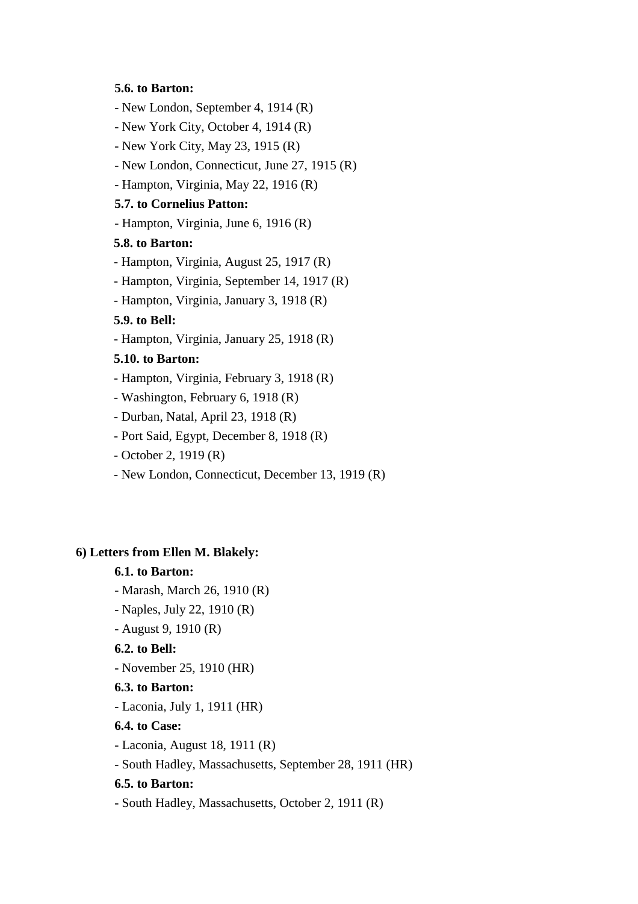**5.6. to Barton:**

- New London, September 4, 1914 (R)
- New York City, October 4, 1914 (R)
- New York City, May 23, 1915 (R)
- New London, Connecticut, June 27, 1915 (R)
- Hampton, Virginia, May 22, 1916 (R)

**5.7. to Cornelius Patton:**

- Hampton, Virginia, June 6, 1916 (R)

**5.8. to Barton:**

- Hampton, Virginia, August 25, 1917 (R)
- Hampton, Virginia, September 14, 1917 (R)
- Hampton, Virginia, January 3, 1918 (R)

**5.9. to Bell:**

- Hampton, Virginia, January 25, 1918 (R)

**5.10. to Barton:**

- Hampton, Virginia, February 3, 1918 (R)
- Washington, February 6, 1918 (R)
- Durban, Natal, April 23, 1918 (R)
- Port Said, Egypt, December 8, 1918 (R)
- October 2, 1919 (R)
- New London, Connecticut, December 13, 1919 (R)

**6) Letters from Ellen M. Blakely:**

**6.1. to Barton:**

- Marash, March 26, 1910 (R)
- Naples, July 22, 1910 (R)
- August 9, 1910 (R)

**6.2. to Bell:**

- November 25, 1910 (HR)

**6.3. to Barton:**

- Laconia, July 1, 1911 (HR)

**6.4. to Case:**

- Laconia, August 18, 1911 (R)
- South Hadley, Massachusetts, September 28, 1911 (HR)

**6.5. to Barton:**

- South Hadley, Massachusetts, October 2, 1911 (R)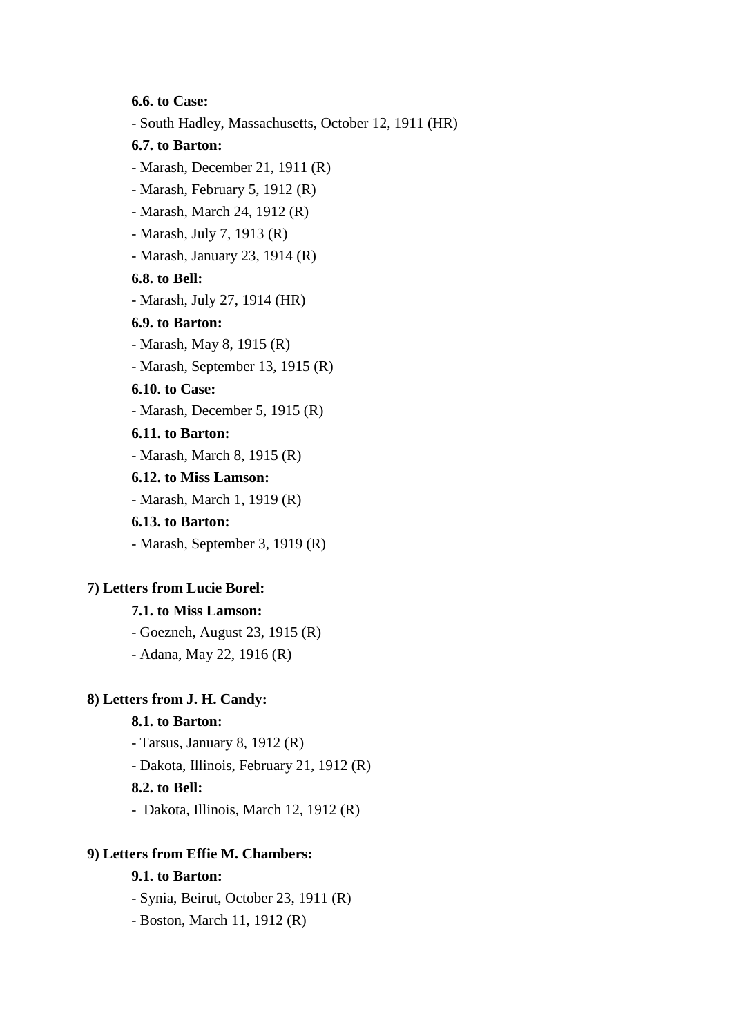**6.6. to Case:**

- South Hadley, Massachusetts, October 12, 1911 (HR)

**6.7. to Barton:**

- Marash, December 21, 1911 (R)
- Marash, February 5, 1912 (R)
- Marash, March 24, 1912 (R)
- Marash, July 7, 1913 (R)
- Marash, January 23, 1914 (R)

**6.8. to Bell:**

- Marash, July 27, 1914 (HR)

**6.9. to Barton:**

- Marash, May 8, 1915 (R)
- Marash, September 13, 1915 (R)

**6.10. to Case:**

- Marash, December 5, 1915 (R)

**6.11. to Barton:**

- Marash, March 8, 1915 (R)

**6.12. to Miss Lamson:**

- Marash, March 1, 1919 (R)

**6.13. to Barton:**

- Marash, September 3, 1919 (R)

**7) Letters from Lucie Borel:**

**7.1. to Miss Lamson:**

- Goezneh, August 23, 1915 (R)
- Adana, May 22, 1916 (R)

**8) Letters from J. H. Candy:**

**8.1. to Barton:**

- Tarsus, January 8, 1912 (R)
- Dakota, Illinois, February 21, 1912 (R)

**8.2. to Bell:**

- Dakota, Illinois, March 12, 1912 (R)

**9) Letters from Effie M. Chambers:**

**9.1. to Barton:**

- Synia, Beirut, October 23, 1911 (R)
- Boston, March 11, 1912 (R)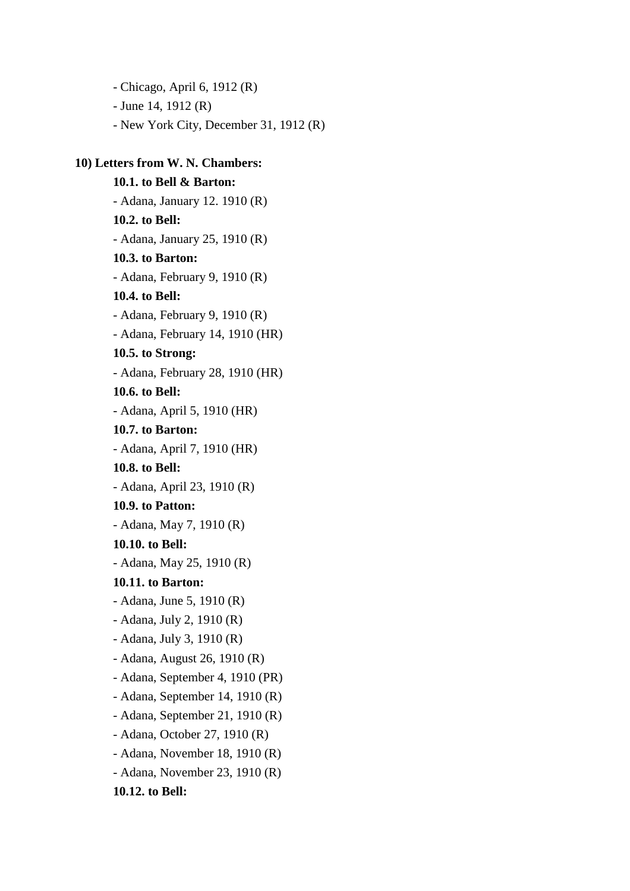- Chicago, April 6, 1912 (R)
- June 14, 1912 (R)
- New York City, December 31, 1912 (R)

**10) Letters from W. N. Chambers:**

**10.1. to Bell & Barton:**

- Adana, January 12. 1910 (R)

**10.2. to Bell:**

- Adana, January 25, 1910 (R)

**10.3. to Barton:**

- Adana, February 9, 1910 (R)

**10.4. to Bell:**

- Adana, February 9, 1910 (R)
- Adana, February 14, 1910 (HR)

**10.5. to Strong:**

- Adana, February 28, 1910 (HR)

**10.6. to Bell:**

- Adana, April 5, 1910 (HR)

**10.7. to Barton:**

- Adana, April 7, 1910 (HR)

**10.8. to Bell:**

- Adana, April 23, 1910 (R)

**10.9. to Patton:**

- Adana, May 7, 1910 (R)

**10.10. to Bell:**

- Adana, May 25, 1910 (R)

**10.11. to Barton:**

- Adana, June 5, 1910 (R)
- Adana, July 2, 1910 (R)
- Adana, July 3, 1910 (R)
- Adana, August 26, 1910 (R)
- Adana, September 4, 1910 (PR)
- Adana, September 14, 1910 (R)
- Adana, September 21, 1910 (R)
- Adana, October 27, 1910 (R)
- Adana, November 18, 1910 (R)
- Adana, November 23, 1910 (R)

**10.12. to Bell:**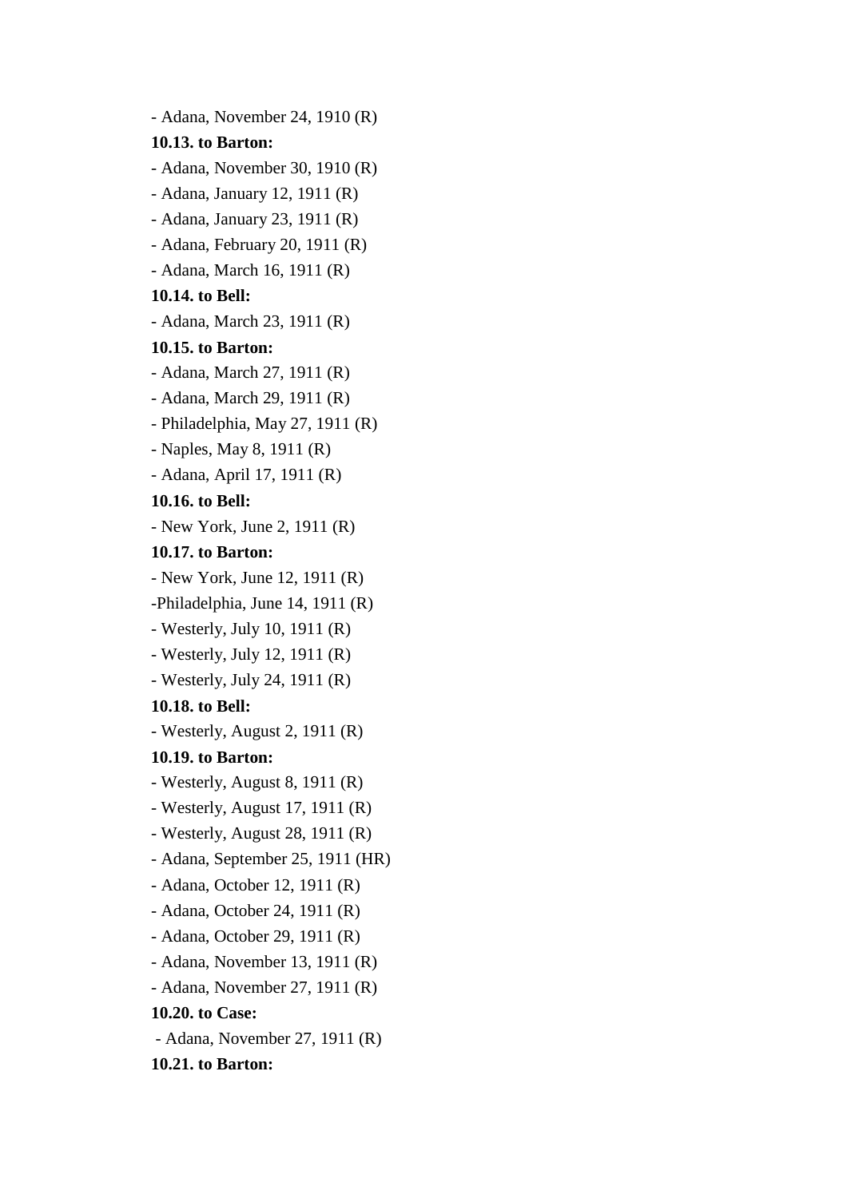- Adana, November 24, 1910 (R)

**10.13. to Barton:**

- Adana, November 30, 1910 (R)
- Adana, January 12, 1911 (R)
- Adana, January 23, 1911 (R)
- Adana, February 20, 1911 (R)
- Adana, March 16, 1911 (R)

**10.14. to Bell:**

- Adana, March 23, 1911 (R)

**10.15. to Barton:**

- Adana, March 27, 1911 (R)
- Adana, March 29, 1911 (R)
- Philadelphia, May 27, 1911 (R)
- Naples, May 8, 1911 (R)
- Adana, April 17, 1911 (R)

**10.16. to Bell:**

- New York, June 2, 1911 (R)

**10.17. to Barton:**

- New York, June 12, 1911 (R)

-Philadelphia, June 14, 1911 (R)

- Westerly, July 10, 1911 (R)
- Westerly, July 12, 1911 (R)
- Westerly, July 24, 1911 (R)

**10.18. to Bell:**

- Westerly, August 2, 1911 (R)

**10.19. to Barton:**

- Westerly, August 8, 1911 (R)
- Westerly, August 17, 1911 (R)
- Westerly, August 28, 1911 (R)
- Adana, September 25, 1911 (HR)
- Adana, October 12, 1911 (R)
- Adana, October 24, 1911 (R)
- Adana, October 29, 1911 (R)
- Adana, November 13, 1911 (R)
- Adana, November 27, 1911 (R)

**10.20. to Case:**

- Adana, November 27, 1911 (R)

**10.21. to Barton:**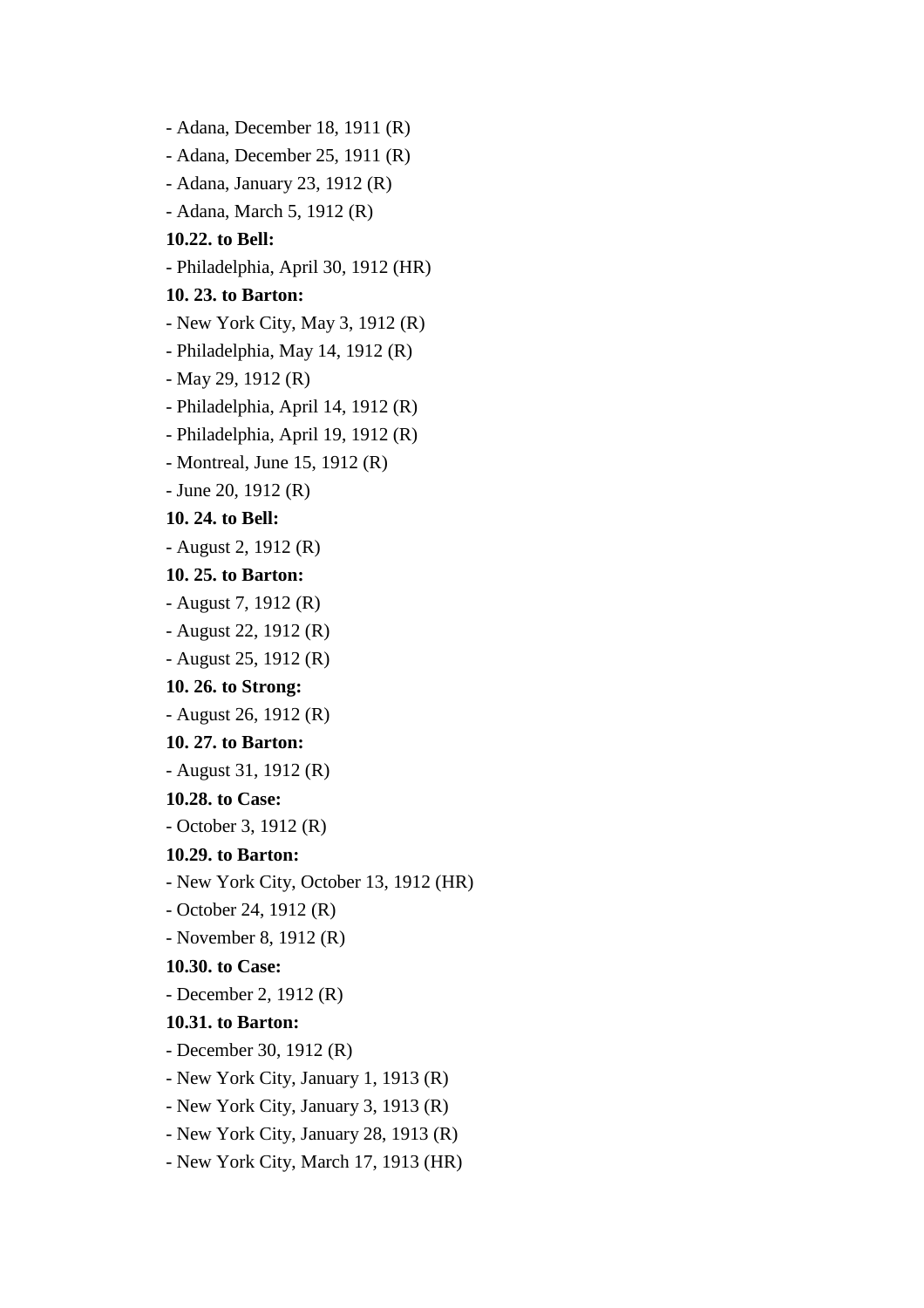- Adana, December 18, 1911 (R)
- Adana, December 25, 1911 (R)
- Adana, January 23, 1912 (R)
- Adana, March 5, 1912 (R)

**10.22. to Bell:**

- Philadelphia, April 30, 1912 (HR)

**10. 23. to Barton:**

- New York City, May 3, 1912 (R)
- Philadelphia, May 14, 1912 (R)
- May 29, 1912 (R)
- Philadelphia, April 14, 1912 (R)
- Philadelphia, April 19, 1912 (R)
- Montreal, June 15, 1912 (R)
- June 20, 1912 (R)

**10. 24. to Bell:**

- August 2, 1912 (R)

**10. 25. to Barton:**

- August 7, 1912 (R)
- August 22, 1912 (R)
- August 25, 1912 (R)

**10. 26. to Strong:**

- August 26, 1912 (R)

**10. 27. to Barton:**

- August 31, 1912 (R)

**10.28. to Case:**

- October 3, 1912 (R)

**10.29. to Barton:**

- New York City, October 13, 1912 (HR)
- October 24, 1912 (R)
- November 8, 1912 (R)

**10.30. to Case:**

- December 2, 1912 (R)

**10.31. to Barton:**

- December 30, 1912 (R)
- New York City, January 1, 1913 (R)
- New York City, January 3, 1913 (R)
- New York City, January 28, 1913 (R)
- New York City, March 17, 1913 (HR)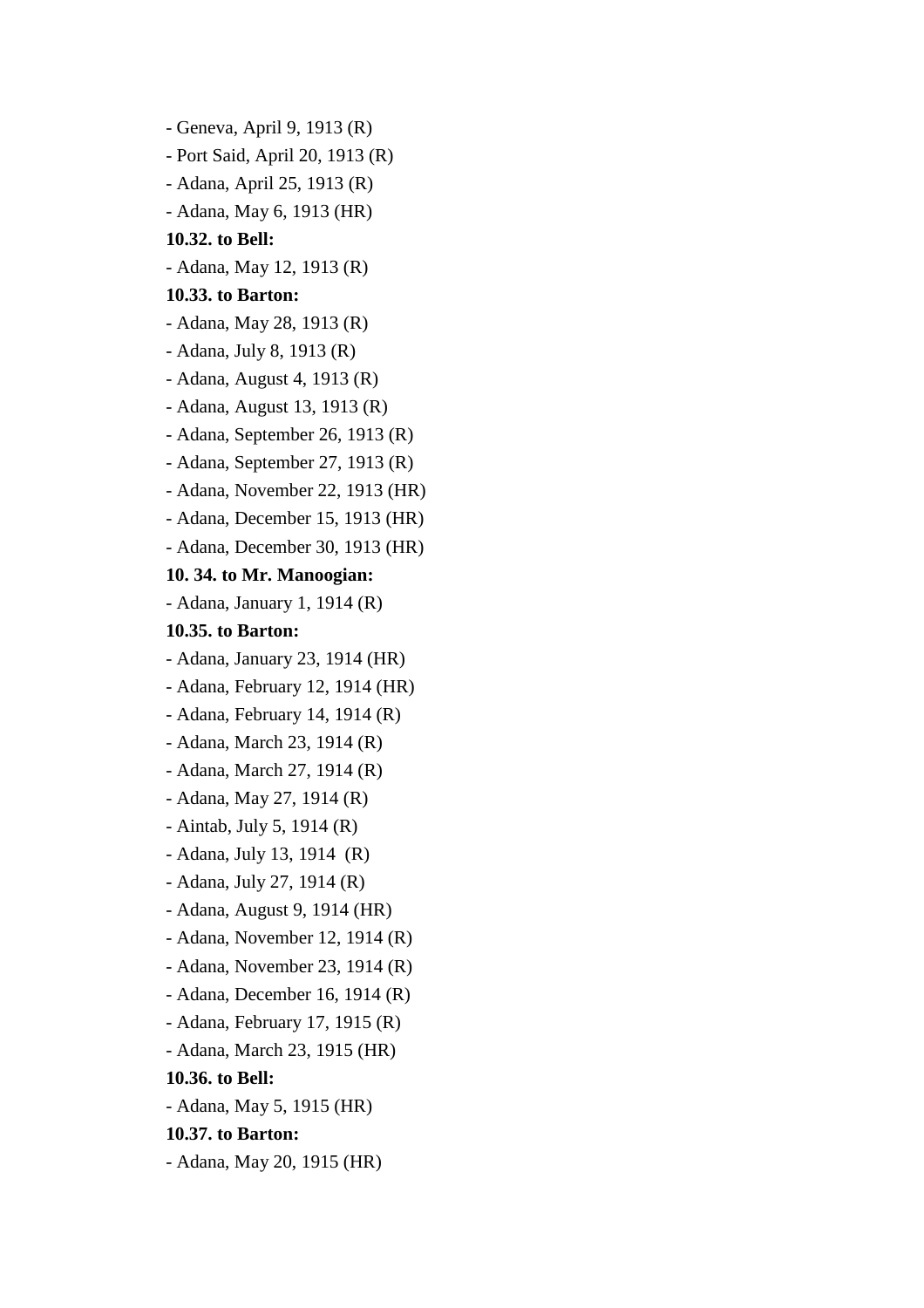- Geneva, April 9, 1913 (R)
- Port Said, April 20, 1913 (R)
- Adana, April 25, 1913 (R)
- Adana, May 6, 1913 (HR)

**10.32. to Bell:**

- Adana, May 12, 1913 (R)

**10.33. to Barton:**

- Adana, May 28, 1913 (R)
- Adana, July 8, 1913 (R)
- Adana, August 4, 1913 (R)
- Adana, August 13, 1913 (R)
- Adana, September 26, 1913 (R)
- Adana, September 27, 1913 (R)
- Adana, November 22, 1913 (HR)
- Adana, December 15, 1913 (HR)
- Adana, December 30, 1913 (HR)

**10. 34. to Mr. Manoogian:**

- Adana, January 1, 1914 (R)

**10.35. to Barton:**

- Adana, January 23, 1914 (HR)
- Adana, February 12, 1914 (HR)
- Adana, February 14, 1914 (R)
- Adana, March 23, 1914 (R)
- Adana, March 27, 1914 (R)
- Adana, May 27, 1914 (R)
- Aintab, July 5, 1914 (R)
- Adana, July 13, 1914 (R)
- Adana, July 27, 1914 (R)
- Adana, August 9, 1914 (HR)
- Adana, November 12, 1914 (R)
- Adana, November 23, 1914 (R)
- Adana, December 16, 1914 (R)
- Adana, February 17, 1915 (R)
- Adana, March 23, 1915 (HR)

**10.36. to Bell:**

- Adana, May 5, 1915 (HR)

**10.37. to Barton:**

- Adana, May 20, 1915 (HR)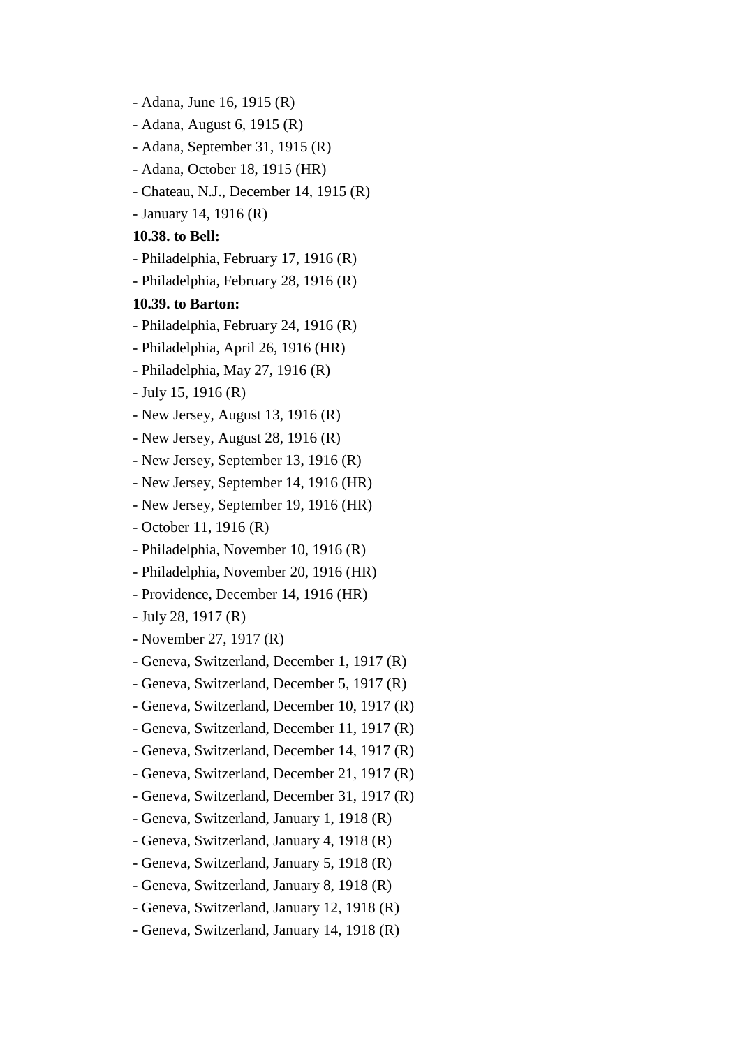- Adana, June 16, 1915 (R)
- Adana, August 6, 1915 (R)
- Adana, September 31, 1915 (R)
- Adana, October 18, 1915 (HR)
- Chateau, N.J., December 14, 1915 (R)
- January 14, 1916 (R)

**10.38. to Bell:**

- Philadelphia, February 17, 1916 (R)
- Philadelphia, February 28, 1916 (R)

**10.39. to Barton:**

- Philadelphia, February 24, 1916 (R)
- Philadelphia, April 26, 1916 (HR)
- Philadelphia, May 27, 1916 (R)
- July 15, 1916 (R)
- New Jersey, August 13, 1916 (R)
- New Jersey, August 28, 1916 (R)
- New Jersey, September 13, 1916 (R)
- New Jersey, September 14, 1916 (HR)
- New Jersey, September 19, 1916 (HR)
- October 11, 1916 (R)
- Philadelphia, November 10, 1916 (R)
- Philadelphia, November 20, 1916 (HR)
- Providence, December 14, 1916 (HR)
- July 28, 1917 (R)
- November 27, 1917 (R)
- Geneva, Switzerland, December 1, 1917 (R)
- Geneva, Switzerland, December 5, 1917 (R)
- Geneva, Switzerland, December 10, 1917 (R)
- Geneva, Switzerland, December 11, 1917 (R)
- Geneva, Switzerland, December 14, 1917 (R)
- Geneva, Switzerland, December 21, 1917 (R)
- Geneva, Switzerland, December 31, 1917 (R)
- Geneva, Switzerland, January 1, 1918 (R)
- Geneva, Switzerland, January 4, 1918 (R)
- Geneva, Switzerland, January 5, 1918 (R)
- Geneva, Switzerland, January 8, 1918 (R)
- Geneva, Switzerland, January 12, 1918 (R)
- Geneva, Switzerland, January 14, 1918 (R)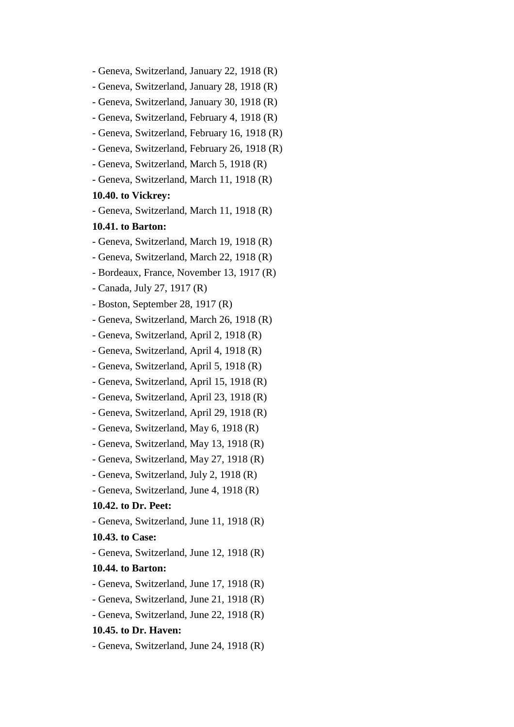- Geneva, Switzerland, January 22, 1918 (R)
- Geneva, Switzerland, January 28, 1918 (R)
- Geneva, Switzerland, January 30, 1918 (R)
- Geneva, Switzerland, February 4, 1918 (R)
- Geneva, Switzerland, February 16, 1918 (R)
- Geneva, Switzerland, February 26, 1918 (R)
- Geneva, Switzerland, March 5, 1918 (R)
- Geneva, Switzerland, March 11, 1918 (R)

**10.40. to Vickrey:**

- Geneva, Switzerland, March 11, 1918 (R)

**10.41. to Barton:**

- Geneva, Switzerland, March 19, 1918 (R)
- Geneva, Switzerland, March 22, 1918 (R)
- Bordeaux, France, November 13, 1917 (R)
- Canada, July 27, 1917 (R)
- Boston, September 28, 1917 (R)
- Geneva, Switzerland, March 26, 1918 (R)
- Geneva, Switzerland, April 2, 1918 (R)
- Geneva, Switzerland, April 4, 1918 (R)
- Geneva, Switzerland, April 5, 1918 (R)
- Geneva, Switzerland, April 15, 1918 (R)
- Geneva, Switzerland, April 23, 1918 (R)
- Geneva, Switzerland, April 29, 1918 (R)
- Geneva, Switzerland, May 6, 1918 (R)
- Geneva, Switzerland, May 13, 1918 (R)
- Geneva, Switzerland, May 27, 1918 (R)
- Geneva, Switzerland, July 2, 1918 (R)
- Geneva, Switzerland, June 4, 1918 (R)

**10.42. to Dr. Peet:**

- Geneva, Switzerland, June 11, 1918 (R)

**10.43. to Case:**

- Geneva, Switzerland, June 12, 1918 (R)

**10.44. to Barton:**

- Geneva, Switzerland, June 17, 1918 (R)
- Geneva, Switzerland, June 21, 1918 (R)
- Geneva, Switzerland, June 22, 1918 (R)

**10.45. to Dr. Haven:**

- Geneva, Switzerland, June 24, 1918 (R)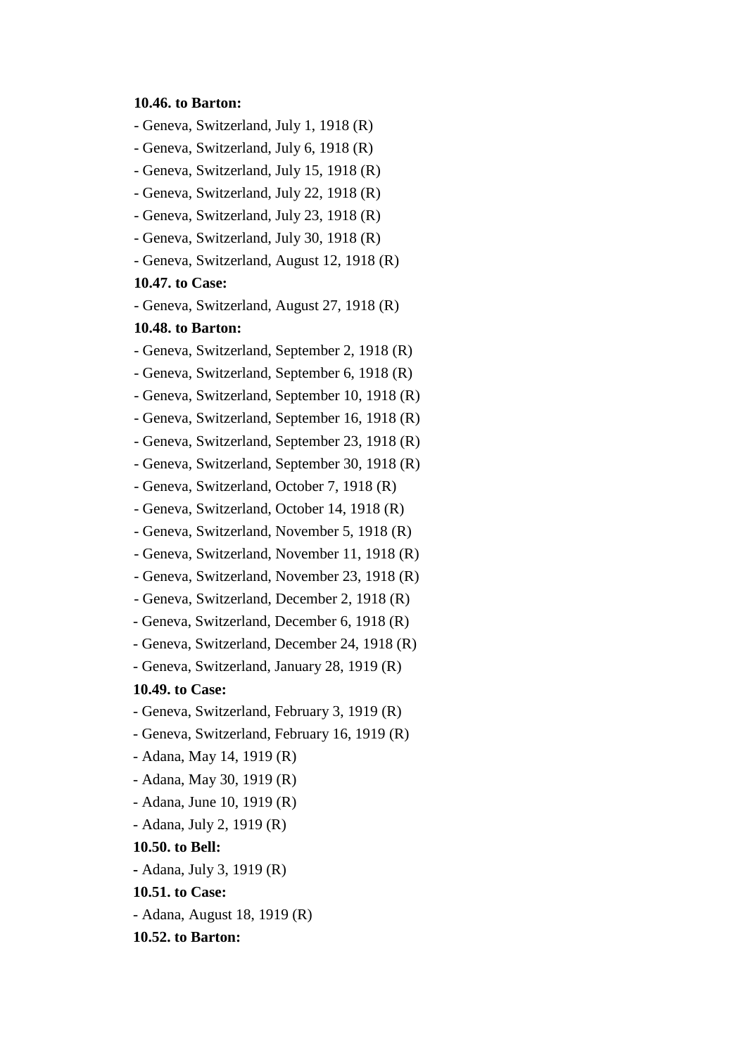**10.46. to Barton:**

- Geneva, Switzerland, July 1, 1918 (R)
- Geneva, Switzerland, July 6, 1918 (R)
- Geneva, Switzerland, July 15, 1918 (R)
- Geneva, Switzerland, July 22, 1918 (R)
- Geneva, Switzerland, July 23, 1918 (R)
- Geneva, Switzerland, July 30, 1918 (R)
- Geneva, Switzerland, August 12, 1918 (R)

**10.47. to Case:**

- Geneva, Switzerland, August 27, 1918 (R)

**10.48. to Barton:**

- Geneva, Switzerland, September 2, 1918 (R)
- Geneva, Switzerland, September 6, 1918 (R)
- Geneva, Switzerland, September 10, 1918 (R)
- Geneva, Switzerland, September 16, 1918 (R)
- Geneva, Switzerland, September 23, 1918 (R)
- Geneva, Switzerland, September 30, 1918 (R)
- Geneva, Switzerland, October 7, 1918 (R)
- Geneva, Switzerland, October 14, 1918 (R)
- Geneva, Switzerland, November 5, 1918 (R)
- Geneva, Switzerland, November 11, 1918 (R)
- Geneva, Switzerland, November 23, 1918 (R)
- Geneva, Switzerland, December 2, 1918 (R)
- Geneva, Switzerland, December 6, 1918 (R)
- Geneva, Switzerland, December 24, 1918 (R)
- Geneva, Switzerland, January 28, 1919 (R)

**10.49. to Case:**

- Geneva, Switzerland, February 3, 1919 (R)
- Geneva, Switzerland, February 16, 1919 (R)
- Adana, May 14, 1919 (R)
- Adana, May 30, 1919 (R)
- Adana, June 10, 1919 (R)
- Adana, July 2, 1919 (R)

**10.50. to Bell:**

- Adana, July 3, 1919 (R)

**10.51. to Case:**

- Adana, August 18, 1919 (R)

**10.52. to Barton:**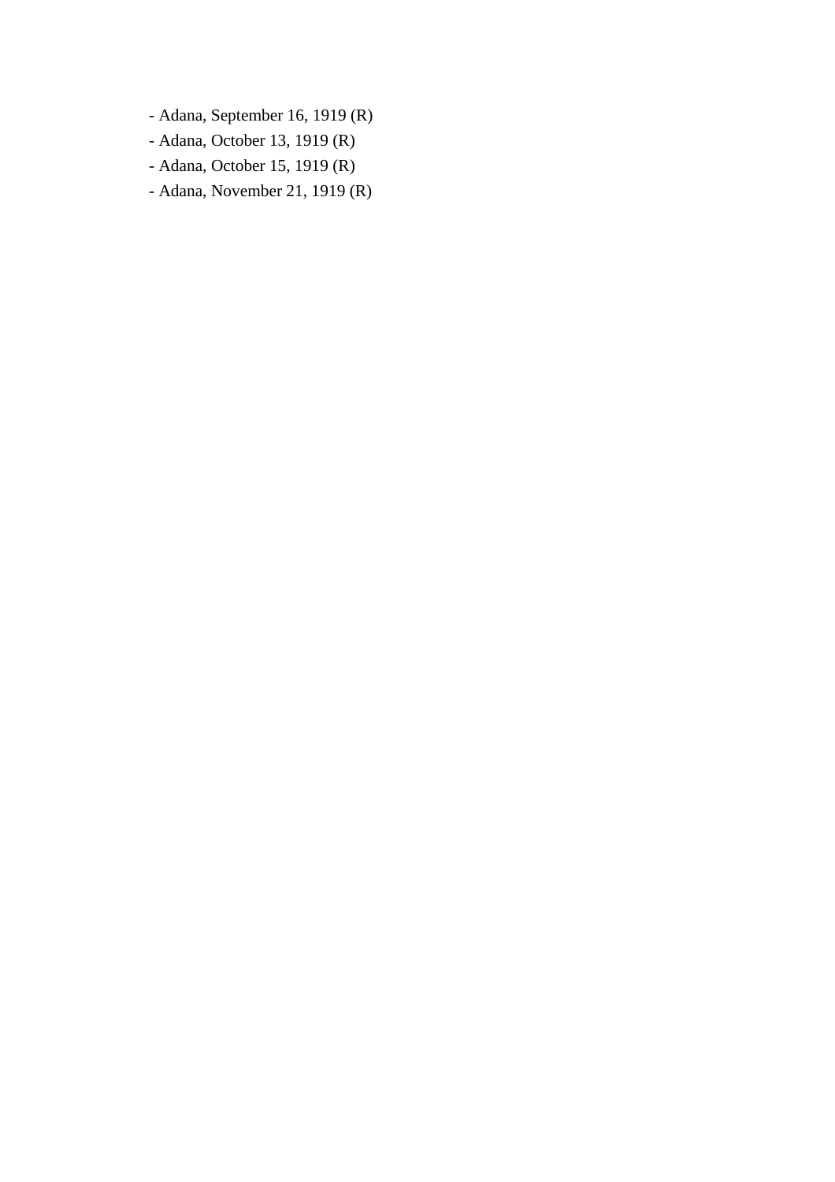- Adana, September 16, 1919 (R)
- Adana, October 13, 1919 (R)
- Adana, October 15, 1919 (R)
- Adana, November 21, 1919 (R)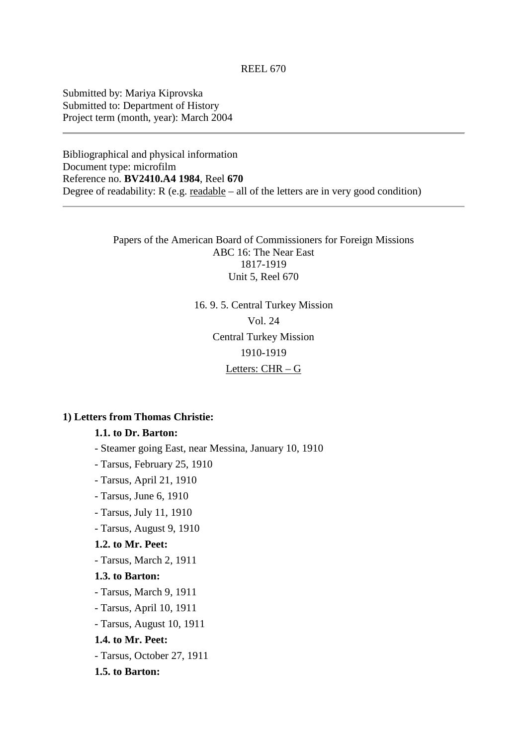REEL 670

Submitted by: Mariya Kiprovska
Submitted to: Department of History
Project term (month, year): March 2004

---

Bibliographical and physical information
Document type: microfilm
Reference no. **BV2410.A4 1984**, Reel **670**
Degree of readability: R (e.g. readable – all of the letters are in very good condition)

---

Papers of the American Board of Commissioners for Foreign Missions
ABC 16: The Near East
1817-1919
Unit 5, Reel 670

16. 9. 5. Central Turkey Mission
Vol. 24
Central Turkey Mission
1910-1919
Letters: CHR – G

**1) Letters from Thomas Christie:**

**1.1. to Dr. Barton:**

- Steamer going East, near Messina, January 10, 1910
- Tarsus, February 25, 1910
- Tarsus, April 21, 1910
- Tarsus, June 6, 1910
- Tarsus, July 11, 1910
- Tarsus, August 9, 1910

**1.2. to Mr. Peet:**

- Tarsus, March 2, 1911

**1.3. to Barton:**

- Tarsus, March 9, 1911
- Tarsus, April 10, 1911
- Tarsus, August 10, 1911

**1.4. to Mr. Peet:**

- Tarsus, October 27, 1911

**1.5. to Barton:**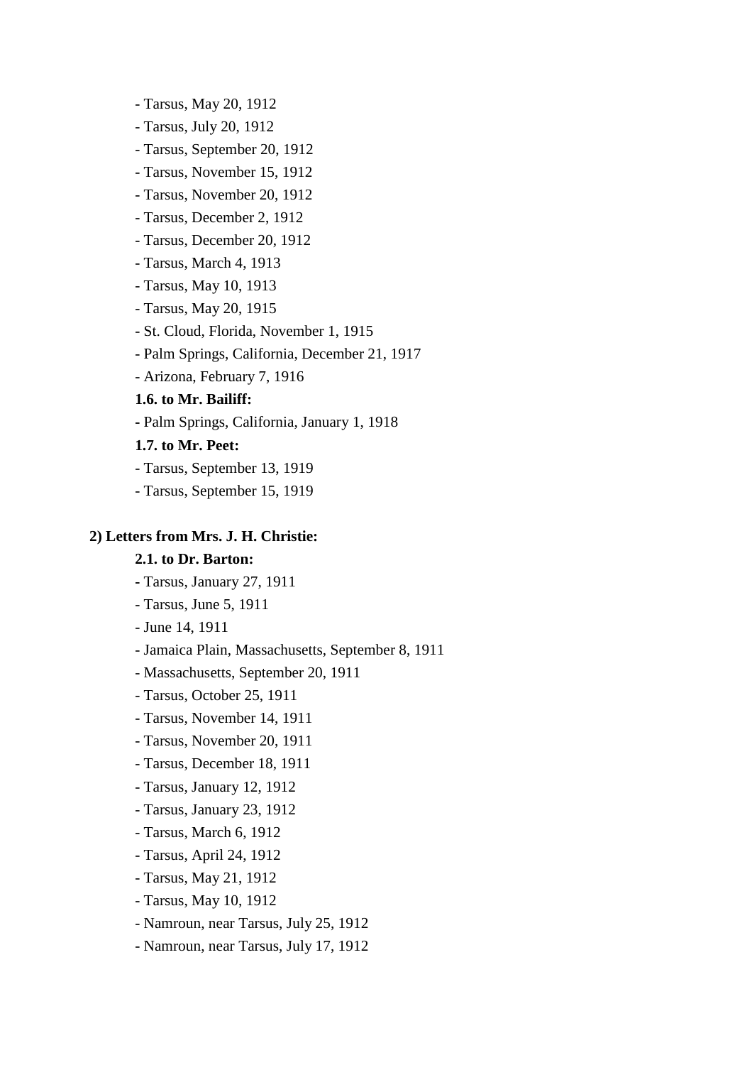- Tarsus, May 20, 1912
- Tarsus, July 20, 1912
- Tarsus, September 20, 1912
- Tarsus, November 15, 1912
- Tarsus, November 20, 1912
- Tarsus, December 2, 1912
- Tarsus, December 20, 1912
- Tarsus, March 4, 1913
- Tarsus, May 10, 1913
- Tarsus, May 20, 1915
- St. Cloud, Florida, November 1, 1915
- Palm Springs, California, December 21, 1917
- Arizona, February 7, 1916

**1.6. to Mr. Bailiff:**

- Palm Springs, California, January 1, 1918

**1.7. to Mr. Peet:**

- Tarsus, September 13, 1919
- Tarsus, September 15, 1919

**2) Letters from Mrs. J. H. Christie:**

**2.1. to Dr. Barton:**

- Tarsus, January 27, 1911
- Tarsus, June 5, 1911
- June 14, 1911
- Jamaica Plain, Massachusetts, September 8, 1911
- Massachusetts, September 20, 1911
- Tarsus, October 25, 1911
- Tarsus, November 14, 1911
- Tarsus, November 20, 1911
- Tarsus, December 18, 1911
- Tarsus, January 12, 1912
- Tarsus, January 23, 1912
- Tarsus, March 6, 1912
- Tarsus, April 24, 1912
- Tarsus, May 21, 1912
- Tarsus, May 10, 1912
- Namroun, near Tarsus, July 25, 1912
- Namroun, near Tarsus, July 17, 1912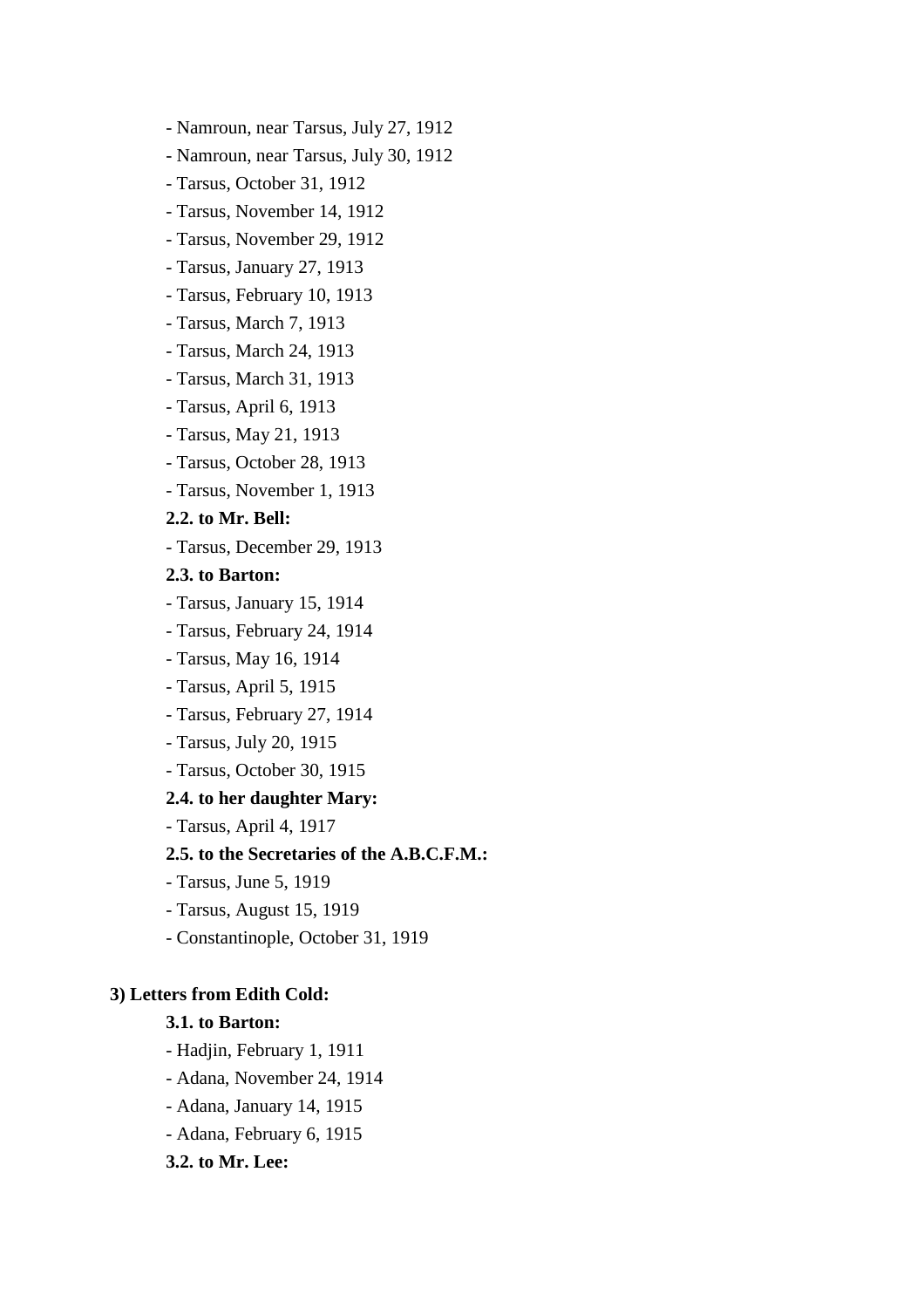- Namroun, near Tarsus, July 27, 1912
- Namroun, near Tarsus, July 30, 1912
- Tarsus, October 31, 1912
- Tarsus, November 14, 1912
- Tarsus, November 29, 1912
- Tarsus, January 27, 1913
- Tarsus, February 10, 1913
- Tarsus, March 7, 1913
- Tarsus, March 24, 1913
- Tarsus, March 31, 1913
- Tarsus, April 6, 1913
- Tarsus, May 21, 1913
- Tarsus, October 28, 1913
- Tarsus, November 1, 1913

**2.2. to Mr. Bell:**

- Tarsus, December 29, 1913

**2.3. to Barton:**

- Tarsus, January 15, 1914
- Tarsus, February 24, 1914
- Tarsus, May 16, 1914
- Tarsus, April 5, 1915
- Tarsus, February 27, 1914
- Tarsus, July 20, 1915
- Tarsus, October 30, 1915

**2.4. to her daughter Mary:**

- Tarsus, April 4, 1917

**2.5. to the Secretaries of the A.B.C.F.M.:**

- Tarsus, June 5, 1919
- Tarsus, August 15, 1919
- Constantinople, October 31, 1919

**3) Letters from Edith Cold:**

**3.1. to Barton:**

- Hadjin, February 1, 1911
- Adana, November 24, 1914
- Adana, January 14, 1915
- Adana, February 6, 1915

**3.2. to Mr. Lee:**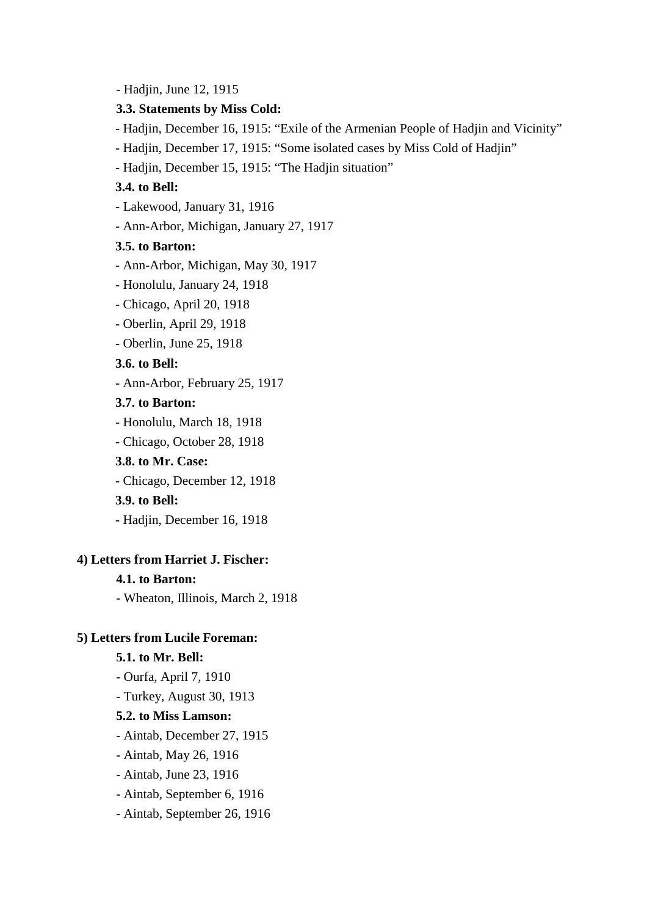- Hadjin, June 12, 1915

**3.3. Statements by Miss Cold:**

- Hadjin, December 16, 1915: “Exile of the Armenian People of Hadjin and Vicinity”
- Hadjin, December 17, 1915: “Some isolated cases by Miss Cold of Hadjin”
- Hadjin, December 15, 1915: “The Hadjin situation”

**3.4. to Bell:**

- Lakewood, January 31, 1916
- Ann-Arbor, Michigan, January 27, 1917

**3.5. to Barton:**

- Ann-Arbor, Michigan, May 30, 1917
- Honolulu, January 24, 1918
- Chicago, April 20, 1918
- Oberlin, April 29, 1918
- Oberlin, June 25, 1918

**3.6. to Bell:**

- Ann-Arbor, February 25, 1917

**3.7. to Barton:**

- Honolulu, March 18, 1918
- Chicago, October 28, 1918

**3.8. to Mr. Case:**

- Chicago, December 12, 1918

**3.9. to Bell:**

- Hadjin, December 16, 1918

**4) Letters from Harriet J. Fischer:**

**4.1. to Barton:**

- Wheaton, Illinois, March 2, 1918

**5) Letters from Lucile Foreman:**

**5.1. to Mr. Bell:**

- Ourfa, April 7, 1910
- Turkey, August 30, 1913

**5.2. to Miss Lamson:**

- Aintab, December 27, 1915
- Aintab, May 26, 1916
- Aintab, June 23, 1916
- Aintab, September 6, 1916
- Aintab, September 26, 1916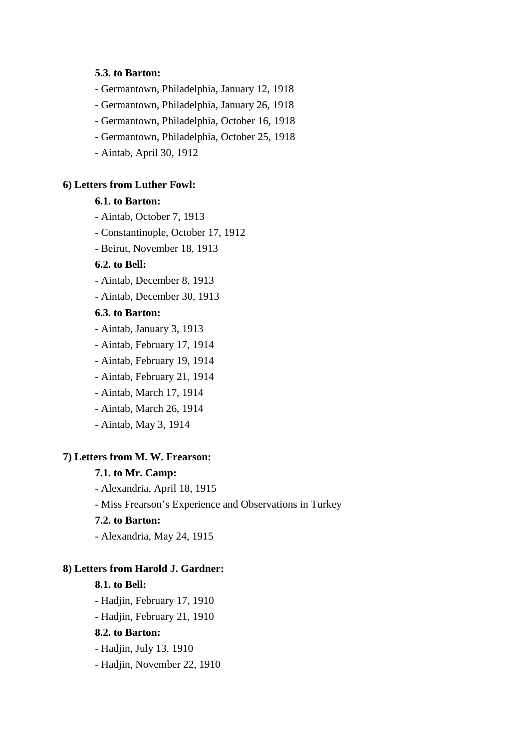**5.3. to Barton:**

- Germantown, Philadelphia, January 12, 1918
- Germantown, Philadelphia, January 26, 1918
- Germantown, Philadelphia, October 16, 1918
- Germantown, Philadelphia, October 25, 1918
- Aintab, April 30, 1912

**6) Letters from Luther Fowl:**

**6.1. to Barton:**

- Aintab, October 7, 1913
- Constantinople, October 17, 1912
- Beirut, November 18, 1913

**6.2. to Bell:**

- Aintab, December 8, 1913
- Aintab, December 30, 1913

**6.3. to Barton:**

- Aintab, January 3, 1913
- Aintab, February 17, 1914
- Aintab, February 19, 1914
- Aintab, February 21, 1914
- Aintab, March 17, 1914
- Aintab, March 26, 1914
- Aintab, May 3, 1914

**7) Letters from M. W. Frearson:**

**7.1. to Mr. Camp:**

- Alexandria, April 18, 1915
- Miss Frearson's Experience and Observations in Turkey

**7.2. to Barton:**

- Alexandria, May 24, 1915

**8) Letters from Harold J. Gardner:**

**8.1. to Bell:**

- Hadjin, February 17, 1910
- Hadjin, February 21, 1910

**8.2. to Barton:**

- Hadjin, July 13, 1910
- Hadjin, November 22, 1910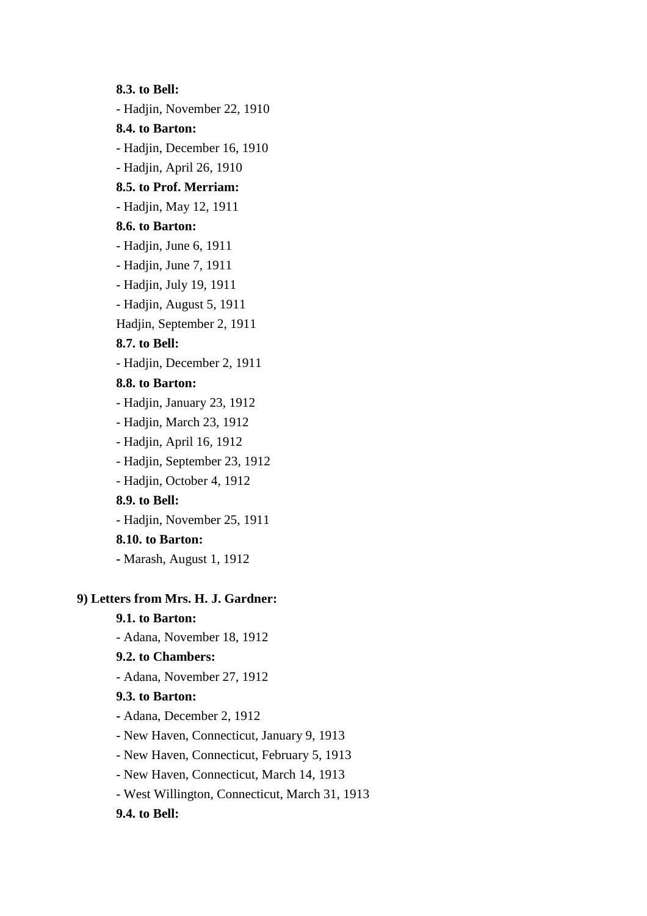**8.3. to Bell:**

- Hadjin, November 22, 1910

**8.4. to Barton:**

- Hadjin, December 16, 1910
- Hadjin, April 26, 1910

**8.5. to Prof. Merriam:**

- Hadjin, May 12, 1911

**8.6. to Barton:**

- Hadjin, June 6, 1911
- Hadjin, June 7, 1911
- Hadjin, July 19, 1911
- Hadjin, August 5, 1911

Hadjin, September 2, 1911

**8.7. to Bell:**

- Hadjin, December 2, 1911

**8.8. to Barton:**

- Hadjin, January 23, 1912
- Hadjin, March 23, 1912
- Hadjin, April 16, 1912
- Hadjin, September 23, 1912
- Hadjin, October 4, 1912

**8.9. to Bell:**

- Hadjin, November 25, 1911

**8.10. to Barton:**

- Marash, August 1, 1912

**9) Letters from Mrs. H. J. Gardner:**

**9.1. to Barton:**

- Adana, November 18, 1912

**9.2. to Chambers:**

- Adana, November 27, 1912

**9.3. to Barton:**

- Adana, December 2, 1912
- New Haven, Connecticut, January 9, 1913
- New Haven, Connecticut, February 5, 1913
- New Haven, Connecticut, March 14, 1913
- West Willington, Connecticut, March 31, 1913

**9.4. to Bell:**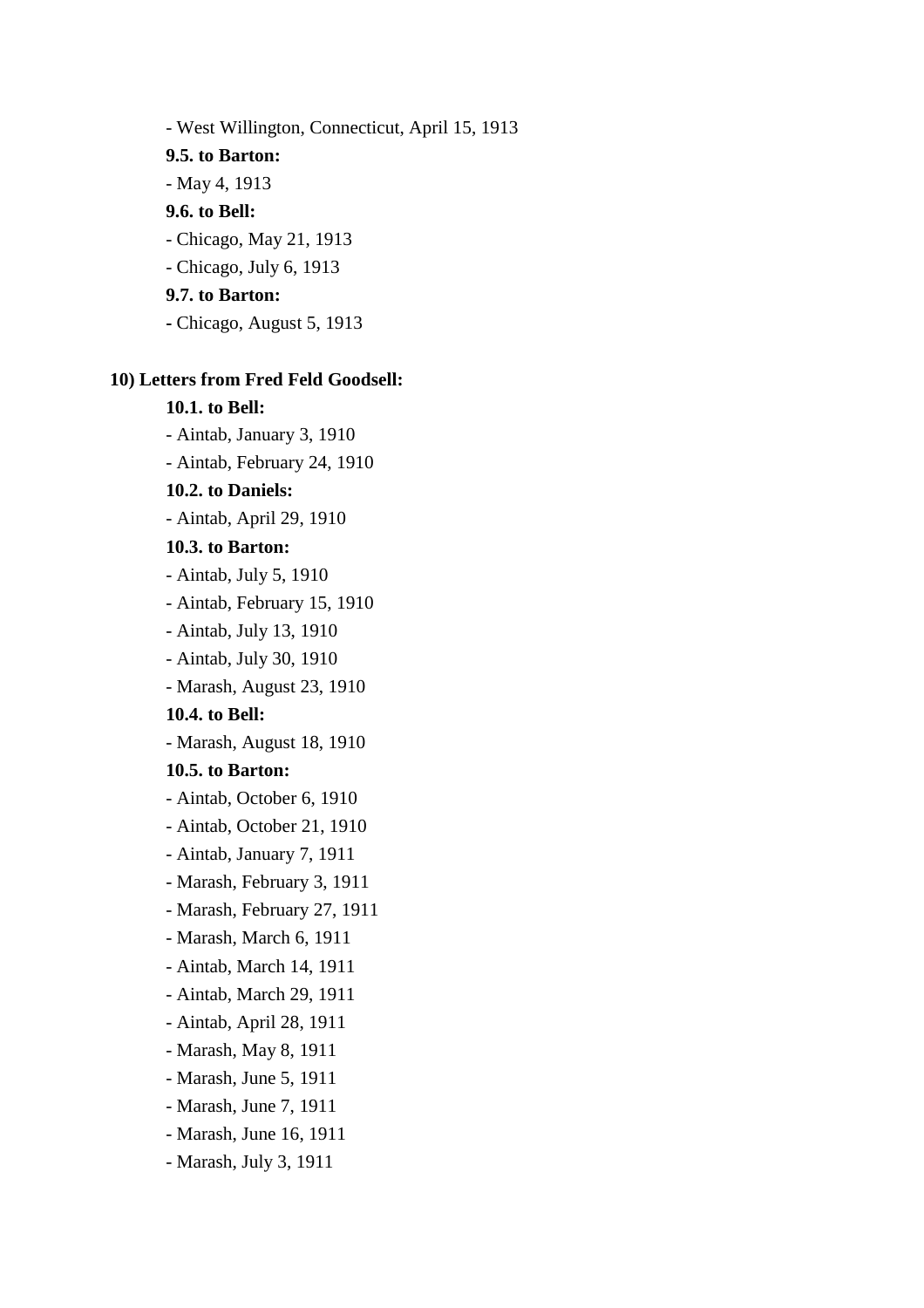- West Willington, Connecticut, April 15, 1913

**9.5. to Barton:**

- May 4, 1913

**9.6. to Bell:**

- Chicago, May 21, 1913
- Chicago, July 6, 1913

**9.7. to Barton:**

- Chicago, August 5, 1913

**10) Letters from Fred Feld Goodsell:**

**10.1. to Bell:**

- Aintab, January 3, 1910
- Aintab, February 24, 1910

**10.2. to Daniels:**

- Aintab, April 29, 1910

**10.3. to Barton:**

- Aintab, July 5, 1910
- Aintab, February 15, 1910
- Aintab, July 13, 1910
- Aintab, July 30, 1910
- Marash, August 23, 1910

**10.4. to Bell:**

- Marash, August 18, 1910

**10.5. to Barton:**

- Aintab, October 6, 1910
- Aintab, October 21, 1910
- Aintab, January 7, 1911
- Marash, February 3, 1911
- Marash, February 27, 1911
- Marash, March 6, 1911
- Aintab, March 14, 1911
- Aintab, March 29, 1911
- Aintab, April 28, 1911
- Marash, May 8, 1911
- Marash, June 5, 1911
- Marash, June 7, 1911
- Marash, June 16, 1911
- Marash, July 3, 1911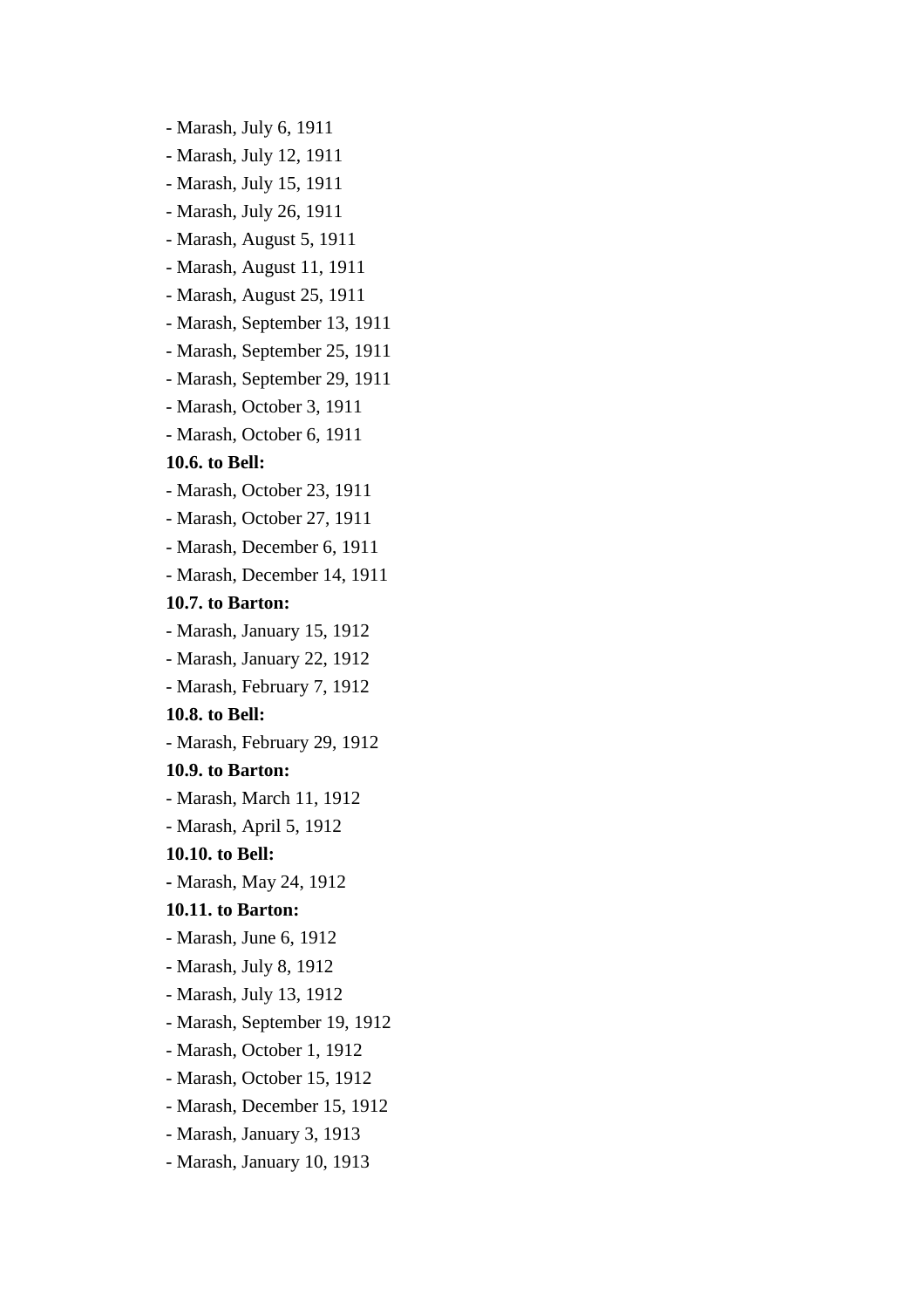- Marash, July 6, 1911
- Marash, July 12, 1911
- Marash, July 15, 1911
- Marash, July 26, 1911
- Marash, August 5, 1911
- Marash, August 11, 1911
- Marash, August 25, 1911
- Marash, September 13, 1911
- Marash, September 25, 1911
- Marash, September 29, 1911
- Marash, October 3, 1911
- Marash, October 6, 1911

**10.6. to Bell:**

- Marash, October 23, 1911
- Marash, October 27, 1911
- Marash, December 6, 1911
- Marash, December 14, 1911

**10.7. to Barton:**

- Marash, January 15, 1912
- Marash, January 22, 1912
- Marash, February 7, 1912

**10.8. to Bell:**

- Marash, February 29, 1912

**10.9. to Barton:**

- Marash, March 11, 1912
- Marash, April 5, 1912

**10.10. to Bell:**

- Marash, May 24, 1912

**10.11. to Barton:**

- Marash, June 6, 1912
- Marash, July 8, 1912
- Marash, July 13, 1912
- Marash, September 19, 1912
- Marash, October 1, 1912
- Marash, October 15, 1912
- Marash, December 15, 1912
- Marash, January 3, 1913
- Marash, January 10, 1913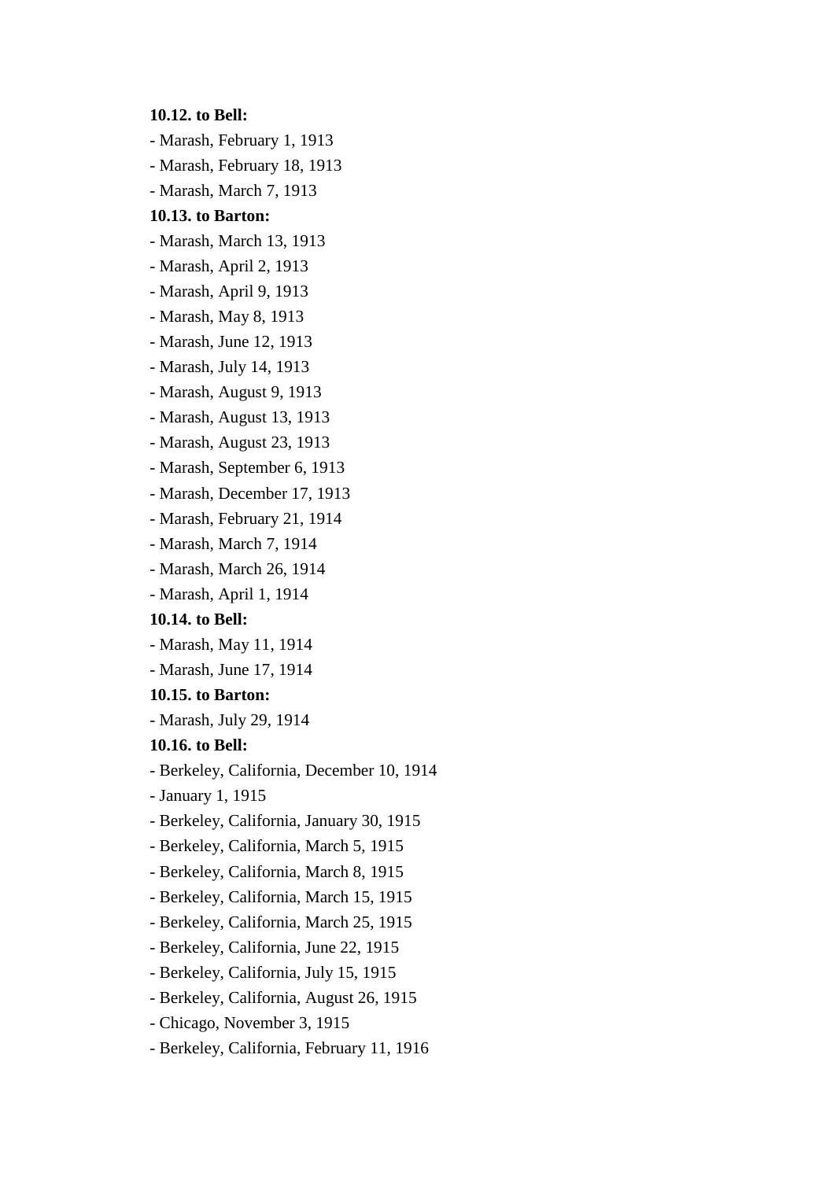**10.12. to Bell:**

- Marash, February 1, 1913
- Marash, February 18, 1913
- Marash, March 7, 1913

**10.13. to Barton:**

- Marash, March 13, 1913
- Marash, April 2, 1913
- Marash, April 9, 1913
- Marash, May 8, 1913
- Marash, June 12, 1913
- Marash, July 14, 1913
- Marash, August 9, 1913
- Marash, August 13, 1913
- Marash, August 23, 1913
- Marash, September 6, 1913
- Marash, December 17, 1913
- Marash, February 21, 1914
- Marash, March 7, 1914
- Marash, March 26, 1914
- Marash, April 1, 1914

**10.14. to Bell:**

- Marash, May 11, 1914
- Marash, June 17, 1914

**10.15. to Barton:**

- Marash, July 29, 1914

**10.16. to Bell:**

- Berkeley, California, December 10, 1914
- January 1, 1915
- Berkeley, California, January 30, 1915
- Berkeley, California, March 5, 1915
- Berkeley, California, March 8, 1915
- Berkeley, California, March 15, 1915
- Berkeley, California, March 25, 1915
- Berkeley, California, June 22, 1915
- Berkeley, California, July 15, 1915
- Berkeley, California, August 26, 1915
- Chicago, November 3, 1915
- Berkeley, California, February 11, 1916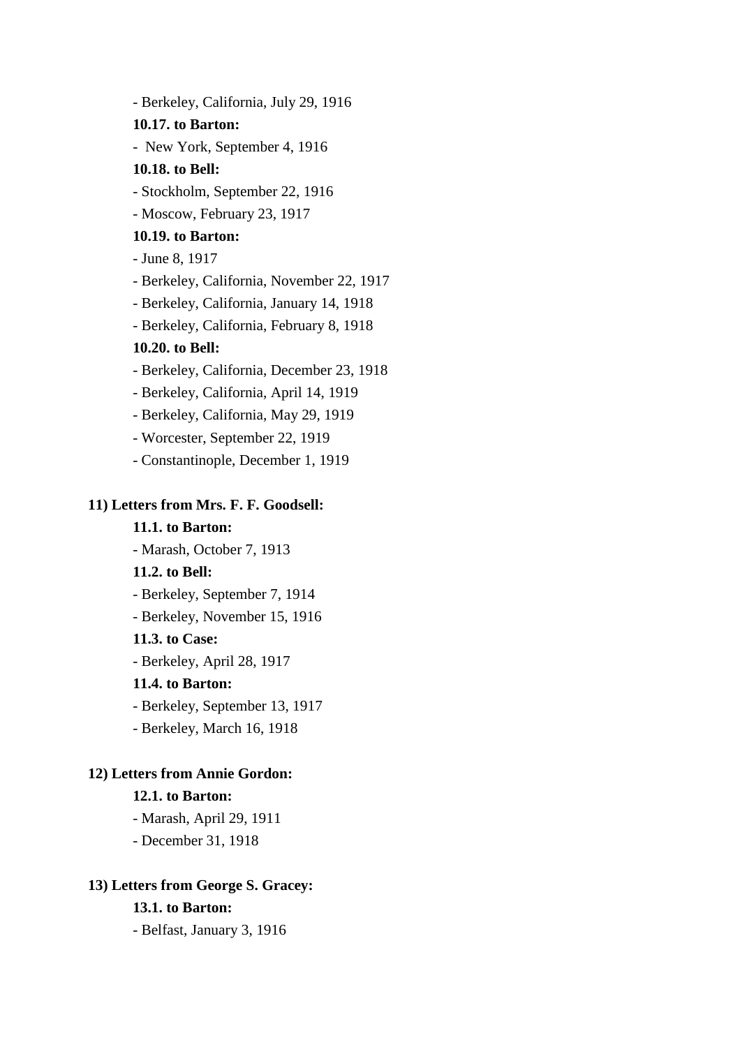- Berkeley, California, July 29, 1916

**10.17. to Barton:**

- New York, September 4, 1916

**10.18. to Bell:**

- Stockholm, September 22, 1916
- Moscow, February 23, 1917

**10.19. to Barton:**

- June 8, 1917
- Berkeley, California, November 22, 1917
- Berkeley, California, January 14, 1918
- Berkeley, California, February 8, 1918

**10.20. to Bell:**

- Berkeley, California, December 23, 1918
- Berkeley, California, April 14, 1919
- Berkeley, California, May 29, 1919
- Worcester, September 22, 1919
- Constantinople, December 1, 1919

**11) Letters from Mrs. F. F. Goodsell:**

**11.1. to Barton:**

- Marash, October 7, 1913

**11.2. to Bell:**

- Berkeley, September 7, 1914
- Berkeley, November 15, 1916

**11.3. to Case:**

- Berkeley, April 28, 1917

**11.4. to Barton:**

- Berkeley, September 13, 1917
- Berkeley, March 16, 1918

**12) Letters from Annie Gordon:**

**12.1. to Barton:**

- Marash, April 29, 1911
- December 31, 1918

**13) Letters from George S. Gracey:**

**13.1. to Barton:**

- Belfast, January 3, 1916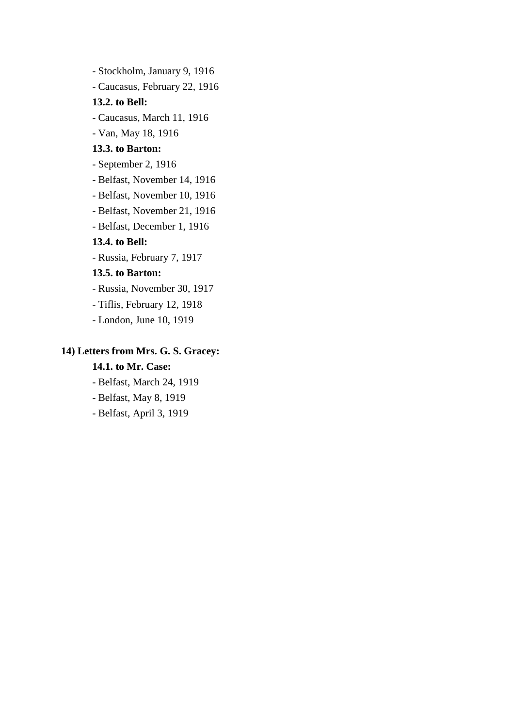- Stockholm, January 9, 1916
- Caucasus, February 22, 1916

**13.2. to Bell:**

- Caucasus, March 11, 1916
- Van, May 18, 1916

**13.3. to Barton:**

- September 2, 1916
- Belfast, November 14, 1916
- Belfast, November 10, 1916
- Belfast, November 21, 1916
- Belfast, December 1, 1916

**13.4. to Bell:**

- Russia, February 7, 1917

**13.5. to Barton:**

- Russia, November 30, 1917
- Tiflis, February 12, 1918
- London, June 10, 1919

**14) Letters from Mrs. G. S. Gracey:**

**14.1. to Mr. Case:**

- Belfast, March 24, 1919
- Belfast, May 8, 1919
- Belfast, April 3, 1919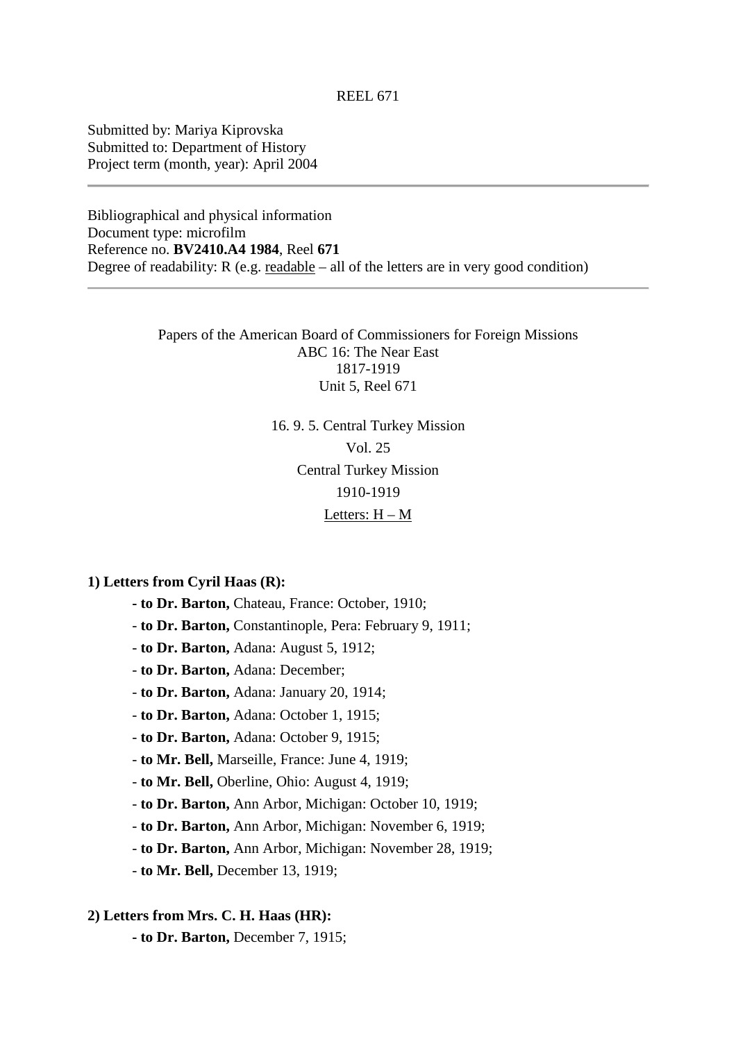REEL 671

Submitted by: Mariya Kiprovska
Submitted to: Department of History
Project term (month, year): April 2004

---

Bibliographical and physical information
Document type: microfilm
Reference no. **BV2410.A4 1984**, Reel **671**
Degree of readability: R (e.g. readable – all of the letters are in very good condition)

---

Papers of the American Board of Commissioners for Foreign Missions
ABC 16: The Near East
1817-1919
Unit 5, Reel 671

16. 9. 5. Central Turkey Mission
Vol. 25
Central Turkey Mission
1910-1919
Letters: H – M

**1) Letters from Cyril Haas (R):**

- **to Dr. Barton,** Chateau, France: October, 1910;
- **to Dr. Barton,** Constantinople, Pera: February 9, 1911;
- **to Dr. Barton,** Adana: August 5, 1912;
- **to Dr. Barton,** Adana: December;
- **to Dr. Barton,** Adana: January 20, 1914;
- **to Dr. Barton,** Adana: October 1, 1915;
- **to Dr. Barton,** Adana: October 9, 1915;
- **to Mr. Bell,** Marseille, France: June 4, 1919;
- **to Mr. Bell,** Oberline, Ohio: August 4, 1919;
- **to Dr. Barton,** Ann Arbor, Michigan: October 10, 1919;
- **to Dr. Barton,** Ann Arbor, Michigan: November 6, 1919;
- **to Dr. Barton,** Ann Arbor, Michigan: November 28, 1919;
- **to Mr. Bell,** December 13, 1919;

**2) Letters from Mrs. C. H. Haas (HR):**

- **to Dr. Barton,** December 7, 1915;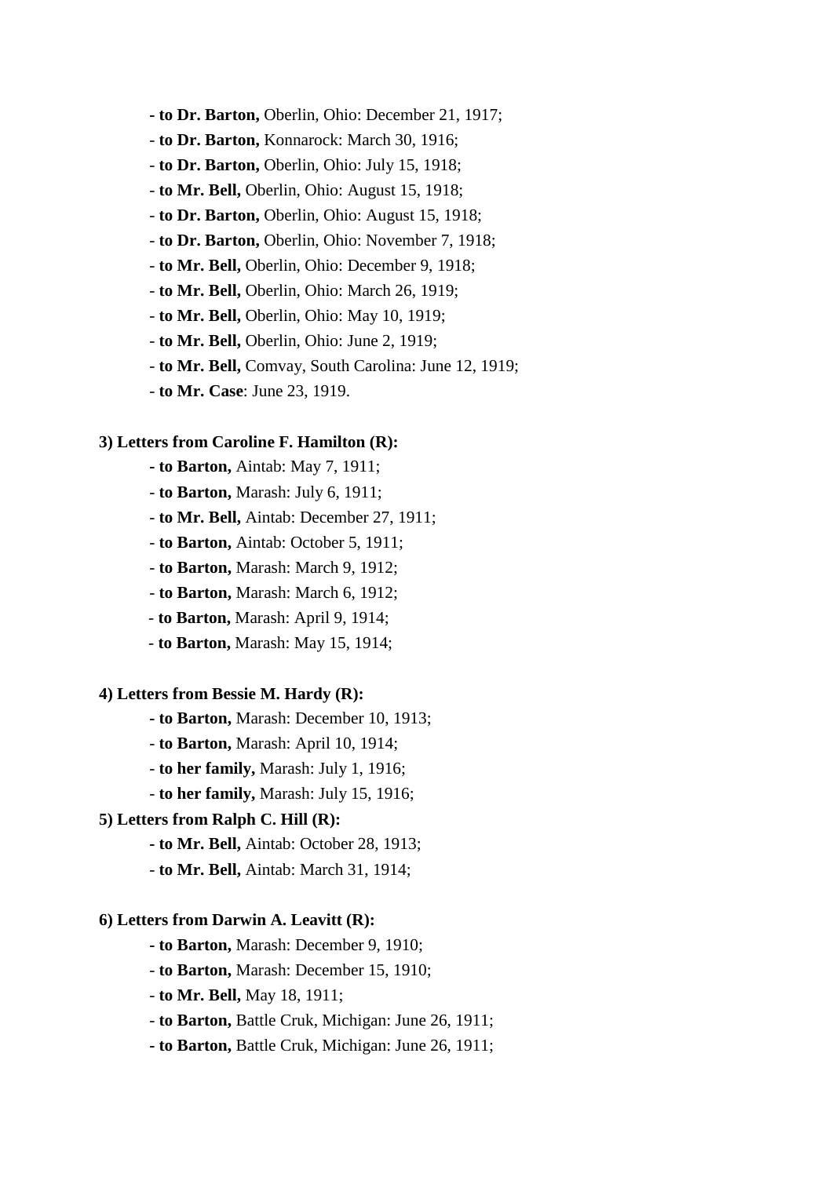- **to Dr. Barton,** Oberlin, Ohio: December 21, 1917;
- **to Dr. Barton,** Konnarock: March 30, 1916;
- **to Dr. Barton,** Oberlin, Ohio: July 15, 1918;
- **to Mr. Bell,** Oberlin, Ohio: August 15, 1918;
- **to Dr. Barton,** Oberlin, Ohio: August 15, 1918;
- **to Dr. Barton,** Oberlin, Ohio: November 7, 1918;
- **to Mr. Bell,** Oberlin, Ohio: December 9, 1918;
- **to Mr. Bell,** Oberlin, Ohio: March 26, 1919;
- **to Mr. Bell,** Oberlin, Ohio: May 10, 1919;
- **to Mr. Bell,** Oberlin, Ohio: June 2, 1919;
- **to Mr. Bell,** Comvay, South Carolina: June 12, 1919;
- **to Mr. Case**: June 23, 1919.

**3) Letters from Caroline F. Hamilton (R):**

- **to Barton,** Aintab: May 7, 1911;
- **to Barton,** Marash: July 6, 1911;
- **to Mr. Bell,** Aintab: December 27, 1911;
- **to Barton,** Aintab: October 5, 1911;
- **to Barton,** Marash: March 9, 1912;
- **to Barton,** Marash: March 6, 1912;
- **to Barton,** Marash: April 9, 1914;
- **to Barton,** Marash: May 15, 1914;

**4) Letters from Bessie M. Hardy (R):**

- **to Barton,** Marash: December 10, 1913;
- **to Barton,** Marash: April 10, 1914;
- **to her family,** Marash: July 1, 1916;
- **to her family,** Marash: July 15, 1916;

**5) Letters from Ralph C. Hill (R):**

- **to Mr. Bell,** Aintab: October 28, 1913;
- **to Mr. Bell,** Aintab: March 31, 1914;

**6) Letters from Darwin A. Leavitt (R):**

- **to Barton,** Marash: December 9, 1910;
- **to Barton,** Marash: December 15, 1910;
- **to Mr. Bell,** May 18, 1911;
- **to Barton,** Battle Cruk, Michigan: June 26, 1911;
- **to Barton,** Battle Cruk, Michigan: June 26, 1911;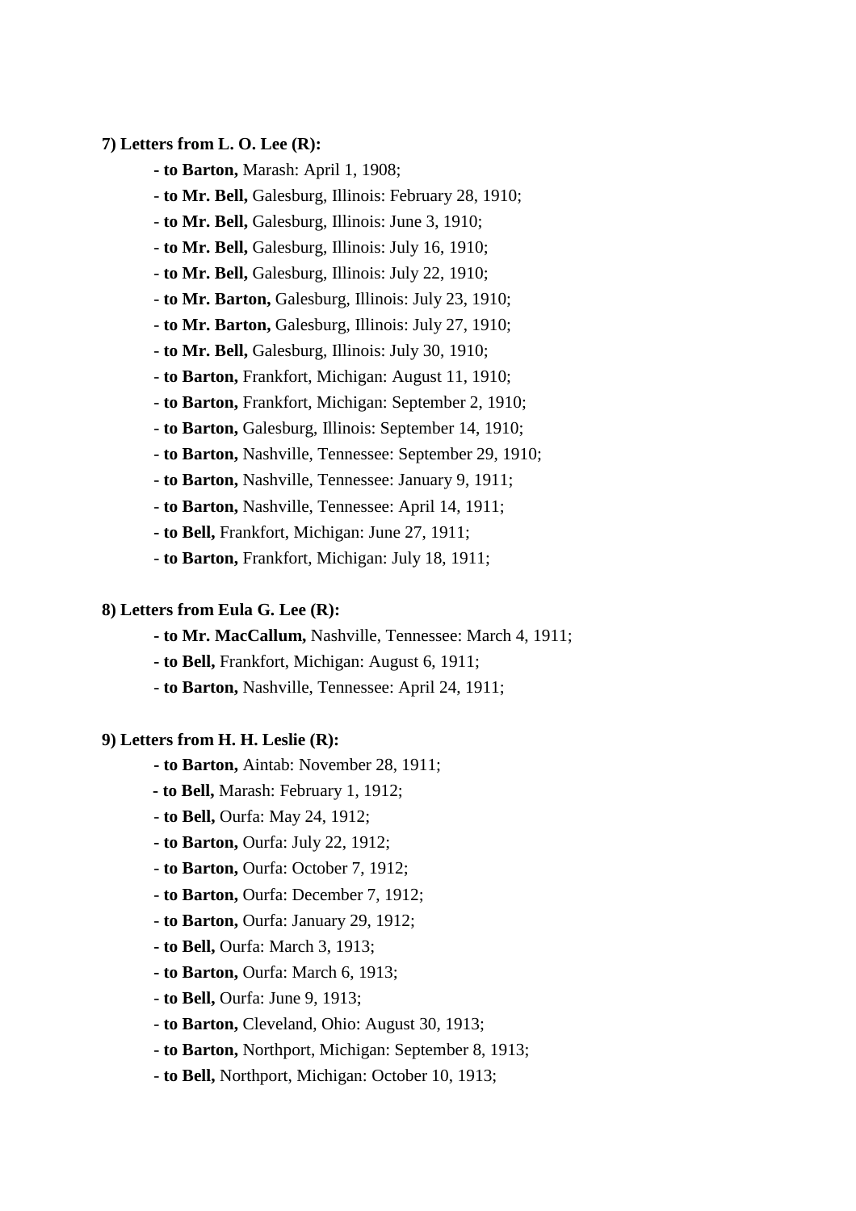**7) Letters from L. O. Lee (R):**

- **to Barton,** Marash: April 1, 1908;
- **to Mr. Bell,** Galesburg, Illinois: February 28, 1910;
- **to Mr. Bell,** Galesburg, Illinois: June 3, 1910;
- **to Mr. Bell,** Galesburg, Illinois: July 16, 1910;
- **to Mr. Bell,** Galesburg, Illinois: July 22, 1910;
- **to Mr. Barton,** Galesburg, Illinois: July 23, 1910;
- **to Mr. Barton,** Galesburg, Illinois: July 27, 1910;
- **to Mr. Bell,** Galesburg, Illinois: July 30, 1910;
- **to Barton,** Frankfort, Michigan: August 11, 1910;
- **to Barton,** Frankfort, Michigan: September 2, 1910;
- **to Barton,** Galesburg, Illinois: September 14, 1910;
- **to Barton,** Nashville, Tennessee: September 29, 1910;
- **to Barton,** Nashville, Tennessee: January 9, 1911;
- **to Barton,** Nashville, Tennessee: April 14, 1911;
- **to Bell,** Frankfort, Michigan: June 27, 1911;
- **to Barton,** Frankfort, Michigan: July 18, 1911;

**8) Letters from Eula G. Lee (R):**

- **to Mr. MacCallum,** Nashville, Tennessee: March 4, 1911;
- **to Bell,** Frankfort, Michigan: August 6, 1911;
- **to Barton,** Nashville, Tennessee: April 24, 1911;

**9) Letters from H. H. Leslie (R):**

- **to Barton,** Aintab: November 28, 1911;
- **to Bell,** Marash: February 1, 1912;
- **to Bell,** Ourfa: May 24, 1912;
- **to Barton,** Ourfa: July 22, 1912;
- **to Barton,** Ourfa: October 7, 1912;
- **to Barton,** Ourfa: December 7, 1912;
- **to Barton,** Ourfa: January 29, 1912;
- **to Bell,** Ourfa: March 3, 1913;
- **to Barton,** Ourfa: March 6, 1913;
- **to Bell,** Ourfa: June 9, 1913;
- **to Barton,** Cleveland, Ohio: August 30, 1913;
- **to Barton,** Northport, Michigan: September 8, 1913;
- **to Bell,** Northport, Michigan: October 10, 1913;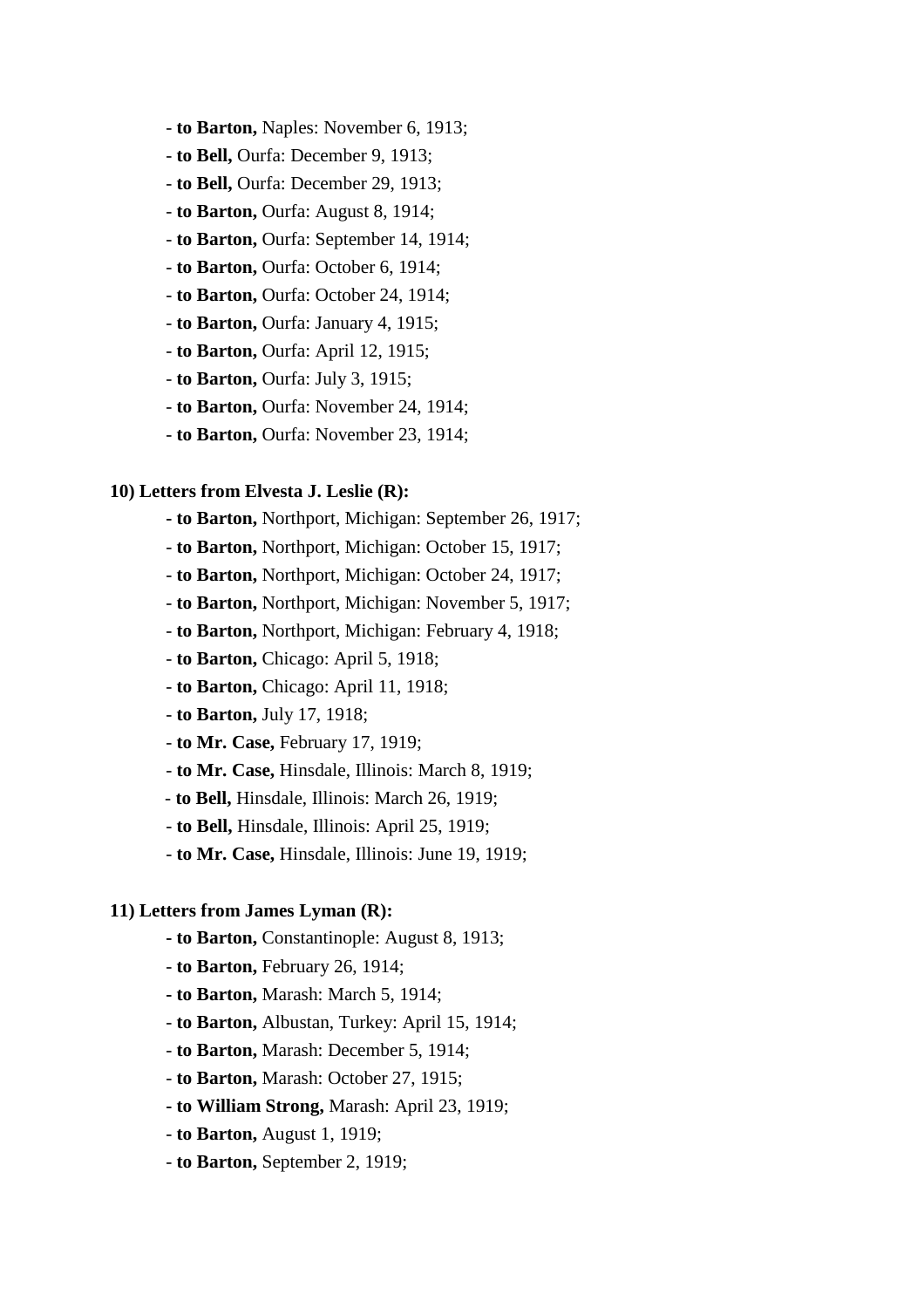- **to Barton,** Naples: November 6, 1913;
- **to Bell,** Ourfa: December 9, 1913;
- **to Bell,** Ourfa: December 29, 1913;
- **to Barton,** Ourfa: August 8, 1914;
- **to Barton,** Ourfa: September 14, 1914;
- **to Barton,** Ourfa: October 6, 1914;
- **to Barton,** Ourfa: October 24, 1914;
- **to Barton,** Ourfa: January 4, 1915;
- **to Barton,** Ourfa: April 12, 1915;
- **to Barton,** Ourfa: July 3, 1915;
- **to Barton,** Ourfa: November 24, 1914;
- **to Barton,** Ourfa: November 23, 1914;

**10) Letters from Elvesta J. Leslie (R):**

- **to Barton,** Northport, Michigan: September 26, 1917;
- **to Barton,** Northport, Michigan: October 15, 1917;
- **to Barton,** Northport, Michigan: October 24, 1917;
- **to Barton,** Northport, Michigan: November 5, 1917;
- **to Barton,** Northport, Michigan: February 4, 1918;
- **to Barton,** Chicago: April 5, 1918;
- **to Barton,** Chicago: April 11, 1918;
- **to Barton,** July 17, 1918;
- **to Mr. Case,** February 17, 1919;
- **to Mr. Case,** Hinsdale, Illinois: March 8, 1919;
- **to Bell,** Hinsdale, Illinois: March 26, 1919;
- **to Bell,** Hinsdale, Illinois: April 25, 1919;
- **to Mr. Case,** Hinsdale, Illinois: June 19, 1919;

**11) Letters from James Lyman (R):**

- **to Barton,** Constantinople: August 8, 1913;
- **to Barton,** February 26, 1914;
- **to Barton,** Marash: March 5, 1914;
- **to Barton,** Albustan, Turkey: April 15, 1914;
- **to Barton,** Marash: December 5, 1914;
- **to Barton,** Marash: October 27, 1915;
- **to William Strong,** Marash: April 23, 1919;
- **to Barton,** August 1, 1919;
- **to Barton,** September 2, 1919;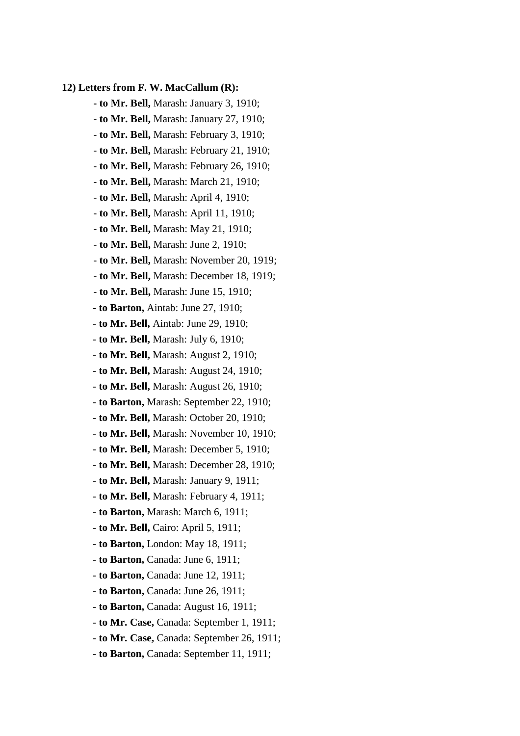**12) Letters from F. W. MacCallum (R):**

- **to Mr. Bell,** Marash: January 3, 1910;
- **to Mr. Bell,** Marash: January 27, 1910;
- **to Mr. Bell,** Marash: February 3, 1910;
- **to Mr. Bell,** Marash: February 21, 1910;
- **to Mr. Bell,** Marash: February 26, 1910;
- **to Mr. Bell,** Marash: March 21, 1910;
- **to Mr. Bell,** Marash: April 4, 1910;
- **to Mr. Bell,** Marash: April 11, 1910;
- **to Mr. Bell,** Marash: May 21, 1910;
- **to Mr. Bell,** Marash: June 2, 1910;
- **to Mr. Bell,** Marash: November 20, 1919;
- **to Mr. Bell,** Marash: December 18, 1919;
- **to Mr. Bell,** Marash: June 15, 1910;
- **to Barton,** Aintab: June 27, 1910;
- **to Mr. Bell,** Aintab: June 29, 1910;
- **to Mr. Bell,** Marash: July 6, 1910;
- **to Mr. Bell,** Marash: August 2, 1910;
- **to Mr. Bell,** Marash: August 24, 1910;
- **to Mr. Bell,** Marash: August 26, 1910;
- **to Barton,** Marash: September 22, 1910;
- **to Mr. Bell,** Marash: October 20, 1910;
- **to Mr. Bell,** Marash: November 10, 1910;
- **to Mr. Bell,** Marash: December 5, 1910;
- **to Mr. Bell,** Marash: December 28, 1910;
- **to Mr. Bell,** Marash: January 9, 1911;
- **to Mr. Bell,** Marash: February 4, 1911;
- **to Barton,** Marash: March 6, 1911;
- **to Mr. Bell,** Cairo: April 5, 1911;
- **to Barton,** London: May 18, 1911;
- **to Barton,** Canada: June 6, 1911;
- **to Barton,** Canada: June 12, 1911;
- **to Barton,** Canada: June 26, 1911;
- **to Barton,** Canada: August 16, 1911;
- **to Mr. Case,** Canada: September 1, 1911;
- **to Mr. Case,** Canada: September 26, 1911;
- **to Barton,** Canada: September 11, 1911;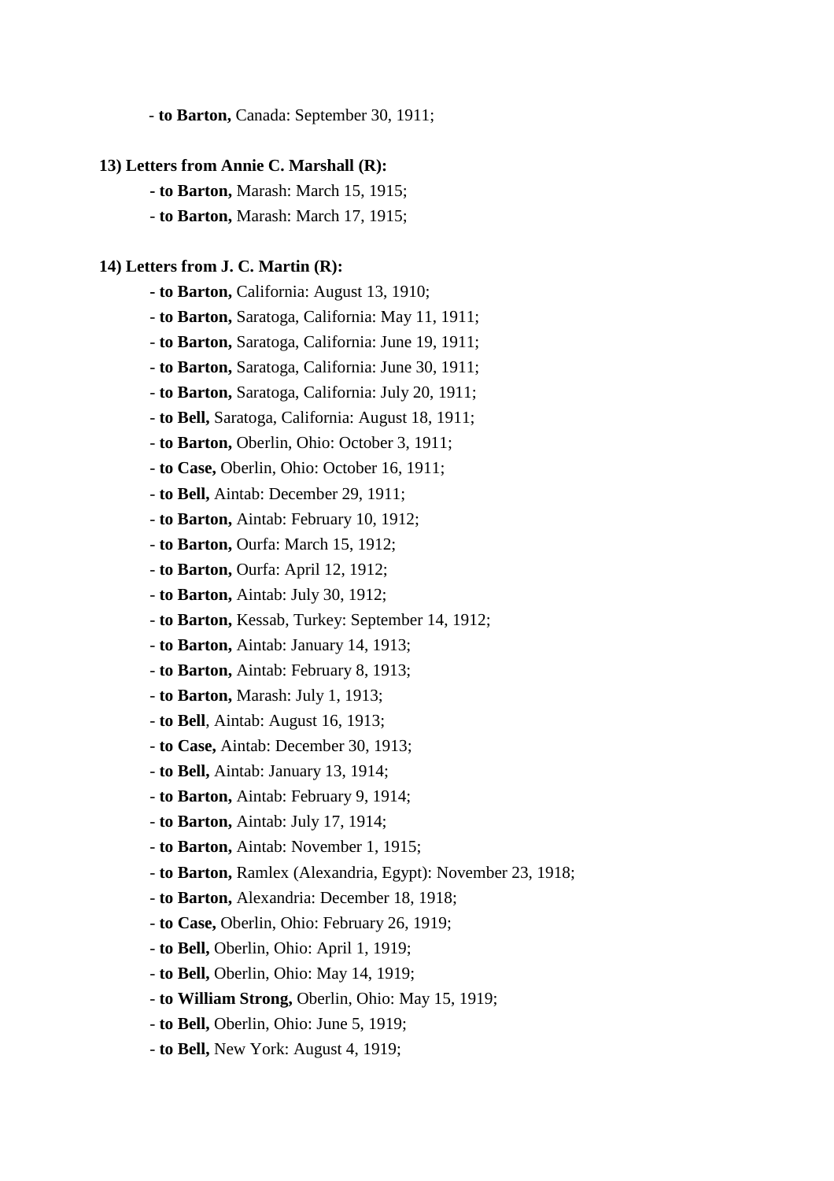- **to Barton,** Canada: September 30, 1911;

**13) Letters from Annie C. Marshall (R):**

- **to Barton,** Marash: March 15, 1915;
- **to Barton,** Marash: March 17, 1915;

**14) Letters from J. C. Martin (R):**

- **to Barton,** California: August 13, 1910;
- **to Barton,** Saratoga, California: May 11, 1911;
- **to Barton,** Saratoga, California: June 19, 1911;
- **to Barton,** Saratoga, California: June 30, 1911;
- **to Barton,** Saratoga, California: July 20, 1911;
- **to Bell,** Saratoga, California: August 18, 1911;
- **to Barton,** Oberlin, Ohio: October 3, 1911;
- **to Case,** Oberlin, Ohio: October 16, 1911;
- **to Bell,** Aintab: December 29, 1911;
- **to Barton,** Aintab: February 10, 1912;
- **to Barton,** Ourfa: March 15, 1912;
- **to Barton,** Ourfa: April 12, 1912;
- **to Barton,** Aintab: July 30, 1912;
- **to Barton,** Kessab, Turkey: September 14, 1912;
- **to Barton,** Aintab: January 14, 1913;
- **to Barton,** Aintab: February 8, 1913;
- **to Barton,** Marash: July 1, 1913;
- **to Bell**, Aintab: August 16, 1913;
- **to Case,** Aintab: December 30, 1913;
- **to Bell,** Aintab: January 13, 1914;
- **to Barton,** Aintab: February 9, 1914;
- **to Barton,** Aintab: July 17, 1914;
- **to Barton,** Aintab: November 1, 1915;
- **to Barton,** Ramlex (Alexandria, Egypt): November 23, 1918;
- **to Barton,** Alexandria: December 18, 1918;
- **to Case,** Oberlin, Ohio: February 26, 1919;
- **to Bell,** Oberlin, Ohio: April 1, 1919;
- **to Bell,** Oberlin, Ohio: May 14, 1919;
- **to William Strong,** Oberlin, Ohio: May 15, 1919;
- **to Bell,** Oberlin, Ohio: June 5, 1919;
- **to Bell,** New York: August 4, 1919;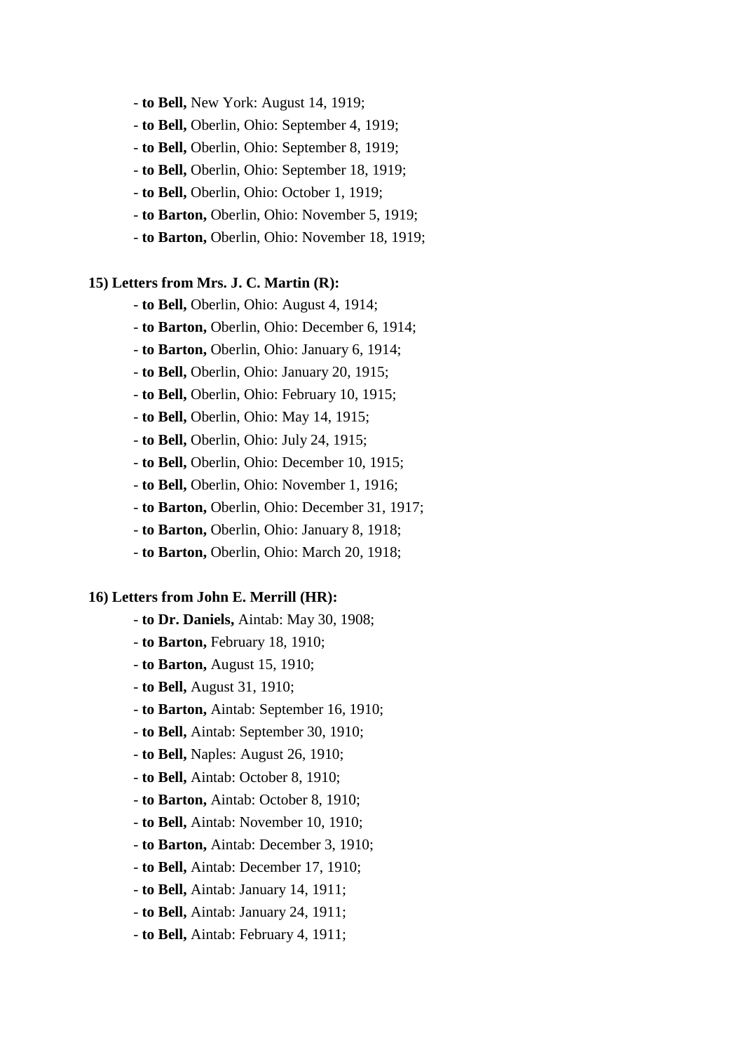- **to Bell,** New York: August 14, 1919;
- **to Bell,** Oberlin, Ohio: September 4, 1919;
- **to Bell,** Oberlin, Ohio: September 8, 1919;
- **to Bell,** Oberlin, Ohio: September 18, 1919;
- **to Bell,** Oberlin, Ohio: October 1, 1919;
- **to Barton,** Oberlin, Ohio: November 5, 1919;
- **to Barton,** Oberlin, Ohio: November 18, 1919;

**15) Letters from Mrs. J. C. Martin (R):**

- **to Bell,** Oberlin, Ohio: August 4, 1914;
- **to Barton,** Oberlin, Ohio: December 6, 1914;
- **to Barton,** Oberlin, Ohio: January 6, 1914;
- **to Bell,** Oberlin, Ohio: January 20, 1915;
- **to Bell,** Oberlin, Ohio: February 10, 1915;
- **to Bell,** Oberlin, Ohio: May 14, 1915;
- **to Bell,** Oberlin, Ohio: July 24, 1915;
- **to Bell,** Oberlin, Ohio: December 10, 1915;
- **to Bell,** Oberlin, Ohio: November 1, 1916;
- **to Barton,** Oberlin, Ohio: December 31, 1917;
- **to Barton,** Oberlin, Ohio: January 8, 1918;
- **to Barton,** Oberlin, Ohio: March 20, 1918;

**16) Letters from John E. Merrill (HR):**

- **to Dr. Daniels,** Aintab: May 30, 1908;
- **to Barton,** February 18, 1910;
- **to Barton,** August 15, 1910;
- **to Bell,** August 31, 1910;
- **to Barton,** Aintab: September 16, 1910;
- **to Bell,** Aintab: September 30, 1910;
- **to Bell,** Naples: August 26, 1910;
- **to Bell,** Aintab: October 8, 1910;
- **to Barton,** Aintab: October 8, 1910;
- **to Bell,** Aintab: November 10, 1910;
- **to Barton,** Aintab: December 3, 1910;
- **to Bell,** Aintab: December 17, 1910;
- **to Bell,** Aintab: January 14, 1911;
- **to Bell,** Aintab: January 24, 1911;
- **to Bell,** Aintab: February 4, 1911;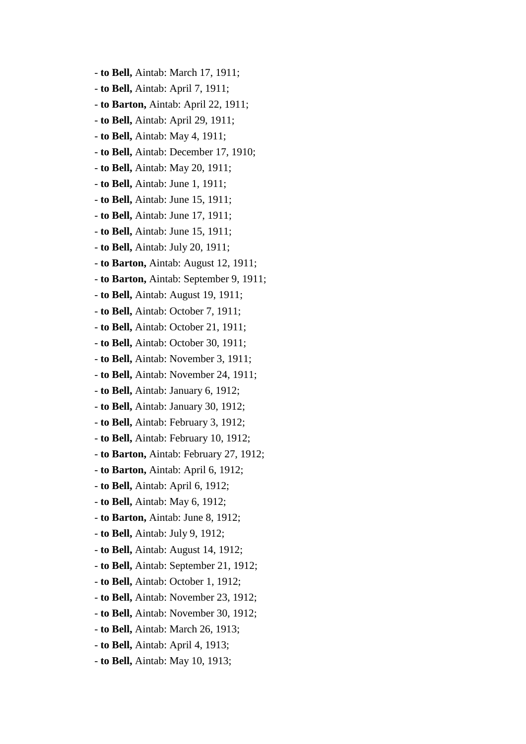- **to Bell,** Aintab: March 17, 1911;
- **to Bell,** Aintab: April 7, 1911;
- **to Barton,** Aintab: April 22, 1911;
- **to Bell,** Aintab: April 29, 1911;
- **to Bell,** Aintab: May 4, 1911;
- **to Bell,** Aintab: December 17, 1910;
- **to Bell,** Aintab: May 20, 1911;
- **to Bell,** Aintab: June 1, 1911;
- **to Bell,** Aintab: June 15, 1911;
- **to Bell,** Aintab: June 17, 1911;
- **to Bell,** Aintab: June 15, 1911;
- **to Bell,** Aintab: July 20, 1911;
- **to Barton,** Aintab: August 12, 1911;
- **to Barton,** Aintab: September 9, 1911;
- **to Bell,** Aintab: August 19, 1911;
- **to Bell,** Aintab: October 7, 1911;
- **to Bell,** Aintab: October 21, 1911;
- **to Bell,** Aintab: October 30, 1911;
- **to Bell,** Aintab: November 3, 1911;
- **to Bell,** Aintab: November 24, 1911;
- **to Bell,** Aintab: January 6, 1912;
- **to Bell,** Aintab: January 30, 1912;
- **to Bell,** Aintab: February 3, 1912;
- **to Bell,** Aintab: February 10, 1912;
- **to Barton,** Aintab: February 27, 1912;
- **to Barton,** Aintab: April 6, 1912;
- **to Bell,** Aintab: April 6, 1912;
- **to Bell,** Aintab: May 6, 1912;
- **to Barton,** Aintab: June 8, 1912;
- **to Bell,** Aintab: July 9, 1912;
- **to Bell,** Aintab: August 14, 1912;
- **to Bell,** Aintab: September 21, 1912;
- **to Bell,** Aintab: October 1, 1912;
- **to Bell,** Aintab: November 23, 1912;
- **to Bell,** Aintab: November 30, 1912;
- **to Bell,** Aintab: March 26, 1913;
- **to Bell,** Aintab: April 4, 1913;
- **to Bell,** Aintab: May 10, 1913;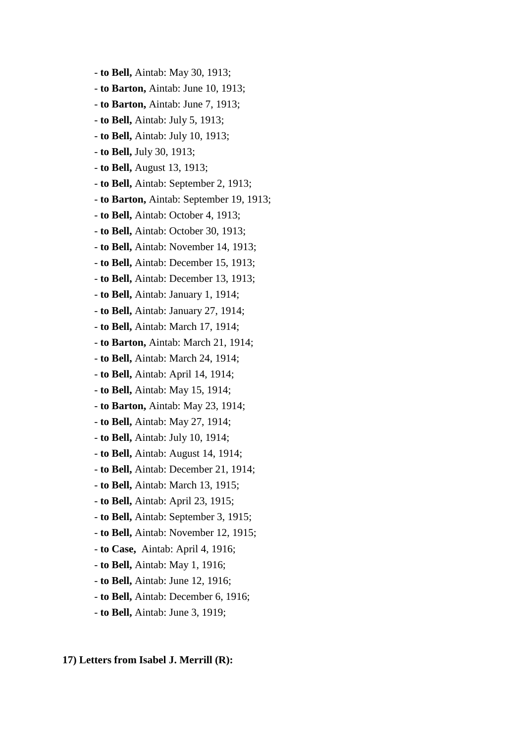- **to Bell,** Aintab: May 30, 1913;
- **to Barton,** Aintab: June 10, 1913;
- **to Barton,** Aintab: June 7, 1913;
- **to Bell,** Aintab: July 5, 1913;
- **to Bell,** Aintab: July 10, 1913;
- **to Bell,** July 30, 1913;
- **to Bell,** August 13, 1913;
- **to Bell,** Aintab: September 2, 1913;
- **to Barton,** Aintab: September 19, 1913;
- **to Bell,** Aintab: October 4, 1913;
- **to Bell,** Aintab: October 30, 1913;
- **to Bell,** Aintab: November 14, 1913;
- **to Bell,** Aintab: December 15, 1913;
- **to Bell,** Aintab: December 13, 1913;
- **to Bell,** Aintab: January 1, 1914;
- **to Bell,** Aintab: January 27, 1914;
- **to Bell,** Aintab: March 17, 1914;
- **to Barton,** Aintab: March 21, 1914;
- **to Bell,** Aintab: March 24, 1914;
- **to Bell,** Aintab: April 14, 1914;
- **to Bell,** Aintab: May 15, 1914;
- **to Barton,** Aintab: May 23, 1914;
- **to Bell,** Aintab: May 27, 1914;
- **to Bell,** Aintab: July 10, 1914;
- **to Bell,** Aintab: August 14, 1914;
- **to Bell,** Aintab: December 21, 1914;
- **to Bell,** Aintab: March 13, 1915;
- **to Bell,** Aintab: April 23, 1915;
- **to Bell,** Aintab: September 3, 1915;
- **to Bell,** Aintab: November 12, 1915;
- **to Case,** Aintab: April 4, 1916;
- **to Bell,** Aintab: May 1, 1916;
- **to Bell,** Aintab: June 12, 1916;
- **to Bell,** Aintab: December 6, 1916;
- **to Bell,** Aintab: June 3, 1919;

**17) Letters from Isabel J. Merrill (R):**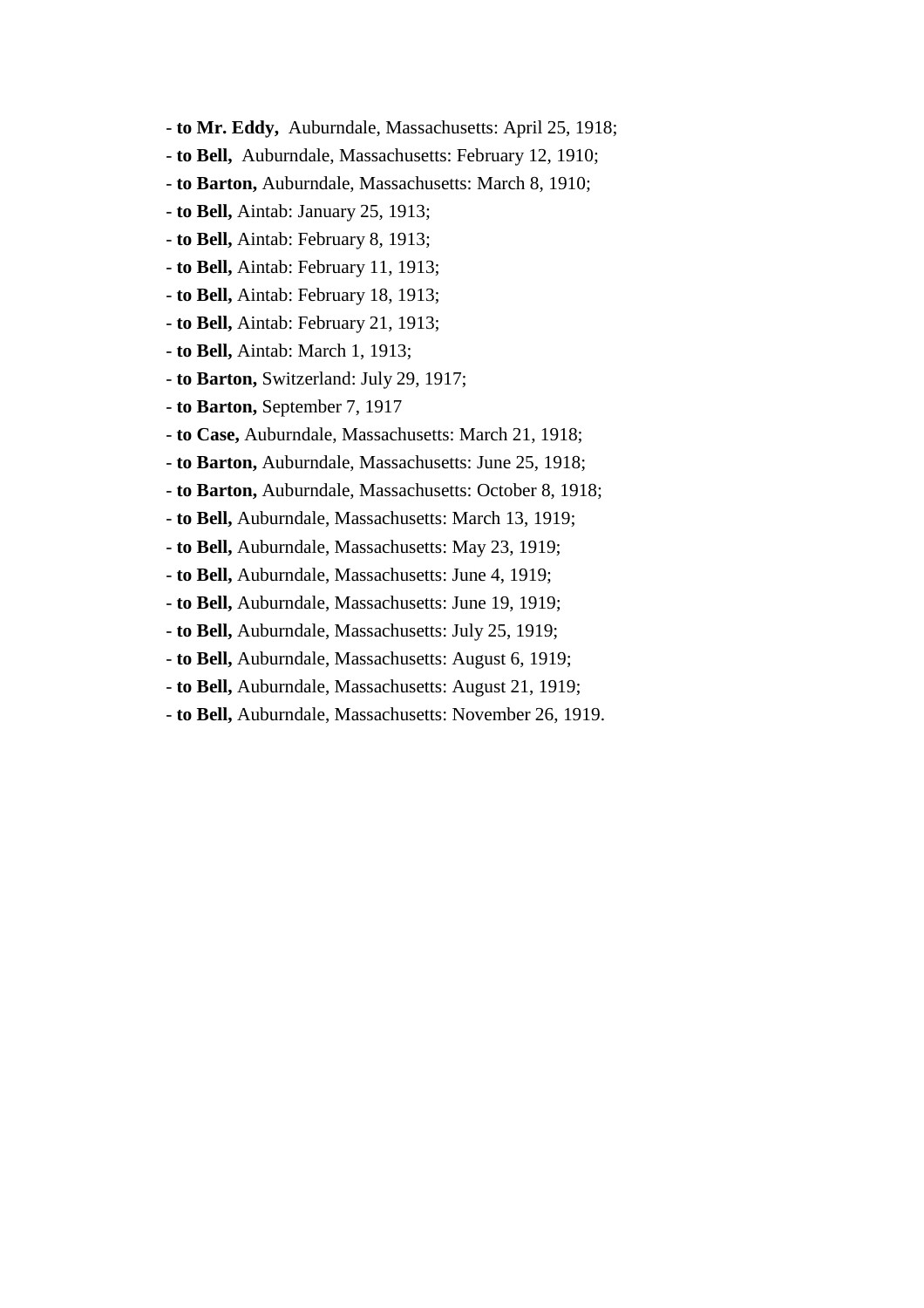- **to Mr. Eddy,** Auburndale, Massachusetts: April 25, 1918;
- **to Bell,** Auburndale, Massachusetts: February 12, 1910;
- **to Barton,** Auburndale, Massachusetts: March 8, 1910;
- **to Bell,** Aintab: January 25, 1913;
- **to Bell,** Aintab: February 8, 1913;
- **to Bell,** Aintab: February 11, 1913;
- **to Bell,** Aintab: February 18, 1913;
- **to Bell,** Aintab: February 21, 1913;
- **to Bell,** Aintab: March 1, 1913;
- **to Barton,** Switzerland: July 29, 1917;
- **to Barton,** September 7, 1917
- **to Case,** Auburndale, Massachusetts: March 21, 1918;
- **to Barton,** Auburndale, Massachusetts: June 25, 1918;
- **to Barton,** Auburndale, Massachusetts: October 8, 1918;
- **to Bell,** Auburndale, Massachusetts: March 13, 1919;
- **to Bell,** Auburndale, Massachusetts: May 23, 1919;
- **to Bell,** Auburndale, Massachusetts: June 4, 1919;
- **to Bell,** Auburndale, Massachusetts: June 19, 1919;
- **to Bell,** Auburndale, Massachusetts: July 25, 1919;
- **to Bell,** Auburndale, Massachusetts: August 6, 1919;
- **to Bell,** Auburndale, Massachusetts: August 21, 1919;
- **to Bell,** Auburndale, Massachusetts: November 26, 1919.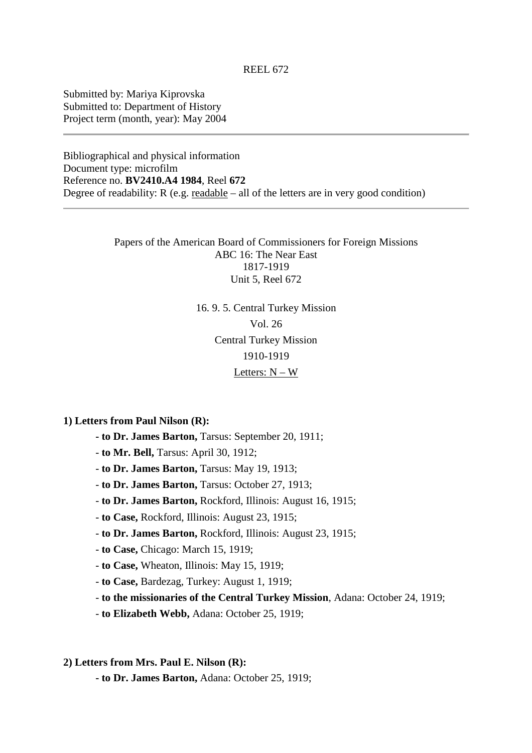REEL 672

Submitted by: Mariya Kiprovska
Submitted to: Department of History
Project term (month, year): May 2004

---

Bibliographical and physical information
Document type: microfilm
Reference no. **BV2410.A4 1984**, Reel **672**
Degree of readability: R (e.g. readable – all of the letters are in very good condition)

---

Papers of the American Board of Commissioners for Foreign Missions
ABC 16: The Near East
1817-1919
Unit 5, Reel 672

16. 9. 5. Central Turkey Mission
Vol. 26
Central Turkey Mission
1910-1919
Letters: N – W

**1) Letters from Paul Nilson (R):**

- **to Dr. James Barton,** Tarsus: September 20, 1911;
- **to Mr. Bell,** Tarsus: April 30, 1912;
- **to Dr. James Barton,** Tarsus: May 19, 1913;
- **to Dr. James Barton,** Tarsus: October 27, 1913;
- **to Dr. James Barton,** Rockford, Illinois: August 16, 1915;
- **to Case,** Rockford, Illinois: August 23, 1915;
- **to Dr. James Barton,** Rockford, Illinois: August 23, 1915;
- **to Case,** Chicago: March 15, 1919;
- **to Case,** Wheaton, Illinois: May 15, 1919;
- **to Case,** Bardezag, Turkey: August 1, 1919;
- **to the missionaries of the Central Turkey Mission**, Adana: October 24, 1919;
- **to Elizabeth Webb,** Adana: October 25, 1919;

**2) Letters from Mrs. Paul E. Nilson (R):**

- **to Dr. James Barton,** Adana: October 25, 1919;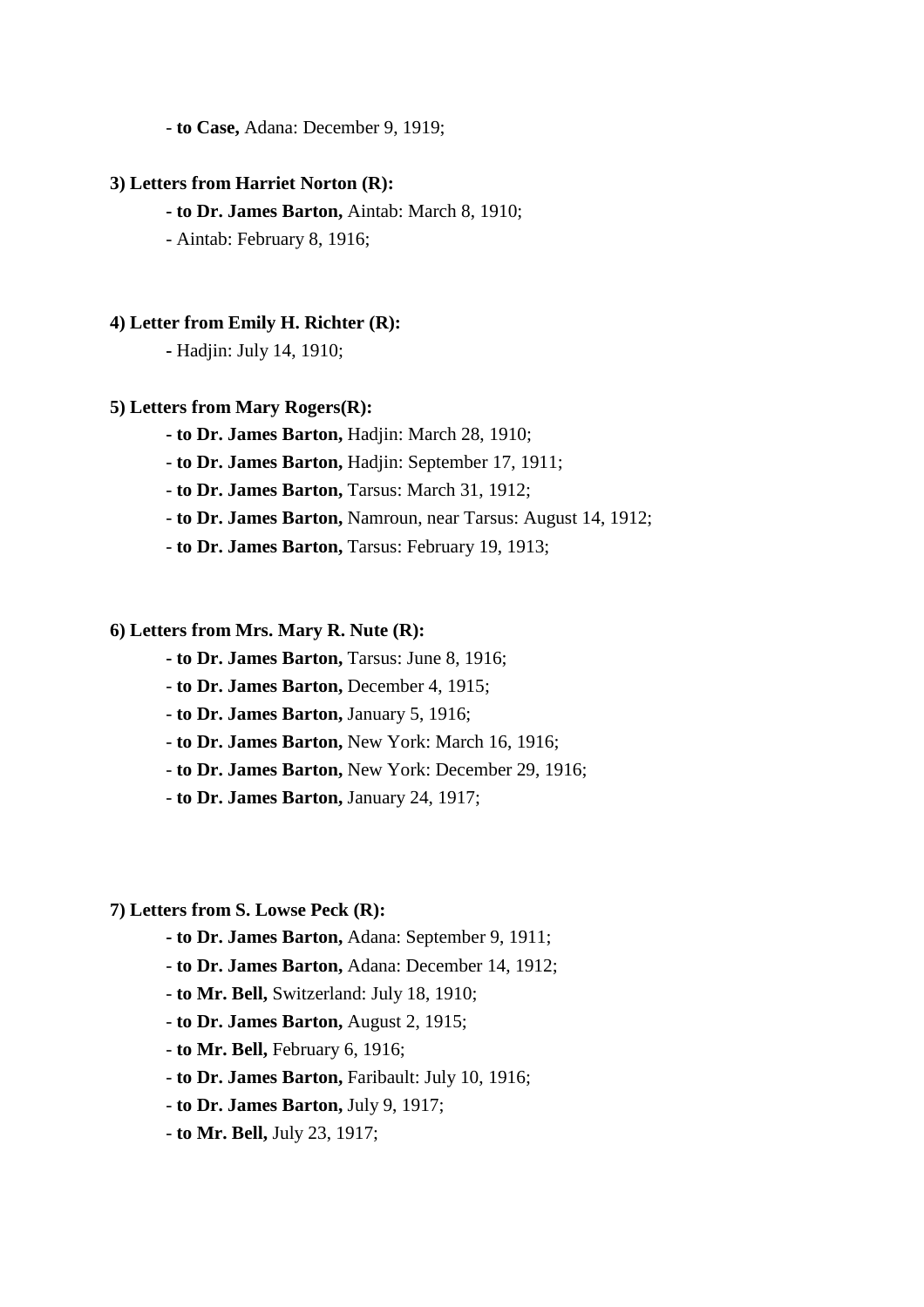- **to Case,** Adana: December 9, 1919;

**3) Letters from Harriet Norton (R):**

- **to Dr. James Barton,** Aintab: March 8, 1910;
- Aintab: February 8, 1916;

**4) Letter from Emily H. Richter (R):**

- Hadjin: July 14, 1910;

**5) Letters from Mary Rogers(R):**

- **to Dr. James Barton,** Hadjin: March 28, 1910;
- **to Dr. James Barton,** Hadjin: September 17, 1911;
- **to Dr. James Barton,** Tarsus: March 31, 1912;
- **to Dr. James Barton,** Namroun, near Tarsus: August 14, 1912;
- **to Dr. James Barton,** Tarsus: February 19, 1913;

**6) Letters from Mrs. Mary R. Nute (R):**

- **to Dr. James Barton,** Tarsus: June 8, 1916;
- **to Dr. James Barton,** December 4, 1915;
- **to Dr. James Barton,** January 5, 1916;
- **to Dr. James Barton,** New York: March 16, 1916;
- **to Dr. James Barton,** New York: December 29, 1916;
- **to Dr. James Barton,** January 24, 1917;

**7) Letters from S. Lowse Peck (R):**

- **to Dr. James Barton,** Adana: September 9, 1911;
- **to Dr. James Barton,** Adana: December 14, 1912;
- **to Mr. Bell,** Switzerland: July 18, 1910;
- **to Dr. James Barton,** August 2, 1915;
- **to Mr. Bell,** February 6, 1916;
- **to Dr. James Barton,** Faribault: July 10, 1916;
- **to Dr. James Barton,** July 9, 1917;
- **to Mr. Bell,** July 23, 1917;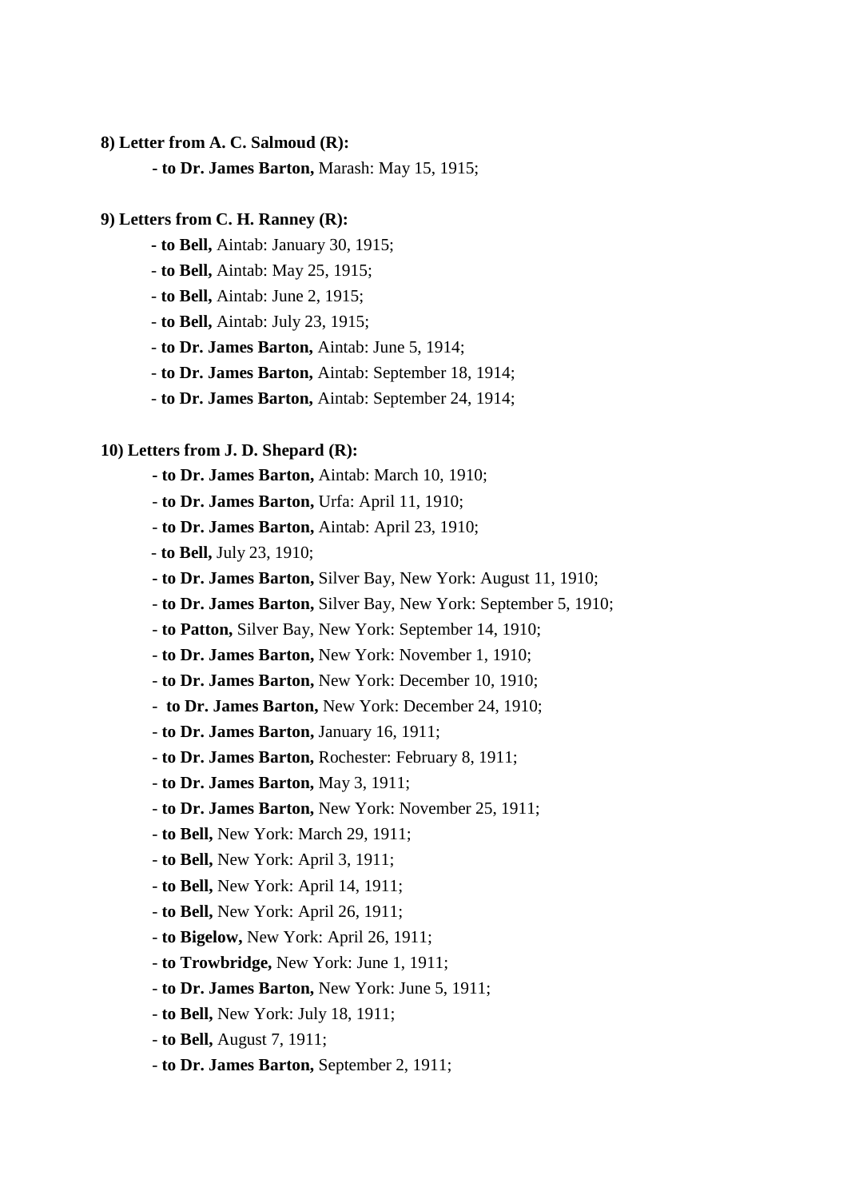**8) Letter from A. C. Salmoud (R):**

- **to Dr. James Barton,** Marash: May 15, 1915;

**9) Letters from C. H. Ranney (R):**

- **to Bell,** Aintab: January 30, 1915;
- **to Bell,** Aintab: May 25, 1915;
- **to Bell,** Aintab: June 2, 1915;
- **to Bell,** Aintab: July 23, 1915;
- **to Dr. James Barton,** Aintab: June 5, 1914;
- **to Dr. James Barton,** Aintab: September 18, 1914;
- **to Dr. James Barton,** Aintab: September 24, 1914;

**10) Letters from J. D. Shepard (R):**

- **to Dr. James Barton,** Aintab: March 10, 1910;
- **to Dr. James Barton,** Urfa: April 11, 1910;
- **to Dr. James Barton,** Aintab: April 23, 1910;
- **to Bell,** July 23, 1910;
- **to Dr. James Barton,** Silver Bay, New York: August 11, 1910;
- **to Dr. James Barton,** Silver Bay, New York: September 5, 1910;
- **to Patton,** Silver Bay, New York: September 14, 1910;
- **to Dr. James Barton,** New York: November 1, 1910;
- **to Dr. James Barton,** New York: December 10, 1910;
- **to Dr. James Barton,** New York: December 24, 1910;
- **to Dr. James Barton,** January 16, 1911;
- **to Dr. James Barton,** Rochester: February 8, 1911;
- **to Dr. James Barton,** May 3, 1911;
- **to Dr. James Barton,** New York: November 25, 1911;
- **to Bell,** New York: March 29, 1911;
- **to Bell,** New York: April 3, 1911;
- **to Bell,** New York: April 14, 1911;
- **to Bell,** New York: April 26, 1911;
- **to Bigelow,** New York: April 26, 1911;
- **to Trowbridge,** New York: June 1, 1911;
- **to Dr. James Barton,** New York: June 5, 1911;
- **to Bell,** New York: July 18, 1911;
- **to Bell,** August 7, 1911;
- **to Dr. James Barton,** September 2, 1911;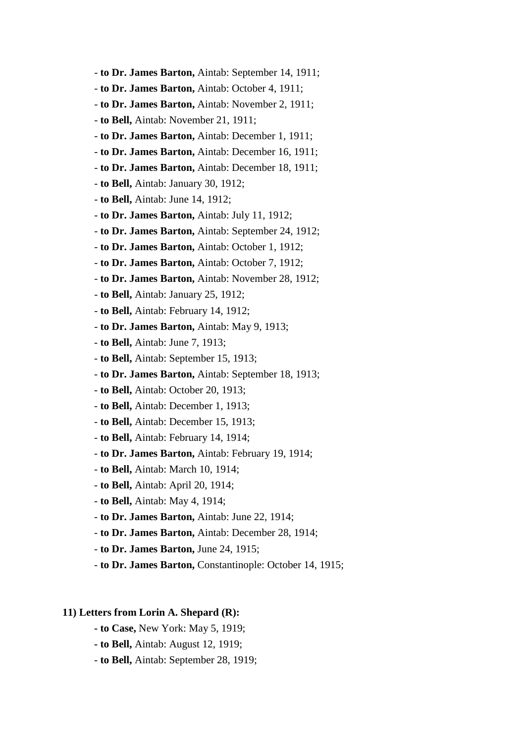- **to Dr. James Barton,** Aintab: September 14, 1911;
- **to Dr. James Barton,** Aintab: October 4, 1911;
- **to Dr. James Barton,** Aintab: November 2, 1911;
- **to Bell,** Aintab: November 21, 1911;
- **to Dr. James Barton,** Aintab: December 1, 1911;
- **to Dr. James Barton,** Aintab: December 16, 1911;
- **to Dr. James Barton,** Aintab: December 18, 1911;
- **to Bell,** Aintab: January 30, 1912;
- **to Bell,** Aintab: June 14, 1912;
- **to Dr. James Barton,** Aintab: July 11, 1912;
- **to Dr. James Barton,** Aintab: September 24, 1912;
- **to Dr. James Barton,** Aintab: October 1, 1912;
- **to Dr. James Barton,** Aintab: October 7, 1912;
- **to Dr. James Barton,** Aintab: November 28, 1912;
- **to Bell,** Aintab: January 25, 1912;
- **to Bell,** Aintab: February 14, 1912;
- **to Dr. James Barton,** Aintab: May 9, 1913;
- **to Bell,** Aintab: June 7, 1913;
- **to Bell,** Aintab: September 15, 1913;
- **to Dr. James Barton,** Aintab: September 18, 1913;
- **to Bell,** Aintab: October 20, 1913;
- **to Bell,** Aintab: December 1, 1913;
- **to Bell,** Aintab: December 15, 1913;
- **to Bell,** Aintab: February 14, 1914;
- **to Dr. James Barton,** Aintab: February 19, 1914;
- **to Bell,** Aintab: March 10, 1914;
- **to Bell,** Aintab: April 20, 1914;
- **to Bell,** Aintab: May 4, 1914;
- **to Dr. James Barton,** Aintab: June 22, 1914;
- **to Dr. James Barton,** Aintab: December 28, 1914;
- **to Dr. James Barton,** June 24, 1915;
- **to Dr. James Barton,** Constantinople: October 14, 1915;

**11) Letters from Lorin A. Shepard (R):**

- **to Case,** New York: May 5, 1919;
- **to Bell,** Aintab: August 12, 1919;
- **to Bell,** Aintab: September 28, 1919;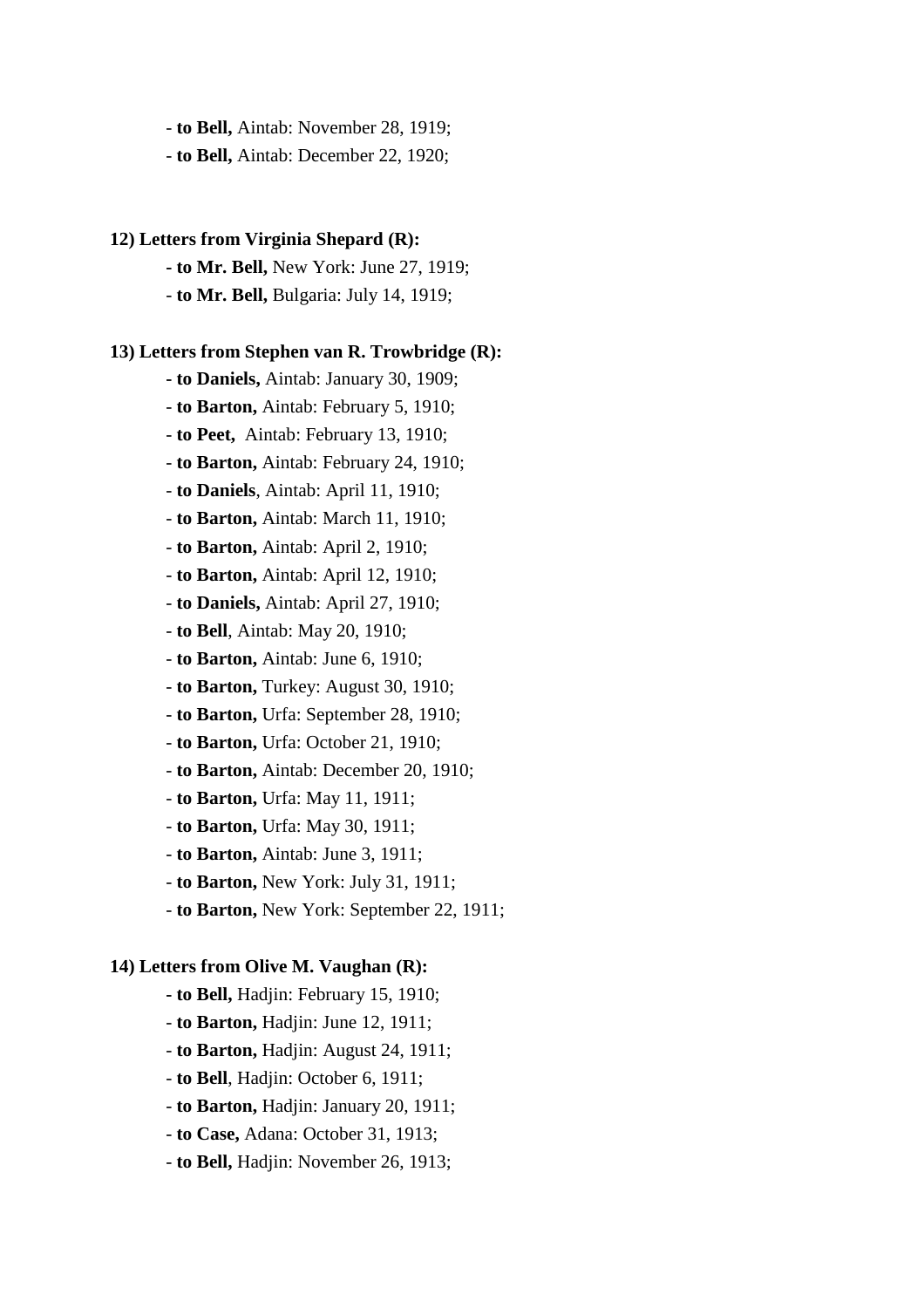- **to Bell,** Aintab: November 28, 1919;
- **to Bell,** Aintab: December 22, 1920;

**12) Letters from Virginia Shepard (R):**

- **to Mr. Bell,** New York: June 27, 1919;
- **to Mr. Bell,** Bulgaria: July 14, 1919;

**13) Letters from Stephen van R. Trowbridge (R):**

- **to Daniels,** Aintab: January 30, 1909;
- **to Barton,** Aintab: February 5, 1910;
- **to Peet,** Aintab: February 13, 1910;
- **to Barton,** Aintab: February 24, 1910;
- **to Daniels**, Aintab: April 11, 1910;
- **to Barton,** Aintab: March 11, 1910;
- **to Barton,** Aintab: April 2, 1910;
- **to Barton,** Aintab: April 12, 1910;
- **to Daniels,** Aintab: April 27, 1910;
- **to Bell**, Aintab: May 20, 1910;
- **to Barton,** Aintab: June 6, 1910;
- **to Barton,** Turkey: August 30, 1910;
- **to Barton,** Urfa: September 28, 1910;
- **to Barton,** Urfa: October 21, 1910;
- **to Barton,** Aintab: December 20, 1910;
- **to Barton,** Urfa: May 11, 1911;
- **to Barton,** Urfa: May 30, 1911;
- **to Barton,** Aintab: June 3, 1911;
- **to Barton,** New York: July 31, 1911;
- **to Barton,** New York: September 22, 1911;

**14) Letters from Olive M. Vaughan (R):**

- **to Bell,** Hadjin: February 15, 1910;
- **to Barton,** Hadjin: June 12, 1911;
- **to Barton,** Hadjin: August 24, 1911;
- **to Bell**, Hadjin: October 6, 1911;
- **to Barton,** Hadjin: January 20, 1911;
- **to Case,** Adana: October 31, 1913;
- **to Bell,** Hadjin: November 26, 1913;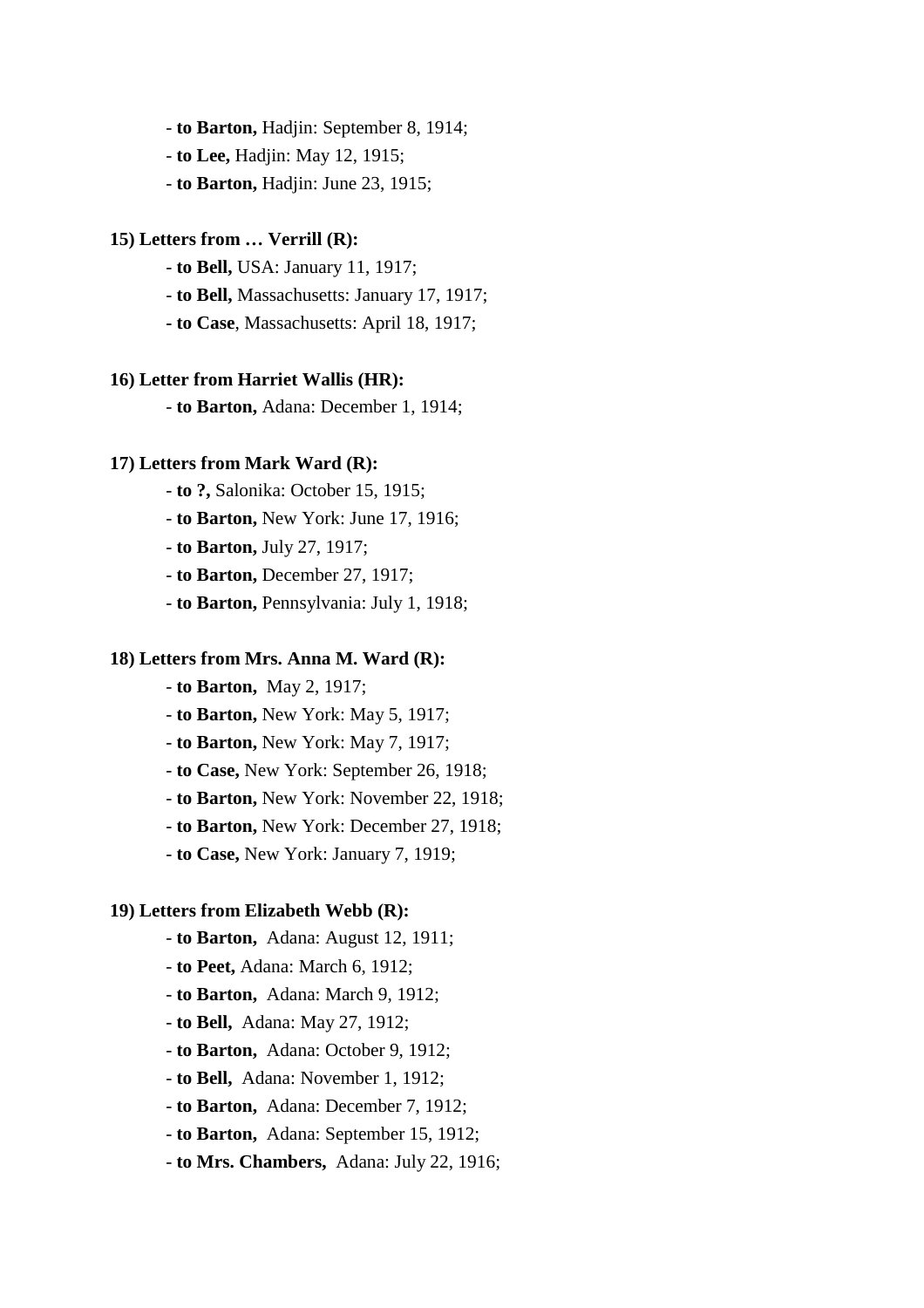- **to Barton,** Hadjin: September 8, 1914;
- **to Lee,** Hadjin: May 12, 1915;
- **to Barton,** Hadjin: June 23, 1915;

**15) Letters from … Verrill (R):**

- **to Bell,** USA: January 11, 1917;
- **to Bell,** Massachusetts: January 17, 1917;
- **to Case**, Massachusetts: April 18, 1917;

**16) Letter from Harriet Wallis (HR):**

- **to Barton,** Adana: December 1, 1914;

**17) Letters from Mark Ward (R):**

- **to ?,** Salonika: October 15, 1915;
- **to Barton,** New York: June 17, 1916;
- **to Barton,** July 27, 1917;
- **to Barton,** December 27, 1917;
- **to Barton,** Pennsylvania: July 1, 1918;

**18) Letters from Mrs. Anna M. Ward (R):**

- **to Barton,** May 2, 1917;
- **to Barton,** New York: May 5, 1917;
- **to Barton,** New York: May 7, 1917;
- **to Case,** New York: September 26, 1918;
- **to Barton,** New York: November 22, 1918;
- **to Barton,** New York: December 27, 1918;
- **to Case,** New York: January 7, 1919;

**19) Letters from Elizabeth Webb (R):**

- **to Barton,** Adana: August 12, 1911;
- **to Peet,** Adana: March 6, 1912;
- **to Barton,** Adana: March 9, 1912;
- **to Bell,** Adana: May 27, 1912;
- **to Barton,** Adana: October 9, 1912;
- **to Bell,** Adana: November 1, 1912;
- **to Barton,** Adana: December 7, 1912;
- **to Barton,** Adana: September 15, 1912;
- **to Mrs. Chambers,** Adana: July 22, 1916;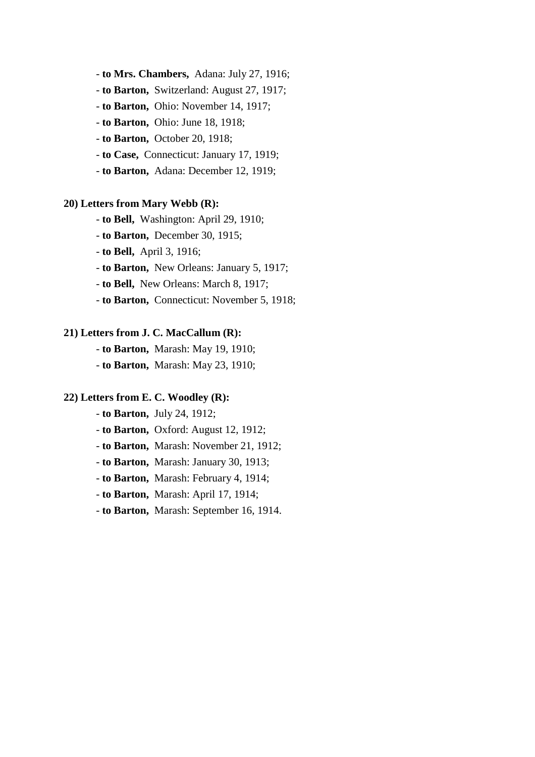- **to Mrs. Chambers,** Adana: July 27, 1916;
- **to Barton,** Switzerland: August 27, 1917;
- **to Barton,** Ohio: November 14, 1917;
- **to Barton,** Ohio: June 18, 1918;
- **to Barton,** October 20, 1918;
- **to Case,** Connecticut: January 17, 1919;
- **to Barton,** Adana: December 12, 1919;

**20) Letters from Mary Webb (R):**

- **to Bell,** Washington: April 29, 1910;
- **to Barton,** December 30, 1915;
- **to Bell,** April 3, 1916;
- **to Barton,** New Orleans: January 5, 1917;
- **to Bell,** New Orleans: March 8, 1917;
- **to Barton,** Connecticut: November 5, 1918;

**21) Letters from J. C. MacCallum (R):**

- **to Barton,** Marash: May 19, 1910;
- **to Barton,** Marash: May 23, 1910;

**22) Letters from E. C. Woodley (R):**

- **to Barton,** July 24, 1912;
- **to Barton,** Oxford: August 12, 1912;
- **to Barton,** Marash: November 21, 1912;
- **to Barton,** Marash: January 30, 1913;
- **to Barton,** Marash: February 4, 1914;
- **to Barton,** Marash: April 17, 1914;
- **to Barton,** Marash: September 16, 1914.